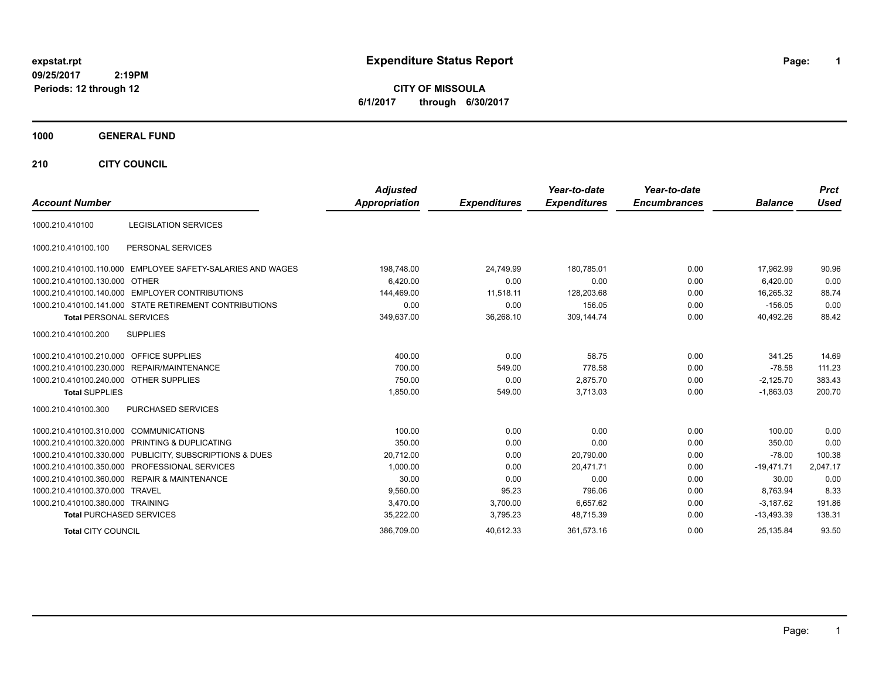expstat.rpt
09/25/2017 2:19PM
Periods: 12 through 12

# Expenditure Status Report

**CITY OF MISSOULA**
**6/1/2017 through 6/30/2017**

## 1000 GENERAL FUND

### 210 CITY COUNCIL

| Account Number | | Adjusted Appropriation | Expenditures | Year-to-date Expenditures | Year-to-date Encumbrances | Balance | Prct Used |
|---|---|---|---|---|---|---|---|
| 1000.210.410100 | LEGISLATION SERVICES | | | | | | |
| 1000.210.410100.100 | PERSONAL SERVICES | | | | | | |
| 1000.210.410100.110.000 | EMPLOYEE SAFETY-SALARIES AND WAGES | 198,748.00 | 24,749.99 | 180,785.01 | 0.00 | 17,962.99 | 90.96 |
| 1000.210.410100.130.000 | OTHER | 6,420.00 | 0.00 | 0.00 | 0.00 | 6,420.00 | 0.00 |
| 1000.210.410100.140.000 | EMPLOYER CONTRIBUTIONS | 144,469.00 | 11,518.11 | 128,203.68 | 0.00 | 16,265.32 | 88.74 |
| 1000.210.410100.141.000 | STATE RETIREMENT CONTRIBUTIONS | 0.00 | 0.00 | 156.05 | 0.00 | -156.05 | 0.00 |
| **Total** PERSONAL SERVICES | | 349,637.00 | 36,268.10 | 309,144.74 | 0.00 | 40,492.26 | 88.42 |
| 1000.210.410100.200 | SUPPLIES | | | | | | |
| 1000.210.410100.210.000 | OFFICE SUPPLIES | 400.00 | 0.00 | 58.75 | 0.00 | 341.25 | 14.69 |
| 1000.210.410100.230.000 | REPAIR/MAINTENANCE | 700.00 | 549.00 | 778.58 | 0.00 | -78.58 | 111.23 |
| 1000.210.410100.240.000 | OTHER SUPPLIES | 750.00 | 0.00 | 2,875.70 | 0.00 | -2,125.70 | 383.43 |
| **Total** SUPPLIES | | 1,850.00 | 549.00 | 3,713.03 | 0.00 | -1,863.03 | 200.70 |
| 1000.210.410100.300 | PURCHASED SERVICES | | | | | | |
| 1000.210.410100.310.000 | COMMUNICATIONS | 100.00 | 0.00 | 0.00 | 0.00 | 100.00 | 0.00 |
| 1000.210.410100.320.000 | PRINTING & DUPLICATING | 350.00 | 0.00 | 0.00 | 0.00 | 350.00 | 0.00 |
| 1000.210.410100.330.000 | PUBLICITY, SUBSCRIPTIONS & DUES | 20,712.00 | 0.00 | 20,790.00 | 0.00 | -78.00 | 100.38 |
| 1000.210.410100.350.000 | PROFESSIONAL SERVICES | 1,000.00 | 0.00 | 20,471.71 | 0.00 | -19,471.71 | 2,047.17 |
| 1000.210.410100.360.000 | REPAIR & MAINTENANCE | 30.00 | 0.00 | 0.00 | 0.00 | 30.00 | 0.00 |
| 1000.210.410100.370.000 | TRAVEL | 9,560.00 | 95.23 | 796.06 | 0.00 | 8,763.94 | 8.33 |
| 1000.210.410100.380.000 | TRAINING | 3,470.00 | 3,700.00 | 6,657.62 | 0.00 | -3,187.62 | 191.86 |
| **Total** PURCHASED SERVICES | | 35,222.00 | 3,795.23 | 48,715.39 | 0.00 | -13,493.39 | 138.31 |
| **Total** CITY COUNCIL | | 386,709.00 | 40,612.33 | 361,573.16 | 0.00 | 25,135.84 | 93.50 |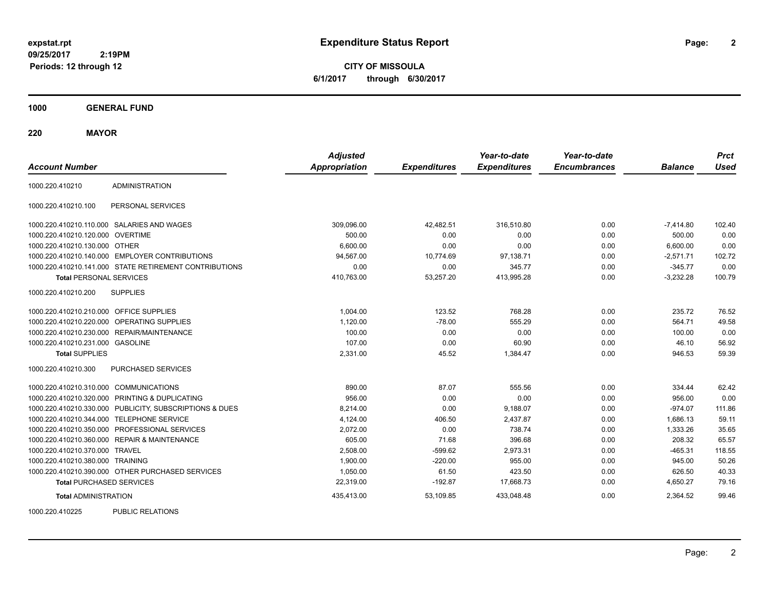**expstat.rpt**
**09/25/2017 2:19PM**
**Periods: 12 through 12**

# Expenditure Status Report

**CITY OF MISSOULA**
**6/1/2017 through 6/30/2017**

## 1000 GENERAL FUND

### 220 MAYOR

| Account Number | | Adjusted Appropriation | Expenditures | Year-to-date Expenditures | Year-to-date Encumbrances | Balance | Prct Used |
|---|---|---|---|---|---|---|---|
| 1000.220.410210 | ADMINISTRATION | | | | | | |
| 1000.220.410210.100 | PERSONAL SERVICES | | | | | | |
| 1000.220.410210.110.000 | SALARIES AND WAGES | 309,096.00 | 42,482.51 | 316,510.80 | 0.00 | -7,414.80 | 102.40 |
| 1000.220.410210.120.000 | OVERTIME | 500.00 | 0.00 | 0.00 | 0.00 | 500.00 | 0.00 |
| 1000.220.410210.130.000 | OTHER | 6,600.00 | 0.00 | 0.00 | 0.00 | 6,600.00 | 0.00 |
| 1000.220.410210.140.000 | EMPLOYER CONTRIBUTIONS | 94,567.00 | 10,774.69 | 97,138.71 | 0.00 | -2,571.71 | 102.72 |
| 1000.220.410210.141.000 | STATE RETIREMENT CONTRIBUTIONS | 0.00 | 0.00 | 345.77 | 0.00 | -345.77 | 0.00 |
| **Total** PERSONAL SERVICES | | 410,763.00 | 53,257.20 | 413,995.28 | 0.00 | -3,232.28 | 100.79 |
| 1000.220.410210.200 | SUPPLIES | | | | | | |
| 1000.220.410210.210.000 | OFFICE SUPPLIES | 1,004.00 | 123.52 | 768.28 | 0.00 | 235.72 | 76.52 |
| 1000.220.410210.220.000 | OPERATING SUPPLIES | 1,120.00 | -78.00 | 555.29 | 0.00 | 564.71 | 49.58 |
| 1000.220.410210.230.000 | REPAIR/MAINTENANCE | 100.00 | 0.00 | 0.00 | 0.00 | 100.00 | 0.00 |
| 1000.220.410210.231.000 | GASOLINE | 107.00 | 0.00 | 60.90 | 0.00 | 46.10 | 56.92 |
| **Total** SUPPLIES | | 2,331.00 | 45.52 | 1,384.47 | 0.00 | 946.53 | 59.39 |
| 1000.220.410210.300 | PURCHASED SERVICES | | | | | | |
| 1000.220.410210.310.000 | COMMUNICATIONS | 890.00 | 87.07 | 555.56 | 0.00 | 334.44 | 62.42 |
| 1000.220.410210.320.000 | PRINTING & DUPLICATING | 956.00 | 0.00 | 0.00 | 0.00 | 956.00 | 0.00 |
| 1000.220.410210.330.000 | PUBLICITY, SUBSCRIPTIONS & DUES | 8,214.00 | 0.00 | 9,188.07 | 0.00 | -974.07 | 111.86 |
| 1000.220.410210.344.000 | TELEPHONE SERVICE | 4,124.00 | 406.50 | 2,437.87 | 0.00 | 1,686.13 | 59.11 |
| 1000.220.410210.350.000 | PROFESSIONAL SERVICES | 2,072.00 | 0.00 | 738.74 | 0.00 | 1,333.26 | 35.65 |
| 1000.220.410210.360.000 | REPAIR & MAINTENANCE | 605.00 | 71.68 | 396.68 | 0.00 | 208.32 | 65.57 |
| 1000.220.410210.370.000 | TRAVEL | 2,508.00 | -599.62 | 2,973.31 | 0.00 | -465.31 | 118.55 |
| 1000.220.410210.380.000 | TRAINING | 1,900.00 | -220.00 | 955.00 | 0.00 | 945.00 | 50.26 |
| 1000.220.410210.390.000 | OTHER PURCHASED SERVICES | 1,050.00 | 61.50 | 423.50 | 0.00 | 626.50 | 40.33 |
| **Total** PURCHASED SERVICES | | 22,319.00 | -192.87 | 17,668.73 | 0.00 | 4,650.27 | 79.16 |
| **Total** ADMINISTRATION | | 435,413.00 | 53,109.85 | 433,048.48 | 0.00 | 2,364.52 | 99.46 |
| 1000.220.410225 | PUBLIC RELATIONS | | | | | | |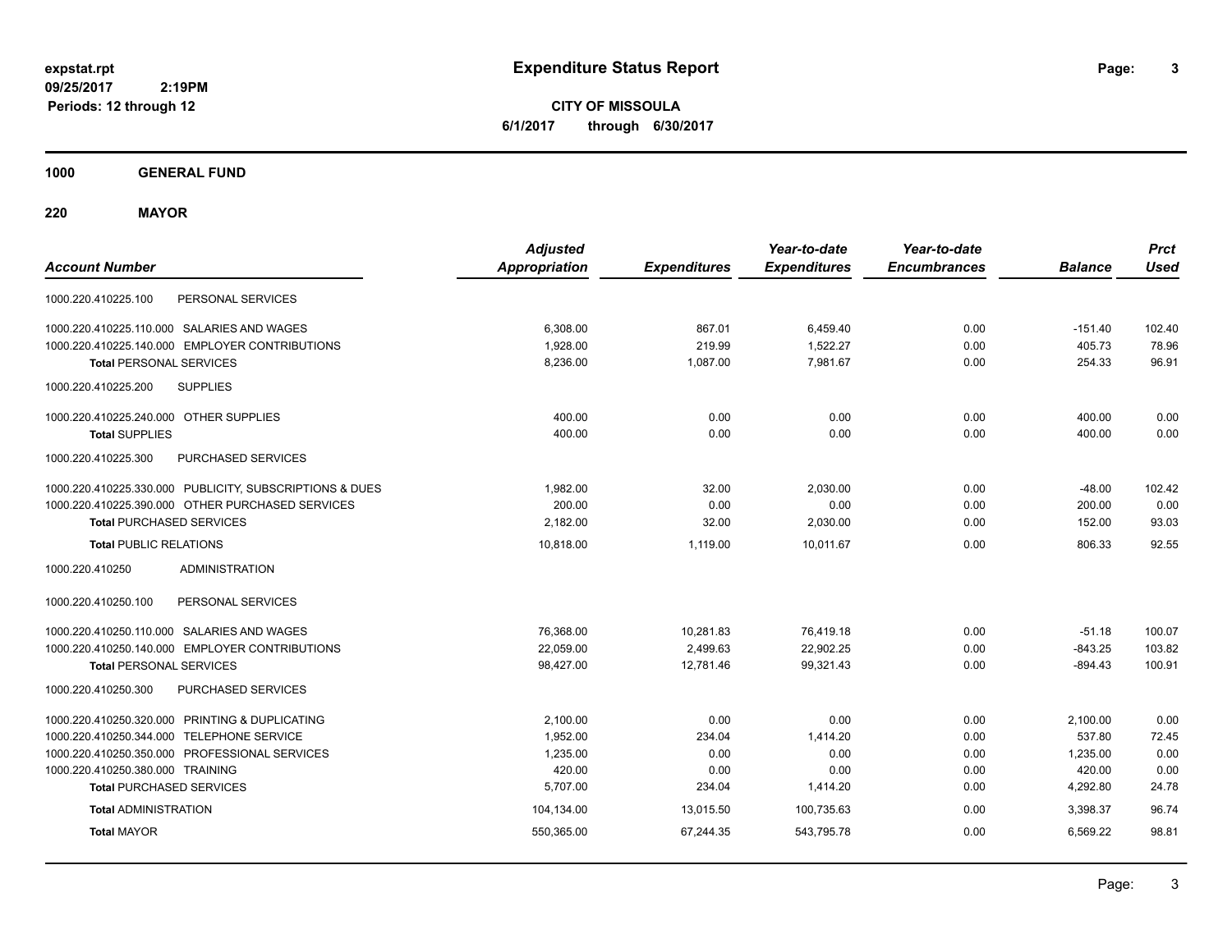# Expenditure Status Report

**CITY OF MISSOULA**

**6/1/2017 through 6/30/2017**

expstat.rpt
09/25/2017 2:19PM
Periods: 12 through 12

## 1000 GENERAL FUND

## 220 MAYOR

| Account Number | | Adjusted Appropriation | Expenditures | Year-to-date Expenditures | Year-to-date Encumbrances | Balance | Prct Used |
|---|---|---|---|---|---|---|---|
| 1000.220.410225.100 | PERSONAL SERVICES | | | | | | |
| 1000.220.410225.110.000 | SALARIES AND WAGES | 6,308.00 | 867.01 | 6,459.40 | 0.00 | -151.40 | 102.40 |
| 1000.220.410225.140.000 | EMPLOYER CONTRIBUTIONS | 1,928.00 | 219.99 | 1,522.27 | 0.00 | 405.73 | 78.96 |
| **Total** PERSONAL SERVICES | | 8,236.00 | 1,087.00 | 7,981.67 | 0.00 | 254.33 | 96.91 |
| 1000.220.410225.200 | SUPPLIES | | | | | | |
| 1000.220.410225.240.000 | OTHER SUPPLIES | 400.00 | 0.00 | 0.00 | 0.00 | 400.00 | 0.00 |
| **Total** SUPPLIES | | 400.00 | 0.00 | 0.00 | 0.00 | 400.00 | 0.00 |
| 1000.220.410225.300 | PURCHASED SERVICES | | | | | | |
| 1000.220.410225.330.000 | PUBLICITY, SUBSCRIPTIONS & DUES | 1,982.00 | 32.00 | 2,030.00 | 0.00 | -48.00 | 102.42 |
| 1000.220.410225.390.000 | OTHER PURCHASED SERVICES | 200.00 | 0.00 | 0.00 | 0.00 | 200.00 | 0.00 |
| **Total** PURCHASED SERVICES | | 2,182.00 | 32.00 | 2,030.00 | 0.00 | 152.00 | 93.03 |
| **Total** PUBLIC RELATIONS | | 10,818.00 | 1,119.00 | 10,011.67 | 0.00 | 806.33 | 92.55 |
| 1000.220.410250 | ADMINISTRATION | | | | | | |
| 1000.220.410250.100 | PERSONAL SERVICES | | | | | | |
| 1000.220.410250.110.000 | SALARIES AND WAGES | 76,368.00 | 10,281.83 | 76,419.18 | 0.00 | -51.18 | 100.07 |
| 1000.220.410250.140.000 | EMPLOYER CONTRIBUTIONS | 22,059.00 | 2,499.63 | 22,902.25 | 0.00 | -843.25 | 103.82 |
| **Total** PERSONAL SERVICES | | 98,427.00 | 12,781.46 | 99,321.43 | 0.00 | -894.43 | 100.91 |
| 1000.220.410250.300 | PURCHASED SERVICES | | | | | | |
| 1000.220.410250.320.000 | PRINTING & DUPLICATING | 2,100.00 | 0.00 | 0.00 | 0.00 | 2,100.00 | 0.00 |
| 1000.220.410250.344.000 | TELEPHONE SERVICE | 1,952.00 | 234.04 | 1,414.20 | 0.00 | 537.80 | 72.45 |
| 1000.220.410250.350.000 | PROFESSIONAL SERVICES | 1,235.00 | 0.00 | 0.00 | 0.00 | 1,235.00 | 0.00 |
| 1000.220.410250.380.000 | TRAINING | 420.00 | 0.00 | 0.00 | 0.00 | 420.00 | 0.00 |
| **Total** PURCHASED SERVICES | | 5,707.00 | 234.04 | 1,414.20 | 0.00 | 4,292.80 | 24.78 |
| **Total** ADMINISTRATION | | 104,134.00 | 13,015.50 | 100,735.63 | 0.00 | 3,398.37 | 96.74 |
| **Total** MAYOR | | 550,365.00 | 67,244.35 | 543,795.78 | 0.00 | 6,569.22 | 98.81 |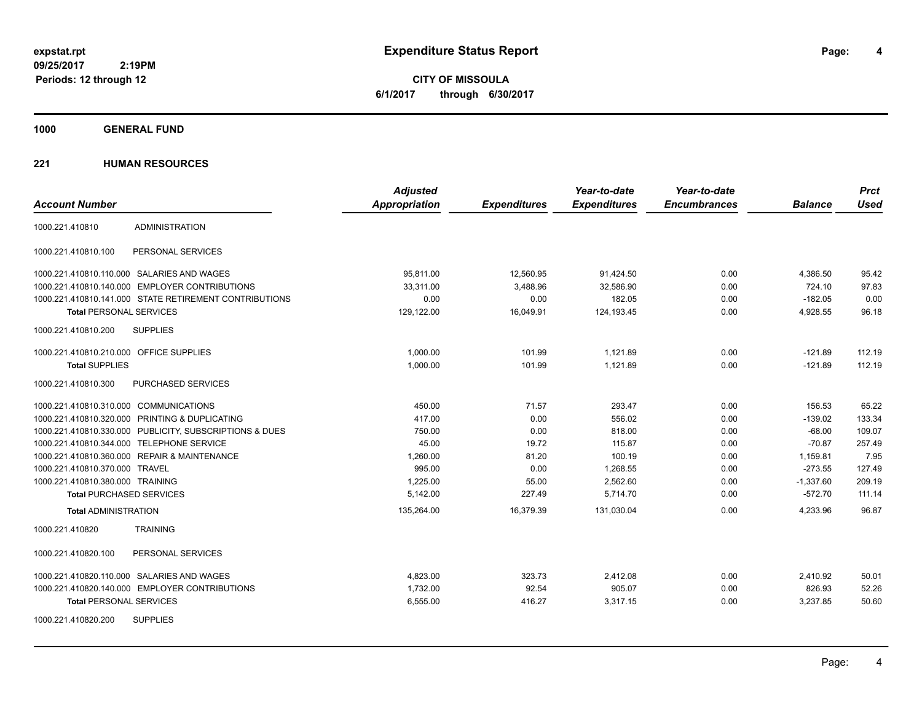# Expenditure Status Report

**CITY OF MISSOULA**

**6/1/2017 through 6/30/2017**

expstat.rpt
09/25/2017 2:19PM
Periods: 12 through 12

## 1000 GENERAL FUND

### 221 HUMAN RESOURCES

| Account Number | | Adjusted Appropriation | Expenditures | Year-to-date Expenditures | Year-to-date Encumbrances | Balance | Prct Used |
|---|---|---|---|---|---|---|---|
| 1000.221.410810 | ADMINISTRATION | | | | | | |
| 1000.221.410810.100 | PERSONAL SERVICES | | | | | | |
| 1000.221.410810.110.000 | SALARIES AND WAGES | 95,811.00 | 12,560.95 | 91,424.50 | 0.00 | 4,386.50 | 95.42 |
| 1000.221.410810.140.000 | EMPLOYER CONTRIBUTIONS | 33,311.00 | 3,488.96 | 32,586.90 | 0.00 | 724.10 | 97.83 |
| 1000.221.410810.141.000 | STATE RETIREMENT CONTRIBUTIONS | 0.00 | 0.00 | 182.05 | 0.00 | -182.05 | 0.00 |
| **Total** PERSONAL SERVICES | | 129,122.00 | 16,049.91 | 124,193.45 | 0.00 | 4,928.55 | 96.18 |
| 1000.221.410810.200 | SUPPLIES | | | | | | |
| 1000.221.410810.210.000 | OFFICE SUPPLIES | 1,000.00 | 101.99 | 1,121.89 | 0.00 | -121.89 | 112.19 |
| **Total** SUPPLIES | | 1,000.00 | 101.99 | 1,121.89 | 0.00 | -121.89 | 112.19 |
| 1000.221.410810.300 | PURCHASED SERVICES | | | | | | |
| 1000.221.410810.310.000 | COMMUNICATIONS | 450.00 | 71.57 | 293.47 | 0.00 | 156.53 | 65.22 |
| 1000.221.410810.320.000 | PRINTING & DUPLICATING | 417.00 | 0.00 | 556.02 | 0.00 | -139.02 | 133.34 |
| 1000.221.410810.330.000 | PUBLICITY, SUBSCRIPTIONS & DUES | 750.00 | 0.00 | 818.00 | 0.00 | -68.00 | 109.07 |
| 1000.221.410810.344.000 | TELEPHONE SERVICE | 45.00 | 19.72 | 115.87 | 0.00 | -70.87 | 257.49 |
| 1000.221.410810.360.000 | REPAIR & MAINTENANCE | 1,260.00 | 81.20 | 100.19 | 0.00 | 1,159.81 | 7.95 |
| 1000.221.410810.370.000 | TRAVEL | 995.00 | 0.00 | 1,268.55 | 0.00 | -273.55 | 127.49 |
| 1000.221.410810.380.000 | TRAINING | 1,225.00 | 55.00 | 2,562.60 | 0.00 | -1,337.60 | 209.19 |
| **Total** PURCHASED SERVICES | | 5,142.00 | 227.49 | 5,714.70 | 0.00 | -572.70 | 111.14 |
| **Total** ADMINISTRATION | | 135,264.00 | 16,379.39 | 131,030.04 | 0.00 | 4,233.96 | 96.87 |
| 1000.221.410820 | TRAINING | | | | | | |
| 1000.221.410820.100 | PERSONAL SERVICES | | | | | | |
| 1000.221.410820.110.000 | SALARIES AND WAGES | 4,823.00 | 323.73 | 2,412.08 | 0.00 | 2,410.92 | 50.01 |
| 1000.221.410820.140.000 | EMPLOYER CONTRIBUTIONS | 1,732.00 | 92.54 | 905.07 | 0.00 | 826.93 | 52.26 |
| **Total** PERSONAL SERVICES | | 6,555.00 | 416.27 | 3,317.15 | 0.00 | 3,237.85 | 50.60 |
| 1000.221.410820.200 | SUPPLIES | | | | | | |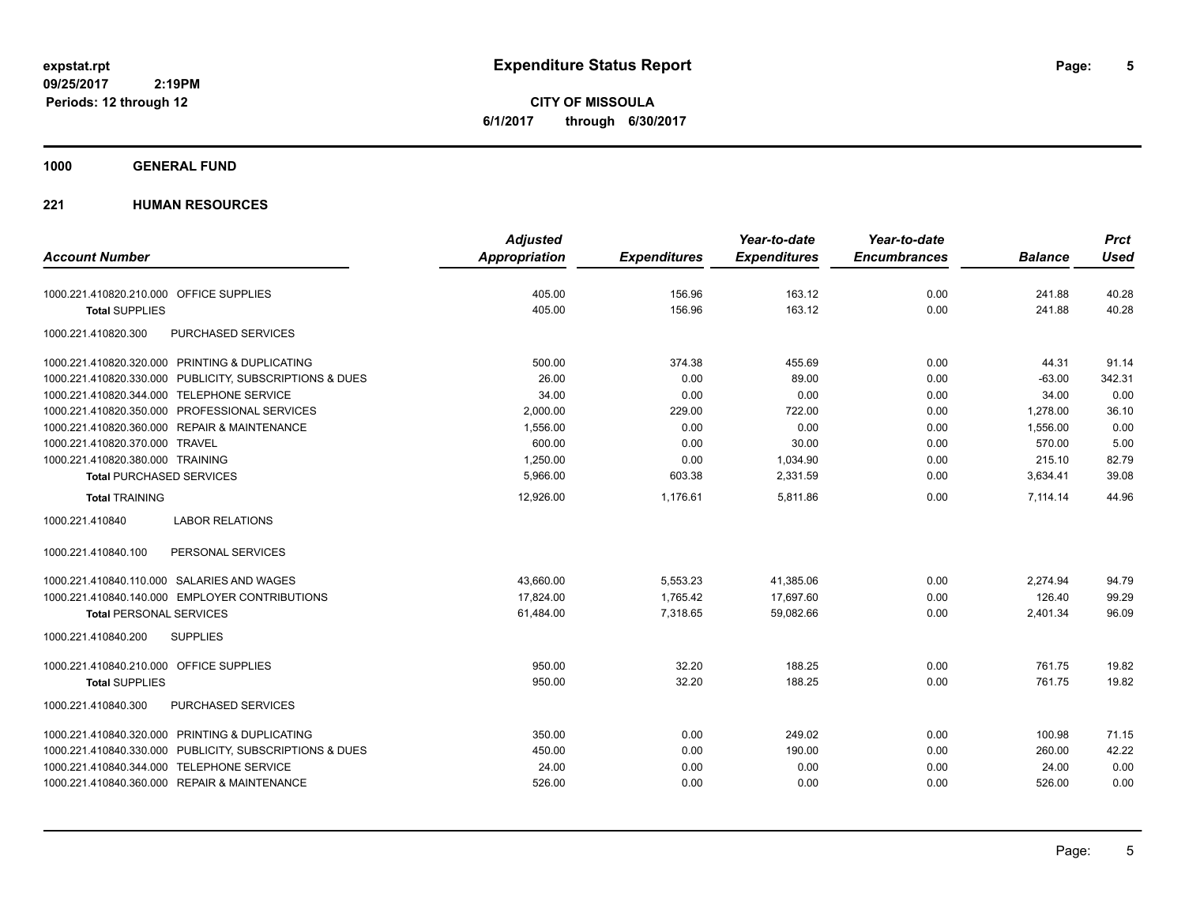**expstat.rpt**
**09/25/2017 2:19PM**
**Periods: 12 through 12**

# Expenditure Status Report

**CITY OF MISSOULA**
**6/1/2017 through 6/30/2017**

## 1000 GENERAL FUND

### 221 HUMAN RESOURCES

| Account Number | Adjusted Appropriation | Expenditures | Year-to-date Expenditures | Year-to-date Encumbrances | Balance | Prct Used |
|---|---|---|---|---|---|---|
| 1000.221.410820.210.000 OFFICE SUPPLIES | 405.00 | 156.96 | 163.12 | 0.00 | 241.88 | 40.28 |
| **Total** SUPPLIES | 405.00 | 156.96 | 163.12 | 0.00 | 241.88 | 40.28 |
| 1000.221.410820.300 PURCHASED SERVICES | | | | | | |
| 1000.221.410820.320.000 PRINTING & DUPLICATING | 500.00 | 374.38 | 455.69 | 0.00 | 44.31 | 91.14 |
| 1000.221.410820.330.000 PUBLICITY, SUBSCRIPTIONS & DUES | 26.00 | 0.00 | 89.00 | 0.00 | -63.00 | 342.31 |
| 1000.221.410820.344.000 TELEPHONE SERVICE | 34.00 | 0.00 | 0.00 | 0.00 | 34.00 | 0.00 |
| 1000.221.410820.350.000 PROFESSIONAL SERVICES | 2,000.00 | 229.00 | 722.00 | 0.00 | 1,278.00 | 36.10 |
| 1000.221.410820.360.000 REPAIR & MAINTENANCE | 1,556.00 | 0.00 | 0.00 | 0.00 | 1,556.00 | 0.00 |
| 1000.221.410820.370.000 TRAVEL | 600.00 | 0.00 | 30.00 | 0.00 | 570.00 | 5.00 |
| 1000.221.410820.380.000 TRAINING | 1,250.00 | 0.00 | 1,034.90 | 0.00 | 215.10 | 82.79 |
| **Total** PURCHASED SERVICES | 5,966.00 | 603.38 | 2,331.59 | 0.00 | 3,634.41 | 39.08 |
| **Total** TRAINING | 12,926.00 | 1,176.61 | 5,811.86 | 0.00 | 7,114.14 | 44.96 |
| 1000.221.410840 LABOR RELATIONS | | | | | | |
| 1000.221.410840.100 PERSONAL SERVICES | | | | | | |
| 1000.221.410840.110.000 SALARIES AND WAGES | 43,660.00 | 5,553.23 | 41,385.06 | 0.00 | 2,274.94 | 94.79 |
| 1000.221.410840.140.000 EMPLOYER CONTRIBUTIONS | 17,824.00 | 1,765.42 | 17,697.60 | 0.00 | 126.40 | 99.29 |
| **Total** PERSONAL SERVICES | 61,484.00 | 7,318.65 | 59,082.66 | 0.00 | 2,401.34 | 96.09 |
| 1000.221.410840.200 SUPPLIES | | | | | | |
| 1000.221.410840.210.000 OFFICE SUPPLIES | 950.00 | 32.20 | 188.25 | 0.00 | 761.75 | 19.82 |
| **Total** SUPPLIES | 950.00 | 32.20 | 188.25 | 0.00 | 761.75 | 19.82 |
| 1000.221.410840.300 PURCHASED SERVICES | | | | | | |
| 1000.221.410840.320.000 PRINTING & DUPLICATING | 350.00 | 0.00 | 249.02 | 0.00 | 100.98 | 71.15 |
| 1000.221.410840.330.000 PUBLICITY, SUBSCRIPTIONS & DUES | 450.00 | 0.00 | 190.00 | 0.00 | 260.00 | 42.22 |
| 1000.221.410840.344.000 TELEPHONE SERVICE | 24.00 | 0.00 | 0.00 | 0.00 | 24.00 | 0.00 |
| 1000.221.410840.360.000 REPAIR & MAINTENANCE | 526.00 | 0.00 | 0.00 | 0.00 | 526.00 | 0.00 |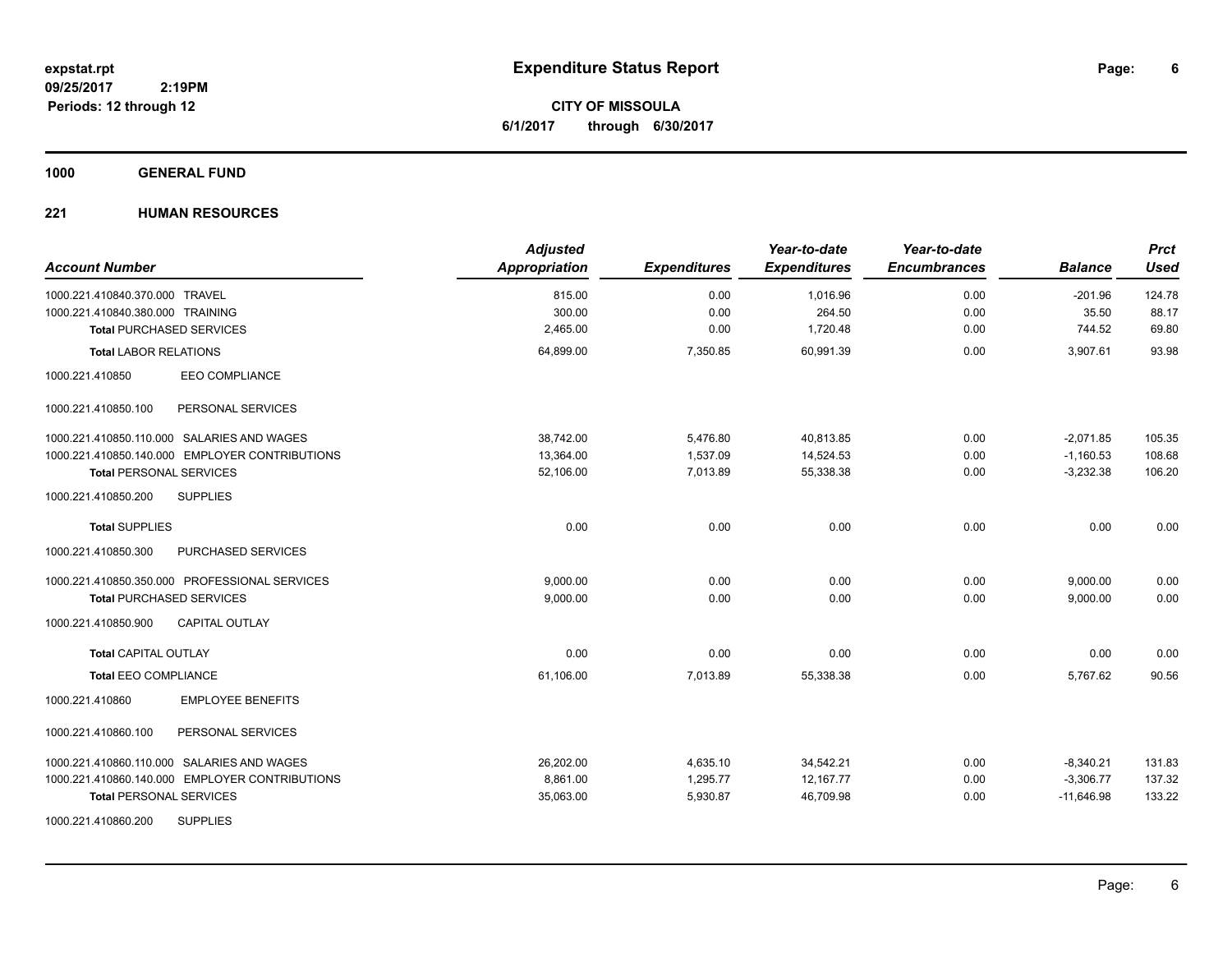# Expenditure Status Report

**CITY OF MISSOULA**

**6/1/2017 through 6/30/2017**

**Periods: 12 through 12**

## 1000 GENERAL FUND

### 221 HUMAN RESOURCES

| Account Number | Adjusted Appropriation | Expenditures | Year-to-date Expenditures | Year-to-date Encumbrances | Balance | Prct Used |
|---|---|---|---|---|---|---|
| 1000.221.410840.370.000 TRAVEL | 815.00 | 0.00 | 1,016.96 | 0.00 | -201.96 | 124.78 |
| 1000.221.410840.380.000 TRAINING | 300.00 | 0.00 | 264.50 | 0.00 | 35.50 | 88.17 |
| **Total** PURCHASED SERVICES | 2,465.00 | 0.00 | 1,720.48 | 0.00 | 744.52 | 69.80 |
| **Total** LABOR RELATIONS | 64,899.00 | 7,350.85 | 60,991.39 | 0.00 | 3,907.61 | 93.98 |
| 1000.221.410850 EEO COMPLIANCE | | | | | | |
| 1000.221.410850.100 PERSONAL SERVICES | | | | | | |
| 1000.221.410850.110.000 SALARIES AND WAGES | 38,742.00 | 5,476.80 | 40,813.85 | 0.00 | -2,071.85 | 105.35 |
| 1000.221.410850.140.000 EMPLOYER CONTRIBUTIONS | 13,364.00 | 1,537.09 | 14,524.53 | 0.00 | -1,160.53 | 108.68 |
| **Total** PERSONAL SERVICES | 52,106.00 | 7,013.89 | 55,338.38 | 0.00 | -3,232.38 | 106.20 |
| 1000.221.410850.200 SUPPLIES | | | | | | |
| **Total** SUPPLIES | 0.00 | 0.00 | 0.00 | 0.00 | 0.00 | 0.00 |
| 1000.221.410850.300 PURCHASED SERVICES | | | | | | |
| 1000.221.410850.350.000 PROFESSIONAL SERVICES | 9,000.00 | 0.00 | 0.00 | 0.00 | 9,000.00 | 0.00 |
| **Total** PURCHASED SERVICES | 9,000.00 | 0.00 | 0.00 | 0.00 | 9,000.00 | 0.00 |
| 1000.221.410850.900 CAPITAL OUTLAY | | | | | | |
| **Total** CAPITAL OUTLAY | 0.00 | 0.00 | 0.00 | 0.00 | 0.00 | 0.00 |
| **Total** EEO COMPLIANCE | 61,106.00 | 7,013.89 | 55,338.38 | 0.00 | 5,767.62 | 90.56 |
| 1000.221.410860 EMPLOYEE BENEFITS | | | | | | |
| 1000.221.410860.100 PERSONAL SERVICES | | | | | | |
| 1000.221.410860.110.000 SALARIES AND WAGES | 26,202.00 | 4,635.10 | 34,542.21 | 0.00 | -8,340.21 | 131.83 |
| 1000.221.410860.140.000 EMPLOYER CONTRIBUTIONS | 8,861.00 | 1,295.77 | 12,167.77 | 0.00 | -3,306.77 | 137.32 |
| **Total** PERSONAL SERVICES | 35,063.00 | 5,930.87 | 46,709.98 | 0.00 | -11,646.98 | 133.22 |
| 1000.221.410860.200 SUPPLIES | | | | | | |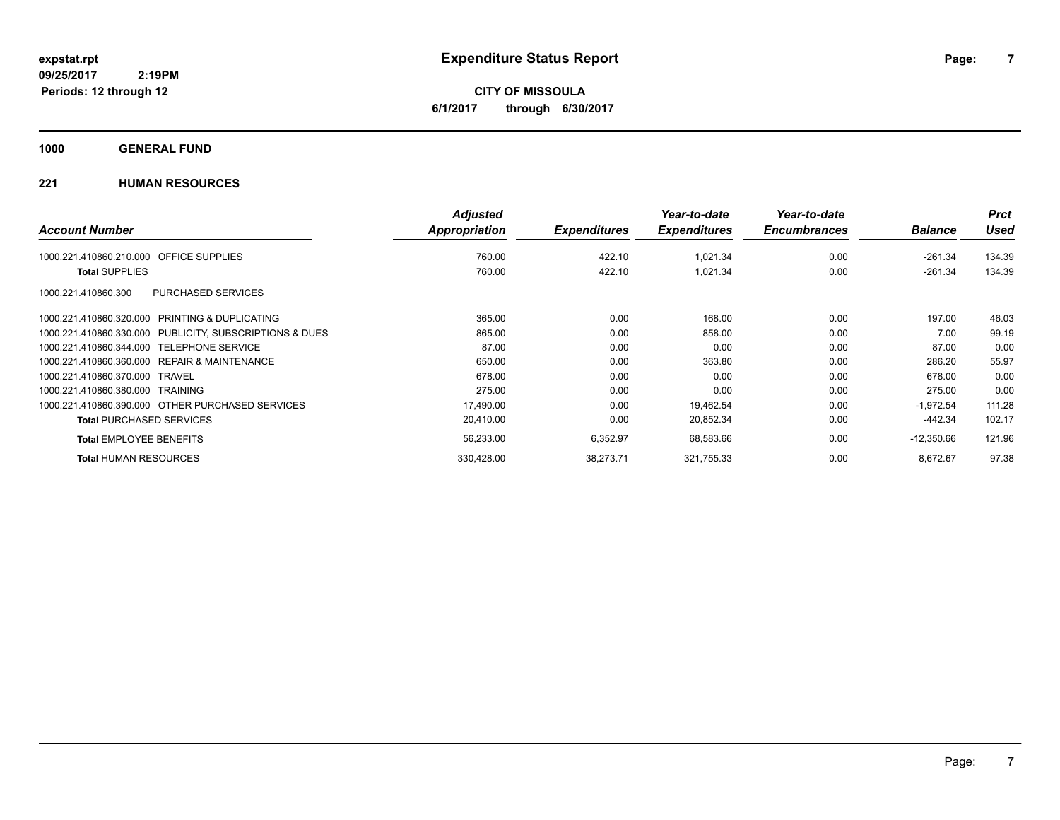# Expenditure Status Report

expstat.rpt
09/25/2017 2:19PM
Periods: 12 through 12

**CITY OF MISSOULA**
**6/1/2017 through 6/30/2017**

## 1000 GENERAL FUND

### 221 HUMAN RESOURCES

| Account Number | | Adjusted Appropriation | Expenditures | Year-to-date Expenditures | Year-to-date Encumbrances | Balance | Prct Used |
|---|---|---|---|---|---|---|---|
| 1000.221.410860.210.000 | OFFICE SUPPLIES | 760.00 | 422.10 | 1,021.34 | 0.00 | -261.34 | 134.39 |
| **Total** SUPPLIES | | 760.00 | 422.10 | 1,021.34 | 0.00 | -261.34 | 134.39 |
| 1000.221.410860.300 | PURCHASED SERVICES | | | | | | |
| 1000.221.410860.320.000 | PRINTING & DUPLICATING | 365.00 | 0.00 | 168.00 | 0.00 | 197.00 | 46.03 |
| 1000.221.410860.330.000 | PUBLICITY, SUBSCRIPTIONS & DUES | 865.00 | 0.00 | 858.00 | 0.00 | 7.00 | 99.19 |
| 1000.221.410860.344.000 | TELEPHONE SERVICE | 87.00 | 0.00 | 0.00 | 0.00 | 87.00 | 0.00 |
| 1000.221.410860.360.000 | REPAIR & MAINTENANCE | 650.00 | 0.00 | 363.80 | 0.00 | 286.20 | 55.97 |
| 1000.221.410860.370.000 | TRAVEL | 678.00 | 0.00 | 0.00 | 0.00 | 678.00 | 0.00 |
| 1000.221.410860.380.000 | TRAINING | 275.00 | 0.00 | 0.00 | 0.00 | 275.00 | 0.00 |
| 1000.221.410860.390.000 | OTHER PURCHASED SERVICES | 17,490.00 | 0.00 | 19,462.54 | 0.00 | -1,972.54 | 111.28 |
| **Total** PURCHASED SERVICES | | 20,410.00 | 0.00 | 20,852.34 | 0.00 | -442.34 | 102.17 |
| **Total** EMPLOYEE BENEFITS | | 56,233.00 | 6,352.97 | 68,583.66 | 0.00 | -12,350.66 | 121.96 |
| **Total** HUMAN RESOURCES | | 330,428.00 | 38,273.71 | 321,755.33 | 0.00 | 8,672.67 | 97.38 |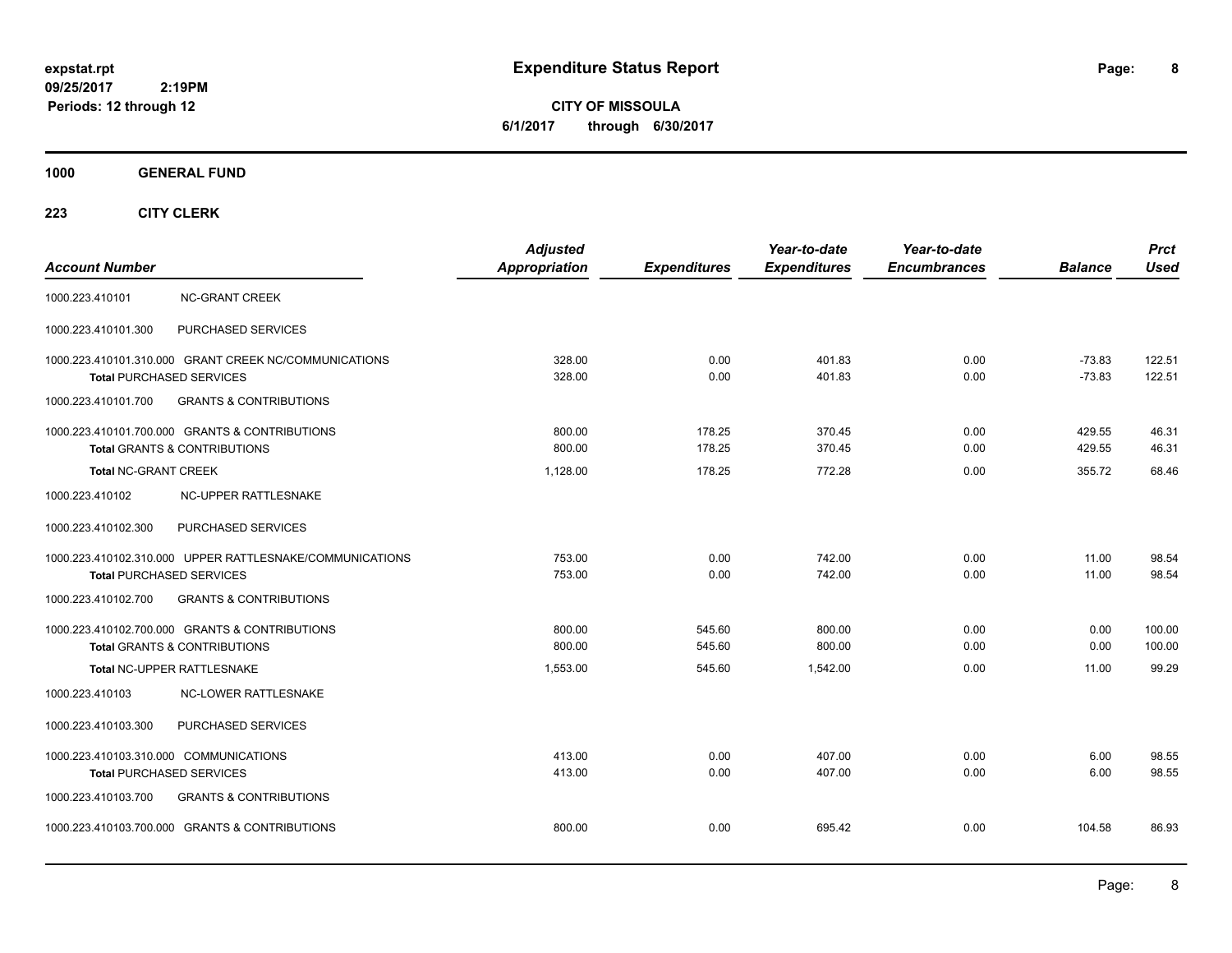# Expenditure Status Report

expstat.rpt
09/25/2017 2:19PM
Periods: 12 through 12

**CITY OF MISSOULA**
**6/1/2017 through 6/30/2017**

## 1000 GENERAL FUND

### 223 CITY CLERK

| Account Number | | Adjusted Appropriation | Expenditures | Year-to-date Expenditures | Year-to-date Encumbrances | Balance | Prct Used |
|---|---|---|---|---|---|---|---|
| 1000.223.410101 | NC-GRANT CREEK | | | | | | |
| 1000.223.410101.300 | PURCHASED SERVICES | | | | | | |
| 1000.223.410101.310.000 | GRANT CREEK NC/COMMUNICATIONS | 328.00 | 0.00 | 401.83 | 0.00 | -73.83 | 122.51 |
| **Total** PURCHASED SERVICES | | 328.00 | 0.00 | 401.83 | 0.00 | -73.83 | 122.51 |
| 1000.223.410101.700 | GRANTS & CONTRIBUTIONS | | | | | | |
| 1000.223.410101.700.000 | GRANTS & CONTRIBUTIONS | 800.00 | 178.25 | 370.45 | 0.00 | 429.55 | 46.31 |
| **Total** GRANTS & CONTRIBUTIONS | | 800.00 | 178.25 | 370.45 | 0.00 | 429.55 | 46.31 |
| **Total** NC-GRANT CREEK | | 1,128.00 | 178.25 | 772.28 | 0.00 | 355.72 | 68.46 |
| 1000.223.410102 | NC-UPPER RATTLESNAKE | | | | | | |
| 1000.223.410102.300 | PURCHASED SERVICES | | | | | | |
| 1000.223.410102.310.000 | UPPER RATTLESNAKE/COMMUNICATIONS | 753.00 | 0.00 | 742.00 | 0.00 | 11.00 | 98.54 |
| **Total** PURCHASED SERVICES | | 753.00 | 0.00 | 742.00 | 0.00 | 11.00 | 98.54 |
| 1000.223.410102.700 | GRANTS & CONTRIBUTIONS | | | | | | |
| 1000.223.410102.700.000 | GRANTS & CONTRIBUTIONS | 800.00 | 545.60 | 800.00 | 0.00 | 0.00 | 100.00 |
| **Total** GRANTS & CONTRIBUTIONS | | 800.00 | 545.60 | 800.00 | 0.00 | 0.00 | 100.00 |
| **Total** NC-UPPER RATTLESNAKE | | 1,553.00 | 545.60 | 1,542.00 | 0.00 | 11.00 | 99.29 |
| 1000.223.410103 | NC-LOWER RATTLESNAKE | | | | | | |
| 1000.223.410103.300 | PURCHASED SERVICES | | | | | | |
| 1000.223.410103.310.000 | COMMUNICATIONS | 413.00 | 0.00 | 407.00 | 0.00 | 6.00 | 98.55 |
| **Total** PURCHASED SERVICES | | 413.00 | 0.00 | 407.00 | 0.00 | 6.00 | 98.55 |
| 1000.223.410103.700 | GRANTS & CONTRIBUTIONS | | | | | | |
| 1000.223.410103.700.000 | GRANTS & CONTRIBUTIONS | 800.00 | 0.00 | 695.42 | 0.00 | 104.58 | 86.93 |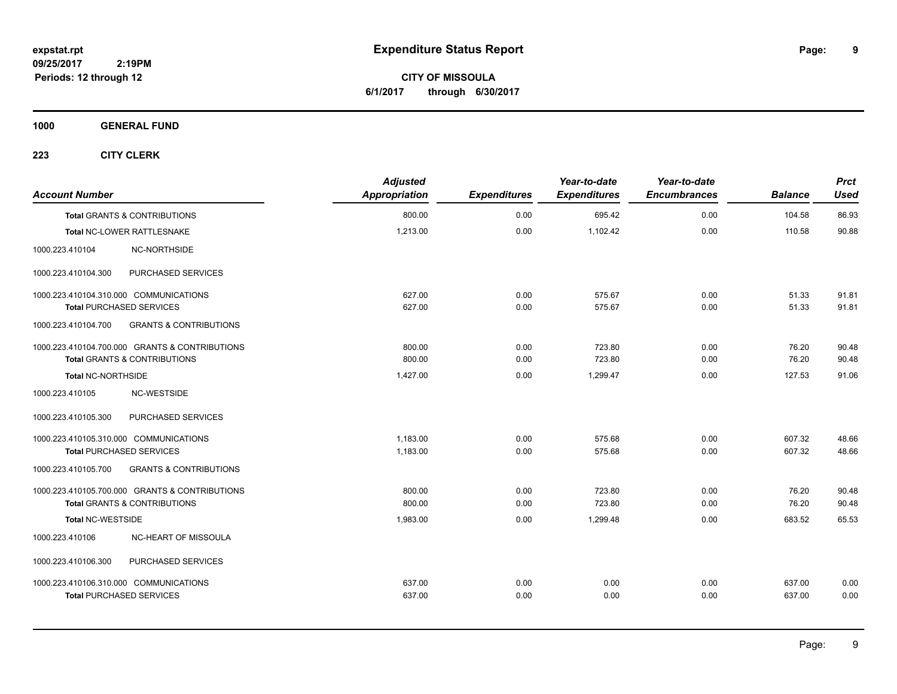# Expenditure Status Report

expstat.rpt
09/25/2017 2:19PM
Periods: 12 through 12

**CITY OF MISSOULA**
**6/1/2017 through 6/30/2017**

**1000 GENERAL FUND**

**223 CITY CLERK**

| Account Number | Adjusted Appropriation | Expenditures | Year-to-date Expenditures | Year-to-date Encumbrances | Balance | Prct Used |
|---|---|---|---|---|---|---|
| **Total GRANTS & CONTRIBUTIONS** | 800.00 | 0.00 | 695.42 | 0.00 | 104.58 | 86.93 |
| **Total NC-LOWER RATTLESNAKE** | 1,213.00 | 0.00 | 1,102.42 | 0.00 | 110.58 | 90.88 |
| 1000.223.410104 NC-NORTHSIDE | | | | | | |
| 1000.223.410104.300 PURCHASED SERVICES | | | | | | |
| 1000.223.410104.310.000 COMMUNICATIONS | 627.00 | 0.00 | 575.67 | 0.00 | 51.33 | 91.81 |
| **Total PURCHASED SERVICES** | 627.00 | 0.00 | 575.67 | 0.00 | 51.33 | 91.81 |
| 1000.223.410104.700 GRANTS & CONTRIBUTIONS | | | | | | |
| 1000.223.410104.700.000 GRANTS & CONTRIBUTIONS | 800.00 | 0.00 | 723.80 | 0.00 | 76.20 | 90.48 |
| **Total GRANTS & CONTRIBUTIONS** | 800.00 | 0.00 | 723.80 | 0.00 | 76.20 | 90.48 |
| **Total NC-NORTHSIDE** | 1,427.00 | 0.00 | 1,299.47 | 0.00 | 127.53 | 91.06 |
| 1000.223.410105 NC-WESTSIDE | | | | | | |
| 1000.223.410105.300 PURCHASED SERVICES | | | | | | |
| 1000.223.410105.310.000 COMMUNICATIONS | 1,183.00 | 0.00 | 575.68 | 0.00 | 607.32 | 48.66 |
| **Total PURCHASED SERVICES** | 1,183.00 | 0.00 | 575.68 | 0.00 | 607.32 | 48.66 |
| 1000.223.410105.700 GRANTS & CONTRIBUTIONS | | | | | | |
| 1000.223.410105.700.000 GRANTS & CONTRIBUTIONS | 800.00 | 0.00 | 723.80 | 0.00 | 76.20 | 90.48 |
| **Total GRANTS & CONTRIBUTIONS** | 800.00 | 0.00 | 723.80 | 0.00 | 76.20 | 90.48 |
| **Total NC-WESTSIDE** | 1,983.00 | 0.00 | 1,299.48 | 0.00 | 683.52 | 65.53 |
| 1000.223.410106 NC-HEART OF MISSOULA | | | | | | |
| 1000.223.410106.300 PURCHASED SERVICES | | | | | | |
| 1000.223.410106.310.000 COMMUNICATIONS | 637.00 | 0.00 | 0.00 | 0.00 | 637.00 | 0.00 |
| **Total PURCHASED SERVICES** | 637.00 | 0.00 | 0.00 | 0.00 | 637.00 | 0.00 |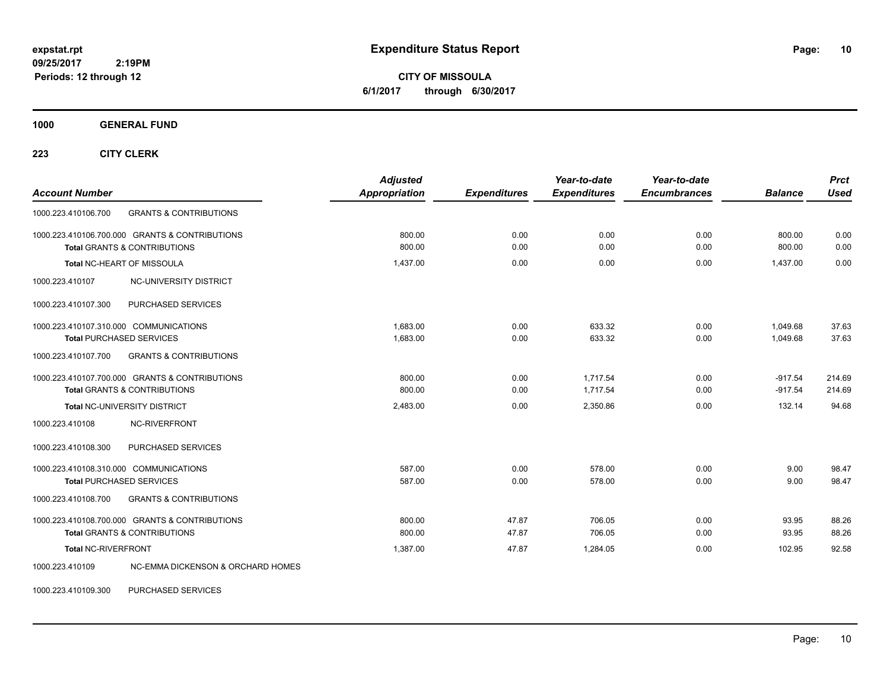**Expenditure Status Report**

**CITY OF MISSOULA**

**6/1/2017 through 6/30/2017**

expstat.rpt
09/25/2017 2:19PM
Periods: 12 through 12

**1000 GENERAL FUND**

**223 CITY CLERK**

| Account Number | | Adjusted Appropriation | Expenditures | Year-to-date Expenditures | Year-to-date Encumbrances | Balance | Prct Used |
|---|---|---|---|---|---|---|---|
| 1000.223.410106.700 | GRANTS & CONTRIBUTIONS | | | | | | |
| 1000.223.410106.700.000 GRANTS & CONTRIBUTIONS | | 800.00 | 0.00 | 0.00 | 0.00 | 800.00 | 0.00 |
| **Total** GRANTS & CONTRIBUTIONS | | 800.00 | 0.00 | 0.00 | 0.00 | 800.00 | 0.00 |
| **Total** NC-HEART OF MISSOULA | | 1,437.00 | 0.00 | 0.00 | 0.00 | 1,437.00 | 0.00 |
| 1000.223.410107 | NC-UNIVERSITY DISTRICT | | | | | | |
| 1000.223.410107.300 | PURCHASED SERVICES | | | | | | |
| 1000.223.410107.310.000 COMMUNICATIONS | | 1,683.00 | 0.00 | 633.32 | 0.00 | 1,049.68 | 37.63 |
| **Total** PURCHASED SERVICES | | 1,683.00 | 0.00 | 633.32 | 0.00 | 1,049.68 | 37.63 |
| 1000.223.410107.700 | GRANTS & CONTRIBUTIONS | | | | | | |
| 1000.223.410107.700.000 GRANTS & CONTRIBUTIONS | | 800.00 | 0.00 | 1,717.54 | 0.00 | -917.54 | 214.69 |
| **Total** GRANTS & CONTRIBUTIONS | | 800.00 | 0.00 | 1,717.54 | 0.00 | -917.54 | 214.69 |
| **Total** NC-UNIVERSITY DISTRICT | | 2,483.00 | 0.00 | 2,350.86 | 0.00 | 132.14 | 94.68 |
| 1000.223.410108 | NC-RIVERFRONT | | | | | | |
| 1000.223.410108.300 | PURCHASED SERVICES | | | | | | |
| 1000.223.410108.310.000 COMMUNICATIONS | | 587.00 | 0.00 | 578.00 | 0.00 | 9.00 | 98.47 |
| **Total** PURCHASED SERVICES | | 587.00 | 0.00 | 578.00 | 0.00 | 9.00 | 98.47 |
| 1000.223.410108.700 | GRANTS & CONTRIBUTIONS | | | | | | |
| 1000.223.410108.700.000 GRANTS & CONTRIBUTIONS | | 800.00 | 47.87 | 706.05 | 0.00 | 93.95 | 88.26 |
| **Total** GRANTS & CONTRIBUTIONS | | 800.00 | 47.87 | 706.05 | 0.00 | 93.95 | 88.26 |
| **Total** NC-RIVERFRONT | | 1,387.00 | 47.87 | 1,284.05 | 0.00 | 102.95 | 92.58 |
| 1000.223.410109 | NC-EMMA DICKENSON & ORCHARD HOMES | | | | | | |
| 1000.223.410109.300 | PURCHASED SERVICES | | | | | | |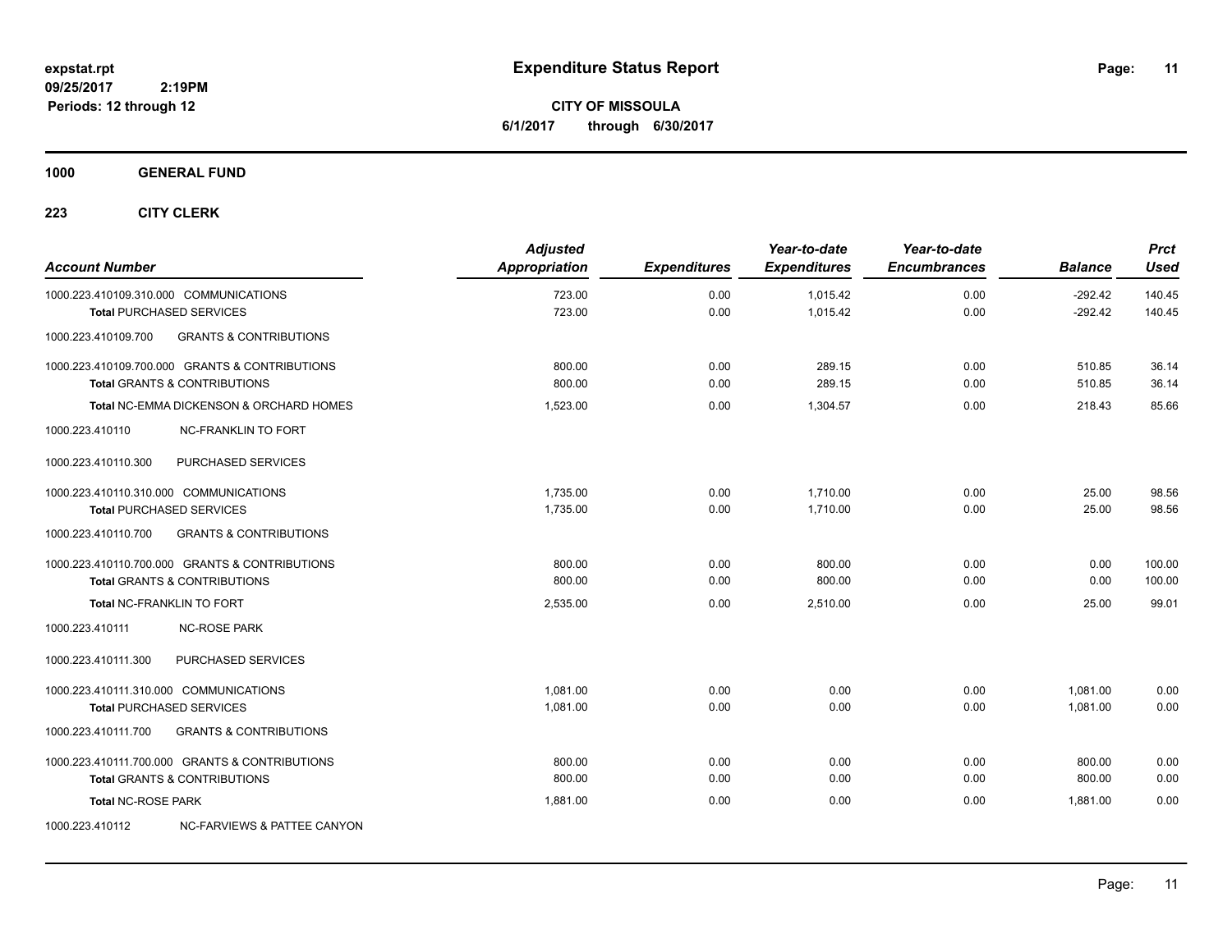# Expenditure Status Report

**CITY OF MISSOULA**
**6/1/2017 through 6/30/2017**

expstat.rpt
09/25/2017 2:19PM
Periods: 12 through 12

**1000 GENERAL FUND**

**223 CITY CLERK**

| Account Number | Adjusted Appropriation | Expenditures | Year-to-date Expenditures | Year-to-date Encumbrances | Balance | Prct Used |
|---|---|---|---|---|---|---|
| 1000.223.410109.310.000 COMMUNICATIONS | 723.00 | 0.00 | 1,015.42 | 0.00 | -292.42 | 140.45 |
| **Total** PURCHASED SERVICES | 723.00 | 0.00 | 1,015.42 | 0.00 | -292.42 | 140.45 |
| 1000.223.410109.700 GRANTS & CONTRIBUTIONS | | | | | | |
| 1000.223.410109.700.000 GRANTS & CONTRIBUTIONS | 800.00 | 0.00 | 289.15 | 0.00 | 510.85 | 36.14 |
| **Total** GRANTS & CONTRIBUTIONS | 800.00 | 0.00 | 289.15 | 0.00 | 510.85 | 36.14 |
| **Total** NC-EMMA DICKENSON & ORCHARD HOMES | 1,523.00 | 0.00 | 1,304.57 | 0.00 | 218.43 | 85.66 |
| 1000.223.410110 NC-FRANKLIN TO FORT | | | | | | |
| 1000.223.410110.300 PURCHASED SERVICES | | | | | | |
| 1000.223.410110.310.000 COMMUNICATIONS | 1,735.00 | 0.00 | 1,710.00 | 0.00 | 25.00 | 98.56 |
| **Total** PURCHASED SERVICES | 1,735.00 | 0.00 | 1,710.00 | 0.00 | 25.00 | 98.56 |
| 1000.223.410110.700 GRANTS & CONTRIBUTIONS | | | | | | |
| 1000.223.410110.700.000 GRANTS & CONTRIBUTIONS | 800.00 | 0.00 | 800.00 | 0.00 | 0.00 | 100.00 |
| **Total** GRANTS & CONTRIBUTIONS | 800.00 | 0.00 | 800.00 | 0.00 | 0.00 | 100.00 |
| **Total** NC-FRANKLIN TO FORT | 2,535.00 | 0.00 | 2,510.00 | 0.00 | 25.00 | 99.01 |
| 1000.223.410111 NC-ROSE PARK | | | | | | |
| 1000.223.410111.300 PURCHASED SERVICES | | | | | | |
| 1000.223.410111.310.000 COMMUNICATIONS | 1,081.00 | 0.00 | 0.00 | 0.00 | 1,081.00 | 0.00 |
| **Total** PURCHASED SERVICES | 1,081.00 | 0.00 | 0.00 | 0.00 | 1,081.00 | 0.00 |
| 1000.223.410111.700 GRANTS & CONTRIBUTIONS | | | | | | |
| 1000.223.410111.700.000 GRANTS & CONTRIBUTIONS | 800.00 | 0.00 | 0.00 | 0.00 | 800.00 | 0.00 |
| **Total** GRANTS & CONTRIBUTIONS | 800.00 | 0.00 | 0.00 | 0.00 | 800.00 | 0.00 |
| **Total** NC-ROSE PARK | 1,881.00 | 0.00 | 0.00 | 0.00 | 1,881.00 | 0.00 |
| 1000.223.410112 NC-FARVIEWS & PATTEE CANYON | | | | | | |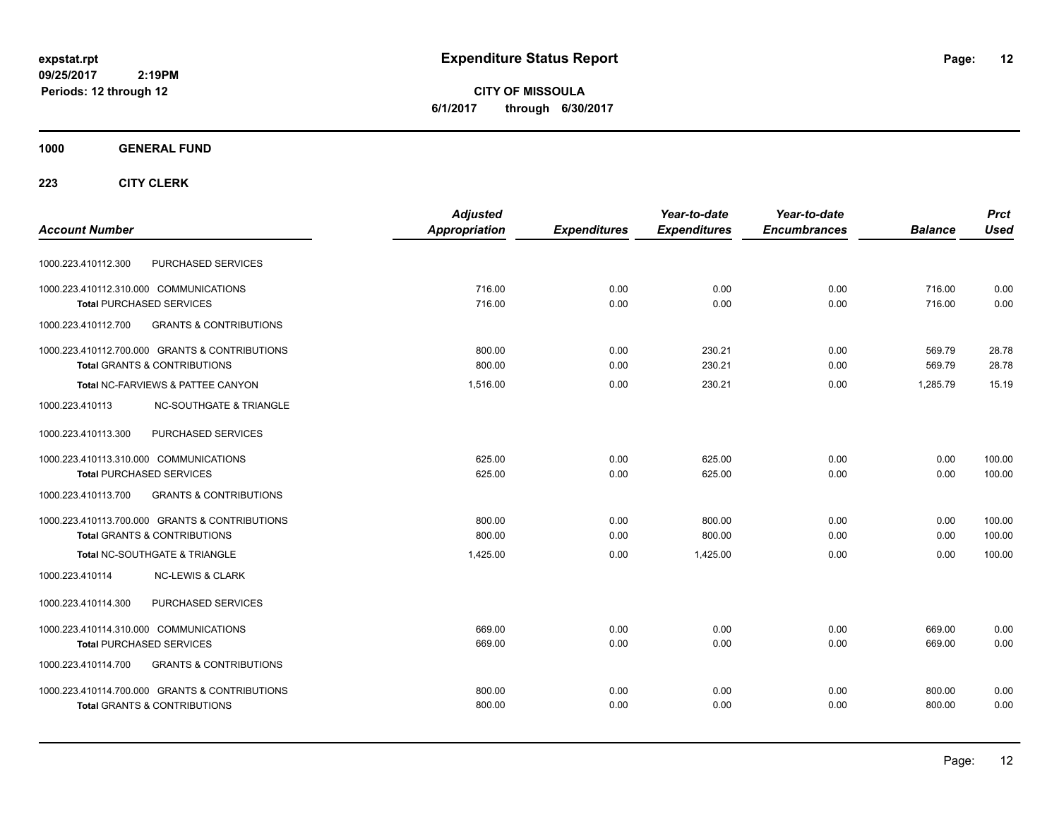# Expenditure Status Report

**CITY OF MISSOULA**

**6/1/2017 through 6/30/2017**

expstat.rpt
09/25/2017 2:19PM
Periods: 12 through 12

**1000 GENERAL FUND**

**223 CITY CLERK**

| Account Number | | Adjusted Appropriation | Expenditures | Year-to-date Expenditures | Year-to-date Encumbrances | Balance | Prct Used |
|---|---|---|---|---|---|---|---|
| 1000.223.410112.300 | PURCHASED SERVICES | | | | | | |
| 1000.223.410112.310.000 | COMMUNICATIONS | 716.00 | 0.00 | 0.00 | 0.00 | 716.00 | 0.00 |
| **Total** PURCHASED SERVICES | | 716.00 | 0.00 | 0.00 | 0.00 | 716.00 | 0.00 |
| 1000.223.410112.700 | GRANTS & CONTRIBUTIONS | | | | | | |
| 1000.223.410112.700.000 | GRANTS & CONTRIBUTIONS | 800.00 | 0.00 | 230.21 | 0.00 | 569.79 | 28.78 |
| **Total** GRANTS & CONTRIBUTIONS | | 800.00 | 0.00 | 230.21 | 0.00 | 569.79 | 28.78 |
| **Total** NC-FARVIEWS & PATTEE CANYON | | 1,516.00 | 0.00 | 230.21 | 0.00 | 1,285.79 | 15.19 |
| 1000.223.410113 | NC-SOUTHGATE & TRIANGLE | | | | | | |
| 1000.223.410113.300 | PURCHASED SERVICES | | | | | | |
| 1000.223.410113.310.000 | COMMUNICATIONS | 625.00 | 0.00 | 625.00 | 0.00 | 0.00 | 100.00 |
| **Total** PURCHASED SERVICES | | 625.00 | 0.00 | 625.00 | 0.00 | 0.00 | 100.00 |
| 1000.223.410113.700 | GRANTS & CONTRIBUTIONS | | | | | | |
| 1000.223.410113.700.000 | GRANTS & CONTRIBUTIONS | 800.00 | 0.00 | 800.00 | 0.00 | 0.00 | 100.00 |
| **Total** GRANTS & CONTRIBUTIONS | | 800.00 | 0.00 | 800.00 | 0.00 | 0.00 | 100.00 |
| **Total** NC-SOUTHGATE & TRIANGLE | | 1,425.00 | 0.00 | 1,425.00 | 0.00 | 0.00 | 100.00 |
| 1000.223.410114 | NC-LEWIS & CLARK | | | | | | |
| 1000.223.410114.300 | PURCHASED SERVICES | | | | | | |
| 1000.223.410114.310.000 | COMMUNICATIONS | 669.00 | 0.00 | 0.00 | 0.00 | 669.00 | 0.00 |
| **Total** PURCHASED SERVICES | | 669.00 | 0.00 | 0.00 | 0.00 | 669.00 | 0.00 |
| 1000.223.410114.700 | GRANTS & CONTRIBUTIONS | | | | | | |
| 1000.223.410114.700.000 | GRANTS & CONTRIBUTIONS | 800.00 | 0.00 | 0.00 | 0.00 | 800.00 | 0.00 |
| **Total** GRANTS & CONTRIBUTIONS | | 800.00 | 0.00 | 0.00 | 0.00 | 800.00 | 0.00 |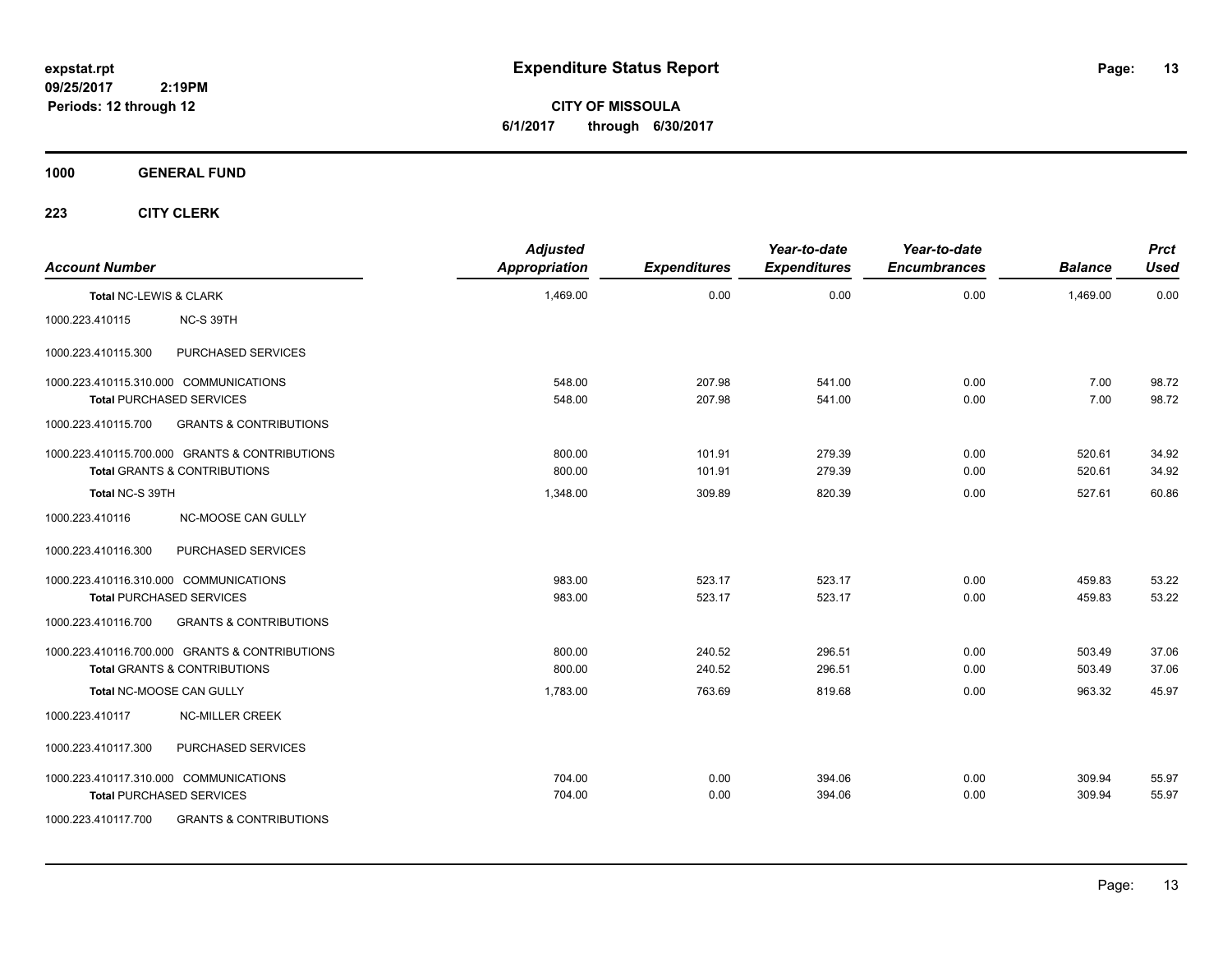**Expenditure Status Report**

**CITY OF MISSOULA**
**6/1/2017 through 6/30/2017**

expstat.rpt
09/25/2017 2:19PM
Periods: 12 through 12

**1000 GENERAL FUND**

**223 CITY CLERK**

| Account Number | | Adjusted Appropriation | Expenditures | Year-to-date Expenditures | Year-to-date Encumbrances | Balance | Prct Used |
|---|---|---|---|---|---|---|---|
| Total NC-LEWIS & CLARK | | 1,469.00 | 0.00 | 0.00 | 0.00 | 1,469.00 | 0.00 |
| 1000.223.410115 | NC-S 39TH | | | | | | |
| 1000.223.410115.300 | PURCHASED SERVICES | | | | | | |
| 1000.223.410115.310.000 | COMMUNICATIONS | 548.00 | 207.98 | 541.00 | 0.00 | 7.00 | 98.72 |
| Total PURCHASED SERVICES | | 548.00 | 207.98 | 541.00 | 0.00 | 7.00 | 98.72 |
| 1000.223.410115.700 | GRANTS & CONTRIBUTIONS | | | | | | |
| 1000.223.410115.700.000 | GRANTS & CONTRIBUTIONS | 800.00 | 101.91 | 279.39 | 0.00 | 520.61 | 34.92 |
| Total GRANTS & CONTRIBUTIONS | | 800.00 | 101.91 | 279.39 | 0.00 | 520.61 | 34.92 |
| Total NC-S 39TH | | 1,348.00 | 309.89 | 820.39 | 0.00 | 527.61 | 60.86 |
| 1000.223.410116 | NC-MOOSE CAN GULLY | | | | | | |
| 1000.223.410116.300 | PURCHASED SERVICES | | | | | | |
| 1000.223.410116.310.000 | COMMUNICATIONS | 983.00 | 523.17 | 523.17 | 0.00 | 459.83 | 53.22 |
| Total PURCHASED SERVICES | | 983.00 | 523.17 | 523.17 | 0.00 | 459.83 | 53.22 |
| 1000.223.410116.700 | GRANTS & CONTRIBUTIONS | | | | | | |
| 1000.223.410116.700.000 | GRANTS & CONTRIBUTIONS | 800.00 | 240.52 | 296.51 | 0.00 | 503.49 | 37.06 |
| Total GRANTS & CONTRIBUTIONS | | 800.00 | 240.52 | 296.51 | 0.00 | 503.49 | 37.06 |
| Total NC-MOOSE CAN GULLY | | 1,783.00 | 763.69 | 819.68 | 0.00 | 963.32 | 45.97 |
| 1000.223.410117 | NC-MILLER CREEK | | | | | | |
| 1000.223.410117.300 | PURCHASED SERVICES | | | | | | |
| 1000.223.410117.310.000 | COMMUNICATIONS | 704.00 | 0.00 | 394.06 | 0.00 | 309.94 | 55.97 |
| Total PURCHASED SERVICES | | 704.00 | 0.00 | 394.06 | 0.00 | 309.94 | 55.97 |
| 1000.223.410117.700 | GRANTS & CONTRIBUTIONS | | | | | | |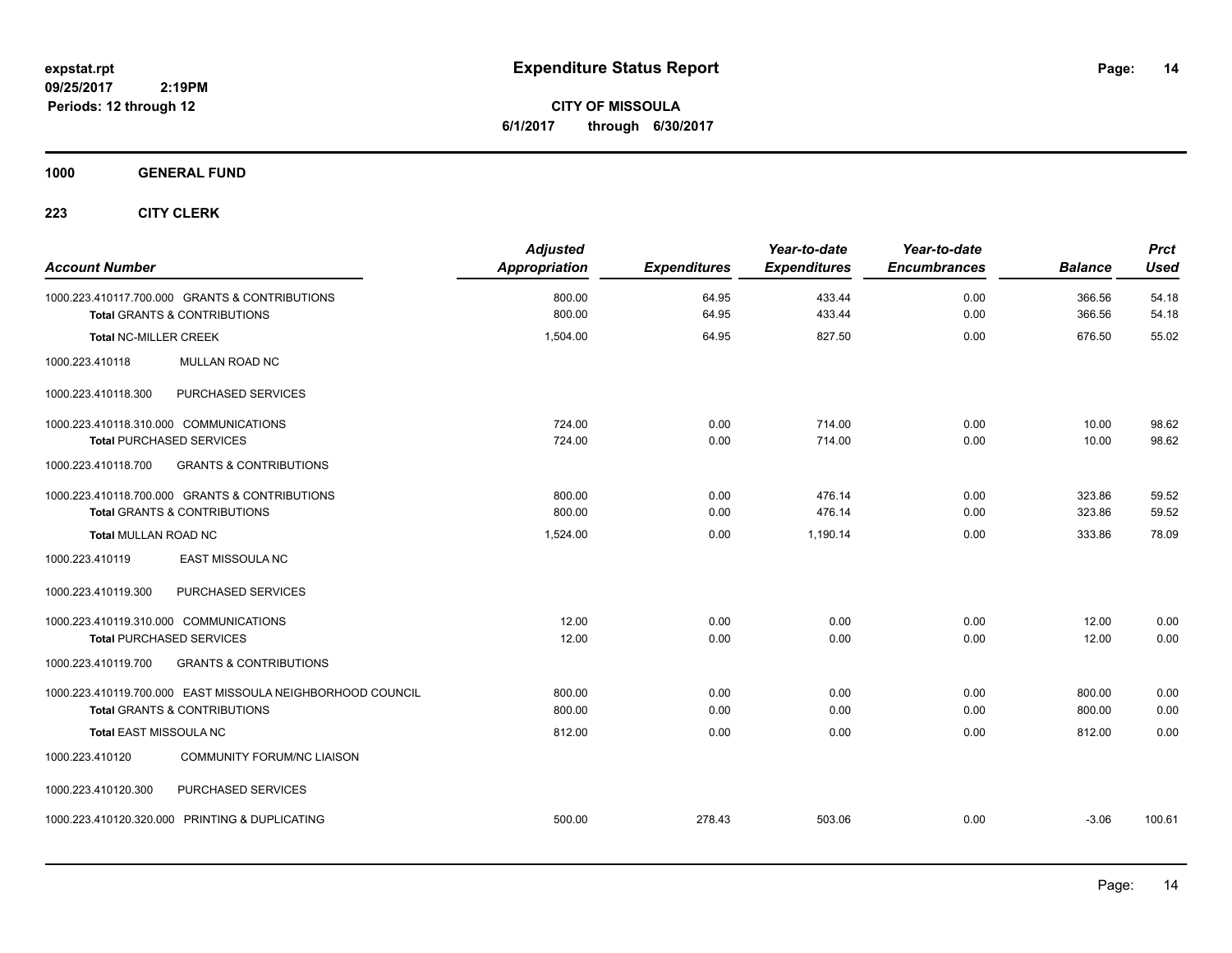**expstat.rpt**
**09/25/2017 2:19PM**
**Periods: 12 through 12**

# Expenditure Status Report

**CITY OF MISSOULA**
**6/1/2017 through 6/30/2017**

## 1000 GENERAL FUND

### 223 CITY CLERK

| Account Number | Adjusted Appropriation | Expenditures | Year-to-date Expenditures | Year-to-date Encumbrances | Balance | Prct Used |
|---|---|---|---|---|---|---|
| 1000.223.410117.700.000 GRANTS & CONTRIBUTIONS | 800.00 | 64.95 | 433.44 | 0.00 | 366.56 | 54.18 |
| Total GRANTS & CONTRIBUTIONS | 800.00 | 64.95 | 433.44 | 0.00 | 366.56 | 54.18 |
| **Total NC-MILLER CREEK** | 1,504.00 | 64.95 | 827.50 | 0.00 | 676.50 | 55.02 |
| 1000.223.410118 MULLAN ROAD NC | | | | | | |
| 1000.223.410118.300 PURCHASED SERVICES | | | | | | |
| 1000.223.410118.310.000 COMMUNICATIONS | 724.00 | 0.00 | 714.00 | 0.00 | 10.00 | 98.62 |
| Total PURCHASED SERVICES | 724.00 | 0.00 | 714.00 | 0.00 | 10.00 | 98.62 |
| 1000.223.410118.700 GRANTS & CONTRIBUTIONS | | | | | | |
| 1000.223.410118.700.000 GRANTS & CONTRIBUTIONS | 800.00 | 0.00 | 476.14 | 0.00 | 323.86 | 59.52 |
| Total GRANTS & CONTRIBUTIONS | 800.00 | 0.00 | 476.14 | 0.00 | 323.86 | 59.52 |
| **Total MULLAN ROAD NC** | 1,524.00 | 0.00 | 1,190.14 | 0.00 | 333.86 | 78.09 |
| 1000.223.410119 EAST MISSOULA NC | | | | | | |
| 1000.223.410119.300 PURCHASED SERVICES | | | | | | |
| 1000.223.410119.310.000 COMMUNICATIONS | 12.00 | 0.00 | 0.00 | 0.00 | 12.00 | 0.00 |
| Total PURCHASED SERVICES | 12.00 | 0.00 | 0.00 | 0.00 | 12.00 | 0.00 |
| 1000.223.410119.700 GRANTS & CONTRIBUTIONS | | | | | | |
| 1000.223.410119.700.000 EAST MISSOULA NEIGHBORHOOD COUNCIL | 800.00 | 0.00 | 0.00 | 0.00 | 800.00 | 0.00 |
| Total GRANTS & CONTRIBUTIONS | 800.00 | 0.00 | 0.00 | 0.00 | 800.00 | 0.00 |
| **Total EAST MISSOULA NC** | 812.00 | 0.00 | 0.00 | 0.00 | 812.00 | 0.00 |
| 1000.223.410120 COMMUNITY FORUM/NC LIAISON | | | | | | |
| 1000.223.410120.300 PURCHASED SERVICES | | | | | | |
| 1000.223.410120.320.000 PRINTING & DUPLICATING | 500.00 | 278.43 | 503.06 | 0.00 | -3.06 | 100.61 |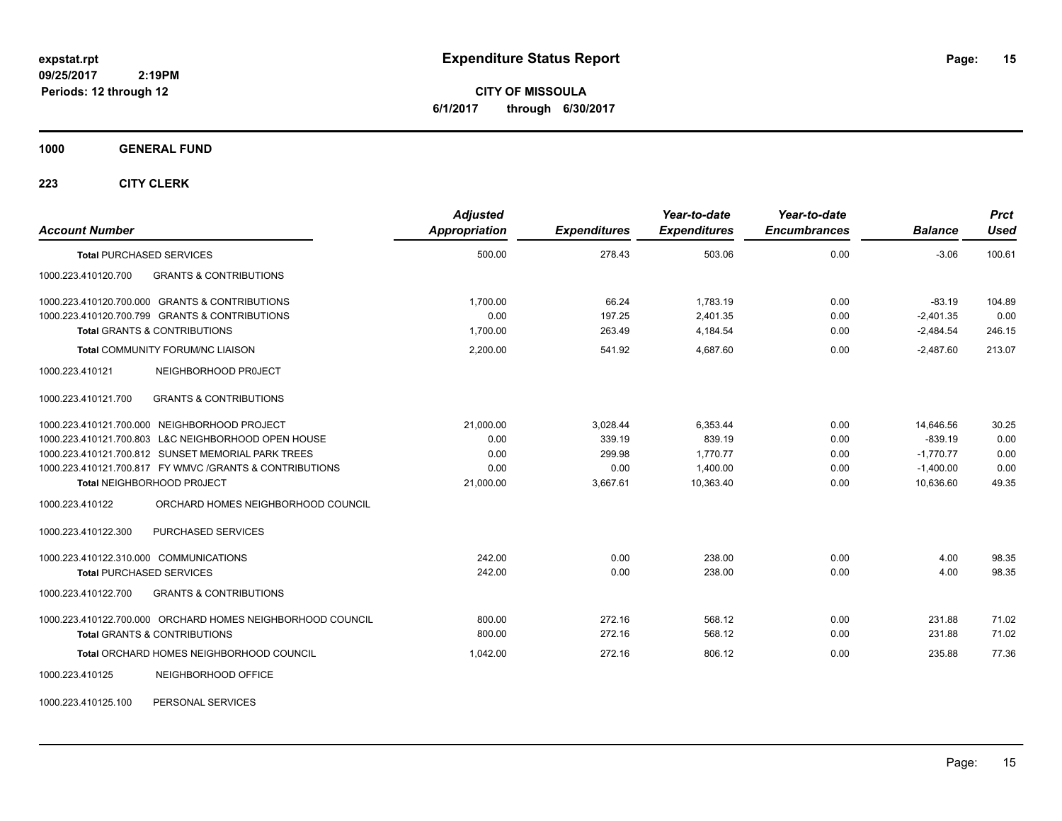**Expenditure Status Report**

expstat.rpt
09/25/2017 2:19PM
Periods: 12 through 12

**CITY OF MISSOULA**
**6/1/2017 through 6/30/2017**

## 1000 GENERAL FUND

### 223 CITY CLERK

| Account Number | Adjusted Appropriation | Expenditures | Year-to-date Expenditures | Year-to-date Encumbrances | Balance | Prct Used |
|---|---|---|---|---|---|---|
| **Total** PURCHASED SERVICES | 500.00 | 278.43 | 503.06 | 0.00 | -3.06 | 100.61 |
| 1000.223.410120.700 GRANTS & CONTRIBUTIONS | | | | | | |
| 1000.223.410120.700.000 GRANTS & CONTRIBUTIONS | 1,700.00 | 66.24 | 1,783.19 | 0.00 | -83.19 | 104.89 |
| 1000.223.410120.700.799 GRANTS & CONTRIBUTIONS | 0.00 | 197.25 | 2,401.35 | 0.00 | -2,401.35 | 0.00 |
| **Total** GRANTS & CONTRIBUTIONS | 1,700.00 | 263.49 | 4,184.54 | 0.00 | -2,484.54 | 246.15 |
| **Total** COMMUNITY FORUM/NC LIAISON | 2,200.00 | 541.92 | 4,687.60 | 0.00 | -2,487.60 | 213.07 |
| 1000.223.410121 NEIGHBORHOOD PR0JECT | | | | | | |
| 1000.223.410121.700 GRANTS & CONTRIBUTIONS | | | | | | |
| 1000.223.410121.700.000 NEIGHBORHOOD PROJECT | 21,000.00 | 3,028.44 | 6,353.44 | 0.00 | 14,646.56 | 30.25 |
| 1000.223.410121.700.803 L&C NEIGHBORHOOD OPEN HOUSE | 0.00 | 339.19 | 839.19 | 0.00 | -839.19 | 0.00 |
| 1000.223.410121.700.812 SUNSET MEMORIAL PARK TREES | 0.00 | 299.98 | 1,770.77 | 0.00 | -1,770.77 | 0.00 |
| 1000.223.410121.700.817 FY WMVC /GRANTS & CONTRIBUTIONS | 0.00 | 0.00 | 1,400.00 | 0.00 | -1,400.00 | 0.00 |
| **Total** NEIGHBORHOOD PR0JECT | 21,000.00 | 3,667.61 | 10,363.40 | 0.00 | 10,636.60 | 49.35 |
| 1000.223.410122 ORCHARD HOMES NEIGHBORHOOD COUNCIL | | | | | | |
| 1000.223.410122.300 PURCHASED SERVICES | | | | | | |
| 1000.223.410122.310.000 COMMUNICATIONS | 242.00 | 0.00 | 238.00 | 0.00 | 4.00 | 98.35 |
| **Total** PURCHASED SERVICES | 242.00 | 0.00 | 238.00 | 0.00 | 4.00 | 98.35 |
| 1000.223.410122.700 GRANTS & CONTRIBUTIONS | | | | | | |
| 1000.223.410122.700.000 ORCHARD HOMES NEIGHBORHOOD COUNCIL | 800.00 | 272.16 | 568.12 | 0.00 | 231.88 | 71.02 |
| **Total** GRANTS & CONTRIBUTIONS | 800.00 | 272.16 | 568.12 | 0.00 | 231.88 | 71.02 |
| **Total** ORCHARD HOMES NEIGHBORHOOD COUNCIL | 1,042.00 | 272.16 | 806.12 | 0.00 | 235.88 | 77.36 |
| 1000.223.410125 NEIGHBORHOOD OFFICE | | | | | | |
| 1000.223.410125.100 PERSONAL SERVICES | | | | | | |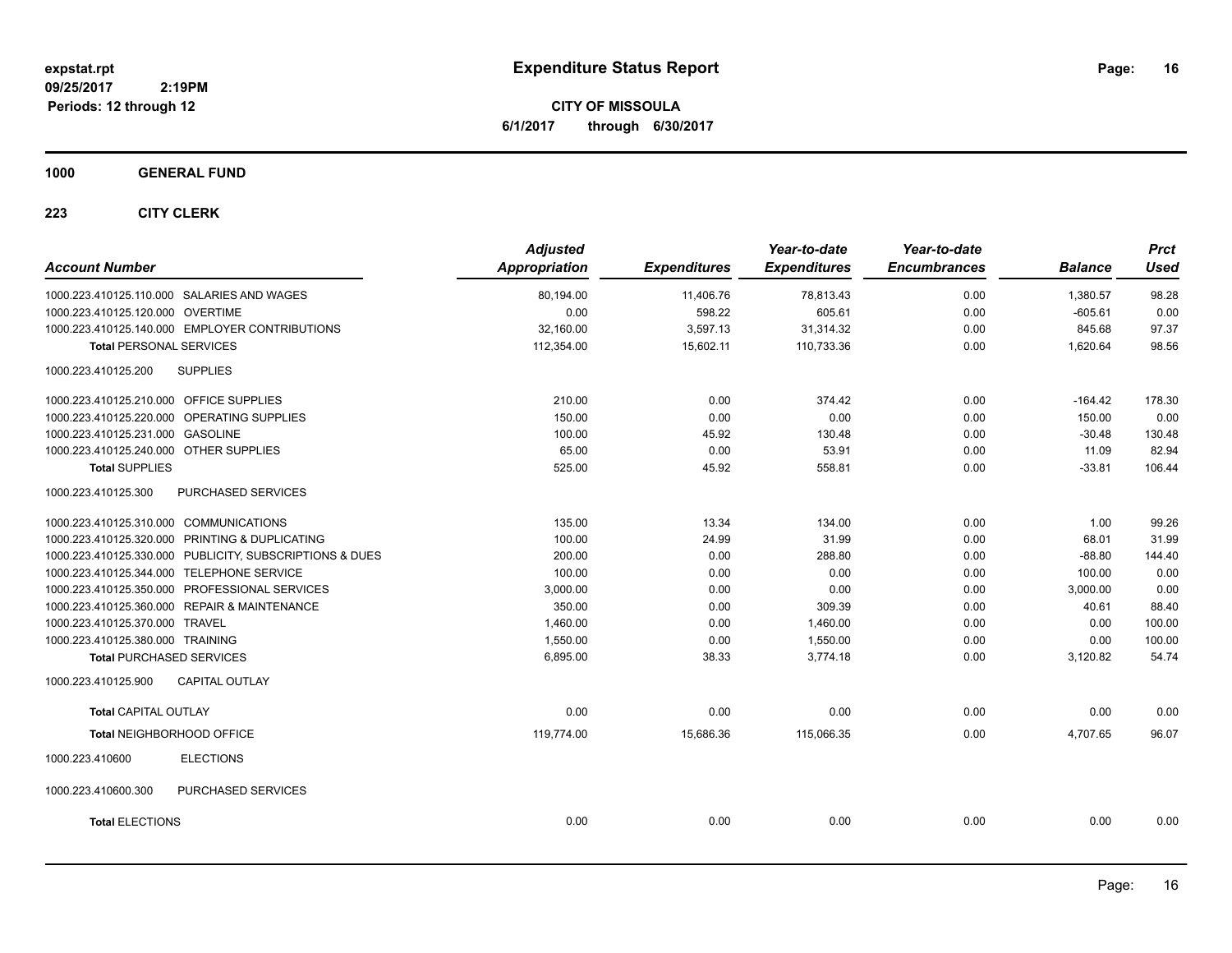# Expenditure Status Report

expstat.rpt
09/25/2017 2:19PM
Periods: 12 through 12

**CITY OF MISSOULA**
**6/1/2017 through 6/30/2017**

## 1000 GENERAL FUND

### 223 CITY CLERK

| Account Number | | Adjusted Appropriation | Expenditures | Year-to-date Expenditures | Year-to-date Encumbrances | Balance | Prct Used |
|---|---|---|---|---|---|---|---|
| 1000.223.410125.110.000 | SALARIES AND WAGES | 80,194.00 | 11,406.76 | 78,813.43 | 0.00 | 1,380.57 | 98.28 |
| 1000.223.410125.120.000 | OVERTIME | 0.00 | 598.22 | 605.61 | 0.00 | -605.61 | 0.00 |
| 1000.223.410125.140.000 | EMPLOYER CONTRIBUTIONS | 32,160.00 | 3,597.13 | 31,314.32 | 0.00 | 845.68 | 97.37 |
| **Total** PERSONAL SERVICES | | 112,354.00 | 15,602.11 | 110,733.36 | 0.00 | 1,620.64 | 98.56 |
| 1000.223.410125.200 | SUPPLIES | | | | | | |
| 1000.223.410125.210.000 | OFFICE SUPPLIES | 210.00 | 0.00 | 374.42 | 0.00 | -164.42 | 178.30 |
| 1000.223.410125.220.000 | OPERATING SUPPLIES | 150.00 | 0.00 | 0.00 | 0.00 | 150.00 | 0.00 |
| 1000.223.410125.231.000 | GASOLINE | 100.00 | 45.92 | 130.48 | 0.00 | -30.48 | 130.48 |
| 1000.223.410125.240.000 | OTHER SUPPLIES | 65.00 | 0.00 | 53.91 | 0.00 | 11.09 | 82.94 |
| **Total** SUPPLIES | | 525.00 | 45.92 | 558.81 | 0.00 | -33.81 | 106.44 |
| 1000.223.410125.300 | PURCHASED SERVICES | | | | | | |
| 1000.223.410125.310.000 | COMMUNICATIONS | 135.00 | 13.34 | 134.00 | 0.00 | 1.00 | 99.26 |
| 1000.223.410125.320.000 | PRINTING & DUPLICATING | 100.00 | 24.99 | 31.99 | 0.00 | 68.01 | 31.99 |
| 1000.223.410125.330.000 | PUBLICITY, SUBSCRIPTIONS & DUES | 200.00 | 0.00 | 288.80 | 0.00 | -88.80 | 144.40 |
| 1000.223.410125.344.000 | TELEPHONE SERVICE | 100.00 | 0.00 | 0.00 | 0.00 | 100.00 | 0.00 |
| 1000.223.410125.350.000 | PROFESSIONAL SERVICES | 3,000.00 | 0.00 | 0.00 | 0.00 | 3,000.00 | 0.00 |
| 1000.223.410125.360.000 | REPAIR & MAINTENANCE | 350.00 | 0.00 | 309.39 | 0.00 | 40.61 | 88.40 |
| 1000.223.410125.370.000 | TRAVEL | 1,460.00 | 0.00 | 1,460.00 | 0.00 | 0.00 | 100.00 |
| 1000.223.410125.380.000 | TRAINING | 1,550.00 | 0.00 | 1,550.00 | 0.00 | 0.00 | 100.00 |
| **Total** PURCHASED SERVICES | | 6,895.00 | 38.33 | 3,774.18 | 0.00 | 3,120.82 | 54.74 |
| 1000.223.410125.900 | CAPITAL OUTLAY | | | | | | |
| **Total** CAPITAL OUTLAY | | 0.00 | 0.00 | 0.00 | 0.00 | 0.00 | 0.00 |
| **Total** NEIGHBORHOOD OFFICE | | 119,774.00 | 15,686.36 | 115,066.35 | 0.00 | 4,707.65 | 96.07 |
| 1000.223.410600 | ELECTIONS | | | | | | |
| 1000.223.410600.300 | PURCHASED SERVICES | | | | | | |
| **Total** ELECTIONS | | 0.00 | 0.00 | 0.00 | 0.00 | 0.00 | 0.00 |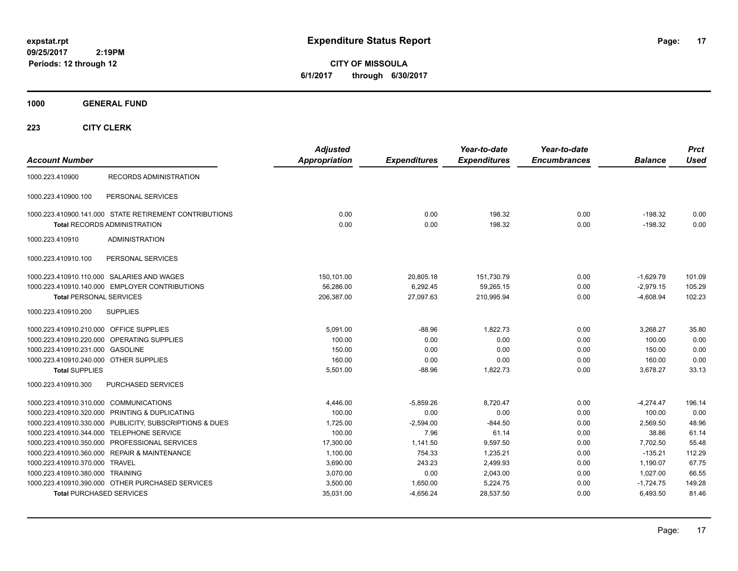**expstat.rpt**
**09/25/2017 2:19PM**
**Periods: 12 through 12**

# Expenditure Status Report

**CITY OF MISSOULA**
**6/1/2017 through 6/30/2017**

## 1000 GENERAL FUND

### 223 CITY CLERK

| Account Number | | Adjusted Appropriation | Expenditures | Year-to-date Expenditures | Year-to-date Encumbrances | Balance | Prct Used |
|---|---|---|---|---|---|---|---|
| 1000.223.410900 | RECORDS ADMINISTRATION | | | | | | |
| 1000.223.410900.100 | PERSONAL SERVICES | | | | | | |
| 1000.223.410900.141.000 | STATE RETIREMENT CONTRIBUTIONS | 0.00 | 0.00 | 198.32 | 0.00 | -198.32 | 0.00 |
| **Total** RECORDS ADMINISTRATION | | 0.00 | 0.00 | 198.32 | 0.00 | -198.32 | 0.00 |
| 1000.223.410910 | ADMINISTRATION | | | | | | |
| 1000.223.410910.100 | PERSONAL SERVICES | | | | | | |
| 1000.223.410910.110.000 | SALARIES AND WAGES | 150,101.00 | 20,805.18 | 151,730.79 | 0.00 | -1,629.79 | 101.09 |
| 1000.223.410910.140.000 | EMPLOYER CONTRIBUTIONS | 56,286.00 | 6,292.45 | 59,265.15 | 0.00 | -2,979.15 | 105.29 |
| **Total** PERSONAL SERVICES | | 206,387.00 | 27,097.63 | 210,995.94 | 0.00 | -4,608.94 | 102.23 |
| 1000.223.410910.200 | SUPPLIES | | | | | | |
| 1000.223.410910.210.000 | OFFICE SUPPLIES | 5,091.00 | -88.96 | 1,822.73 | 0.00 | 3,268.27 | 35.80 |
| 1000.223.410910.220.000 | OPERATING SUPPLIES | 100.00 | 0.00 | 0.00 | 0.00 | 100.00 | 0.00 |
| 1000.223.410910.231.000 | GASOLINE | 150.00 | 0.00 | 0.00 | 0.00 | 150.00 | 0.00 |
| 1000.223.410910.240.000 | OTHER SUPPLIES | 160.00 | 0.00 | 0.00 | 0.00 | 160.00 | 0.00 |
| **Total** SUPPLIES | | 5,501.00 | -88.96 | 1,822.73 | 0.00 | 3,678.27 | 33.13 |
| 1000.223.410910.300 | PURCHASED SERVICES | | | | | | |
| 1000.223.410910.310.000 | COMMUNICATIONS | 4,446.00 | -5,859.26 | 8,720.47 | 0.00 | -4,274.47 | 196.14 |
| 1000.223.410910.320.000 | PRINTING & DUPLICATING | 100.00 | 0.00 | 0.00 | 0.00 | 100.00 | 0.00 |
| 1000.223.410910.330.000 | PUBLICITY, SUBSCRIPTIONS & DUES | 1,725.00 | -2,594.00 | -844.50 | 0.00 | 2,569.50 | 48.96 |
| 1000.223.410910.344.000 | TELEPHONE SERVICE | 100.00 | 7.96 | 61.14 | 0.00 | 38.86 | 61.14 |
| 1000.223.410910.350.000 | PROFESSIONAL SERVICES | 17,300.00 | 1,141.50 | 9,597.50 | 0.00 | 7,702.50 | 55.48 |
| 1000.223.410910.360.000 | REPAIR & MAINTENANCE | 1,100.00 | 754.33 | 1,235.21 | 0.00 | -135.21 | 112.29 |
| 1000.223.410910.370.000 | TRAVEL | 3,690.00 | 243.23 | 2,499.93 | 0.00 | 1,190.07 | 67.75 |
| 1000.223.410910.380.000 | TRAINING | 3,070.00 | 0.00 | 2,043.00 | 0.00 | 1,027.00 | 66.55 |
| 1000.223.410910.390.000 | OTHER PURCHASED SERVICES | 3,500.00 | 1,650.00 | 5,224.75 | 0.00 | -1,724.75 | 149.28 |
| **Total** PURCHASED SERVICES | | 35,031.00 | -4,656.24 | 28,537.50 | 0.00 | 6,493.50 | 81.46 |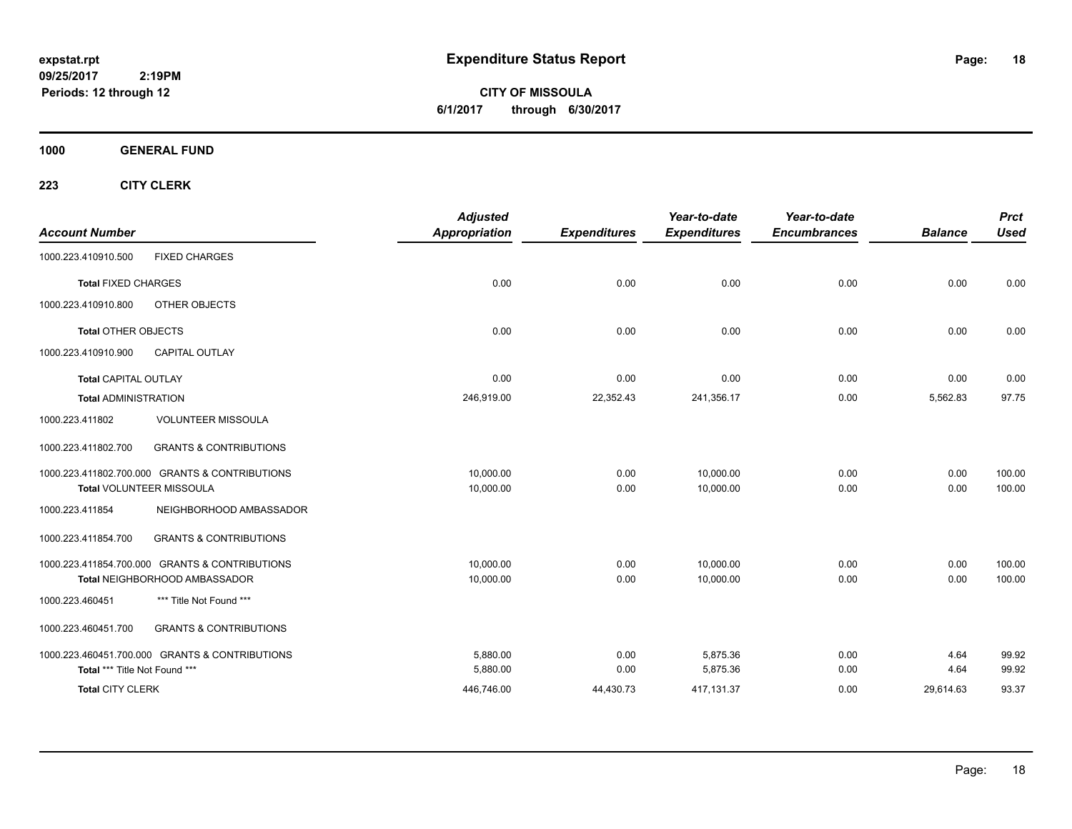# Expenditure Status Report

expstat.rpt
09/25/2017 2:19PM
Periods: 12 through 12

**CITY OF MISSOULA**
**6/1/2017 through 6/30/2017**

## 1000 GENERAL FUND

### 223 CITY CLERK

| Account Number | | Adjusted Appropriation | Expenditures | Year-to-date Expenditures | Year-to-date Encumbrances | Balance | Prct Used |
|---|---|---|---|---|---|---|---|
| 1000.223.410910.500 | FIXED CHARGES | | | | | | |
| **Total** FIXED CHARGES | | 0.00 | 0.00 | 0.00 | 0.00 | 0.00 | 0.00 |
| 1000.223.410910.800 | OTHER OBJECTS | | | | | | |
| **Total** OTHER OBJECTS | | 0.00 | 0.00 | 0.00 | 0.00 | 0.00 | 0.00 |
| 1000.223.410910.900 | CAPITAL OUTLAY | | | | | | |
| **Total** CAPITAL OUTLAY | | 0.00 | 0.00 | 0.00 | 0.00 | 0.00 | 0.00 |
| **Total** ADMINISTRATION | | 246,919.00 | 22,352.43 | 241,356.17 | 0.00 | 5,562.83 | 97.75 |
| 1000.223.411802 | VOLUNTEER MISSOULA | | | | | | |
| 1000.223.411802.700 | GRANTS & CONTRIBUTIONS | | | | | | |
| 1000.223.411802.700.000 | GRANTS & CONTRIBUTIONS | 10,000.00 | 0.00 | 10,000.00 | 0.00 | 0.00 | 100.00 |
| **Total** VOLUNTEER MISSOULA | | 10,000.00 | 0.00 | 10,000.00 | 0.00 | 0.00 | 100.00 |
| 1000.223.411854 | NEIGHBORHOOD AMBASSADOR | | | | | | |
| 1000.223.411854.700 | GRANTS & CONTRIBUTIONS | | | | | | |
| 1000.223.411854.700.000 | GRANTS & CONTRIBUTIONS | 10,000.00 | 0.00 | 10,000.00 | 0.00 | 0.00 | 100.00 |
| **Total** NEIGHBORHOOD AMBASSADOR | | 10,000.00 | 0.00 | 10,000.00 | 0.00 | 0.00 | 100.00 |
| 1000.223.460451 | *** Title Not Found *** | | | | | | |
| 1000.223.460451.700 | GRANTS & CONTRIBUTIONS | | | | | | |
| 1000.223.460451.700.000 | GRANTS & CONTRIBUTIONS | 5,880.00 | 0.00 | 5,875.36 | 0.00 | 4.64 | 99.92 |
| **Total** *** Title Not Found *** | | 5,880.00 | 0.00 | 5,875.36 | 0.00 | 4.64 | 99.92 |
| **Total** CITY CLERK | | 446,746.00 | 44,430.73 | 417,131.37 | 0.00 | 29,614.63 | 93.37 |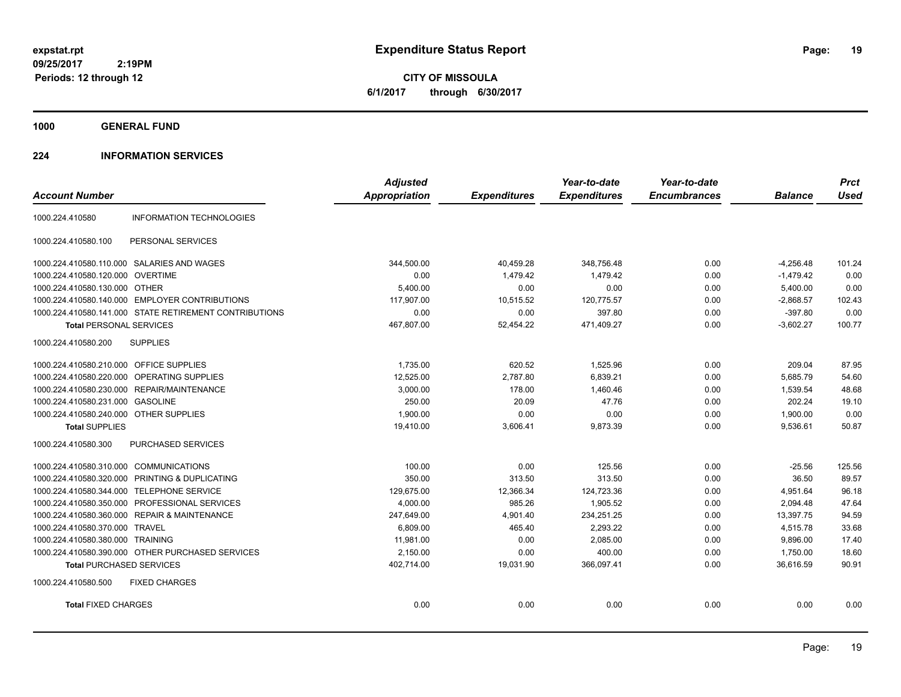**expstat.rpt**
**09/25/2017 2:19PM**
**Periods: 12 through 12**

# Expenditure Status Report

**CITY OF MISSOULA**
**6/1/2017 through 6/30/2017**

## 1000 GENERAL FUND

### 224 INFORMATION SERVICES

| Account Number | | Adjusted Appropriation | Expenditures | Year-to-date Expenditures | Year-to-date Encumbrances | Balance | Prct Used |
|---|---|---|---|---|---|---|---|
| 1000.224.410580 | INFORMATION TECHNOLOGIES | | | | | | |
| 1000.224.410580.100 | PERSONAL SERVICES | | | | | | |
| 1000.224.410580.110.000 | SALARIES AND WAGES | 344,500.00 | 40,459.28 | 348,756.48 | 0.00 | -4,256.48 | 101.24 |
| 1000.224.410580.120.000 | OVERTIME | 0.00 | 1,479.42 | 1,479.42 | 0.00 | -1,479.42 | 0.00 |
| 1000.224.410580.130.000 | OTHER | 5,400.00 | 0.00 | 0.00 | 0.00 | 5,400.00 | 0.00 |
| 1000.224.410580.140.000 | EMPLOYER CONTRIBUTIONS | 117,907.00 | 10,515.52 | 120,775.57 | 0.00 | -2,868.57 | 102.43 |
| 1000.224.410580.141.000 | STATE RETIREMENT CONTRIBUTIONS | 0.00 | 0.00 | 397.80 | 0.00 | -397.80 | 0.00 |
| **Total** PERSONAL SERVICES | | 467,807.00 | 52,454.22 | 471,409.27 | 0.00 | -3,602.27 | 100.77 |
| 1000.224.410580.200 | SUPPLIES | | | | | | |
| 1000.224.410580.210.000 | OFFICE SUPPLIES | 1,735.00 | 620.52 | 1,525.96 | 0.00 | 209.04 | 87.95 |
| 1000.224.410580.220.000 | OPERATING SUPPLIES | 12,525.00 | 2,787.80 | 6,839.21 | 0.00 | 5,685.79 | 54.60 |
| 1000.224.410580.230.000 | REPAIR/MAINTENANCE | 3,000.00 | 178.00 | 1,460.46 | 0.00 | 1,539.54 | 48.68 |
| 1000.224.410580.231.000 | GASOLINE | 250.00 | 20.09 | 47.76 | 0.00 | 202.24 | 19.10 |
| 1000.224.410580.240.000 | OTHER SUPPLIES | 1,900.00 | 0.00 | 0.00 | 0.00 | 1,900.00 | 0.00 |
| **Total** SUPPLIES | | 19,410.00 | 3,606.41 | 9,873.39 | 0.00 | 9,536.61 | 50.87 |
| 1000.224.410580.300 | PURCHASED SERVICES | | | | | | |
| 1000.224.410580.310.000 | COMMUNICATIONS | 100.00 | 0.00 | 125.56 | 0.00 | -25.56 | 125.56 |
| 1000.224.410580.320.000 | PRINTING & DUPLICATING | 350.00 | 313.50 | 313.50 | 0.00 | 36.50 | 89.57 |
| 1000.224.410580.344.000 | TELEPHONE SERVICE | 129,675.00 | 12,366.34 | 124,723.36 | 0.00 | 4,951.64 | 96.18 |
| 1000.224.410580.350.000 | PROFESSIONAL SERVICES | 4,000.00 | 985.26 | 1,905.52 | 0.00 | 2,094.48 | 47.64 |
| 1000.224.410580.360.000 | REPAIR & MAINTENANCE | 247,649.00 | 4,901.40 | 234,251.25 | 0.00 | 13,397.75 | 94.59 |
| 1000.224.410580.370.000 | TRAVEL | 6,809.00 | 465.40 | 2,293.22 | 0.00 | 4,515.78 | 33.68 |
| 1000.224.410580.380.000 | TRAINING | 11,981.00 | 0.00 | 2,085.00 | 0.00 | 9,896.00 | 17.40 |
| 1000.224.410580.390.000 | OTHER PURCHASED SERVICES | 2,150.00 | 0.00 | 400.00 | 0.00 | 1,750.00 | 18.60 |
| **Total** PURCHASED SERVICES | | 402,714.00 | 19,031.90 | 366,097.41 | 0.00 | 36,616.59 | 90.91 |
| 1000.224.410580.500 | FIXED CHARGES | | | | | | |
| **Total** FIXED CHARGES | | 0.00 | 0.00 | 0.00 | 0.00 | 0.00 | 0.00 |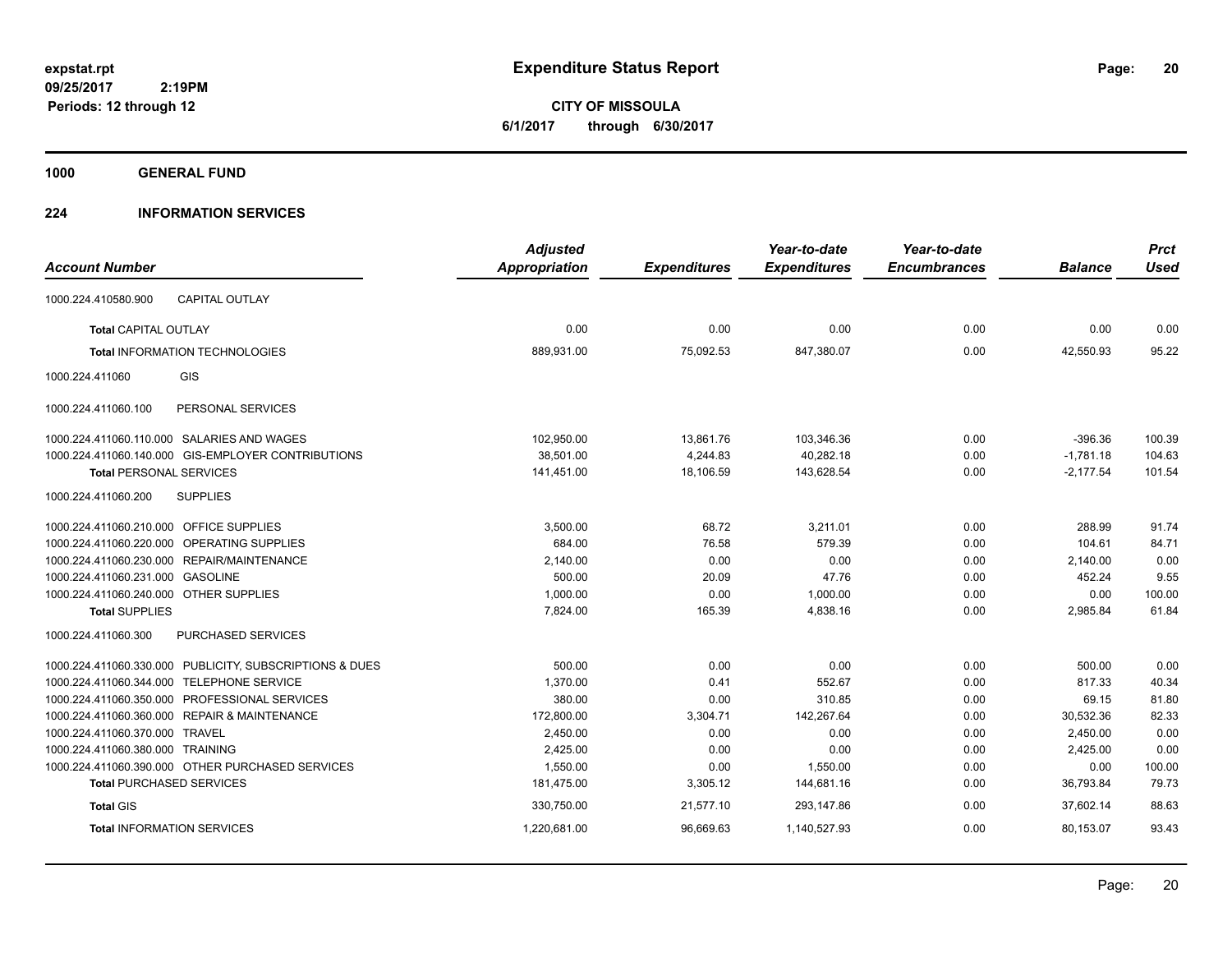# Expenditure Status Report

expstat.rpt
09/25/2017 2:19PM
Periods: 12 through 12

**CITY OF MISSOULA**
**6/1/2017 through 6/30/2017**

## 1000 GENERAL FUND

## 224 INFORMATION SERVICES

| Account Number | Adjusted Appropriation | Expenditures | Year-to-date Expenditures | Year-to-date Encumbrances | Balance | Prct Used |
|---|---|---|---|---|---|---|
| 1000.224.410580.900 CAPITAL OUTLAY | | | | | | |
| **Total** CAPITAL OUTLAY | 0.00 | 0.00 | 0.00 | 0.00 | 0.00 | 0.00 |
| **Total** INFORMATION TECHNOLOGIES | 889,931.00 | 75,092.53 | 847,380.07 | 0.00 | 42,550.93 | 95.22 |
| 1000.224.411060 GIS | | | | | | |
| 1000.224.411060.100 PERSONAL SERVICES | | | | | | |
| 1000.224.411060.110.000 SALARIES AND WAGES | 102,950.00 | 13,861.76 | 103,346.36 | 0.00 | -396.36 | 100.39 |
| 1000.224.411060.140.000 GIS-EMPLOYER CONTRIBUTIONS | 38,501.00 | 4,244.83 | 40,282.18 | 0.00 | -1,781.18 | 104.63 |
| **Total** PERSONAL SERVICES | 141,451.00 | 18,106.59 | 143,628.54 | 0.00 | -2,177.54 | 101.54 |
| 1000.224.411060.200 SUPPLIES | | | | | | |
| 1000.224.411060.210.000 OFFICE SUPPLIES | 3,500.00 | 68.72 | 3,211.01 | 0.00 | 288.99 | 91.74 |
| 1000.224.411060.220.000 OPERATING SUPPLIES | 684.00 | 76.58 | 579.39 | 0.00 | 104.61 | 84.71 |
| 1000.224.411060.230.000 REPAIR/MAINTENANCE | 2,140.00 | 0.00 | 0.00 | 0.00 | 2,140.00 | 0.00 |
| 1000.224.411060.231.000 GASOLINE | 500.00 | 20.09 | 47.76 | 0.00 | 452.24 | 9.55 |
| 1000.224.411060.240.000 OTHER SUPPLIES | 1,000.00 | 0.00 | 1,000.00 | 0.00 | 0.00 | 100.00 |
| **Total** SUPPLIES | 7,824.00 | 165.39 | 4,838.16 | 0.00 | 2,985.84 | 61.84 |
| 1000.224.411060.300 PURCHASED SERVICES | | | | | | |
| 1000.224.411060.330.000 PUBLICITY, SUBSCRIPTIONS & DUES | 500.00 | 0.00 | 0.00 | 0.00 | 500.00 | 0.00 |
| 1000.224.411060.344.000 TELEPHONE SERVICE | 1,370.00 | 0.41 | 552.67 | 0.00 | 817.33 | 40.34 |
| 1000.224.411060.350.000 PROFESSIONAL SERVICES | 380.00 | 0.00 | 310.85 | 0.00 | 69.15 | 81.80 |
| 1000.224.411060.360.000 REPAIR & MAINTENANCE | 172,800.00 | 3,304.71 | 142,267.64 | 0.00 | 30,532.36 | 82.33 |
| 1000.224.411060.370.000 TRAVEL | 2,450.00 | 0.00 | 0.00 | 0.00 | 2,450.00 | 0.00 |
| 1000.224.411060.380.000 TRAINING | 2,425.00 | 0.00 | 0.00 | 0.00 | 2,425.00 | 0.00 |
| 1000.224.411060.390.000 OTHER PURCHASED SERVICES | 1,550.00 | 0.00 | 1,550.00 | 0.00 | 0.00 | 100.00 |
| **Total** PURCHASED SERVICES | 181,475.00 | 3,305.12 | 144,681.16 | 0.00 | 36,793.84 | 79.73 |
| **Total** GIS | 330,750.00 | 21,577.10 | 293,147.86 | 0.00 | 37,602.14 | 88.63 |
| **Total** INFORMATION SERVICES | 1,220,681.00 | 96,669.63 | 1,140,527.93 | 0.00 | 80,153.07 | 93.43 |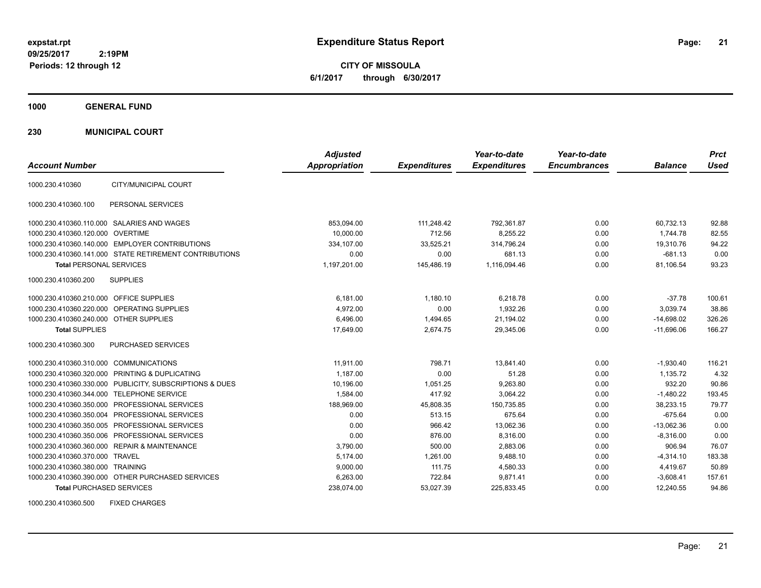# Expenditure Status Report

expstat.rpt
09/25/2017 2:19PM
Periods: 12 through 12

**CITY OF MISSOULA**
**6/1/2017 through 6/30/2017**

**1000 GENERAL FUND**

**230 MUNICIPAL COURT**

| Account Number | | Adjusted Appropriation | Expenditures | Year-to-date Expenditures | Year-to-date Encumbrances | Balance | Prct Used |
|---|---|---|---|---|---|---|---|
| 1000.230.410360 | CITY/MUNICIPAL COURT | | | | | | |
| 1000.230.410360.100 | PERSONAL SERVICES | | | | | | |
| 1000.230.410360.110.000 | SALARIES AND WAGES | 853,094.00 | 111,248.42 | 792,361.87 | 0.00 | 60,732.13 | 92.88 |
| 1000.230.410360.120.000 | OVERTIME | 10,000.00 | 712.56 | 8,255.22 | 0.00 | 1,744.78 | 82.55 |
| 1000.230.410360.140.000 | EMPLOYER CONTRIBUTIONS | 334,107.00 | 33,525.21 | 314,796.24 | 0.00 | 19,310.76 | 94.22 |
| 1000.230.410360.141.000 | STATE RETIREMENT CONTRIBUTIONS | 0.00 | 0.00 | 681.13 | 0.00 | -681.13 | 0.00 |
| **Total** PERSONAL SERVICES | | 1,197,201.00 | 145,486.19 | 1,116,094.46 | 0.00 | 81,106.54 | 93.23 |
| 1000.230.410360.200 | SUPPLIES | | | | | | |
| 1000.230.410360.210.000 | OFFICE SUPPLIES | 6,181.00 | 1,180.10 | 6,218.78 | 0.00 | -37.78 | 100.61 |
| 1000.230.410360.220.000 | OPERATING SUPPLIES | 4,972.00 | 0.00 | 1,932.26 | 0.00 | 3,039.74 | 38.86 |
| 1000.230.410360.240.000 | OTHER SUPPLIES | 6,496.00 | 1,494.65 | 21,194.02 | 0.00 | -14,698.02 | 326.26 |
| **Total** SUPPLIES | | 17,649.00 | 2,674.75 | 29,345.06 | 0.00 | -11,696.06 | 166.27 |
| 1000.230.410360.300 | PURCHASED SERVICES | | | | | | |
| 1000.230.410360.310.000 | COMMUNICATIONS | 11,911.00 | 798.71 | 13,841.40 | 0.00 | -1,930.40 | 116.21 |
| 1000.230.410360.320.000 | PRINTING & DUPLICATING | 1,187.00 | 0.00 | 51.28 | 0.00 | 1,135.72 | 4.32 |
| 1000.230.410360.330.000 | PUBLICITY, SUBSCRIPTIONS & DUES | 10,196.00 | 1,051.25 | 9,263.80 | 0.00 | 932.20 | 90.86 |
| 1000.230.410360.344.000 | TELEPHONE SERVICE | 1,584.00 | 417.92 | 3,064.22 | 0.00 | -1,480.22 | 193.45 |
| 1000.230.410360.350.000 | PROFESSIONAL SERVICES | 188,969.00 | 45,808.35 | 150,735.85 | 0.00 | 38,233.15 | 79.77 |
| 1000.230.410360.350.004 | PROFESSIONAL SERVICES | 0.00 | 513.15 | 675.64 | 0.00 | -675.64 | 0.00 |
| 1000.230.410360.350.005 | PROFESSIONAL SERVICES | 0.00 | 966.42 | 13,062.36 | 0.00 | -13,062.36 | 0.00 |
| 1000.230.410360.350.006 | PROFESSIONAL SERVICES | 0.00 | 876.00 | 8,316.00 | 0.00 | -8,316.00 | 0.00 |
| 1000.230.410360.360.000 | REPAIR & MAINTENANCE | 3,790.00 | 500.00 | 2,883.06 | 0.00 | 906.94 | 76.07 |
| 1000.230.410360.370.000 | TRAVEL | 5,174.00 | 1,261.00 | 9,488.10 | 0.00 | -4,314.10 | 183.38 |
| 1000.230.410360.380.000 | TRAINING | 9,000.00 | 111.75 | 4,580.33 | 0.00 | 4,419.67 | 50.89 |
| 1000.230.410360.390.000 | OTHER PURCHASED SERVICES | 6,263.00 | 722.84 | 9,871.41 | 0.00 | -3,608.41 | 157.61 |
| **Total** PURCHASED SERVICES | | 238,074.00 | 53,027.39 | 225,833.45 | 0.00 | 12,240.55 | 94.86 |
| 1000.230.410360.500 | FIXED CHARGES | | | | | | |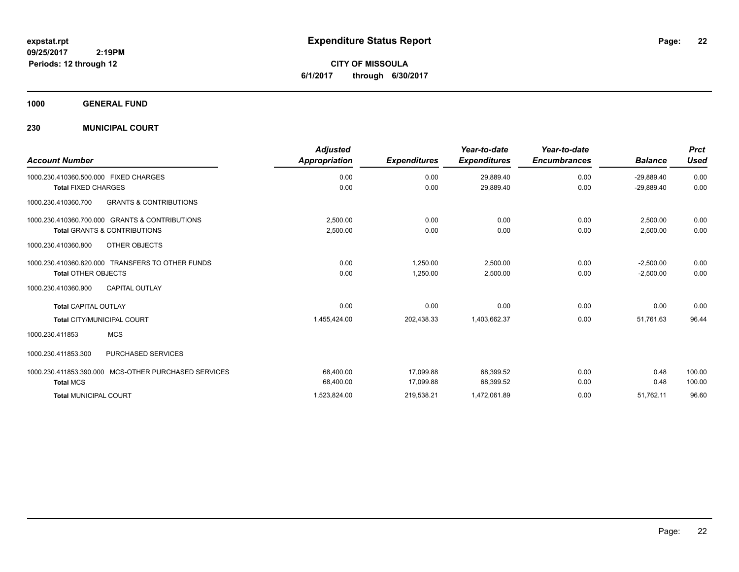**expstat.rpt**
**09/25/2017 2:19PM**
**Periods: 12 through 12**

# Expenditure Status Report

**CITY OF MISSOULA**
**6/1/2017 through 6/30/2017**

## 1000 GENERAL FUND

## 230 MUNICIPAL COURT

| Account Number | Adjusted Appropriation | Expenditures | Year-to-date Expenditures | Year-to-date Encumbrances | Balance | Prct Used |
|---|---|---|---|---|---|---|
| 1000.230.410360.500.000 FIXED CHARGES | 0.00 | 0.00 | 29,889.40 | 0.00 | -29,889.40 | 0.00 |
| **Total** FIXED CHARGES | 0.00 | 0.00 | 29,889.40 | 0.00 | -29,889.40 | 0.00 |
| 1000.230.410360.700 GRANTS & CONTRIBUTIONS | | | | | | |
| 1000.230.410360.700.000 GRANTS & CONTRIBUTIONS | 2,500.00 | 0.00 | 0.00 | 0.00 | 2,500.00 | 0.00 |
| **Total** GRANTS & CONTRIBUTIONS | 2,500.00 | 0.00 | 0.00 | 0.00 | 2,500.00 | 0.00 |
| 1000.230.410360.800 OTHER OBJECTS | | | | | | |
| 1000.230.410360.820.000 TRANSFERS TO OTHER FUNDS | 0.00 | 1,250.00 | 2,500.00 | 0.00 | -2,500.00 | 0.00 |
| **Total** OTHER OBJECTS | 0.00 | 1,250.00 | 2,500.00 | 0.00 | -2,500.00 | 0.00 |
| 1000.230.410360.900 CAPITAL OUTLAY | | | | | | |
| **Total** CAPITAL OUTLAY | 0.00 | 0.00 | 0.00 | 0.00 | 0.00 | 0.00 |
| **Total** CITY/MUNICIPAL COURT | 1,455,424.00 | 202,438.33 | 1,403,662.37 | 0.00 | 51,761.63 | 96.44 |
| 1000.230.411853 MCS | | | | | | |
| 1000.230.411853.300 PURCHASED SERVICES | | | | | | |
| 1000.230.411853.390.000 MCS-OTHER PURCHASED SERVICES | 68,400.00 | 17,099.88 | 68,399.52 | 0.00 | 0.48 | 100.00 |
| **Total** MCS | 68,400.00 | 17,099.88 | 68,399.52 | 0.00 | 0.48 | 100.00 |
| **Total** MUNICIPAL COURT | 1,523,824.00 | 219,538.21 | 1,472,061.89 | 0.00 | 51,762.11 | 96.60 |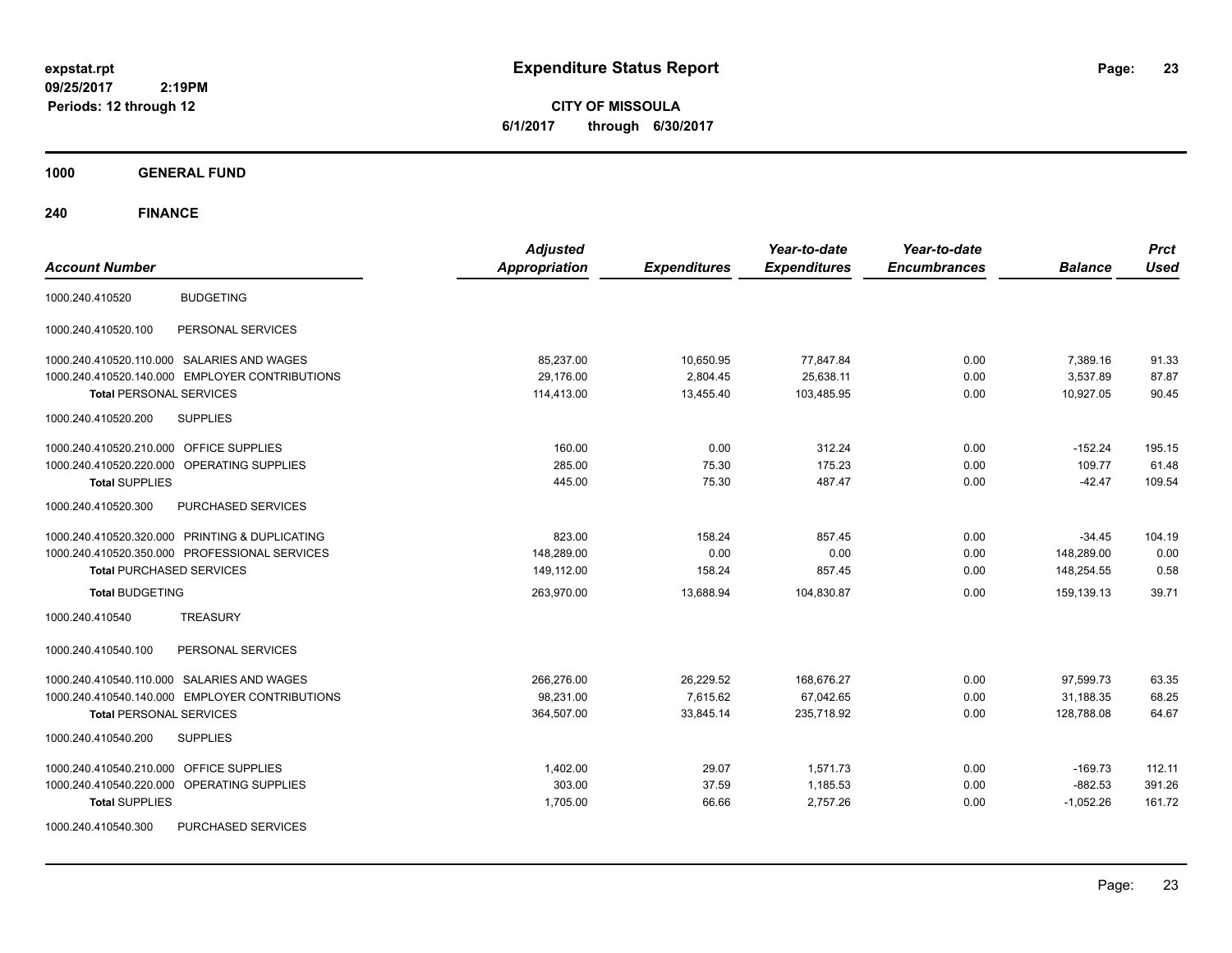**expstat.rpt**
**09/25/2017 2:19PM**
**Periods: 12 through 12**

# Expenditure Status Report

**CITY OF MISSOULA**
**6/1/2017 through 6/30/2017**

## 1000 GENERAL FUND

### 240 FINANCE

| Account Number | | Adjusted Appropriation | Expenditures | Year-to-date Expenditures | Year-to-date Encumbrances | Balance | Prct Used |
|---|---|---|---|---|---|---|---|
| 1000.240.410520 | BUDGETING | | | | | | |
| 1000.240.410520.100 | PERSONAL SERVICES | | | | | | |
| 1000.240.410520.110.000 | SALARIES AND WAGES | 85,237.00 | 10,650.95 | 77,847.84 | 0.00 | 7,389.16 | 91.33 |
| 1000.240.410520.140.000 | EMPLOYER CONTRIBUTIONS | 29,176.00 | 2,804.45 | 25,638.11 | 0.00 | 3,537.89 | 87.87 |
| **Total** PERSONAL SERVICES | | 114,413.00 | 13,455.40 | 103,485.95 | 0.00 | 10,927.05 | 90.45 |
| 1000.240.410520.200 | SUPPLIES | | | | | | |
| 1000.240.410520.210.000 | OFFICE SUPPLIES | 160.00 | 0.00 | 312.24 | 0.00 | -152.24 | 195.15 |
| 1000.240.410520.220.000 | OPERATING SUPPLIES | 285.00 | 75.30 | 175.23 | 0.00 | 109.77 | 61.48 |
| **Total** SUPPLIES | | 445.00 | 75.30 | 487.47 | 0.00 | -42.47 | 109.54 |
| 1000.240.410520.300 | PURCHASED SERVICES | | | | | | |
| 1000.240.410520.320.000 | PRINTING & DUPLICATING | 823.00 | 158.24 | 857.45 | 0.00 | -34.45 | 104.19 |
| 1000.240.410520.350.000 | PROFESSIONAL SERVICES | 148,289.00 | 0.00 | 0.00 | 0.00 | 148,289.00 | 0.00 |
| **Total** PURCHASED SERVICES | | 149,112.00 | 158.24 | 857.45 | 0.00 | 148,254.55 | 0.58 |
| **Total** BUDGETING | | 263,970.00 | 13,688.94 | 104,830.87 | 0.00 | 159,139.13 | 39.71 |
| 1000.240.410540 | TREASURY | | | | | | |
| 1000.240.410540.100 | PERSONAL SERVICES | | | | | | |
| 1000.240.410540.110.000 | SALARIES AND WAGES | 266,276.00 | 26,229.52 | 168,676.27 | 0.00 | 97,599.73 | 63.35 |
| 1000.240.410540.140.000 | EMPLOYER CONTRIBUTIONS | 98,231.00 | 7,615.62 | 67,042.65 | 0.00 | 31,188.35 | 68.25 |
| **Total** PERSONAL SERVICES | | 364,507.00 | 33,845.14 | 235,718.92 | 0.00 | 128,788.08 | 64.67 |
| 1000.240.410540.200 | SUPPLIES | | | | | | |
| 1000.240.410540.210.000 | OFFICE SUPPLIES | 1,402.00 | 29.07 | 1,571.73 | 0.00 | -169.73 | 112.11 |
| 1000.240.410540.220.000 | OPERATING SUPPLIES | 303.00 | 37.59 | 1,185.53 | 0.00 | -882.53 | 391.26 |
| **Total** SUPPLIES | | 1,705.00 | 66.66 | 2,757.26 | 0.00 | -1,052.26 | 161.72 |
| 1000.240.410540.300 | PURCHASED SERVICES | | | | | | |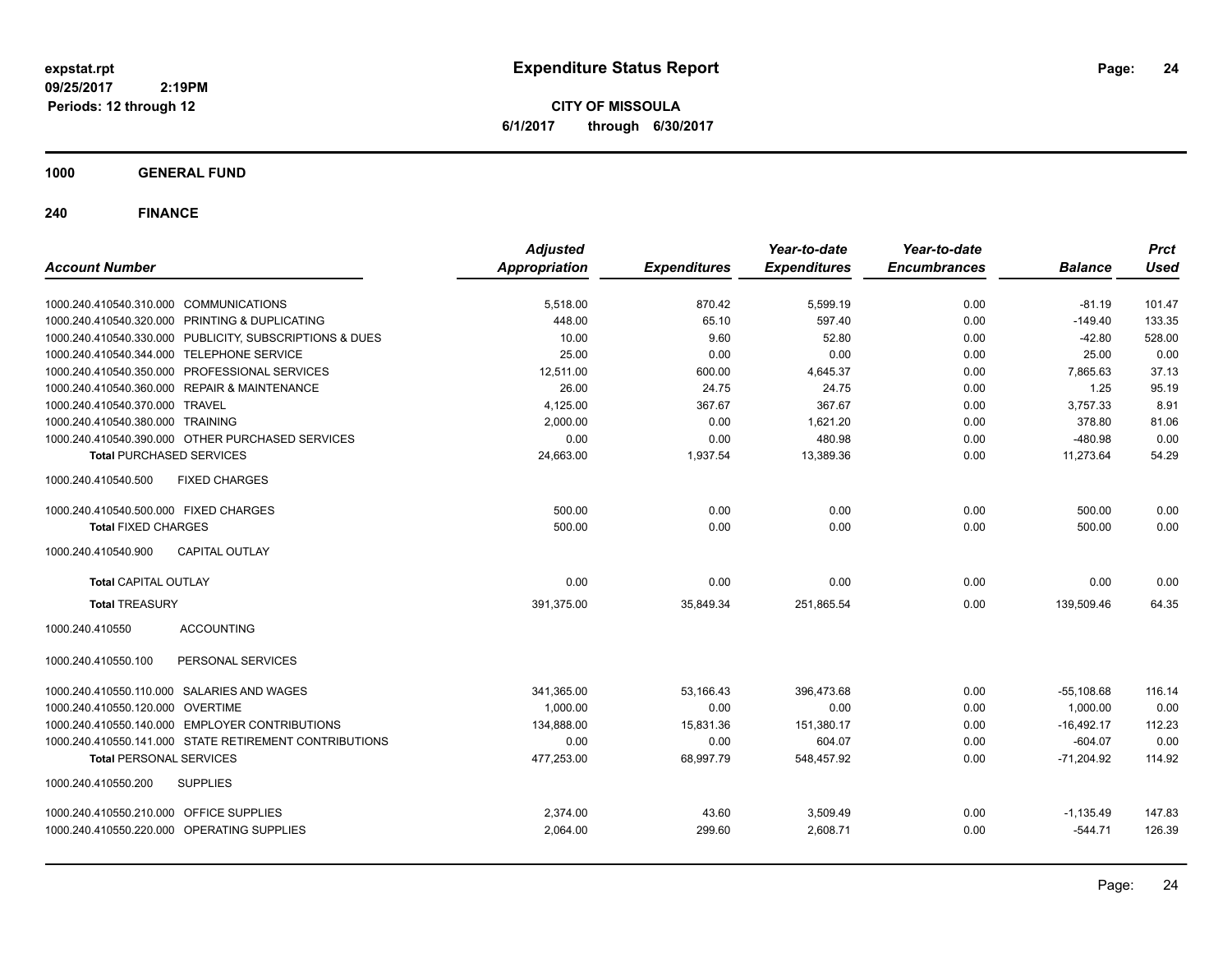# Expenditure Status Report

**CITY OF MISSOULA**
**6/1/2017 through 6/30/2017**

expstat.rpt
09/25/2017 2:19PM
Periods: 12 through 12

## 1000 GENERAL FUND

### 240 FINANCE

| Account Number | | Adjusted Appropriation | Expenditures | Year-to-date Expenditures | Year-to-date Encumbrances | Balance | Prct Used |
|---|---|---|---|---|---|---|---|
| 1000.240.410540.310.000 | COMMUNICATIONS | 5,518.00 | 870.42 | 5,599.19 | 0.00 | -81.19 | 101.47 |
| 1000.240.410540.320.000 | PRINTING & DUPLICATING | 448.00 | 65.10 | 597.40 | 0.00 | -149.40 | 133.35 |
| 1000.240.410540.330.000 | PUBLICITY, SUBSCRIPTIONS & DUES | 10.00 | 9.60 | 52.80 | 0.00 | -42.80 | 528.00 |
| 1000.240.410540.344.000 | TELEPHONE SERVICE | 25.00 | 0.00 | 0.00 | 0.00 | 25.00 | 0.00 |
| 1000.240.410540.350.000 | PROFESSIONAL SERVICES | 12,511.00 | 600.00 | 4,645.37 | 0.00 | 7,865.63 | 37.13 |
| 1000.240.410540.360.000 | REPAIR & MAINTENANCE | 26.00 | 24.75 | 24.75 | 0.00 | 1.25 | 95.19 |
| 1000.240.410540.370.000 | TRAVEL | 4,125.00 | 367.67 | 367.67 | 0.00 | 3,757.33 | 8.91 |
| 1000.240.410540.380.000 | TRAINING | 2,000.00 | 0.00 | 1,621.20 | 0.00 | 378.80 | 81.06 |
| 1000.240.410540.390.000 | OTHER PURCHASED SERVICES | 0.00 | 0.00 | 480.98 | 0.00 | -480.98 | 0.00 |
| **Total** PURCHASED SERVICES | | 24,663.00 | 1,937.54 | 13,389.36 | 0.00 | 11,273.64 | 54.29 |
| 1000.240.410540.500 | FIXED CHARGES | | | | | | |
| 1000.240.410540.500.000 | FIXED CHARGES | 500.00 | 0.00 | 0.00 | 0.00 | 500.00 | 0.00 |
| **Total** FIXED CHARGES | | 500.00 | 0.00 | 0.00 | 0.00 | 500.00 | 0.00 |
| 1000.240.410540.900 | CAPITAL OUTLAY | | | | | | |
| **Total** CAPITAL OUTLAY | | 0.00 | 0.00 | 0.00 | 0.00 | 0.00 | 0.00 |
| **Total** TREASURY | | 391,375.00 | 35,849.34 | 251,865.54 | 0.00 | 139,509.46 | 64.35 |
| 1000.240.410550 | ACCOUNTING | | | | | | |
| 1000.240.410550.100 | PERSONAL SERVICES | | | | | | |
| 1000.240.410550.110.000 | SALARIES AND WAGES | 341,365.00 | 53,166.43 | 396,473.68 | 0.00 | -55,108.68 | 116.14 |
| 1000.240.410550.120.000 | OVERTIME | 1,000.00 | 0.00 | 0.00 | 0.00 | 1,000.00 | 0.00 |
| 1000.240.410550.140.000 | EMPLOYER CONTRIBUTIONS | 134,888.00 | 15,831.36 | 151,380.17 | 0.00 | -16,492.17 | 112.23 |
| 1000.240.410550.141.000 | STATE RETIREMENT CONTRIBUTIONS | 0.00 | 0.00 | 604.07 | 0.00 | -604.07 | 0.00 |
| **Total** PERSONAL SERVICES | | 477,253.00 | 68,997.79 | 548,457.92 | 0.00 | -71,204.92 | 114.92 |
| 1000.240.410550.200 | SUPPLIES | | | | | | |
| 1000.240.410550.210.000 | OFFICE SUPPLIES | 2,374.00 | 43.60 | 3,509.49 | 0.00 | -1,135.49 | 147.83 |
| 1000.240.410550.220.000 | OPERATING SUPPLIES | 2,064.00 | 299.60 | 2,608.71 | 0.00 | -544.71 | 126.39 |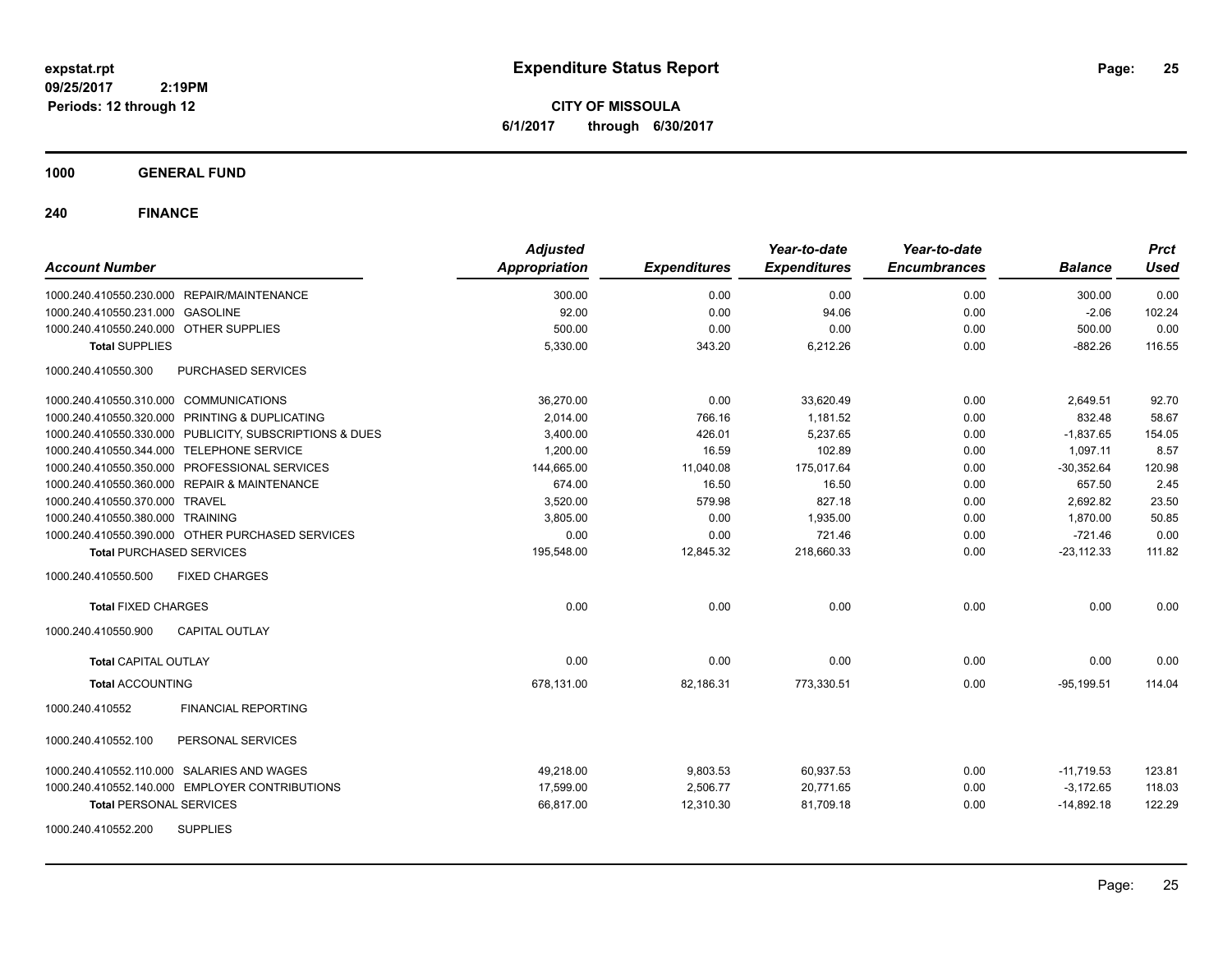**expstat.rpt**
**09/25/2017 2:19PM**
**Periods: 12 through 12**

# Expenditure Status Report

**CITY OF MISSOULA**
**6/1/2017 through 6/30/2017**

## 1000 GENERAL FUND

## 240 FINANCE

| Account Number | | Adjusted Appropriation | Expenditures | Year-to-date Expenditures | Year-to-date Encumbrances | Balance | Prct Used |
|---|---|---|---|---|---|---|---|
| 1000.240.410550.230.000 | REPAIR/MAINTENANCE | 300.00 | 0.00 | 0.00 | 0.00 | 300.00 | 0.00 |
| 1000.240.410550.231.000 | GASOLINE | 92.00 | 0.00 | 94.06 | 0.00 | -2.06 | 102.24 |
| 1000.240.410550.240.000 | OTHER SUPPLIES | 500.00 | 0.00 | 0.00 | 0.00 | 500.00 | 0.00 |
| **Total** SUPPLIES | | 5,330.00 | 343.20 | 6,212.26 | 0.00 | -882.26 | 116.55 |
| 1000.240.410550.300 | PURCHASED SERVICES | | | | | | |
| 1000.240.410550.310.000 | COMMUNICATIONS | 36,270.00 | 0.00 | 33,620.49 | 0.00 | 2,649.51 | 92.70 |
| 1000.240.410550.320.000 | PRINTING & DUPLICATING | 2,014.00 | 766.16 | 1,181.52 | 0.00 | 832.48 | 58.67 |
| 1000.240.410550.330.000 | PUBLICITY, SUBSCRIPTIONS & DUES | 3,400.00 | 426.01 | 5,237.65 | 0.00 | -1,837.65 | 154.05 |
| 1000.240.410550.344.000 | TELEPHONE SERVICE | 1,200.00 | 16.59 | 102.89 | 0.00 | 1,097.11 | 8.57 |
| 1000.240.410550.350.000 | PROFESSIONAL SERVICES | 144,665.00 | 11,040.08 | 175,017.64 | 0.00 | -30,352.64 | 120.98 |
| 1000.240.410550.360.000 | REPAIR & MAINTENANCE | 674.00 | 16.50 | 16.50 | 0.00 | 657.50 | 2.45 |
| 1000.240.410550.370.000 | TRAVEL | 3,520.00 | 579.98 | 827.18 | 0.00 | 2,692.82 | 23.50 |
| 1000.240.410550.380.000 | TRAINING | 3,805.00 | 0.00 | 1,935.00 | 0.00 | 1,870.00 | 50.85 |
| 1000.240.410550.390.000 | OTHER PURCHASED SERVICES | 0.00 | 0.00 | 721.46 | 0.00 | -721.46 | 0.00 |
| **Total** PURCHASED SERVICES | | 195,548.00 | 12,845.32 | 218,660.33 | 0.00 | -23,112.33 | 111.82 |
| 1000.240.410550.500 | FIXED CHARGES | | | | | | |
| **Total** FIXED CHARGES | | 0.00 | 0.00 | 0.00 | 0.00 | 0.00 | 0.00 |
| 1000.240.410550.900 | CAPITAL OUTLAY | | | | | | |
| **Total** CAPITAL OUTLAY | | 0.00 | 0.00 | 0.00 | 0.00 | 0.00 | 0.00 |
| **Total** ACCOUNTING | | 678,131.00 | 82,186.31 | 773,330.51 | 0.00 | -95,199.51 | 114.04 |
| 1000.240.410552 | FINANCIAL REPORTING | | | | | | |
| 1000.240.410552.100 | PERSONAL SERVICES | | | | | | |
| 1000.240.410552.110.000 | SALARIES AND WAGES | 49,218.00 | 9,803.53 | 60,937.53 | 0.00 | -11,719.53 | 123.81 |
| 1000.240.410552.140.000 | EMPLOYER CONTRIBUTIONS | 17,599.00 | 2,506.77 | 20,771.65 | 0.00 | -3,172.65 | 118.03 |
| **Total** PERSONAL SERVICES | | 66,817.00 | 12,310.30 | 81,709.18 | 0.00 | -14,892.18 | 122.29 |
| 1000.240.410552.200 | SUPPLIES | | | | | | |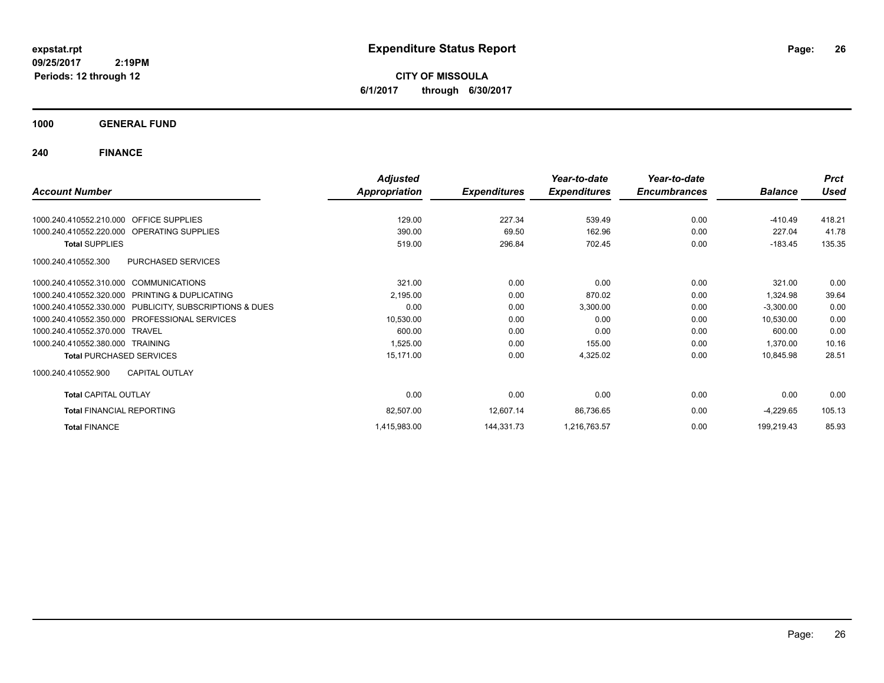**expstat.rpt**
**09/25/2017 2:19PM**
**Periods: 12 through 12**

# Expenditure Status Report

**CITY OF MISSOULA**
**6/1/2017 through 6/30/2017**

## 1000 GENERAL FUND

## 240 FINANCE

| Account Number | | Adjusted Appropriation | Expenditures | Year-to-date Expenditures | Year-to-date Encumbrances | Balance | Prct Used |
|---|---|---|---|---|---|---|---|
| 1000.240.410552.210.000 | OFFICE SUPPLIES | 129.00 | 227.34 | 539.49 | 0.00 | -410.49 | 418.21 |
| 1000.240.410552.220.000 | OPERATING SUPPLIES | 390.00 | 69.50 | 162.96 | 0.00 | 227.04 | 41.78 |
| **Total** SUPPLIES | | 519.00 | 296.84 | 702.45 | 0.00 | -183.45 | 135.35 |
| 1000.240.410552.300 | PURCHASED SERVICES | | | | | | |
| 1000.240.410552.310.000 | COMMUNICATIONS | 321.00 | 0.00 | 0.00 | 0.00 | 321.00 | 0.00 |
| 1000.240.410552.320.000 | PRINTING & DUPLICATING | 2,195.00 | 0.00 | 870.02 | 0.00 | 1,324.98 | 39.64 |
| 1000.240.410552.330.000 | PUBLICITY, SUBSCRIPTIONS & DUES | 0.00 | 0.00 | 3,300.00 | 0.00 | -3,300.00 | 0.00 |
| 1000.240.410552.350.000 | PROFESSIONAL SERVICES | 10,530.00 | 0.00 | 0.00 | 0.00 | 10,530.00 | 0.00 |
| 1000.240.410552.370.000 | TRAVEL | 600.00 | 0.00 | 0.00 | 0.00 | 600.00 | 0.00 |
| 1000.240.410552.380.000 | TRAINING | 1,525.00 | 0.00 | 155.00 | 0.00 | 1,370.00 | 10.16 |
| **Total** PURCHASED SERVICES | | 15,171.00 | 0.00 | 4,325.02 | 0.00 | 10,845.98 | 28.51 |
| 1000.240.410552.900 | CAPITAL OUTLAY | | | | | | |
| **Total** CAPITAL OUTLAY | | 0.00 | 0.00 | 0.00 | 0.00 | 0.00 | 0.00 |
| **Total** FINANCIAL REPORTING | | 82,507.00 | 12,607.14 | 86,736.65 | 0.00 | -4,229.65 | 105.13 |
| **Total** FINANCE | | 1,415,983.00 | 144,331.73 | 1,216,763.57 | 0.00 | 199,219.43 | 85.93 |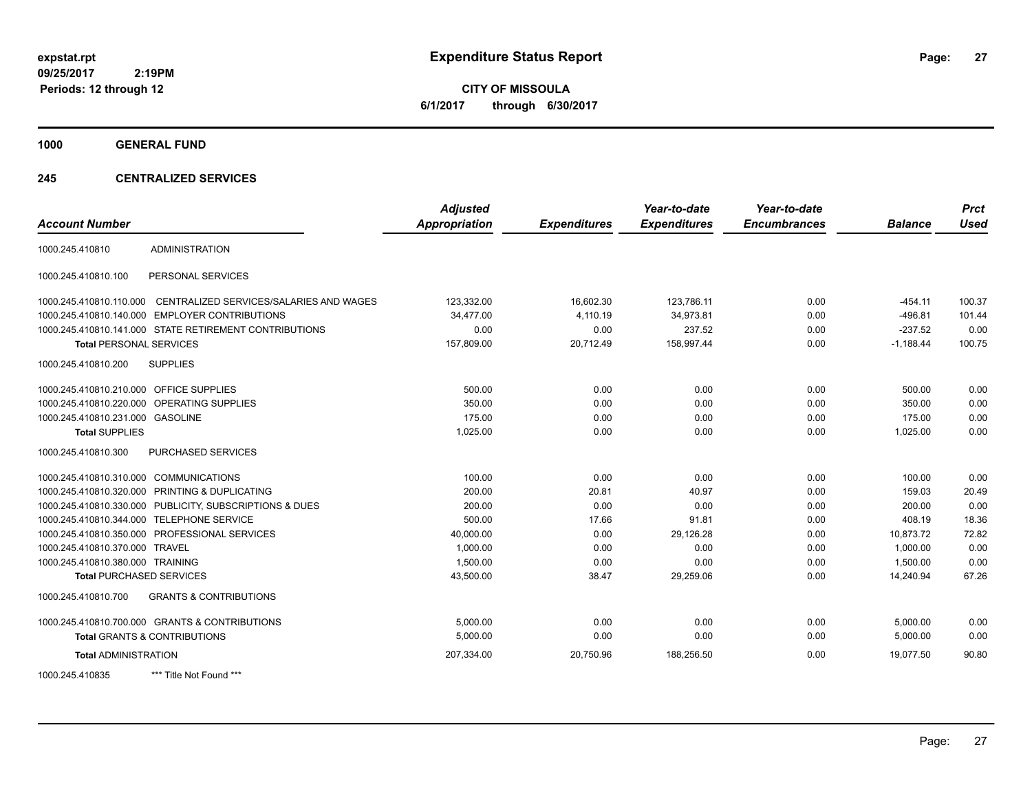**expstat.rpt**
**09/25/2017 2:19PM**
**Periods: 12 through 12**

# Expenditure Status Report

**CITY OF MISSOULA**
**6/1/2017 through 6/30/2017**

## 1000 GENERAL FUND

### 245 CENTRALIZED SERVICES

| Account Number | | Adjusted Appropriation | Expenditures | Year-to-date Expenditures | Year-to-date Encumbrances | Balance | Prct Used |
|---|---|---|---|---|---|---|---|
| 1000.245.410810 | ADMINISTRATION | | | | | | |
| 1000.245.410810.100 | PERSONAL SERVICES | | | | | | |
| 1000.245.410810.110.000 | CENTRALIZED SERVICES/SALARIES AND WAGES | 123,332.00 | 16,602.30 | 123,786.11 | 0.00 | -454.11 | 100.37 |
| 1000.245.410810.140.000 | EMPLOYER CONTRIBUTIONS | 34,477.00 | 4,110.19 | 34,973.81 | 0.00 | -496.81 | 101.44 |
| 1000.245.410810.141.000 | STATE RETIREMENT CONTRIBUTIONS | 0.00 | 0.00 | 237.52 | 0.00 | -237.52 | 0.00 |
| **Total** PERSONAL SERVICES | | 157,809.00 | 20,712.49 | 158,997.44 | 0.00 | -1,188.44 | 100.75 |
| 1000.245.410810.200 | SUPPLIES | | | | | | |
| 1000.245.410810.210.000 | OFFICE SUPPLIES | 500.00 | 0.00 | 0.00 | 0.00 | 500.00 | 0.00 |
| 1000.245.410810.220.000 | OPERATING SUPPLIES | 350.00 | 0.00 | 0.00 | 0.00 | 350.00 | 0.00 |
| 1000.245.410810.231.000 | GASOLINE | 175.00 | 0.00 | 0.00 | 0.00 | 175.00 | 0.00 |
| **Total** SUPPLIES | | 1,025.00 | 0.00 | 0.00 | 0.00 | 1,025.00 | 0.00 |
| 1000.245.410810.300 | PURCHASED SERVICES | | | | | | |
| 1000.245.410810.310.000 | COMMUNICATIONS | 100.00 | 0.00 | 0.00 | 0.00 | 100.00 | 0.00 |
| 1000.245.410810.320.000 | PRINTING & DUPLICATING | 200.00 | 20.81 | 40.97 | 0.00 | 159.03 | 20.49 |
| 1000.245.410810.330.000 | PUBLICITY, SUBSCRIPTIONS & DUES | 200.00 | 0.00 | 0.00 | 0.00 | 200.00 | 0.00 |
| 1000.245.410810.344.000 | TELEPHONE SERVICE | 500.00 | 17.66 | 91.81 | 0.00 | 408.19 | 18.36 |
| 1000.245.410810.350.000 | PROFESSIONAL SERVICES | 40,000.00 | 0.00 | 29,126.28 | 0.00 | 10,873.72 | 72.82 |
| 1000.245.410810.370.000 | TRAVEL | 1,000.00 | 0.00 | 0.00 | 0.00 | 1,000.00 | 0.00 |
| 1000.245.410810.380.000 | TRAINING | 1,500.00 | 0.00 | 0.00 | 0.00 | 1,500.00 | 0.00 |
| **Total** PURCHASED SERVICES | | 43,500.00 | 38.47 | 29,259.06 | 0.00 | 14,240.94 | 67.26 |
| 1000.245.410810.700 | GRANTS & CONTRIBUTIONS | | | | | | |
| 1000.245.410810.700.000 | GRANTS & CONTRIBUTIONS | 5,000.00 | 0.00 | 0.00 | 0.00 | 5,000.00 | 0.00 |
| **Total** GRANTS & CONTRIBUTIONS | | 5,000.00 | 0.00 | 0.00 | 0.00 | 5,000.00 | 0.00 |
| **Total** ADMINISTRATION | | 207,334.00 | 20,750.96 | 188,256.50 | 0.00 | 19,077.50 | 90.80 |
| 1000.245.410835 | *** Title Not Found *** | | | | | | |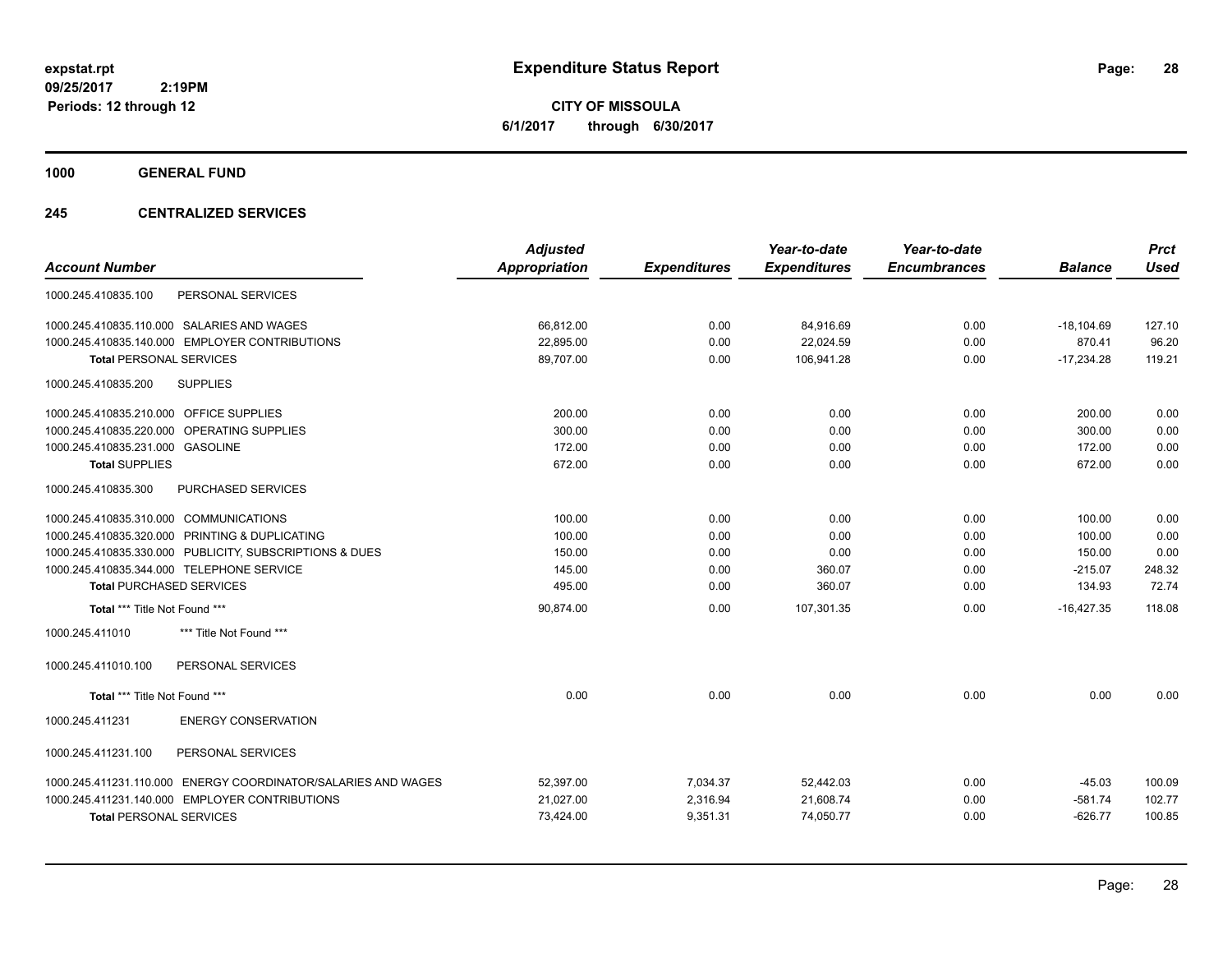# Expenditure Status Report

**CITY OF MISSOULA**

**6/1/2017 through 6/30/2017**

expstat.rpt
09/25/2017 2:19PM
Periods: 12 through 12

## 1000 GENERAL FUND

## 245 CENTRALIZED SERVICES

| Account Number | | Adjusted Appropriation | Expenditures | Year-to-date Expenditures | Year-to-date Encumbrances | Balance | Prct Used |
|---|---|---|---|---|---|---|---|
| 1000.245.410835.100 | PERSONAL SERVICES | | | | | | |
| 1000.245.410835.110.000 | SALARIES AND WAGES | 66,812.00 | 0.00 | 84,916.69 | 0.00 | -18,104.69 | 127.10 |
| 1000.245.410835.140.000 | EMPLOYER CONTRIBUTIONS | 22,895.00 | 0.00 | 22,024.59 | 0.00 | 870.41 | 96.20 |
| **Total** PERSONAL SERVICES | | 89,707.00 | 0.00 | 106,941.28 | 0.00 | -17,234.28 | 119.21 |
| 1000.245.410835.200 | SUPPLIES | | | | | | |
| 1000.245.410835.210.000 | OFFICE SUPPLIES | 200.00 | 0.00 | 0.00 | 0.00 | 200.00 | 0.00 |
| 1000.245.410835.220.000 | OPERATING SUPPLIES | 300.00 | 0.00 | 0.00 | 0.00 | 300.00 | 0.00 |
| 1000.245.410835.231.000 | GASOLINE | 172.00 | 0.00 | 0.00 | 0.00 | 172.00 | 0.00 |
| **Total** SUPPLIES | | 672.00 | 0.00 | 0.00 | 0.00 | 672.00 | 0.00 |
| 1000.245.410835.300 | PURCHASED SERVICES | | | | | | |
| 1000.245.410835.310.000 | COMMUNICATIONS | 100.00 | 0.00 | 0.00 | 0.00 | 100.00 | 0.00 |
| 1000.245.410835.320.000 | PRINTING & DUPLICATING | 100.00 | 0.00 | 0.00 | 0.00 | 100.00 | 0.00 |
| 1000.245.410835.330.000 | PUBLICITY, SUBSCRIPTIONS & DUES | 150.00 | 0.00 | 0.00 | 0.00 | 150.00 | 0.00 |
| 1000.245.410835.344.000 | TELEPHONE SERVICE | 145.00 | 0.00 | 360.07 | 0.00 | -215.07 | 248.32 |
| **Total** PURCHASED SERVICES | | 495.00 | 0.00 | 360.07 | 0.00 | 134.93 | 72.74 |
| **Total** *** Title Not Found *** | | 90,874.00 | 0.00 | 107,301.35 | 0.00 | -16,427.35 | 118.08 |
| 1000.245.411010 | *** Title Not Found *** | | | | | | |
| 1000.245.411010.100 | PERSONAL SERVICES | | | | | | |
| **Total** *** Title Not Found *** | | 0.00 | 0.00 | 0.00 | 0.00 | 0.00 | 0.00 |
| 1000.245.411231 | ENERGY CONSERVATION | | | | | | |
| 1000.245.411231.100 | PERSONAL SERVICES | | | | | | |
| 1000.245.411231.110.000 | ENERGY COORDINATOR/SALARIES AND WAGES | 52,397.00 | 7,034.37 | 52,442.03 | 0.00 | -45.03 | 100.09 |
| 1000.245.411231.140.000 | EMPLOYER CONTRIBUTIONS | 21,027.00 | 2,316.94 | 21,608.74 | 0.00 | -581.74 | 102.77 |
| **Total** PERSONAL SERVICES | | 73,424.00 | 9,351.31 | 74,050.77 | 0.00 | -626.77 | 100.85 |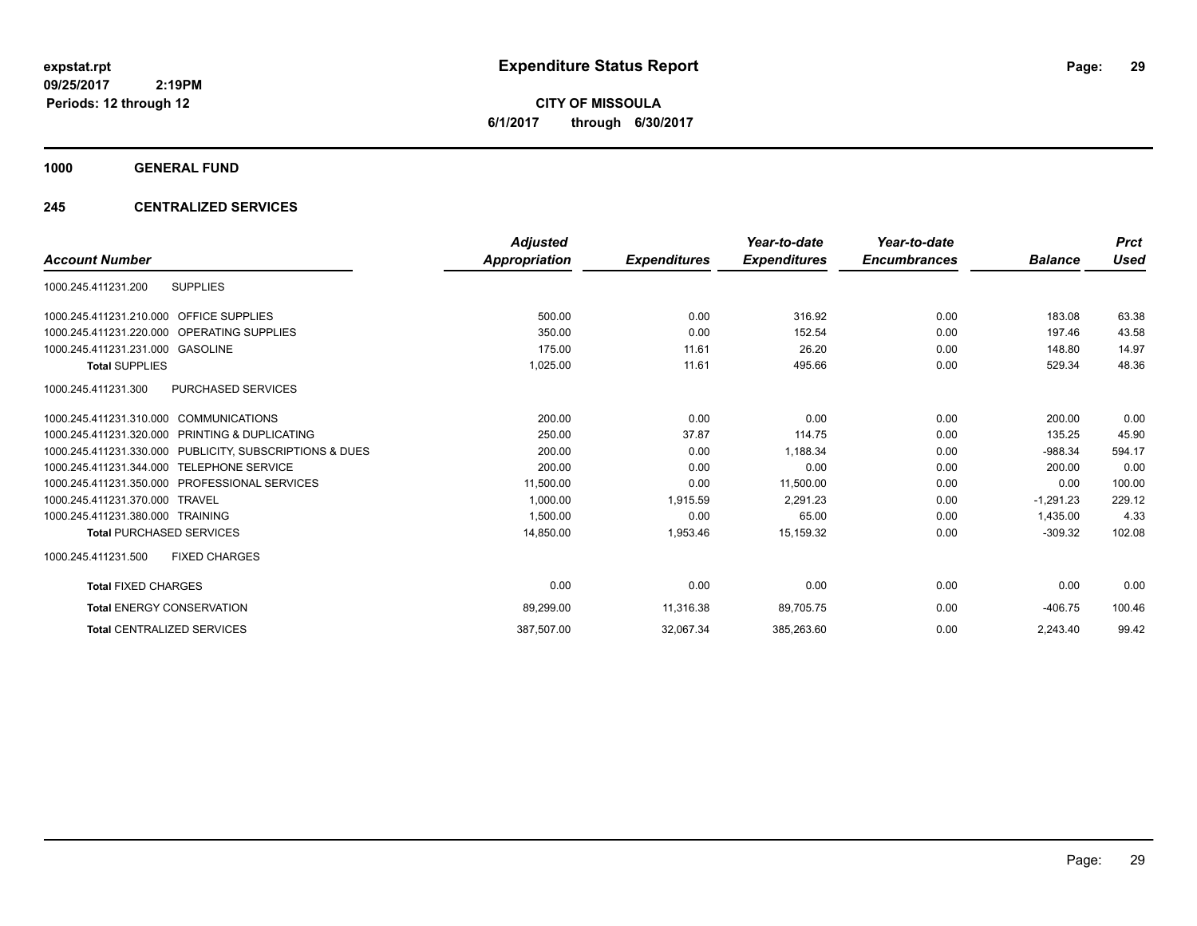# Expenditure Status Report

**CITY OF MISSOULA**
**6/1/2017 through 6/30/2017**

expstat.rpt
09/25/2017 2:19PM
Periods: 12 through 12

## 1000 GENERAL FUND

## 245 CENTRALIZED SERVICES

| Account Number | | Adjusted Appropriation | Expenditures | Year-to-date Expenditures | Year-to-date Encumbrances | Balance | Prct Used |
|---|---|---|---|---|---|---|---|
| 1000.245.411231.200 | SUPPLIES | | | | | | |
| 1000.245.411231.210.000 | OFFICE SUPPLIES | 500.00 | 0.00 | 316.92 | 0.00 | 183.08 | 63.38 |
| 1000.245.411231.220.000 | OPERATING SUPPLIES | 350.00 | 0.00 | 152.54 | 0.00 | 197.46 | 43.58 |
| 1000.245.411231.231.000 | GASOLINE | 175.00 | 11.61 | 26.20 | 0.00 | 148.80 | 14.97 |
| **Total** SUPPLIES | | 1,025.00 | 11.61 | 495.66 | 0.00 | 529.34 | 48.36 |
| 1000.245.411231.300 | PURCHASED SERVICES | | | | | | |
| 1000.245.411231.310.000 | COMMUNICATIONS | 200.00 | 0.00 | 0.00 | 0.00 | 200.00 | 0.00 |
| 1000.245.411231.320.000 | PRINTING & DUPLICATING | 250.00 | 37.87 | 114.75 | 0.00 | 135.25 | 45.90 |
| 1000.245.411231.330.000 | PUBLICITY, SUBSCRIPTIONS & DUES | 200.00 | 0.00 | 1,188.34 | 0.00 | -988.34 | 594.17 |
| 1000.245.411231.344.000 | TELEPHONE SERVICE | 200.00 | 0.00 | 0.00 | 0.00 | 200.00 | 0.00 |
| 1000.245.411231.350.000 | PROFESSIONAL SERVICES | 11,500.00 | 0.00 | 11,500.00 | 0.00 | 0.00 | 100.00 |
| 1000.245.411231.370.000 | TRAVEL | 1,000.00 | 1,915.59 | 2,291.23 | 0.00 | -1,291.23 | 229.12 |
| 1000.245.411231.380.000 | TRAINING | 1,500.00 | 0.00 | 65.00 | 0.00 | 1,435.00 | 4.33 |
| **Total** PURCHASED SERVICES | | 14,850.00 | 1,953.46 | 15,159.32 | 0.00 | -309.32 | 102.08 |
| 1000.245.411231.500 | FIXED CHARGES | | | | | | |
| **Total** FIXED CHARGES | | 0.00 | 0.00 | 0.00 | 0.00 | 0.00 | 0.00 |
| **Total** ENERGY CONSERVATION | | 89,299.00 | 11,316.38 | 89,705.75 | 0.00 | -406.75 | 100.46 |
| **Total** CENTRALIZED SERVICES | | 387,507.00 | 32,067.34 | 385,263.60 | 0.00 | 2,243.40 | 99.42 |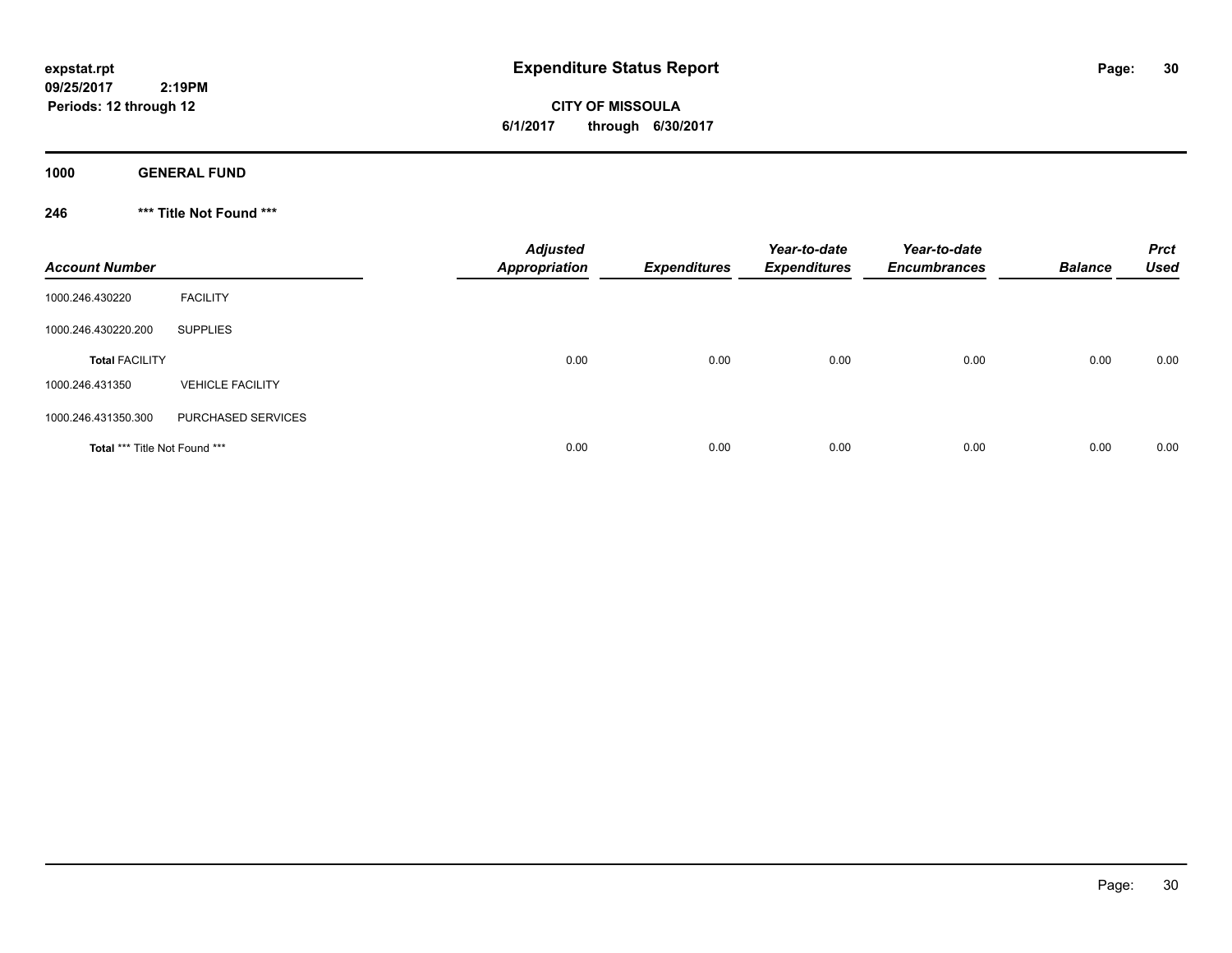# Expenditure Status Report

expstat.rpt
09/25/2017 2:19PM
Periods: 12 through 12

**CITY OF MISSOULA**
**6/1/2017 through 6/30/2017**

## 1000 GENERAL FUND

### 246 *** Title Not Found ***

| Account Number | | Adjusted Appropriation | Expenditures | Year-to-date Expenditures | Year-to-date Encumbrances | Balance | Prct Used |
|---|---|---|---|---|---|---|---|
| 1000.246.430220 | FACILITY | | | | | | |
| 1000.246.430220.200 | SUPPLIES | | | | | | |
| **Total** FACILITY | | 0.00 | 0.00 | 0.00 | 0.00 | 0.00 | 0.00 |
| 1000.246.431350 | VEHICLE FACILITY | | | | | | |
| 1000.246.431350.300 | PURCHASED SERVICES | | | | | | |
| **Total** *** Title Not Found *** | | 0.00 | 0.00 | 0.00 | 0.00 | 0.00 | 0.00 |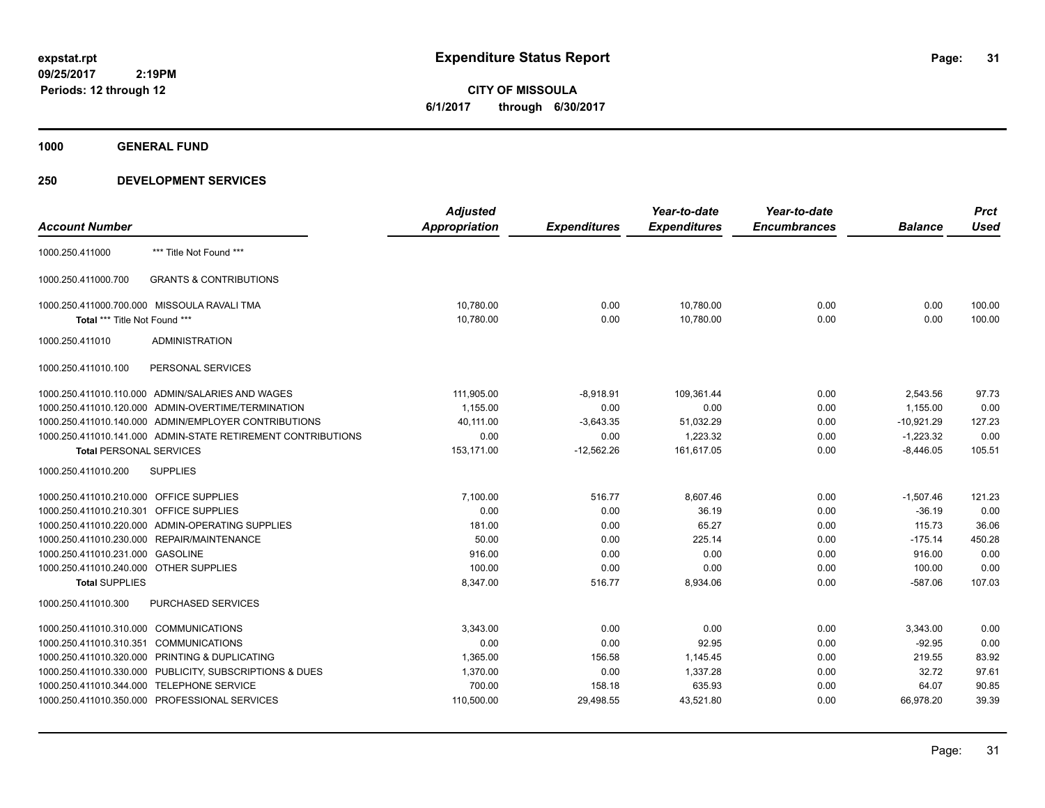# Expenditure Status Report

**CITY OF MISSOULA**
**6/1/2017 through 6/30/2017**

expstat.rpt
09/25/2017 2:19PM
Periods: 12 through 12

## 1000 GENERAL FUND

## 250 DEVELOPMENT SERVICES

| Account Number | | Adjusted Appropriation | Expenditures | Year-to-date Expenditures | Year-to-date Encumbrances | Balance | Prct Used |
|---|---|---|---|---|---|---|---|
| 1000.250.411000 | *** Title Not Found *** | | | | | | |
| 1000.250.411000.700 | GRANTS & CONTRIBUTIONS | | | | | | |
| 1000.250.411000.700.000 | MISSOULA RAVALI TMA | 10,780.00 | 0.00 | 10,780.00 | 0.00 | 0.00 | 100.00 |
| **Total** *** Title Not Found *** | | 10,780.00 | 0.00 | 10,780.00 | 0.00 | 0.00 | 100.00 |
| 1000.250.411010 | ADMINISTRATION | | | | | | |
| 1000.250.411010.100 | PERSONAL SERVICES | | | | | | |
| 1000.250.411010.110.000 | ADMIN/SALARIES AND WAGES | 111,905.00 | -8,918.91 | 109,361.44 | 0.00 | 2,543.56 | 97.73 |
| 1000.250.411010.120.000 | ADMIN-OVERTIME/TERMINATION | 1,155.00 | 0.00 | 0.00 | 0.00 | 1,155.00 | 0.00 |
| 1000.250.411010.140.000 | ADMIN/EMPLOYER CONTRIBUTIONS | 40,111.00 | -3,643.35 | 51,032.29 | 0.00 | -10,921.29 | 127.23 |
| 1000.250.411010.141.000 | ADMIN-STATE RETIREMENT CONTRIBUTIONS | 0.00 | 0.00 | 1,223.32 | 0.00 | -1,223.32 | 0.00 |
| **Total** PERSONAL SERVICES | | 153,171.00 | -12,562.26 | 161,617.05 | 0.00 | -8,446.05 | 105.51 |
| 1000.250.411010.200 | SUPPLIES | | | | | | |
| 1000.250.411010.210.000 | OFFICE SUPPLIES | 7,100.00 | 516.77 | 8,607.46 | 0.00 | -1,507.46 | 121.23 |
| 1000.250.411010.210.301 | OFFICE SUPPLIES | 0.00 | 0.00 | 36.19 | 0.00 | -36.19 | 0.00 |
| 1000.250.411010.220.000 | ADMIN-OPERATING SUPPLIES | 181.00 | 0.00 | 65.27 | 0.00 | 115.73 | 36.06 |
| 1000.250.411010.230.000 | REPAIR/MAINTENANCE | 50.00 | 0.00 | 225.14 | 0.00 | -175.14 | 450.28 |
| 1000.250.411010.231.000 | GASOLINE | 916.00 | 0.00 | 0.00 | 0.00 | 916.00 | 0.00 |
| 1000.250.411010.240.000 | OTHER SUPPLIES | 100.00 | 0.00 | 0.00 | 0.00 | 100.00 | 0.00 |
| **Total** SUPPLIES | | 8,347.00 | 516.77 | 8,934.06 | 0.00 | -587.06 | 107.03 |
| 1000.250.411010.300 | PURCHASED SERVICES | | | | | | |
| 1000.250.411010.310.000 | COMMUNICATIONS | 3,343.00 | 0.00 | 0.00 | 0.00 | 3,343.00 | 0.00 |
| 1000.250.411010.310.351 | COMMUNICATIONS | 0.00 | 0.00 | 92.95 | 0.00 | -92.95 | 0.00 |
| 1000.250.411010.320.000 | PRINTING & DUPLICATING | 1,365.00 | 156.58 | 1,145.45 | 0.00 | 219.55 | 83.92 |
| 1000.250.411010.330.000 | PUBLICITY, SUBSCRIPTIONS & DUES | 1,370.00 | 0.00 | 1,337.28 | 0.00 | 32.72 | 97.61 |
| 1000.250.411010.344.000 | TELEPHONE SERVICE | 700.00 | 158.18 | 635.93 | 0.00 | 64.07 | 90.85 |
| 1000.250.411010.350.000 | PROFESSIONAL SERVICES | 110,500.00 | 29,498.55 | 43,521.80 | 0.00 | 66,978.20 | 39.39 |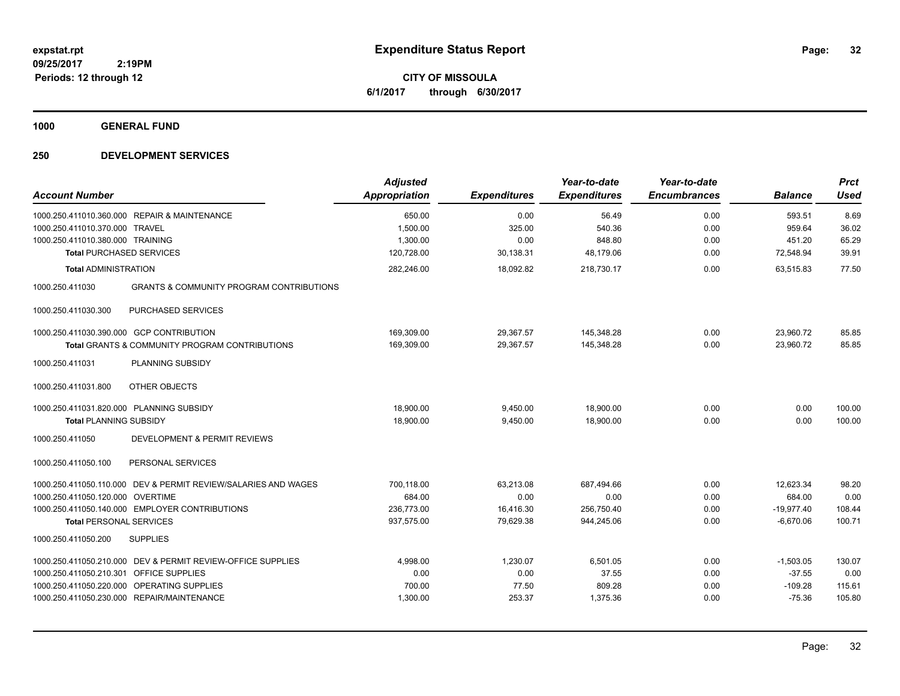**expstat.rpt**
**09/25/2017 2:19PM**
**Periods: 12 through 12**

# Expenditure Status Report

**CITY OF MISSOULA**
**6/1/2017 through 6/30/2017**

## 1000 GENERAL FUND

## 250 DEVELOPMENT SERVICES

| Account Number | | Adjusted Appropriation | Expenditures | Year-to-date Expenditures | Year-to-date Encumbrances | Balance | Prct Used |
|---|---|---|---|---|---|---|---|
| 1000.250.411010.360.000 | REPAIR & MAINTENANCE | 650.00 | 0.00 | 56.49 | 0.00 | 593.51 | 8.69 |
| 1000.250.411010.370.000 | TRAVEL | 1,500.00 | 325.00 | 540.36 | 0.00 | 959.64 | 36.02 |
| 1000.250.411010.380.000 | TRAINING | 1,300.00 | 0.00 | 848.80 | 0.00 | 451.20 | 65.29 |
| **Total** PURCHASED SERVICES | | 120,728.00 | 30,138.31 | 48,179.06 | 0.00 | 72,548.94 | 39.91 |
| **Total** ADMINISTRATION | | 282,246.00 | 18,092.82 | 218,730.17 | 0.00 | 63,515.83 | 77.50 |
| 1000.250.411030 | GRANTS & COMMUNITY PROGRAM CONTRIBUTIONS | | | | | | |
| 1000.250.411030.300 | PURCHASED SERVICES | | | | | | |
| 1000.250.411030.390.000 | GCP CONTRIBUTION | 169,309.00 | 29,367.57 | 145,348.28 | 0.00 | 23,960.72 | 85.85 |
| **Total** GRANTS & COMMUNITY PROGRAM CONTRIBUTIONS | | 169,309.00 | 29,367.57 | 145,348.28 | 0.00 | 23,960.72 | 85.85 |
| 1000.250.411031 | PLANNING SUBSIDY | | | | | | |
| 1000.250.411031.800 | OTHER OBJECTS | | | | | | |
| 1000.250.411031.820.000 | PLANNING SUBSIDY | 18,900.00 | 9,450.00 | 18,900.00 | 0.00 | 0.00 | 100.00 |
| **Total** PLANNING SUBSIDY | | 18,900.00 | 9,450.00 | 18,900.00 | 0.00 | 0.00 | 100.00 |
| 1000.250.411050 | DEVELOPMENT & PERMIT REVIEWS | | | | | | |
| 1000.250.411050.100 | PERSONAL SERVICES | | | | | | |
| 1000.250.411050.110.000 | DEV & PERMIT REVIEW/SALARIES AND WAGES | 700,118.00 | 63,213.08 | 687,494.66 | 0.00 | 12,623.34 | 98.20 |
| 1000.250.411050.120.000 | OVERTIME | 684.00 | 0.00 | 0.00 | 0.00 | 684.00 | 0.00 |
| 1000.250.411050.140.000 | EMPLOYER CONTRIBUTIONS | 236,773.00 | 16,416.30 | 256,750.40 | 0.00 | -19,977.40 | 108.44 |
| **Total** PERSONAL SERVICES | | 937,575.00 | 79,629.38 | 944,245.06 | 0.00 | -6,670.06 | 100.71 |
| 1000.250.411050.200 | SUPPLIES | | | | | | |
| 1000.250.411050.210.000 | DEV & PERMIT REVIEW-OFFICE SUPPLIES | 4,998.00 | 1,230.07 | 6,501.05 | 0.00 | -1,503.05 | 130.07 |
| 1000.250.411050.210.301 | OFFICE SUPPLIES | 0.00 | 0.00 | 37.55 | 0.00 | -37.55 | 0.00 |
| 1000.250.411050.220.000 | OPERATING SUPPLIES | 700.00 | 77.50 | 809.28 | 0.00 | -109.28 | 115.61 |
| 1000.250.411050.230.000 | REPAIR/MAINTENANCE | 1,300.00 | 253.37 | 1,375.36 | 0.00 | -75.36 | 105.80 |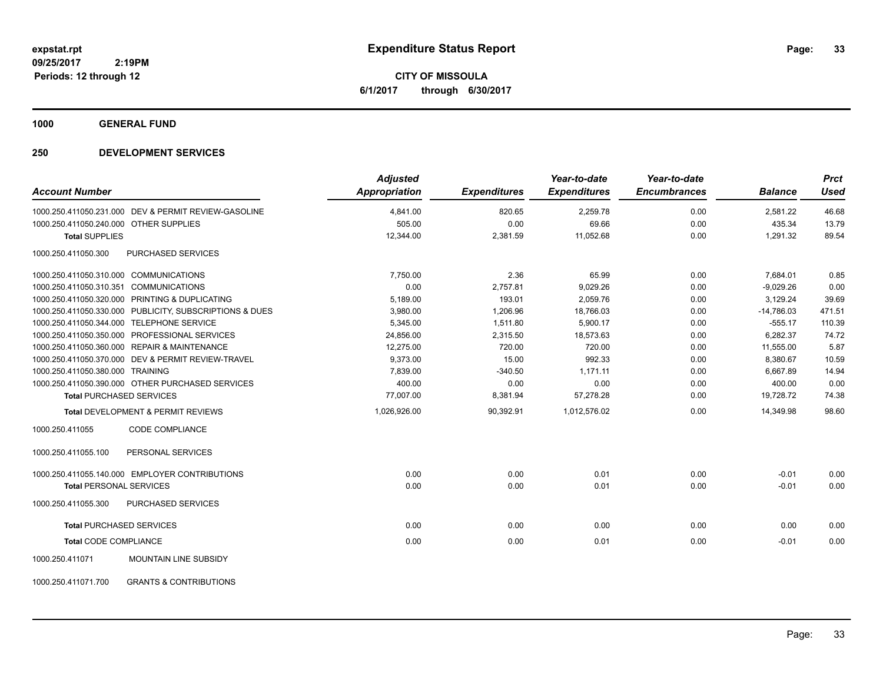# Expenditure Status Report

expstat.rpt
09/25/2017 2:19PM
Periods: 12 through 12

**CITY OF MISSOULA**
**6/1/2017 through 6/30/2017**

## 1000 GENERAL FUND

## 250 DEVELOPMENT SERVICES

| Account Number | Adjusted Appropriation | Expenditures | Year-to-date Expenditures | Year-to-date Encumbrances | Balance | Prct Used |
|---|---|---|---|---|---|---|
| 1000.250.411050.231.000 DEV & PERMIT REVIEW-GASOLINE | 4,841.00 | 820.65 | 2,259.78 | 0.00 | 2,581.22 | 46.68 |
| 1000.250.411050.240.000 OTHER SUPPLIES | 505.00 | 0.00 | 69.66 | 0.00 | 435.34 | 13.79 |
| **Total SUPPLIES** | 12,344.00 | 2,381.59 | 11,052.68 | 0.00 | 1,291.32 | 89.54 |
| 1000.250.411050.300 PURCHASED SERVICES | | | | | | |
| 1000.250.411050.310.000 COMMUNICATIONS | 7,750.00 | 2.36 | 65.99 | 0.00 | 7,684.01 | 0.85 |
| 1000.250.411050.310.351 COMMUNICATIONS | 0.00 | 2,757.81 | 9,029.26 | 0.00 | -9,029.26 | 0.00 |
| 1000.250.411050.320.000 PRINTING & DUPLICATING | 5,189.00 | 193.01 | 2,059.76 | 0.00 | 3,129.24 | 39.69 |
| 1000.250.411050.330.000 PUBLICITY, SUBSCRIPTIONS & DUES | 3,980.00 | 1,206.96 | 18,766.03 | 0.00 | -14,786.03 | 471.51 |
| 1000.250.411050.344.000 TELEPHONE SERVICE | 5,345.00 | 1,511.80 | 5,900.17 | 0.00 | -555.17 | 110.39 |
| 1000.250.411050.350.000 PROFESSIONAL SERVICES | 24,856.00 | 2,315.50 | 18,573.63 | 0.00 | 6,282.37 | 74.72 |
| 1000.250.411050.360.000 REPAIR & MAINTENANCE | 12,275.00 | 720.00 | 720.00 | 0.00 | 11,555.00 | 5.87 |
| 1000.250.411050.370.000 DEV & PERMIT REVIEW-TRAVEL | 9,373.00 | 15.00 | 992.33 | 0.00 | 8,380.67 | 10.59 |
| 1000.250.411050.380.000 TRAINING | 7,839.00 | -340.50 | 1,171.11 | 0.00 | 6,667.89 | 14.94 |
| 1000.250.411050.390.000 OTHER PURCHASED SERVICES | 400.00 | 0.00 | 0.00 | 0.00 | 400.00 | 0.00 |
| **Total PURCHASED SERVICES** | 77,007.00 | 8,381.94 | 57,278.28 | 0.00 | 19,728.72 | 74.38 |
| **Total DEVELOPMENT & PERMIT REVIEWS** | 1,026,926.00 | 90,392.91 | 1,012,576.02 | 0.00 | 14,349.98 | 98.60 |
| 1000.250.411055 CODE COMPLIANCE | | | | | | |
| 1000.250.411055.100 PERSONAL SERVICES | | | | | | |
| 1000.250.411055.140.000 EMPLOYER CONTRIBUTIONS | 0.00 | 0.00 | 0.01 | 0.00 | -0.01 | 0.00 |
| **Total PERSONAL SERVICES** | 0.00 | 0.00 | 0.01 | 0.00 | -0.01 | 0.00 |
| 1000.250.411055.300 PURCHASED SERVICES | | | | | | |
| **Total PURCHASED SERVICES** | 0.00 | 0.00 | 0.00 | 0.00 | 0.00 | 0.00 |
| **Total CODE COMPLIANCE** | 0.00 | 0.00 | 0.01 | 0.00 | -0.01 | 0.00 |
| 1000.250.411071 MOUNTAIN LINE SUBSIDY | | | | | | |
| 1000.250.411071.700 GRANTS & CONTRIBUTIONS | | | | | | |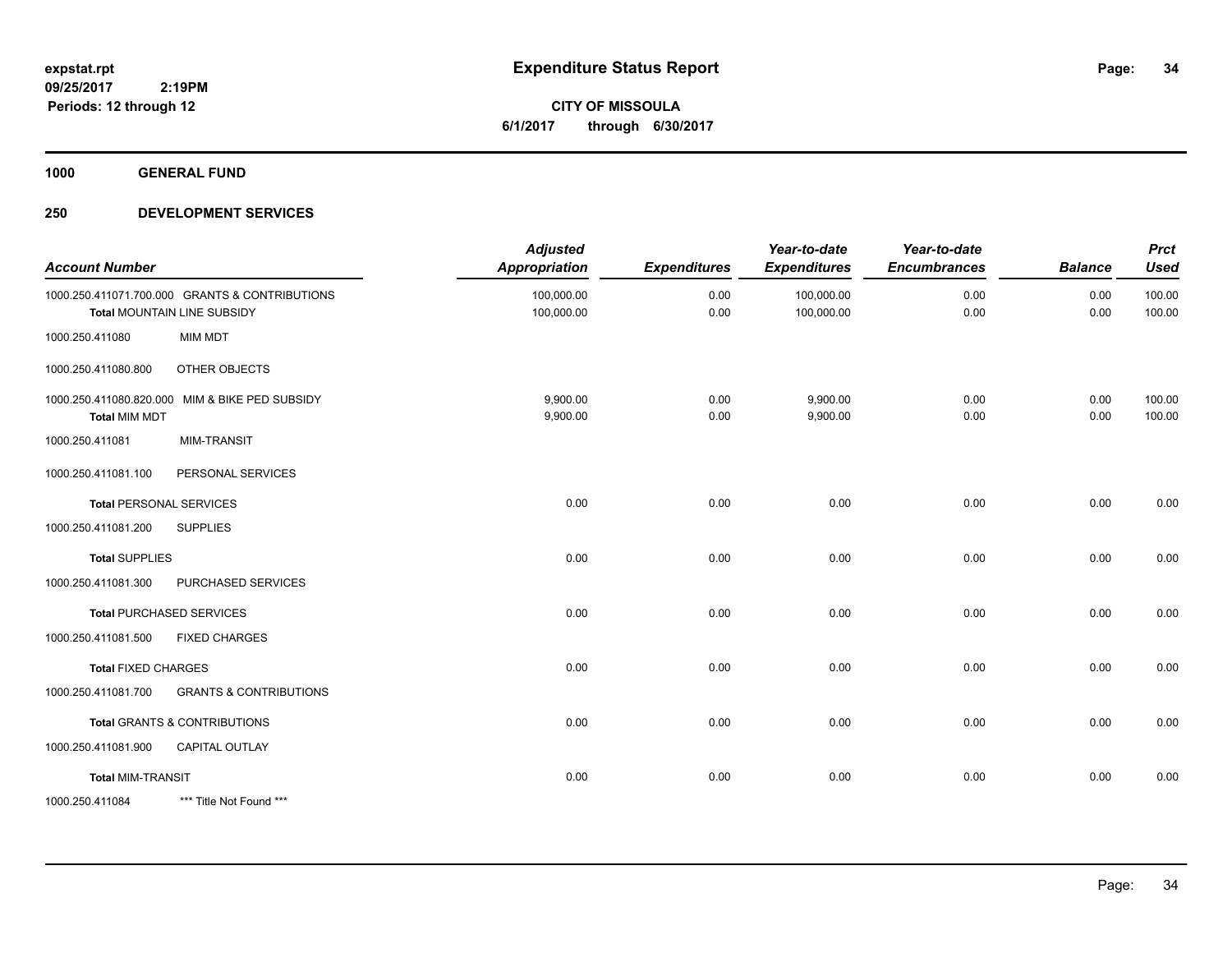**expstat.rpt**
**09/25/2017 2:19PM**
**Periods: 12 through 12**

# Expenditure Status Report

**CITY OF MISSOULA**
**6/1/2017 through 6/30/2017**

## 1000 GENERAL FUND

## 250 DEVELOPMENT SERVICES

| Account Number | | Adjusted Appropriation | Expenditures | Year-to-date Expenditures | Year-to-date Encumbrances | Balance | Prct Used |
|---|---|---|---|---|---|---|---|
| 1000.250.411071.700.000 | GRANTS & CONTRIBUTIONS | 100,000.00 | 0.00 | 100,000.00 | 0.00 | 0.00 | 100.00 |
| **Total** MOUNTAIN LINE SUBSIDY | | 100,000.00 | 0.00 | 100,000.00 | 0.00 | 0.00 | 100.00 |
| 1000.250.411080 | MIM MDT | | | | | | |
| 1000.250.411080.800 | OTHER OBJECTS | | | | | | |
| 1000.250.411080.820.000 | MIM & BIKE PED SUBSIDY | 9,900.00 | 0.00 | 9,900.00 | 0.00 | 0.00 | 100.00 |
| **Total** MIM MDT | | 9,900.00 | 0.00 | 9,900.00 | 0.00 | 0.00 | 100.00 |
| 1000.250.411081 | MIM-TRANSIT | | | | | | |
| 1000.250.411081.100 | PERSONAL SERVICES | | | | | | |
| **Total** PERSONAL SERVICES | | 0.00 | 0.00 | 0.00 | 0.00 | 0.00 | 0.00 |
| 1000.250.411081.200 | SUPPLIES | | | | | | |
| **Total** SUPPLIES | | 0.00 | 0.00 | 0.00 | 0.00 | 0.00 | 0.00 |
| 1000.250.411081.300 | PURCHASED SERVICES | | | | | | |
| **Total** PURCHASED SERVICES | | 0.00 | 0.00 | 0.00 | 0.00 | 0.00 | 0.00 |
| 1000.250.411081.500 | FIXED CHARGES | | | | | | |
| **Total** FIXED CHARGES | | 0.00 | 0.00 | 0.00 | 0.00 | 0.00 | 0.00 |
| 1000.250.411081.700 | GRANTS & CONTRIBUTIONS | | | | | | |
| **Total** GRANTS & CONTRIBUTIONS | | 0.00 | 0.00 | 0.00 | 0.00 | 0.00 | 0.00 |
| 1000.250.411081.900 | CAPITAL OUTLAY | | | | | | |
| **Total** MIM-TRANSIT | | 0.00 | 0.00 | 0.00 | 0.00 | 0.00 | 0.00 |
| 1000.250.411084 | *** Title Not Found *** | | | | | | |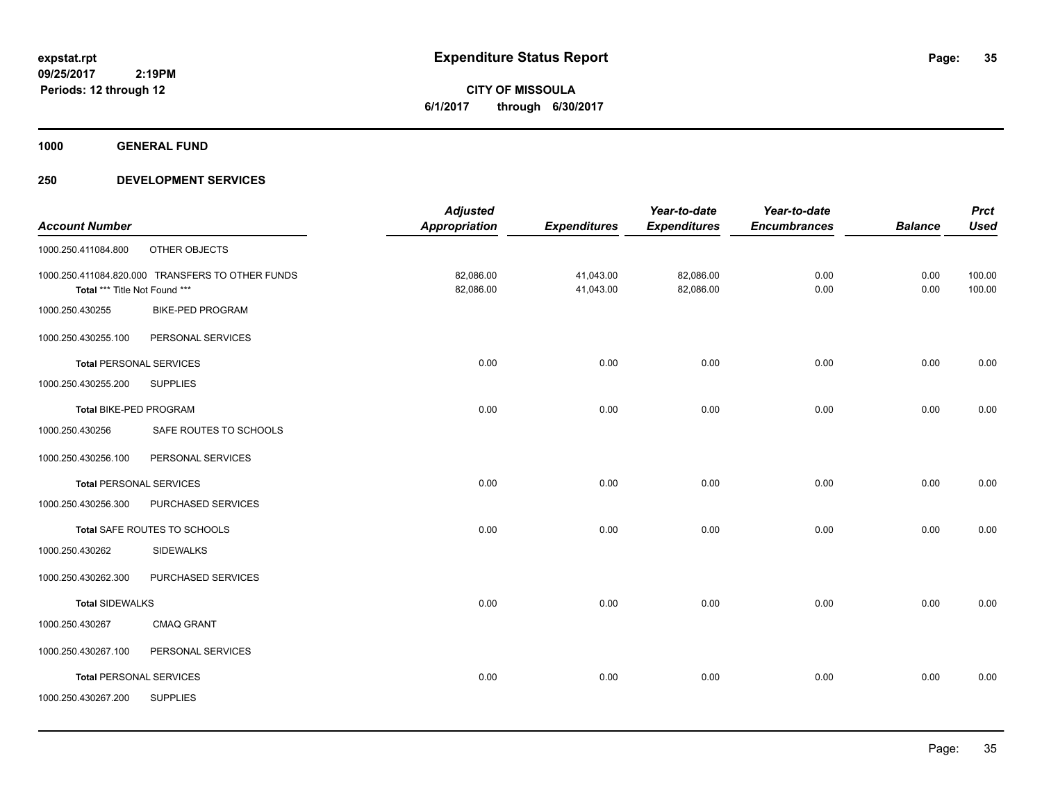**expstat.rpt**
**09/25/2017 2:19PM**
**Periods: 12 through 12**

# Expenditure Status Report

**CITY OF MISSOULA**
**6/1/2017 through 6/30/2017**

## 1000 GENERAL FUND

## 250 DEVELOPMENT SERVICES

| Account Number | | Adjusted Appropriation | Expenditures | Year-to-date Expenditures | Year-to-date Encumbrances | Balance | Prct Used |
|---|---|---|---|---|---|---|---|
| 1000.250.411084.800 | OTHER OBJECTS | | | | | | |
| 1000.250.411084.820.000 | TRANSFERS TO OTHER FUNDS | 82,086.00 | 41,043.00 | 82,086.00 | 0.00 | 0.00 | 100.00 |
| **Total** *** Title Not Found *** | | 82,086.00 | 41,043.00 | 82,086.00 | 0.00 | 0.00 | 100.00 |
| 1000.250.430255 | BIKE-PED PROGRAM | | | | | | |
| 1000.250.430255.100 | PERSONAL SERVICES | | | | | | |
| **Total** PERSONAL SERVICES | | 0.00 | 0.00 | 0.00 | 0.00 | 0.00 | 0.00 |
| 1000.250.430255.200 | SUPPLIES | | | | | | |
| **Total** BIKE-PED PROGRAM | | 0.00 | 0.00 | 0.00 | 0.00 | 0.00 | 0.00 |
| 1000.250.430256 | SAFE ROUTES TO SCHOOLS | | | | | | |
| 1000.250.430256.100 | PERSONAL SERVICES | | | | | | |
| **Total** PERSONAL SERVICES | | 0.00 | 0.00 | 0.00 | 0.00 | 0.00 | 0.00 |
| 1000.250.430256.300 | PURCHASED SERVICES | | | | | | |
| **Total** SAFE ROUTES TO SCHOOLS | | 0.00 | 0.00 | 0.00 | 0.00 | 0.00 | 0.00 |
| 1000.250.430262 | SIDEWALKS | | | | | | |
| 1000.250.430262.300 | PURCHASED SERVICES | | | | | | |
| **Total** SIDEWALKS | | 0.00 | 0.00 | 0.00 | 0.00 | 0.00 | 0.00 |
| 1000.250.430267 | CMAQ GRANT | | | | | | |
| 1000.250.430267.100 | PERSONAL SERVICES | | | | | | |
| **Total** PERSONAL SERVICES | | 0.00 | 0.00 | 0.00 | 0.00 | 0.00 | 0.00 |
| 1000.250.430267.200 | SUPPLIES | | | | | | |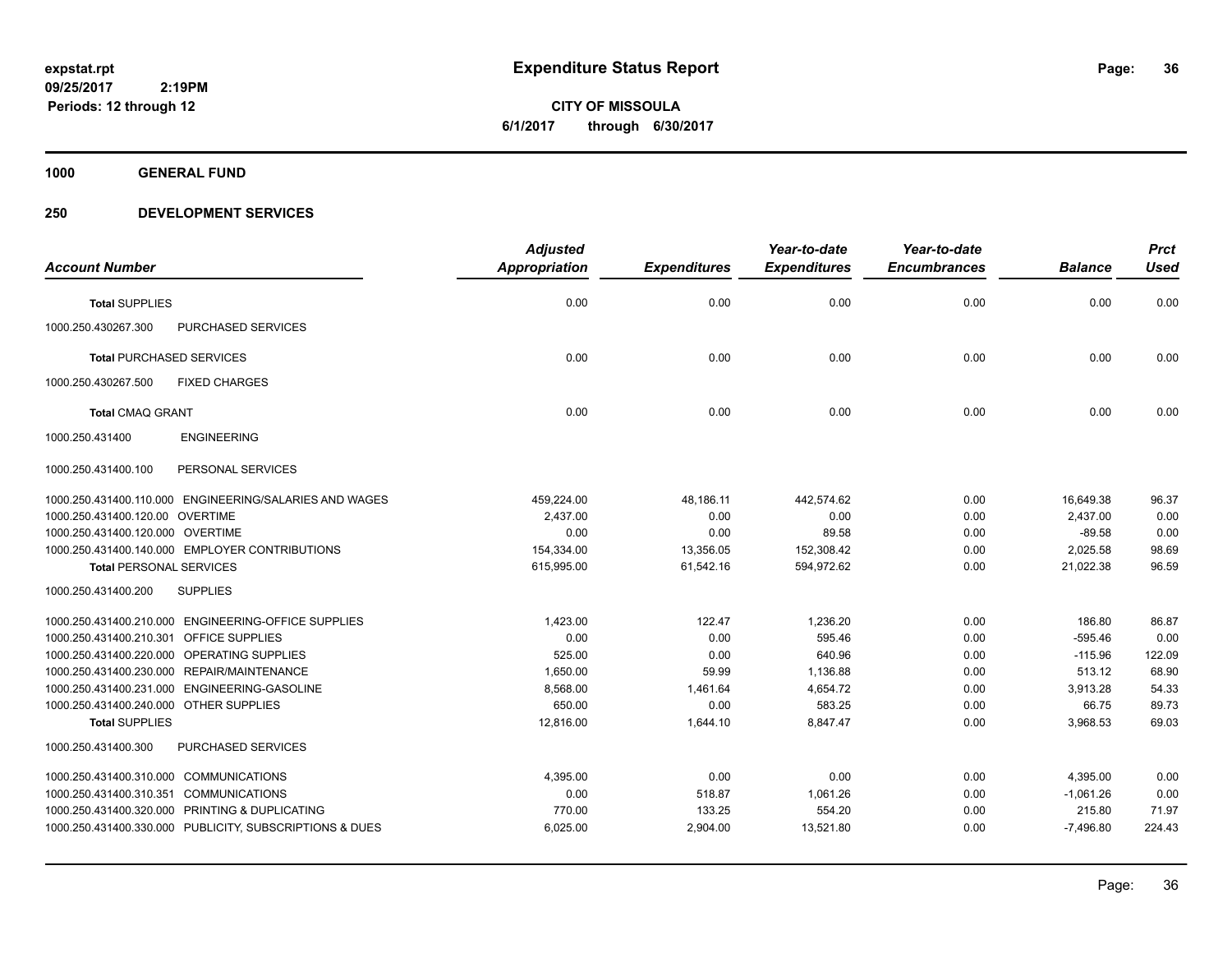**expstat.rpt**
**09/25/2017 2:19PM**
**Periods: 12 through 12**

# Expenditure Status Report

**CITY OF MISSOULA**
**6/1/2017 through 6/30/2017**

## 1000 GENERAL FUND

## 250 DEVELOPMENT SERVICES

| Account Number | Adjusted Appropriation | Expenditures | Year-to-date Expenditures | Year-to-date Encumbrances | Balance | Prct Used |
|---|---|---|---|---|---|---|
| **Total** SUPPLIES | 0.00 | 0.00 | 0.00 | 0.00 | 0.00 | 0.00 |
| 1000.250.430267.300 PURCHASED SERVICES | | | | | | |
| **Total** PURCHASED SERVICES | 0.00 | 0.00 | 0.00 | 0.00 | 0.00 | 0.00 |
| 1000.250.430267.500 FIXED CHARGES | | | | | | |
| **Total** CMAQ GRANT | 0.00 | 0.00 | 0.00 | 0.00 | 0.00 | 0.00 |
| 1000.250.431400 ENGINEERING | | | | | | |
| 1000.250.431400.100 PERSONAL SERVICES | | | | | | |
| 1000.250.431400.110.000 ENGINEERING/SALARIES AND WAGES | 459,224.00 | 48,186.11 | 442,574.62 | 0.00 | 16,649.38 | 96.37 |
| 1000.250.431400.120.00 OVERTIME | 2,437.00 | 0.00 | 0.00 | 0.00 | 2,437.00 | 0.00 |
| 1000.250.431400.120.000 OVERTIME | 0.00 | 0.00 | 89.58 | 0.00 | -89.58 | 0.00 |
| 1000.250.431400.140.000 EMPLOYER CONTRIBUTIONS | 154,334.00 | 13,356.05 | 152,308.42 | 0.00 | 2,025.58 | 98.69 |
| **Total** PERSONAL SERVICES | 615,995.00 | 61,542.16 | 594,972.62 | 0.00 | 21,022.38 | 96.59 |
| 1000.250.431400.200 SUPPLIES | | | | | | |
| 1000.250.431400.210.000 ENGINEERING-OFFICE SUPPLIES | 1,423.00 | 122.47 | 1,236.20 | 0.00 | 186.80 | 86.87 |
| 1000.250.431400.210.301 OFFICE SUPPLIES | 0.00 | 0.00 | 595.46 | 0.00 | -595.46 | 0.00 |
| 1000.250.431400.220.000 OPERATING SUPPLIES | 525.00 | 0.00 | 640.96 | 0.00 | -115.96 | 122.09 |
| 1000.250.431400.230.000 REPAIR/MAINTENANCE | 1,650.00 | 59.99 | 1,136.88 | 0.00 | 513.12 | 68.90 |
| 1000.250.431400.231.000 ENGINEERING-GASOLINE | 8,568.00 | 1,461.64 | 4,654.72 | 0.00 | 3,913.28 | 54.33 |
| 1000.250.431400.240.000 OTHER SUPPLIES | 650.00 | 0.00 | 583.25 | 0.00 | 66.75 | 89.73 |
| **Total** SUPPLIES | 12,816.00 | 1,644.10 | 8,847.47 | 0.00 | 3,968.53 | 69.03 |
| 1000.250.431400.300 PURCHASED SERVICES | | | | | | |
| 1000.250.431400.310.000 COMMUNICATIONS | 4,395.00 | 0.00 | 0.00 | 0.00 | 4,395.00 | 0.00 |
| 1000.250.431400.310.351 COMMUNICATIONS | 0.00 | 518.87 | 1,061.26 | 0.00 | -1,061.26 | 0.00 |
| 1000.250.431400.320.000 PRINTING & DUPLICATING | 770.00 | 133.25 | 554.20 | 0.00 | 215.80 | 71.97 |
| 1000.250.431400.330.000 PUBLICITY, SUBSCRIPTIONS & DUES | 6,025.00 | 2,904.00 | 13,521.80 | 0.00 | -7,496.80 | 224.43 |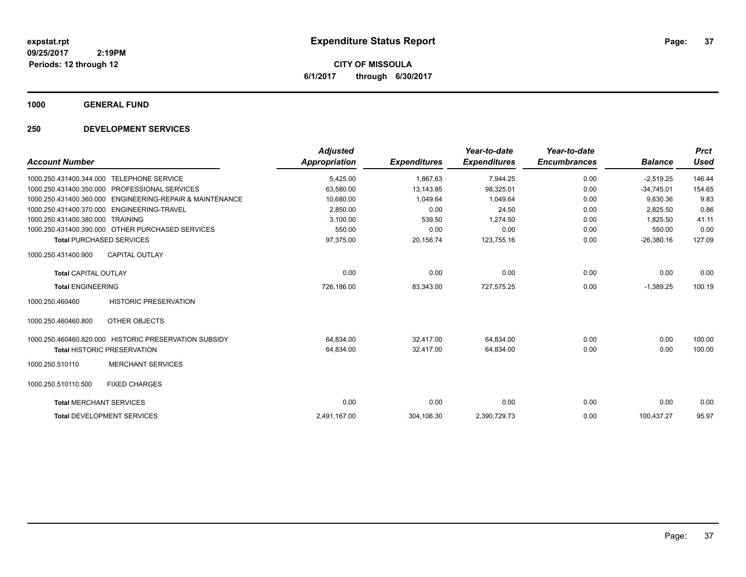# Expenditure Status Report

**CITY OF MISSOULA**

**6/1/2017 through 6/30/2017**

expstat.rpt
09/25/2017 2:19PM
Periods: 12 through 12

## 1000 GENERAL FUND

## 250 DEVELOPMENT SERVICES

| Account Number | | Adjusted Appropriation | Expenditures | Year-to-date Expenditures | Year-to-date Encumbrances | Balance | Prct Used |
|---|---|---|---|---|---|---|---|
| 1000.250.431400.344.000 | TELEPHONE SERVICE | 5,425.00 | 1,867.63 | 7,944.25 | 0.00 | -2,519.25 | 146.44 |
| 1000.250.431400.350.000 | PROFESSIONAL SERVICES | 63,580.00 | 13,143.85 | 98,325.01 | 0.00 | -34,745.01 | 154.65 |
| 1000.250.431400.360.000 | ENGINEERING-REPAIR & MAINTENANCE | 10,680.00 | 1,049.64 | 1,049.64 | 0.00 | 9,630.36 | 9.83 |
| 1000.250.431400.370.000 | ENGINEERING-TRAVEL | 2,850.00 | 0.00 | 24.50 | 0.00 | 2,825.50 | 0.86 |
| 1000.250.431400.380.000 | TRAINING | 3,100.00 | 539.50 | 1,274.50 | 0.00 | 1,825.50 | 41.11 |
| 1000.250.431400.390.000 | OTHER PURCHASED SERVICES | 550.00 | 0.00 | 0.00 | 0.00 | 550.00 | 0.00 |
| **Total** PURCHASED SERVICES | | 97,375.00 | 20,156.74 | 123,755.16 | 0.00 | -26,380.16 | 127.09 |
| 1000.250.431400.900 | CAPITAL OUTLAY | | | | | | |
| **Total** CAPITAL OUTLAY | | 0.00 | 0.00 | 0.00 | 0.00 | 0.00 | 0.00 |
| **Total** ENGINEERING | | 726,186.00 | 83,343.00 | 727,575.25 | 0.00 | -1,389.25 | 100.19 |
| 1000.250.460460 | HISTORIC PRESERVATION | | | | | | |
| 1000.250.460460.800 | OTHER OBJECTS | | | | | | |
| 1000.250.460460.820.000 | HISTORIC PRESERVATION SUBSIDY | 64,834.00 | 32,417.00 | 64,834.00 | 0.00 | 0.00 | 100.00 |
| **Total** HISTORIC PRESERVATION | | 64,834.00 | 32,417.00 | 64,834.00 | 0.00 | 0.00 | 100.00 |
| 1000.250.510110 | MERCHANT SERVICES | | | | | | |
| 1000.250.510110.500 | FIXED CHARGES | | | | | | |
| **Total** MERCHANT SERVICES | | 0.00 | 0.00 | 0.00 | 0.00 | 0.00 | 0.00 |
| **Total** DEVELOPMENT SERVICES | | 2,491,167.00 | 304,106.30 | 2,390,729.73 | 0.00 | 100,437.27 | 95.97 |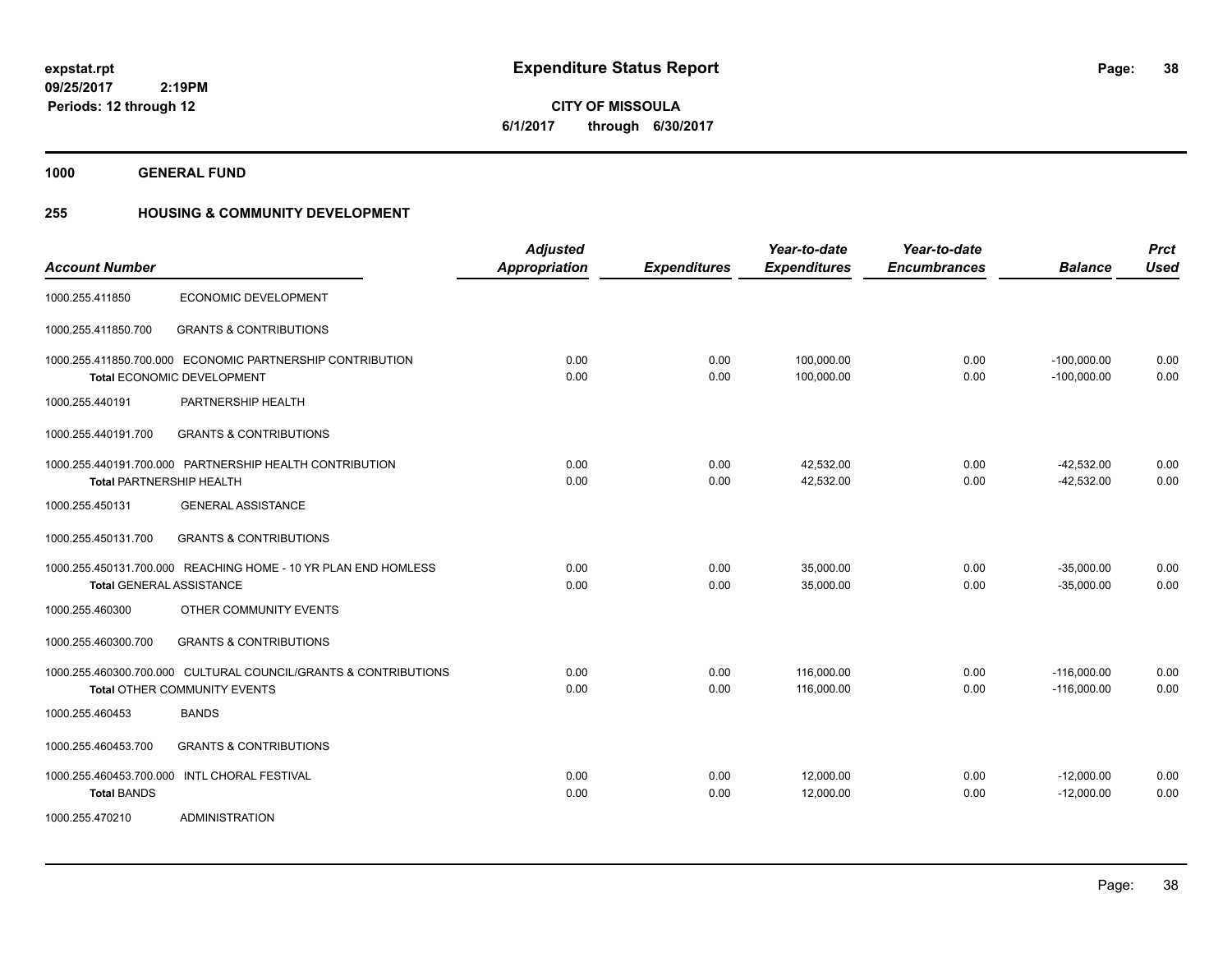**expstat.rpt**
**09/25/2017 2:19PM**
**Periods: 12 through 12**

# Expenditure Status Report

**CITY OF MISSOULA**
**6/1/2017 through 6/30/2017**

## 1000 GENERAL FUND

## 255 HOUSING & COMMUNITY DEVELOPMENT

| Account Number | | Adjusted Appropriation | Expenditures | Year-to-date Expenditures | Year-to-date Encumbrances | Balance | Prct Used |
|---|---|---|---|---|---|---|---|
| 1000.255.411850 | ECONOMIC DEVELOPMENT | | | | | | |
| 1000.255.411850.700 | GRANTS & CONTRIBUTIONS | | | | | | |
| 1000.255.411850.700.000 | ECONOMIC PARTNERSHIP CONTRIBUTION | 0.00 | 0.00 | 100,000.00 | 0.00 | -100,000.00 | 0.00 |
| | Total ECONOMIC DEVELOPMENT | 0.00 | 0.00 | 100,000.00 | 0.00 | -100,000.00 | 0.00 |
| 1000.255.440191 | PARTNERSHIP HEALTH | | | | | | |
| 1000.255.440191.700 | GRANTS & CONTRIBUTIONS | | | | | | |
| 1000.255.440191.700.000 | PARTNERSHIP HEALTH CONTRIBUTION | 0.00 | 0.00 | 42,532.00 | 0.00 | -42,532.00 | 0.00 |
| | Total PARTNERSHIP HEALTH | 0.00 | 0.00 | 42,532.00 | 0.00 | -42,532.00 | 0.00 |
| 1000.255.450131 | GENERAL ASSISTANCE | | | | | | |
| 1000.255.450131.700 | GRANTS & CONTRIBUTIONS | | | | | | |
| 1000.255.450131.700.000 | REACHING HOME - 10 YR PLAN END HOMLESS | 0.00 | 0.00 | 35,000.00 | 0.00 | -35,000.00 | 0.00 |
| | Total GENERAL ASSISTANCE | 0.00 | 0.00 | 35,000.00 | 0.00 | -35,000.00 | 0.00 |
| 1000.255.460300 | OTHER COMMUNITY EVENTS | | | | | | |
| 1000.255.460300.700 | GRANTS & CONTRIBUTIONS | | | | | | |
| 1000.255.460300.700.000 | CULTURAL COUNCIL/GRANTS & CONTRIBUTIONS | 0.00 | 0.00 | 116,000.00 | 0.00 | -116,000.00 | 0.00 |
| | Total OTHER COMMUNITY EVENTS | 0.00 | 0.00 | 116,000.00 | 0.00 | -116,000.00 | 0.00 |
| 1000.255.460453 | BANDS | | | | | | |
| 1000.255.460453.700 | GRANTS & CONTRIBUTIONS | | | | | | |
| 1000.255.460453.700.000 | INTL CHORAL FESTIVAL | 0.00 | 0.00 | 12,000.00 | 0.00 | -12,000.00 | 0.00 |
| | Total BANDS | 0.00 | 0.00 | 12,000.00 | 0.00 | -12,000.00 | 0.00 |
| 1000.255.470210 | ADMINISTRATION | | | | | | |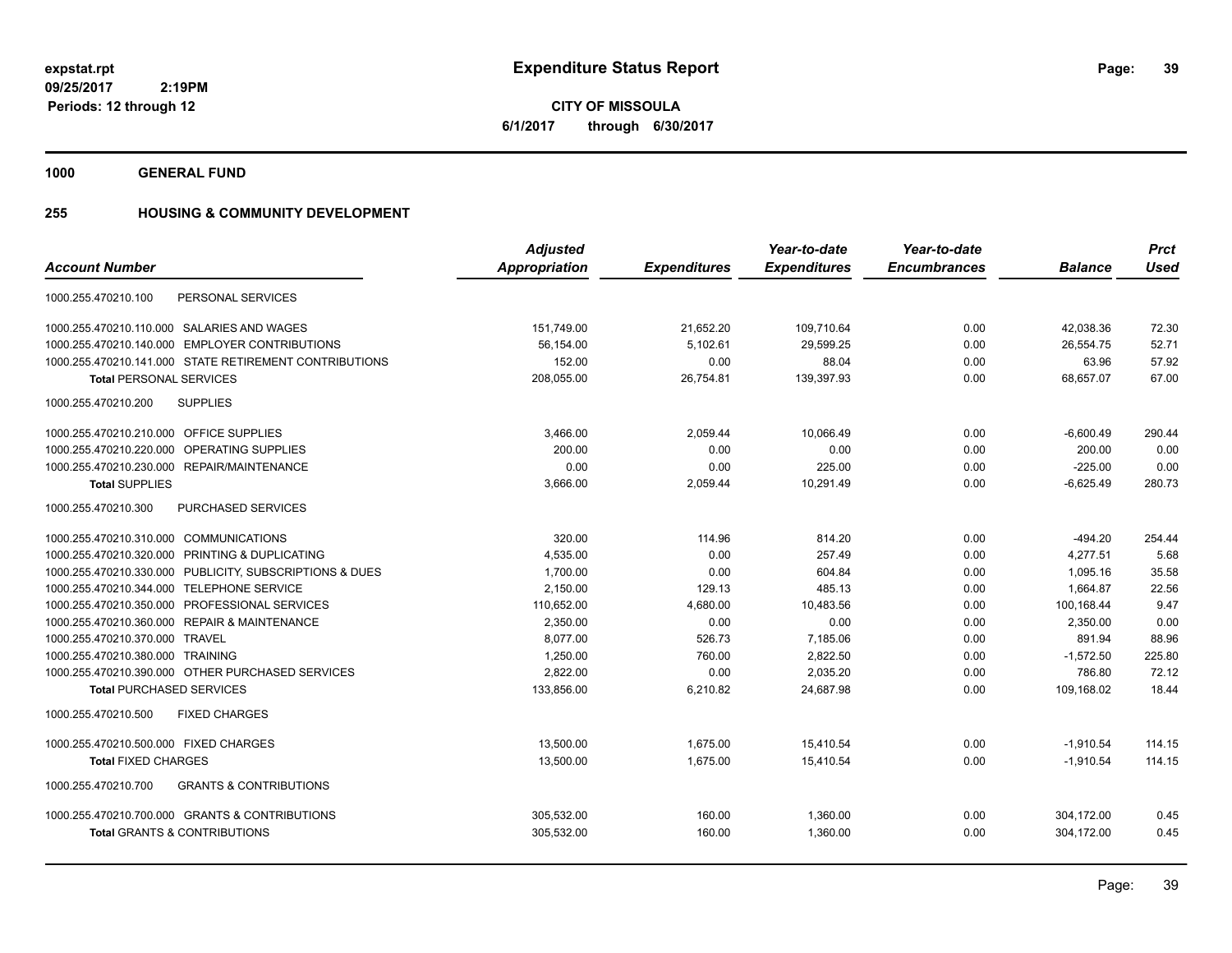# Expenditure Status Report

expstat.rpt
09/25/2017 2:19PM
Periods: 12 through 12

**CITY OF MISSOULA**
**6/1/2017 through 6/30/2017**

## 1000 GENERAL FUND

## 255 HOUSING & COMMUNITY DEVELOPMENT

| Account Number | Adjusted Appropriation | Expenditures | Year-to-date Expenditures | Year-to-date Encumbrances | Balance | Prct Used |
|---|---|---|---|---|---|---|
| 1000.255.470210.100 PERSONAL SERVICES | | | | | | |
| 1000.255.470210.110.000 SALARIES AND WAGES | 151,749.00 | 21,652.20 | 109,710.64 | 0.00 | 42,038.36 | 72.30 |
| 1000.255.470210.140.000 EMPLOYER CONTRIBUTIONS | 56,154.00 | 5,102.61 | 29,599.25 | 0.00 | 26,554.75 | 52.71 |
| 1000.255.470210.141.000 STATE RETIREMENT CONTRIBUTIONS | 152.00 | 0.00 | 88.04 | 0.00 | 63.96 | 57.92 |
| **Total** PERSONAL SERVICES | 208,055.00 | 26,754.81 | 139,397.93 | 0.00 | 68,657.07 | 67.00 |
| 1000.255.470210.200 SUPPLIES | | | | | | |
| 1000.255.470210.210.000 OFFICE SUPPLIES | 3,466.00 | 2,059.44 | 10,066.49 | 0.00 | -6,600.49 | 290.44 |
| 1000.255.470210.220.000 OPERATING SUPPLIES | 200.00 | 0.00 | 0.00 | 0.00 | 200.00 | 0.00 |
| 1000.255.470210.230.000 REPAIR/MAINTENANCE | 0.00 | 0.00 | 225.00 | 0.00 | -225.00 | 0.00 |
| **Total** SUPPLIES | 3,666.00 | 2,059.44 | 10,291.49 | 0.00 | -6,625.49 | 280.73 |
| 1000.255.470210.300 PURCHASED SERVICES | | | | | | |
| 1000.255.470210.310.000 COMMUNICATIONS | 320.00 | 114.96 | 814.20 | 0.00 | -494.20 | 254.44 |
| 1000.255.470210.320.000 PRINTING & DUPLICATING | 4,535.00 | 0.00 | 257.49 | 0.00 | 4,277.51 | 5.68 |
| 1000.255.470210.330.000 PUBLICITY, SUBSCRIPTIONS & DUES | 1,700.00 | 0.00 | 604.84 | 0.00 | 1,095.16 | 35.58 |
| 1000.255.470210.344.000 TELEPHONE SERVICE | 2,150.00 | 129.13 | 485.13 | 0.00 | 1,664.87 | 22.56 |
| 1000.255.470210.350.000 PROFESSIONAL SERVICES | 110,652.00 | 4,680.00 | 10,483.56 | 0.00 | 100,168.44 | 9.47 |
| 1000.255.470210.360.000 REPAIR & MAINTENANCE | 2,350.00 | 0.00 | 0.00 | 0.00 | 2,350.00 | 0.00 |
| 1000.255.470210.370.000 TRAVEL | 8,077.00 | 526.73 | 7,185.06 | 0.00 | 891.94 | 88.96 |
| 1000.255.470210.380.000 TRAINING | 1,250.00 | 760.00 | 2,822.50 | 0.00 | -1,572.50 | 225.80 |
| 1000.255.470210.390.000 OTHER PURCHASED SERVICES | 2,822.00 | 0.00 | 2,035.20 | 0.00 | 786.80 | 72.12 |
| **Total** PURCHASED SERVICES | 133,856.00 | 6,210.82 | 24,687.98 | 0.00 | 109,168.02 | 18.44 |
| 1000.255.470210.500 FIXED CHARGES | | | | | | |
| 1000.255.470210.500.000 FIXED CHARGES | 13,500.00 | 1,675.00 | 15,410.54 | 0.00 | -1,910.54 | 114.15 |
| **Total** FIXED CHARGES | 13,500.00 | 1,675.00 | 15,410.54 | 0.00 | -1,910.54 | 114.15 |
| 1000.255.470210.700 GRANTS & CONTRIBUTIONS | | | | | | |
| 1000.255.470210.700.000 GRANTS & CONTRIBUTIONS | 305,532.00 | 160.00 | 1,360.00 | 0.00 | 304,172.00 | 0.45 |
| **Total** GRANTS & CONTRIBUTIONS | 305,532.00 | 160.00 | 1,360.00 | 0.00 | 304,172.00 | 0.45 |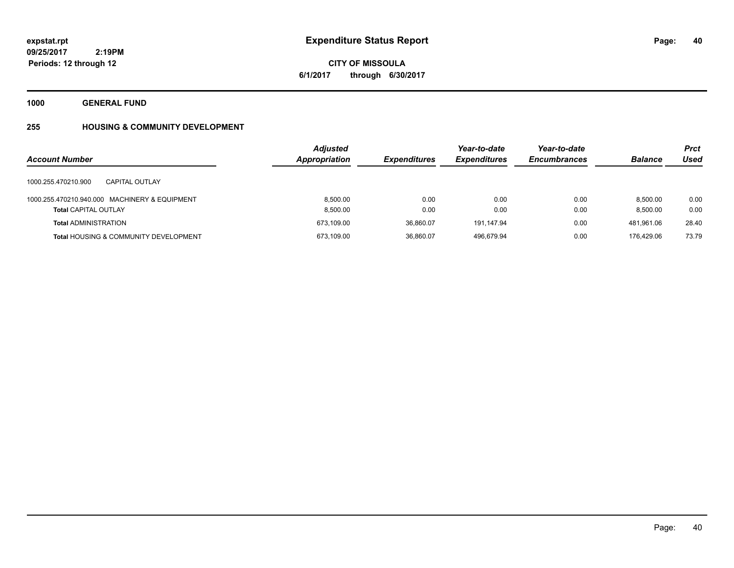**expstat.rpt**
**09/25/2017 2:19PM**
**Periods: 12 through 12**

# Expenditure Status Report

**CITY OF MISSOULA**
**6/1/2017 through 6/30/2017**

## 1000 GENERAL FUND

### 255 HOUSING & COMMUNITY DEVELOPMENT

| Account Number | Adjusted Appropriation | Expenditures | Year-to-date Expenditures | Year-to-date Encumbrances | Balance | Prct Used |
|---|---|---|---|---|---|---|
| 1000.255.470210.900 CAPITAL OUTLAY | | | | | | |
| 1000.255.470210.940.000 MACHINERY & EQUIPMENT | 8,500.00 | 0.00 | 0.00 | 0.00 | 8,500.00 | 0.00 |
| **Total** CAPITAL OUTLAY | 8,500.00 | 0.00 | 0.00 | 0.00 | 8,500.00 | 0.00 |
| **Total** ADMINISTRATION | 673,109.00 | 36,860.07 | 191,147.94 | 0.00 | 481,961.06 | 28.40 |
| **Total** HOUSING & COMMUNITY DEVELOPMENT | 673,109.00 | 36,860.07 | 496,679.94 | 0.00 | 176,429.06 | 73.79 |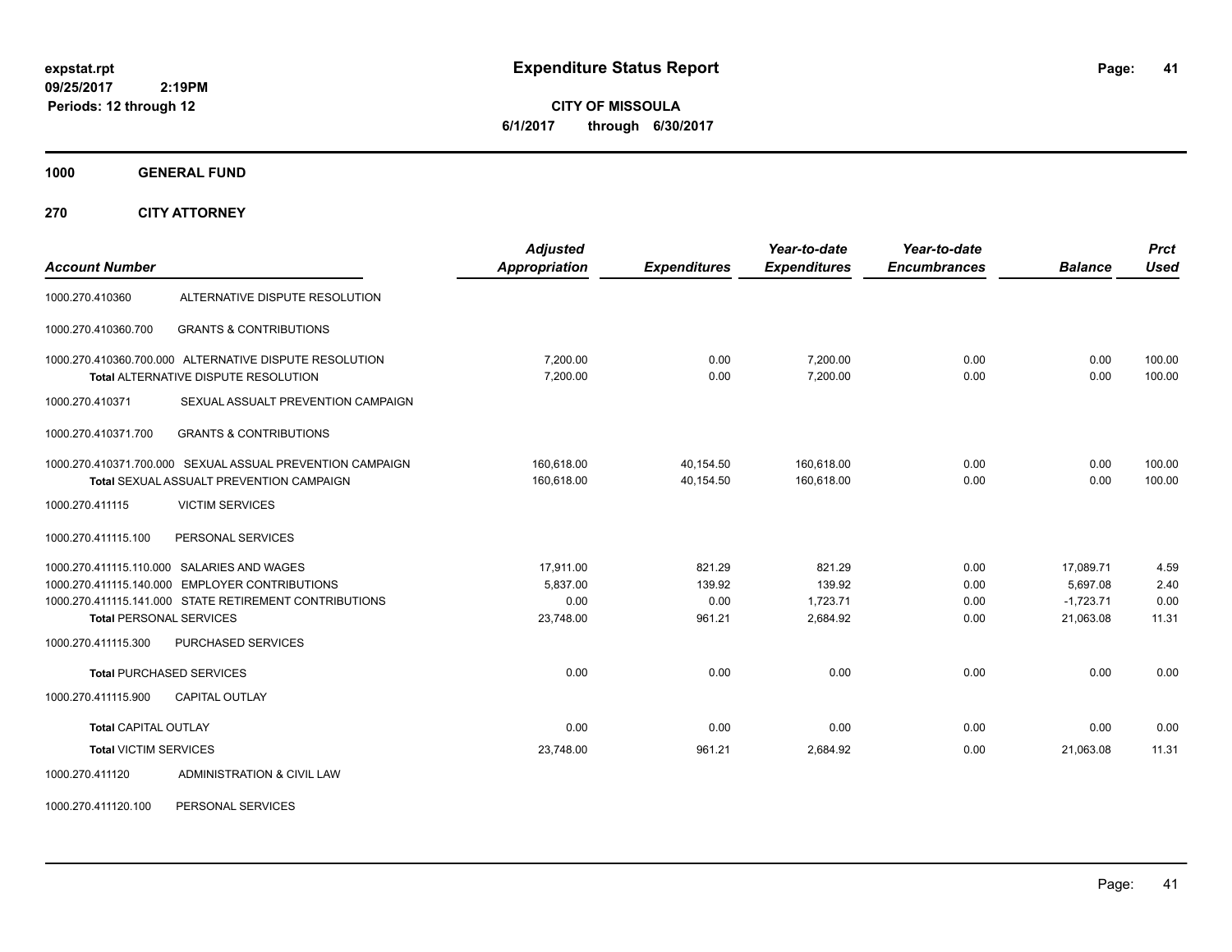# Expenditure Status Report

**CITY OF MISSOULA**
**6/1/2017 through 6/30/2017**

expstat.rpt
09/25/2017 2:19PM
Periods: 12 through 12

**1000 GENERAL FUND**

**270 CITY ATTORNEY**

| Account Number | | Adjusted Appropriation | Expenditures | Year-to-date Expenditures | Year-to-date Encumbrances | Balance | Prct Used |
|---|---|---|---|---|---|---|---|
| 1000.270.410360 | ALTERNATIVE DISPUTE RESOLUTION | | | | | | |
| 1000.270.410360.700 | GRANTS & CONTRIBUTIONS | | | | | | |
| 1000.270.410360.700.000 | ALTERNATIVE DISPUTE RESOLUTION | 7,200.00 | 0.00 | 7,200.00 | 0.00 | 0.00 | 100.00 |
| | **Total** ALTERNATIVE DISPUTE RESOLUTION | 7,200.00 | 0.00 | 7,200.00 | 0.00 | 0.00 | 100.00 |
| 1000.270.410371 | SEXUAL ASSAULT PREVENTION CAMPAIGN | | | | | | |
| 1000.270.410371.700 | GRANTS & CONTRIBUTIONS | | | | | | |
| 1000.270.410371.700.000 | SEXUAL ASSUAL PREVENTION CAMPAIGN | 160,618.00 | 40,154.50 | 160,618.00 | 0.00 | 0.00 | 100.00 |
| | **Total** SEXUAL ASSUALT PREVENTION CAMPAIGN | 160,618.00 | 40,154.50 | 160,618.00 | 0.00 | 0.00 | 100.00 |
| 1000.270.411115 | VICTIM SERVICES | | | | | | |
| 1000.270.411115.100 | PERSONAL SERVICES | | | | | | |
| 1000.270.411115.110.000 | SALARIES AND WAGES | 17,911.00 | 821.29 | 821.29 | 0.00 | 17,089.71 | 4.59 |
| 1000.270.411115.140.000 | EMPLOYER CONTRIBUTIONS | 5,837.00 | 139.92 | 139.92 | 0.00 | 5,697.08 | 2.40 |
| 1000.270.411115.141.000 | STATE RETIREMENT CONTRIBUTIONS | 0.00 | 0.00 | 1,723.71 | 0.00 | -1,723.71 | 0.00 |
| | **Total** PERSONAL SERVICES | 23,748.00 | 961.21 | 2,684.92 | 0.00 | 21,063.08 | 11.31 |
| 1000.270.411115.300 | PURCHASED SERVICES | | | | | | |
| | **Total** PURCHASED SERVICES | 0.00 | 0.00 | 0.00 | 0.00 | 0.00 | 0.00 |
| 1000.270.411115.900 | CAPITAL OUTLAY | | | | | | |
| | **Total** CAPITAL OUTLAY | 0.00 | 0.00 | 0.00 | 0.00 | 0.00 | 0.00 |
| | **Total** VICTIM SERVICES | 23,748.00 | 961.21 | 2,684.92 | 0.00 | 21,063.08 | 11.31 |
| 1000.270.411120 | ADMINISTRATION & CIVIL LAW | | | | | | |
| 1000.270.411120.100 | PERSONAL SERVICES | | | | | | |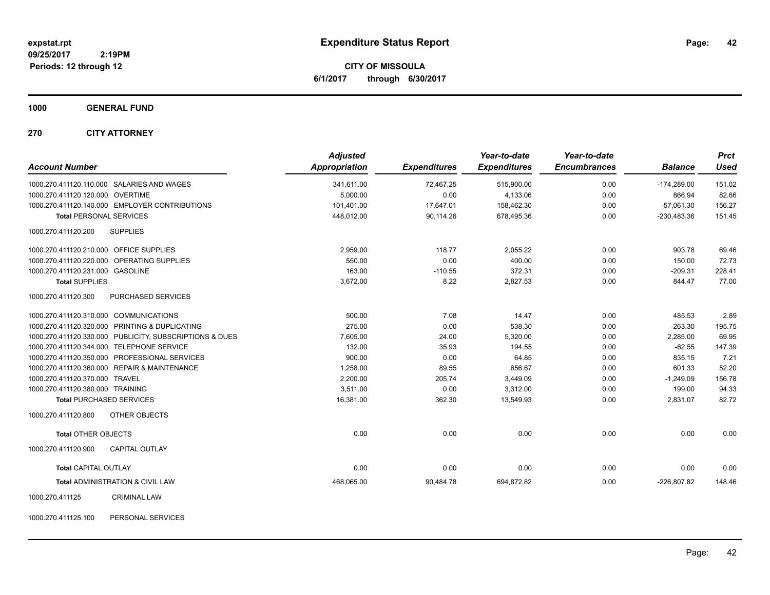**expstat.rpt**
**09/25/2017 2:19PM**
**Periods: 12 through 12**

# Expenditure Status Report

**CITY OF MISSOULA**
**6/1/2017 through 6/30/2017**

## 1000 GENERAL FUND

### 270 CITY ATTORNEY

| Account Number | Adjusted Appropriation | Expenditures | Year-to-date Expenditures | Year-to-date Encumbrances | Balance | Prct Used |
|---|---|---|---|---|---|---|
| 1000.270.411120.110.000 SALARIES AND WAGES | 341,611.00 | 72,467.25 | 515,900.00 | 0.00 | -174,289.00 | 151.02 |
| 1000.270.411120.120.000 OVERTIME | 5,000.00 | 0.00 | 4,133.06 | 0.00 | 866.94 | 82.66 |
| 1000.270.411120.140.000 EMPLOYER CONTRIBUTIONS | 101,401.00 | 17,647.01 | 158,462.30 | 0.00 | -57,061.30 | 156.27 |
| **Total** PERSONAL SERVICES | 448,012.00 | 90,114.26 | 678,495.36 | 0.00 | -230,483.36 | 151.45 |
| 1000.270.411120.200 SUPPLIES | | | | | | |
| 1000.270.411120.210.000 OFFICE SUPPLIES | 2,959.00 | 118.77 | 2,055.22 | 0.00 | 903.78 | 69.46 |
| 1000.270.411120.220.000 OPERATING SUPPLIES | 550.00 | 0.00 | 400.00 | 0.00 | 150.00 | 72.73 |
| 1000.270.411120.231.000 GASOLINE | 163.00 | -110.55 | 372.31 | 0.00 | -209.31 | 228.41 |
| **Total** SUPPLIES | 3,672.00 | 8.22 | 2,827.53 | 0.00 | 844.47 | 77.00 |
| 1000.270.411120.300 PURCHASED SERVICES | | | | | | |
| 1000.270.411120.310.000 COMMUNICATIONS | 500.00 | 7.08 | 14.47 | 0.00 | 485.53 | 2.89 |
| 1000.270.411120.320.000 PRINTING & DUPLICATING | 275.00 | 0.00 | 538.30 | 0.00 | -263.30 | 195.75 |
| 1000.270.411120.330.000 PUBLICITY, SUBSCRIPTIONS & DUES | 7,605.00 | 24.00 | 5,320.00 | 0.00 | 2,285.00 | 69.95 |
| 1000.270.411120.344.000 TELEPHONE SERVICE | 132.00 | 35.93 | 194.55 | 0.00 | -62.55 | 147.39 |
| 1000.270.411120.350.000 PROFESSIONAL SERVICES | 900.00 | 0.00 | 64.85 | 0.00 | 835.15 | 7.21 |
| 1000.270.411120.360.000 REPAIR & MAINTENANCE | 1,258.00 | 89.55 | 656.67 | 0.00 | 601.33 | 52.20 |
| 1000.270.411120.370.000 TRAVEL | 2,200.00 | 205.74 | 3,449.09 | 0.00 | -1,249.09 | 156.78 |
| 1000.270.411120.380.000 TRAINING | 3,511.00 | 0.00 | 3,312.00 | 0.00 | 199.00 | 94.33 |
| **Total** PURCHASED SERVICES | 16,381.00 | 362.30 | 13,549.93 | 0.00 | 2,831.07 | 82.72 |
| 1000.270.411120.800 OTHER OBJECTS | | | | | | |
| **Total** OTHER OBJECTS | 0.00 | 0.00 | 0.00 | 0.00 | 0.00 | 0.00 |
| 1000.270.411120.900 CAPITAL OUTLAY | | | | | | |
| **Total** CAPITAL OUTLAY | 0.00 | 0.00 | 0.00 | 0.00 | 0.00 | 0.00 |
| **Total** ADMINISTRATION & CIVIL LAW | 468,065.00 | 90,484.78 | 694,872.82 | 0.00 | -226,807.82 | 148.46 |

1000.270.411125 CRIMINAL LAW

1000.270.411125.100 PERSONAL SERVICES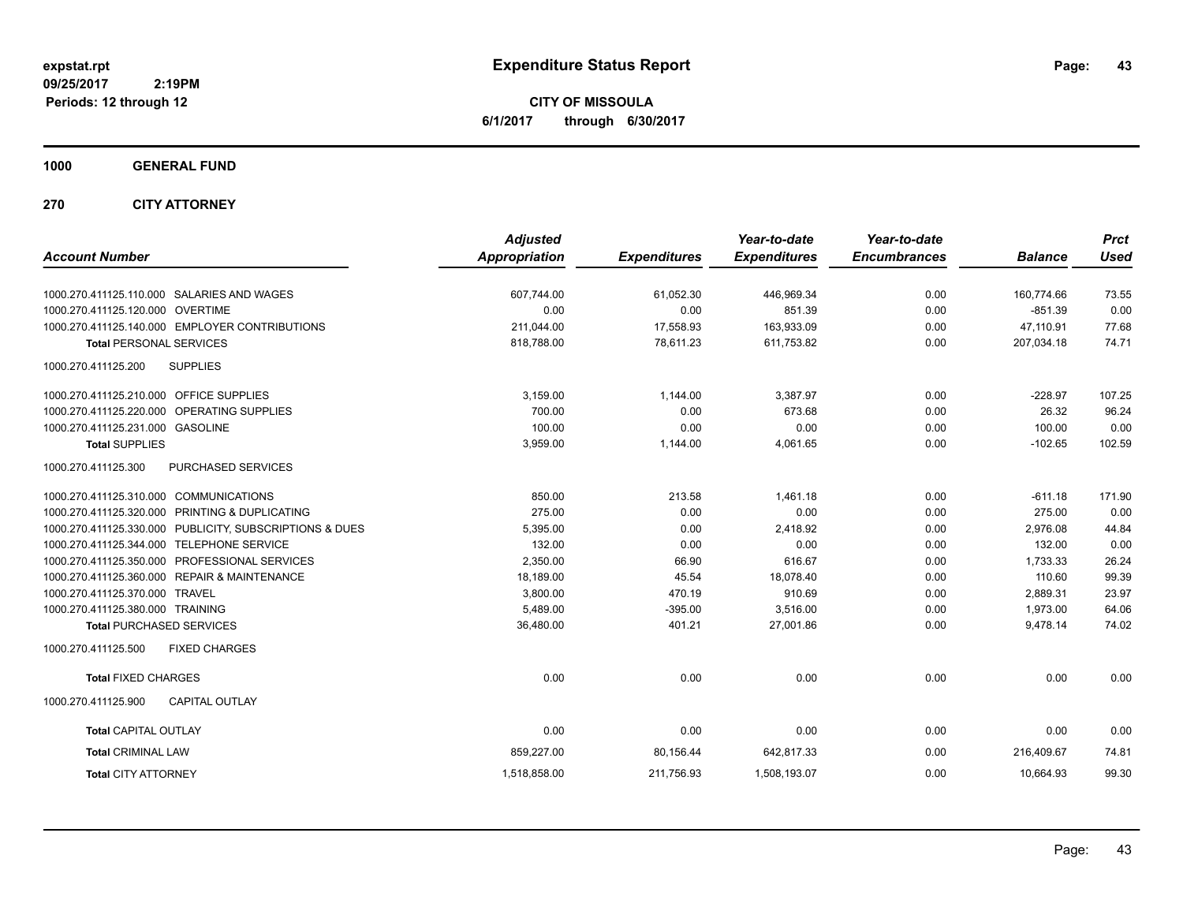**expstat.rpt**
**09/25/2017 2:19PM**
**Periods: 12 through 12**

# Expenditure Status Report

**CITY OF MISSOULA**
**6/1/2017 through 6/30/2017**

**1000 GENERAL FUND**

**270 CITY ATTORNEY**

| Account Number | Adjusted Appropriation | Expenditures | Year-to-date Expenditures | Year-to-date Encumbrances | Balance | Prct Used |
|---|---|---|---|---|---|---|
| 1000.270.411125.110.000 SALARIES AND WAGES | 607,744.00 | 61,052.30 | 446,969.34 | 0.00 | 160,774.66 | 73.55 |
| 1000.270.411125.120.000 OVERTIME | 0.00 | 0.00 | 851.39 | 0.00 | -851.39 | 0.00 |
| 1000.270.411125.140.000 EMPLOYER CONTRIBUTIONS | 211,044.00 | 17,558.93 | 163,933.09 | 0.00 | 47,110.91 | 77.68 |
| **Total** PERSONAL SERVICES | 818,788.00 | 78,611.23 | 611,753.82 | 0.00 | 207,034.18 | 74.71 |
| 1000.270.411125.200 SUPPLIES | | | | | | |
| 1000.270.411125.210.000 OFFICE SUPPLIES | 3,159.00 | 1,144.00 | 3,387.97 | 0.00 | -228.97 | 107.25 |
| 1000.270.411125.220.000 OPERATING SUPPLIES | 700.00 | 0.00 | 673.68 | 0.00 | 26.32 | 96.24 |
| 1000.270.411125.231.000 GASOLINE | 100.00 | 0.00 | 0.00 | 0.00 | 100.00 | 0.00 |
| **Total** SUPPLIES | 3,959.00 | 1,144.00 | 4,061.65 | 0.00 | -102.65 | 102.59 |
| 1000.270.411125.300 PURCHASED SERVICES | | | | | | |
| 1000.270.411125.310.000 COMMUNICATIONS | 850.00 | 213.58 | 1,461.18 | 0.00 | -611.18 | 171.90 |
| 1000.270.411125.320.000 PRINTING & DUPLICATING | 275.00 | 0.00 | 0.00 | 0.00 | 275.00 | 0.00 |
| 1000.270.411125.330.000 PUBLICITY, SUBSCRIPTIONS & DUES | 5,395.00 | 0.00 | 2,418.92 | 0.00 | 2,976.08 | 44.84 |
| 1000.270.411125.344.000 TELEPHONE SERVICE | 132.00 | 0.00 | 0.00 | 0.00 | 132.00 | 0.00 |
| 1000.270.411125.350.000 PROFESSIONAL SERVICES | 2,350.00 | 66.90 | 616.67 | 0.00 | 1,733.33 | 26.24 |
| 1000.270.411125.360.000 REPAIR & MAINTENANCE | 18,189.00 | 45.54 | 18,078.40 | 0.00 | 110.60 | 99.39 |
| 1000.270.411125.370.000 TRAVEL | 3,800.00 | 470.19 | 910.69 | 0.00 | 2,889.31 | 23.97 |
| 1000.270.411125.380.000 TRAINING | 5,489.00 | -395.00 | 3,516.00 | 0.00 | 1,973.00 | 64.06 |
| **Total** PURCHASED SERVICES | 36,480.00 | 401.21 | 27,001.86 | 0.00 | 9,478.14 | 74.02 |
| 1000.270.411125.500 FIXED CHARGES | | | | | | |
| **Total** FIXED CHARGES | 0.00 | 0.00 | 0.00 | 0.00 | 0.00 | 0.00 |
| 1000.270.411125.900 CAPITAL OUTLAY | | | | | | |
| **Total** CAPITAL OUTLAY | 0.00 | 0.00 | 0.00 | 0.00 | 0.00 | 0.00 |
| **Total** CRIMINAL LAW | 859,227.00 | 80,156.44 | 642,817.33 | 0.00 | 216,409.67 | 74.81 |
| **Total** CITY ATTORNEY | 1,518,858.00 | 211,756.93 | 1,508,193.07 | 0.00 | 10,664.93 | 99.30 |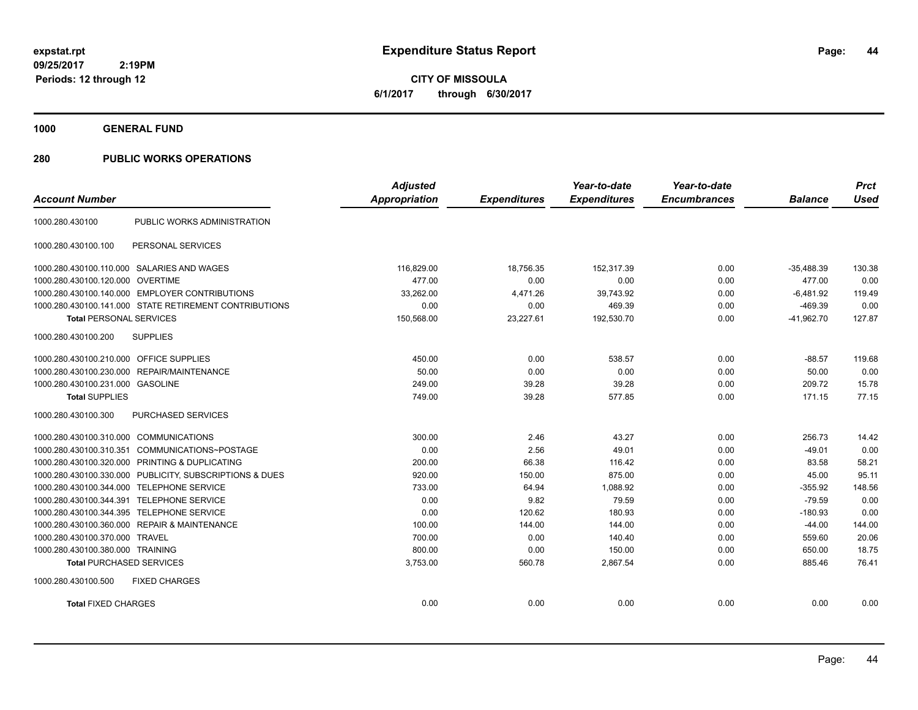**expstat.rpt**
**09/25/2017 2:19PM**
**Periods: 12 through 12**

# Expenditure Status Report

**CITY OF MISSOULA**
**6/1/2017 through 6/30/2017**

## 1000 GENERAL FUND

## 280 PUBLIC WORKS OPERATIONS

| Account Number | | Adjusted Appropriation | Expenditures | Year-to-date Expenditures | Year-to-date Encumbrances | Balance | Prct Used |
|---|---|---|---|---|---|---|---|
| 1000.280.430100 | PUBLIC WORKS ADMINISTRATION | | | | | | |
| 1000.280.430100.100 | PERSONAL SERVICES | | | | | | |
| 1000.280.430100.110.000 | SALARIES AND WAGES | 116,829.00 | 18,756.35 | 152,317.39 | 0.00 | -35,488.39 | 130.38 |
| 1000.280.430100.120.000 | OVERTIME | 477.00 | 0.00 | 0.00 | 0.00 | 477.00 | 0.00 |
| 1000.280.430100.140.000 | EMPLOYER CONTRIBUTIONS | 33,262.00 | 4,471.26 | 39,743.92 | 0.00 | -6,481.92 | 119.49 |
| 1000.280.430100.141.000 | STATE RETIREMENT CONTRIBUTIONS | 0.00 | 0.00 | 469.39 | 0.00 | -469.39 | 0.00 |
| **Total** PERSONAL SERVICES | | 150,568.00 | 23,227.61 | 192,530.70 | 0.00 | -41,962.70 | 127.87 |
| 1000.280.430100.200 | SUPPLIES | | | | | | |
| 1000.280.430100.210.000 | OFFICE SUPPLIES | 450.00 | 0.00 | 538.57 | 0.00 | -88.57 | 119.68 |
| 1000.280.430100.230.000 | REPAIR/MAINTENANCE | 50.00 | 0.00 | 0.00 | 0.00 | 50.00 | 0.00 |
| 1000.280.430100.231.000 | GASOLINE | 249.00 | 39.28 | 39.28 | 0.00 | 209.72 | 15.78 |
| **Total** SUPPLIES | | 749.00 | 39.28 | 577.85 | 0.00 | 171.15 | 77.15 |
| 1000.280.430100.300 | PURCHASED SERVICES | | | | | | |
| 1000.280.430100.310.000 | COMMUNICATIONS | 300.00 | 2.46 | 43.27 | 0.00 | 256.73 | 14.42 |
| 1000.280.430100.310.351 | COMMUNICATIONS~POSTAGE | 0.00 | 2.56 | 49.01 | 0.00 | -49.01 | 0.00 |
| 1000.280.430100.320.000 | PRINTING & DUPLICATING | 200.00 | 66.38 | 116.42 | 0.00 | 83.58 | 58.21 |
| 1000.280.430100.330.000 | PUBLICITY, SUBSCRIPTIONS & DUES | 920.00 | 150.00 | 875.00 | 0.00 | 45.00 | 95.11 |
| 1000.280.430100.344.000 | TELEPHONE SERVICE | 733.00 | 64.94 | 1,088.92 | 0.00 | -355.92 | 148.56 |
| 1000.280.430100.344.391 | TELEPHONE SERVICE | 0.00 | 9.82 | 79.59 | 0.00 | -79.59 | 0.00 |
| 1000.280.430100.344.395 | TELEPHONE SERVICE | 0.00 | 120.62 | 180.93 | 0.00 | -180.93 | 0.00 |
| 1000.280.430100.360.000 | REPAIR & MAINTENANCE | 100.00 | 144.00 | 144.00 | 0.00 | -44.00 | 144.00 |
| 1000.280.430100.370.000 | TRAVEL | 700.00 | 0.00 | 140.40 | 0.00 | 559.60 | 20.06 |
| 1000.280.430100.380.000 | TRAINING | 800.00 | 0.00 | 150.00 | 0.00 | 650.00 | 18.75 |
| **Total** PURCHASED SERVICES | | 3,753.00 | 560.78 | 2,867.54 | 0.00 | 885.46 | 76.41 |
| 1000.280.430100.500 | FIXED CHARGES | | | | | | |
| **Total** FIXED CHARGES | | 0.00 | 0.00 | 0.00 | 0.00 | 0.00 | 0.00 |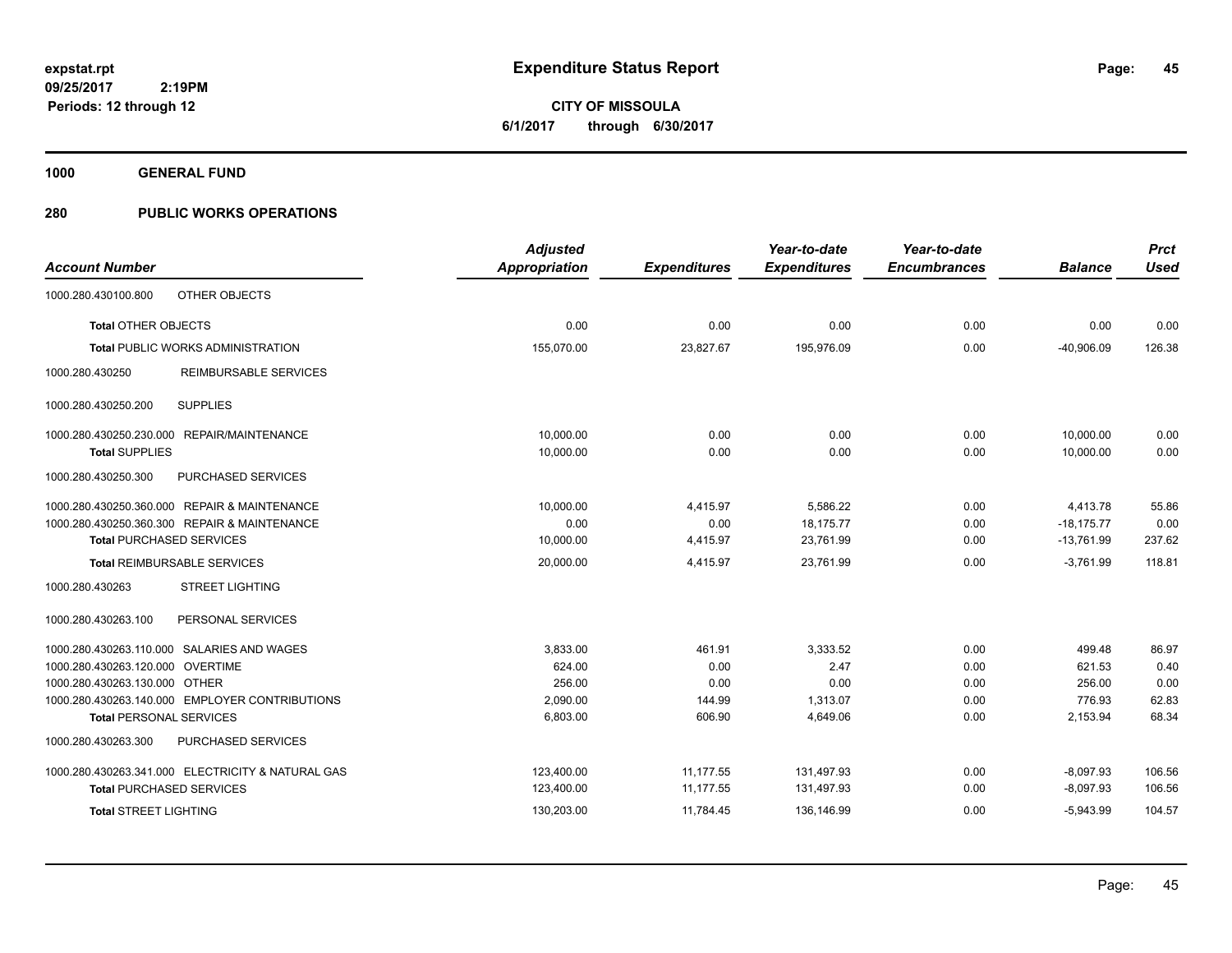expstat.rpt
09/25/2017 2:19PM
Periods: 12 through 12

# Expenditure Status Report

**CITY OF MISSOULA**
**6/1/2017 through 6/30/2017**

**1000 GENERAL FUND**

**280 PUBLIC WORKS OPERATIONS**

| Account Number | Adjusted Appropriation | Expenditures | Year-to-date Expenditures | Year-to-date Encumbrances | Balance | Prct Used |
|---|---|---|---|---|---|---|
| 1000.280.430100.800 OTHER OBJECTS | | | | | | |
| **Total** OTHER OBJECTS | 0.00 | 0.00 | 0.00 | 0.00 | 0.00 | 0.00 |
| **Total** PUBLIC WORKS ADMINISTRATION | 155,070.00 | 23,827.67 | 195,976.09 | 0.00 | -40,906.09 | 126.38 |
| 1000.280.430250 REIMBURSABLE SERVICES | | | | | | |
| 1000.280.430250.200 SUPPLIES | | | | | | |
| 1000.280.430250.230.000 REPAIR/MAINTENANCE | 10,000.00 | 0.00 | 0.00 | 0.00 | 10,000.00 | 0.00 |
| **Total** SUPPLIES | 10,000.00 | 0.00 | 0.00 | 0.00 | 10,000.00 | 0.00 |
| 1000.280.430250.300 PURCHASED SERVICES | | | | | | |
| 1000.280.430250.360.000 REPAIR & MAINTENANCE | 10,000.00 | 4,415.97 | 5,586.22 | 0.00 | 4,413.78 | 55.86 |
| 1000.280.430250.360.300 REPAIR & MAINTENANCE | 0.00 | 0.00 | 18,175.77 | 0.00 | -18,175.77 | 0.00 |
| **Total** PURCHASED SERVICES | 10,000.00 | 4,415.97 | 23,761.99 | 0.00 | -13,761.99 | 237.62 |
| **Total** REIMBURSABLE SERVICES | 20,000.00 | 4,415.97 | 23,761.99 | 0.00 | -3,761.99 | 118.81 |
| 1000.280.430263 STREET LIGHTING | | | | | | |
| 1000.280.430263.100 PERSONAL SERVICES | | | | | | |
| 1000.280.430263.110.000 SALARIES AND WAGES | 3,833.00 | 461.91 | 3,333.52 | 0.00 | 499.48 | 86.97 |
| 1000.280.430263.120.000 OVERTIME | 624.00 | 0.00 | 2.47 | 0.00 | 621.53 | 0.40 |
| 1000.280.430263.130.000 OTHER | 256.00 | 0.00 | 0.00 | 0.00 | 256.00 | 0.00 |
| 1000.280.430263.140.000 EMPLOYER CONTRIBUTIONS | 2,090.00 | 144.99 | 1,313.07 | 0.00 | 776.93 | 62.83 |
| **Total** PERSONAL SERVICES | 6,803.00 | 606.90 | 4,649.06 | 0.00 | 2,153.94 | 68.34 |
| 1000.280.430263.300 PURCHASED SERVICES | | | | | | |
| 1000.280.430263.341.000 ELECTRICITY & NATURAL GAS | 123,400.00 | 11,177.55 | 131,497.93 | 0.00 | -8,097.93 | 106.56 |
| **Total** PURCHASED SERVICES | 123,400.00 | 11,177.55 | 131,497.93 | 0.00 | -8,097.93 | 106.56 |
| **Total** STREET LIGHTING | 130,203.00 | 11,784.45 | 136,146.99 | 0.00 | -5,943.99 | 104.57 |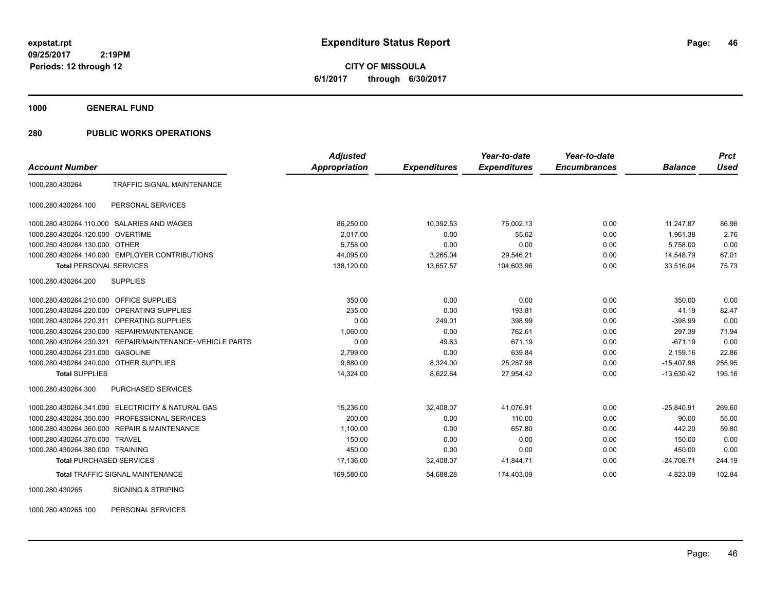# Expenditure Status Report

**CITY OF MISSOULA**

**6/1/2017 through 6/30/2017**

expstat.rpt
09/25/2017 2:19PM
Periods: 12 through 12

**1000 GENERAL FUND**

**280 PUBLIC WORKS OPERATIONS**

| Account Number | | Adjusted Appropriation | Expenditures | Year-to-date Expenditures | Year-to-date Encumbrances | Balance | Prct Used |
|---|---|---|---|---|---|---|---|
| 1000.280.430264 | TRAFFIC SIGNAL MAINTENANCE | | | | | | |
| 1000.280.430264.100 | PERSONAL SERVICES | | | | | | |
| 1000.280.430264.110.000 | SALARIES AND WAGES | 86,250.00 | 10,392.53 | 75,002.13 | 0.00 | 11,247.87 | 86.96 |
| 1000.280.430264.120.000 | OVERTIME | 2,017.00 | 0.00 | 55.62 | 0.00 | 1,961.38 | 2.76 |
| 1000.280.430264.130.000 | OTHER | 5,758.00 | 0.00 | 0.00 | 0.00 | 5,758.00 | 0.00 |
| 1000.280.430264.140.000 | EMPLOYER CONTRIBUTIONS | 44,095.00 | 3,265.04 | 29,546.21 | 0.00 | 14,548.79 | 67.01 |
| **Total** PERSONAL SERVICES | | 138,120.00 | 13,657.57 | 104,603.96 | 0.00 | 33,516.04 | 75.73 |
| 1000.280.430264.200 | SUPPLIES | | | | | | |
| 1000.280.430264.210.000 | OFFICE SUPPLIES | 350.00 | 0.00 | 0.00 | 0.00 | 350.00 | 0.00 |
| 1000.280.430264.220.000 | OPERATING SUPPLIES | 235.00 | 0.00 | 193.81 | 0.00 | 41.19 | 82.47 |
| 1000.280.430264.220.311 | OPERATING SUPPLIES | 0.00 | 249.01 | 398.99 | 0.00 | -398.99 | 0.00 |
| 1000.280.430264.230.000 | REPAIR/MAINTENANCE | 1,060.00 | 0.00 | 762.61 | 0.00 | 297.39 | 71.94 |
| 1000.280.430264.230.321 | REPAIR/MAINTENANCE~VEHICLE PARTS | 0.00 | 49.63 | 671.19 | 0.00 | -671.19 | 0.00 |
| 1000.280.430264.231.000 | GASOLINE | 2,799.00 | 0.00 | 639.84 | 0.00 | 2,159.16 | 22.86 |
| 1000.280.430264.240.000 | OTHER SUPPLIES | 9,880.00 | 8,324.00 | 25,287.98 | 0.00 | -15,407.98 | 255.95 |
| **Total** SUPPLIES | | 14,324.00 | 8,622.64 | 27,954.42 | 0.00 | -13,630.42 | 195.16 |
| 1000.280.430264.300 | PURCHASED SERVICES | | | | | | |
| 1000.280.430264.341.000 | ELECTRICITY & NATURAL GAS | 15,236.00 | 32,408.07 | 41,076.91 | 0.00 | -25,840.91 | 269.60 |
| 1000.280.430264.350.000 | PROFESSIONAL SERVICES | 200.00 | 0.00 | 110.00 | 0.00 | 90.00 | 55.00 |
| 1000.280.430264.360.000 | REPAIR & MAINTENANCE | 1,100.00 | 0.00 | 657.80 | 0.00 | 442.20 | 59.80 |
| 1000.280.430264.370.000 | TRAVEL | 150.00 | 0.00 | 0.00 | 0.00 | 150.00 | 0.00 |
| 1000.280.430264.380.000 | TRAINING | 450.00 | 0.00 | 0.00 | 0.00 | 450.00 | 0.00 |
| **Total** PURCHASED SERVICES | | 17,136.00 | 32,408.07 | 41,844.71 | 0.00 | -24,708.71 | 244.19 |
| **Total** TRAFFIC SIGNAL MAINTENANCE | | 169,580.00 | 54,688.28 | 174,403.09 | 0.00 | -4,823.09 | 102.84 |
| 1000.280.430265 | SIGNING & STRIPING | | | | | | |
| 1000.280.430265.100 | PERSONAL SERVICES | | | | | | |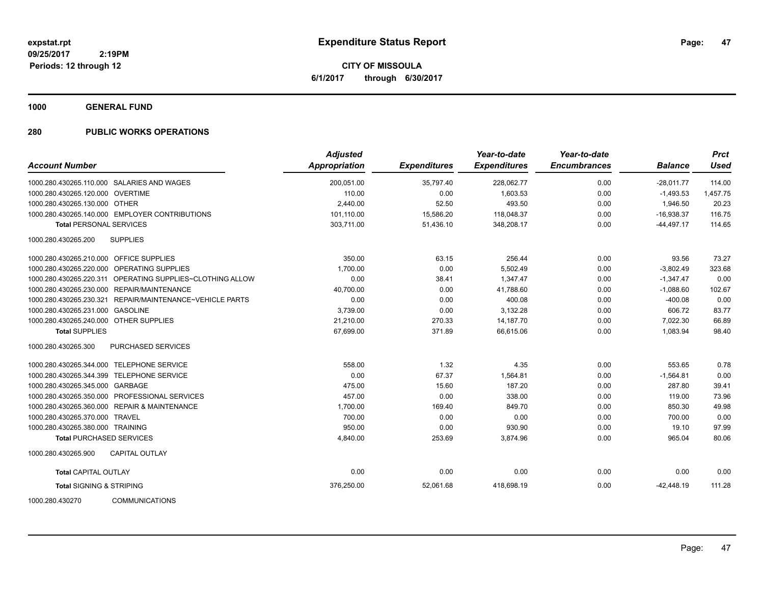**expstat.rpt**
**09/25/2017 2:19PM**
**Periods: 12 through 12**

# Expenditure Status Report

**CITY OF MISSOULA**
**6/1/2017 through 6/30/2017**

## 1000 GENERAL FUND

## 280 PUBLIC WORKS OPERATIONS

| Account Number | Adjusted Appropriation | Expenditures | Year-to-date Expenditures | Year-to-date Encumbrances | Balance | Prct Used |
|---|---|---|---|---|---|---|
| 1000.280.430265.110.000 SALARIES AND WAGES | 200,051.00 | 35,797.40 | 228,062.77 | 0.00 | -28,011.77 | 114.00 |
| 1000.280.430265.120.000 OVERTIME | 110.00 | 0.00 | 1,603.53 | 0.00 | -1,493.53 | 1,457.75 |
| 1000.280.430265.130.000 OTHER | 2,440.00 | 52.50 | 493.50 | 0.00 | 1,946.50 | 20.23 |
| 1000.280.430265.140.000 EMPLOYER CONTRIBUTIONS | 101,110.00 | 15,586.20 | 118,048.37 | 0.00 | -16,938.37 | 116.75 |
| **Total** PERSONAL SERVICES | 303,711.00 | 51,436.10 | 348,208.17 | 0.00 | -44,497.17 | 114.65 |
| 1000.280.430265.200 SUPPLIES | | | | | | |
| 1000.280.430265.210.000 OFFICE SUPPLIES | 350.00 | 63.15 | 256.44 | 0.00 | 93.56 | 73.27 |
| 1000.280.430265.220.000 OPERATING SUPPLIES | 1,700.00 | 0.00 | 5,502.49 | 0.00 | -3,802.49 | 323.68 |
| 1000.280.430265.220.311 OPERATING SUPPLIES~CLOTHING ALLOW | 0.00 | 38.41 | 1,347.47 | 0.00 | -1,347.47 | 0.00 |
| 1000.280.430265.230.000 REPAIR/MAINTENANCE | 40,700.00 | 0.00 | 41,788.60 | 0.00 | -1,088.60 | 102.67 |
| 1000.280.430265.230.321 REPAIR/MAINTENANCE~VEHICLE PARTS | 0.00 | 0.00 | 400.08 | 0.00 | -400.08 | 0.00 |
| 1000.280.430265.231.000 GASOLINE | 3,739.00 | 0.00 | 3,132.28 | 0.00 | 606.72 | 83.77 |
| 1000.280.430265.240.000 OTHER SUPPLIES | 21,210.00 | 270.33 | 14,187.70 | 0.00 | 7,022.30 | 66.89 |
| **Total** SUPPLIES | 67,699.00 | 371.89 | 66,615.06 | 0.00 | 1,083.94 | 98.40 |
| 1000.280.430265.300 PURCHASED SERVICES | | | | | | |
| 1000.280.430265.344.000 TELEPHONE SERVICE | 558.00 | 1.32 | 4.35 | 0.00 | 553.65 | 0.78 |
| 1000.280.430265.344.399 TELEPHONE SERVICE | 0.00 | 67.37 | 1,564.81 | 0.00 | -1,564.81 | 0.00 |
| 1000.280.430265.345.000 GARBAGE | 475.00 | 15.60 | 187.20 | 0.00 | 287.80 | 39.41 |
| 1000.280.430265.350.000 PROFESSIONAL SERVICES | 457.00 | 0.00 | 338.00 | 0.00 | 119.00 | 73.96 |
| 1000.280.430265.360.000 REPAIR & MAINTENANCE | 1,700.00 | 169.40 | 849.70 | 0.00 | 850.30 | 49.98 |
| 1000.280.430265.370.000 TRAVEL | 700.00 | 0.00 | 0.00 | 0.00 | 700.00 | 0.00 |
| 1000.280.430265.380.000 TRAINING | 950.00 | 0.00 | 930.90 | 0.00 | 19.10 | 97.99 |
| **Total** PURCHASED SERVICES | 4,840.00 | 253.69 | 3,874.96 | 0.00 | 965.04 | 80.06 |
| 1000.280.430265.900 CAPITAL OUTLAY | | | | | | |
| **Total** CAPITAL OUTLAY | 0.00 | 0.00 | 0.00 | 0.00 | 0.00 | 0.00 |
| **Total** SIGNING & STRIPING | 376,250.00 | 52,061.68 | 418,698.19 | 0.00 | -42,448.19 | 111.28 |

1000.280.430270 COMMUNICATIONS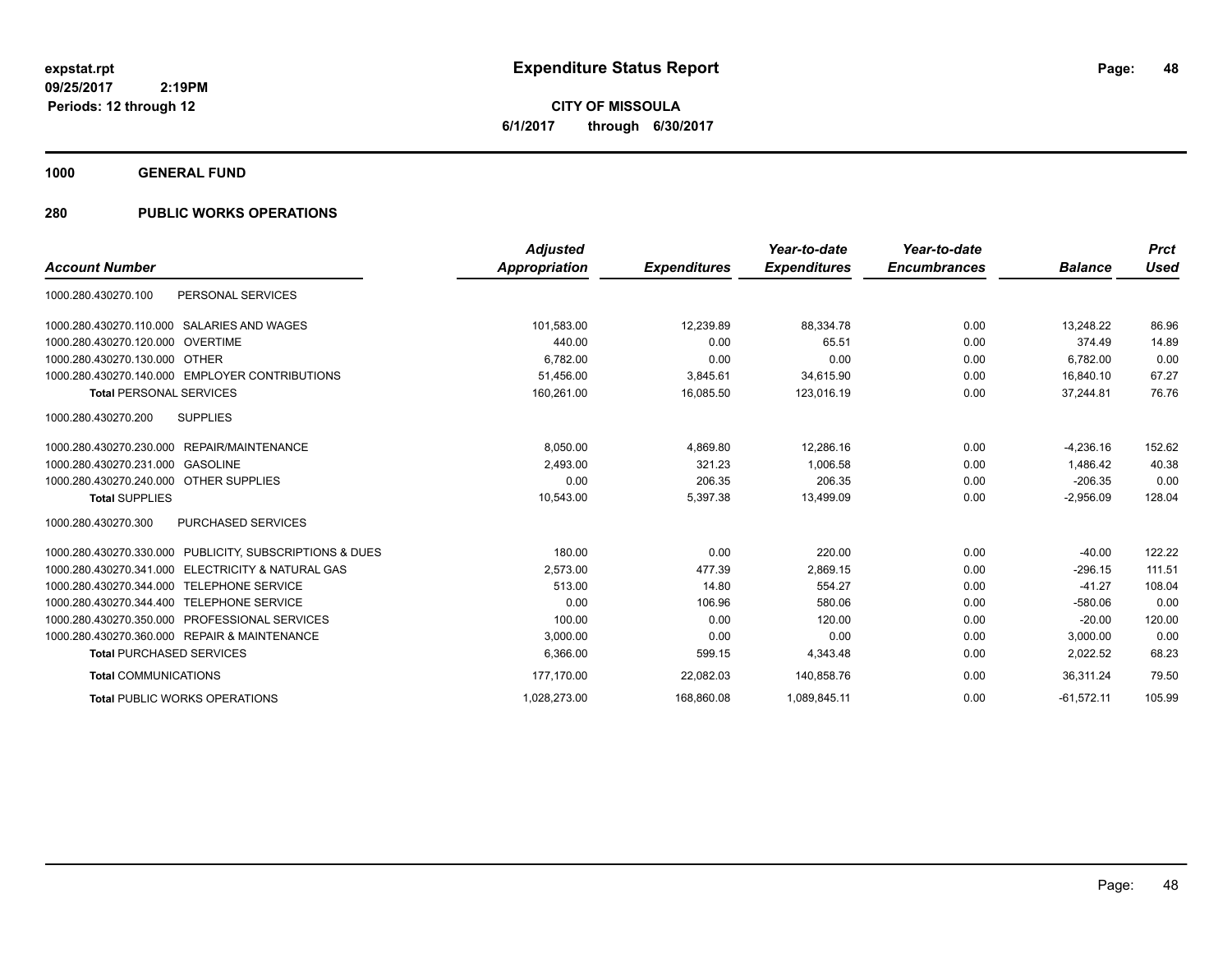**expstat.rpt**
**09/25/2017 2:19PM**
**Periods: 12 through 12**

# Expenditure Status Report

**CITY OF MISSOULA**
**6/1/2017 through 6/30/2017**

## 1000 GENERAL FUND

## 280 PUBLIC WORKS OPERATIONS

| Account Number | Adjusted Appropriation | Expenditures | Year-to-date Expenditures | Year-to-date Encumbrances | Balance | Prct Used |
|---|---|---|---|---|---|---|
| 1000.280.430270.100 PERSONAL SERVICES | | | | | | |
| 1000.280.430270.110.000 SALARIES AND WAGES | 101,583.00 | 12,239.89 | 88,334.78 | 0.00 | 13,248.22 | 86.96 |
| 1000.280.430270.120.000 OVERTIME | 440.00 | 0.00 | 65.51 | 0.00 | 374.49 | 14.89 |
| 1000.280.430270.130.000 OTHER | 6,782.00 | 0.00 | 0.00 | 0.00 | 6,782.00 | 0.00 |
| 1000.280.430270.140.000 EMPLOYER CONTRIBUTIONS | 51,456.00 | 3,845.61 | 34,615.90 | 0.00 | 16,840.10 | 67.27 |
| **Total** PERSONAL SERVICES | 160,261.00 | 16,085.50 | 123,016.19 | 0.00 | 37,244.81 | 76.76 |
| 1000.280.430270.200 SUPPLIES | | | | | | |
| 1000.280.430270.230.000 REPAIR/MAINTENANCE | 8,050.00 | 4,869.80 | 12,286.16 | 0.00 | -4,236.16 | 152.62 |
| 1000.280.430270.231.000 GASOLINE | 2,493.00 | 321.23 | 1,006.58 | 0.00 | 1,486.42 | 40.38 |
| 1000.280.430270.240.000 OTHER SUPPLIES | 0.00 | 206.35 | 206.35 | 0.00 | -206.35 | 0.00 |
| **Total** SUPPLIES | 10,543.00 | 5,397.38 | 13,499.09 | 0.00 | -2,956.09 | 128.04 |
| 1000.280.430270.300 PURCHASED SERVICES | | | | | | |
| 1000.280.430270.330.000 PUBLICITY, SUBSCRIPTIONS & DUES | 180.00 | 0.00 | 220.00 | 0.00 | -40.00 | 122.22 |
| 1000.280.430270.341.000 ELECTRICITY & NATURAL GAS | 2,573.00 | 477.39 | 2,869.15 | 0.00 | -296.15 | 111.51 |
| 1000.280.430270.344.000 TELEPHONE SERVICE | 513.00 | 14.80 | 554.27 | 0.00 | -41.27 | 108.04 |
| 1000.280.430270.344.400 TELEPHONE SERVICE | 0.00 | 106.96 | 580.06 | 0.00 | -580.06 | 0.00 |
| 1000.280.430270.350.000 PROFESSIONAL SERVICES | 100.00 | 0.00 | 120.00 | 0.00 | -20.00 | 120.00 |
| 1000.280.430270.360.000 REPAIR & MAINTENANCE | 3,000.00 | 0.00 | 0.00 | 0.00 | 3,000.00 | 0.00 |
| **Total** PURCHASED SERVICES | 6,366.00 | 599.15 | 4,343.48 | 0.00 | 2,022.52 | 68.23 |
| **Total** COMMUNICATIONS | 177,170.00 | 22,082.03 | 140,858.76 | 0.00 | 36,311.24 | 79.50 |
| **Total** PUBLIC WORKS OPERATIONS | 1,028,273.00 | 168,860.08 | 1,089,845.11 | 0.00 | -61,572.11 | 105.99 |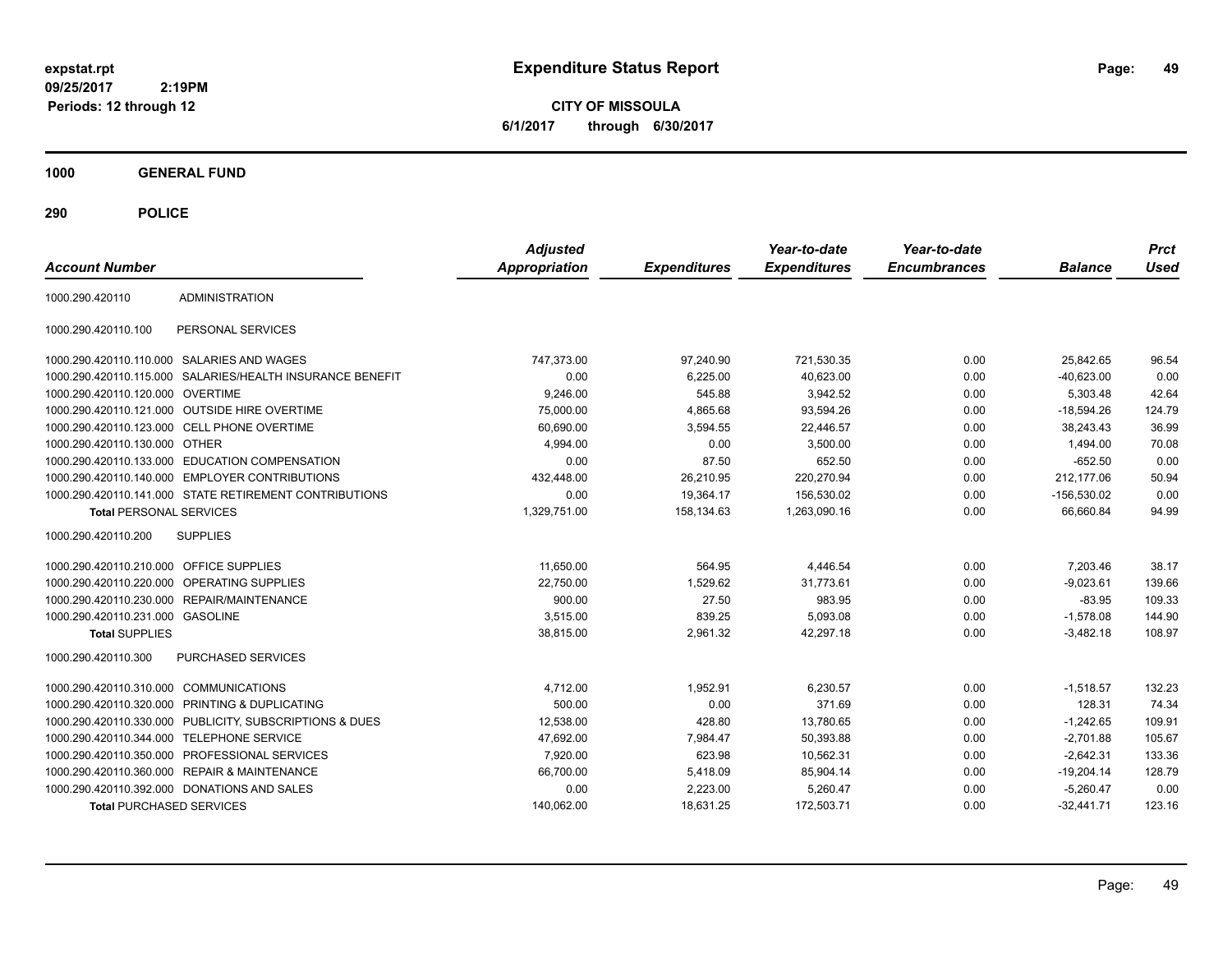# Expenditure Status Report

expstat.rpt
09/25/2017 2:19PM
Periods: 12 through 12

**CITY OF MISSOULA**
**6/1/2017 through 6/30/2017**

## 1000 GENERAL FUND

## 290 POLICE

| Account Number | | Adjusted Appropriation | Expenditures | Year-to-date Expenditures | Year-to-date Encumbrances | Balance | Prct Used |
|---|---|---|---|---|---|---|---|
| 1000.290.420110 | ADMINISTRATION | | | | | | |
| 1000.290.420110.100 | PERSONAL SERVICES | | | | | | |
| 1000.290.420110.110.000 | SALARIES AND WAGES | 747,373.00 | 97,240.90 | 721,530.35 | 0.00 | 25,842.65 | 96.54 |
| 1000.290.420110.115.000 | SALARIES/HEALTH INSURANCE BENEFIT | 0.00 | 6,225.00 | 40,623.00 | 0.00 | -40,623.00 | 0.00 |
| 1000.290.420110.120.000 | OVERTIME | 9,246.00 | 545.88 | 3,942.52 | 0.00 | 5,303.48 | 42.64 |
| 1000.290.420110.121.000 | OUTSIDE HIRE OVERTIME | 75,000.00 | 4,865.68 | 93,594.26 | 0.00 | -18,594.26 | 124.79 |
| 1000.290.420110.123.000 | CELL PHONE OVERTIME | 60,690.00 | 3,594.55 | 22,446.57 | 0.00 | 38,243.43 | 36.99 |
| 1000.290.420110.130.000 | OTHER | 4,994.00 | 0.00 | 3,500.00 | 0.00 | 1,494.00 | 70.08 |
| 1000.290.420110.133.000 | EDUCATION COMPENSATION | 0.00 | 87.50 | 652.50 | 0.00 | -652.50 | 0.00 |
| 1000.290.420110.140.000 | EMPLOYER CONTRIBUTIONS | 432,448.00 | 26,210.95 | 220,270.94 | 0.00 | 212,177.06 | 50.94 |
| 1000.290.420110.141.000 | STATE RETIREMENT CONTRIBUTIONS | 0.00 | 19,364.17 | 156,530.02 | 0.00 | -156,530.02 | 0.00 |
| **Total** PERSONAL SERVICES | | 1,329,751.00 | 158,134.63 | 1,263,090.16 | 0.00 | 66,660.84 | 94.99 |
| 1000.290.420110.200 | SUPPLIES | | | | | | |
| 1000.290.420110.210.000 | OFFICE SUPPLIES | 11,650.00 | 564.95 | 4,446.54 | 0.00 | 7,203.46 | 38.17 |
| 1000.290.420110.220.000 | OPERATING SUPPLIES | 22,750.00 | 1,529.62 | 31,773.61 | 0.00 | -9,023.61 | 139.66 |
| 1000.290.420110.230.000 | REPAIR/MAINTENANCE | 900.00 | 27.50 | 983.95 | 0.00 | -83.95 | 109.33 |
| 1000.290.420110.231.000 | GASOLINE | 3,515.00 | 839.25 | 5,093.08 | 0.00 | -1,578.08 | 144.90 |
| **Total** SUPPLIES | | 38,815.00 | 2,961.32 | 42,297.18 | 0.00 | -3,482.18 | 108.97 |
| 1000.290.420110.300 | PURCHASED SERVICES | | | | | | |
| 1000.290.420110.310.000 | COMMUNICATIONS | 4,712.00 | 1,952.91 | 6,230.57 | 0.00 | -1,518.57 | 132.23 |
| 1000.290.420110.320.000 | PRINTING & DUPLICATING | 500.00 | 0.00 | 371.69 | 0.00 | 128.31 | 74.34 |
| 1000.290.420110.330.000 | PUBLICITY, SUBSCRIPTIONS & DUES | 12,538.00 | 428.80 | 13,780.65 | 0.00 | -1,242.65 | 109.91 |
| 1000.290.420110.344.000 | TELEPHONE SERVICE | 47,692.00 | 7,984.47 | 50,393.88 | 0.00 | -2,701.88 | 105.67 |
| 1000.290.420110.350.000 | PROFESSIONAL SERVICES | 7,920.00 | 623.98 | 10,562.31 | 0.00 | -2,642.31 | 133.36 |
| 1000.290.420110.360.000 | REPAIR & MAINTENANCE | 66,700.00 | 5,418.09 | 85,904.14 | 0.00 | -19,204.14 | 128.79 |
| 1000.290.420110.392.000 | DONATIONS AND SALES | 0.00 | 2,223.00 | 5,260.47 | 0.00 | -5,260.47 | 0.00 |
| **Total** PURCHASED SERVICES | | 140,062.00 | 18,631.25 | 172,503.71 | 0.00 | -32,441.71 | 123.16 |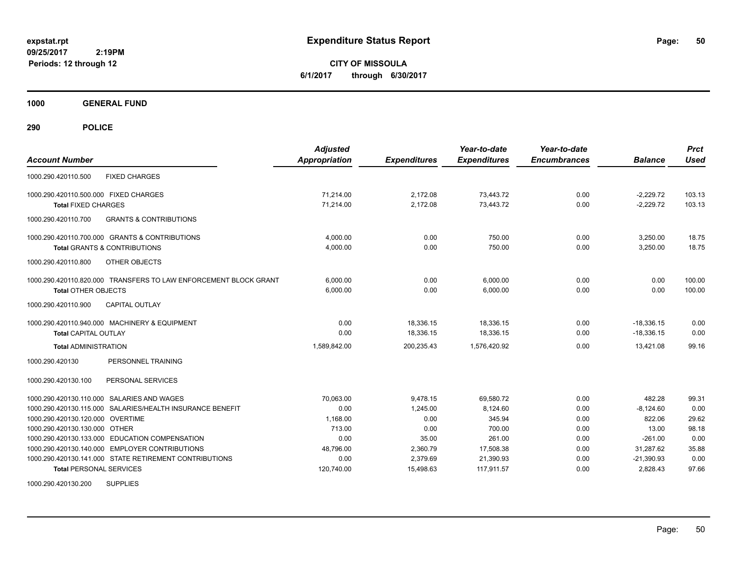**expstat.rpt**
**09/25/2017 2:19PM**
**Periods: 12 through 12**

# Expenditure Status Report

**CITY OF MISSOULA**
**6/1/2017 through 6/30/2017**

## 1000 GENERAL FUND

## 290 POLICE

| Account Number | Adjusted Appropriation | Expenditures | Year-to-date Expenditures | Year-to-date Encumbrances | Balance | Prct Used |
|---|---|---|---|---|---|---|
| 1000.290.420110.500 FIXED CHARGES | | | | | | |
| 1000.290.420110.500.000 FIXED CHARGES | 71,214.00 | 2,172.08 | 73,443.72 | 0.00 | -2,229.72 | 103.13 |
| **Total** FIXED CHARGES | 71,214.00 | 2,172.08 | 73,443.72 | 0.00 | -2,229.72 | 103.13 |
| 1000.290.420110.700 GRANTS & CONTRIBUTIONS | | | | | | |
| 1000.290.420110.700.000 GRANTS & CONTRIBUTIONS | 4,000.00 | 0.00 | 750.00 | 0.00 | 3,250.00 | 18.75 |
| **Total** GRANTS & CONTRIBUTIONS | 4,000.00 | 0.00 | 750.00 | 0.00 | 3,250.00 | 18.75 |
| 1000.290.420110.800 OTHER OBJECTS | | | | | | |
| 1000.290.420110.820.000 TRANSFERS TO LAW ENFORCEMENT BLOCK GRANT | 6,000.00 | 0.00 | 6,000.00 | 0.00 | 0.00 | 100.00 |
| **Total** OTHER OBJECTS | 6,000.00 | 0.00 | 6,000.00 | 0.00 | 0.00 | 100.00 |
| 1000.290.420110.900 CAPITAL OUTLAY | | | | | | |
| 1000.290.420110.940.000 MACHINERY & EQUIPMENT | 0.00 | 18,336.15 | 18,336.15 | 0.00 | -18,336.15 | 0.00 |
| **Total** CAPITAL OUTLAY | 0.00 | 18,336.15 | 18,336.15 | 0.00 | -18,336.15 | 0.00 |
| **Total** ADMINISTRATION | 1,589,842.00 | 200,235.43 | 1,576,420.92 | 0.00 | 13,421.08 | 99.16 |
| 1000.290.420130 PERSONNEL TRAINING | | | | | | |
| 1000.290.420130.100 PERSONAL SERVICES | | | | | | |
| 1000.290.420130.110.000 SALARIES AND WAGES | 70,063.00 | 9,478.15 | 69,580.72 | 0.00 | 482.28 | 99.31 |
| 1000.290.420130.115.000 SALARIES/HEALTH INSURANCE BENEFIT | 0.00 | 1,245.00 | 8,124.60 | 0.00 | -8,124.60 | 0.00 |
| 1000.290.420130.120.000 OVERTIME | 1,168.00 | 0.00 | 345.94 | 0.00 | 822.06 | 29.62 |
| 1000.290.420130.130.000 OTHER | 713.00 | 0.00 | 700.00 | 0.00 | 13.00 | 98.18 |
| 1000.290.420130.133.000 EDUCATION COMPENSATION | 0.00 | 35.00 | 261.00 | 0.00 | -261.00 | 0.00 |
| 1000.290.420130.140.000 EMPLOYER CONTRIBUTIONS | 48,796.00 | 2,360.79 | 17,508.38 | 0.00 | 31,287.62 | 35.88 |
| 1000.290.420130.141.000 STATE RETIREMENT CONTRIBUTIONS | 0.00 | 2,379.69 | 21,390.93 | 0.00 | -21,390.93 | 0.00 |
| **Total** PERSONAL SERVICES | 120,740.00 | 15,498.63 | 117,911.57 | 0.00 | 2,828.43 | 97.66 |
| 1000.290.420130.200 SUPPLIES | | | | | | |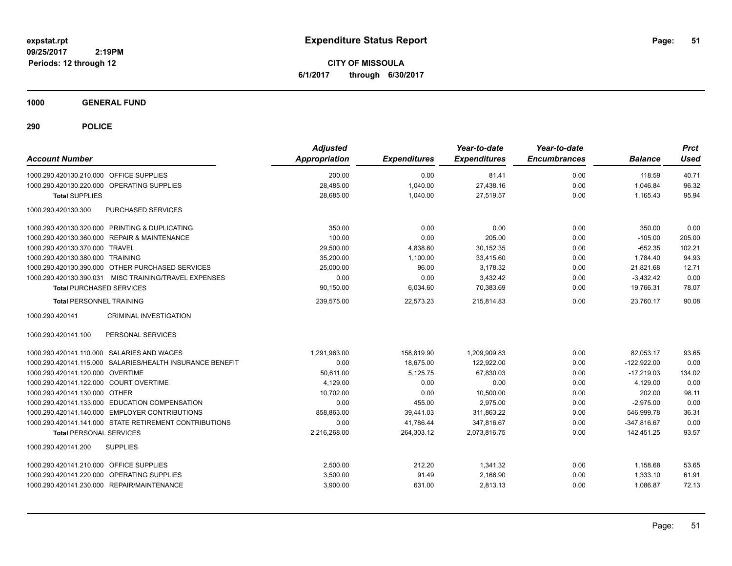**expstat.rpt**
**09/25/2017 2:19PM**
**Periods: 12 through 12**

# Expenditure Status Report

**CITY OF MISSOULA**
**6/1/2017 through 6/30/2017**

## 1000 GENERAL FUND

## 290 POLICE

| Account Number | | Adjusted Appropriation | Expenditures | Year-to-date Expenditures | Year-to-date Encumbrances | Balance | Prct Used |
|---|---|---|---|---|---|---|---|
| 1000.290.420130.210.000 | OFFICE SUPPLIES | 200.00 | 0.00 | 81.41 | 0.00 | 118.59 | 40.71 |
| 1000.290.420130.220.000 | OPERATING SUPPLIES | 28,485.00 | 1,040.00 | 27,438.16 | 0.00 | 1,046.84 | 96.32 |
| **Total** SUPPLIES | | 28,685.00 | 1,040.00 | 27,519.57 | 0.00 | 1,165.43 | 95.94 |
| 1000.290.420130.300 | PURCHASED SERVICES | | | | | | |
| 1000.290.420130.320.000 | PRINTING & DUPLICATING | 350.00 | 0.00 | 0.00 | 0.00 | 350.00 | 0.00 |
| 1000.290.420130.360.000 | REPAIR & MAINTENANCE | 100.00 | 0.00 | 205.00 | 0.00 | -105.00 | 205.00 |
| 1000.290.420130.370.000 | TRAVEL | 29,500.00 | 4,838.60 | 30,152.35 | 0.00 | -652.35 | 102.21 |
| 1000.290.420130.380.000 | TRAINING | 35,200.00 | 1,100.00 | 33,415.60 | 0.00 | 1,784.40 | 94.93 |
| 1000.290.420130.390.000 | OTHER PURCHASED SERVICES | 25,000.00 | 96.00 | 3,178.32 | 0.00 | 21,821.68 | 12.71 |
| 1000.290.420130.390.031 | MISC TRAINING/TRAVEL EXPENSES | 0.00 | 0.00 | 3,432.42 | 0.00 | -3,432.42 | 0.00 |
| **Total** PURCHASED SERVICES | | 90,150.00 | 6,034.60 | 70,383.69 | 0.00 | 19,766.31 | 78.07 |
| **Total** PERSONNEL TRAINING | | 239,575.00 | 22,573.23 | 215,814.83 | 0.00 | 23,760.17 | 90.08 |
| 1000.290.420141 | CRIMINAL INVESTIGATION | | | | | | |
| 1000.290.420141.100 | PERSONAL SERVICES | | | | | | |
| 1000.290.420141.110.000 | SALARIES AND WAGES | 1,291,963.00 | 158,819.90 | 1,209,909.83 | 0.00 | 82,053.17 | 93.65 |
| 1000.290.420141.115.000 | SALARIES/HEALTH INSURANCE BENEFIT | 0.00 | 18,675.00 | 122,922.00 | 0.00 | -122,922.00 | 0.00 |
| 1000.290.420141.120.000 | OVERTIME | 50,611.00 | 5,125.75 | 67,830.03 | 0.00 | -17,219.03 | 134.02 |
| 1000.290.420141.122.000 | COURT OVERTIME | 4,129.00 | 0.00 | 0.00 | 0.00 | 4,129.00 | 0.00 |
| 1000.290.420141.130.000 | OTHER | 10,702.00 | 0.00 | 10,500.00 | 0.00 | 202.00 | 98.11 |
| 1000.290.420141.133.000 | EDUCATION COMPENSATION | 0.00 | 455.00 | 2,975.00 | 0.00 | -2,975.00 | 0.00 |
| 1000.290.420141.140.000 | EMPLOYER CONTRIBUTIONS | 858,863.00 | 39,441.03 | 311,863.22 | 0.00 | 546,999.78 | 36.31 |
| 1000.290.420141.141.000 | STATE RETIREMENT CONTRIBUTIONS | 0.00 | 41,786.44 | 347,816.67 | 0.00 | -347,816.67 | 0.00 |
| **Total** PERSONAL SERVICES | | 2,216,268.00 | 264,303.12 | 2,073,816.75 | 0.00 | 142,451.25 | 93.57 |
| 1000.290.420141.200 | SUPPLIES | | | | | | |
| 1000.290.420141.210.000 | OFFICE SUPPLIES | 2,500.00 | 212.20 | 1,341.32 | 0.00 | 1,158.68 | 53.65 |
| 1000.290.420141.220.000 | OPERATING SUPPLIES | 3,500.00 | 91.49 | 2,166.90 | 0.00 | 1,333.10 | 61.91 |
| 1000.290.420141.230.000 | REPAIR/MAINTENANCE | 3,900.00 | 631.00 | 2,813.13 | 0.00 | 1,086.87 | 72.13 |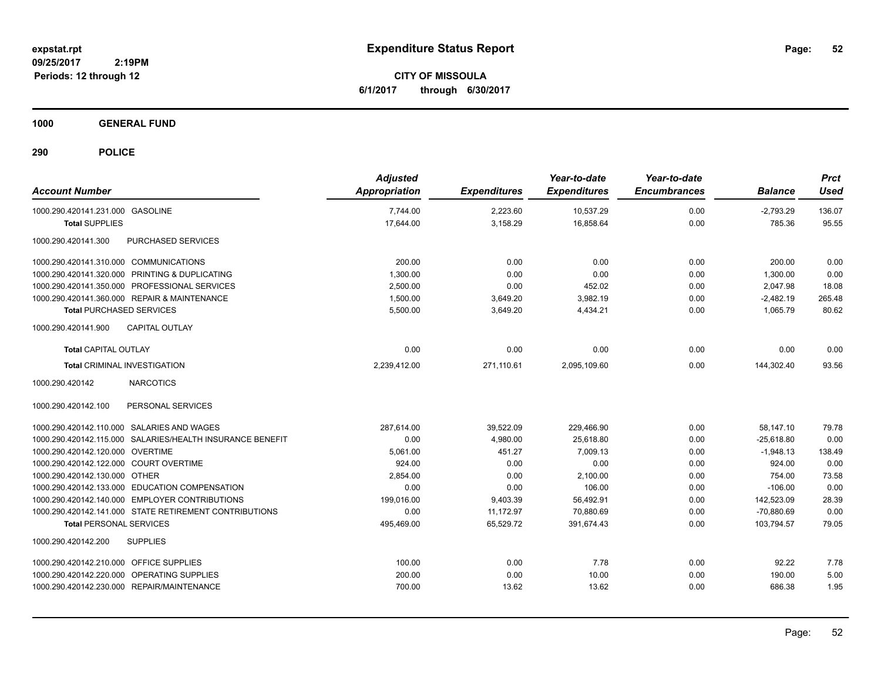**Expenditure Status Report**

**CITY OF MISSOULA**
**6/1/2017 through 6/30/2017**

expstat.rpt
09/25/2017 2:19PM
Periods: 12 through 12

**1000 GENERAL FUND**

**290 POLICE**

| Account Number | Adjusted Appropriation | Expenditures | Year-to-date Expenditures | Year-to-date Encumbrances | Balance | Prct Used |
|---|---|---|---|---|---|---|
| 1000.290.420141.231.000 GASOLINE | 7,744.00 | 2,223.60 | 10,537.29 | 0.00 | -2,793.29 | 136.07 |
| **Total** SUPPLIES | 17,644.00 | 3,158.29 | 16,858.64 | 0.00 | 785.36 | 95.55 |
| 1000.290.420141.300 PURCHASED SERVICES | | | | | | |
| 1000.290.420141.310.000 COMMUNICATIONS | 200.00 | 0.00 | 0.00 | 0.00 | 200.00 | 0.00 |
| 1000.290.420141.320.000 PRINTING & DUPLICATING | 1,300.00 | 0.00 | 0.00 | 0.00 | 1,300.00 | 0.00 |
| 1000.290.420141.350.000 PROFESSIONAL SERVICES | 2,500.00 | 0.00 | 452.02 | 0.00 | 2,047.98 | 18.08 |
| 1000.290.420141.360.000 REPAIR & MAINTENANCE | 1,500.00 | 3,649.20 | 3,982.19 | 0.00 | -2,482.19 | 265.48 |
| **Total** PURCHASED SERVICES | 5,500.00 | 3,649.20 | 4,434.21 | 0.00 | 1,065.79 | 80.62 |
| 1000.290.420141.900 CAPITAL OUTLAY | | | | | | |
| **Total** CAPITAL OUTLAY | 0.00 | 0.00 | 0.00 | 0.00 | 0.00 | 0.00 |
| **Total** CRIMINAL INVESTIGATION | 2,239,412.00 | 271,110.61 | 2,095,109.60 | 0.00 | 144,302.40 | 93.56 |
| 1000.290.420142 NARCOTICS | | | | | | |
| 1000.290.420142.100 PERSONAL SERVICES | | | | | | |
| 1000.290.420142.110.000 SALARIES AND WAGES | 287,614.00 | 39,522.09 | 229,466.90 | 0.00 | 58,147.10 | 79.78 |
| 1000.290.420142.115.000 SALARIES/HEALTH INSURANCE BENEFIT | 0.00 | 4,980.00 | 25,618.80 | 0.00 | -25,618.80 | 0.00 |
| 1000.290.420142.120.000 OVERTIME | 5,061.00 | 451.27 | 7,009.13 | 0.00 | -1,948.13 | 138.49 |
| 1000.290.420142.122.000 COURT OVERTIME | 924.00 | 0.00 | 0.00 | 0.00 | 924.00 | 0.00 |
| 1000.290.420142.130.000 OTHER | 2,854.00 | 0.00 | 2,100.00 | 0.00 | 754.00 | 73.58 |
| 1000.290.420142.133.000 EDUCATION COMPENSATION | 0.00 | 0.00 | 106.00 | 0.00 | -106.00 | 0.00 |
| 1000.290.420142.140.000 EMPLOYER CONTRIBUTIONS | 199,016.00 | 9,403.39 | 56,492.91 | 0.00 | 142,523.09 | 28.39 |
| 1000.290.420142.141.000 STATE RETIREMENT CONTRIBUTIONS | 0.00 | 11,172.97 | 70,880.69 | 0.00 | -70,880.69 | 0.00 |
| **Total** PERSONAL SERVICES | 495,469.00 | 65,529.72 | 391,674.43 | 0.00 | 103,794.57 | 79.05 |
| 1000.290.420142.200 SUPPLIES | | | | | | |
| 1000.290.420142.210.000 OFFICE SUPPLIES | 100.00 | 0.00 | 7.78 | 0.00 | 92.22 | 7.78 |
| 1000.290.420142.220.000 OPERATING SUPPLIES | 200.00 | 0.00 | 10.00 | 0.00 | 190.00 | 5.00 |
| 1000.290.420142.230.000 REPAIR/MAINTENANCE | 700.00 | 13.62 | 13.62 | 0.00 | 686.38 | 1.95 |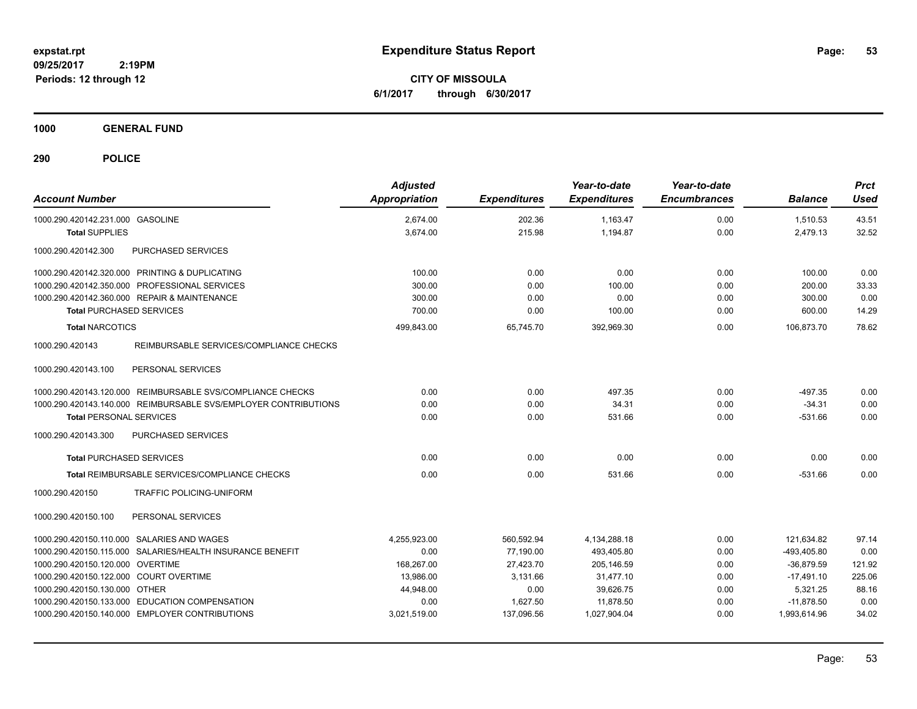**Expenditure Status Report**

**CITY OF MISSOULA**

**6/1/2017 through 6/30/2017**

expstat.rpt
09/25/2017 2:19PM
Periods: 12 through 12

## 1000 GENERAL FUND

## 290 POLICE

| Account Number | Adjusted Appropriation | Expenditures | Year-to-date Expenditures | Year-to-date Encumbrances | Balance | Prct Used |
|---|---|---|---|---|---|---|
| 1000.290.420142.231.000 GASOLINE | 2,674.00 | 202.36 | 1,163.47 | 0.00 | 1,510.53 | 43.51 |
| **Total** SUPPLIES | 3,674.00 | 215.98 | 1,194.87 | 0.00 | 2,479.13 | 32.52 |
| 1000.290.420142.300 PURCHASED SERVICES | | | | | | |
| 1000.290.420142.320.000 PRINTING & DUPLICATING | 100.00 | 0.00 | 0.00 | 0.00 | 100.00 | 0.00 |
| 1000.290.420142.350.000 PROFESSIONAL SERVICES | 300.00 | 0.00 | 100.00 | 0.00 | 200.00 | 33.33 |
| 1000.290.420142.360.000 REPAIR & MAINTENANCE | 300.00 | 0.00 | 0.00 | 0.00 | 300.00 | 0.00 |
| **Total** PURCHASED SERVICES | 700.00 | 0.00 | 100.00 | 0.00 | 600.00 | 14.29 |
| **Total** NARCOTICS | 499,843.00 | 65,745.70 | 392,969.30 | 0.00 | 106,873.70 | 78.62 |
| 1000.290.420143 REIMBURSABLE SERVICES/COMPLIANCE CHECKS | | | | | | |
| 1000.290.420143.100 PERSONAL SERVICES | | | | | | |
| 1000.290.420143.120.000 REIMBURSABLE SVS/COMPLIANCE CHECKS | 0.00 | 0.00 | 497.35 | 0.00 | -497.35 | 0.00 |
| 1000.290.420143.140.000 REIMBURSABLE SVS/EMPLOYER CONTRIBUTIONS | 0.00 | 0.00 | 34.31 | 0.00 | -34.31 | 0.00 |
| **Total** PERSONAL SERVICES | 0.00 | 0.00 | 531.66 | 0.00 | -531.66 | 0.00 |
| 1000.290.420143.300 PURCHASED SERVICES | | | | | | |
| **Total** PURCHASED SERVICES | 0.00 | 0.00 | 0.00 | 0.00 | 0.00 | 0.00 |
| **Total** REIMBURSABLE SERVICES/COMPLIANCE CHECKS | 0.00 | 0.00 | 531.66 | 0.00 | -531.66 | 0.00 |
| 1000.290.420150 TRAFFIC POLICING-UNIFORM | | | | | | |
| 1000.290.420150.100 PERSONAL SERVICES | | | | | | |
| 1000.290.420150.110.000 SALARIES AND WAGES | 4,255,923.00 | 560,592.94 | 4,134,288.18 | 0.00 | 121,634.82 | 97.14 |
| 1000.290.420150.115.000 SALARIES/HEALTH INSURANCE BENEFIT | 0.00 | 77,190.00 | 493,405.80 | 0.00 | -493,405.80 | 0.00 |
| 1000.290.420150.120.000 OVERTIME | 168,267.00 | 27,423.70 | 205,146.59 | 0.00 | -36,879.59 | 121.92 |
| 1000.290.420150.122.000 COURT OVERTIME | 13,986.00 | 3,131.66 | 31,477.10 | 0.00 | -17,491.10 | 225.06 |
| 1000.290.420150.130.000 OTHER | 44,948.00 | 0.00 | 39,626.75 | 0.00 | 5,321.25 | 88.16 |
| 1000.290.420150.133.000 EDUCATION COMPENSATION | 0.00 | 1,627.50 | 11,878.50 | 0.00 | -11,878.50 | 0.00 |
| 1000.290.420150.140.000 EMPLOYER CONTRIBUTIONS | 3,021,519.00 | 137,096.56 | 1,027,904.04 | 0.00 | 1,993,614.96 | 34.02 |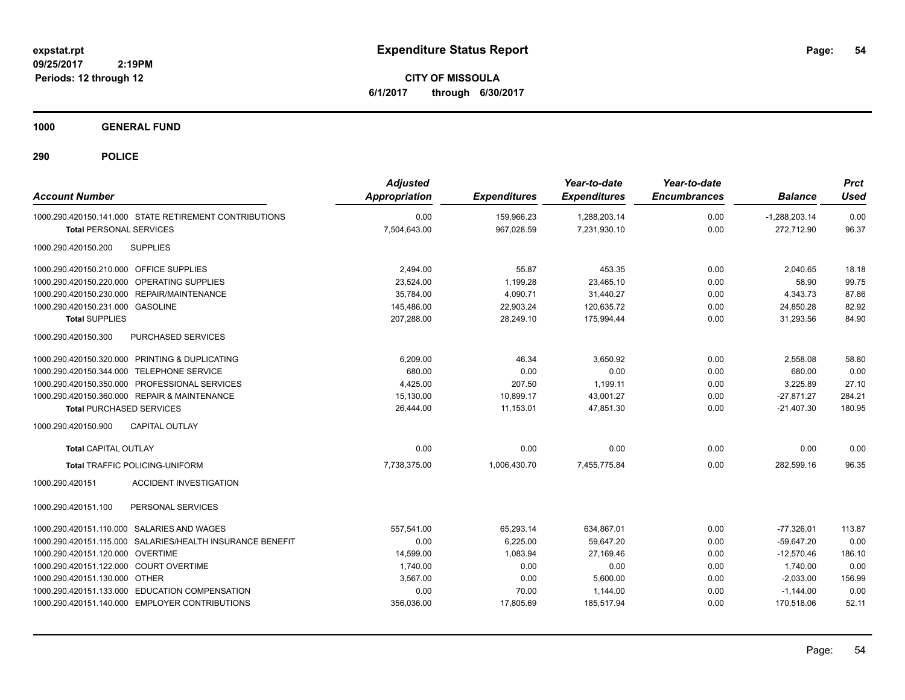# Expenditure Status Report

**CITY OF MISSOULA**

**6/1/2017 through 6/30/2017**

expstat.rpt
09/25/2017 2:19PM
Periods: 12 through 12

**1000 GENERAL FUND**

**290 POLICE**

| Account Number | Adjusted Appropriation | Expenditures | Year-to-date Expenditures | Year-to-date Encumbrances | Balance | Prct Used |
|---|---|---|---|---|---|---|
| 1000.290.420150.141.000 STATE RETIREMENT CONTRIBUTIONS | 0.00 | 159,966.23 | 1,288,203.14 | 0.00 | -1,288,203.14 | 0.00 |
| **Total** PERSONAL SERVICES | 7,504,643.00 | 967,028.59 | 7,231,930.10 | 0.00 | 272,712.90 | 96.37 |
| 1000.290.420150.200 SUPPLIES | | | | | | |
| 1000.290.420150.210.000 OFFICE SUPPLIES | 2,494.00 | 55.87 | 453.35 | 0.00 | 2,040.65 | 18.18 |
| 1000.290.420150.220.000 OPERATING SUPPLIES | 23,524.00 | 1,199.28 | 23,465.10 | 0.00 | 58.90 | 99.75 |
| 1000.290.420150.230.000 REPAIR/MAINTENANCE | 35,784.00 | 4,090.71 | 31,440.27 | 0.00 | 4,343.73 | 87.86 |
| 1000.290.420150.231.000 GASOLINE | 145,486.00 | 22,903.24 | 120,635.72 | 0.00 | 24,850.28 | 82.92 |
| **Total** SUPPLIES | 207,288.00 | 28,249.10 | 175,994.44 | 0.00 | 31,293.56 | 84.90 |
| 1000.290.420150.300 PURCHASED SERVICES | | | | | | |
| 1000.290.420150.320.000 PRINTING & DUPLICATING | 6,209.00 | 46.34 | 3,650.92 | 0.00 | 2,558.08 | 58.80 |
| 1000.290.420150.344.000 TELEPHONE SERVICE | 680.00 | 0.00 | 0.00 | 0.00 | 680.00 | 0.00 |
| 1000.290.420150.350.000 PROFESSIONAL SERVICES | 4,425.00 | 207.50 | 1,199.11 | 0.00 | 3,225.89 | 27.10 |
| 1000.290.420150.360.000 REPAIR & MAINTENANCE | 15,130.00 | 10,899.17 | 43,001.27 | 0.00 | -27,871.27 | 284.21 |
| **Total** PURCHASED SERVICES | 26,444.00 | 11,153.01 | 47,851.30 | 0.00 | -21,407.30 | 180.95 |
| 1000.290.420150.900 CAPITAL OUTLAY | | | | | | |
| **Total** CAPITAL OUTLAY | 0.00 | 0.00 | 0.00 | 0.00 | 0.00 | 0.00 |
| **Total** TRAFFIC POLICING-UNIFORM | 7,738,375.00 | 1,006,430.70 | 7,455,775.84 | 0.00 | 282,599.16 | 96.35 |
| 1000.290.420151 ACCIDENT INVESTIGATION | | | | | | |
| 1000.290.420151.100 PERSONAL SERVICES | | | | | | |
| 1000.290.420151.110.000 SALARIES AND WAGES | 557,541.00 | 65,293.14 | 634,867.01 | 0.00 | -77,326.01 | 113.87 |
| 1000.290.420151.115.000 SALARIES/HEALTH INSURANCE BENEFIT | 0.00 | 6,225.00 | 59,647.20 | 0.00 | -59,647.20 | 0.00 |
| 1000.290.420151.120.000 OVERTIME | 14,599.00 | 1,083.94 | 27,169.46 | 0.00 | -12,570.46 | 186.10 |
| 1000.290.420151.122.000 COURT OVERTIME | 1,740.00 | 0.00 | 0.00 | 0.00 | 1,740.00 | 0.00 |
| 1000.290.420151.130.000 OTHER | 3,567.00 | 0.00 | 5,600.00 | 0.00 | -2,033.00 | 156.99 |
| 1000.290.420151.133.000 EDUCATION COMPENSATION | 0.00 | 70.00 | 1,144.00 | 0.00 | -1,144.00 | 0.00 |
| 1000.290.420151.140.000 EMPLOYER CONTRIBUTIONS | 356,036.00 | 17,805.69 | 185,517.94 | 0.00 | 170,518.06 | 52.11 |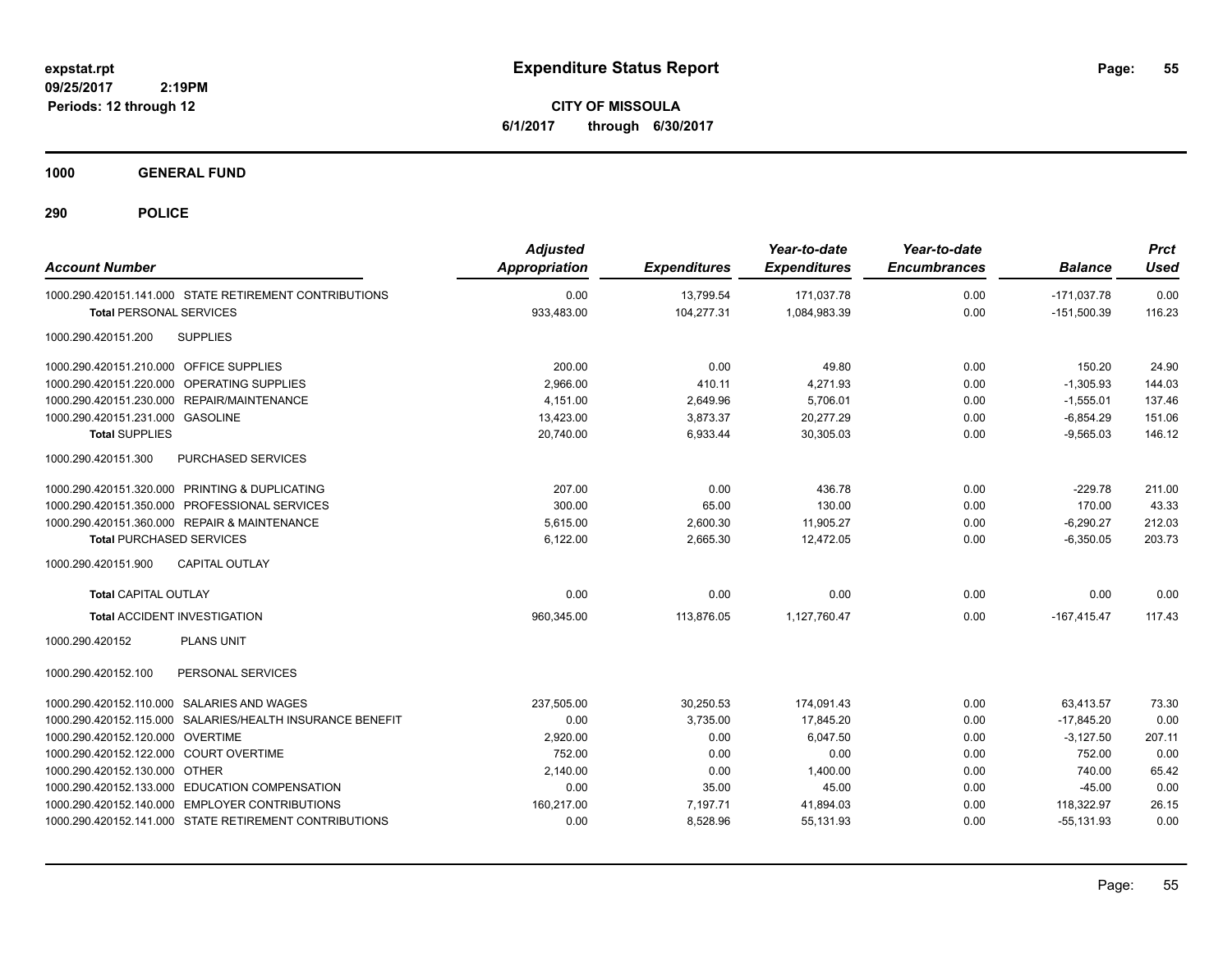# Expenditure Status Report

**CITY OF MISSOULA**

**6/1/2017 through 6/30/2017**

expstat.rpt
09/25/2017 2:19PM
Periods: 12 through 12

## 1000 GENERAL FUND

## 290 POLICE

| Account Number | Adjusted Appropriation | Expenditures | Year-to-date Expenditures | Year-to-date Encumbrances | Balance | Prct Used |
|---|---|---|---|---|---|---|
| 1000.290.420151.141.000 STATE RETIREMENT CONTRIBUTIONS | 0.00 | 13,799.54 | 171,037.78 | 0.00 | -171,037.78 | 0.00 |
| **Total** PERSONAL SERVICES | 933,483.00 | 104,277.31 | 1,084,983.39 | 0.00 | -151,500.39 | 116.23 |
| 1000.290.420151.200 SUPPLIES | | | | | | |
| 1000.290.420151.210.000 OFFICE SUPPLIES | 200.00 | 0.00 | 49.80 | 0.00 | 150.20 | 24.90 |
| 1000.290.420151.220.000 OPERATING SUPPLIES | 2,966.00 | 410.11 | 4,271.93 | 0.00 | -1,305.93 | 144.03 |
| 1000.290.420151.230.000 REPAIR/MAINTENANCE | 4,151.00 | 2,649.96 | 5,706.01 | 0.00 | -1,555.01 | 137.46 |
| 1000.290.420151.231.000 GASOLINE | 13,423.00 | 3,873.37 | 20,277.29 | 0.00 | -6,854.29 | 151.06 |
| **Total** SUPPLIES | 20,740.00 | 6,933.44 | 30,305.03 | 0.00 | -9,565.03 | 146.12 |
| 1000.290.420151.300 PURCHASED SERVICES | | | | | | |
| 1000.290.420151.320.000 PRINTING & DUPLICATING | 207.00 | 0.00 | 436.78 | 0.00 | -229.78 | 211.00 |
| 1000.290.420151.350.000 PROFESSIONAL SERVICES | 300.00 | 65.00 | 130.00 | 0.00 | 170.00 | 43.33 |
| 1000.290.420151.360.000 REPAIR & MAINTENANCE | 5,615.00 | 2,600.30 | 11,905.27 | 0.00 | -6,290.27 | 212.03 |
| **Total** PURCHASED SERVICES | 6,122.00 | 2,665.30 | 12,472.05 | 0.00 | -6,350.05 | 203.73 |
| 1000.290.420151.900 CAPITAL OUTLAY | | | | | | |
| **Total** CAPITAL OUTLAY | 0.00 | 0.00 | 0.00 | 0.00 | 0.00 | 0.00 |
| **Total** ACCIDENT INVESTIGATION | 960,345.00 | 113,876.05 | 1,127,760.47 | 0.00 | -167,415.47 | 117.43 |
| 1000.290.420152 PLANS UNIT | | | | | | |
| 1000.290.420152.100 PERSONAL SERVICES | | | | | | |
| 1000.290.420152.110.000 SALARIES AND WAGES | 237,505.00 | 30,250.53 | 174,091.43 | 0.00 | 63,413.57 | 73.30 |
| 1000.290.420152.115.000 SALARIES/HEALTH INSURANCE BENEFIT | 0.00 | 3,735.00 | 17,845.20 | 0.00 | -17,845.20 | 0.00 |
| 1000.290.420152.120.000 OVERTIME | 2,920.00 | 0.00 | 6,047.50 | 0.00 | -3,127.50 | 207.11 |
| 1000.290.420152.122.000 COURT OVERTIME | 752.00 | 0.00 | 0.00 | 0.00 | 752.00 | 0.00 |
| 1000.290.420152.130.000 OTHER | 2,140.00 | 0.00 | 1,400.00 | 0.00 | 740.00 | 65.42 |
| 1000.290.420152.133.000 EDUCATION COMPENSATION | 0.00 | 35.00 | 45.00 | 0.00 | -45.00 | 0.00 |
| 1000.290.420152.140.000 EMPLOYER CONTRIBUTIONS | 160,217.00 | 7,197.71 | 41,894.03 | 0.00 | 118,322.97 | 26.15 |
| 1000.290.420152.141.000 STATE RETIREMENT CONTRIBUTIONS | 0.00 | 8,528.96 | 55,131.93 | 0.00 | -55,131.93 | 0.00 |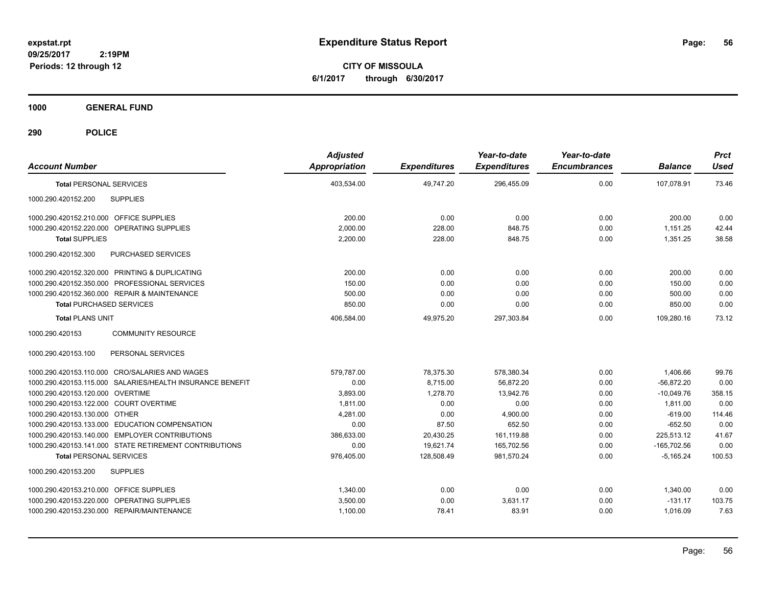# Expenditure Status Report

expstat.rpt
09/25/2017 2:19PM
Periods: 12 through 12

**CITY OF MISSOULA**
**6/1/2017 through 6/30/2017**

**1000 GENERAL FUND**

**290 POLICE**

| Account Number | Adjusted Appropriation | Expenditures | Year-to-date Expenditures | Year-to-date Encumbrances | Balance | Prct Used |
|---|---|---|---|---|---|---|
| **Total** PERSONAL SERVICES | 403,534.00 | 49,747.20 | 296,455.09 | 0.00 | 107,078.91 | 73.46 |
| 1000.290.420152.200 SUPPLIES | | | | | | |
| 1000.290.420152.210.000 OFFICE SUPPLIES | 200.00 | 0.00 | 0.00 | 0.00 | 200.00 | 0.00 |
| 1000.290.420152.220.000 OPERATING SUPPLIES | 2,000.00 | 228.00 | 848.75 | 0.00 | 1,151.25 | 42.44 |
| **Total** SUPPLIES | 2,200.00 | 228.00 | 848.75 | 0.00 | 1,351.25 | 38.58 |
| 1000.290.420152.300 PURCHASED SERVICES | | | | | | |
| 1000.290.420152.320.000 PRINTING & DUPLICATING | 200.00 | 0.00 | 0.00 | 0.00 | 200.00 | 0.00 |
| 1000.290.420152.350.000 PROFESSIONAL SERVICES | 150.00 | 0.00 | 0.00 | 0.00 | 150.00 | 0.00 |
| 1000.290.420152.360.000 REPAIR & MAINTENANCE | 500.00 | 0.00 | 0.00 | 0.00 | 500.00 | 0.00 |
| **Total** PURCHASED SERVICES | 850.00 | 0.00 | 0.00 | 0.00 | 850.00 | 0.00 |
| **Total** PLANS UNIT | 406,584.00 | 49,975.20 | 297,303.84 | 0.00 | 109,280.16 | 73.12 |
| 1000.290.420153 COMMUNITY RESOURCE | | | | | | |
| 1000.290.420153.100 PERSONAL SERVICES | | | | | | |
| 1000.290.420153.110.000 CRO/SALARIES AND WAGES | 579,787.00 | 78,375.30 | 578,380.34 | 0.00 | 1,406.66 | 99.76 |
| 1000.290.420153.115.000 SALARIES/HEALTH INSURANCE BENEFIT | 0.00 | 8,715.00 | 56,872.20 | 0.00 | -56,872.20 | 0.00 |
| 1000.290.420153.120.000 OVERTIME | 3,893.00 | 1,278.70 | 13,942.76 | 0.00 | -10,049.76 | 358.15 |
| 1000.290.420153.122.000 COURT OVERTIME | 1,811.00 | 0.00 | 0.00 | 0.00 | 1,811.00 | 0.00 |
| 1000.290.420153.130.000 OTHER | 4,281.00 | 0.00 | 4,900.00 | 0.00 | -619.00 | 114.46 |
| 1000.290.420153.133.000 EDUCATION COMPENSATION | 0.00 | 87.50 | 652.50 | 0.00 | -652.50 | 0.00 |
| 1000.290.420153.140.000 EMPLOYER CONTRIBUTIONS | 386,633.00 | 20,430.25 | 161,119.88 | 0.00 | 225,513.12 | 41.67 |
| 1000.290.420153.141.000 STATE RETIREMENT CONTRIBUTIONS | 0.00 | 19,621.74 | 165,702.56 | 0.00 | -165,702.56 | 0.00 |
| **Total** PERSONAL SERVICES | 976,405.00 | 128,508.49 | 981,570.24 | 0.00 | -5,165.24 | 100.53 |
| 1000.290.420153.200 SUPPLIES | | | | | | |
| 1000.290.420153.210.000 OFFICE SUPPLIES | 1,340.00 | 0.00 | 0.00 | 0.00 | 1,340.00 | 0.00 |
| 1000.290.420153.220.000 OPERATING SUPPLIES | 3,500.00 | 0.00 | 3,631.17 | 0.00 | -131.17 | 103.75 |
| 1000.290.420153.230.000 REPAIR/MAINTENANCE | 1,100.00 | 78.41 | 83.91 | 0.00 | 1,016.09 | 7.63 |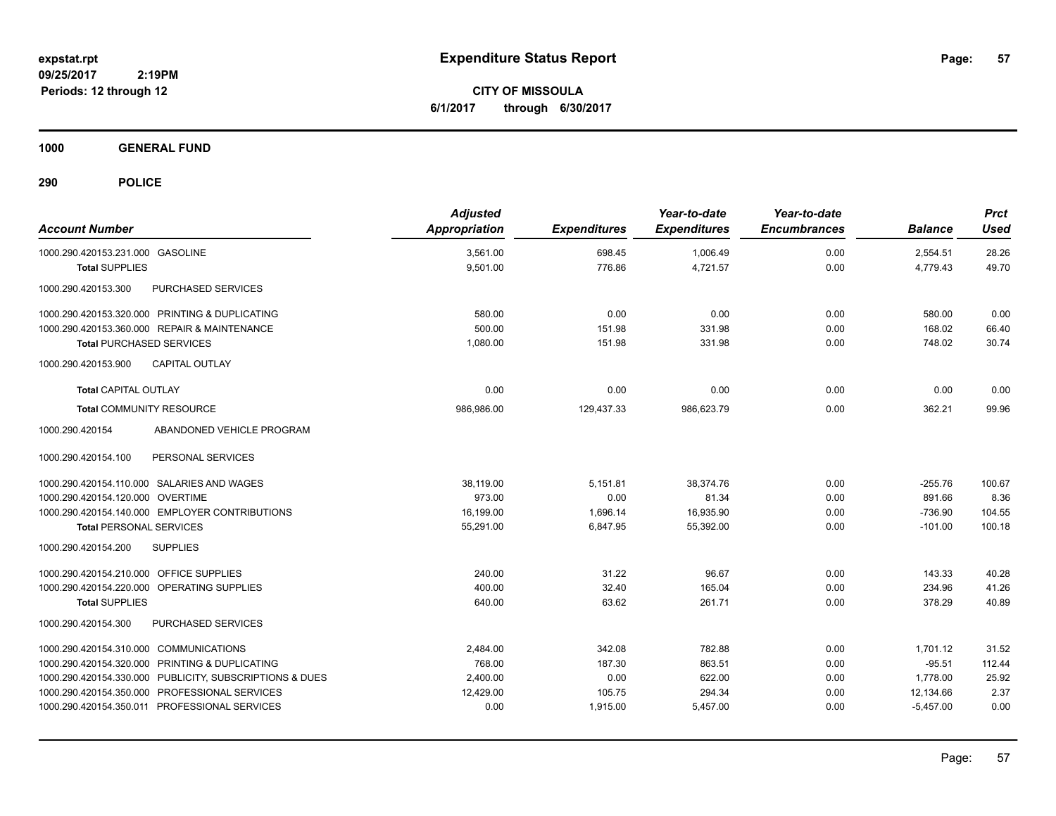expstat.rpt
09/25/2017 2:19PM
Periods: 12 through 12

# Expenditure Status Report

**CITY OF MISSOULA**
**6/1/2017 through 6/30/2017**

## 1000 GENERAL FUND

## 290 POLICE

| Account Number | Adjusted Appropriation | Expenditures | Year-to-date Expenditures | Year-to-date Encumbrances | Balance | Prct Used |
|---|---|---|---|---|---|---|
| 1000.290.420153.231.000 GASOLINE | 3,561.00 | 698.45 | 1,006.49 | 0.00 | 2,554.51 | 28.26 |
| **Total** SUPPLIES | 9,501.00 | 776.86 | 4,721.57 | 0.00 | 4,779.43 | 49.70 |
| 1000.290.420153.300 PURCHASED SERVICES | | | | | | |
| 1000.290.420153.320.000 PRINTING & DUPLICATING | 580.00 | 0.00 | 0.00 | 0.00 | 580.00 | 0.00 |
| 1000.290.420153.360.000 REPAIR & MAINTENANCE | 500.00 | 151.98 | 331.98 | 0.00 | 168.02 | 66.40 |
| **Total** PURCHASED SERVICES | 1,080.00 | 151.98 | 331.98 | 0.00 | 748.02 | 30.74 |
| 1000.290.420153.900 CAPITAL OUTLAY | | | | | | |
| **Total** CAPITAL OUTLAY | 0.00 | 0.00 | 0.00 | 0.00 | 0.00 | 0.00 |
| **Total** COMMUNITY RESOURCE | 986,986.00 | 129,437.33 | 986,623.79 | 0.00 | 362.21 | 99.96 |
| 1000.290.420154 ABANDONED VEHICLE PROGRAM | | | | | | |
| 1000.290.420154.100 PERSONAL SERVICES | | | | | | |
| 1000.290.420154.110.000 SALARIES AND WAGES | 38,119.00 | 5,151.81 | 38,374.76 | 0.00 | -255.76 | 100.67 |
| 1000.290.420154.120.000 OVERTIME | 973.00 | 0.00 | 81.34 | 0.00 | 891.66 | 8.36 |
| 1000.290.420154.140.000 EMPLOYER CONTRIBUTIONS | 16,199.00 | 1,696.14 | 16,935.90 | 0.00 | -736.90 | 104.55 |
| **Total** PERSONAL SERVICES | 55,291.00 | 6,847.95 | 55,392.00 | 0.00 | -101.00 | 100.18 |
| 1000.290.420154.200 SUPPLIES | | | | | | |
| 1000.290.420154.210.000 OFFICE SUPPLIES | 240.00 | 31.22 | 96.67 | 0.00 | 143.33 | 40.28 |
| 1000.290.420154.220.000 OPERATING SUPPLIES | 400.00 | 32.40 | 165.04 | 0.00 | 234.96 | 41.26 |
| **Total** SUPPLIES | 640.00 | 63.62 | 261.71 | 0.00 | 378.29 | 40.89 |
| 1000.290.420154.300 PURCHASED SERVICES | | | | | | |
| 1000.290.420154.310.000 COMMUNICATIONS | 2,484.00 | 342.08 | 782.88 | 0.00 | 1,701.12 | 31.52 |
| 1000.290.420154.320.000 PRINTING & DUPLICATING | 768.00 | 187.30 | 863.51 | 0.00 | -95.51 | 112.44 |
| 1000.290.420154.330.000 PUBLICITY, SUBSCRIPTIONS & DUES | 2,400.00 | 0.00 | 622.00 | 0.00 | 1,778.00 | 25.92 |
| 1000.290.420154.350.000 PROFESSIONAL SERVICES | 12,429.00 | 105.75 | 294.34 | 0.00 | 12,134.66 | 2.37 |
| 1000.290.420154.350.011 PROFESSIONAL SERVICES | 0.00 | 1,915.00 | 5,457.00 | 0.00 | -5,457.00 | 0.00 |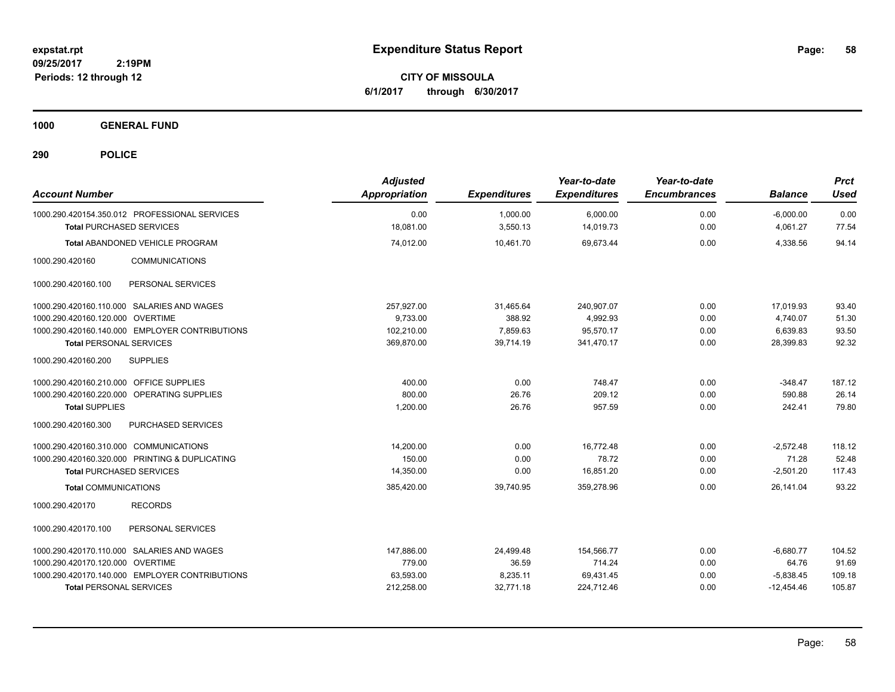# Expenditure Status Report

**CITY OF MISSOULA**

**6/1/2017 through 6/30/2017**

expstat.rpt
09/25/2017 2:19PM
Periods: 12 through 12

**1000 GENERAL FUND**

**290 POLICE**

| Account Number | Adjusted Appropriation | Expenditures | Year-to-date Expenditures | Year-to-date Encumbrances | Balance | Prct Used |
|---|---|---|---|---|---|---|
| 1000.290.420154.350.012 PROFESSIONAL SERVICES | 0.00 | 1,000.00 | 6,000.00 | 0.00 | -6,000.00 | 0.00 |
| **Total** PURCHASED SERVICES | 18,081.00 | 3,550.13 | 14,019.73 | 0.00 | 4,061.27 | 77.54 |
| **Total** ABANDONED VEHICLE PROGRAM | 74,012.00 | 10,461.70 | 69,673.44 | 0.00 | 4,338.56 | 94.14 |
| 1000.290.420160 COMMUNICATIONS | | | | | | |
| 1000.290.420160.100 PERSONAL SERVICES | | | | | | |
| 1000.290.420160.110.000 SALARIES AND WAGES | 257,927.00 | 31,465.64 | 240,907.07 | 0.00 | 17,019.93 | 93.40 |
| 1000.290.420160.120.000 OVERTIME | 9,733.00 | 388.92 | 4,992.93 | 0.00 | 4,740.07 | 51.30 |
| 1000.290.420160.140.000 EMPLOYER CONTRIBUTIONS | 102,210.00 | 7,859.63 | 95,570.17 | 0.00 | 6,639.83 | 93.50 |
| **Total** PERSONAL SERVICES | 369,870.00 | 39,714.19 | 341,470.17 | 0.00 | 28,399.83 | 92.32 |
| 1000.290.420160.200 SUPPLIES | | | | | | |
| 1000.290.420160.210.000 OFFICE SUPPLIES | 400.00 | 0.00 | 748.47 | 0.00 | -348.47 | 187.12 |
| 1000.290.420160.220.000 OPERATING SUPPLIES | 800.00 | 26.76 | 209.12 | 0.00 | 590.88 | 26.14 |
| **Total** SUPPLIES | 1,200.00 | 26.76 | 957.59 | 0.00 | 242.41 | 79.80 |
| 1000.290.420160.300 PURCHASED SERVICES | | | | | | |
| 1000.290.420160.310.000 COMMUNICATIONS | 14,200.00 | 0.00 | 16,772.48 | 0.00 | -2,572.48 | 118.12 |
| 1000.290.420160.320.000 PRINTING & DUPLICATING | 150.00 | 0.00 | 78.72 | 0.00 | 71.28 | 52.48 |
| **Total** PURCHASED SERVICES | 14,350.00 | 0.00 | 16,851.20 | 0.00 | -2,501.20 | 117.43 |
| **Total** COMMUNICATIONS | 385,420.00 | 39,740.95 | 359,278.96 | 0.00 | 26,141.04 | 93.22 |
| 1000.290.420170 RECORDS | | | | | | |
| 1000.290.420170.100 PERSONAL SERVICES | | | | | | |
| 1000.290.420170.110.000 SALARIES AND WAGES | 147,886.00 | 24,499.48 | 154,566.77 | 0.00 | -6,680.77 | 104.52 |
| 1000.290.420170.120.000 OVERTIME | 779.00 | 36.59 | 714.24 | 0.00 | 64.76 | 91.69 |
| 1000.290.420170.140.000 EMPLOYER CONTRIBUTIONS | 63,593.00 | 8,235.11 | 69,431.45 | 0.00 | -5,838.45 | 109.18 |
| **Total** PERSONAL SERVICES | 212,258.00 | 32,771.18 | 224,712.46 | 0.00 | -12,454.46 | 105.87 |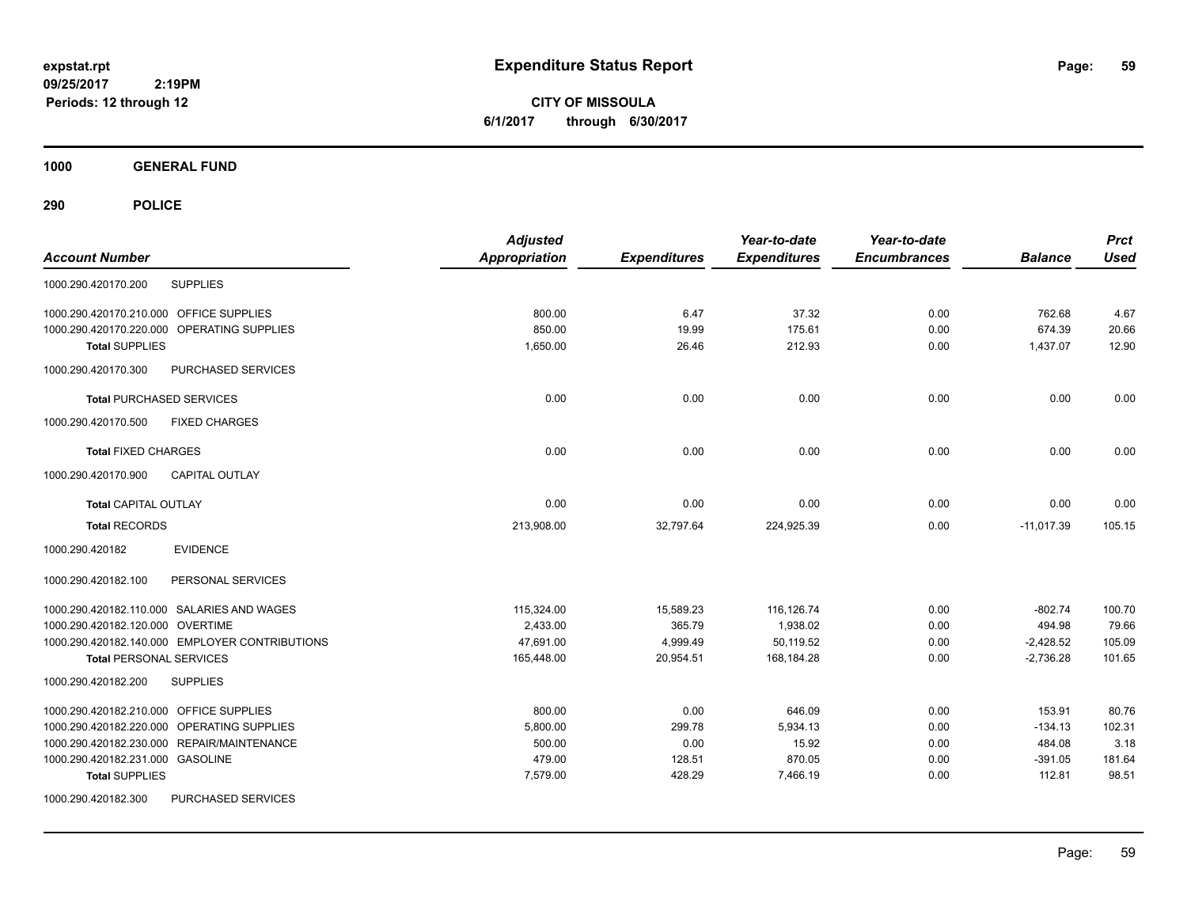# Expenditure Status Report

**expstat.rpt**
**09/25/2017 2:19PM**
**Periods: 12 through 12**

**CITY OF MISSOULA**
**6/1/2017 through 6/30/2017**

**1000 GENERAL FUND**

**290 POLICE**

| Account Number | | Adjusted Appropriation | Expenditures | Year-to-date Expenditures | Year-to-date Encumbrances | Balance | Prct Used |
|---|---|---|---|---|---|---|---|
| 1000.290.420170.200 | SUPPLIES | | | | | | |
| 1000.290.420170.210.000 | OFFICE SUPPLIES | 800.00 | 6.47 | 37.32 | 0.00 | 762.68 | 4.67 |
| 1000.290.420170.220.000 | OPERATING SUPPLIES | 850.00 | 19.99 | 175.61 | 0.00 | 674.39 | 20.66 |
| **Total** SUPPLIES | | 1,650.00 | 26.46 | 212.93 | 0.00 | 1,437.07 | 12.90 |
| 1000.290.420170.300 | PURCHASED SERVICES | | | | | | |
| **Total** PURCHASED SERVICES | | 0.00 | 0.00 | 0.00 | 0.00 | 0.00 | 0.00 |
| 1000.290.420170.500 | FIXED CHARGES | | | | | | |
| **Total** FIXED CHARGES | | 0.00 | 0.00 | 0.00 | 0.00 | 0.00 | 0.00 |
| 1000.290.420170.900 | CAPITAL OUTLAY | | | | | | |
| **Total** CAPITAL OUTLAY | | 0.00 | 0.00 | 0.00 | 0.00 | 0.00 | 0.00 |
| **Total** RECORDS | | 213,908.00 | 32,797.64 | 224,925.39 | 0.00 | -11,017.39 | 105.15 |
| 1000.290.420182 | EVIDENCE | | | | | | |
| 1000.290.420182.100 | PERSONAL SERVICES | | | | | | |
| 1000.290.420182.110.000 | SALARIES AND WAGES | 115,324.00 | 15,589.23 | 116,126.74 | 0.00 | -802.74 | 100.70 |
| 1000.290.420182.120.000 | OVERTIME | 2,433.00 | 365.79 | 1,938.02 | 0.00 | 494.98 | 79.66 |
| 1000.290.420182.140.000 | EMPLOYER CONTRIBUTIONS | 47,691.00 | 4,999.49 | 50,119.52 | 0.00 | -2,428.52 | 105.09 |
| **Total** PERSONAL SERVICES | | 165,448.00 | 20,954.51 | 168,184.28 | 0.00 | -2,736.28 | 101.65 |
| 1000.290.420182.200 | SUPPLIES | | | | | | |
| 1000.290.420182.210.000 | OFFICE SUPPLIES | 800.00 | 0.00 | 646.09 | 0.00 | 153.91 | 80.76 |
| 1000.290.420182.220.000 | OPERATING SUPPLIES | 5,800.00 | 299.78 | 5,934.13 | 0.00 | -134.13 | 102.31 |
| 1000.290.420182.230.000 | REPAIR/MAINTENANCE | 500.00 | 0.00 | 15.92 | 0.00 | 484.08 | 3.18 |
| 1000.290.420182.231.000 | GASOLINE | 479.00 | 128.51 | 870.05 | 0.00 | -391.05 | 181.64 |
| **Total** SUPPLIES | | 7,579.00 | 428.29 | 7,466.19 | 0.00 | 112.81 | 98.51 |
| 1000.290.420182.300 | PURCHASED SERVICES | | | | | | |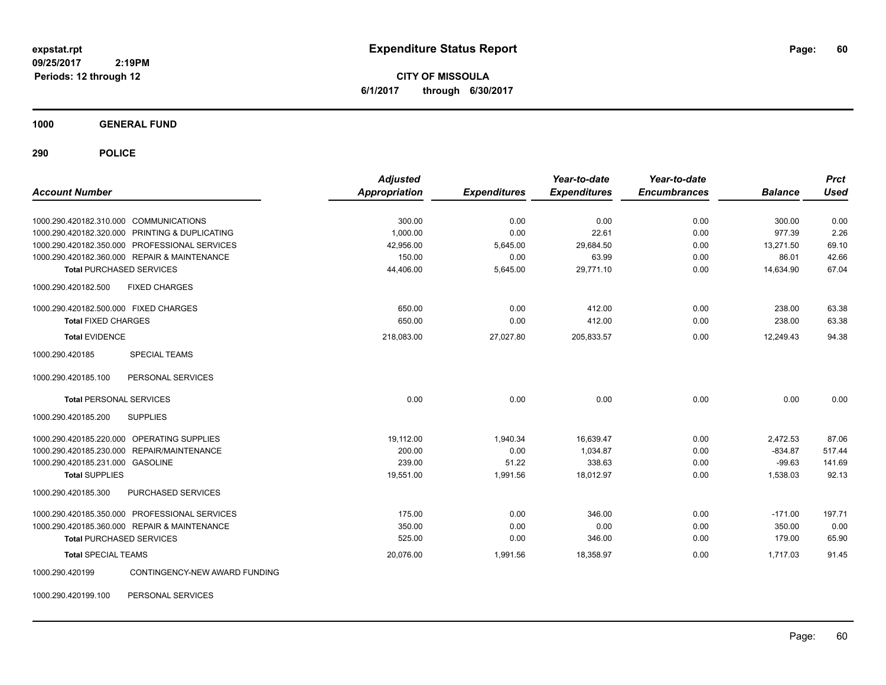**expstat.rpt**
**09/25/2017 2:19PM**
**Periods: 12 through 12**

# Expenditure Status Report

**CITY OF MISSOULA**
**6/1/2017 through 6/30/2017**

## 1000 GENERAL FUND

## 290 POLICE

| Account Number | | Adjusted Appropriation | Expenditures | Year-to-date Expenditures | Year-to-date Encumbrances | Balance | Prct Used |
|---|---|---|---|---|---|---|---|
| 1000.290.420182.310.000 | COMMUNICATIONS | 300.00 | 0.00 | 0.00 | 0.00 | 300.00 | 0.00 |
| 1000.290.420182.320.000 | PRINTING & DUPLICATING | 1,000.00 | 0.00 | 22.61 | 0.00 | 977.39 | 2.26 |
| 1000.290.420182.350.000 | PROFESSIONAL SERVICES | 42,956.00 | 5,645.00 | 29,684.50 | 0.00 | 13,271.50 | 69.10 |
| 1000.290.420182.360.000 | REPAIR & MAINTENANCE | 150.00 | 0.00 | 63.99 | 0.00 | 86.01 | 42.66 |
| **Total** PURCHASED SERVICES | | 44,406.00 | 5,645.00 | 29,771.10 | 0.00 | 14,634.90 | 67.04 |
| 1000.290.420182.500 | FIXED CHARGES | | | | | | |
| 1000.290.420182.500.000 | FIXED CHARGES | 650.00 | 0.00 | 412.00 | 0.00 | 238.00 | 63.38 |
| **Total** FIXED CHARGES | | 650.00 | 0.00 | 412.00 | 0.00 | 238.00 | 63.38 |
| **Total** EVIDENCE | | 218,083.00 | 27,027.80 | 205,833.57 | 0.00 | 12,249.43 | 94.38 |
| 1000.290.420185 | SPECIAL TEAMS | | | | | | |
| 1000.290.420185.100 | PERSONAL SERVICES | | | | | | |
| **Total** PERSONAL SERVICES | | 0.00 | 0.00 | 0.00 | 0.00 | 0.00 | 0.00 |
| 1000.290.420185.200 | SUPPLIES | | | | | | |
| 1000.290.420185.220.000 | OPERATING SUPPLIES | 19,112.00 | 1,940.34 | 16,639.47 | 0.00 | 2,472.53 | 87.06 |
| 1000.290.420185.230.000 | REPAIR/MAINTENANCE | 200.00 | 0.00 | 1,034.87 | 0.00 | -834.87 | 517.44 |
| 1000.290.420185.231.000 | GASOLINE | 239.00 | 51.22 | 338.63 | 0.00 | -99.63 | 141.69 |
| **Total** SUPPLIES | | 19,551.00 | 1,991.56 | 18,012.97 | 0.00 | 1,538.03 | 92.13 |
| 1000.290.420185.300 | PURCHASED SERVICES | | | | | | |
| 1000.290.420185.350.000 | PROFESSIONAL SERVICES | 175.00 | 0.00 | 346.00 | 0.00 | -171.00 | 197.71 |
| 1000.290.420185.360.000 | REPAIR & MAINTENANCE | 350.00 | 0.00 | 0.00 | 0.00 | 350.00 | 0.00 |
| **Total** PURCHASED SERVICES | | 525.00 | 0.00 | 346.00 | 0.00 | 179.00 | 65.90 |
| **Total** SPECIAL TEAMS | | 20,076.00 | 1,991.56 | 18,358.97 | 0.00 | 1,717.03 | 91.45 |
| 1000.290.420199 | CONTINGENCY-NEW AWARD FUNDING | | | | | | |
| 1000.290.420199.100 | PERSONAL SERVICES | | | | | | |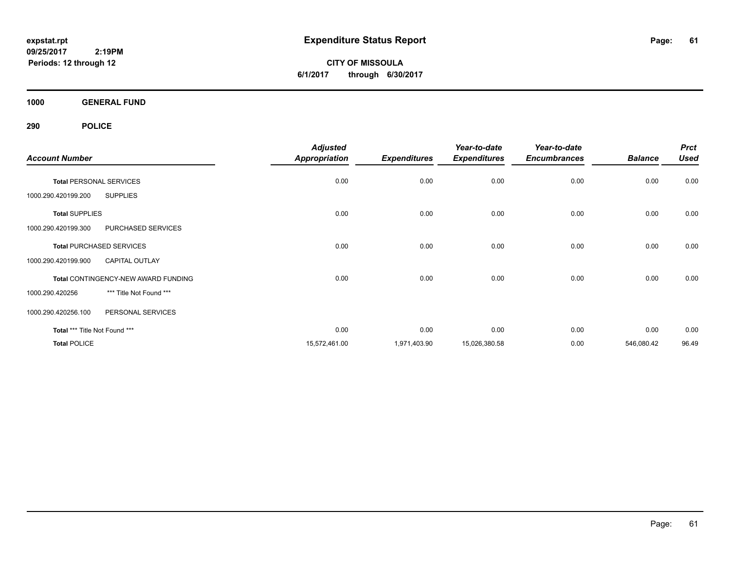**expstat.rpt**
**09/25/2017 2:19PM**
**Periods: 12 through 12**

# Expenditure Status Report

**CITY OF MISSOULA**
**6/1/2017 through 6/30/2017**

## 1000 GENERAL FUND

### 290 POLICE

| Account Number | | Adjusted Appropriation | Expenditures | Year-to-date Expenditures | Year-to-date Encumbrances | Balance | Prct Used |
|---|---|---|---|---|---|---|---|
| **Total** PERSONAL SERVICES | | 0.00 | 0.00 | 0.00 | 0.00 | 0.00 | 0.00 |
| 1000.290.420199.200 | SUPPLIES | | | | | | |
| **Total** SUPPLIES | | 0.00 | 0.00 | 0.00 | 0.00 | 0.00 | 0.00 |
| 1000.290.420199.300 | PURCHASED SERVICES | | | | | | |
| **Total** PURCHASED SERVICES | | 0.00 | 0.00 | 0.00 | 0.00 | 0.00 | 0.00 |
| 1000.290.420199.900 | CAPITAL OUTLAY | | | | | | |
| **Total** CONTINGENCY-NEW AWARD FUNDING | | 0.00 | 0.00 | 0.00 | 0.00 | 0.00 | 0.00 |
| 1000.290.420256 | *** Title Not Found *** | | | | | | |
| 1000.290.420256.100 | PERSONAL SERVICES | | | | | | |
| **Total** *** Title Not Found *** | | 0.00 | 0.00 | 0.00 | 0.00 | 0.00 | 0.00 |
| **Total** POLICE | | 15,572,461.00 | 1,971,403.90 | 15,026,380.58 | 0.00 | 546,080.42 | 96.49 |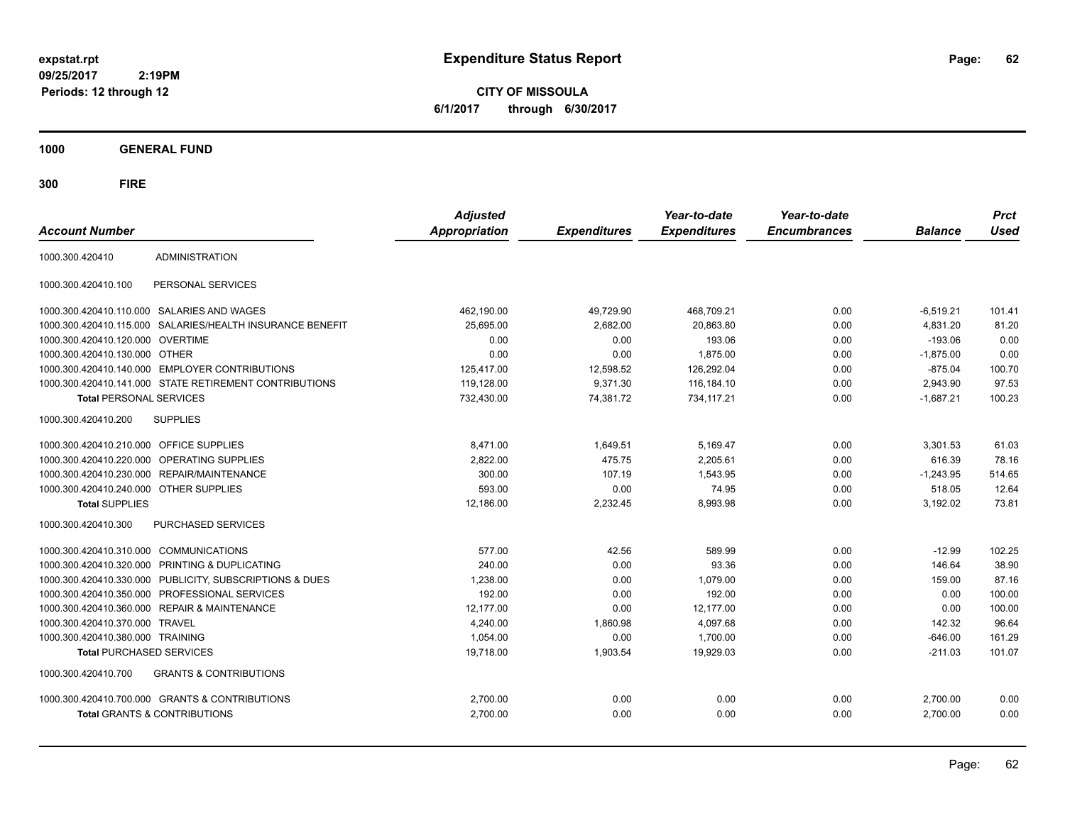# Expenditure Status Report

expstat.rpt
09/25/2017 2:19PM
Periods: 12 through 12

**CITY OF MISSOULA**
**6/1/2017 through 6/30/2017**

## 1000 GENERAL FUND

### 300 FIRE

| Account Number | | Adjusted Appropriation | Expenditures | Year-to-date Expenditures | Year-to-date Encumbrances | Balance | Prct Used |
|---|---|---|---|---|---|---|---|
| 1000.300.420410 | ADMINISTRATION | | | | | | |
| 1000.300.420410.100 | PERSONAL SERVICES | | | | | | |
| 1000.300.420410.110.000 | SALARIES AND WAGES | 462,190.00 | 49,729.90 | 468,709.21 | 0.00 | -6,519.21 | 101.41 |
| 1000.300.420410.115.000 | SALARIES/HEALTH INSURANCE BENEFIT | 25,695.00 | 2,682.00 | 20,863.80 | 0.00 | 4,831.20 | 81.20 |
| 1000.300.420410.120.000 | OVERTIME | 0.00 | 0.00 | 193.06 | 0.00 | -193.06 | 0.00 |
| 1000.300.420410.130.000 | OTHER | 0.00 | 0.00 | 1,875.00 | 0.00 | -1,875.00 | 0.00 |
| 1000.300.420410.140.000 | EMPLOYER CONTRIBUTIONS | 125,417.00 | 12,598.52 | 126,292.04 | 0.00 | -875.04 | 100.70 |
| 1000.300.420410.141.000 | STATE RETIREMENT CONTRIBUTIONS | 119,128.00 | 9,371.30 | 116,184.10 | 0.00 | 2,943.90 | 97.53 |
| **Total** PERSONAL SERVICES | | 732,430.00 | 74,381.72 | 734,117.21 | 0.00 | -1,687.21 | 100.23 |
| 1000.300.420410.200 | SUPPLIES | | | | | | |
| 1000.300.420410.210.000 | OFFICE SUPPLIES | 8,471.00 | 1,649.51 | 5,169.47 | 0.00 | 3,301.53 | 61.03 |
| 1000.300.420410.220.000 | OPERATING SUPPLIES | 2,822.00 | 475.75 | 2,205.61 | 0.00 | 616.39 | 78.16 |
| 1000.300.420410.230.000 | REPAIR/MAINTENANCE | 300.00 | 107.19 | 1,543.95 | 0.00 | -1,243.95 | 514.65 |
| 1000.300.420410.240.000 | OTHER SUPPLIES | 593.00 | 0.00 | 74.95 | 0.00 | 518.05 | 12.64 |
| **Total** SUPPLIES | | 12,186.00 | 2,232.45 | 8,993.98 | 0.00 | 3,192.02 | 73.81 |
| 1000.300.420410.300 | PURCHASED SERVICES | | | | | | |
| 1000.300.420410.310.000 | COMMUNICATIONS | 577.00 | 42.56 | 589.99 | 0.00 | -12.99 | 102.25 |
| 1000.300.420410.320.000 | PRINTING & DUPLICATING | 240.00 | 0.00 | 93.36 | 0.00 | 146.64 | 38.90 |
| 1000.300.420410.330.000 | PUBLICITY, SUBSCRIPTIONS & DUES | 1,238.00 | 0.00 | 1,079.00 | 0.00 | 159.00 | 87.16 |
| 1000.300.420410.350.000 | PROFESSIONAL SERVICES | 192.00 | 0.00 | 192.00 | 0.00 | 0.00 | 100.00 |
| 1000.300.420410.360.000 | REPAIR & MAINTENANCE | 12,177.00 | 0.00 | 12,177.00 | 0.00 | 0.00 | 100.00 |
| 1000.300.420410.370.000 | TRAVEL | 4,240.00 | 1,860.98 | 4,097.68 | 0.00 | 142.32 | 96.64 |
| 1000.300.420410.380.000 | TRAINING | 1,054.00 | 0.00 | 1,700.00 | 0.00 | -646.00 | 161.29 |
| **Total** PURCHASED SERVICES | | 19,718.00 | 1,903.54 | 19,929.03 | 0.00 | -211.03 | 101.07 |
| 1000.300.420410.700 | GRANTS & CONTRIBUTIONS | | | | | | |
| 1000.300.420410.700.000 | GRANTS & CONTRIBUTIONS | 2,700.00 | 0.00 | 0.00 | 0.00 | 2,700.00 | 0.00 |
| **Total** GRANTS & CONTRIBUTIONS | | 2,700.00 | 0.00 | 0.00 | 0.00 | 2,700.00 | 0.00 |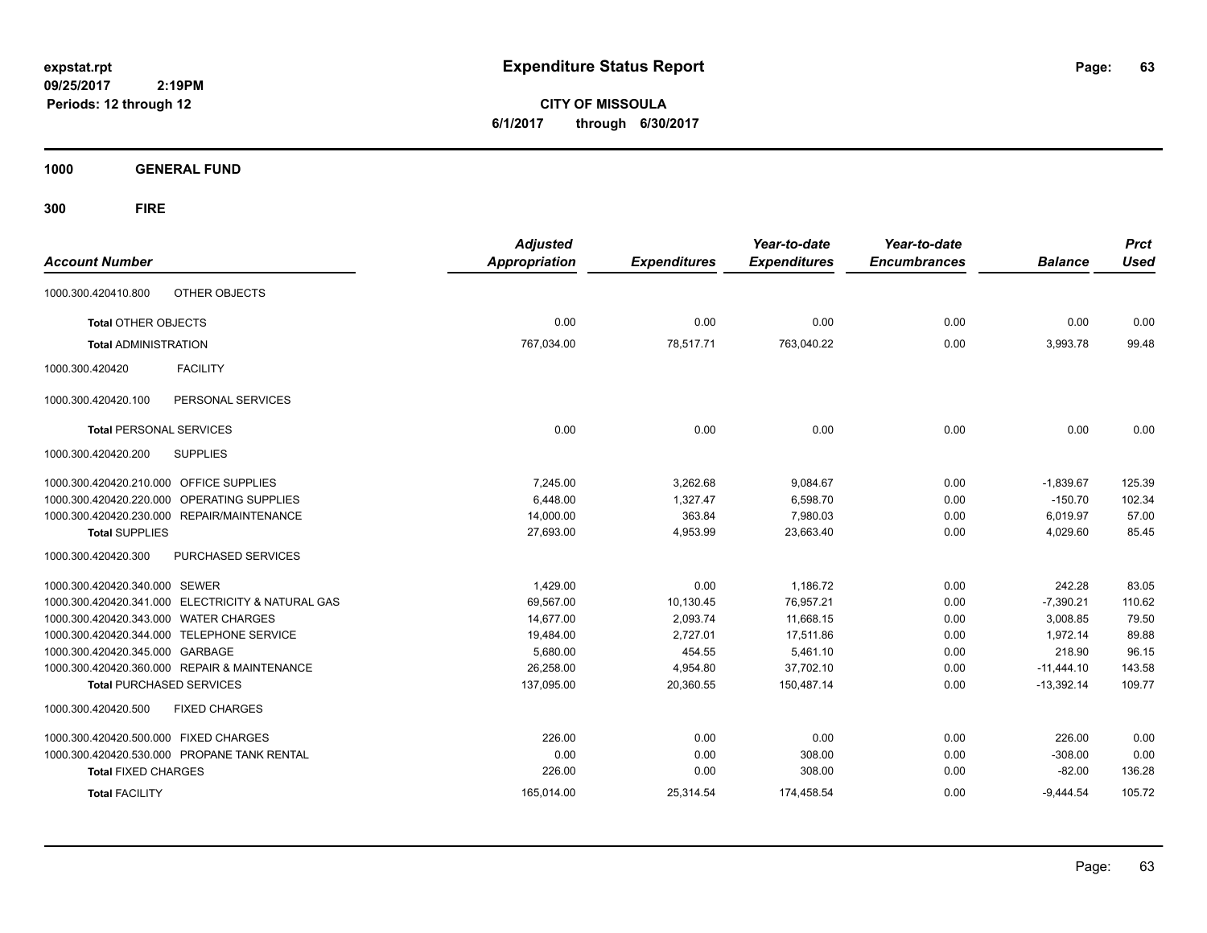**Expenditure Status Report**

**CITY OF MISSOULA**
**6/1/2017 through 6/30/2017**

expstat.rpt
09/25/2017 2:19PM
Periods: 12 through 12

**1000 GENERAL FUND**

**300 FIRE**

| Account Number | | Adjusted Appropriation | Expenditures | Year-to-date Expenditures | Year-to-date Encumbrances | Balance | Prct Used |
|---|---|---|---|---|---|---|---|
| 1000.300.420410.800 | OTHER OBJECTS | | | | | | |
| **Total** OTHER OBJECTS | | 0.00 | 0.00 | 0.00 | 0.00 | 0.00 | 0.00 |
| **Total** ADMINISTRATION | | 767,034.00 | 78,517.71 | 763,040.22 | 0.00 | 3,993.78 | 99.48 |
| 1000.300.420420 | FACILITY | | | | | | |
| 1000.300.420420.100 | PERSONAL SERVICES | | | | | | |
| **Total** PERSONAL SERVICES | | 0.00 | 0.00 | 0.00 | 0.00 | 0.00 | 0.00 |
| 1000.300.420420.200 | SUPPLIES | | | | | | |
| 1000.300.420420.210.000 | OFFICE SUPPLIES | 7,245.00 | 3,262.68 | 9,084.67 | 0.00 | -1,839.67 | 125.39 |
| 1000.300.420420.220.000 | OPERATING SUPPLIES | 6,448.00 | 1,327.47 | 6,598.70 | 0.00 | -150.70 | 102.34 |
| 1000.300.420420.230.000 | REPAIR/MAINTENANCE | 14,000.00 | 363.84 | 7,980.03 | 0.00 | 6,019.97 | 57.00 |
| **Total** SUPPLIES | | 27,693.00 | 4,953.99 | 23,663.40 | 0.00 | 4,029.60 | 85.45 |
| 1000.300.420420.300 | PURCHASED SERVICES | | | | | | |
| 1000.300.420420.340.000 | SEWER | 1,429.00 | 0.00 | 1,186.72 | 0.00 | 242.28 | 83.05 |
| 1000.300.420420.341.000 | ELECTRICITY & NATURAL GAS | 69,567.00 | 10,130.45 | 76,957.21 | 0.00 | -7,390.21 | 110.62 |
| 1000.300.420420.343.000 | WATER CHARGES | 14,677.00 | 2,093.74 | 11,668.15 | 0.00 | 3,008.85 | 79.50 |
| 1000.300.420420.344.000 | TELEPHONE SERVICE | 19,484.00 | 2,727.01 | 17,511.86 | 0.00 | 1,972.14 | 89.88 |
| 1000.300.420420.345.000 | GARBAGE | 5,680.00 | 454.55 | 5,461.10 | 0.00 | 218.90 | 96.15 |
| 1000.300.420420.360.000 | REPAIR & MAINTENANCE | 26,258.00 | 4,954.80 | 37,702.10 | 0.00 | -11,444.10 | 143.58 |
| **Total** PURCHASED SERVICES | | 137,095.00 | 20,360.55 | 150,487.14 | 0.00 | -13,392.14 | 109.77 |
| 1000.300.420420.500 | FIXED CHARGES | | | | | | |
| 1000.300.420420.500.000 | FIXED CHARGES | 226.00 | 0.00 | 0.00 | 0.00 | 226.00 | 0.00 |
| 1000.300.420420.530.000 | PROPANE TANK RENTAL | 0.00 | 0.00 | 308.00 | 0.00 | -308.00 | 0.00 |
| **Total** FIXED CHARGES | | 226.00 | 0.00 | 308.00 | 0.00 | -82.00 | 136.28 |
| **Total** FACILITY | | 165,014.00 | 25,314.54 | 174,458.54 | 0.00 | -9,444.54 | 105.72 |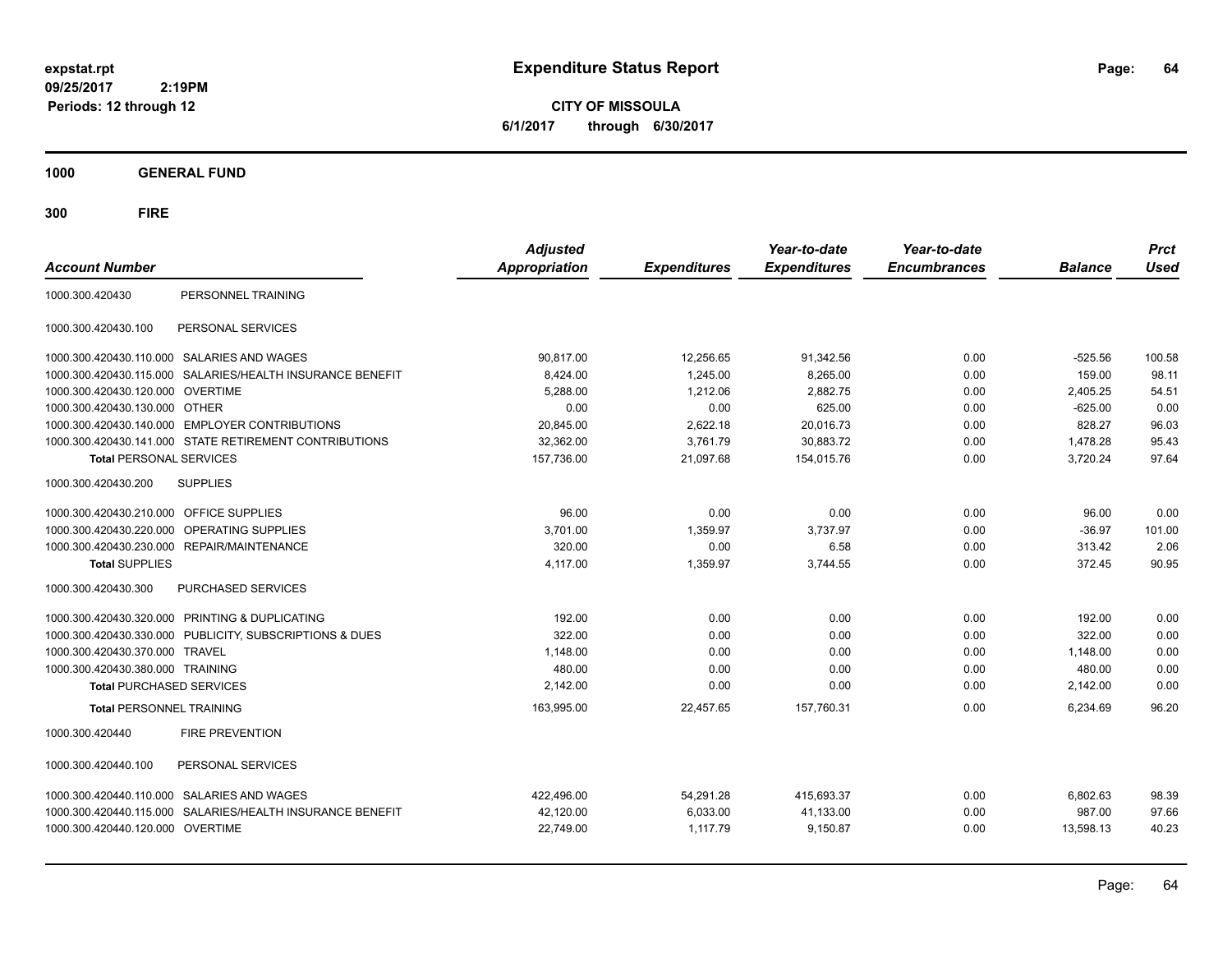**Expenditure Status Report**

**CITY OF MISSOULA**
**6/1/2017 through 6/30/2017**

expstat.rpt
09/25/2017 2:19PM
Periods: 12 through 12

## 1000 GENERAL FUND

## 300 FIRE

| Account Number | | Adjusted Appropriation | Expenditures | Year-to-date Expenditures | Year-to-date Encumbrances | Balance | Prct Used |
|---|---|---|---|---|---|---|---|
| 1000.300.420430 | PERSONNEL TRAINING | | | | | | |
| 1000.300.420430.100 | PERSONAL SERVICES | | | | | | |
| 1000.300.420430.110.000 | SALARIES AND WAGES | 90,817.00 | 12,256.65 | 91,342.56 | 0.00 | -525.56 | 100.58 |
| 1000.300.420430.115.000 | SALARIES/HEALTH INSURANCE BENEFIT | 8,424.00 | 1,245.00 | 8,265.00 | 0.00 | 159.00 | 98.11 |
| 1000.300.420430.120.000 | OVERTIME | 5,288.00 | 1,212.06 | 2,882.75 | 0.00 | 2,405.25 | 54.51 |
| 1000.300.420430.130.000 | OTHER | 0.00 | 0.00 | 625.00 | 0.00 | -625.00 | 0.00 |
| 1000.300.420430.140.000 | EMPLOYER CONTRIBUTIONS | 20,845.00 | 2,622.18 | 20,016.73 | 0.00 | 828.27 | 96.03 |
| 1000.300.420430.141.000 | STATE RETIREMENT CONTRIBUTIONS | 32,362.00 | 3,761.79 | 30,883.72 | 0.00 | 1,478.28 | 95.43 |
| **Total** PERSONAL SERVICES | | 157,736.00 | 21,097.68 | 154,015.76 | 0.00 | 3,720.24 | 97.64 |
| 1000.300.420430.200 | SUPPLIES | | | | | | |
| 1000.300.420430.210.000 | OFFICE SUPPLIES | 96.00 | 0.00 | 0.00 | 0.00 | 96.00 | 0.00 |
| 1000.300.420430.220.000 | OPERATING SUPPLIES | 3,701.00 | 1,359.97 | 3,737.97 | 0.00 | -36.97 | 101.00 |
| 1000.300.420430.230.000 | REPAIR/MAINTENANCE | 320.00 | 0.00 | 6.58 | 0.00 | 313.42 | 2.06 |
| **Total** SUPPLIES | | 4,117.00 | 1,359.97 | 3,744.55 | 0.00 | 372.45 | 90.95 |
| 1000.300.420430.300 | PURCHASED SERVICES | | | | | | |
| 1000.300.420430.320.000 | PRINTING & DUPLICATING | 192.00 | 0.00 | 0.00 | 0.00 | 192.00 | 0.00 |
| 1000.300.420430.330.000 | PUBLICITY, SUBSCRIPTIONS & DUES | 322.00 | 0.00 | 0.00 | 0.00 | 322.00 | 0.00 |
| 1000.300.420430.370.000 | TRAVEL | 1,148.00 | 0.00 | 0.00 | 0.00 | 1,148.00 | 0.00 |
| 1000.300.420430.380.000 | TRAINING | 480.00 | 0.00 | 0.00 | 0.00 | 480.00 | 0.00 |
| **Total** PURCHASED SERVICES | | 2,142.00 | 0.00 | 0.00 | 0.00 | 2,142.00 | 0.00 |
| **Total** PERSONNEL TRAINING | | 163,995.00 | 22,457.65 | 157,760.31 | 0.00 | 6,234.69 | 96.20 |
| 1000.300.420440 | FIRE PREVENTION | | | | | | |
| 1000.300.420440.100 | PERSONAL SERVICES | | | | | | |
| 1000.300.420440.110.000 | SALARIES AND WAGES | 422,496.00 | 54,291.28 | 415,693.37 | 0.00 | 6,802.63 | 98.39 |
| 1000.300.420440.115.000 | SALARIES/HEALTH INSURANCE BENEFIT | 42,120.00 | 6,033.00 | 41,133.00 | 0.00 | 987.00 | 97.66 |
| 1000.300.420440.120.000 | OVERTIME | 22,749.00 | 1,117.79 | 9,150.87 | 0.00 | 13,598.13 | 40.23 |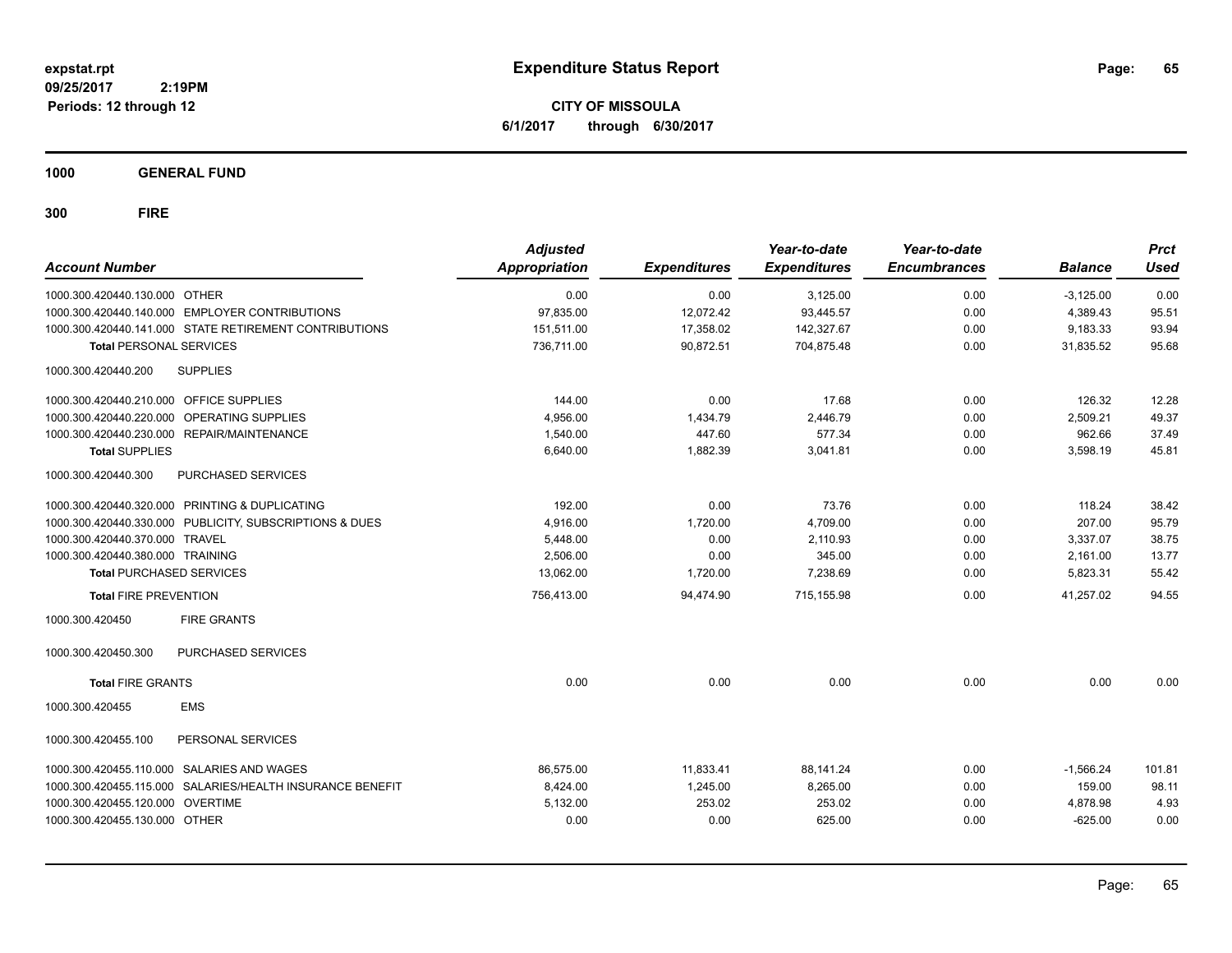# Expenditure Status Report

**CITY OF MISSOULA**

**6/1/2017 through 6/30/2017**

expstat.rpt
09/25/2017 2:19PM
Periods: 12 through 12

**1000 GENERAL FUND**

**300 FIRE**

| Account Number | | Adjusted Appropriation | Expenditures | Year-to-date Expenditures | Year-to-date Encumbrances | Balance | Prct Used |
|---|---|---|---|---|---|---|---|
| 1000.300.420440.130.000 | OTHER | 0.00 | 0.00 | 3,125.00 | 0.00 | -3,125.00 | 0.00 |
| 1000.300.420440.140.000 | EMPLOYER CONTRIBUTIONS | 97,835.00 | 12,072.42 | 93,445.57 | 0.00 | 4,389.43 | 95.51 |
| 1000.300.420440.141.000 | STATE RETIREMENT CONTRIBUTIONS | 151,511.00 | 17,358.02 | 142,327.67 | 0.00 | 9,183.33 | 93.94 |
| **Total** PERSONAL SERVICES | | 736,711.00 | 90,872.51 | 704,875.48 | 0.00 | 31,835.52 | 95.68 |
| 1000.300.420440.200 | SUPPLIES | | | | | | |
| 1000.300.420440.210.000 | OFFICE SUPPLIES | 144.00 | 0.00 | 17.68 | 0.00 | 126.32 | 12.28 |
| 1000.300.420440.220.000 | OPERATING SUPPLIES | 4,956.00 | 1,434.79 | 2,446.79 | 0.00 | 2,509.21 | 49.37 |
| 1000.300.420440.230.000 | REPAIR/MAINTENANCE | 1,540.00 | 447.60 | 577.34 | 0.00 | 962.66 | 37.49 |
| **Total** SUPPLIES | | 6,640.00 | 1,882.39 | 3,041.81 | 0.00 | 3,598.19 | 45.81 |
| 1000.300.420440.300 | PURCHASED SERVICES | | | | | | |
| 1000.300.420440.320.000 | PRINTING & DUPLICATING | 192.00 | 0.00 | 73.76 | 0.00 | 118.24 | 38.42 |
| 1000.300.420440.330.000 | PUBLICITY, SUBSCRIPTIONS & DUES | 4,916.00 | 1,720.00 | 4,709.00 | 0.00 | 207.00 | 95.79 |
| 1000.300.420440.370.000 | TRAVEL | 5,448.00 | 0.00 | 2,110.93 | 0.00 | 3,337.07 | 38.75 |
| 1000.300.420440.380.000 | TRAINING | 2,506.00 | 0.00 | 345.00 | 0.00 | 2,161.00 | 13.77 |
| **Total** PURCHASED SERVICES | | 13,062.00 | 1,720.00 | 7,238.69 | 0.00 | 5,823.31 | 55.42 |
| **Total** FIRE PREVENTION | | 756,413.00 | 94,474.90 | 715,155.98 | 0.00 | 41,257.02 | 94.55 |
| 1000.300.420450 | FIRE GRANTS | | | | | | |
| 1000.300.420450.300 | PURCHASED SERVICES | | | | | | |
| **Total** FIRE GRANTS | | 0.00 | 0.00 | 0.00 | 0.00 | 0.00 | 0.00 |
| 1000.300.420455 | EMS | | | | | | |
| 1000.300.420455.100 | PERSONAL SERVICES | | | | | | |
| 1000.300.420455.110.000 | SALARIES AND WAGES | 86,575.00 | 11,833.41 | 88,141.24 | 0.00 | -1,566.24 | 101.81 |
| 1000.300.420455.115.000 | SALARIES/HEALTH INSURANCE BENEFIT | 8,424.00 | 1,245.00 | 8,265.00 | 0.00 | 159.00 | 98.11 |
| 1000.300.420455.120.000 | OVERTIME | 5,132.00 | 253.02 | 253.02 | 0.00 | 4,878.98 | 4.93 |
| 1000.300.420455.130.000 | OTHER | 0.00 | 0.00 | 625.00 | 0.00 | -625.00 | 0.00 |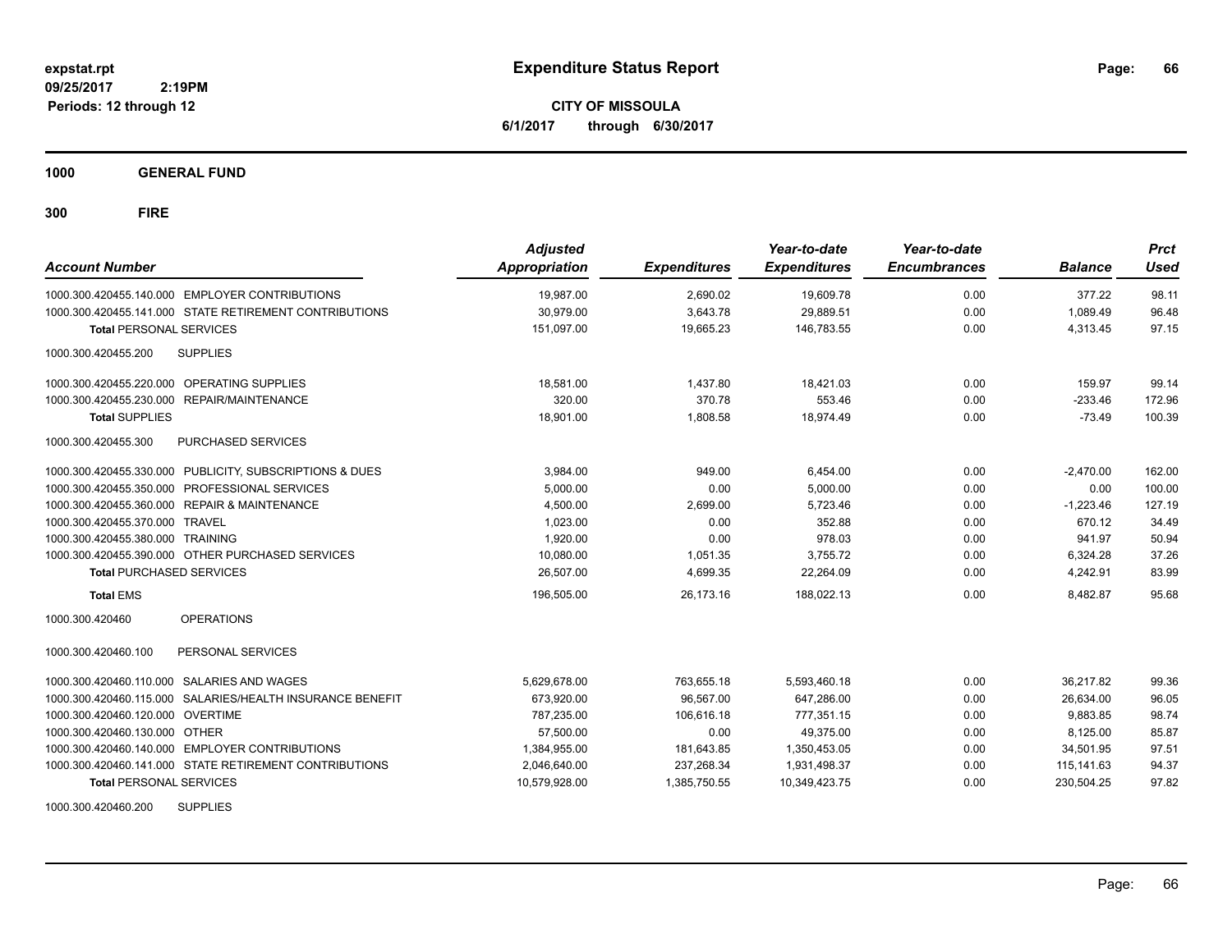# Expenditure Status Report

expstat.rpt
09/25/2017 2:19PM
Periods: 12 through 12

**CITY OF MISSOULA**
**6/1/2017 through 6/30/2017**

## 1000 GENERAL FUND

## 300 FIRE

| Account Number | | Adjusted Appropriation | Expenditures | Year-to-date Expenditures | Year-to-date Encumbrances | Balance | Prct Used |
|---|---|---|---|---|---|---|---|
| 1000.300.420455.140.000 | EMPLOYER CONTRIBUTIONS | 19,987.00 | 2,690.02 | 19,609.78 | 0.00 | 377.22 | 98.11 |
| 1000.300.420455.141.000 | STATE RETIREMENT CONTRIBUTIONS | 30,979.00 | 3,643.78 | 29,889.51 | 0.00 | 1,089.49 | 96.48 |
| **Total** PERSONAL SERVICES | | 151,097.00 | 19,665.23 | 146,783.55 | 0.00 | 4,313.45 | 97.15 |
| 1000.300.420455.200 | SUPPLIES | | | | | | |
| 1000.300.420455.220.000 | OPERATING SUPPLIES | 18,581.00 | 1,437.80 | 18,421.03 | 0.00 | 159.97 | 99.14 |
| 1000.300.420455.230.000 | REPAIR/MAINTENANCE | 320.00 | 370.78 | 553.46 | 0.00 | -233.46 | 172.96 |
| **Total** SUPPLIES | | 18,901.00 | 1,808.58 | 18,974.49 | 0.00 | -73.49 | 100.39 |
| 1000.300.420455.300 | PURCHASED SERVICES | | | | | | |
| 1000.300.420455.330.000 | PUBLICITY, SUBSCRIPTIONS & DUES | 3,984.00 | 949.00 | 6,454.00 | 0.00 | -2,470.00 | 162.00 |
| 1000.300.420455.350.000 | PROFESSIONAL SERVICES | 5,000.00 | 0.00 | 5,000.00 | 0.00 | 0.00 | 100.00 |
| 1000.300.420455.360.000 | REPAIR & MAINTENANCE | 4,500.00 | 2,699.00 | 5,723.46 | 0.00 | -1,223.46 | 127.19 |
| 1000.300.420455.370.000 | TRAVEL | 1,023.00 | 0.00 | 352.88 | 0.00 | 670.12 | 34.49 |
| 1000.300.420455.380.000 | TRAINING | 1,920.00 | 0.00 | 978.03 | 0.00 | 941.97 | 50.94 |
| 1000.300.420455.390.000 | OTHER PURCHASED SERVICES | 10,080.00 | 1,051.35 | 3,755.72 | 0.00 | 6,324.28 | 37.26 |
| **Total** PURCHASED SERVICES | | 26,507.00 | 4,699.35 | 22,264.09 | 0.00 | 4,242.91 | 83.99 |
| **Total** EMS | | 196,505.00 | 26,173.16 | 188,022.13 | 0.00 | 8,482.87 | 95.68 |
| 1000.300.420460 | OPERATIONS | | | | | | |
| 1000.300.420460.100 | PERSONAL SERVICES | | | | | | |
| 1000.300.420460.110.000 | SALARIES AND WAGES | 5,629,678.00 | 763,655.18 | 5,593,460.18 | 0.00 | 36,217.82 | 99.36 |
| 1000.300.420460.115.000 | SALARIES/HEALTH INSURANCE BENEFIT | 673,920.00 | 96,567.00 | 647,286.00 | 0.00 | 26,634.00 | 96.05 |
| 1000.300.420460.120.000 | OVERTIME | 787,235.00 | 106,616.18 | 777,351.15 | 0.00 | 9,883.85 | 98.74 |
| 1000.300.420460.130.000 | OTHER | 57,500.00 | 0.00 | 49,375.00 | 0.00 | 8,125.00 | 85.87 |
| 1000.300.420460.140.000 | EMPLOYER CONTRIBUTIONS | 1,384,955.00 | 181,643.85 | 1,350,453.05 | 0.00 | 34,501.95 | 97.51 |
| 1000.300.420460.141.000 | STATE RETIREMENT CONTRIBUTIONS | 2,046,640.00 | 237,268.34 | 1,931,498.37 | 0.00 | 115,141.63 | 94.37 |
| **Total** PERSONAL SERVICES | | 10,579,928.00 | 1,385,750.55 | 10,349,423.75 | 0.00 | 230,504.25 | 97.82 |
| 1000.300.420460.200 | SUPPLIES | | | | | | |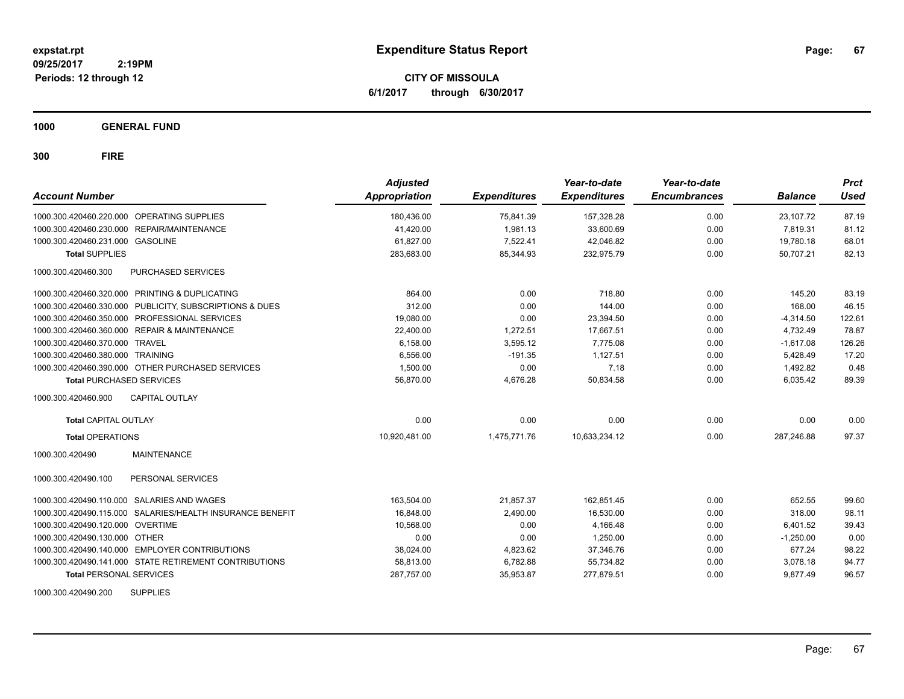# Expenditure Status Report

**CITY OF MISSOULA**

**6/1/2017 through 6/30/2017**

expstat.rpt
09/25/2017 2:19PM
Periods: 12 through 12

**1000 GENERAL FUND**

**300 FIRE**

| Account Number | | Adjusted Appropriation | Expenditures | Year-to-date Expenditures | Year-to-date Encumbrances | Balance | Prct Used |
|---|---|---|---|---|---|---|---|
| 1000.300.420460.220.000 | OPERATING SUPPLIES | 180,436.00 | 75,841.39 | 157,328.28 | 0.00 | 23,107.72 | 87.19 |
| 1000.300.420460.230.000 | REPAIR/MAINTENANCE | 41,420.00 | 1,981.13 | 33,600.69 | 0.00 | 7,819.31 | 81.12 |
| 1000.300.420460.231.000 | GASOLINE | 61,827.00 | 7,522.41 | 42,046.82 | 0.00 | 19,780.18 | 68.01 |
| **Total** SUPPLIES | | 283,683.00 | 85,344.93 | 232,975.79 | 0.00 | 50,707.21 | 82.13 |
| 1000.300.420460.300 | PURCHASED SERVICES | | | | | | |
| 1000.300.420460.320.000 | PRINTING & DUPLICATING | 864.00 | 0.00 | 718.80 | 0.00 | 145.20 | 83.19 |
| 1000.300.420460.330.000 | PUBLICITY, SUBSCRIPTIONS & DUES | 312.00 | 0.00 | 144.00 | 0.00 | 168.00 | 46.15 |
| 1000.300.420460.350.000 | PROFESSIONAL SERVICES | 19,080.00 | 0.00 | 23,394.50 | 0.00 | -4,314.50 | 122.61 |
| 1000.300.420460.360.000 | REPAIR & MAINTENANCE | 22,400.00 | 1,272.51 | 17,667.51 | 0.00 | 4,732.49 | 78.87 |
| 1000.300.420460.370.000 | TRAVEL | 6,158.00 | 3,595.12 | 7,775.08 | 0.00 | -1,617.08 | 126.26 |
| 1000.300.420460.380.000 | TRAINING | 6,556.00 | -191.35 | 1,127.51 | 0.00 | 5,428.49 | 17.20 |
| 1000.300.420460.390.000 | OTHER PURCHASED SERVICES | 1,500.00 | 0.00 | 7.18 | 0.00 | 1,492.82 | 0.48 |
| **Total** PURCHASED SERVICES | | 56,870.00 | 4,676.28 | 50,834.58 | 0.00 | 6,035.42 | 89.39 |
| 1000.300.420460.900 | CAPITAL OUTLAY | | | | | | |
| **Total** CAPITAL OUTLAY | | 0.00 | 0.00 | 0.00 | 0.00 | 0.00 | 0.00 |
| **Total** OPERATIONS | | 10,920,481.00 | 1,475,771.76 | 10,633,234.12 | 0.00 | 287,246.88 | 97.37 |
| 1000.300.420490 | MAINTENANCE | | | | | | |
| 1000.300.420490.100 | PERSONAL SERVICES | | | | | | |
| 1000.300.420490.110.000 | SALARIES AND WAGES | 163,504.00 | 21,857.37 | 162,851.45 | 0.00 | 652.55 | 99.60 |
| 1000.300.420490.115.000 | SALARIES/HEALTH INSURANCE BENEFIT | 16,848.00 | 2,490.00 | 16,530.00 | 0.00 | 318.00 | 98.11 |
| 1000.300.420490.120.000 | OVERTIME | 10,568.00 | 0.00 | 4,166.48 | 0.00 | 6,401.52 | 39.43 |
| 1000.300.420490.130.000 | OTHER | 0.00 | 0.00 | 1,250.00 | 0.00 | -1,250.00 | 0.00 |
| 1000.300.420490.140.000 | EMPLOYER CONTRIBUTIONS | 38,024.00 | 4,823.62 | 37,346.76 | 0.00 | 677.24 | 98.22 |
| 1000.300.420490.141.000 | STATE RETIREMENT CONTRIBUTIONS | 58,813.00 | 6,782.88 | 55,734.82 | 0.00 | 3,078.18 | 94.77 |
| **Total** PERSONAL SERVICES | | 287,757.00 | 35,953.87 | 277,879.51 | 0.00 | 9,877.49 | 96.57 |
| 1000.300.420490.200 | SUPPLIES | | | | | | |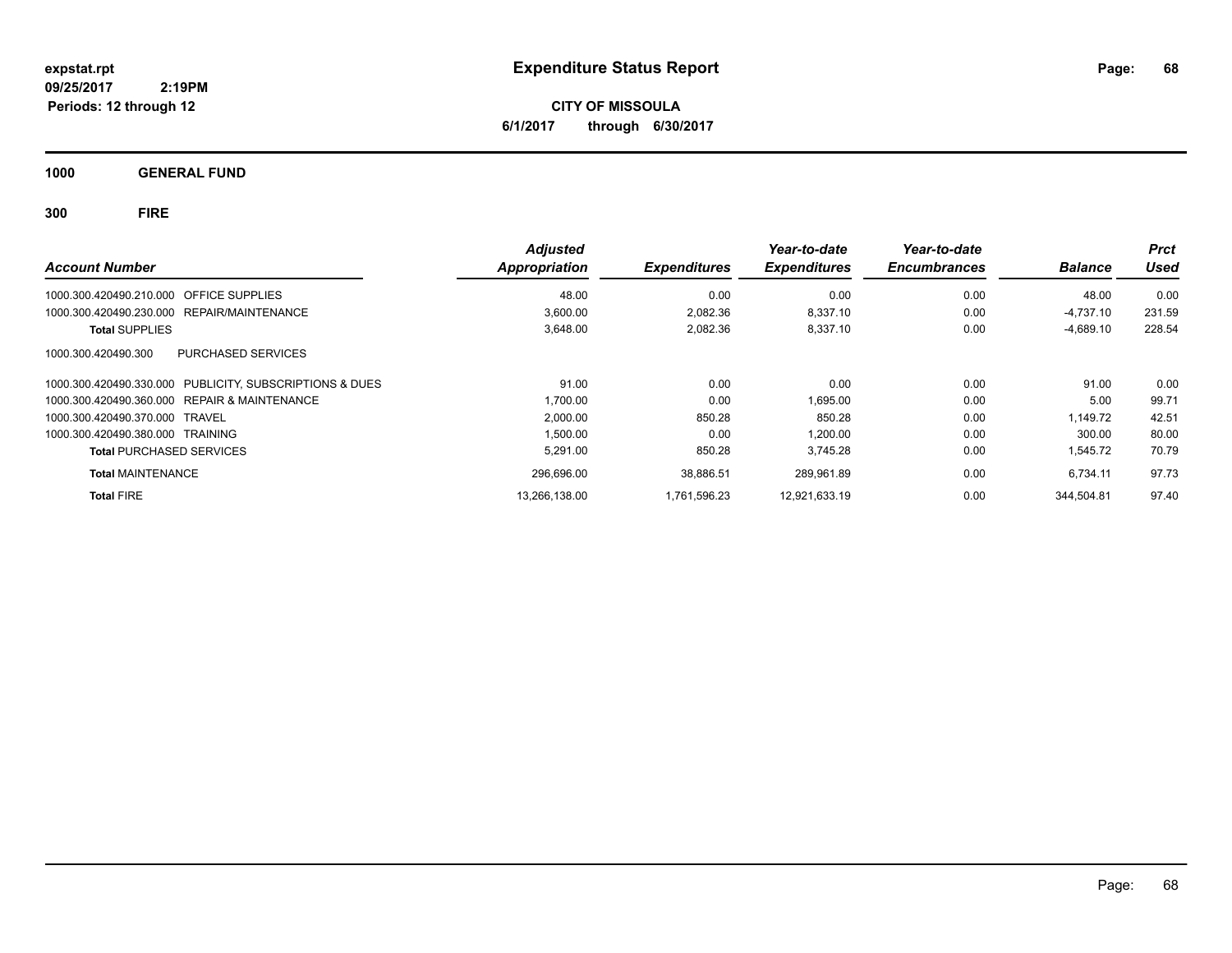**expstat.rpt**
**09/25/2017 2:19PM**
**Periods: 12 through 12**

# Expenditure Status Report

**CITY OF MISSOULA**
**6/1/2017 through 6/30/2017**

## 1000 GENERAL FUND

## 300 FIRE

| Account Number | Adjusted Appropriation | Expenditures | Year-to-date Expenditures | Year-to-date Encumbrances | Balance | Prct Used |
|---|---|---|---|---|---|---|
| 1000.300.420490.210.000 OFFICE SUPPLIES | 48.00 | 0.00 | 0.00 | 0.00 | 48.00 | 0.00 |
| 1000.300.420490.230.000 REPAIR/MAINTENANCE | 3,600.00 | 2,082.36 | 8,337.10 | 0.00 | -4,737.10 | 231.59 |
| **Total** SUPPLIES | 3,648.00 | 2,082.36 | 8,337.10 | 0.00 | -4,689.10 | 228.54 |
| 1000.300.420490.300 PURCHASED SERVICES | | | | | | |
| 1000.300.420490.330.000 PUBLICITY, SUBSCRIPTIONS & DUES | 91.00 | 0.00 | 0.00 | 0.00 | 91.00 | 0.00 |
| 1000.300.420490.360.000 REPAIR & MAINTENANCE | 1,700.00 | 0.00 | 1,695.00 | 0.00 | 5.00 | 99.71 |
| 1000.300.420490.370.000 TRAVEL | 2,000.00 | 850.28 | 850.28 | 0.00 | 1,149.72 | 42.51 |
| 1000.300.420490.380.000 TRAINING | 1,500.00 | 0.00 | 1,200.00 | 0.00 | 300.00 | 80.00 |
| **Total** PURCHASED SERVICES | 5,291.00 | 850.28 | 3,745.28 | 0.00 | 1,545.72 | 70.79 |
| **Total** MAINTENANCE | 296,696.00 | 38,886.51 | 289,961.89 | 0.00 | 6,734.11 | 97.73 |
| **Total** FIRE | 13,266,138.00 | 1,761,596.23 | 12,921,633.19 | 0.00 | 344,504.81 | 97.40 |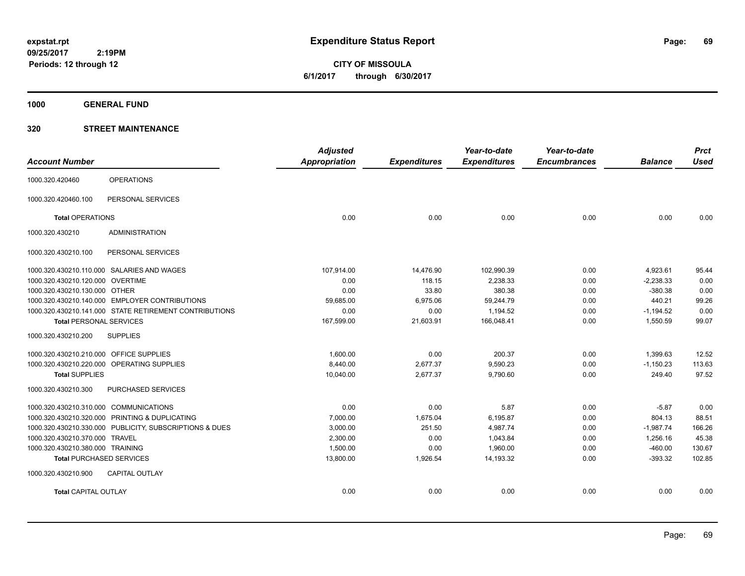# Expenditure Status Report

expstat.rpt
09/25/2017 2:19PM
Periods: 12 through 12

**CITY OF MISSOULA**
**6/1/2017 through 6/30/2017**

## 1000 GENERAL FUND

## 320 STREET MAINTENANCE

| Account Number | | Adjusted Appropriation | Expenditures | Year-to-date Expenditures | Year-to-date Encumbrances | Balance | Prct Used |
|---|---|---|---|---|---|---|---|
| 1000.320.420460 | OPERATIONS | | | | | | |
| 1000.320.420460.100 | PERSONAL SERVICES | | | | | | |
| **Total** OPERATIONS | | 0.00 | 0.00 | 0.00 | 0.00 | 0.00 | 0.00 |
| 1000.320.430210 | ADMINISTRATION | | | | | | |
| 1000.320.430210.100 | PERSONAL SERVICES | | | | | | |
| 1000.320.430210.110.000 | SALARIES AND WAGES | 107,914.00 | 14,476.90 | 102,990.39 | 0.00 | 4,923.61 | 95.44 |
| 1000.320.430210.120.000 | OVERTIME | 0.00 | 118.15 | 2,238.33 | 0.00 | -2,238.33 | 0.00 |
| 1000.320.430210.130.000 | OTHER | 0.00 | 33.80 | 380.38 | 0.00 | -380.38 | 0.00 |
| 1000.320.430210.140.000 | EMPLOYER CONTRIBUTIONS | 59,685.00 | 6,975.06 | 59,244.79 | 0.00 | 440.21 | 99.26 |
| 1000.320.430210.141.000 | STATE RETIREMENT CONTRIBUTIONS | 0.00 | 0.00 | 1,194.52 | 0.00 | -1,194.52 | 0.00 |
| **Total** PERSONAL SERVICES | | 167,599.00 | 21,603.91 | 166,048.41 | 0.00 | 1,550.59 | 99.07 |
| 1000.320.430210.200 | SUPPLIES | | | | | | |
| 1000.320.430210.210.000 | OFFICE SUPPLIES | 1,600.00 | 0.00 | 200.37 | 0.00 | 1,399.63 | 12.52 |
| 1000.320.430210.220.000 | OPERATING SUPPLIES | 8,440.00 | 2,677.37 | 9,590.23 | 0.00 | -1,150.23 | 113.63 |
| **Total** SUPPLIES | | 10,040.00 | 2,677.37 | 9,790.60 | 0.00 | 249.40 | 97.52 |
| 1000.320.430210.300 | PURCHASED SERVICES | | | | | | |
| 1000.320.430210.310.000 | COMMUNICATIONS | 0.00 | 0.00 | 5.87 | 0.00 | -5.87 | 0.00 |
| 1000.320.430210.320.000 | PRINTING & DUPLICATING | 7,000.00 | 1,675.04 | 6,195.87 | 0.00 | 804.13 | 88.51 |
| 1000.320.430210.330.000 | PUBLICITY, SUBSCRIPTIONS & DUES | 3,000.00 | 251.50 | 4,987.74 | 0.00 | -1,987.74 | 166.26 |
| 1000.320.430210.370.000 | TRAVEL | 2,300.00 | 0.00 | 1,043.84 | 0.00 | 1,256.16 | 45.38 |
| 1000.320.430210.380.000 | TRAINING | 1,500.00 | 0.00 | 1,960.00 | 0.00 | -460.00 | 130.67 |
| **Total** PURCHASED SERVICES | | 13,800.00 | 1,926.54 | 14,193.32 | 0.00 | -393.32 | 102.85 |
| 1000.320.430210.900 | CAPITAL OUTLAY | | | | | | |
| **Total** CAPITAL OUTLAY | | 0.00 | 0.00 | 0.00 | 0.00 | 0.00 | 0.00 |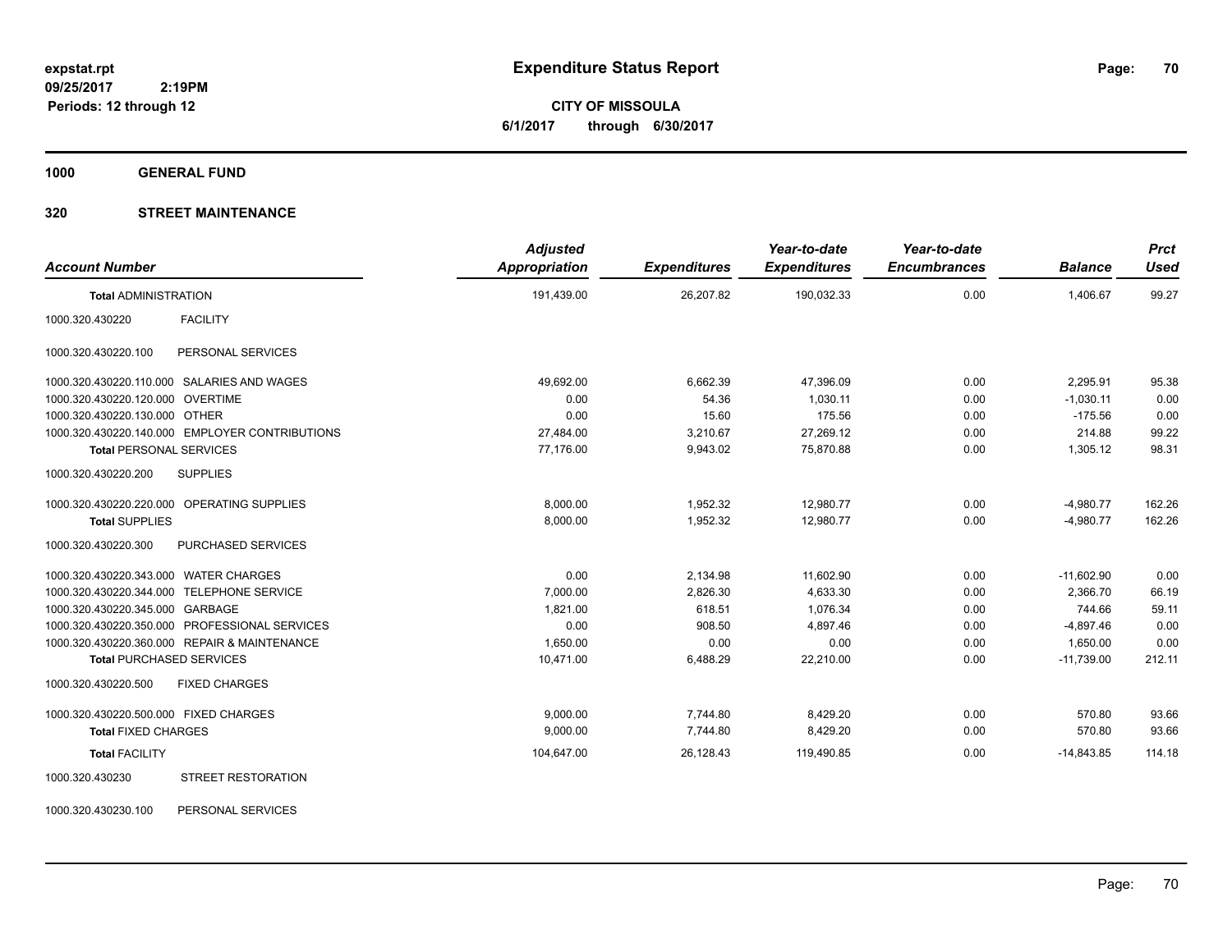# Expenditure Status Report

expstat.rpt
09/25/2017 2:19PM
Periods: 12 through 12

**CITY OF MISSOULA**
**6/1/2017 through 6/30/2017**

## 1000 GENERAL FUND

## 320 STREET MAINTENANCE

| Account Number | | Adjusted Appropriation | Expenditures | Year-to-date Expenditures | Year-to-date Encumbrances | Balance | Prct Used |
|---|---|---|---|---|---|---|---|
| **Total** ADMINISTRATION | | 191,439.00 | 26,207.82 | 190,032.33 | 0.00 | 1,406.67 | 99.27 |
| 1000.320.430220 | FACILITY | | | | | | |
| 1000.320.430220.100 | PERSONAL SERVICES | | | | | | |
| 1000.320.430220.110.000 | SALARIES AND WAGES | 49,692.00 | 6,662.39 | 47,396.09 | 0.00 | 2,295.91 | 95.38 |
| 1000.320.430220.120.000 | OVERTIME | 0.00 | 54.36 | 1,030.11 | 0.00 | -1,030.11 | 0.00 |
| 1000.320.430220.130.000 | OTHER | 0.00 | 15.60 | 175.56 | 0.00 | -175.56 | 0.00 |
| 1000.320.430220.140.000 | EMPLOYER CONTRIBUTIONS | 27,484.00 | 3,210.67 | 27,269.12 | 0.00 | 214.88 | 99.22 |
| **Total** PERSONAL SERVICES | | 77,176.00 | 9,943.02 | 75,870.88 | 0.00 | 1,305.12 | 98.31 |
| 1000.320.430220.200 | SUPPLIES | | | | | | |
| 1000.320.430220.220.000 | OPERATING SUPPLIES | 8,000.00 | 1,952.32 | 12,980.77 | 0.00 | -4,980.77 | 162.26 |
| **Total** SUPPLIES | | 8,000.00 | 1,952.32 | 12,980.77 | 0.00 | -4,980.77 | 162.26 |
| 1000.320.430220.300 | PURCHASED SERVICES | | | | | | |
| 1000.320.430220.343.000 | WATER CHARGES | 0.00 | 2,134.98 | 11,602.90 | 0.00 | -11,602.90 | 0.00 |
| 1000.320.430220.344.000 | TELEPHONE SERVICE | 7,000.00 | 2,826.30 | 4,633.30 | 0.00 | 2,366.70 | 66.19 |
| 1000.320.430220.345.000 | GARBAGE | 1,821.00 | 618.51 | 1,076.34 | 0.00 | 744.66 | 59.11 |
| 1000.320.430220.350.000 | PROFESSIONAL SERVICES | 0.00 | 908.50 | 4,897.46 | 0.00 | -4,897.46 | 0.00 |
| 1000.320.430220.360.000 | REPAIR & MAINTENANCE | 1,650.00 | 0.00 | 0.00 | 0.00 | 1,650.00 | 0.00 |
| **Total** PURCHASED SERVICES | | 10,471.00 | 6,488.29 | 22,210.00 | 0.00 | -11,739.00 | 212.11 |
| 1000.320.430220.500 | FIXED CHARGES | | | | | | |
| 1000.320.430220.500.000 | FIXED CHARGES | 9,000.00 | 7,744.80 | 8,429.20 | 0.00 | 570.80 | 93.66 |
| **Total** FIXED CHARGES | | 9,000.00 | 7,744.80 | 8,429.20 | 0.00 | 570.80 | 93.66 |
| **Total** FACILITY | | 104,647.00 | 26,128.43 | 119,490.85 | 0.00 | -14,843.85 | 114.18 |
| 1000.320.430230 | STREET RESTORATION | | | | | | |
| 1000.320.430230.100 | PERSONAL SERVICES | | | | | | |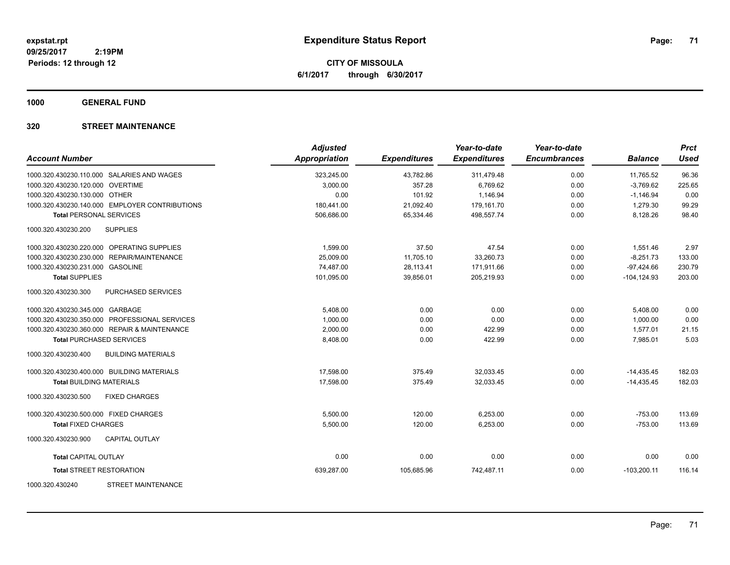**Expenditure Status Report**

**CITY OF MISSOULA**
**6/1/2017 through 6/30/2017**

expstat.rpt
09/25/2017 2:19PM
Periods: 12 through 12

**1000 GENERAL FUND**

**320 STREET MAINTENANCE**

| Account Number | Adjusted Appropriation | Expenditures | Year-to-date Expenditures | Year-to-date Encumbrances | Balance | Prct Used |
|---|---|---|---|---|---|---|
| 1000.320.430230.110.000 SALARIES AND WAGES | 323,245.00 | 43,782.86 | 311,479.48 | 0.00 | 11,765.52 | 96.36 |
| 1000.320.430230.120.000 OVERTIME | 3,000.00 | 357.28 | 6,769.62 | 0.00 | -3,769.62 | 225.65 |
| 1000.320.430230.130.000 OTHER | 0.00 | 101.92 | 1,146.94 | 0.00 | -1,146.94 | 0.00 |
| 1000.320.430230.140.000 EMPLOYER CONTRIBUTIONS | 180,441.00 | 21,092.40 | 179,161.70 | 0.00 | 1,279.30 | 99.29 |
| **Total** PERSONAL SERVICES | 506,686.00 | 65,334.46 | 498,557.74 | 0.00 | 8,128.26 | 98.40 |
| 1000.320.430230.200 SUPPLIES | | | | | | |
| 1000.320.430230.220.000 OPERATING SUPPLIES | 1,599.00 | 37.50 | 47.54 | 0.00 | 1,551.46 | 2.97 |
| 1000.320.430230.230.000 REPAIR/MAINTENANCE | 25,009.00 | 11,705.10 | 33,260.73 | 0.00 | -8,251.73 | 133.00 |
| 1000.320.430230.231.000 GASOLINE | 74,487.00 | 28,113.41 | 171,911.66 | 0.00 | -97,424.66 | 230.79 |
| **Total** SUPPLIES | 101,095.00 | 39,856.01 | 205,219.93 | 0.00 | -104,124.93 | 203.00 |
| 1000.320.430230.300 PURCHASED SERVICES | | | | | | |
| 1000.320.430230.345.000 GARBAGE | 5,408.00 | 0.00 | 0.00 | 0.00 | 5,408.00 | 0.00 |
| 1000.320.430230.350.000 PROFESSIONAL SERVICES | 1,000.00 | 0.00 | 0.00 | 0.00 | 1,000.00 | 0.00 |
| 1000.320.430230.360.000 REPAIR & MAINTENANCE | 2,000.00 | 0.00 | 422.99 | 0.00 | 1,577.01 | 21.15 |
| **Total** PURCHASED SERVICES | 8,408.00 | 0.00 | 422.99 | 0.00 | 7,985.01 | 5.03 |
| 1000.320.430230.400 BUILDING MATERIALS | | | | | | |
| 1000.320.430230.400.000 BUILDING MATERIALS | 17,598.00 | 375.49 | 32,033.45 | 0.00 | -14,435.45 | 182.03 |
| **Total** BUILDING MATERIALS | 17,598.00 | 375.49 | 32,033.45 | 0.00 | -14,435.45 | 182.03 |
| 1000.320.430230.500 FIXED CHARGES | | | | | | |
| 1000.320.430230.500.000 FIXED CHARGES | 5,500.00 | 120.00 | 6,253.00 | 0.00 | -753.00 | 113.69 |
| **Total** FIXED CHARGES | 5,500.00 | 120.00 | 6,253.00 | 0.00 | -753.00 | 113.69 |
| 1000.320.430230.900 CAPITAL OUTLAY | | | | | | |
| **Total** CAPITAL OUTLAY | 0.00 | 0.00 | 0.00 | 0.00 | 0.00 | 0.00 |
| **Total** STREET RESTORATION | 639,287.00 | 105,685.96 | 742,487.11 | 0.00 | -103,200.11 | 116.14 |
| 1000.320.430240 STREET MAINTENANCE | | | | | | |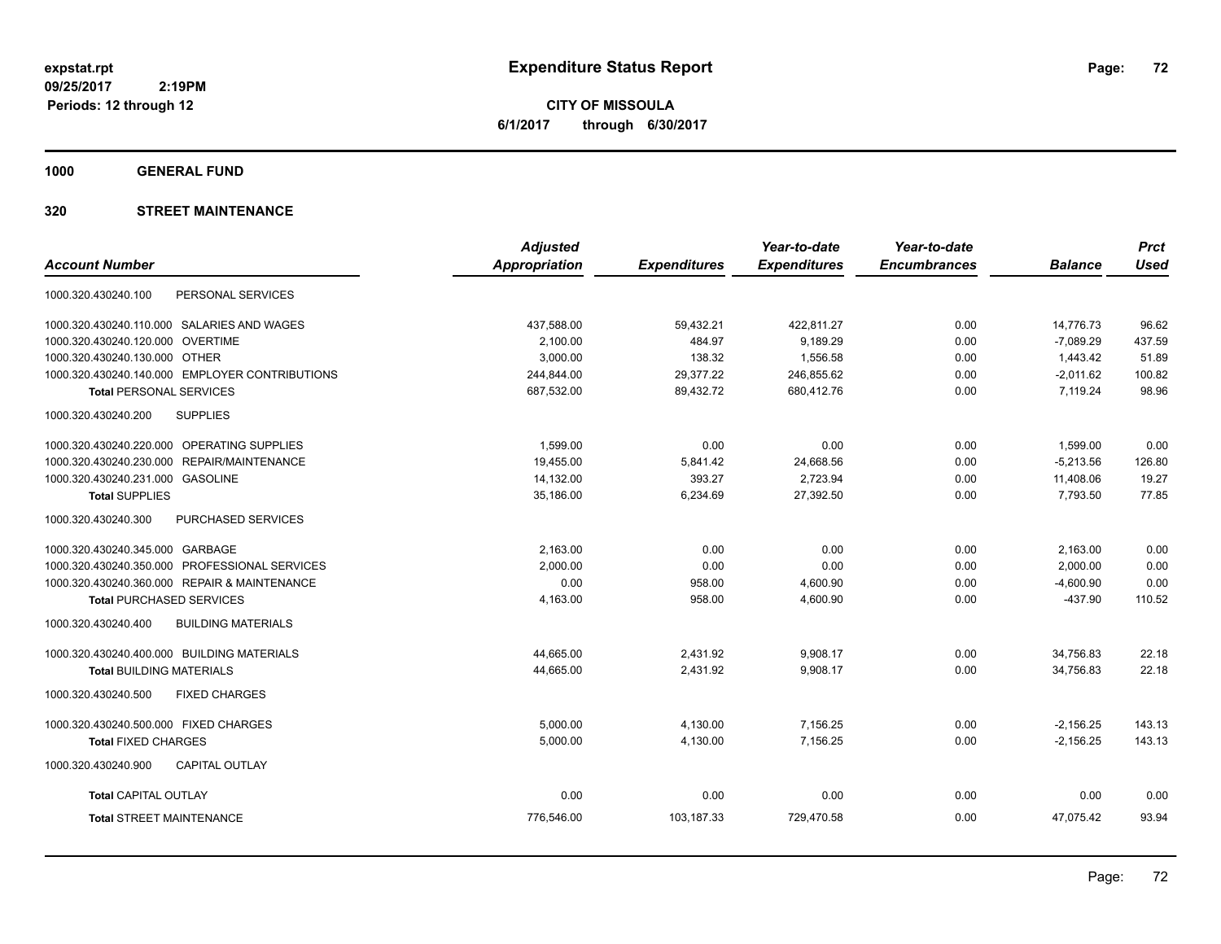# Expenditure Status Report

expstat.rpt
09/25/2017 2:19PM
Periods: 12 through 12

**CITY OF MISSOULA**
**6/1/2017 through 6/30/2017**

## 1000 GENERAL FUND

### 320 STREET MAINTENANCE

| Account Number | Adjusted Appropriation | Expenditures | Year-to-date Expenditures | Year-to-date Encumbrances | Balance | Prct Used |
|---|---|---|---|---|---|---|
| 1000.320.430240.100 PERSONAL SERVICES | | | | | | |
| 1000.320.430240.110.000 SALARIES AND WAGES | 437,588.00 | 59,432.21 | 422,811.27 | 0.00 | 14,776.73 | 96.62 |
| 1000.320.430240.120.000 OVERTIME | 2,100.00 | 484.97 | 9,189.29 | 0.00 | -7,089.29 | 437.59 |
| 1000.320.430240.130.000 OTHER | 3,000.00 | 138.32 | 1,556.58 | 0.00 | 1,443.42 | 51.89 |
| 1000.320.430240.140.000 EMPLOYER CONTRIBUTIONS | 244,844.00 | 29,377.22 | 246,855.62 | 0.00 | -2,011.62 | 100.82 |
| **Total** PERSONAL SERVICES | 687,532.00 | 89,432.72 | 680,412.76 | 0.00 | 7,119.24 | 98.96 |
| 1000.320.430240.200 SUPPLIES | | | | | | |
| 1000.320.430240.220.000 OPERATING SUPPLIES | 1,599.00 | 0.00 | 0.00 | 0.00 | 1,599.00 | 0.00 |
| 1000.320.430240.230.000 REPAIR/MAINTENANCE | 19,455.00 | 5,841.42 | 24,668.56 | 0.00 | -5,213.56 | 126.80 |
| 1000.320.430240.231.000 GASOLINE | 14,132.00 | 393.27 | 2,723.94 | 0.00 | 11,408.06 | 19.27 |
| **Total** SUPPLIES | 35,186.00 | 6,234.69 | 27,392.50 | 0.00 | 7,793.50 | 77.85 |
| 1000.320.430240.300 PURCHASED SERVICES | | | | | | |
| 1000.320.430240.345.000 GARBAGE | 2,163.00 | 0.00 | 0.00 | 0.00 | 2,163.00 | 0.00 |
| 1000.320.430240.350.000 PROFESSIONAL SERVICES | 2,000.00 | 0.00 | 0.00 | 0.00 | 2,000.00 | 0.00 |
| 1000.320.430240.360.000 REPAIR & MAINTENANCE | 0.00 | 958.00 | 4,600.90 | 0.00 | -4,600.90 | 0.00 |
| **Total** PURCHASED SERVICES | 4,163.00 | 958.00 | 4,600.90 | 0.00 | -437.90 | 110.52 |
| 1000.320.430240.400 BUILDING MATERIALS | | | | | | |
| 1000.320.430240.400.000 BUILDING MATERIALS | 44,665.00 | 2,431.92 | 9,908.17 | 0.00 | 34,756.83 | 22.18 |
| **Total** BUILDING MATERIALS | 44,665.00 | 2,431.92 | 9,908.17 | 0.00 | 34,756.83 | 22.18 |
| 1000.320.430240.500 FIXED CHARGES | | | | | | |
| 1000.320.430240.500.000 FIXED CHARGES | 5,000.00 | 4,130.00 | 7,156.25 | 0.00 | -2,156.25 | 143.13 |
| **Total** FIXED CHARGES | 5,000.00 | 4,130.00 | 7,156.25 | 0.00 | -2,156.25 | 143.13 |
| 1000.320.430240.900 CAPITAL OUTLAY | | | | | | |
| **Total** CAPITAL OUTLAY | 0.00 | 0.00 | 0.00 | 0.00 | 0.00 | 0.00 |
| **Total** STREET MAINTENANCE | 776,546.00 | 103,187.33 | 729,470.58 | 0.00 | 47,075.42 | 93.94 |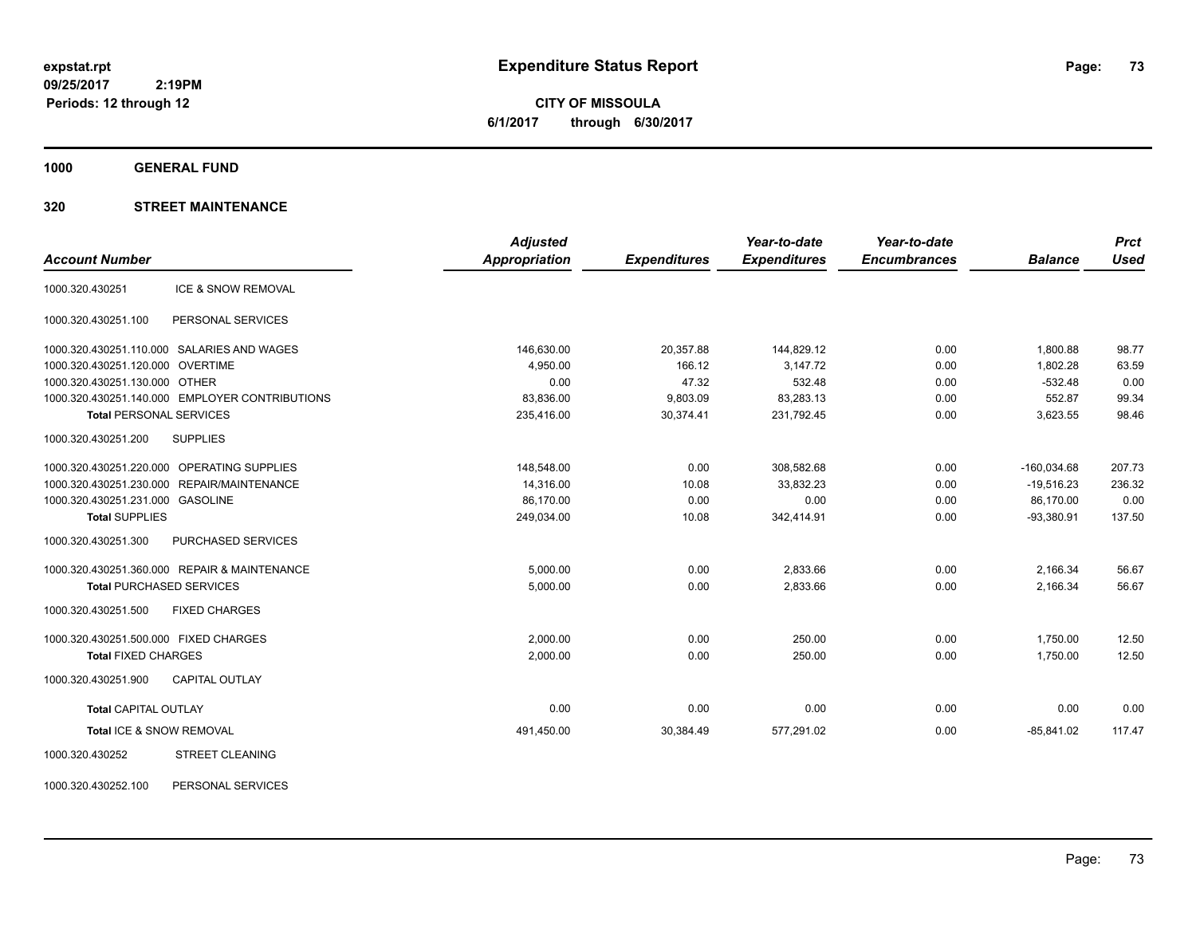**expstat.rpt**
**09/25/2017 2:19PM**
**Periods: 12 through 12**

# Expenditure Status Report

**CITY OF MISSOULA**
**6/1/2017 through 6/30/2017**

## 1000 GENERAL FUND

### 320 STREET MAINTENANCE

| Account Number | | Adjusted Appropriation | Expenditures | Year-to-date Expenditures | Year-to-date Encumbrances | Balance | Prct Used |
|---|---|---|---|---|---|---|---|
| 1000.320.430251 | ICE & SNOW REMOVAL | | | | | | |
| 1000.320.430251.100 | PERSONAL SERVICES | | | | | | |
| 1000.320.430251.110.000 | SALARIES AND WAGES | 146,630.00 | 20,357.88 | 144,829.12 | 0.00 | 1,800.88 | 98.77 |
| 1000.320.430251.120.000 | OVERTIME | 4,950.00 | 166.12 | 3,147.72 | 0.00 | 1,802.28 | 63.59 |
| 1000.320.430251.130.000 | OTHER | 0.00 | 47.32 | 532.48 | 0.00 | -532.48 | 0.00 |
| 1000.320.430251.140.000 | EMPLOYER CONTRIBUTIONS | 83,836.00 | 9,803.09 | 83,283.13 | 0.00 | 552.87 | 99.34 |
| **Total** PERSONAL SERVICES | | 235,416.00 | 30,374.41 | 231,792.45 | 0.00 | 3,623.55 | 98.46 |
| 1000.320.430251.200 | SUPPLIES | | | | | | |
| 1000.320.430251.220.000 | OPERATING SUPPLIES | 148,548.00 | 0.00 | 308,582.68 | 0.00 | -160,034.68 | 207.73 |
| 1000.320.430251.230.000 | REPAIR/MAINTENANCE | 14,316.00 | 10.08 | 33,832.23 | 0.00 | -19,516.23 | 236.32 |
| 1000.320.430251.231.000 | GASOLINE | 86,170.00 | 0.00 | 0.00 | 0.00 | 86,170.00 | 0.00 |
| **Total** SUPPLIES | | 249,034.00 | 10.08 | 342,414.91 | 0.00 | -93,380.91 | 137.50 |
| 1000.320.430251.300 | PURCHASED SERVICES | | | | | | |
| 1000.320.430251.360.000 | REPAIR & MAINTENANCE | 5,000.00 | 0.00 | 2,833.66 | 0.00 | 2,166.34 | 56.67 |
| **Total** PURCHASED SERVICES | | 5,000.00 | 0.00 | 2,833.66 | 0.00 | 2,166.34 | 56.67 |
| 1000.320.430251.500 | FIXED CHARGES | | | | | | |
| 1000.320.430251.500.000 | FIXED CHARGES | 2,000.00 | 0.00 | 250.00 | 0.00 | 1,750.00 | 12.50 |
| **Total** FIXED CHARGES | | 2,000.00 | 0.00 | 250.00 | 0.00 | 1,750.00 | 12.50 |
| 1000.320.430251.900 | CAPITAL OUTLAY | | | | | | |
| **Total** CAPITAL OUTLAY | | 0.00 | 0.00 | 0.00 | 0.00 | 0.00 | 0.00 |
| **Total** ICE & SNOW REMOVAL | | 491,450.00 | 30,384.49 | 577,291.02 | 0.00 | -85,841.02 | 117.47 |
| 1000.320.430252 | STREET CLEANING | | | | | | |
| 1000.320.430252.100 | PERSONAL SERVICES | | | | | | |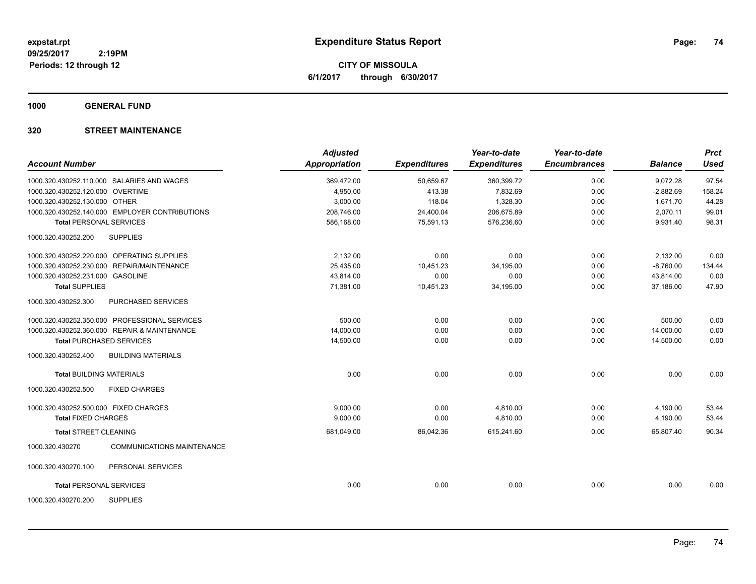# Expenditure Status Report

**CITY OF MISSOULA**

**6/1/2017 through 6/30/2017**

expstat.rpt
09/25/2017 2:19PM
Periods: 12 through 12

## 1000 GENERAL FUND

## 320 STREET MAINTENANCE

| Account Number | | Adjusted Appropriation | Expenditures | Year-to-date Expenditures | Year-to-date Encumbrances | Balance | Prct Used |
|---|---|---|---|---|---|---|---|
| 1000.320.430252.110.000 | SALARIES AND WAGES | 369,472.00 | 50,659.67 | 360,399.72 | 0.00 | 9,072.28 | 97.54 |
| 1000.320.430252.120.000 | OVERTIME | 4,950.00 | 413.38 | 7,832.69 | 0.00 | -2,882.69 | 158.24 |
| 1000.320.430252.130.000 | OTHER | 3,000.00 | 118.04 | 1,328.30 | 0.00 | 1,671.70 | 44.28 |
| 1000.320.430252.140.000 | EMPLOYER CONTRIBUTIONS | 208,746.00 | 24,400.04 | 206,675.89 | 0.00 | 2,070.11 | 99.01 |
| **Total** PERSONAL SERVICES | | 586,168.00 | 75,591.13 | 576,236.60 | 0.00 | 9,931.40 | 98.31 |
| 1000.320.430252.200 | SUPPLIES | | | | | | |
| 1000.320.430252.220.000 | OPERATING SUPPLIES | 2,132.00 | 0.00 | 0.00 | 0.00 | 2,132.00 | 0.00 |
| 1000.320.430252.230.000 | REPAIR/MAINTENANCE | 25,435.00 | 10,451.23 | 34,195.00 | 0.00 | -8,760.00 | 134.44 |
| 1000.320.430252.231.000 | GASOLINE | 43,814.00 | 0.00 | 0.00 | 0.00 | 43,814.00 | 0.00 |
| **Total** SUPPLIES | | 71,381.00 | 10,451.23 | 34,195.00 | 0.00 | 37,186.00 | 47.90 |
| 1000.320.430252.300 | PURCHASED SERVICES | | | | | | |
| 1000.320.430252.350.000 | PROFESSIONAL SERVICES | 500.00 | 0.00 | 0.00 | 0.00 | 500.00 | 0.00 |
| 1000.320.430252.360.000 | REPAIR & MAINTENANCE | 14,000.00 | 0.00 | 0.00 | 0.00 | 14,000.00 | 0.00 |
| **Total** PURCHASED SERVICES | | 14,500.00 | 0.00 | 0.00 | 0.00 | 14,500.00 | 0.00 |
| 1000.320.430252.400 | BUILDING MATERIALS | | | | | | |
| **Total** BUILDING MATERIALS | | 0.00 | 0.00 | 0.00 | 0.00 | 0.00 | 0.00 |
| 1000.320.430252.500 | FIXED CHARGES | | | | | | |
| 1000.320.430252.500.000 | FIXED CHARGES | 9,000.00 | 0.00 | 4,810.00 | 0.00 | 4,190.00 | 53.44 |
| **Total** FIXED CHARGES | | 9,000.00 | 0.00 | 4,810.00 | 0.00 | 4,190.00 | 53.44 |
| **Total** STREET CLEANING | | 681,049.00 | 86,042.36 | 615,241.60 | 0.00 | 65,807.40 | 90.34 |
| 1000.320.430270 | COMMUNICATIONS MAINTENANCE | | | | | | |
| 1000.320.430270.100 | PERSONAL SERVICES | | | | | | |
| **Total** PERSONAL SERVICES | | 0.00 | 0.00 | 0.00 | 0.00 | 0.00 | 0.00 |
| 1000.320.430270.200 | SUPPLIES | | | | | | |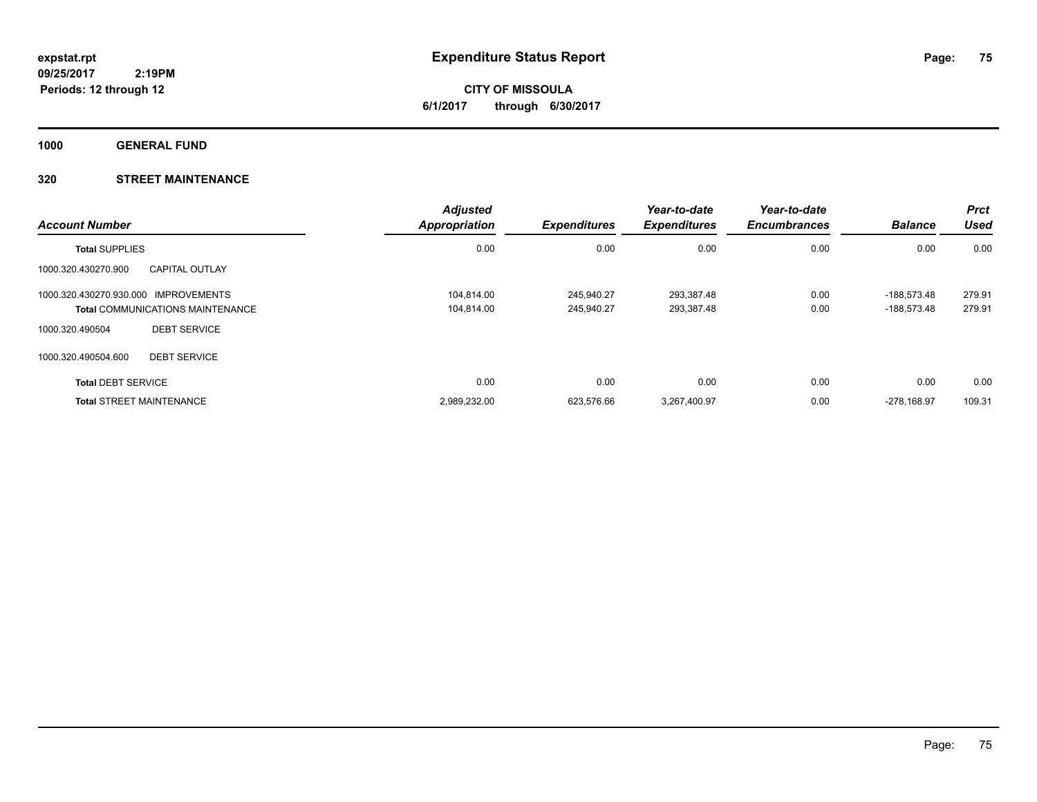# Expenditure Status Report

**CITY OF MISSOULA**

**6/1/2017 through 6/30/2017**

expstat.rpt
09/25/2017 2:19PM
Periods: 12 through 12

**1000 GENERAL FUND**

**320 STREET MAINTENANCE**

| Account Number | | Adjusted Appropriation | Expenditures | Year-to-date Expenditures | Year-to-date Encumbrances | Balance | Prct Used |
|---|---|---|---|---|---|---|---|
| **Total** SUPPLIES | | 0.00 | 0.00 | 0.00 | 0.00 | 0.00 | 0.00 |
| 1000.320.430270.900 | CAPITAL OUTLAY | | | | | | |
| 1000.320.430270.930.000 | IMPROVEMENTS | 104,814.00 | 245,940.27 | 293,387.48 | 0.00 | -188,573.48 | 279.91 |
| **Total** COMMUNICATIONS MAINTENANCE | | 104,814.00 | 245,940.27 | 293,387.48 | 0.00 | -188,573.48 | 279.91 |
| 1000.320.490504 | DEBT SERVICE | | | | | | |
| 1000.320.490504.600 | DEBT SERVICE | | | | | | |
| **Total** DEBT SERVICE | | 0.00 | 0.00 | 0.00 | 0.00 | 0.00 | 0.00 |
| **Total** STREET MAINTENANCE | | 2,989,232.00 | 623,576.66 | 3,267,400.97 | 0.00 | -278,168.97 | 109.31 |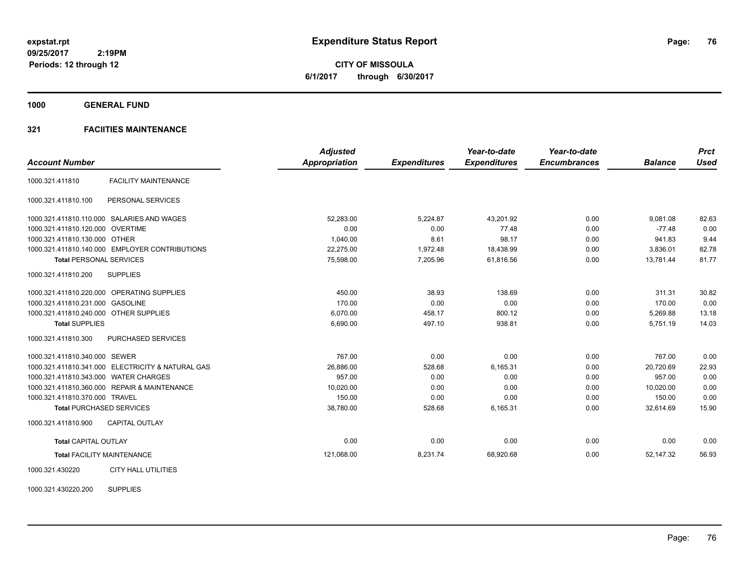expstat.rpt
09/25/2017 2:19PM
Periods: 12 through 12

# Expenditure Status Report

**CITY OF MISSOULA**
**6/1/2017 through 6/30/2017**

## 1000 GENERAL FUND

### 321 FACIITIES MAINTENANCE

| Account Number | | Adjusted Appropriation | Expenditures | Year-to-date Expenditures | Year-to-date Encumbrances | Balance | Prct Used |
|---|---|---|---|---|---|---|---|
| 1000.321.411810 | FACILITY MAINTENANCE | | | | | | |
| 1000.321.411810.100 | PERSONAL SERVICES | | | | | | |
| 1000.321.411810.110.000 | SALARIES AND WAGES | 52,283.00 | 5,224.87 | 43,201.92 | 0.00 | 9,081.08 | 82.63 |
| 1000.321.411810.120.000 | OVERTIME | 0.00 | 0.00 | 77.48 | 0.00 | -77.48 | 0.00 |
| 1000.321.411810.130.000 | OTHER | 1,040.00 | 8.61 | 98.17 | 0.00 | 941.83 | 9.44 |
| 1000.321.411810.140.000 | EMPLOYER CONTRIBUTIONS | 22,275.00 | 1,972.48 | 18,438.99 | 0.00 | 3,836.01 | 82.78 |
| **Total** PERSONAL SERVICES | | 75,598.00 | 7,205.96 | 61,816.56 | 0.00 | 13,781.44 | 81.77 |
| 1000.321.411810.200 | SUPPLIES | | | | | | |
| 1000.321.411810.220.000 | OPERATING SUPPLIES | 450.00 | 38.93 | 138.69 | 0.00 | 311.31 | 30.82 |
| 1000.321.411810.231.000 | GASOLINE | 170.00 | 0.00 | 0.00 | 0.00 | 170.00 | 0.00 |
| 1000.321.411810.240.000 | OTHER SUPPLIES | 6,070.00 | 458.17 | 800.12 | 0.00 | 5,269.88 | 13.18 |
| **Total** SUPPLIES | | 6,690.00 | 497.10 | 938.81 | 0.00 | 5,751.19 | 14.03 |
| 1000.321.411810.300 | PURCHASED SERVICES | | | | | | |
| 1000.321.411810.340.000 | SEWER | 767.00 | 0.00 | 0.00 | 0.00 | 767.00 | 0.00 |
| 1000.321.411810.341.000 | ELECTRICITY & NATURAL GAS | 26,886.00 | 528.68 | 6,165.31 | 0.00 | 20,720.69 | 22.93 |
| 1000.321.411810.343.000 | WATER CHARGES | 957.00 | 0.00 | 0.00 | 0.00 | 957.00 | 0.00 |
| 1000.321.411810.360.000 | REPAIR & MAINTENANCE | 10,020.00 | 0.00 | 0.00 | 0.00 | 10,020.00 | 0.00 |
| 1000.321.411810.370.000 | TRAVEL | 150.00 | 0.00 | 0.00 | 0.00 | 150.00 | 0.00 |
| **Total** PURCHASED SERVICES | | 38,780.00 | 528.68 | 6,165.31 | 0.00 | 32,614.69 | 15.90 |
| 1000.321.411810.900 | CAPITAL OUTLAY | | | | | | |
| **Total** CAPITAL OUTLAY | | 0.00 | 0.00 | 0.00 | 0.00 | 0.00 | 0.00 |
| **Total** FACILITY MAINTENANCE | | 121,068.00 | 8,231.74 | 68,920.68 | 0.00 | 52,147.32 | 56.93 |
| 1000.321.430220 | CITY HALL UTILITIES | | | | | | |
| 1000.321.430220.200 | SUPPLIES | | | | | | |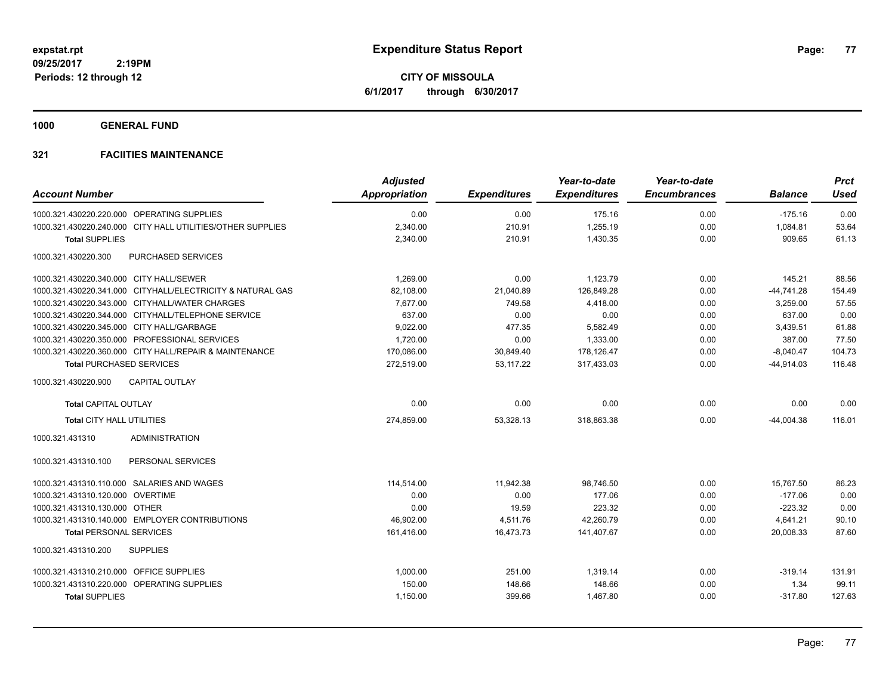**CITY OF MISSOULA**
**6/1/2017 through 6/30/2017**

**Expenditure Status Report**

expstat.rpt
09/25/2017 2:19PM
Periods: 12 through 12

## 1000 GENERAL FUND

### 321 FACIITIES MAINTENANCE

| Account Number | Adjusted Appropriation | Expenditures | Year-to-date Expenditures | Year-to-date Encumbrances | Balance | Prct Used |
|---|---|---|---|---|---|---|
| 1000.321.430220.220.000 OPERATING SUPPLIES | 0.00 | 0.00 | 175.16 | 0.00 | -175.16 | 0.00 |
| 1000.321.430220.240.000 CITY HALL UTILITIES/OTHER SUPPLIES | 2,340.00 | 210.91 | 1,255.19 | 0.00 | 1,084.81 | 53.64 |
| **Total** SUPPLIES | 2,340.00 | 210.91 | 1,430.35 | 0.00 | 909.65 | 61.13 |
| 1000.321.430220.300 PURCHASED SERVICES | | | | | | |
| 1000.321.430220.340.000 CITY HALL/SEWER | 1,269.00 | 0.00 | 1,123.79 | 0.00 | 145.21 | 88.56 |
| 1000.321.430220.341.000 CITYHALL/ELECTRICITY & NATURAL GAS | 82,108.00 | 21,040.89 | 126,849.28 | 0.00 | -44,741.28 | 154.49 |
| 1000.321.430220.343.000 CITYHALL/WATER CHARGES | 7,677.00 | 749.58 | 4,418.00 | 0.00 | 3,259.00 | 57.55 |
| 1000.321.430220.344.000 CITYHALL/TELEPHONE SERVICE | 637.00 | 0.00 | 0.00 | 0.00 | 637.00 | 0.00 |
| 1000.321.430220.345.000 CITY HALL/GARBAGE | 9,022.00 | 477.35 | 5,582.49 | 0.00 | 3,439.51 | 61.88 |
| 1000.321.430220.350.000 PROFESSIONAL SERVICES | 1,720.00 | 0.00 | 1,333.00 | 0.00 | 387.00 | 77.50 |
| 1000.321.430220.360.000 CITY HALL/REPAIR & MAINTENANCE | 170,086.00 | 30,849.40 | 178,126.47 | 0.00 | -8,040.47 | 104.73 |
| **Total** PURCHASED SERVICES | 272,519.00 | 53,117.22 | 317,433.03 | 0.00 | -44,914.03 | 116.48 |
| 1000.321.430220.900 CAPITAL OUTLAY | | | | | | |
| **Total** CAPITAL OUTLAY | 0.00 | 0.00 | 0.00 | 0.00 | 0.00 | 0.00 |
| **Total** CITY HALL UTILITIES | 274,859.00 | 53,328.13 | 318,863.38 | 0.00 | -44,004.38 | 116.01 |
| 1000.321.431310 ADMINISTRATION | | | | | | |
| 1000.321.431310.100 PERSONAL SERVICES | | | | | | |
| 1000.321.431310.110.000 SALARIES AND WAGES | 114,514.00 | 11,942.38 | 98,746.50 | 0.00 | 15,767.50 | 86.23 |
| 1000.321.431310.120.000 OVERTIME | 0.00 | 0.00 | 177.06 | 0.00 | -177.06 | 0.00 |
| 1000.321.431310.130.000 OTHER | 0.00 | 19.59 | 223.32 | 0.00 | -223.32 | 0.00 |
| 1000.321.431310.140.000 EMPLOYER CONTRIBUTIONS | 46,902.00 | 4,511.76 | 42,260.79 | 0.00 | 4,641.21 | 90.10 |
| **Total** PERSONAL SERVICES | 161,416.00 | 16,473.73 | 141,407.67 | 0.00 | 20,008.33 | 87.60 |
| 1000.321.431310.200 SUPPLIES | | | | | | |
| 1000.321.431310.210.000 OFFICE SUPPLIES | 1,000.00 | 251.00 | 1,319.14 | 0.00 | -319.14 | 131.91 |
| 1000.321.431310.220.000 OPERATING SUPPLIES | 150.00 | 148.66 | 148.66 | 0.00 | 1.34 | 99.11 |
| **Total** SUPPLIES | 1,150.00 | 399.66 | 1,467.80 | 0.00 | -317.80 | 127.63 |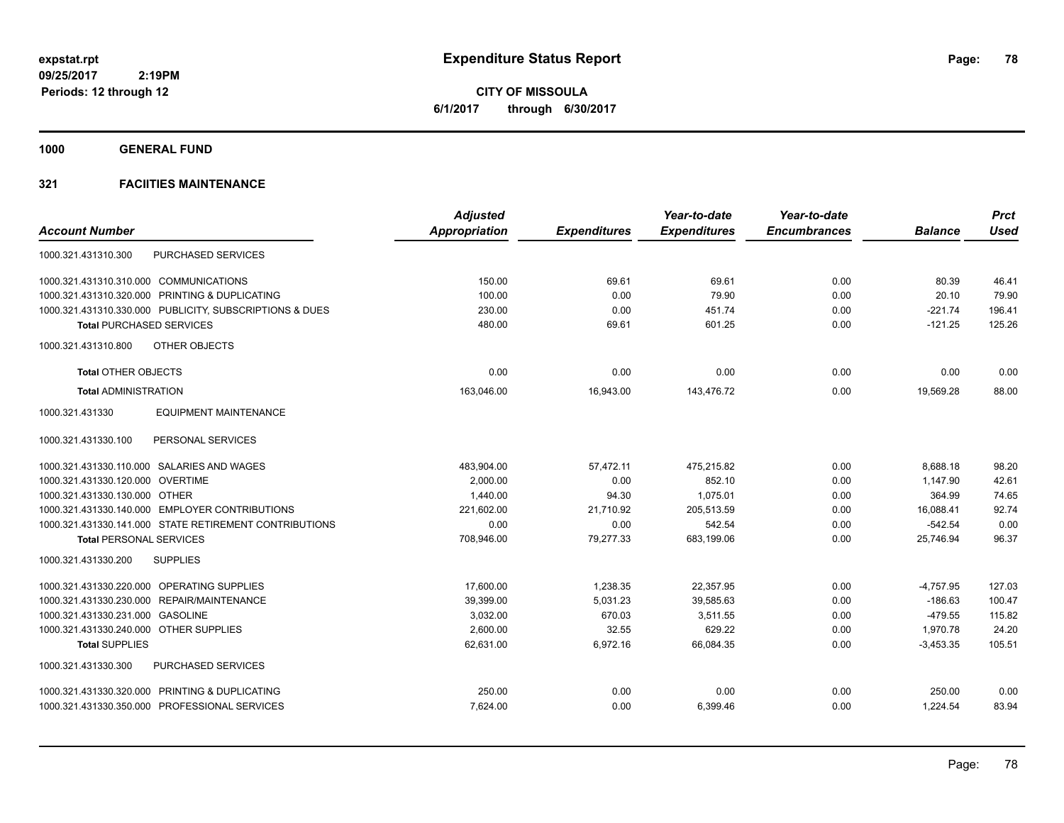**expstat.rpt**
**09/25/2017 2:19PM**
**Periods: 12 through 12**

# Expenditure Status Report

**CITY OF MISSOULA**
**6/1/2017 through 6/30/2017**

## 1000 GENERAL FUND

### 321 FACIITIES MAINTENANCE

| Account Number | Adjusted Appropriation | Expenditures | Year-to-date Expenditures | Year-to-date Encumbrances | Balance | Prct Used |
|---|---|---|---|---|---|---|
| 1000.321.431310.300 PURCHASED SERVICES | | | | | | |
| 1000.321.431310.310.000 COMMUNICATIONS | 150.00 | 69.61 | 69.61 | 0.00 | 80.39 | 46.41 |
| 1000.321.431310.320.000 PRINTING & DUPLICATING | 100.00 | 0.00 | 79.90 | 0.00 | 20.10 | 79.90 |
| 1000.321.431310.330.000 PUBLICITY, SUBSCRIPTIONS & DUES | 230.00 | 0.00 | 451.74 | 0.00 | -221.74 | 196.41 |
| **Total** PURCHASED SERVICES | 480.00 | 69.61 | 601.25 | 0.00 | -121.25 | 125.26 |
| 1000.321.431310.800 OTHER OBJECTS | | | | | | |
| **Total** OTHER OBJECTS | 0.00 | 0.00 | 0.00 | 0.00 | 0.00 | 0.00 |
| **Total** ADMINISTRATION | 163,046.00 | 16,943.00 | 143,476.72 | 0.00 | 19,569.28 | 88.00 |
| 1000.321.431330 EQUIPMENT MAINTENANCE | | | | | | |
| 1000.321.431330.100 PERSONAL SERVICES | | | | | | |
| 1000.321.431330.110.000 SALARIES AND WAGES | 483,904.00 | 57,472.11 | 475,215.82 | 0.00 | 8,688.18 | 98.20 |
| 1000.321.431330.120.000 OVERTIME | 2,000.00 | 0.00 | 852.10 | 0.00 | 1,147.90 | 42.61 |
| 1000.321.431330.130.000 OTHER | 1,440.00 | 94.30 | 1,075.01 | 0.00 | 364.99 | 74.65 |
| 1000.321.431330.140.000 EMPLOYER CONTRIBUTIONS | 221,602.00 | 21,710.92 | 205,513.59 | 0.00 | 16,088.41 | 92.74 |
| 1000.321.431330.141.000 STATE RETIREMENT CONTRIBUTIONS | 0.00 | 0.00 | 542.54 | 0.00 | -542.54 | 0.00 |
| **Total** PERSONAL SERVICES | 708,946.00 | 79,277.33 | 683,199.06 | 0.00 | 25,746.94 | 96.37 |
| 1000.321.431330.200 SUPPLIES | | | | | | |
| 1000.321.431330.220.000 OPERATING SUPPLIES | 17,600.00 | 1,238.35 | 22,357.95 | 0.00 | -4,757.95 | 127.03 |
| 1000.321.431330.230.000 REPAIR/MAINTENANCE | 39,399.00 | 5,031.23 | 39,585.63 | 0.00 | -186.63 | 100.47 |
| 1000.321.431330.231.000 GASOLINE | 3,032.00 | 670.03 | 3,511.55 | 0.00 | -479.55 | 115.82 |
| 1000.321.431330.240.000 OTHER SUPPLIES | 2,600.00 | 32.55 | 629.22 | 0.00 | 1,970.78 | 24.20 |
| **Total** SUPPLIES | 62,631.00 | 6,972.16 | 66,084.35 | 0.00 | -3,453.35 | 105.51 |
| 1000.321.431330.300 PURCHASED SERVICES | | | | | | |
| 1000.321.431330.320.000 PRINTING & DUPLICATING | 250.00 | 0.00 | 0.00 | 0.00 | 250.00 | 0.00 |
| 1000.321.431330.350.000 PROFESSIONAL SERVICES | 7,624.00 | 0.00 | 6,399.46 | 0.00 | 1,224.54 | 83.94 |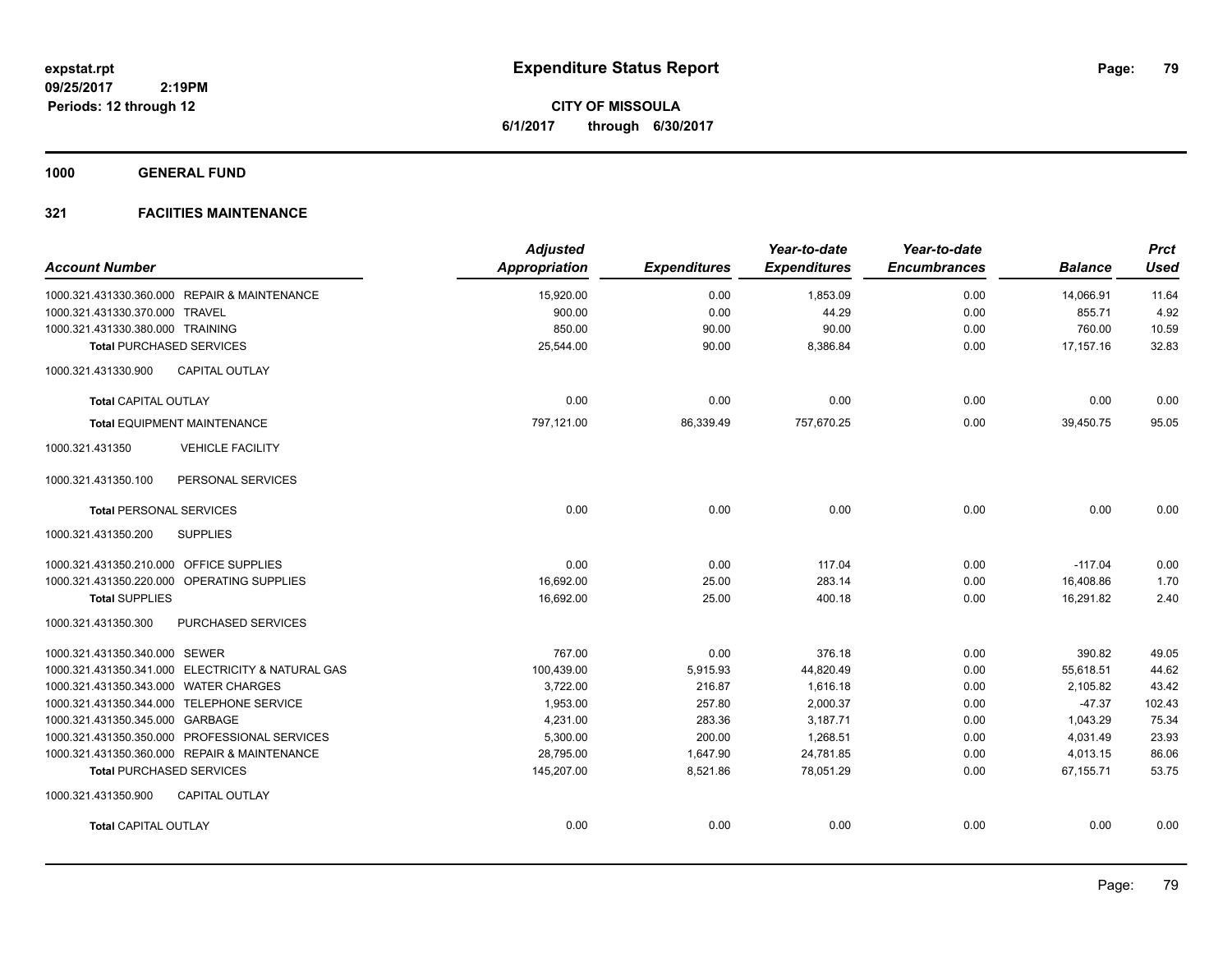**expstat.rpt**
**09/25/2017 2:19PM**
**Periods: 12 through 12**

# Expenditure Status Report

**CITY OF MISSOULA**
**6/1/2017 through 6/30/2017**

## 1000 GENERAL FUND

### 321 FACIITIES MAINTENANCE

| Account Number | Adjusted Appropriation | Expenditures | Year-to-date Expenditures | Year-to-date Encumbrances | Balance | Prct Used |
|---|---|---|---|---|---|---|
| 1000.321.431330.360.000 REPAIR & MAINTENANCE | 15,920.00 | 0.00 | 1,853.09 | 0.00 | 14,066.91 | 11.64 |
| 1000.321.431330.370.000 TRAVEL | 900.00 | 0.00 | 44.29 | 0.00 | 855.71 | 4.92 |
| 1000.321.431330.380.000 TRAINING | 850.00 | 90.00 | 90.00 | 0.00 | 760.00 | 10.59 |
| **Total** PURCHASED SERVICES | 25,544.00 | 90.00 | 8,386.84 | 0.00 | 17,157.16 | 32.83 |
| 1000.321.431330.900 CAPITAL OUTLAY | | | | | | |
| **Total** CAPITAL OUTLAY | 0.00 | 0.00 | 0.00 | 0.00 | 0.00 | 0.00 |
| **Total** EQUIPMENT MAINTENANCE | 797,121.00 | 86,339.49 | 757,670.25 | 0.00 | 39,450.75 | 95.05 |
| 1000.321.431350 VEHICLE FACILITY | | | | | | |
| 1000.321.431350.100 PERSONAL SERVICES | | | | | | |
| **Total** PERSONAL SERVICES | 0.00 | 0.00 | 0.00 | 0.00 | 0.00 | 0.00 |
| 1000.321.431350.200 SUPPLIES | | | | | | |
| 1000.321.431350.210.000 OFFICE SUPPLIES | 0.00 | 0.00 | 117.04 | 0.00 | -117.04 | 0.00 |
| 1000.321.431350.220.000 OPERATING SUPPLIES | 16,692.00 | 25.00 | 283.14 | 0.00 | 16,408.86 | 1.70 |
| **Total** SUPPLIES | 16,692.00 | 25.00 | 400.18 | 0.00 | 16,291.82 | 2.40 |
| 1000.321.431350.300 PURCHASED SERVICES | | | | | | |
| 1000.321.431350.340.000 SEWER | 767.00 | 0.00 | 376.18 | 0.00 | 390.82 | 49.05 |
| 1000.321.431350.341.000 ELECTRICITY & NATURAL GAS | 100,439.00 | 5,915.93 | 44,820.49 | 0.00 | 55,618.51 | 44.62 |
| 1000.321.431350.343.000 WATER CHARGES | 3,722.00 | 216.87 | 1,616.18 | 0.00 | 2,105.82 | 43.42 |
| 1000.321.431350.344.000 TELEPHONE SERVICE | 1,953.00 | 257.80 | 2,000.37 | 0.00 | -47.37 | 102.43 |
| 1000.321.431350.345.000 GARBAGE | 4,231.00 | 283.36 | 3,187.71 | 0.00 | 1,043.29 | 75.34 |
| 1000.321.431350.350.000 PROFESSIONAL SERVICES | 5,300.00 | 200.00 | 1,268.51 | 0.00 | 4,031.49 | 23.93 |
| 1000.321.431350.360.000 REPAIR & MAINTENANCE | 28,795.00 | 1,647.90 | 24,781.85 | 0.00 | 4,013.15 | 86.06 |
| **Total** PURCHASED SERVICES | 145,207.00 | 8,521.86 | 78,051.29 | 0.00 | 67,155.71 | 53.75 |
| 1000.321.431350.900 CAPITAL OUTLAY | | | | | | |
| **Total** CAPITAL OUTLAY | 0.00 | 0.00 | 0.00 | 0.00 | 0.00 | 0.00 |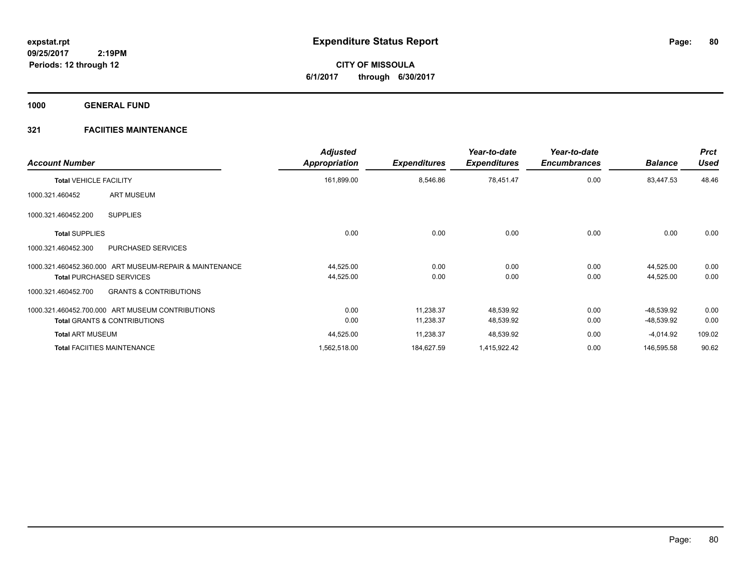# Expenditure Status Report

**CITY OF MISSOULA**
**6/1/2017 through 6/30/2017**

expstat.rpt
09/25/2017 2:19PM
Periods: 12 through 12

**1000 GENERAL FUND**

**321 FACIITIES MAINTENANCE**

| Account Number | | Adjusted Appropriation | Expenditures | Year-to-date Expenditures | Year-to-date Encumbrances | Balance | Prct Used |
|---|---|---|---|---|---|---|---|
| **Total** VEHICLE FACILITY | | 161,899.00 | 8,546.86 | 78,451.47 | 0.00 | 83,447.53 | 48.46 |
| 1000.321.460452 | ART MUSEUM | | | | | | |
| 1000.321.460452.200 | SUPPLIES | | | | | | |
| **Total** SUPPLIES | | 0.00 | 0.00 | 0.00 | 0.00 | 0.00 | 0.00 |
| 1000.321.460452.300 | PURCHASED SERVICES | | | | | | |
| 1000.321.460452.360.000 | ART MUSEUM-REPAIR & MAINTENANCE | 44,525.00 | 0.00 | 0.00 | 0.00 | 44,525.00 | 0.00 |
| **Total** PURCHASED SERVICES | | 44,525.00 | 0.00 | 0.00 | 0.00 | 44,525.00 | 0.00 |
| 1000.321.460452.700 | GRANTS & CONTRIBUTIONS | | | | | | |
| 1000.321.460452.700.000 | ART MUSEUM CONTRIBUTIONS | 0.00 | 11,238.37 | 48,539.92 | 0.00 | -48,539.92 | 0.00 |
| **Total** GRANTS & CONTRIBUTIONS | | 0.00 | 11,238.37 | 48,539.92 | 0.00 | -48,539.92 | 0.00 |
| **Total** ART MUSEUM | | 44,525.00 | 11,238.37 | 48,539.92 | 0.00 | -4,014.92 | 109.02 |
| **Total** FACIITIES MAINTENANCE | | 1,562,518.00 | 184,627.59 | 1,415,922.42 | 0.00 | 146,595.58 | 90.62 |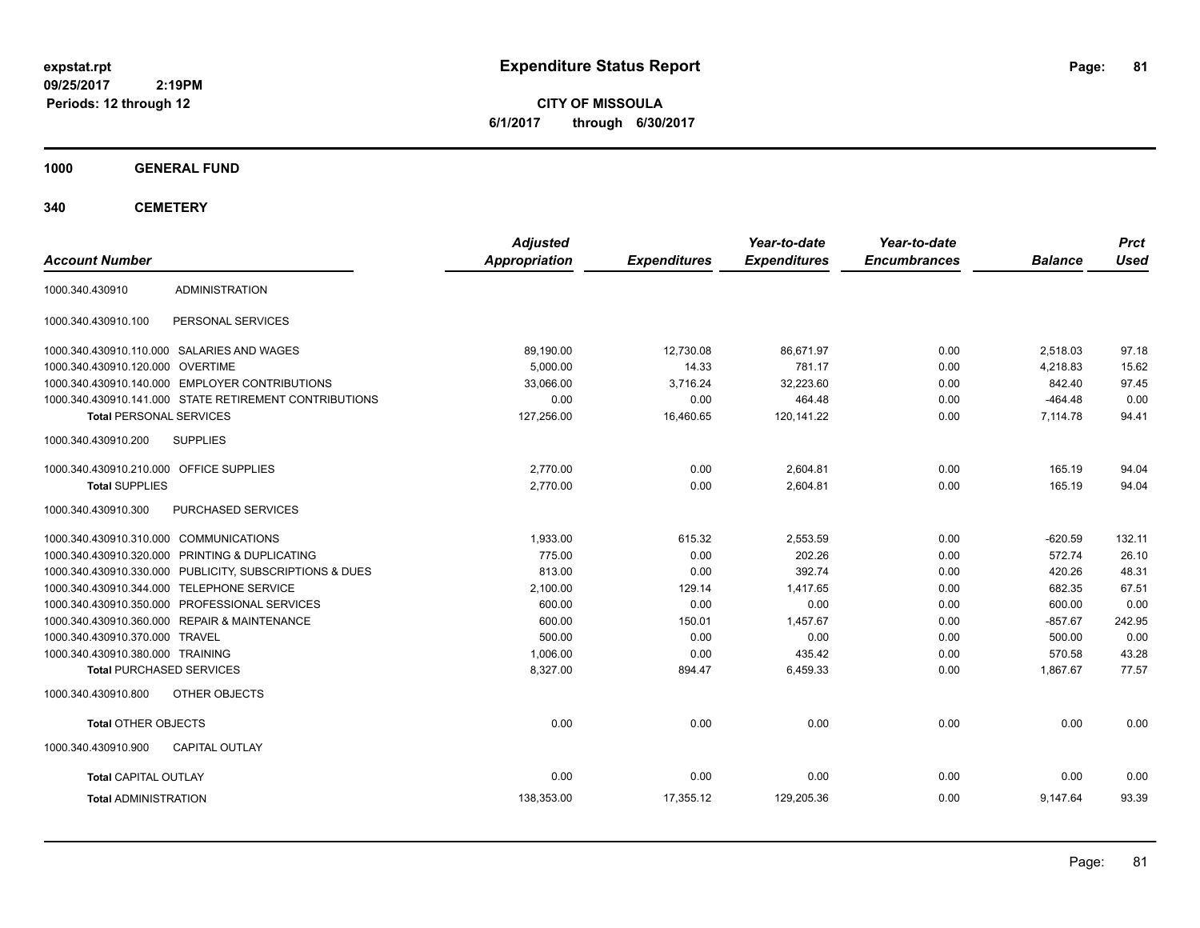expstat.rpt
09/25/2017 2:19PM
Periods: 12 through 12

# Expenditure Status Report

**CITY OF MISSOULA**
**6/1/2017 through 6/30/2017**

## 1000 GENERAL FUND

## 340 CEMETERY

| Account Number | | Adjusted Appropriation | Expenditures | Year-to-date Expenditures | Year-to-date Encumbrances | Balance | Prct Used |
|---|---|---|---|---|---|---|---|
| 1000.340.430910 | ADMINISTRATION | | | | | | |
| 1000.340.430910.100 | PERSONAL SERVICES | | | | | | |
| 1000.340.430910.110.000 | SALARIES AND WAGES | 89,190.00 | 12,730.08 | 86,671.97 | 0.00 | 2,518.03 | 97.18 |
| 1000.340.430910.120.000 | OVERTIME | 5,000.00 | 14.33 | 781.17 | 0.00 | 4,218.83 | 15.62 |
| 1000.340.430910.140.000 | EMPLOYER CONTRIBUTIONS | 33,066.00 | 3,716.24 | 32,223.60 | 0.00 | 842.40 | 97.45 |
| 1000.340.430910.141.000 | STATE RETIREMENT CONTRIBUTIONS | 0.00 | 0.00 | 464.48 | 0.00 | -464.48 | 0.00 |
| **Total** PERSONAL SERVICES | | 127,256.00 | 16,460.65 | 120,141.22 | 0.00 | 7,114.78 | 94.41 |
| 1000.340.430910.200 | SUPPLIES | | | | | | |
| 1000.340.430910.210.000 | OFFICE SUPPLIES | 2,770.00 | 0.00 | 2,604.81 | 0.00 | 165.19 | 94.04 |
| **Total** SUPPLIES | | 2,770.00 | 0.00 | 2,604.81 | 0.00 | 165.19 | 94.04 |
| 1000.340.430910.300 | PURCHASED SERVICES | | | | | | |
| 1000.340.430910.310.000 | COMMUNICATIONS | 1,933.00 | 615.32 | 2,553.59 | 0.00 | -620.59 | 132.11 |
| 1000.340.430910.320.000 | PRINTING & DUPLICATING | 775.00 | 0.00 | 202.26 | 0.00 | 572.74 | 26.10 |
| 1000.340.430910.330.000 | PUBLICITY, SUBSCRIPTIONS & DUES | 813.00 | 0.00 | 392.74 | 0.00 | 420.26 | 48.31 |
| 1000.340.430910.344.000 | TELEPHONE SERVICE | 2,100.00 | 129.14 | 1,417.65 | 0.00 | 682.35 | 67.51 |
| 1000.340.430910.350.000 | PROFESSIONAL SERVICES | 600.00 | 0.00 | 0.00 | 0.00 | 600.00 | 0.00 |
| 1000.340.430910.360.000 | REPAIR & MAINTENANCE | 600.00 | 150.01 | 1,457.67 | 0.00 | -857.67 | 242.95 |
| 1000.340.430910.370.000 | TRAVEL | 500.00 | 0.00 | 0.00 | 0.00 | 500.00 | 0.00 |
| 1000.340.430910.380.000 | TRAINING | 1,006.00 | 0.00 | 435.42 | 0.00 | 570.58 | 43.28 |
| **Total** PURCHASED SERVICES | | 8,327.00 | 894.47 | 6,459.33 | 0.00 | 1,867.67 | 77.57 |
| 1000.340.430910.800 | OTHER OBJECTS | | | | | | |
| **Total** OTHER OBJECTS | | 0.00 | 0.00 | 0.00 | 0.00 | 0.00 | 0.00 |
| 1000.340.430910.900 | CAPITAL OUTLAY | | | | | | |
| **Total** CAPITAL OUTLAY | | 0.00 | 0.00 | 0.00 | 0.00 | 0.00 | 0.00 |
| **Total** ADMINISTRATION | | 138,353.00 | 17,355.12 | 129,205.36 | 0.00 | 9,147.64 | 93.39 |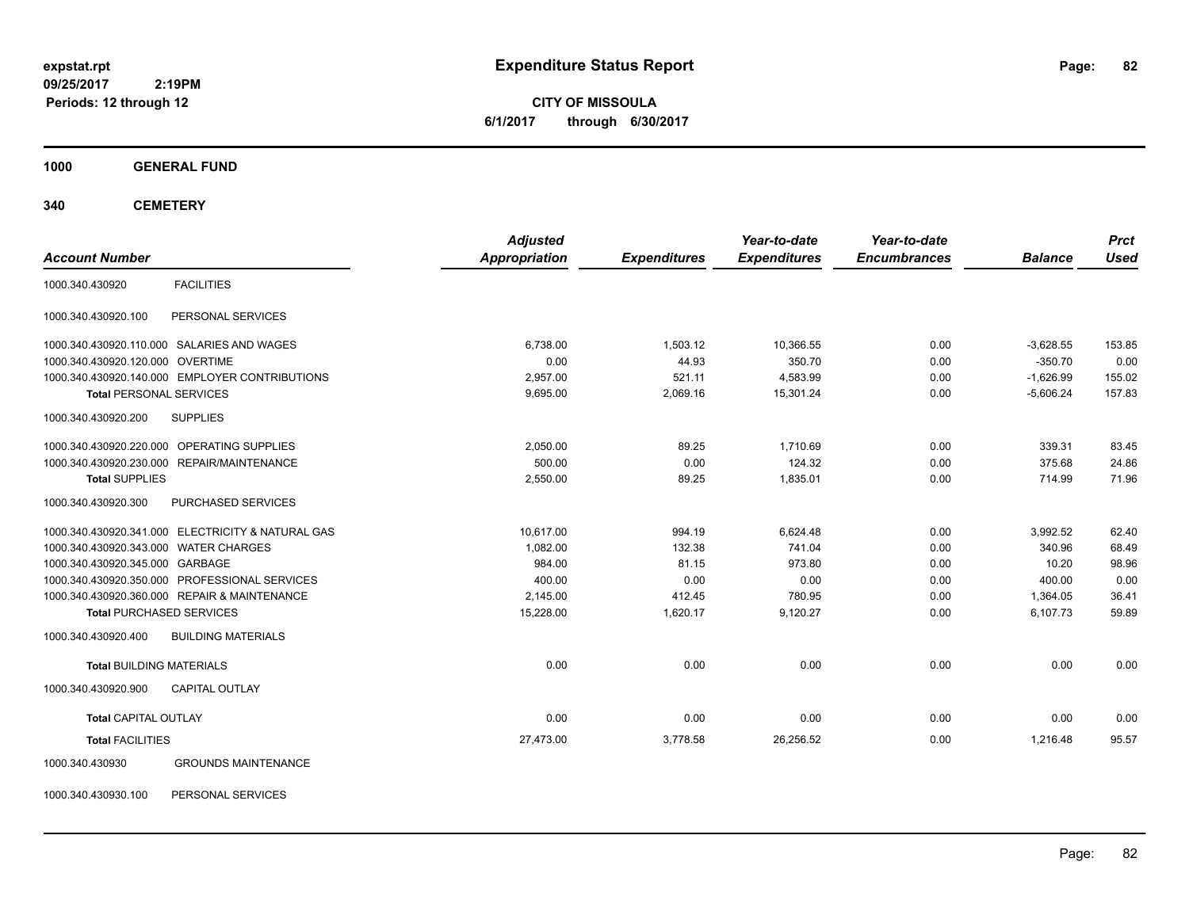expstat.rpt
09/25/2017 2:19PM
Periods: 12 through 12

# Expenditure Status Report

**CITY OF MISSOULA**
**6/1/2017 through 6/30/2017**

**1000 GENERAL FUND**

**340 CEMETERY**

| Account Number | | Adjusted Appropriation | Expenditures | Year-to-date Expenditures | Year-to-date Encumbrances | Balance | Prct Used |
|---|---|---|---|---|---|---|---|
| 1000.340.430920 | FACILITIES | | | | | | |
| 1000.340.430920.100 | PERSONAL SERVICES | | | | | | |
| 1000.340.430920.110.000 | SALARIES AND WAGES | 6,738.00 | 1,503.12 | 10,366.55 | 0.00 | -3,628.55 | 153.85 |
| 1000.340.430920.120.000 | OVERTIME | 0.00 | 44.93 | 350.70 | 0.00 | -350.70 | 0.00 |
| 1000.340.430920.140.000 | EMPLOYER CONTRIBUTIONS | 2,957.00 | 521.11 | 4,583.99 | 0.00 | -1,626.99 | 155.02 |
| **Total** PERSONAL SERVICES | | 9,695.00 | 2,069.16 | 15,301.24 | 0.00 | -5,606.24 | 157.83 |
| 1000.340.430920.200 | SUPPLIES | | | | | | |
| 1000.340.430920.220.000 | OPERATING SUPPLIES | 2,050.00 | 89.25 | 1,710.69 | 0.00 | 339.31 | 83.45 |
| 1000.340.430920.230.000 | REPAIR/MAINTENANCE | 500.00 | 0.00 | 124.32 | 0.00 | 375.68 | 24.86 |
| **Total** SUPPLIES | | 2,550.00 | 89.25 | 1,835.01 | 0.00 | 714.99 | 71.96 |
| 1000.340.430920.300 | PURCHASED SERVICES | | | | | | |
| 1000.340.430920.341.000 | ELECTRICITY & NATURAL GAS | 10,617.00 | 994.19 | 6,624.48 | 0.00 | 3,992.52 | 62.40 |
| 1000.340.430920.343.000 | WATER CHARGES | 1,082.00 | 132.38 | 741.04 | 0.00 | 340.96 | 68.49 |
| 1000.340.430920.345.000 | GARBAGE | 984.00 | 81.15 | 973.80 | 0.00 | 10.20 | 98.96 |
| 1000.340.430920.350.000 | PROFESSIONAL SERVICES | 400.00 | 0.00 | 0.00 | 0.00 | 400.00 | 0.00 |
| 1000.340.430920.360.000 | REPAIR & MAINTENANCE | 2,145.00 | 412.45 | 780.95 | 0.00 | 1,364.05 | 36.41 |
| **Total** PURCHASED SERVICES | | 15,228.00 | 1,620.17 | 9,120.27 | 0.00 | 6,107.73 | 59.89 |
| 1000.340.430920.400 | BUILDING MATERIALS | | | | | | |
| **Total** BUILDING MATERIALS | | 0.00 | 0.00 | 0.00 | 0.00 | 0.00 | 0.00 |
| 1000.340.430920.900 | CAPITAL OUTLAY | | | | | | |
| **Total** CAPITAL OUTLAY | | 0.00 | 0.00 | 0.00 | 0.00 | 0.00 | 0.00 |
| **Total** FACILITIES | | 27,473.00 | 3,778.58 | 26,256.52 | 0.00 | 1,216.48 | 95.57 |
| 1000.340.430930 | GROUNDS MAINTENANCE | | | | | | |
| 1000.340.430930.100 | PERSONAL SERVICES | | | | | | |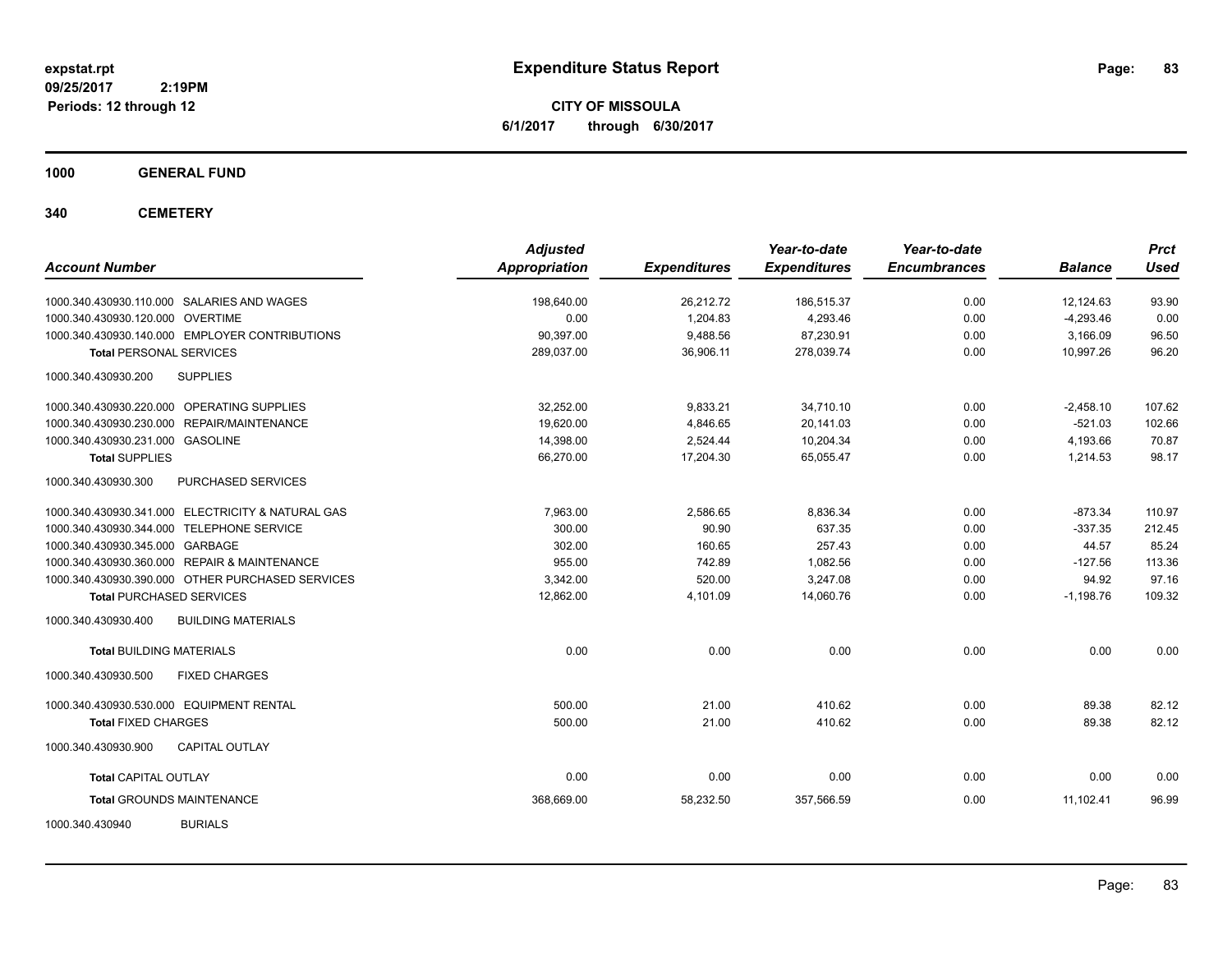# Expenditure Status Report

expstat.rpt
09/25/2017 2:19PM
Periods: 12 through 12

**CITY OF MISSOULA**
**6/1/2017 through 6/30/2017**

## 1000 GENERAL FUND

## 340 CEMETERY

| Account Number | Adjusted Appropriation | Expenditures | Year-to-date Expenditures | Year-to-date Encumbrances | Balance | Prct Used |
|---|---|---|---|---|---|---|
| 1000.340.430930.110.000 SALARIES AND WAGES | 198,640.00 | 26,212.72 | 186,515.37 | 0.00 | 12,124.63 | 93.90 |
| 1000.340.430930.120.000 OVERTIME | 0.00 | 1,204.83 | 4,293.46 | 0.00 | -4,293.46 | 0.00 |
| 1000.340.430930.140.000 EMPLOYER CONTRIBUTIONS | 90,397.00 | 9,488.56 | 87,230.91 | 0.00 | 3,166.09 | 96.50 |
| **Total** PERSONAL SERVICES | 289,037.00 | 36,906.11 | 278,039.74 | 0.00 | 10,997.26 | 96.20 |
| 1000.340.430930.200 SUPPLIES | | | | | | |
| 1000.340.430930.220.000 OPERATING SUPPLIES | 32,252.00 | 9,833.21 | 34,710.10 | 0.00 | -2,458.10 | 107.62 |
| 1000.340.430930.230.000 REPAIR/MAINTENANCE | 19,620.00 | 4,846.65 | 20,141.03 | 0.00 | -521.03 | 102.66 |
| 1000.340.430930.231.000 GASOLINE | 14,398.00 | 2,524.44 | 10,204.34 | 0.00 | 4,193.66 | 70.87 |
| **Total** SUPPLIES | 66,270.00 | 17,204.30 | 65,055.47 | 0.00 | 1,214.53 | 98.17 |
| 1000.340.430930.300 PURCHASED SERVICES | | | | | | |
| 1000.340.430930.341.000 ELECTRICITY & NATURAL GAS | 7,963.00 | 2,586.65 | 8,836.34 | 0.00 | -873.34 | 110.97 |
| 1000.340.430930.344.000 TELEPHONE SERVICE | 300.00 | 90.90 | 637.35 | 0.00 | -337.35 | 212.45 |
| 1000.340.430930.345.000 GARBAGE | 302.00 | 160.65 | 257.43 | 0.00 | 44.57 | 85.24 |
| 1000.340.430930.360.000 REPAIR & MAINTENANCE | 955.00 | 742.89 | 1,082.56 | 0.00 | -127.56 | 113.36 |
| 1000.340.430930.390.000 OTHER PURCHASED SERVICES | 3,342.00 | 520.00 | 3,247.08 | 0.00 | 94.92 | 97.16 |
| **Total** PURCHASED SERVICES | 12,862.00 | 4,101.09 | 14,060.76 | 0.00 | -1,198.76 | 109.32 |
| 1000.340.430930.400 BUILDING MATERIALS | | | | | | |
| **Total** BUILDING MATERIALS | 0.00 | 0.00 | 0.00 | 0.00 | 0.00 | 0.00 |
| 1000.340.430930.500 FIXED CHARGES | | | | | | |
| 1000.340.430930.530.000 EQUIPMENT RENTAL | 500.00 | 21.00 | 410.62 | 0.00 | 89.38 | 82.12 |
| **Total** FIXED CHARGES | 500.00 | 21.00 | 410.62 | 0.00 | 89.38 | 82.12 |
| 1000.340.430930.900 CAPITAL OUTLAY | | | | | | |
| **Total** CAPITAL OUTLAY | 0.00 | 0.00 | 0.00 | 0.00 | 0.00 | 0.00 |
| **Total** GROUNDS MAINTENANCE | 368,669.00 | 58,232.50 | 357,566.59 | 0.00 | 11,102.41 | 96.99 |
| 1000.340.430940 BURIALS | | | | | | |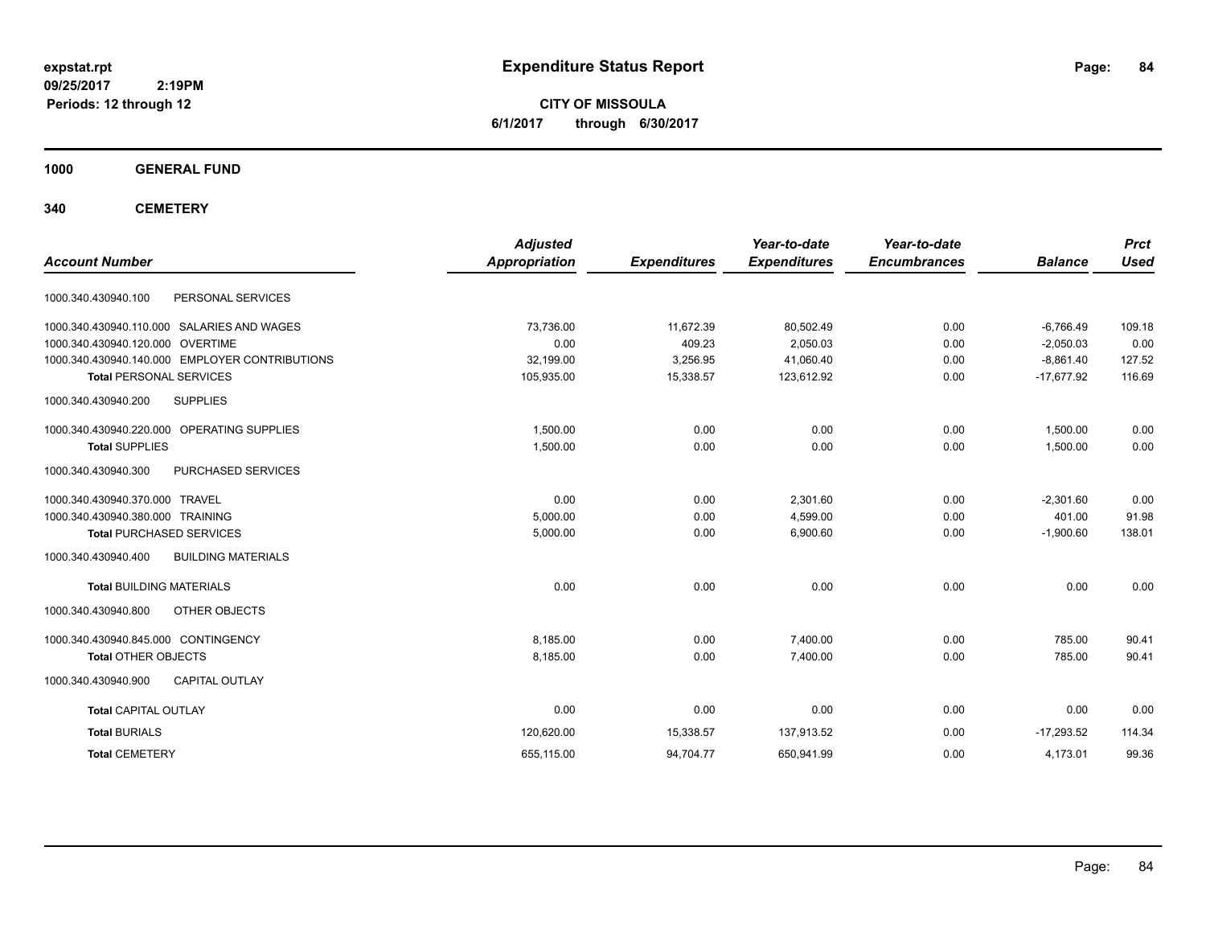**expstat.rpt**
**09/25/2017 2:19PM**
**Periods: 12 through 12**

# Expenditure Status Report

**CITY OF MISSOULA**
**6/1/2017 through 6/30/2017**

## 1000 GENERAL FUND

## 340 CEMETERY

| Account Number | | Adjusted Appropriation | Expenditures | Year-to-date Expenditures | Year-to-date Encumbrances | Balance | Prct Used |
|---|---|---|---|---|---|---|---|
| 1000.340.430940.100 | PERSONAL SERVICES | | | | | | |
| 1000.340.430940.110.000 | SALARIES AND WAGES | 73,736.00 | 11,672.39 | 80,502.49 | 0.00 | -6,766.49 | 109.18 |
| 1000.340.430940.120.000 | OVERTIME | 0.00 | 409.23 | 2,050.03 | 0.00 | -2,050.03 | 0.00 |
| 1000.340.430940.140.000 | EMPLOYER CONTRIBUTIONS | 32,199.00 | 3,256.95 | 41,060.40 | 0.00 | -8,861.40 | 127.52 |
| **Total** PERSONAL SERVICES | | 105,935.00 | 15,338.57 | 123,612.92 | 0.00 | -17,677.92 | 116.69 |
| 1000.340.430940.200 | SUPPLIES | | | | | | |
| 1000.340.430940.220.000 | OPERATING SUPPLIES | 1,500.00 | 0.00 | 0.00 | 0.00 | 1,500.00 | 0.00 |
| **Total** SUPPLIES | | 1,500.00 | 0.00 | 0.00 | 0.00 | 1,500.00 | 0.00 |
| 1000.340.430940.300 | PURCHASED SERVICES | | | | | | |
| 1000.340.430940.370.000 | TRAVEL | 0.00 | 0.00 | 2,301.60 | 0.00 | -2,301.60 | 0.00 |
| 1000.340.430940.380.000 | TRAINING | 5,000.00 | 0.00 | 4,599.00 | 0.00 | 401.00 | 91.98 |
| **Total** PURCHASED SERVICES | | 5,000.00 | 0.00 | 6,900.60 | 0.00 | -1,900.60 | 138.01 |
| 1000.340.430940.400 | BUILDING MATERIALS | | | | | | |
| **Total** BUILDING MATERIALS | | 0.00 | 0.00 | 0.00 | 0.00 | 0.00 | 0.00 |
| 1000.340.430940.800 | OTHER OBJECTS | | | | | | |
| 1000.340.430940.845.000 | CONTINGENCY | 8,185.00 | 0.00 | 7,400.00 | 0.00 | 785.00 | 90.41 |
| **Total** OTHER OBJECTS | | 8,185.00 | 0.00 | 7,400.00 | 0.00 | 785.00 | 90.41 |
| 1000.340.430940.900 | CAPITAL OUTLAY | | | | | | |
| **Total** CAPITAL OUTLAY | | 0.00 | 0.00 | 0.00 | 0.00 | 0.00 | 0.00 |
| **Total** BURIALS | | 120,620.00 | 15,338.57 | 137,913.52 | 0.00 | -17,293.52 | 114.34 |
| **Total** CEMETERY | | 655,115.00 | 94,704.77 | 650,941.99 | 0.00 | 4,173.01 | 99.36 |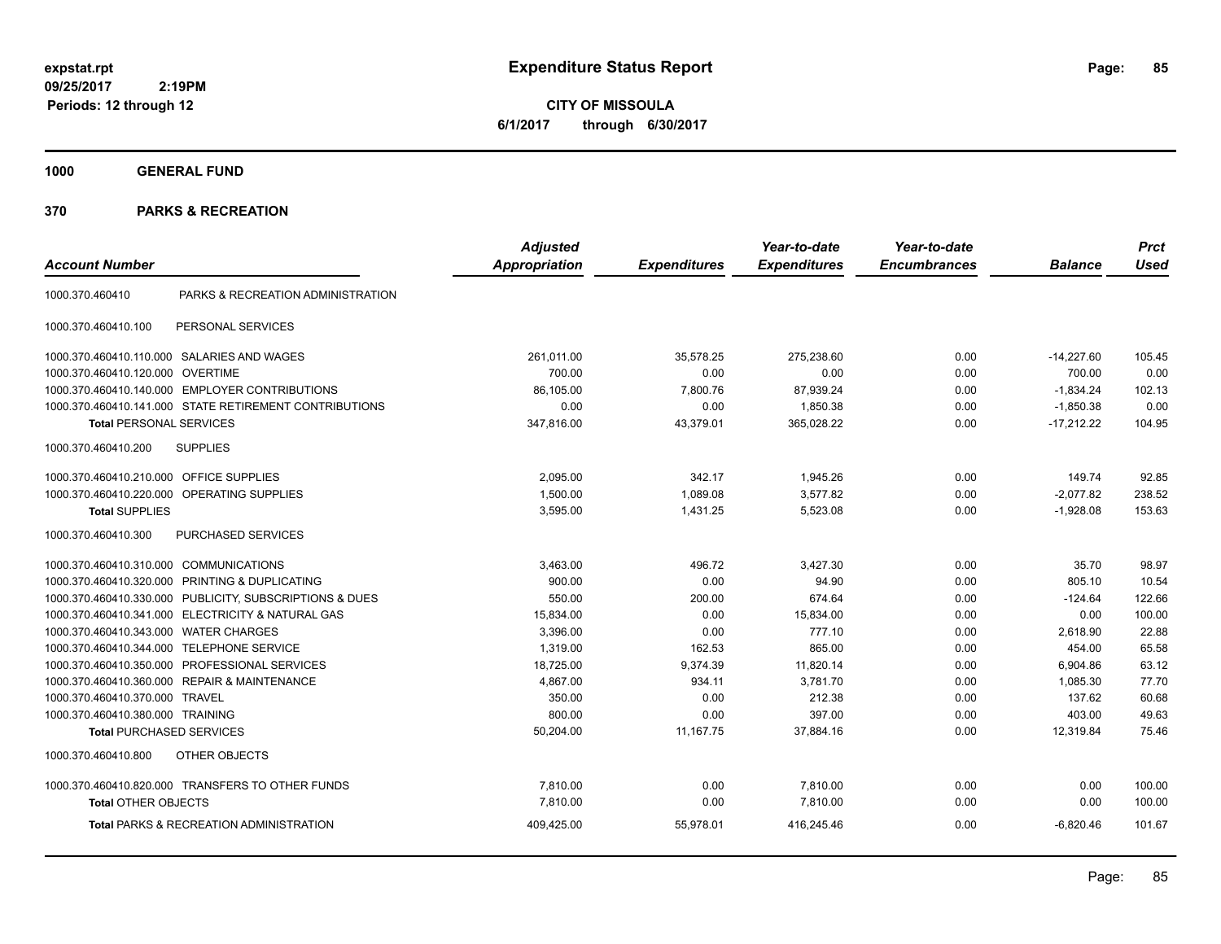# Expenditure Status Report

**CITY OF MISSOULA**

**6/1/2017 through 6/30/2017**

expstat.rpt
09/25/2017 2:19PM
Periods: 12 through 12

## 1000 GENERAL FUND

## 370 PARKS & RECREATION

| Account Number | | Adjusted Appropriation | Expenditures | Year-to-date Expenditures | Year-to-date Encumbrances | Balance | Prct Used |
|---|---|---|---|---|---|---|---|
| 1000.370.460410 | PARKS & RECREATION ADMINISTRATION | | | | | | |
| 1000.370.460410.100 | PERSONAL SERVICES | | | | | | |
| 1000.370.460410.110.000 | SALARIES AND WAGES | 261,011.00 | 35,578.25 | 275,238.60 | 0.00 | -14,227.60 | 105.45 |
| 1000.370.460410.120.000 | OVERTIME | 700.00 | 0.00 | 0.00 | 0.00 | 700.00 | 0.00 |
| 1000.370.460410.140.000 | EMPLOYER CONTRIBUTIONS | 86,105.00 | 7,800.76 | 87,939.24 | 0.00 | -1,834.24 | 102.13 |
| 1000.370.460410.141.000 | STATE RETIREMENT CONTRIBUTIONS | 0.00 | 0.00 | 1,850.38 | 0.00 | -1,850.38 | 0.00 |
| **Total** PERSONAL SERVICES | | 347,816.00 | 43,379.01 | 365,028.22 | 0.00 | -17,212.22 | 104.95 |
| 1000.370.460410.200 | SUPPLIES | | | | | | |
| 1000.370.460410.210.000 | OFFICE SUPPLIES | 2,095.00 | 342.17 | 1,945.26 | 0.00 | 149.74 | 92.85 |
| 1000.370.460410.220.000 | OPERATING SUPPLIES | 1,500.00 | 1,089.08 | 3,577.82 | 0.00 | -2,077.82 | 238.52 |
| **Total** SUPPLIES | | 3,595.00 | 1,431.25 | 5,523.08 | 0.00 | -1,928.08 | 153.63 |
| 1000.370.460410.300 | PURCHASED SERVICES | | | | | | |
| 1000.370.460410.310.000 | COMMUNICATIONS | 3,463.00 | 496.72 | 3,427.30 | 0.00 | 35.70 | 98.97 |
| 1000.370.460410.320.000 | PRINTING & DUPLICATING | 900.00 | 0.00 | 94.90 | 0.00 | 805.10 | 10.54 |
| 1000.370.460410.330.000 | PUBLICITY, SUBSCRIPTIONS & DUES | 550.00 | 200.00 | 674.64 | 0.00 | -124.64 | 122.66 |
| 1000.370.460410.341.000 | ELECTRICITY & NATURAL GAS | 15,834.00 | 0.00 | 15,834.00 | 0.00 | 0.00 | 100.00 |
| 1000.370.460410.343.000 | WATER CHARGES | 3,396.00 | 0.00 | 777.10 | 0.00 | 2,618.90 | 22.88 |
| 1000.370.460410.344.000 | TELEPHONE SERVICE | 1,319.00 | 162.53 | 865.00 | 0.00 | 454.00 | 65.58 |
| 1000.370.460410.350.000 | PROFESSIONAL SERVICES | 18,725.00 | 9,374.39 | 11,820.14 | 0.00 | 6,904.86 | 63.12 |
| 1000.370.460410.360.000 | REPAIR & MAINTENANCE | 4,867.00 | 934.11 | 3,781.70 | 0.00 | 1,085.30 | 77.70 |
| 1000.370.460410.370.000 | TRAVEL | 350.00 | 0.00 | 212.38 | 0.00 | 137.62 | 60.68 |
| 1000.370.460410.380.000 | TRAINING | 800.00 | 0.00 | 397.00 | 0.00 | 403.00 | 49.63 |
| **Total** PURCHASED SERVICES | | 50,204.00 | 11,167.75 | 37,884.16 | 0.00 | 12,319.84 | 75.46 |
| 1000.370.460410.800 | OTHER OBJECTS | | | | | | |
| 1000.370.460410.820.000 | TRANSFERS TO OTHER FUNDS | 7,810.00 | 0.00 | 7,810.00 | 0.00 | 0.00 | 100.00 |
| **Total** OTHER OBJECTS | | 7,810.00 | 0.00 | 7,810.00 | 0.00 | 0.00 | 100.00 |
| **Total** PARKS & RECREATION ADMINISTRATION | | 409,425.00 | 55,978.01 | 416,245.46 | 0.00 | -6,820.46 | 101.67 |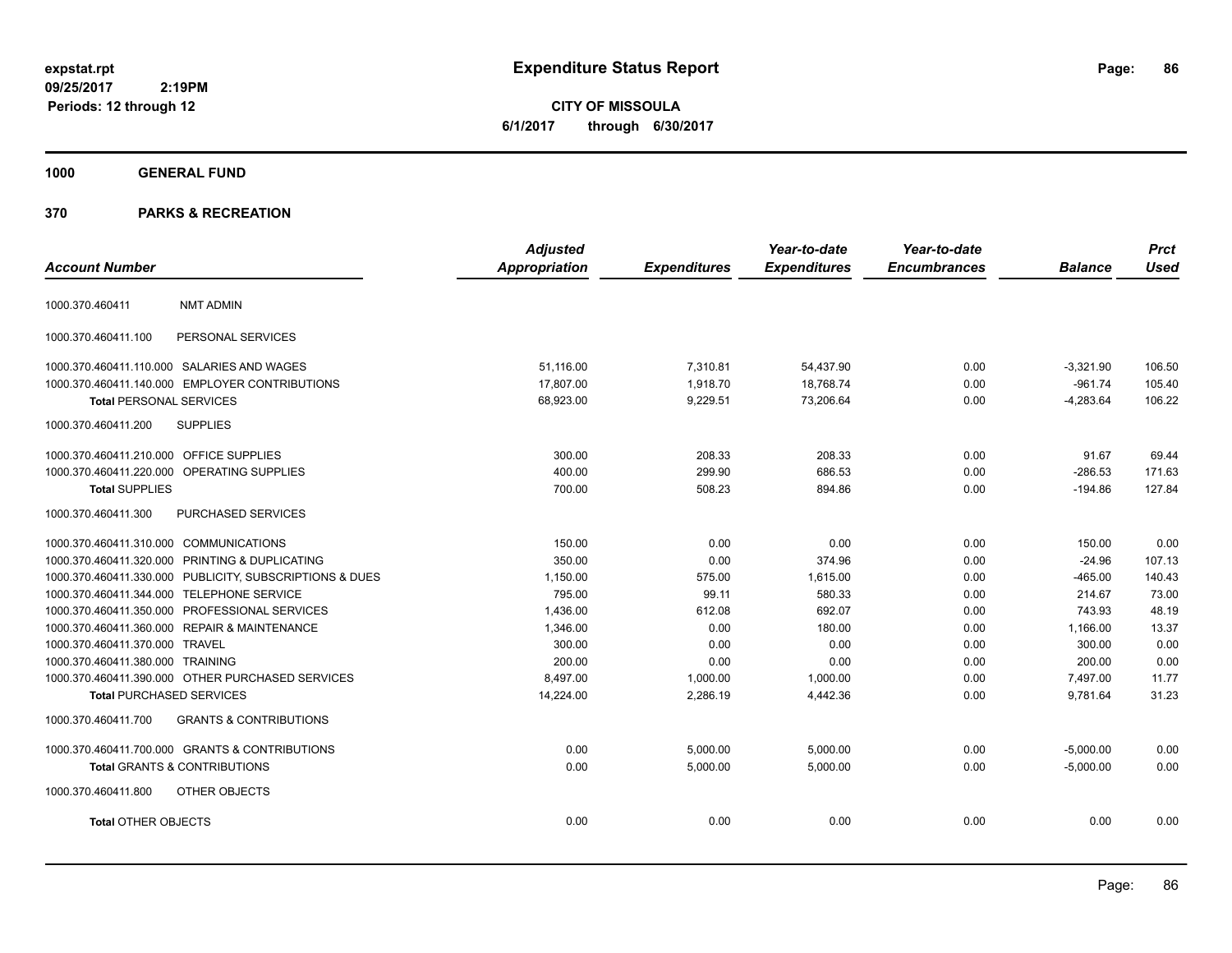**expstat.rpt**
**09/25/2017 2:19PM**
**Periods: 12 through 12**

# Expenditure Status Report

**CITY OF MISSOULA**
**6/1/2017 through 6/30/2017**

## 1000 GENERAL FUND

## 370 PARKS & RECREATION

| Account Number | | Adjusted Appropriation | Expenditures | Year-to-date Expenditures | Year-to-date Encumbrances | Balance | Prct Used |
|---|---|---|---|---|---|---|---|
| 1000.370.460411 | NMT ADMIN | | | | | | |
| 1000.370.460411.100 | PERSONAL SERVICES | | | | | | |
| 1000.370.460411.110.000 | SALARIES AND WAGES | 51,116.00 | 7,310.81 | 54,437.90 | 0.00 | -3,321.90 | 106.50 |
| 1000.370.460411.140.000 | EMPLOYER CONTRIBUTIONS | 17,807.00 | 1,918.70 | 18,768.74 | 0.00 | -961.74 | 105.40 |
| **Total** PERSONAL SERVICES | | 68,923.00 | 9,229.51 | 73,206.64 | 0.00 | -4,283.64 | 106.22 |
| 1000.370.460411.200 | SUPPLIES | | | | | | |
| 1000.370.460411.210.000 | OFFICE SUPPLIES | 300.00 | 208.33 | 208.33 | 0.00 | 91.67 | 69.44 |
| 1000.370.460411.220.000 | OPERATING SUPPLIES | 400.00 | 299.90 | 686.53 | 0.00 | -286.53 | 171.63 |
| **Total** SUPPLIES | | 700.00 | 508.23 | 894.86 | 0.00 | -194.86 | 127.84 |
| 1000.370.460411.300 | PURCHASED SERVICES | | | | | | |
| 1000.370.460411.310.000 | COMMUNICATIONS | 150.00 | 0.00 | 0.00 | 0.00 | 150.00 | 0.00 |
| 1000.370.460411.320.000 | PRINTING & DUPLICATING | 350.00 | 0.00 | 374.96 | 0.00 | -24.96 | 107.13 |
| 1000.370.460411.330.000 | PUBLICITY, SUBSCRIPTIONS & DUES | 1,150.00 | 575.00 | 1,615.00 | 0.00 | -465.00 | 140.43 |
| 1000.370.460411.344.000 | TELEPHONE SERVICE | 795.00 | 99.11 | 580.33 | 0.00 | 214.67 | 73.00 |
| 1000.370.460411.350.000 | PROFESSIONAL SERVICES | 1,436.00 | 612.08 | 692.07 | 0.00 | 743.93 | 48.19 |
| 1000.370.460411.360.000 | REPAIR & MAINTENANCE | 1,346.00 | 0.00 | 180.00 | 0.00 | 1,166.00 | 13.37 |
| 1000.370.460411.370.000 | TRAVEL | 300.00 | 0.00 | 0.00 | 0.00 | 300.00 | 0.00 |
| 1000.370.460411.380.000 | TRAINING | 200.00 | 0.00 | 0.00 | 0.00 | 200.00 | 0.00 |
| 1000.370.460411.390.000 | OTHER PURCHASED SERVICES | 8,497.00 | 1,000.00 | 1,000.00 | 0.00 | 7,497.00 | 11.77 |
| **Total** PURCHASED SERVICES | | 14,224.00 | 2,286.19 | 4,442.36 | 0.00 | 9,781.64 | 31.23 |
| 1000.370.460411.700 | GRANTS & CONTRIBUTIONS | | | | | | |
| 1000.370.460411.700.000 | GRANTS & CONTRIBUTIONS | 0.00 | 5,000.00 | 5,000.00 | 0.00 | -5,000.00 | 0.00 |
| **Total** GRANTS & CONTRIBUTIONS | | 0.00 | 5,000.00 | 5,000.00 | 0.00 | -5,000.00 | 0.00 |
| 1000.370.460411.800 | OTHER OBJECTS | | | | | | |
| **Total** OTHER OBJECTS | | 0.00 | 0.00 | 0.00 | 0.00 | 0.00 | 0.00 |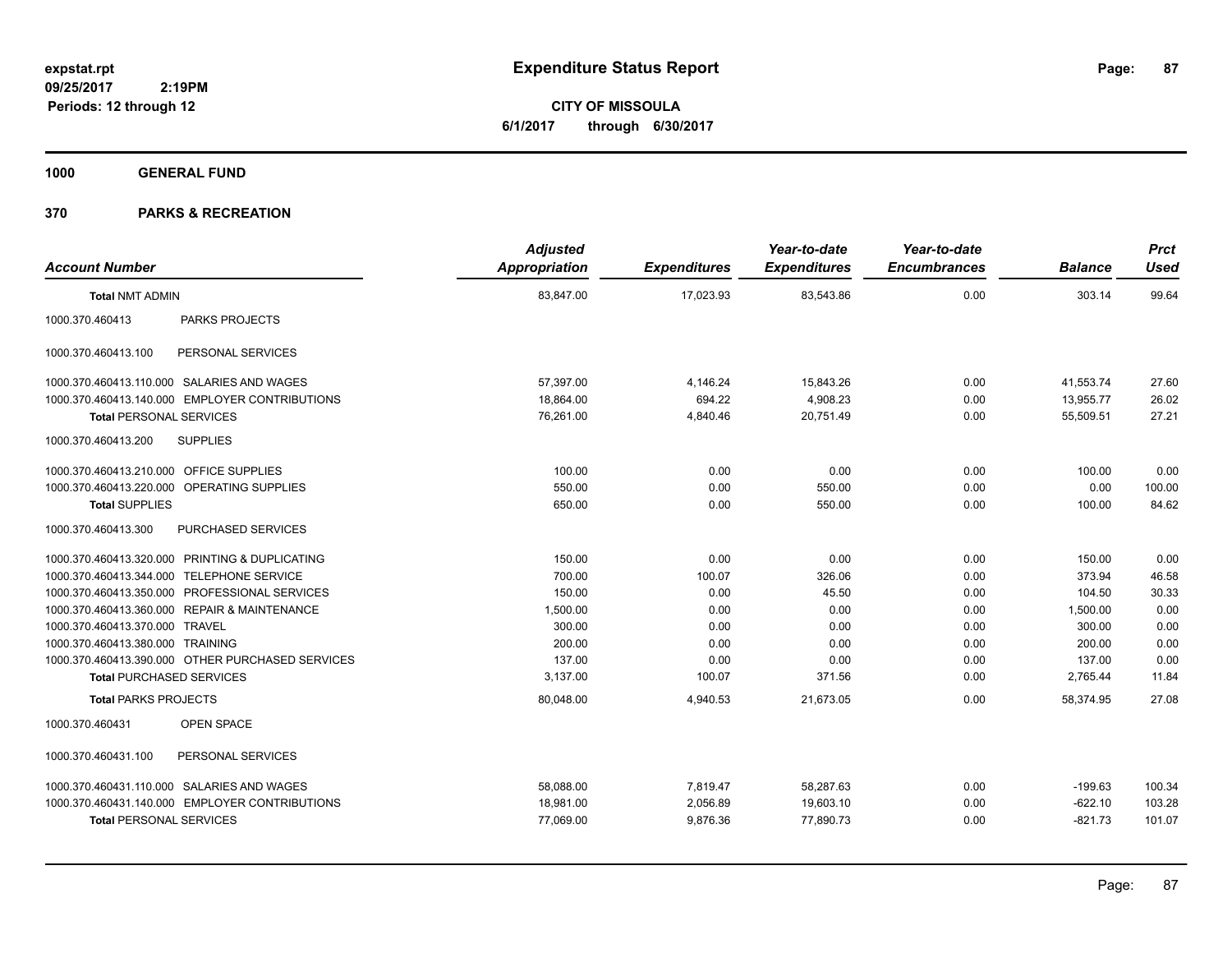# Expenditure Status Report

expstat.rpt
09/25/2017 2:19PM
Periods: 12 through 12

**CITY OF MISSOULA**
**6/1/2017 through 6/30/2017**

## 1000 GENERAL FUND

## 370 PARKS & RECREATION

| Account Number | | Adjusted Appropriation | Expenditures | Year-to-date Expenditures | Year-to-date Encumbrances | Balance | Prct Used |
|---|---|---|---|---|---|---|---|
| **Total NMT ADMIN** | | 83,847.00 | 17,023.93 | 83,543.86 | 0.00 | 303.14 | 99.64 |
| 1000.370.460413 | PARKS PROJECTS | | | | | | |
| 1000.370.460413.100 | PERSONAL SERVICES | | | | | | |
| 1000.370.460413.110.000 | SALARIES AND WAGES | 57,397.00 | 4,146.24 | 15,843.26 | 0.00 | 41,553.74 | 27.60 |
| 1000.370.460413.140.000 | EMPLOYER CONTRIBUTIONS | 18,864.00 | 694.22 | 4,908.23 | 0.00 | 13,955.77 | 26.02 |
| **Total PERSONAL SERVICES** | | 76,261.00 | 4,840.46 | 20,751.49 | 0.00 | 55,509.51 | 27.21 |
| 1000.370.460413.200 | SUPPLIES | | | | | | |
| 1000.370.460413.210.000 | OFFICE SUPPLIES | 100.00 | 0.00 | 0.00 | 0.00 | 100.00 | 0.00 |
| 1000.370.460413.220.000 | OPERATING SUPPLIES | 550.00 | 0.00 | 550.00 | 0.00 | 0.00 | 100.00 |
| **Total SUPPLIES** | | 650.00 | 0.00 | 550.00 | 0.00 | 100.00 | 84.62 |
| 1000.370.460413.300 | PURCHASED SERVICES | | | | | | |
| 1000.370.460413.320.000 | PRINTING & DUPLICATING | 150.00 | 0.00 | 0.00 | 0.00 | 150.00 | 0.00 |
| 1000.370.460413.344.000 | TELEPHONE SERVICE | 700.00 | 100.07 | 326.06 | 0.00 | 373.94 | 46.58 |
| 1000.370.460413.350.000 | PROFESSIONAL SERVICES | 150.00 | 0.00 | 45.50 | 0.00 | 104.50 | 30.33 |
| 1000.370.460413.360.000 | REPAIR & MAINTENANCE | 1,500.00 | 0.00 | 0.00 | 0.00 | 1,500.00 | 0.00 |
| 1000.370.460413.370.000 | TRAVEL | 300.00 | 0.00 | 0.00 | 0.00 | 300.00 | 0.00 |
| 1000.370.460413.380.000 | TRAINING | 200.00 | 0.00 | 0.00 | 0.00 | 200.00 | 0.00 |
| 1000.370.460413.390.000 | OTHER PURCHASED SERVICES | 137.00 | 0.00 | 0.00 | 0.00 | 137.00 | 0.00 |
| **Total PURCHASED SERVICES** | | 3,137.00 | 100.07 | 371.56 | 0.00 | 2,765.44 | 11.84 |
| **Total PARKS PROJECTS** | | 80,048.00 | 4,940.53 | 21,673.05 | 0.00 | 58,374.95 | 27.08 |
| 1000.370.460431 | OPEN SPACE | | | | | | |
| 1000.370.460431.100 | PERSONAL SERVICES | | | | | | |
| 1000.370.460431.110.000 | SALARIES AND WAGES | 58,088.00 | 7,819.47 | 58,287.63 | 0.00 | -199.63 | 100.34 |
| 1000.370.460431.140.000 | EMPLOYER CONTRIBUTIONS | 18,981.00 | 2,056.89 | 19,603.10 | 0.00 | -622.10 | 103.28 |
| **Total PERSONAL SERVICES** | | 77,069.00 | 9,876.36 | 77,890.73 | 0.00 | -821.73 | 101.07 |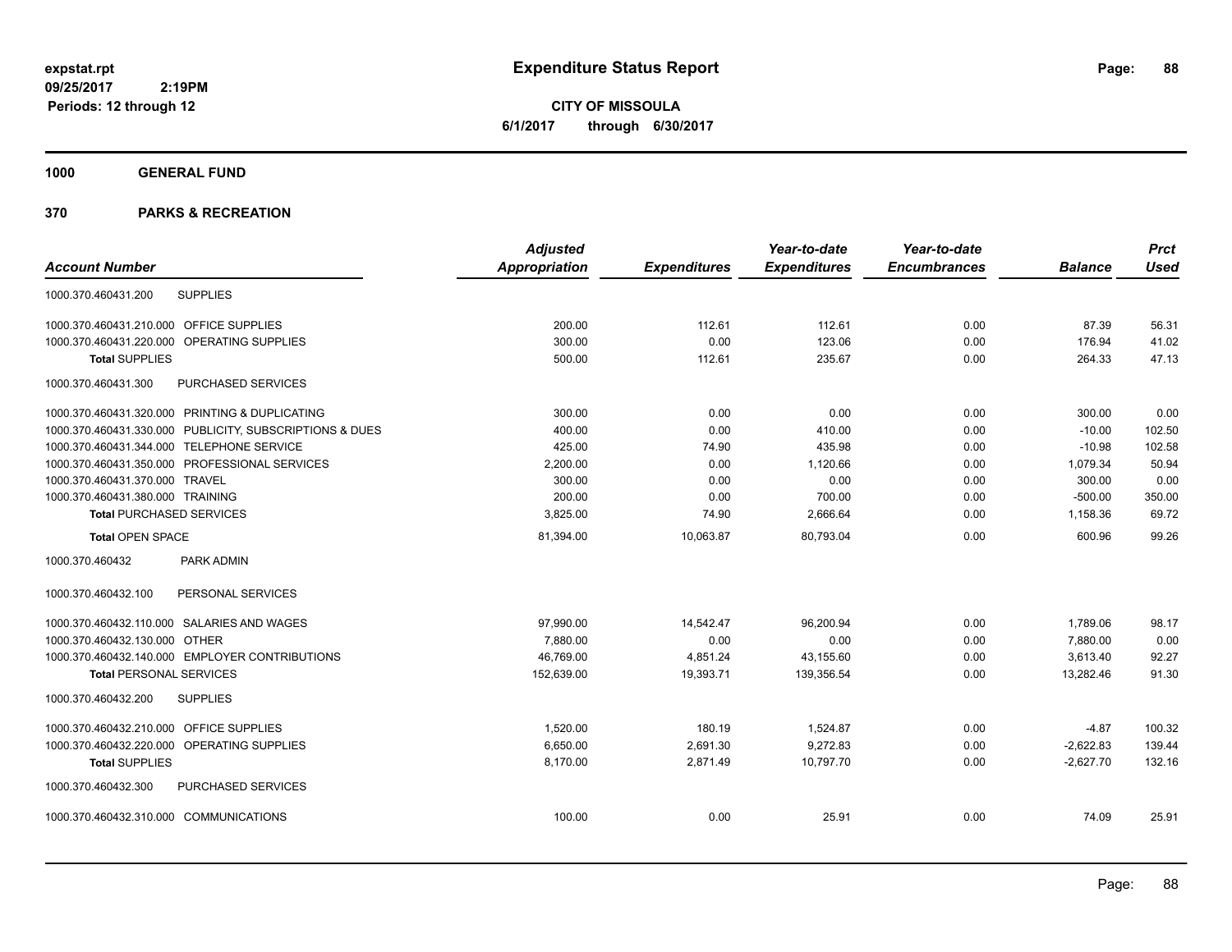# Expenditure Status Report

**CITY OF MISSOULA**
**6/1/2017 through 6/30/2017**

expstat.rpt
09/25/2017 2:19PM
Periods: 12 through 12

## 1000 GENERAL FUND

## 370 PARKS & RECREATION

| Account Number | Adjusted Appropriation | Expenditures | Year-to-date Expenditures | Year-to-date Encumbrances | Balance | Prct Used |
|---|---|---|---|---|---|---|
| 1000.370.460431.200 SUPPLIES | | | | | | |
| 1000.370.460431.210.000 OFFICE SUPPLIES | 200.00 | 112.61 | 112.61 | 0.00 | 87.39 | 56.31 |
| 1000.370.460431.220.000 OPERATING SUPPLIES | 300.00 | 0.00 | 123.06 | 0.00 | 176.94 | 41.02 |
| **Total** SUPPLIES | 500.00 | 112.61 | 235.67 | 0.00 | 264.33 | 47.13 |
| 1000.370.460431.300 PURCHASED SERVICES | | | | | | |
| 1000.370.460431.320.000 PRINTING & DUPLICATING | 300.00 | 0.00 | 0.00 | 0.00 | 300.00 | 0.00 |
| 1000.370.460431.330.000 PUBLICITY, SUBSCRIPTIONS & DUES | 400.00 | 0.00 | 410.00 | 0.00 | -10.00 | 102.50 |
| 1000.370.460431.344.000 TELEPHONE SERVICE | 425.00 | 74.90 | 435.98 | 0.00 | -10.98 | 102.58 |
| 1000.370.460431.350.000 PROFESSIONAL SERVICES | 2,200.00 | 0.00 | 1,120.66 | 0.00 | 1,079.34 | 50.94 |
| 1000.370.460431.370.000 TRAVEL | 300.00 | 0.00 | 0.00 | 0.00 | 300.00 | 0.00 |
| 1000.370.460431.380.000 TRAINING | 200.00 | 0.00 | 700.00 | 0.00 | -500.00 | 350.00 |
| **Total** PURCHASED SERVICES | 3,825.00 | 74.90 | 2,666.64 | 0.00 | 1,158.36 | 69.72 |
| **Total** OPEN SPACE | 81,394.00 | 10,063.87 | 80,793.04 | 0.00 | 600.96 | 99.26 |
| 1000.370.460432 PARK ADMIN | | | | | | |
| 1000.370.460432.100 PERSONAL SERVICES | | | | | | |
| 1000.370.460432.110.000 SALARIES AND WAGES | 97,990.00 | 14,542.47 | 96,200.94 | 0.00 | 1,789.06 | 98.17 |
| 1000.370.460432.130.000 OTHER | 7,880.00 | 0.00 | 0.00 | 0.00 | 7,880.00 | 0.00 |
| 1000.370.460432.140.000 EMPLOYER CONTRIBUTIONS | 46,769.00 | 4,851.24 | 43,155.60 | 0.00 | 3,613.40 | 92.27 |
| **Total** PERSONAL SERVICES | 152,639.00 | 19,393.71 | 139,356.54 | 0.00 | 13,282.46 | 91.30 |
| 1000.370.460432.200 SUPPLIES | | | | | | |
| 1000.370.460432.210.000 OFFICE SUPPLIES | 1,520.00 | 180.19 | 1,524.87 | 0.00 | -4.87 | 100.32 |
| 1000.370.460432.220.000 OPERATING SUPPLIES | 6,650.00 | 2,691.30 | 9,272.83 | 0.00 | -2,622.83 | 139.44 |
| **Total** SUPPLIES | 8,170.00 | 2,871.49 | 10,797.70 | 0.00 | -2,627.70 | 132.16 |
| 1000.370.460432.300 PURCHASED SERVICES | | | | | | |
| 1000.370.460432.310.000 COMMUNICATIONS | 100.00 | 0.00 | 25.91 | 0.00 | 74.09 | 25.91 |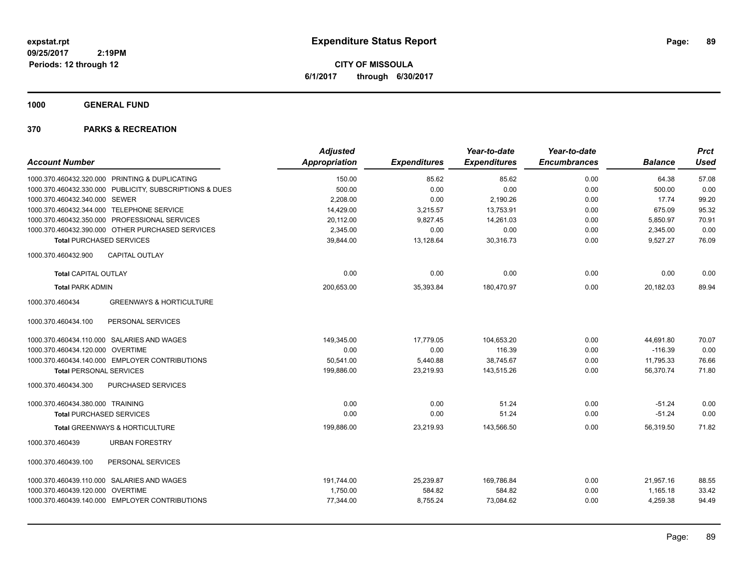# Expenditure Status Report

expstat.rpt
09/25/2017 2:19PM
Periods: 12 through 12

**CITY OF MISSOULA**
**6/1/2017 through 6/30/2017**

**1000 GENERAL FUND**

**370 PARKS & RECREATION**

| Account Number | Adjusted Appropriation | Expenditures | Year-to-date Expenditures | Year-to-date Encumbrances | Balance | Prct Used |
|---|---|---|---|---|---|---|
| 1000.370.460432.320.000 PRINTING & DUPLICATING | 150.00 | 85.62 | 85.62 | 0.00 | 64.38 | 57.08 |
| 1000.370.460432.330.000 PUBLICITY, SUBSCRIPTIONS & DUES | 500.00 | 0.00 | 0.00 | 0.00 | 500.00 | 0.00 |
| 1000.370.460432.340.000 SEWER | 2,208.00 | 0.00 | 2,190.26 | 0.00 | 17.74 | 99.20 |
| 1000.370.460432.344.000 TELEPHONE SERVICE | 14,429.00 | 3,215.57 | 13,753.91 | 0.00 | 675.09 | 95.32 |
| 1000.370.460432.350.000 PROFESSIONAL SERVICES | 20,112.00 | 9,827.45 | 14,261.03 | 0.00 | 5,850.97 | 70.91 |
| 1000.370.460432.390.000 OTHER PURCHASED SERVICES | 2,345.00 | 0.00 | 0.00 | 0.00 | 2,345.00 | 0.00 |
| **Total PURCHASED SERVICES** | 39,844.00 | 13,128.64 | 30,316.73 | 0.00 | 9,527.27 | 76.09 |
| 1000.370.460432.900 CAPITAL OUTLAY | | | | | | |
| **Total CAPITAL OUTLAY** | 0.00 | 0.00 | 0.00 | 0.00 | 0.00 | 0.00 |
| **Total PARK ADMIN** | 200,653.00 | 35,393.84 | 180,470.97 | 0.00 | 20,182.03 | 89.94 |
| 1000.370.460434 GREENWAYS & HORTICULTURE | | | | | | |
| 1000.370.460434.100 PERSONAL SERVICES | | | | | | |
| 1000.370.460434.110.000 SALARIES AND WAGES | 149,345.00 | 17,779.05 | 104,653.20 | 0.00 | 44,691.80 | 70.07 |
| 1000.370.460434.120.000 OVERTIME | 0.00 | 0.00 | 116.39 | 0.00 | -116.39 | 0.00 |
| 1000.370.460434.140.000 EMPLOYER CONTRIBUTIONS | 50,541.00 | 5,440.88 | 38,745.67 | 0.00 | 11,795.33 | 76.66 |
| **Total PERSONAL SERVICES** | 199,886.00 | 23,219.93 | 143,515.26 | 0.00 | 56,370.74 | 71.80 |
| 1000.370.460434.300 PURCHASED SERVICES | | | | | | |
| 1000.370.460434.380.000 TRAINING | 0.00 | 0.00 | 51.24 | 0.00 | -51.24 | 0.00 |
| **Total PURCHASED SERVICES** | 0.00 | 0.00 | 51.24 | 0.00 | -51.24 | 0.00 |
| **Total GREENWAYS & HORTICULTURE** | 199,886.00 | 23,219.93 | 143,566.50 | 0.00 | 56,319.50 | 71.82 |
| 1000.370.460439 URBAN FORESTRY | | | | | | |
| 1000.370.460439.100 PERSONAL SERVICES | | | | | | |
| 1000.370.460439.110.000 SALARIES AND WAGES | 191,744.00 | 25,239.87 | 169,786.84 | 0.00 | 21,957.16 | 88.55 |
| 1000.370.460439.120.000 OVERTIME | 1,750.00 | 584.82 | 584.82 | 0.00 | 1,165.18 | 33.42 |
| 1000.370.460439.140.000 EMPLOYER CONTRIBUTIONS | 77,344.00 | 8,755.24 | 73,084.62 | 0.00 | 4,259.38 | 94.49 |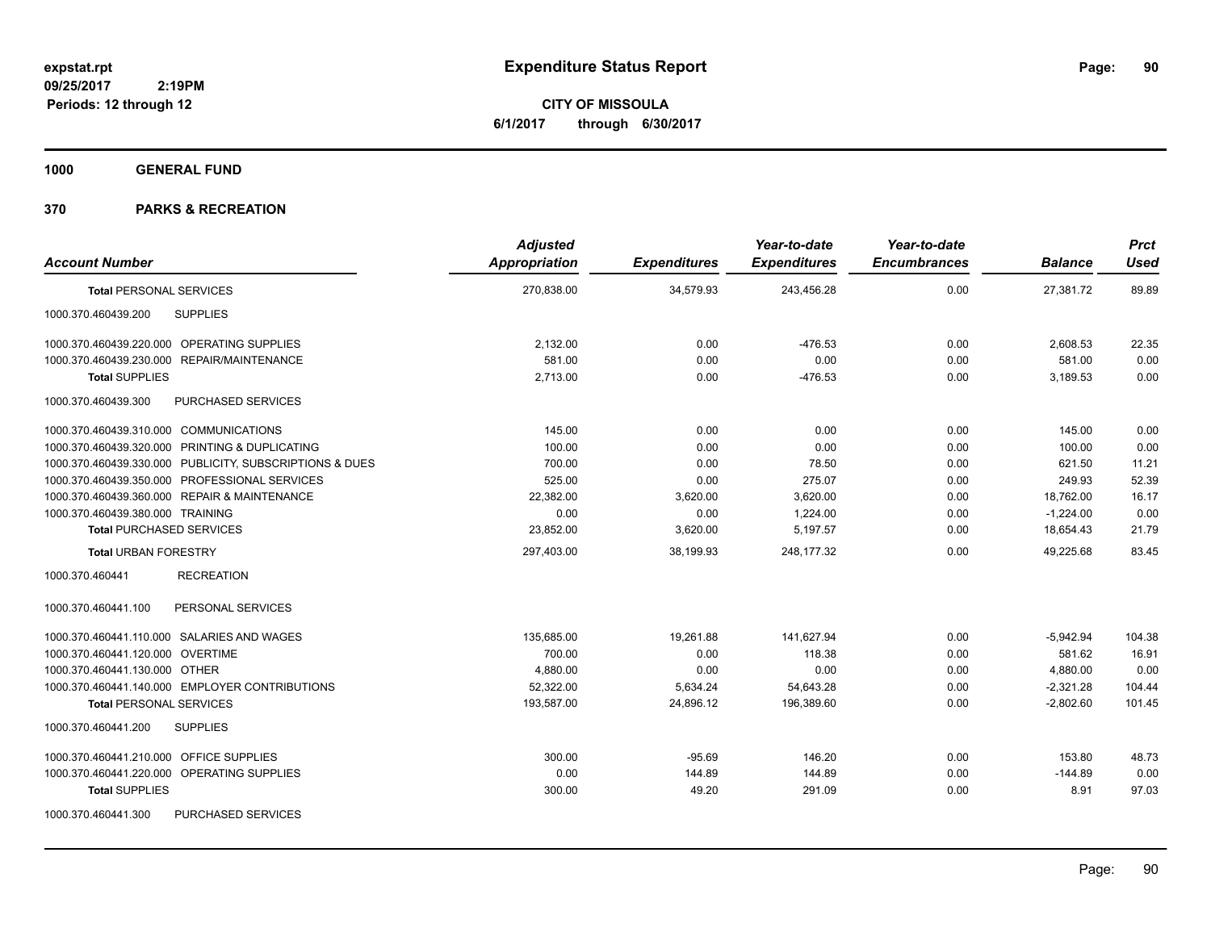# Expenditure Status Report

**CITY OF MISSOULA**

**6/1/2017 through 6/30/2017**

expstat.rpt
09/25/2017 2:19PM
Periods: 12 through 12

**1000 GENERAL FUND**

**370 PARKS & RECREATION**

| Account Number | Adjusted Appropriation | Expenditures | Year-to-date Expenditures | Year-to-date Encumbrances | Balance | Prct Used |
|---|---|---|---|---|---|---|
| **Total** PERSONAL SERVICES | 270,838.00 | 34,579.93 | 243,456.28 | 0.00 | 27,381.72 | 89.89 |
| 1000.370.460439.200 SUPPLIES | | | | | | |
| 1000.370.460439.220.000 OPERATING SUPPLIES | 2,132.00 | 0.00 | -476.53 | 0.00 | 2,608.53 | 22.35 |
| 1000.370.460439.230.000 REPAIR/MAINTENANCE | 581.00 | 0.00 | 0.00 | 0.00 | 581.00 | 0.00 |
| **Total** SUPPLIES | 2,713.00 | 0.00 | -476.53 | 0.00 | 3,189.53 | 0.00 |
| 1000.370.460439.300 PURCHASED SERVICES | | | | | | |
| 1000.370.460439.310.000 COMMUNICATIONS | 145.00 | 0.00 | 0.00 | 0.00 | 145.00 | 0.00 |
| 1000.370.460439.320.000 PRINTING & DUPLICATING | 100.00 | 0.00 | 0.00 | 0.00 | 100.00 | 0.00 |
| 1000.370.460439.330.000 PUBLICITY, SUBSCRIPTIONS & DUES | 700.00 | 0.00 | 78.50 | 0.00 | 621.50 | 11.21 |
| 1000.370.460439.350.000 PROFESSIONAL SERVICES | 525.00 | 0.00 | 275.07 | 0.00 | 249.93 | 52.39 |
| 1000.370.460439.360.000 REPAIR & MAINTENANCE | 22,382.00 | 3,620.00 | 3,620.00 | 0.00 | 18,762.00 | 16.17 |
| 1000.370.460439.380.000 TRAINING | 0.00 | 0.00 | 1,224.00 | 0.00 | -1,224.00 | 0.00 |
| **Total** PURCHASED SERVICES | 23,852.00 | 3,620.00 | 5,197.57 | 0.00 | 18,654.43 | 21.79 |
| **Total** URBAN FORESTRY | 297,403.00 | 38,199.93 | 248,177.32 | 0.00 | 49,225.68 | 83.45 |
| 1000.370.460441 RECREATION | | | | | | |
| 1000.370.460441.100 PERSONAL SERVICES | | | | | | |
| 1000.370.460441.110.000 SALARIES AND WAGES | 135,685.00 | 19,261.88 | 141,627.94 | 0.00 | -5,942.94 | 104.38 |
| 1000.370.460441.120.000 OVERTIME | 700.00 | 0.00 | 118.38 | 0.00 | 581.62 | 16.91 |
| 1000.370.460441.130.000 OTHER | 4,880.00 | 0.00 | 0.00 | 0.00 | 4,880.00 | 0.00 |
| 1000.370.460441.140.000 EMPLOYER CONTRIBUTIONS | 52,322.00 | 5,634.24 | 54,643.28 | 0.00 | -2,321.28 | 104.44 |
| **Total** PERSONAL SERVICES | 193,587.00 | 24,896.12 | 196,389.60 | 0.00 | -2,802.60 | 101.45 |
| 1000.370.460441.200 SUPPLIES | | | | | | |
| 1000.370.460441.210.000 OFFICE SUPPLIES | 300.00 | -95.69 | 146.20 | 0.00 | 153.80 | 48.73 |
| 1000.370.460441.220.000 OPERATING SUPPLIES | 0.00 | 144.89 | 144.89 | 0.00 | -144.89 | 0.00 |
| **Total** SUPPLIES | 300.00 | 49.20 | 291.09 | 0.00 | 8.91 | 97.03 |
| 1000.370.460441.300 PURCHASED SERVICES | | | | | | |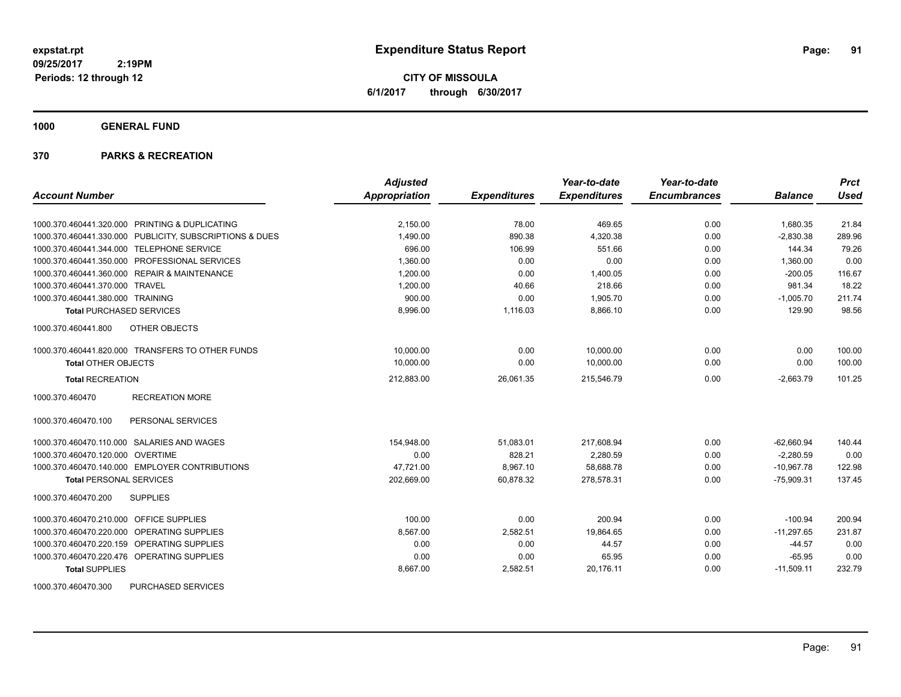**expstat.rpt**
**09/25/2017 2:19PM**
**Periods: 12 through 12**

# Expenditure Status Report

**CITY OF MISSOULA**
**6/1/2017 through 6/30/2017**

## 1000 GENERAL FUND

## 370 PARKS & RECREATION

| Account Number | Adjusted Appropriation | Expenditures | Year-to-date Expenditures | Year-to-date Encumbrances | Balance | Prct Used |
|---|---|---|---|---|---|---|
| 1000.370.460441.320.000 PRINTING & DUPLICATING | 2,150.00 | 78.00 | 469.65 | 0.00 | 1,680.35 | 21.84 |
| 1000.370.460441.330.000 PUBLICITY, SUBSCRIPTIONS & DUES | 1,490.00 | 890.38 | 4,320.38 | 0.00 | -2,830.38 | 289.96 |
| 1000.370.460441.344.000 TELEPHONE SERVICE | 696.00 | 106.99 | 551.66 | 0.00 | 144.34 | 79.26 |
| 1000.370.460441.350.000 PROFESSIONAL SERVICES | 1,360.00 | 0.00 | 0.00 | 0.00 | 1,360.00 | 0.00 |
| 1000.370.460441.360.000 REPAIR & MAINTENANCE | 1,200.00 | 0.00 | 1,400.05 | 0.00 | -200.05 | 116.67 |
| 1000.370.460441.370.000 TRAVEL | 1,200.00 | 40.66 | 218.66 | 0.00 | 981.34 | 18.22 |
| 1000.370.460441.380.000 TRAINING | 900.00 | 0.00 | 1,905.70 | 0.00 | -1,005.70 | 211.74 |
| **Total** PURCHASED SERVICES | 8,996.00 | 1,116.03 | 8,866.10 | 0.00 | 129.90 | 98.56 |
| 1000.370.460441.800 OTHER OBJECTS | | | | | | |
| 1000.370.460441.820.000 TRANSFERS TO OTHER FUNDS | 10,000.00 | 0.00 | 10,000.00 | 0.00 | 0.00 | 100.00 |
| **Total** OTHER OBJECTS | 10,000.00 | 0.00 | 10,000.00 | 0.00 | 0.00 | 100.00 |
| **Total** RECREATION | 212,883.00 | 26,061.35 | 215,546.79 | 0.00 | -2,663.79 | 101.25 |
| 1000.370.460470 RECREATION MORE | | | | | | |
| 1000.370.460470.100 PERSONAL SERVICES | | | | | | |
| 1000.370.460470.110.000 SALARIES AND WAGES | 154,948.00 | 51,083.01 | 217,608.94 | 0.00 | -62,660.94 | 140.44 |
| 1000.370.460470.120.000 OVERTIME | 0.00 | 828.21 | 2,280.59 | 0.00 | -2,280.59 | 0.00 |
| 1000.370.460470.140.000 EMPLOYER CONTRIBUTIONS | 47,721.00 | 8,967.10 | 58,688.78 | 0.00 | -10,967.78 | 122.98 |
| **Total** PERSONAL SERVICES | 202,669.00 | 60,878.32 | 278,578.31 | 0.00 | -75,909.31 | 137.45 |
| 1000.370.460470.200 SUPPLIES | | | | | | |
| 1000.370.460470.210.000 OFFICE SUPPLIES | 100.00 | 0.00 | 200.94 | 0.00 | -100.94 | 200.94 |
| 1000.370.460470.220.000 OPERATING SUPPLIES | 8,567.00 | 2,582.51 | 19,864.65 | 0.00 | -11,297.65 | 231.87 |
| 1000.370.460470.220.159 OPERATING SUPPLIES | 0.00 | 0.00 | 44.57 | 0.00 | -44.57 | 0.00 |
| 1000.370.460470.220.476 OPERATING SUPPLIES | 0.00 | 0.00 | 65.95 | 0.00 | -65.95 | 0.00 |
| **Total** SUPPLIES | 8,667.00 | 2,582.51 | 20,176.11 | 0.00 | -11,509.11 | 232.79 |
| 1000.370.460470.300 PURCHASED SERVICES | | | | | | |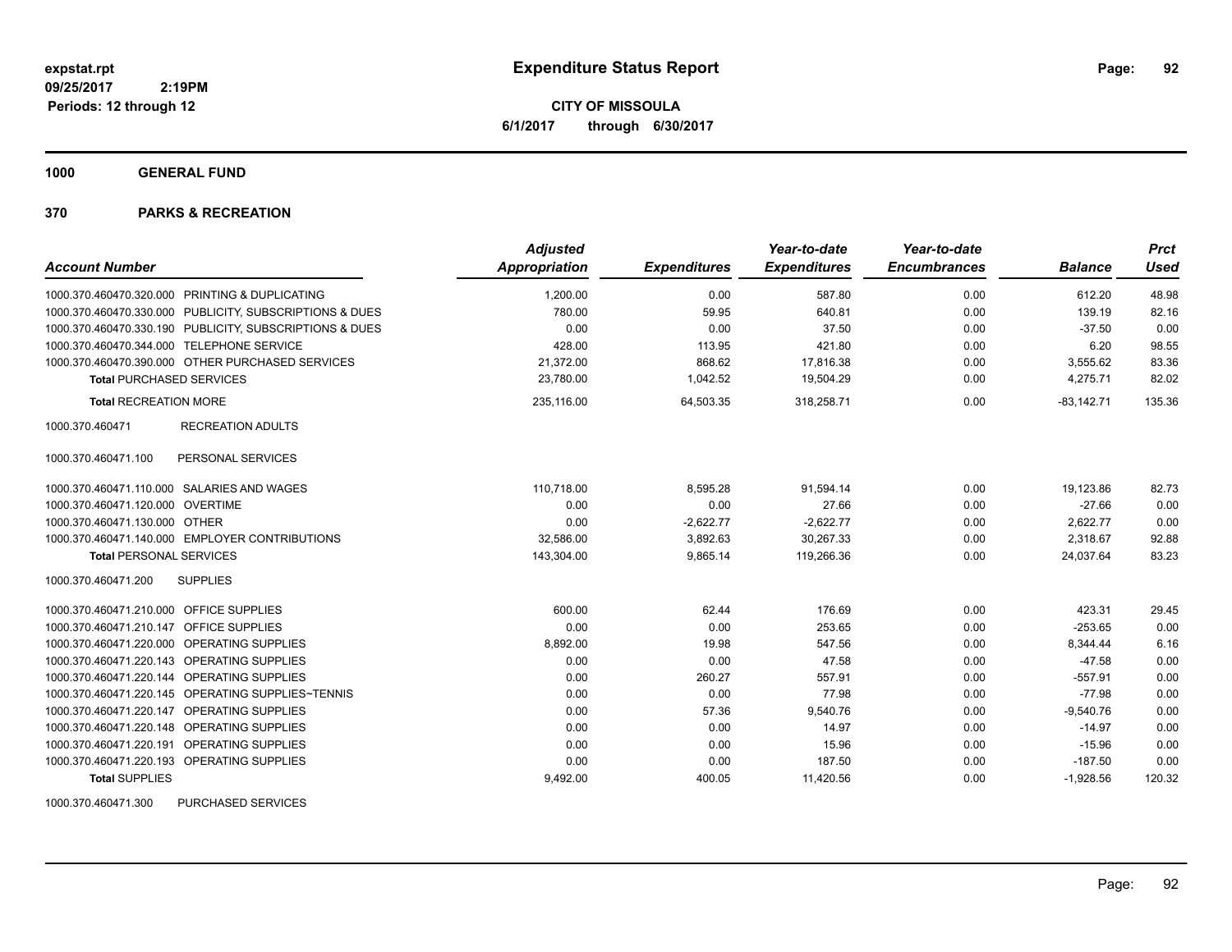# Expenditure Status Report

expstat.rpt
09/25/2017 2:19PM
Periods: 12 through 12

**CITY OF MISSOULA**
6/1/2017 through 6/30/2017

**1000 GENERAL FUND**

**370 PARKS & RECREATION**

| Account Number | | Adjusted Appropriation | Expenditures | Year-to-date Expenditures | Year-to-date Encumbrances | Balance | Prct Used |
|---|---|---|---|---|---|---|---|
| 1000.370.460470.320.000 | PRINTING & DUPLICATING | 1,200.00 | 0.00 | 587.80 | 0.00 | 612.20 | 48.98 |
| 1000.370.460470.330.000 | PUBLICITY, SUBSCRIPTIONS & DUES | 780.00 | 59.95 | 640.81 | 0.00 | 139.19 | 82.16 |
| 1000.370.460470.330.190 | PUBLICITY, SUBSCRIPTIONS & DUES | 0.00 | 0.00 | 37.50 | 0.00 | -37.50 | 0.00 |
| 1000.370.460470.344.000 | TELEPHONE SERVICE | 428.00 | 113.95 | 421.80 | 0.00 | 6.20 | 98.55 |
| 1000.370.460470.390.000 | OTHER PURCHASED SERVICES | 21,372.00 | 868.62 | 17,816.38 | 0.00 | 3,555.62 | 83.36 |
| **Total** PURCHASED SERVICES | | 23,780.00 | 1,042.52 | 19,504.29 | 0.00 | 4,275.71 | 82.02 |
| **Total** RECREATION MORE | | 235,116.00 | 64,503.35 | 318,258.71 | 0.00 | -83,142.71 | 135.36 |
| 1000.370.460471 | RECREATION ADULTS | | | | | | |
| 1000.370.460471.100 | PERSONAL SERVICES | | | | | | |
| 1000.370.460471.110.000 | SALARIES AND WAGES | 110,718.00 | 8,595.28 | 91,594.14 | 0.00 | 19,123.86 | 82.73 |
| 1000.370.460471.120.000 | OVERTIME | 0.00 | 0.00 | 27.66 | 0.00 | -27.66 | 0.00 |
| 1000.370.460471.130.000 | OTHER | 0.00 | -2,622.77 | -2,622.77 | 0.00 | 2,622.77 | 0.00 |
| 1000.370.460471.140.000 | EMPLOYER CONTRIBUTIONS | 32,586.00 | 3,892.63 | 30,267.33 | 0.00 | 2,318.67 | 92.88 |
| **Total** PERSONAL SERVICES | | 143,304.00 | 9,865.14 | 119,266.36 | 0.00 | 24,037.64 | 83.23 |
| 1000.370.460471.200 | SUPPLIES | | | | | | |
| 1000.370.460471.210.000 | OFFICE SUPPLIES | 600.00 | 62.44 | 176.69 | 0.00 | 423.31 | 29.45 |
| 1000.370.460471.210.147 | OFFICE SUPPLIES | 0.00 | 0.00 | 253.65 | 0.00 | -253.65 | 0.00 |
| 1000.370.460471.220.000 | OPERATING SUPPLIES | 8,892.00 | 19.98 | 547.56 | 0.00 | 8,344.44 | 6.16 |
| 1000.370.460471.220.143 | OPERATING SUPPLIES | 0.00 | 0.00 | 47.58 | 0.00 | -47.58 | 0.00 |
| 1000.370.460471.220.144 | OPERATING SUPPLIES | 0.00 | 260.27 | 557.91 | 0.00 | -557.91 | 0.00 |
| 1000.370.460471.220.145 | OPERATING SUPPLIES~TENNIS | 0.00 | 0.00 | 77.98 | 0.00 | -77.98 | 0.00 |
| 1000.370.460471.220.147 | OPERATING SUPPLIES | 0.00 | 57.36 | 9,540.76 | 0.00 | -9,540.76 | 0.00 |
| 1000.370.460471.220.148 | OPERATING SUPPLIES | 0.00 | 0.00 | 14.97 | 0.00 | -14.97 | 0.00 |
| 1000.370.460471.220.191 | OPERATING SUPPLIES | 0.00 | 0.00 | 15.96 | 0.00 | -15.96 | 0.00 |
| 1000.370.460471.220.193 | OPERATING SUPPLIES | 0.00 | 0.00 | 187.50 | 0.00 | -187.50 | 0.00 |
| **Total** SUPPLIES | | 9,492.00 | 400.05 | 11,420.56 | 0.00 | -1,928.56 | 120.32 |
| 1000.370.460471.300 | PURCHASED SERVICES | | | | | | |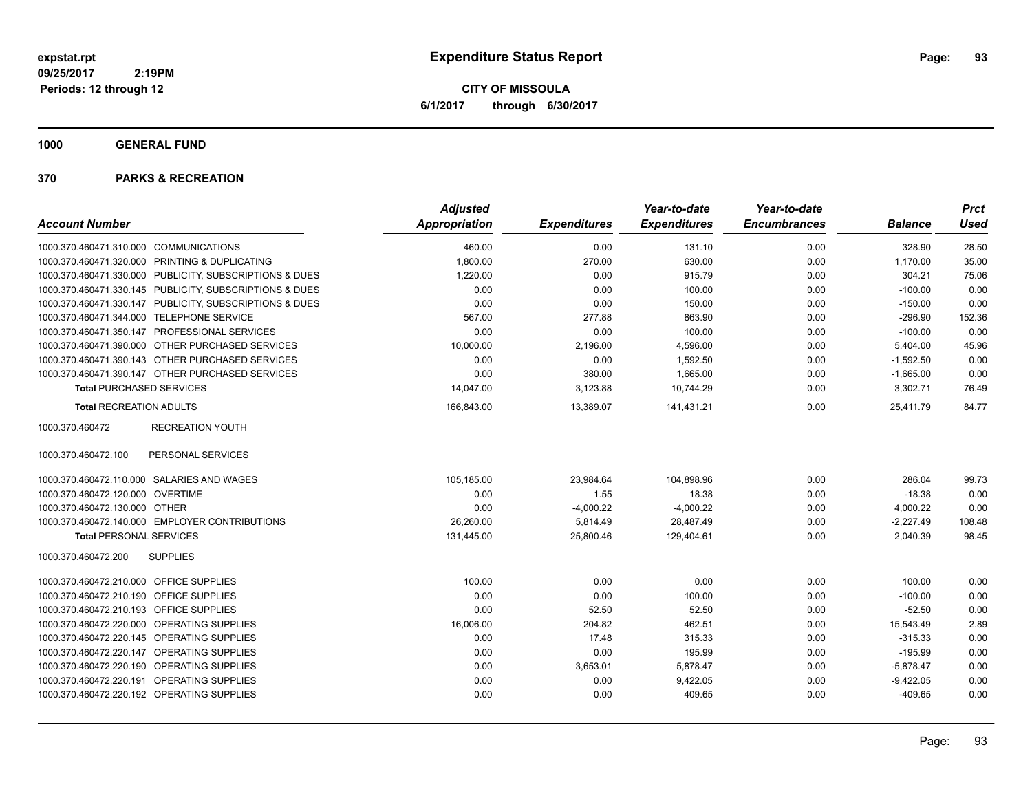# Expenditure Status Report

**CITY OF MISSOULA**

**6/1/2017 through 6/30/2017**

expstat.rpt
09/25/2017 2:19PM
Periods: 12 through 12

**1000 GENERAL FUND**

**370 PARKS & RECREATION**

| Account Number | Adjusted Appropriation | Expenditures | Year-to-date Expenditures | Year-to-date Encumbrances | Balance | Prct Used |
|---|---|---|---|---|---|---|
| 1000.370.460471.310.000 COMMUNICATIONS | 460.00 | 0.00 | 131.10 | 0.00 | 328.90 | 28.50 |
| 1000.370.460471.320.000 PRINTING & DUPLICATING | 1,800.00 | 270.00 | 630.00 | 0.00 | 1,170.00 | 35.00 |
| 1000.370.460471.330.000 PUBLICITY, SUBSCRIPTIONS & DUES | 1,220.00 | 0.00 | 915.79 | 0.00 | 304.21 | 75.06 |
| 1000.370.460471.330.145 PUBLICITY, SUBSCRIPTIONS & DUES | 0.00 | 0.00 | 100.00 | 0.00 | -100.00 | 0.00 |
| 1000.370.460471.330.147 PUBLICITY, SUBSCRIPTIONS & DUES | 0.00 | 0.00 | 150.00 | 0.00 | -150.00 | 0.00 |
| 1000.370.460471.344.000 TELEPHONE SERVICE | 567.00 | 277.88 | 863.90 | 0.00 | -296.90 | 152.36 |
| 1000.370.460471.350.147 PROFESSIONAL SERVICES | 0.00 | 0.00 | 100.00 | 0.00 | -100.00 | 0.00 |
| 1000.370.460471.390.000 OTHER PURCHASED SERVICES | 10,000.00 | 2,196.00 | 4,596.00 | 0.00 | 5,404.00 | 45.96 |
| 1000.370.460471.390.143 OTHER PURCHASED SERVICES | 0.00 | 0.00 | 1,592.50 | 0.00 | -1,592.50 | 0.00 |
| 1000.370.460471.390.147 OTHER PURCHASED SERVICES | 0.00 | 380.00 | 1,665.00 | 0.00 | -1,665.00 | 0.00 |
| **Total** PURCHASED SERVICES | 14,047.00 | 3,123.88 | 10,744.29 | 0.00 | 3,302.71 | 76.49 |
| **Total** RECREATION ADULTS | 166,843.00 | 13,389.07 | 141,431.21 | 0.00 | 25,411.79 | 84.77 |
| 1000.370.460472 RECREATION YOUTH | | | | | | |
| 1000.370.460472.100 PERSONAL SERVICES | | | | | | |
| 1000.370.460472.110.000 SALARIES AND WAGES | 105,185.00 | 23,984.64 | 104,898.96 | 0.00 | 286.04 | 99.73 |
| 1000.370.460472.120.000 OVERTIME | 0.00 | 1.55 | 18.38 | 0.00 | -18.38 | 0.00 |
| 1000.370.460472.130.000 OTHER | 0.00 | -4,000.22 | -4,000.22 | 0.00 | 4,000.22 | 0.00 |
| 1000.370.460472.140.000 EMPLOYER CONTRIBUTIONS | 26,260.00 | 5,814.49 | 28,487.49 | 0.00 | -2,227.49 | 108.48 |
| **Total** PERSONAL SERVICES | 131,445.00 | 25,800.46 | 129,404.61 | 0.00 | 2,040.39 | 98.45 |
| 1000.370.460472.200 SUPPLIES | | | | | | |
| 1000.370.460472.210.000 OFFICE SUPPLIES | 100.00 | 0.00 | 0.00 | 0.00 | 100.00 | 0.00 |
| 1000.370.460472.210.190 OFFICE SUPPLIES | 0.00 | 0.00 | 100.00 | 0.00 | -100.00 | 0.00 |
| 1000.370.460472.210.193 OFFICE SUPPLIES | 0.00 | 52.50 | 52.50 | 0.00 | -52.50 | 0.00 |
| 1000.370.460472.220.000 OPERATING SUPPLIES | 16,006.00 | 204.82 | 462.51 | 0.00 | 15,543.49 | 2.89 |
| 1000.370.460472.220.145 OPERATING SUPPLIES | 0.00 | 17.48 | 315.33 | 0.00 | -315.33 | 0.00 |
| 1000.370.460472.220.147 OPERATING SUPPLIES | 0.00 | 0.00 | 195.99 | 0.00 | -195.99 | 0.00 |
| 1000.370.460472.220.190 OPERATING SUPPLIES | 0.00 | 3,653.01 | 5,878.47 | 0.00 | -5,878.47 | 0.00 |
| 1000.370.460472.220.191 OPERATING SUPPLIES | 0.00 | 0.00 | 9,422.05 | 0.00 | -9,422.05 | 0.00 |
| 1000.370.460472.220.192 OPERATING SUPPLIES | 0.00 | 0.00 | 409.65 | 0.00 | -409.65 | 0.00 |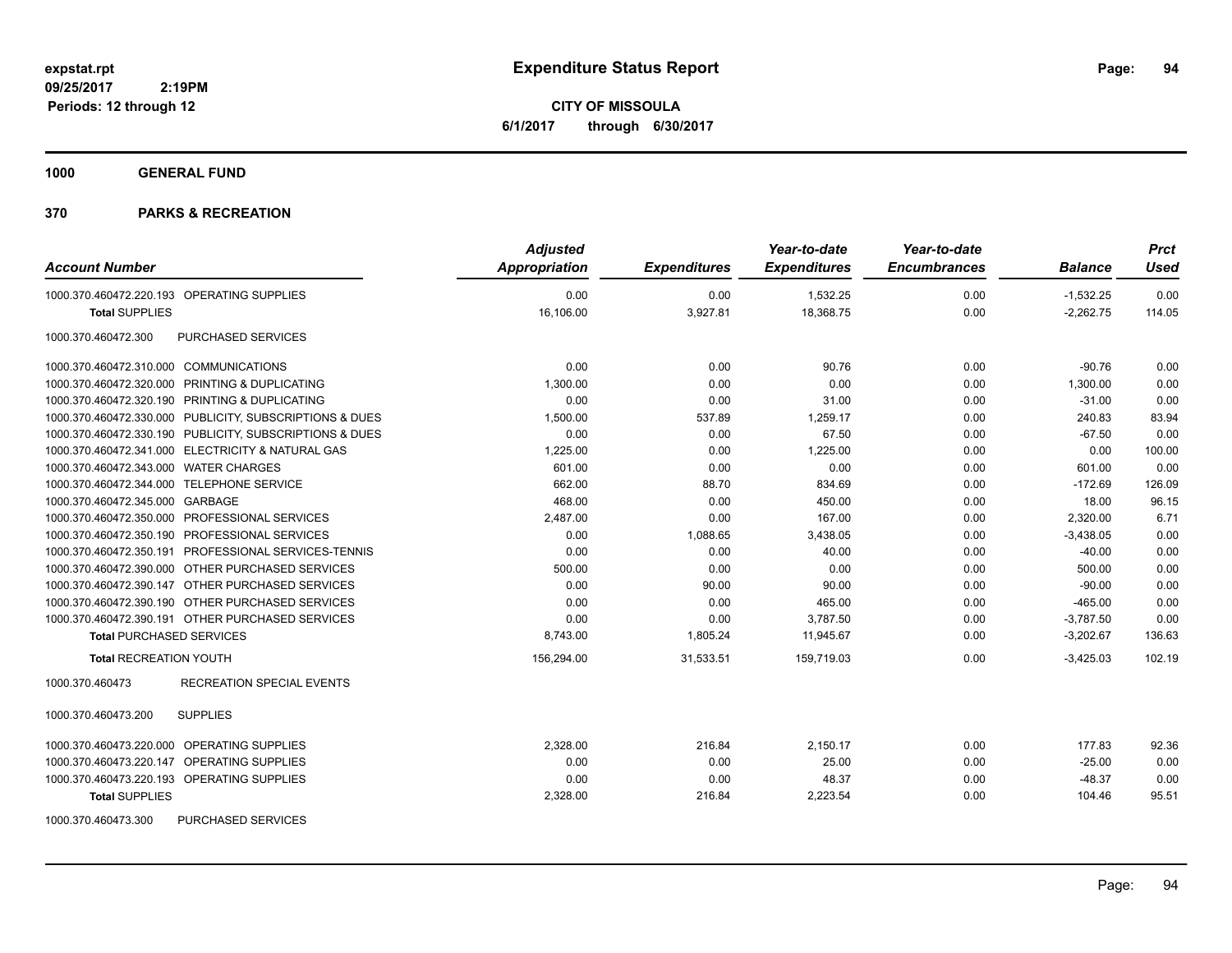**Expenditure Status Report**

**CITY OF MISSOULA**
**6/1/2017 through 6/30/2017**

expstat.rpt
09/25/2017 2:19PM
Periods: 12 through 12

**1000 GENERAL FUND**

**370 PARKS & RECREATION**

| Account Number | | Adjusted Appropriation | Expenditures | Year-to-date Expenditures | Year-to-date Encumbrances | Balance | Prct Used |
|---|---|---|---|---|---|---|---|
| 1000.370.460472.220.193 | OPERATING SUPPLIES | 0.00 | 0.00 | 1,532.25 | 0.00 | -1,532.25 | 0.00 |
| **Total** SUPPLIES | | 16,106.00 | 3,927.81 | 18,368.75 | 0.00 | -2,262.75 | 114.05 |
| 1000.370.460472.300 | PURCHASED SERVICES | | | | | | |
| 1000.370.460472.310.000 | COMMUNICATIONS | 0.00 | 0.00 | 90.76 | 0.00 | -90.76 | 0.00 |
| 1000.370.460472.320.000 | PRINTING & DUPLICATING | 1,300.00 | 0.00 | 0.00 | 0.00 | 1,300.00 | 0.00 |
| 1000.370.460472.320.190 | PRINTING & DUPLICATING | 0.00 | 0.00 | 31.00 | 0.00 | -31.00 | 0.00 |
| 1000.370.460472.330.000 | PUBLICITY, SUBSCRIPTIONS & DUES | 1,500.00 | 537.89 | 1,259.17 | 0.00 | 240.83 | 83.94 |
| 1000.370.460472.330.190 | PUBLICITY, SUBSCRIPTIONS & DUES | 0.00 | 0.00 | 67.50 | 0.00 | -67.50 | 0.00 |
| 1000.370.460472.341.000 | ELECTRICITY & NATURAL GAS | 1,225.00 | 0.00 | 1,225.00 | 0.00 | 0.00 | 100.00 |
| 1000.370.460472.343.000 | WATER CHARGES | 601.00 | 0.00 | 0.00 | 0.00 | 601.00 | 0.00 |
| 1000.370.460472.344.000 | TELEPHONE SERVICE | 662.00 | 88.70 | 834.69 | 0.00 | -172.69 | 126.09 |
| 1000.370.460472.345.000 | GARBAGE | 468.00 | 0.00 | 450.00 | 0.00 | 18.00 | 96.15 |
| 1000.370.460472.350.000 | PROFESSIONAL SERVICES | 2,487.00 | 0.00 | 167.00 | 0.00 | 2,320.00 | 6.71 |
| 1000.370.460472.350.190 | PROFESSIONAL SERVICES | 0.00 | 1,088.65 | 3,438.05 | 0.00 | -3,438.05 | 0.00 |
| 1000.370.460472.350.191 | PROFESSIONAL SERVICES-TENNIS | 0.00 | 0.00 | 40.00 | 0.00 | -40.00 | 0.00 |
| 1000.370.460472.390.000 | OTHER PURCHASED SERVICES | 500.00 | 0.00 | 0.00 | 0.00 | 500.00 | 0.00 |
| 1000.370.460472.390.147 | OTHER PURCHASED SERVICES | 0.00 | 90.00 | 90.00 | 0.00 | -90.00 | 0.00 |
| 1000.370.460472.390.190 | OTHER PURCHASED SERVICES | 0.00 | 0.00 | 465.00 | 0.00 | -465.00 | 0.00 |
| 1000.370.460472.390.191 | OTHER PURCHASED SERVICES | 0.00 | 0.00 | 3,787.50 | 0.00 | -3,787.50 | 0.00 |
| **Total** PURCHASED SERVICES | | 8,743.00 | 1,805.24 | 11,945.67 | 0.00 | -3,202.67 | 136.63 |
| **Total** RECREATION YOUTH | | 156,294.00 | 31,533.51 | 159,719.03 | 0.00 | -3,425.03 | 102.19 |
| 1000.370.460473 | RECREATION SPECIAL EVENTS | | | | | | |
| 1000.370.460473.200 | SUPPLIES | | | | | | |
| 1000.370.460473.220.000 | OPERATING SUPPLIES | 2,328.00 | 216.84 | 2,150.17 | 0.00 | 177.83 | 92.36 |
| 1000.370.460473.220.147 | OPERATING SUPPLIES | 0.00 | 0.00 | 25.00 | 0.00 | -25.00 | 0.00 |
| 1000.370.460473.220.193 | OPERATING SUPPLIES | 0.00 | 0.00 | 48.37 | 0.00 | -48.37 | 0.00 |
| **Total** SUPPLIES | | 2,328.00 | 216.84 | 2,223.54 | 0.00 | 104.46 | 95.51 |
| 1000.370.460473.300 | PURCHASED SERVICES | | | | | | |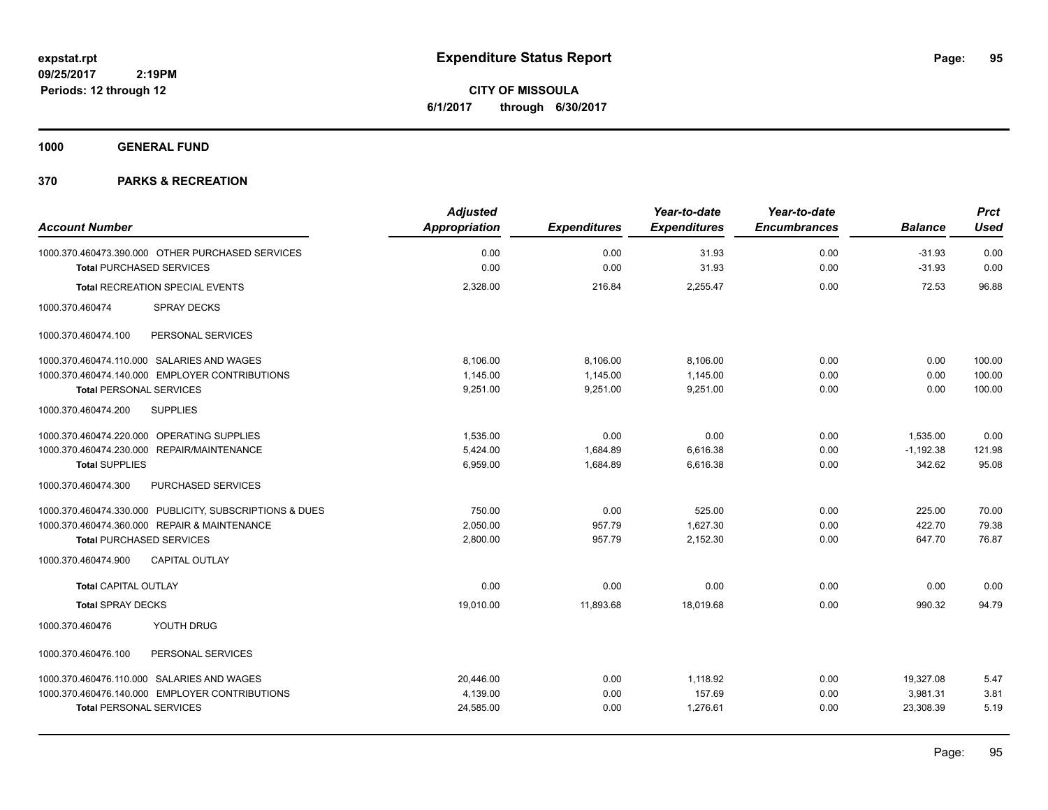**expstat.rpt**
**09/25/2017 2:19PM**
**Periods: 12 through 12**

# Expenditure Status Report

**CITY OF MISSOULA**
**6/1/2017 through 6/30/2017**

## 1000 GENERAL FUND

## 370 PARKS & RECREATION

| Account Number | Adjusted Appropriation | Expenditures | Year-to-date Expenditures | Year-to-date Encumbrances | Balance | Prct Used |
|---|---|---|---|---|---|---|
| 1000.370.460473.390.000 OTHER PURCHASED SERVICES | 0.00 | 0.00 | 31.93 | 0.00 | -31.93 | 0.00 |
| **Total** PURCHASED SERVICES | 0.00 | 0.00 | 31.93 | 0.00 | -31.93 | 0.00 |
| **Total** RECREATION SPECIAL EVENTS | 2,328.00 | 216.84 | 2,255.47 | 0.00 | 72.53 | 96.88 |
| 1000.370.460474 SPRAY DECKS | | | | | | |
| 1000.370.460474.100 PERSONAL SERVICES | | | | | | |
| 1000.370.460474.110.000 SALARIES AND WAGES | 8,106.00 | 8,106.00 | 8,106.00 | 0.00 | 0.00 | 100.00 |
| 1000.370.460474.140.000 EMPLOYER CONTRIBUTIONS | 1,145.00 | 1,145.00 | 1,145.00 | 0.00 | 0.00 | 100.00 |
| **Total** PERSONAL SERVICES | 9,251.00 | 9,251.00 | 9,251.00 | 0.00 | 0.00 | 100.00 |
| 1000.370.460474.200 SUPPLIES | | | | | | |
| 1000.370.460474.220.000 OPERATING SUPPLIES | 1,535.00 | 0.00 | 0.00 | 0.00 | 1,535.00 | 0.00 |
| 1000.370.460474.230.000 REPAIR/MAINTENANCE | 5,424.00 | 1,684.89 | 6,616.38 | 0.00 | -1,192.38 | 121.98 |
| **Total** SUPPLIES | 6,959.00 | 1,684.89 | 6,616.38 | 0.00 | 342.62 | 95.08 |
| 1000.370.460474.300 PURCHASED SERVICES | | | | | | |
| 1000.370.460474.330.000 PUBLICITY, SUBSCRIPTIONS & DUES | 750.00 | 0.00 | 525.00 | 0.00 | 225.00 | 70.00 |
| 1000.370.460474.360.000 REPAIR & MAINTENANCE | 2,050.00 | 957.79 | 1,627.30 | 0.00 | 422.70 | 79.38 |
| **Total** PURCHASED SERVICES | 2,800.00 | 957.79 | 2,152.30 | 0.00 | 647.70 | 76.87 |
| 1000.370.460474.900 CAPITAL OUTLAY | | | | | | |
| **Total** CAPITAL OUTLAY | 0.00 | 0.00 | 0.00 | 0.00 | 0.00 | 0.00 |
| **Total** SPRAY DECKS | 19,010.00 | 11,893.68 | 18,019.68 | 0.00 | 990.32 | 94.79 |
| 1000.370.460476 YOUTH DRUG | | | | | | |
| 1000.370.460476.100 PERSONAL SERVICES | | | | | | |
| 1000.370.460476.110.000 SALARIES AND WAGES | 20,446.00 | 0.00 | 1,118.92 | 0.00 | 19,327.08 | 5.47 |
| 1000.370.460476.140.000 EMPLOYER CONTRIBUTIONS | 4,139.00 | 0.00 | 157.69 | 0.00 | 3,981.31 | 3.81 |
| **Total** PERSONAL SERVICES | 24,585.00 | 0.00 | 1,276.61 | 0.00 | 23,308.39 | 5.19 |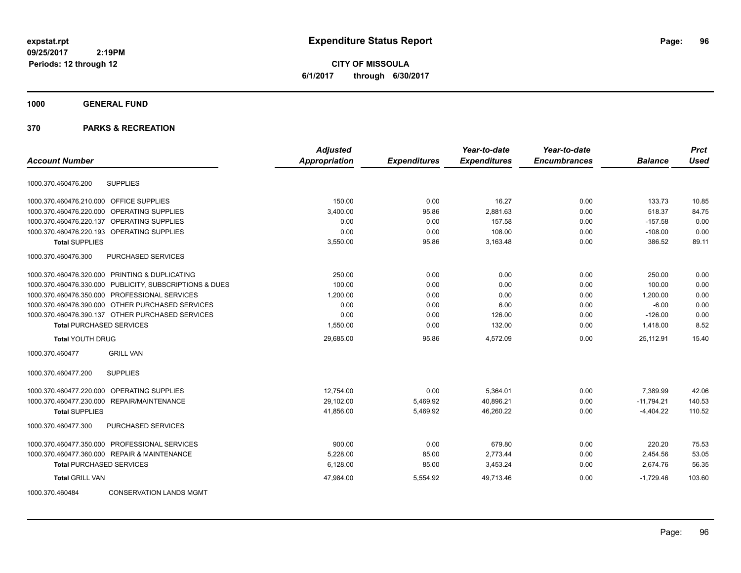# Expenditure Status Report

**CITY OF MISSOULA**

**6/1/2017 through 6/30/2017**

expstat.rpt
09/25/2017 2:19PM
Periods: 12 through 12

**1000 GENERAL FUND**

**370 PARKS & RECREATION**

| Account Number | | Adjusted Appropriation | Expenditures | Year-to-date Expenditures | Year-to-date Encumbrances | Balance | Prct Used |
|---|---|---|---|---|---|---|---|
| 1000.370.460476.200 | SUPPLIES | | | | | | |
| 1000.370.460476.210.000 | OFFICE SUPPLIES | 150.00 | 0.00 | 16.27 | 0.00 | 133.73 | 10.85 |
| 1000.370.460476.220.000 | OPERATING SUPPLIES | 3,400.00 | 95.86 | 2,881.63 | 0.00 | 518.37 | 84.75 |
| 1000.370.460476.220.137 | OPERATING SUPPLIES | 0.00 | 0.00 | 157.58 | 0.00 | -157.58 | 0.00 |
| 1000.370.460476.220.193 | OPERATING SUPPLIES | 0.00 | 0.00 | 108.00 | 0.00 | -108.00 | 0.00 |
| **Total** SUPPLIES | | 3,550.00 | 95.86 | 3,163.48 | 0.00 | 386.52 | 89.11 |
| 1000.370.460476.300 | PURCHASED SERVICES | | | | | | |
| 1000.370.460476.320.000 | PRINTING & DUPLICATING | 250.00 | 0.00 | 0.00 | 0.00 | 250.00 | 0.00 |
| 1000.370.460476.330.000 | PUBLICITY, SUBSCRIPTIONS & DUES | 100.00 | 0.00 | 0.00 | 0.00 | 100.00 | 0.00 |
| 1000.370.460476.350.000 | PROFESSIONAL SERVICES | 1,200.00 | 0.00 | 0.00 | 0.00 | 1,200.00 | 0.00 |
| 1000.370.460476.390.000 | OTHER PURCHASED SERVICES | 0.00 | 0.00 | 6.00 | 0.00 | -6.00 | 0.00 |
| 1000.370.460476.390.137 | OTHER PURCHASED SERVICES | 0.00 | 0.00 | 126.00 | 0.00 | -126.00 | 0.00 |
| **Total** PURCHASED SERVICES | | 1,550.00 | 0.00 | 132.00 | 0.00 | 1,418.00 | 8.52 |
| **Total** YOUTH DRUG | | 29,685.00 | 95.86 | 4,572.09 | 0.00 | 25,112.91 | 15.40 |
| 1000.370.460477 | GRILL VAN | | | | | | |
| 1000.370.460477.200 | SUPPLIES | | | | | | |
| 1000.370.460477.220.000 | OPERATING SUPPLIES | 12,754.00 | 0.00 | 5,364.01 | 0.00 | 7,389.99 | 42.06 |
| 1000.370.460477.230.000 | REPAIR/MAINTENANCE | 29,102.00 | 5,469.92 | 40,896.21 | 0.00 | -11,794.21 | 140.53 |
| **Total** SUPPLIES | | 41,856.00 | 5,469.92 | 46,260.22 | 0.00 | -4,404.22 | 110.52 |
| 1000.370.460477.300 | PURCHASED SERVICES | | | | | | |
| 1000.370.460477.350.000 | PROFESSIONAL SERVICES | 900.00 | 0.00 | 679.80 | 0.00 | 220.20 | 75.53 |
| 1000.370.460477.360.000 | REPAIR & MAINTENANCE | 5,228.00 | 85.00 | 2,773.44 | 0.00 | 2,454.56 | 53.05 |
| **Total** PURCHASED SERVICES | | 6,128.00 | 85.00 | 3,453.24 | 0.00 | 2,674.76 | 56.35 |
| **Total** GRILL VAN | | 47,984.00 | 5,554.92 | 49,713.46 | 0.00 | -1,729.46 | 103.60 |
| 1000.370.460484 | CONSERVATION LANDS MGMT | | | | | | |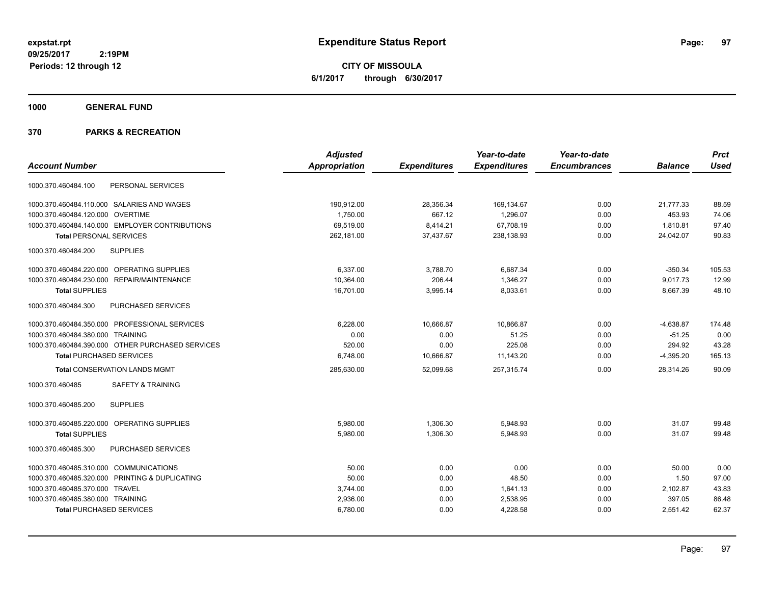**expstat.rpt**
**09/25/2017 2:19PM**
**Periods: 12 through 12**

# Expenditure Status Report

**CITY OF MISSOULA**
**6/1/2017 through 6/30/2017**

## 1000 GENERAL FUND

## 370 PARKS & RECREATION

| Account Number | Adjusted Appropriation | Expenditures | Year-to-date Expenditures | Year-to-date Encumbrances | Balance | Prct Used |
|---|---|---|---|---|---|---|
| 1000.370.460484.100 PERSONAL SERVICES | | | | | | |
| 1000.370.460484.110.000 SALARIES AND WAGES | 190,912.00 | 28,356.34 | 169,134.67 | 0.00 | 21,777.33 | 88.59 |
| 1000.370.460484.120.000 OVERTIME | 1,750.00 | 667.12 | 1,296.07 | 0.00 | 453.93 | 74.06 |
| 1000.370.460484.140.000 EMPLOYER CONTRIBUTIONS | 69,519.00 | 8,414.21 | 67,708.19 | 0.00 | 1,810.81 | 97.40 |
| **Total** PERSONAL SERVICES | 262,181.00 | 37,437.67 | 238,138.93 | 0.00 | 24,042.07 | 90.83 |
| 1000.370.460484.200 SUPPLIES | | | | | | |
| 1000.370.460484.220.000 OPERATING SUPPLIES | 6,337.00 | 3,788.70 | 6,687.34 | 0.00 | -350.34 | 105.53 |
| 1000.370.460484.230.000 REPAIR/MAINTENANCE | 10,364.00 | 206.44 | 1,346.27 | 0.00 | 9,017.73 | 12.99 |
| **Total** SUPPLIES | 16,701.00 | 3,995.14 | 8,033.61 | 0.00 | 8,667.39 | 48.10 |
| 1000.370.460484.300 PURCHASED SERVICES | | | | | | |
| 1000.370.460484.350.000 PROFESSIONAL SERVICES | 6,228.00 | 10,666.87 | 10,866.87 | 0.00 | -4,638.87 | 174.48 |
| 1000.370.460484.380.000 TRAINING | 0.00 | 0.00 | 51.25 | 0.00 | -51.25 | 0.00 |
| 1000.370.460484.390.000 OTHER PURCHASED SERVICES | 520.00 | 0.00 | 225.08 | 0.00 | 294.92 | 43.28 |
| **Total** PURCHASED SERVICES | 6,748.00 | 10,666.87 | 11,143.20 | 0.00 | -4,395.20 | 165.13 |
| **Total** CONSERVATION LANDS MGMT | 285,630.00 | 52,099.68 | 257,315.74 | 0.00 | 28,314.26 | 90.09 |
| 1000.370.460485 SAFETY & TRAINING | | | | | | |
| 1000.370.460485.200 SUPPLIES | | | | | | |
| 1000.370.460485.220.000 OPERATING SUPPLIES | 5,980.00 | 1,306.30 | 5,948.93 | 0.00 | 31.07 | 99.48 |
| **Total** SUPPLIES | 5,980.00 | 1,306.30 | 5,948.93 | 0.00 | 31.07 | 99.48 |
| 1000.370.460485.300 PURCHASED SERVICES | | | | | | |
| 1000.370.460485.310.000 COMMUNICATIONS | 50.00 | 0.00 | 0.00 | 0.00 | 50.00 | 0.00 |
| 1000.370.460485.320.000 PRINTING & DUPLICATING | 50.00 | 0.00 | 48.50 | 0.00 | 1.50 | 97.00 |
| 1000.370.460485.370.000 TRAVEL | 3,744.00 | 0.00 | 1,641.13 | 0.00 | 2,102.87 | 43.83 |
| 1000.370.460485.380.000 TRAINING | 2,936.00 | 0.00 | 2,538.95 | 0.00 | 397.05 | 86.48 |
| **Total** PURCHASED SERVICES | 6,780.00 | 0.00 | 4,228.58 | 0.00 | 2,551.42 | 62.37 |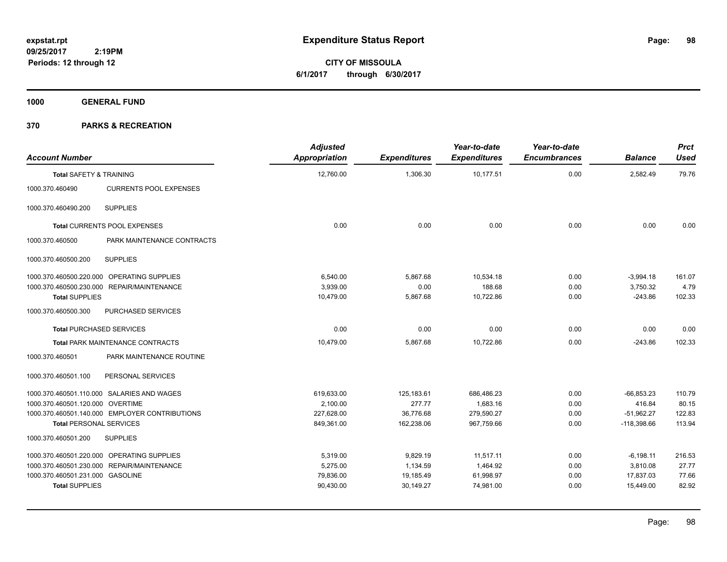# Expenditure Status Report

**CITY OF MISSOULA**

**6/1/2017 through 6/30/2017**

expstat.rpt
09/25/2017 2:19PM
Periods: 12 through 12

**1000 GENERAL FUND**

**370 PARKS & RECREATION**

| Account Number | | Adjusted Appropriation | Expenditures | Year-to-date Expenditures | Year-to-date Encumbrances | Balance | Prct Used |
|---|---|---|---|---|---|---|---|
| **Total** SAFETY & TRAINING | | 12,760.00 | 1,306.30 | 10,177.51 | 0.00 | 2,582.49 | 79.76 |
| 1000.370.460490 | CURRENTS POOL EXPENSES | | | | | | |
| 1000.370.460490.200 | SUPPLIES | | | | | | |
| **Total** CURRENTS POOL EXPENSES | | 0.00 | 0.00 | 0.00 | 0.00 | 0.00 | 0.00 |
| 1000.370.460500 | PARK MAINTENANCE CONTRACTS | | | | | | |
| 1000.370.460500.200 | SUPPLIES | | | | | | |
| 1000.370.460500.220.000 | OPERATING SUPPLIES | 6,540.00 | 5,867.68 | 10,534.18 | 0.00 | -3,994.18 | 161.07 |
| 1000.370.460500.230.000 | REPAIR/MAINTENANCE | 3,939.00 | 0.00 | 188.68 | 0.00 | 3,750.32 | 4.79 |
| **Total SUPPLIES** | | 10,479.00 | 5,867.68 | 10,722.86 | 0.00 | -243.86 | 102.33 |
| 1000.370.460500.300 | PURCHASED SERVICES | | | | | | |
| **Total** PURCHASED SERVICES | | 0.00 | 0.00 | 0.00 | 0.00 | 0.00 | 0.00 |
| **Total** PARK MAINTENANCE CONTRACTS | | 10,479.00 | 5,867.68 | 10,722.86 | 0.00 | -243.86 | 102.33 |
| 1000.370.460501 | PARK MAINTENANCE ROUTINE | | | | | | |
| 1000.370.460501.100 | PERSONAL SERVICES | | | | | | |
| 1000.370.460501.110.000 | SALARIES AND WAGES | 619,633.00 | 125,183.61 | 686,486.23 | 0.00 | -66,853.23 | 110.79 |
| 1000.370.460501.120.000 | OVERTIME | 2,100.00 | 277.77 | 1,683.16 | 0.00 | 416.84 | 80.15 |
| 1000.370.460501.140.000 | EMPLOYER CONTRIBUTIONS | 227,628.00 | 36,776.68 | 279,590.27 | 0.00 | -51,962.27 | 122.83 |
| **Total** PERSONAL SERVICES | | 849,361.00 | 162,238.06 | 967,759.66 | 0.00 | -118,398.66 | 113.94 |
| 1000.370.460501.200 | SUPPLIES | | | | | | |
| 1000.370.460501.220.000 | OPERATING SUPPLIES | 5,319.00 | 9,829.19 | 11,517.11 | 0.00 | -6,198.11 | 216.53 |
| 1000.370.460501.230.000 | REPAIR/MAINTENANCE | 5,275.00 | 1,134.59 | 1,464.92 | 0.00 | 3,810.08 | 27.77 |
| 1000.370.460501.231.000 | GASOLINE | 79,836.00 | 19,185.49 | 61,998.97 | 0.00 | 17,837.03 | 77.66 |
| **Total SUPPLIES** | | 90,430.00 | 30,149.27 | 74,981.00 | 0.00 | 15,449.00 | 82.92 |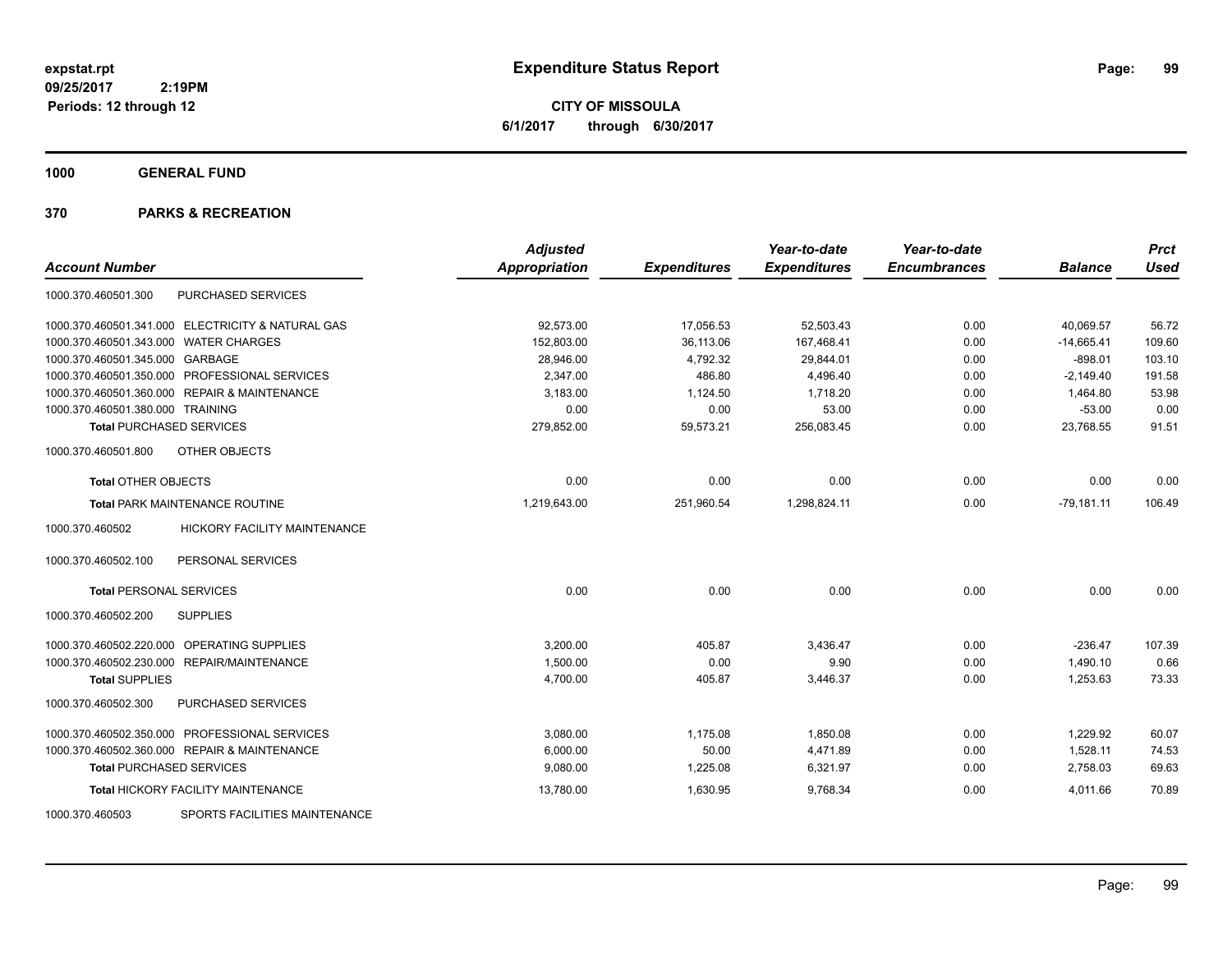# Expenditure Status Report

expstat.rpt
09/25/2017 2:19PM
Periods: 12 through 12

**CITY OF MISSOULA**
**6/1/2017 through 6/30/2017**

## 1000 GENERAL FUND

## 370 PARKS & RECREATION

| Account Number | | Adjusted Appropriation | Expenditures | Year-to-date Expenditures | Year-to-date Encumbrances | Balance | Prct Used |
|---|---|---|---|---|---|---|---|
| 1000.370.460501.300 | PURCHASED SERVICES | | | | | | |
| 1000.370.460501.341.000 | ELECTRICITY & NATURAL GAS | 92,573.00 | 17,056.53 | 52,503.43 | 0.00 | 40,069.57 | 56.72 |
| 1000.370.460501.343.000 | WATER CHARGES | 152,803.00 | 36,113.06 | 167,468.41 | 0.00 | -14,665.41 | 109.60 |
| 1000.370.460501.345.000 | GARBAGE | 28,946.00 | 4,792.32 | 29,844.01 | 0.00 | -898.01 | 103.10 |
| 1000.370.460501.350.000 | PROFESSIONAL SERVICES | 2,347.00 | 486.80 | 4,496.40 | 0.00 | -2,149.40 | 191.58 |
| 1000.370.460501.360.000 | REPAIR & MAINTENANCE | 3,183.00 | 1,124.50 | 1,718.20 | 0.00 | 1,464.80 | 53.98 |
| 1000.370.460501.380.000 | TRAINING | 0.00 | 0.00 | 53.00 | 0.00 | -53.00 | 0.00 |
| **Total** PURCHASED SERVICES | | 279,852.00 | 59,573.21 | 256,083.45 | 0.00 | 23,768.55 | 91.51 |
| 1000.370.460501.800 | OTHER OBJECTS | | | | | | |
| **Total** OTHER OBJECTS | | 0.00 | 0.00 | 0.00 | 0.00 | 0.00 | 0.00 |
| **Total** PARK MAINTENANCE ROUTINE | | 1,219,643.00 | 251,960.54 | 1,298,824.11 | 0.00 | -79,181.11 | 106.49 |
| 1000.370.460502 | HICKORY FACILITY MAINTENANCE | | | | | | |
| 1000.370.460502.100 | PERSONAL SERVICES | | | | | | |
| **Total** PERSONAL SERVICES | | 0.00 | 0.00 | 0.00 | 0.00 | 0.00 | 0.00 |
| 1000.370.460502.200 | SUPPLIES | | | | | | |
| 1000.370.460502.220.000 | OPERATING SUPPLIES | 3,200.00 | 405.87 | 3,436.47 | 0.00 | -236.47 | 107.39 |
| 1000.370.460502.230.000 | REPAIR/MAINTENANCE | 1,500.00 | 0.00 | 9.90 | 0.00 | 1,490.10 | 0.66 |
| **Total** SUPPLIES | | 4,700.00 | 405.87 | 3,446.37 | 0.00 | 1,253.63 | 73.33 |
| 1000.370.460502.300 | PURCHASED SERVICES | | | | | | |
| 1000.370.460502.350.000 | PROFESSIONAL SERVICES | 3,080.00 | 1,175.08 | 1,850.08 | 0.00 | 1,229.92 | 60.07 |
| 1000.370.460502.360.000 | REPAIR & MAINTENANCE | 6,000.00 | 50.00 | 4,471.89 | 0.00 | 1,528.11 | 74.53 |
| **Total** PURCHASED SERVICES | | 9,080.00 | 1,225.08 | 6,321.97 | 0.00 | 2,758.03 | 69.63 |
| **Total** HICKORY FACILITY MAINTENANCE | | 13,780.00 | 1,630.95 | 9,768.34 | 0.00 | 4,011.66 | 70.89 |
| 1000.370.460503 | SPORTS FACILITIES MAINTENANCE | | | | | | |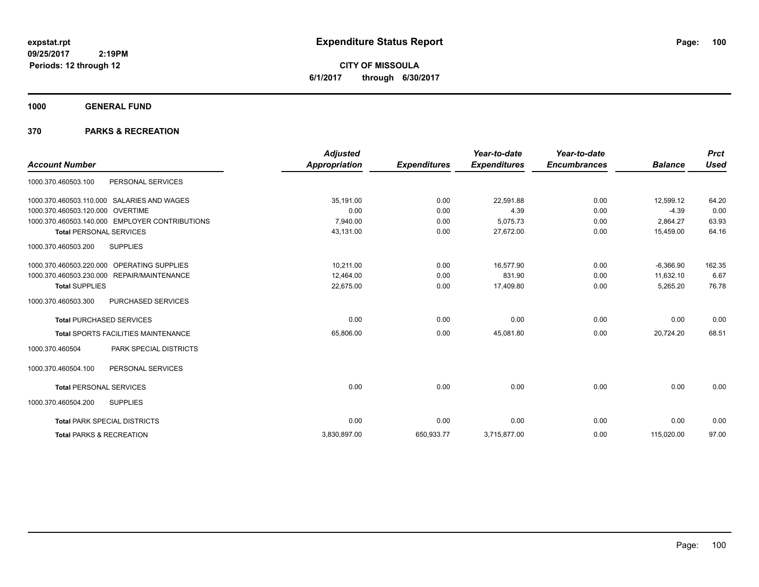# Expenditure Status Report

**expstat.rpt**
**09/25/2017 2:19PM**
**Periods: 12 through 12**

**CITY OF MISSOULA**
**6/1/2017 through 6/30/2017**

**1000 GENERAL FUND**

**370 PARKS & RECREATION**

| Account Number | | Adjusted Appropriation | Expenditures | Year-to-date Expenditures | Year-to-date Encumbrances | Balance | Prct Used |
|---|---|---|---|---|---|---|---|
| 1000.370.460503.100 | PERSONAL SERVICES | | | | | | |
| 1000.370.460503.110.000 | SALARIES AND WAGES | 35,191.00 | 0.00 | 22,591.88 | 0.00 | 12,599.12 | 64.20 |
| 1000.370.460503.120.000 | OVERTIME | 0.00 | 0.00 | 4.39 | 0.00 | -4.39 | 0.00 |
| 1000.370.460503.140.000 | EMPLOYER CONTRIBUTIONS | 7,940.00 | 0.00 | 5,075.73 | 0.00 | 2,864.27 | 63.93 |
| **Total** PERSONAL SERVICES | | 43,131.00 | 0.00 | 27,672.00 | 0.00 | 15,459.00 | 64.16 |
| 1000.370.460503.200 | SUPPLIES | | | | | | |
| 1000.370.460503.220.000 | OPERATING SUPPLIES | 10,211.00 | 0.00 | 16,577.90 | 0.00 | -6,366.90 | 162.35 |
| 1000.370.460503.230.000 | REPAIR/MAINTENANCE | 12,464.00 | 0.00 | 831.90 | 0.00 | 11,632.10 | 6.67 |
| **Total** SUPPLIES | | 22,675.00 | 0.00 | 17,409.80 | 0.00 | 5,265.20 | 76.78 |
| 1000.370.460503.300 | PURCHASED SERVICES | | | | | | |
| **Total** PURCHASED SERVICES | | 0.00 | 0.00 | 0.00 | 0.00 | 0.00 | 0.00 |
| **Total** SPORTS FACILITIES MAINTENANCE | | 65,806.00 | 0.00 | 45,081.80 | 0.00 | 20,724.20 | 68.51 |
| 1000.370.460504 | PARK SPECIAL DISTRICTS | | | | | | |
| 1000.370.460504.100 | PERSONAL SERVICES | | | | | | |
| **Total** PERSONAL SERVICES | | 0.00 | 0.00 | 0.00 | 0.00 | 0.00 | 0.00 |
| 1000.370.460504.200 | SUPPLIES | | | | | | |
| **Total** PARK SPECIAL DISTRICTS | | 0.00 | 0.00 | 0.00 | 0.00 | 0.00 | 0.00 |
| **Total** PARKS & RECREATION | | 3,830,897.00 | 650,933.77 | 3,715,877.00 | 0.00 | 115,020.00 | 97.00 |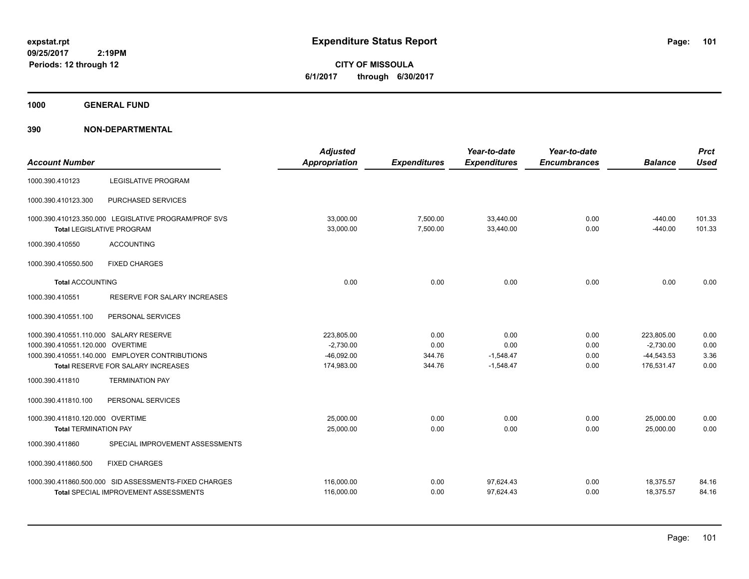**expstat.rpt**
**09/25/2017 2:19PM**
**Periods: 12 through 12**

# Expenditure Status Report

**CITY OF MISSOULA**
**6/1/2017 through 6/30/2017**

## 1000 GENERAL FUND

### 390 NON-DEPARTMENTAL

| Account Number | | Adjusted Appropriation | Expenditures | Year-to-date Expenditures | Year-to-date Encumbrances | Balance | Prct Used |
|---|---|---|---|---|---|---|---|
| 1000.390.410123 | LEGISLATIVE PROGRAM | | | | | | |
| 1000.390.410123.300 | PURCHASED SERVICES | | | | | | |
| 1000.390.410123.350.000 | LEGISLATIVE PROGRAM/PROF SVS | 33,000.00 | 7,500.00 | 33,440.00 | 0.00 | -440.00 | 101.33 |
| **Total** LEGISLATIVE PROGRAM | | 33,000.00 | 7,500.00 | 33,440.00 | 0.00 | -440.00 | 101.33 |
| 1000.390.410550 | ACCOUNTING | | | | | | |
| 1000.390.410550.500 | FIXED CHARGES | | | | | | |
| **Total** ACCOUNTING | | 0.00 | 0.00 | 0.00 | 0.00 | 0.00 | 0.00 |
| 1000.390.410551 | RESERVE FOR SALARY INCREASES | | | | | | |
| 1000.390.410551.100 | PERSONAL SERVICES | | | | | | |
| 1000.390.410551.110.000 | SALARY RESERVE | 223,805.00 | 0.00 | 0.00 | 0.00 | 223,805.00 | 0.00 |
| 1000.390.410551.120.000 | OVERTIME | -2,730.00 | 0.00 | 0.00 | 0.00 | -2,730.00 | 0.00 |
| 1000.390.410551.140.000 | EMPLOYER CONTRIBUTIONS | -46,092.00 | 344.76 | -1,548.47 | 0.00 | -44,543.53 | 3.36 |
| **Total** RESERVE FOR SALARY INCREASES | | 174,983.00 | 344.76 | -1,548.47 | 0.00 | 176,531.47 | 0.00 |
| 1000.390.411810 | TERMINATION PAY | | | | | | |
| 1000.390.411810.100 | PERSONAL SERVICES | | | | | | |
| 1000.390.411810.120.000 | OVERTIME | 25,000.00 | 0.00 | 0.00 | 0.00 | 25,000.00 | 0.00 |
| **Total** TERMINATION PAY | | 25,000.00 | 0.00 | 0.00 | 0.00 | 25,000.00 | 0.00 |
| 1000.390.411860 | SPECIAL IMPROVEMENT ASSESSMENTS | | | | | | |
| 1000.390.411860.500 | FIXED CHARGES | | | | | | |
| 1000.390.411860.500.000 | SID ASSESSMENTS-FIXED CHARGES | 116,000.00 | 0.00 | 97,624.43 | 0.00 | 18,375.57 | 84.16 |
| **Total** SPECIAL IMPROVEMENT ASSESSMENTS | | 116,000.00 | 0.00 | 97,624.43 | 0.00 | 18,375.57 | 84.16 |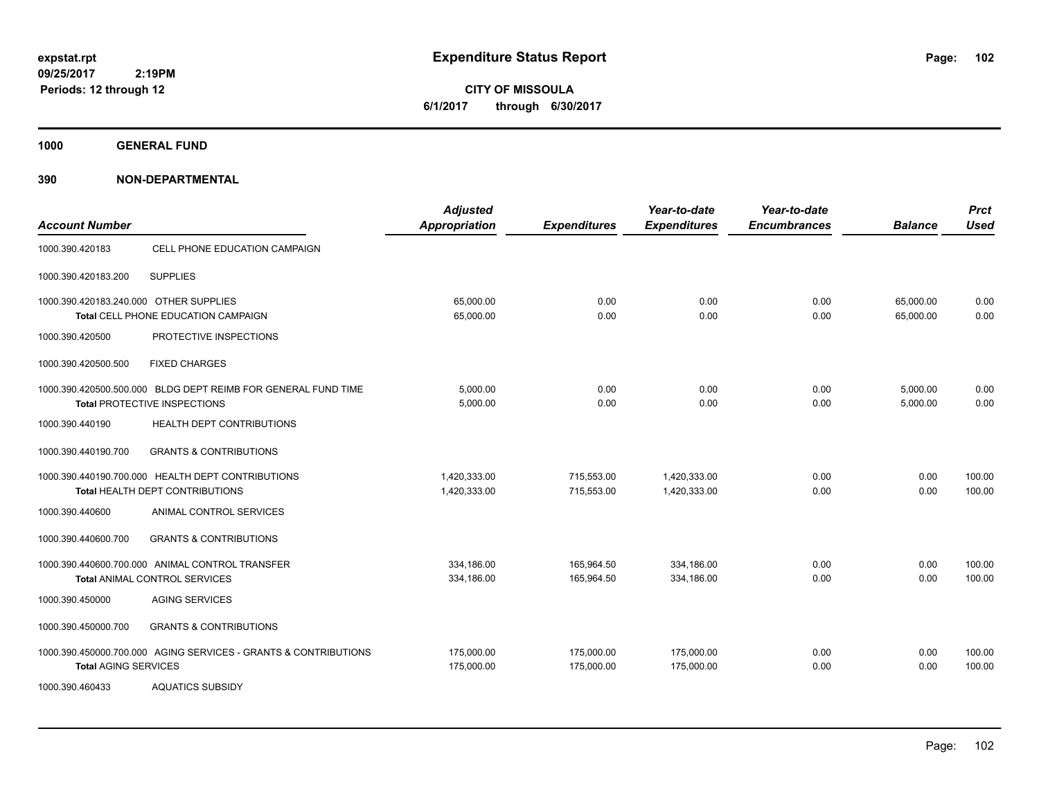# Expenditure Status Report

expstat.rpt
09/25/2017 2:19PM
Periods: 12 through 12

**CITY OF MISSOULA**
**6/1/2017 through 6/30/2017**

## 1000 GENERAL FUND

## 390 NON-DEPARTMENTAL

| Account Number | | Adjusted Appropriation | Expenditures | Year-to-date Expenditures | Year-to-date Encumbrances | Balance | Prct Used |
|---|---|---|---|---|---|---|---|
| 1000.390.420183 | CELL PHONE EDUCATION CAMPAIGN | | | | | | |
| 1000.390.420183.200 | SUPPLIES | | | | | | |
| 1000.390.420183.240.000 | OTHER SUPPLIES | 65,000.00 | 0.00 | 0.00 | 0.00 | 65,000.00 | 0.00 |
| | **Total** CELL PHONE EDUCATION CAMPAIGN | 65,000.00 | 0.00 | 0.00 | 0.00 | 65,000.00 | 0.00 |
| 1000.390.420500 | PROTECTIVE INSPECTIONS | | | | | | |
| 1000.390.420500.500 | FIXED CHARGES | | | | | | |
| 1000.390.420500.500.000 | BLDG DEPT REIMB FOR GENERAL FUND TIME | 5,000.00 | 0.00 | 0.00 | 0.00 | 5,000.00 | 0.00 |
| | **Total** PROTECTIVE INSPECTIONS | 5,000.00 | 0.00 | 0.00 | 0.00 | 5,000.00 | 0.00 |
| 1000.390.440190 | HEALTH DEPT CONTRIBUTIONS | | | | | | |
| 1000.390.440190.700 | GRANTS & CONTRIBUTIONS | | | | | | |
| 1000.390.440190.700.000 | HEALTH DEPT CONTRIBUTIONS | 1,420,333.00 | 715,553.00 | 1,420,333.00 | 0.00 | 0.00 | 100.00 |
| | **Total** HEALTH DEPT CONTRIBUTIONS | 1,420,333.00 | 715,553.00 | 1,420,333.00 | 0.00 | 0.00 | 100.00 |
| 1000.390.440600 | ANIMAL CONTROL SERVICES | | | | | | |
| 1000.390.440600.700 | GRANTS & CONTRIBUTIONS | | | | | | |
| 1000.390.440600.700.000 | ANIMAL CONTROL TRANSFER | 334,186.00 | 165,964.50 | 334,186.00 | 0.00 | 0.00 | 100.00 |
| | **Total** ANIMAL CONTROL SERVICES | 334,186.00 | 165,964.50 | 334,186.00 | 0.00 | 0.00 | 100.00 |
| 1000.390.450000 | AGING SERVICES | | | | | | |
| 1000.390.450000.700 | GRANTS & CONTRIBUTIONS | | | | | | |
| 1000.390.450000.700.000 | AGING SERVICES - GRANTS & CONTRIBUTIONS | 175,000.00 | 175,000.00 | 175,000.00 | 0.00 | 0.00 | 100.00 |
| | **Total** AGING SERVICES | 175,000.00 | 175,000.00 | 175,000.00 | 0.00 | 0.00 | 100.00 |
| 1000.390.460433 | AQUATICS SUBSIDY | | | | | | |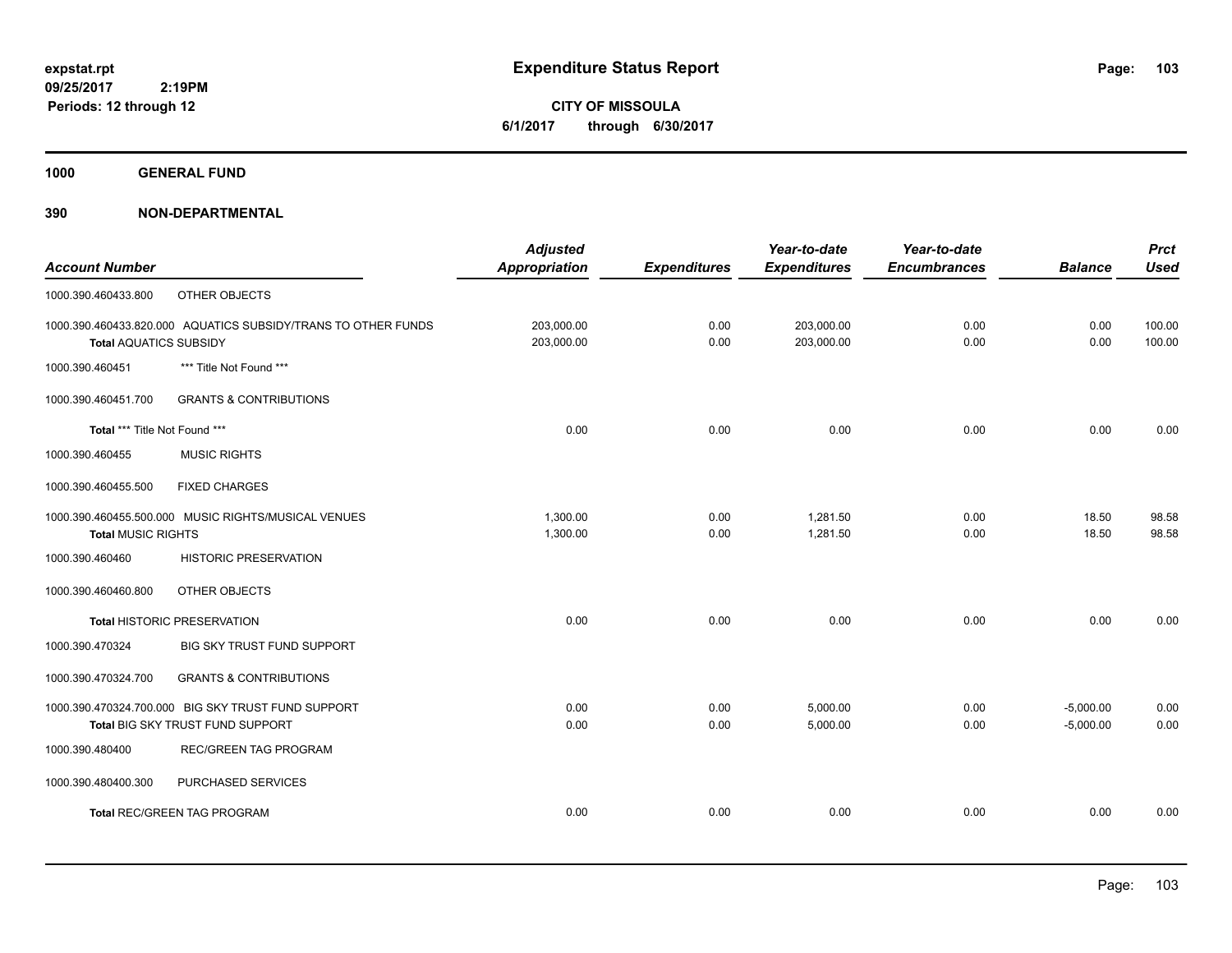expstat.rpt
09/25/2017 2:19PM
Periods: 12 through 12

# Expenditure Status Report

**CITY OF MISSOULA**
**6/1/2017 through 6/30/2017**

**1000 GENERAL FUND**

**390 NON-DEPARTMENTAL**

| Account Number | | Adjusted Appropriation | Expenditures | Year-to-date Expenditures | Year-to-date Encumbrances | Balance | Prct Used |
|---|---|---|---|---|---|---|---|
| 1000.390.460433.800 | OTHER OBJECTS | | | | | | |
| 1000.390.460433.820.000 | AQUATICS SUBSIDY/TRANS TO OTHER FUNDS | 203,000.00 | 0.00 | 203,000.00 | 0.00 | 0.00 | 100.00 |
| **Total** AQUATICS SUBSIDY | | 203,000.00 | 0.00 | 203,000.00 | 0.00 | 0.00 | 100.00 |
| 1000.390.460451 | *** Title Not Found *** | | | | | | |
| 1000.390.460451.700 | GRANTS & CONTRIBUTIONS | | | | | | |
| **Total** *** Title Not Found *** | | 0.00 | 0.00 | 0.00 | 0.00 | 0.00 | 0.00 |
| 1000.390.460455 | MUSIC RIGHTS | | | | | | |
| 1000.390.460455.500 | FIXED CHARGES | | | | | | |
| 1000.390.460455.500.000 | MUSIC RIGHTS/MUSICAL VENUES | 1,300.00 | 0.00 | 1,281.50 | 0.00 | 18.50 | 98.58 |
| **Total** MUSIC RIGHTS | | 1,300.00 | 0.00 | 1,281.50 | 0.00 | 18.50 | 98.58 |
| 1000.390.460460 | HISTORIC PRESERVATION | | | | | | |
| 1000.390.460460.800 | OTHER OBJECTS | | | | | | |
| **Total** HISTORIC PRESERVATION | | 0.00 | 0.00 | 0.00 | 0.00 | 0.00 | 0.00 |
| 1000.390.470324 | BIG SKY TRUST FUND SUPPORT | | | | | | |
| 1000.390.470324.700 | GRANTS & CONTRIBUTIONS | | | | | | |
| 1000.390.470324.700.000 | BIG SKY TRUST FUND SUPPORT | 0.00 | 0.00 | 5,000.00 | 0.00 | -5,000.00 | 0.00 |
| **Total** BIG SKY TRUST FUND SUPPORT | | 0.00 | 0.00 | 5,000.00 | 0.00 | -5,000.00 | 0.00 |
| 1000.390.480400 | REC/GREEN TAG PROGRAM | | | | | | |
| 1000.390.480400.300 | PURCHASED SERVICES | | | | | | |
| **Total** REC/GREEN TAG PROGRAM | | 0.00 | 0.00 | 0.00 | 0.00 | 0.00 | 0.00 |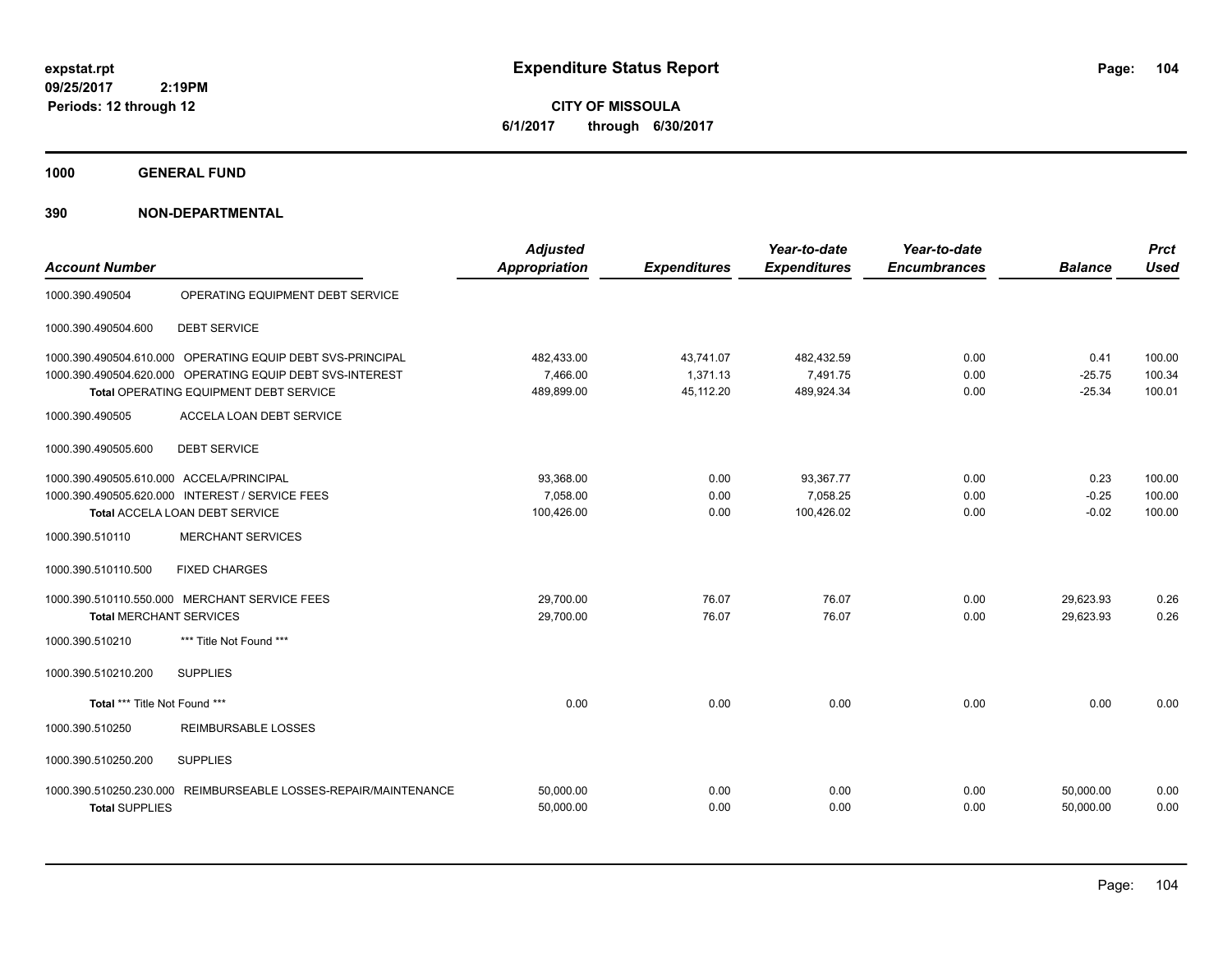**expstat.rpt**
**09/25/2017 2:19PM**
**Periods: 12 through 12**

# Expenditure Status Report

**CITY OF MISSOULA**
**6/1/2017 through 6/30/2017**

## 1000 GENERAL FUND

## 390 NON-DEPARTMENTAL

| Account Number | | Adjusted Appropriation | Expenditures | Year-to-date Expenditures | Year-to-date Encumbrances | Balance | Prct Used |
|---|---|---|---|---|---|---|---|
| 1000.390.490504 | OPERATING EQUIPMENT DEBT SERVICE | | | | | | |
| 1000.390.490504.600 | DEBT SERVICE | | | | | | |
| 1000.390.490504.610.000 | OPERATING EQUIP DEBT SVS-PRINCIPAL | 482,433.00 | 43,741.07 | 482,432.59 | 0.00 | 0.41 | 100.00 |
| 1000.390.490504.620.000 | OPERATING EQUIP DEBT SVS-INTEREST | 7,466.00 | 1,371.13 | 7,491.75 | 0.00 | -25.75 | 100.34 |
| | **Total** OPERATING EQUIPMENT DEBT SERVICE | 489,899.00 | 45,112.20 | 489,924.34 | 0.00 | -25.34 | 100.01 |
| 1000.390.490505 | ACCELA LOAN DEBT SERVICE | | | | | | |
| 1000.390.490505.600 | DEBT SERVICE | | | | | | |
| 1000.390.490505.610.000 | ACCELA/PRINCIPAL | 93,368.00 | 0.00 | 93,367.77 | 0.00 | 0.23 | 100.00 |
| 1000.390.490505.620.000 | INTEREST / SERVICE FEES | 7,058.00 | 0.00 | 7,058.25 | 0.00 | -0.25 | 100.00 |
| | **Total** ACCELA LOAN DEBT SERVICE | 100,426.00 | 0.00 | 100,426.02 | 0.00 | -0.02 | 100.00 |
| 1000.390.510110 | MERCHANT SERVICES | | | | | | |
| 1000.390.510110.500 | FIXED CHARGES | | | | | | |
| 1000.390.510110.550.000 | MERCHANT SERVICE FEES | 29,700.00 | 76.07 | 76.07 | 0.00 | 29,623.93 | 0.26 |
| | **Total** MERCHANT SERVICES | 29,700.00 | 76.07 | 76.07 | 0.00 | 29,623.93 | 0.26 |
| 1000.390.510210 | *** Title Not Found *** | | | | | | |
| 1000.390.510210.200 | SUPPLIES | | | | | | |
| | **Total** *** Title Not Found *** | 0.00 | 0.00 | 0.00 | 0.00 | 0.00 | 0.00 |
| 1000.390.510250 | REIMBURSABLE LOSSES | | | | | | |
| 1000.390.510250.200 | SUPPLIES | | | | | | |
| 1000.390.510250.230.000 | REIMBURSEABLE LOSSES-REPAIR/MAINTENANCE | 50,000.00 | 0.00 | 0.00 | 0.00 | 50,000.00 | 0.00 |
| | **Total** SUPPLIES | 50,000.00 | 0.00 | 0.00 | 0.00 | 50,000.00 | 0.00 |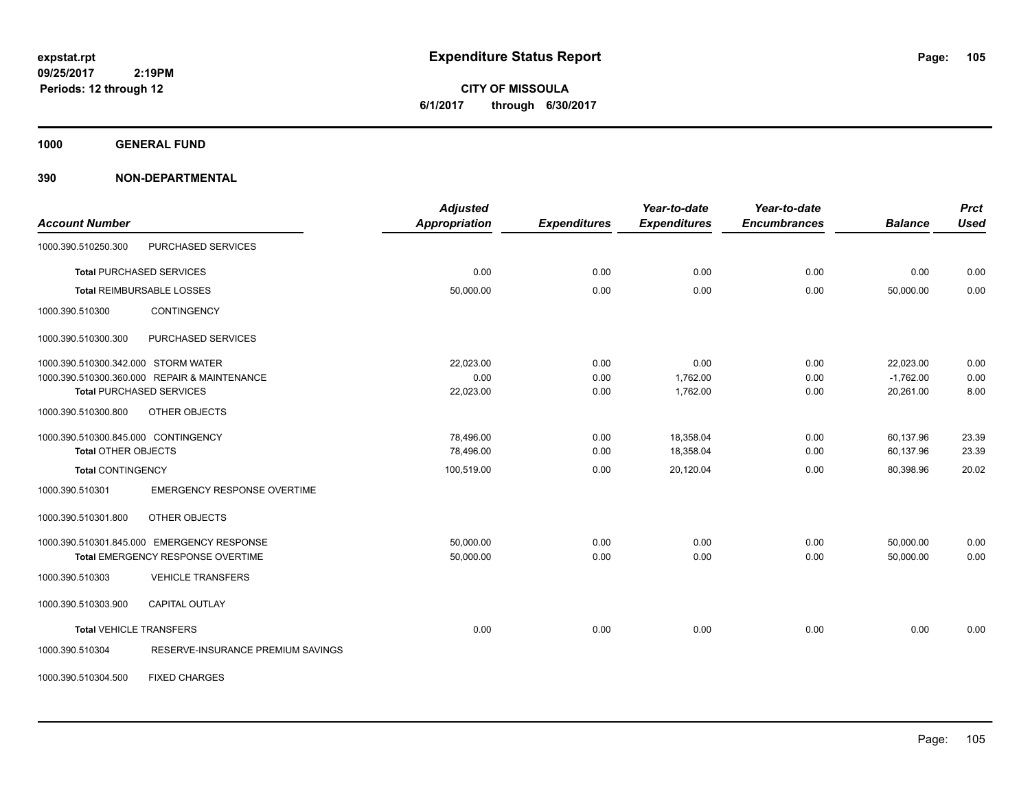# Expenditure Status Report

expstat.rpt
09/25/2017 2:19PM
Periods: 12 through 12

**CITY OF MISSOULA**
**6/1/2017 through 6/30/2017**

## 1000 GENERAL FUND

## 390 NON-DEPARTMENTAL

| Account Number | | Adjusted Appropriation | Expenditures | Year-to-date Expenditures | Year-to-date Encumbrances | Balance | Prct Used |
|---|---|---|---|---|---|---|---|
| 1000.390.510250.300 | PURCHASED SERVICES | | | | | | |
| **Total** PURCHASED SERVICES | | 0.00 | 0.00 | 0.00 | 0.00 | 0.00 | 0.00 |
| **Total** REIMBURSABLE LOSSES | | 50,000.00 | 0.00 | 0.00 | 0.00 | 50,000.00 | 0.00 |
| 1000.390.510300 | CONTINGENCY | | | | | | |
| 1000.390.510300.300 | PURCHASED SERVICES | | | | | | |
| 1000.390.510300.342.000 | STORM WATER | 22,023.00 | 0.00 | 0.00 | 0.00 | 22,023.00 | 0.00 |
| 1000.390.510300.360.000 | REPAIR & MAINTENANCE | 0.00 | 0.00 | 1,762.00 | 0.00 | -1,762.00 | 0.00 |
| **Total** PURCHASED SERVICES | | 22,023.00 | 0.00 | 1,762.00 | 0.00 | 20,261.00 | 8.00 |
| 1000.390.510300.800 | OTHER OBJECTS | | | | | | |
| 1000.390.510300.845.000 | CONTINGENCY | 78,496.00 | 0.00 | 18,358.04 | 0.00 | 60,137.96 | 23.39 |
| **Total** OTHER OBJECTS | | 78,496.00 | 0.00 | 18,358.04 | 0.00 | 60,137.96 | 23.39 |
| **Total** CONTINGENCY | | 100,519.00 | 0.00 | 20,120.04 | 0.00 | 80,398.96 | 20.02 |
| 1000.390.510301 | EMERGENCY RESPONSE OVERTIME | | | | | | |
| 1000.390.510301.800 | OTHER OBJECTS | | | | | | |
| 1000.390.510301.845.000 | EMERGENCY RESPONSE | 50,000.00 | 0.00 | 0.00 | 0.00 | 50,000.00 | 0.00 |
| **Total** EMERGENCY RESPONSE OVERTIME | | 50,000.00 | 0.00 | 0.00 | 0.00 | 50,000.00 | 0.00 |
| 1000.390.510303 | VEHICLE TRANSFERS | | | | | | |
| 1000.390.510303.900 | CAPITAL OUTLAY | | | | | | |
| **Total** VEHICLE TRANSFERS | | 0.00 | 0.00 | 0.00 | 0.00 | 0.00 | 0.00 |
| 1000.390.510304 | RESERVE-INSURANCE PREMIUM SAVINGS | | | | | | |
| 1000.390.510304.500 | FIXED CHARGES | | | | | | |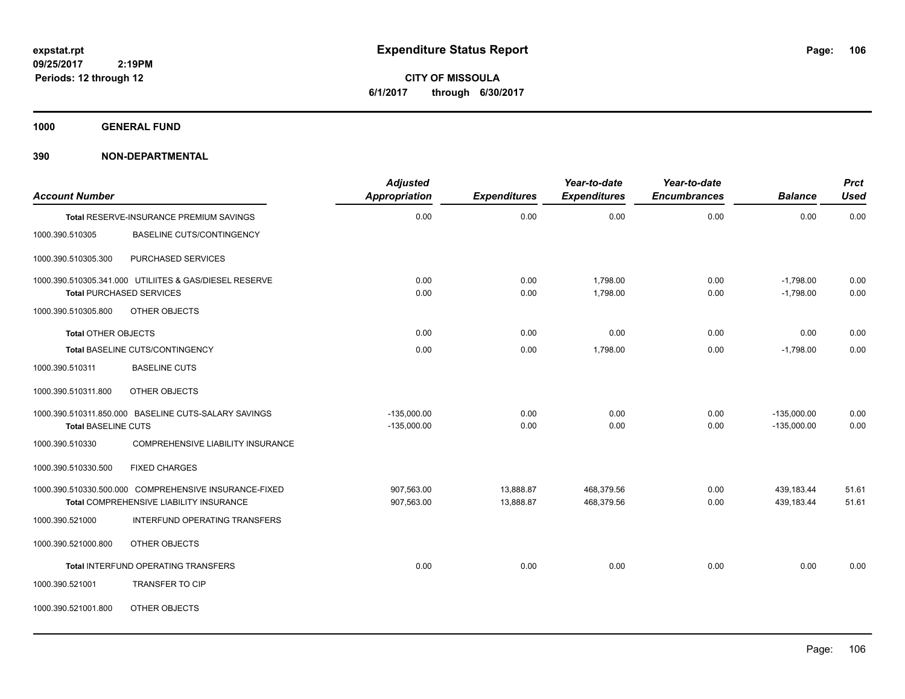**Expenditure Status Report**

**CITY OF MISSOULA**
**6/1/2017 through 6/30/2017**

expstat.rpt
09/25/2017 2:19PM
Periods: 12 through 12

## 1000 GENERAL FUND

## 390 NON-DEPARTMENTAL

| Account Number | | Adjusted Appropriation | Expenditures | Year-to-date Expenditures | Year-to-date Encumbrances | Balance | Prct Used |
|---|---|---|---|---|---|---|---|
| **Total** RESERVE-INSURANCE PREMIUM SAVINGS | | 0.00 | 0.00 | 0.00 | 0.00 | 0.00 | 0.00 |
| 1000.390.510305 | BASELINE CUTS/CONTINGENCY | | | | | | |
| 1000.390.510305.300 | PURCHASED SERVICES | | | | | | |
| 1000.390.510305.341.000 | UTILIITES & GAS/DIESEL RESERVE | 0.00 | 0.00 | 1,798.00 | 0.00 | -1,798.00 | 0.00 |
| **Total** PURCHASED SERVICES | | 0.00 | 0.00 | 1,798.00 | 0.00 | -1,798.00 | 0.00 |
| 1000.390.510305.800 | OTHER OBJECTS | | | | | | |
| **Total** OTHER OBJECTS | | 0.00 | 0.00 | 0.00 | 0.00 | 0.00 | 0.00 |
| **Total** BASELINE CUTS/CONTINGENCY | | 0.00 | 0.00 | 1,798.00 | 0.00 | -1,798.00 | 0.00 |
| 1000.390.510311 | BASELINE CUTS | | | | | | |
| 1000.390.510311.800 | OTHER OBJECTS | | | | | | |
| 1000.390.510311.850.000 | BASELINE CUTS-SALARY SAVINGS | -135,000.00 | 0.00 | 0.00 | 0.00 | -135,000.00 | 0.00 |
| **Total** BASELINE CUTS | | -135,000.00 | 0.00 | 0.00 | 0.00 | -135,000.00 | 0.00 |
| 1000.390.510330 | COMPREHENSIVE LIABILITY INSURANCE | | | | | | |
| 1000.390.510330.500 | FIXED CHARGES | | | | | | |
| 1000.390.510330.500.000 | COMPREHENSIVE INSURANCE-FIXED | 907,563.00 | 13,888.87 | 468,379.56 | 0.00 | 439,183.44 | 51.61 |
| **Total** COMPREHENSIVE LIABILITY INSURANCE | | 907,563.00 | 13,888.87 | 468,379.56 | 0.00 | 439,183.44 | 51.61 |
| 1000.390.521000 | INTERFUND OPERATING TRANSFERS | | | | | | |
| 1000.390.521000.800 | OTHER OBJECTS | | | | | | |
| **Total** INTERFUND OPERATING TRANSFERS | | 0.00 | 0.00 | 0.00 | 0.00 | 0.00 | 0.00 |
| 1000.390.521001 | TRANSFER TO CIP | | | | | | |
| 1000.390.521001.800 | OTHER OBJECTS | | | | | | |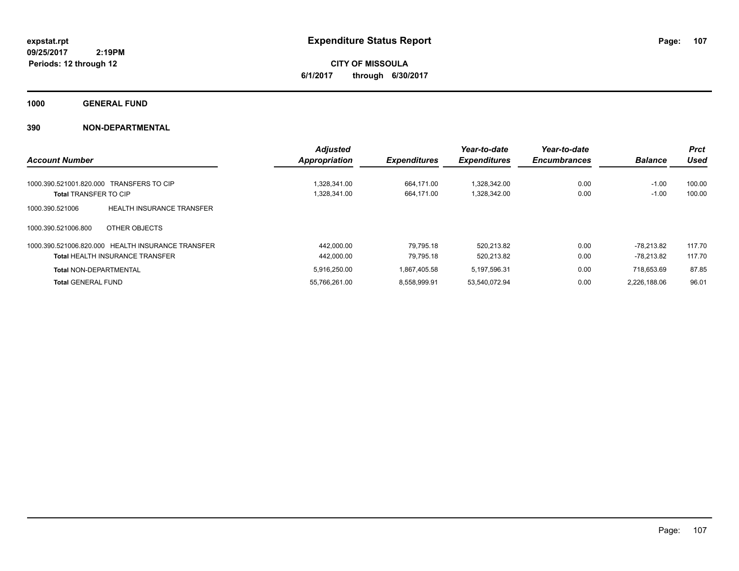expstat.rpt
09/25/2017 2:19PM
Periods: 12 through 12

# Expenditure Status Report

**CITY OF MISSOULA**
**6/1/2017 through 6/30/2017**

## 1000 GENERAL FUND

### 390 NON-DEPARTMENTAL

| Account Number | Adjusted Appropriation | Expenditures | Year-to-date Expenditures | Year-to-date Encumbrances | Balance | Prct Used |
|---|---|---|---|---|---|---|
| 1000.390.521001.820.000 TRANSFERS TO CIP | 1,328,341.00 | 664,171.00 | 1,328,342.00 | 0.00 | -1.00 | 100.00 |
| **Total** TRANSFER TO CIP | 1,328,341.00 | 664,171.00 | 1,328,342.00 | 0.00 | -1.00 | 100.00 |
| 1000.390.521006 HEALTH INSURANCE TRANSFER | | | | | | |
| 1000.390.521006.800 OTHER OBJECTS | | | | | | |
| 1000.390.521006.820.000 HEALTH INSURANCE TRANSFER | 442,000.00 | 79,795.18 | 520,213.82 | 0.00 | -78,213.82 | 117.70 |
| **Total** HEALTH INSURANCE TRANSFER | 442,000.00 | 79,795.18 | 520,213.82 | 0.00 | -78,213.82 | 117.70 |
| **Total** NON-DEPARTMENTAL | 5,916,250.00 | 1,867,405.58 | 5,197,596.31 | 0.00 | 718,653.69 | 87.85 |
| **Total** GENERAL FUND | 55,766,261.00 | 8,558,999.91 | 53,540,072.94 | 0.00 | 2,226,188.06 | 96.01 |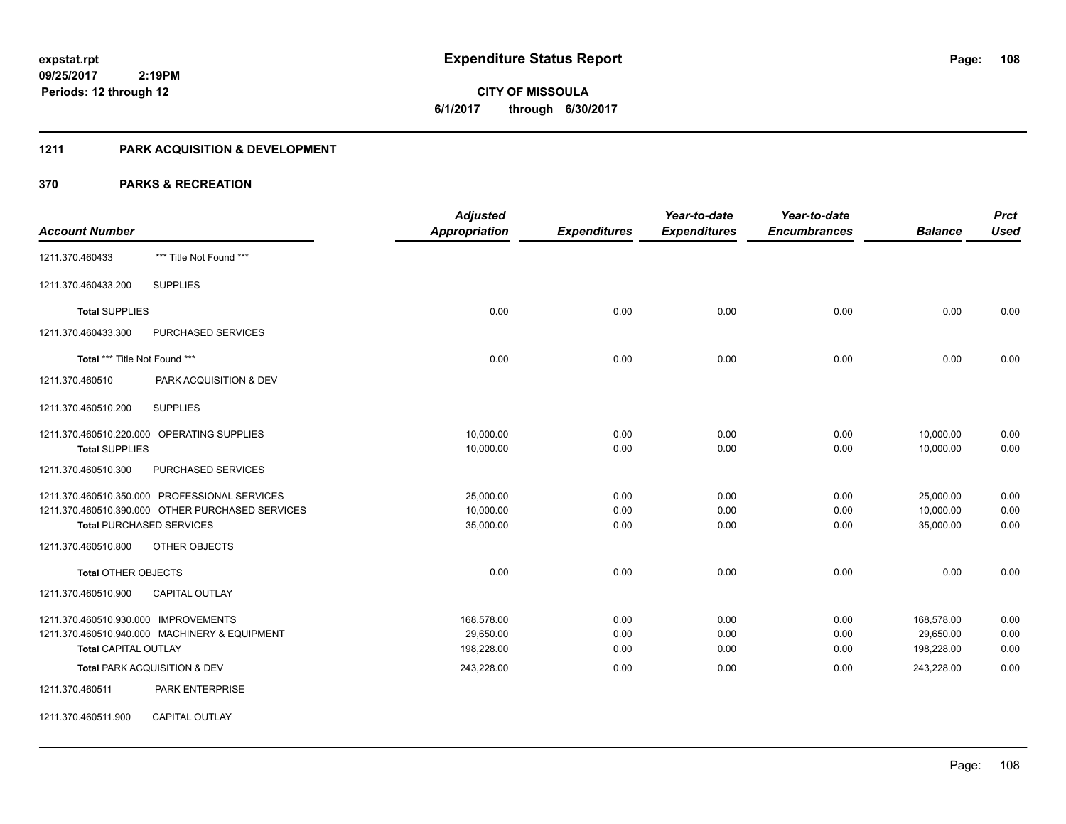# Expenditure Status Report

**CITY OF MISSOULA**
**6/1/2017 through 6/30/2017**

expstat.rpt
09/25/2017 2:19PM
Periods: 12 through 12

## 1211 PARK ACQUISITION & DEVELOPMENT

## 370 PARKS & RECREATION

| Account Number | | Adjusted Appropriation | Expenditures | Year-to-date Expenditures | Year-to-date Encumbrances | Balance | Prct Used |
|---|---|---|---|---|---|---|---|
| 1211.370.460433 | *** Title Not Found *** | | | | | | |
| 1211.370.460433.200 | SUPPLIES | | | | | | |
| **Total** SUPPLIES | | 0.00 | 0.00 | 0.00 | 0.00 | 0.00 | 0.00 |
| 1211.370.460433.300 | PURCHASED SERVICES | | | | | | |
| **Total** *** Title Not Found *** | | 0.00 | 0.00 | 0.00 | 0.00 | 0.00 | 0.00 |
| 1211.370.460510 | PARK ACQUISITION & DEV | | | | | | |
| 1211.370.460510.200 | SUPPLIES | | | | | | |
| 1211.370.460510.220.000 | OPERATING SUPPLIES | 10,000.00 | 0.00 | 0.00 | 0.00 | 10,000.00 | 0.00 |
| **Total** SUPPLIES | | 10,000.00 | 0.00 | 0.00 | 0.00 | 10,000.00 | 0.00 |
| 1211.370.460510.300 | PURCHASED SERVICES | | | | | | |
| 1211.370.460510.350.000 | PROFESSIONAL SERVICES | 25,000.00 | 0.00 | 0.00 | 0.00 | 25,000.00 | 0.00 |
| 1211.370.460510.390.000 | OTHER PURCHASED SERVICES | 10,000.00 | 0.00 | 0.00 | 0.00 | 10,000.00 | 0.00 |
| **Total** PURCHASED SERVICES | | 35,000.00 | 0.00 | 0.00 | 0.00 | 35,000.00 | 0.00 |
| 1211.370.460510.800 | OTHER OBJECTS | | | | | | |
| **Total** OTHER OBJECTS | | 0.00 | 0.00 | 0.00 | 0.00 | 0.00 | 0.00 |
| 1211.370.460510.900 | CAPITAL OUTLAY | | | | | | |
| 1211.370.460510.930.000 | IMPROVEMENTS | 168,578.00 | 0.00 | 0.00 | 0.00 | 168,578.00 | 0.00 |
| 1211.370.460510.940.000 | MACHINERY & EQUIPMENT | 29,650.00 | 0.00 | 0.00 | 0.00 | 29,650.00 | 0.00 |
| **Total** CAPITAL OUTLAY | | 198,228.00 | 0.00 | 0.00 | 0.00 | 198,228.00 | 0.00 |
| **Total** PARK ACQUISITION & DEV | | 243,228.00 | 0.00 | 0.00 | 0.00 | 243,228.00 | 0.00 |
| 1211.370.460511 | PARK ENTERPRISE | | | | | | |
| 1211.370.460511.900 | CAPITAL OUTLAY | | | | | | |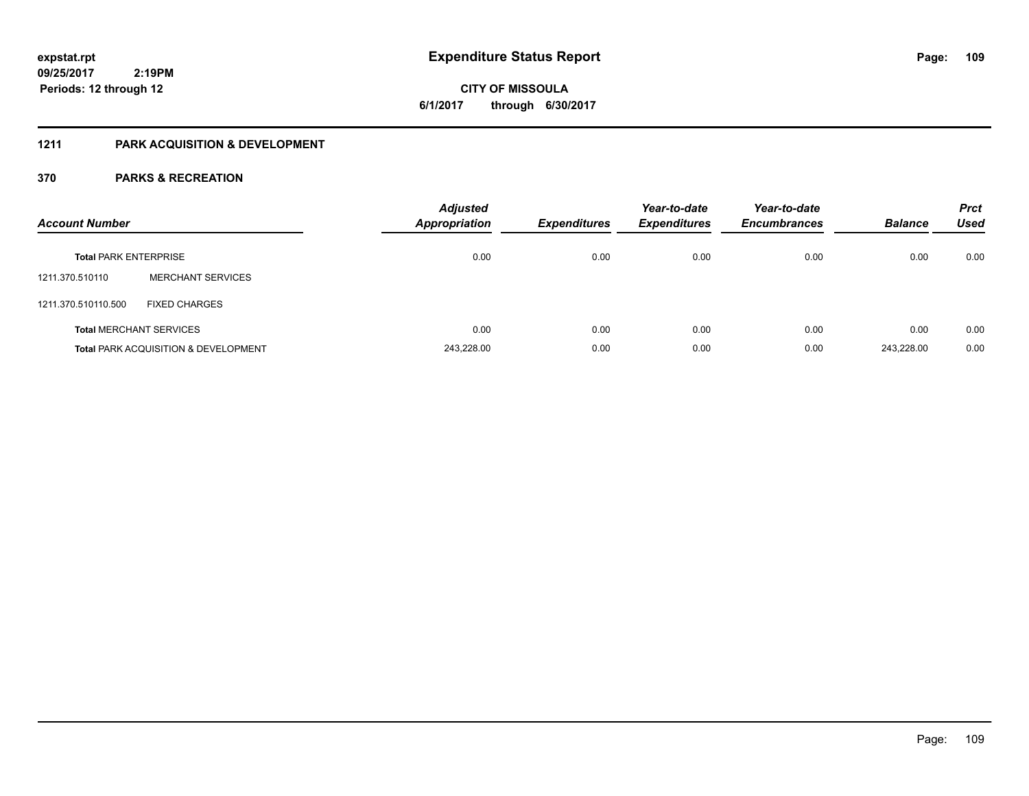expstat.rpt
09/25/2017 2:19PM
Periods: 12 through 12

# Expenditure Status Report

**CITY OF MISSOULA**
**6/1/2017 through 6/30/2017**

## 1211 PARK ACQUISITION & DEVELOPMENT

### 370 PARKS & RECREATION

| Account Number | | Adjusted Appropriation | Expenditures | Year-to-date Expenditures | Year-to-date Encumbrances | Balance | Prct Used |
|---|---|---|---|---|---|---|---|
| **Total** PARK ENTERPRISE | | 0.00 | 0.00 | 0.00 | 0.00 | 0.00 | 0.00 |
| 1211.370.510110 | MERCHANT SERVICES | | | | | | |
| 1211.370.510110.500 | FIXED CHARGES | | | | | | |
| **Total** MERCHANT SERVICES | | 0.00 | 0.00 | 0.00 | 0.00 | 0.00 | 0.00 |
| **Total** PARK ACQUISITION & DEVELOPMENT | | 243,228.00 | 0.00 | 0.00 | 0.00 | 243,228.00 | 0.00 |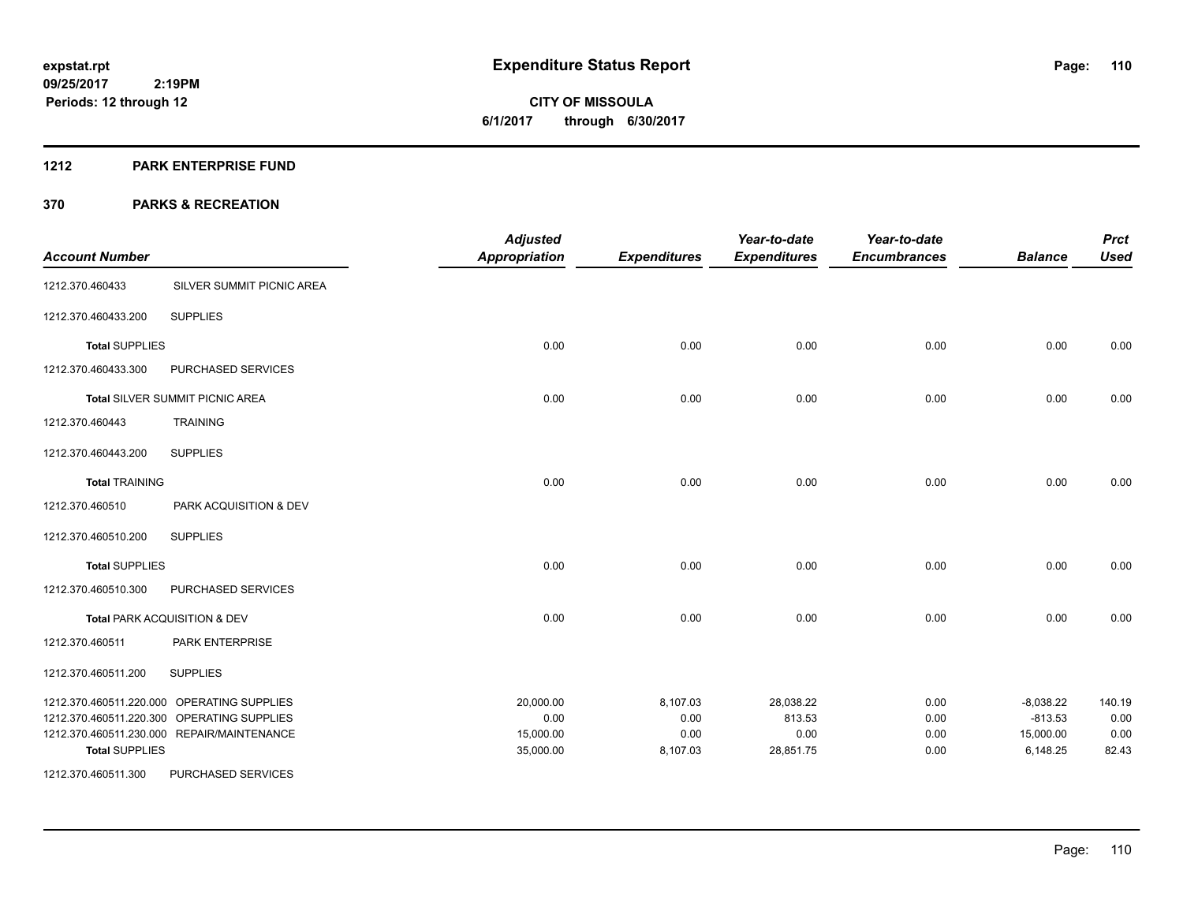**expstat.rpt**
**09/25/2017 2:19PM**
**Periods: 12 through 12**

# Expenditure Status Report

**CITY OF MISSOULA**
**6/1/2017 through 6/30/2017**

## 1212 PARK ENTERPRISE FUND

## 370 PARKS & RECREATION

| Account Number | | Adjusted Appropriation | Expenditures | Year-to-date Expenditures | Year-to-date Encumbrances | Balance | Prct Used |
|---|---|---|---|---|---|---|---|
| 1212.370.460433 | SILVER SUMMIT PICNIC AREA | | | | | | |
| 1212.370.460433.200 | SUPPLIES | | | | | | |
| **Total** SUPPLIES | | 0.00 | 0.00 | 0.00 | 0.00 | 0.00 | 0.00 |
| 1212.370.460433.300 | PURCHASED SERVICES | | | | | | |
| **Total** SILVER SUMMIT PICNIC AREA | | 0.00 | 0.00 | 0.00 | 0.00 | 0.00 | 0.00 |
| 1212.370.460443 | TRAINING | | | | | | |
| 1212.370.460443.200 | SUPPLIES | | | | | | |
| **Total** TRAINING | | 0.00 | 0.00 | 0.00 | 0.00 | 0.00 | 0.00 |
| 1212.370.460510 | PARK ACQUISITION & DEV | | | | | | |
| 1212.370.460510.200 | SUPPLIES | | | | | | |
| **Total** SUPPLIES | | 0.00 | 0.00 | 0.00 | 0.00 | 0.00 | 0.00 |
| 1212.370.460510.300 | PURCHASED SERVICES | | | | | | |
| **Total** PARK ACQUISITION & DEV | | 0.00 | 0.00 | 0.00 | 0.00 | 0.00 | 0.00 |
| 1212.370.460511 | PARK ENTERPRISE | | | | | | |
| 1212.370.460511.200 | SUPPLIES | | | | | | |
| 1212.370.460511.220.000 | OPERATING SUPPLIES | 20,000.00 | 8,107.03 | 28,038.22 | 0.00 | -8,038.22 | 140.19 |
| 1212.370.460511.220.300 | OPERATING SUPPLIES | 0.00 | 0.00 | 813.53 | 0.00 | -813.53 | 0.00 |
| 1212.370.460511.230.000 | REPAIR/MAINTENANCE | 15,000.00 | 0.00 | 0.00 | 0.00 | 15,000.00 | 0.00 |
| **Total** SUPPLIES | | 35,000.00 | 8,107.03 | 28,851.75 | 0.00 | 6,148.25 | 82.43 |
| 1212.370.460511.300 | PURCHASED SERVICES | | | | | | |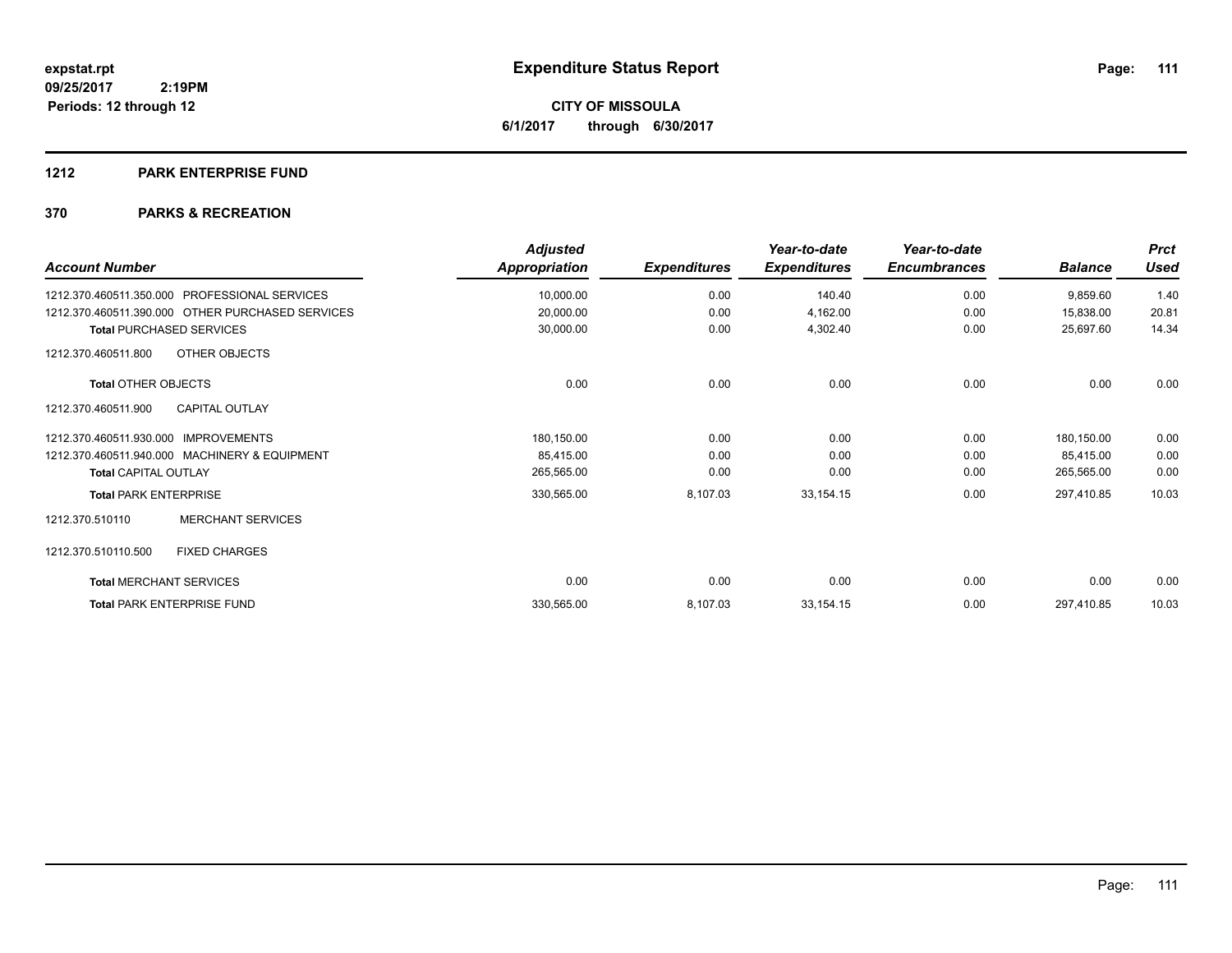**expstat.rpt**
**09/25/2017 2:19PM**
**Periods: 12 through 12**

# Expenditure Status Report

**CITY OF MISSOULA**
**6/1/2017 through 6/30/2017**

## 1212 PARK ENTERPRISE FUND

### 370 PARKS & RECREATION

| Account Number | Adjusted Appropriation | Expenditures | Year-to-date Expenditures | Year-to-date Encumbrances | Balance | Prct Used |
|---|---|---|---|---|---|---|
| 1212.370.460511.350.000 PROFESSIONAL SERVICES | 10,000.00 | 0.00 | 140.40 | 0.00 | 9,859.60 | 1.40 |
| 1212.370.460511.390.000 OTHER PURCHASED SERVICES | 20,000.00 | 0.00 | 4,162.00 | 0.00 | 15,838.00 | 20.81 |
| **Total** PURCHASED SERVICES | 30,000.00 | 0.00 | 4,302.40 | 0.00 | 25,697.60 | 14.34 |
| 1212.370.460511.800 OTHER OBJECTS | | | | | | |
| **Total** OTHER OBJECTS | 0.00 | 0.00 | 0.00 | 0.00 | 0.00 | 0.00 |
| 1212.370.460511.900 CAPITAL OUTLAY | | | | | | |
| 1212.370.460511.930.000 IMPROVEMENTS | 180,150.00 | 0.00 | 0.00 | 0.00 | 180,150.00 | 0.00 |
| 1212.370.460511.940.000 MACHINERY & EQUIPMENT | 85,415.00 | 0.00 | 0.00 | 0.00 | 85,415.00 | 0.00 |
| **Total** CAPITAL OUTLAY | 265,565.00 | 0.00 | 0.00 | 0.00 | 265,565.00 | 0.00 |
| **Total** PARK ENTERPRISE | 330,565.00 | 8,107.03 | 33,154.15 | 0.00 | 297,410.85 | 10.03 |
| 1212.370.510110 MERCHANT SERVICES | | | | | | |
| 1212.370.510110.500 FIXED CHARGES | | | | | | |
| **Total** MERCHANT SERVICES | 0.00 | 0.00 | 0.00 | 0.00 | 0.00 | 0.00 |
| **Total** PARK ENTERPRISE FUND | 330,565.00 | 8,107.03 | 33,154.15 | 0.00 | 297,410.85 | 10.03 |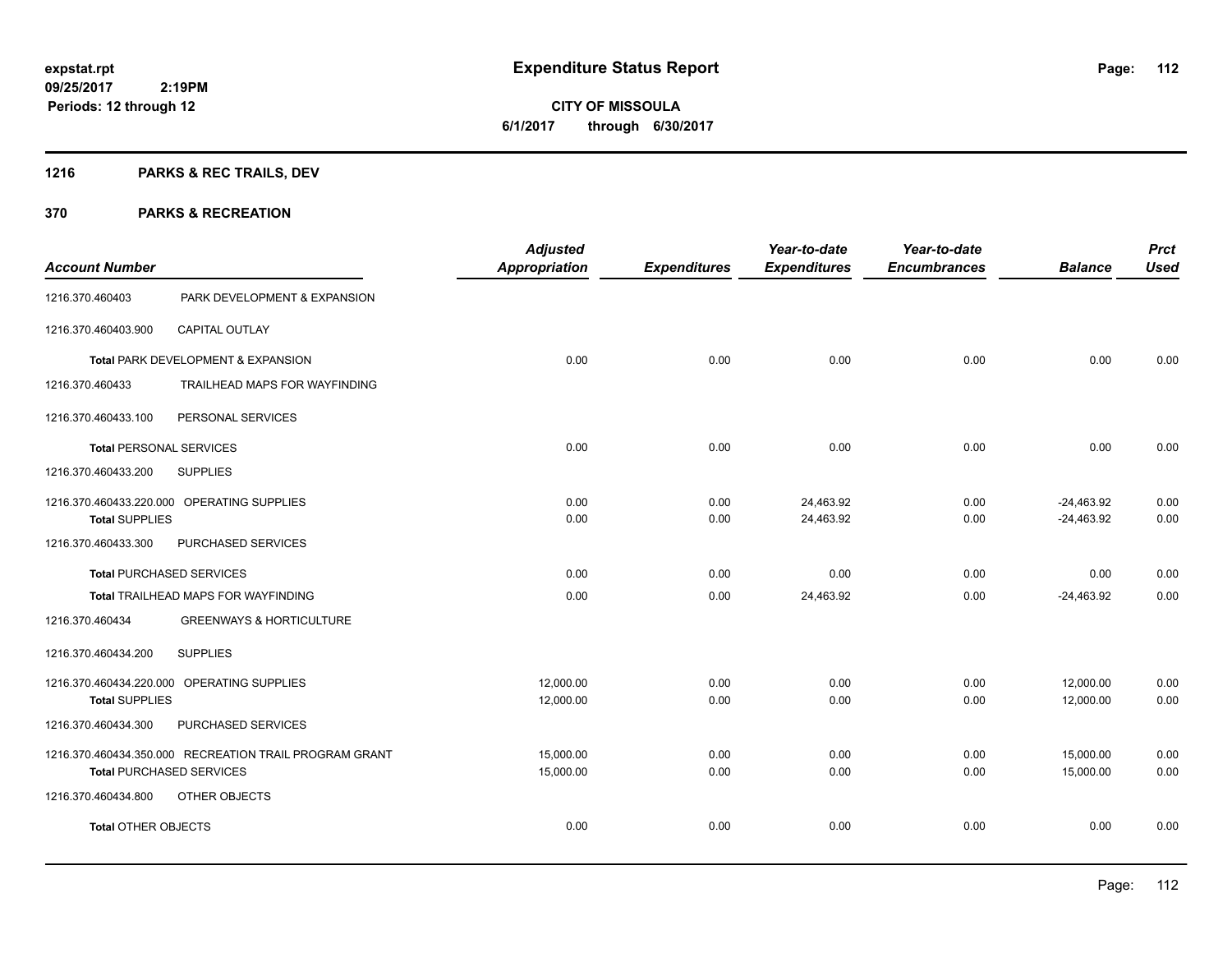expstat.rpt
09/25/2017 2:19PM
Periods: 12 through 12

# Expenditure Status Report

**CITY OF MISSOULA**
**6/1/2017 through 6/30/2017**

## 1216 PARKS & REC TRAILS, DEV

## 370 PARKS & RECREATION

| Account Number | | Adjusted Appropriation | Expenditures | Year-to-date Expenditures | Year-to-date Encumbrances | Balance | Prct Used |
|---|---|---|---|---|---|---|---|
| 1216.370.460403 | PARK DEVELOPMENT & EXPANSION | | | | | | |
| 1216.370.460403.900 | CAPITAL OUTLAY | | | | | | |
| **Total** PARK DEVELOPMENT & EXPANSION | | 0.00 | 0.00 | 0.00 | 0.00 | 0.00 | 0.00 |
| 1216.370.460433 | TRAILHEAD MAPS FOR WAYFINDING | | | | | | |
| 1216.370.460433.100 | PERSONAL SERVICES | | | | | | |
| **Total** PERSONAL SERVICES | | 0.00 | 0.00 | 0.00 | 0.00 | 0.00 | 0.00 |
| 1216.370.460433.200 | SUPPLIES | | | | | | |
| 1216.370.460433.220.000 | OPERATING SUPPLIES | 0.00 | 0.00 | 24,463.92 | 0.00 | -24,463.92 | 0.00 |
| **Total** SUPPLIES | | 0.00 | 0.00 | 24,463.92 | 0.00 | -24,463.92 | 0.00 |
| 1216.370.460433.300 | PURCHASED SERVICES | | | | | | |
| **Total** PURCHASED SERVICES | | 0.00 | 0.00 | 0.00 | 0.00 | 0.00 | 0.00 |
| **Total** TRAILHEAD MAPS FOR WAYFINDING | | 0.00 | 0.00 | 24,463.92 | 0.00 | -24,463.92 | 0.00 |
| 1216.370.460434 | GREENWAYS & HORTICULTURE | | | | | | |
| 1216.370.460434.200 | SUPPLIES | | | | | | |
| 1216.370.460434.220.000 | OPERATING SUPPLIES | 12,000.00 | 0.00 | 0.00 | 0.00 | 12,000.00 | 0.00 |
| **Total** SUPPLIES | | 12,000.00 | 0.00 | 0.00 | 0.00 | 12,000.00 | 0.00 |
| 1216.370.460434.300 | PURCHASED SERVICES | | | | | | |
| 1216.370.460434.350.000 | RECREATION TRAIL PROGRAM GRANT | 15,000.00 | 0.00 | 0.00 | 0.00 | 15,000.00 | 0.00 |
| **Total** PURCHASED SERVICES | | 15,000.00 | 0.00 | 0.00 | 0.00 | 15,000.00 | 0.00 |
| 1216.370.460434.800 | OTHER OBJECTS | | | | | | |
| **Total** OTHER OBJECTS | | 0.00 | 0.00 | 0.00 | 0.00 | 0.00 | 0.00 |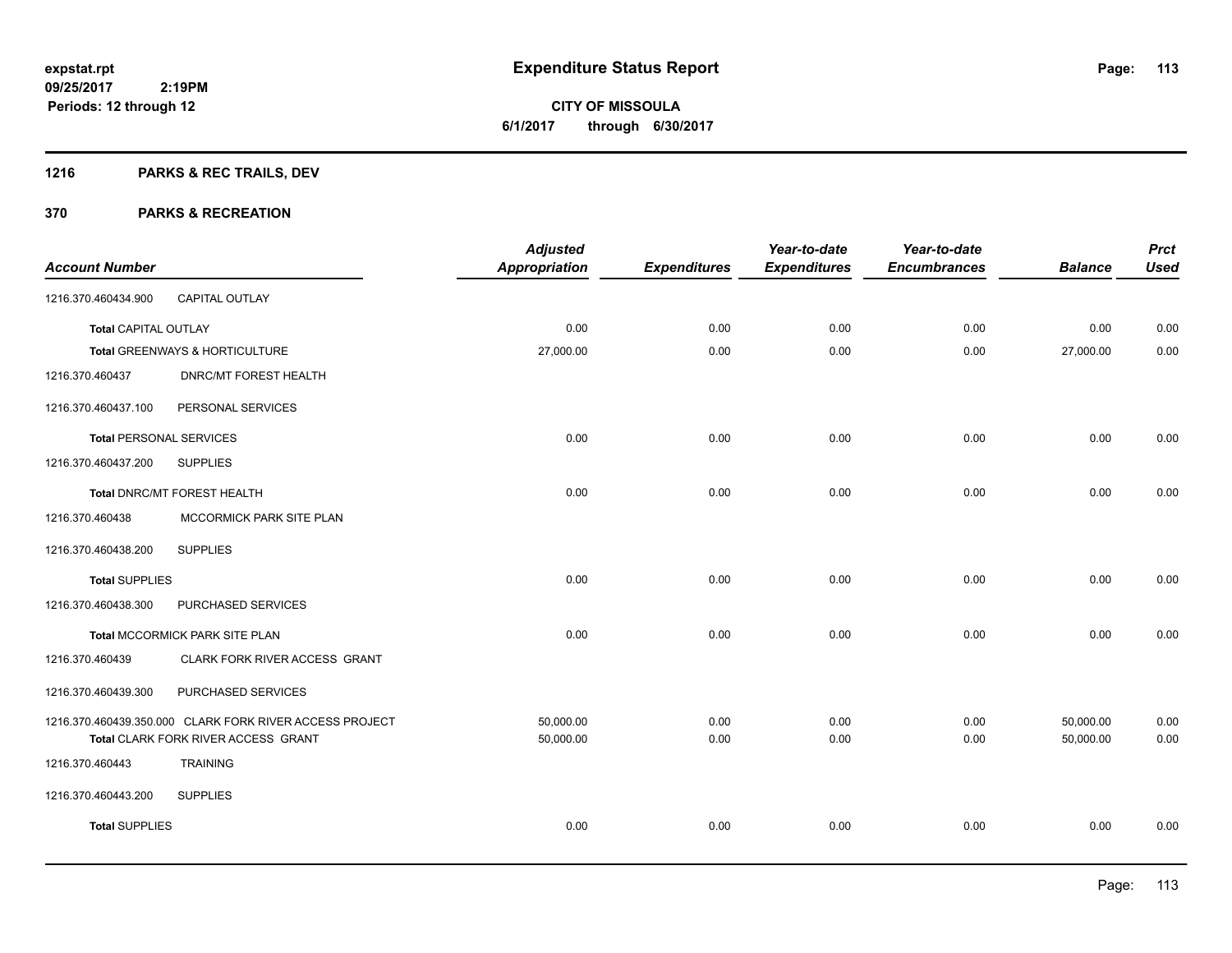# Expenditure Status Report

**CITY OF MISSOULA**
**6/1/2017 through 6/30/2017**

expstat.rpt
09/25/2017 2:19PM
Periods: 12 through 12

## 1216 PARKS & REC TRAILS, DEV

## 370 PARKS & RECREATION

| Account Number | | Adjusted Appropriation | Expenditures | Year-to-date Expenditures | Year-to-date Encumbrances | Balance | Prct Used |
|---|---|---|---|---|---|---|---|
| 1216.370.460434.900 | CAPITAL OUTLAY | | | | | | |
| Total CAPITAL OUTLAY | | 0.00 | 0.00 | 0.00 | 0.00 | 0.00 | 0.00 |
| Total GREENWAYS & HORTICULTURE | | 27,000.00 | 0.00 | 0.00 | 0.00 | 27,000.00 | 0.00 |
| 1216.370.460437 | DNRC/MT FOREST HEALTH | | | | | | |
| 1216.370.460437.100 | PERSONAL SERVICES | | | | | | |
| Total PERSONAL SERVICES | | 0.00 | 0.00 | 0.00 | 0.00 | 0.00 | 0.00 |
| 1216.370.460437.200 | SUPPLIES | | | | | | |
| Total DNRC/MT FOREST HEALTH | | 0.00 | 0.00 | 0.00 | 0.00 | 0.00 | 0.00 |
| 1216.370.460438 | MCCORMICK PARK SITE PLAN | | | | | | |
| 1216.370.460438.200 | SUPPLIES | | | | | | |
| Total SUPPLIES | | 0.00 | 0.00 | 0.00 | 0.00 | 0.00 | 0.00 |
| 1216.370.460438.300 | PURCHASED SERVICES | | | | | | |
| Total MCCORMICK PARK SITE PLAN | | 0.00 | 0.00 | 0.00 | 0.00 | 0.00 | 0.00 |
| 1216.370.460439 | CLARK FORK RIVER ACCESS GRANT | | | | | | |
| 1216.370.460439.300 | PURCHASED SERVICES | | | | | | |
| 1216.370.460439.350.000 | CLARK FORK RIVER ACCESS PROJECT | 50,000.00 | 0.00 | 0.00 | 0.00 | 50,000.00 | 0.00 |
| Total CLARK FORK RIVER ACCESS GRANT | | 50,000.00 | 0.00 | 0.00 | 0.00 | 50,000.00 | 0.00 |
| 1216.370.460443 | TRAINING | | | | | | |
| 1216.370.460443.200 | SUPPLIES | | | | | | |
| Total SUPPLIES | | 0.00 | 0.00 | 0.00 | 0.00 | 0.00 | 0.00 |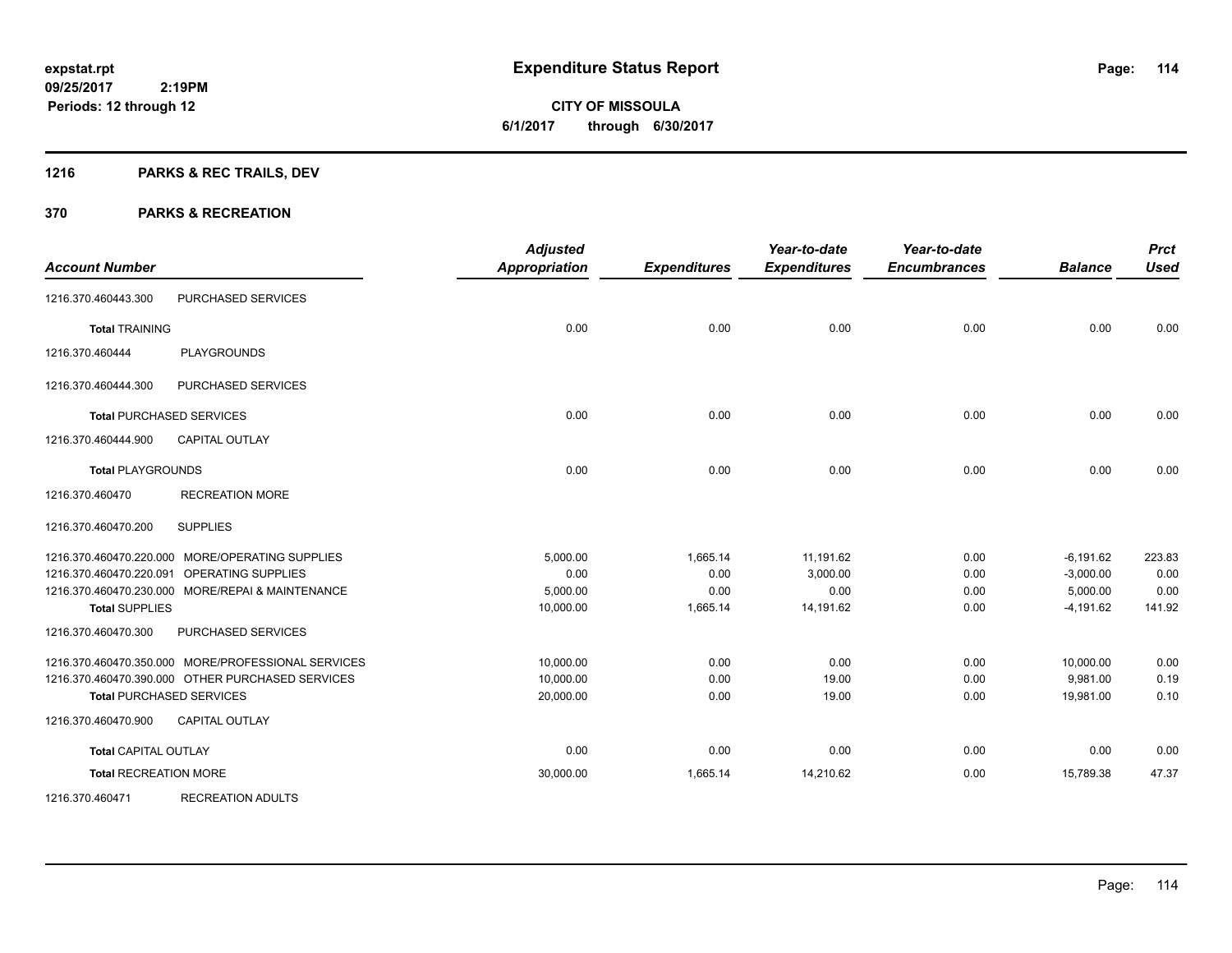**expstat.rpt**
**09/25/2017 2:19PM**
**Periods: 12 through 12**

# Expenditure Status Report

**CITY OF MISSOULA**
**6/1/2017 through 6/30/2017**

## 1216 PARKS & REC TRAILS, DEV

## 370 PARKS & RECREATION

| Account Number | | Adjusted Appropriation | Expenditures | Year-to-date Expenditures | Year-to-date Encumbrances | Balance | Prct Used |
|---|---|---|---|---|---|---|---|
| 1216.370.460443.300 | PURCHASED SERVICES | | | | | | |
| **Total** TRAINING | | 0.00 | 0.00 | 0.00 | 0.00 | 0.00 | 0.00 |
| 1216.370.460444 | PLAYGROUNDS | | | | | | |
| 1216.370.460444.300 | PURCHASED SERVICES | | | | | | |
| **Total** PURCHASED SERVICES | | 0.00 | 0.00 | 0.00 | 0.00 | 0.00 | 0.00 |
| 1216.370.460444.900 | CAPITAL OUTLAY | | | | | | |
| **Total** PLAYGROUNDS | | 0.00 | 0.00 | 0.00 | 0.00 | 0.00 | 0.00 |
| 1216.370.460470 | RECREATION MORE | | | | | | |
| 1216.370.460470.200 | SUPPLIES | | | | | | |
| 1216.370.460470.220.000 | MORE/OPERATING SUPPLIES | 5,000.00 | 1,665.14 | 11,191.62 | 0.00 | -6,191.62 | 223.83 |
| 1216.370.460470.220.091 | OPERATING SUPPLIES | 0.00 | 0.00 | 3,000.00 | 0.00 | -3,000.00 | 0.00 |
| 1216.370.460470.230.000 | MORE/REPAI & MAINTENANCE | 5,000.00 | 0.00 | 0.00 | 0.00 | 5,000.00 | 0.00 |
| **Total** SUPPLIES | | 10,000.00 | 1,665.14 | 14,191.62 | 0.00 | -4,191.62 | 141.92 |
| 1216.370.460470.300 | PURCHASED SERVICES | | | | | | |
| 1216.370.460470.350.000 | MORE/PROFESSIONAL SERVICES | 10,000.00 | 0.00 | 0.00 | 0.00 | 10,000.00 | 0.00 |
| 1216.370.460470.390.000 | OTHER PURCHASED SERVICES | 10,000.00 | 0.00 | 19.00 | 0.00 | 9,981.00 | 0.19 |
| **Total** PURCHASED SERVICES | | 20,000.00 | 0.00 | 19.00 | 0.00 | 19,981.00 | 0.10 |
| 1216.370.460470.900 | CAPITAL OUTLAY | | | | | | |
| **Total** CAPITAL OUTLAY | | 0.00 | 0.00 | 0.00 | 0.00 | 0.00 | 0.00 |
| **Total** RECREATION MORE | | 30,000.00 | 1,665.14 | 14,210.62 | 0.00 | 15,789.38 | 47.37 |
| 1216.370.460471 | RECREATION ADULTS | | | | | | |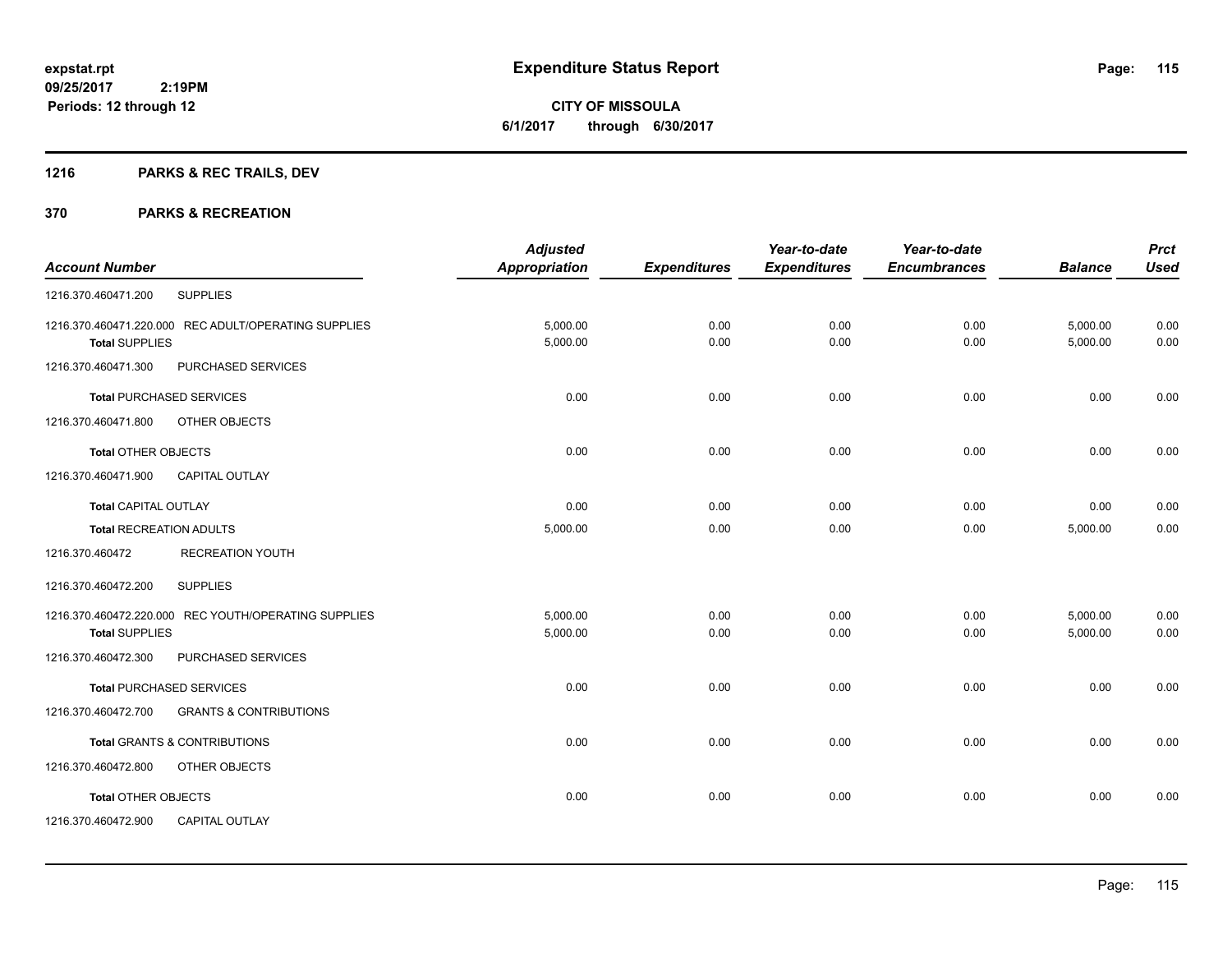**Expenditure Status Report**

**CITY OF MISSOULA**
**6/1/2017 through 6/30/2017**

expstat.rpt
09/25/2017 2:19PM
Periods: 12 through 12

## 1216 PARKS & REC TRAILS, DEV

## 370 PARKS & RECREATION

| Account Number | | Adjusted Appropriation | Expenditures | Year-to-date Expenditures | Year-to-date Encumbrances | Balance | Prct Used |
|---|---|---|---|---|---|---|---|
| 1216.370.460471.200 | SUPPLIES | | | | | | |
| 1216.370.460471.220.000 | REC ADULT/OPERATING SUPPLIES | 5,000.00 | 0.00 | 0.00 | 0.00 | 5,000.00 | 0.00 |
| **Total** SUPPLIES | | 5,000.00 | 0.00 | 0.00 | 0.00 | 5,000.00 | 0.00 |
| 1216.370.460471.300 | PURCHASED SERVICES | | | | | | |
| **Total** PURCHASED SERVICES | | 0.00 | 0.00 | 0.00 | 0.00 | 0.00 | 0.00 |
| 1216.370.460471.800 | OTHER OBJECTS | | | | | | |
| **Total** OTHER OBJECTS | | 0.00 | 0.00 | 0.00 | 0.00 | 0.00 | 0.00 |
| 1216.370.460471.900 | CAPITAL OUTLAY | | | | | | |
| **Total** CAPITAL OUTLAY | | 0.00 | 0.00 | 0.00 | 0.00 | 0.00 | 0.00 |
| **Total** RECREATION ADULTS | | 5,000.00 | 0.00 | 0.00 | 0.00 | 5,000.00 | 0.00 |
| 1216.370.460472 | RECREATION YOUTH | | | | | | |
| 1216.370.460472.200 | SUPPLIES | | | | | | |
| 1216.370.460472.220.000 | REC YOUTH/OPERATING SUPPLIES | 5,000.00 | 0.00 | 0.00 | 0.00 | 5,000.00 | 0.00 |
| **Total** SUPPLIES | | 5,000.00 | 0.00 | 0.00 | 0.00 | 5,000.00 | 0.00 |
| 1216.370.460472.300 | PURCHASED SERVICES | | | | | | |
| **Total** PURCHASED SERVICES | | 0.00 | 0.00 | 0.00 | 0.00 | 0.00 | 0.00 |
| 1216.370.460472.700 | GRANTS & CONTRIBUTIONS | | | | | | |
| **Total** GRANTS & CONTRIBUTIONS | | 0.00 | 0.00 | 0.00 | 0.00 | 0.00 | 0.00 |
| 1216.370.460472.800 | OTHER OBJECTS | | | | | | |
| **Total** OTHER OBJECTS | | 0.00 | 0.00 | 0.00 | 0.00 | 0.00 | 0.00 |
| 1216.370.460472.900 | CAPITAL OUTLAY | | | | | | |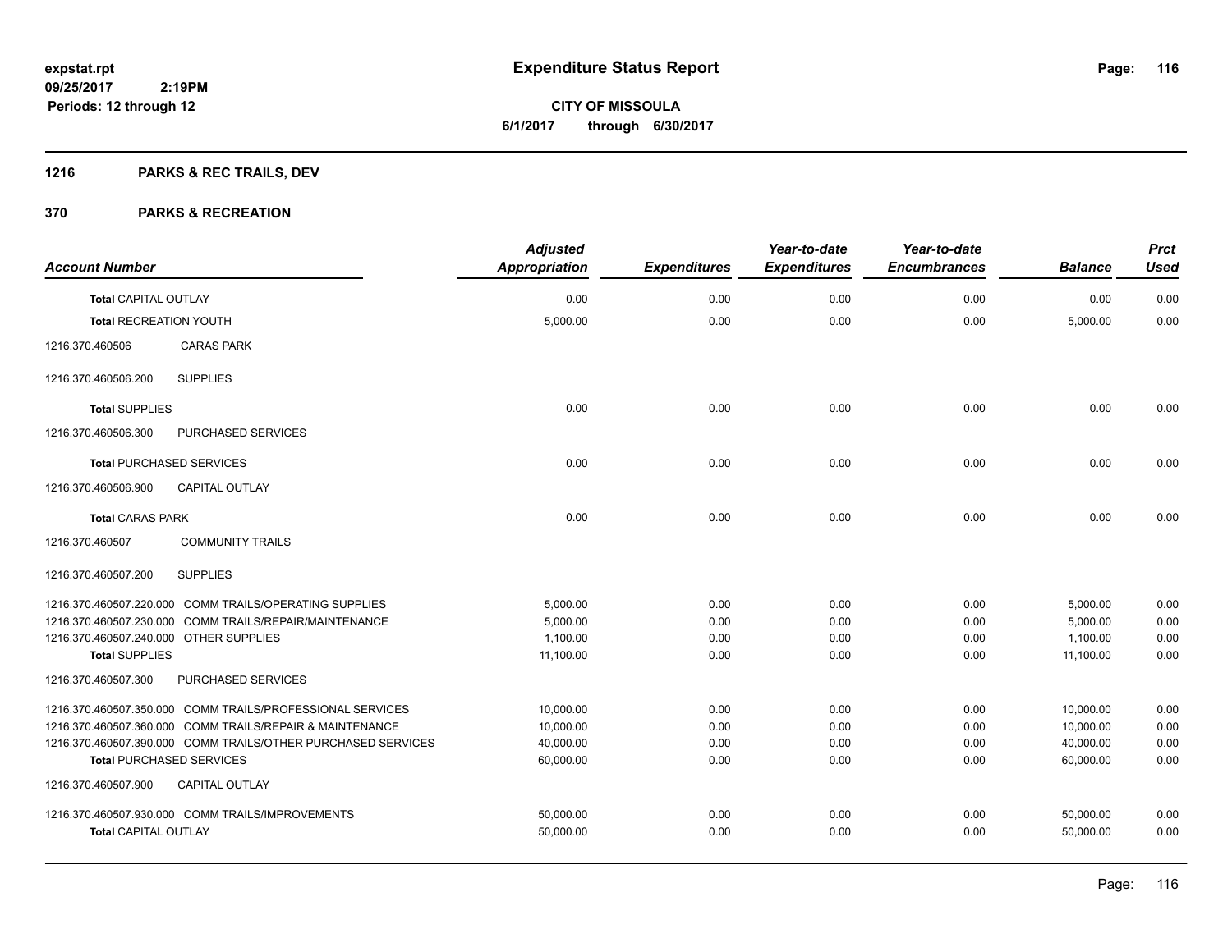# Expenditure Status Report

expstat.rpt
09/25/2017 2:19PM
Periods: 12 through 12

**CITY OF MISSOULA**
**6/1/2017 through 6/30/2017**

## 1216 PARKS & REC TRAILS, DEV

### 370 PARKS & RECREATION

| Account Number | Adjusted Appropriation | Expenditures | Year-to-date Expenditures | Year-to-date Encumbrances | Balance | Prct Used |
|---|---|---|---|---|---|---|
| **Total** CAPITAL OUTLAY | 0.00 | 0.00 | 0.00 | 0.00 | 0.00 | 0.00 |
| **Total** RECREATION YOUTH | 5,000.00 | 0.00 | 0.00 | 0.00 | 5,000.00 | 0.00 |
| 1216.370.460506 CARAS PARK | | | | | | |
| 1216.370.460506.200 SUPPLIES | | | | | | |
| **Total** SUPPLIES | 0.00 | 0.00 | 0.00 | 0.00 | 0.00 | 0.00 |
| 1216.370.460506.300 PURCHASED SERVICES | | | | | | |
| **Total** PURCHASED SERVICES | 0.00 | 0.00 | 0.00 | 0.00 | 0.00 | 0.00 |
| 1216.370.460506.900 CAPITAL OUTLAY | | | | | | |
| **Total** CARAS PARK | 0.00 | 0.00 | 0.00 | 0.00 | 0.00 | 0.00 |
| 1216.370.460507 COMMUNITY TRAILS | | | | | | |
| 1216.370.460507.200 SUPPLIES | | | | | | |
| 1216.370.460507.220.000 COMM TRAILS/OPERATING SUPPLIES | 5,000.00 | 0.00 | 0.00 | 0.00 | 5,000.00 | 0.00 |
| 1216.370.460507.230.000 COMM TRAILS/REPAIR/MAINTENANCE | 5,000.00 | 0.00 | 0.00 | 0.00 | 5,000.00 | 0.00 |
| 1216.370.460507.240.000 OTHER SUPPLIES | 1,100.00 | 0.00 | 0.00 | 0.00 | 1,100.00 | 0.00 |
| **Total** SUPPLIES | 11,100.00 | 0.00 | 0.00 | 0.00 | 11,100.00 | 0.00 |
| 1216.370.460507.300 PURCHASED SERVICES | | | | | | |
| 1216.370.460507.350.000 COMM TRAILS/PROFESSIONAL SERVICES | 10,000.00 | 0.00 | 0.00 | 0.00 | 10,000.00 | 0.00 |
| 1216.370.460507.360.000 COMM TRAILS/REPAIR & MAINTENANCE | 10,000.00 | 0.00 | 0.00 | 0.00 | 10,000.00 | 0.00 |
| 1216.370.460507.390.000 COMM TRAILS/OTHER PURCHASED SERVICES | 40,000.00 | 0.00 | 0.00 | 0.00 | 40,000.00 | 0.00 |
| **Total** PURCHASED SERVICES | 60,000.00 | 0.00 | 0.00 | 0.00 | 60,000.00 | 0.00 |
| 1216.370.460507.900 CAPITAL OUTLAY | | | | | | |
| 1216.370.460507.930.000 COMM TRAILS/IMPROVEMENTS | 50,000.00 | 0.00 | 0.00 | 0.00 | 50,000.00 | 0.00 |
| **Total** CAPITAL OUTLAY | 50,000.00 | 0.00 | 0.00 | 0.00 | 50,000.00 | 0.00 |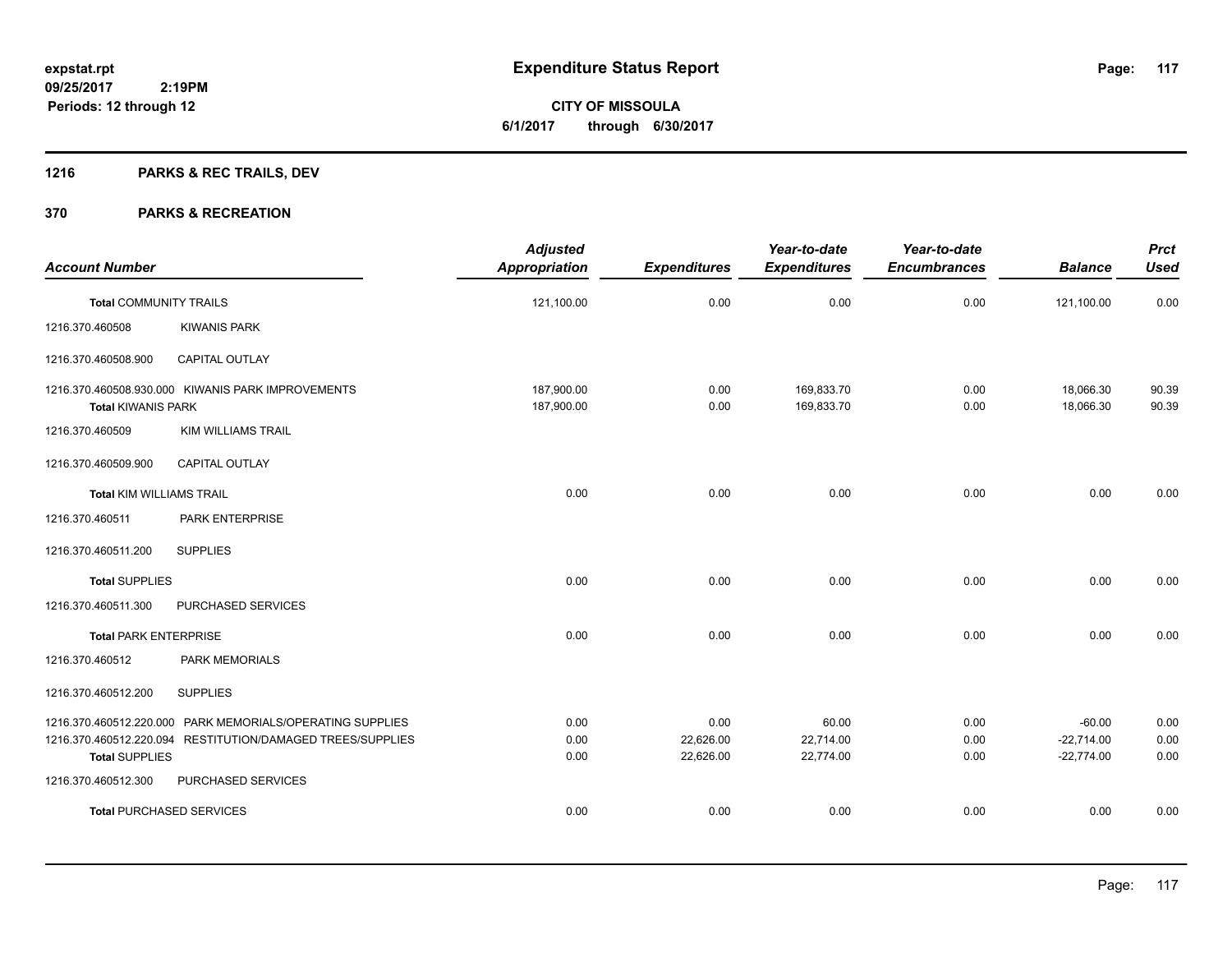# Expenditure Status Report

**CITY OF MISSOULA**

**6/1/2017 through 6/30/2017**

expstat.rpt
09/25/2017 2:19PM
Periods: 12 through 12

## 1216 PARKS & REC TRAILS, DEV

## 370 PARKS & RECREATION

| Account Number | | Adjusted Appropriation | Expenditures | Year-to-date Expenditures | Year-to-date Encumbrances | Balance | Prct Used |
|---|---|---|---|---|---|---|---|
| **Total** COMMUNITY TRAILS | | 121,100.00 | 0.00 | 0.00 | 0.00 | 121,100.00 | 0.00 |
| 1216.370.460508 | KIWANIS PARK | | | | | | |
| 1216.370.460508.900 | CAPITAL OUTLAY | | | | | | |
| 1216.370.460508.930.000 | KIWANIS PARK IMPROVEMENTS | 187,900.00 | 0.00 | 169,833.70 | 0.00 | 18,066.30 | 90.39 |
| **Total** KIWANIS PARK | | 187,900.00 | 0.00 | 169,833.70 | 0.00 | 18,066.30 | 90.39 |
| 1216.370.460509 | KIM WILLIAMS TRAIL | | | | | | |
| 1216.370.460509.900 | CAPITAL OUTLAY | | | | | | |
| **Total** KIM WILLIAMS TRAIL | | 0.00 | 0.00 | 0.00 | 0.00 | 0.00 | 0.00 |
| 1216.370.460511 | PARK ENTERPRISE | | | | | | |
| 1216.370.460511.200 | SUPPLIES | | | | | | |
| **Total** SUPPLIES | | 0.00 | 0.00 | 0.00 | 0.00 | 0.00 | 0.00 |
| 1216.370.460511.300 | PURCHASED SERVICES | | | | | | |
| **Total** PARK ENTERPRISE | | 0.00 | 0.00 | 0.00 | 0.00 | 0.00 | 0.00 |
| 1216.370.460512 | PARK MEMORIALS | | | | | | |
| 1216.370.460512.200 | SUPPLIES | | | | | | |
| 1216.370.460512.220.000 | PARK MEMORIALS/OPERATING SUPPLIES | 0.00 | 0.00 | 60.00 | 0.00 | -60.00 | 0.00 |
| 1216.370.460512.220.094 | RESTITUTION/DAMAGED TREES/SUPPLIES | 0.00 | 22,626.00 | 22,714.00 | 0.00 | -22,714.00 | 0.00 |
| **Total** SUPPLIES | | 0.00 | 22,626.00 | 22,774.00 | 0.00 | -22,774.00 | 0.00 |
| 1216.370.460512.300 | PURCHASED SERVICES | | | | | | |
| **Total** PURCHASED SERVICES | | 0.00 | 0.00 | 0.00 | 0.00 | 0.00 | 0.00 |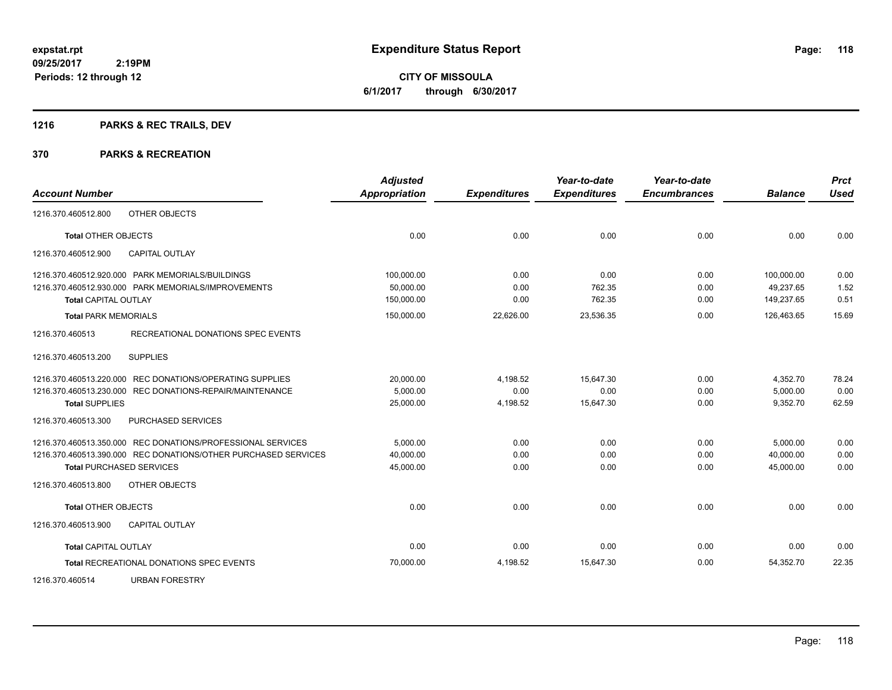**expstat.rpt**
**09/25/2017 2:19PM**
**Periods: 12 through 12**

# Expenditure Status Report

**CITY OF MISSOULA**
**6/1/2017 through 6/30/2017**

## 1216 PARKS & REC TRAILS, DEV

## 370 PARKS & RECREATION

| Account Number | | Adjusted Appropriation | Expenditures | Year-to-date Expenditures | Year-to-date Encumbrances | Balance | Prct Used |
|---|---|---|---|---|---|---|---|
| 1216.370.460512.800 | OTHER OBJECTS | | | | | | |
| **Total** OTHER OBJECTS | | 0.00 | 0.00 | 0.00 | 0.00 | 0.00 | 0.00 |
| 1216.370.460512.900 | CAPITAL OUTLAY | | | | | | |
| 1216.370.460512.920.000 | PARK MEMORIALS/BUILDINGS | 100,000.00 | 0.00 | 0.00 | 0.00 | 100,000.00 | 0.00 |
| 1216.370.460512.930.000 | PARK MEMORIALS/IMPROVEMENTS | 50,000.00 | 0.00 | 762.35 | 0.00 | 49,237.65 | 1.52 |
| **Total** CAPITAL OUTLAY | | 150,000.00 | 0.00 | 762.35 | 0.00 | 149,237.65 | 0.51 |
| **Total** PARK MEMORIALS | | 150,000.00 | 22,626.00 | 23,536.35 | 0.00 | 126,463.65 | 15.69 |
| 1216.370.460513 | RECREATIONAL DONATIONS SPEC EVENTS | | | | | | |
| 1216.370.460513.200 | SUPPLIES | | | | | | |
| 1216.370.460513.220.000 | REC DONATIONS/OPERATING SUPPLIES | 20,000.00 | 4,198.52 | 15,647.30 | 0.00 | 4,352.70 | 78.24 |
| 1216.370.460513.230.000 | REC DONATIONS-REPAIR/MAINTENANCE | 5,000.00 | 0.00 | 0.00 | 0.00 | 5,000.00 | 0.00 |
| **Total** SUPPLIES | | 25,000.00 | 4,198.52 | 15,647.30 | 0.00 | 9,352.70 | 62.59 |
| 1216.370.460513.300 | PURCHASED SERVICES | | | | | | |
| 1216.370.460513.350.000 | REC DONATIONS/PROFESSIONAL SERVICES | 5,000.00 | 0.00 | 0.00 | 0.00 | 5,000.00 | 0.00 |
| 1216.370.460513.390.000 | REC DONATIONS/OTHER PURCHASED SERVICES | 40,000.00 | 0.00 | 0.00 | 0.00 | 40,000.00 | 0.00 |
| **Total** PURCHASED SERVICES | | 45,000.00 | 0.00 | 0.00 | 0.00 | 45,000.00 | 0.00 |
| 1216.370.460513.800 | OTHER OBJECTS | | | | | | |
| **Total** OTHER OBJECTS | | 0.00 | 0.00 | 0.00 | 0.00 | 0.00 | 0.00 |
| 1216.370.460513.900 | CAPITAL OUTLAY | | | | | | |
| **Total** CAPITAL OUTLAY | | 0.00 | 0.00 | 0.00 | 0.00 | 0.00 | 0.00 |
| **Total** RECREATIONAL DONATIONS SPEC EVENTS | | 70,000.00 | 4,198.52 | 15,647.30 | 0.00 | 54,352.70 | 22.35 |
| 1216.370.460514 | URBAN FORESTRY | | | | | | |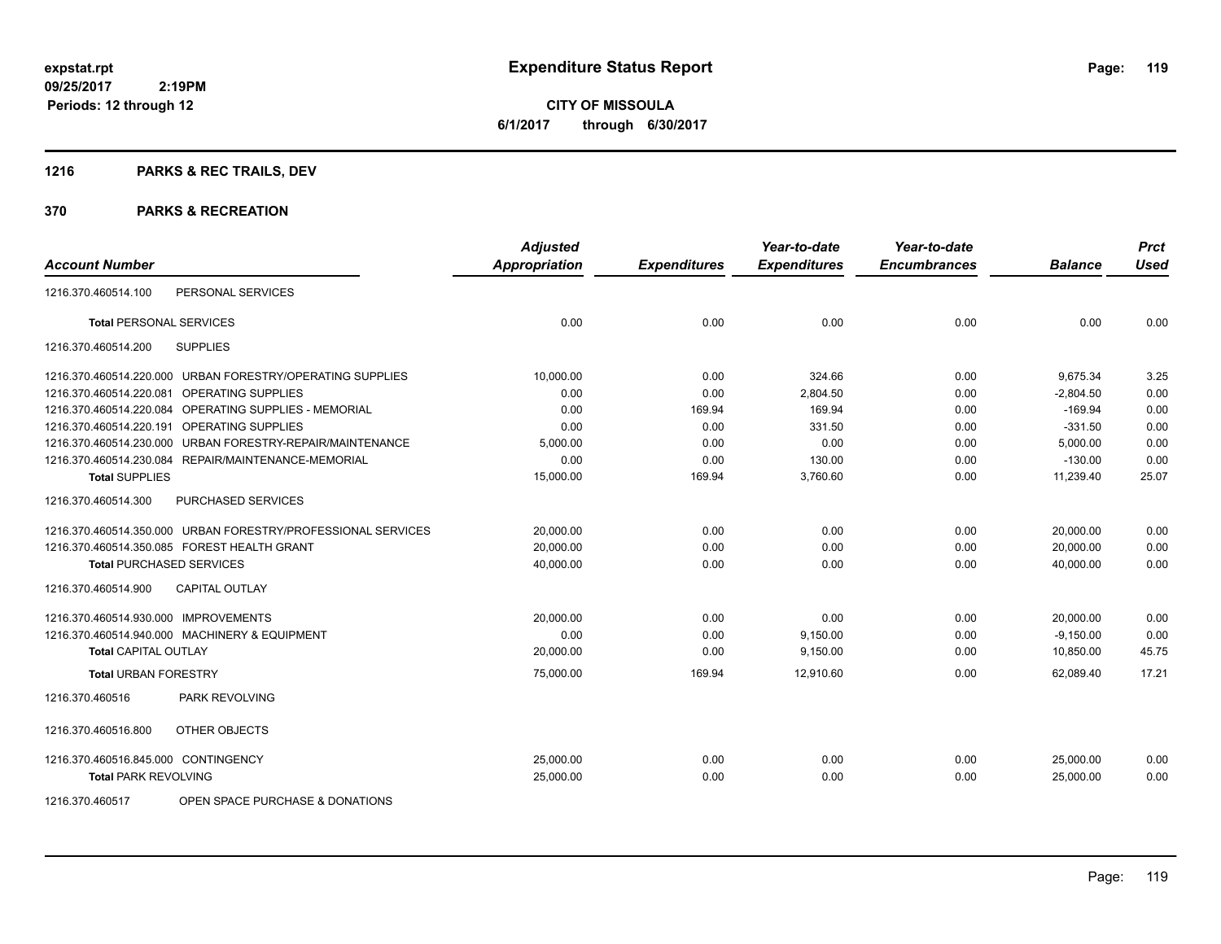**Expenditure Status Report**

**CITY OF MISSOULA**
**6/1/2017 through 6/30/2017**

expstat.rpt
09/25/2017 2:19PM
Periods: 12 through 12

## 1216 PARKS & REC TRAILS, DEV

## 370 PARKS & RECREATION

| Account Number | | Adjusted Appropriation | Expenditures | Year-to-date Expenditures | Year-to-date Encumbrances | Balance | Prct Used |
|---|---|---|---|---|---|---|---|
| 1216.370.460514.100 | PERSONAL SERVICES | | | | | | |
| **Total** PERSONAL SERVICES | | 0.00 | 0.00 | 0.00 | 0.00 | 0.00 | 0.00 |
| 1216.370.460514.200 | SUPPLIES | | | | | | |
| 1216.370.460514.220.000 | URBAN FORESTRY/OPERATING SUPPLIES | 10,000.00 | 0.00 | 324.66 | 0.00 | 9,675.34 | 3.25 |
| 1216.370.460514.220.081 | OPERATING SUPPLIES | 0.00 | 0.00 | 2,804.50 | 0.00 | -2,804.50 | 0.00 |
| 1216.370.460514.220.084 | OPERATING SUPPLIES - MEMORIAL | 0.00 | 169.94 | 169.94 | 0.00 | -169.94 | 0.00 |
| 1216.370.460514.220.191 | OPERATING SUPPLIES | 0.00 | 0.00 | 331.50 | 0.00 | -331.50 | 0.00 |
| 1216.370.460514.230.000 | URBAN FORESTRY-REPAIR/MAINTENANCE | 5,000.00 | 0.00 | 0.00 | 0.00 | 5,000.00 | 0.00 |
| 1216.370.460514.230.084 | REPAIR/MAINTENANCE-MEMORIAL | 0.00 | 0.00 | 130.00 | 0.00 | -130.00 | 0.00 |
| **Total** SUPPLIES | | 15,000.00 | 169.94 | 3,760.60 | 0.00 | 11,239.40 | 25.07 |
| 1216.370.460514.300 | PURCHASED SERVICES | | | | | | |
| 1216.370.460514.350.000 | URBAN FORESTRY/PROFESSIONAL SERVICES | 20,000.00 | 0.00 | 0.00 | 0.00 | 20,000.00 | 0.00 |
| 1216.370.460514.350.085 | FOREST HEALTH GRANT | 20,000.00 | 0.00 | 0.00 | 0.00 | 20,000.00 | 0.00 |
| **Total** PURCHASED SERVICES | | 40,000.00 | 0.00 | 0.00 | 0.00 | 40,000.00 | 0.00 |
| 1216.370.460514.900 | CAPITAL OUTLAY | | | | | | |
| 1216.370.460514.930.000 | IMPROVEMENTS | 20,000.00 | 0.00 | 0.00 | 0.00 | 20,000.00 | 0.00 |
| 1216.370.460514.940.000 | MACHINERY & EQUIPMENT | 0.00 | 0.00 | 9,150.00 | 0.00 | -9,150.00 | 0.00 |
| **Total** CAPITAL OUTLAY | | 20,000.00 | 0.00 | 9,150.00 | 0.00 | 10,850.00 | 45.75 |
| **Total** URBAN FORESTRY | | 75,000.00 | 169.94 | 12,910.60 | 0.00 | 62,089.40 | 17.21 |
| 1216.370.460516 | PARK REVOLVING | | | | | | |
| 1216.370.460516.800 | OTHER OBJECTS | | | | | | |
| 1216.370.460516.845.000 | CONTINGENCY | 25,000.00 | 0.00 | 0.00 | 0.00 | 25,000.00 | 0.00 |
| **Total** PARK REVOLVING | | 25,000.00 | 0.00 | 0.00 | 0.00 | 25,000.00 | 0.00 |
| 1216.370.460517 | OPEN SPACE PURCHASE & DONATIONS | | | | | | |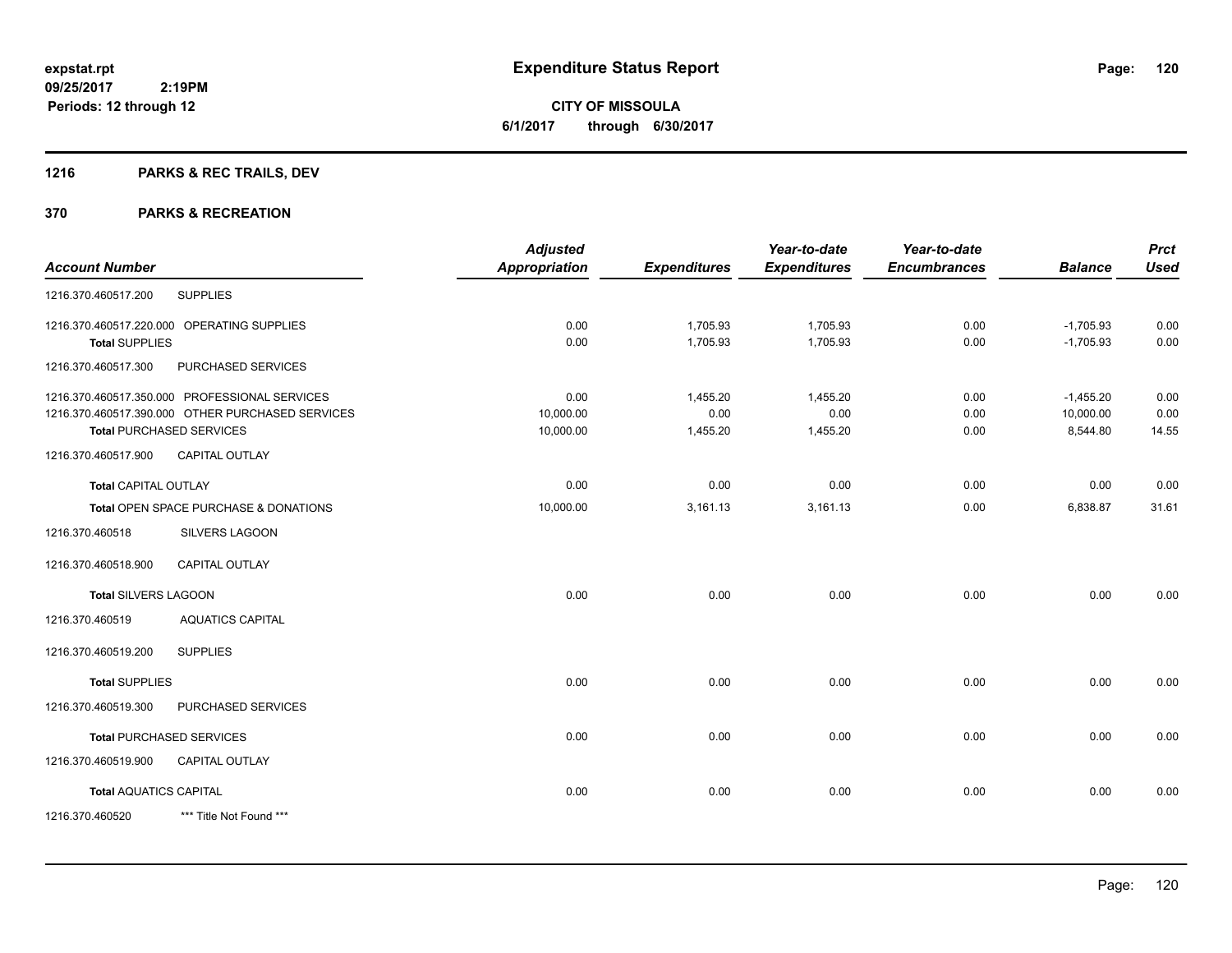# Expenditure Status Report

**CITY OF MISSOULA**
**6/1/2017 through 6/30/2017**

expstat.rpt
09/25/2017 2:19PM
Periods: 12 through 12

## 1216 PARKS & REC TRAILS, DEV

## 370 PARKS & RECREATION

| Account Number | | Adjusted Appropriation | Expenditures | Year-to-date Expenditures | Year-to-date Encumbrances | Balance | Prct Used |
|---|---|---|---|---|---|---|---|
| 1216.370.460517.200 | SUPPLIES | | | | | | |
| 1216.370.460517.220.000 | OPERATING SUPPLIES | 0.00 | 1,705.93 | 1,705.93 | 0.00 | -1,705.93 | 0.00 |
| **Total** SUPPLIES | | 0.00 | 1,705.93 | 1,705.93 | 0.00 | -1,705.93 | 0.00 |
| 1216.370.460517.300 | PURCHASED SERVICES | | | | | | |
| 1216.370.460517.350.000 | PROFESSIONAL SERVICES | 0.00 | 1,455.20 | 1,455.20 | 0.00 | -1,455.20 | 0.00 |
| 1216.370.460517.390.000 | OTHER PURCHASED SERVICES | 10,000.00 | 0.00 | 0.00 | 0.00 | 10,000.00 | 0.00 |
| **Total** PURCHASED SERVICES | | 10,000.00 | 1,455.20 | 1,455.20 | 0.00 | 8,544.80 | 14.55 |
| 1216.370.460517.900 | CAPITAL OUTLAY | | | | | | |
| **Total** CAPITAL OUTLAY | | 0.00 | 0.00 | 0.00 | 0.00 | 0.00 | 0.00 |
| **Total** OPEN SPACE PURCHASE & DONATIONS | | 10,000.00 | 3,161.13 | 3,161.13 | 0.00 | 6,838.87 | 31.61 |
| 1216.370.460518 | SILVERS LAGOON | | | | | | |
| 1216.370.460518.900 | CAPITAL OUTLAY | | | | | | |
| **Total** SILVERS LAGOON | | 0.00 | 0.00 | 0.00 | 0.00 | 0.00 | 0.00 |
| 1216.370.460519 | AQUATICS CAPITAL | | | | | | |
| 1216.370.460519.200 | SUPPLIES | | | | | | |
| **Total** SUPPLIES | | 0.00 | 0.00 | 0.00 | 0.00 | 0.00 | 0.00 |
| 1216.370.460519.300 | PURCHASED SERVICES | | | | | | |
| **Total** PURCHASED SERVICES | | 0.00 | 0.00 | 0.00 | 0.00 | 0.00 | 0.00 |
| 1216.370.460519.900 | CAPITAL OUTLAY | | | | | | |
| **Total** AQUATICS CAPITAL | | 0.00 | 0.00 | 0.00 | 0.00 | 0.00 | 0.00 |
| 1216.370.460520 | *** Title Not Found *** | | | | | | |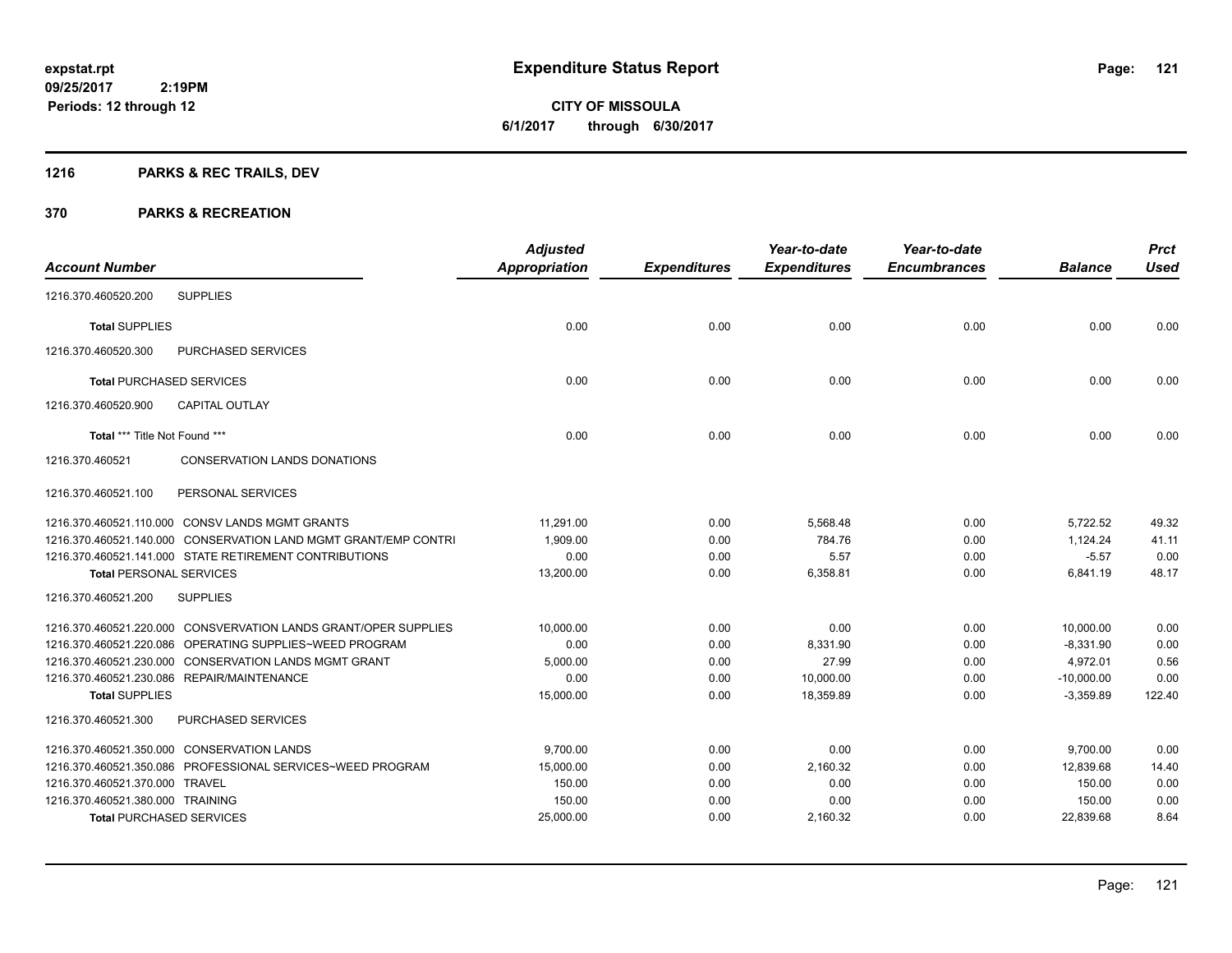**expstat.rpt** **09/25/2017 2:19PM** **Periods: 12 through 12**

# Expenditure Status Report

**CITY OF MISSOULA**
**6/1/2017 through 6/30/2017**

## 1216 PARKS & REC TRAILS, DEV

## 370 PARKS & RECREATION

| Account Number | Adjusted Appropriation | Expenditures | Year-to-date Expenditures | Year-to-date Encumbrances | Balance | Prct Used |
|---|---|---|---|---|---|---|
| 1216.370.460520.200 SUPPLIES | | | | | | |
| **Total** SUPPLIES | 0.00 | 0.00 | 0.00 | 0.00 | 0.00 | 0.00 |
| 1216.370.460520.300 PURCHASED SERVICES | | | | | | |
| **Total** PURCHASED SERVICES | 0.00 | 0.00 | 0.00 | 0.00 | 0.00 | 0.00 |
| 1216.370.460520.900 CAPITAL OUTLAY | | | | | | |
| **Total** *** Title Not Found *** | 0.00 | 0.00 | 0.00 | 0.00 | 0.00 | 0.00 |
| 1216.370.460521 CONSERVATION LANDS DONATIONS | | | | | | |
| 1216.370.460521.100 PERSONAL SERVICES | | | | | | |
| 1216.370.460521.110.000 CONSV LANDS MGMT GRANTS | 11,291.00 | 0.00 | 5,568.48 | 0.00 | 5,722.52 | 49.32 |
| 1216.370.460521.140.000 CONSERVATION LAND MGMT GRANT/EMP CONTRI | 1,909.00 | 0.00 | 784.76 | 0.00 | 1,124.24 | 41.11 |
| 1216.370.460521.141.000 STATE RETIREMENT CONTRIBUTIONS | 0.00 | 0.00 | 5.57 | 0.00 | -5.57 | 0.00 |
| **Total** PERSONAL SERVICES | 13,200.00 | 0.00 | 6,358.81 | 0.00 | 6,841.19 | 48.17 |
| 1216.370.460521.200 SUPPLIES | | | | | | |
| 1216.370.460521.220.000 CONSVERVATION LANDS GRANT/OPER SUPPLIES | 10,000.00 | 0.00 | 0.00 | 0.00 | 10,000.00 | 0.00 |
| 1216.370.460521.220.086 OPERATING SUPPLIES~WEED PROGRAM | 0.00 | 0.00 | 8,331.90 | 0.00 | -8,331.90 | 0.00 |
| 1216.370.460521.230.000 CONSERVATION LANDS MGMT GRANT | 5,000.00 | 0.00 | 27.99 | 0.00 | 4,972.01 | 0.56 |
| 1216.370.460521.230.086 REPAIR/MAINTENANCE | 0.00 | 0.00 | 10,000.00 | 0.00 | -10,000.00 | 0.00 |
| **Total** SUPPLIES | 15,000.00 | 0.00 | 18,359.89 | 0.00 | -3,359.89 | 122.40 |
| 1216.370.460521.300 PURCHASED SERVICES | | | | | | |
| 1216.370.460521.350.000 CONSERVATION LANDS | 9,700.00 | 0.00 | 0.00 | 0.00 | 9,700.00 | 0.00 |
| 1216.370.460521.350.086 PROFESSIONAL SERVICES~WEED PROGRAM | 15,000.00 | 0.00 | 2,160.32 | 0.00 | 12,839.68 | 14.40 |
| 1216.370.460521.370.000 TRAVEL | 150.00 | 0.00 | 0.00 | 0.00 | 150.00 | 0.00 |
| 1216.370.460521.380.000 TRAINING | 150.00 | 0.00 | 0.00 | 0.00 | 150.00 | 0.00 |
| **Total** PURCHASED SERVICES | 25,000.00 | 0.00 | 2,160.32 | 0.00 | 22,839.68 | 8.64 |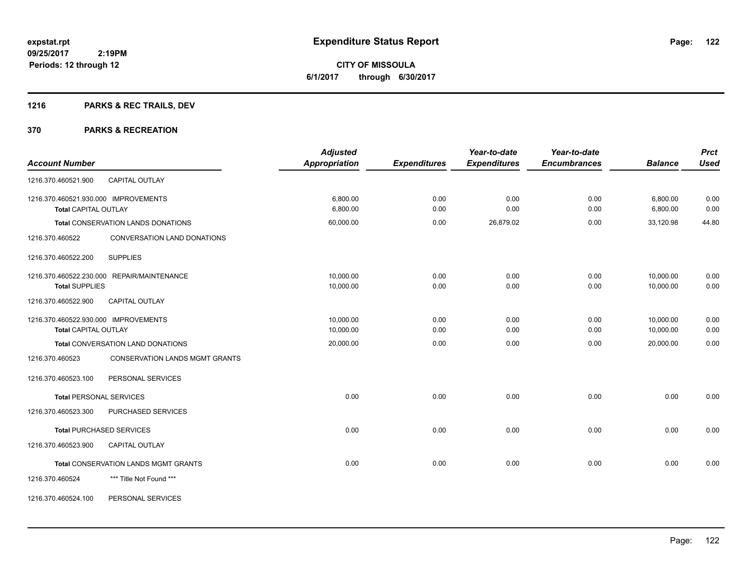# Expenditure Status Report

**CITY OF MISSOULA**

**6/1/2017 through 6/30/2017**

expstat.rpt
09/25/2017 2:19PM
Periods: 12 through 12

## 1216 PARKS & REC TRAILS, DEV

## 370 PARKS & RECREATION

| Account Number | | Adjusted Appropriation | Expenditures | Year-to-date Expenditures | Year-to-date Encumbrances | Balance | Prct Used |
|---|---|---|---|---|---|---|---|
| 1216.370.460521.900 | CAPITAL OUTLAY | | | | | | |
| 1216.370.460521.930.000 | IMPROVEMENTS | 6,800.00 | 0.00 | 0.00 | 0.00 | 6,800.00 | 0.00 |
| **Total** CAPITAL OUTLAY | | 6,800.00 | 0.00 | 0.00 | 0.00 | 6,800.00 | 0.00 |
| **Total** CONSERVATION LANDS DONATIONS | | 60,000.00 | 0.00 | 26,879.02 | 0.00 | 33,120.98 | 44.80 |
| 1216.370.460522 | CONVERSATION LAND DONATIONS | | | | | | |
| 1216.370.460522.200 | SUPPLIES | | | | | | |
| 1216.370.460522.230.000 | REPAIR/MAINTENANCE | 10,000.00 | 0.00 | 0.00 | 0.00 | 10,000.00 | 0.00 |
| **Total** SUPPLIES | | 10,000.00 | 0.00 | 0.00 | 0.00 | 10,000.00 | 0.00 |
| 1216.370.460522.900 | CAPITAL OUTLAY | | | | | | |
| 1216.370.460522.930.000 | IMPROVEMENTS | 10,000.00 | 0.00 | 0.00 | 0.00 | 10,000.00 | 0.00 |
| **Total** CAPITAL OUTLAY | | 10,000.00 | 0.00 | 0.00 | 0.00 | 10,000.00 | 0.00 |
| **Total** CONVERSATION LAND DONATIONS | | 20,000.00 | 0.00 | 0.00 | 0.00 | 20,000.00 | 0.00 |
| 1216.370.460523 | CONSERVATION LANDS MGMT GRANTS | | | | | | |
| 1216.370.460523.100 | PERSONAL SERVICES | | | | | | |
| **Total** PERSONAL SERVICES | | 0.00 | 0.00 | 0.00 | 0.00 | 0.00 | 0.00 |
| 1216.370.460523.300 | PURCHASED SERVICES | | | | | | |
| **Total** PURCHASED SERVICES | | 0.00 | 0.00 | 0.00 | 0.00 | 0.00 | 0.00 |
| 1216.370.460523.900 | CAPITAL OUTLAY | | | | | | |
| **Total** CONSERVATION LANDS MGMT GRANTS | | 0.00 | 0.00 | 0.00 | 0.00 | 0.00 | 0.00 |
| 1216.370.460524 | *** Title Not Found *** | | | | | | |
| 1216.370.460524.100 | PERSONAL SERVICES | | | | | | |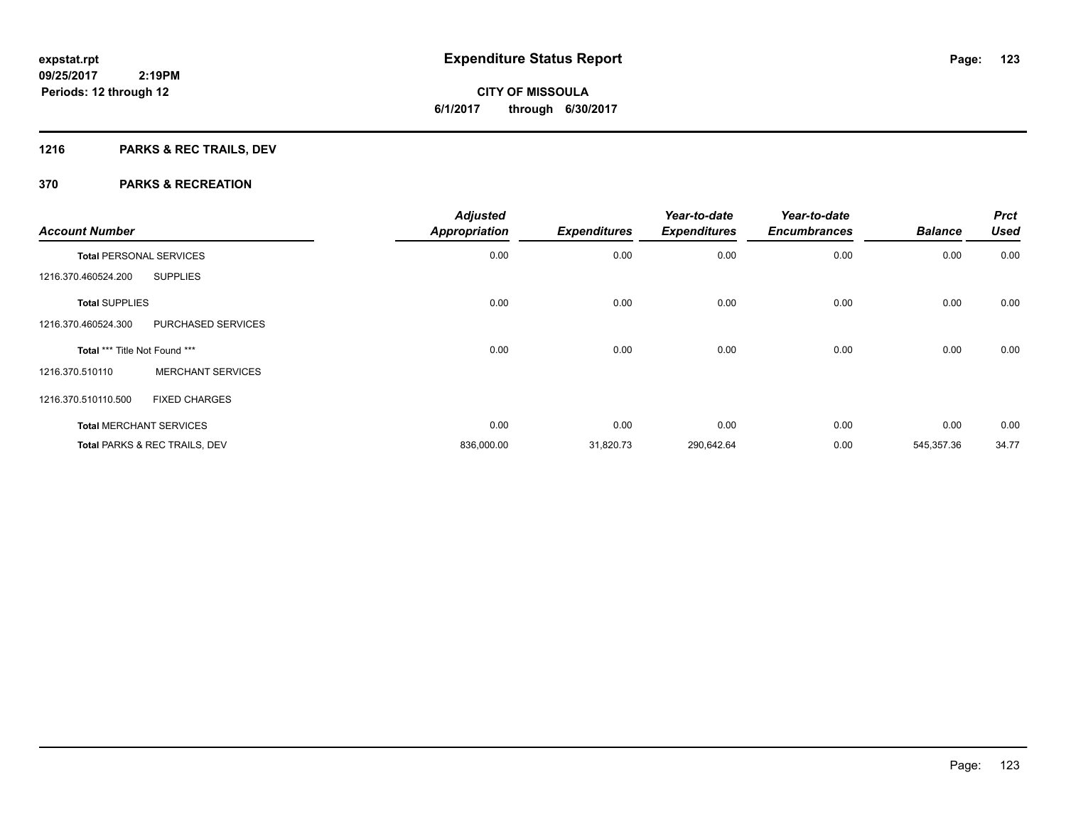**expstat.rpt**
**09/25/2017 2:19PM**
**Periods: 12 through 12**

# Expenditure Status Report

**CITY OF MISSOULA**
**6/1/2017 through 6/30/2017**

## 1216 PARKS & REC TRAILS, DEV

## 370 PARKS & RECREATION

| Account Number | | Adjusted Appropriation | Expenditures | Year-to-date Expenditures | Year-to-date Encumbrances | Balance | Prct Used |
|---|---|---|---|---|---|---|---|
| **Total** PERSONAL SERVICES | | 0.00 | 0.00 | 0.00 | 0.00 | 0.00 | 0.00 |
| 1216.370.460524.200 | SUPPLIES | | | | | | |
| **Total** SUPPLIES | | 0.00 | 0.00 | 0.00 | 0.00 | 0.00 | 0.00 |
| 1216.370.460524.300 | PURCHASED SERVICES | | | | | | |
| **Total** *** Title Not Found *** | | 0.00 | 0.00 | 0.00 | 0.00 | 0.00 | 0.00 |
| 1216.370.510110 | MERCHANT SERVICES | | | | | | |
| 1216.370.510110.500 | FIXED CHARGES | | | | | | |
| **Total** MERCHANT SERVICES | | 0.00 | 0.00 | 0.00 | 0.00 | 0.00 | 0.00 |
| **Total** PARKS & REC TRAILS, DEV | | 836,000.00 | 31,820.73 | 290,642.64 | 0.00 | 545,357.36 | 34.77 |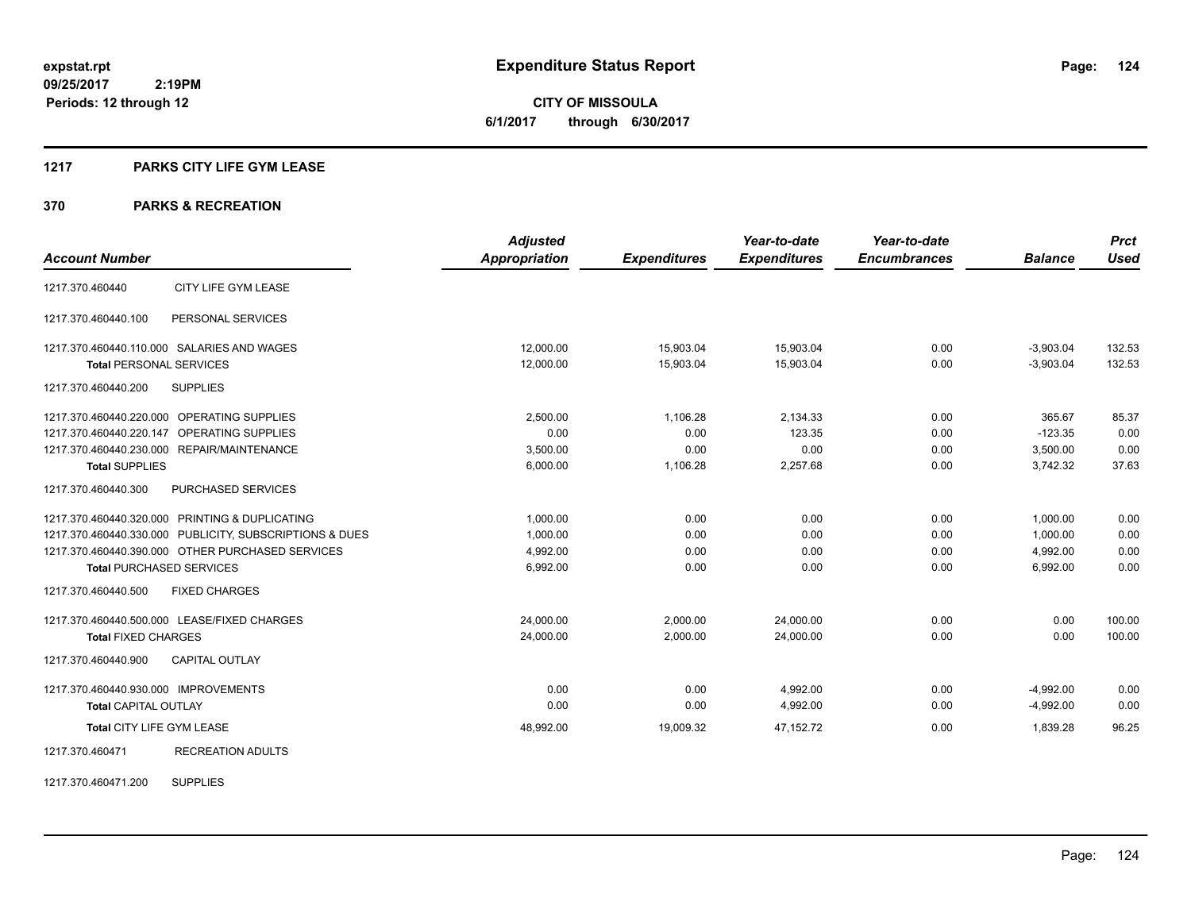# Expenditure Status Report

**CITY OF MISSOULA**

**6/1/2017 through 6/30/2017**

expstat.rpt
09/25/2017 2:19PM
Periods: 12 through 12

## 1217 PARKS CITY LIFE GYM LEASE

### 370 PARKS & RECREATION

| Account Number | | Adjusted Appropriation | Expenditures | Year-to-date Expenditures | Year-to-date Encumbrances | Balance | Prct Used |
|---|---|---|---|---|---|---|---|
| 1217.370.460440 | CITY LIFE GYM LEASE | | | | | | |
| 1217.370.460440.100 | PERSONAL SERVICES | | | | | | |
| 1217.370.460440.110.000 | SALARIES AND WAGES | 12,000.00 | 15,903.04 | 15,903.04 | 0.00 | -3,903.04 | 132.53 |
| **Total** PERSONAL SERVICES | | 12,000.00 | 15,903.04 | 15,903.04 | 0.00 | -3,903.04 | 132.53 |
| 1217.370.460440.200 | SUPPLIES | | | | | | |
| 1217.370.460440.220.000 | OPERATING SUPPLIES | 2,500.00 | 1,106.28 | 2,134.33 | 0.00 | 365.67 | 85.37 |
| 1217.370.460440.220.147 | OPERATING SUPPLIES | 0.00 | 0.00 | 123.35 | 0.00 | -123.35 | 0.00 |
| 1217.370.460440.230.000 | REPAIR/MAINTENANCE | 3,500.00 | 0.00 | 0.00 | 0.00 | 3,500.00 | 0.00 |
| **Total** SUPPLIES | | 6,000.00 | 1,106.28 | 2,257.68 | 0.00 | 3,742.32 | 37.63 |
| 1217.370.460440.300 | PURCHASED SERVICES | | | | | | |
| 1217.370.460440.320.000 | PRINTING & DUPLICATING | 1,000.00 | 0.00 | 0.00 | 0.00 | 1,000.00 | 0.00 |
| 1217.370.460440.330.000 | PUBLICITY, SUBSCRIPTIONS & DUES | 1,000.00 | 0.00 | 0.00 | 0.00 | 1,000.00 | 0.00 |
| 1217.370.460440.390.000 | OTHER PURCHASED SERVICES | 4,992.00 | 0.00 | 0.00 | 0.00 | 4,992.00 | 0.00 |
| **Total** PURCHASED SERVICES | | 6,992.00 | 0.00 | 0.00 | 0.00 | 6,992.00 | 0.00 |
| 1217.370.460440.500 | FIXED CHARGES | | | | | | |
| 1217.370.460440.500.000 | LEASE/FIXED CHARGES | 24,000.00 | 2,000.00 | 24,000.00 | 0.00 | 0.00 | 100.00 |
| **Total** FIXED CHARGES | | 24,000.00 | 2,000.00 | 24,000.00 | 0.00 | 0.00 | 100.00 |
| 1217.370.460440.900 | CAPITAL OUTLAY | | | | | | |
| 1217.370.460440.930.000 | IMPROVEMENTS | 0.00 | 0.00 | 4,992.00 | 0.00 | -4,992.00 | 0.00 |
| **Total** CAPITAL OUTLAY | | 0.00 | 0.00 | 4,992.00 | 0.00 | -4,992.00 | 0.00 |
| **Total** CITY LIFE GYM LEASE | | 48,992.00 | 19,009.32 | 47,152.72 | 0.00 | 1,839.28 | 96.25 |
| 1217.370.460471 | RECREATION ADULTS | | | | | | |
| 1217.370.460471.200 | SUPPLIES | | | | | | |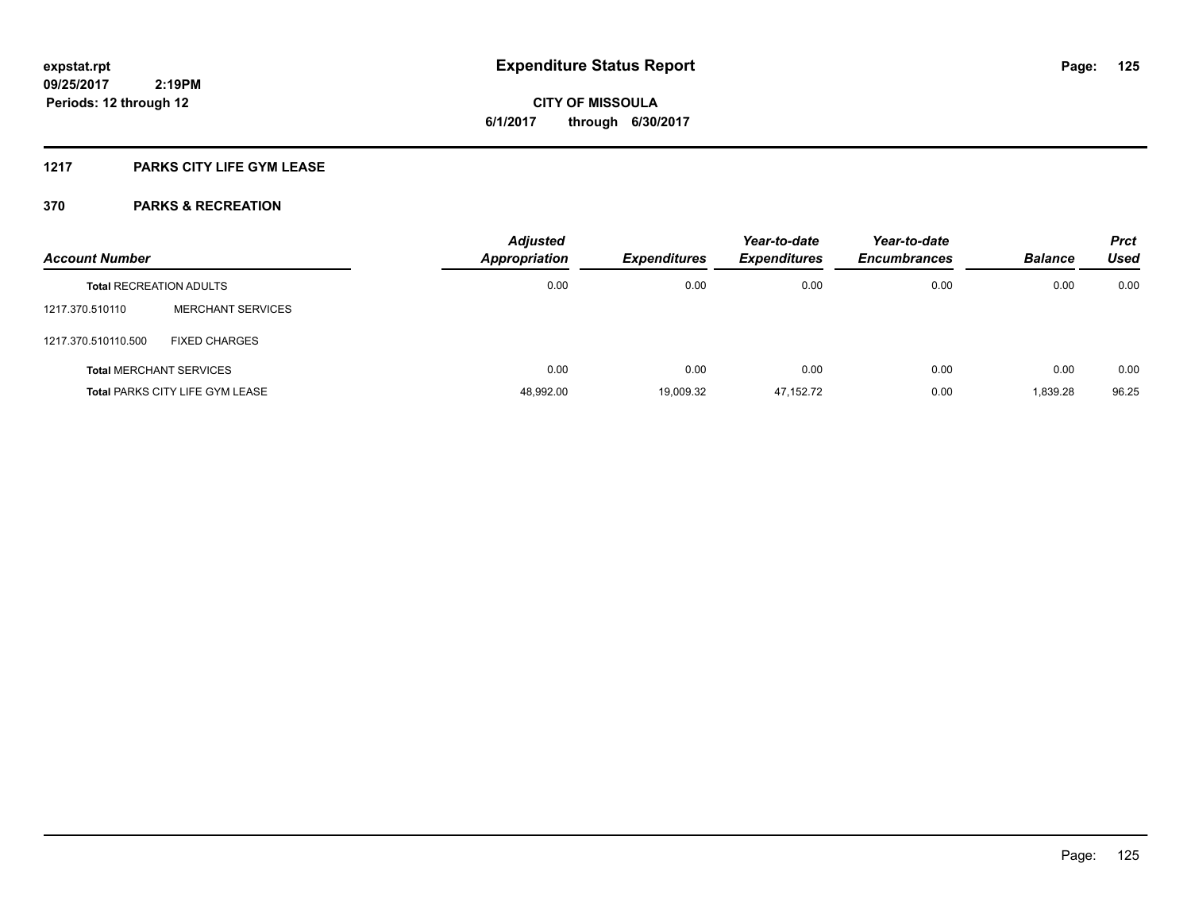# Expenditure Status Report

**CITY OF MISSOULA**

**6/1/2017 through 6/30/2017**

expstat.rpt
09/25/2017 2:19PM
Periods: 12 through 12

## 1217 PARKS CITY LIFE GYM LEASE

### 370 PARKS & RECREATION

| Account Number | | Adjusted Appropriation | Expenditures | Year-to-date Expenditures | Year-to-date Encumbrances | Balance | Prct Used |
|---|---|---|---|---|---|---|---|
| **Total** RECREATION ADULTS | | 0.00 | 0.00 | 0.00 | 0.00 | 0.00 | 0.00 |
| 1217.370.510110 | MERCHANT SERVICES | | | | | | |
| 1217.370.510110.500 | FIXED CHARGES | | | | | | |
| **Total** MERCHANT SERVICES | | 0.00 | 0.00 | 0.00 | 0.00 | 0.00 | 0.00 |
| **Total** PARKS CITY LIFE GYM LEASE | | 48,992.00 | 19,009.32 | 47,152.72 | 0.00 | 1,839.28 | 96.25 |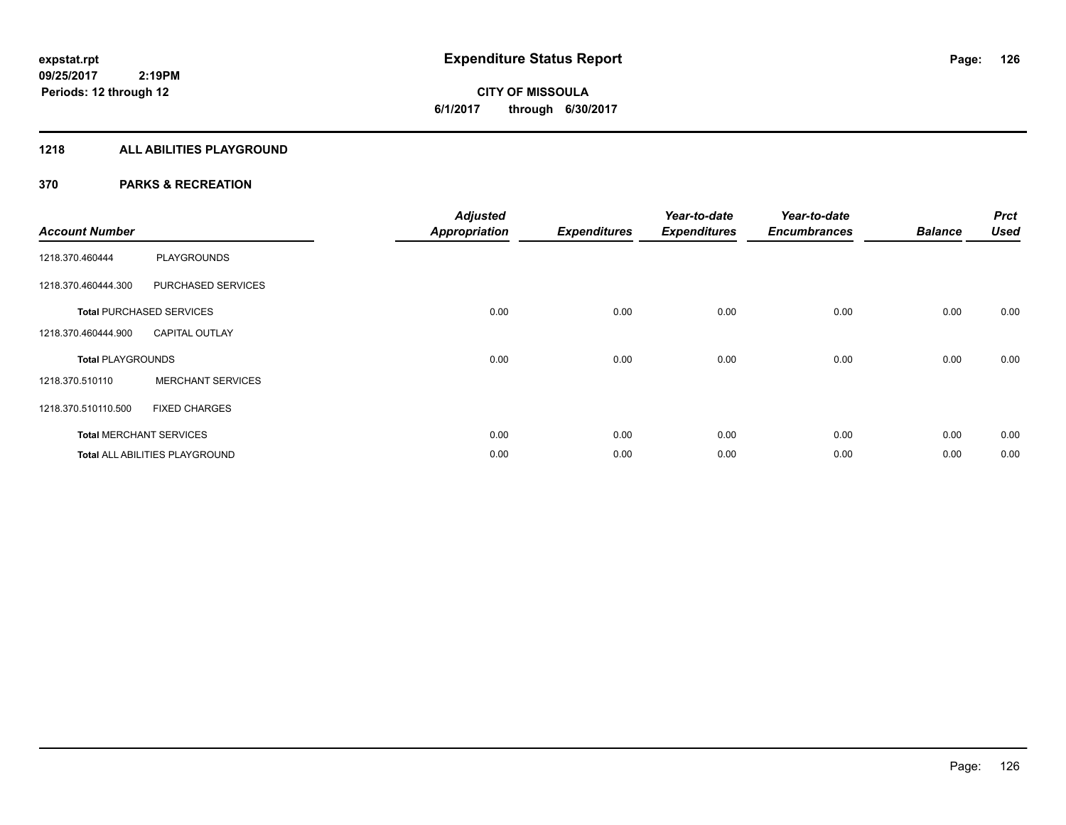**expstat.rpt**
**09/25/2017 2:19PM**
**Periods: 12 through 12**

# Expenditure Status Report

**CITY OF MISSOULA**
**6/1/2017 through 6/30/2017**

## 1218 ALL ABILITIES PLAYGROUND

## 370 PARKS & RECREATION

| Account Number | | Adjusted Appropriation | Expenditures | Year-to-date Expenditures | Year-to-date Encumbrances | Balance | Prct Used |
|---|---|---|---|---|---|---|---|
| 1218.370.460444 | PLAYGROUNDS | | | | | | |
| 1218.370.460444.300 | PURCHASED SERVICES | | | | | | |
| **Total** PURCHASED SERVICES | | 0.00 | 0.00 | 0.00 | 0.00 | 0.00 | 0.00 |
| 1218.370.460444.900 | CAPITAL OUTLAY | | | | | | |
| **Total** PLAYGROUNDS | | 0.00 | 0.00 | 0.00 | 0.00 | 0.00 | 0.00 |
| 1218.370.510110 | MERCHANT SERVICES | | | | | | |
| 1218.370.510110.500 | FIXED CHARGES | | | | | | |
| **Total** MERCHANT SERVICES | | 0.00 | 0.00 | 0.00 | 0.00 | 0.00 | 0.00 |
| **Total** ALL ABILITIES PLAYGROUND | | 0.00 | 0.00 | 0.00 | 0.00 | 0.00 | 0.00 |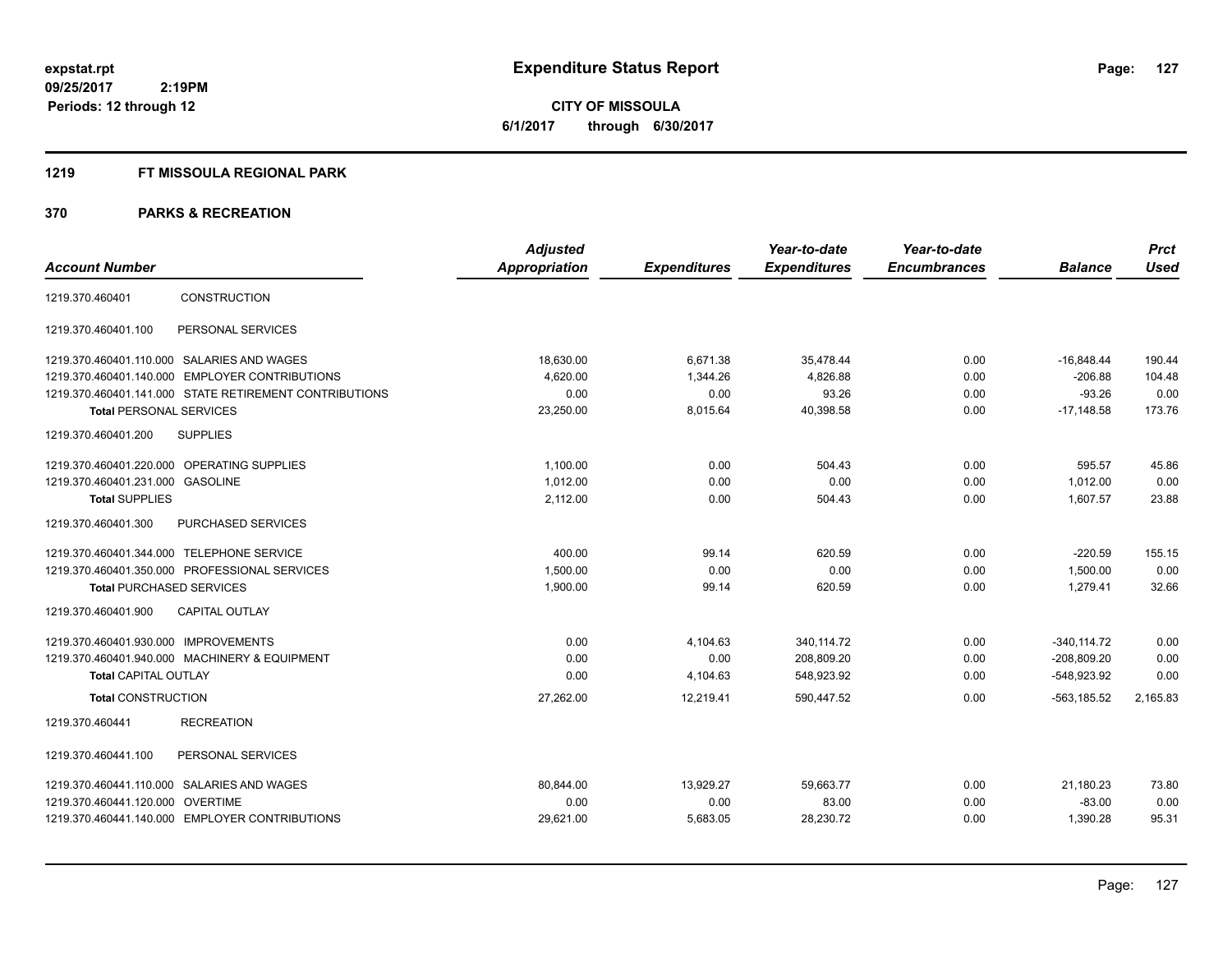# Expenditure Status Report

**CITY OF MISSOULA**

**6/1/2017 through 6/30/2017**

expstat.rpt
09/25/2017 2:19PM
Periods: 12 through 12

## 1219 FT MISSOULA REGIONAL PARK

## 370 PARKS & RECREATION

| Account Number | | Adjusted Appropriation | Expenditures | Year-to-date Expenditures | Year-to-date Encumbrances | Balance | Prct Used |
|---|---|---|---|---|---|---|---|
| 1219.370.460401 | CONSTRUCTION | | | | | | |
| 1219.370.460401.100 | PERSONAL SERVICES | | | | | | |
| 1219.370.460401.110.000 | SALARIES AND WAGES | 18,630.00 | 6,671.38 | 35,478.44 | 0.00 | -16,848.44 | 190.44 |
| 1219.370.460401.140.000 | EMPLOYER CONTRIBUTIONS | 4,620.00 | 1,344.26 | 4,826.88 | 0.00 | -206.88 | 104.48 |
| 1219.370.460401.141.000 | STATE RETIREMENT CONTRIBUTIONS | 0.00 | 0.00 | 93.26 | 0.00 | -93.26 | 0.00 |
| **Total** PERSONAL SERVICES | | 23,250.00 | 8,015.64 | 40,398.58 | 0.00 | -17,148.58 | 173.76 |
| 1219.370.460401.200 | SUPPLIES | | | | | | |
| 1219.370.460401.220.000 | OPERATING SUPPLIES | 1,100.00 | 0.00 | 504.43 | 0.00 | 595.57 | 45.86 |
| 1219.370.460401.231.000 | GASOLINE | 1,012.00 | 0.00 | 0.00 | 0.00 | 1,012.00 | 0.00 |
| **Total** SUPPLIES | | 2,112.00 | 0.00 | 504.43 | 0.00 | 1,607.57 | 23.88 |
| 1219.370.460401.300 | PURCHASED SERVICES | | | | | | |
| 1219.370.460401.344.000 | TELEPHONE SERVICE | 400.00 | 99.14 | 620.59 | 0.00 | -220.59 | 155.15 |
| 1219.370.460401.350.000 | PROFESSIONAL SERVICES | 1,500.00 | 0.00 | 0.00 | 0.00 | 1,500.00 | 0.00 |
| **Total** PURCHASED SERVICES | | 1,900.00 | 99.14 | 620.59 | 0.00 | 1,279.41 | 32.66 |
| 1219.370.460401.900 | CAPITAL OUTLAY | | | | | | |
| 1219.370.460401.930.000 | IMPROVEMENTS | 0.00 | 4,104.63 | 340,114.72 | 0.00 | -340,114.72 | 0.00 |
| 1219.370.460401.940.000 | MACHINERY & EQUIPMENT | 0.00 | 0.00 | 208,809.20 | 0.00 | -208,809.20 | 0.00 |
| **Total** CAPITAL OUTLAY | | 0.00 | 4,104.63 | 548,923.92 | 0.00 | -548,923.92 | 0.00 |
| **Total** CONSTRUCTION | | 27,262.00 | 12,219.41 | 590,447.52 | 0.00 | -563,185.52 | 2,165.83 |
| 1219.370.460441 | RECREATION | | | | | | |
| 1219.370.460441.100 | PERSONAL SERVICES | | | | | | |
| 1219.370.460441.110.000 | SALARIES AND WAGES | 80,844.00 | 13,929.27 | 59,663.77 | 0.00 | 21,180.23 | 73.80 |
| 1219.370.460441.120.000 | OVERTIME | 0.00 | 0.00 | 83.00 | 0.00 | -83.00 | 0.00 |
| 1219.370.460441.140.000 | EMPLOYER CONTRIBUTIONS | 29,621.00 | 5,683.05 | 28,230.72 | 0.00 | 1,390.28 | 95.31 |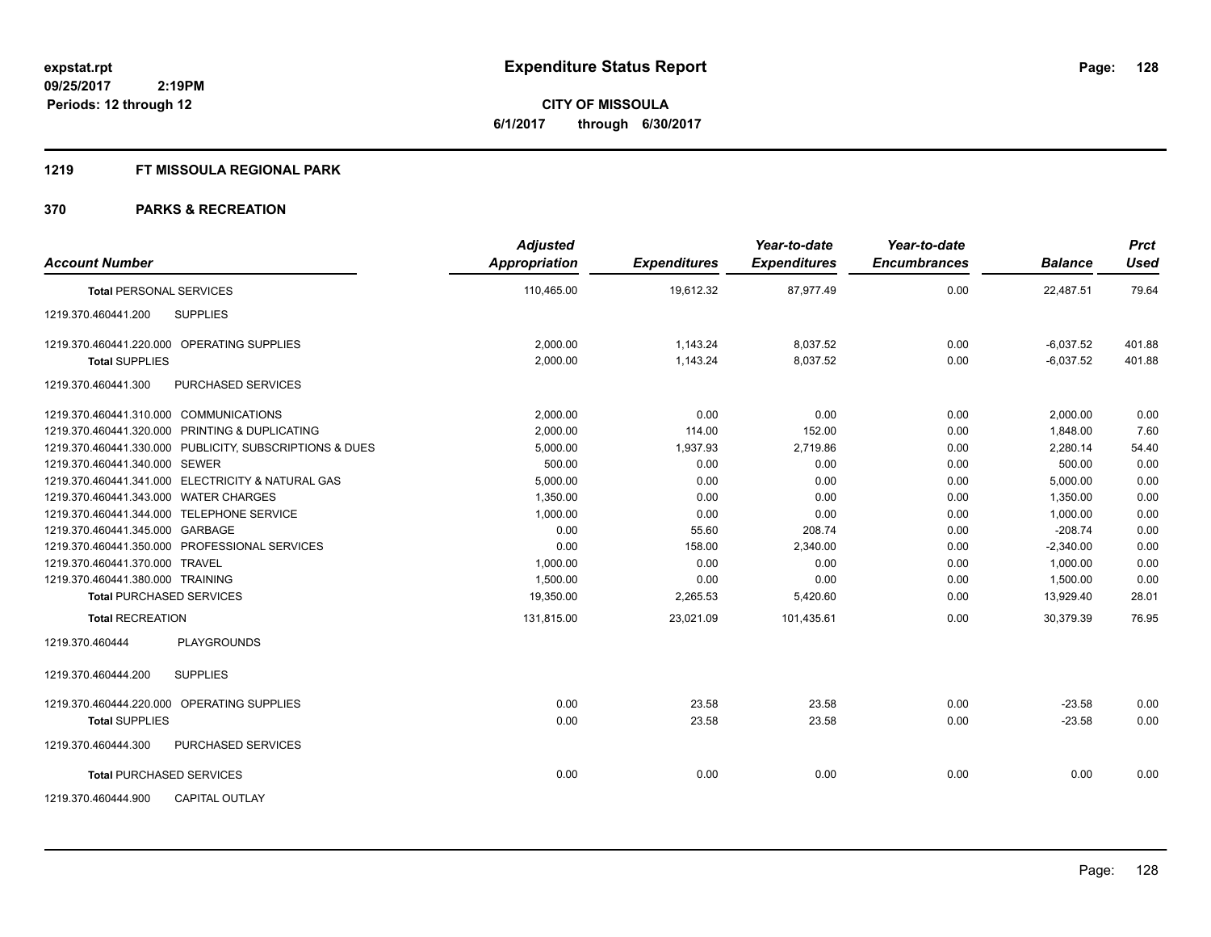# Expenditure Status Report

**CITY OF MISSOULA**
**6/1/2017 through 6/30/2017**

expstat.rpt
09/25/2017 2:19PM
Periods: 12 through 12

## 1219 FT MISSOULA REGIONAL PARK

## 370 PARKS & RECREATION

| Account Number | Adjusted Appropriation | Expenditures | Year-to-date Expenditures | Year-to-date Encumbrances | Balance | Prct Used |
|---|---|---|---|---|---|---|
| **Total** PERSONAL SERVICES | 110,465.00 | 19,612.32 | 87,977.49 | 0.00 | 22,487.51 | 79.64 |
| 1219.370.460441.200 SUPPLIES | | | | | | |
| 1219.370.460441.220.000 OPERATING SUPPLIES | 2,000.00 | 1,143.24 | 8,037.52 | 0.00 | -6,037.52 | 401.88 |
| **Total** SUPPLIES | 2,000.00 | 1,143.24 | 8,037.52 | 0.00 | -6,037.52 | 401.88 |
| 1219.370.460441.300 PURCHASED SERVICES | | | | | | |
| 1219.370.460441.310.000 COMMUNICATIONS | 2,000.00 | 0.00 | 0.00 | 0.00 | 2,000.00 | 0.00 |
| 1219.370.460441.320.000 PRINTING & DUPLICATING | 2,000.00 | 114.00 | 152.00 | 0.00 | 1,848.00 | 7.60 |
| 1219.370.460441.330.000 PUBLICITY, SUBSCRIPTIONS & DUES | 5,000.00 | 1,937.93 | 2,719.86 | 0.00 | 2,280.14 | 54.40 |
| 1219.370.460441.340.000 SEWER | 500.00 | 0.00 | 0.00 | 0.00 | 500.00 | 0.00 |
| 1219.370.460441.341.000 ELECTRICITY & NATURAL GAS | 5,000.00 | 0.00 | 0.00 | 0.00 | 5,000.00 | 0.00 |
| 1219.370.460441.343.000 WATER CHARGES | 1,350.00 | 0.00 | 0.00 | 0.00 | 1,350.00 | 0.00 |
| 1219.370.460441.344.000 TELEPHONE SERVICE | 1,000.00 | 0.00 | 0.00 | 0.00 | 1,000.00 | 0.00 |
| 1219.370.460441.345.000 GARBAGE | 0.00 | 55.60 | 208.74 | 0.00 | -208.74 | 0.00 |
| 1219.370.460441.350.000 PROFESSIONAL SERVICES | 0.00 | 158.00 | 2,340.00 | 0.00 | -2,340.00 | 0.00 |
| 1219.370.460441.370.000 TRAVEL | 1,000.00 | 0.00 | 0.00 | 0.00 | 1,000.00 | 0.00 |
| 1219.370.460441.380.000 TRAINING | 1,500.00 | 0.00 | 0.00 | 0.00 | 1,500.00 | 0.00 |
| **Total** PURCHASED SERVICES | 19,350.00 | 2,265.53 | 5,420.60 | 0.00 | 13,929.40 | 28.01 |
| **Total** RECREATION | 131,815.00 | 23,021.09 | 101,435.61 | 0.00 | 30,379.39 | 76.95 |
| 1219.370.460444 PLAYGROUNDS | | | | | | |
| 1219.370.460444.200 SUPPLIES | | | | | | |
| 1219.370.460444.220.000 OPERATING SUPPLIES | 0.00 | 23.58 | 23.58 | 0.00 | -23.58 | 0.00 |
| **Total** SUPPLIES | 0.00 | 23.58 | 23.58 | 0.00 | -23.58 | 0.00 |
| 1219.370.460444.300 PURCHASED SERVICES | | | | | | |
| **Total** PURCHASED SERVICES | 0.00 | 0.00 | 0.00 | 0.00 | 0.00 | 0.00 |
| 1219.370.460444.900 CAPITAL OUTLAY | | | | | | |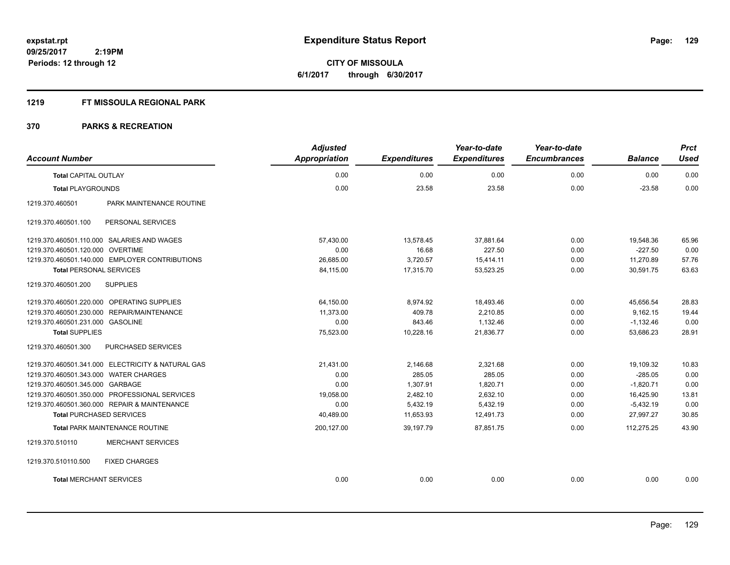**expstat.rpt**
**09/25/2017 2:19PM**
**Periods: 12 through 12**

# Expenditure Status Report

**CITY OF MISSOULA**
**6/1/2017 through 6/30/2017**

## 1219 FT MISSOULA REGIONAL PARK

## 370 PARKS & RECREATION

| Account Number | | Adjusted Appropriation | Expenditures | Year-to-date Expenditures | Year-to-date Encumbrances | Balance | Prct Used |
|---|---|---|---|---|---|---|---|
| **Total** CAPITAL OUTLAY | | 0.00 | 0.00 | 0.00 | 0.00 | 0.00 | 0.00 |
| **Total** PLAYGROUNDS | | 0.00 | 23.58 | 23.58 | 0.00 | -23.58 | 0.00 |
| 1219.370.460501 | PARK MAINTENANCE ROUTINE | | | | | | |
| 1219.370.460501.100 | PERSONAL SERVICES | | | | | | |
| 1219.370.460501.110.000 | SALARIES AND WAGES | 57,430.00 | 13,578.45 | 37,881.64 | 0.00 | 19,548.36 | 65.96 |
| 1219.370.460501.120.000 | OVERTIME | 0.00 | 16.68 | 227.50 | 0.00 | -227.50 | 0.00 |
| 1219.370.460501.140.000 | EMPLOYER CONTRIBUTIONS | 26,685.00 | 3,720.57 | 15,414.11 | 0.00 | 11,270.89 | 57.76 |
| **Total** PERSONAL SERVICES | | 84,115.00 | 17,315.70 | 53,523.25 | 0.00 | 30,591.75 | 63.63 |
| 1219.370.460501.200 | SUPPLIES | | | | | | |
| 1219.370.460501.220.000 | OPERATING SUPPLIES | 64,150.00 | 8,974.92 | 18,493.46 | 0.00 | 45,656.54 | 28.83 |
| 1219.370.460501.230.000 | REPAIR/MAINTENANCE | 11,373.00 | 409.78 | 2,210.85 | 0.00 | 9,162.15 | 19.44 |
| 1219.370.460501.231.000 | GASOLINE | 0.00 | 843.46 | 1,132.46 | 0.00 | -1,132.46 | 0.00 |
| **Total** SUPPLIES | | 75,523.00 | 10,228.16 | 21,836.77 | 0.00 | 53,686.23 | 28.91 |
| 1219.370.460501.300 | PURCHASED SERVICES | | | | | | |
| 1219.370.460501.341.000 | ELECTRICITY & NATURAL GAS | 21,431.00 | 2,146.68 | 2,321.68 | 0.00 | 19,109.32 | 10.83 |
| 1219.370.460501.343.000 | WATER CHARGES | 0.00 | 285.05 | 285.05 | 0.00 | -285.05 | 0.00 |
| 1219.370.460501.345.000 | GARBAGE | 0.00 | 1,307.91 | 1,820.71 | 0.00 | -1,820.71 | 0.00 |
| 1219.370.460501.350.000 | PROFESSIONAL SERVICES | 19,058.00 | 2,482.10 | 2,632.10 | 0.00 | 16,425.90 | 13.81 |
| 1219.370.460501.360.000 | REPAIR & MAINTENANCE | 0.00 | 5,432.19 | 5,432.19 | 0.00 | -5,432.19 | 0.00 |
| **Total** PURCHASED SERVICES | | 40,489.00 | 11,653.93 | 12,491.73 | 0.00 | 27,997.27 | 30.85 |
| **Total** PARK MAINTENANCE ROUTINE | | 200,127.00 | 39,197.79 | 87,851.75 | 0.00 | 112,275.25 | 43.90 |
| 1219.370.510110 | MERCHANT SERVICES | | | | | | |
| 1219.370.510110.500 | FIXED CHARGES | | | | | | |
| **Total** MERCHANT SERVICES | | 0.00 | 0.00 | 0.00 | 0.00 | 0.00 | 0.00 |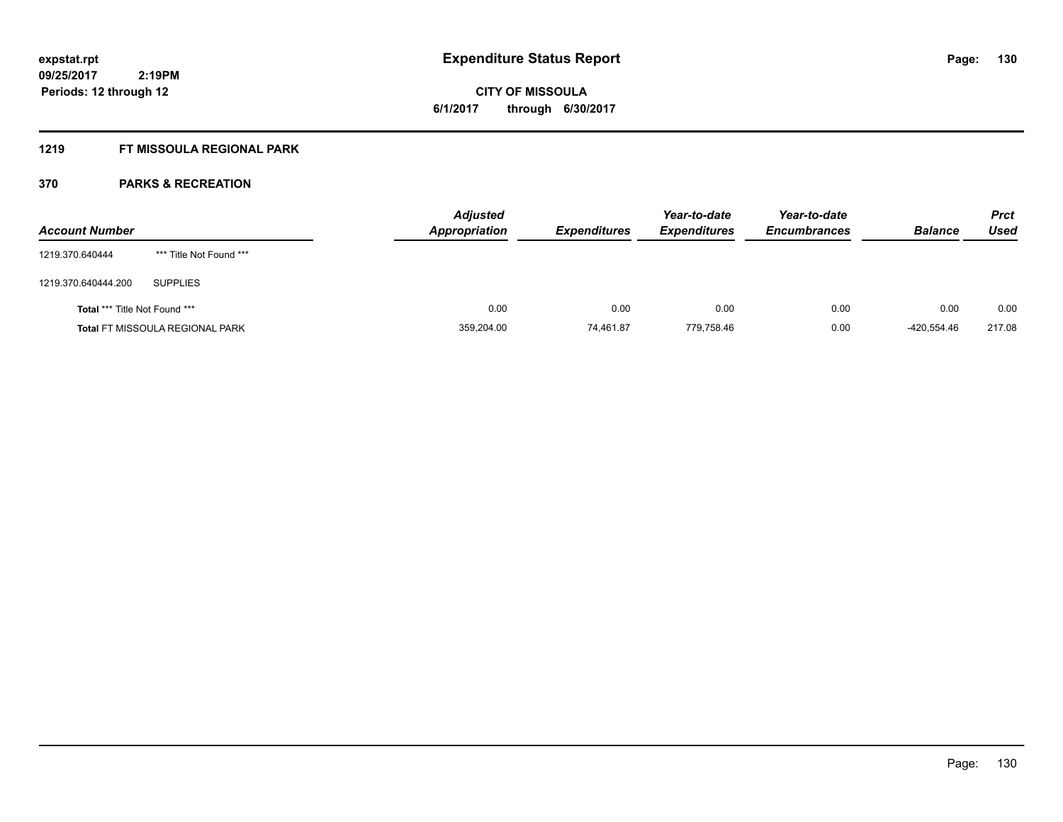expstat.rpt
09/25/2017 2:19PM
Periods: 12 through 12

# Expenditure Status Report

**CITY OF MISSOULA**
**6/1/2017 through 6/30/2017**

## 1219 FT MISSOULA REGIONAL PARK

## 370 PARKS & RECREATION

| Account Number | | Adjusted Appropriation | Expenditures | Year-to-date Expenditures | Year-to-date Encumbrances | Balance | Prct Used |
|---|---|---|---|---|---|---|---|
| 1219.370.640444 | *** Title Not Found *** | | | | | | |
| 1219.370.640444.200 | SUPPLIES | | | | | | |
| **Total** *** Title Not Found *** | | 0.00 | 0.00 | 0.00 | 0.00 | 0.00 | 0.00 |
| **Total** FT MISSOULA REGIONAL PARK | | 359,204.00 | 74,461.87 | 779,758.46 | 0.00 | -420,554.46 | 217.08 |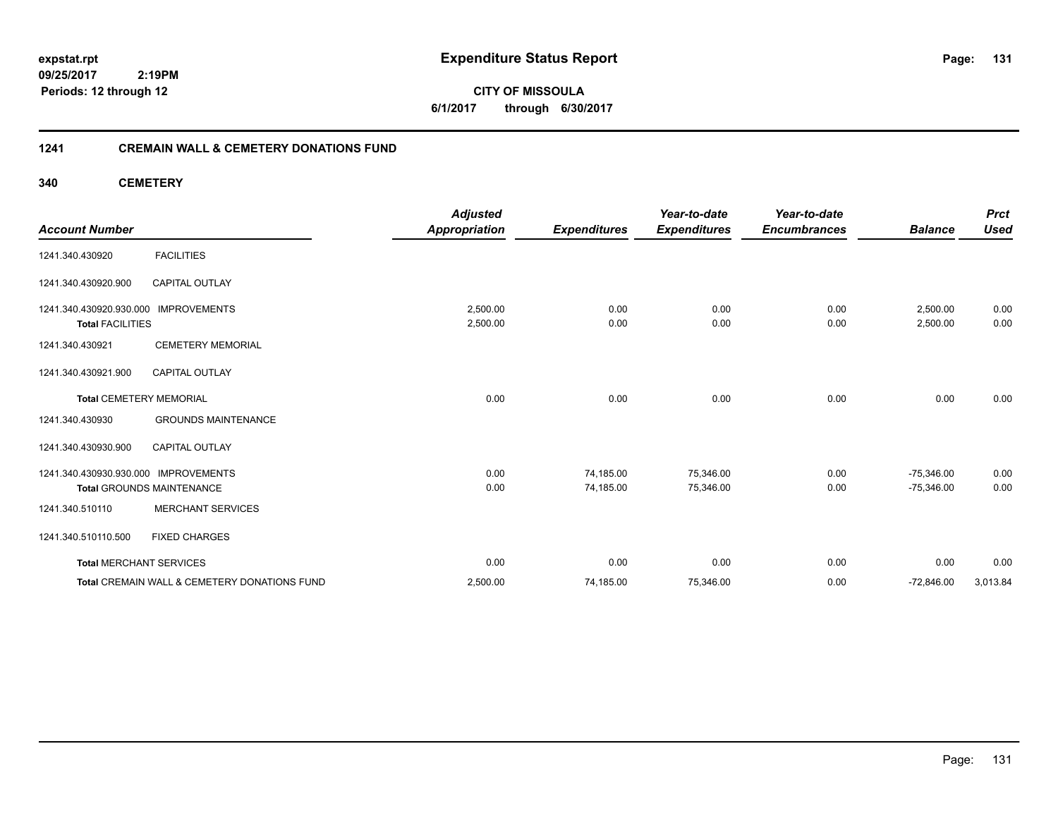**expstat.rpt**
**09/25/2017 2:19PM**
**Periods: 12 through 12**

# Expenditure Status Report

**CITY OF MISSOULA**
**6/1/2017 through 6/30/2017**

## 1241 CREMAIN WALL & CEMETERY DONATIONS FUND

### 340 CEMETERY

| Account Number | | Adjusted Appropriation | Expenditures | Year-to-date Expenditures | Year-to-date Encumbrances | Balance | Prct Used |
|---|---|---|---|---|---|---|---|
| 1241.340.430920 | FACILITIES | | | | | | |
| 1241.340.430920.900 | CAPITAL OUTLAY | | | | | | |
| 1241.340.430920.930.000 | IMPROVEMENTS | 2,500.00 | 0.00 | 0.00 | 0.00 | 2,500.00 | 0.00 |
| **Total** FACILITIES | | 2,500.00 | 0.00 | 0.00 | 0.00 | 2,500.00 | 0.00 |
| 1241.340.430921 | CEMETERY MEMORIAL | | | | | | |
| 1241.340.430921.900 | CAPITAL OUTLAY | | | | | | |
| **Total** CEMETERY MEMORIAL | | 0.00 | 0.00 | 0.00 | 0.00 | 0.00 | 0.00 |
| 1241.340.430930 | GROUNDS MAINTENANCE | | | | | | |
| 1241.340.430930.900 | CAPITAL OUTLAY | | | | | | |
| 1241.340.430930.930.000 | IMPROVEMENTS | 0.00 | 74,185.00 | 75,346.00 | 0.00 | -75,346.00 | 0.00 |
| **Total** GROUNDS MAINTENANCE | | 0.00 | 74,185.00 | 75,346.00 | 0.00 | -75,346.00 | 0.00 |
| 1241.340.510110 | MERCHANT SERVICES | | | | | | |
| 1241.340.510110.500 | FIXED CHARGES | | | | | | |
| **Total** MERCHANT SERVICES | | 0.00 | 0.00 | 0.00 | 0.00 | 0.00 | 0.00 |
| **Total** CREMAIN WALL & CEMETERY DONATIONS FUND | | 2,500.00 | 74,185.00 | 75,346.00 | 0.00 | -72,846.00 | 3,013.84 |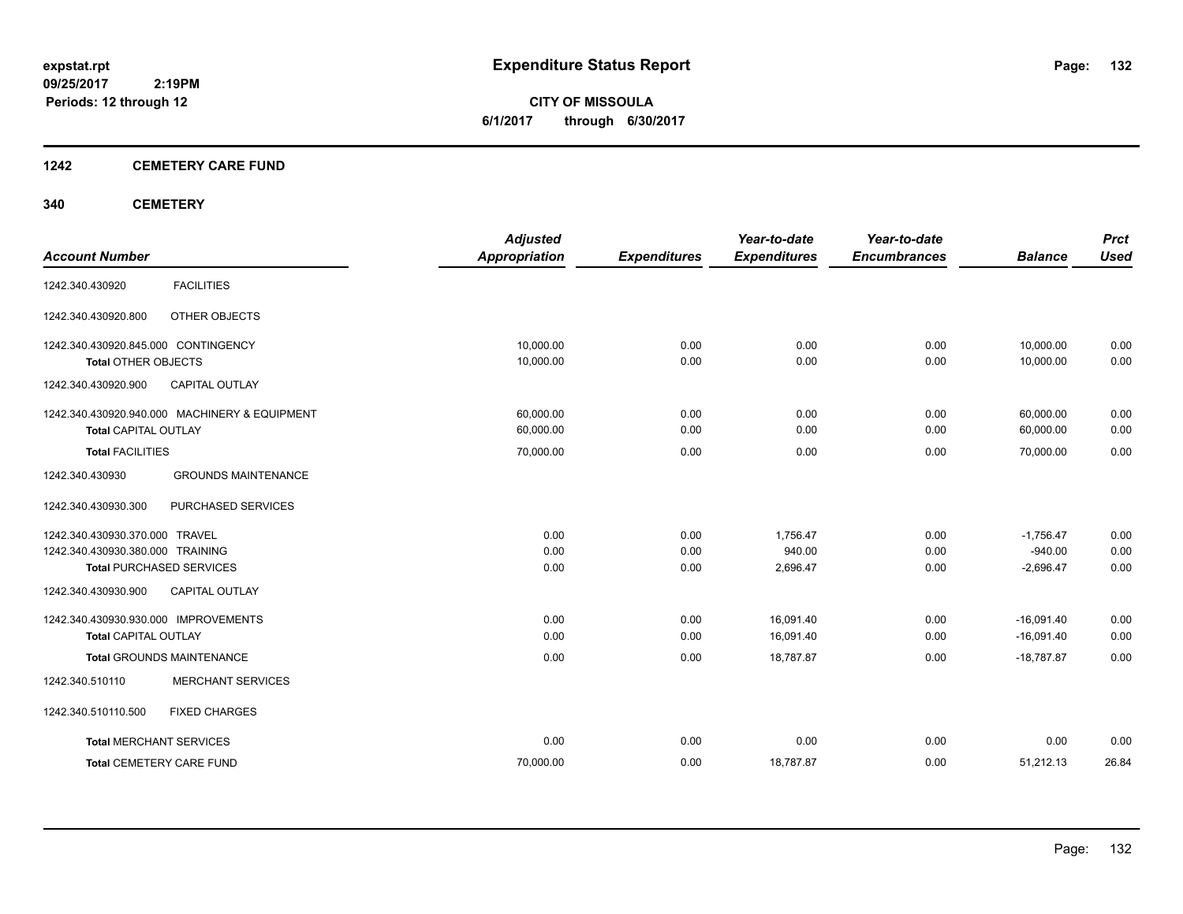# Expenditure Status Report

expstat.rpt
09/25/2017 2:19PM
Periods: 12 through 12

**CITY OF MISSOULA**
**6/1/2017 through 6/30/2017**

## 1242 CEMETERY CARE FUND

### 340 CEMETERY

| Account Number | | Adjusted Appropriation | Expenditures | Year-to-date Expenditures | Year-to-date Encumbrances | Balance | Prct Used |
|---|---|---|---|---|---|---|---|
| 1242.340.430920 | FACILITIES | | | | | | |
| 1242.340.430920.800 | OTHER OBJECTS | | | | | | |
| 1242.340.430920.845.000 | CONTINGENCY | 10,000.00 | 0.00 | 0.00 | 0.00 | 10,000.00 | 0.00 |
| Total OTHER OBJECTS | | 10,000.00 | 0.00 | 0.00 | 0.00 | 10,000.00 | 0.00 |
| 1242.340.430920.900 | CAPITAL OUTLAY | | | | | | |
| 1242.340.430920.940.000 | MACHINERY & EQUIPMENT | 60,000.00 | 0.00 | 0.00 | 0.00 | 60,000.00 | 0.00 |
| Total CAPITAL OUTLAY | | 60,000.00 | 0.00 | 0.00 | 0.00 | 60,000.00 | 0.00 |
| Total FACILITIES | | 70,000.00 | 0.00 | 0.00 | 0.00 | 70,000.00 | 0.00 |
| 1242.340.430930 | GROUNDS MAINTENANCE | | | | | | |
| 1242.340.430930.300 | PURCHASED SERVICES | | | | | | |
| 1242.340.430930.370.000 | TRAVEL | 0.00 | 0.00 | 1,756.47 | 0.00 | -1,756.47 | 0.00 |
| 1242.340.430930.380.000 | TRAINING | 0.00 | 0.00 | 940.00 | 0.00 | -940.00 | 0.00 |
| Total PURCHASED SERVICES | | 0.00 | 0.00 | 2,696.47 | 0.00 | -2,696.47 | 0.00 |
| 1242.340.430930.900 | CAPITAL OUTLAY | | | | | | |
| 1242.340.430930.930.000 | IMPROVEMENTS | 0.00 | 0.00 | 16,091.40 | 0.00 | -16,091.40 | 0.00 |
| Total CAPITAL OUTLAY | | 0.00 | 0.00 | 16,091.40 | 0.00 | -16,091.40 | 0.00 |
| Total GROUNDS MAINTENANCE | | 0.00 | 0.00 | 18,787.87 | 0.00 | -18,787.87 | 0.00 |
| 1242.340.510110 | MERCHANT SERVICES | | | | | | |
| 1242.340.510110.500 | FIXED CHARGES | | | | | | |
| Total MERCHANT SERVICES | | 0.00 | 0.00 | 0.00 | 0.00 | 0.00 | 0.00 |
| Total CEMETERY CARE FUND | | 70,000.00 | 0.00 | 18,787.87 | 0.00 | 51,212.13 | 26.84 |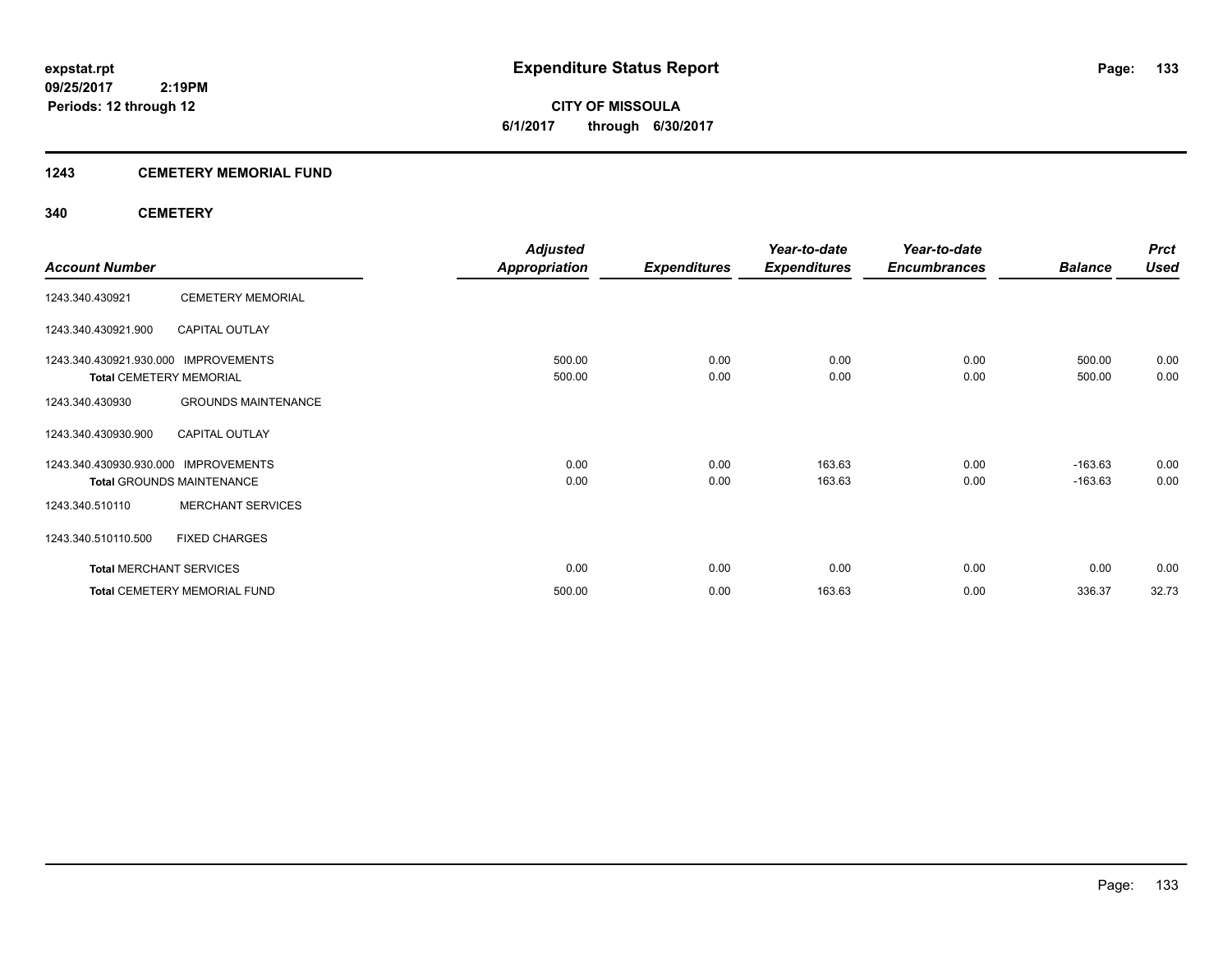# Expenditure Status Report

expstat.rpt
09/25/2017 2:19PM
Periods: 12 through 12

**CITY OF MISSOULA**
**6/1/2017 through 6/30/2017**

## 1243 CEMETERY MEMORIAL FUND

### 340 CEMETERY

| Account Number | | Adjusted Appropriation | Expenditures | Year-to-date Expenditures | Year-to-date Encumbrances | Balance | Prct Used |
|---|---|---|---|---|---|---|---|
| 1243.340.430921 | CEMETERY MEMORIAL | | | | | | |
| 1243.340.430921.900 | CAPITAL OUTLAY | | | | | | |
| 1243.340.430921.930.000 | IMPROVEMENTS | 500.00 | 0.00 | 0.00 | 0.00 | 500.00 | 0.00 |
| **Total** CEMETERY MEMORIAL | | 500.00 | 0.00 | 0.00 | 0.00 | 500.00 | 0.00 |
| 1243.340.430930 | GROUNDS MAINTENANCE | | | | | | |
| 1243.340.430930.900 | CAPITAL OUTLAY | | | | | | |
| 1243.340.430930.930.000 | IMPROVEMENTS | 0.00 | 0.00 | 163.63 | 0.00 | -163.63 | 0.00 |
| **Total** GROUNDS MAINTENANCE | | 0.00 | 0.00 | 163.63 | 0.00 | -163.63 | 0.00 |
| 1243.340.510110 | MERCHANT SERVICES | | | | | | |
| 1243.340.510110.500 | FIXED CHARGES | | | | | | |
| **Total** MERCHANT SERVICES | | 0.00 | 0.00 | 0.00 | 0.00 | 0.00 | 0.00 |
| **Total** CEMETERY MEMORIAL FUND | | 500.00 | 0.00 | 163.63 | 0.00 | 336.37 | 32.73 |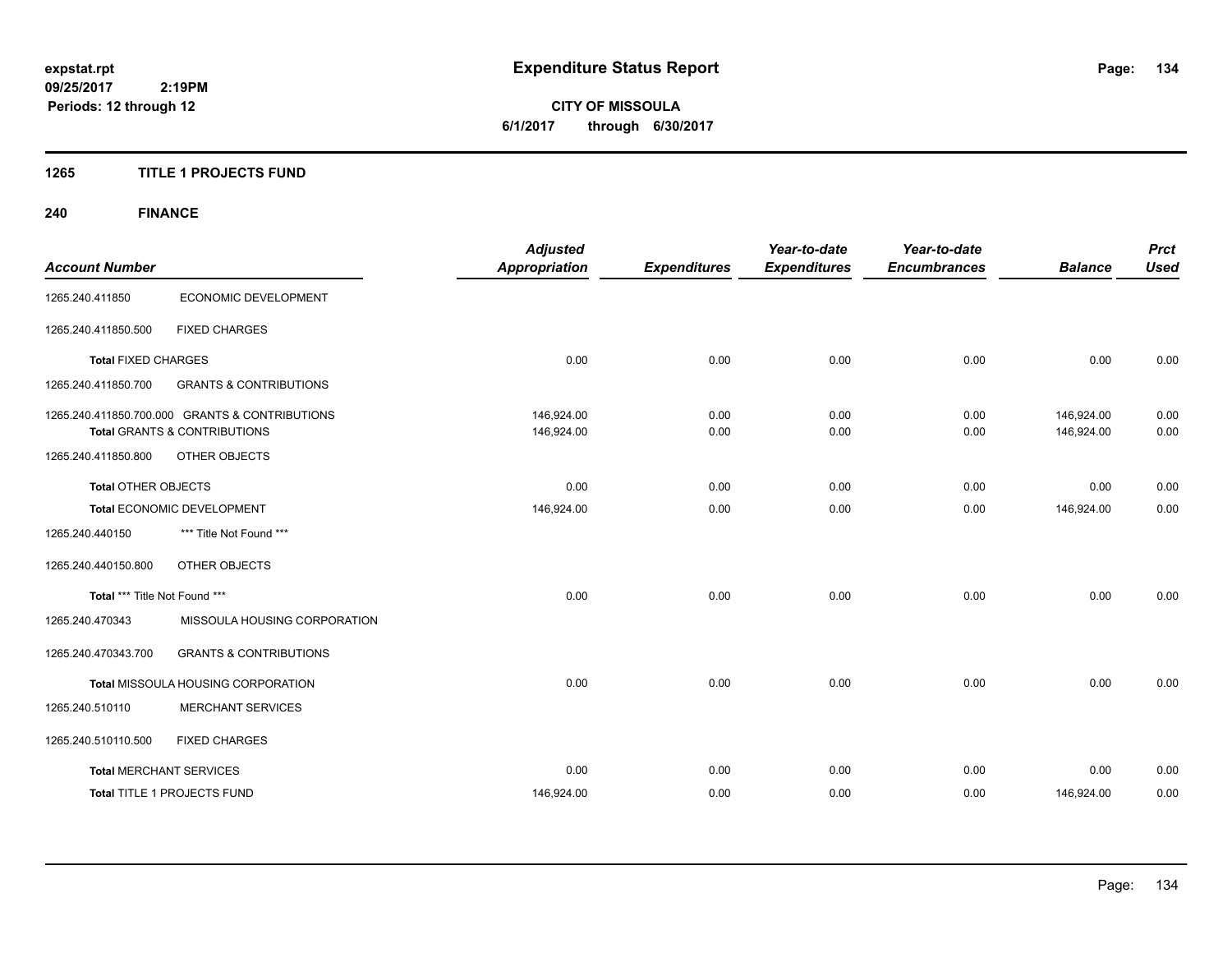**expstat.rpt**
**09/25/2017 2:19PM**
**Periods: 12 through 12**

# Expenditure Status Report

**CITY OF MISSOULA**
**6/1/2017 through 6/30/2017**

## 1265 TITLE 1 PROJECTS FUND

### 240 FINANCE

| Account Number | | Adjusted Appropriation | Expenditures | Year-to-date Expenditures | Year-to-date Encumbrances | Balance | Prct Used |
|---|---|---|---|---|---|---|---|
| 1265.240.411850 | ECONOMIC DEVELOPMENT | | | | | | |
| 1265.240.411850.500 | FIXED CHARGES | | | | | | |
| **Total** FIXED CHARGES | | 0.00 | 0.00 | 0.00 | 0.00 | 0.00 | 0.00 |
| 1265.240.411850.700 | GRANTS & CONTRIBUTIONS | | | | | | |
| 1265.240.411850.700.000 GRANTS & CONTRIBUTIONS | | 146,924.00 | 0.00 | 0.00 | 0.00 | 146,924.00 | 0.00 |
| **Total** GRANTS & CONTRIBUTIONS | | 146,924.00 | 0.00 | 0.00 | 0.00 | 146,924.00 | 0.00 |
| 1265.240.411850.800 | OTHER OBJECTS | | | | | | |
| **Total** OTHER OBJECTS | | 0.00 | 0.00 | 0.00 | 0.00 | 0.00 | 0.00 |
| **Total** ECONOMIC DEVELOPMENT | | 146,924.00 | 0.00 | 0.00 | 0.00 | 146,924.00 | 0.00 |
| 1265.240.440150 | *** Title Not Found *** | | | | | | |
| 1265.240.440150.800 | OTHER OBJECTS | | | | | | |
| **Total** *** Title Not Found *** | | 0.00 | 0.00 | 0.00 | 0.00 | 0.00 | 0.00 |
| 1265.240.470343 | MISSOULA HOUSING CORPORATION | | | | | | |
| 1265.240.470343.700 | GRANTS & CONTRIBUTIONS | | | | | | |
| **Total** MISSOULA HOUSING CORPORATION | | 0.00 | 0.00 | 0.00 | 0.00 | 0.00 | 0.00 |
| 1265.240.510110 | MERCHANT SERVICES | | | | | | |
| 1265.240.510110.500 | FIXED CHARGES | | | | | | |
| **Total** MERCHANT SERVICES | | 0.00 | 0.00 | 0.00 | 0.00 | 0.00 | 0.00 |
| **Total** TITLE 1 PROJECTS FUND | | 146,924.00 | 0.00 | 0.00 | 0.00 | 146,924.00 | 0.00 |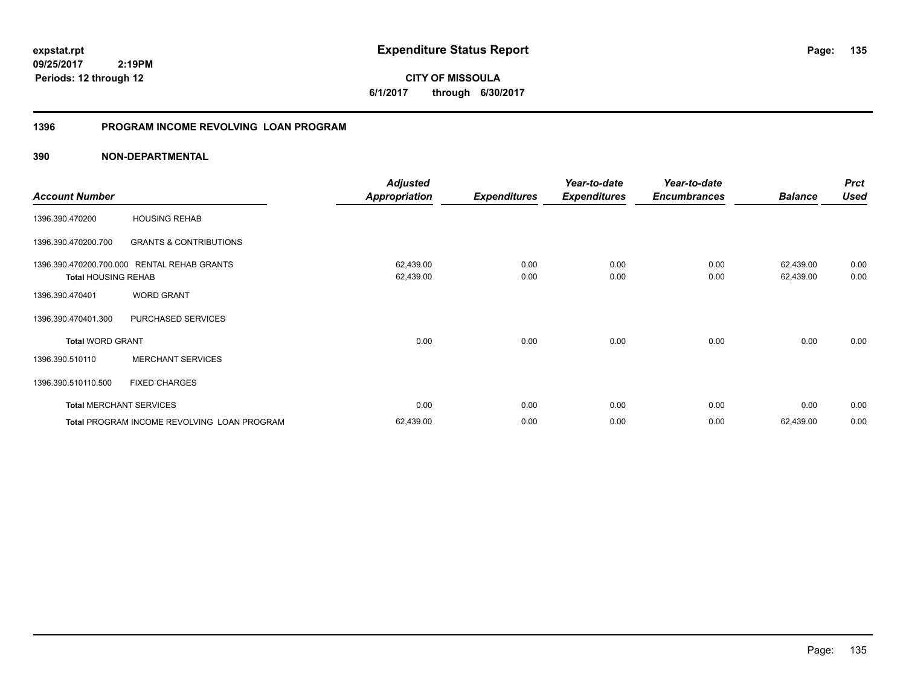**Expenditure Status Report**

**CITY OF MISSOULA**

**6/1/2017 through 6/30/2017**

expstat.rpt
09/25/2017 2:19PM
Periods: 12 through 12

## 1396 PROGRAM INCOME REVOLVING LOAN PROGRAM

### 390 NON-DEPARTMENTAL

| Account Number | | Adjusted Appropriation | Expenditures | Year-to-date Expenditures | Year-to-date Encumbrances | Balance | Prct Used |
|---|---|---|---|---|---|---|---|
| 1396.390.470200 | HOUSING REHAB | | | | | | |
| 1396.390.470200.700 | GRANTS & CONTRIBUTIONS | | | | | | |
| 1396.390.470200.700.000 | RENTAL REHAB GRANTS | 62,439.00 | 0.00 | 0.00 | 0.00 | 62,439.00 | 0.00 |
| **Total** HOUSING REHAB | | 62,439.00 | 0.00 | 0.00 | 0.00 | 62,439.00 | 0.00 |
| 1396.390.470401 | WORD GRANT | | | | | | |
| 1396.390.470401.300 | PURCHASED SERVICES | | | | | | |
| **Total** WORD GRANT | | 0.00 | 0.00 | 0.00 | 0.00 | 0.00 | 0.00 |
| 1396.390.510110 | MERCHANT SERVICES | | | | | | |
| 1396.390.510110.500 | FIXED CHARGES | | | | | | |
| **Total** MERCHANT SERVICES | | 0.00 | 0.00 | 0.00 | 0.00 | 0.00 | 0.00 |
| **Total** PROGRAM INCOME REVOLVING LOAN PROGRAM | | 62,439.00 | 0.00 | 0.00 | 0.00 | 62,439.00 | 0.00 |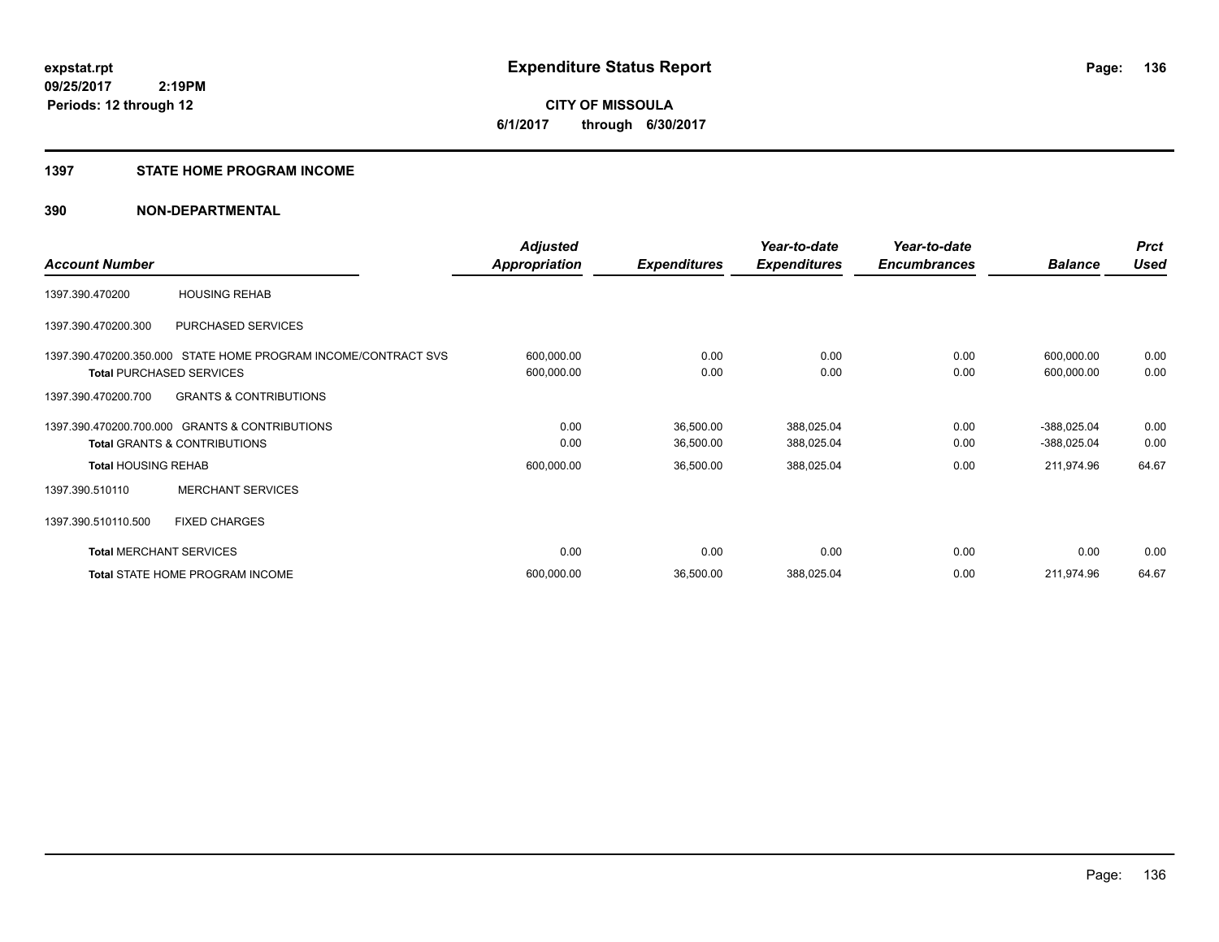**expstat.rpt**
**09/25/2017 2:19PM**
**Periods: 12 through 12**

# Expenditure Status Report

**CITY OF MISSOULA**
**6/1/2017 through 6/30/2017**

## 1397 STATE HOME PROGRAM INCOME

## 390 NON-DEPARTMENTAL

| Account Number | | Adjusted Appropriation | Expenditures | Year-to-date Expenditures | Year-to-date Encumbrances | Balance | Prct Used |
|---|---|---|---|---|---|---|---|
| 1397.390.470200 | HOUSING REHAB | | | | | | |
| 1397.390.470200.300 | PURCHASED SERVICES | | | | | | |
| 1397.390.470200.350.000 | STATE HOME PROGRAM INCOME/CONTRACT SVS | 600,000.00 | 0.00 | 0.00 | 0.00 | 600,000.00 | 0.00 |
| **Total** PURCHASED SERVICES | | 600,000.00 | 0.00 | 0.00 | 0.00 | 600,000.00 | 0.00 |
| 1397.390.470200.700 | GRANTS & CONTRIBUTIONS | | | | | | |
| 1397.390.470200.700.000 | GRANTS & CONTRIBUTIONS | 0.00 | 36,500.00 | 388,025.04 | 0.00 | -388,025.04 | 0.00 |
| **Total** GRANTS & CONTRIBUTIONS | | 0.00 | 36,500.00 | 388,025.04 | 0.00 | -388,025.04 | 0.00 |
| **Total** HOUSING REHAB | | 600,000.00 | 36,500.00 | 388,025.04 | 0.00 | 211,974.96 | 64.67 |
| 1397.390.510110 | MERCHANT SERVICES | | | | | | |
| 1397.390.510110.500 | FIXED CHARGES | | | | | | |
| **Total** MERCHANT SERVICES | | 0.00 | 0.00 | 0.00 | 0.00 | 0.00 | 0.00 |
| **Total** STATE HOME PROGRAM INCOME | | 600,000.00 | 36,500.00 | 388,025.04 | 0.00 | 211,974.96 | 64.67 |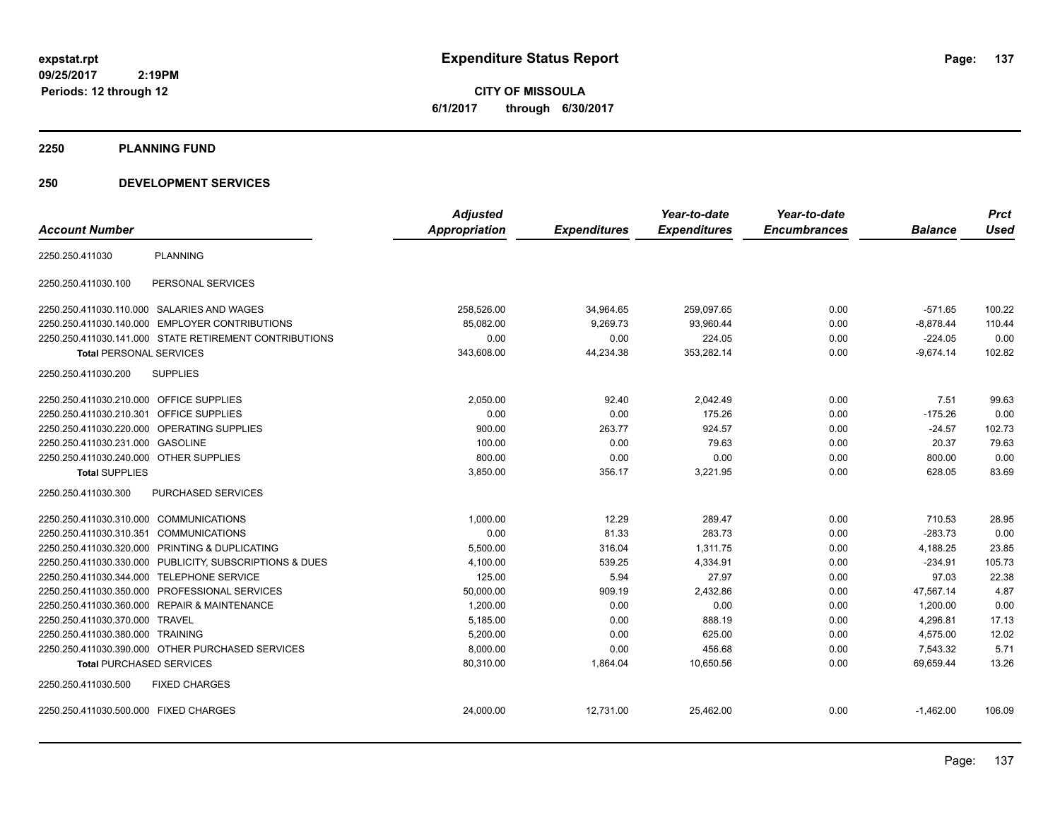**expstat.rpt**
**09/25/2017 2:19PM**
**Periods: 12 through 12**

# Expenditure Status Report

**CITY OF MISSOULA**
**6/1/2017 through 6/30/2017**

## 2250 PLANNING FUND

## 250 DEVELOPMENT SERVICES

| Account Number | | Adjusted Appropriation | Expenditures | Year-to-date Expenditures | Year-to-date Encumbrances | Balance | Prct Used |
|---|---|---|---|---|---|---|---|
| 2250.250.411030 | PLANNING | | | | | | |
| 2250.250.411030.100 | PERSONAL SERVICES | | | | | | |
| 2250.250.411030.110.000 | SALARIES AND WAGES | 258,526.00 | 34,964.65 | 259,097.65 | 0.00 | -571.65 | 100.22 |
| 2250.250.411030.140.000 | EMPLOYER CONTRIBUTIONS | 85,082.00 | 9,269.73 | 93,960.44 | 0.00 | -8,878.44 | 110.44 |
| 2250.250.411030.141.000 | STATE RETIREMENT CONTRIBUTIONS | 0.00 | 0.00 | 224.05 | 0.00 | -224.05 | 0.00 |
| **Total** PERSONAL SERVICES | | 343,608.00 | 44,234.38 | 353,282.14 | 0.00 | -9,674.14 | 102.82 |
| 2250.250.411030.200 | SUPPLIES | | | | | | |
| 2250.250.411030.210.000 | OFFICE SUPPLIES | 2,050.00 | 92.40 | 2,042.49 | 0.00 | 7.51 | 99.63 |
| 2250.250.411030.210.301 | OFFICE SUPPLIES | 0.00 | 0.00 | 175.26 | 0.00 | -175.26 | 0.00 |
| 2250.250.411030.220.000 | OPERATING SUPPLIES | 900.00 | 263.77 | 924.57 | 0.00 | -24.57 | 102.73 |
| 2250.250.411030.231.000 | GASOLINE | 100.00 | 0.00 | 79.63 | 0.00 | 20.37 | 79.63 |
| 2250.250.411030.240.000 | OTHER SUPPLIES | 800.00 | 0.00 | 0.00 | 0.00 | 800.00 | 0.00 |
| **Total** SUPPLIES | | 3,850.00 | 356.17 | 3,221.95 | 0.00 | 628.05 | 83.69 |
| 2250.250.411030.300 | PURCHASED SERVICES | | | | | | |
| 2250.250.411030.310.000 | COMMUNICATIONS | 1,000.00 | 12.29 | 289.47 | 0.00 | 710.53 | 28.95 |
| 2250.250.411030.310.351 | COMMUNICATIONS | 0.00 | 81.33 | 283.73 | 0.00 | -283.73 | 0.00 |
| 2250.250.411030.320.000 | PRINTING & DUPLICATING | 5,500.00 | 316.04 | 1,311.75 | 0.00 | 4,188.25 | 23.85 |
| 2250.250.411030.330.000 | PUBLICITY, SUBSCRIPTIONS & DUES | 4,100.00 | 539.25 | 4,334.91 | 0.00 | -234.91 | 105.73 |
| 2250.250.411030.344.000 | TELEPHONE SERVICE | 125.00 | 5.94 | 27.97 | 0.00 | 97.03 | 22.38 |
| 2250.250.411030.350.000 | PROFESSIONAL SERVICES | 50,000.00 | 909.19 | 2,432.86 | 0.00 | 47,567.14 | 4.87 |
| 2250.250.411030.360.000 | REPAIR & MAINTENANCE | 1,200.00 | 0.00 | 0.00 | 0.00 | 1,200.00 | 0.00 |
| 2250.250.411030.370.000 | TRAVEL | 5,185.00 | 0.00 | 888.19 | 0.00 | 4,296.81 | 17.13 |
| 2250.250.411030.380.000 | TRAINING | 5,200.00 | 0.00 | 625.00 | 0.00 | 4,575.00 | 12.02 |
| 2250.250.411030.390.000 | OTHER PURCHASED SERVICES | 8,000.00 | 0.00 | 456.68 | 0.00 | 7,543.32 | 5.71 |
| **Total** PURCHASED SERVICES | | 80,310.00 | 1,864.04 | 10,650.56 | 0.00 | 69,659.44 | 13.26 |
| 2250.250.411030.500 | FIXED CHARGES | | | | | | |
| 2250.250.411030.500.000 | FIXED CHARGES | 24,000.00 | 12,731.00 | 25,462.00 | 0.00 | -1,462.00 | 106.09 |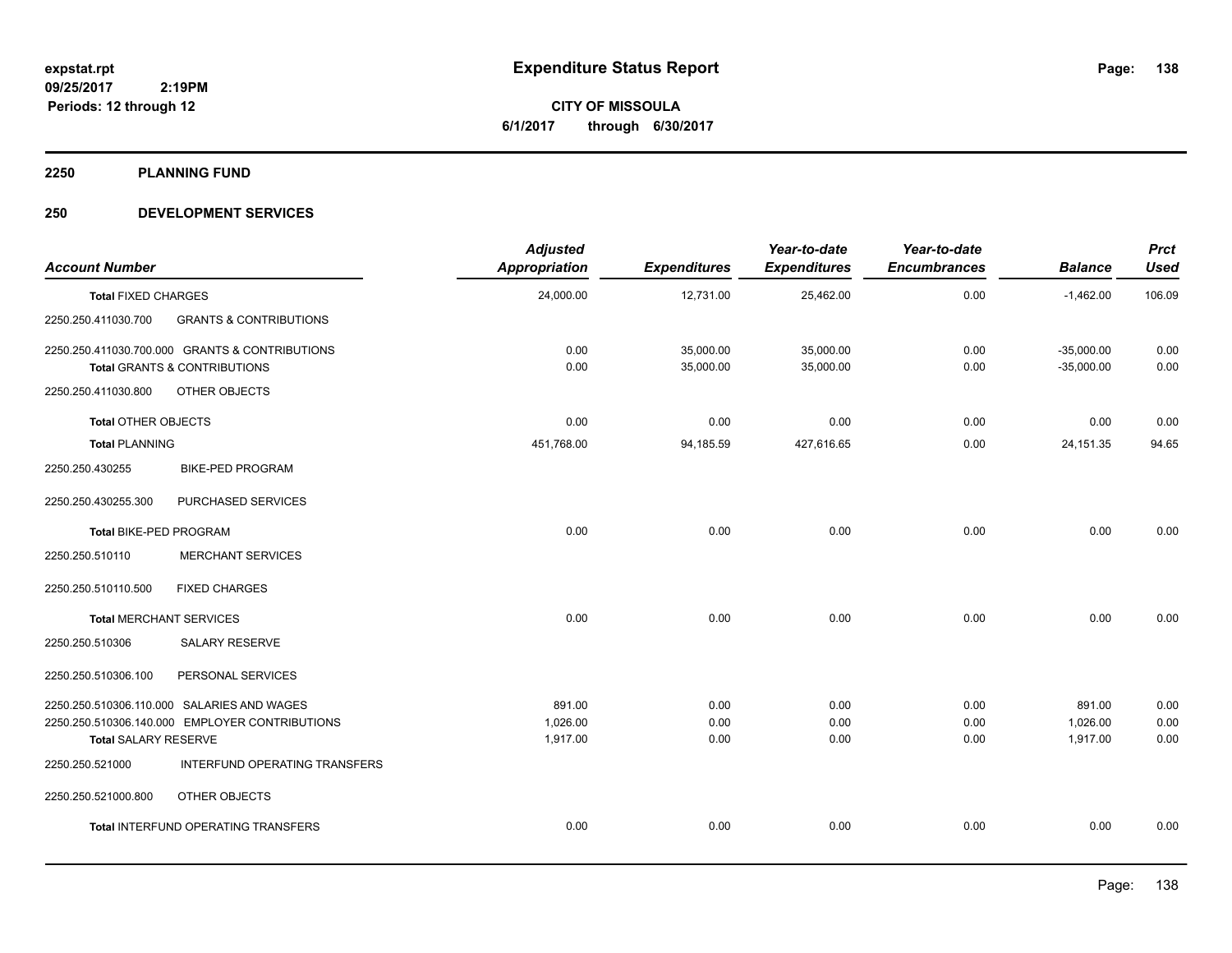# Expenditure Status Report

expstat.rpt
09/25/2017 2:19PM
Periods: 12 through 12

**CITY OF MISSOULA**
**6/1/2017 through 6/30/2017**

## 2250 PLANNING FUND

## 250 DEVELOPMENT SERVICES

| Account Number | | Adjusted Appropriation | Expenditures | Year-to-date Expenditures | Year-to-date Encumbrances | Balance | Prct Used |
|---|---|---|---|---|---|---|---|
| **Total** FIXED CHARGES | | 24,000.00 | 12,731.00 | 25,462.00 | 0.00 | -1,462.00 | 106.09 |
| 2250.250.411030.700 | GRANTS & CONTRIBUTIONS | | | | | | |
| 2250.250.411030.700.000 | GRANTS & CONTRIBUTIONS | 0.00 | 35,000.00 | 35,000.00 | 0.00 | -35,000.00 | 0.00 |
| **Total** GRANTS & CONTRIBUTIONS | | 0.00 | 35,000.00 | 35,000.00 | 0.00 | -35,000.00 | 0.00 |
| 2250.250.411030.800 | OTHER OBJECTS | | | | | | |
| **Total** OTHER OBJECTS | | 0.00 | 0.00 | 0.00 | 0.00 | 0.00 | 0.00 |
| **Total** PLANNING | | 451,768.00 | 94,185.59 | 427,616.65 | 0.00 | 24,151.35 | 94.65 |
| 2250.250.430255 | BIKE-PED PROGRAM | | | | | | |
| 2250.250.430255.300 | PURCHASED SERVICES | | | | | | |
| **Total** BIKE-PED PROGRAM | | 0.00 | 0.00 | 0.00 | 0.00 | 0.00 | 0.00 |
| 2250.250.510110 | MERCHANT SERVICES | | | | | | |
| 2250.250.510110.500 | FIXED CHARGES | | | | | | |
| **Total** MERCHANT SERVICES | | 0.00 | 0.00 | 0.00 | 0.00 | 0.00 | 0.00 |
| 2250.250.510306 | SALARY RESERVE | | | | | | |
| 2250.250.510306.100 | PERSONAL SERVICES | | | | | | |
| 2250.250.510306.110.000 | SALARIES AND WAGES | 891.00 | 0.00 | 0.00 | 0.00 | 891.00 | 0.00 |
| 2250.250.510306.140.000 | EMPLOYER CONTRIBUTIONS | 1,026.00 | 0.00 | 0.00 | 0.00 | 1,026.00 | 0.00 |
| **Total** SALARY RESERVE | | 1,917.00 | 0.00 | 0.00 | 0.00 | 1,917.00 | 0.00 |
| 2250.250.521000 | INTERFUND OPERATING TRANSFERS | | | | | | |
| 2250.250.521000.800 | OTHER OBJECTS | | | | | | |
| **Total** INTERFUND OPERATING TRANSFERS | | 0.00 | 0.00 | 0.00 | 0.00 | 0.00 | 0.00 |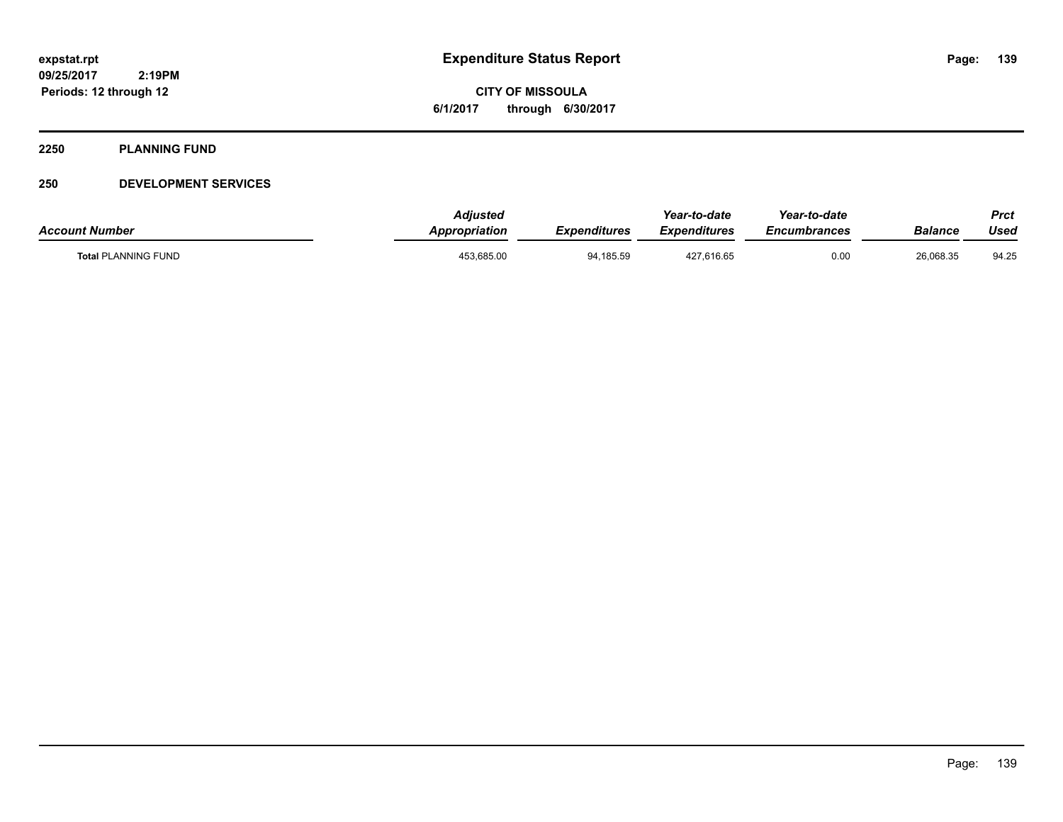# Expenditure Status Report

**CITY OF MISSOULA**

**6/1/2017 through 6/30/2017**

expstat.rpt
09/25/2017 2:19PM
Periods: 12 through 12

## 2250 PLANNING FUND

## 250 DEVELOPMENT SERVICES

| Account Number | Adjusted Appropriation | Expenditures | Year-to-date Expenditures | Year-to-date Encumbrances | Balance | Prct Used |
|---|---|---|---|---|---|---|
| **Total** PLANNING FUND | 453,685.00 | 94,185.59 | 427,616.65 | 0.00 | 26,068.35 | 94.25 |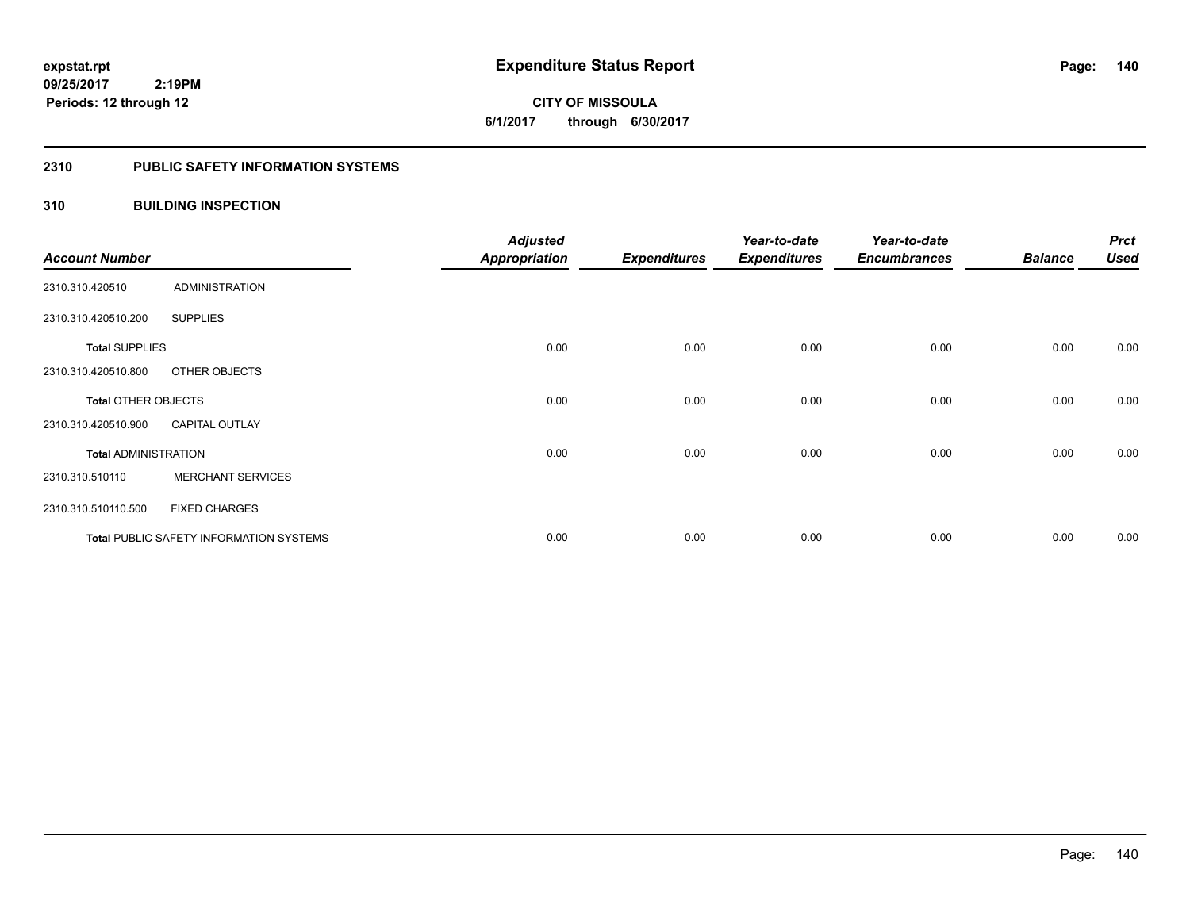**expstat.rpt**
**09/25/2017 2:19PM**
**Periods: 12 through 12**

# Expenditure Status Report

**CITY OF MISSOULA**
**6/1/2017 through 6/30/2017**

## 2310 PUBLIC SAFETY INFORMATION SYSTEMS

## 310 BUILDING INSPECTION

| Account Number | | Adjusted Appropriation | Expenditures | Year-to-date Expenditures | Year-to-date Encumbrances | Balance | Prct Used |
|---|---|---|---|---|---|---|---|
| 2310.310.420510 | ADMINISTRATION | | | | | | |
| 2310.310.420510.200 | SUPPLIES | | | | | | |
| **Total** SUPPLIES | | 0.00 | 0.00 | 0.00 | 0.00 | 0.00 | 0.00 |
| 2310.310.420510.800 | OTHER OBJECTS | | | | | | |
| **Total** OTHER OBJECTS | | 0.00 | 0.00 | 0.00 | 0.00 | 0.00 | 0.00 |
| 2310.310.420510.900 | CAPITAL OUTLAY | | | | | | |
| **Total** ADMINISTRATION | | 0.00 | 0.00 | 0.00 | 0.00 | 0.00 | 0.00 |
| 2310.310.510110 | MERCHANT SERVICES | | | | | | |
| 2310.310.510110.500 | FIXED CHARGES | | | | | | |
| **Total** PUBLIC SAFETY INFORMATION SYSTEMS | | 0.00 | 0.00 | 0.00 | 0.00 | 0.00 | 0.00 |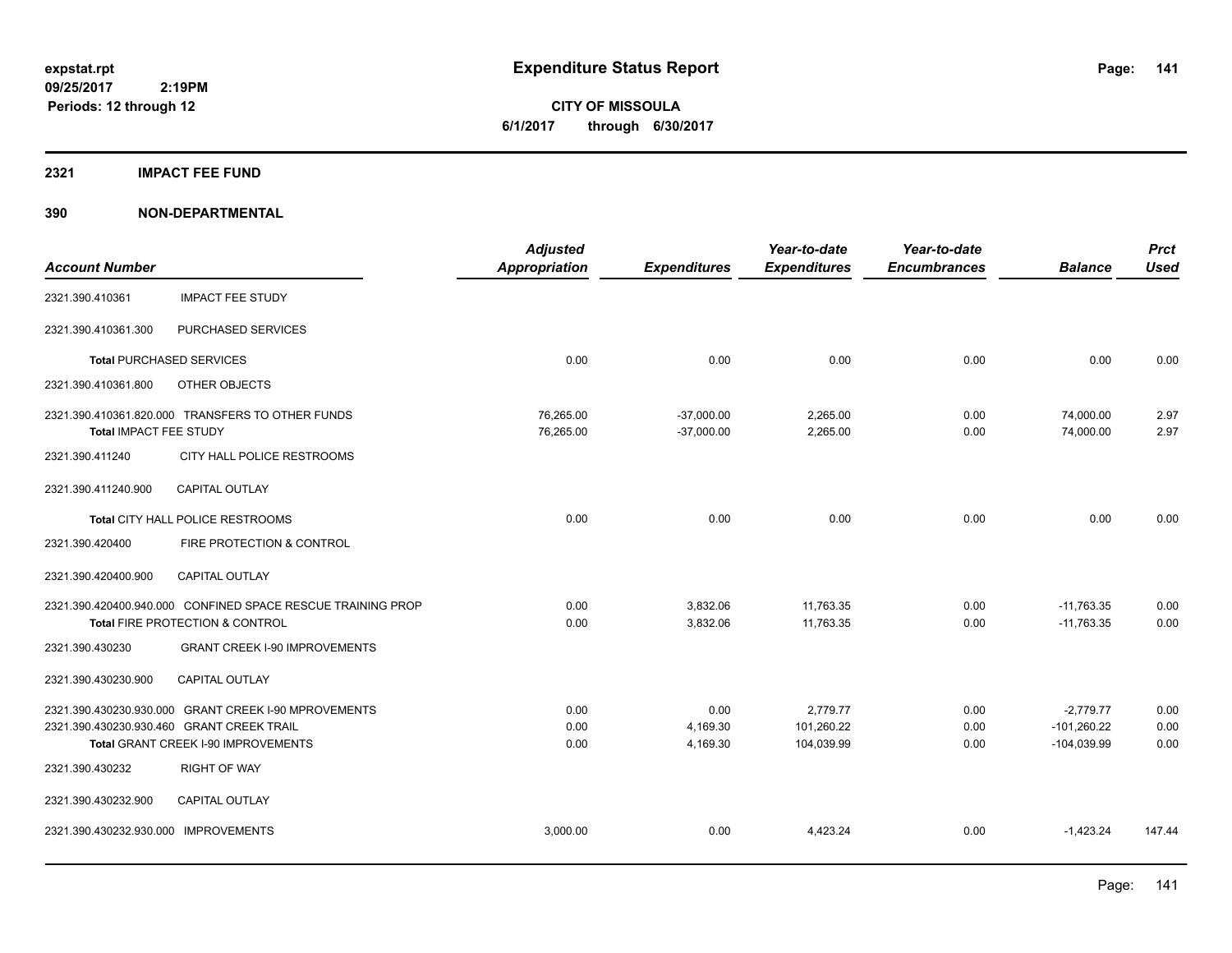expstat.rpt
09/25/2017 2:19PM
Periods: 12 through 12

# Expenditure Status Report

**CITY OF MISSOULA**
**6/1/2017 through 6/30/2017**

## 2321 IMPACT FEE FUND

## 390 NON-DEPARTMENTAL

| Account Number | | Adjusted Appropriation | Expenditures | Year-to-date Expenditures | Year-to-date Encumbrances | Balance | Prct Used |
|---|---|---|---|---|---|---|---|
| 2321.390.410361 | IMPACT FEE STUDY | | | | | | |
| 2321.390.410361.300 | PURCHASED SERVICES | | | | | | |
| Total PURCHASED SERVICES | | 0.00 | 0.00 | 0.00 | 0.00 | 0.00 | 0.00 |
| 2321.390.410361.800 | OTHER OBJECTS | | | | | | |
| 2321.390.410361.820.000 | TRANSFERS TO OTHER FUNDS | 76,265.00 | -37,000.00 | 2,265.00 | 0.00 | 74,000.00 | 2.97 |
| Total IMPACT FEE STUDY | | 76,265.00 | -37,000.00 | 2,265.00 | 0.00 | 74,000.00 | 2.97 |
| 2321.390.411240 | CITY HALL POLICE RESTROOMS | | | | | | |
| 2321.390.411240.900 | CAPITAL OUTLAY | | | | | | |
| Total CITY HALL POLICE RESTROOMS | | 0.00 | 0.00 | 0.00 | 0.00 | 0.00 | 0.00 |
| 2321.390.420400 | FIRE PROTECTION & CONTROL | | | | | | |
| 2321.390.420400.900 | CAPITAL OUTLAY | | | | | | |
| 2321.390.420400.940.000 | CONFINED SPACE RESCUE TRAINING PROP | 0.00 | 3,832.06 | 11,763.35 | 0.00 | -11,763.35 | 0.00 |
| Total FIRE PROTECTION & CONTROL | | 0.00 | 3,832.06 | 11,763.35 | 0.00 | -11,763.35 | 0.00 |
| 2321.390.430230 | GRANT CREEK I-90 IMPROVEMENTS | | | | | | |
| 2321.390.430230.900 | CAPITAL OUTLAY | | | | | | |
| 2321.390.430230.930.000 | GRANT CREEK I-90 MPROVEMENTS | 0.00 | 0.00 | 2,779.77 | 0.00 | -2,779.77 | 0.00 |
| 2321.390.430230.930.460 | GRANT CREEK TRAIL | 0.00 | 4,169.30 | 101,260.22 | 0.00 | -101,260.22 | 0.00 |
| Total GRANT CREEK I-90 IMPROVEMENTS | | 0.00 | 4,169.30 | 104,039.99 | 0.00 | -104,039.99 | 0.00 |
| 2321.390.430232 | RIGHT OF WAY | | | | | | |
| 2321.390.430232.900 | CAPITAL OUTLAY | | | | | | |
| 2321.390.430232.930.000 | IMPROVEMENTS | 3,000.00 | 0.00 | 4,423.24 | 0.00 | -1,423.24 | 147.44 |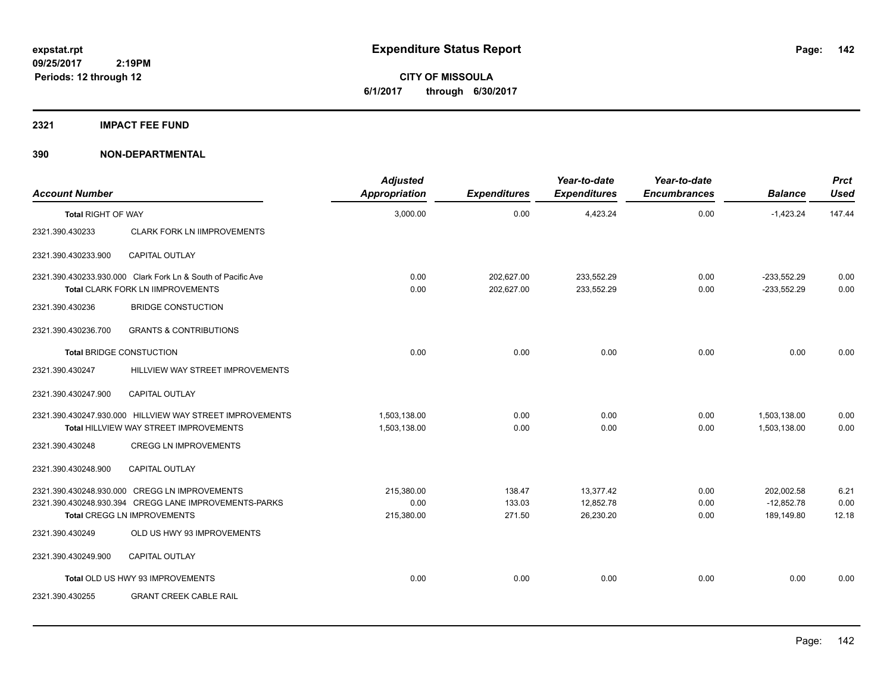# Expenditure Status Report

**CITY OF MISSOULA**
**6/1/2017 through 6/30/2017**

expstat.rpt
09/25/2017 2:19PM
Periods: 12 through 12

## 2321 IMPACT FEE FUND

## 390 NON-DEPARTMENTAL

| Account Number | | Adjusted Appropriation | Expenditures | Year-to-date Expenditures | Year-to-date Encumbrances | Balance | Prct Used |
|---|---|---|---|---|---|---|---|
| **Total** RIGHT OF WAY | | 3,000.00 | 0.00 | 4,423.24 | 0.00 | -1,423.24 | 147.44 |
| 2321.390.430233 | CLARK FORK LN IIMPROVEMENTS | | | | | | |
| 2321.390.430233.900 | CAPITAL OUTLAY | | | | | | |
| 2321.390.430233.930.000 | Clark Fork Ln & South of Pacific Ave | 0.00 | 202,627.00 | 233,552.29 | 0.00 | -233,552.29 | 0.00 |
| **Total** CLARK FORK LN IIMPROVEMENTS | | 0.00 | 202,627.00 | 233,552.29 | 0.00 | -233,552.29 | 0.00 |
| 2321.390.430236 | BRIDGE CONSTUCTION | | | | | | |
| 2321.390.430236.700 | GRANTS & CONTRIBUTIONS | | | | | | |
| **Total** BRIDGE CONSTUCTION | | 0.00 | 0.00 | 0.00 | 0.00 | 0.00 | 0.00 |
| 2321.390.430247 | HILLVIEW WAY STREET IMPROVEMENTS | | | | | | |
| 2321.390.430247.900 | CAPITAL OUTLAY | | | | | | |
| 2321.390.430247.930.000 | HILLVIEW WAY STREET IMPROVEMENTS | 1,503,138.00 | 0.00 | 0.00 | 0.00 | 1,503,138.00 | 0.00 |
| **Total** HILLVIEW WAY STREET IMPROVEMENTS | | 1,503,138.00 | 0.00 | 0.00 | 0.00 | 1,503,138.00 | 0.00 |
| 2321.390.430248 | CREGG LN IMPROVEMENTS | | | | | | |
| 2321.390.430248.900 | CAPITAL OUTLAY | | | | | | |
| 2321.390.430248.930.000 | CREGG LN IMPROVEMENTS | 215,380.00 | 138.47 | 13,377.42 | 0.00 | 202,002.58 | 6.21 |
| 2321.390.430248.930.394 | CREGG LANE IMPROVEMENTS-PARKS | 0.00 | 133.03 | 12,852.78 | 0.00 | -12,852.78 | 0.00 |
| **Total** CREGG LN IMPROVEMENTS | | 215,380.00 | 271.50 | 26,230.20 | 0.00 | 189,149.80 | 12.18 |
| 2321.390.430249 | OLD US HWY 93 IMPROVEMENTS | | | | | | |
| 2321.390.430249.900 | CAPITAL OUTLAY | | | | | | |
| **Total** OLD US HWY 93 IMPROVEMENTS | | 0.00 | 0.00 | 0.00 | 0.00 | 0.00 | 0.00 |
| 2321.390.430255 | GRANT CREEK CABLE RAIL | | | | | | |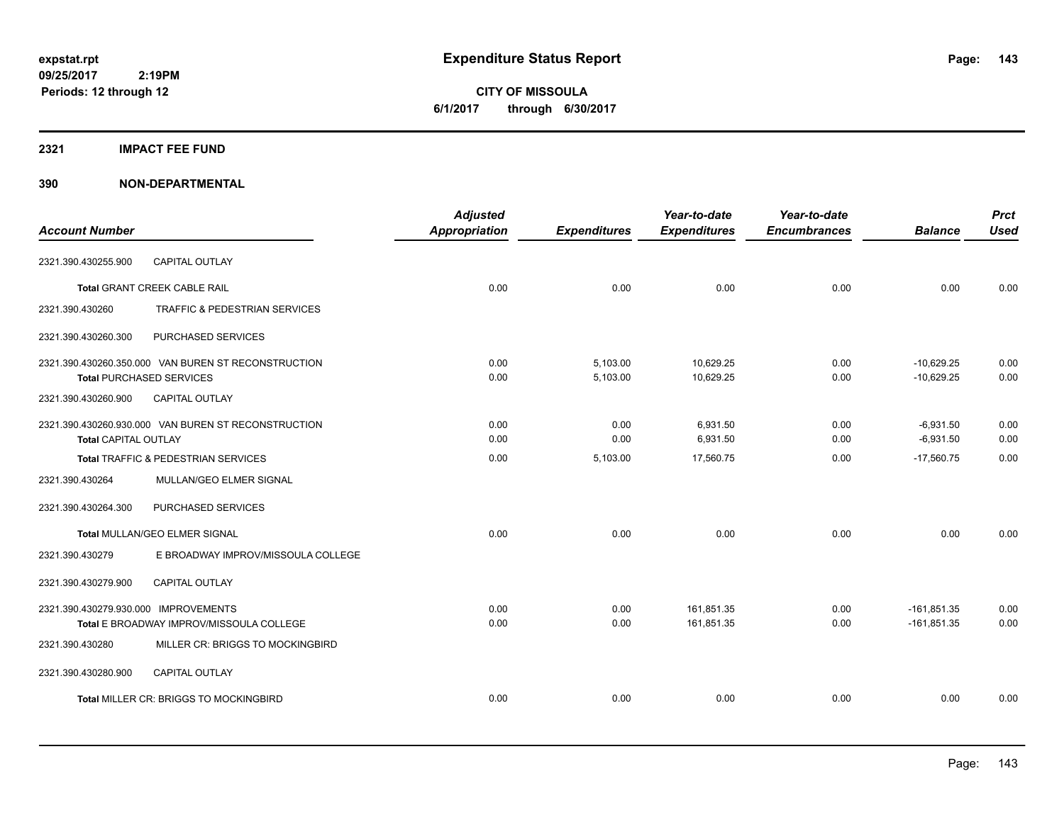# Expenditure Status Report

**CITY OF MISSOULA**
**6/1/2017 through 6/30/2017**

expstat.rpt
09/25/2017 2:19PM
Periods: 12 through 12

## 2321 IMPACT FEE FUND

## 390 NON-DEPARTMENTAL

| Account Number | | Adjusted Appropriation | Expenditures | Year-to-date Expenditures | Year-to-date Encumbrances | Balance | Prct Used |
|---|---|---|---|---|---|---|---|
| 2321.390.430255.900 | CAPITAL OUTLAY | | | | | | |
| Total GRANT CREEK CABLE RAIL | | 0.00 | 0.00 | 0.00 | 0.00 | 0.00 | 0.00 |
| 2321.390.430260 | TRAFFIC & PEDESTRIAN SERVICES | | | | | | |
| 2321.390.430260.300 | PURCHASED SERVICES | | | | | | |
| 2321.390.430260.350.000 | VAN BUREN ST RECONSTRUCTION | 0.00 | 5,103.00 | 10,629.25 | 0.00 | -10,629.25 | 0.00 |
| Total PURCHASED SERVICES | | 0.00 | 5,103.00 | 10,629.25 | 0.00 | -10,629.25 | 0.00 |
| 2321.390.430260.900 | CAPITAL OUTLAY | | | | | | |
| 2321.390.430260.930.000 | VAN BUREN ST RECONSTRUCTION | 0.00 | 0.00 | 6,931.50 | 0.00 | -6,931.50 | 0.00 |
| Total CAPITAL OUTLAY | | 0.00 | 0.00 | 6,931.50 | 0.00 | -6,931.50 | 0.00 |
| Total TRAFFIC & PEDESTRIAN SERVICES | | 0.00 | 5,103.00 | 17,560.75 | 0.00 | -17,560.75 | 0.00 |
| 2321.390.430264 | MULLAN/GEO ELMER SIGNAL | | | | | | |
| 2321.390.430264.300 | PURCHASED SERVICES | | | | | | |
| Total MULLAN/GEO ELMER SIGNAL | | 0.00 | 0.00 | 0.00 | 0.00 | 0.00 | 0.00 |
| 2321.390.430279 | E BROADWAY IMPROV/MISSOULA COLLEGE | | | | | | |
| 2321.390.430279.900 | CAPITAL OUTLAY | | | | | | |
| 2321.390.430279.930.000 | IMPROVEMENTS | 0.00 | 0.00 | 161,851.35 | 0.00 | -161,851.35 | 0.00 |
| Total E BROADWAY IMPROV/MISSOULA COLLEGE | | 0.00 | 0.00 | 161,851.35 | 0.00 | -161,851.35 | 0.00 |
| 2321.390.430280 | MILLER CR: BRIGGS TO MOCKINGBIRD | | | | | | |
| 2321.390.430280.900 | CAPITAL OUTLAY | | | | | | |
| Total MILLER CR: BRIGGS TO MOCKINGBIRD | | 0.00 | 0.00 | 0.00 | 0.00 | 0.00 | 0.00 |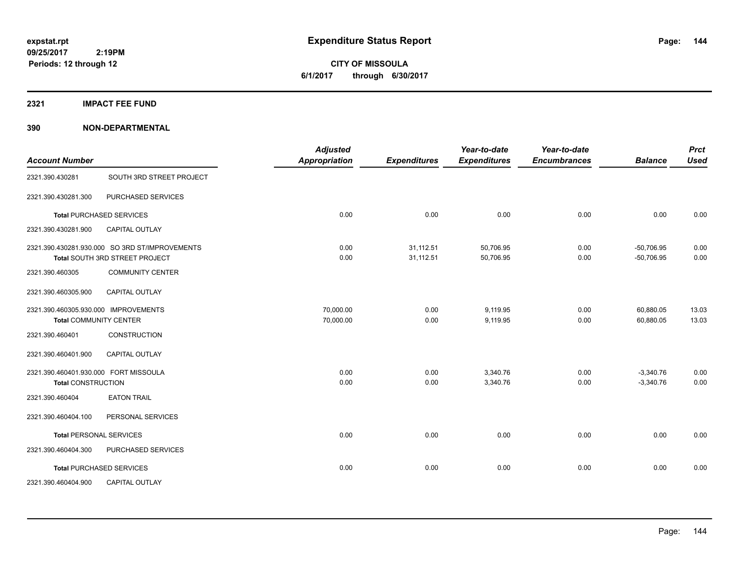expstat.rpt
09/25/2017 2:19PM
Periods: 12 through 12

# Expenditure Status Report

CITY OF MISSOULA
6/1/2017 through 6/30/2017

## 2321 IMPACT FEE FUND

### 390 NON-DEPARTMENTAL

| Account Number | | Adjusted Appropriation | Expenditures | Year-to-date Expenditures | Year-to-date Encumbrances | Balance | Prct Used |
|---|---|---|---|---|---|---|---|
| 2321.390.430281 | SOUTH 3RD STREET PROJECT | | | | | | |
| 2321.390.430281.300 | PURCHASED SERVICES | | | | | | |
| **Total** PURCHASED SERVICES | | 0.00 | 0.00 | 0.00 | 0.00 | 0.00 | 0.00 |
| 2321.390.430281.900 | CAPITAL OUTLAY | | | | | | |
| 2321.390.430281.930.000 | SO 3RD ST/IMPROVEMENTS | 0.00 | 31,112.51 | 50,706.95 | 0.00 | -50,706.95 | 0.00 |
| **Total** SOUTH 3RD STREET PROJECT | | 0.00 | 31,112.51 | 50,706.95 | 0.00 | -50,706.95 | 0.00 |
| 2321.390.460305 | COMMUNITY CENTER | | | | | | |
| 2321.390.460305.900 | CAPITAL OUTLAY | | | | | | |
| 2321.390.460305.930.000 | IMPROVEMENTS | 70,000.00 | 0.00 | 9,119.95 | 0.00 | 60,880.05 | 13.03 |
| **Total** COMMUNITY CENTER | | 70,000.00 | 0.00 | 9,119.95 | 0.00 | 60,880.05 | 13.03 |
| 2321.390.460401 | CONSTRUCTION | | | | | | |
| 2321.390.460401.900 | CAPITAL OUTLAY | | | | | | |
| 2321.390.460401.930.000 | FORT MISSOULA | 0.00 | 0.00 | 3,340.76 | 0.00 | -3,340.76 | 0.00 |
| **Total** CONSTRUCTION | | 0.00 | 0.00 | 3,340.76 | 0.00 | -3,340.76 | 0.00 |
| 2321.390.460404 | EATON TRAIL | | | | | | |
| 2321.390.460404.100 | PERSONAL SERVICES | | | | | | |
| **Total** PERSONAL SERVICES | | 0.00 | 0.00 | 0.00 | 0.00 | 0.00 | 0.00 |
| 2321.390.460404.300 | PURCHASED SERVICES | | | | | | |
| **Total** PURCHASED SERVICES | | 0.00 | 0.00 | 0.00 | 0.00 | 0.00 | 0.00 |
| 2321.390.460404.900 | CAPITAL OUTLAY | | | | | | |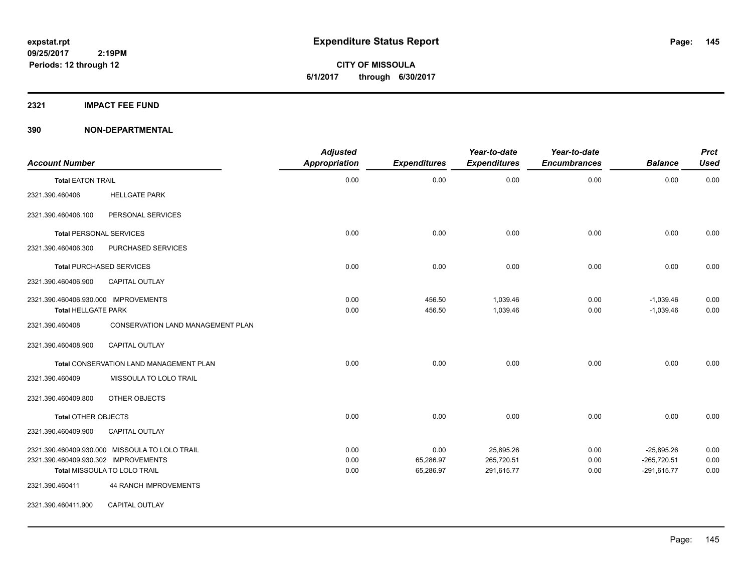# Expenditure Status Report

**CITY OF MISSOULA**

**6/1/2017 through 6/30/2017**

expstat.rpt
09/25/2017 2:19PM
Periods: 12 through 12

## 2321 IMPACT FEE FUND

## 390 NON-DEPARTMENTAL

| Account Number | | Adjusted Appropriation | Expenditures | Year-to-date Expenditures | Year-to-date Encumbrances | Balance | Prct Used |
|---|---|---|---|---|---|---|---|
| **Total EATON TRAIL** | | 0.00 | 0.00 | 0.00 | 0.00 | 0.00 | 0.00 |
| 2321.390.460406 | HELLGATE PARK | | | | | | |
| 2321.390.460406.100 | PERSONAL SERVICES | | | | | | |
| **Total PERSONAL SERVICES** | | 0.00 | 0.00 | 0.00 | 0.00 | 0.00 | 0.00 |
| 2321.390.460406.300 | PURCHASED SERVICES | | | | | | |
| **Total PURCHASED SERVICES** | | 0.00 | 0.00 | 0.00 | 0.00 | 0.00 | 0.00 |
| 2321.390.460406.900 | CAPITAL OUTLAY | | | | | | |
| 2321.390.460406.930.000 | IMPROVEMENTS | 0.00 | 456.50 | 1,039.46 | 0.00 | -1,039.46 | 0.00 |
| **Total HELLGATE PARK** | | 0.00 | 456.50 | 1,039.46 | 0.00 | -1,039.46 | 0.00 |
| 2321.390.460408 | CONSERVATION LAND MANAGEMENT PLAN | | | | | | |
| 2321.390.460408.900 | CAPITAL OUTLAY | | | | | | |
| **Total CONSERVATION LAND MANAGEMENT PLAN** | | 0.00 | 0.00 | 0.00 | 0.00 | 0.00 | 0.00 |
| 2321.390.460409 | MISSOULA TO LOLO TRAIL | | | | | | |
| 2321.390.460409.800 | OTHER OBJECTS | | | | | | |
| **Total OTHER OBJECTS** | | 0.00 | 0.00 | 0.00 | 0.00 | 0.00 | 0.00 |
| 2321.390.460409.900 | CAPITAL OUTLAY | | | | | | |
| 2321.390.460409.930.000 | MISSOULA TO LOLO TRAIL | 0.00 | 0.00 | 25,895.26 | 0.00 | -25,895.26 | 0.00 |
| 2321.390.460409.930.302 | IMPROVEMENTS | 0.00 | 65,286.97 | 265,720.51 | 0.00 | -265,720.51 | 0.00 |
| **Total MISSOULA TO LOLO TRAIL** | | 0.00 | 65,286.97 | 291,615.77 | 0.00 | -291,615.77 | 0.00 |
| 2321.390.460411 | 44 RANCH IMPROVEMENTS | | | | | | |
| 2321.390.460411.900 | CAPITAL OUTLAY | | | | | | |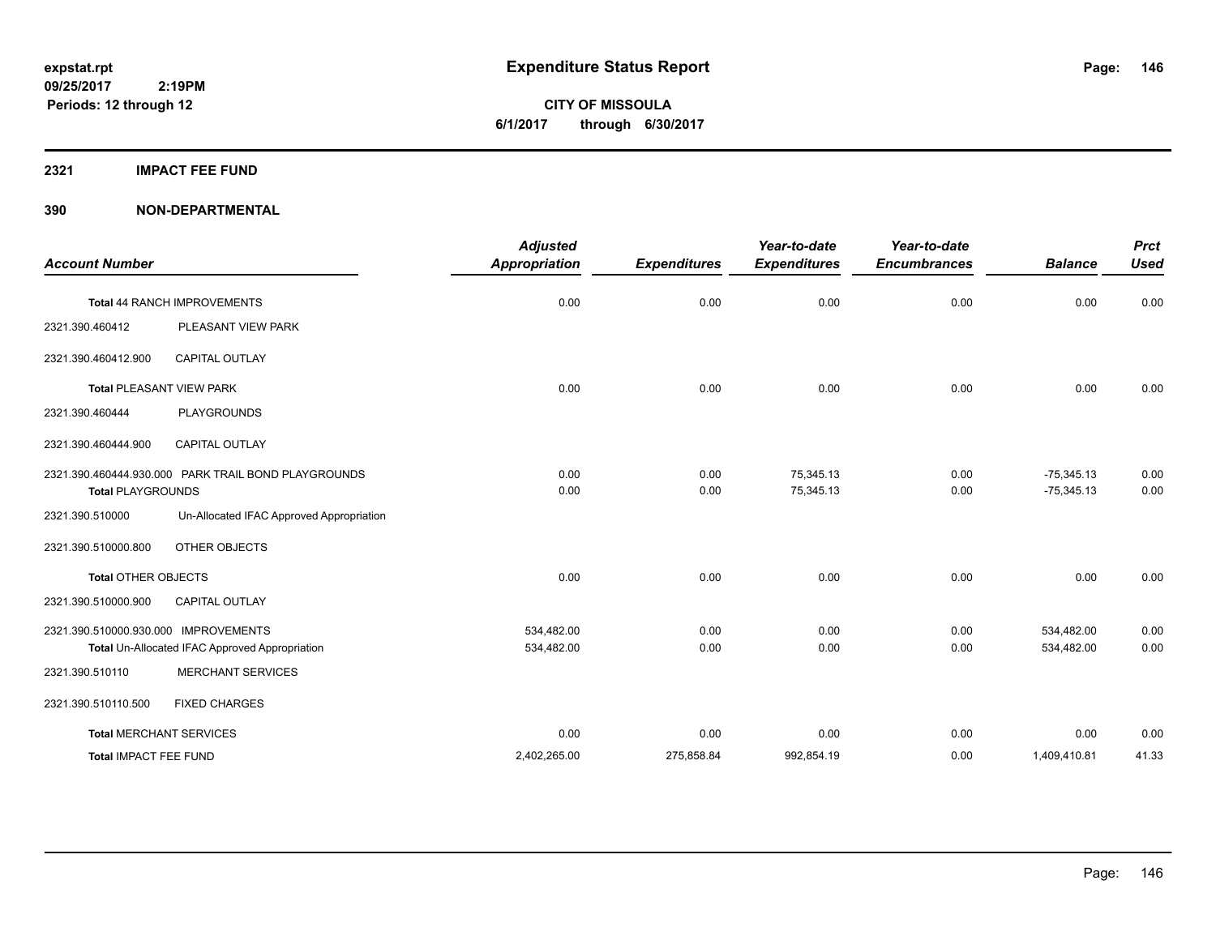# Expenditure Status Report

**CITY OF MISSOULA**
**6/1/2017 through 6/30/2017**

expstat.rpt
09/25/2017 2:19PM
Periods: 12 through 12

## 2321 IMPACT FEE FUND

## 390 NON-DEPARTMENTAL

| Account Number | | Adjusted Appropriation | Expenditures | Year-to-date Expenditures | Year-to-date Encumbrances | Balance | Prct Used |
|---|---|---|---|---|---|---|---|
| **Total** 44 RANCH IMPROVEMENTS | | 0.00 | 0.00 | 0.00 | 0.00 | 0.00 | 0.00 |
| 2321.390.460412 | PLEASANT VIEW PARK | | | | | | |
| 2321.390.460412.900 | CAPITAL OUTLAY | | | | | | |
| **Total** PLEASANT VIEW PARK | | 0.00 | 0.00 | 0.00 | 0.00 | 0.00 | 0.00 |
| 2321.390.460444 | PLAYGROUNDS | | | | | | |
| 2321.390.460444.900 | CAPITAL OUTLAY | | | | | | |
| 2321.390.460444.930.000 | PARK TRAIL BOND PLAYGROUNDS | 0.00 | 0.00 | 75,345.13 | 0.00 | -75,345.13 | 0.00 |
| **Total** PLAYGROUNDS | | 0.00 | 0.00 | 75,345.13 | 0.00 | -75,345.13 | 0.00 |
| 2321.390.510000 | Un-Allocated IFAC Approved Appropriation | | | | | | |
| 2321.390.510000.800 | OTHER OBJECTS | | | | | | |
| **Total** OTHER OBJECTS | | 0.00 | 0.00 | 0.00 | 0.00 | 0.00 | 0.00 |
| 2321.390.510000.900 | CAPITAL OUTLAY | | | | | | |
| 2321.390.510000.930.000 | IMPROVEMENTS | 534,482.00 | 0.00 | 0.00 | 0.00 | 534,482.00 | 0.00 |
| **Total** Un-Allocated IFAC Approved Appropriation | | 534,482.00 | 0.00 | 0.00 | 0.00 | 534,482.00 | 0.00 |
| 2321.390.510110 | MERCHANT SERVICES | | | | | | |
| 2321.390.510110.500 | FIXED CHARGES | | | | | | |
| **Total** MERCHANT SERVICES | | 0.00 | 0.00 | 0.00 | 0.00 | 0.00 | 0.00 |
| **Total** IMPACT FEE FUND | | 2,402,265.00 | 275,858.84 | 992,854.19 | 0.00 | 1,409,410.81 | 41.33 |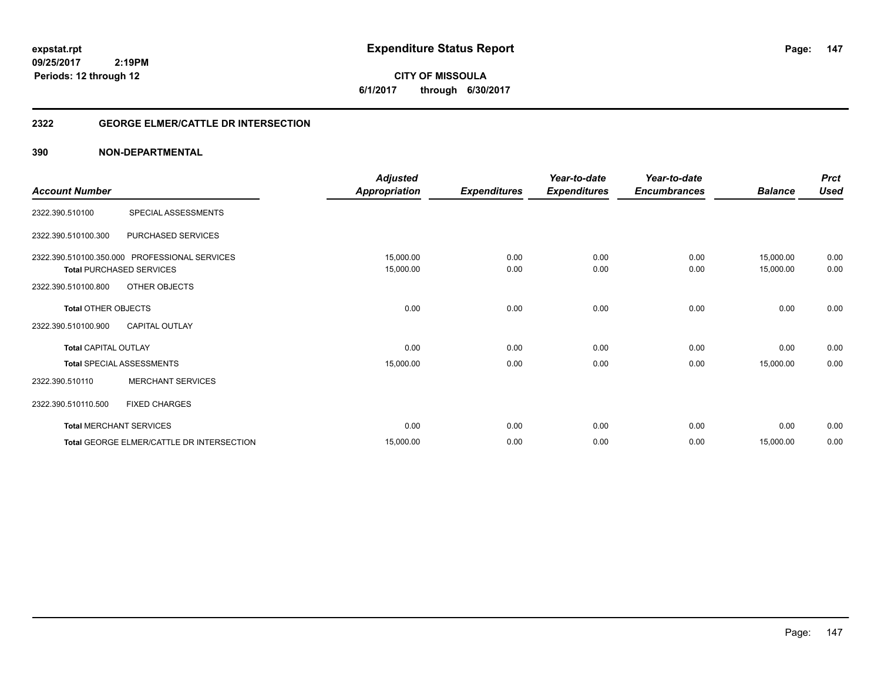expstat.rpt
09/25/2017 2:19PM
Periods: 12 through 12

# Expenditure Status Report

CITY OF MISSOULA
6/1/2017 through 6/30/2017

## 2322 GEORGE ELMER/CATTLE DR INTERSECTION

## 390 NON-DEPARTMENTAL

| Account Number | | Adjusted Appropriation | Expenditures | Year-to-date Expenditures | Year-to-date Encumbrances | Balance | Prct Used |
|---|---|---|---|---|---|---|---|
| 2322.390.510100 | SPECIAL ASSESSMENTS | | | | | | |
| 2322.390.510100.300 | PURCHASED SERVICES | | | | | | |
| 2322.390.510100.350.000 | PROFESSIONAL SERVICES | 15,000.00 | 0.00 | 0.00 | 0.00 | 15,000.00 | 0.00 |
| **Total** PURCHASED SERVICES | | 15,000.00 | 0.00 | 0.00 | 0.00 | 15,000.00 | 0.00 |
| 2322.390.510100.800 | OTHER OBJECTS | | | | | | |
| **Total** OTHER OBJECTS | | 0.00 | 0.00 | 0.00 | 0.00 | 0.00 | 0.00 |
| 2322.390.510100.900 | CAPITAL OUTLAY | | | | | | |
| **Total** CAPITAL OUTLAY | | 0.00 | 0.00 | 0.00 | 0.00 | 0.00 | 0.00 |
| **Total** SPECIAL ASSESSMENTS | | 15,000.00 | 0.00 | 0.00 | 0.00 | 15,000.00 | 0.00 |
| 2322.390.510110 | MERCHANT SERVICES | | | | | | |
| 2322.390.510110.500 | FIXED CHARGES | | | | | | |
| **Total** MERCHANT SERVICES | | 0.00 | 0.00 | 0.00 | 0.00 | 0.00 | 0.00 |
| **Total** GEORGE ELMER/CATTLE DR INTERSECTION | | 15,000.00 | 0.00 | 0.00 | 0.00 | 15,000.00 | 0.00 |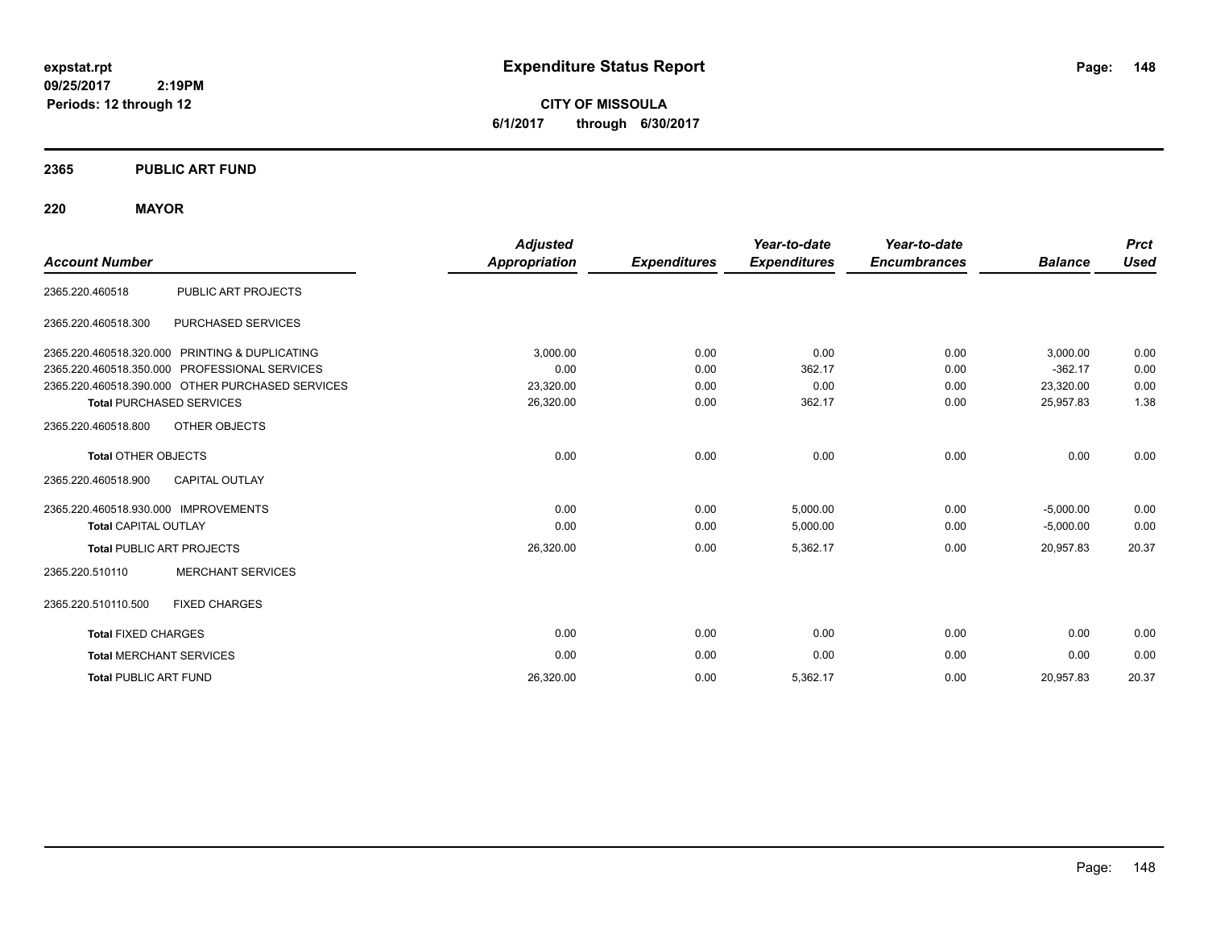expstat.rpt
09/25/2017 2:19PM
Periods: 12 through 12

# Expenditure Status Report

**CITY OF MISSOULA**
**6/1/2017 through 6/30/2017**

## 2365 PUBLIC ART FUND

### 220 MAYOR

| Account Number | | Adjusted Appropriation | Expenditures | Year-to-date Expenditures | Year-to-date Encumbrances | Balance | Prct Used |
|---|---|---|---|---|---|---|---|
| 2365.220.460518 | PUBLIC ART PROJECTS | | | | | | |
| 2365.220.460518.300 | PURCHASED SERVICES | | | | | | |
| 2365.220.460518.320.000 | PRINTING & DUPLICATING | 3,000.00 | 0.00 | 0.00 | 0.00 | 3,000.00 | 0.00 |
| 2365.220.460518.350.000 | PROFESSIONAL SERVICES | 0.00 | 0.00 | 362.17 | 0.00 | -362.17 | 0.00 |
| 2365.220.460518.390.000 | OTHER PURCHASED SERVICES | 23,320.00 | 0.00 | 0.00 | 0.00 | 23,320.00 | 0.00 |
| **Total** PURCHASED SERVICES | | 26,320.00 | 0.00 | 362.17 | 0.00 | 25,957.83 | 1.38 |
| 2365.220.460518.800 | OTHER OBJECTS | | | | | | |
| **Total** OTHER OBJECTS | | 0.00 | 0.00 | 0.00 | 0.00 | 0.00 | 0.00 |
| 2365.220.460518.900 | CAPITAL OUTLAY | | | | | | |
| 2365.220.460518.930.000 | IMPROVEMENTS | 0.00 | 0.00 | 5,000.00 | 0.00 | -5,000.00 | 0.00 |
| **Total** CAPITAL OUTLAY | | 0.00 | 0.00 | 5,000.00 | 0.00 | -5,000.00 | 0.00 |
| **Total** PUBLIC ART PROJECTS | | 26,320.00 | 0.00 | 5,362.17 | 0.00 | 20,957.83 | 20.37 |
| 2365.220.510110 | MERCHANT SERVICES | | | | | | |
| 2365.220.510110.500 | FIXED CHARGES | | | | | | |
| **Total** FIXED CHARGES | | 0.00 | 0.00 | 0.00 | 0.00 | 0.00 | 0.00 |
| **Total** MERCHANT SERVICES | | 0.00 | 0.00 | 0.00 | 0.00 | 0.00 | 0.00 |
| **Total** PUBLIC ART FUND | | 26,320.00 | 0.00 | 5,362.17 | 0.00 | 20,957.83 | 20.37 |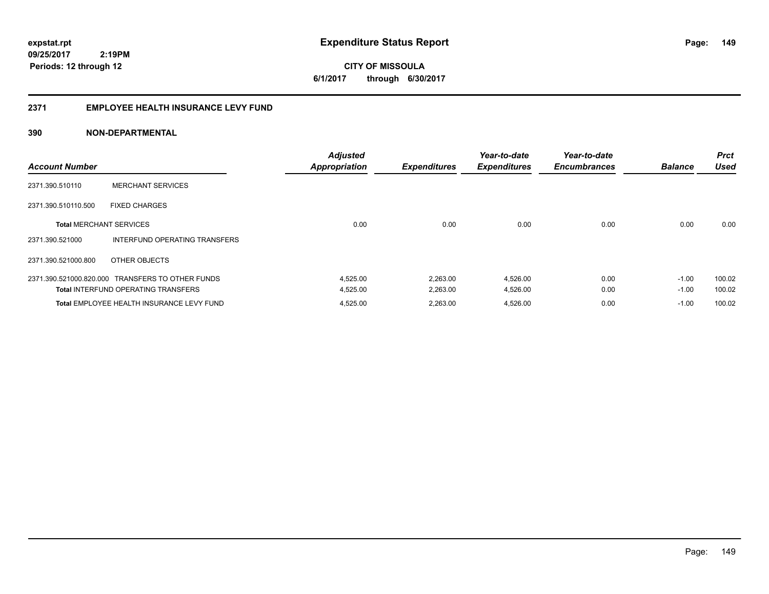**expstat.rpt**
**09/25/2017 2:19PM**
**Periods: 12 through 12**

# Expenditure Status Report

**CITY OF MISSOULA**
**6/1/2017 through 6/30/2017**

## 2371 EMPLOYEE HEALTH INSURANCE LEVY FUND

### 390 NON-DEPARTMENTAL

| Account Number | | Adjusted Appropriation | Expenditures | Year-to-date Expenditures | Year-to-date Encumbrances | Balance | Prct Used |
|---|---|---|---|---|---|---|---|
| 2371.390.510110 | MERCHANT SERVICES | | | | | | |
| 2371.390.510110.500 | FIXED CHARGES | | | | | | |
| **Total** MERCHANT SERVICES | | 0.00 | 0.00 | 0.00 | 0.00 | 0.00 | 0.00 |
| 2371.390.521000 | INTERFUND OPERATING TRANSFERS | | | | | | |
| 2371.390.521000.800 | OTHER OBJECTS | | | | | | |
| 2371.390.521000.820.000 | TRANSFERS TO OTHER FUNDS | 4,525.00 | 2,263.00 | 4,526.00 | 0.00 | -1.00 | 100.02 |
| **Total** INTERFUND OPERATING TRANSFERS | | 4,525.00 | 2,263.00 | 4,526.00 | 0.00 | -1.00 | 100.02 |
| **Total** EMPLOYEE HEALTH INSURANCE LEVY FUND | | 4,525.00 | 2,263.00 | 4,526.00 | 0.00 | -1.00 | 100.02 |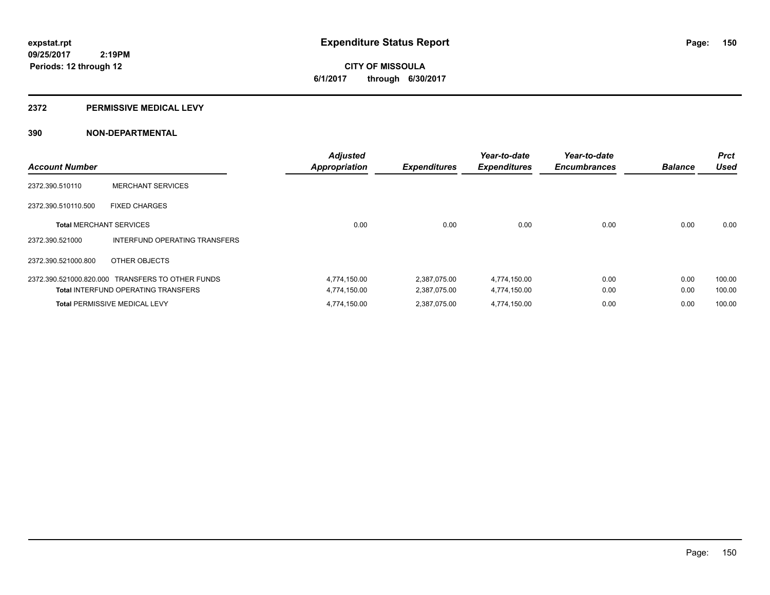# Expenditure Status Report

expstat.rpt
09/25/2017 2:19PM
Periods: 12 through 12

**CITY OF MISSOULA**
**6/1/2017 through 6/30/2017**

## 2372 PERMISSIVE MEDICAL LEVY

## 390 NON-DEPARTMENTAL

| Account Number | | Adjusted Appropriation | Expenditures | Year-to-date Expenditures | Year-to-date Encumbrances | Balance | Prct Used |
|---|---|---|---|---|---|---|---|
| 2372.390.510110 | MERCHANT SERVICES | | | | | | |
| 2372.390.510110.500 | FIXED CHARGES | | | | | | |
| **Total** MERCHANT SERVICES | | 0.00 | 0.00 | 0.00 | 0.00 | 0.00 | 0.00 |
| 2372.390.521000 | INTERFUND OPERATING TRANSFERS | | | | | | |
| 2372.390.521000.800 | OTHER OBJECTS | | | | | | |
| 2372.390.521000.820.000 | TRANSFERS TO OTHER FUNDS | 4,774,150.00 | 2,387,075.00 | 4,774,150.00 | 0.00 | 0.00 | 100.00 |
| **Total** INTERFUND OPERATING TRANSFERS | | 4,774,150.00 | 2,387,075.00 | 4,774,150.00 | 0.00 | 0.00 | 100.00 |
| **Total** PERMISSIVE MEDICAL LEVY | | 4,774,150.00 | 2,387,075.00 | 4,774,150.00 | 0.00 | 0.00 | 100.00 |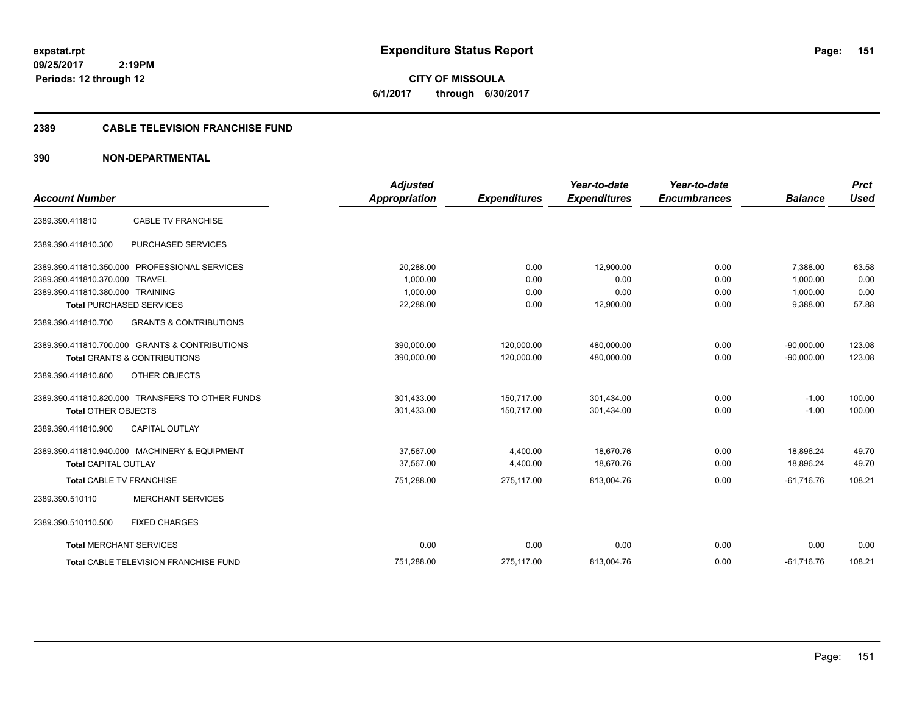**expstat.rpt**
**09/25/2017 2:19PM**
**Periods: 12 through 12**

# Expenditure Status Report

**CITY OF MISSOULA**
**6/1/2017 through 6/30/2017**

## 2389 CABLE TELEVISION FRANCHISE FUND

## 390 NON-DEPARTMENTAL

| Account Number | | Adjusted Appropriation | Expenditures | Year-to-date Expenditures | Year-to-date Encumbrances | Balance | Prct Used |
|---|---|---|---|---|---|---|---|
| 2389.390.411810 | CABLE TV FRANCHISE | | | | | | |
| 2389.390.411810.300 | PURCHASED SERVICES | | | | | | |
| 2389.390.411810.350.000 | PROFESSIONAL SERVICES | 20,288.00 | 0.00 | 12,900.00 | 0.00 | 7,388.00 | 63.58 |
| 2389.390.411810.370.000 | TRAVEL | 1,000.00 | 0.00 | 0.00 | 0.00 | 1,000.00 | 0.00 |
| 2389.390.411810.380.000 | TRAINING | 1,000.00 | 0.00 | 0.00 | 0.00 | 1,000.00 | 0.00 |
| **Total** PURCHASED SERVICES | | 22,288.00 | 0.00 | 12,900.00 | 0.00 | 9,388.00 | 57.88 |
| 2389.390.411810.700 | GRANTS & CONTRIBUTIONS | | | | | | |
| 2389.390.411810.700.000 | GRANTS & CONTRIBUTIONS | 390,000.00 | 120,000.00 | 480,000.00 | 0.00 | -90,000.00 | 123.08 |
| **Total** GRANTS & CONTRIBUTIONS | | 390,000.00 | 120,000.00 | 480,000.00 | 0.00 | -90,000.00 | 123.08 |
| 2389.390.411810.800 | OTHER OBJECTS | | | | | | |
| 2389.390.411810.820.000 | TRANSFERS TO OTHER FUNDS | 301,433.00 | 150,717.00 | 301,434.00 | 0.00 | -1.00 | 100.00 |
| **Total** OTHER OBJECTS | | 301,433.00 | 150,717.00 | 301,434.00 | 0.00 | -1.00 | 100.00 |
| 2389.390.411810.900 | CAPITAL OUTLAY | | | | | | |
| 2389.390.411810.940.000 | MACHINERY & EQUIPMENT | 37,567.00 | 4,400.00 | 18,670.76 | 0.00 | 18,896.24 | 49.70 |
| **Total** CAPITAL OUTLAY | | 37,567.00 | 4,400.00 | 18,670.76 | 0.00 | 18,896.24 | 49.70 |
| **Total** CABLE TV FRANCHISE | | 751,288.00 | 275,117.00 | 813,004.76 | 0.00 | -61,716.76 | 108.21 |
| 2389.390.510110 | MERCHANT SERVICES | | | | | | |
| 2389.390.510110.500 | FIXED CHARGES | | | | | | |
| **Total** MERCHANT SERVICES | | 0.00 | 0.00 | 0.00 | 0.00 | 0.00 | 0.00 |
| **Total** CABLE TELEVISION FRANCHISE FUND | | 751,288.00 | 275,117.00 | 813,004.76 | 0.00 | -61,716.76 | 108.21 |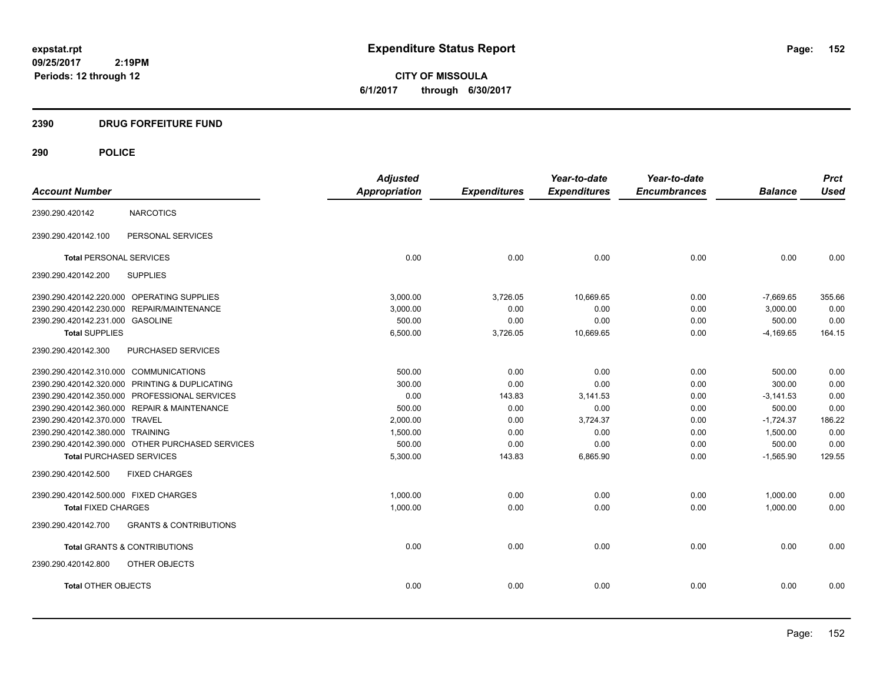# Expenditure Status Report

expstat.rpt
09/25/2017 2:19PM
Periods: 12 through 12

**CITY OF MISSOULA**
**6/1/2017 through 6/30/2017**

## 2390 DRUG FORFEITURE FUND

## 290 POLICE

| Account Number | | Adjusted Appropriation | Expenditures | Year-to-date Expenditures | Year-to-date Encumbrances | Balance | Prct Used |
|---|---|---|---|---|---|---|---|
| 2390.290.420142 | NARCOTICS | | | | | | |
| 2390.290.420142.100 | PERSONAL SERVICES | | | | | | |
| **Total** PERSONAL SERVICES | | 0.00 | 0.00 | 0.00 | 0.00 | 0.00 | 0.00 |
| 2390.290.420142.200 | SUPPLIES | | | | | | |
| 2390.290.420142.220.000 | OPERATING SUPPLIES | 3,000.00 | 3,726.05 | 10,669.65 | 0.00 | -7,669.65 | 355.66 |
| 2390.290.420142.230.000 | REPAIR/MAINTENANCE | 3,000.00 | 0.00 | 0.00 | 0.00 | 3,000.00 | 0.00 |
| 2390.290.420142.231.000 | GASOLINE | 500.00 | 0.00 | 0.00 | 0.00 | 500.00 | 0.00 |
| **Total SUPPLIES** | | 6,500.00 | 3,726.05 | 10,669.65 | 0.00 | -4,169.65 | 164.15 |
| 2390.290.420142.300 | PURCHASED SERVICES | | | | | | |
| 2390.290.420142.310.000 | COMMUNICATIONS | 500.00 | 0.00 | 0.00 | 0.00 | 500.00 | 0.00 |
| 2390.290.420142.320.000 | PRINTING & DUPLICATING | 300.00 | 0.00 | 0.00 | 0.00 | 300.00 | 0.00 |
| 2390.290.420142.350.000 | PROFESSIONAL SERVICES | 0.00 | 143.83 | 3,141.53 | 0.00 | -3,141.53 | 0.00 |
| 2390.290.420142.360.000 | REPAIR & MAINTENANCE | 500.00 | 0.00 | 0.00 | 0.00 | 500.00 | 0.00 |
| 2390.290.420142.370.000 | TRAVEL | 2,000.00 | 0.00 | 3,724.37 | 0.00 | -1,724.37 | 186.22 |
| 2390.290.420142.380.000 | TRAINING | 1,500.00 | 0.00 | 0.00 | 0.00 | 1,500.00 | 0.00 |
| 2390.290.420142.390.000 | OTHER PURCHASED SERVICES | 500.00 | 0.00 | 0.00 | 0.00 | 500.00 | 0.00 |
| **Total** PURCHASED SERVICES | | 5,300.00 | 143.83 | 6,865.90 | 0.00 | -1,565.90 | 129.55 |
| 2390.290.420142.500 | FIXED CHARGES | | | | | | |
| 2390.290.420142.500.000 | FIXED CHARGES | 1,000.00 | 0.00 | 0.00 | 0.00 | 1,000.00 | 0.00 |
| **Total** FIXED CHARGES | | 1,000.00 | 0.00 | 0.00 | 0.00 | 1,000.00 | 0.00 |
| 2390.290.420142.700 | GRANTS & CONTRIBUTIONS | | | | | | |
| **Total** GRANTS & CONTRIBUTIONS | | 0.00 | 0.00 | 0.00 | 0.00 | 0.00 | 0.00 |
| 2390.290.420142.800 | OTHER OBJECTS | | | | | | |
| **Total** OTHER OBJECTS | | 0.00 | 0.00 | 0.00 | 0.00 | 0.00 | 0.00 |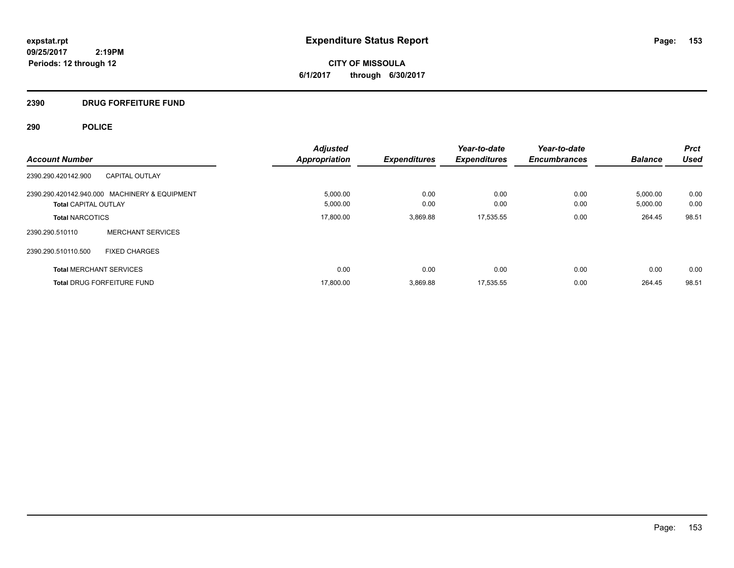**expstat.rpt**
**09/25/2017 2:19PM**
**Periods: 12 through 12**

# Expenditure Status Report

**CITY OF MISSOULA**
**6/1/2017 through 6/30/2017**

## 2390 DRUG FORFEITURE FUND

## 290 POLICE

| Account Number | | Adjusted Appropriation | Expenditures | Year-to-date Expenditures | Year-to-date Encumbrances | Balance | Prct Used |
|---|---|---|---|---|---|---|---|
| 2390.290.420142.900 | CAPITAL OUTLAY | | | | | | |
| 2390.290.420142.940.000 | MACHINERY & EQUIPMENT | 5,000.00 | 0.00 | 0.00 | 0.00 | 5,000.00 | 0.00 |
| **Total** CAPITAL OUTLAY | | 5,000.00 | 0.00 | 0.00 | 0.00 | 5,000.00 | 0.00 |
| **Total** NARCOTICS | | 17,800.00 | 3,869.88 | 17,535.55 | 0.00 | 264.45 | 98.51 |
| 2390.290.510110 | MERCHANT SERVICES | | | | | | |
| 2390.290.510110.500 | FIXED CHARGES | | | | | | |
| **Total** MERCHANT SERVICES | | 0.00 | 0.00 | 0.00 | 0.00 | 0.00 | 0.00 |
| **Total** DRUG FORFEITURE FUND | | 17,800.00 | 3,869.88 | 17,535.55 | 0.00 | 264.45 | 98.51 |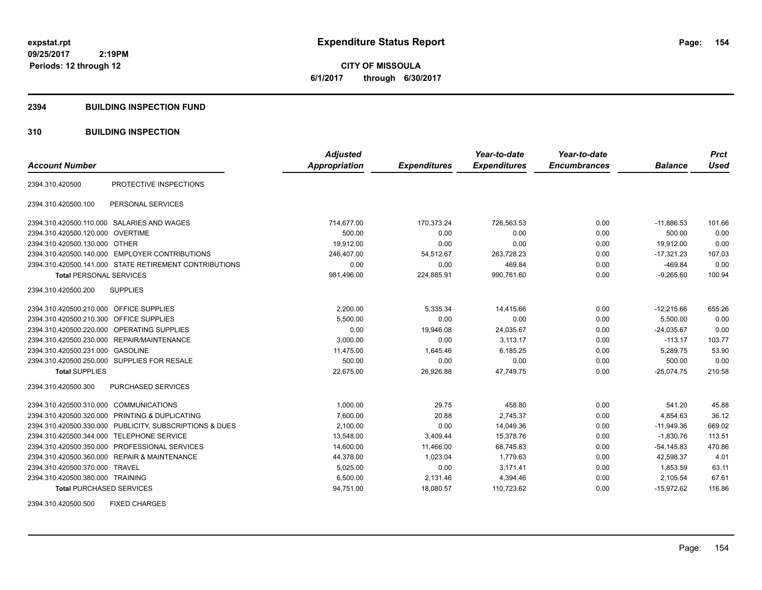**expstat.rpt**
**09/25/2017 2:19PM**
**Periods: 12 through 12**

# Expenditure Status Report

**CITY OF MISSOULA**
**6/1/2017 through 6/30/2017**

## 2394 BUILDING INSPECTION FUND

## 310 BUILDING INSPECTION

| Account Number | | Adjusted Appropriation | Expenditures | Year-to-date Expenditures | Year-to-date Encumbrances | Balance | Prct Used |
|---|---|---|---|---|---|---|---|
| 2394.310.420500 | PROTECTIVE INSPECTIONS | | | | | | |
| 2394.310.420500.100 | PERSONAL SERVICES | | | | | | |
| 2394.310.420500.110.000 | SALARIES AND WAGES | 714,677.00 | 170,373.24 | 726,563.53 | 0.00 | -11,886.53 | 101.66 |
| 2394.310.420500.120.000 | OVERTIME | 500.00 | 0.00 | 0.00 | 0.00 | 500.00 | 0.00 |
| 2394.310.420500.130.000 | OTHER | 19,912.00 | 0.00 | 0.00 | 0.00 | 19,912.00 | 0.00 |
| 2394.310.420500.140.000 | EMPLOYER CONTRIBUTIONS | 246,407.00 | 54,512.67 | 263,728.23 | 0.00 | -17,321.23 | 107.03 |
| 2394.310.420500.141.000 | STATE RETIREMENT CONTRIBUTIONS | 0.00 | 0.00 | 469.84 | 0.00 | -469.84 | 0.00 |
| **Total** PERSONAL SERVICES | | 981,496.00 | 224,885.91 | 990,761.60 | 0.00 | -9,265.60 | 100.94 |
| 2394.310.420500.200 | SUPPLIES | | | | | | |
| 2394.310.420500.210.000 | OFFICE SUPPLIES | 2,200.00 | 5,335.34 | 14,415.66 | 0.00 | -12,215.66 | 655.26 |
| 2394.310.420500.210.300 | OFFICE SUPPLIES | 5,500.00 | 0.00 | 0.00 | 0.00 | 5,500.00 | 0.00 |
| 2394.310.420500.220.000 | OPERATING SUPPLIES | 0.00 | 19,946.08 | 24,035.67 | 0.00 | -24,035.67 | 0.00 |
| 2394.310.420500.230.000 | REPAIR/MAINTENANCE | 3,000.00 | 0.00 | 3,113.17 | 0.00 | -113.17 | 103.77 |
| 2394.310.420500.231.000 | GASOLINE | 11,475.00 | 1,645.46 | 6,185.25 | 0.00 | 5,289.75 | 53.90 |
| 2394.310.420500.250.000 | SUPPLIES FOR RESALE | 500.00 | 0.00 | 0.00 | 0.00 | 500.00 | 0.00 |
| **Total** SUPPLIES | | 22,675.00 | 26,926.88 | 47,749.75 | 0.00 | -25,074.75 | 210.58 |
| 2394.310.420500.300 | PURCHASED SERVICES | | | | | | |
| 2394.310.420500.310.000 | COMMUNICATIONS | 1,000.00 | 29.75 | 458.80 | 0.00 | 541.20 | 45.88 |
| 2394.310.420500.320.000 | PRINTING & DUPLICATING | 7,600.00 | 20.88 | 2,745.37 | 0.00 | 4,854.63 | 36.12 |
| 2394.310.420500.330.000 | PUBLICITY, SUBSCRIPTIONS & DUES | 2,100.00 | 0.00 | 14,049.36 | 0.00 | -11,949.36 | 669.02 |
| 2394.310.420500.344.000 | TELEPHONE SERVICE | 13,548.00 | 3,409.44 | 15,378.76 | 0.00 | -1,830.76 | 113.51 |
| 2394.310.420500.350.000 | PROFESSIONAL SERVICES | 14,600.00 | 11,466.00 | 68,745.83 | 0.00 | -54,145.83 | 470.86 |
| 2394.310.420500.360.000 | REPAIR & MAINTENANCE | 44,378.00 | 1,023.04 | 1,779.63 | 0.00 | 42,598.37 | 4.01 |
| 2394.310.420500.370.000 | TRAVEL | 5,025.00 | 0.00 | 3,171.41 | 0.00 | 1,853.59 | 63.11 |
| 2394.310.420500.380.000 | TRAINING | 6,500.00 | 2,131.46 | 4,394.46 | 0.00 | 2,105.54 | 67.61 |
| **Total** PURCHASED SERVICES | | 94,751.00 | 18,080.57 | 110,723.62 | 0.00 | -15,972.62 | 116.86 |
| 2394.310.420500.500 | FIXED CHARGES | | | | | | |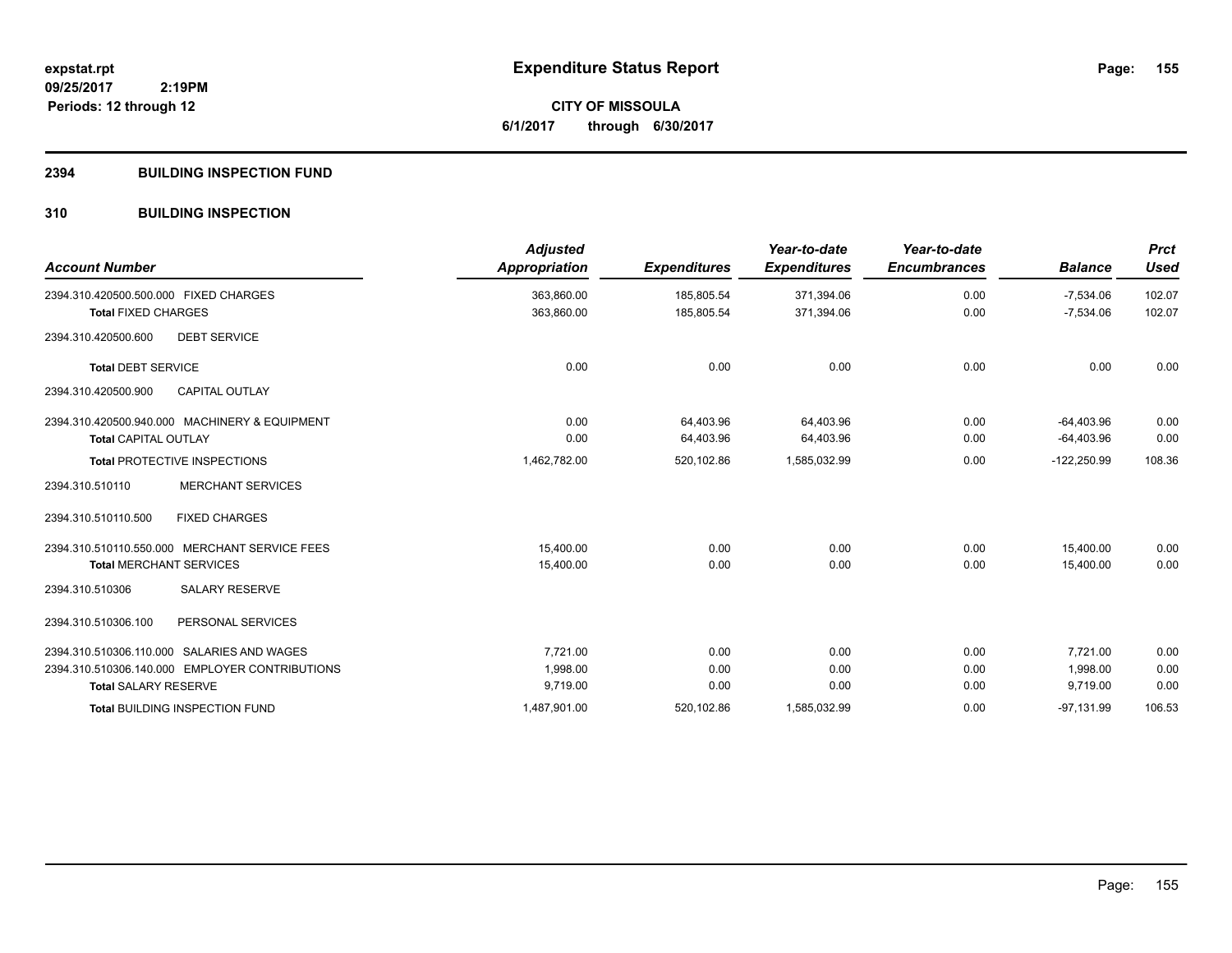**Expenditure Status Report**

expstat.rpt
09/25/2017 2:19PM
Periods: 12 through 12

**CITY OF MISSOULA**
**6/1/2017 through 6/30/2017**

## 2394 BUILDING INSPECTION FUND

## 310 BUILDING INSPECTION

| Account Number | | Adjusted Appropriation | Expenditures | Year-to-date Expenditures | Year-to-date Encumbrances | Balance | Prct Used |
|---|---|---|---|---|---|---|---|
| 2394.310.420500.500.000 | FIXED CHARGES | 363,860.00 | 185,805.54 | 371,394.06 | 0.00 | -7,534.06 | 102.07 |
| **Total** FIXED CHARGES | | 363,860.00 | 185,805.54 | 371,394.06 | 0.00 | -7,534.06 | 102.07 |
| 2394.310.420500.600 | DEBT SERVICE | | | | | | |
| **Total** DEBT SERVICE | | 0.00 | 0.00 | 0.00 | 0.00 | 0.00 | 0.00 |
| 2394.310.420500.900 | CAPITAL OUTLAY | | | | | | |
| 2394.310.420500.940.000 | MACHINERY & EQUIPMENT | 0.00 | 64,403.96 | 64,403.96 | 0.00 | -64,403.96 | 0.00 |
| **Total** CAPITAL OUTLAY | | 0.00 | 64,403.96 | 64,403.96 | 0.00 | -64,403.96 | 0.00 |
| **Total** PROTECTIVE INSPECTIONS | | 1,462,782.00 | 520,102.86 | 1,585,032.99 | 0.00 | -122,250.99 | 108.36 |
| 2394.310.510110 | MERCHANT SERVICES | | | | | | |
| 2394.310.510110.500 | FIXED CHARGES | | | | | | |
| 2394.310.510110.550.000 | MERCHANT SERVICE FEES | 15,400.00 | 0.00 | 0.00 | 0.00 | 15,400.00 | 0.00 |
| **Total** MERCHANT SERVICES | | 15,400.00 | 0.00 | 0.00 | 0.00 | 15,400.00 | 0.00 |
| 2394.310.510306 | SALARY RESERVE | | | | | | |
| 2394.310.510306.100 | PERSONAL SERVICES | | | | | | |
| 2394.310.510306.110.000 | SALARIES AND WAGES | 7,721.00 | 0.00 | 0.00 | 0.00 | 7,721.00 | 0.00 |
| 2394.310.510306.140.000 | EMPLOYER CONTRIBUTIONS | 1,998.00 | 0.00 | 0.00 | 0.00 | 1,998.00 | 0.00 |
| **Total** SALARY RESERVE | | 9,719.00 | 0.00 | 0.00 | 0.00 | 9,719.00 | 0.00 |
| **Total** BUILDING INSPECTION FUND | | 1,487,901.00 | 520,102.86 | 1,585,032.99 | 0.00 | -97,131.99 | 106.53 |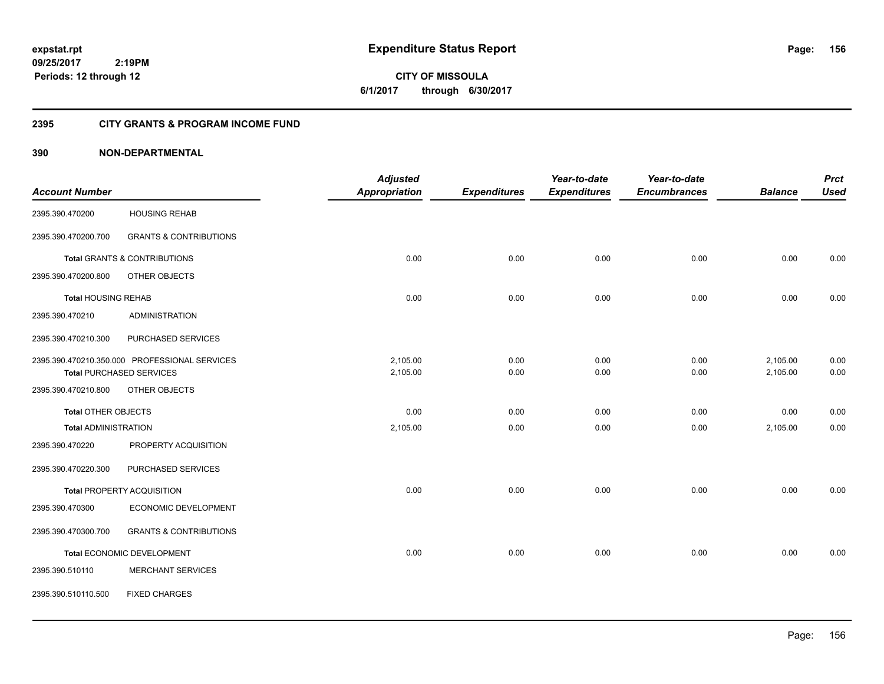expstat.rpt
09/25/2017 2:19PM
Periods: 12 through 12

# Expenditure Status Report

CITY OF MISSOULA
6/1/2017 through 6/30/2017

## 2395 CITY GRANTS & PROGRAM INCOME FUND

## 390 NON-DEPARTMENTAL

| Account Number | | Adjusted Appropriation | Expenditures | Year-to-date Expenditures | Year-to-date Encumbrances | Balance | Prct Used |
|---|---|---|---|---|---|---|---|
| 2395.390.470200 | HOUSING REHAB | | | | | | |
| 2395.390.470200.700 | GRANTS & CONTRIBUTIONS | | | | | | |
| **Total** GRANTS & CONTRIBUTIONS | | 0.00 | 0.00 | 0.00 | 0.00 | 0.00 | 0.00 |
| 2395.390.470200.800 | OTHER OBJECTS | | | | | | |
| **Total** HOUSING REHAB | | 0.00 | 0.00 | 0.00 | 0.00 | 0.00 | 0.00 |
| 2395.390.470210 | ADMINISTRATION | | | | | | |
| 2395.390.470210.300 | PURCHASED SERVICES | | | | | | |
| 2395.390.470210.350.000 | PROFESSIONAL SERVICES | 2,105.00 | 0.00 | 0.00 | 0.00 | 2,105.00 | 0.00 |
| **Total** PURCHASED SERVICES | | 2,105.00 | 0.00 | 0.00 | 0.00 | 2,105.00 | 0.00 |
| 2395.390.470210.800 | OTHER OBJECTS | | | | | | |
| **Total** OTHER OBJECTS | | 0.00 | 0.00 | 0.00 | 0.00 | 0.00 | 0.00 |
| **Total** ADMINISTRATION | | 2,105.00 | 0.00 | 0.00 | 0.00 | 2,105.00 | 0.00 |
| 2395.390.470220 | PROPERTY ACQUISITION | | | | | | |
| 2395.390.470220.300 | PURCHASED SERVICES | | | | | | |
| **Total** PROPERTY ACQUISITION | | 0.00 | 0.00 | 0.00 | 0.00 | 0.00 | 0.00 |
| 2395.390.470300 | ECONOMIC DEVELOPMENT | | | | | | |
| 2395.390.470300.700 | GRANTS & CONTRIBUTIONS | | | | | | |
| **Total** ECONOMIC DEVELOPMENT | | 0.00 | 0.00 | 0.00 | 0.00 | 0.00 | 0.00 |
| 2395.390.510110 | MERCHANT SERVICES | | | | | | |
| 2395.390.510110.500 | FIXED CHARGES | | | | | | |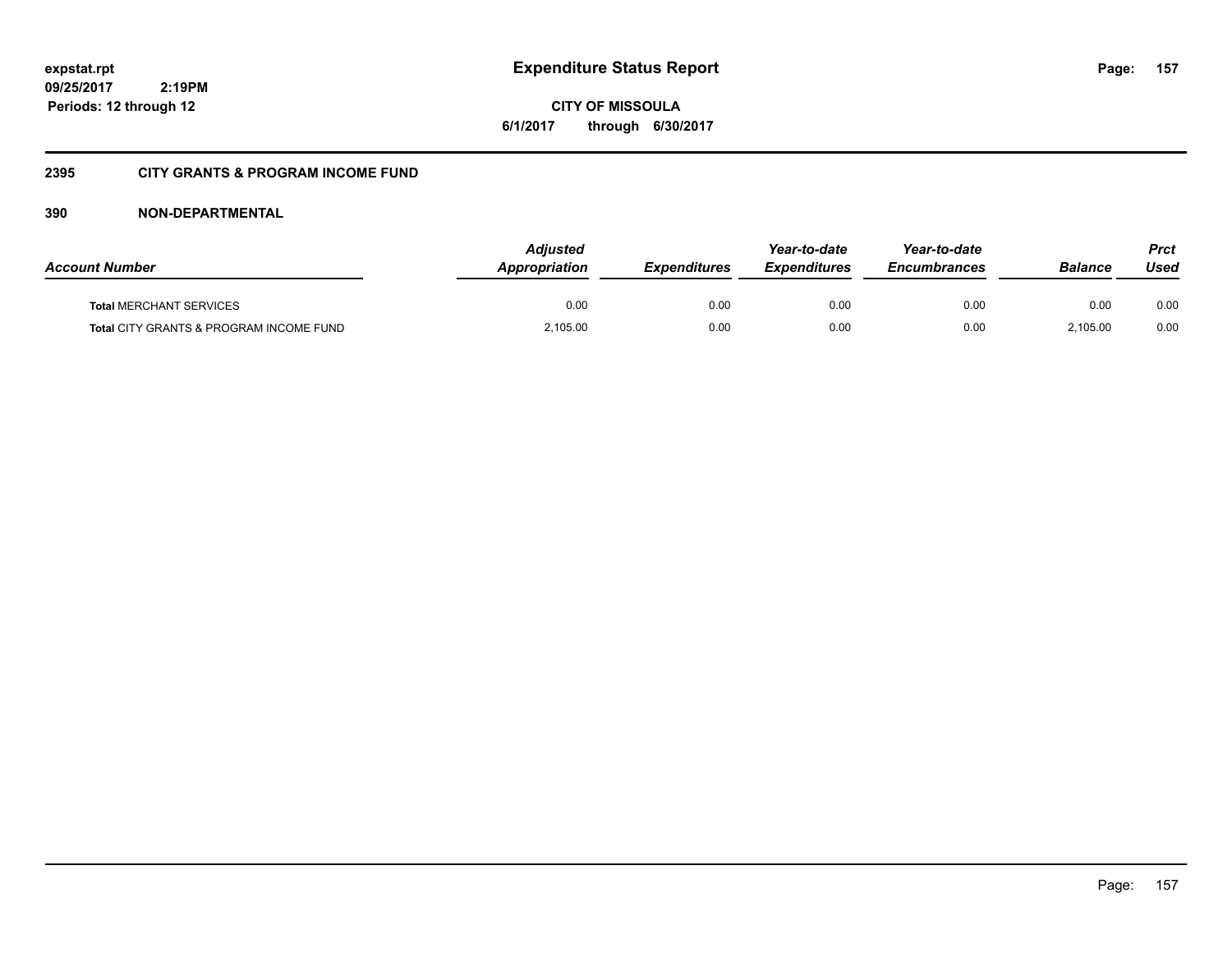# Expenditure Status Report

expstat.rpt
09/25/2017 2:19PM
Periods: 12 through 12

**CITY OF MISSOULA**
**6/1/2017 through 6/30/2017**

## 2395 CITY GRANTS & PROGRAM INCOME FUND

### 390 NON-DEPARTMENTAL

| *Account Number* | *Adjusted Appropriation* | *Expenditures* | *Year-to-date Expenditures* | *Year-to-date Encumbrances* | *Balance* | *Prct Used* |
|---|---|---|---|---|---|---|
| **Total** MERCHANT SERVICES | 0.00 | 0.00 | 0.00 | 0.00 | 0.00 | 0.00 |
| **Total** CITY GRANTS & PROGRAM INCOME FUND | 2,105.00 | 0.00 | 0.00 | 0.00 | 2,105.00 | 0.00 |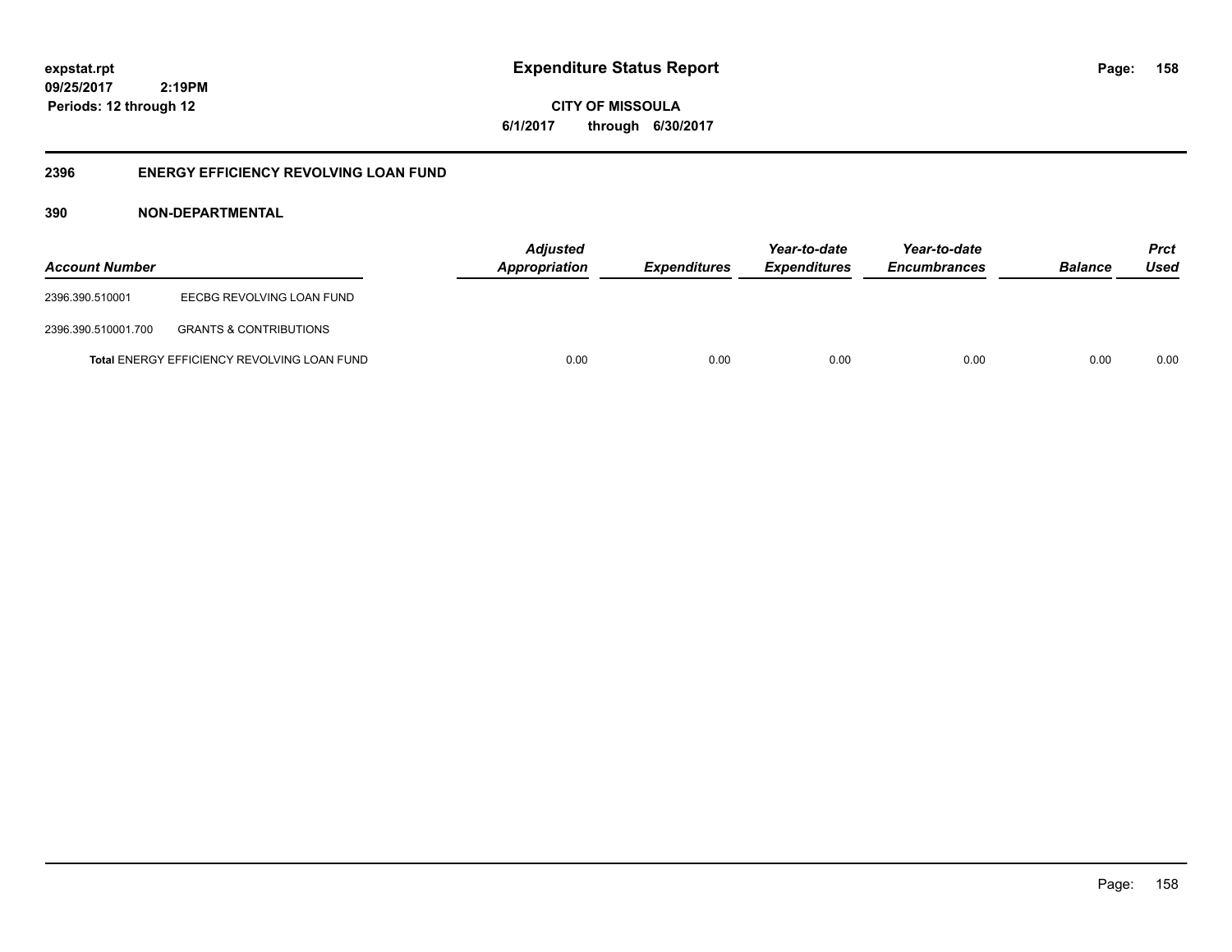# Expenditure Status Report

**CITY OF MISSOULA**
**6/1/2017 through 6/30/2017**

**expstat.rpt**
**09/25/2017 2:19PM**
**Periods: 12 through 12**

## 2396 ENERGY EFFICIENCY REVOLVING LOAN FUND

### 390 NON-DEPARTMENTAL

| Account Number | | Adjusted Appropriation | Expenditures | Year-to-date Expenditures | Year-to-date Encumbrances | Balance | Prct Used |
|---|---|---|---|---|---|---|---|
| 2396.390.510001 | EECBG REVOLVING LOAN FUND | | | | | | |
| 2396.390.510001.700 | GRANTS & CONTRIBUTIONS | | | | | | |
| **Total** ENERGY EFFICIENCY REVOLVING LOAN FUND | | 0.00 | 0.00 | 0.00 | 0.00 | 0.00 | 0.00 |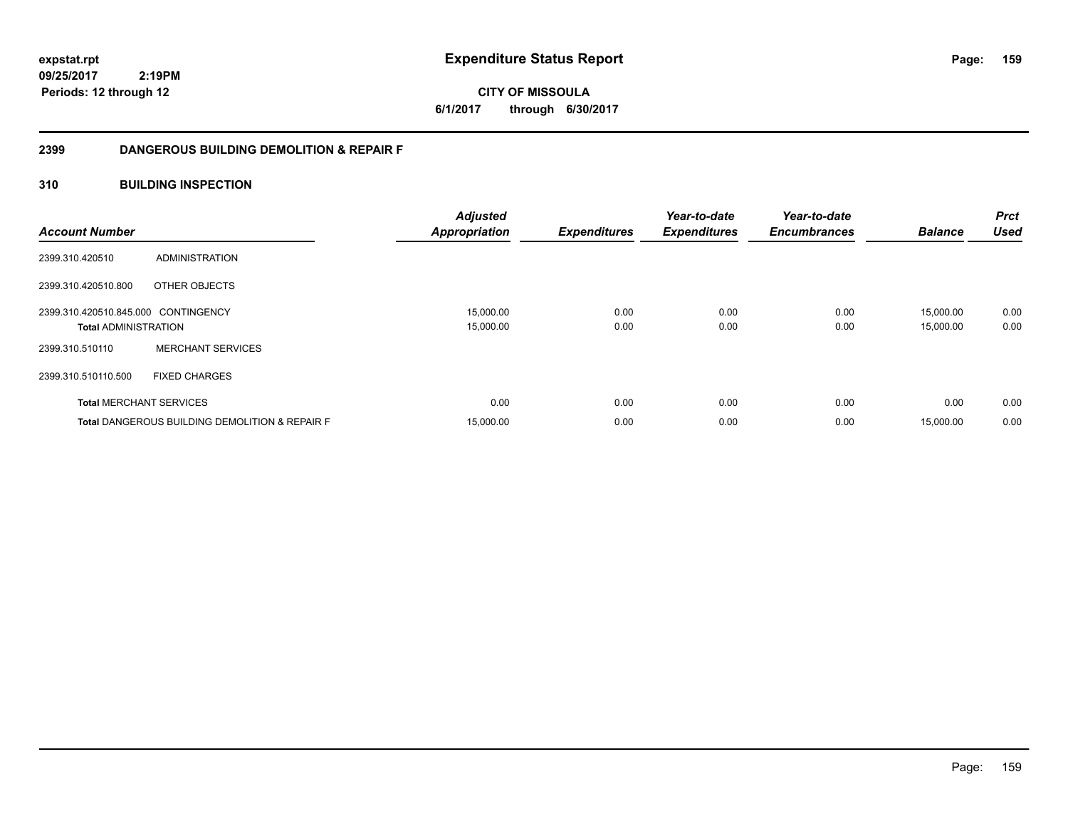expstat.rpt
09/25/2017 2:19PM
Periods: 12 through 12

# Expenditure Status Report

CITY OF MISSOULA
6/1/2017 through 6/30/2017

## 2399 DANGEROUS BUILDING DEMOLITION & REPAIR F

## 310 BUILDING INSPECTION

| Account Number | | Adjusted Appropriation | Expenditures | Year-to-date Expenditures | Year-to-date Encumbrances | Balance | Prct Used |
|---|---|---|---|---|---|---|---|
| 2399.310.420510 | ADMINISTRATION | | | | | | |
| 2399.310.420510.800 | OTHER OBJECTS | | | | | | |
| 2399.310.420510.845.000 | CONTINGENCY | 15,000.00 | 0.00 | 0.00 | 0.00 | 15,000.00 | 0.00 |
| **Total** ADMINISTRATION | | 15,000.00 | 0.00 | 0.00 | 0.00 | 15,000.00 | 0.00 |
| 2399.310.510110 | MERCHANT SERVICES | | | | | | |
| 2399.310.510110.500 | FIXED CHARGES | | | | | | |
| **Total** MERCHANT SERVICES | | 0.00 | 0.00 | 0.00 | 0.00 | 0.00 | 0.00 |
| **Total** DANGEROUS BUILDING DEMOLITION & REPAIR F | | 15,000.00 | 0.00 | 0.00 | 0.00 | 15,000.00 | 0.00 |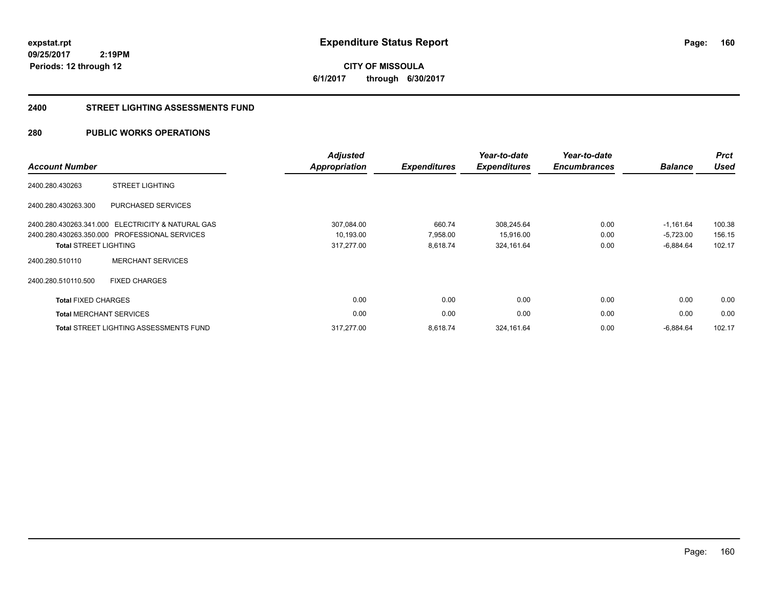**expstat.rpt**
**09/25/2017 2:19PM**
**Periods: 12 through 12**

# Expenditure Status Report

**CITY OF MISSOULA**
**6/1/2017 through 6/30/2017**

## 2400 STREET LIGHTING ASSESSMENTS FUND

## 280 PUBLIC WORKS OPERATIONS

| Account Number | | Adjusted Appropriation | Expenditures | Year-to-date Expenditures | Year-to-date Encumbrances | Balance | Prct Used |
|---|---|---|---|---|---|---|---|
| 2400.280.430263 | STREET LIGHTING | | | | | | |
| 2400.280.430263.300 | PURCHASED SERVICES | | | | | | |
| 2400.280.430263.341.000 | ELECTRICITY & NATURAL GAS | 307,084.00 | 660.74 | 308,245.64 | 0.00 | -1,161.64 | 100.38 |
| 2400.280.430263.350.000 | PROFESSIONAL SERVICES | 10,193.00 | 7,958.00 | 15,916.00 | 0.00 | -5,723.00 | 156.15 |
| **Total** STREET LIGHTING | | 317,277.00 | 8,618.74 | 324,161.64 | 0.00 | -6,884.64 | 102.17 |
| 2400.280.510110 | MERCHANT SERVICES | | | | | | |
| 2400.280.510110.500 | FIXED CHARGES | | | | | | |
| **Total** FIXED CHARGES | | 0.00 | 0.00 | 0.00 | 0.00 | 0.00 | 0.00 |
| **Total** MERCHANT SERVICES | | 0.00 | 0.00 | 0.00 | 0.00 | 0.00 | 0.00 |
| **Total** STREET LIGHTING ASSESSMENTS FUND | | 317,277.00 | 8,618.74 | 324,161.64 | 0.00 | -6,884.64 | 102.17 |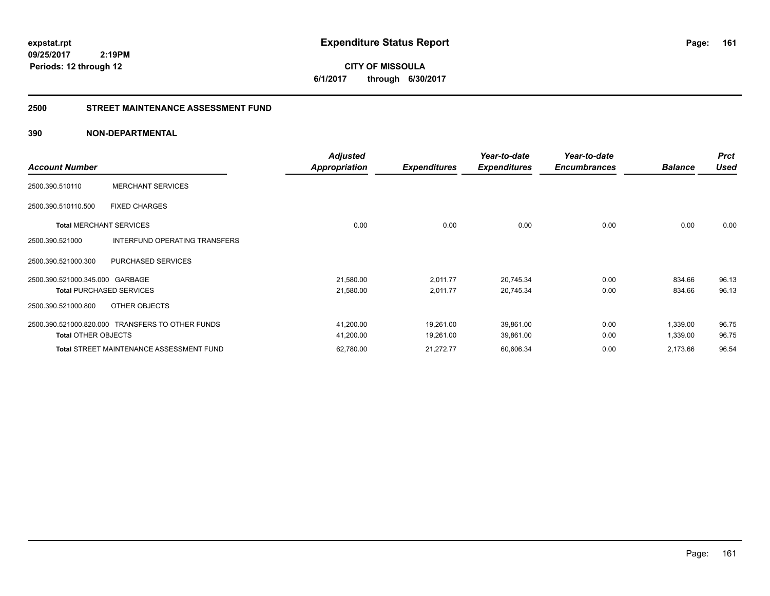**expstat.rpt**
**09/25/2017 2:19PM**
**Periods: 12 through 12**

# Expenditure Status Report

**CITY OF MISSOULA**
**6/1/2017 through 6/30/2017**

## 2500 STREET MAINTENANCE ASSESSMENT FUND

## 390 NON-DEPARTMENTAL

| Account Number | | Adjusted Appropriation | Expenditures | Year-to-date Expenditures | Year-to-date Encumbrances | Balance | Prct Used |
|---|---|---|---|---|---|---|---|
| 2500.390.510110 | MERCHANT SERVICES | | | | | | |
| 2500.390.510110.500 | FIXED CHARGES | | | | | | |
| **Total** MERCHANT SERVICES | | 0.00 | 0.00 | 0.00 | 0.00 | 0.00 | 0.00 |
| 2500.390.521000 | INTERFUND OPERATING TRANSFERS | | | | | | |
| 2500.390.521000.300 | PURCHASED SERVICES | | | | | | |
| 2500.390.521000.345.000 | GARBAGE | 21,580.00 | 2,011.77 | 20,745.34 | 0.00 | 834.66 | 96.13 |
| **Total** PURCHASED SERVICES | | 21,580.00 | 2,011.77 | 20,745.34 | 0.00 | 834.66 | 96.13 |
| 2500.390.521000.800 | OTHER OBJECTS | | | | | | |
| 2500.390.521000.820.000 | TRANSFERS TO OTHER FUNDS | 41,200.00 | 19,261.00 | 39,861.00 | 0.00 | 1,339.00 | 96.75 |
| **Total** OTHER OBJECTS | | 41,200.00 | 19,261.00 | 39,861.00 | 0.00 | 1,339.00 | 96.75 |
| **Total** STREET MAINTENANCE ASSESSMENT FUND | | 62,780.00 | 21,272.77 | 60,606.34 | 0.00 | 2,173.66 | 96.54 |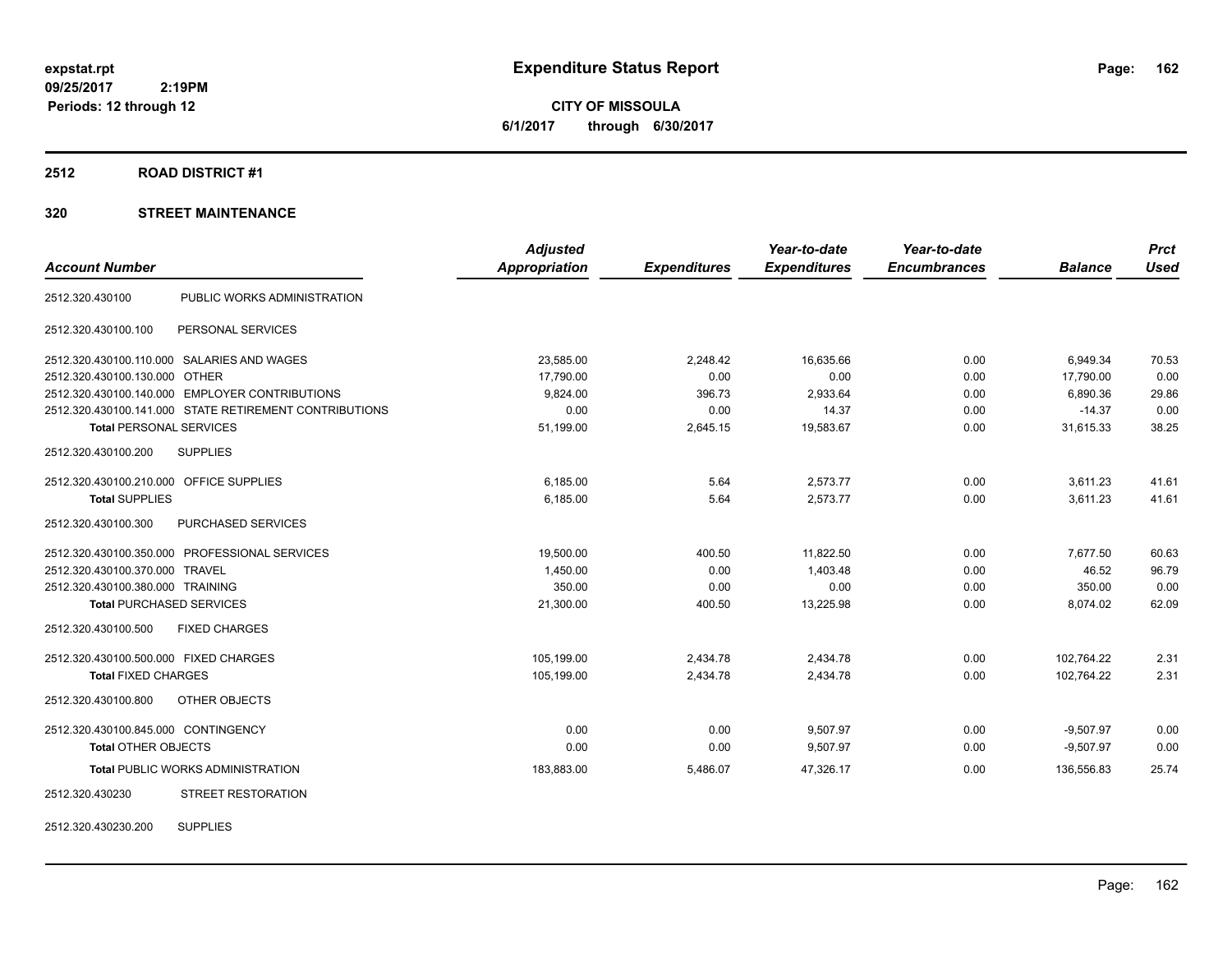# Expenditure Status Report

**CITY OF MISSOULA**

**6/1/2017 through 6/30/2017**

expstat.rpt
09/25/2017 2:19PM
Periods: 12 through 12

## 2512 ROAD DISTRICT #1

## 320 STREET MAINTENANCE

| Account Number | | Adjusted Appropriation | Expenditures | Year-to-date Expenditures | Year-to-date Encumbrances | Balance | Prct Used |
|---|---|---|---|---|---|---|---|
| 2512.320.430100 | PUBLIC WORKS ADMINISTRATION | | | | | | |
| 2512.320.430100.100 | PERSONAL SERVICES | | | | | | |
| 2512.320.430100.110.000 | SALARIES AND WAGES | 23,585.00 | 2,248.42 | 16,635.66 | 0.00 | 6,949.34 | 70.53 |
| 2512.320.430100.130.000 | OTHER | 17,790.00 | 0.00 | 0.00 | 0.00 | 17,790.00 | 0.00 |
| 2512.320.430100.140.000 | EMPLOYER CONTRIBUTIONS | 9,824.00 | 396.73 | 2,933.64 | 0.00 | 6,890.36 | 29.86 |
| 2512.320.430100.141.000 | STATE RETIREMENT CONTRIBUTIONS | 0.00 | 0.00 | 14.37 | 0.00 | -14.37 | 0.00 |
| **Total** PERSONAL SERVICES | | 51,199.00 | 2,645.15 | 19,583.67 | 0.00 | 31,615.33 | 38.25 |
| 2512.320.430100.200 | SUPPLIES | | | | | | |
| 2512.320.430100.210.000 | OFFICE SUPPLIES | 6,185.00 | 5.64 | 2,573.77 | 0.00 | 3,611.23 | 41.61 |
| **Total** SUPPLIES | | 6,185.00 | 5.64 | 2,573.77 | 0.00 | 3,611.23 | 41.61 |
| 2512.320.430100.300 | PURCHASED SERVICES | | | | | | |
| 2512.320.430100.350.000 | PROFESSIONAL SERVICES | 19,500.00 | 400.50 | 11,822.50 | 0.00 | 7,677.50 | 60.63 |
| 2512.320.430100.370.000 | TRAVEL | 1,450.00 | 0.00 | 1,403.48 | 0.00 | 46.52 | 96.79 |
| 2512.320.430100.380.000 | TRAINING | 350.00 | 0.00 | 0.00 | 0.00 | 350.00 | 0.00 |
| **Total** PURCHASED SERVICES | | 21,300.00 | 400.50 | 13,225.98 | 0.00 | 8,074.02 | 62.09 |
| 2512.320.430100.500 | FIXED CHARGES | | | | | | |
| 2512.320.430100.500.000 | FIXED CHARGES | 105,199.00 | 2,434.78 | 2,434.78 | 0.00 | 102,764.22 | 2.31 |
| **Total** FIXED CHARGES | | 105,199.00 | 2,434.78 | 2,434.78 | 0.00 | 102,764.22 | 2.31 |
| 2512.320.430100.800 | OTHER OBJECTS | | | | | | |
| 2512.320.430100.845.000 | CONTINGENCY | 0.00 | 0.00 | 9,507.97 | 0.00 | -9,507.97 | 0.00 |
| **Total** OTHER OBJECTS | | 0.00 | 0.00 | 9,507.97 | 0.00 | -9,507.97 | 0.00 |
| **Total** PUBLIC WORKS ADMINISTRATION | | 183,883.00 | 5,486.07 | 47,326.17 | 0.00 | 136,556.83 | 25.74 |
| 2512.320.430230 | STREET RESTORATION | | | | | | |
| 2512.320.430230.200 | SUPPLIES | | | | | | |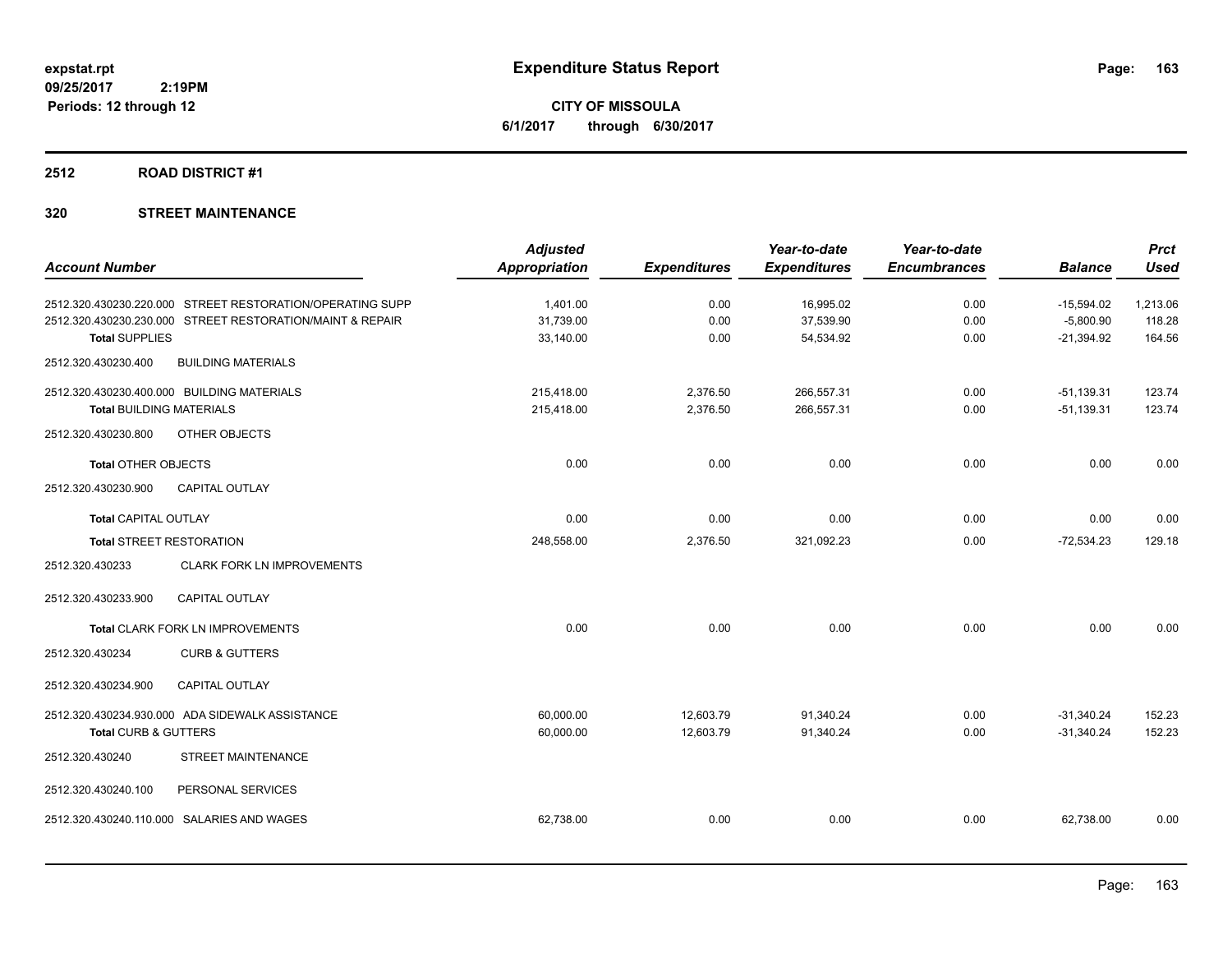**expstat.rpt**
**09/25/2017 2:19PM**
**Periods: 12 through 12**

# Expenditure Status Report

**CITY OF MISSOULA**
**6/1/2017 through 6/30/2017**

## 2512 ROAD DISTRICT #1

## 320 STREET MAINTENANCE

| Account Number | Adjusted Appropriation | Expenditures | Year-to-date Expenditures | Year-to-date Encumbrances | Balance | Prct Used |
|---|---|---|---|---|---|---|
| 2512.320.430230.220.000 STREET RESTORATION/OPERATING SUPP | 1,401.00 | 0.00 | 16,995.02 | 0.00 | -15,594.02 | 1,213.06 |
| 2512.320.430230.230.000 STREET RESTORATION/MAINT & REPAIR | 31,739.00 | 0.00 | 37,539.90 | 0.00 | -5,800.90 | 118.28 |
| **Total** SUPPLIES | 33,140.00 | 0.00 | 54,534.92 | 0.00 | -21,394.92 | 164.56 |
| 2512.320.430230.400 BUILDING MATERIALS | | | | | | |
| 2512.320.430230.400.000 BUILDING MATERIALS | 215,418.00 | 2,376.50 | 266,557.31 | 0.00 | -51,139.31 | 123.74 |
| **Total** BUILDING MATERIALS | 215,418.00 | 2,376.50 | 266,557.31 | 0.00 | -51,139.31 | 123.74 |
| 2512.320.430230.800 OTHER OBJECTS | | | | | | |
| **Total** OTHER OBJECTS | 0.00 | 0.00 | 0.00 | 0.00 | 0.00 | 0.00 |
| 2512.320.430230.900 CAPITAL OUTLAY | | | | | | |
| **Total** CAPITAL OUTLAY | 0.00 | 0.00 | 0.00 | 0.00 | 0.00 | 0.00 |
| **Total** STREET RESTORATION | 248,558.00 | 2,376.50 | 321,092.23 | 0.00 | -72,534.23 | 129.18 |
| 2512.320.430233 CLARK FORK LN IMPROVEMENTS | | | | | | |
| 2512.320.430233.900 CAPITAL OUTLAY | | | | | | |
| **Total** CLARK FORK LN IMPROVEMENTS | 0.00 | 0.00 | 0.00 | 0.00 | 0.00 | 0.00 |
| 2512.320.430234 CURB & GUTTERS | | | | | | |
| 2512.320.430234.900 CAPITAL OUTLAY | | | | | | |
| 2512.320.430234.930.000 ADA SIDEWALK ASSISTANCE | 60,000.00 | 12,603.79 | 91,340.24 | 0.00 | -31,340.24 | 152.23 |
| **Total** CURB & GUTTERS | 60,000.00 | 12,603.79 | 91,340.24 | 0.00 | -31,340.24 | 152.23 |
| 2512.320.430240 STREET MAINTENANCE | | | | | | |
| 2512.320.430240.100 PERSONAL SERVICES | | | | | | |
| 2512.320.430240.110.000 SALARIES AND WAGES | 62,738.00 | 0.00 | 0.00 | 0.00 | 62,738.00 | 0.00 |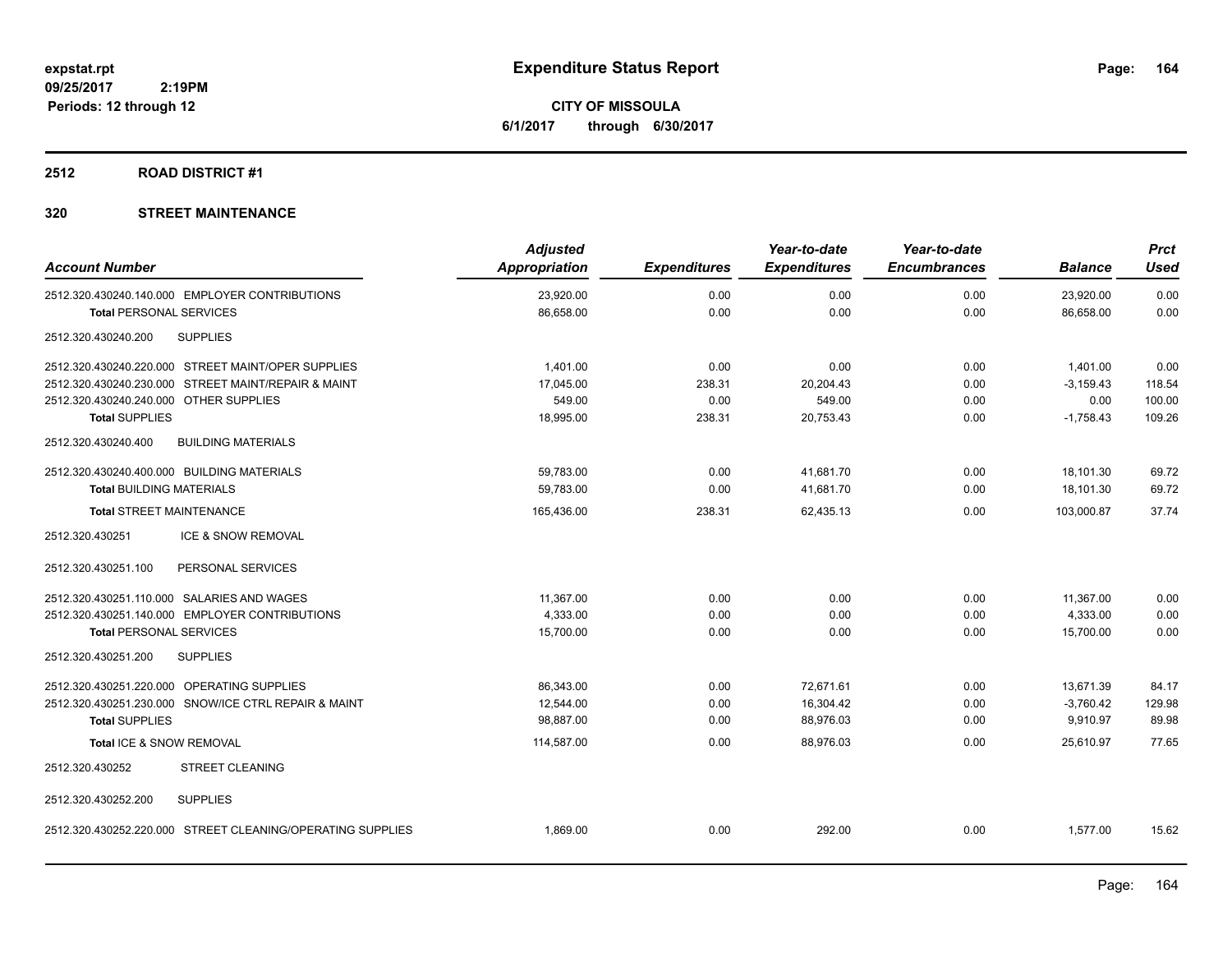# Expenditure Status Report

expstat.rpt
09/25/2017 2:19PM
Periods: 12 through 12

**CITY OF MISSOULA**
**6/1/2017 through 6/30/2017**

## 2512 ROAD DISTRICT #1

## 320 STREET MAINTENANCE

| Account Number | Adjusted Appropriation | Expenditures | Year-to-date Expenditures | Year-to-date Encumbrances | Balance | Prct Used |
|---|---|---|---|---|---|---|
| 2512.320.430240.140.000 EMPLOYER CONTRIBUTIONS | 23,920.00 | 0.00 | 0.00 | 0.00 | 23,920.00 | 0.00 |
| **Total** PERSONAL SERVICES | 86,658.00 | 0.00 | 0.00 | 0.00 | 86,658.00 | 0.00 |
| 2512.320.430240.200 SUPPLIES | | | | | | |
| 2512.320.430240.220.000 STREET MAINT/OPER SUPPLIES | 1,401.00 | 0.00 | 0.00 | 0.00 | 1,401.00 | 0.00 |
| 2512.320.430240.230.000 STREET MAINT/REPAIR & MAINT | 17,045.00 | 238.31 | 20,204.43 | 0.00 | -3,159.43 | 118.54 |
| 2512.320.430240.240.000 OTHER SUPPLIES | 549.00 | 0.00 | 549.00 | 0.00 | 0.00 | 100.00 |
| **Total** SUPPLIES | 18,995.00 | 238.31 | 20,753.43 | 0.00 | -1,758.43 | 109.26 |
| 2512.320.430240.400 BUILDING MATERIALS | | | | | | |
| 2512.320.430240.400.000 BUILDING MATERIALS | 59,783.00 | 0.00 | 41,681.70 | 0.00 | 18,101.30 | 69.72 |
| **Total** BUILDING MATERIALS | 59,783.00 | 0.00 | 41,681.70 | 0.00 | 18,101.30 | 69.72 |
| **Total** STREET MAINTENANCE | 165,436.00 | 238.31 | 62,435.13 | 0.00 | 103,000.87 | 37.74 |
| 2512.320.430251 ICE & SNOW REMOVAL | | | | | | |
| 2512.320.430251.100 PERSONAL SERVICES | | | | | | |
| 2512.320.430251.110.000 SALARIES AND WAGES | 11,367.00 | 0.00 | 0.00 | 0.00 | 11,367.00 | 0.00 |
| 2512.320.430251.140.000 EMPLOYER CONTRIBUTIONS | 4,333.00 | 0.00 | 0.00 | 0.00 | 4,333.00 | 0.00 |
| **Total** PERSONAL SERVICES | 15,700.00 | 0.00 | 0.00 | 0.00 | 15,700.00 | 0.00 |
| 2512.320.430251.200 SUPPLIES | | | | | | |
| 2512.320.430251.220.000 OPERATING SUPPLIES | 86,343.00 | 0.00 | 72,671.61 | 0.00 | 13,671.39 | 84.17 |
| 2512.320.430251.230.000 SNOW/ICE CTRL REPAIR & MAINT | 12,544.00 | 0.00 | 16,304.42 | 0.00 | -3,760.42 | 129.98 |
| **Total** SUPPLIES | 98,887.00 | 0.00 | 88,976.03 | 0.00 | 9,910.97 | 89.98 |
| **Total** ICE & SNOW REMOVAL | 114,587.00 | 0.00 | 88,976.03 | 0.00 | 25,610.97 | 77.65 |
| 2512.320.430252 STREET CLEANING | | | | | | |
| 2512.320.430252.200 SUPPLIES | | | | | | |
| 2512.320.430252.220.000 STREET CLEANING/OPERATING SUPPLIES | 1,869.00 | 0.00 | 292.00 | 0.00 | 1,577.00 | 15.62 |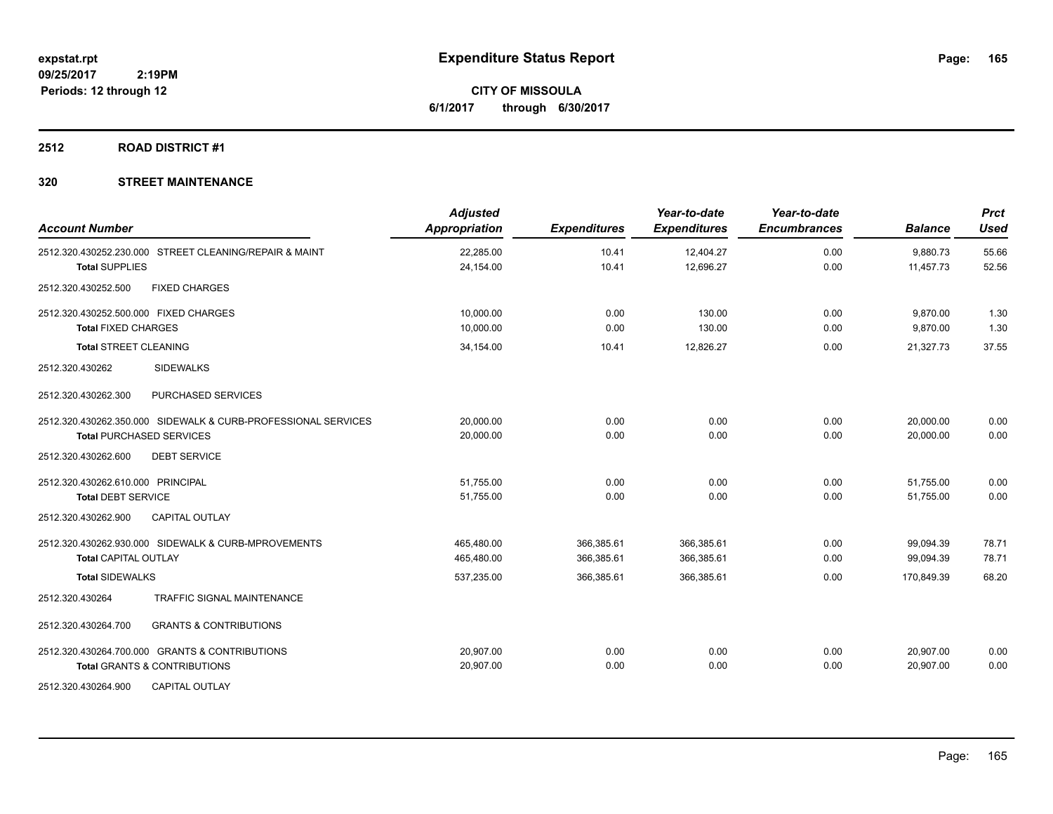# Expenditure Status Report

**CITY OF MISSOULA**

**6/1/2017 through 6/30/2017**

expstat.rpt
09/25/2017 2:19PM
Periods: 12 through 12

## 2512 ROAD DISTRICT #1

### 320 STREET MAINTENANCE

| Account Number | Adjusted Appropriation | Expenditures | Year-to-date Expenditures | Year-to-date Encumbrances | Balance | Prct Used |
|---|---|---|---|---|---|---|
| 2512.320.430252.230.000 STREET CLEANING/REPAIR & MAINT | 22,285.00 | 10.41 | 12,404.27 | 0.00 | 9,880.73 | 55.66 |
| **Total** SUPPLIES | 24,154.00 | 10.41 | 12,696.27 | 0.00 | 11,457.73 | 52.56 |
| 2512.320.430252.500 FIXED CHARGES | | | | | | |
| 2512.320.430252.500.000 FIXED CHARGES | 10,000.00 | 0.00 | 130.00 | 0.00 | 9,870.00 | 1.30 |
| **Total** FIXED CHARGES | 10,000.00 | 0.00 | 130.00 | 0.00 | 9,870.00 | 1.30 |
| **Total** STREET CLEANING | 34,154.00 | 10.41 | 12,826.27 | 0.00 | 21,327.73 | 37.55 |
| 2512.320.430262 SIDEWALKS | | | | | | |
| 2512.320.430262.300 PURCHASED SERVICES | | | | | | |
| 2512.320.430262.350.000 SIDEWALK & CURB-PROFESSIONAL SERVICES | 20,000.00 | 0.00 | 0.00 | 0.00 | 20,000.00 | 0.00 |
| **Total** PURCHASED SERVICES | 20,000.00 | 0.00 | 0.00 | 0.00 | 20,000.00 | 0.00 |
| 2512.320.430262.600 DEBT SERVICE | | | | | | |
| 2512.320.430262.610.000 PRINCIPAL | 51,755.00 | 0.00 | 0.00 | 0.00 | 51,755.00 | 0.00 |
| **Total** DEBT SERVICE | 51,755.00 | 0.00 | 0.00 | 0.00 | 51,755.00 | 0.00 |
| 2512.320.430262.900 CAPITAL OUTLAY | | | | | | |
| 2512.320.430262.930.000 SIDEWALK & CURB-MPROVEMENTS | 465,480.00 | 366,385.61 | 366,385.61 | 0.00 | 99,094.39 | 78.71 |
| **Total** CAPITAL OUTLAY | 465,480.00 | 366,385.61 | 366,385.61 | 0.00 | 99,094.39 | 78.71 |
| **Total** SIDEWALKS | 537,235.00 | 366,385.61 | 366,385.61 | 0.00 | 170,849.39 | 68.20 |
| 2512.320.430264 TRAFFIC SIGNAL MAINTENANCE | | | | | | |
| 2512.320.430264.700 GRANTS & CONTRIBUTIONS | | | | | | |
| 2512.320.430264.700.000 GRANTS & CONTRIBUTIONS | 20,907.00 | 0.00 | 0.00 | 0.00 | 20,907.00 | 0.00 |
| **Total** GRANTS & CONTRIBUTIONS | 20,907.00 | 0.00 | 0.00 | 0.00 | 20,907.00 | 0.00 |
| 2512.320.430264.900 CAPITAL OUTLAY | | | | | | |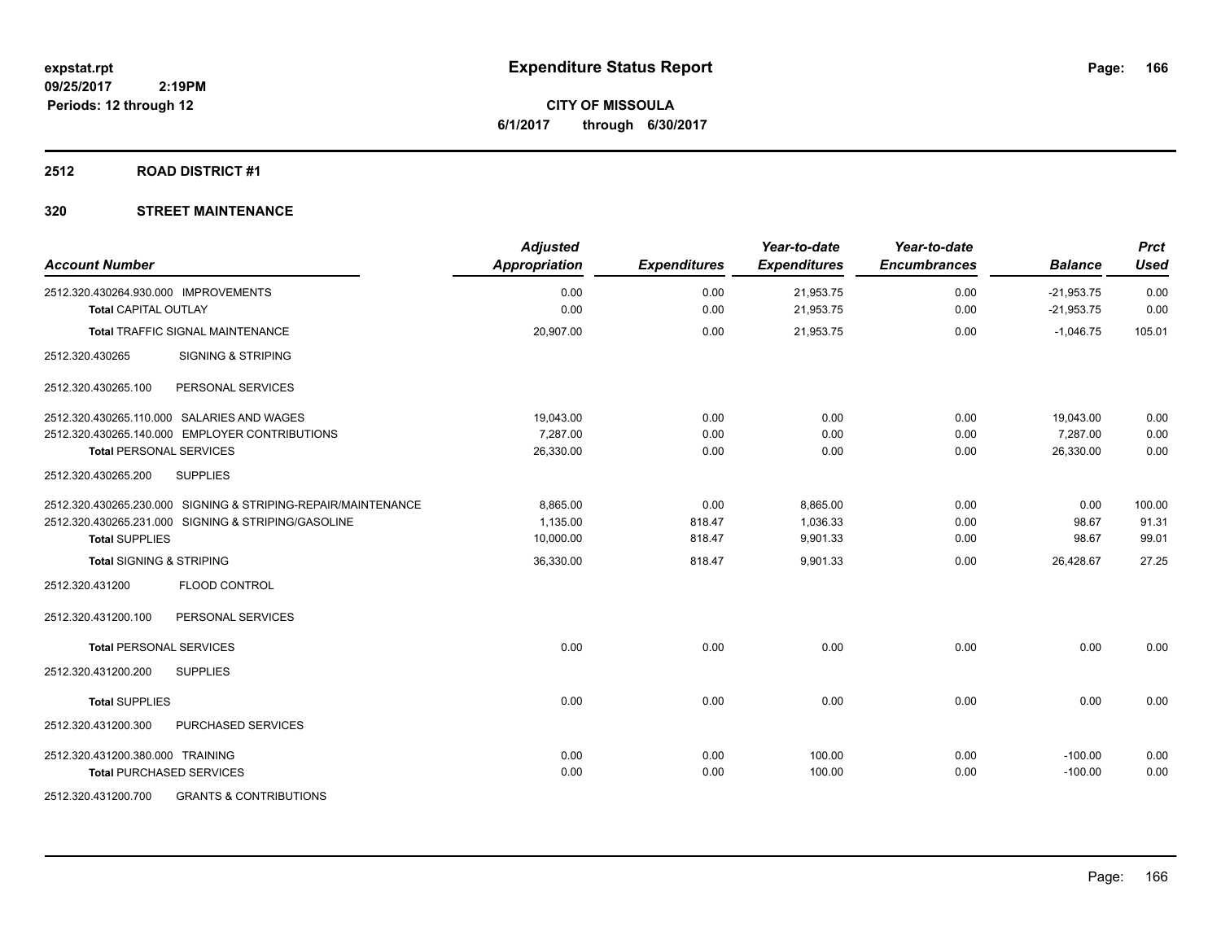# Expenditure Status Report

**CITY OF MISSOULA**

**6/1/2017 through 6/30/2017**

expstat.rpt
09/25/2017 2:19PM
Periods: 12 through 12

## 2512 ROAD DISTRICT #1

## 320 STREET MAINTENANCE

| Account Number | Adjusted Appropriation | Expenditures | Year-to-date Expenditures | Year-to-date Encumbrances | Balance | Prct Used |
|---|---|---|---|---|---|---|
| 2512.320.430264.930.000 IMPROVEMENTS | 0.00 | 0.00 | 21,953.75 | 0.00 | -21,953.75 | 0.00 |
| **Total** CAPITAL OUTLAY | 0.00 | 0.00 | 21,953.75 | 0.00 | -21,953.75 | 0.00 |
| **Total** TRAFFIC SIGNAL MAINTENANCE | 20,907.00 | 0.00 | 21,953.75 | 0.00 | -1,046.75 | 105.01 |
| 2512.320.430265 SIGNING & STRIPING | | | | | | |
| 2512.320.430265.100 PERSONAL SERVICES | | | | | | |
| 2512.320.430265.110.000 SALARIES AND WAGES | 19,043.00 | 0.00 | 0.00 | 0.00 | 19,043.00 | 0.00 |
| 2512.320.430265.140.000 EMPLOYER CONTRIBUTIONS | 7,287.00 | 0.00 | 0.00 | 0.00 | 7,287.00 | 0.00 |
| **Total** PERSONAL SERVICES | 26,330.00 | 0.00 | 0.00 | 0.00 | 26,330.00 | 0.00 |
| 2512.320.430265.200 SUPPLIES | | | | | | |
| 2512.320.430265.230.000 SIGNING & STRIPING-REPAIR/MAINTENANCE | 8,865.00 | 0.00 | 8,865.00 | 0.00 | 0.00 | 100.00 |
| 2512.320.430265.231.000 SIGNING & STRIPING/GASOLINE | 1,135.00 | 818.47 | 1,036.33 | 0.00 | 98.67 | 91.31 |
| **Total** SUPPLIES | 10,000.00 | 818.47 | 9,901.33 | 0.00 | 98.67 | 99.01 |
| **Total** SIGNING & STRIPING | 36,330.00 | 818.47 | 9,901.33 | 0.00 | 26,428.67 | 27.25 |
| 2512.320.431200 FLOOD CONTROL | | | | | | |
| 2512.320.431200.100 PERSONAL SERVICES | | | | | | |
| **Total** PERSONAL SERVICES | 0.00 | 0.00 | 0.00 | 0.00 | 0.00 | 0.00 |
| 2512.320.431200.200 SUPPLIES | | | | | | |
| **Total** SUPPLIES | 0.00 | 0.00 | 0.00 | 0.00 | 0.00 | 0.00 |
| 2512.320.431200.300 PURCHASED SERVICES | | | | | | |
| 2512.320.431200.380.000 TRAINING | 0.00 | 0.00 | 100.00 | 0.00 | -100.00 | 0.00 |
| **Total** PURCHASED SERVICES | 0.00 | 0.00 | 100.00 | 0.00 | -100.00 | 0.00 |
| 2512.320.431200.700 GRANTS & CONTRIBUTIONS | | | | | | |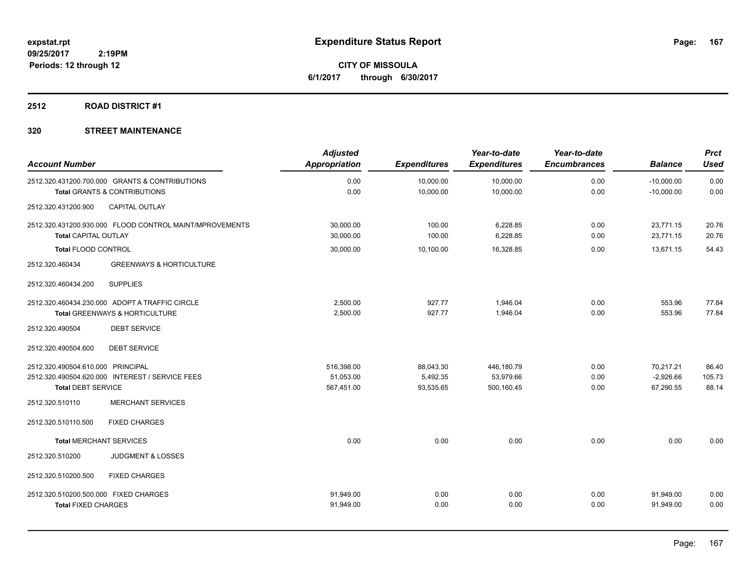# Expenditure Status Report

**CITY OF MISSOULA**

**6/1/2017 through 6/30/2017**

expstat.rpt
09/25/2017 2:19PM
Periods: 12 through 12

## 2512 ROAD DISTRICT #1

### 320 STREET MAINTENANCE

| Account Number | Adjusted Appropriation | Expenditures | Year-to-date Expenditures | Year-to-date Encumbrances | Balance | Prct Used |
|---|---|---|---|---|---|---|
| 2512.320.431200.700.000 GRANTS & CONTRIBUTIONS | 0.00 | 10,000.00 | 10,000.00 | 0.00 | -10,000.00 | 0.00 |
| **Total** GRANTS & CONTRIBUTIONS | 0.00 | 10,000.00 | 10,000.00 | 0.00 | -10,000.00 | 0.00 |
| 2512.320.431200.900 CAPITAL OUTLAY | | | | | | |
| 2512.320.431200.930.000 FLOOD CONTROL MAINT/MPROVEMENTS | 30,000.00 | 100.00 | 6,228.85 | 0.00 | 23,771.15 | 20.76 |
| **Total** CAPITAL OUTLAY | 30,000.00 | 100.00 | 6,228.85 | 0.00 | 23,771.15 | 20.76 |
| **Total** FLOOD CONTROL | 30,000.00 | 10,100.00 | 16,328.85 | 0.00 | 13,671.15 | 54.43 |
| 2512.320.460434 GREENWAYS & HORTICULTURE | | | | | | |
| 2512.320.460434.200 SUPPLIES | | | | | | |
| 2512.320.460434.230.000 ADOPT A TRAFFIC CIRCLE | 2,500.00 | 927.77 | 1,946.04 | 0.00 | 553.96 | 77.84 |
| **Total** GREENWAYS & HORTICULTURE | 2,500.00 | 927.77 | 1,946.04 | 0.00 | 553.96 | 77.84 |
| 2512.320.490504 DEBT SERVICE | | | | | | |
| 2512.320.490504.600 DEBT SERVICE | | | | | | |
| 2512.320.490504.610.000 PRINCIPAL | 516,398.00 | 88,043.30 | 446,180.79 | 0.00 | 70,217.21 | 86.40 |
| 2512.320.490504.620.000 INTEREST / SERVICE FEES | 51,053.00 | 5,492.35 | 53,979.66 | 0.00 | -2,926.66 | 105.73 |
| **Total** DEBT SERVICE | 567,451.00 | 93,535.65 | 500,160.45 | 0.00 | 67,290.55 | 88.14 |
| 2512.320.510110 MERCHANT SERVICES | | | | | | |
| 2512.320.510110.500 FIXED CHARGES | | | | | | |
| **Total** MERCHANT SERVICES | 0.00 | 0.00 | 0.00 | 0.00 | 0.00 | 0.00 |
| 2512.320.510200 JUDGMENT & LOSSES | | | | | | |
| 2512.320.510200.500 FIXED CHARGES | | | | | | |
| 2512.320.510200.500.000 FIXED CHARGES | 91,949.00 | 0.00 | 0.00 | 0.00 | 91,949.00 | 0.00 |
| **Total** FIXED CHARGES | 91,949.00 | 0.00 | 0.00 | 0.00 | 91,949.00 | 0.00 |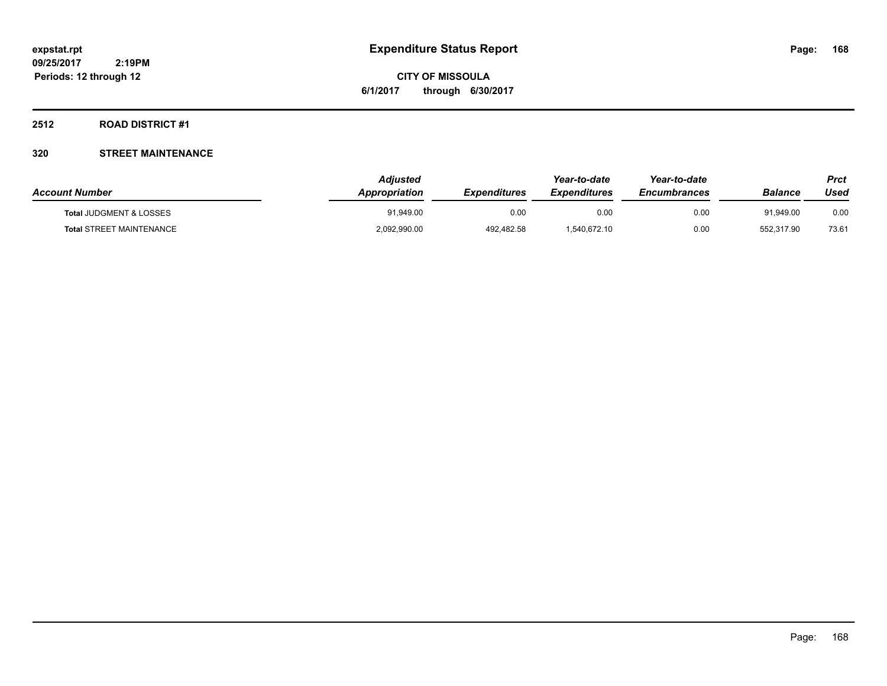**expstat.rpt**
**09/25/2017 2:19PM**
**Periods: 12 through 12**

# Expenditure Status Report

**CITY OF MISSOULA**
**6/1/2017 through 6/30/2017**

## 2512 ROAD DISTRICT #1

### 320 STREET MAINTENANCE

| Account Number | Adjusted Appropriation | Expenditures | Year-to-date Expenditures | Year-to-date Encumbrances | Balance | Prct Used |
|---|---|---|---|---|---|---|
| **Total** JUDGMENT & LOSSES | 91,949.00 | 0.00 | 0.00 | 0.00 | 91,949.00 | 0.00 |
| **Total** STREET MAINTENANCE | 2,092,990.00 | 492,482.58 | 1,540,672.10 | 0.00 | 552,317.90 | 73.61 |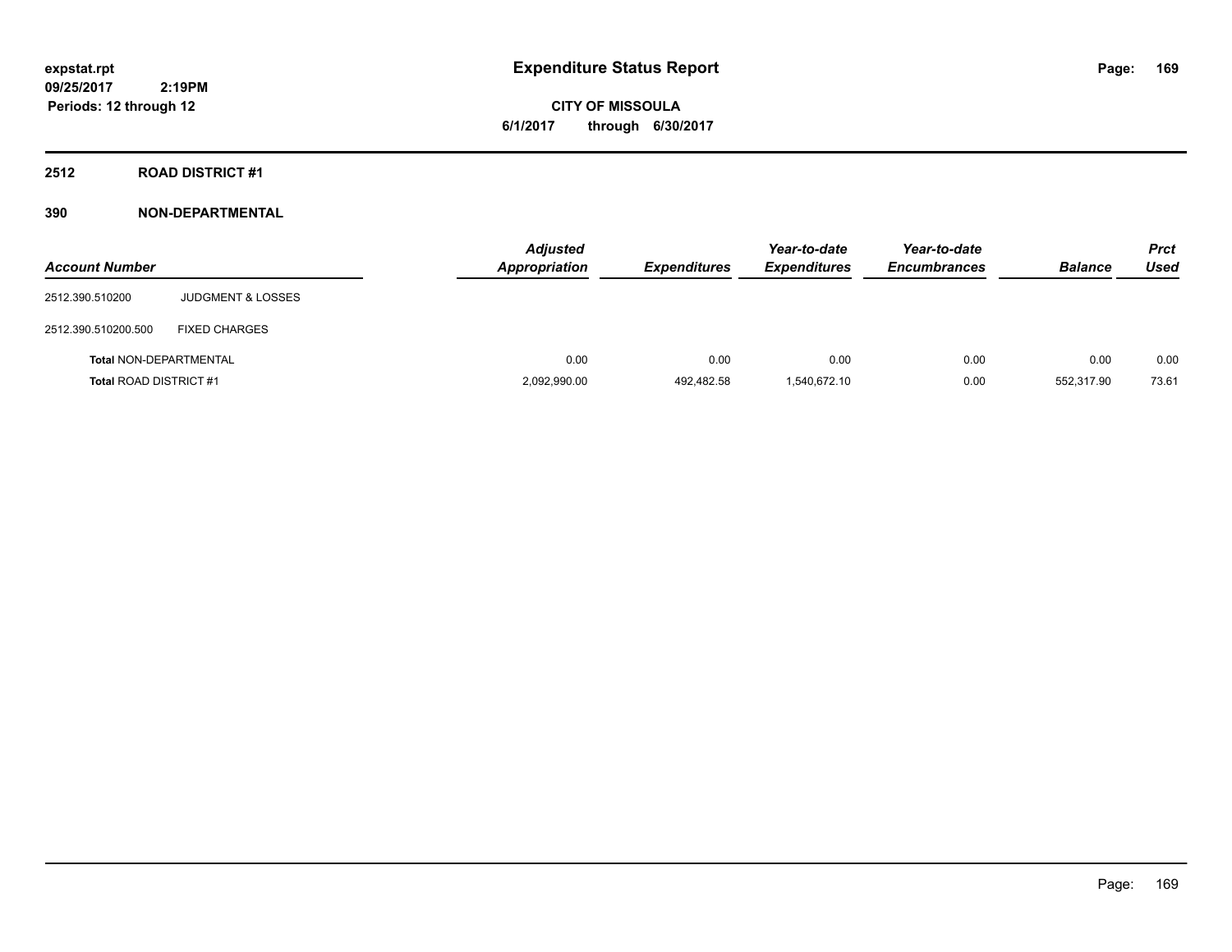# Expenditure Status Report

**CITY OF MISSOULA**

**6/1/2017 through 6/30/2017**

expstat.rpt
09/25/2017 2:19PM
Periods: 12 through 12

## 2512 ROAD DISTRICT #1

## 390 NON-DEPARTMENTAL

| Account Number | | Adjusted Appropriation | Expenditures | Year-to-date Expenditures | Year-to-date Encumbrances | Balance | Prct Used |
|---|---|---|---|---|---|---|---|
| 2512.390.510200 | JUDGMENT & LOSSES | | | | | | |
| 2512.390.510200.500 | FIXED CHARGES | | | | | | |
| **Total** NON-DEPARTMENTAL | | 0.00 | 0.00 | 0.00 | 0.00 | 0.00 | 0.00 |
| **Total** ROAD DISTRICT #1 | | 2,092,990.00 | 492,482.58 | 1,540,672.10 | 0.00 | 552,317.90 | 73.61 |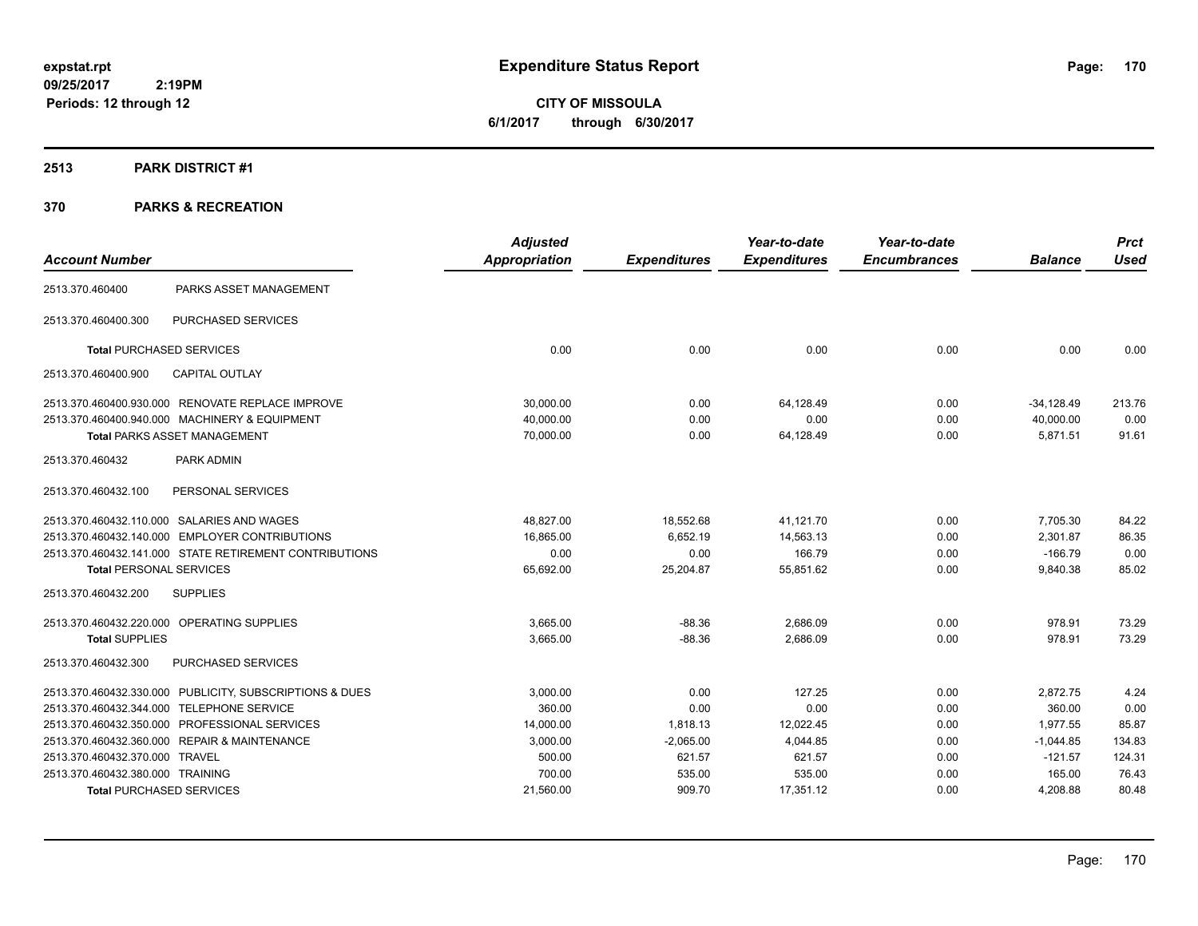**Expenditure Status Report**

expstat.rpt
09/25/2017 2:19PM
Periods: 12 through 12

**CITY OF MISSOULA**
**6/1/2017 through 6/30/2017**

## 2513 PARK DISTRICT #1

## 370 PARKS & RECREATION

| Account Number | | Adjusted Appropriation | Expenditures | Year-to-date Expenditures | Year-to-date Encumbrances | Balance | Prct Used |
|---|---|---|---|---|---|---|---|
| 2513.370.460400 | PARKS ASSET MANAGEMENT | | | | | | |
| 2513.370.460400.300 | PURCHASED SERVICES | | | | | | |
| **Total** PURCHASED SERVICES | | 0.00 | 0.00 | 0.00 | 0.00 | 0.00 | 0.00 |
| 2513.370.460400.900 | CAPITAL OUTLAY | | | | | | |
| 2513.370.460400.930.000 | RENOVATE REPLACE IMPROVE | 30,000.00 | 0.00 | 64,128.49 | 0.00 | -34,128.49 | 213.76 |
| 2513.370.460400.940.000 | MACHINERY & EQUIPMENT | 40,000.00 | 0.00 | 0.00 | 0.00 | 40,000.00 | 0.00 |
| **Total** PARKS ASSET MANAGEMENT | | 70,000.00 | 0.00 | 64,128.49 | 0.00 | 5,871.51 | 91.61 |
| 2513.370.460432 | PARK ADMIN | | | | | | |
| 2513.370.460432.100 | PERSONAL SERVICES | | | | | | |
| 2513.370.460432.110.000 | SALARIES AND WAGES | 48,827.00 | 18,552.68 | 41,121.70 | 0.00 | 7,705.30 | 84.22 |
| 2513.370.460432.140.000 | EMPLOYER CONTRIBUTIONS | 16,865.00 | 6,652.19 | 14,563.13 | 0.00 | 2,301.87 | 86.35 |
| 2513.370.460432.141.000 | STATE RETIREMENT CONTRIBUTIONS | 0.00 | 0.00 | 166.79 | 0.00 | -166.79 | 0.00 |
| **Total** PERSONAL SERVICES | | 65,692.00 | 25,204.87 | 55,851.62 | 0.00 | 9,840.38 | 85.02 |
| 2513.370.460432.200 | SUPPLIES | | | | | | |
| 2513.370.460432.220.000 | OPERATING SUPPLIES | 3,665.00 | -88.36 | 2,686.09 | 0.00 | 978.91 | 73.29 |
| **Total** SUPPLIES | | 3,665.00 | -88.36 | 2,686.09 | 0.00 | 978.91 | 73.29 |
| 2513.370.460432.300 | PURCHASED SERVICES | | | | | | |
| 2513.370.460432.330.000 | PUBLICITY, SUBSCRIPTIONS & DUES | 3,000.00 | 0.00 | 127.25 | 0.00 | 2,872.75 | 4.24 |
| 2513.370.460432.344.000 | TELEPHONE SERVICE | 360.00 | 0.00 | 0.00 | 0.00 | 360.00 | 0.00 |
| 2513.370.460432.350.000 | PROFESSIONAL SERVICES | 14,000.00 | 1,818.13 | 12,022.45 | 0.00 | 1,977.55 | 85.87 |
| 2513.370.460432.360.000 | REPAIR & MAINTENANCE | 3,000.00 | -2,065.00 | 4,044.85 | 0.00 | -1,044.85 | 134.83 |
| 2513.370.460432.370.000 | TRAVEL | 500.00 | 621.57 | 621.57 | 0.00 | -121.57 | 124.31 |
| 2513.370.460432.380.000 | TRAINING | 700.00 | 535.00 | 535.00 | 0.00 | 165.00 | 76.43 |
| **Total** PURCHASED SERVICES | | 21,560.00 | 909.70 | 17,351.12 | 0.00 | 4,208.88 | 80.48 |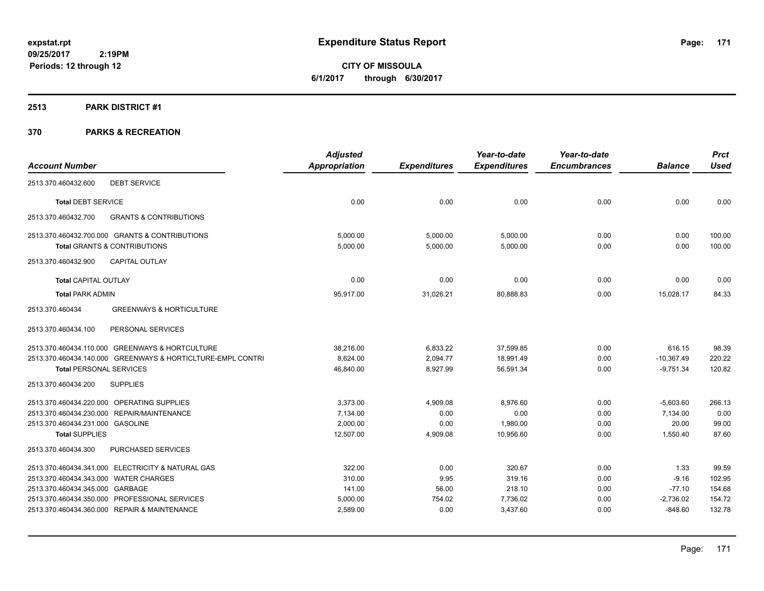# Expenditure Status Report

**CITY OF MISSOULA**

**6/1/2017 through 6/30/2017**

expstat.rpt
09/25/2017 2:19PM
Periods: 12 through 12

## 2513 PARK DISTRICT #1

## 370 PARKS & RECREATION

| Account Number | | Adjusted Appropriation | Expenditures | Year-to-date Expenditures | Year-to-date Encumbrances | Balance | Prct Used |
|---|---|---|---|---|---|---|---|
| 2513.370.460432.600 | DEBT SERVICE | | | | | | |
| **Total** DEBT SERVICE | | 0.00 | 0.00 | 0.00 | 0.00 | 0.00 | 0.00 |
| 2513.370.460432.700 | GRANTS & CONTRIBUTIONS | | | | | | |
| 2513.370.460432.700.000 | GRANTS & CONTRIBUTIONS | 5,000.00 | 5,000.00 | 5,000.00 | 0.00 | 0.00 | 100.00 |
| **Total** GRANTS & CONTRIBUTIONS | | 5,000.00 | 5,000.00 | 5,000.00 | 0.00 | 0.00 | 100.00 |
| 2513.370.460432.900 | CAPITAL OUTLAY | | | | | | |
| **Total** CAPITAL OUTLAY | | 0.00 | 0.00 | 0.00 | 0.00 | 0.00 | 0.00 |
| **Total** PARK ADMIN | | 95,917.00 | 31,026.21 | 80,888.83 | 0.00 | 15,028.17 | 84.33 |
| 2513.370.460434 | GREENWAYS & HORTICULTURE | | | | | | |
| 2513.370.460434.100 | PERSONAL SERVICES | | | | | | |
| 2513.370.460434.110.000 | GREENWAYS & HORTCULTURE | 38,216.00 | 6,833.22 | 37,599.85 | 0.00 | 616.15 | 98.39 |
| 2513.370.460434.140.000 | GREENWAYS & HORTICLTURE-EMPL CONTRI | 8,624.00 | 2,094.77 | 18,991.49 | 0.00 | -10,367.49 | 220.22 |
| **Total** PERSONAL SERVICES | | 46,840.00 | 8,927.99 | 56,591.34 | 0.00 | -9,751.34 | 120.82 |
| 2513.370.460434.200 | SUPPLIES | | | | | | |
| 2513.370.460434.220.000 | OPERATING SUPPLIES | 3,373.00 | 4,909.08 | 8,976.60 | 0.00 | -5,603.60 | 266.13 |
| 2513.370.460434.230.000 | REPAIR/MAINTENANCE | 7,134.00 | 0.00 | 0.00 | 0.00 | 7,134.00 | 0.00 |
| 2513.370.460434.231.000 | GASOLINE | 2,000.00 | 0.00 | 1,980.00 | 0.00 | 20.00 | 99.00 |
| **Total** SUPPLIES | | 12,507.00 | 4,909.08 | 10,956.60 | 0.00 | 1,550.40 | 87.60 |
| 2513.370.460434.300 | PURCHASED SERVICES | | | | | | |
| 2513.370.460434.341.000 | ELECTRICITY & NATURAL GAS | 322.00 | 0.00 | 320.67 | 0.00 | 1.33 | 99.59 |
| 2513.370.460434.343.000 | WATER CHARGES | 310.00 | 9.95 | 319.16 | 0.00 | -9.16 | 102.95 |
| 2513.370.460434.345.000 | GARBAGE | 141.00 | 56.00 | 218.10 | 0.00 | -77.10 | 154.68 |
| 2513.370.460434.350.000 | PROFESSIONAL SERVICES | 5,000.00 | 754.02 | 7,736.02 | 0.00 | -2,736.02 | 154.72 |
| 2513.370.460434.360.000 | REPAIR & MAINTENANCE | 2,589.00 | 0.00 | 3,437.60 | 0.00 | -848.60 | 132.78 |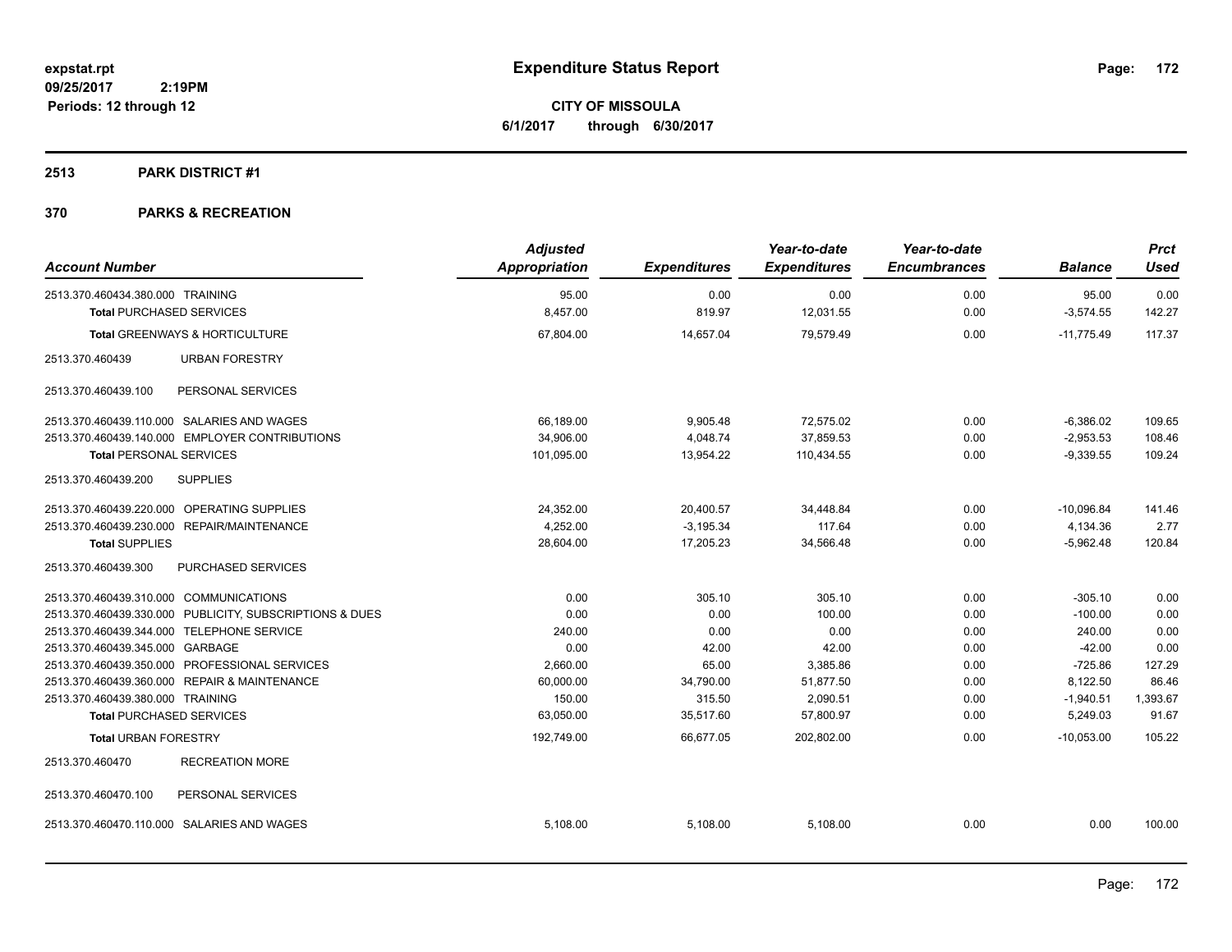**expstat.rpt**
**09/25/2017 2:19PM**
**Periods: 12 through 12**

# Expenditure Status Report

**CITY OF MISSOULA**
**6/1/2017 through 6/30/2017**

## 2513 PARK DISTRICT #1

## 370 PARKS & RECREATION

| Account Number | Adjusted Appropriation | Expenditures | Year-to-date Expenditures | Year-to-date Encumbrances | Balance | Prct Used |
|---|---|---|---|---|---|---|
| 2513.370.460434.380.000 TRAINING | 95.00 | 0.00 | 0.00 | 0.00 | 95.00 | 0.00 |
| **Total** PURCHASED SERVICES | 8,457.00 | 819.97 | 12,031.55 | 0.00 | -3,574.55 | 142.27 |
| **Total** GREENWAYS & HORTICULTURE | 67,804.00 | 14,657.04 | 79,579.49 | 0.00 | -11,775.49 | 117.37 |
| 2513.370.460439 URBAN FORESTRY | | | | | | |
| 2513.370.460439.100 PERSONAL SERVICES | | | | | | |
| 2513.370.460439.110.000 SALARIES AND WAGES | 66,189.00 | 9,905.48 | 72,575.02 | 0.00 | -6,386.02 | 109.65 |
| 2513.370.460439.140.000 EMPLOYER CONTRIBUTIONS | 34,906.00 | 4,048.74 | 37,859.53 | 0.00 | -2,953.53 | 108.46 |
| **Total** PERSONAL SERVICES | 101,095.00 | 13,954.22 | 110,434.55 | 0.00 | -9,339.55 | 109.24 |
| 2513.370.460439.200 SUPPLIES | | | | | | |
| 2513.370.460439.220.000 OPERATING SUPPLIES | 24,352.00 | 20,400.57 | 34,448.84 | 0.00 | -10,096.84 | 141.46 |
| 2513.370.460439.230.000 REPAIR/MAINTENANCE | 4,252.00 | -3,195.34 | 117.64 | 0.00 | 4,134.36 | 2.77 |
| **Total** SUPPLIES | 28,604.00 | 17,205.23 | 34,566.48 | 0.00 | -5,962.48 | 120.84 |
| 2513.370.460439.300 PURCHASED SERVICES | | | | | | |
| 2513.370.460439.310.000 COMMUNICATIONS | 0.00 | 305.10 | 305.10 | 0.00 | -305.10 | 0.00 |
| 2513.370.460439.330.000 PUBLICITY, SUBSCRIPTIONS & DUES | 0.00 | 0.00 | 100.00 | 0.00 | -100.00 | 0.00 |
| 2513.370.460439.344.000 TELEPHONE SERVICE | 240.00 | 0.00 | 0.00 | 0.00 | 240.00 | 0.00 |
| 2513.370.460439.345.000 GARBAGE | 0.00 | 42.00 | 42.00 | 0.00 | -42.00 | 0.00 |
| 2513.370.460439.350.000 PROFESSIONAL SERVICES | 2,660.00 | 65.00 | 3,385.86 | 0.00 | -725.86 | 127.29 |
| 2513.370.460439.360.000 REPAIR & MAINTENANCE | 60,000.00 | 34,790.00 | 51,877.50 | 0.00 | 8,122.50 | 86.46 |
| 2513.370.460439.380.000 TRAINING | 150.00 | 315.50 | 2,090.51 | 0.00 | -1,940.51 | 1,393.67 |
| **Total** PURCHASED SERVICES | 63,050.00 | 35,517.60 | 57,800.97 | 0.00 | 5,249.03 | 91.67 |
| **Total** URBAN FORESTRY | 192,749.00 | 66,677.05 | 202,802.00 | 0.00 | -10,053.00 | 105.22 |
| 2513.370.460470 RECREATION MORE | | | | | | |
| 2513.370.460470.100 PERSONAL SERVICES | | | | | | |
| 2513.370.460470.110.000 SALARIES AND WAGES | 5,108.00 | 5,108.00 | 5,108.00 | 0.00 | 0.00 | 100.00 |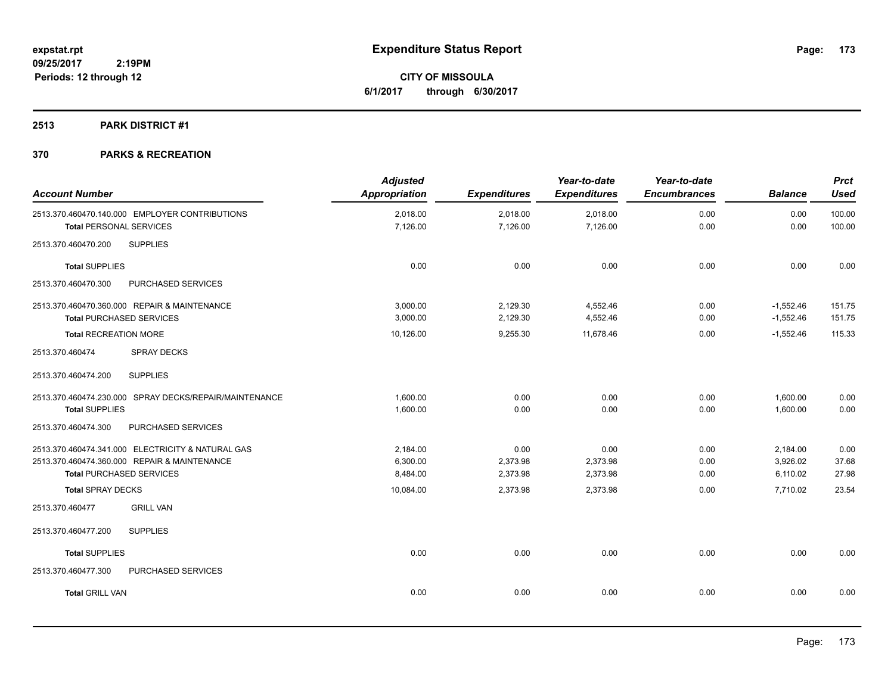# Expenditure Status Report

expstat.rpt
09/25/2017 2:19PM
Periods: 12 through 12

**CITY OF MISSOULA**
**6/1/2017 through 6/30/2017**

## 2513 PARK DISTRICT #1

## 370 PARKS & RECREATION

| Account Number | Adjusted Appropriation | Expenditures | Year-to-date Expenditures | Year-to-date Encumbrances | Balance | Prct Used |
|---|---|---|---|---|---|---|
| 2513.370.460470.140.000 EMPLOYER CONTRIBUTIONS | 2,018.00 | 2,018.00 | 2,018.00 | 0.00 | 0.00 | 100.00 |
| **Total** PERSONAL SERVICES | 7,126.00 | 7,126.00 | 7,126.00 | 0.00 | 0.00 | 100.00 |
| 2513.370.460470.200 SUPPLIES | | | | | | |
| **Total** SUPPLIES | 0.00 | 0.00 | 0.00 | 0.00 | 0.00 | 0.00 |
| 2513.370.460470.300 PURCHASED SERVICES | | | | | | |
| 2513.370.460470.360.000 REPAIR & MAINTENANCE | 3,000.00 | 2,129.30 | 4,552.46 | 0.00 | -1,552.46 | 151.75 |
| **Total** PURCHASED SERVICES | 3,000.00 | 2,129.30 | 4,552.46 | 0.00 | -1,552.46 | 151.75 |
| **Total** RECREATION MORE | 10,126.00 | 9,255.30 | 11,678.46 | 0.00 | -1,552.46 | 115.33 |
| 2513.370.460474 SPRAY DECKS | | | | | | |
| 2513.370.460474.200 SUPPLIES | | | | | | |
| 2513.370.460474.230.000 SPRAY DECKS/REPAIR/MAINTENANCE | 1,600.00 | 0.00 | 0.00 | 0.00 | 1,600.00 | 0.00 |
| **Total** SUPPLIES | 1,600.00 | 0.00 | 0.00 | 0.00 | 1,600.00 | 0.00 |
| 2513.370.460474.300 PURCHASED SERVICES | | | | | | |
| 2513.370.460474.341.000 ELECTRICITY & NATURAL GAS | 2,184.00 | 0.00 | 0.00 | 0.00 | 2,184.00 | 0.00 |
| 2513.370.460474.360.000 REPAIR & MAINTENANCE | 6,300.00 | 2,373.98 | 2,373.98 | 0.00 | 3,926.02 | 37.68 |
| **Total** PURCHASED SERVICES | 8,484.00 | 2,373.98 | 2,373.98 | 0.00 | 6,110.02 | 27.98 |
| **Total** SPRAY DECKS | 10,084.00 | 2,373.98 | 2,373.98 | 0.00 | 7,710.02 | 23.54 |
| 2513.370.460477 GRILL VAN | | | | | | |
| 2513.370.460477.200 SUPPLIES | | | | | | |
| **Total** SUPPLIES | 0.00 | 0.00 | 0.00 | 0.00 | 0.00 | 0.00 |
| 2513.370.460477.300 PURCHASED SERVICES | | | | | | |
| **Total** GRILL VAN | 0.00 | 0.00 | 0.00 | 0.00 | 0.00 | 0.00 |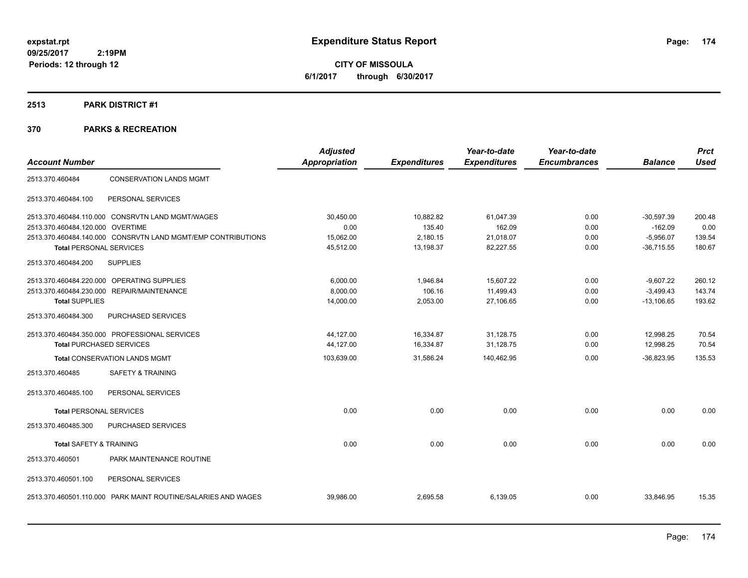**expstat.rpt**
**09/25/2017 2:19PM**
**Periods: 12 through 12**

# Expenditure Status Report

**CITY OF MISSOULA**
**6/1/2017 through 6/30/2017**

## 2513 PARK DISTRICT #1

## 370 PARKS & RECREATION

| Account Number | | Adjusted Appropriation | Expenditures | Year-to-date Expenditures | Year-to-date Encumbrances | Balance | Prct Used |
|---|---|---|---|---|---|---|---|
| 2513.370.460484 | CONSERVATION LANDS MGMT | | | | | | |
| 2513.370.460484.100 | PERSONAL SERVICES | | | | | | |
| 2513.370.460484.110.000 | CONSRVTN LAND MGMT/WAGES | 30,450.00 | 10,882.82 | 61,047.39 | 0.00 | -30,597.39 | 200.48 |
| 2513.370.460484.120.000 | OVERTIME | 0.00 | 135.40 | 162.09 | 0.00 | -162.09 | 0.00 |
| 2513.370.460484.140.000 | CONSRVTN LAND MGMT/EMP CONTRIBUTIONS | 15,062.00 | 2,180.15 | 21,018.07 | 0.00 | -5,956.07 | 139.54 |
| **Total** PERSONAL SERVICES | | 45,512.00 | 13,198.37 | 82,227.55 | 0.00 | -36,715.55 | 180.67 |
| 2513.370.460484.200 | SUPPLIES | | | | | | |
| 2513.370.460484.220.000 | OPERATING SUPPLIES | 6,000.00 | 1,946.84 | 15,607.22 | 0.00 | -9,607.22 | 260.12 |
| 2513.370.460484.230.000 | REPAIR/MAINTENANCE | 8,000.00 | 106.16 | 11,499.43 | 0.00 | -3,499.43 | 143.74 |
| **Total** SUPPLIES | | 14,000.00 | 2,053.00 | 27,106.65 | 0.00 | -13,106.65 | 193.62 |
| 2513.370.460484.300 | PURCHASED SERVICES | | | | | | |
| 2513.370.460484.350.000 | PROFESSIONAL SERVICES | 44,127.00 | 16,334.87 | 31,128.75 | 0.00 | 12,998.25 | 70.54 |
| **Total** PURCHASED SERVICES | | 44,127.00 | 16,334.87 | 31,128.75 | 0.00 | 12,998.25 | 70.54 |
| **Total** CONSERVATION LANDS MGMT | | 103,639.00 | 31,586.24 | 140,462.95 | 0.00 | -36,823.95 | 135.53 |
| 2513.370.460485 | SAFETY & TRAINING | | | | | | |
| 2513.370.460485.100 | PERSONAL SERVICES | | | | | | |
| **Total** PERSONAL SERVICES | | 0.00 | 0.00 | 0.00 | 0.00 | 0.00 | 0.00 |
| 2513.370.460485.300 | PURCHASED SERVICES | | | | | | |
| **Total** SAFETY & TRAINING | | 0.00 | 0.00 | 0.00 | 0.00 | 0.00 | 0.00 |
| 2513.370.460501 | PARK MAINTENANCE ROUTINE | | | | | | |
| 2513.370.460501.100 | PERSONAL SERVICES | | | | | | |
| 2513.370.460501.110.000 | PARK MAINT ROUTINE/SALARIES AND WAGES | 39,986.00 | 2,695.58 | 6,139.05 | 0.00 | 33,846.95 | 15.35 |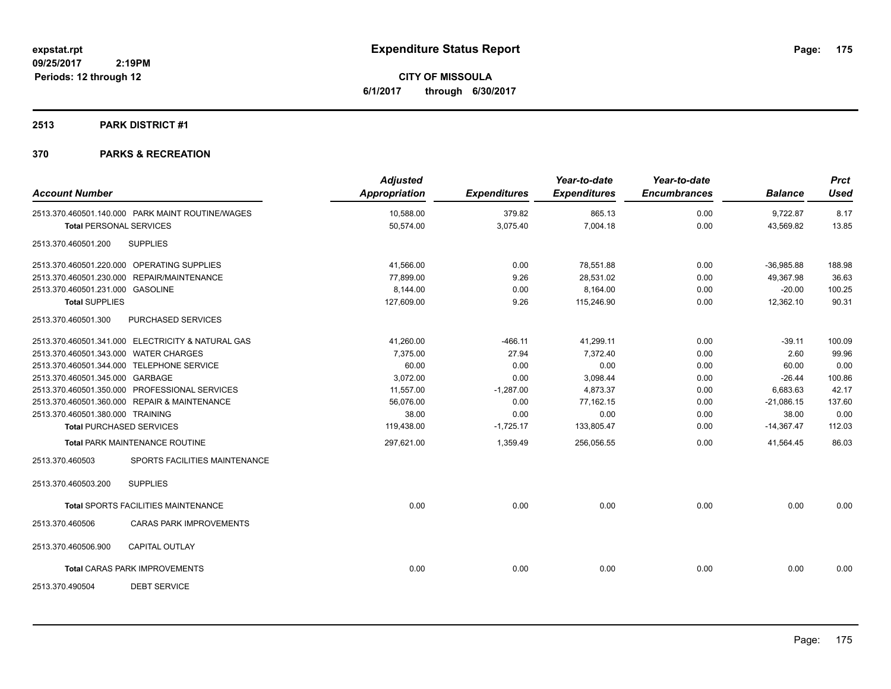# Expenditure Status Report

**CITY OF MISSOULA**
**6/1/2017 through 6/30/2017**

expstat.rpt
09/25/2017 2:19PM
Periods: 12 through 12

## 2513 PARK DISTRICT #1

## 370 PARKS & RECREATION

| Account Number | Adjusted Appropriation | Expenditures | Year-to-date Expenditures | Year-to-date Encumbrances | Balance | Prct Used |
|---|---|---|---|---|---|---|
| 2513.370.460501.140.000 PARK MAINT ROUTINE/WAGES | 10,588.00 | 379.82 | 865.13 | 0.00 | 9,722.87 | 8.17 |
| **Total** PERSONAL SERVICES | 50,574.00 | 3,075.40 | 7,004.18 | 0.00 | 43,569.82 | 13.85 |
| 2513.370.460501.200 SUPPLIES | | | | | | |
| 2513.370.460501.220.000 OPERATING SUPPLIES | 41,566.00 | 0.00 | 78,551.88 | 0.00 | -36,985.88 | 188.98 |
| 2513.370.460501.230.000 REPAIR/MAINTENANCE | 77,899.00 | 9.26 | 28,531.02 | 0.00 | 49,367.98 | 36.63 |
| 2513.370.460501.231.000 GASOLINE | 8,144.00 | 0.00 | 8,164.00 | 0.00 | -20.00 | 100.25 |
| **Total** SUPPLIES | 127,609.00 | 9.26 | 115,246.90 | 0.00 | 12,362.10 | 90.31 |
| 2513.370.460501.300 PURCHASED SERVICES | | | | | | |
| 2513.370.460501.341.000 ELECTRICITY & NATURAL GAS | 41,260.00 | -466.11 | 41,299.11 | 0.00 | -39.11 | 100.09 |
| 2513.370.460501.343.000 WATER CHARGES | 7,375.00 | 27.94 | 7,372.40 | 0.00 | 2.60 | 99.96 |
| 2513.370.460501.344.000 TELEPHONE SERVICE | 60.00 | 0.00 | 0.00 | 0.00 | 60.00 | 0.00 |
| 2513.370.460501.345.000 GARBAGE | 3,072.00 | 0.00 | 3,098.44 | 0.00 | -26.44 | 100.86 |
| 2513.370.460501.350.000 PROFESSIONAL SERVICES | 11,557.00 | -1,287.00 | 4,873.37 | 0.00 | 6,683.63 | 42.17 |
| 2513.370.460501.360.000 REPAIR & MAINTENANCE | 56,076.00 | 0.00 | 77,162.15 | 0.00 | -21,086.15 | 137.60 |
| 2513.370.460501.380.000 TRAINING | 38.00 | 0.00 | 0.00 | 0.00 | 38.00 | 0.00 |
| **Total** PURCHASED SERVICES | 119,438.00 | -1,725.17 | 133,805.47 | 0.00 | -14,367.47 | 112.03 |
| **Total** PARK MAINTENANCE ROUTINE | 297,621.00 | 1,359.49 | 256,056.55 | 0.00 | 41,564.45 | 86.03 |
| 2513.370.460503 SPORTS FACILITIES MAINTENANCE | | | | | | |
| 2513.370.460503.200 SUPPLIES | | | | | | |
| **Total** SPORTS FACILITIES MAINTENANCE | 0.00 | 0.00 | 0.00 | 0.00 | 0.00 | 0.00 |
| 2513.370.460506 CARAS PARK IMPROVEMENTS | | | | | | |
| 2513.370.460506.900 CAPITAL OUTLAY | | | | | | |
| **Total** CARAS PARK IMPROVEMENTS | 0.00 | 0.00 | 0.00 | 0.00 | 0.00 | 0.00 |
| 2513.370.490504 DEBT SERVICE | | | | | | |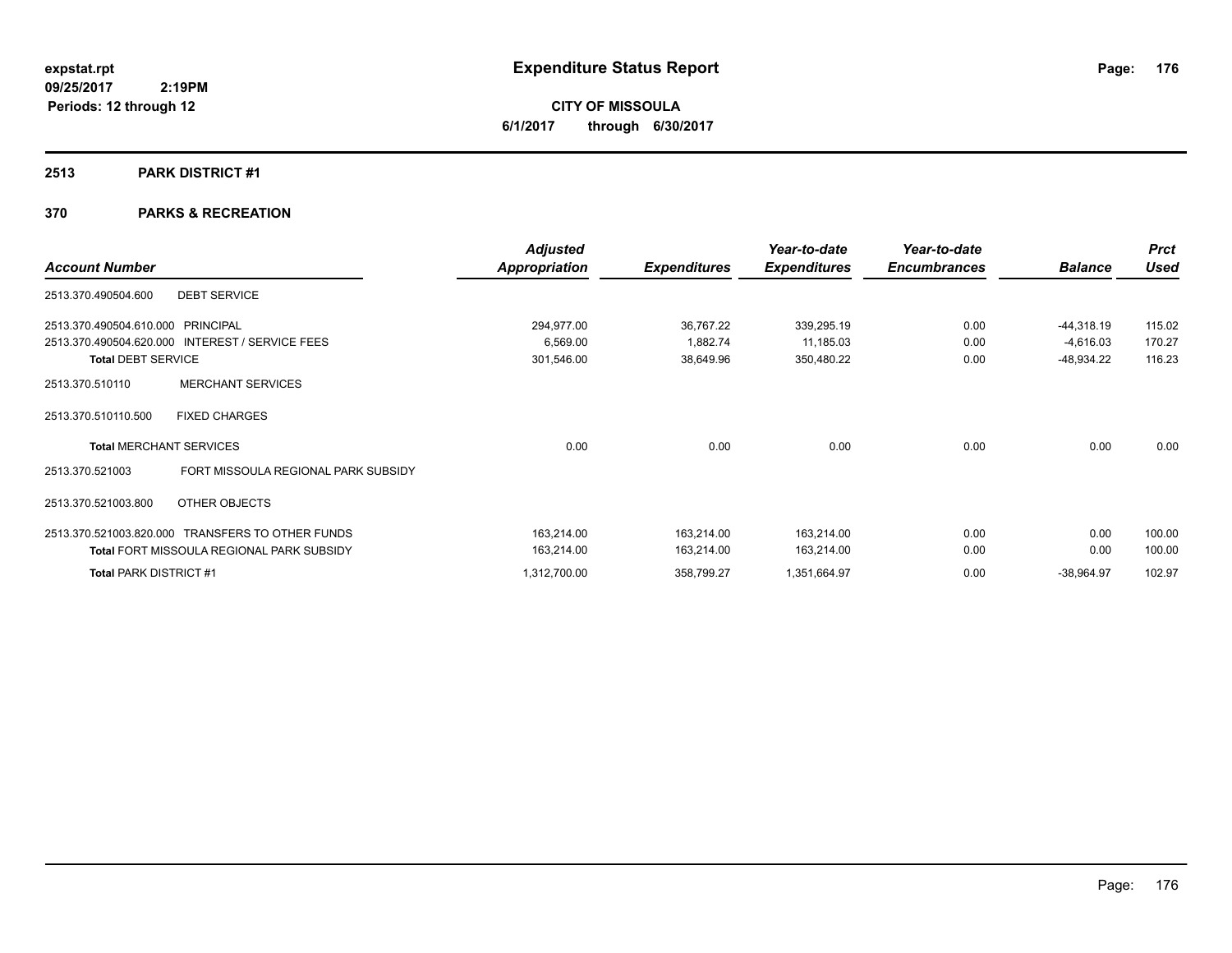**expstat.rpt**
**09/25/2017 2:19PM**
**Periods: 12 through 12**

# Expenditure Status Report

**CITY OF MISSOULA**
**6/1/2017 through 6/30/2017**

## 2513 PARK DISTRICT #1

## 370 PARKS & RECREATION

| Account Number | | Adjusted Appropriation | Expenditures | Year-to-date Expenditures | Year-to-date Encumbrances | Balance | Prct Used |
|---|---|---|---|---|---|---|---|
| 2513.370.490504.600 | DEBT SERVICE | | | | | | |
| 2513.370.490504.610.000 | PRINCIPAL | 294,977.00 | 36,767.22 | 339,295.19 | 0.00 | -44,318.19 | 115.02 |
| 2513.370.490504.620.000 | INTEREST / SERVICE FEES | 6,569.00 | 1,882.74 | 11,185.03 | 0.00 | -4,616.03 | 170.27 |
| **Total** DEBT SERVICE | | 301,546.00 | 38,649.96 | 350,480.22 | 0.00 | -48,934.22 | 116.23 |
| 2513.370.510110 | MERCHANT SERVICES | | | | | | |
| 2513.370.510110.500 | FIXED CHARGES | | | | | | |
| **Total** MERCHANT SERVICES | | 0.00 | 0.00 | 0.00 | 0.00 | 0.00 | 0.00 |
| 2513.370.521003 | FORT MISSOULA REGIONAL PARK SUBSIDY | | | | | | |
| 2513.370.521003.800 | OTHER OBJECTS | | | | | | |
| 2513.370.521003.820.000 | TRANSFERS TO OTHER FUNDS | 163,214.00 | 163,214.00 | 163,214.00 | 0.00 | 0.00 | 100.00 |
| **Total** FORT MISSOULA REGIONAL PARK SUBSIDY | | 163,214.00 | 163,214.00 | 163,214.00 | 0.00 | 0.00 | 100.00 |
| **Total** PARK DISTRICT #1 | | 1,312,700.00 | 358,799.27 | 1,351,664.97 | 0.00 | -38,964.97 | 102.97 |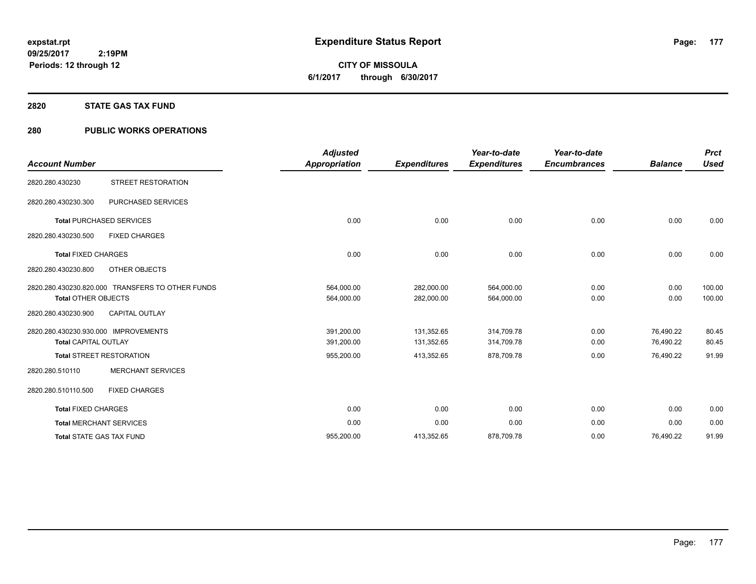# Expenditure Status Report

**CITY OF MISSOULA**
**6/1/2017 through 6/30/2017**

expstat.rpt
09/25/2017 2:19PM
Periods: 12 through 12

## 2820 STATE GAS TAX FUND

### 280 PUBLIC WORKS OPERATIONS

| Account Number | | Adjusted Appropriation | Expenditures | Year-to-date Expenditures | Year-to-date Encumbrances | Balance | Prct Used |
|---|---|---|---|---|---|---|---|
| 2820.280.430230 | STREET RESTORATION | | | | | | |
| 2820.280.430230.300 | PURCHASED SERVICES | | | | | | |
| **Total** PURCHASED SERVICES | | 0.00 | 0.00 | 0.00 | 0.00 | 0.00 | 0.00 |
| 2820.280.430230.500 | FIXED CHARGES | | | | | | |
| **Total** FIXED CHARGES | | 0.00 | 0.00 | 0.00 | 0.00 | 0.00 | 0.00 |
| 2820.280.430230.800 | OTHER OBJECTS | | | | | | |
| 2820.280.430230.820.000 | TRANSFERS TO OTHER FUNDS | 564,000.00 | 282,000.00 | 564,000.00 | 0.00 | 0.00 | 100.00 |
| **Total** OTHER OBJECTS | | 564,000.00 | 282,000.00 | 564,000.00 | 0.00 | 0.00 | 100.00 |
| 2820.280.430230.900 | CAPITAL OUTLAY | | | | | | |
| 2820.280.430230.930.000 | IMPROVEMENTS | 391,200.00 | 131,352.65 | 314,709.78 | 0.00 | 76,490.22 | 80.45 |
| **Total** CAPITAL OUTLAY | | 391,200.00 | 131,352.65 | 314,709.78 | 0.00 | 76,490.22 | 80.45 |
| **Total** STREET RESTORATION | | 955,200.00 | 413,352.65 | 878,709.78 | 0.00 | 76,490.22 | 91.99 |
| 2820.280.510110 | MERCHANT SERVICES | | | | | | |
| 2820.280.510110.500 | FIXED CHARGES | | | | | | |
| **Total** FIXED CHARGES | | 0.00 | 0.00 | 0.00 | 0.00 | 0.00 | 0.00 |
| **Total** MERCHANT SERVICES | | 0.00 | 0.00 | 0.00 | 0.00 | 0.00 | 0.00 |
| **Total** STATE GAS TAX FUND | | 955,200.00 | 413,352.65 | 878,709.78 | 0.00 | 76,490.22 | 91.99 |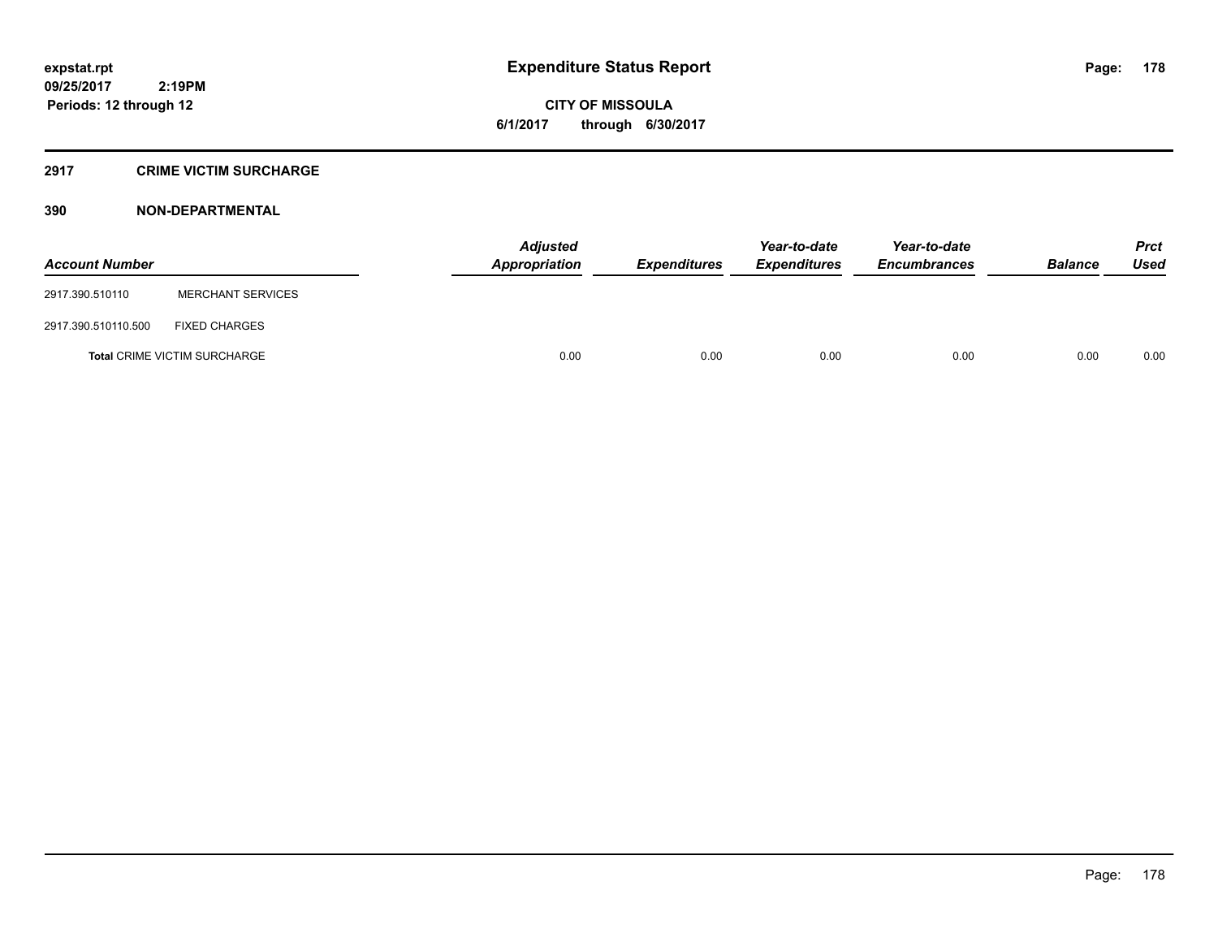**expstat.rpt**
**09/25/2017 2:19PM**
**Periods: 12 through 12**

# Expenditure Status Report

**CITY OF MISSOULA**
**6/1/2017 through 6/30/2017**

## 2917 CRIME VICTIM SURCHARGE

### 390 NON-DEPARTMENTAL

| Account Number | | Adjusted Appropriation | Expenditures | Year-to-date Expenditures | Year-to-date Encumbrances | Balance | Prct Used |
|---|---|---|---|---|---|---|---|
| 2917.390.510110 | MERCHANT SERVICES | | | | | | |
| 2917.390.510110.500 | FIXED CHARGES | | | | | | |
| **Total** CRIME VICTIM SURCHARGE | | 0.00 | 0.00 | 0.00 | 0.00 | 0.00 | 0.00 |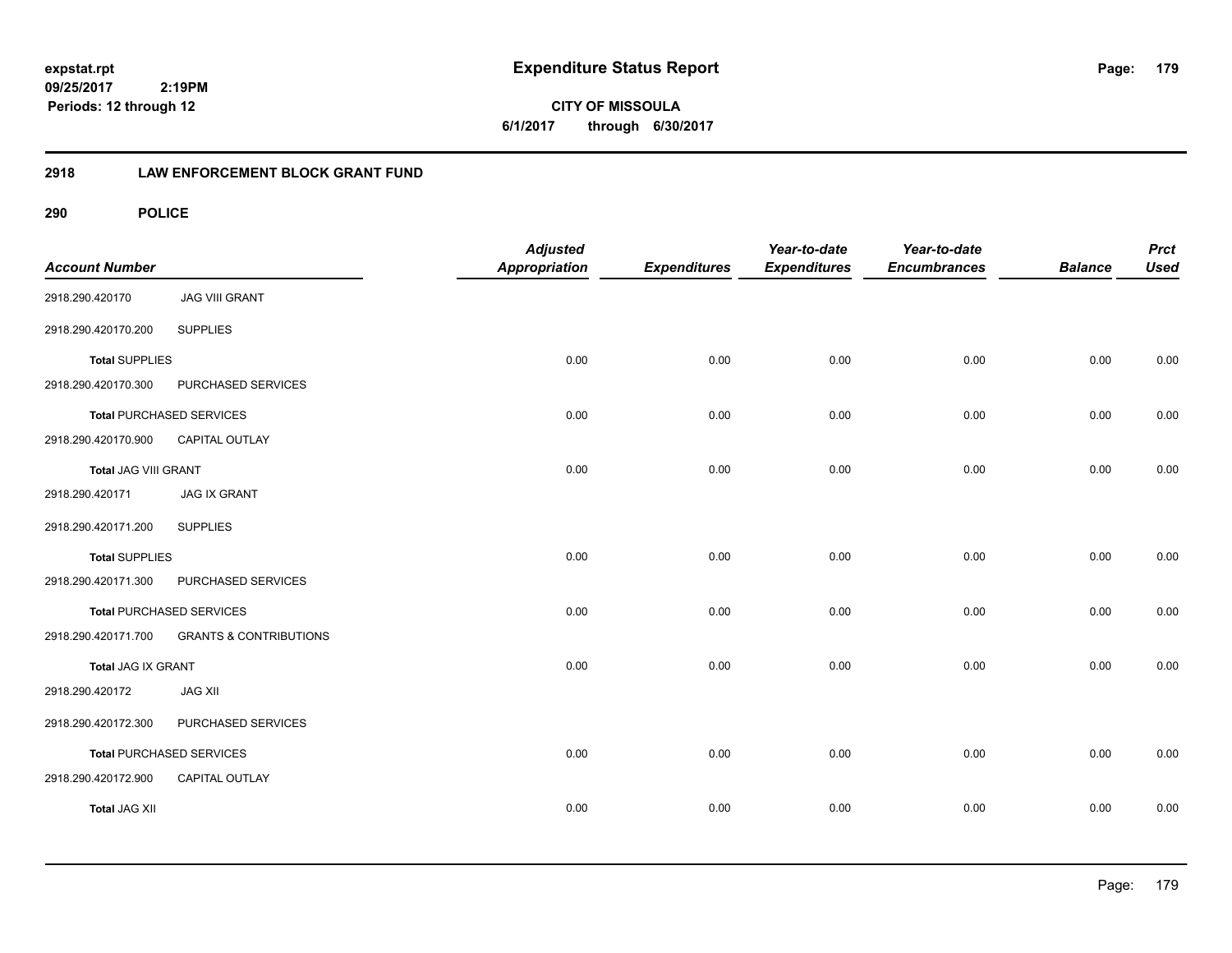# Expenditure Status Report

expstat.rpt
09/25/2017 2:19PM
Periods: 12 through 12

**CITY OF MISSOULA**
**6/1/2017 through 6/30/2017**

## 2918 LAW ENFORCEMENT BLOCK GRANT FUND

### 290 POLICE

| Account Number | | Adjusted Appropriation | Expenditures | Year-to-date Expenditures | Year-to-date Encumbrances | Balance | Prct Used |
|---|---|---|---|---|---|---|---|
| 2918.290.420170 | JAG VIII GRANT | | | | | | |
| 2918.290.420170.200 | SUPPLIES | | | | | | |
| **Total** SUPPLIES | | 0.00 | 0.00 | 0.00 | 0.00 | 0.00 | 0.00 |
| 2918.290.420170.300 | PURCHASED SERVICES | | | | | | |
| **Total** PURCHASED SERVICES | | 0.00 | 0.00 | 0.00 | 0.00 | 0.00 | 0.00 |
| 2918.290.420170.900 | CAPITAL OUTLAY | | | | | | |
| **Total JAG VIII GRANT** | | 0.00 | 0.00 | 0.00 | 0.00 | 0.00 | 0.00 |
| 2918.290.420171 | JAG IX GRANT | | | | | | |
| 2918.290.420171.200 | SUPPLIES | | | | | | |
| **Total** SUPPLIES | | 0.00 | 0.00 | 0.00 | 0.00 | 0.00 | 0.00 |
| 2918.290.420171.300 | PURCHASED SERVICES | | | | | | |
| **Total** PURCHASED SERVICES | | 0.00 | 0.00 | 0.00 | 0.00 | 0.00 | 0.00 |
| 2918.290.420171.700 | GRANTS & CONTRIBUTIONS | | | | | | |
| **Total JAG IX GRANT** | | 0.00 | 0.00 | 0.00 | 0.00 | 0.00 | 0.00 |
| 2918.290.420172 | JAG XII | | | | | | |
| 2918.290.420172.300 | PURCHASED SERVICES | | | | | | |
| **Total** PURCHASED SERVICES | | 0.00 | 0.00 | 0.00 | 0.00 | 0.00 | 0.00 |
| 2918.290.420172.900 | CAPITAL OUTLAY | | | | | | |
| **Total JAG XII** | | 0.00 | 0.00 | 0.00 | 0.00 | 0.00 | 0.00 |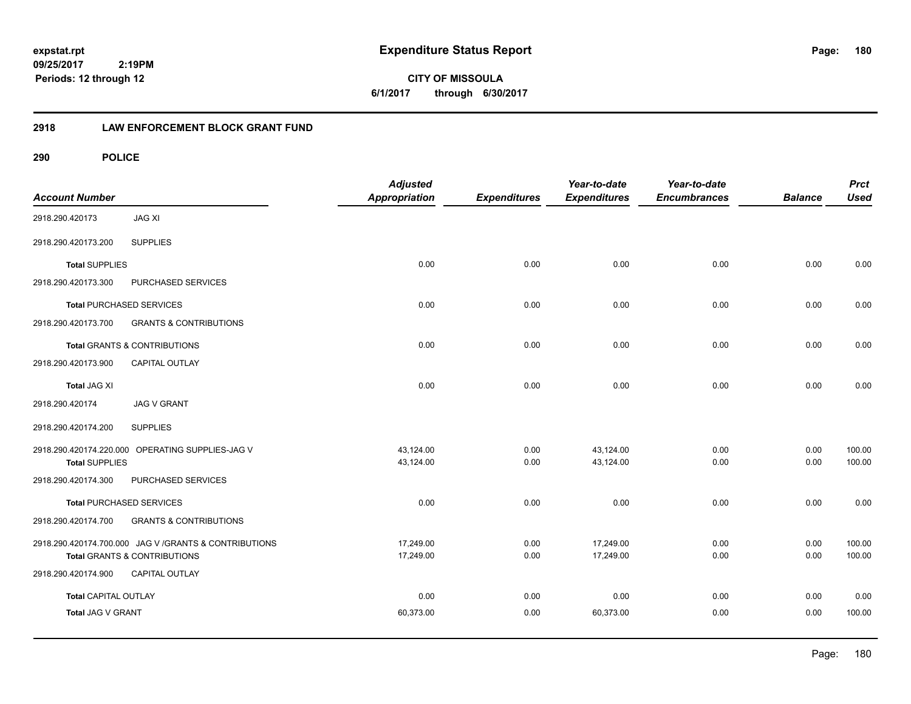**expstat.rpt**
**09/25/2017 2:19PM**
**Periods: 12 through 12**

# Expenditure Status Report

**CITY OF MISSOULA**
**6/1/2017 through 6/30/2017**

## 2918 LAW ENFORCEMENT BLOCK GRANT FUND

### 290 POLICE

| Account Number | | Adjusted Appropriation | Expenditures | Year-to-date Expenditures | Year-to-date Encumbrances | Balance | Prct Used |
|---|---|---|---|---|---|---|---|
| 2918.290.420173 | JAG XI | | | | | | |
| 2918.290.420173.200 | SUPPLIES | | | | | | |
| **Total** SUPPLIES | | 0.00 | 0.00 | 0.00 | 0.00 | 0.00 | 0.00 |
| 2918.290.420173.300 | PURCHASED SERVICES | | | | | | |
| **Total** PURCHASED SERVICES | | 0.00 | 0.00 | 0.00 | 0.00 | 0.00 | 0.00 |
| 2918.290.420173.700 | GRANTS & CONTRIBUTIONS | | | | | | |
| **Total** GRANTS & CONTRIBUTIONS | | 0.00 | 0.00 | 0.00 | 0.00 | 0.00 | 0.00 |
| 2918.290.420173.900 | CAPITAL OUTLAY | | | | | | |
| **Total** JAG XI | | 0.00 | 0.00 | 0.00 | 0.00 | 0.00 | 0.00 |
| 2918.290.420174 | JAG V GRANT | | | | | | |
| 2918.290.420174.200 | SUPPLIES | | | | | | |
| 2918.290.420174.220.000 | OPERATING SUPPLIES-JAG V | 43,124.00 | 0.00 | 43,124.00 | 0.00 | 0.00 | 100.00 |
| **Total** SUPPLIES | | 43,124.00 | 0.00 | 43,124.00 | 0.00 | 0.00 | 100.00 |
| 2918.290.420174.300 | PURCHASED SERVICES | | | | | | |
| **Total** PURCHASED SERVICES | | 0.00 | 0.00 | 0.00 | 0.00 | 0.00 | 0.00 |
| 2918.290.420174.700 | GRANTS & CONTRIBUTIONS | | | | | | |
| 2918.290.420174.700.000 | JAG V /GRANTS & CONTRIBUTIONS | 17,249.00 | 0.00 | 17,249.00 | 0.00 | 0.00 | 100.00 |
| **Total** GRANTS & CONTRIBUTIONS | | 17,249.00 | 0.00 | 17,249.00 | 0.00 | 0.00 | 100.00 |
| 2918.290.420174.900 | CAPITAL OUTLAY | | | | | | |
| **Total** CAPITAL OUTLAY | | 0.00 | 0.00 | 0.00 | 0.00 | 0.00 | 0.00 |
| **Total** JAG V GRANT | | 60,373.00 | 0.00 | 60,373.00 | 0.00 | 0.00 | 100.00 |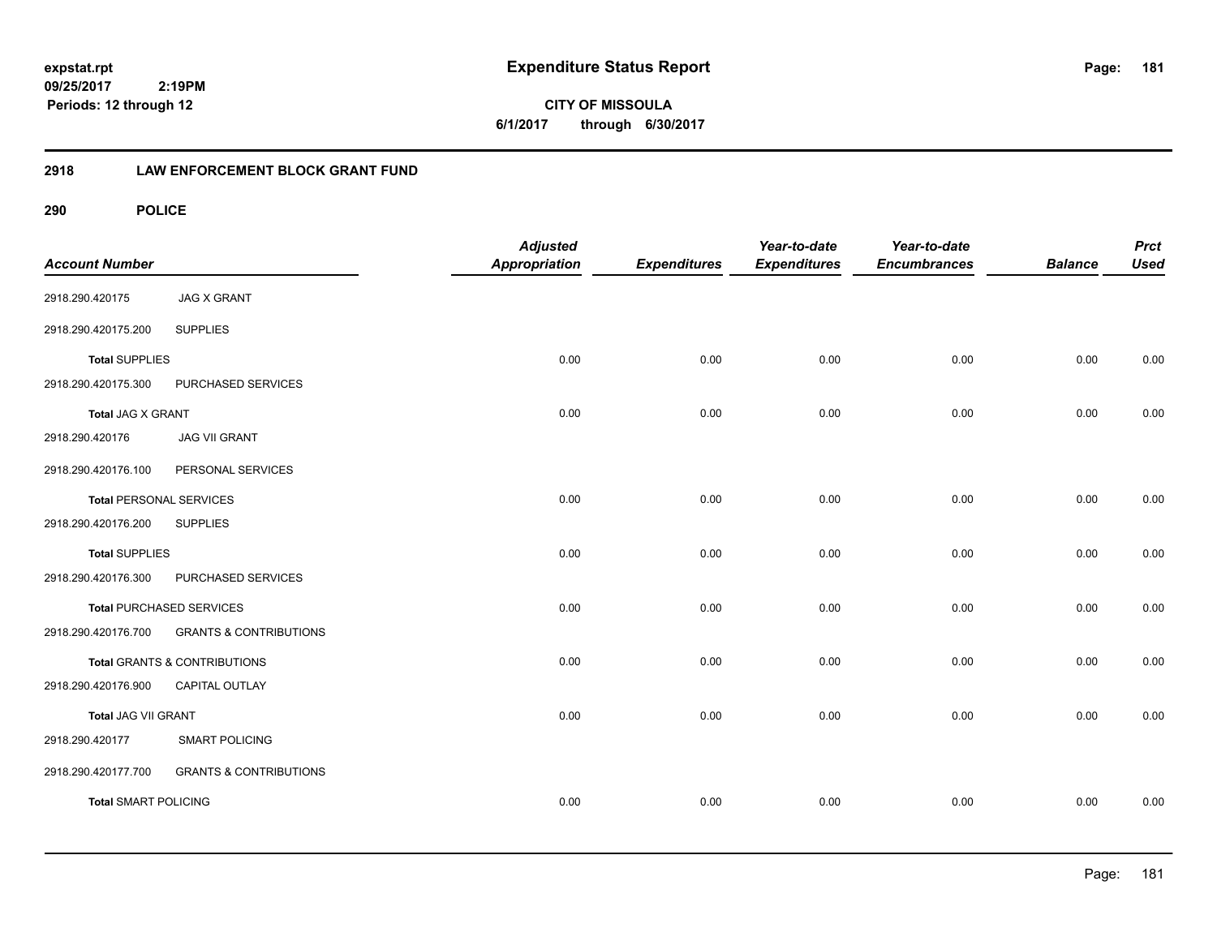# Expenditure Status Report

**CITY OF MISSOULA**

**6/1/2017 through 6/30/2017**

expstat.rpt
09/25/2017 2:19PM
Periods: 12 through 12

## 2918 LAW ENFORCEMENT BLOCK GRANT FUND

### 290 POLICE

| Account Number | | Adjusted Appropriation | Expenditures | Year-to-date Expenditures | Year-to-date Encumbrances | Balance | Prct Used |
|---|---|---|---|---|---|---|---|
| 2918.290.420175 | JAG X GRANT | | | | | | |
| 2918.290.420175.200 | SUPPLIES | | | | | | |
| **Total** SUPPLIES | | 0.00 | 0.00 | 0.00 | 0.00 | 0.00 | 0.00 |
| 2918.290.420175.300 | PURCHASED SERVICES | | | | | | |
| **Total** JAG X GRANT | | 0.00 | 0.00 | 0.00 | 0.00 | 0.00 | 0.00 |
| 2918.290.420176 | JAG VII GRANT | | | | | | |
| 2918.290.420176.100 | PERSONAL SERVICES | | | | | | |
| **Total** PERSONAL SERVICES | | 0.00 | 0.00 | 0.00 | 0.00 | 0.00 | 0.00 |
| 2918.290.420176.200 | SUPPLIES | | | | | | |
| **Total** SUPPLIES | | 0.00 | 0.00 | 0.00 | 0.00 | 0.00 | 0.00 |
| 2918.290.420176.300 | PURCHASED SERVICES | | | | | | |
| **Total** PURCHASED SERVICES | | 0.00 | 0.00 | 0.00 | 0.00 | 0.00 | 0.00 |
| 2918.290.420176.700 | GRANTS & CONTRIBUTIONS | | | | | | |
| **Total** GRANTS & CONTRIBUTIONS | | 0.00 | 0.00 | 0.00 | 0.00 | 0.00 | 0.00 |
| 2918.290.420176.900 | CAPITAL OUTLAY | | | | | | |
| **Total** JAG VII GRANT | | 0.00 | 0.00 | 0.00 | 0.00 | 0.00 | 0.00 |
| 2918.290.420177 | SMART POLICING | | | | | | |
| 2918.290.420177.700 | GRANTS & CONTRIBUTIONS | | | | | | |
| **Total** SMART POLICING | | 0.00 | 0.00 | 0.00 | 0.00 | 0.00 | 0.00 |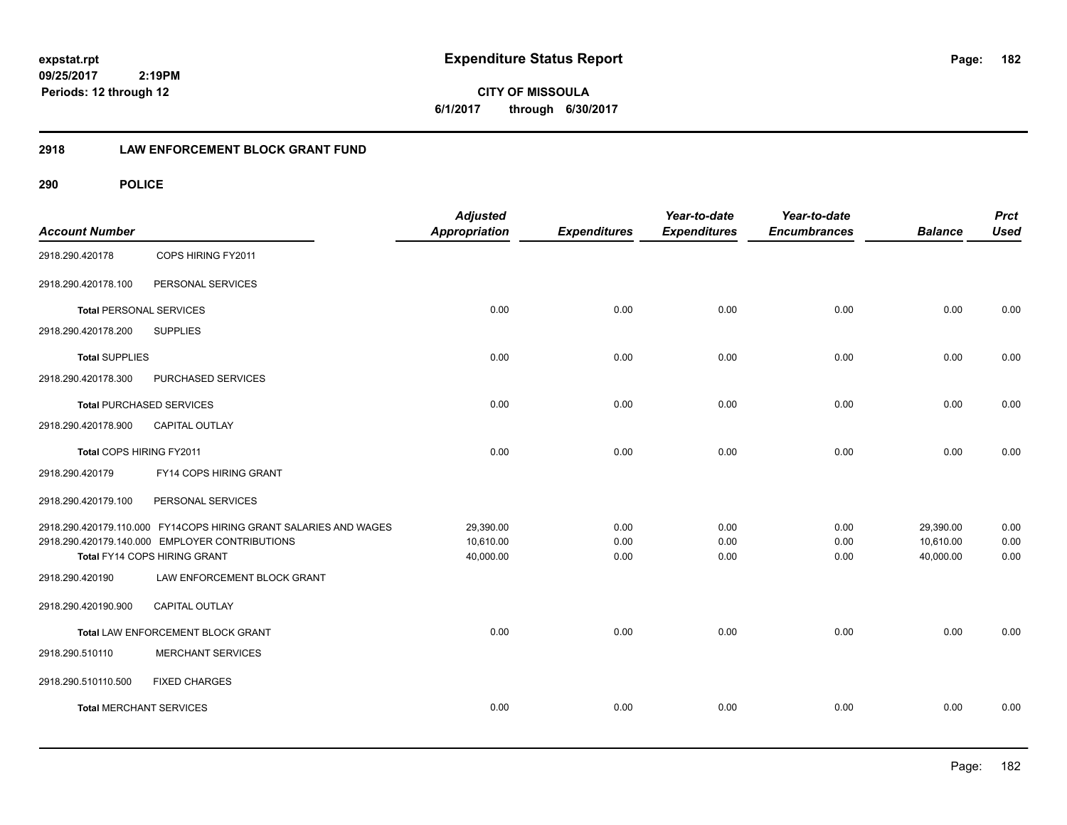# Expenditure Status Report

**CITY OF MISSOULA**

**6/1/2017 through 6/30/2017**

expstat.rpt
09/25/2017 2:19PM
Periods: 12 through 12

## 2918 LAW ENFORCEMENT BLOCK GRANT FUND

## 290 POLICE

| Account Number | | Adjusted Appropriation | Expenditures | Year-to-date Expenditures | Year-to-date Encumbrances | Balance | Prct Used |
|---|---|---|---|---|---|---|---|
| 2918.290.420178 | COPS HIRING FY2011 | | | | | | |
| 2918.290.420178.100 | PERSONAL SERVICES | | | | | | |
| **Total** PERSONAL SERVICES | | 0.00 | 0.00 | 0.00 | 0.00 | 0.00 | 0.00 |
| 2918.290.420178.200 | SUPPLIES | | | | | | |
| **Total** SUPPLIES | | 0.00 | 0.00 | 0.00 | 0.00 | 0.00 | 0.00 |
| 2918.290.420178.300 | PURCHASED SERVICES | | | | | | |
| **Total** PURCHASED SERVICES | | 0.00 | 0.00 | 0.00 | 0.00 | 0.00 | 0.00 |
| 2918.290.420178.900 | CAPITAL OUTLAY | | | | | | |
| Total COPS HIRING FY2011 | | 0.00 | 0.00 | 0.00 | 0.00 | 0.00 | 0.00 |
| 2918.290.420179 | FY14 COPS HIRING GRANT | | | | | | |
| 2918.290.420179.100 | PERSONAL SERVICES | | | | | | |
| 2918.290.420179.110.000 | FY14COPS HIRING GRANT SALARIES AND WAGES | 29,390.00 | 0.00 | 0.00 | 0.00 | 29,390.00 | 0.00 |
| 2918.290.420179.140.000 | EMPLOYER CONTRIBUTIONS | 10,610.00 | 0.00 | 0.00 | 0.00 | 10,610.00 | 0.00 |
| Total FY14 COPS HIRING GRANT | | 40,000.00 | 0.00 | 0.00 | 0.00 | 40,000.00 | 0.00 |
| 2918.290.420190 | LAW ENFORCEMENT BLOCK GRANT | | | | | | |
| 2918.290.420190.900 | CAPITAL OUTLAY | | | | | | |
| Total LAW ENFORCEMENT BLOCK GRANT | | 0.00 | 0.00 | 0.00 | 0.00 | 0.00 | 0.00 |
| 2918.290.510110 | MERCHANT SERVICES | | | | | | |
| 2918.290.510110.500 | FIXED CHARGES | | | | | | |
| **Total** MERCHANT SERVICES | | 0.00 | 0.00 | 0.00 | 0.00 | 0.00 | 0.00 |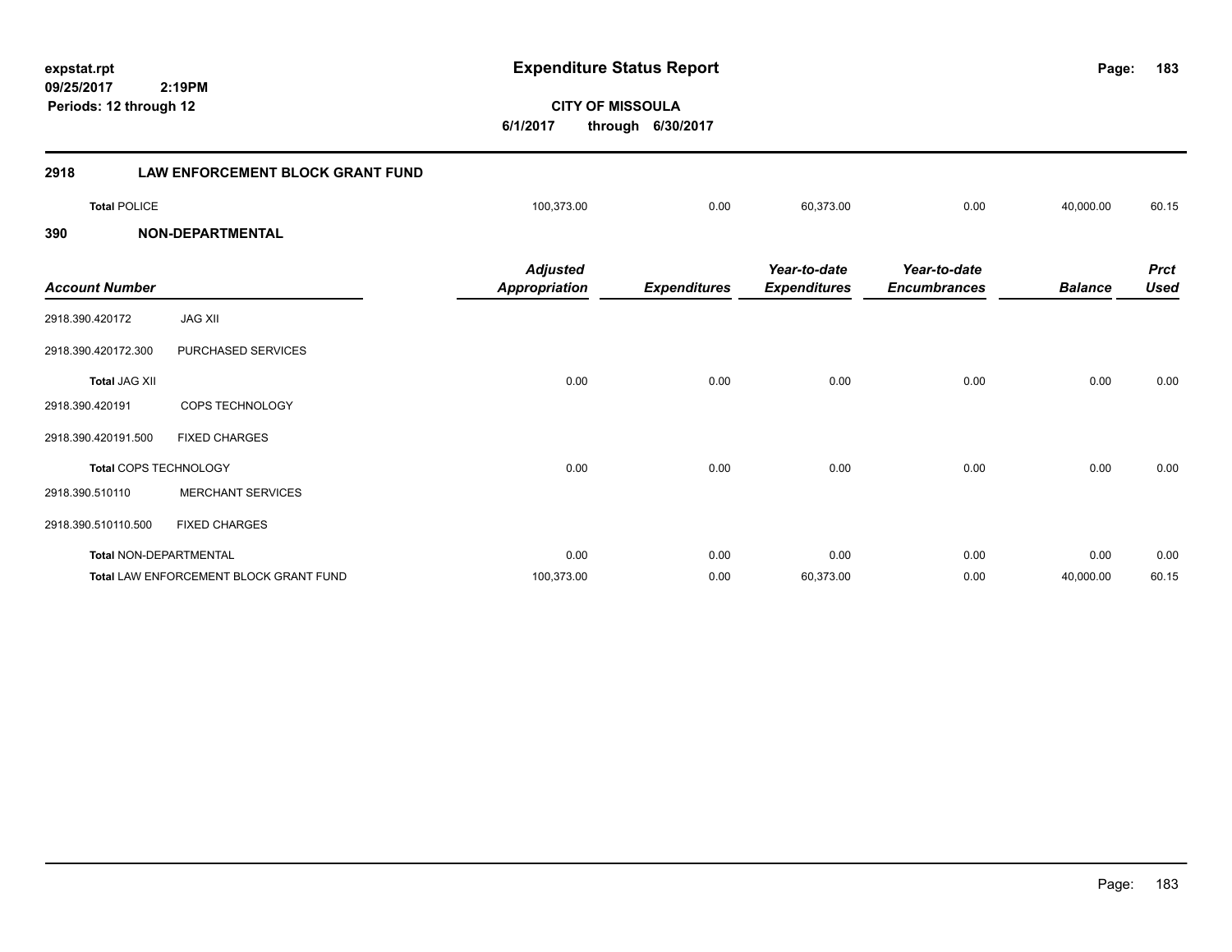**Expenditure Status Report**

expstat.rpt
09/25/2017 2:19PM
Periods: 12 through 12

**CITY OF MISSOULA**
**6/1/2017 through 6/30/2017**

## 2918 LAW ENFORCEMENT BLOCK GRANT FUND

| | | Adjusted Appropriation | Expenditures | Year-to-date Expenditures | Year-to-date Encumbrances | Balance | Prct Used |
|---|---|---|---|---|---|---|---|
| **Total** POLICE | | 100,373.00 | 0.00 | 60,373.00 | 0.00 | 40,000.00 | 60.15 |

## 390 NON-DEPARTMENTAL

| Account Number | | Adjusted Appropriation | Expenditures | Year-to-date Expenditures | Year-to-date Encumbrances | Balance | Prct Used |
|---|---|---|---|---|---|---|---|
| 2918.390.420172 | JAG XII | | | | | | |
| 2918.390.420172.300 | PURCHASED SERVICES | | | | | | |
| **Total** JAG XII | | 0.00 | 0.00 | 0.00 | 0.00 | 0.00 | 0.00 |
| 2918.390.420191 | COPS TECHNOLOGY | | | | | | |
| 2918.390.420191.500 | FIXED CHARGES | | | | | | |
| **Total** COPS TECHNOLOGY | | 0.00 | 0.00 | 0.00 | 0.00 | 0.00 | 0.00 |
| 2918.390.510110 | MERCHANT SERVICES | | | | | | |
| 2918.390.510110.500 | FIXED CHARGES | | | | | | |
| **Total** NON-DEPARTMENTAL | | 0.00 | 0.00 | 0.00 | 0.00 | 0.00 | 0.00 |
| **Total** LAW ENFORCEMENT BLOCK GRANT FUND | | 100,373.00 | 0.00 | 60,373.00 | 0.00 | 40,000.00 | 60.15 |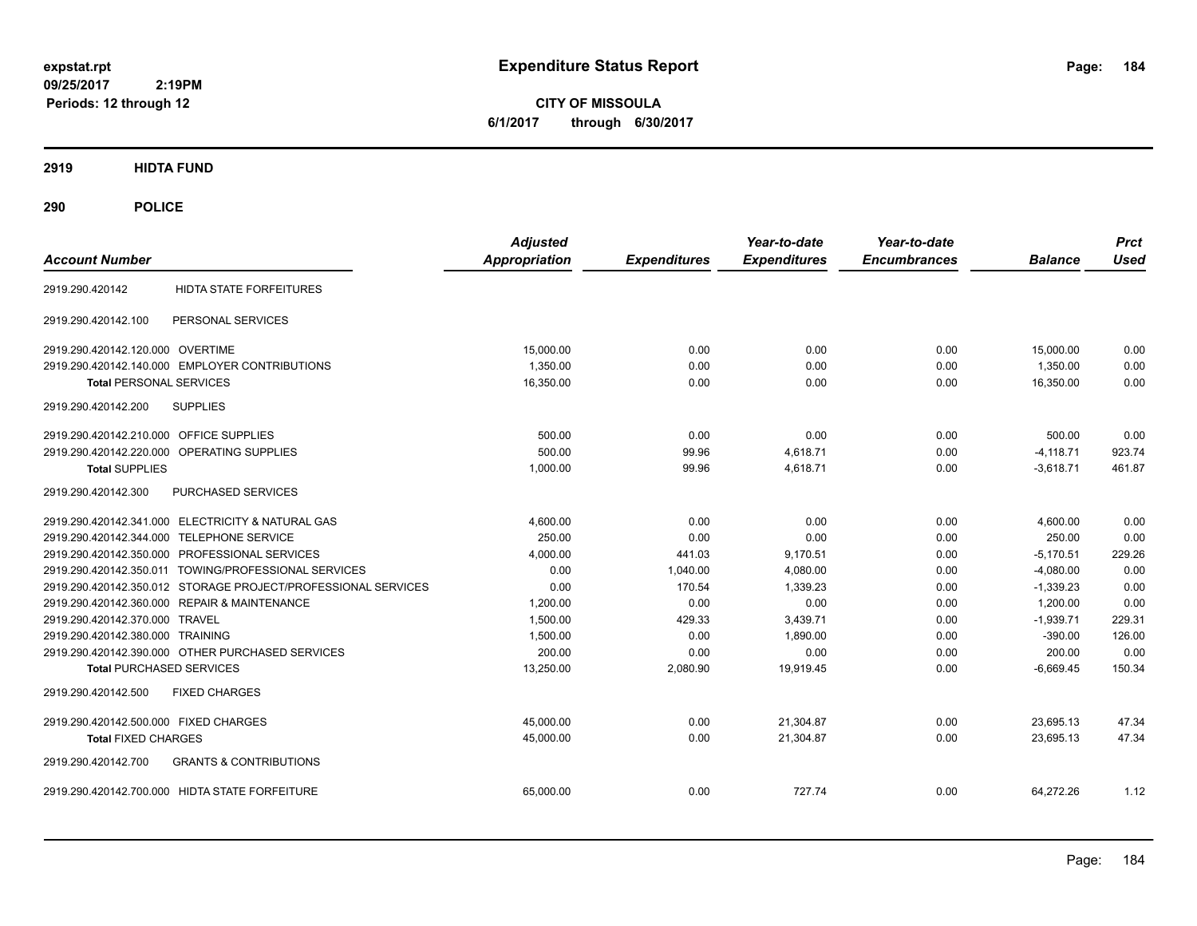**expstat.rpt**
**09/25/2017 2:19PM**
**Periods: 12 through 12**

# Expenditure Status Report

**CITY OF MISSOULA**
**6/1/2017 through 6/30/2017**

## 2919 HIDTA FUND

## 290 POLICE

| Account Number | | Adjusted Appropriation | Expenditures | Year-to-date Expenditures | Year-to-date Encumbrances | Balance | Prct Used |
|---|---|---|---|---|---|---|---|
| 2919.290.420142 | HIDTA STATE FORFEITURES | | | | | | |
| 2919.290.420142.100 | PERSONAL SERVICES | | | | | | |
| 2919.290.420142.120.000 | OVERTIME | 15,000.00 | 0.00 | 0.00 | 0.00 | 15,000.00 | 0.00 |
| 2919.290.420142.140.000 | EMPLOYER CONTRIBUTIONS | 1,350.00 | 0.00 | 0.00 | 0.00 | 1,350.00 | 0.00 |
| **Total** PERSONAL SERVICES | | 16,350.00 | 0.00 | 0.00 | 0.00 | 16,350.00 | 0.00 |
| 2919.290.420142.200 | SUPPLIES | | | | | | |
| 2919.290.420142.210.000 | OFFICE SUPPLIES | 500.00 | 0.00 | 0.00 | 0.00 | 500.00 | 0.00 |
| 2919.290.420142.220.000 | OPERATING SUPPLIES | 500.00 | 99.96 | 4,618.71 | 0.00 | -4,118.71 | 923.74 |
| **Total** SUPPLIES | | 1,000.00 | 99.96 | 4,618.71 | 0.00 | -3,618.71 | 461.87 |
| 2919.290.420142.300 | PURCHASED SERVICES | | | | | | |
| 2919.290.420142.341.000 | ELECTRICITY & NATURAL GAS | 4,600.00 | 0.00 | 0.00 | 0.00 | 4,600.00 | 0.00 |
| 2919.290.420142.344.000 | TELEPHONE SERVICE | 250.00 | 0.00 | 0.00 | 0.00 | 250.00 | 0.00 |
| 2919.290.420142.350.000 | PROFESSIONAL SERVICES | 4,000.00 | 441.03 | 9,170.51 | 0.00 | -5,170.51 | 229.26 |
| 2919.290.420142.350.011 | TOWING/PROFESSIONAL SERVICES | 0.00 | 1,040.00 | 4,080.00 | 0.00 | -4,080.00 | 0.00 |
| 2919.290.420142.350.012 | STORAGE PROJECT/PROFESSIONAL SERVICES | 0.00 | 170.54 | 1,339.23 | 0.00 | -1,339.23 | 0.00 |
| 2919.290.420142.360.000 | REPAIR & MAINTENANCE | 1,200.00 | 0.00 | 0.00 | 0.00 | 1,200.00 | 0.00 |
| 2919.290.420142.370.000 | TRAVEL | 1,500.00 | 429.33 | 3,439.71 | 0.00 | -1,939.71 | 229.31 |
| 2919.290.420142.380.000 | TRAINING | 1,500.00 | 0.00 | 1,890.00 | 0.00 | -390.00 | 126.00 |
| 2919.290.420142.390.000 | OTHER PURCHASED SERVICES | 200.00 | 0.00 | 0.00 | 0.00 | 200.00 | 0.00 |
| **Total** PURCHASED SERVICES | | 13,250.00 | 2,080.90 | 19,919.45 | 0.00 | -6,669.45 | 150.34 |
| 2919.290.420142.500 | FIXED CHARGES | | | | | | |
| 2919.290.420142.500.000 | FIXED CHARGES | 45,000.00 | 0.00 | 21,304.87 | 0.00 | 23,695.13 | 47.34 |
| **Total** FIXED CHARGES | | 45,000.00 | 0.00 | 21,304.87 | 0.00 | 23,695.13 | 47.34 |
| 2919.290.420142.700 | GRANTS & CONTRIBUTIONS | | | | | | |
| 2919.290.420142.700.000 | HIDTA STATE FORFEITURE | 65,000.00 | 0.00 | 727.74 | 0.00 | 64,272.26 | 1.12 |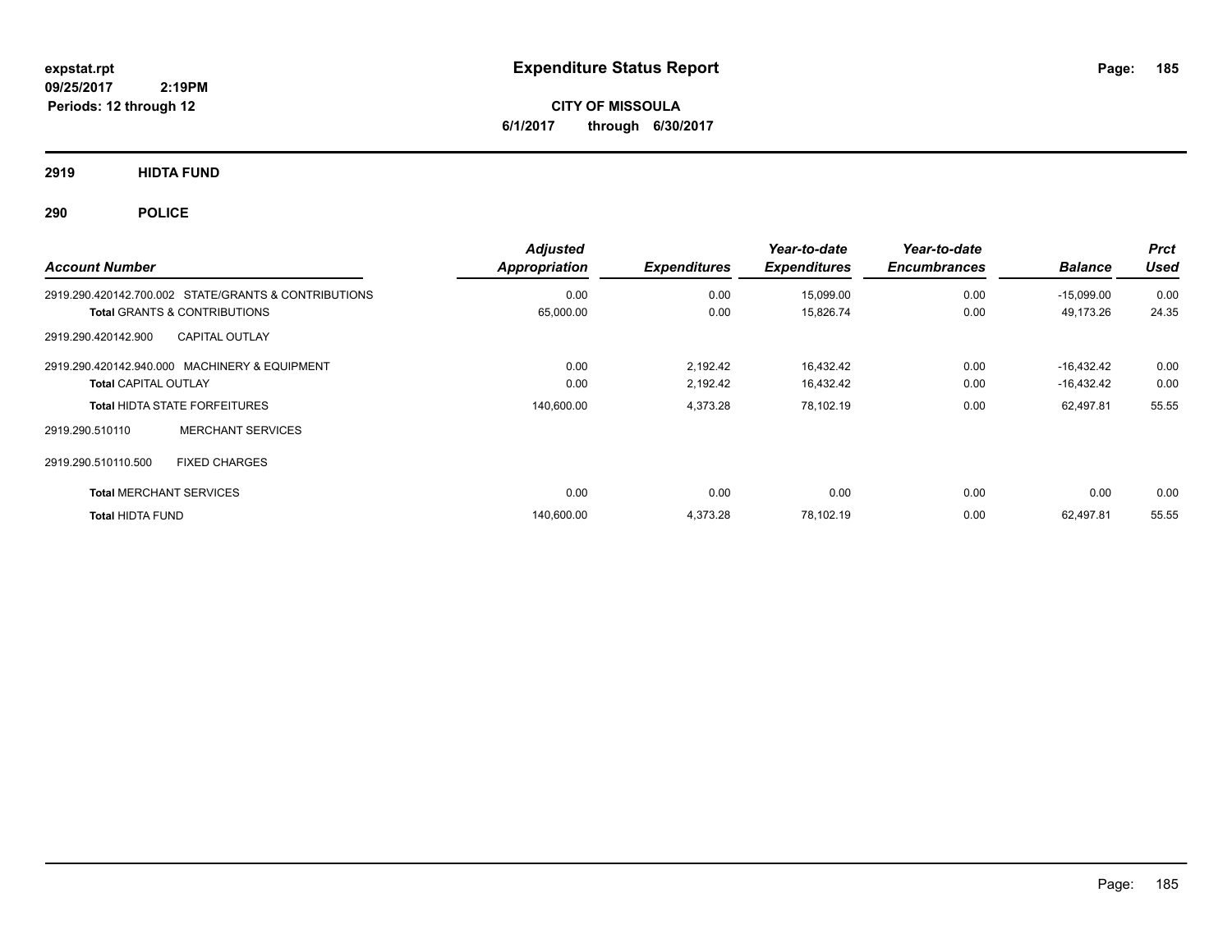# Expenditure Status Report

expstat.rpt
09/25/2017 2:19PM
Periods: 12 through 12

**CITY OF MISSOULA**
**6/1/2017 through 6/30/2017**

## 2919 HIDTA FUND

## 290 POLICE

| Account Number | Adjusted Appropriation | Expenditures | Year-to-date Expenditures | Year-to-date Encumbrances | Balance | Prct Used |
|---|---|---|---|---|---|---|
| 2919.290.420142.700.002 STATE/GRANTS & CONTRIBUTIONS | 0.00 | 0.00 | 15,099.00 | 0.00 | -15,099.00 | 0.00 |
| **Total** GRANTS & CONTRIBUTIONS | 65,000.00 | 0.00 | 15,826.74 | 0.00 | 49,173.26 | 24.35 |
| 2919.290.420142.900 CAPITAL OUTLAY | | | | | | |
| 2919.290.420142.940.000 MACHINERY & EQUIPMENT | 0.00 | 2,192.42 | 16,432.42 | 0.00 | -16,432.42 | 0.00 |
| **Total** CAPITAL OUTLAY | 0.00 | 2,192.42 | 16,432.42 | 0.00 | -16,432.42 | 0.00 |
| **Total** HIDTA STATE FORFEITURES | 140,600.00 | 4,373.28 | 78,102.19 | 0.00 | 62,497.81 | 55.55 |
| 2919.290.510110 MERCHANT SERVICES | | | | | | |
| 2919.290.510110.500 FIXED CHARGES | | | | | | |
| **Total** MERCHANT SERVICES | 0.00 | 0.00 | 0.00 | 0.00 | 0.00 | 0.00 |
| **Total** HIDTA FUND | 140,600.00 | 4,373.28 | 78,102.19 | 0.00 | 62,497.81 | 55.55 |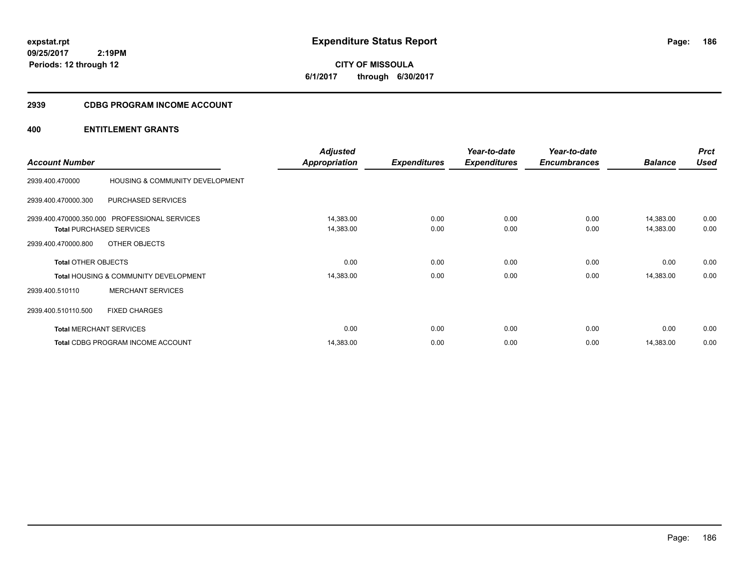**expstat.rpt**
**09/25/2017 2:19PM**
**Periods: 12 through 12**

# Expenditure Status Report

**CITY OF MISSOULA**
**6/1/2017 through 6/30/2017**

## 2939 CDBG PROGRAM INCOME ACCOUNT

## 400 ENTITLEMENT GRANTS

| Account Number | | Adjusted Appropriation | Expenditures | Year-to-date Expenditures | Year-to-date Encumbrances | Balance | Prct Used |
|---|---|---|---|---|---|---|---|
| 2939.400.470000 | HOUSING & COMMUNITY DEVELOPMENT | | | | | | |
| 2939.400.470000.300 | PURCHASED SERVICES | | | | | | |
| 2939.400.470000.350.000 | PROFESSIONAL SERVICES | 14,383.00 | 0.00 | 0.00 | 0.00 | 14,383.00 | 0.00 |
| **Total** PURCHASED SERVICES | | 14,383.00 | 0.00 | 0.00 | 0.00 | 14,383.00 | 0.00 |
| 2939.400.470000.800 | OTHER OBJECTS | | | | | | |
| **Total** OTHER OBJECTS | | 0.00 | 0.00 | 0.00 | 0.00 | 0.00 | 0.00 |
| **Total** HOUSING & COMMUNITY DEVELOPMENT | | 14,383.00 | 0.00 | 0.00 | 0.00 | 14,383.00 | 0.00 |
| 2939.400.510110 | MERCHANT SERVICES | | | | | | |
| 2939.400.510110.500 | FIXED CHARGES | | | | | | |
| **Total** MERCHANT SERVICES | | 0.00 | 0.00 | 0.00 | 0.00 | 0.00 | 0.00 |
| **Total** CDBG PROGRAM INCOME ACCOUNT | | 14,383.00 | 0.00 | 0.00 | 0.00 | 14,383.00 | 0.00 |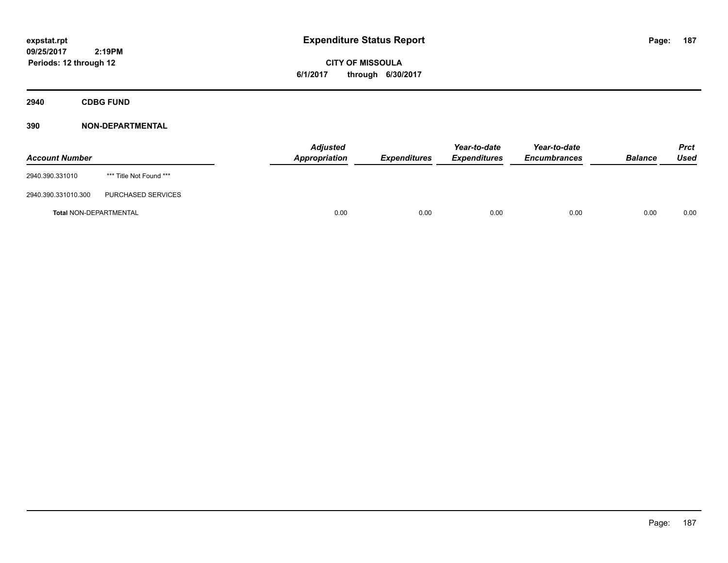expstat.rpt
09/25/2017 2:19PM
Periods: 12 through 12

# Expenditure Status Report

**CITY OF MISSOULA**
**6/1/2017 through 6/30/2017**

## 2940 CDBG FUND

## 390 NON-DEPARTMENTAL

| Account Number | | Adjusted Appropriation | Expenditures | Year-to-date Expenditures | Year-to-date Encumbrances | Balance | Prct Used |
|---|---|---|---|---|---|---|---|
| 2940.390.331010 | *** Title Not Found *** | | | | | | |
| 2940.390.331010.300 | PURCHASED SERVICES | | | | | | |
| **Total** NON-DEPARTMENTAL | | 0.00 | 0.00 | 0.00 | 0.00 | 0.00 | 0.00 |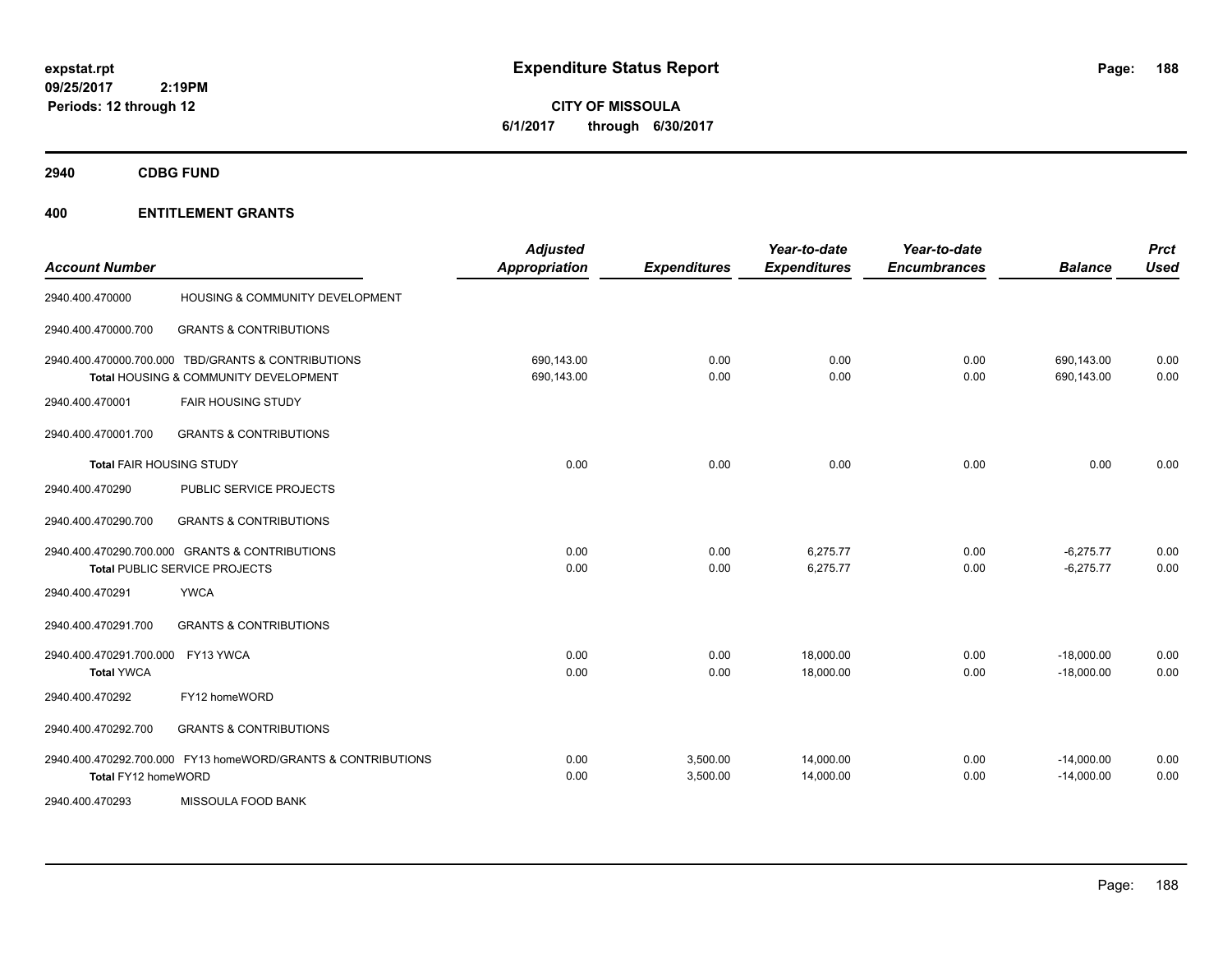**expstat.rpt**
**09/25/2017 2:19PM**
**Periods: 12 through 12**

# Expenditure Status Report

**CITY OF MISSOULA**
**6/1/2017 through 6/30/2017**

## 2940 CDBG FUND

## 400 ENTITLEMENT GRANTS

| Account Number | | Adjusted Appropriation | Expenditures | Year-to-date Expenditures | Year-to-date Encumbrances | Balance | Prct Used |
|---|---|---|---|---|---|---|---|
| 2940.400.470000 | HOUSING & COMMUNITY DEVELOPMENT | | | | | | |
| 2940.400.470000.700 | GRANTS & CONTRIBUTIONS | | | | | | |
| 2940.400.470000.700.000 | TBD/GRANTS & CONTRIBUTIONS | 690,143.00 | 0.00 | 0.00 | 0.00 | 690,143.00 | 0.00 |
| **Total** HOUSING & COMMUNITY DEVELOPMENT | | 690,143.00 | 0.00 | 0.00 | 0.00 | 690,143.00 | 0.00 |
| 2940.400.470001 | FAIR HOUSING STUDY | | | | | | |
| 2940.400.470001.700 | GRANTS & CONTRIBUTIONS | | | | | | |
| **Total** FAIR HOUSING STUDY | | 0.00 | 0.00 | 0.00 | 0.00 | 0.00 | 0.00 |
| 2940.400.470290 | PUBLIC SERVICE PROJECTS | | | | | | |
| 2940.400.470290.700 | GRANTS & CONTRIBUTIONS | | | | | | |
| 2940.400.470290.700.000 | GRANTS & CONTRIBUTIONS | 0.00 | 0.00 | 6,275.77 | 0.00 | -6,275.77 | 0.00 |
| **Total** PUBLIC SERVICE PROJECTS | | 0.00 | 0.00 | 6,275.77 | 0.00 | -6,275.77 | 0.00 |
| 2940.400.470291 | YWCA | | | | | | |
| 2940.400.470291.700 | GRANTS & CONTRIBUTIONS | | | | | | |
| 2940.400.470291.700.000 | FY13 YWCA | 0.00 | 0.00 | 18,000.00 | 0.00 | -18,000.00 | 0.00 |
| **Total** YWCA | | 0.00 | 0.00 | 18,000.00 | 0.00 | -18,000.00 | 0.00 |
| 2940.400.470292 | FY12 homeWORD | | | | | | |
| 2940.400.470292.700 | GRANTS & CONTRIBUTIONS | | | | | | |
| 2940.400.470292.700.000 | FY13 homeWORD/GRANTS & CONTRIBUTIONS | 0.00 | 3,500.00 | 14,000.00 | 0.00 | -14,000.00 | 0.00 |
| **Total** FY12 homeWORD | | 0.00 | 3,500.00 | 14,000.00 | 0.00 | -14,000.00 | 0.00 |
| 2940.400.470293 | MISSOULA FOOD BANK | | | | | | |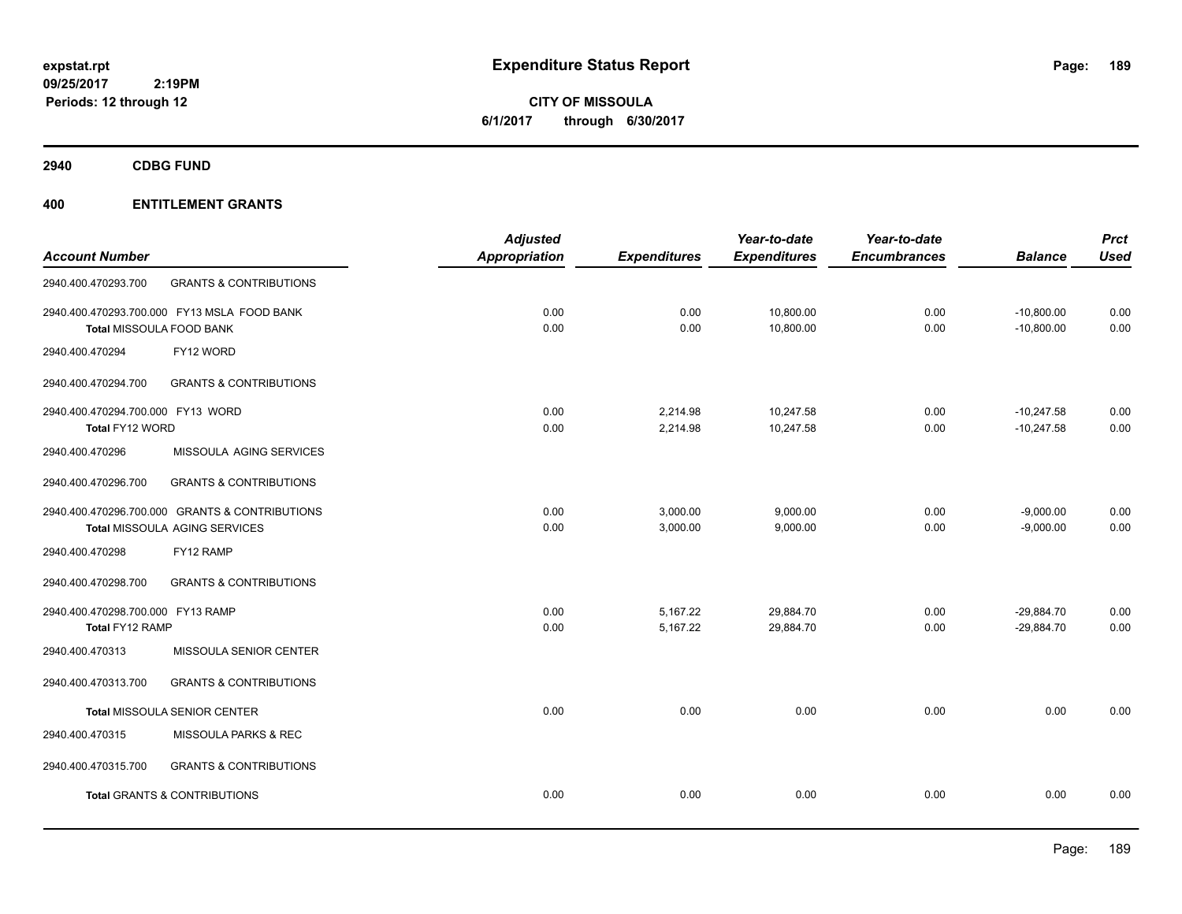**Expenditure Status Report**

**CITY OF MISSOULA**
**6/1/2017 through 6/30/2017**

expstat.rpt
09/25/2017 2:19PM
Periods: 12 through 12

## 2940 CDBG FUND

## 400 ENTITLEMENT GRANTS

| Account Number | | Adjusted Appropriation | Expenditures | Year-to-date Expenditures | Year-to-date Encumbrances | Balance | Prct Used |
|---|---|---|---|---|---|---|---|
| 2940.400.470293.700 | GRANTS & CONTRIBUTIONS | | | | | | |
| 2940.400.470293.700.000 | FY13 MSLA FOOD BANK | 0.00 | 0.00 | 10,800.00 | 0.00 | -10,800.00 | 0.00 |
| Total MISSOULA FOOD BANK | | 0.00 | 0.00 | 10,800.00 | 0.00 | -10,800.00 | 0.00 |
| 2940.400.470294 | FY12 WORD | | | | | | |
| 2940.400.470294.700 | GRANTS & CONTRIBUTIONS | | | | | | |
| 2940.400.470294.700.000 | FY13 WORD | 0.00 | 2,214.98 | 10,247.58 | 0.00 | -10,247.58 | 0.00 |
| Total FY12 WORD | | 0.00 | 2,214.98 | 10,247.58 | 0.00 | -10,247.58 | 0.00 |
| 2940.400.470296 | MISSOULA AGING SERVICES | | | | | | |
| 2940.400.470296.700 | GRANTS & CONTRIBUTIONS | | | | | | |
| 2940.400.470296.700.000 | GRANTS & CONTRIBUTIONS | 0.00 | 3,000.00 | 9,000.00 | 0.00 | -9,000.00 | 0.00 |
| Total MISSOULA AGING SERVICES | | 0.00 | 3,000.00 | 9,000.00 | 0.00 | -9,000.00 | 0.00 |
| 2940.400.470298 | FY12 RAMP | | | | | | |
| 2940.400.470298.700 | GRANTS & CONTRIBUTIONS | | | | | | |
| 2940.400.470298.700.000 | FY13 RAMP | 0.00 | 5,167.22 | 29,884.70 | 0.00 | -29,884.70 | 0.00 |
| Total FY12 RAMP | | 0.00 | 5,167.22 | 29,884.70 | 0.00 | -29,884.70 | 0.00 |
| 2940.400.470313 | MISSOULA SENIOR CENTER | | | | | | |
| 2940.400.470313.700 | GRANTS & CONTRIBUTIONS | | | | | | |
| Total MISSOULA SENIOR CENTER | | 0.00 | 0.00 | 0.00 | 0.00 | 0.00 | 0.00 |
| 2940.400.470315 | MISSOULA PARKS & REC | | | | | | |
| 2940.400.470315.700 | GRANTS & CONTRIBUTIONS | | | | | | |
| Total GRANTS & CONTRIBUTIONS | | 0.00 | 0.00 | 0.00 | 0.00 | 0.00 | 0.00 |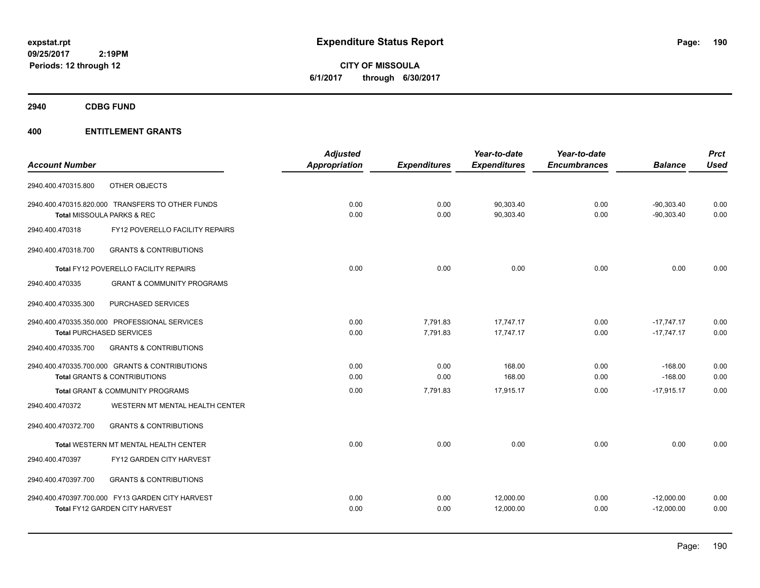# Expenditure Status Report

expstat.rpt
09/25/2017 2:19PM
Periods: 12 through 12

**CITY OF MISSOULA**
**6/1/2017 through 6/30/2017**

## 2940 CDBG FUND

## 400 ENTITLEMENT GRANTS

| Account Number | | Adjusted Appropriation | Expenditures | Year-to-date Expenditures | Year-to-date Encumbrances | Balance | Prct Used |
|---|---|---|---|---|---|---|---|
| 2940.400.470315.800 | OTHER OBJECTS | | | | | | |
| 2940.400.470315.820.000 | TRANSFERS TO OTHER FUNDS | 0.00 | 0.00 | 90,303.40 | 0.00 | -90,303.40 | 0.00 |
| Total MISSOULA PARKS & REC | | 0.00 | 0.00 | 90,303.40 | 0.00 | -90,303.40 | 0.00 |
| 2940.400.470318 | FY12 POVERELLO FACILITY REPAIRS | | | | | | |
| 2940.400.470318.700 | GRANTS & CONTRIBUTIONS | | | | | | |
| Total FY12 POVERELLO FACILITY REPAIRS | | 0.00 | 0.00 | 0.00 | 0.00 | 0.00 | 0.00 |
| 2940.400.470335 | GRANT & COMMUNITY PROGRAMS | | | | | | |
| 2940.400.470335.300 | PURCHASED SERVICES | | | | | | |
| 2940.400.470335.350.000 | PROFESSIONAL SERVICES | 0.00 | 7,791.83 | 17,747.17 | 0.00 | -17,747.17 | 0.00 |
| Total PURCHASED SERVICES | | 0.00 | 7,791.83 | 17,747.17 | 0.00 | -17,747.17 | 0.00 |
| 2940.400.470335.700 | GRANTS & CONTRIBUTIONS | | | | | | |
| 2940.400.470335.700.000 | GRANTS & CONTRIBUTIONS | 0.00 | 0.00 | 168.00 | 0.00 | -168.00 | 0.00 |
| Total GRANTS & CONTRIBUTIONS | | 0.00 | 0.00 | 168.00 | 0.00 | -168.00 | 0.00 |
| Total GRANT & COMMUNITY PROGRAMS | | 0.00 | 7,791.83 | 17,915.17 | 0.00 | -17,915.17 | 0.00 |
| 2940.400.470372 | WESTERN MT MENTAL HEALTH CENTER | | | | | | |
| 2940.400.470372.700 | GRANTS & CONTRIBUTIONS | | | | | | |
| Total WESTERN MT MENTAL HEALTH CENTER | | 0.00 | 0.00 | 0.00 | 0.00 | 0.00 | 0.00 |
| 2940.400.470397 | FY12 GARDEN CITY HARVEST | | | | | | |
| 2940.400.470397.700 | GRANTS & CONTRIBUTIONS | | | | | | |
| 2940.400.470397.700.000 | FY13 GARDEN CITY HARVEST | 0.00 | 0.00 | 12,000.00 | 0.00 | -12,000.00 | 0.00 |
| Total FY12 GARDEN CITY HARVEST | | 0.00 | 0.00 | 12,000.00 | 0.00 | -12,000.00 | 0.00 |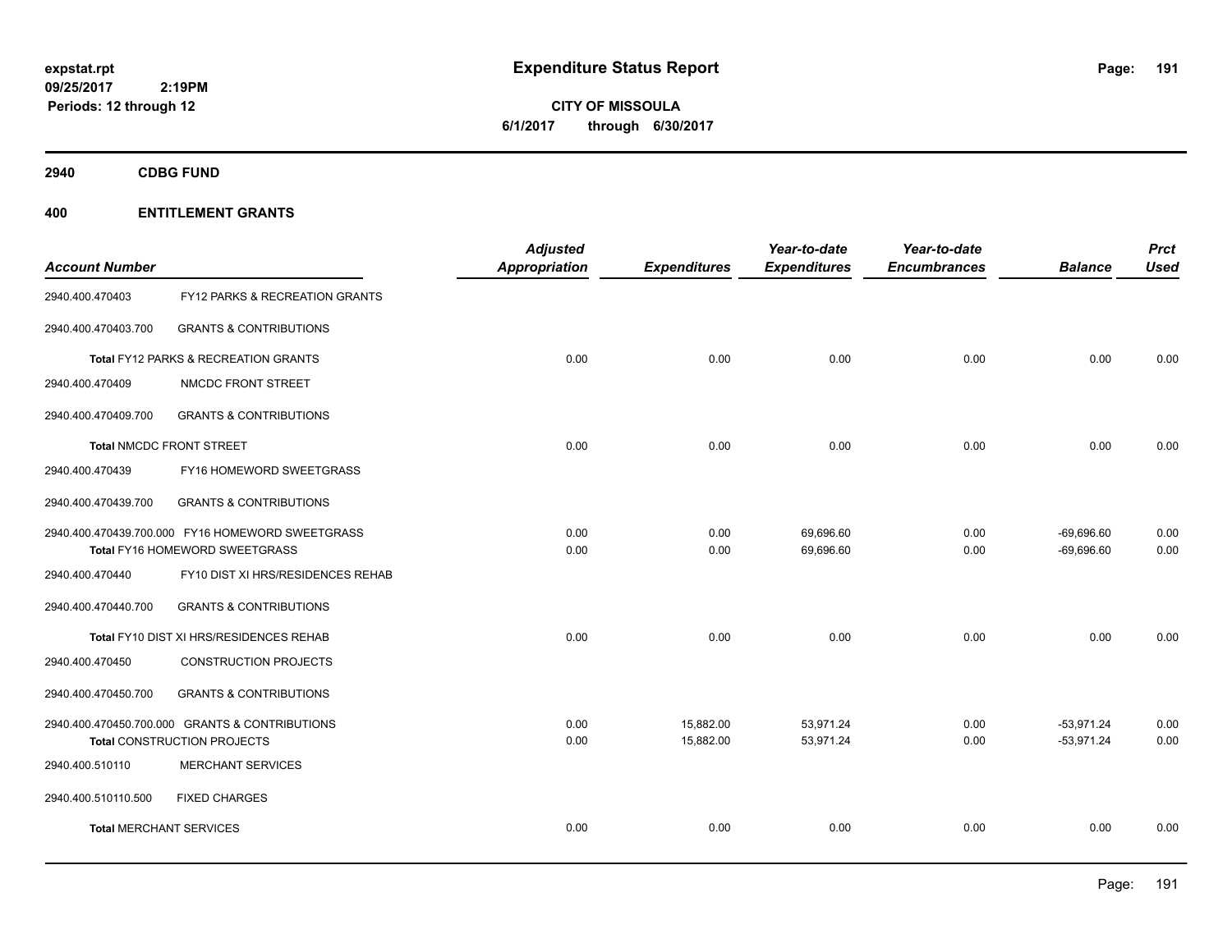# Expenditure Status Report

**CITY OF MISSOULA**
**6/1/2017 through 6/30/2017**

expstat.rpt
09/25/2017 2:19PM
Periods: 12 through 12

## 2940 CDBG FUND

## 400 ENTITLEMENT GRANTS

| Account Number | | Adjusted Appropriation | Expenditures | Year-to-date Expenditures | Year-to-date Encumbrances | Balance | Prct Used |
|---|---|---|---|---|---|---|---|
| 2940.400.470403 | FY12 PARKS & RECREATION GRANTS | | | | | | |
| 2940.400.470403.700 | GRANTS & CONTRIBUTIONS | | | | | | |
| **Total** FY12 PARKS & RECREATION GRANTS | | 0.00 | 0.00 | 0.00 | 0.00 | 0.00 | 0.00 |
| 2940.400.470409 | NMCDC FRONT STREET | | | | | | |
| 2940.400.470409.700 | GRANTS & CONTRIBUTIONS | | | | | | |
| **Total** NMCDC FRONT STREET | | 0.00 | 0.00 | 0.00 | 0.00 | 0.00 | 0.00 |
| 2940.400.470439 | FY16 HOMEWORD SWEETGRASS | | | | | | |
| 2940.400.470439.700 | GRANTS & CONTRIBUTIONS | | | | | | |
| 2940.400.470439.700.000 | FY16 HOMEWORD SWEETGRASS | 0.00 | 0.00 | 69,696.60 | 0.00 | -69,696.60 | 0.00 |
| **Total** FY16 HOMEWORD SWEETGRASS | | 0.00 | 0.00 | 69,696.60 | 0.00 | -69,696.60 | 0.00 |
| 2940.400.470440 | FY10 DIST XI HRS/RESIDENCES REHAB | | | | | | |
| 2940.400.470440.700 | GRANTS & CONTRIBUTIONS | | | | | | |
| **Total** FY10 DIST XI HRS/RESIDENCES REHAB | | 0.00 | 0.00 | 0.00 | 0.00 | 0.00 | 0.00 |
| 2940.400.470450 | CONSTRUCTION PROJECTS | | | | | | |
| 2940.400.470450.700 | GRANTS & CONTRIBUTIONS | | | | | | |
| 2940.400.470450.700.000 | GRANTS & CONTRIBUTIONS | 0.00 | 15,882.00 | 53,971.24 | 0.00 | -53,971.24 | 0.00 |
| **Total** CONSTRUCTION PROJECTS | | 0.00 | 15,882.00 | 53,971.24 | 0.00 | -53,971.24 | 0.00 |
| 2940.400.510110 | MERCHANT SERVICES | | | | | | |
| 2940.400.510110.500 | FIXED CHARGES | | | | | | |
| **Total** MERCHANT SERVICES | | 0.00 | 0.00 | 0.00 | 0.00 | 0.00 | 0.00 |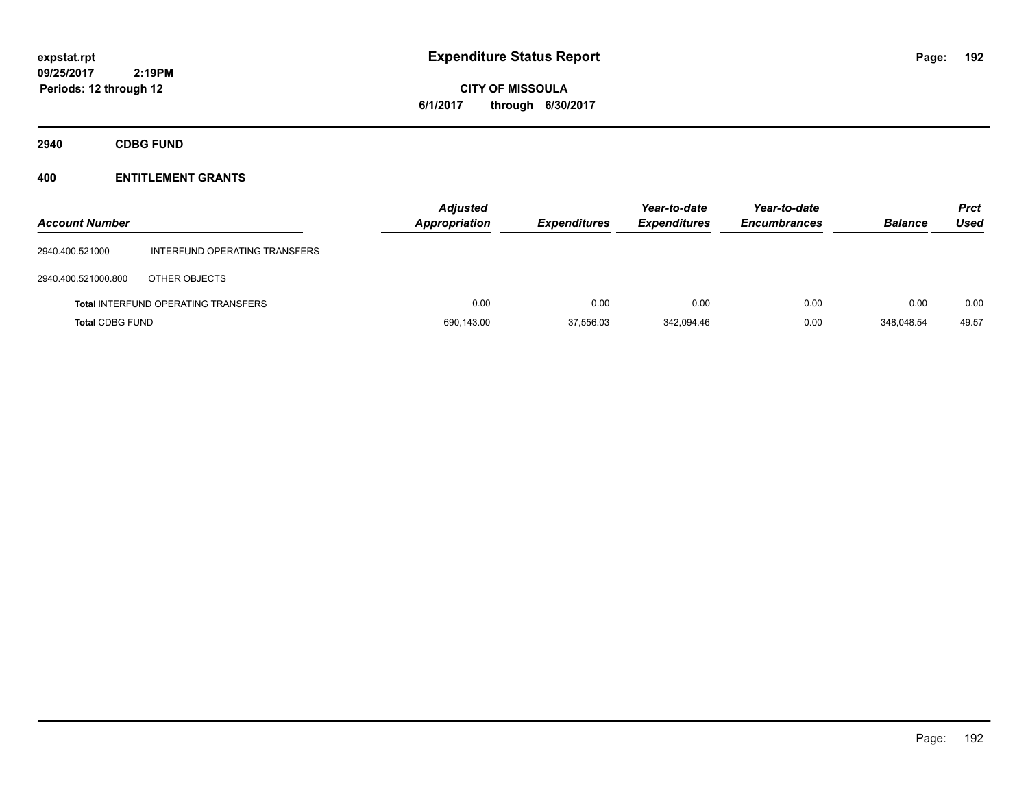expstat.rpt
09/25/2017 2:19PM
Periods: 12 through 12

# Expenditure Status Report

**CITY OF MISSOULA**
**6/1/2017 through 6/30/2017**

## 2940 CDBG FUND

## 400 ENTITLEMENT GRANTS

| Account Number | | Adjusted Appropriation | Expenditures | Year-to-date Expenditures | Year-to-date Encumbrances | Balance | Prct Used |
|---|---|---|---|---|---|---|---|
| 2940.400.521000 | INTERFUND OPERATING TRANSFERS | | | | | | |
| 2940.400.521000.800 | OTHER OBJECTS | | | | | | |
| **Total** INTERFUND OPERATING TRANSFERS | | 0.00 | 0.00 | 0.00 | 0.00 | 0.00 | 0.00 |
| **Total** CDBG FUND | | 690,143.00 | 37,556.03 | 342,094.46 | 0.00 | 348,048.54 | 49.57 |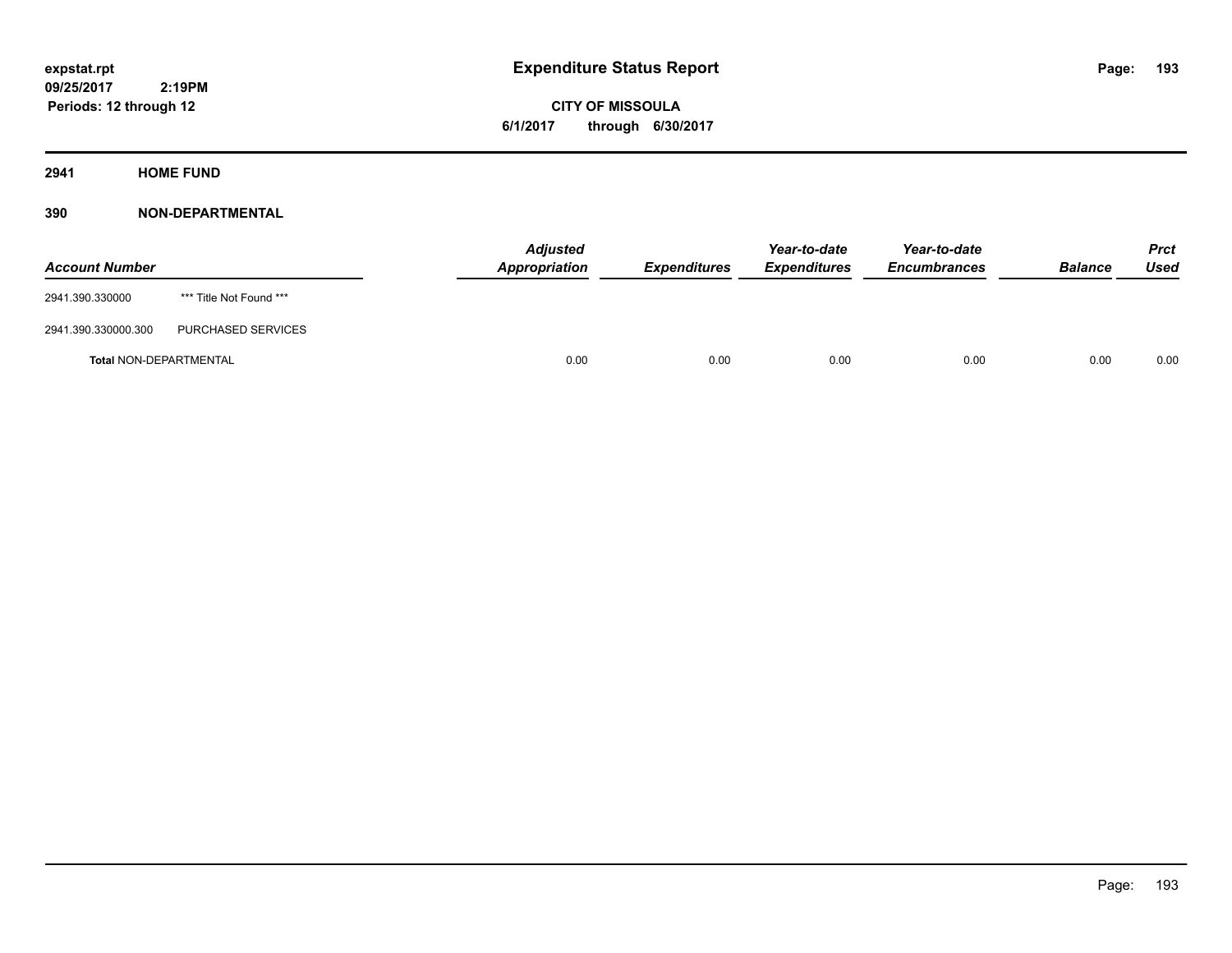expstat.rpt
09/25/2017 2:19PM
Periods: 12 through 12

# Expenditure Status Report

**CITY OF MISSOULA**
**6/1/2017 through 6/30/2017**

## 2941 HOME FUND

### 390 NON-DEPARTMENTAL

| Account Number | | Adjusted Appropriation | Expenditures | Year-to-date Expenditures | Year-to-date Encumbrances | Balance | Prct Used |
|---|---|---|---|---|---|---|---|
| 2941.390.330000 | *** Title Not Found *** | | | | | | |
| 2941.390.330000.300 | PURCHASED SERVICES | | | | | | |
| **Total** NON-DEPARTMENTAL | | 0.00 | 0.00 | 0.00 | 0.00 | 0.00 | 0.00 |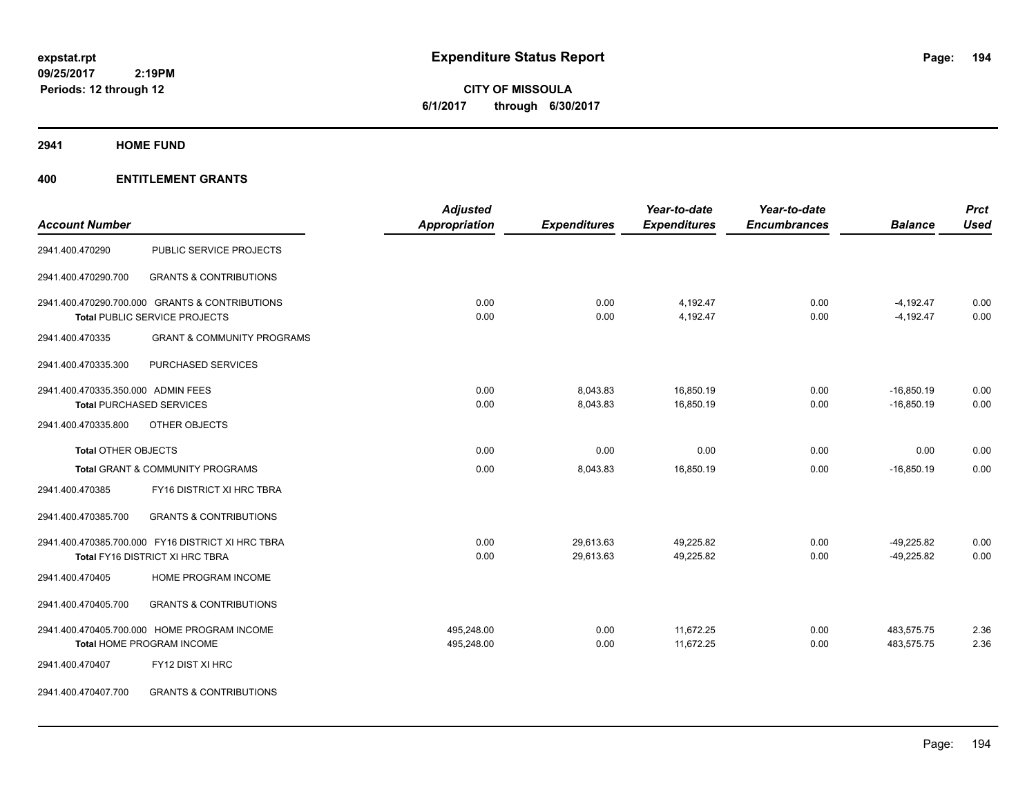expstat.rpt
09/25/2017 2:19PM
Periods: 12 through 12

# Expenditure Status Report

**CITY OF MISSOULA**
**6/1/2017 through 6/30/2017**

## 2941 HOME FUND

## 400 ENTITLEMENT GRANTS

| Account Number | | Adjusted Appropriation | Expenditures | Year-to-date Expenditures | Year-to-date Encumbrances | Balance | Prct Used |
|---|---|---|---|---|---|---|---|
| 2941.400.470290 | PUBLIC SERVICE PROJECTS | | | | | | |
| 2941.400.470290.700 | GRANTS & CONTRIBUTIONS | | | | | | |
| 2941.400.470290.700.000 | GRANTS & CONTRIBUTIONS | 0.00 | 0.00 | 4,192.47 | 0.00 | -4,192.47 | 0.00 |
| **Total** PUBLIC SERVICE PROJECTS | | 0.00 | 0.00 | 4,192.47 | 0.00 | -4,192.47 | 0.00 |
| 2941.400.470335 | GRANT & COMMUNITY PROGRAMS | | | | | | |
| 2941.400.470335.300 | PURCHASED SERVICES | | | | | | |
| 2941.400.470335.350.000 | ADMIN FEES | 0.00 | 8,043.83 | 16,850.19 | 0.00 | -16,850.19 | 0.00 |
| **Total** PURCHASED SERVICES | | 0.00 | 8,043.83 | 16,850.19 | 0.00 | -16,850.19 | 0.00 |
| 2941.400.470335.800 | OTHER OBJECTS | | | | | | |
| **Total** OTHER OBJECTS | | 0.00 | 0.00 | 0.00 | 0.00 | 0.00 | 0.00 |
| **Total** GRANT & COMMUNITY PROGRAMS | | 0.00 | 8,043.83 | 16,850.19 | 0.00 | -16,850.19 | 0.00 |
| 2941.400.470385 | FY16 DISTRICT XI HRC TBRA | | | | | | |
| 2941.400.470385.700 | GRANTS & CONTRIBUTIONS | | | | | | |
| 2941.400.470385.700.000 | FY16 DISTRICT XI HRC TBRA | 0.00 | 29,613.63 | 49,225.82 | 0.00 | -49,225.82 | 0.00 |
| **Total** FY16 DISTRICT XI HRC TBRA | | 0.00 | 29,613.63 | 49,225.82 | 0.00 | -49,225.82 | 0.00 |
| 2941.400.470405 | HOME PROGRAM INCOME | | | | | | |
| 2941.400.470405.700 | GRANTS & CONTRIBUTIONS | | | | | | |
| 2941.400.470405.700.000 | HOME PROGRAM INCOME | 495,248.00 | 0.00 | 11,672.25 | 0.00 | 483,575.75 | 2.36 |
| **Total** HOME PROGRAM INCOME | | 495,248.00 | 0.00 | 11,672.25 | 0.00 | 483,575.75 | 2.36 |
| 2941.400.470407 | FY12 DIST XI HRC | | | | | | |
| 2941.400.470407.700 | GRANTS & CONTRIBUTIONS | | | | | | |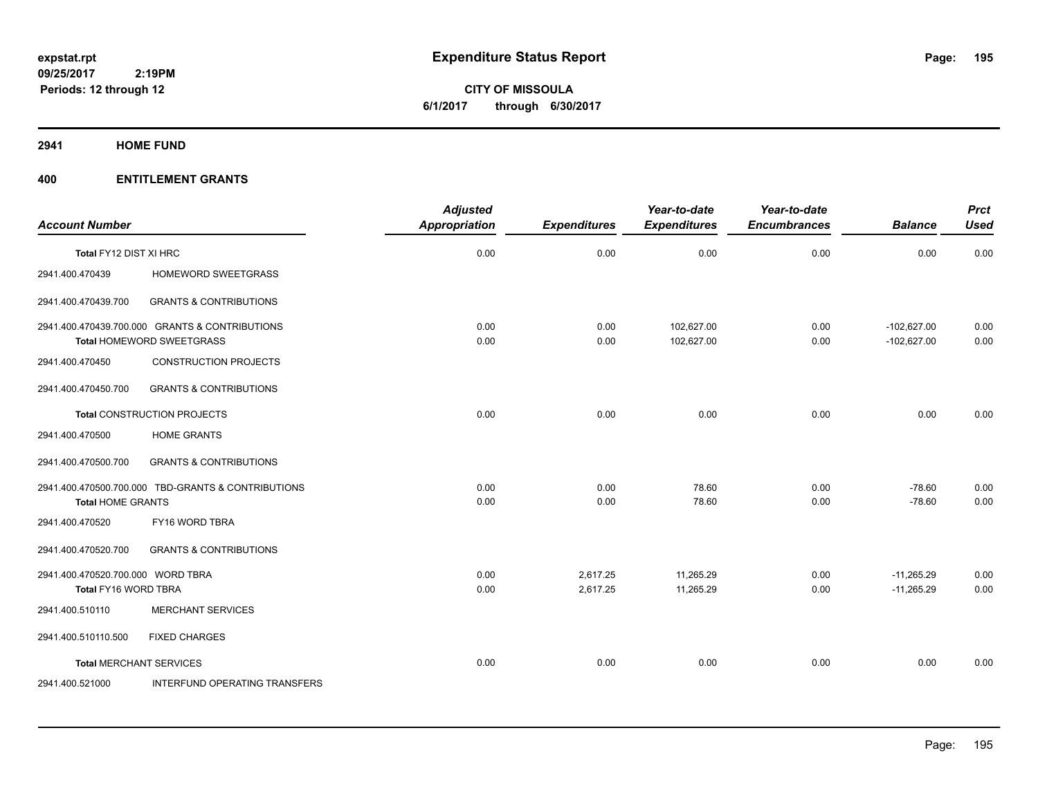# Expenditure Status Report

expstat.rpt
09/25/2017 2:19PM
Periods: 12 through 12

**CITY OF MISSOULA**
**6/1/2017 through 6/30/2017**

## 2941 HOME FUND

## 400 ENTITLEMENT GRANTS

| Account Number | | Adjusted Appropriation | Expenditures | Year-to-date Expenditures | Year-to-date Encumbrances | Balance | Prct Used |
|---|---|---|---|---|---|---|---|
| **Total** FY12 DIST XI HRC | | 0.00 | 0.00 | 0.00 | 0.00 | 0.00 | 0.00 |
| 2941.400.470439 | HOMEWORD SWEETGRASS | | | | | | |
| 2941.400.470439.700 | GRANTS & CONTRIBUTIONS | | | | | | |
| 2941.400.470439.700.000 GRANTS & CONTRIBUTIONS | | 0.00 | 0.00 | 102,627.00 | 0.00 | -102,627.00 | 0.00 |
| **Total** HOMEWORD SWEETGRASS | | 0.00 | 0.00 | 102,627.00 | 0.00 | -102,627.00 | 0.00 |
| 2941.400.470450 | CONSTRUCTION PROJECTS | | | | | | |
| 2941.400.470450.700 | GRANTS & CONTRIBUTIONS | | | | | | |
| **Total** CONSTRUCTION PROJECTS | | 0.00 | 0.00 | 0.00 | 0.00 | 0.00 | 0.00 |
| 2941.400.470500 | HOME GRANTS | | | | | | |
| 2941.400.470500.700 | GRANTS & CONTRIBUTIONS | | | | | | |
| 2941.400.470500.700.000 TBD-GRANTS & CONTRIBUTIONS | | 0.00 | 0.00 | 78.60 | 0.00 | -78.60 | 0.00 |
| **Total** HOME GRANTS | | 0.00 | 0.00 | 78.60 | 0.00 | -78.60 | 0.00 |
| 2941.400.470520 | FY16 WORD TBRA | | | | | | |
| 2941.400.470520.700 | GRANTS & CONTRIBUTIONS | | | | | | |
| 2941.400.470520.700.000 WORD TBRA | | 0.00 | 2,617.25 | 11,265.29 | 0.00 | -11,265.29 | 0.00 |
| **Total** FY16 WORD TBRA | | 0.00 | 2,617.25 | 11,265.29 | 0.00 | -11,265.29 | 0.00 |
| 2941.400.510110 | MERCHANT SERVICES | | | | | | |
| 2941.400.510110.500 | FIXED CHARGES | | | | | | |
| **Total** MERCHANT SERVICES | | 0.00 | 0.00 | 0.00 | 0.00 | 0.00 | 0.00 |
| 2941.400.521000 | INTERFUND OPERATING TRANSFERS | | | | | | |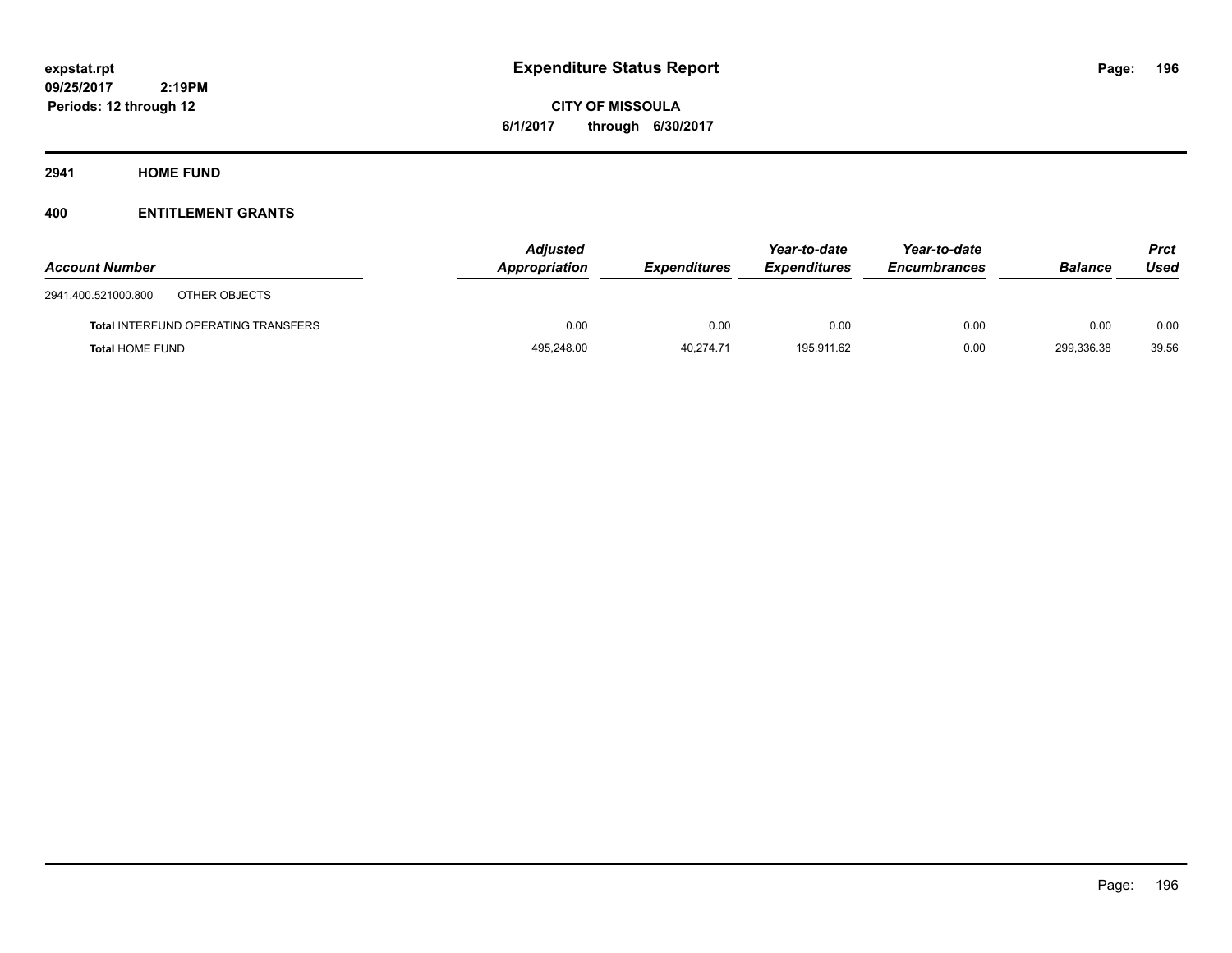**expstat.rpt**
**09/25/2017 2:19PM**
**Periods: 12 through 12**

# Expenditure Status Report

**CITY OF MISSOULA**
**6/1/2017 through 6/30/2017**

## 2941 HOME FUND

### 400 ENTITLEMENT GRANTS

| Account Number | | Adjusted Appropriation | Expenditures | Year-to-date Expenditures | Year-to-date Encumbrances | Balance | Prct Used |
|---|---|---|---|---|---|---|---|
| 2941.400.521000.800 | OTHER OBJECTS | | | | | | |
| **Total** INTERFUND OPERATING TRANSFERS | | 0.00 | 0.00 | 0.00 | 0.00 | 0.00 | 0.00 |
| **Total** HOME FUND | | 495,248.00 | 40,274.71 | 195,911.62 | 0.00 | 299,336.38 | 39.56 |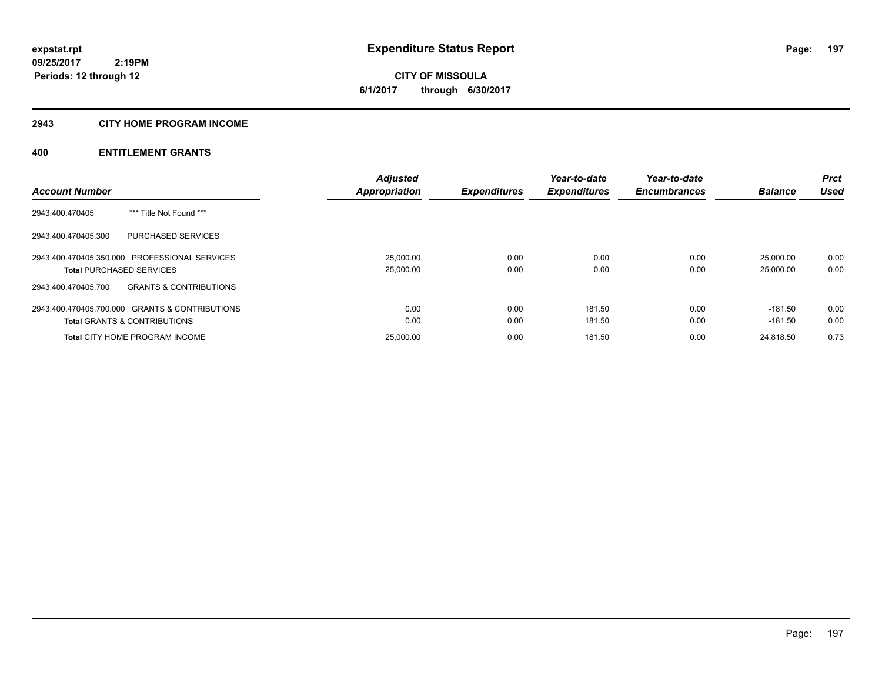# Expenditure Status Report

expstat.rpt
09/25/2017 2:19PM
Periods: 12 through 12

**CITY OF MISSOULA**
**6/1/2017 through 6/30/2017**

## 2943 CITY HOME PROGRAM INCOME

## 400 ENTITLEMENT GRANTS

| Account Number | | Adjusted Appropriation | Expenditures | Year-to-date Expenditures | Year-to-date Encumbrances | Balance | Prct Used |
|---|---|---|---|---|---|---|---|
| 2943.400.470405 | *** Title Not Found *** | | | | | | |
| 2943.400.470405.300 | PURCHASED SERVICES | | | | | | |
| 2943.400.470405.350.000 | PROFESSIONAL SERVICES | 25,000.00 | 0.00 | 0.00 | 0.00 | 25,000.00 | 0.00 |
| **Total** PURCHASED SERVICES | | 25,000.00 | 0.00 | 0.00 | 0.00 | 25,000.00 | 0.00 |
| 2943.400.470405.700 | GRANTS & CONTRIBUTIONS | | | | | | |
| 2943.400.470405.700.000 | GRANTS & CONTRIBUTIONS | 0.00 | 0.00 | 181.50 | 0.00 | -181.50 | 0.00 |
| **Total** GRANTS & CONTRIBUTIONS | | 0.00 | 0.00 | 181.50 | 0.00 | -181.50 | 0.00 |
| **Total** CITY HOME PROGRAM INCOME | | 25,000.00 | 0.00 | 181.50 | 0.00 | 24,818.50 | 0.73 |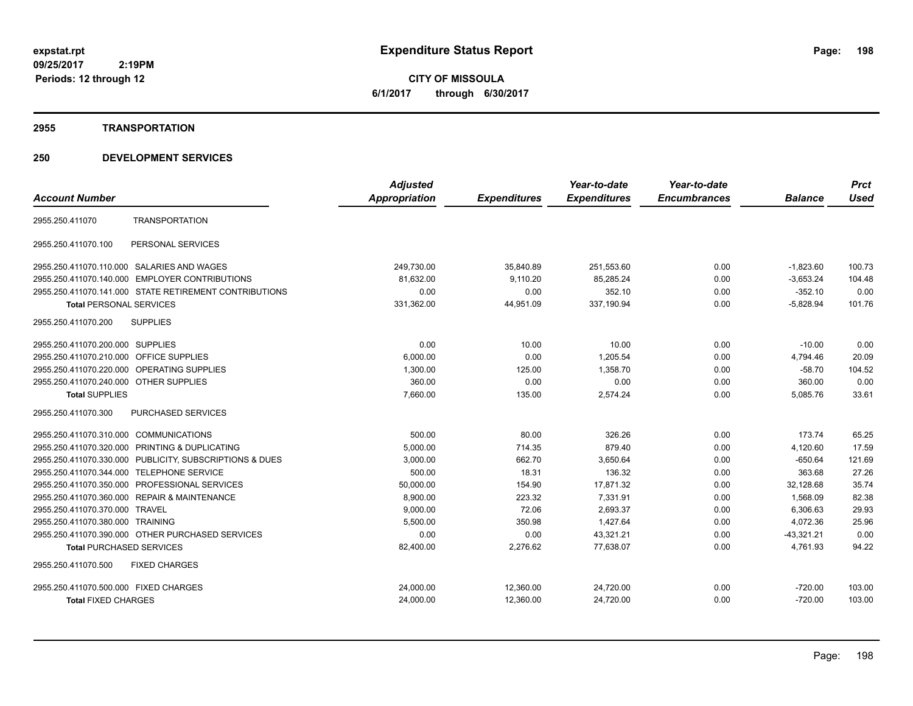# Expenditure Status Report

**CITY OF MISSOULA**

**6/1/2017 through 6/30/2017**

expstat.rpt
09/25/2017 2:19PM
Periods: 12 through 12

## 2955 TRANSPORTATION

## 250 DEVELOPMENT SERVICES

| Account Number | | Adjusted Appropriation | Expenditures | Year-to-date Expenditures | Year-to-date Encumbrances | Balance | Prct Used |
|---|---|---|---|---|---|---|---|
| 2955.250.411070 | TRANSPORTATION | | | | | | |
| 2955.250.411070.100 | PERSONAL SERVICES | | | | | | |
| 2955.250.411070.110.000 | SALARIES AND WAGES | 249,730.00 | 35,840.89 | 251,553.60 | 0.00 | -1,823.60 | 100.73 |
| 2955.250.411070.140.000 | EMPLOYER CONTRIBUTIONS | 81,632.00 | 9,110.20 | 85,285.24 | 0.00 | -3,653.24 | 104.48 |
| 2955.250.411070.141.000 | STATE RETIREMENT CONTRIBUTIONS | 0.00 | 0.00 | 352.10 | 0.00 | -352.10 | 0.00 |
| **Total** PERSONAL SERVICES | | 331,362.00 | 44,951.09 | 337,190.94 | 0.00 | -5,828.94 | 101.76 |
| 2955.250.411070.200 | SUPPLIES | | | | | | |
| 2955.250.411070.200.000 | SUPPLIES | 0.00 | 10.00 | 10.00 | 0.00 | -10.00 | 0.00 |
| 2955.250.411070.210.000 | OFFICE SUPPLIES | 6,000.00 | 0.00 | 1,205.54 | 0.00 | 4,794.46 | 20.09 |
| 2955.250.411070.220.000 | OPERATING SUPPLIES | 1,300.00 | 125.00 | 1,358.70 | 0.00 | -58.70 | 104.52 |
| 2955.250.411070.240.000 | OTHER SUPPLIES | 360.00 | 0.00 | 0.00 | 0.00 | 360.00 | 0.00 |
| **Total** SUPPLIES | | 7,660.00 | 135.00 | 2,574.24 | 0.00 | 5,085.76 | 33.61 |
| 2955.250.411070.300 | PURCHASED SERVICES | | | | | | |
| 2955.250.411070.310.000 | COMMUNICATIONS | 500.00 | 80.00 | 326.26 | 0.00 | 173.74 | 65.25 |
| 2955.250.411070.320.000 | PRINTING & DUPLICATING | 5,000.00 | 714.35 | 879.40 | 0.00 | 4,120.60 | 17.59 |
| 2955.250.411070.330.000 | PUBLICITY, SUBSCRIPTIONS & DUES | 3,000.00 | 662.70 | 3,650.64 | 0.00 | -650.64 | 121.69 |
| 2955.250.411070.344.000 | TELEPHONE SERVICE | 500.00 | 18.31 | 136.32 | 0.00 | 363.68 | 27.26 |
| 2955.250.411070.350.000 | PROFESSIONAL SERVICES | 50,000.00 | 154.90 | 17,871.32 | 0.00 | 32,128.68 | 35.74 |
| 2955.250.411070.360.000 | REPAIR & MAINTENANCE | 8,900.00 | 223.32 | 7,331.91 | 0.00 | 1,568.09 | 82.38 |
| 2955.250.411070.370.000 | TRAVEL | 9,000.00 | 72.06 | 2,693.37 | 0.00 | 6,306.63 | 29.93 |
| 2955.250.411070.380.000 | TRAINING | 5,500.00 | 350.98 | 1,427.64 | 0.00 | 4,072.36 | 25.96 |
| 2955.250.411070.390.000 | OTHER PURCHASED SERVICES | 0.00 | 0.00 | 43,321.21 | 0.00 | -43,321.21 | 0.00 |
| **Total** PURCHASED SERVICES | | 82,400.00 | 2,276.62 | 77,638.07 | 0.00 | 4,761.93 | 94.22 |
| 2955.250.411070.500 | FIXED CHARGES | | | | | | |
| 2955.250.411070.500.000 | FIXED CHARGES | 24,000.00 | 12,360.00 | 24,720.00 | 0.00 | -720.00 | 103.00 |
| **Total** FIXED CHARGES | | 24,000.00 | 12,360.00 | 24,720.00 | 0.00 | -720.00 | 103.00 |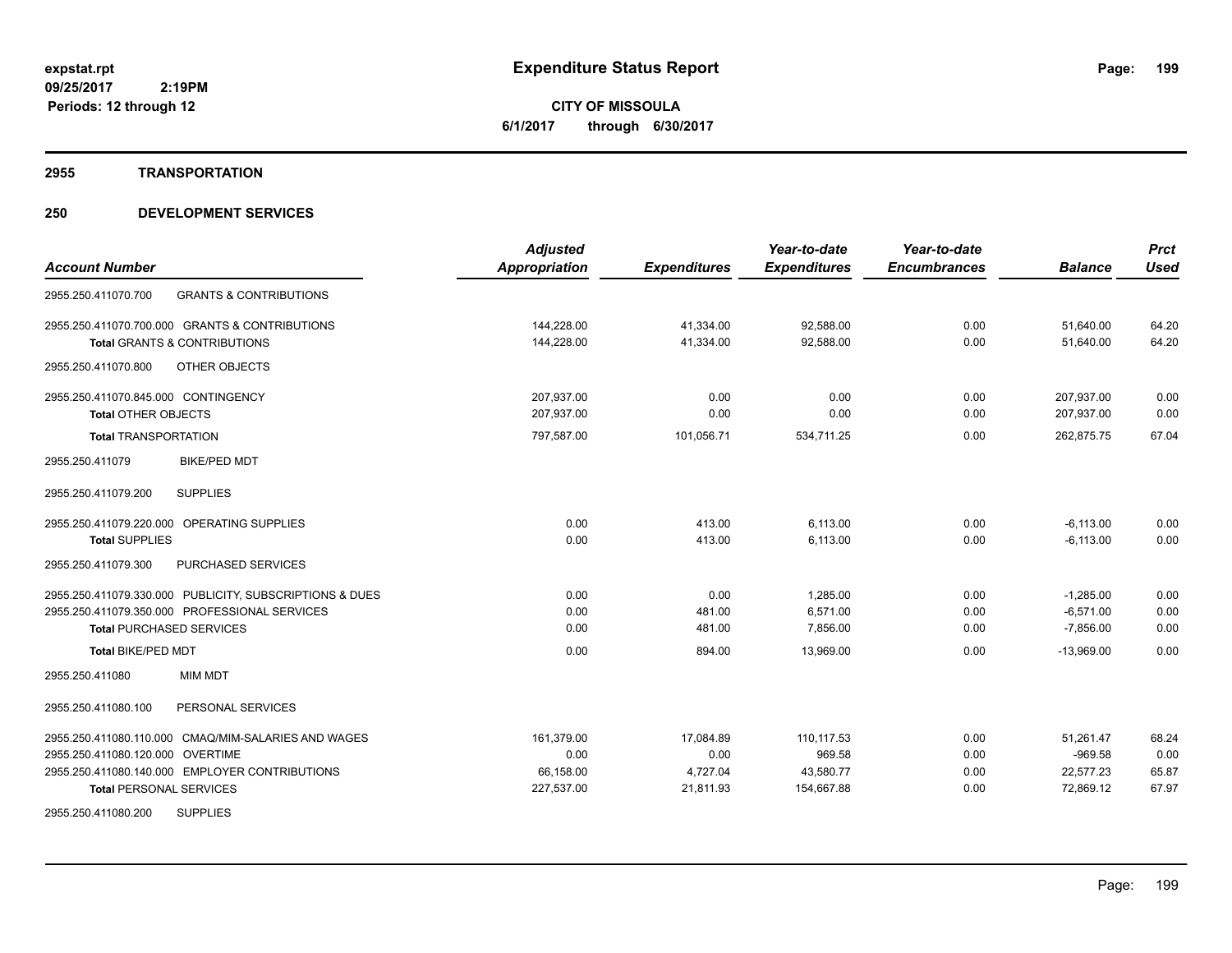**expstat.rpt**
**09/25/2017 2:19PM**
**Periods: 12 through 12**

# Expenditure Status Report

**CITY OF MISSOULA**
**6/1/2017 through 6/30/2017**

## 2955 TRANSPORTATION

## 250 DEVELOPMENT SERVICES

| Account Number | | Adjusted Appropriation | Expenditures | Year-to-date Expenditures | Year-to-date Encumbrances | Balance | Prct Used |
|---|---|---|---|---|---|---|---|
| 2955.250.411070.700 | GRANTS & CONTRIBUTIONS | | | | | | |
| 2955.250.411070.700.000 | GRANTS & CONTRIBUTIONS | 144,228.00 | 41,334.00 | 92,588.00 | 0.00 | 51,640.00 | 64.20 |
| **Total** GRANTS & CONTRIBUTIONS | | 144,228.00 | 41,334.00 | 92,588.00 | 0.00 | 51,640.00 | 64.20 |
| 2955.250.411070.800 | OTHER OBJECTS | | | | | | |
| 2955.250.411070.845.000 | CONTINGENCY | 207,937.00 | 0.00 | 0.00 | 0.00 | 207,937.00 | 0.00 |
| **Total** OTHER OBJECTS | | 207,937.00 | 0.00 | 0.00 | 0.00 | 207,937.00 | 0.00 |
| **Total** TRANSPORTATION | | 797,587.00 | 101,056.71 | 534,711.25 | 0.00 | 262,875.75 | 67.04 |
| 2955.250.411079 | BIKE/PED MDT | | | | | | |
| 2955.250.411079.200 | SUPPLIES | | | | | | |
| 2955.250.411079.220.000 | OPERATING SUPPLIES | 0.00 | 413.00 | 6,113.00 | 0.00 | -6,113.00 | 0.00 |
| **Total** SUPPLIES | | 0.00 | 413.00 | 6,113.00 | 0.00 | -6,113.00 | 0.00 |
| 2955.250.411079.300 | PURCHASED SERVICES | | | | | | |
| 2955.250.411079.330.000 | PUBLICITY, SUBSCRIPTIONS & DUES | 0.00 | 0.00 | 1,285.00 | 0.00 | -1,285.00 | 0.00 |
| 2955.250.411079.350.000 | PROFESSIONAL SERVICES | 0.00 | 481.00 | 6,571.00 | 0.00 | -6,571.00 | 0.00 |
| **Total** PURCHASED SERVICES | | 0.00 | 481.00 | 7,856.00 | 0.00 | -7,856.00 | 0.00 |
| **Total** BIKE/PED MDT | | 0.00 | 894.00 | 13,969.00 | 0.00 | -13,969.00 | 0.00 |
| 2955.250.411080 | MIM MDT | | | | | | |
| 2955.250.411080.100 | PERSONAL SERVICES | | | | | | |
| 2955.250.411080.110.000 | CMAQ/MIM-SALARIES AND WAGES | 161,379.00 | 17,084.89 | 110,117.53 | 0.00 | 51,261.47 | 68.24 |
| 2955.250.411080.120.000 | OVERTIME | 0.00 | 0.00 | 969.58 | 0.00 | -969.58 | 0.00 |
| 2955.250.411080.140.000 | EMPLOYER CONTRIBUTIONS | 66,158.00 | 4,727.04 | 43,580.77 | 0.00 | 22,577.23 | 65.87 |
| **Total** PERSONAL SERVICES | | 227,537.00 | 21,811.93 | 154,667.88 | 0.00 | 72,869.12 | 67.97 |
| 2955.250.411080.200 | SUPPLIES | | | | | | |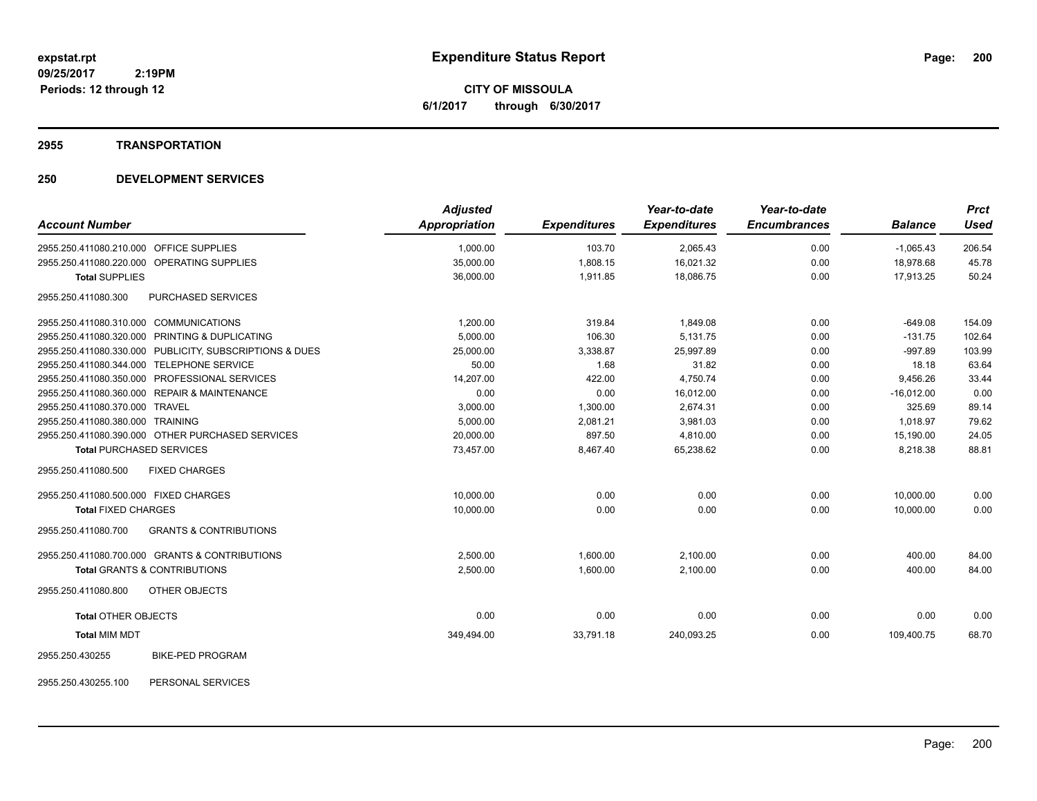**expstat.rpt**
**09/25/2017 2:19PM**
**Periods: 12 through 12**

# Expenditure Status Report

**CITY OF MISSOULA**
**6/1/2017 through 6/30/2017**

## 2955 TRANSPORTATION

## 250 DEVELOPMENT SERVICES

| Account Number | Adjusted Appropriation | Expenditures | Year-to-date Expenditures | Year-to-date Encumbrances | Balance | Prct Used |
|---|---|---|---|---|---|---|
| 2955.250.411080.210.000 OFFICE SUPPLIES | 1,000.00 | 103.70 | 2,065.43 | 0.00 | -1,065.43 | 206.54 |
| 2955.250.411080.220.000 OPERATING SUPPLIES | 35,000.00 | 1,808.15 | 16,021.32 | 0.00 | 18,978.68 | 45.78 |
| **Total** SUPPLIES | 36,000.00 | 1,911.85 | 18,086.75 | 0.00 | 17,913.25 | 50.24 |
| 2955.250.411080.300 PURCHASED SERVICES | | | | | | |
| 2955.250.411080.310.000 COMMUNICATIONS | 1,200.00 | 319.84 | 1,849.08 | 0.00 | -649.08 | 154.09 |
| 2955.250.411080.320.000 PRINTING & DUPLICATING | 5,000.00 | 106.30 | 5,131.75 | 0.00 | -131.75 | 102.64 |
| 2955.250.411080.330.000 PUBLICITY, SUBSCRIPTIONS & DUES | 25,000.00 | 3,338.87 | 25,997.89 | 0.00 | -997.89 | 103.99 |
| 2955.250.411080.344.000 TELEPHONE SERVICE | 50.00 | 1.68 | 31.82 | 0.00 | 18.18 | 63.64 |
| 2955.250.411080.350.000 PROFESSIONAL SERVICES | 14,207.00 | 422.00 | 4,750.74 | 0.00 | 9,456.26 | 33.44 |
| 2955.250.411080.360.000 REPAIR & MAINTENANCE | 0.00 | 0.00 | 16,012.00 | 0.00 | -16,012.00 | 0.00 |
| 2955.250.411080.370.000 TRAVEL | 3,000.00 | 1,300.00 | 2,674.31 | 0.00 | 325.69 | 89.14 |
| 2955.250.411080.380.000 TRAINING | 5,000.00 | 2,081.21 | 3,981.03 | 0.00 | 1,018.97 | 79.62 |
| 2955.250.411080.390.000 OTHER PURCHASED SERVICES | 20,000.00 | 897.50 | 4,810.00 | 0.00 | 15,190.00 | 24.05 |
| **Total** PURCHASED SERVICES | 73,457.00 | 8,467.40 | 65,238.62 | 0.00 | 8,218.38 | 88.81 |
| 2955.250.411080.500 FIXED CHARGES | | | | | | |
| 2955.250.411080.500.000 FIXED CHARGES | 10,000.00 | 0.00 | 0.00 | 0.00 | 10,000.00 | 0.00 |
| **Total** FIXED CHARGES | 10,000.00 | 0.00 | 0.00 | 0.00 | 10,000.00 | 0.00 |
| 2955.250.411080.700 GRANTS & CONTRIBUTIONS | | | | | | |
| 2955.250.411080.700.000 GRANTS & CONTRIBUTIONS | 2,500.00 | 1,600.00 | 2,100.00 | 0.00 | 400.00 | 84.00 |
| **Total** GRANTS & CONTRIBUTIONS | 2,500.00 | 1,600.00 | 2,100.00 | 0.00 | 400.00 | 84.00 |
| 2955.250.411080.800 OTHER OBJECTS | | | | | | |
| **Total** OTHER OBJECTS | 0.00 | 0.00 | 0.00 | 0.00 | 0.00 | 0.00 |
| **Total** MIM MDT | 349,494.00 | 33,791.18 | 240,093.25 | 0.00 | 109,400.75 | 68.70 |
| 2955.250.430255 BIKE-PED PROGRAM | | | | | | |
| 2955.250.430255.100 PERSONAL SERVICES | | | | | | |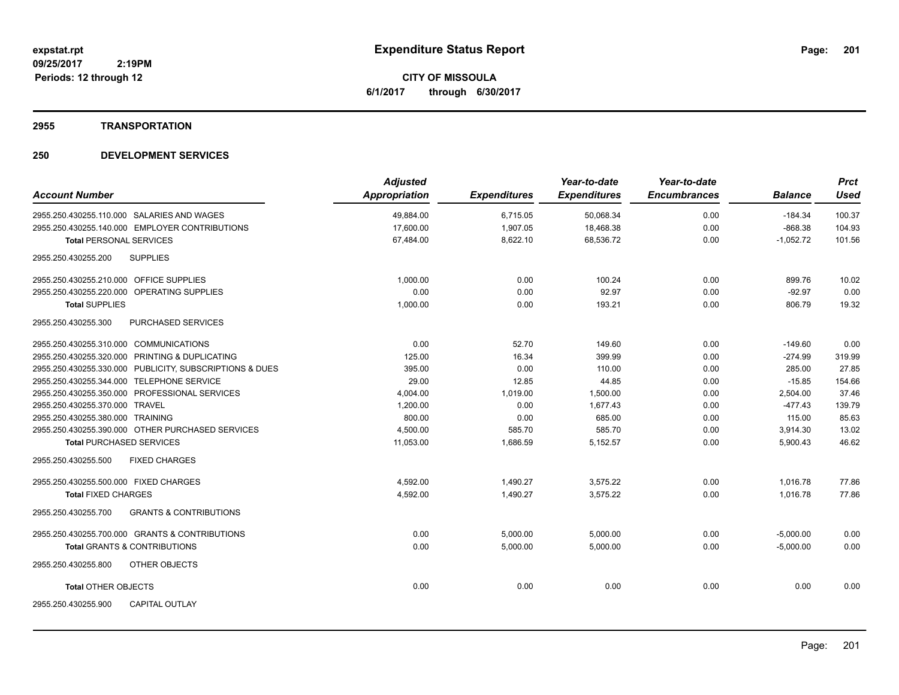**expstat.rpt**
**09/25/2017 2:19PM**
**Periods: 12 through 12**

# Expenditure Status Report

**CITY OF MISSOULA**
**6/1/2017 through 6/30/2017**

## 2955 TRANSPORTATION

## 250 DEVELOPMENT SERVICES

| Account Number | Adjusted Appropriation | Expenditures | Year-to-date Expenditures | Year-to-date Encumbrances | Balance | Prct Used |
|---|---|---|---|---|---|---|
| 2955.250.430255.110.000 SALARIES AND WAGES | 49,884.00 | 6,715.05 | 50,068.34 | 0.00 | -184.34 | 100.37 |
| 2955.250.430255.140.000 EMPLOYER CONTRIBUTIONS | 17,600.00 | 1,907.05 | 18,468.38 | 0.00 | -868.38 | 104.93 |
| **Total** PERSONAL SERVICES | 67,484.00 | 8,622.10 | 68,536.72 | 0.00 | -1,052.72 | 101.56 |
| 2955.250.430255.200 SUPPLIES | | | | | | |
| 2955.250.430255.210.000 OFFICE SUPPLIES | 1,000.00 | 0.00 | 100.24 | 0.00 | 899.76 | 10.02 |
| 2955.250.430255.220.000 OPERATING SUPPLIES | 0.00 | 0.00 | 92.97 | 0.00 | -92.97 | 0.00 |
| **Total** SUPPLIES | 1,000.00 | 0.00 | 193.21 | 0.00 | 806.79 | 19.32 |
| 2955.250.430255.300 PURCHASED SERVICES | | | | | | |
| 2955.250.430255.310.000 COMMUNICATIONS | 0.00 | 52.70 | 149.60 | 0.00 | -149.60 | 0.00 |
| 2955.250.430255.320.000 PRINTING & DUPLICATING | 125.00 | 16.34 | 399.99 | 0.00 | -274.99 | 319.99 |
| 2955.250.430255.330.000 PUBLICITY, SUBSCRIPTIONS & DUES | 395.00 | 0.00 | 110.00 | 0.00 | 285.00 | 27.85 |
| 2955.250.430255.344.000 TELEPHONE SERVICE | 29.00 | 12.85 | 44.85 | 0.00 | -15.85 | 154.66 |
| 2955.250.430255.350.000 PROFESSIONAL SERVICES | 4,004.00 | 1,019.00 | 1,500.00 | 0.00 | 2,504.00 | 37.46 |
| 2955.250.430255.370.000 TRAVEL | 1,200.00 | 0.00 | 1,677.43 | 0.00 | -477.43 | 139.79 |
| 2955.250.430255.380.000 TRAINING | 800.00 | 0.00 | 685.00 | 0.00 | 115.00 | 85.63 |
| 2955.250.430255.390.000 OTHER PURCHASED SERVICES | 4,500.00 | 585.70 | 585.70 | 0.00 | 3,914.30 | 13.02 |
| **Total** PURCHASED SERVICES | 11,053.00 | 1,686.59 | 5,152.57 | 0.00 | 5,900.43 | 46.62 |
| 2955.250.430255.500 FIXED CHARGES | | | | | | |
| 2955.250.430255.500.000 FIXED CHARGES | 4,592.00 | 1,490.27 | 3,575.22 | 0.00 | 1,016.78 | 77.86 |
| **Total** FIXED CHARGES | 4,592.00 | 1,490.27 | 3,575.22 | 0.00 | 1,016.78 | 77.86 |
| 2955.250.430255.700 GRANTS & CONTRIBUTIONS | | | | | | |
| 2955.250.430255.700.000 GRANTS & CONTRIBUTIONS | 0.00 | 5,000.00 | 5,000.00 | 0.00 | -5,000.00 | 0.00 |
| **Total** GRANTS & CONTRIBUTIONS | 0.00 | 5,000.00 | 5,000.00 | 0.00 | -5,000.00 | 0.00 |
| 2955.250.430255.800 OTHER OBJECTS | | | | | | |
| **Total** OTHER OBJECTS | 0.00 | 0.00 | 0.00 | 0.00 | 0.00 | 0.00 |
| 2955.250.430255.900 CAPITAL OUTLAY | | | | | | |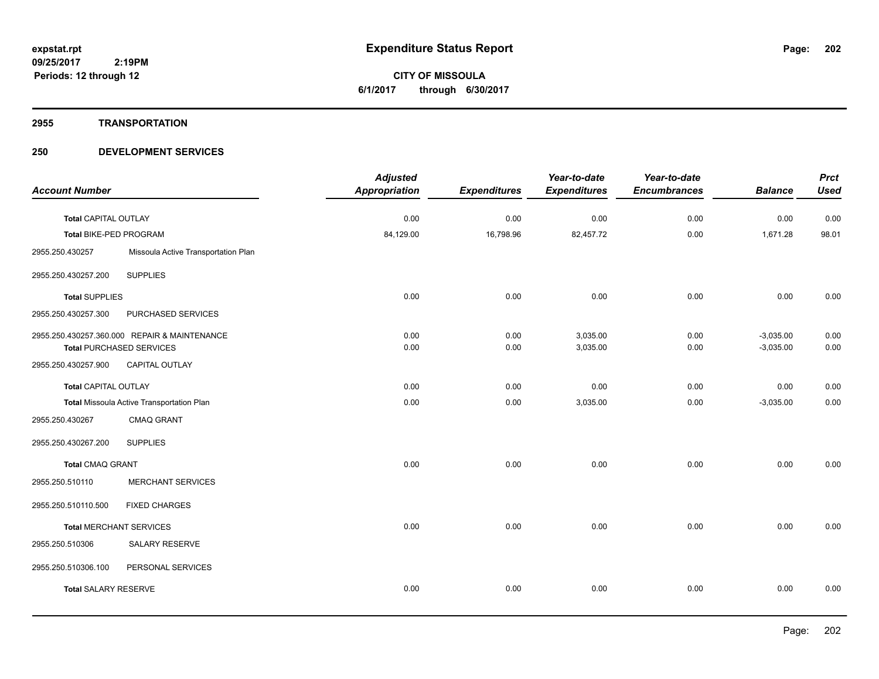**expstat.rpt**
**09/25/2017 2:19PM**
**Periods: 12 through 12**

# Expenditure Status Report

**CITY OF MISSOULA**
**6/1/2017 through 6/30/2017**

## 2955 TRANSPORTATION

## 250 DEVELOPMENT SERVICES

| Account Number | | Adjusted Appropriation | Expenditures | Year-to-date Expenditures | Year-to-date Encumbrances | Balance | Prct Used |
|---|---|---|---|---|---|---|---|
| **Total** CAPITAL OUTLAY | | 0.00 | 0.00 | 0.00 | 0.00 | 0.00 | 0.00 |
| **Total** BIKE-PED PROGRAM | | 84,129.00 | 16,798.96 | 82,457.72 | 0.00 | 1,671.28 | 98.01 |
| 2955.250.430257 | Missoula Active Transportation Plan | | | | | | |
| 2955.250.430257.200 | SUPPLIES | | | | | | |
| **Total** SUPPLIES | | 0.00 | 0.00 | 0.00 | 0.00 | 0.00 | 0.00 |
| 2955.250.430257.300 | PURCHASED SERVICES | | | | | | |
| 2955.250.430257.360.000 REPAIR & MAINTENANCE | | 0.00 | 0.00 | 3,035.00 | 0.00 | -3,035.00 | 0.00 |
| **Total** PURCHASED SERVICES | | 0.00 | 0.00 | 3,035.00 | 0.00 | -3,035.00 | 0.00 |
| 2955.250.430257.900 | CAPITAL OUTLAY | | | | | | |
| **Total** CAPITAL OUTLAY | | 0.00 | 0.00 | 0.00 | 0.00 | 0.00 | 0.00 |
| **Total** Missoula Active Transportation Plan | | 0.00 | 0.00 | 3,035.00 | 0.00 | -3,035.00 | 0.00 |
| 2955.250.430267 | CMAQ GRANT | | | | | | |
| 2955.250.430267.200 | SUPPLIES | | | | | | |
| **Total** CMAQ GRANT | | 0.00 | 0.00 | 0.00 | 0.00 | 0.00 | 0.00 |
| 2955.250.510110 | MERCHANT SERVICES | | | | | | |
| 2955.250.510110.500 | FIXED CHARGES | | | | | | |
| **Total** MERCHANT SERVICES | | 0.00 | 0.00 | 0.00 | 0.00 | 0.00 | 0.00 |
| 2955.250.510306 | SALARY RESERVE | | | | | | |
| 2955.250.510306.100 | PERSONAL SERVICES | | | | | | |
| **Total** SALARY RESERVE | | 0.00 | 0.00 | 0.00 | 0.00 | 0.00 | 0.00 |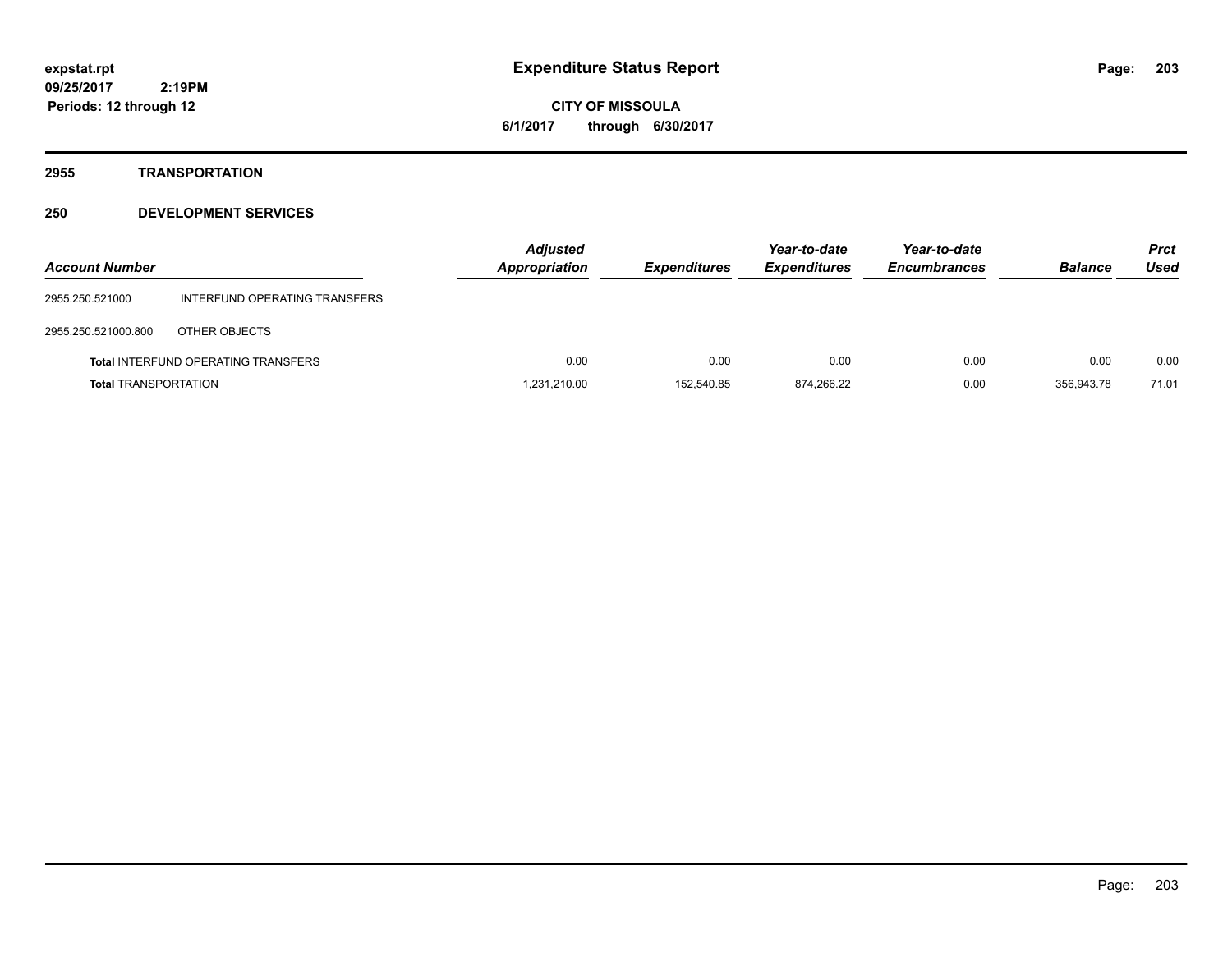# Expenditure Status Report

expstat.rpt
09/25/2017 2:19PM
Periods: 12 through 12

**CITY OF MISSOULA**
**6/1/2017 through 6/30/2017**

## 2955 TRANSPORTATION

### 250 DEVELOPMENT SERVICES

| Account Number | | Adjusted Appropriation | Expenditures | Year-to-date Expenditures | Year-to-date Encumbrances | Balance | Prct Used |
|---|---|---|---|---|---|---|---|
| 2955.250.521000 | INTERFUND OPERATING TRANSFERS | | | | | | |
| 2955.250.521000.800 | OTHER OBJECTS | | | | | | |
| **Total** INTERFUND OPERATING TRANSFERS | | 0.00 | 0.00 | 0.00 | 0.00 | 0.00 | 0.00 |
| **Total** TRANSPORTATION | | 1,231,210.00 | 152,540.85 | 874,266.22 | 0.00 | 356,943.78 | 71.01 |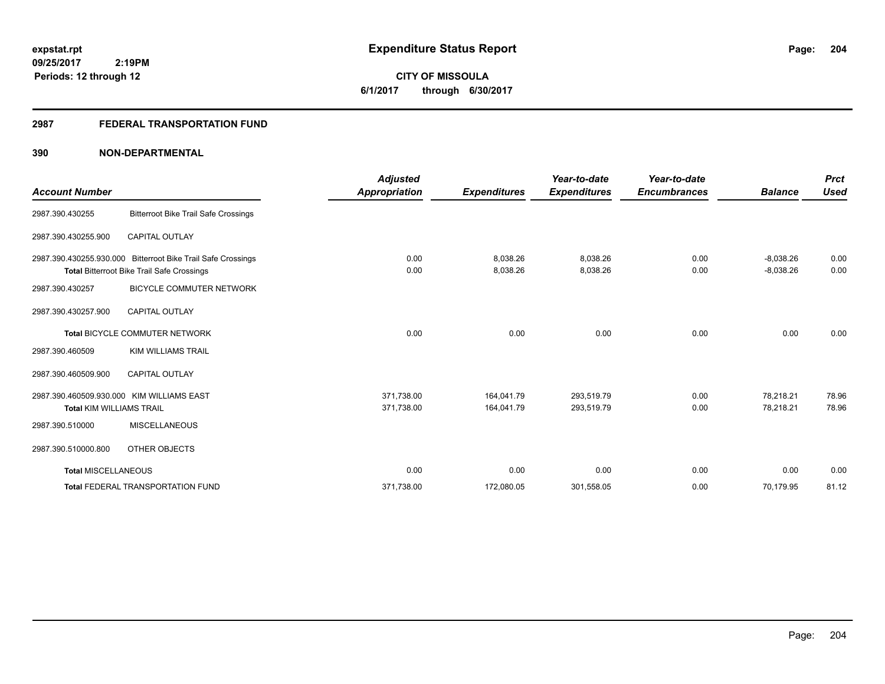**expstat.rpt**
**09/25/2017 2:19PM**
**Periods: 12 through 12**

# Expenditure Status Report

**CITY OF MISSOULA**
**6/1/2017 through 6/30/2017**

## 2987 FEDERAL TRANSPORTATION FUND

### 390 NON-DEPARTMENTAL

| Account Number | | Adjusted Appropriation | Expenditures | Year-to-date Expenditures | Year-to-date Encumbrances | Balance | Prct Used |
|---|---|---|---|---|---|---|---|
| 2987.390.430255 | Bitterroot Bike Trail Safe Crossings | | | | | | |
| 2987.390.430255.900 | CAPITAL OUTLAY | | | | | | |
| 2987.390.430255.930.000 | Bitterroot Bike Trail Safe Crossings | 0.00 | 8,038.26 | 8,038.26 | 0.00 | -8,038.26 | 0.00 |
| **Total** Bitterroot Bike Trail Safe Crossings | | 0.00 | 8,038.26 | 8,038.26 | 0.00 | -8,038.26 | 0.00 |
| 2987.390.430257 | BICYCLE COMMUTER NETWORK | | | | | | |
| 2987.390.430257.900 | CAPITAL OUTLAY | | | | | | |
| **Total** BICYCLE COMMUTER NETWORK | | 0.00 | 0.00 | 0.00 | 0.00 | 0.00 | 0.00 |
| 2987.390.460509 | KIM WILLIAMS TRAIL | | | | | | |
| 2987.390.460509.900 | CAPITAL OUTLAY | | | | | | |
| 2987.390.460509.930.000 | KIM WILLIAMS EAST | 371,738.00 | 164,041.79 | 293,519.79 | 0.00 | 78,218.21 | 78.96 |
| **Total** KIM WILLIAMS TRAIL | | 371,738.00 | 164,041.79 | 293,519.79 | 0.00 | 78,218.21 | 78.96 |
| 2987.390.510000 | MISCELLANEOUS | | | | | | |
| 2987.390.510000.800 | OTHER OBJECTS | | | | | | |
| **Total** MISCELLANEOUS | | 0.00 | 0.00 | 0.00 | 0.00 | 0.00 | 0.00 |
| **Total** FEDERAL TRANSPORTATION FUND | | 371,738.00 | 172,080.05 | 301,558.05 | 0.00 | 70,179.95 | 81.12 |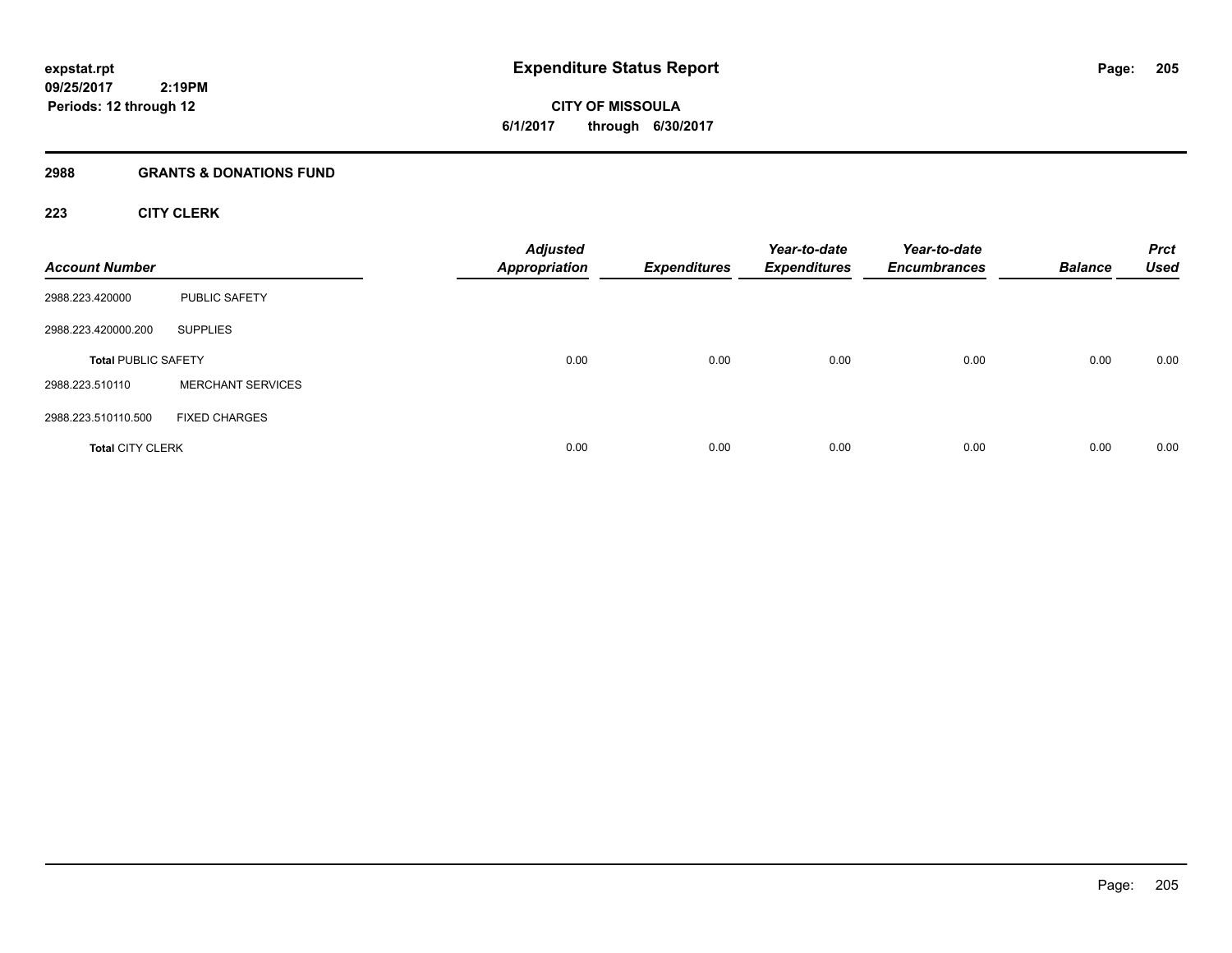expstat.rpt
09/25/2017 2:19PM
Periods: 12 through 12

# Expenditure Status Report

CITY OF MISSOULA
6/1/2017 through 6/30/2017

## 2988 GRANTS & DONATIONS FUND

### 223 CITY CLERK

| Account Number | | Adjusted Appropriation | Expenditures | Year-to-date Expenditures | Year-to-date Encumbrances | Balance | Prct Used |
|---|---|---|---|---|---|---|---|
| 2988.223.420000 | PUBLIC SAFETY | | | | | | |
| 2988.223.420000.200 | SUPPLIES | | | | | | |
| **Total** PUBLIC SAFETY | | 0.00 | 0.00 | 0.00 | 0.00 | 0.00 | 0.00 |
| 2988.223.510110 | MERCHANT SERVICES | | | | | | |
| 2988.223.510110.500 | FIXED CHARGES | | | | | | |
| **Total** CITY CLERK | | 0.00 | 0.00 | 0.00 | 0.00 | 0.00 | 0.00 |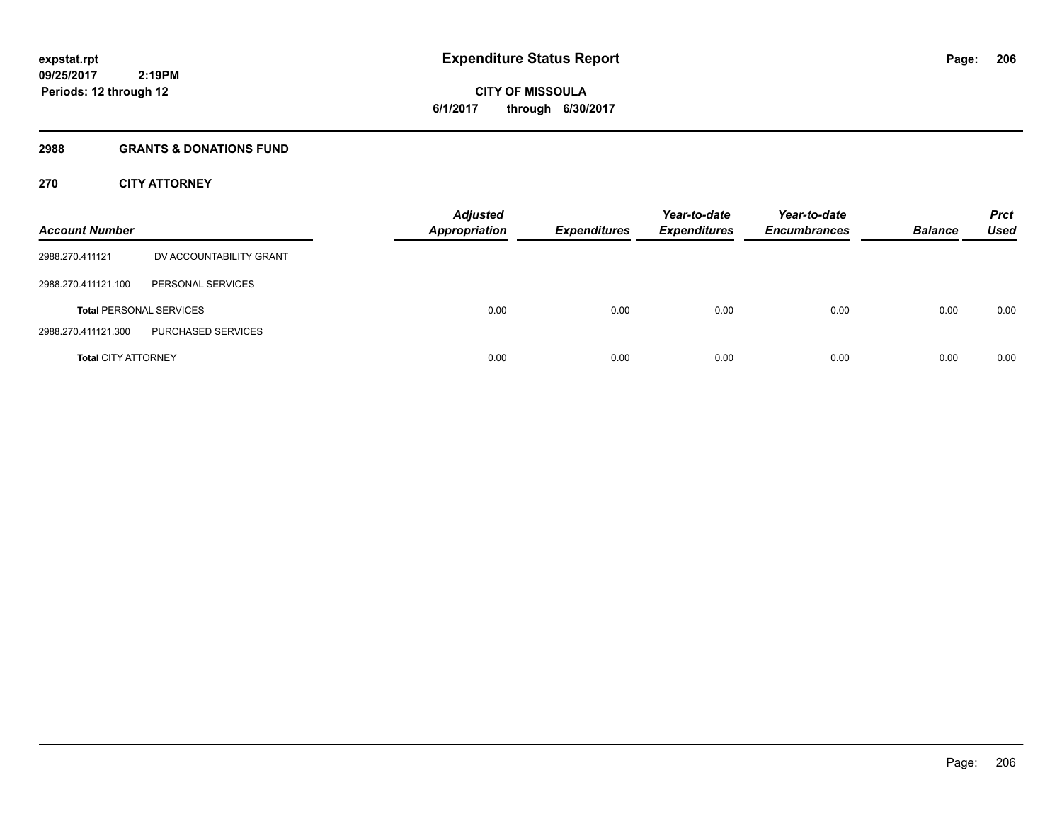# Expenditure Status Report

expstat.rpt
09/25/2017 2:19PM
Periods: 12 through 12

**CITY OF MISSOULA**
**6/1/2017 through 6/30/2017**

## 2988 GRANTS & DONATIONS FUND

### 270 CITY ATTORNEY

| Account Number | | Adjusted Appropriation | Expenditures | Year-to-date Expenditures | Year-to-date Encumbrances | Balance | Prct Used |
|---|---|---|---|---|---|---|---|
| 2988.270.411121 | DV ACCOUNTABILITY GRANT | | | | | | |
| 2988.270.411121.100 | PERSONAL SERVICES | | | | | | |
| **Total** PERSONAL SERVICES | | 0.00 | 0.00 | 0.00 | 0.00 | 0.00 | 0.00 |
| 2988.270.411121.300 | PURCHASED SERVICES | | | | | | |
| **Total** CITY ATTORNEY | | 0.00 | 0.00 | 0.00 | 0.00 | 0.00 | 0.00 |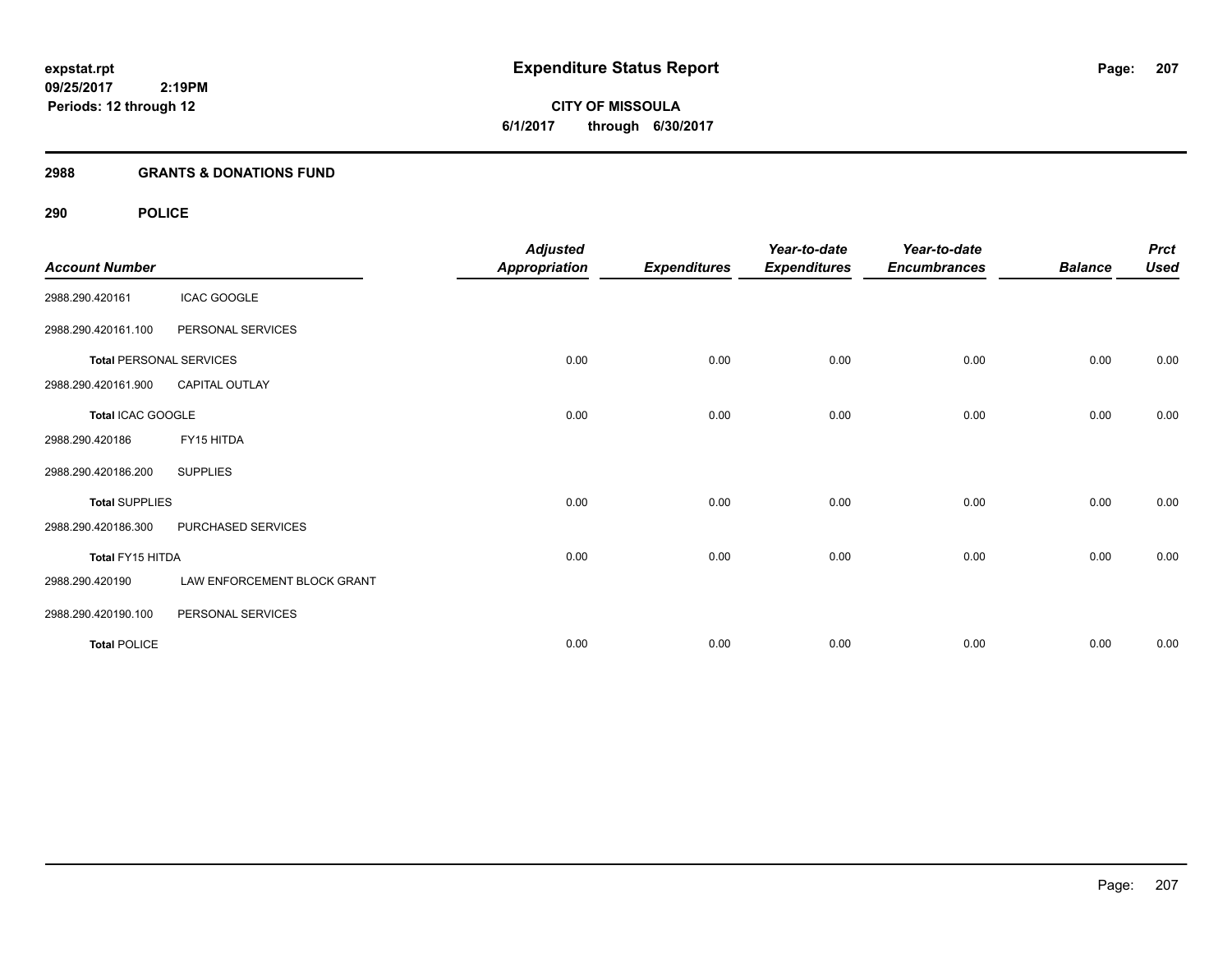# Expenditure Status Report

expstat.rpt
09/25/2017 2:19PM
Periods: 12 through 12

**CITY OF MISSOULA**
**6/1/2017 through 6/30/2017**

## 2988 GRANTS & DONATIONS FUND

### 290 POLICE

| Account Number | | Adjusted Appropriation | Expenditures | Year-to-date Expenditures | Year-to-date Encumbrances | Balance | Prct Used |
|---|---|---|---|---|---|---|---|
| 2988.290.420161 | ICAC GOOGLE | | | | | | |
| 2988.290.420161.100 | PERSONAL SERVICES | | | | | | |
| **Total** PERSONAL SERVICES | | 0.00 | 0.00 | 0.00 | 0.00 | 0.00 | 0.00 |
| 2988.290.420161.900 | CAPITAL OUTLAY | | | | | | |
| **Total** ICAC GOOGLE | | 0.00 | 0.00 | 0.00 | 0.00 | 0.00 | 0.00 |
| 2988.290.420186 | FY15 HITDA | | | | | | |
| 2988.290.420186.200 | SUPPLIES | | | | | | |
| **Total** SUPPLIES | | 0.00 | 0.00 | 0.00 | 0.00 | 0.00 | 0.00 |
| 2988.290.420186.300 | PURCHASED SERVICES | | | | | | |
| **Total** FY15 HITDA | | 0.00 | 0.00 | 0.00 | 0.00 | 0.00 | 0.00 |
| 2988.290.420190 | LAW ENFORCEMENT BLOCK GRANT | | | | | | |
| 2988.290.420190.100 | PERSONAL SERVICES | | | | | | |
| **Total** POLICE | | 0.00 | 0.00 | 0.00 | 0.00 | 0.00 | 0.00 |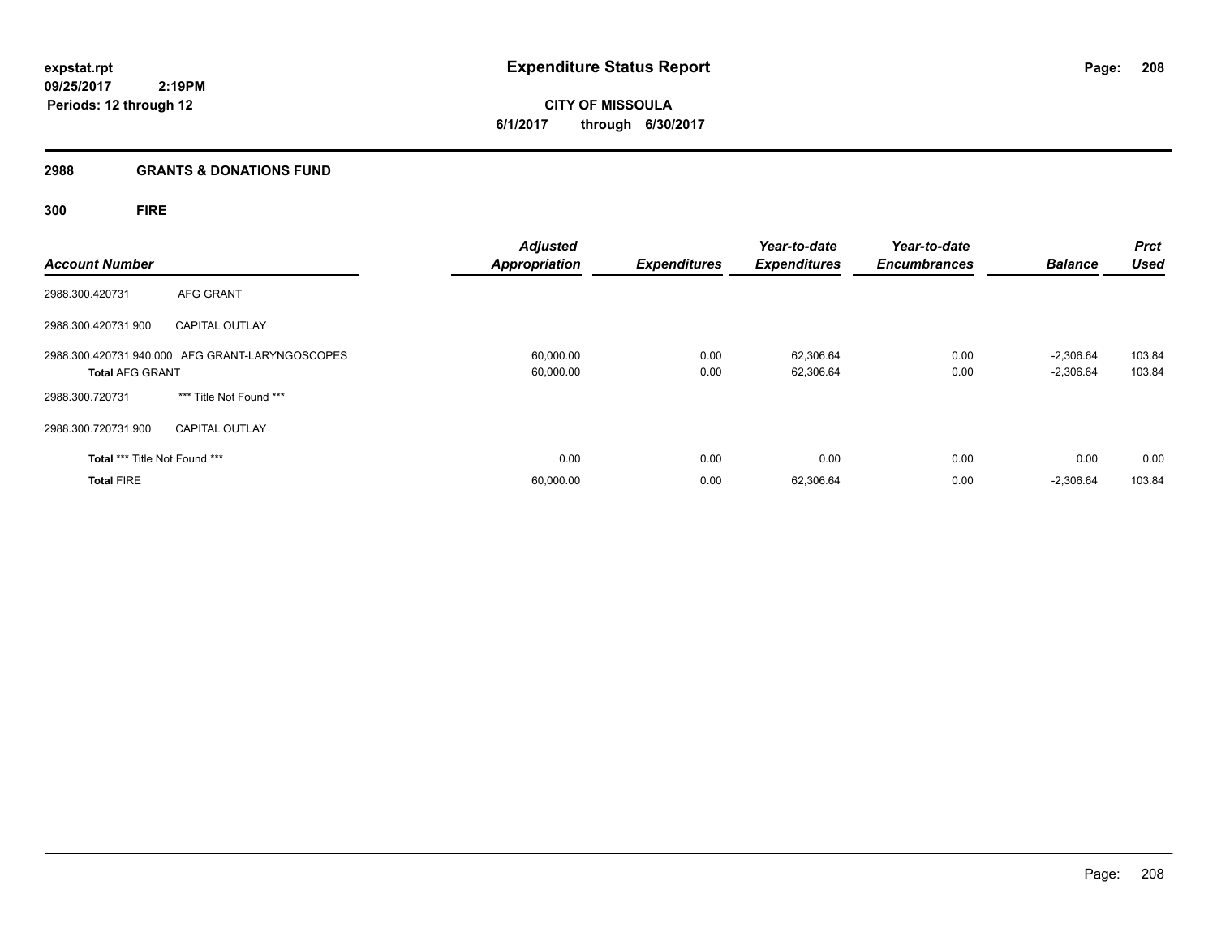**expstat.rpt**
**09/25/2017 2:19PM**
**Periods: 12 through 12**

# Expenditure Status Report

**CITY OF MISSOULA**
**6/1/2017 through 6/30/2017**

## 2988 GRANTS & DONATIONS FUND

### 300 FIRE

| Account Number | | Adjusted Appropriation | Expenditures | Year-to-date Expenditures | Year-to-date Encumbrances | Balance | Prct Used |
|---|---|---|---|---|---|---|---|
| 2988.300.420731 | AFG GRANT | | | | | | |
| 2988.300.420731.900 | CAPITAL OUTLAY | | | | | | |
| 2988.300.420731.940.000 | AFG GRANT-LARYNGOSCOPES | 60,000.00 | 0.00 | 62,306.64 | 0.00 | -2,306.64 | 103.84 |
| **Total** AFG GRANT | | 60,000.00 | 0.00 | 62,306.64 | 0.00 | -2,306.64 | 103.84 |
| 2988.300.720731 | *** Title Not Found *** | | | | | | |
| 2988.300.720731.900 | CAPITAL OUTLAY | | | | | | |
| **Total** *** Title Not Found *** | | 0.00 | 0.00 | 0.00 | 0.00 | 0.00 | 0.00 |
| **Total** FIRE | | 60,000.00 | 0.00 | 62,306.64 | 0.00 | -2,306.64 | 103.84 |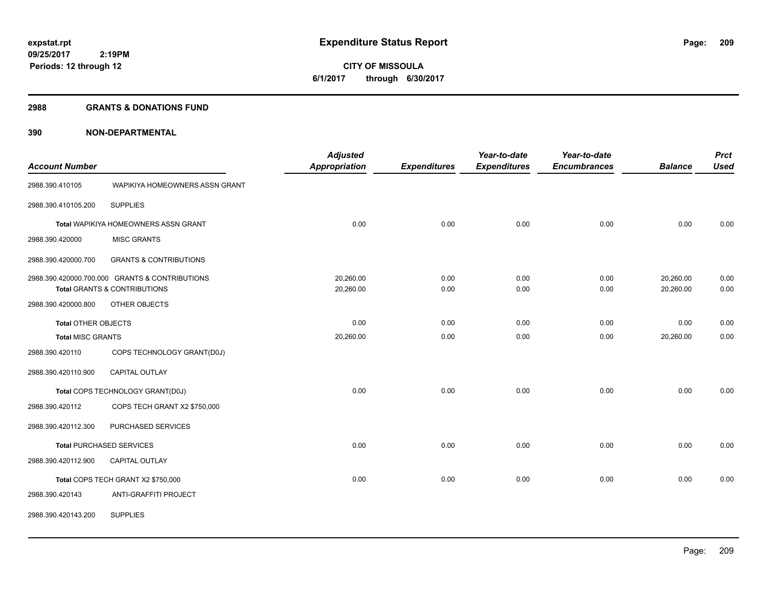**expstat.rpt**
**09/25/2017 2:19PM**
**Periods: 12 through 12**

# Expenditure Status Report

**CITY OF MISSOULA**
**6/1/2017 through 6/30/2017**

## 2988 GRANTS & DONATIONS FUND

## 390 NON-DEPARTMENTAL

| Account Number | | Adjusted Appropriation | Expenditures | Year-to-date Expenditures | Year-to-date Encumbrances | Balance | Prct Used |
|---|---|---|---|---|---|---|---|
| 2988.390.410105 | WAPIKIYA HOMEOWNERS ASSN GRANT | | | | | | |
| 2988.390.410105.200 | SUPPLIES | | | | | | |
| **Total** WAPIKIYA HOMEOWNERS ASSN GRANT | | 0.00 | 0.00 | 0.00 | 0.00 | 0.00 | 0.00 |
| 2988.390.420000 | MISC GRANTS | | | | | | |
| 2988.390.420000.700 | GRANTS & CONTRIBUTIONS | | | | | | |
| 2988.390.420000.700.000 | GRANTS & CONTRIBUTIONS | 20,260.00 | 0.00 | 0.00 | 0.00 | 20,260.00 | 0.00 |
| **Total** GRANTS & CONTRIBUTIONS | | 20,260.00 | 0.00 | 0.00 | 0.00 | 20,260.00 | 0.00 |
| 2988.390.420000.800 | OTHER OBJECTS | | | | | | |
| **Total** OTHER OBJECTS | | 0.00 | 0.00 | 0.00 | 0.00 | 0.00 | 0.00 |
| **Total** MISC GRANTS | | 20,260.00 | 0.00 | 0.00 | 0.00 | 20,260.00 | 0.00 |
| 2988.390.420110 | COPS TECHNOLOGY GRANT(D0J) | | | | | | |
| 2988.390.420110.900 | CAPITAL OUTLAY | | | | | | |
| **Total** COPS TECHNOLOGY GRANT(D0J) | | 0.00 | 0.00 | 0.00 | 0.00 | 0.00 | 0.00 |
| 2988.390.420112 | COPS TECH GRANT X2 $750,000 | | | | | | |
| 2988.390.420112.300 | PURCHASED SERVICES | | | | | | |
| **Total** PURCHASED SERVICES | | 0.00 | 0.00 | 0.00 | 0.00 | 0.00 | 0.00 |
| 2988.390.420112.900 | CAPITAL OUTLAY | | | | | | |
| **Total** COPS TECH GRANT X2 $750,000 | | 0.00 | 0.00 | 0.00 | 0.00 | 0.00 | 0.00 |
| 2988.390.420143 | ANTI-GRAFFITI PROJECT | | | | | | |
| 2988.390.420143.200 | SUPPLIES | | | | | | |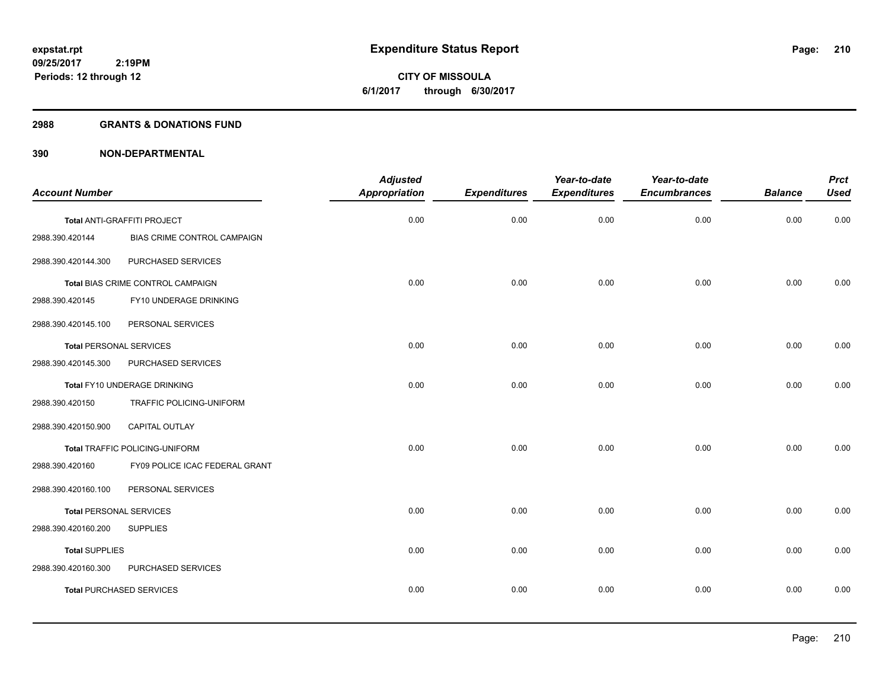expstat.rpt
09/25/2017 2:19PM
Periods: 12 through 12

# Expenditure Status Report

**CITY OF MISSOULA**
**6/1/2017 through 6/30/2017**

## 2988 GRANTS & DONATIONS FUND

## 390 NON-DEPARTMENTAL

| Account Number | | Adjusted Appropriation | Expenditures | Year-to-date Expenditures | Year-to-date Encumbrances | Balance | Prct Used |
|---|---|---|---|---|---|---|---|
| Total ANTI-GRAFFITI PROJECT | | 0.00 | 0.00 | 0.00 | 0.00 | 0.00 | 0.00 |
| 2988.390.420144 | BIAS CRIME CONTROL CAMPAIGN | | | | | | |
| 2988.390.420144.300 | PURCHASED SERVICES | | | | | | |
| Total BIAS CRIME CONTROL CAMPAIGN | | 0.00 | 0.00 | 0.00 | 0.00 | 0.00 | 0.00 |
| 2988.390.420145 | FY10 UNDERAGE DRINKING | | | | | | |
| 2988.390.420145.100 | PERSONAL SERVICES | | | | | | |
| Total PERSONAL SERVICES | | 0.00 | 0.00 | 0.00 | 0.00 | 0.00 | 0.00 |
| 2988.390.420145.300 | PURCHASED SERVICES | | | | | | |
| Total FY10 UNDERAGE DRINKING | | 0.00 | 0.00 | 0.00 | 0.00 | 0.00 | 0.00 |
| 2988.390.420150 | TRAFFIC POLICING-UNIFORM | | | | | | |
| 2988.390.420150.900 | CAPITAL OUTLAY | | | | | | |
| Total TRAFFIC POLICING-UNIFORM | | 0.00 | 0.00 | 0.00 | 0.00 | 0.00 | 0.00 |
| 2988.390.420160 | FY09 POLICE ICAC FEDERAL GRANT | | | | | | |
| 2988.390.420160.100 | PERSONAL SERVICES | | | | | | |
| Total PERSONAL SERVICES | | 0.00 | 0.00 | 0.00 | 0.00 | 0.00 | 0.00 |
| 2988.390.420160.200 | SUPPLIES | | | | | | |
| Total SUPPLIES | | 0.00 | 0.00 | 0.00 | 0.00 | 0.00 | 0.00 |
| 2988.390.420160.300 | PURCHASED SERVICES | | | | | | |
| Total PURCHASED SERVICES | | 0.00 | 0.00 | 0.00 | 0.00 | 0.00 | 0.00 |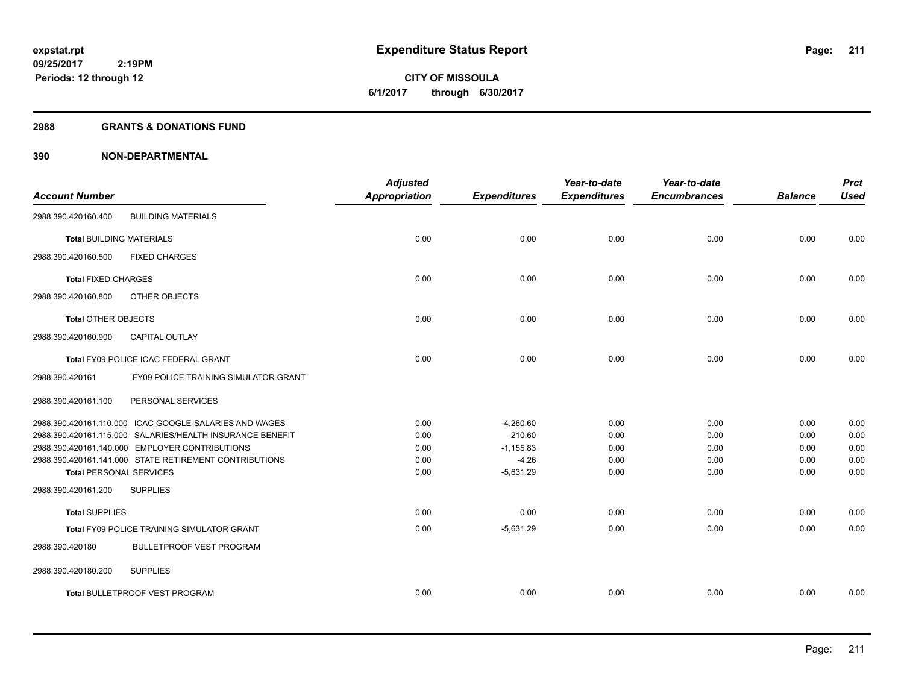# Expenditure Status Report

expstat.rpt
09/25/2017 2:19PM
Periods: 12 through 12

CITY OF MISSOULA
6/1/2017 through 6/30/2017

## 2988 GRANTS & DONATIONS FUND

## 390 NON-DEPARTMENTAL

| Account Number | Adjusted Appropriation | Expenditures | Year-to-date Expenditures | Year-to-date Encumbrances | Balance | Prct Used |
|---|---|---|---|---|---|---|
| 2988.390.420160.400 BUILDING MATERIALS | | | | | | |
| **Total** BUILDING MATERIALS | 0.00 | 0.00 | 0.00 | 0.00 | 0.00 | 0.00 |
| 2988.390.420160.500 FIXED CHARGES | | | | | | |
| **Total** FIXED CHARGES | 0.00 | 0.00 | 0.00 | 0.00 | 0.00 | 0.00 |
| 2988.390.420160.800 OTHER OBJECTS | | | | | | |
| **Total** OTHER OBJECTS | 0.00 | 0.00 | 0.00 | 0.00 | 0.00 | 0.00 |
| 2988.390.420160.900 CAPITAL OUTLAY | | | | | | |
| **Total** FY09 POLICE ICAC FEDERAL GRANT | 0.00 | 0.00 | 0.00 | 0.00 | 0.00 | 0.00 |
| 2988.390.420161 FY09 POLICE TRAINING SIMULATOR GRANT | | | | | | |
| 2988.390.420161.100 PERSONAL SERVICES | | | | | | |
| 2988.390.420161.110.000 ICAC GOOGLE-SALARIES AND WAGES | 0.00 | -4,260.60 | 0.00 | 0.00 | 0.00 | 0.00 |
| 2988.390.420161.115.000 SALARIES/HEALTH INSURANCE BENEFIT | 0.00 | -210.60 | 0.00 | 0.00 | 0.00 | 0.00 |
| 2988.390.420161.140.000 EMPLOYER CONTRIBUTIONS | 0.00 | -1,155.83 | 0.00 | 0.00 | 0.00 | 0.00 |
| 2988.390.420161.141.000 STATE RETIREMENT CONTRIBUTIONS | 0.00 | -4.26 | 0.00 | 0.00 | 0.00 | 0.00 |
| **Total** PERSONAL SERVICES | 0.00 | -5,631.29 | 0.00 | 0.00 | 0.00 | 0.00 |
| 2988.390.420161.200 SUPPLIES | | | | | | |
| **Total** SUPPLIES | 0.00 | 0.00 | 0.00 | 0.00 | 0.00 | 0.00 |
| **Total** FY09 POLICE TRAINING SIMULATOR GRANT | 0.00 | -5,631.29 | 0.00 | 0.00 | 0.00 | 0.00 |
| 2988.390.420180 BULLETPROOF VEST PROGRAM | | | | | | |
| 2988.390.420180.200 SUPPLIES | | | | | | |
| **Total** BULLETPROOF VEST PROGRAM | 0.00 | 0.00 | 0.00 | 0.00 | 0.00 | 0.00 |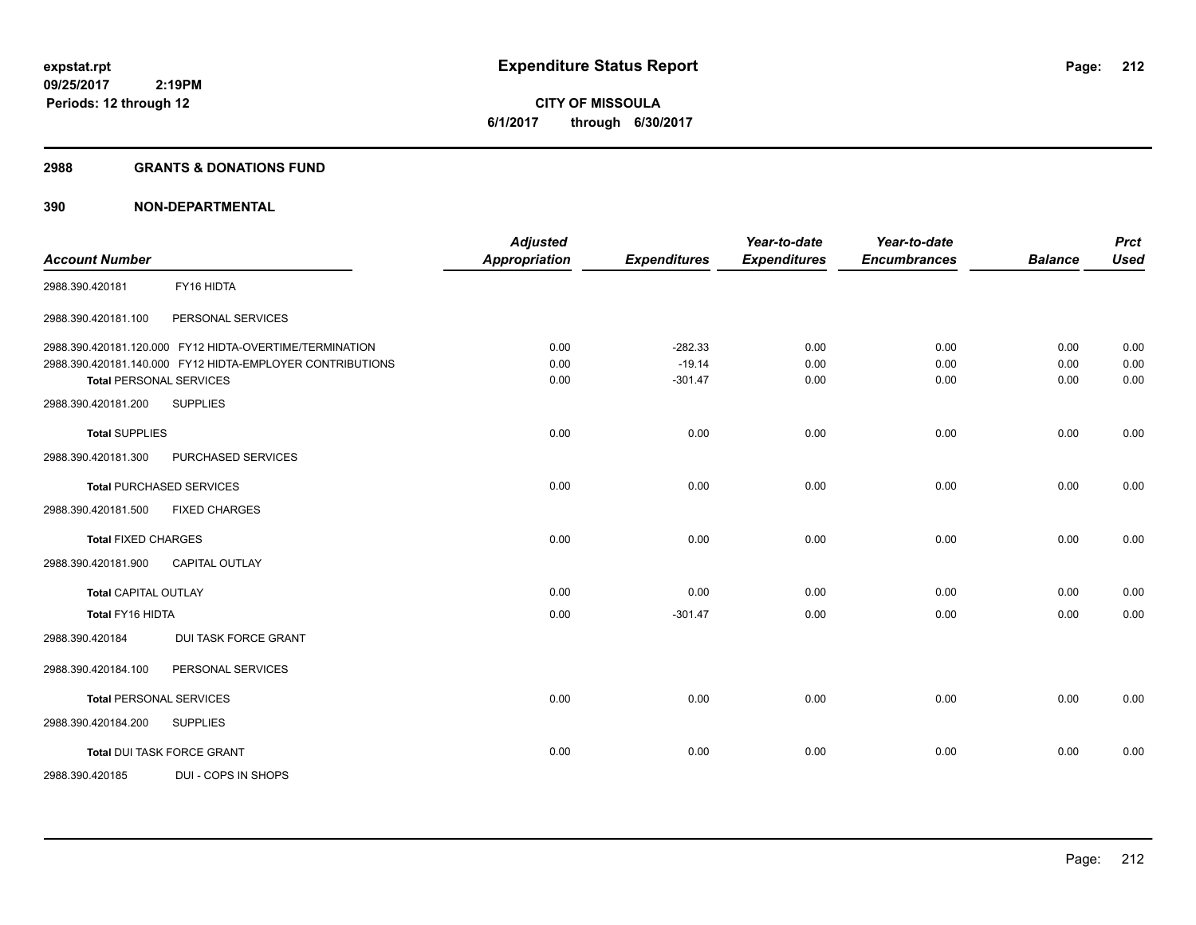# Expenditure Status Report

**CITY OF MISSOULA**

**6/1/2017 through 6/30/2017**

expstat.rpt
09/25/2017 2:19PM
Periods: 12 through 12

## 2988 GRANTS & DONATIONS FUND

## 390 NON-DEPARTMENTAL

| Account Number | | Adjusted Appropriation | Expenditures | Year-to-date Expenditures | Year-to-date Encumbrances | Balance | Prct Used |
|---|---|---|---|---|---|---|---|
| 2988.390.420181 | FY16 HIDTA | | | | | | |
| 2988.390.420181.100 | PERSONAL SERVICES | | | | | | |
| 2988.390.420181.120.000 | FY12 HIDTA-OVERTIME/TERMINATION | 0.00 | -282.33 | 0.00 | 0.00 | 0.00 | 0.00 |
| 2988.390.420181.140.000 | FY12 HIDTA-EMPLOYER CONTRIBUTIONS | 0.00 | -19.14 | 0.00 | 0.00 | 0.00 | 0.00 |
| **Total** PERSONAL SERVICES | | 0.00 | -301.47 | 0.00 | 0.00 | 0.00 | 0.00 |
| 2988.390.420181.200 | SUPPLIES | | | | | | |
| **Total** SUPPLIES | | 0.00 | 0.00 | 0.00 | 0.00 | 0.00 | 0.00 |
| 2988.390.420181.300 | PURCHASED SERVICES | | | | | | |
| **Total** PURCHASED SERVICES | | 0.00 | 0.00 | 0.00 | 0.00 | 0.00 | 0.00 |
| 2988.390.420181.500 | FIXED CHARGES | | | | | | |
| **Total** FIXED CHARGES | | 0.00 | 0.00 | 0.00 | 0.00 | 0.00 | 0.00 |
| 2988.390.420181.900 | CAPITAL OUTLAY | | | | | | |
| **Total** CAPITAL OUTLAY | | 0.00 | 0.00 | 0.00 | 0.00 | 0.00 | 0.00 |
| **Total** FY16 HIDTA | | 0.00 | -301.47 | 0.00 | 0.00 | 0.00 | 0.00 |
| 2988.390.420184 | DUI TASK FORCE GRANT | | | | | | |
| 2988.390.420184.100 | PERSONAL SERVICES | | | | | | |
| **Total** PERSONAL SERVICES | | 0.00 | 0.00 | 0.00 | 0.00 | 0.00 | 0.00 |
| 2988.390.420184.200 | SUPPLIES | | | | | | |
| **Total** DUI TASK FORCE GRANT | | 0.00 | 0.00 | 0.00 | 0.00 | 0.00 | 0.00 |
| 2988.390.420185 | DUI - COPS IN SHOPS | | | | | | |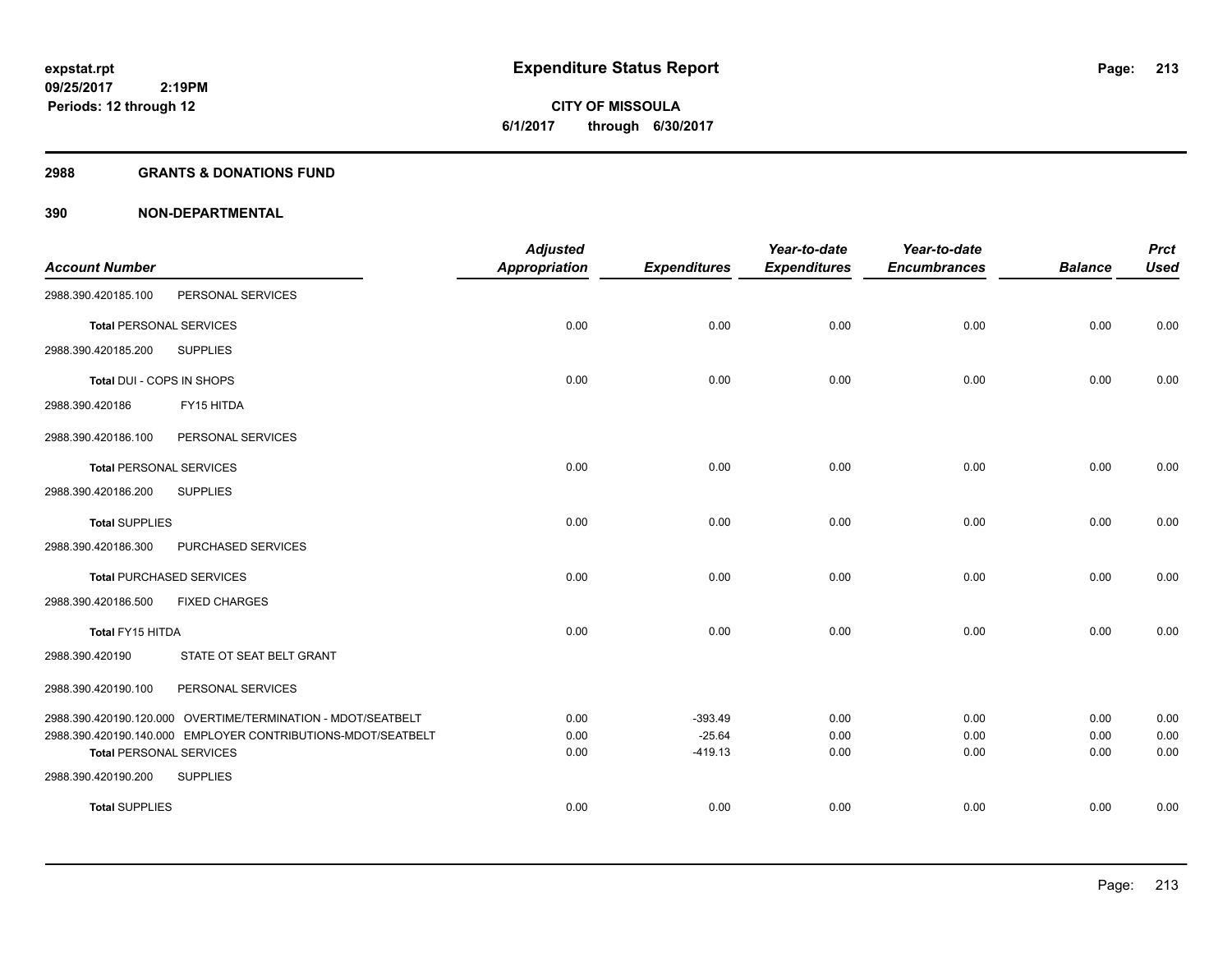**expstat.rpt**
**09/25/2017 2:19PM**
**Periods: 12 through 12**

# Expenditure Status Report

**CITY OF MISSOULA**
**6/1/2017 through 6/30/2017**

## 2988 GRANTS & DONATIONS FUND

## 390 NON-DEPARTMENTAL

| Account Number | | Adjusted Appropriation | Expenditures | Year-to-date Expenditures | Year-to-date Encumbrances | Balance | Prct Used |
|---|---|---|---|---|---|---|---|
| 2988.390.420185.100 | PERSONAL SERVICES | | | | | | |
| **Total** PERSONAL SERVICES | | 0.00 | 0.00 | 0.00 | 0.00 | 0.00 | 0.00 |
| 2988.390.420185.200 | SUPPLIES | | | | | | |
| **Total DUI - COPS IN SHOPS** | | 0.00 | 0.00 | 0.00 | 0.00 | 0.00 | 0.00 |
| 2988.390.420186 | FY15 HITDA | | | | | | |
| 2988.390.420186.100 | PERSONAL SERVICES | | | | | | |
| **Total** PERSONAL SERVICES | | 0.00 | 0.00 | 0.00 | 0.00 | 0.00 | 0.00 |
| 2988.390.420186.200 | SUPPLIES | | | | | | |
| **Total** SUPPLIES | | 0.00 | 0.00 | 0.00 | 0.00 | 0.00 | 0.00 |
| 2988.390.420186.300 | PURCHASED SERVICES | | | | | | |
| **Total** PURCHASED SERVICES | | 0.00 | 0.00 | 0.00 | 0.00 | 0.00 | 0.00 |
| 2988.390.420186.500 | FIXED CHARGES | | | | | | |
| **Total FY15 HITDA** | | 0.00 | 0.00 | 0.00 | 0.00 | 0.00 | 0.00 |
| 2988.390.420190 | STATE OT SEAT BELT GRANT | | | | | | |
| 2988.390.420190.100 | PERSONAL SERVICES | | | | | | |
| 2988.390.420190.120.000 | OVERTIME/TERMINATION - MDOT/SEATBELT | 0.00 | -393.49 | 0.00 | 0.00 | 0.00 | 0.00 |
| 2988.390.420190.140.000 | EMPLOYER CONTRIBUTIONS-MDOT/SEATBELT | 0.00 | -25.64 | 0.00 | 0.00 | 0.00 | 0.00 |
| **Total** PERSONAL SERVICES | | 0.00 | -419.13 | 0.00 | 0.00 | 0.00 | 0.00 |
| 2988.390.420190.200 | SUPPLIES | | | | | | |
| **Total** SUPPLIES | | 0.00 | 0.00 | 0.00 | 0.00 | 0.00 | 0.00 |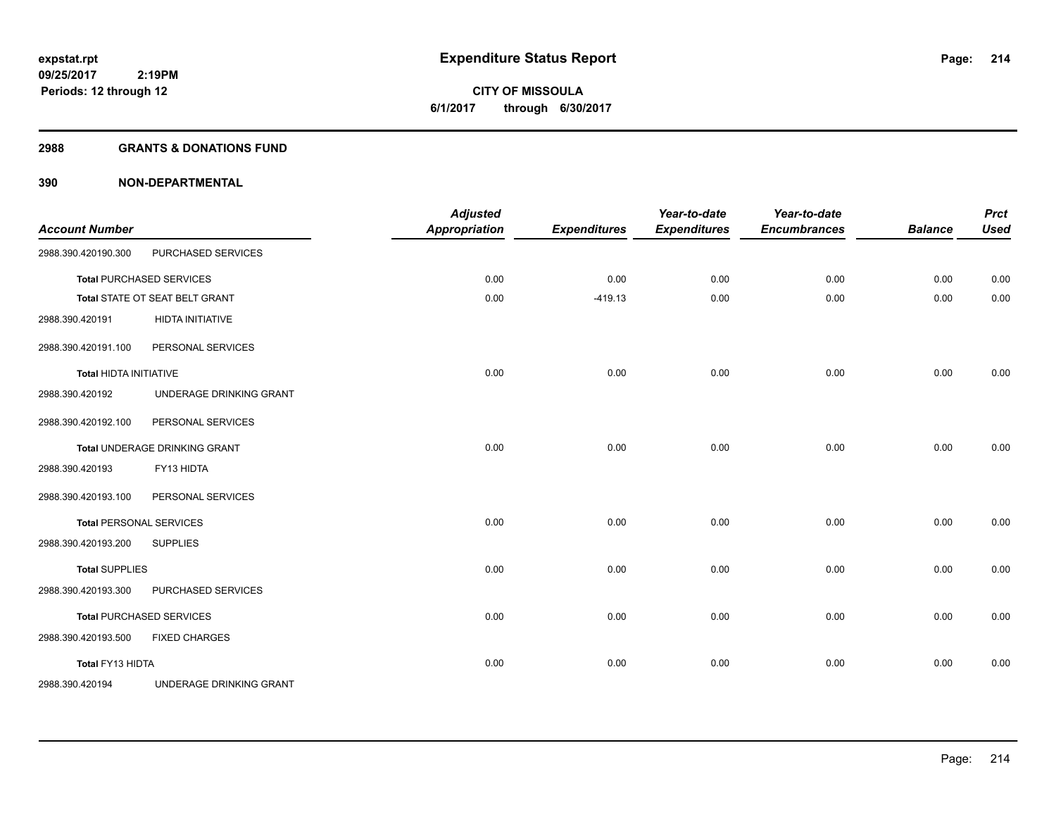**expstat.rpt**
**09/25/2017 2:19PM**
**Periods: 12 through 12**

# Expenditure Status Report

**CITY OF MISSOULA**
**6/1/2017 through 6/30/2017**

## 2988 GRANTS & DONATIONS FUND

## 390 NON-DEPARTMENTAL

| Account Number | | Adjusted Appropriation | Expenditures | Year-to-date Expenditures | Year-to-date Encumbrances | Balance | Prct Used |
|---|---|---|---|---|---|---|---|
| 2988.390.420190.300 | PURCHASED SERVICES | | | | | | |
| **Total** PURCHASED SERVICES | | 0.00 | 0.00 | 0.00 | 0.00 | 0.00 | 0.00 |
| **Total** STATE OT SEAT BELT GRANT | | 0.00 | -419.13 | 0.00 | 0.00 | 0.00 | 0.00 |
| 2988.390.420191 | HIDTA INITIATIVE | | | | | | |
| 2988.390.420191.100 | PERSONAL SERVICES | | | | | | |
| **Total** HIDTA INITIATIVE | | 0.00 | 0.00 | 0.00 | 0.00 | 0.00 | 0.00 |
| 2988.390.420192 | UNDERAGE DRINKING GRANT | | | | | | |
| 2988.390.420192.100 | PERSONAL SERVICES | | | | | | |
| **Total** UNDERAGE DRINKING GRANT | | 0.00 | 0.00 | 0.00 | 0.00 | 0.00 | 0.00 |
| 2988.390.420193 | FY13 HIDTA | | | | | | |
| 2988.390.420193.100 | PERSONAL SERVICES | | | | | | |
| **Total** PERSONAL SERVICES | | 0.00 | 0.00 | 0.00 | 0.00 | 0.00 | 0.00 |
| 2988.390.420193.200 | SUPPLIES | | | | | | |
| **Total** SUPPLIES | | 0.00 | 0.00 | 0.00 | 0.00 | 0.00 | 0.00 |
| 2988.390.420193.300 | PURCHASED SERVICES | | | | | | |
| **Total** PURCHASED SERVICES | | 0.00 | 0.00 | 0.00 | 0.00 | 0.00 | 0.00 |
| 2988.390.420193.500 | FIXED CHARGES | | | | | | |
| **Total** FY13 HIDTA | | 0.00 | 0.00 | 0.00 | 0.00 | 0.00 | 0.00 |
| 2988.390.420194 | UNDERAGE DRINKING GRANT | | | | | | |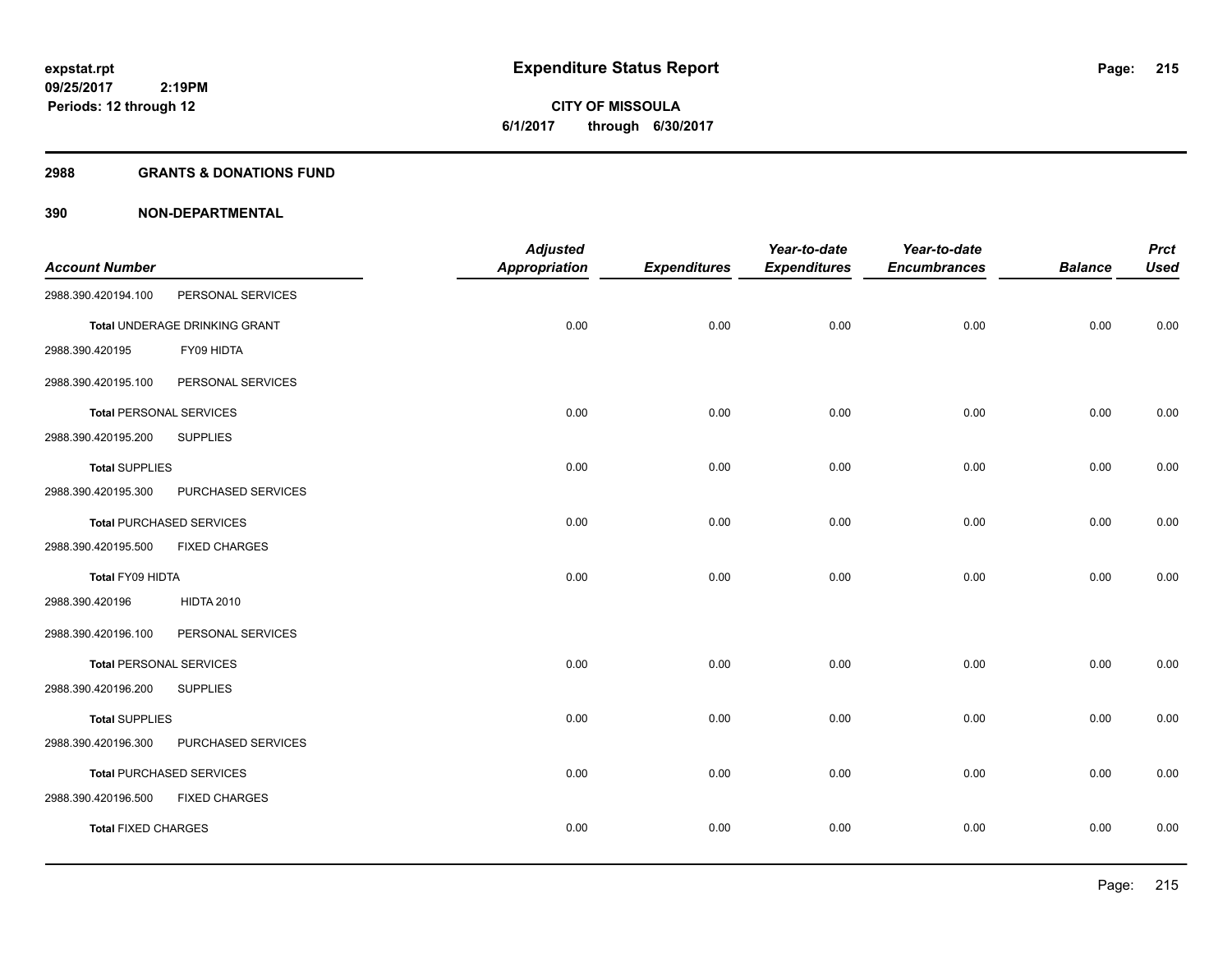# Expenditure Status Report

**CITY OF MISSOULA**

**6/1/2017 through 6/30/2017**

expstat.rpt
09/25/2017 2:19PM
Periods: 12 through 12

## 2988 GRANTS & DONATIONS FUND

## 390 NON-DEPARTMENTAL

| Account Number | | Adjusted Appropriation | Expenditures | Year-to-date Expenditures | Year-to-date Encumbrances | Balance | Prct Used |
|---|---|---|---|---|---|---|---|
| 2988.390.420194.100 | PERSONAL SERVICES | | | | | | |
| **Total** UNDERAGE DRINKING GRANT | | 0.00 | 0.00 | 0.00 | 0.00 | 0.00 | 0.00 |
| 2988.390.420195 | FY09 HIDTA | | | | | | |
| 2988.390.420195.100 | PERSONAL SERVICES | | | | | | |
| **Total** PERSONAL SERVICES | | 0.00 | 0.00 | 0.00 | 0.00 | 0.00 | 0.00 |
| 2988.390.420195.200 | SUPPLIES | | | | | | |
| **Total** SUPPLIES | | 0.00 | 0.00 | 0.00 | 0.00 | 0.00 | 0.00 |
| 2988.390.420195.300 | PURCHASED SERVICES | | | | | | |
| **Total** PURCHASED SERVICES | | 0.00 | 0.00 | 0.00 | 0.00 | 0.00 | 0.00 |
| 2988.390.420195.500 | FIXED CHARGES | | | | | | |
| **Total FY09 HIDTA** | | 0.00 | 0.00 | 0.00 | 0.00 | 0.00 | 0.00 |
| 2988.390.420196 | HIDTA 2010 | | | | | | |
| 2988.390.420196.100 | PERSONAL SERVICES | | | | | | |
| **Total** PERSONAL SERVICES | | 0.00 | 0.00 | 0.00 | 0.00 | 0.00 | 0.00 |
| 2988.390.420196.200 | SUPPLIES | | | | | | |
| **Total** SUPPLIES | | 0.00 | 0.00 | 0.00 | 0.00 | 0.00 | 0.00 |
| 2988.390.420196.300 | PURCHASED SERVICES | | | | | | |
| **Total** PURCHASED SERVICES | | 0.00 | 0.00 | 0.00 | 0.00 | 0.00 | 0.00 |
| 2988.390.420196.500 | FIXED CHARGES | | | | | | |
| **Total** FIXED CHARGES | | 0.00 | 0.00 | 0.00 | 0.00 | 0.00 | 0.00 |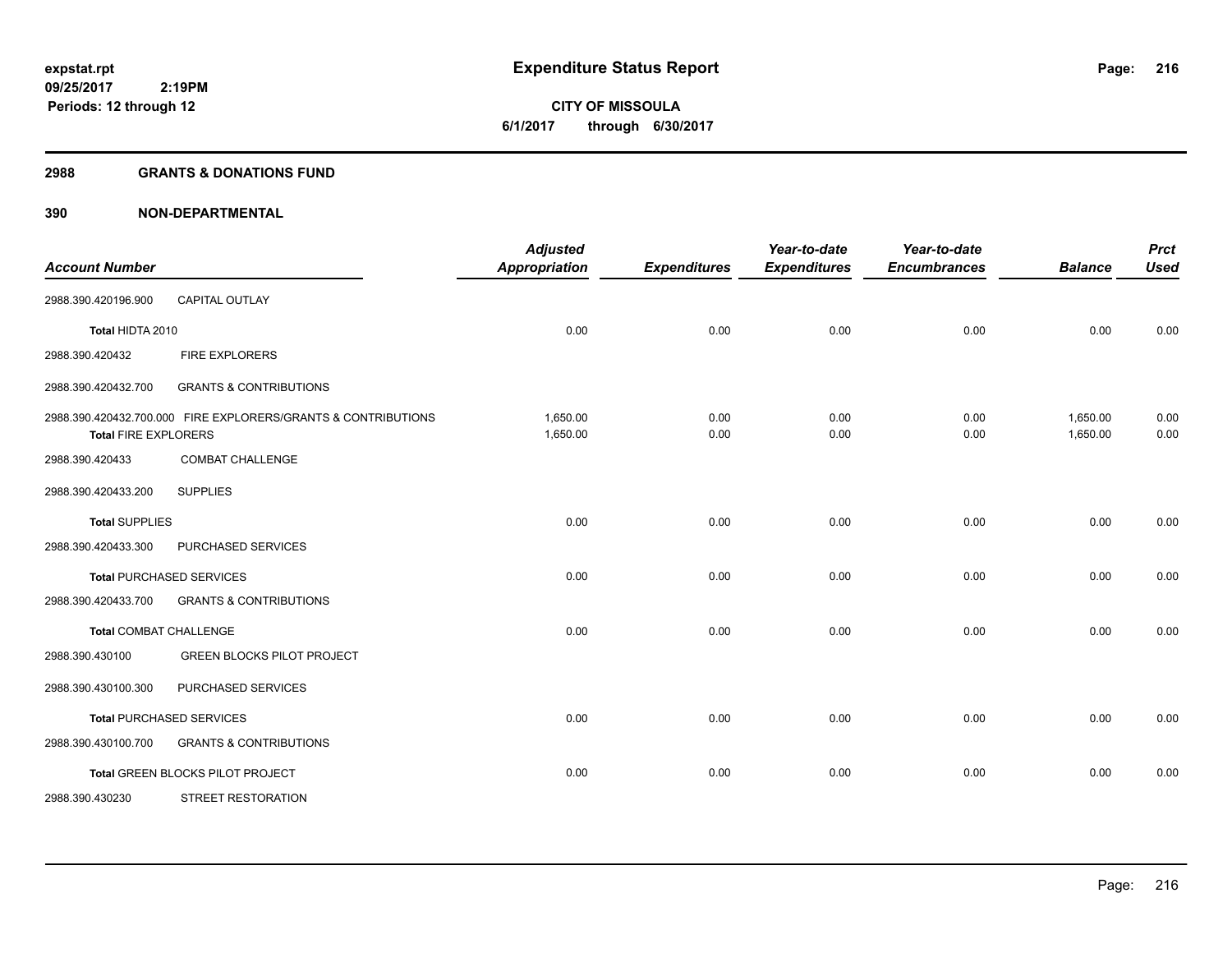# Expenditure Status Report

**CITY OF MISSOULA**

**6/1/2017 through 6/30/2017**

expstat.rpt
09/25/2017 2:19PM
Periods: 12 through 12

## 2988 GRANTS & DONATIONS FUND

## 390 NON-DEPARTMENTAL

| Account Number | | Adjusted Appropriation | Expenditures | Year-to-date Expenditures | Year-to-date Encumbrances | Balance | Prct Used |
|---|---|---|---|---|---|---|---|
| 2988.390.420196.900 | CAPITAL OUTLAY | | | | | | |
| **Total** HIDTA 2010 | | 0.00 | 0.00 | 0.00 | 0.00 | 0.00 | 0.00 |
| 2988.390.420432 | FIRE EXPLORERS | | | | | | |
| 2988.390.420432.700 | GRANTS & CONTRIBUTIONS | | | | | | |
| 2988.390.420432.700.000 | FIRE EXPLORERS/GRANTS & CONTRIBUTIONS | 1,650.00 | 0.00 | 0.00 | 0.00 | 1,650.00 | 0.00 |
| **Total** FIRE EXPLORERS | | 1,650.00 | 0.00 | 0.00 | 0.00 | 1,650.00 | 0.00 |
| 2988.390.420433 | COMBAT CHALLENGE | | | | | | |
| 2988.390.420433.200 | SUPPLIES | | | | | | |
| **Total** SUPPLIES | | 0.00 | 0.00 | 0.00 | 0.00 | 0.00 | 0.00 |
| 2988.390.420433.300 | PURCHASED SERVICES | | | | | | |
| **Total** PURCHASED SERVICES | | 0.00 | 0.00 | 0.00 | 0.00 | 0.00 | 0.00 |
| 2988.390.420433.700 | GRANTS & CONTRIBUTIONS | | | | | | |
| **Total** COMBAT CHALLENGE | | 0.00 | 0.00 | 0.00 | 0.00 | 0.00 | 0.00 |
| 2988.390.430100 | GREEN BLOCKS PILOT PROJECT | | | | | | |
| 2988.390.430100.300 | PURCHASED SERVICES | | | | | | |
| **Total** PURCHASED SERVICES | | 0.00 | 0.00 | 0.00 | 0.00 | 0.00 | 0.00 |
| 2988.390.430100.700 | GRANTS & CONTRIBUTIONS | | | | | | |
| **Total** GREEN BLOCKS PILOT PROJECT | | 0.00 | 0.00 | 0.00 | 0.00 | 0.00 | 0.00 |
| 2988.390.430230 | STREET RESTORATION | | | | | | |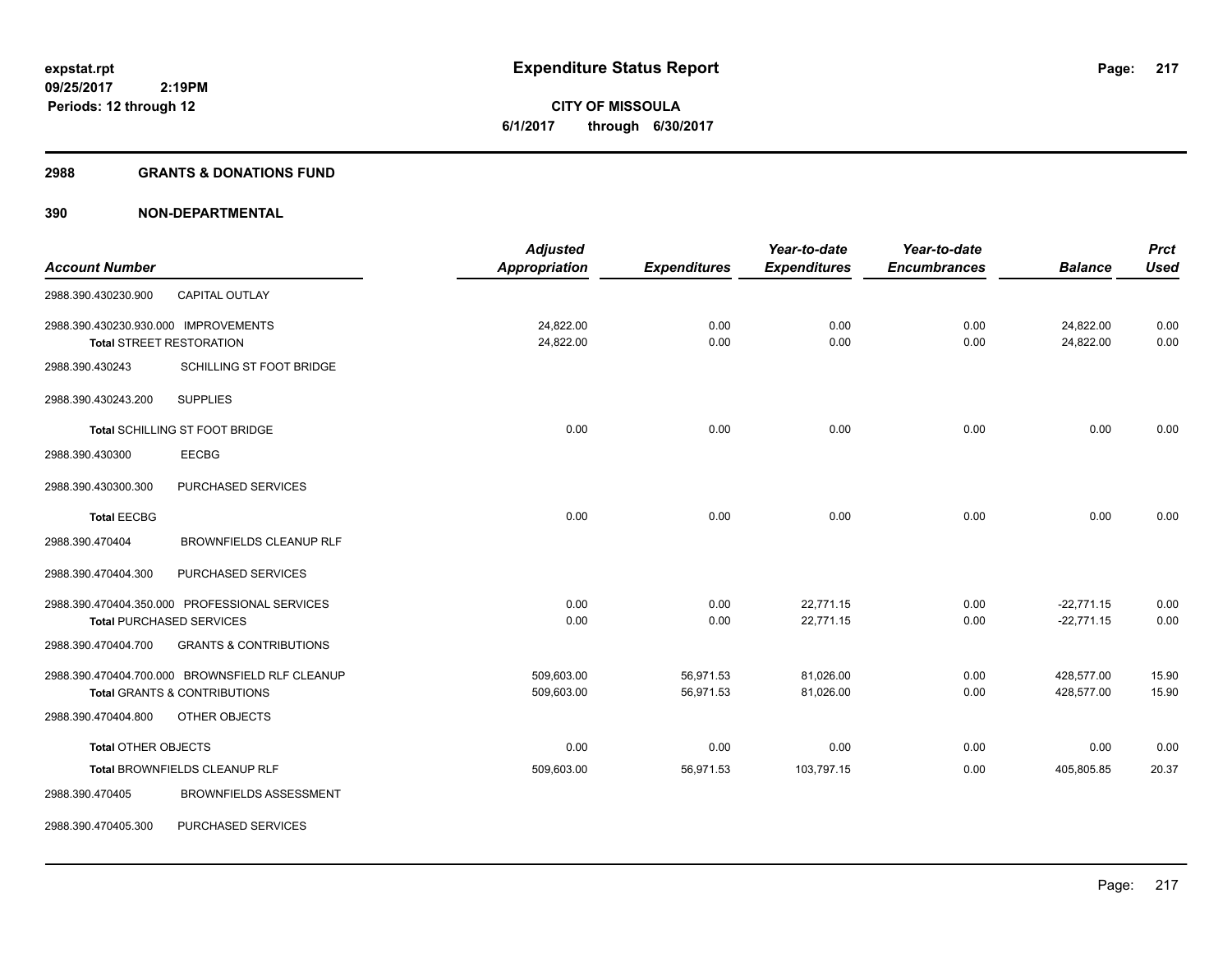**expstat.rpt**
**09/25/2017 2:19PM**
**Periods: 12 through 12**

# Expenditure Status Report

**CITY OF MISSOULA**
**6/1/2017 through 6/30/2017**

## 2988 GRANTS & DONATIONS FUND

## 390 NON-DEPARTMENTAL

| Account Number | | Adjusted Appropriation | Expenditures | Year-to-date Expenditures | Year-to-date Encumbrances | Balance | Prct Used |
|---|---|---|---|---|---|---|---|
| 2988.390.430230.900 | CAPITAL OUTLAY | | | | | | |
| 2988.390.430230.930.000 IMPROVEMENTS | | 24,822.00 | 0.00 | 0.00 | 0.00 | 24,822.00 | 0.00 |
| **Total** STREET RESTORATION | | 24,822.00 | 0.00 | 0.00 | 0.00 | 24,822.00 | 0.00 |
| 2988.390.430243 | SCHILLING ST FOOT BRIDGE | | | | | | |
| 2988.390.430243.200 | SUPPLIES | | | | | | |
| **Total** SCHILLING ST FOOT BRIDGE | | 0.00 | 0.00 | 0.00 | 0.00 | 0.00 | 0.00 |
| 2988.390.430300 | EECBG | | | | | | |
| 2988.390.430300.300 | PURCHASED SERVICES | | | | | | |
| **Total** EECBG | | 0.00 | 0.00 | 0.00 | 0.00 | 0.00 | 0.00 |
| 2988.390.470404 | BROWNFIELDS CLEANUP RLF | | | | | | |
| 2988.390.470404.300 | PURCHASED SERVICES | | | | | | |
| 2988.390.470404.350.000 PROFESSIONAL SERVICES | | 0.00 | 0.00 | 22,771.15 | 0.00 | -22,771.15 | 0.00 |
| **Total** PURCHASED SERVICES | | 0.00 | 0.00 | 22,771.15 | 0.00 | -22,771.15 | 0.00 |
| 2988.390.470404.700 | GRANTS & CONTRIBUTIONS | | | | | | |
| 2988.390.470404.700.000 BROWNSFIELD RLF CLEANUP | | 509,603.00 | 56,971.53 | 81,026.00 | 0.00 | 428,577.00 | 15.90 |
| **Total** GRANTS & CONTRIBUTIONS | | 509,603.00 | 56,971.53 | 81,026.00 | 0.00 | 428,577.00 | 15.90 |
| 2988.390.470404.800 | OTHER OBJECTS | | | | | | |
| **Total** OTHER OBJECTS | | 0.00 | 0.00 | 0.00 | 0.00 | 0.00 | 0.00 |
| **Total** BROWNFIELDS CLEANUP RLF | | 509,603.00 | 56,971.53 | 103,797.15 | 0.00 | 405,805.85 | 20.37 |
| 2988.390.470405 | BROWNFIELDS ASSESSMENT | | | | | | |
| 2988.390.470405.300 | PURCHASED SERVICES | | | | | | |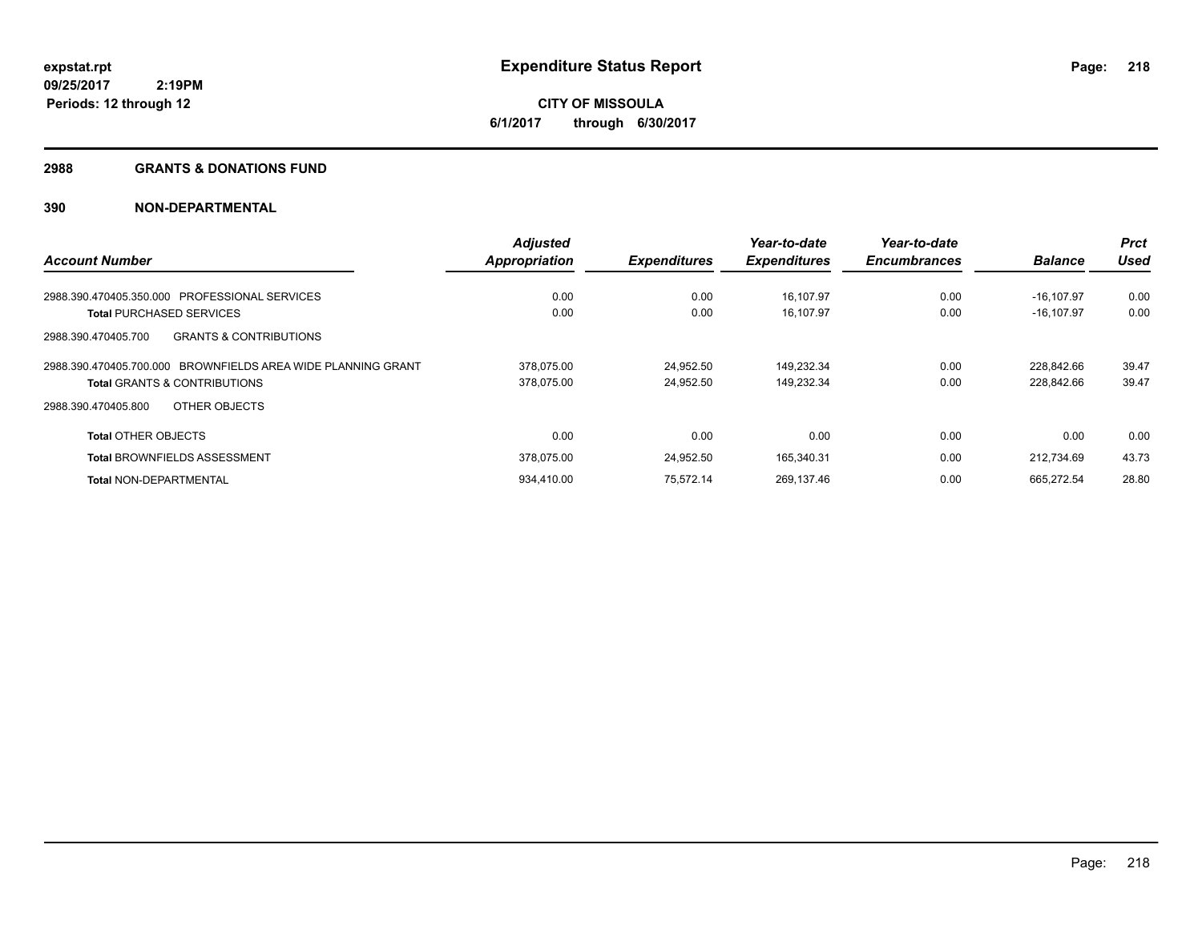expstat.rpt
09/25/2017 2:19PM
Periods: 12 through 12

# Expenditure Status Report

CITY OF MISSOULA
6/1/2017 through 6/30/2017

## 2988 GRANTS & DONATIONS FUND

## 390 NON-DEPARTMENTAL

| Account Number | Adjusted Appropriation | Expenditures | Year-to-date Expenditures | Year-to-date Encumbrances | Balance | Prct Used |
|---|---|---|---|---|---|---|
| 2988.390.470405.350.000 PROFESSIONAL SERVICES | 0.00 | 0.00 | 16,107.97 | 0.00 | -16,107.97 | 0.00 |
| **Total** PURCHASED SERVICES | 0.00 | 0.00 | 16,107.97 | 0.00 | -16,107.97 | 0.00 |
| 2988.390.470405.700 GRANTS & CONTRIBUTIONS | | | | | | |
| 2988.390.470405.700.000 BROWNFIELDS AREA WIDE PLANNING GRANT | 378,075.00 | 24,952.50 | 149,232.34 | 0.00 | 228,842.66 | 39.47 |
| **Total** GRANTS & CONTRIBUTIONS | 378,075.00 | 24,952.50 | 149,232.34 | 0.00 | 228,842.66 | 39.47 |
| 2988.390.470405.800 OTHER OBJECTS | | | | | | |
| **Total** OTHER OBJECTS | 0.00 | 0.00 | 0.00 | 0.00 | 0.00 | 0.00 |
| **Total** BROWNFIELDS ASSESSMENT | 378,075.00 | 24,952.50 | 165,340.31 | 0.00 | 212,734.69 | 43.73 |
| **Total** NON-DEPARTMENTAL | 934,410.00 | 75,572.14 | 269,137.46 | 0.00 | 665,272.54 | 28.80 |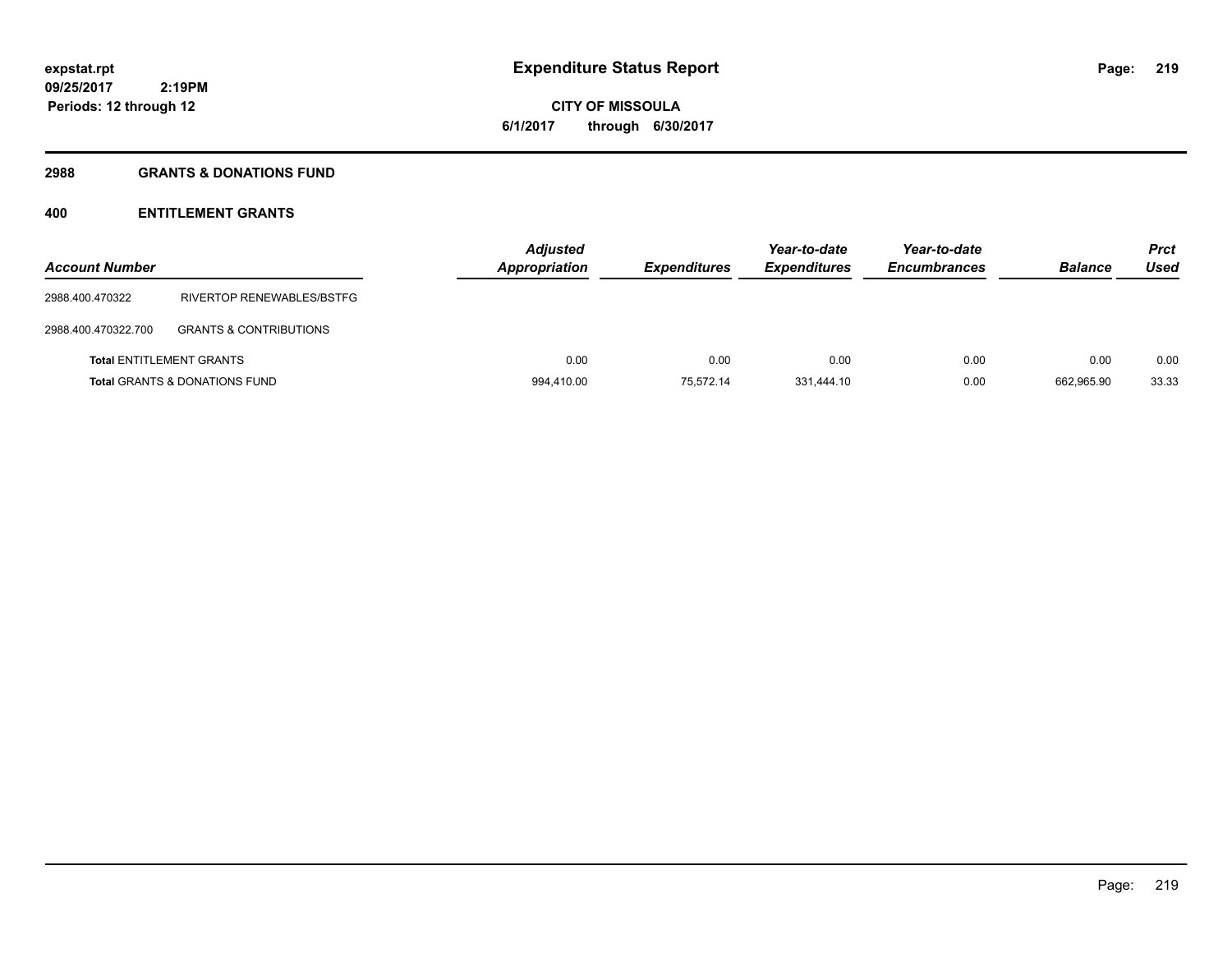**expstat.rpt**
**09/25/2017 2:19PM**
**Periods: 12 through 12**

# Expenditure Status Report

**CITY OF MISSOULA**
**6/1/2017 through 6/30/2017**

## 2988 GRANTS & DONATIONS FUND

### 400 ENTITLEMENT GRANTS

| Account Number | | Adjusted Appropriation | Expenditures | Year-to-date Expenditures | Year-to-date Encumbrances | Balance | Prct Used |
|---|---|---|---|---|---|---|---|
| 2988.400.470322 | RIVERTOP RENEWABLES/BSTFG | | | | | | |
| 2988.400.470322.700 | GRANTS & CONTRIBUTIONS | | | | | | |
| **Total** ENTITLEMENT GRANTS | | 0.00 | 0.00 | 0.00 | 0.00 | 0.00 | 0.00 |
| **Total** GRANTS & DONATIONS FUND | | 994,410.00 | 75,572.14 | 331,444.10 | 0.00 | 662,965.90 | 33.33 |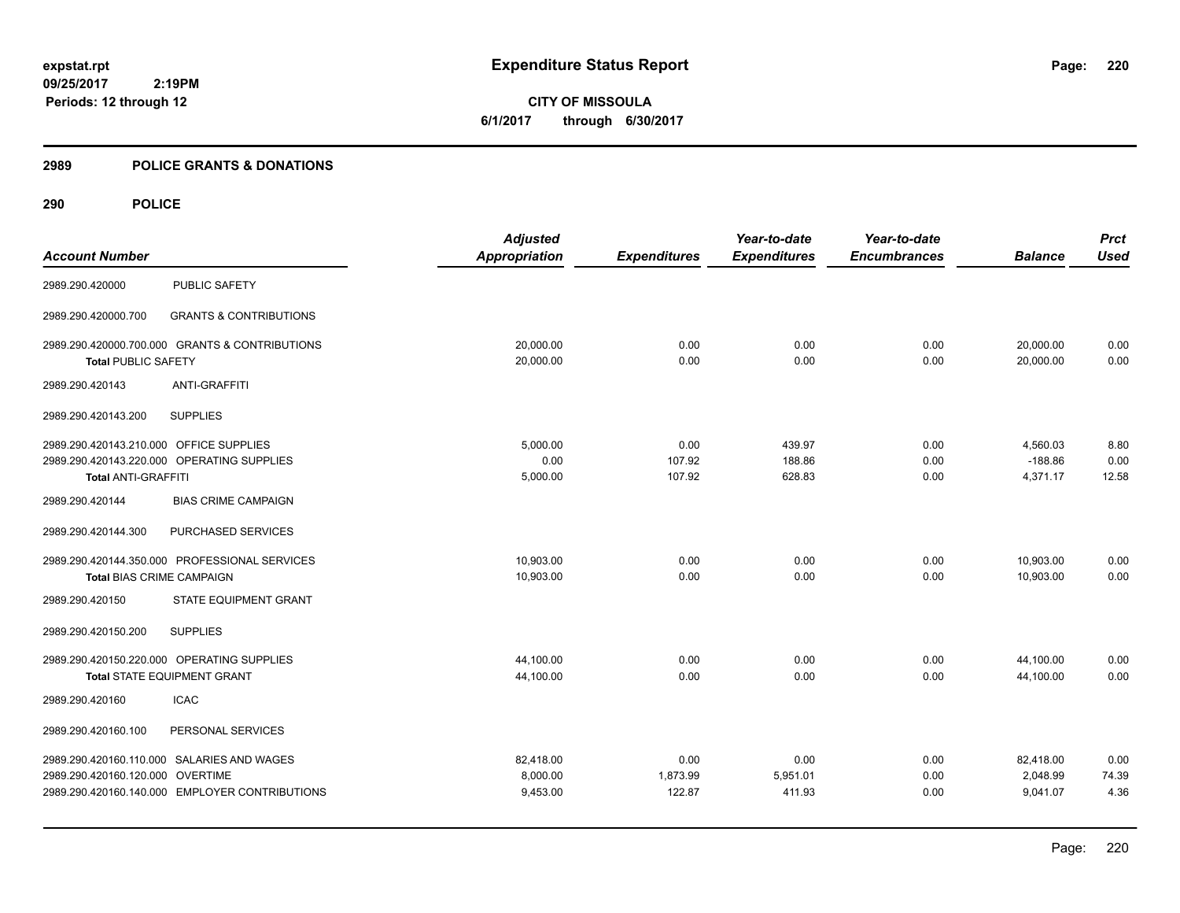# Expenditure Status Report

expstat.rpt
09/25/2017 2:19PM
Periods: 12 through 12

**CITY OF MISSOULA**
**6/1/2017 through 6/30/2017**

## 2989 POLICE GRANTS & DONATIONS

### 290 POLICE

| Account Number | | Adjusted Appropriation | Expenditures | Year-to-date Expenditures | Year-to-date Encumbrances | Balance | Prct Used |
|---|---|---|---|---|---|---|---|
| 2989.290.420000 | PUBLIC SAFETY | | | | | | |
| 2989.290.420000.700 | GRANTS & CONTRIBUTIONS | | | | | | |
| 2989.290.420000.700.000 | GRANTS & CONTRIBUTIONS | 20,000.00 | 0.00 | 0.00 | 0.00 | 20,000.00 | 0.00 |
| **Total** PUBLIC SAFETY | | 20,000.00 | 0.00 | 0.00 | 0.00 | 20,000.00 | 0.00 |
| 2989.290.420143 | ANTI-GRAFFITI | | | | | | |
| 2989.290.420143.200 | SUPPLIES | | | | | | |
| 2989.290.420143.210.000 | OFFICE SUPPLIES | 5,000.00 | 0.00 | 439.97 | 0.00 | 4,560.03 | 8.80 |
| 2989.290.420143.220.000 | OPERATING SUPPLIES | 0.00 | 107.92 | 188.86 | 0.00 | -188.86 | 0.00 |
| **Total** ANTI-GRAFFITI | | 5,000.00 | 107.92 | 628.83 | 0.00 | 4,371.17 | 12.58 |
| 2989.290.420144 | BIAS CRIME CAMPAIGN | | | | | | |
| 2989.290.420144.300 | PURCHASED SERVICES | | | | | | |
| 2989.290.420144.350.000 | PROFESSIONAL SERVICES | 10,903.00 | 0.00 | 0.00 | 0.00 | 10,903.00 | 0.00 |
| **Total** BIAS CRIME CAMPAIGN | | 10,903.00 | 0.00 | 0.00 | 0.00 | 10,903.00 | 0.00 |
| 2989.290.420150 | STATE EQUIPMENT GRANT | | | | | | |
| 2989.290.420150.200 | SUPPLIES | | | | | | |
| 2989.290.420150.220.000 | OPERATING SUPPLIES | 44,100.00 | 0.00 | 0.00 | 0.00 | 44,100.00 | 0.00 |
| **Total** STATE EQUIPMENT GRANT | | 44,100.00 | 0.00 | 0.00 | 0.00 | 44,100.00 | 0.00 |
| 2989.290.420160 | ICAC | | | | | | |
| 2989.290.420160.100 | PERSONAL SERVICES | | | | | | |
| 2989.290.420160.110.000 | SALARIES AND WAGES | 82,418.00 | 0.00 | 0.00 | 0.00 | 82,418.00 | 0.00 |
| 2989.290.420160.120.000 | OVERTIME | 8,000.00 | 1,873.99 | 5,951.01 | 0.00 | 2,048.99 | 74.39 |
| 2989.290.420160.140.000 | EMPLOYER CONTRIBUTIONS | 9,453.00 | 122.87 | 411.93 | 0.00 | 9,041.07 | 4.36 |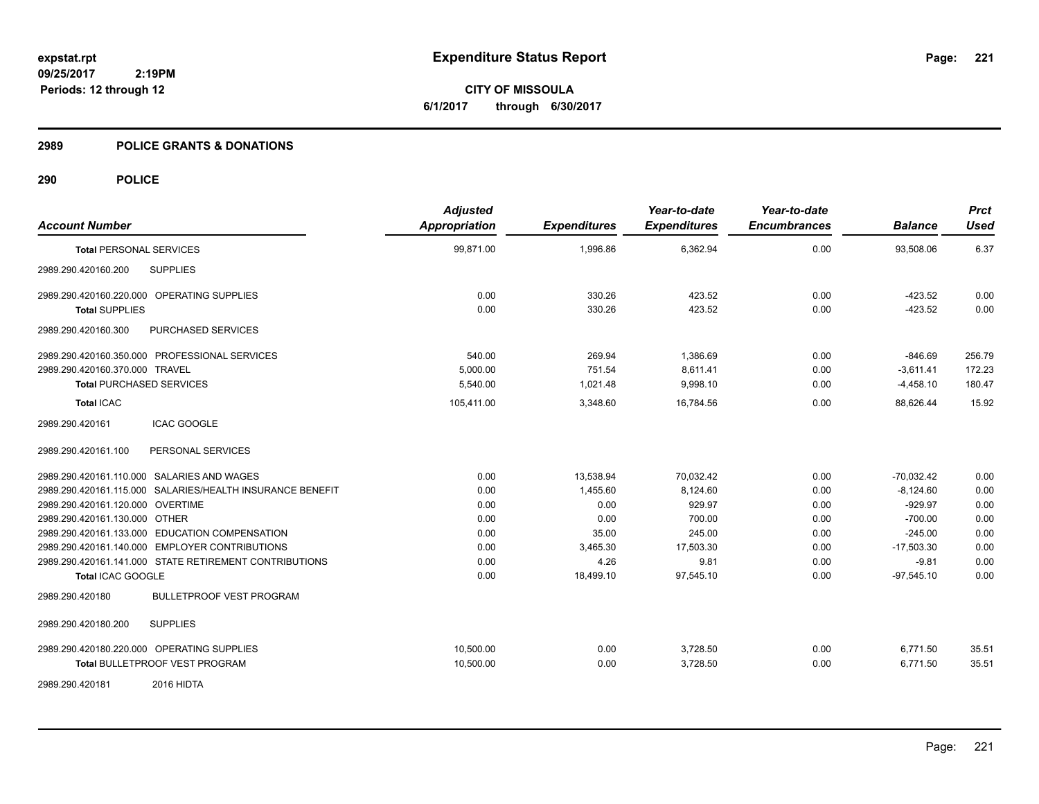# Expenditure Status Report

**CITY OF MISSOULA**

**6/1/2017 through 6/30/2017**

expstat.rpt
09/25/2017 2:19PM
Periods: 12 through 12

## 2989 POLICE GRANTS & DONATIONS

### 290 POLICE

| Account Number | Adjusted Appropriation | Expenditures | Year-to-date Expenditures | Year-to-date Encumbrances | Balance | Prct Used |
|---|---|---|---|---|---|---|
| **Total** PERSONAL SERVICES | 99,871.00 | 1,996.86 | 6,362.94 | 0.00 | 93,508.06 | 6.37 |
| 2989.290.420160.200 SUPPLIES | | | | | | |
| 2989.290.420160.220.000 OPERATING SUPPLIES | 0.00 | 330.26 | 423.52 | 0.00 | -423.52 | 0.00 |
| **Total** SUPPLIES | 0.00 | 330.26 | 423.52 | 0.00 | -423.52 | 0.00 |
| 2989.290.420160.300 PURCHASED SERVICES | | | | | | |
| 2989.290.420160.350.000 PROFESSIONAL SERVICES | 540.00 | 269.94 | 1,386.69 | 0.00 | -846.69 | 256.79 |
| 2989.290.420160.370.000 TRAVEL | 5,000.00 | 751.54 | 8,611.41 | 0.00 | -3,611.41 | 172.23 |
| **Total** PURCHASED SERVICES | 5,540.00 | 1,021.48 | 9,998.10 | 0.00 | -4,458.10 | 180.47 |
| **Total** ICAC | 105,411.00 | 3,348.60 | 16,784.56 | 0.00 | 88,626.44 | 15.92 |
| 2989.290.420161 ICAC GOOGLE | | | | | | |
| 2989.290.420161.100 PERSONAL SERVICES | | | | | | |
| 2989.290.420161.110.000 SALARIES AND WAGES | 0.00 | 13,538.94 | 70,032.42 | 0.00 | -70,032.42 | 0.00 |
| 2989.290.420161.115.000 SALARIES/HEALTH INSURANCE BENEFIT | 0.00 | 1,455.60 | 8,124.60 | 0.00 | -8,124.60 | 0.00 |
| 2989.290.420161.120.000 OVERTIME | 0.00 | 0.00 | 929.97 | 0.00 | -929.97 | 0.00 |
| 2989.290.420161.130.000 OTHER | 0.00 | 0.00 | 700.00 | 0.00 | -700.00 | 0.00 |
| 2989.290.420161.133.000 EDUCATION COMPENSATION | 0.00 | 35.00 | 245.00 | 0.00 | -245.00 | 0.00 |
| 2989.290.420161.140.000 EMPLOYER CONTRIBUTIONS | 0.00 | 3,465.30 | 17,503.30 | 0.00 | -17,503.30 | 0.00 |
| 2989.290.420161.141.000 STATE RETIREMENT CONTRIBUTIONS | 0.00 | 4.26 | 9.81 | 0.00 | -9.81 | 0.00 |
| **Total** ICAC GOOGLE | 0.00 | 18,499.10 | 97,545.10 | 0.00 | -97,545.10 | 0.00 |
| 2989.290.420180 BULLETPROOF VEST PROGRAM | | | | | | |
| 2989.290.420180.200 SUPPLIES | | | | | | |
| 2989.290.420180.220.000 OPERATING SUPPLIES | 10,500.00 | 0.00 | 3,728.50 | 0.00 | 6,771.50 | 35.51 |
| **Total** BULLETPROOF VEST PROGRAM | 10,500.00 | 0.00 | 3,728.50 | 0.00 | 6,771.50 | 35.51 |
| 2989.290.420181 2016 HIDTA | | | | | | |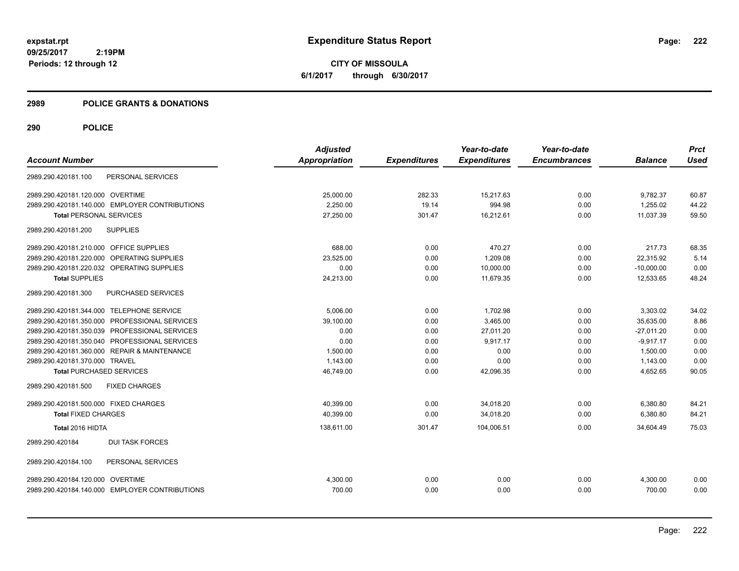**Expenditure Status Report**

**CITY OF MISSOULA**
**6/1/2017 through 6/30/2017**

expstat.rpt
09/25/2017 2:19PM
Periods: 12 through 12

## 2989 POLICE GRANTS & DONATIONS

## 290 POLICE

| Account Number | Adjusted Appropriation | Expenditures | Year-to-date Expenditures | Year-to-date Encumbrances | Balance | Prct Used |
|---|---|---|---|---|---|---|
| 2989.290.420181.100 PERSONAL SERVICES | | | | | | |
| 2989.290.420181.120.000 OVERTIME | 25,000.00 | 282.33 | 15,217.63 | 0.00 | 9,782.37 | 60.87 |
| 2989.290.420181.140.000 EMPLOYER CONTRIBUTIONS | 2,250.00 | 19.14 | 994.98 | 0.00 | 1,255.02 | 44.22 |
| **Total** PERSONAL SERVICES | 27,250.00 | 301.47 | 16,212.61 | 0.00 | 11,037.39 | 59.50 |
| 2989.290.420181.200 SUPPLIES | | | | | | |
| 2989.290.420181.210.000 OFFICE SUPPLIES | 688.00 | 0.00 | 470.27 | 0.00 | 217.73 | 68.35 |
| 2989.290.420181.220.000 OPERATING SUPPLIES | 23,525.00 | 0.00 | 1,209.08 | 0.00 | 22,315.92 | 5.14 |
| 2989.290.420181.220.032 OPERATING SUPPLIES | 0.00 | 0.00 | 10,000.00 | 0.00 | -10,000.00 | 0.00 |
| **Total** SUPPLIES | 24,213.00 | 0.00 | 11,679.35 | 0.00 | 12,533.65 | 48.24 |
| 2989.290.420181.300 PURCHASED SERVICES | | | | | | |
| 2989.290.420181.344.000 TELEPHONE SERVICE | 5,006.00 | 0.00 | 1,702.98 | 0.00 | 3,303.02 | 34.02 |
| 2989.290.420181.350.000 PROFESSIONAL SERVICES | 39,100.00 | 0.00 | 3,465.00 | 0.00 | 35,635.00 | 8.86 |
| 2989.290.420181.350.039 PROFESSIONAL SERVICES | 0.00 | 0.00 | 27,011.20 | 0.00 | -27,011.20 | 0.00 |
| 2989.290.420181.350.040 PROFESSIONAL SERVICES | 0.00 | 0.00 | 9,917.17 | 0.00 | -9,917.17 | 0.00 |
| 2989.290.420181.360.000 REPAIR & MAINTENANCE | 1,500.00 | 0.00 | 0.00 | 0.00 | 1,500.00 | 0.00 |
| 2989.290.420181.370.000 TRAVEL | 1,143.00 | 0.00 | 0.00 | 0.00 | 1,143.00 | 0.00 |
| **Total** PURCHASED SERVICES | 46,749.00 | 0.00 | 42,096.35 | 0.00 | 4,652.65 | 90.05 |
| 2989.290.420181.500 FIXED CHARGES | | | | | | |
| 2989.290.420181.500.000 FIXED CHARGES | 40,399.00 | 0.00 | 34,018.20 | 0.00 | 6,380.80 | 84.21 |
| **Total** FIXED CHARGES | 40,399.00 | 0.00 | 34,018.20 | 0.00 | 6,380.80 | 84.21 |
| **Total 2016 HIDTA** | 138,611.00 | 301.47 | 104,006.51 | 0.00 | 34,604.49 | 75.03 |
| 2989.290.420184 DUI TASK FORCES | | | | | | |
| 2989.290.420184.100 PERSONAL SERVICES | | | | | | |
| 2989.290.420184.120.000 OVERTIME | 4,300.00 | 0.00 | 0.00 | 0.00 | 4,300.00 | 0.00 |
| 2989.290.420184.140.000 EMPLOYER CONTRIBUTIONS | 700.00 | 0.00 | 0.00 | 0.00 | 700.00 | 0.00 |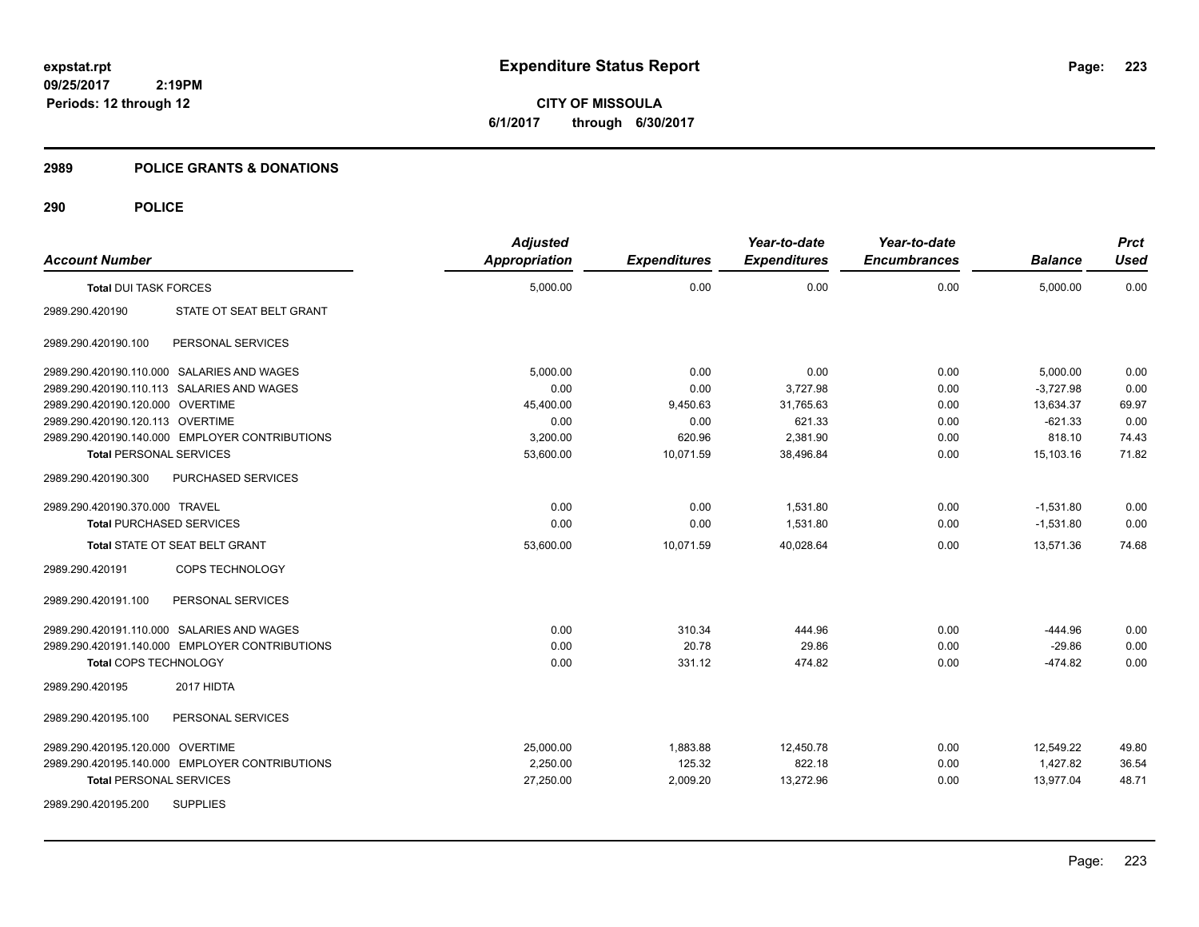# Expenditure Status Report

**CITY OF MISSOULA**
**6/1/2017 through 6/30/2017**

expstat.rpt
09/25/2017 2:19PM
Periods: 12 through 12

## 2989 POLICE GRANTS & DONATIONS

## 290 POLICE

| Account Number | | Adjusted Appropriation | Expenditures | Year-to-date Expenditures | Year-to-date Encumbrances | Balance | Prct Used |
|---|---|---|---|---|---|---|---|
| **Total** DUI TASK FORCES | | 5,000.00 | 0.00 | 0.00 | 0.00 | 5,000.00 | 0.00 |
| 2989.290.420190 | STATE OT SEAT BELT GRANT | | | | | | |
| 2989.290.420190.100 | PERSONAL SERVICES | | | | | | |
| 2989.290.420190.110.000 | SALARIES AND WAGES | 5,000.00 | 0.00 | 0.00 | 0.00 | 5,000.00 | 0.00 |
| 2989.290.420190.110.113 | SALARIES AND WAGES | 0.00 | 0.00 | 3,727.98 | 0.00 | -3,727.98 | 0.00 |
| 2989.290.420190.120.000 | OVERTIME | 45,400.00 | 9,450.63 | 31,765.63 | 0.00 | 13,634.37 | 69.97 |
| 2989.290.420190.120.113 | OVERTIME | 0.00 | 0.00 | 621.33 | 0.00 | -621.33 | 0.00 |
| 2989.290.420190.140.000 | EMPLOYER CONTRIBUTIONS | 3,200.00 | 620.96 | 2,381.90 | 0.00 | 818.10 | 74.43 |
| **Total** PERSONAL SERVICES | | 53,600.00 | 10,071.59 | 38,496.84 | 0.00 | 15,103.16 | 71.82 |
| 2989.290.420190.300 | PURCHASED SERVICES | | | | | | |
| 2989.290.420190.370.000 | TRAVEL | 0.00 | 0.00 | 1,531.80 | 0.00 | -1,531.80 | 0.00 |
| **Total** PURCHASED SERVICES | | 0.00 | 0.00 | 1,531.80 | 0.00 | -1,531.80 | 0.00 |
| **Total** STATE OT SEAT BELT GRANT | | 53,600.00 | 10,071.59 | 40,028.64 | 0.00 | 13,571.36 | 74.68 |
| 2989.290.420191 | COPS TECHNOLOGY | | | | | | |
| 2989.290.420191.100 | PERSONAL SERVICES | | | | | | |
| 2989.290.420191.110.000 | SALARIES AND WAGES | 0.00 | 310.34 | 444.96 | 0.00 | -444.96 | 0.00 |
| 2989.290.420191.140.000 | EMPLOYER CONTRIBUTIONS | 0.00 | 20.78 | 29.86 | 0.00 | -29.86 | 0.00 |
| **Total** COPS TECHNOLOGY | | 0.00 | 331.12 | 474.82 | 0.00 | -474.82 | 0.00 |
| 2989.290.420195 | 2017 HIDTA | | | | | | |
| 2989.290.420195.100 | PERSONAL SERVICES | | | | | | |
| 2989.290.420195.120.000 | OVERTIME | 25,000.00 | 1,883.88 | 12,450.78 | 0.00 | 12,549.22 | 49.80 |
| 2989.290.420195.140.000 | EMPLOYER CONTRIBUTIONS | 2,250.00 | 125.32 | 822.18 | 0.00 | 1,427.82 | 36.54 |
| **Total** PERSONAL SERVICES | | 27,250.00 | 2,009.20 | 13,272.96 | 0.00 | 13,977.04 | 48.71 |
| 2989.290.420195.200 | SUPPLIES | | | | | | |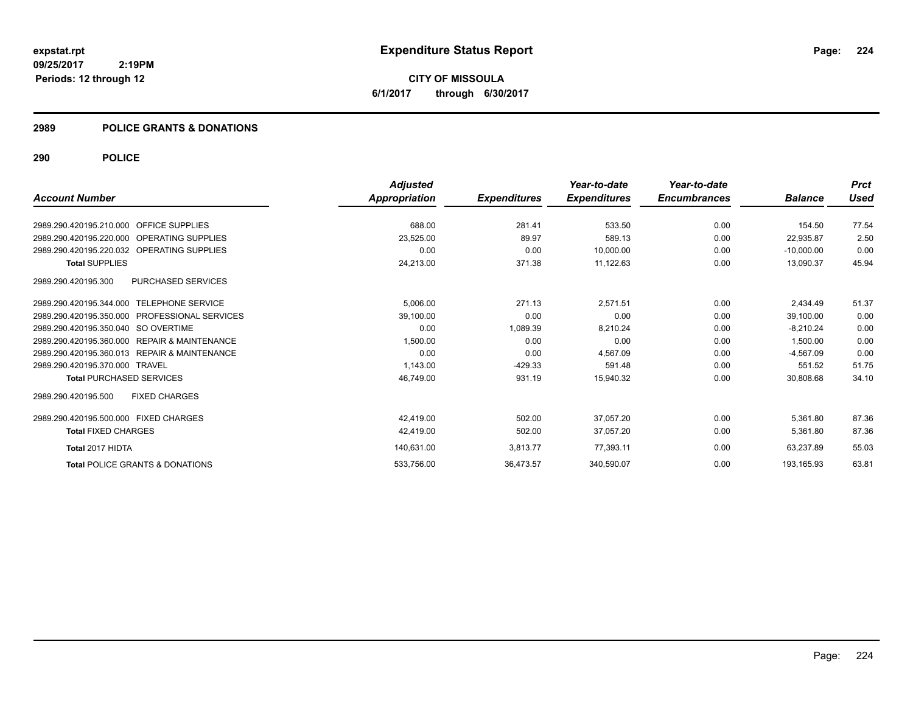**expstat.rpt**
**09/25/2017 2:19PM**
**Periods: 12 through 12**

# Expenditure Status Report

**CITY OF MISSOULA**
**6/1/2017 through 6/30/2017**

## 2989 POLICE GRANTS & DONATIONS

### 290 POLICE

| Account Number | Adjusted Appropriation | Expenditures | Year-to-date Expenditures | Year-to-date Encumbrances | Balance | Prct Used |
|---|---|---|---|---|---|---|
| 2989.290.420195.210.000 OFFICE SUPPLIES | 688.00 | 281.41 | 533.50 | 0.00 | 154.50 | 77.54 |
| 2989.290.420195.220.000 OPERATING SUPPLIES | 23,525.00 | 89.97 | 589.13 | 0.00 | 22,935.87 | 2.50 |
| 2989.290.420195.220.032 OPERATING SUPPLIES | 0.00 | 0.00 | 10,000.00 | 0.00 | -10,000.00 | 0.00 |
| **Total SUPPLIES** | 24,213.00 | 371.38 | 11,122.63 | 0.00 | 13,090.37 | 45.94 |
| 2989.290.420195.300 PURCHASED SERVICES | | | | | | |
| 2989.290.420195.344.000 TELEPHONE SERVICE | 5,006.00 | 271.13 | 2,571.51 | 0.00 | 2,434.49 | 51.37 |
| 2989.290.420195.350.000 PROFESSIONAL SERVICES | 39,100.00 | 0.00 | 0.00 | 0.00 | 39,100.00 | 0.00 |
| 2989.290.420195.350.040 SO OVERTIME | 0.00 | 1,089.39 | 8,210.24 | 0.00 | -8,210.24 | 0.00 |
| 2989.290.420195.360.000 REPAIR & MAINTENANCE | 1,500.00 | 0.00 | 0.00 | 0.00 | 1,500.00 | 0.00 |
| 2989.290.420195.360.013 REPAIR & MAINTENANCE | 0.00 | 0.00 | 4,567.09 | 0.00 | -4,567.09 | 0.00 |
| 2989.290.420195.370.000 TRAVEL | 1,143.00 | -429.33 | 591.48 | 0.00 | 551.52 | 51.75 |
| **Total PURCHASED SERVICES** | 46,749.00 | 931.19 | 15,940.32 | 0.00 | 30,808.68 | 34.10 |
| 2989.290.420195.500 FIXED CHARGES | | | | | | |
| 2989.290.420195.500.000 FIXED CHARGES | 42,419.00 | 502.00 | 37,057.20 | 0.00 | 5,361.80 | 87.36 |
| **Total FIXED CHARGES** | 42,419.00 | 502.00 | 37,057.20 | 0.00 | 5,361.80 | 87.36 |
| **Total 2017 HIDTA** | 140,631.00 | 3,813.77 | 77,393.11 | 0.00 | 63,237.89 | 55.03 |
| **Total POLICE GRANTS & DONATIONS** | 533,756.00 | 36,473.57 | 340,590.07 | 0.00 | 193,165.93 | 63.81 |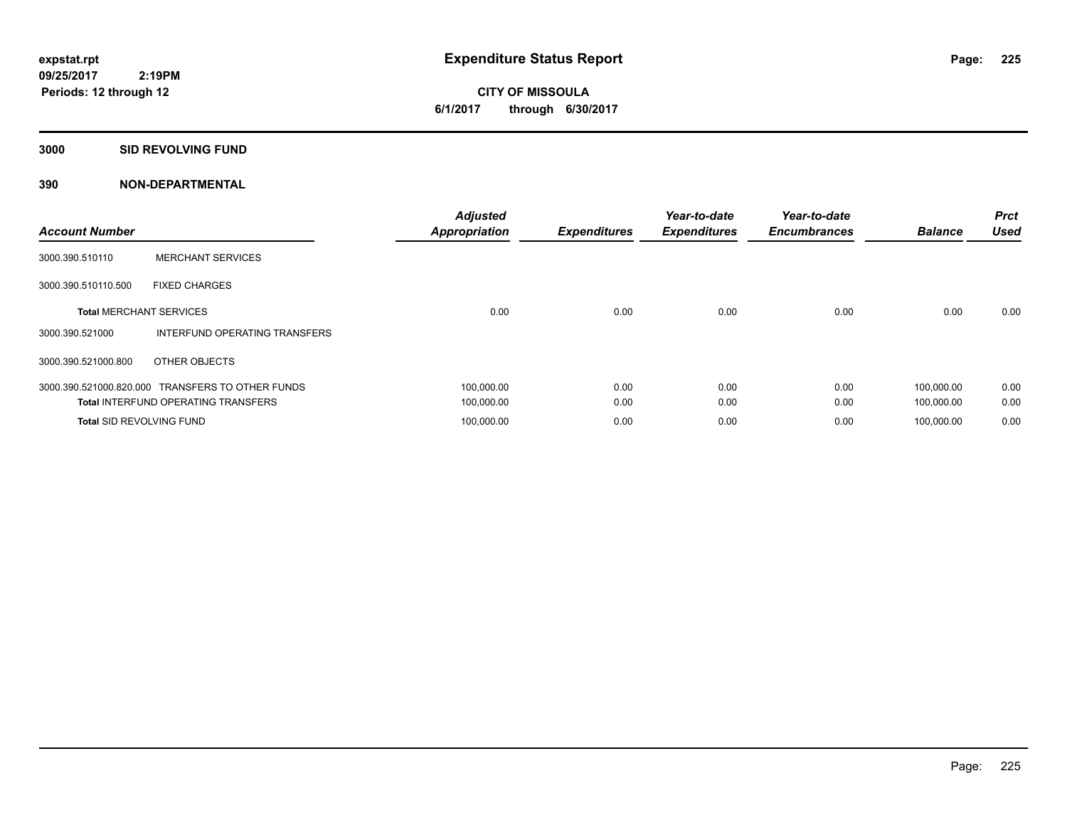**expstat.rpt**
**09/25/2017 2:19PM**
**Periods: 12 through 12**

# Expenditure Status Report

**CITY OF MISSOULA**
**6/1/2017 through 6/30/2017**

## 3000 SID REVOLVING FUND

## 390 NON-DEPARTMENTAL

| Account Number | | Adjusted Appropriation | Expenditures | Year-to-date Expenditures | Year-to-date Encumbrances | Balance | Prct Used |
|---|---|---|---|---|---|---|---|
| 3000.390.510110 | MERCHANT SERVICES | | | | | | |
| 3000.390.510110.500 | FIXED CHARGES | | | | | | |
| **Total** MERCHANT SERVICES | | 0.00 | 0.00 | 0.00 | 0.00 | 0.00 | 0.00 |
| 3000.390.521000 | INTERFUND OPERATING TRANSFERS | | | | | | |
| 3000.390.521000.800 | OTHER OBJECTS | | | | | | |
| 3000.390.521000.820.000 | TRANSFERS TO OTHER FUNDS | 100,000.00 | 0.00 | 0.00 | 0.00 | 100,000.00 | 0.00 |
| **Total** INTERFUND OPERATING TRANSFERS | | 100,000.00 | 0.00 | 0.00 | 0.00 | 100,000.00 | 0.00 |
| **Total** SID REVOLVING FUND | | 100,000.00 | 0.00 | 0.00 | 0.00 | 100,000.00 | 0.00 |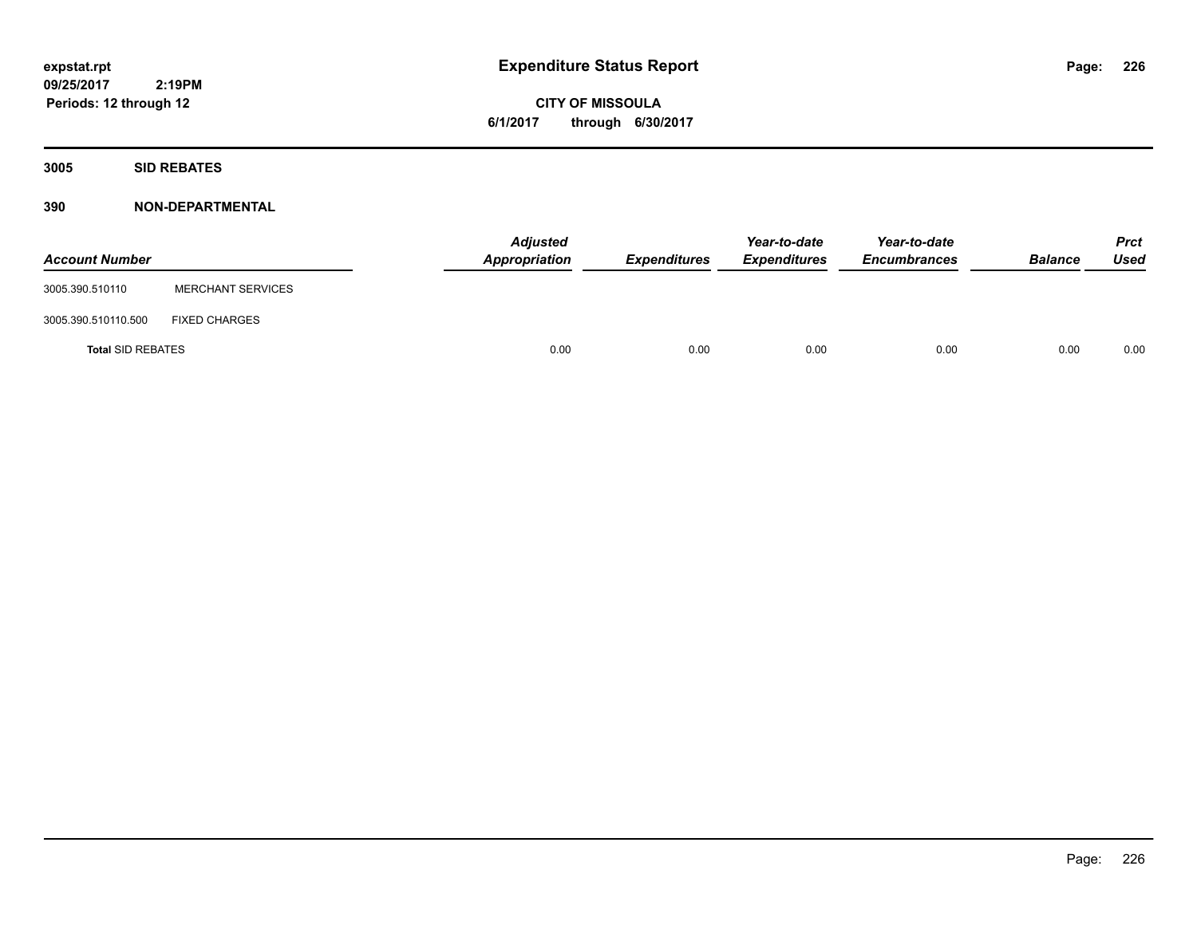# Expenditure Status Report

**CITY OF MISSOULA**

**6/1/2017 through 6/30/2017**

expstat.rpt
09/25/2017 2:19PM
Periods: 12 through 12

## 3005 SID REBATES

## 390 NON-DEPARTMENTAL

| Account Number | | Adjusted Appropriation | Expenditures | Year-to-date Expenditures | Year-to-date Encumbrances | Balance | Prct Used |
|---|---|---|---|---|---|---|---|
| 3005.390.510110 | MERCHANT SERVICES | | | | | | |
| 3005.390.510110.500 | FIXED CHARGES | | | | | | |
| **Total** SID REBATES | | 0.00 | 0.00 | 0.00 | 0.00 | 0.00 | 0.00 |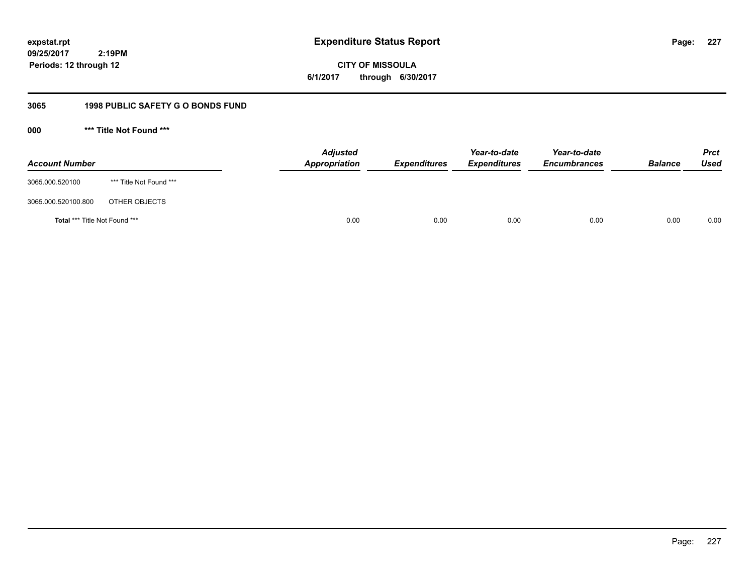**expstat.rpt**
**09/25/2017 2:19PM**
**Periods: 12 through 12**

# Expenditure Status Report

**CITY OF MISSOULA**
**6/1/2017 through 6/30/2017**

## 3065 1998 PUBLIC SAFETY G O BONDS FUND

### 000 *** Title Not Found ***

| Account Number | | Adjusted Appropriation | Expenditures | Year-to-date Expenditures | Year-to-date Encumbrances | Balance | Prct Used |
|---|---|---|---|---|---|---|---|
| 3065.000.520100 | *** Title Not Found *** | | | | | | |
| 3065.000.520100.800 | OTHER OBJECTS | | | | | | |
| **Total** *** Title Not Found *** | | 0.00 | 0.00 | 0.00 | 0.00 | 0.00 | 0.00 |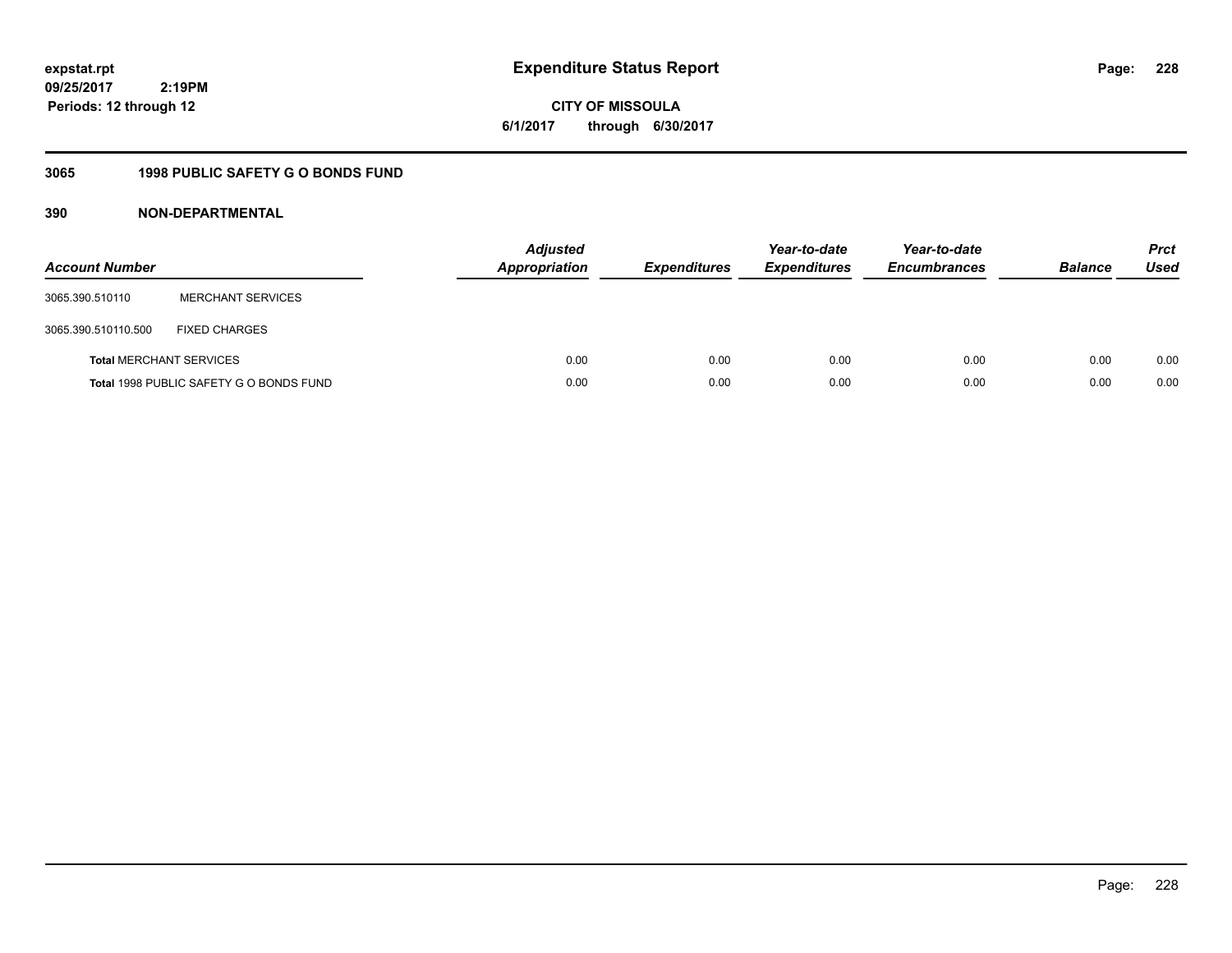**expstat.rpt**
**09/25/2017 2:19PM**
**Periods: 12 through 12**

# Expenditure Status Report

**CITY OF MISSOULA**
**6/1/2017 through 6/30/2017**

## 3065 1998 PUBLIC SAFETY G O BONDS FUND

### 390 NON-DEPARTMENTAL

| Account Number | | Adjusted Appropriation | Expenditures | Year-to-date Expenditures | Year-to-date Encumbrances | Balance | Prct Used |
|---|---|---|---|---|---|---|---|
| 3065.390.510110 | MERCHANT SERVICES | | | | | | |
| 3065.390.510110.500 | FIXED CHARGES | | | | | | |
| **Total** MERCHANT SERVICES | | 0.00 | 0.00 | 0.00 | 0.00 | 0.00 | 0.00 |
| **Total** 1998 PUBLIC SAFETY G O BONDS FUND | | 0.00 | 0.00 | 0.00 | 0.00 | 0.00 | 0.00 |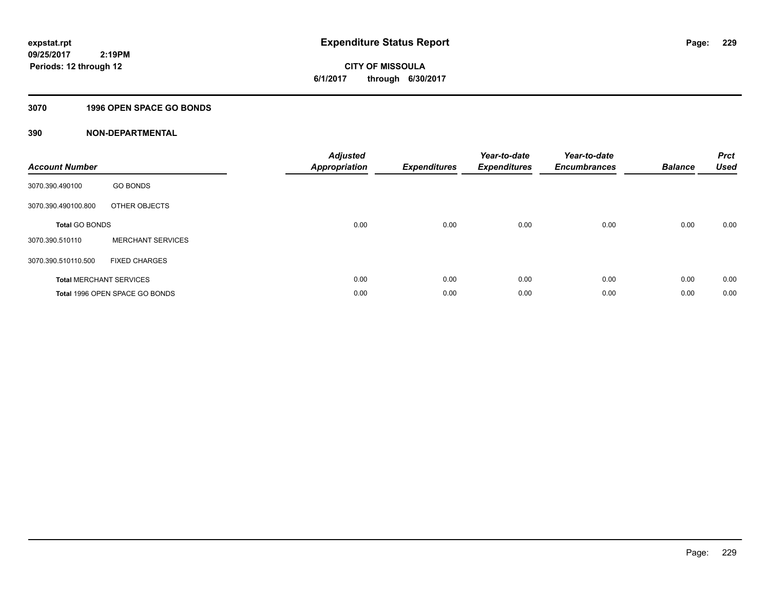**expstat.rpt**
**09/25/2017 2:19PM**
**Periods: 12 through 12**

# Expenditure Status Report

**CITY OF MISSOULA**
**6/1/2017 through 6/30/2017**

## 3070 1996 OPEN SPACE GO BONDS

## 390 NON-DEPARTMENTAL

| Account Number | | Adjusted Appropriation | Expenditures | Year-to-date Expenditures | Year-to-date Encumbrances | Balance | Prct Used |
|---|---|---|---|---|---|---|---|
| 3070.390.490100 | GO BONDS | | | | | | |
| 3070.390.490100.800 | OTHER OBJECTS | | | | | | |
| **Total** GO BONDS | | 0.00 | 0.00 | 0.00 | 0.00 | 0.00 | 0.00 |
| 3070.390.510110 | MERCHANT SERVICES | | | | | | |
| 3070.390.510110.500 | FIXED CHARGES | | | | | | |
| **Total** MERCHANT SERVICES | | 0.00 | 0.00 | 0.00 | 0.00 | 0.00 | 0.00 |
| **Total** 1996 OPEN SPACE GO BONDS | | 0.00 | 0.00 | 0.00 | 0.00 | 0.00 | 0.00 |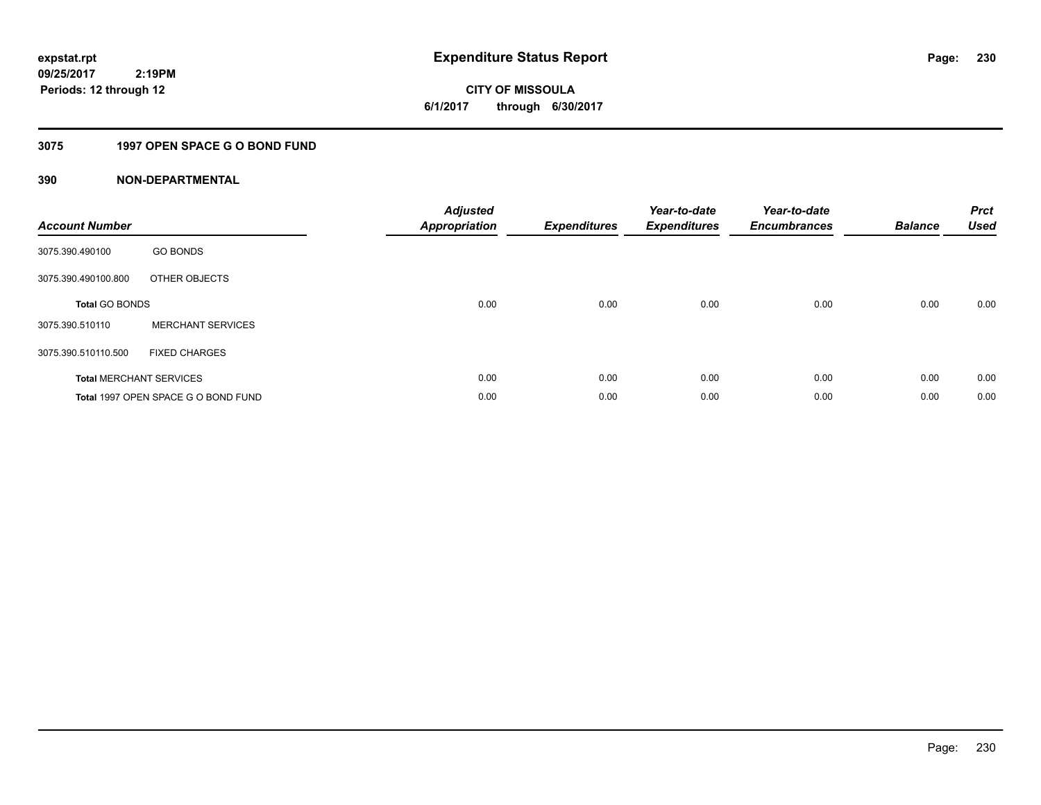**expstat.rpt**
**09/25/2017 2:19PM**
**Periods: 12 through 12**

# Expenditure Status Report

**CITY OF MISSOULA**
**6/1/2017 through 6/30/2017**

## 3075 1997 OPEN SPACE G O BOND FUND

## 390 NON-DEPARTMENTAL

| Account Number | | Adjusted Appropriation | Expenditures | Year-to-date Expenditures | Year-to-date Encumbrances | Balance | Prct Used |
|---|---|---|---|---|---|---|---|
| 3075.390.490100 | GO BONDS | | | | | | |
| 3075.390.490100.800 | OTHER OBJECTS | | | | | | |
| **Total** GO BONDS | | 0.00 | 0.00 | 0.00 | 0.00 | 0.00 | 0.00 |
| 3075.390.510110 | MERCHANT SERVICES | | | | | | |
| 3075.390.510110.500 | FIXED CHARGES | | | | | | |
| **Total** MERCHANT SERVICES | | 0.00 | 0.00 | 0.00 | 0.00 | 0.00 | 0.00 |
| **Total** 1997 OPEN SPACE G O BOND FUND | | 0.00 | 0.00 | 0.00 | 0.00 | 0.00 | 0.00 |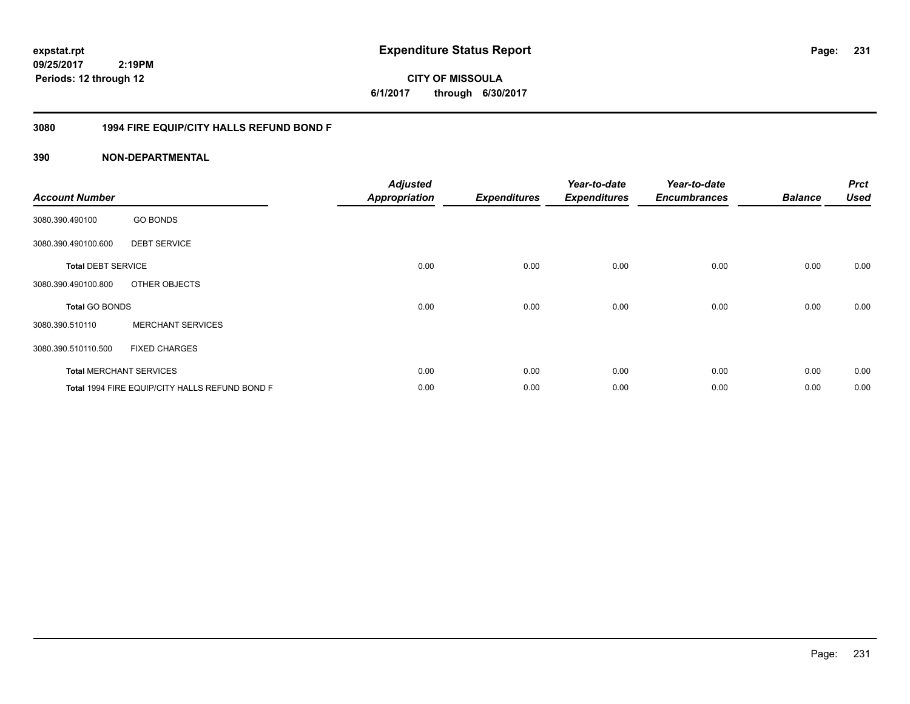expstat.rpt
09/25/2017 2:19PM
Periods: 12 through 12

# Expenditure Status Report

**CITY OF MISSOULA**
**6/1/2017 through 6/30/2017**

## 3080 1994 FIRE EQUIP/CITY HALLS REFUND BOND F

### 390 NON-DEPARTMENTAL

| Account Number | | Adjusted Appropriation | Expenditures | Year-to-date Expenditures | Year-to-date Encumbrances | Balance | Prct Used |
|---|---|---|---|---|---|---|---|
| 3080.390.490100 | GO BONDS | | | | | | |
| 3080.390.490100.600 | DEBT SERVICE | | | | | | |
| **Total** DEBT SERVICE | | 0.00 | 0.00 | 0.00 | 0.00 | 0.00 | 0.00 |
| 3080.390.490100.800 | OTHER OBJECTS | | | | | | |
| **Total** GO BONDS | | 0.00 | 0.00 | 0.00 | 0.00 | 0.00 | 0.00 |
| 3080.390.510110 | MERCHANT SERVICES | | | | | | |
| 3080.390.510110.500 | FIXED CHARGES | | | | | | |
| **Total** MERCHANT SERVICES | | 0.00 | 0.00 | 0.00 | 0.00 | 0.00 | 0.00 |
| **Total** 1994 FIRE EQUIP/CITY HALLS REFUND BOND F | | 0.00 | 0.00 | 0.00 | 0.00 | 0.00 | 0.00 |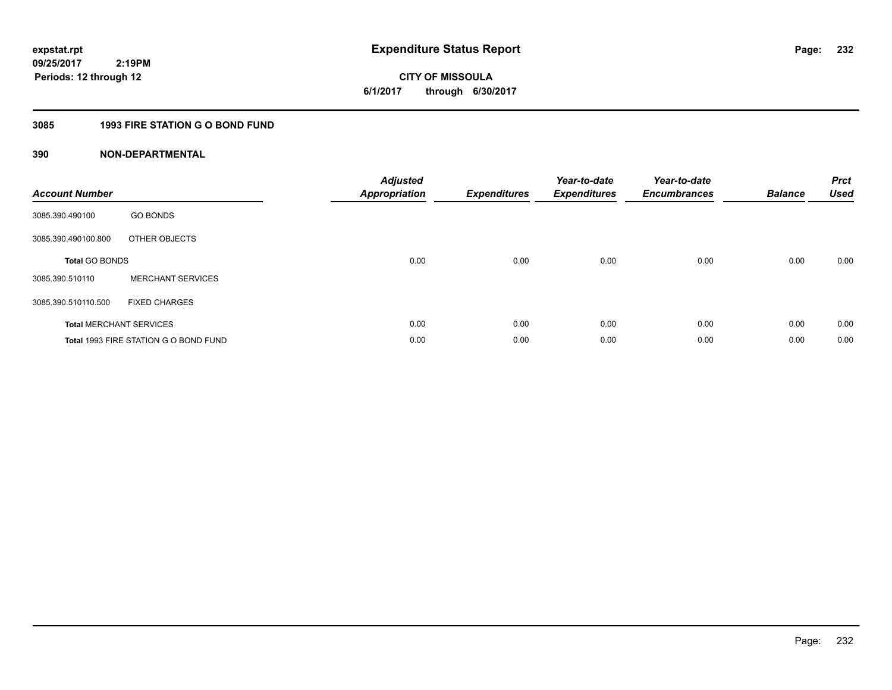# Expenditure Status Report

expstat.rpt
09/25/2017 2:19PM
Periods: 12 through 12

**CITY OF MISSOULA**
**6/1/2017 through 6/30/2017**

## 3085 1993 FIRE STATION G O BOND FUND

## 390 NON-DEPARTMENTAL

| Account Number | | Adjusted Appropriation | Expenditures | Year-to-date Expenditures | Year-to-date Encumbrances | Balance | Prct Used |
|---|---|---|---|---|---|---|---|
| 3085.390.490100 | GO BONDS | | | | | | |
| 3085.390.490100.800 | OTHER OBJECTS | | | | | | |
| **Total** GO BONDS | | 0.00 | 0.00 | 0.00 | 0.00 | 0.00 | 0.00 |
| 3085.390.510110 | MERCHANT SERVICES | | | | | | |
| 3085.390.510110.500 | FIXED CHARGES | | | | | | |
| **Total** MERCHANT SERVICES | | 0.00 | 0.00 | 0.00 | 0.00 | 0.00 | 0.00 |
| **Total** 1993 FIRE STATION G O BOND FUND | | 0.00 | 0.00 | 0.00 | 0.00 | 0.00 | 0.00 |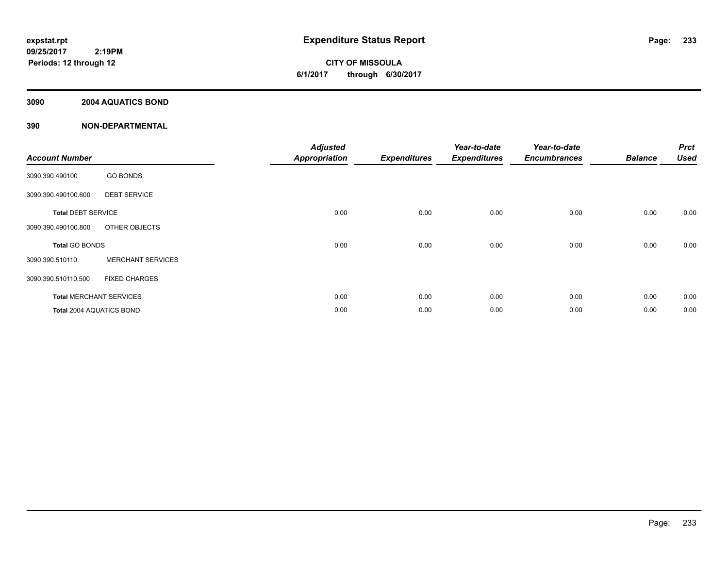**expstat.rpt**
**09/25/2017 2:19PM**
**Periods: 12 through 12**

# Expenditure Status Report

**CITY OF MISSOULA**
**6/1/2017 through 6/30/2017**

## 3090 2004 AQUATICS BOND

## 390 NON-DEPARTMENTAL

| Account Number | | Adjusted Appropriation | Expenditures | Year-to-date Expenditures | Year-to-date Encumbrances | Balance | Prct Used |
|---|---|---|---|---|---|---|---|
| 3090.390.490100 | GO BONDS | | | | | | |
| 3090.390.490100.600 | DEBT SERVICE | | | | | | |
| **Total** DEBT SERVICE | | 0.00 | 0.00 | 0.00 | 0.00 | 0.00 | 0.00 |
| 3090.390.490100.800 | OTHER OBJECTS | | | | | | |
| **Total** GO BONDS | | 0.00 | 0.00 | 0.00 | 0.00 | 0.00 | 0.00 |
| 3090.390.510110 | MERCHANT SERVICES | | | | | | |
| 3090.390.510110.500 | FIXED CHARGES | | | | | | |
| **Total** MERCHANT SERVICES | | 0.00 | 0.00 | 0.00 | 0.00 | 0.00 | 0.00 |
| **Total** 2004 AQUATICS BOND | | 0.00 | 0.00 | 0.00 | 0.00 | 0.00 | 0.00 |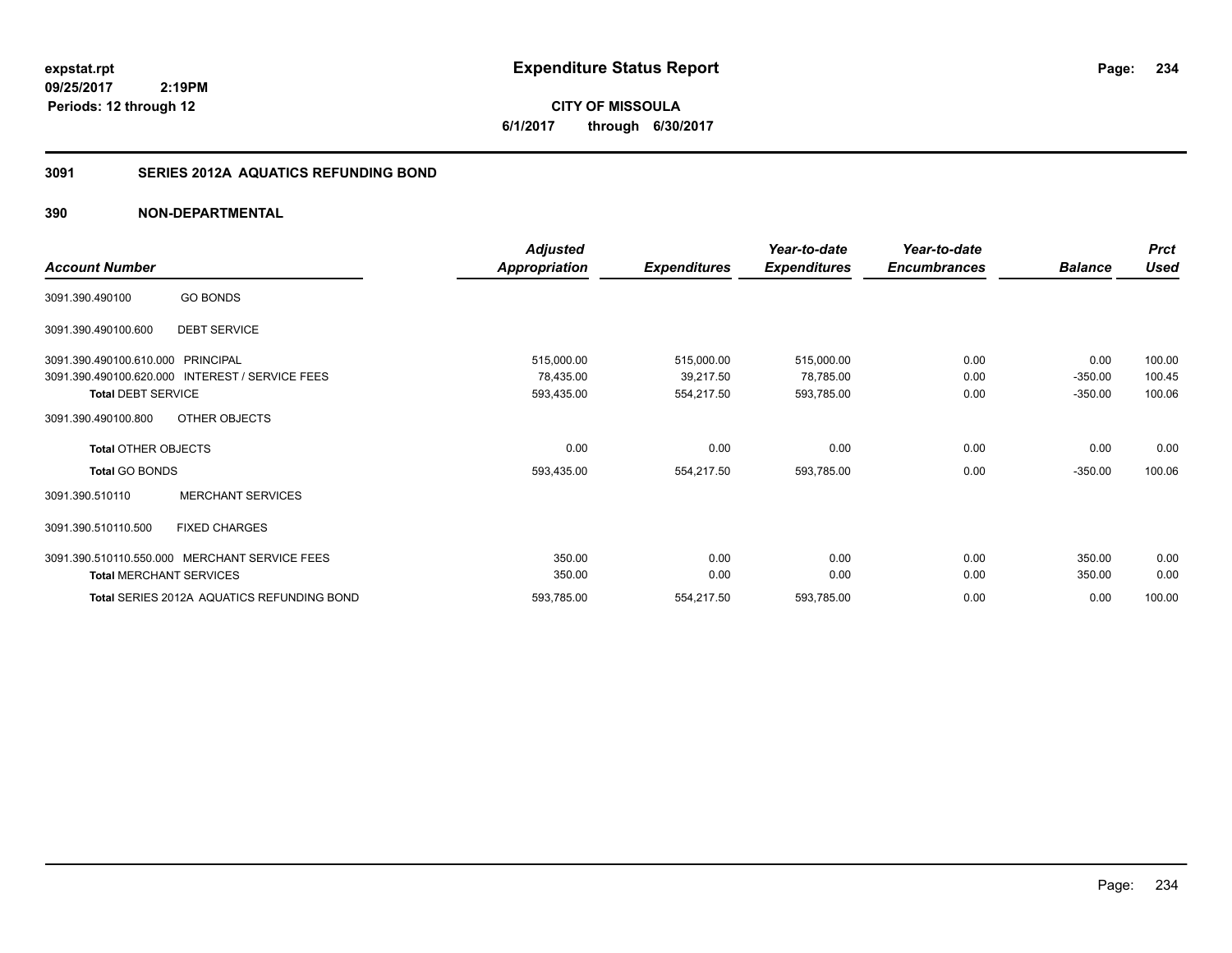expstat.rpt
09/25/2017 2:19PM
Periods: 12 through 12

# Expenditure Status Report

**CITY OF MISSOULA**
**6/1/2017 through 6/30/2017**

## 3091 SERIES 2012A AQUATICS REFUNDING BOND

### 390 NON-DEPARTMENTAL

| Account Number | | Adjusted Appropriation | Expenditures | Year-to-date Expenditures | Year-to-date Encumbrances | Balance | Prct Used |
|---|---|---|---|---|---|---|---|
| 3091.390.490100 | GO BONDS | | | | | | |
| 3091.390.490100.600 | DEBT SERVICE | | | | | | |
| 3091.390.490100.610.000 | PRINCIPAL | 515,000.00 | 515,000.00 | 515,000.00 | 0.00 | 0.00 | 100.00 |
| 3091.390.490100.620.000 | INTEREST / SERVICE FEES | 78,435.00 | 39,217.50 | 78,785.00 | 0.00 | -350.00 | 100.45 |
| **Total** DEBT SERVICE | | 593,435.00 | 554,217.50 | 593,785.00 | 0.00 | -350.00 | 100.06 |
| 3091.390.490100.800 | OTHER OBJECTS | | | | | | |
| **Total** OTHER OBJECTS | | 0.00 | 0.00 | 0.00 | 0.00 | 0.00 | 0.00 |
| **Total** GO BONDS | | 593,435.00 | 554,217.50 | 593,785.00 | 0.00 | -350.00 | 100.06 |
| 3091.390.510110 | MERCHANT SERVICES | | | | | | |
| 3091.390.510110.500 | FIXED CHARGES | | | | | | |
| 3091.390.510110.550.000 | MERCHANT SERVICE FEES | 350.00 | 0.00 | 0.00 | 0.00 | 350.00 | 0.00 |
| **Total** MERCHANT SERVICES | | 350.00 | 0.00 | 0.00 | 0.00 | 350.00 | 0.00 |
| **Total** SERIES 2012A AQUATICS REFUNDING BOND | | 593,785.00 | 554,217.50 | 593,785.00 | 0.00 | 0.00 | 100.00 |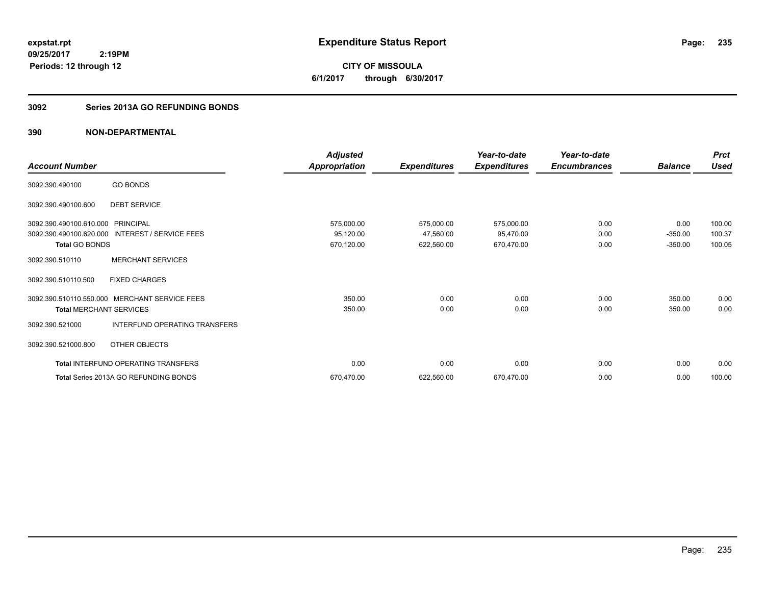**expstat.rpt**
**09/25/2017 2:19PM**
**Periods: 12 through 12**

# Expenditure Status Report

**CITY OF MISSOULA**
**6/1/2017 through 6/30/2017**

## 3092 Series 2013A GO REFUNDING BONDS

## 390 NON-DEPARTMENTAL

| Account Number | | Adjusted Appropriation | Expenditures | Year-to-date Expenditures | Year-to-date Encumbrances | Balance | Prct Used |
|---|---|---|---|---|---|---|---|
| 3092.390.490100 | GO BONDS | | | | | | |
| 3092.390.490100.600 | DEBT SERVICE | | | | | | |
| 3092.390.490100.610.000 | PRINCIPAL | 575,000.00 | 575,000.00 | 575,000.00 | 0.00 | 0.00 | 100.00 |
| 3092.390.490100.620.000 | INTEREST / SERVICE FEES | 95,120.00 | 47,560.00 | 95,470.00 | 0.00 | -350.00 | 100.37 |
| **Total** GO BONDS | | 670,120.00 | 622,560.00 | 670,470.00 | 0.00 | -350.00 | 100.05 |
| 3092.390.510110 | MERCHANT SERVICES | | | | | | |
| 3092.390.510110.500 | FIXED CHARGES | | | | | | |
| 3092.390.510110.550.000 | MERCHANT SERVICE FEES | 350.00 | 0.00 | 0.00 | 0.00 | 350.00 | 0.00 |
| **Total** MERCHANT SERVICES | | 350.00 | 0.00 | 0.00 | 0.00 | 350.00 | 0.00 |
| 3092.390.521000 | INTERFUND OPERATING TRANSFERS | | | | | | |
| 3092.390.521000.800 | OTHER OBJECTS | | | | | | |
| **Total** INTERFUND OPERATING TRANSFERS | | 0.00 | 0.00 | 0.00 | 0.00 | 0.00 | 0.00 |
| **Total** Series 2013A GO REFUNDING BONDS | | 670,470.00 | 622,560.00 | 670,470.00 | 0.00 | 0.00 | 100.00 |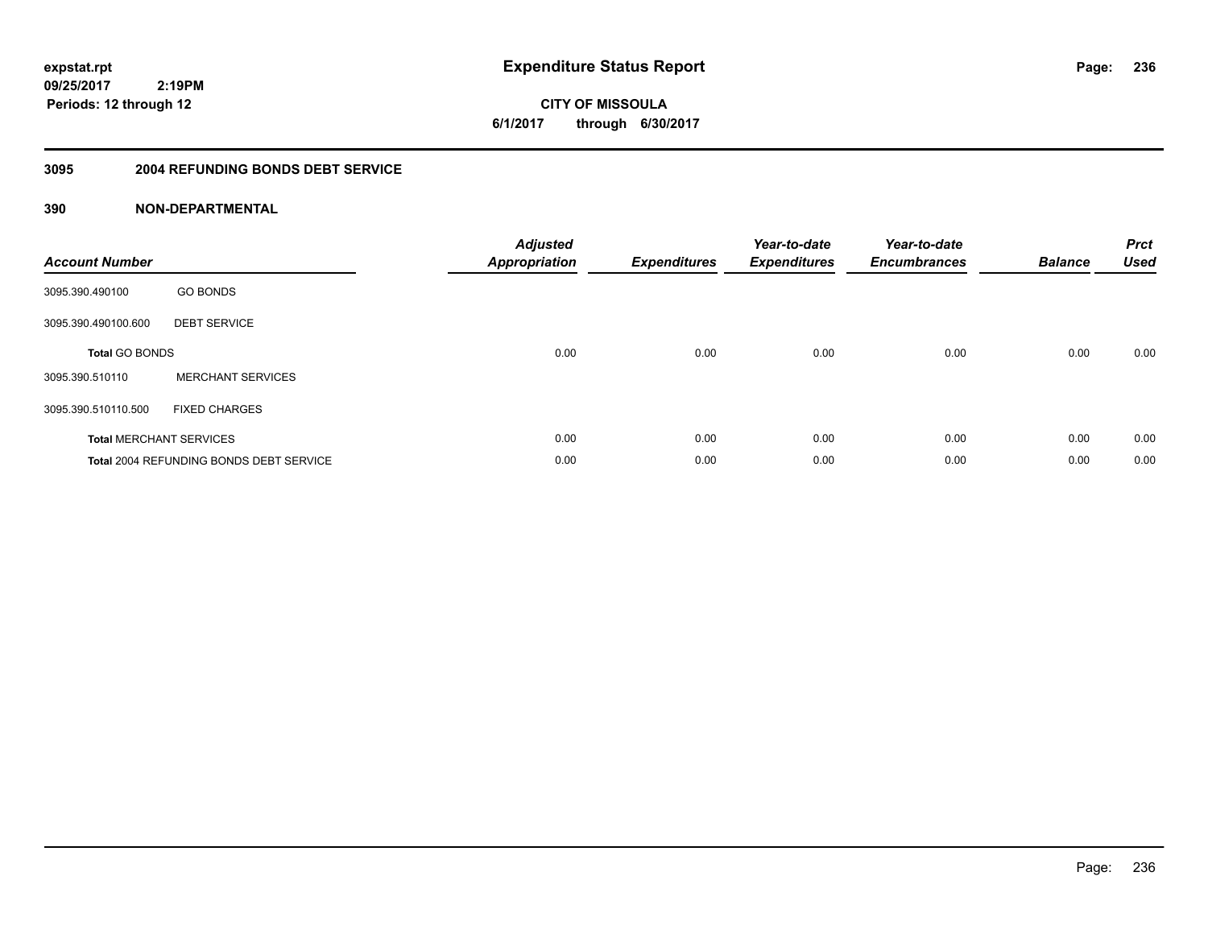# Expenditure Status Report

**CITY OF MISSOULA**

**6/1/2017 through 6/30/2017**

expstat.rpt
09/25/2017 2:19PM
Periods: 12 through 12

## 3095 2004 REFUNDING BONDS DEBT SERVICE

### 390 NON-DEPARTMENTAL

| Account Number | | Adjusted Appropriation | Expenditures | Year-to-date Expenditures | Year-to-date Encumbrances | Balance | Prct Used |
|---|---|---|---|---|---|---|---|
| 3095.390.490100 | GO BONDS | | | | | | |
| 3095.390.490100.600 | DEBT SERVICE | | | | | | |
| **Total** GO BONDS | | 0.00 | 0.00 | 0.00 | 0.00 | 0.00 | 0.00 |
| 3095.390.510110 | MERCHANT SERVICES | | | | | | |
| 3095.390.510110.500 | FIXED CHARGES | | | | | | |
| **Total** MERCHANT SERVICES | | 0.00 | 0.00 | 0.00 | 0.00 | 0.00 | 0.00 |
| **Total** 2004 REFUNDING BONDS DEBT SERVICE | | 0.00 | 0.00 | 0.00 | 0.00 | 0.00 | 0.00 |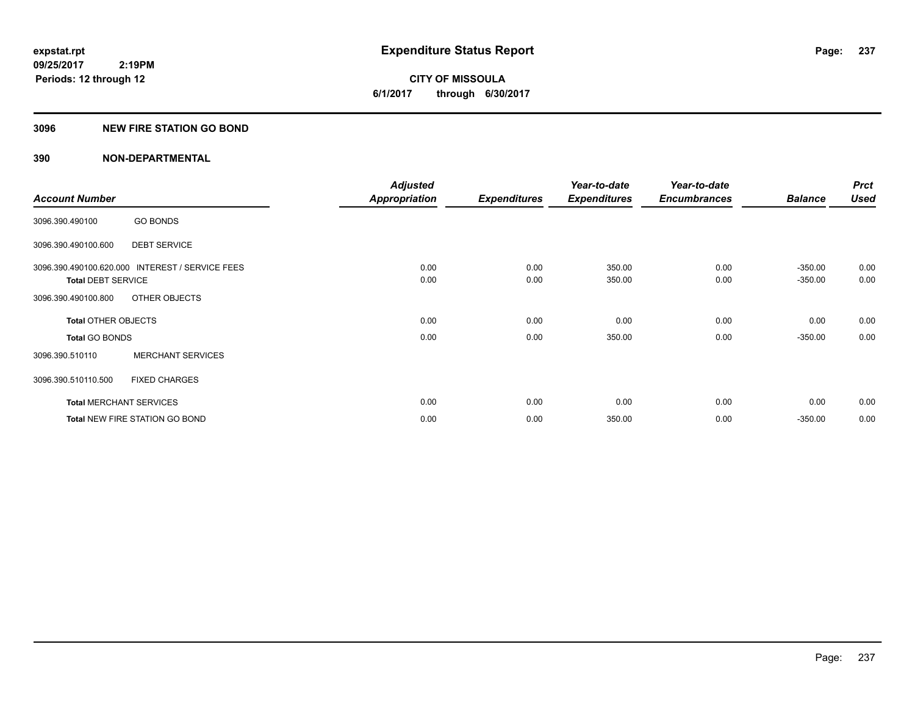**expstat.rpt**
**09/25/2017 2:19PM**
**Periods: 12 through 12**

# Expenditure Status Report

**CITY OF MISSOULA**
**6/1/2017 through 6/30/2017**

## 3096 NEW FIRE STATION GO BOND

## 390 NON-DEPARTMENTAL

| Account Number | | Adjusted Appropriation | Expenditures | Year-to-date Expenditures | Year-to-date Encumbrances | Balance | Prct Used |
|---|---|---|---|---|---|---|---|
| 3096.390.490100 | GO BONDS | | | | | | |
| 3096.390.490100.600 | DEBT SERVICE | | | | | | |
| 3096.390.490100.620.000 | INTEREST / SERVICE FEES | 0.00 | 0.00 | 350.00 | 0.00 | -350.00 | 0.00 |
| **Total** DEBT SERVICE | | 0.00 | 0.00 | 350.00 | 0.00 | -350.00 | 0.00 |
| 3096.390.490100.800 | OTHER OBJECTS | | | | | | |
| **Total** OTHER OBJECTS | | 0.00 | 0.00 | 0.00 | 0.00 | 0.00 | 0.00 |
| **Total** GO BONDS | | 0.00 | 0.00 | 350.00 | 0.00 | -350.00 | 0.00 |
| 3096.390.510110 | MERCHANT SERVICES | | | | | | |
| 3096.390.510110.500 | FIXED CHARGES | | | | | | |
| **Total** MERCHANT SERVICES | | 0.00 | 0.00 | 0.00 | 0.00 | 0.00 | 0.00 |
| **Total** NEW FIRE STATION GO BOND | | 0.00 | 0.00 | 350.00 | 0.00 | -350.00 | 0.00 |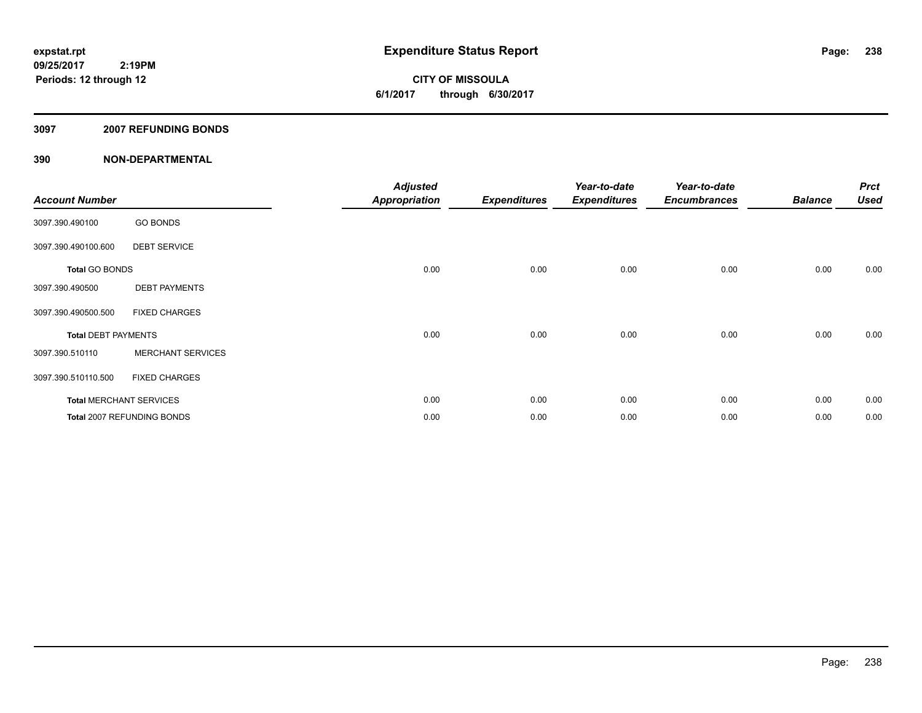**expstat.rpt**
**09/25/2017 2:19PM**
**Periods: 12 through 12**

# Expenditure Status Report

**CITY OF MISSOULA**
**6/1/2017 through 6/30/2017**

## 3097 2007 REFUNDING BONDS

## 390 NON-DEPARTMENTAL

| Account Number | | Adjusted Appropriation | Expenditures | Year-to-date Expenditures | Year-to-date Encumbrances | Balance | Prct Used |
|---|---|---|---|---|---|---|---|
| 3097.390.490100 | GO BONDS | | | | | | |
| 3097.390.490100.600 | DEBT SERVICE | | | | | | |
| **Total** GO BONDS | | 0.00 | 0.00 | 0.00 | 0.00 | 0.00 | 0.00 |
| 3097.390.490500 | DEBT PAYMENTS | | | | | | |
| 3097.390.490500.500 | FIXED CHARGES | | | | | | |
| **Total** DEBT PAYMENTS | | 0.00 | 0.00 | 0.00 | 0.00 | 0.00 | 0.00 |
| 3097.390.510110 | MERCHANT SERVICES | | | | | | |
| 3097.390.510110.500 | FIXED CHARGES | | | | | | |
| **Total** MERCHANT SERVICES | | 0.00 | 0.00 | 0.00 | 0.00 | 0.00 | 0.00 |
| **Total** 2007 REFUNDING BONDS | | 0.00 | 0.00 | 0.00 | 0.00 | 0.00 | 0.00 |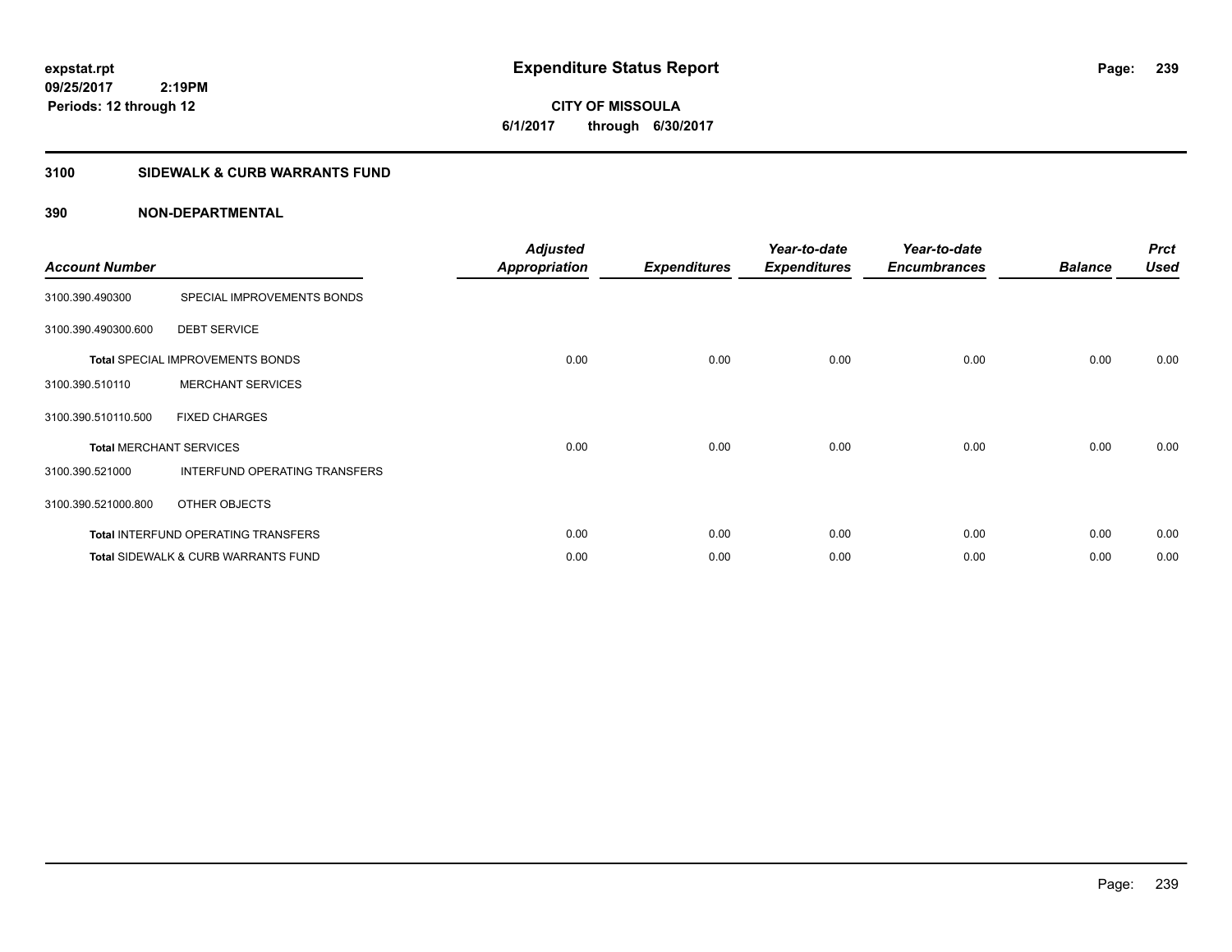expstat.rpt
09/25/2017 2:19PM
Periods: 12 through 12

# Expenditure Status Report

**CITY OF MISSOULA**
**6/1/2017 through 6/30/2017**

## 3100 SIDEWALK & CURB WARRANTS FUND

## 390 NON-DEPARTMENTAL

| Account Number | | Adjusted Appropriation | Expenditures | Year-to-date Expenditures | Year-to-date Encumbrances | Balance | Prct Used |
|---|---|---|---|---|---|---|---|
| 3100.390.490300 | SPECIAL IMPROVEMENTS BONDS | | | | | | |
| 3100.390.490300.600 | DEBT SERVICE | | | | | | |
| **Total** SPECIAL IMPROVEMENTS BONDS | | 0.00 | 0.00 | 0.00 | 0.00 | 0.00 | 0.00 |
| 3100.390.510110 | MERCHANT SERVICES | | | | | | |
| 3100.390.510110.500 | FIXED CHARGES | | | | | | |
| **Total** MERCHANT SERVICES | | 0.00 | 0.00 | 0.00 | 0.00 | 0.00 | 0.00 |
| 3100.390.521000 | INTERFUND OPERATING TRANSFERS | | | | | | |
| 3100.390.521000.800 | OTHER OBJECTS | | | | | | |
| **Total** INTERFUND OPERATING TRANSFERS | | 0.00 | 0.00 | 0.00 | 0.00 | 0.00 | 0.00 |
| **Total** SIDEWALK & CURB WARRANTS FUND | | 0.00 | 0.00 | 0.00 | 0.00 | 0.00 | 0.00 |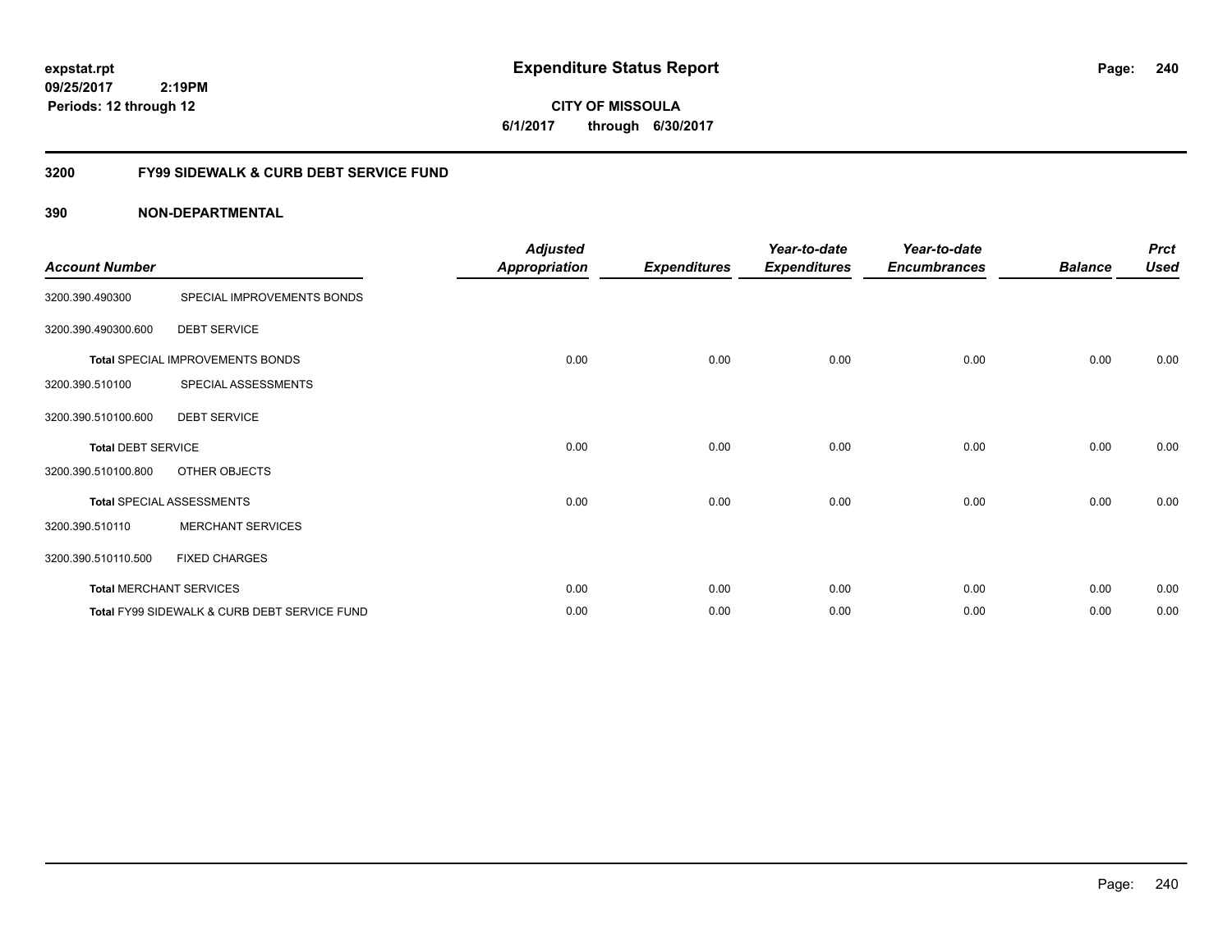**expstat.rpt**
**09/25/2017 2:19PM**
**Periods: 12 through 12**

# Expenditure Status Report

**CITY OF MISSOULA**
**6/1/2017 through 6/30/2017**

## 3200 FY99 SIDEWALK & CURB DEBT SERVICE FUND

## 390 NON-DEPARTMENTAL

| Account Number | | Adjusted Appropriation | Expenditures | Year-to-date Expenditures | Year-to-date Encumbrances | Balance | Prct Used |
|---|---|---|---|---|---|---|---|
| 3200.390.490300 | SPECIAL IMPROVEMENTS BONDS | | | | | | |
| 3200.390.490300.600 | DEBT SERVICE | | | | | | |
| **Total** SPECIAL IMPROVEMENTS BONDS | | 0.00 | 0.00 | 0.00 | 0.00 | 0.00 | 0.00 |
| 3200.390.510100 | SPECIAL ASSESSMENTS | | | | | | |
| 3200.390.510100.600 | DEBT SERVICE | | | | | | |
| **Total** DEBT SERVICE | | 0.00 | 0.00 | 0.00 | 0.00 | 0.00 | 0.00 |
| 3200.390.510100.800 | OTHER OBJECTS | | | | | | |
| **Total** SPECIAL ASSESSMENTS | | 0.00 | 0.00 | 0.00 | 0.00 | 0.00 | 0.00 |
| 3200.390.510110 | MERCHANT SERVICES | | | | | | |
| 3200.390.510110.500 | FIXED CHARGES | | | | | | |
| **Total** MERCHANT SERVICES | | 0.00 | 0.00 | 0.00 | 0.00 | 0.00 | 0.00 |
| **Total** FY99 SIDEWALK & CURB DEBT SERVICE FUND | | 0.00 | 0.00 | 0.00 | 0.00 | 0.00 | 0.00 |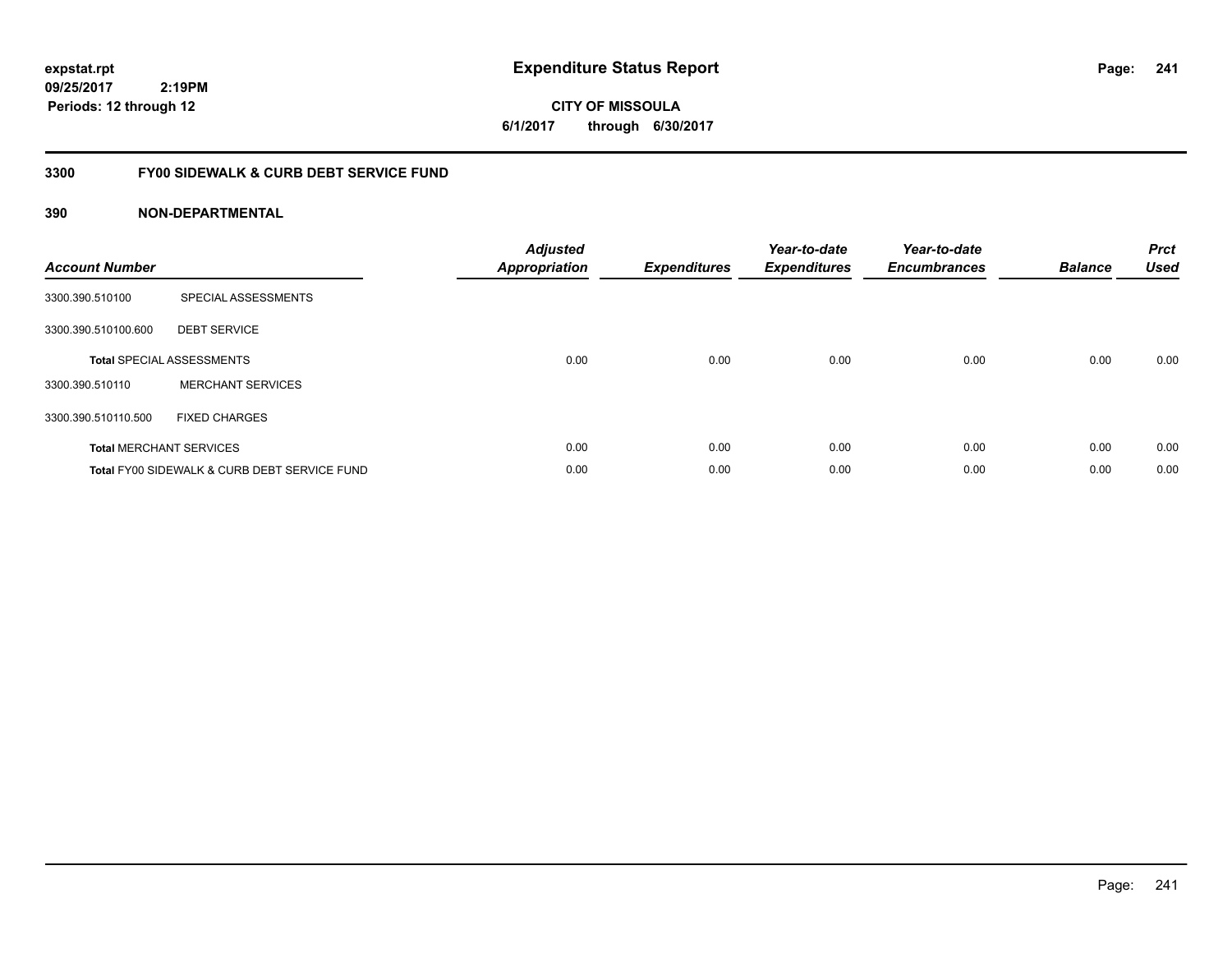expstat.rpt
09/25/2017 2:19PM
Periods: 12 through 12

# Expenditure Status Report

CITY OF MISSOULA
6/1/2017 through 6/30/2017

## 3300 FY00 SIDEWALK & CURB DEBT SERVICE FUND

### 390 NON-DEPARTMENTAL

| Account Number | | Adjusted Appropriation | Expenditures | Year-to-date Expenditures | Year-to-date Encumbrances | Balance | Prct Used |
|---|---|---|---|---|---|---|---|
| 3300.390.510100 | SPECIAL ASSESSMENTS | | | | | | |
| 3300.390.510100.600 | DEBT SERVICE | | | | | | |
| **Total** SPECIAL ASSESSMENTS | | 0.00 | 0.00 | 0.00 | 0.00 | 0.00 | 0.00 |
| 3300.390.510110 | MERCHANT SERVICES | | | | | | |
| 3300.390.510110.500 | FIXED CHARGES | | | | | | |
| **Total** MERCHANT SERVICES | | 0.00 | 0.00 | 0.00 | 0.00 | 0.00 | 0.00 |
| **Total** FY00 SIDEWALK & CURB DEBT SERVICE FUND | | 0.00 | 0.00 | 0.00 | 0.00 | 0.00 | 0.00 |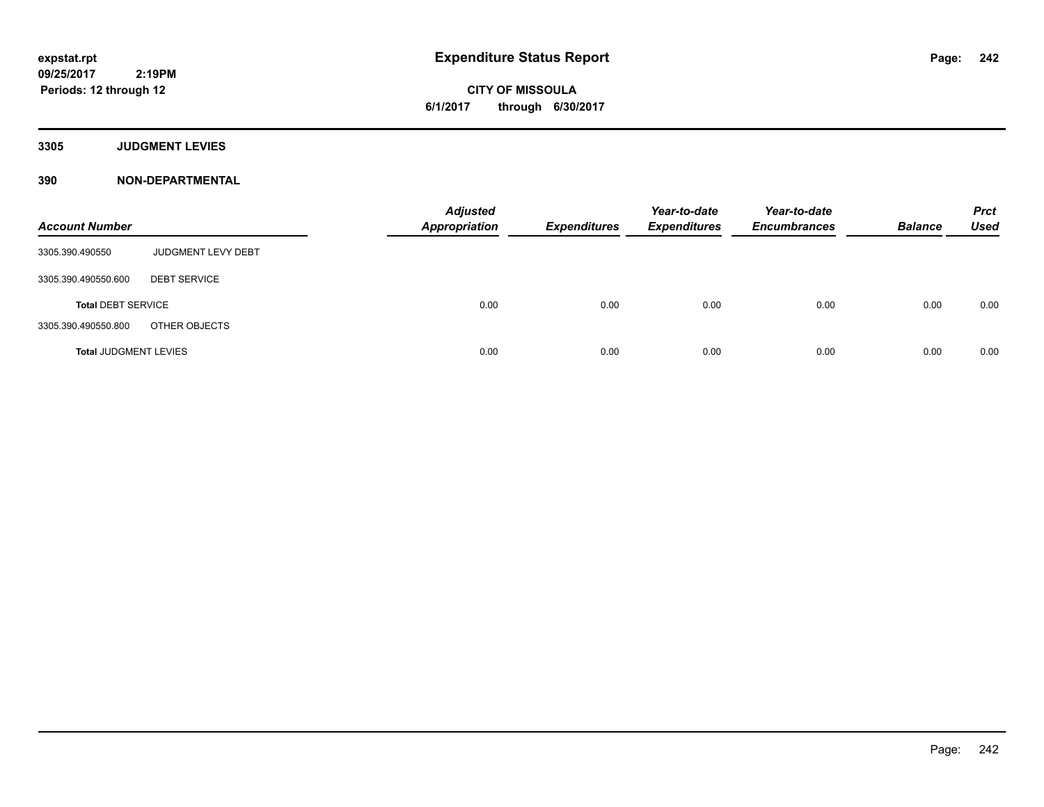**expstat.rpt**
**09/25/2017 2:19PM**
**Periods: 12 through 12**

# Expenditure Status Report

**CITY OF MISSOULA**
**6/1/2017 through 6/30/2017**

## 3305 JUDGMENT LEVIES

## 390 NON-DEPARTMENTAL

| Account Number | | Adjusted Appropriation | Expenditures | Year-to-date Expenditures | Year-to-date Encumbrances | Balance | Prct Used |
|---|---|---|---|---|---|---|---|
| 3305.390.490550 | JUDGMENT LEVY DEBT | | | | | | |
| 3305.390.490550.600 | DEBT SERVICE | | | | | | |
| **Total** DEBT SERVICE | | 0.00 | 0.00 | 0.00 | 0.00 | 0.00 | 0.00 |
| 3305.390.490550.800 | OTHER OBJECTS | | | | | | |
| **Total** JUDGMENT LEVIES | | 0.00 | 0.00 | 0.00 | 0.00 | 0.00 | 0.00 |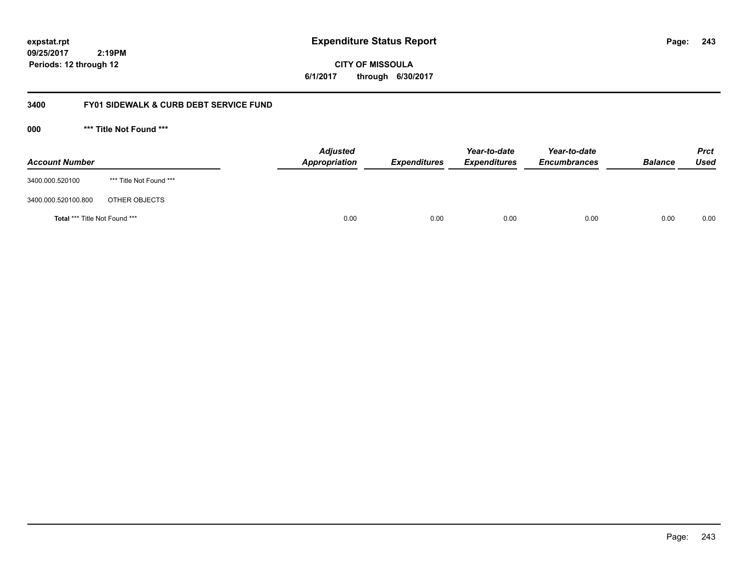# Expenditure Status Report

**expstat.rpt**
**09/25/2017 2:19PM**
**Periods: 12 through 12**

**CITY OF MISSOULA**
**6/1/2017 through 6/30/2017**

## 3400 FY01 SIDEWALK & CURB DEBT SERVICE FUND

### 000 *** Title Not Found ***

| Account Number | | Adjusted Appropriation | Expenditures | Year-to-date Expenditures | Year-to-date Encumbrances | Balance | Prct Used |
|---|---|---|---|---|---|---|---|
| 3400.000.520100 | *** Title Not Found *** | | | | | | |
| 3400.000.520100.800 | OTHER OBJECTS | | | | | | |
| **Total** *** Title Not Found *** | | 0.00 | 0.00 | 0.00 | 0.00 | 0.00 | 0.00 |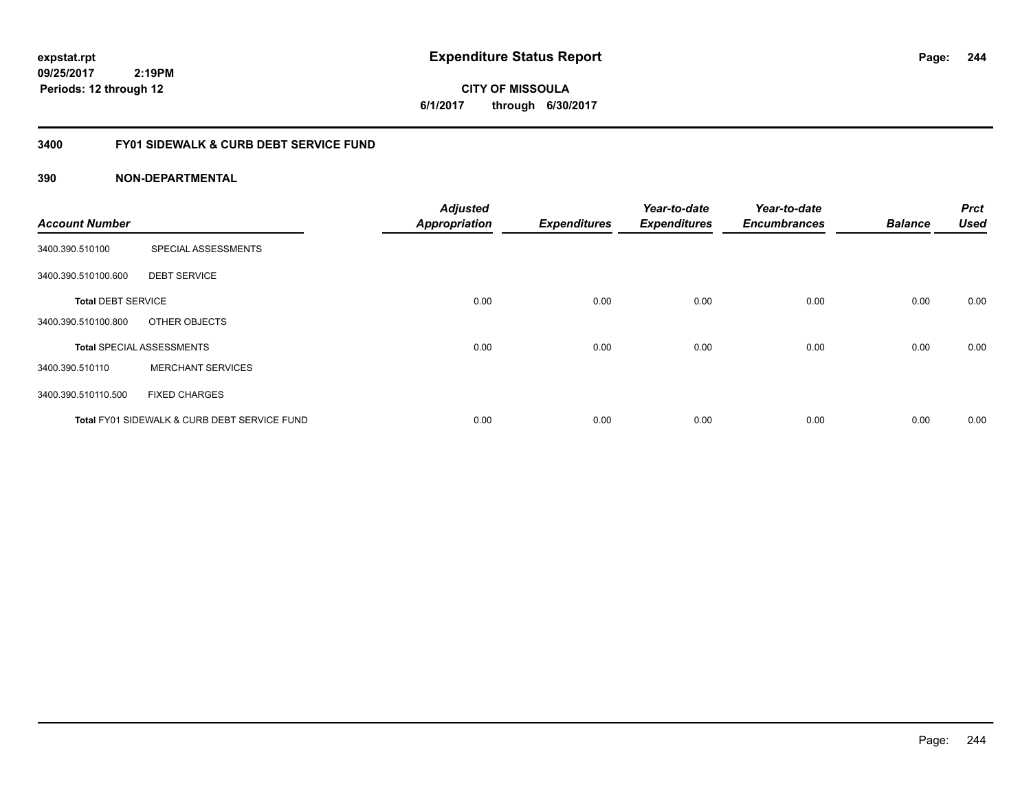# Expenditure Status Report

**CITY OF MISSOULA**
**6/1/2017 through 6/30/2017**

expstat.rpt
09/25/2017 2:19PM
Periods: 12 through 12

## 3400 FY01 SIDEWALK & CURB DEBT SERVICE FUND

### 390 NON-DEPARTMENTAL

| Account Number | | Adjusted Appropriation | Expenditures | Year-to-date Expenditures | Year-to-date Encumbrances | Balance | Prct Used |
|---|---|---|---|---|---|---|---|
| 3400.390.510100 | SPECIAL ASSESSMENTS | | | | | | |
| 3400.390.510100.600 | DEBT SERVICE | | | | | | |
| **Total** DEBT SERVICE | | 0.00 | 0.00 | 0.00 | 0.00 | 0.00 | 0.00 |
| 3400.390.510100.800 | OTHER OBJECTS | | | | | | |
| **Total** SPECIAL ASSESSMENTS | | 0.00 | 0.00 | 0.00 | 0.00 | 0.00 | 0.00 |
| 3400.390.510110 | MERCHANT SERVICES | | | | | | |
| 3400.390.510110.500 | FIXED CHARGES | | | | | | |
| **Total** FY01 SIDEWALK & CURB DEBT SERVICE FUND | | 0.00 | 0.00 | 0.00 | 0.00 | 0.00 | 0.00 |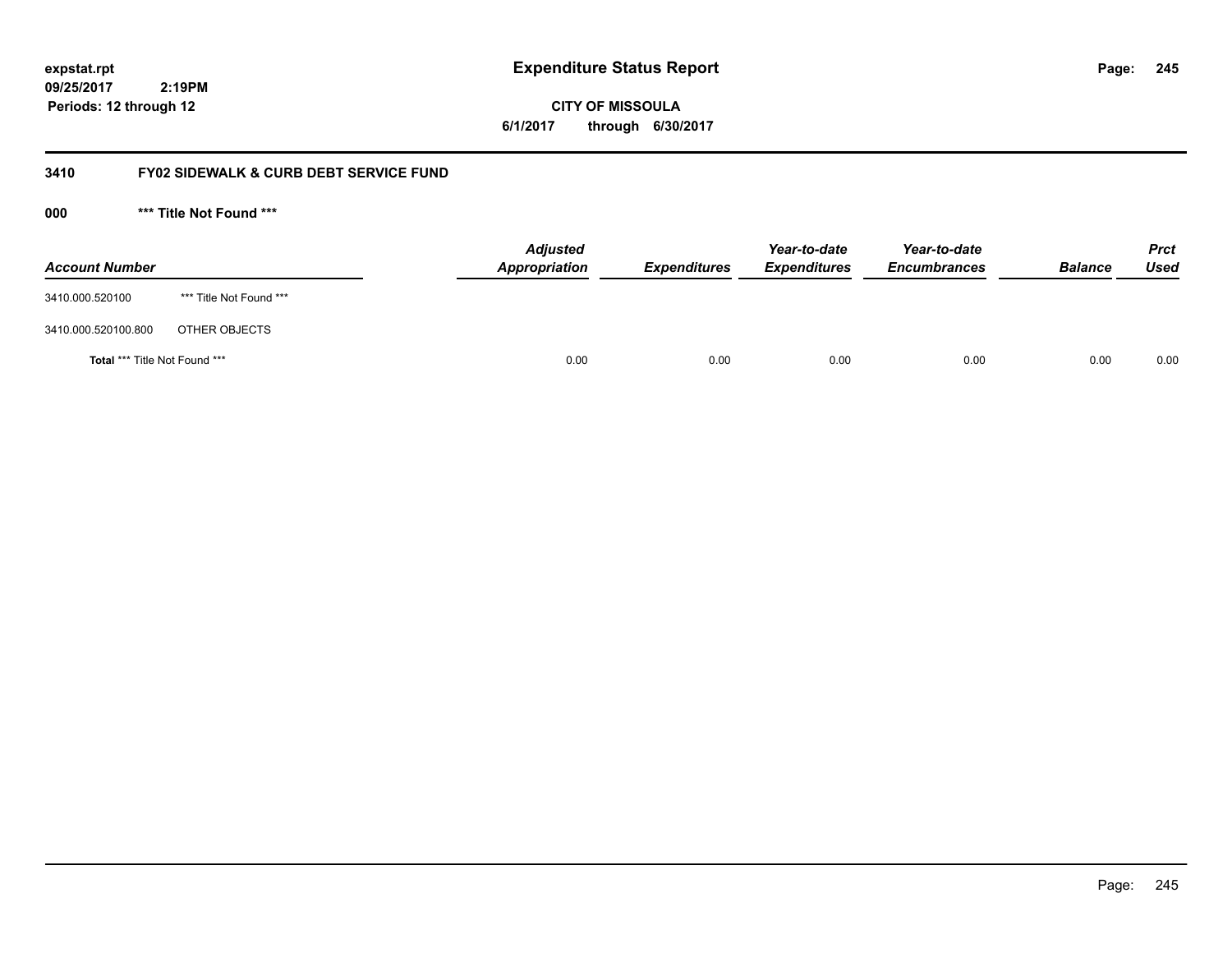# Expenditure Status Report

expstat.rpt
09/25/2017 2:19PM
Periods: 12 through 12

**CITY OF MISSOULA**
**6/1/2017 through 6/30/2017**

## 3410 FY02 SIDEWALK & CURB DEBT SERVICE FUND

### 000 *** Title Not Found ***

| Account Number | | Adjusted Appropriation | Expenditures | Year-to-date Expenditures | Year-to-date Encumbrances | Balance | Prct Used |
|---|---|---|---|---|---|---|---|
| 3410.000.520100 | *** Title Not Found *** | | | | | | |
| 3410.000.520100.800 | OTHER OBJECTS | | | | | | |
| **Total** *** Title Not Found *** | | 0.00 | 0.00 | 0.00 | 0.00 | 0.00 | 0.00 |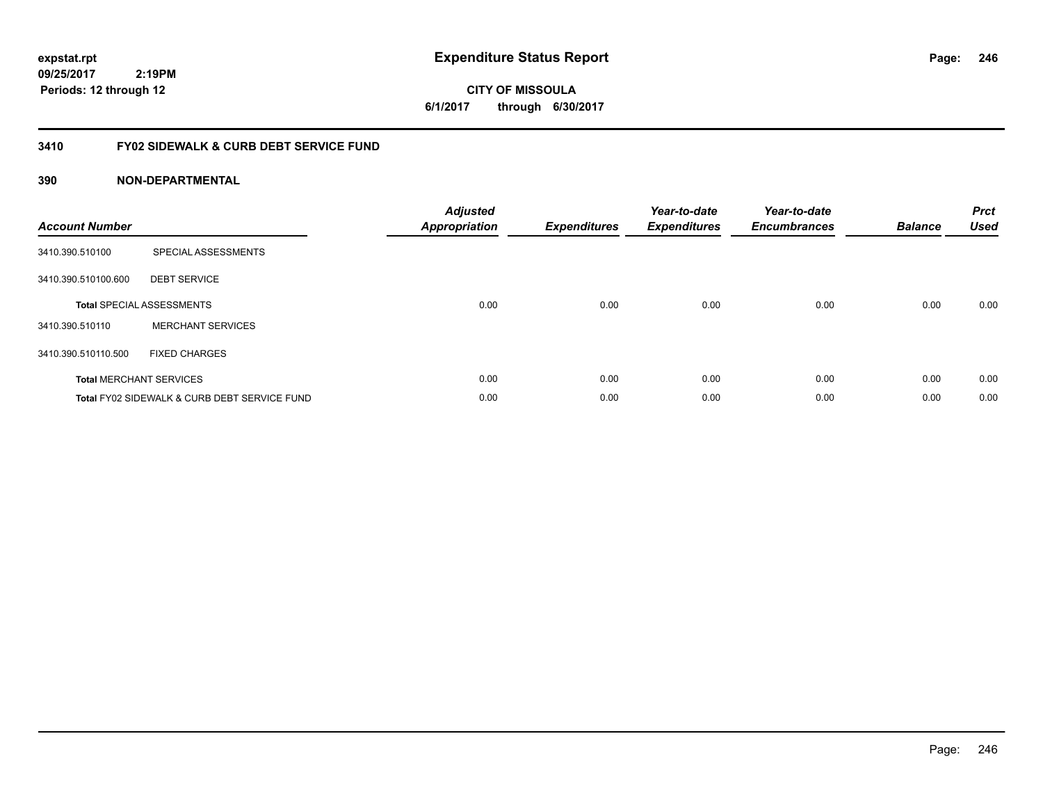# Expenditure Status Report

expstat.rpt
09/25/2017 2:19PM
Periods: 12 through 12

**CITY OF MISSOULA**
**6/1/2017 through 6/30/2017**

## 3410 FY02 SIDEWALK & CURB DEBT SERVICE FUND

### 390 NON-DEPARTMENTAL

| Account Number | | Adjusted Appropriation | Expenditures | Year-to-date Expenditures | Year-to-date Encumbrances | Balance | Prct Used |
|---|---|---|---|---|---|---|---|
| 3410.390.510100 | SPECIAL ASSESSMENTS | | | | | | |
| 3410.390.510100.600 | DEBT SERVICE | | | | | | |
| **Total** SPECIAL ASSESSMENTS | | 0.00 | 0.00 | 0.00 | 0.00 | 0.00 | 0.00 |
| 3410.390.510110 | MERCHANT SERVICES | | | | | | |
| 3410.390.510110.500 | FIXED CHARGES | | | | | | |
| **Total** MERCHANT SERVICES | | 0.00 | 0.00 | 0.00 | 0.00 | 0.00 | 0.00 |
| **Total** FY02 SIDEWALK & CURB DEBT SERVICE FUND | | 0.00 | 0.00 | 0.00 | 0.00 | 0.00 | 0.00 |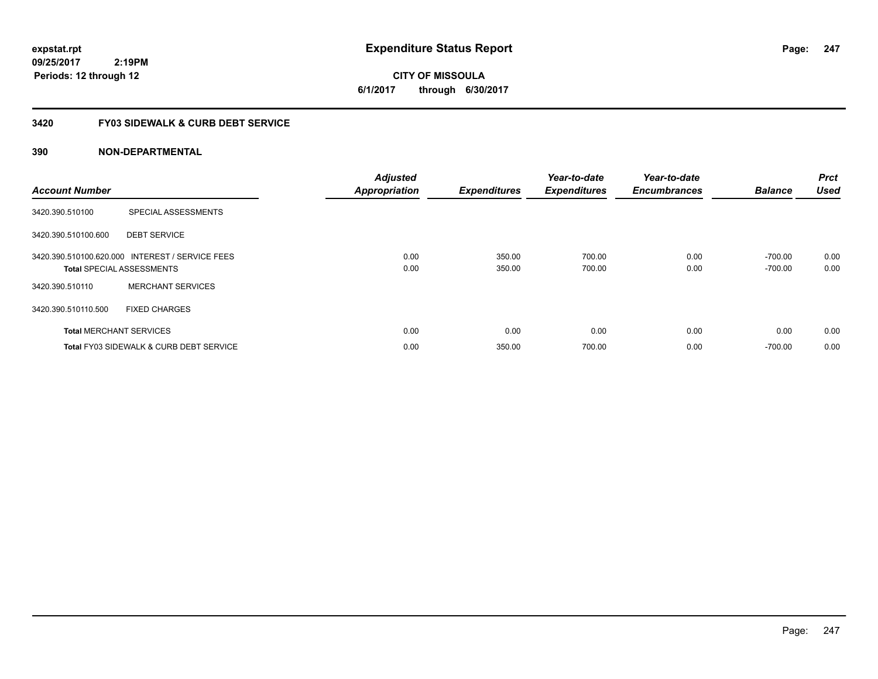# Expenditure Status Report

expstat.rpt
09/25/2017 2:19PM
Periods: 12 through 12

**CITY OF MISSOULA**
**6/1/2017 through 6/30/2017**

## 3420 FY03 SIDEWALK & CURB DEBT SERVICE

### 390 NON-DEPARTMENTAL

| Account Number | | Adjusted Appropriation | Expenditures | Year-to-date Expenditures | Year-to-date Encumbrances | Balance | Prct Used |
|---|---|---|---|---|---|---|---|
| 3420.390.510100 | SPECIAL ASSESSMENTS | | | | | | |
| 3420.390.510100.600 | DEBT SERVICE | | | | | | |
| 3420.390.510100.620.000 | INTEREST / SERVICE FEES | 0.00 | 350.00 | 700.00 | 0.00 | -700.00 | 0.00 |
| **Total** SPECIAL ASSESSMENTS | | 0.00 | 350.00 | 700.00 | 0.00 | -700.00 | 0.00 |
| 3420.390.510110 | MERCHANT SERVICES | | | | | | |
| 3420.390.510110.500 | FIXED CHARGES | | | | | | |
| **Total** MERCHANT SERVICES | | 0.00 | 0.00 | 0.00 | 0.00 | 0.00 | 0.00 |
| **Total** FY03 SIDEWALK & CURB DEBT SERVICE | | 0.00 | 350.00 | 700.00 | 0.00 | -700.00 | 0.00 |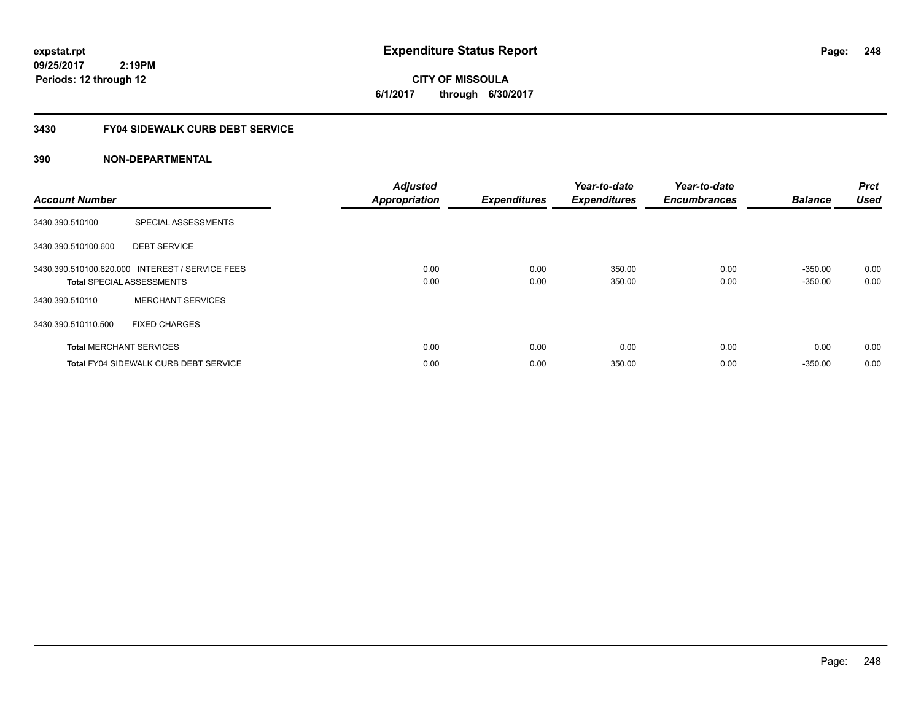**expstat.rpt**
**09/25/2017 2:19PM**
**Periods: 12 through 12**

# Expenditure Status Report

**CITY OF MISSOULA**
**6/1/2017 through 6/30/2017**

## 3430 FY04 SIDEWALK CURB DEBT SERVICE

### 390 NON-DEPARTMENTAL

| Account Number | | Adjusted Appropriation | Expenditures | Year-to-date Expenditures | Year-to-date Encumbrances | Balance | Prct Used |
|---|---|---|---|---|---|---|---|
| 3430.390.510100 | SPECIAL ASSESSMENTS | | | | | | |
| 3430.390.510100.600 | DEBT SERVICE | | | | | | |
| 3430.390.510100.620.000 | INTEREST / SERVICE FEES | 0.00 | 0.00 | 350.00 | 0.00 | -350.00 | 0.00 |
| **Total** SPECIAL ASSESSMENTS | | 0.00 | 0.00 | 350.00 | 0.00 | -350.00 | 0.00 |
| 3430.390.510110 | MERCHANT SERVICES | | | | | | |
| 3430.390.510110.500 | FIXED CHARGES | | | | | | |
| **Total** MERCHANT SERVICES | | 0.00 | 0.00 | 0.00 | 0.00 | 0.00 | 0.00 |
| **Total** FY04 SIDEWALK CURB DEBT SERVICE | | 0.00 | 0.00 | 350.00 | 0.00 | -350.00 | 0.00 |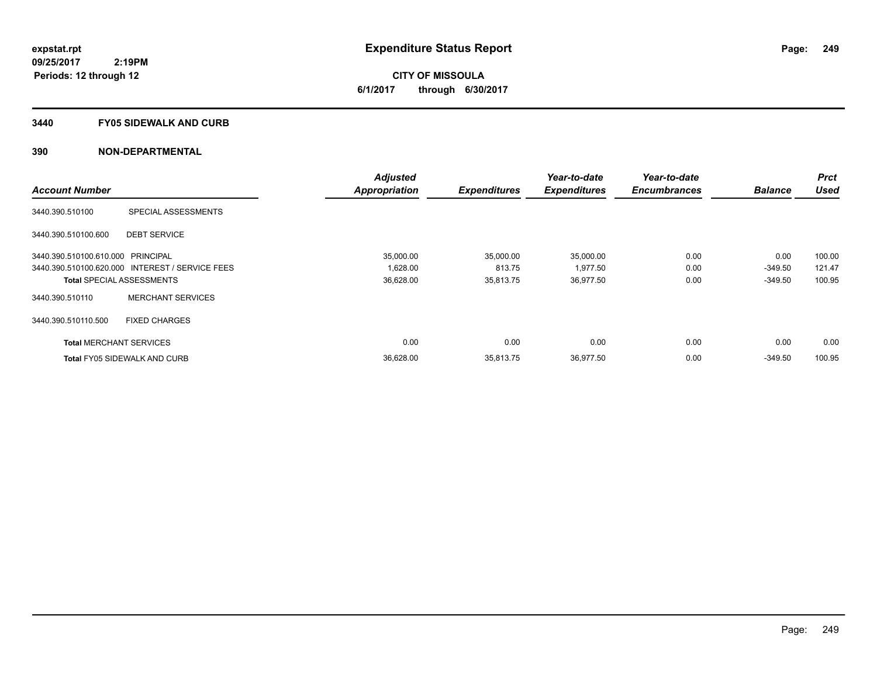# Expenditure Status Report

expstat.rpt
09/25/2017 2:19PM
Periods: 12 through 12

**CITY OF MISSOULA**
**6/1/2017 through 6/30/2017**

## 3440 FY05 SIDEWALK AND CURB

## 390 NON-DEPARTMENTAL

| Account Number | | Adjusted Appropriation | Expenditures | Year-to-date Expenditures | Year-to-date Encumbrances | Balance | Prct Used |
|---|---|---|---|---|---|---|---|
| 3440.390.510100 | SPECIAL ASSESSMENTS | | | | | | |
| 3440.390.510100.600 | DEBT SERVICE | | | | | | |
| 3440.390.510100.610.000 | PRINCIPAL | 35,000.00 | 35,000.00 | 35,000.00 | 0.00 | 0.00 | 100.00 |
| 3440.390.510100.620.000 | INTEREST / SERVICE FEES | 1,628.00 | 813.75 | 1,977.50 | 0.00 | -349.50 | 121.47 |
| **Total** SPECIAL ASSESSMENTS | | 36,628.00 | 35,813.75 | 36,977.50 | 0.00 | -349.50 | 100.95 |
| 3440.390.510110 | MERCHANT SERVICES | | | | | | |
| 3440.390.510110.500 | FIXED CHARGES | | | | | | |
| **Total** MERCHANT SERVICES | | 0.00 | 0.00 | 0.00 | 0.00 | 0.00 | 0.00 |
| **Total** FY05 SIDEWALK AND CURB | | 36,628.00 | 35,813.75 | 36,977.50 | 0.00 | -349.50 | 100.95 |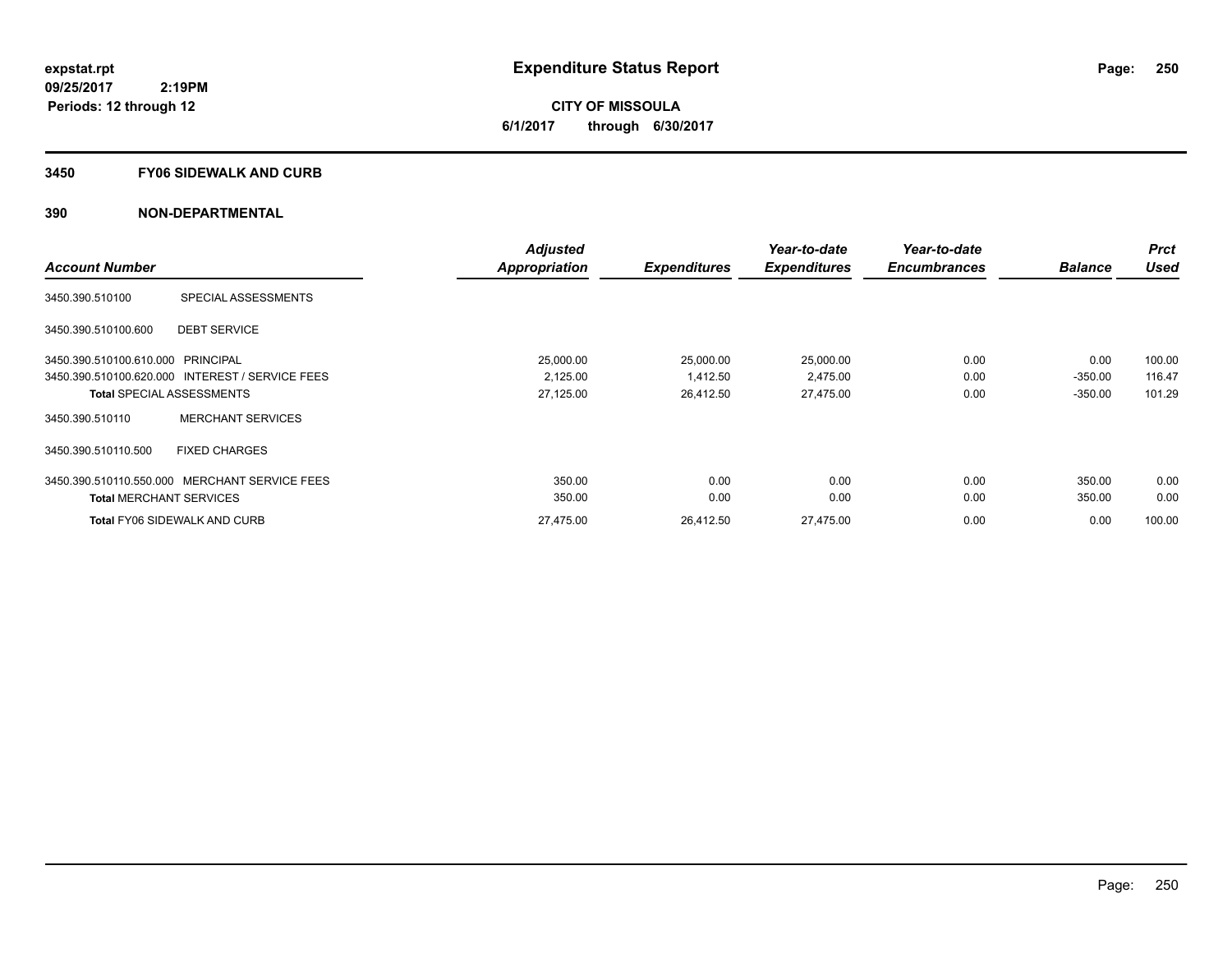**expstat.rpt**
**09/25/2017 2:19PM**
**Periods: 12 through 12**

# Expenditure Status Report

**CITY OF MISSOULA**
**6/1/2017 through 6/30/2017**

## 3450 FY06 SIDEWALK AND CURB

## 390 NON-DEPARTMENTAL

| Account Number | | Adjusted Appropriation | Expenditures | Year-to-date Expenditures | Year-to-date Encumbrances | Balance | Prct Used |
|---|---|---|---|---|---|---|---|
| 3450.390.510100 | SPECIAL ASSESSMENTS | | | | | | |
| 3450.390.510100.600 | DEBT SERVICE | | | | | | |
| 3450.390.510100.610.000 | PRINCIPAL | 25,000.00 | 25,000.00 | 25,000.00 | 0.00 | 0.00 | 100.00 |
| 3450.390.510100.620.000 | INTEREST / SERVICE FEES | 2,125.00 | 1,412.50 | 2,475.00 | 0.00 | -350.00 | 116.47 |
| **Total** SPECIAL ASSESSMENTS | | 27,125.00 | 26,412.50 | 27,475.00 | 0.00 | -350.00 | 101.29 |
| 3450.390.510110 | MERCHANT SERVICES | | | | | | |
| 3450.390.510110.500 | FIXED CHARGES | | | | | | |
| 3450.390.510110.550.000 | MERCHANT SERVICE FEES | 350.00 | 0.00 | 0.00 | 0.00 | 350.00 | 0.00 |
| **Total** MERCHANT SERVICES | | 350.00 | 0.00 | 0.00 | 0.00 | 350.00 | 0.00 |
| **Total** FY06 SIDEWALK AND CURB | | 27,475.00 | 26,412.50 | 27,475.00 | 0.00 | 0.00 | 100.00 |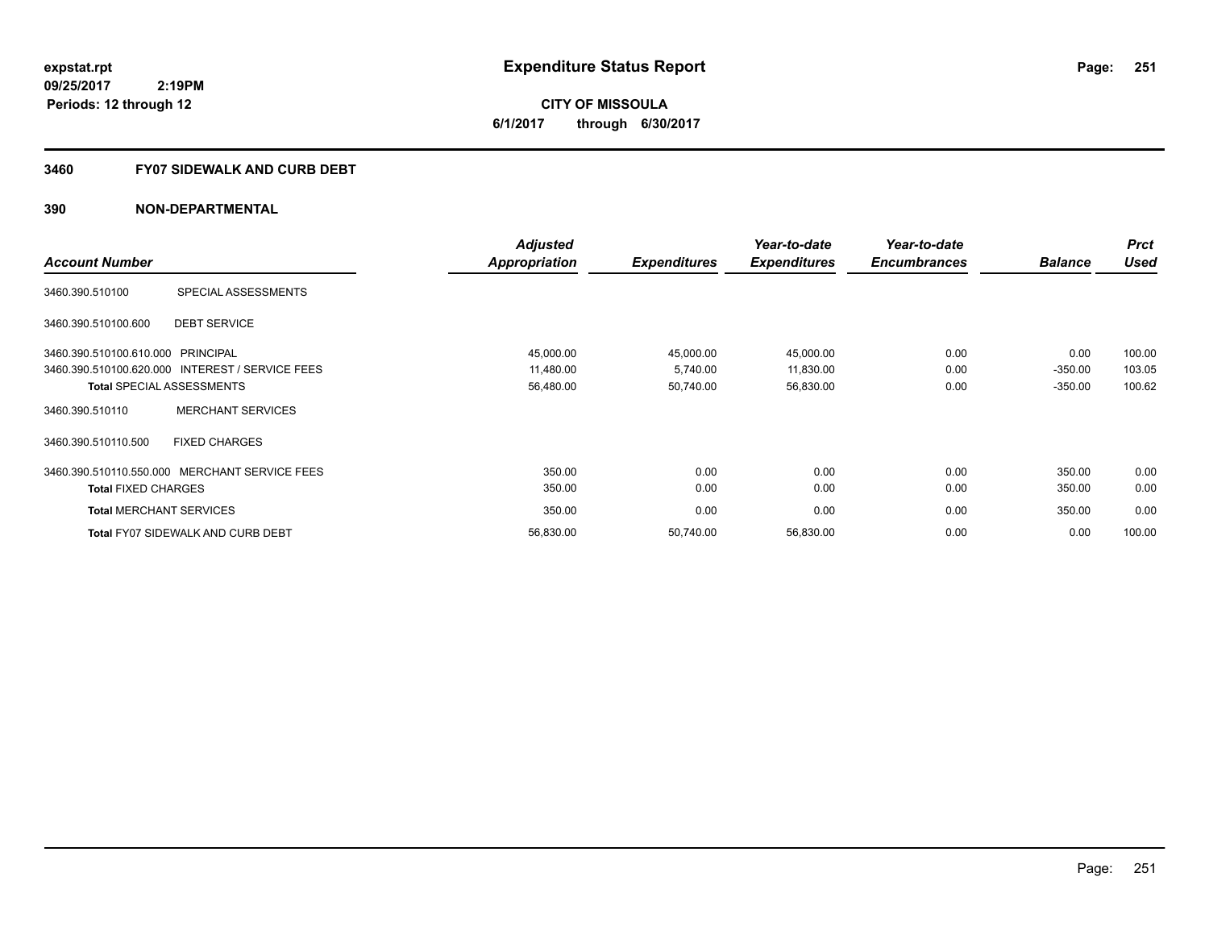**expstat.rpt**
**09/25/2017 2:19PM**
**Periods: 12 through 12**

# Expenditure Status Report

**CITY OF MISSOULA**
**6/1/2017 through 6/30/2017**

## 3460 FY07 SIDEWALK AND CURB DEBT

## 390 NON-DEPARTMENTAL

| Account Number | | Adjusted Appropriation | Expenditures | Year-to-date Expenditures | Year-to-date Encumbrances | Balance | Prct Used |
|---|---|---|---|---|---|---|---|
| 3460.390.510100 | SPECIAL ASSESSMENTS | | | | | | |
| 3460.390.510100.600 | DEBT SERVICE | | | | | | |
| 3460.390.510100.610.000 | PRINCIPAL | 45,000.00 | 45,000.00 | 45,000.00 | 0.00 | 0.00 | 100.00 |
| 3460.390.510100.620.000 | INTEREST / SERVICE FEES | 11,480.00 | 5,740.00 | 11,830.00 | 0.00 | -350.00 | 103.05 |
| **Total** SPECIAL ASSESSMENTS | | 56,480.00 | 50,740.00 | 56,830.00 | 0.00 | -350.00 | 100.62 |
| 3460.390.510110 | MERCHANT SERVICES | | | | | | |
| 3460.390.510110.500 | FIXED CHARGES | | | | | | |
| 3460.390.510110.550.000 | MERCHANT SERVICE FEES | 350.00 | 0.00 | 0.00 | 0.00 | 350.00 | 0.00 |
| **Total** FIXED CHARGES | | 350.00 | 0.00 | 0.00 | 0.00 | 350.00 | 0.00 |
| **Total** MERCHANT SERVICES | | 350.00 | 0.00 | 0.00 | 0.00 | 350.00 | 0.00 |
| **Total** FY07 SIDEWALK AND CURB DEBT | | 56,830.00 | 50,740.00 | 56,830.00 | 0.00 | 0.00 | 100.00 |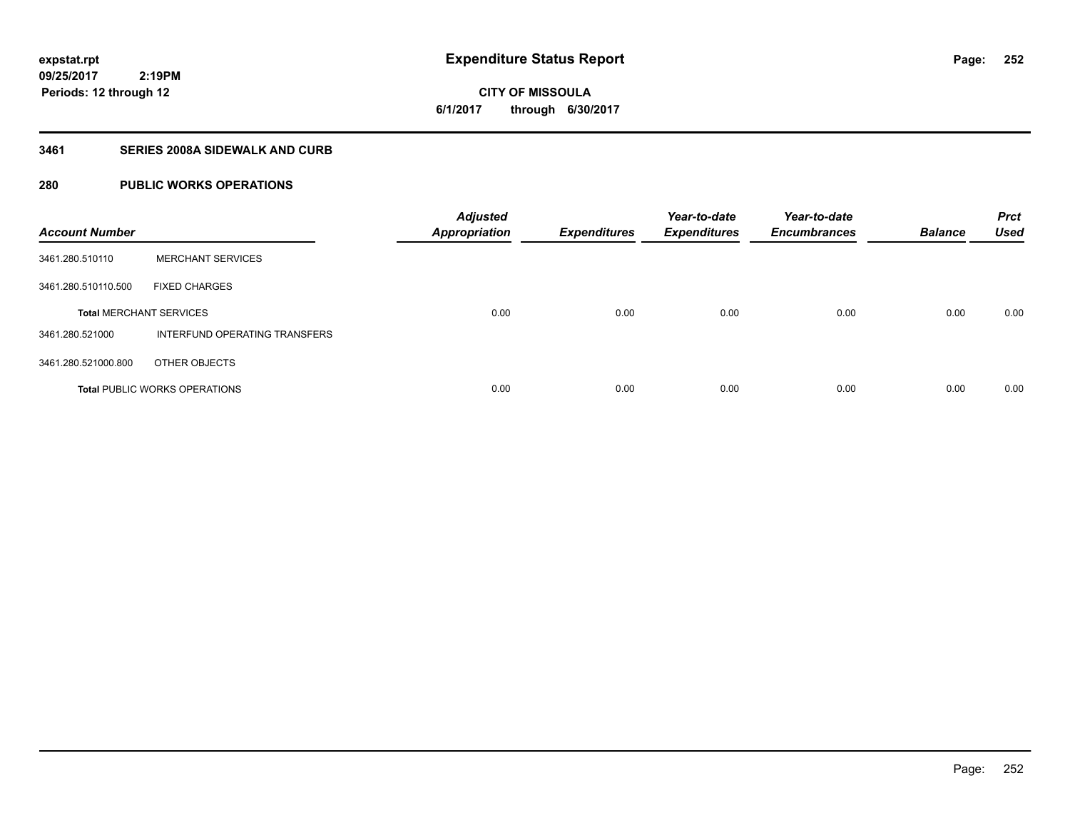**expstat.rpt**
**09/25/2017 2:19PM**
**Periods: 12 through 12**

# Expenditure Status Report

**CITY OF MISSOULA**
**6/1/2017 through 6/30/2017**

## 3461 SERIES 2008A SIDEWALK AND CURB

## 280 PUBLIC WORKS OPERATIONS

| Account Number | | Adjusted Appropriation | Expenditures | Year-to-date Expenditures | Year-to-date Encumbrances | Balance | Prct Used |
|---|---|---|---|---|---|---|---|
| 3461.280.510110 | MERCHANT SERVICES | | | | | | |
| 3461.280.510110.500 | FIXED CHARGES | | | | | | |
| **Total** MERCHANT SERVICES | | 0.00 | 0.00 | 0.00 | 0.00 | 0.00 | 0.00 |
| 3461.280.521000 | INTERFUND OPERATING TRANSFERS | | | | | | |
| 3461.280.521000.800 | OTHER OBJECTS | | | | | | |
| **Total** PUBLIC WORKS OPERATIONS | | 0.00 | 0.00 | 0.00 | 0.00 | 0.00 | 0.00 |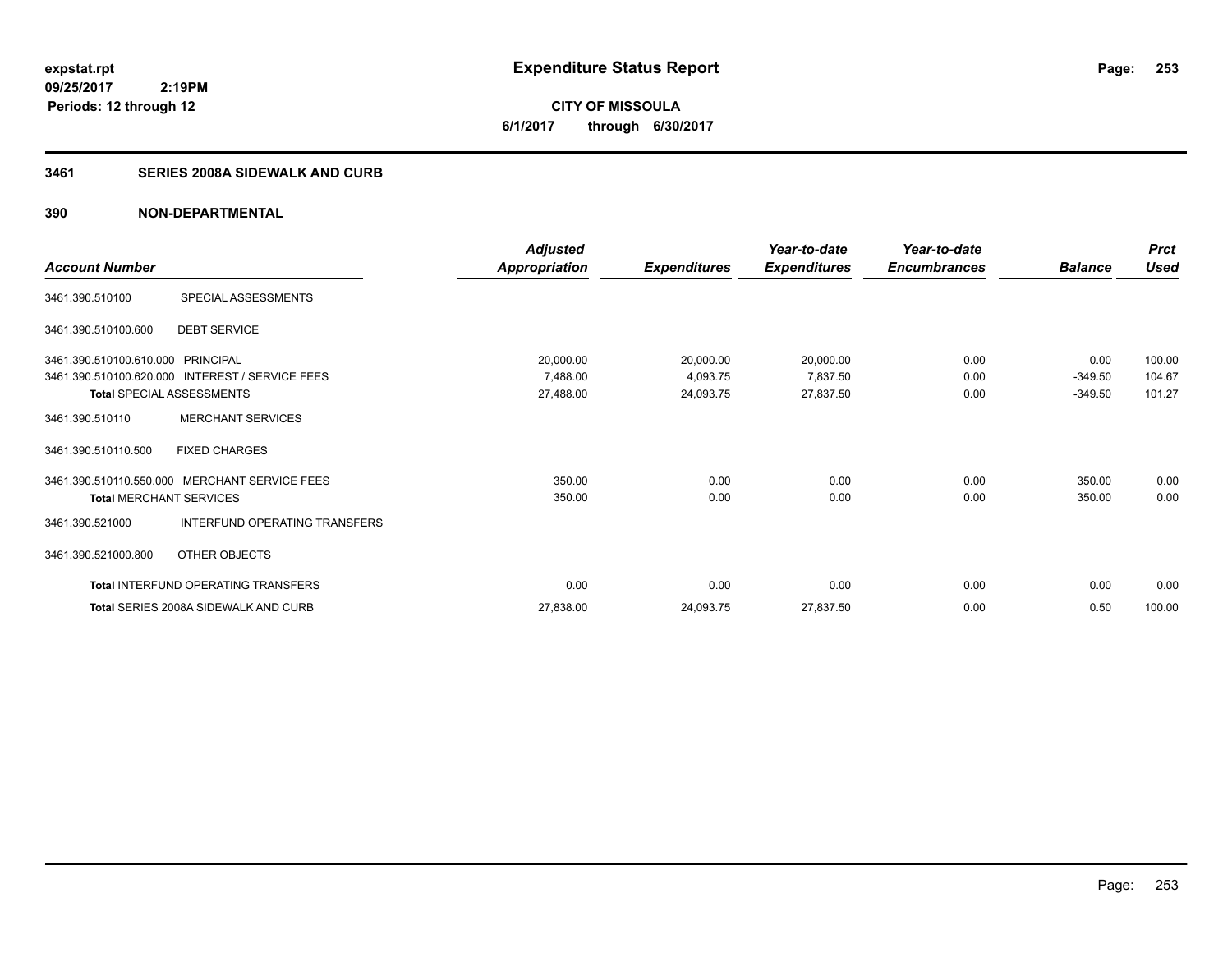expstat.rpt
09/25/2017 2:19PM
Periods: 12 through 12

# Expenditure Status Report

**CITY OF MISSOULA**
**6/1/2017 through 6/30/2017**

## 3461 SERIES 2008A SIDEWALK AND CURB

## 390 NON-DEPARTMENTAL

| Account Number | | Adjusted Appropriation | Expenditures | Year-to-date Expenditures | Year-to-date Encumbrances | Balance | Prct Used |
|---|---|---|---|---|---|---|---|
| 3461.390.510100 | SPECIAL ASSESSMENTS | | | | | | |
| 3461.390.510100.600 | DEBT SERVICE | | | | | | |
| 3461.390.510100.610.000 | PRINCIPAL | 20,000.00 | 20,000.00 | 20,000.00 | 0.00 | 0.00 | 100.00 |
| 3461.390.510100.620.000 | INTEREST / SERVICE FEES | 7,488.00 | 4,093.75 | 7,837.50 | 0.00 | -349.50 | 104.67 |
| **Total** SPECIAL ASSESSMENTS | | 27,488.00 | 24,093.75 | 27,837.50 | 0.00 | -349.50 | 101.27 |
| 3461.390.510110 | MERCHANT SERVICES | | | | | | |
| 3461.390.510110.500 | FIXED CHARGES | | | | | | |
| 3461.390.510110.550.000 | MERCHANT SERVICE FEES | 350.00 | 0.00 | 0.00 | 0.00 | 350.00 | 0.00 |
| **Total** MERCHANT SERVICES | | 350.00 | 0.00 | 0.00 | 0.00 | 350.00 | 0.00 |
| 3461.390.521000 | INTERFUND OPERATING TRANSFERS | | | | | | |
| 3461.390.521000.800 | OTHER OBJECTS | | | | | | |
| **Total** INTERFUND OPERATING TRANSFERS | | 0.00 | 0.00 | 0.00 | 0.00 | 0.00 | 0.00 |
| **Total** SERIES 2008A SIDEWALK AND CURB | | 27,838.00 | 24,093.75 | 27,837.50 | 0.00 | 0.50 | 100.00 |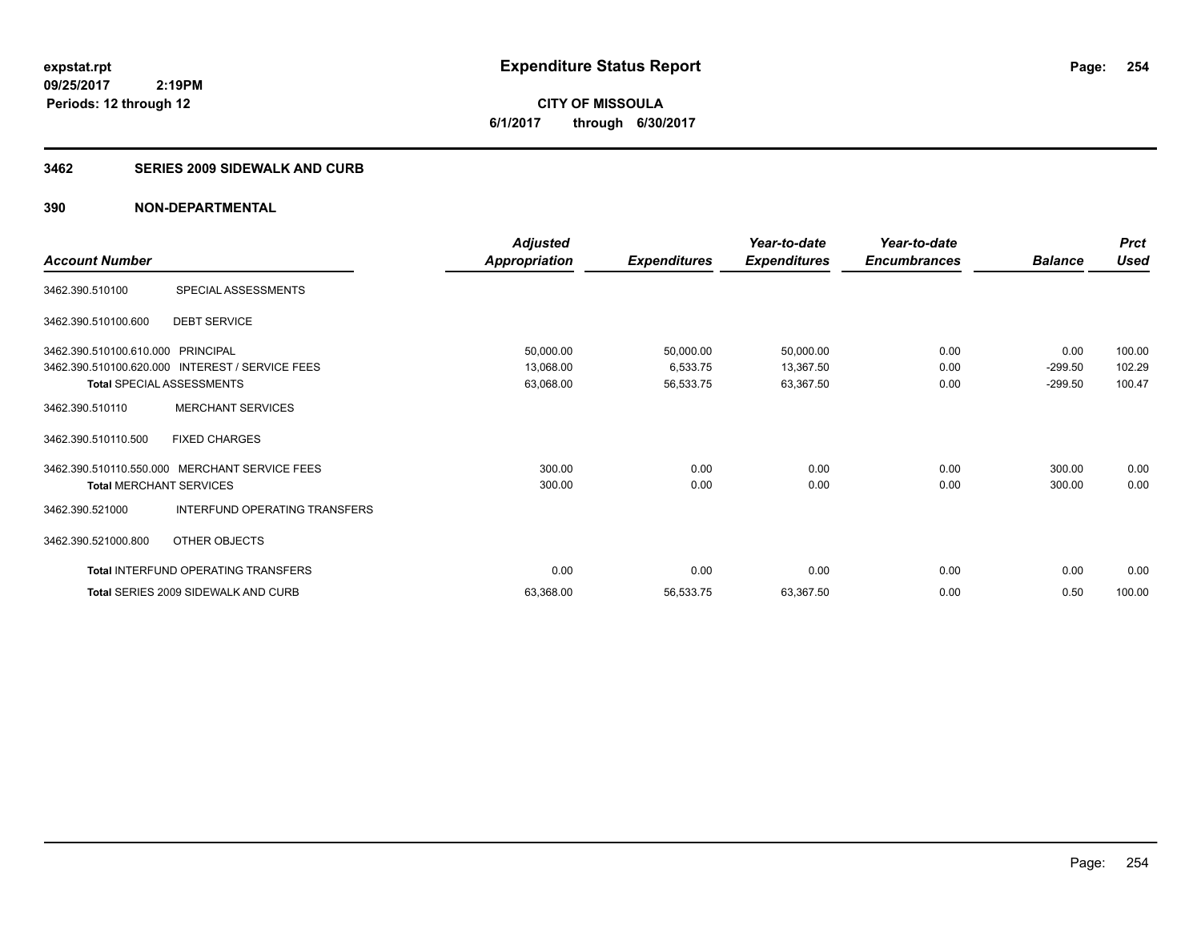**expstat.rpt**
**09/25/2017 2:19PM**
**Periods: 12 through 12**

# Expenditure Status Report

**CITY OF MISSOULA**
**6/1/2017 through 6/30/2017**

## 3462 SERIES 2009 SIDEWALK AND CURB

## 390 NON-DEPARTMENTAL

| Account Number | | Adjusted Appropriation | Expenditures | Year-to-date Expenditures | Year-to-date Encumbrances | Balance | Prct Used |
|---|---|---|---|---|---|---|---|
| 3462.390.510100 | SPECIAL ASSESSMENTS | | | | | | |
| 3462.390.510100.600 | DEBT SERVICE | | | | | | |
| 3462.390.510100.610.000 | PRINCIPAL | 50,000.00 | 50,000.00 | 50,000.00 | 0.00 | 0.00 | 100.00 |
| 3462.390.510100.620.000 | INTEREST / SERVICE FEES | 13,068.00 | 6,533.75 | 13,367.50 | 0.00 | -299.50 | 102.29 |
| **Total** SPECIAL ASSESSMENTS | | 63,068.00 | 56,533.75 | 63,367.50 | 0.00 | -299.50 | 100.47 |
| 3462.390.510110 | MERCHANT SERVICES | | | | | | |
| 3462.390.510110.500 | FIXED CHARGES | | | | | | |
| 3462.390.510110.550.000 | MERCHANT SERVICE FEES | 300.00 | 0.00 | 0.00 | 0.00 | 300.00 | 0.00 |
| **Total** MERCHANT SERVICES | | 300.00 | 0.00 | 0.00 | 0.00 | 300.00 | 0.00 |
| 3462.390.521000 | INTERFUND OPERATING TRANSFERS | | | | | | |
| 3462.390.521000.800 | OTHER OBJECTS | | | | | | |
| **Total** INTERFUND OPERATING TRANSFERS | | 0.00 | 0.00 | 0.00 | 0.00 | 0.00 | 0.00 |
| **Total** SERIES 2009 SIDEWALK AND CURB | | 63,368.00 | 56,533.75 | 63,367.50 | 0.00 | 0.50 | 100.00 |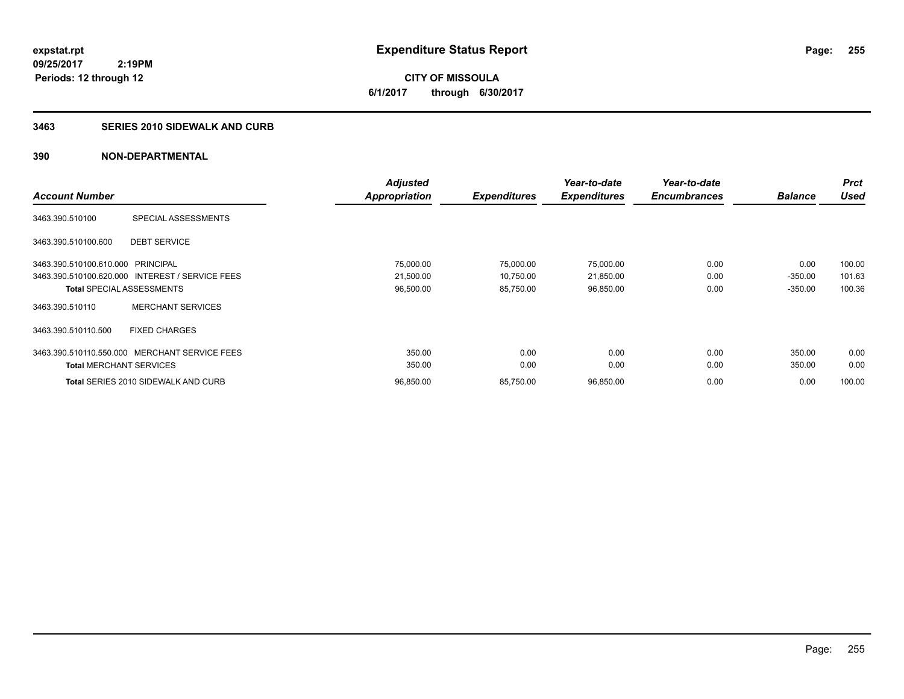expstat.rpt
09/25/2017 2:19PM
Periods: 12 through 12

# Expenditure Status Report

**CITY OF MISSOULA**
**6/1/2017 through 6/30/2017**

## 3463 SERIES 2010 SIDEWALK AND CURB

## 390 NON-DEPARTMENTAL

| Account Number | | Adjusted Appropriation | Expenditures | Year-to-date Expenditures | Year-to-date Encumbrances | Balance | Prct Used |
|---|---|---|---|---|---|---|---|
| 3463.390.510100 | SPECIAL ASSESSMENTS | | | | | | |
| 3463.390.510100.600 | DEBT SERVICE | | | | | | |
| 3463.390.510100.610.000 | PRINCIPAL | 75,000.00 | 75,000.00 | 75,000.00 | 0.00 | 0.00 | 100.00 |
| 3463.390.510100.620.000 | INTEREST / SERVICE FEES | 21,500.00 | 10,750.00 | 21,850.00 | 0.00 | -350.00 | 101.63 |
| **Total** SPECIAL ASSESSMENTS | | 96,500.00 | 85,750.00 | 96,850.00 | 0.00 | -350.00 | 100.36 |
| 3463.390.510110 | MERCHANT SERVICES | | | | | | |
| 3463.390.510110.500 | FIXED CHARGES | | | | | | |
| 3463.390.510110.550.000 | MERCHANT SERVICE FEES | 350.00 | 0.00 | 0.00 | 0.00 | 350.00 | 0.00 |
| **Total** MERCHANT SERVICES | | 350.00 | 0.00 | 0.00 | 0.00 | 350.00 | 0.00 |
| **Total** SERIES 2010 SIDEWALK AND CURB | | 96,850.00 | 85,750.00 | 96,850.00 | 0.00 | 0.00 | 100.00 |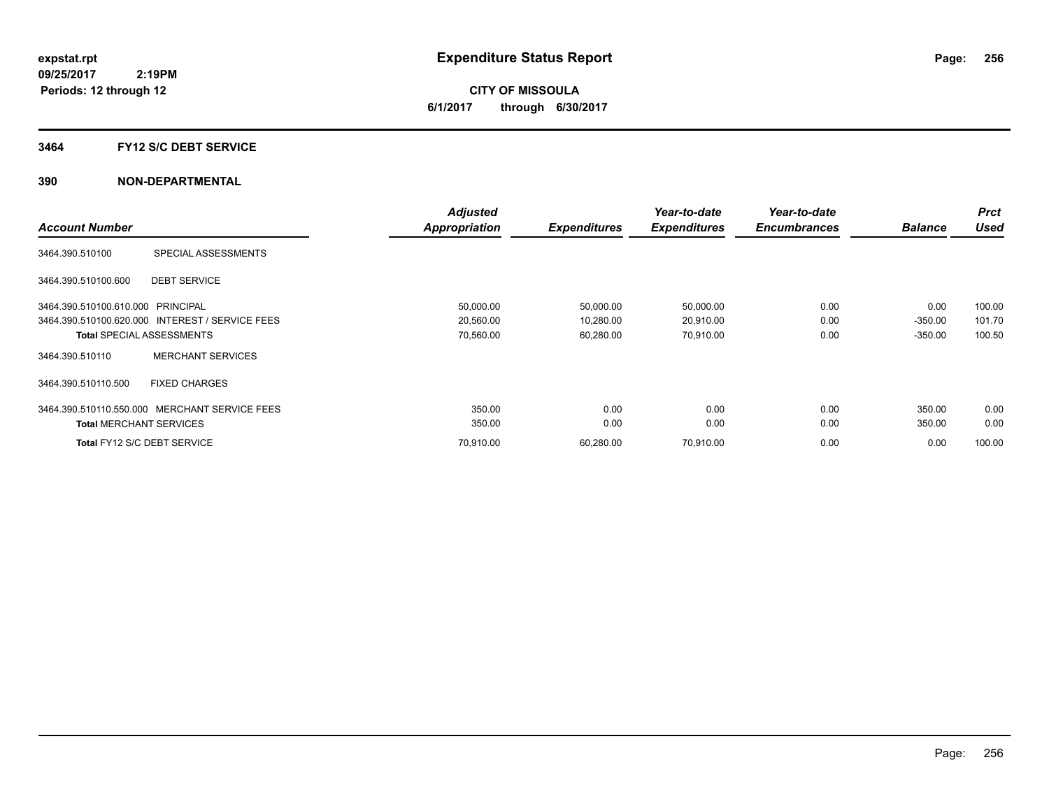**expstat.rpt**
**09/25/2017 2:19PM**
**Periods: 12 through 12**

# Expenditure Status Report

**CITY OF MISSOULA**
**6/1/2017 through 6/30/2017**

## 3464 FY12 S/C DEBT SERVICE

## 390 NON-DEPARTMENTAL

| Account Number | | Adjusted Appropriation | Expenditures | Year-to-date Expenditures | Year-to-date Encumbrances | Balance | Prct Used |
|---|---|---|---|---|---|---|---|
| 3464.390.510100 | SPECIAL ASSESSMENTS | | | | | | |
| 3464.390.510100.600 | DEBT SERVICE | | | | | | |
| 3464.390.510100.610.000 | PRINCIPAL | 50,000.00 | 50,000.00 | 50,000.00 | 0.00 | 0.00 | 100.00 |
| 3464.390.510100.620.000 | INTEREST / SERVICE FEES | 20,560.00 | 10,280.00 | 20,910.00 | 0.00 | -350.00 | 101.70 |
| **Total** SPECIAL ASSESSMENTS | | 70,560.00 | 60,280.00 | 70,910.00 | 0.00 | -350.00 | 100.50 |
| 3464.390.510110 | MERCHANT SERVICES | | | | | | |
| 3464.390.510110.500 | FIXED CHARGES | | | | | | |
| 3464.390.510110.550.000 | MERCHANT SERVICE FEES | 350.00 | 0.00 | 0.00 | 0.00 | 350.00 | 0.00 |
| **Total** MERCHANT SERVICES | | 350.00 | 0.00 | 0.00 | 0.00 | 350.00 | 0.00 |
| **Total** FY12 S/C DEBT SERVICE | | 70,910.00 | 60,280.00 | 70,910.00 | 0.00 | 0.00 | 100.00 |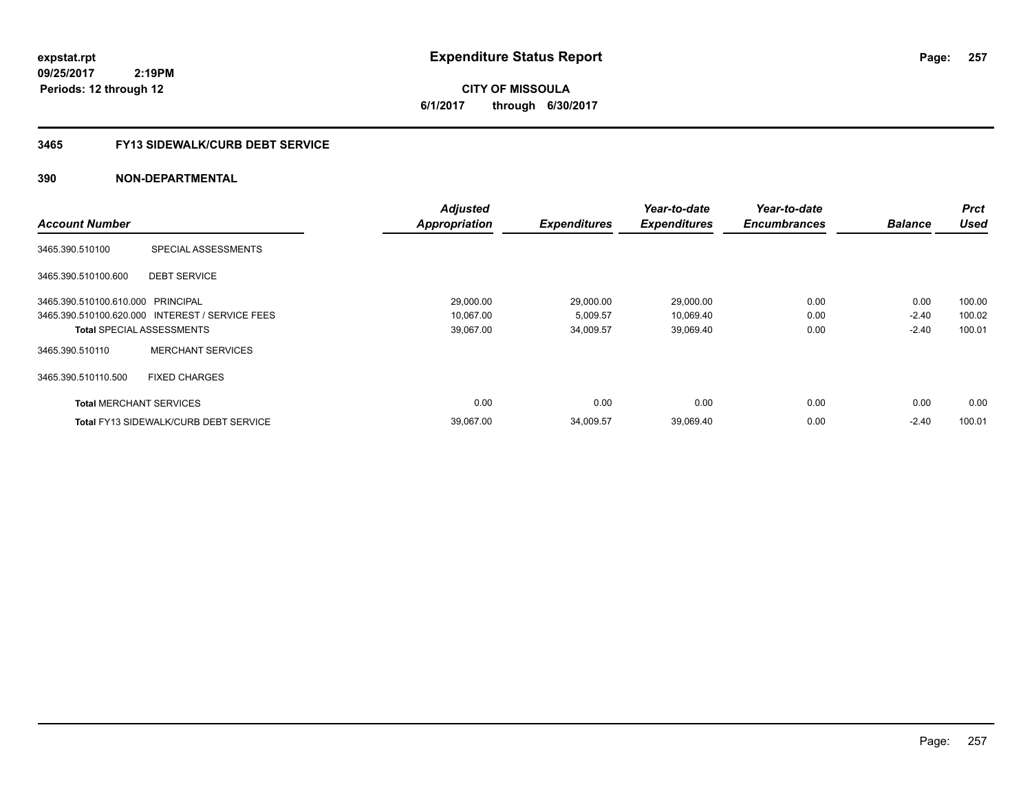**expstat.rpt**
**09/25/2017 2:19PM**
**Periods: 12 through 12**

# Expenditure Status Report

**CITY OF MISSOULA**
**6/1/2017 through 6/30/2017**

## 3465 FY13 SIDEWALK/CURB DEBT SERVICE

### 390 NON-DEPARTMENTAL

| Account Number | | Adjusted Appropriation | Expenditures | Year-to-date Expenditures | Year-to-date Encumbrances | Balance | Prct Used |
|---|---|---|---|---|---|---|---|
| 3465.390.510100 | SPECIAL ASSESSMENTS | | | | | | |
| 3465.390.510100.600 | DEBT SERVICE | | | | | | |
| 3465.390.510100.610.000 | PRINCIPAL | 29,000.00 | 29,000.00 | 29,000.00 | 0.00 | 0.00 | 100.00 |
| 3465.390.510100.620.000 | INTEREST / SERVICE FEES | 10,067.00 | 5,009.57 | 10,069.40 | 0.00 | -2.40 | 100.02 |
| **Total** SPECIAL ASSESSMENTS | | 39,067.00 | 34,009.57 | 39,069.40 | 0.00 | -2.40 | 100.01 |
| 3465.390.510110 | MERCHANT SERVICES | | | | | | |
| 3465.390.510110.500 | FIXED CHARGES | | | | | | |
| **Total** MERCHANT SERVICES | | 0.00 | 0.00 | 0.00 | 0.00 | 0.00 | 0.00 |
| **Total** FY13 SIDEWALK/CURB DEBT SERVICE | | 39,067.00 | 34,009.57 | 39,069.40 | 0.00 | -2.40 | 100.01 |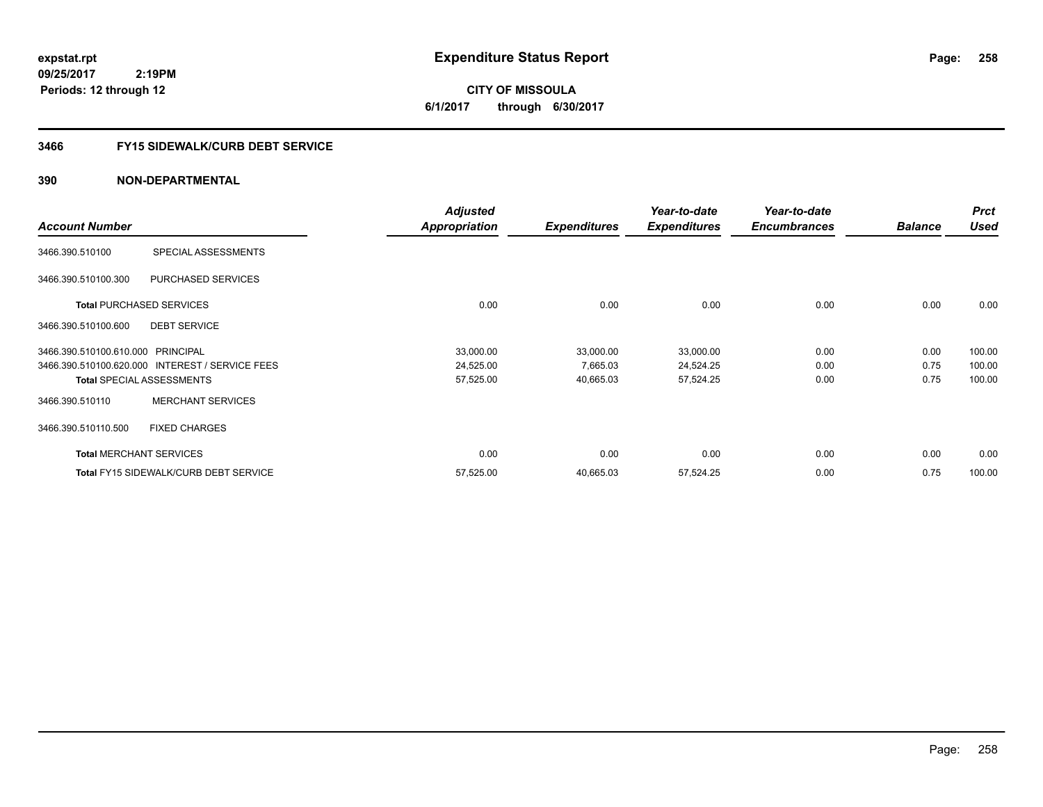# Expenditure Status Report

expstat.rpt
09/25/2017 2:19PM
Periods: 12 through 12

**CITY OF MISSOULA**
6/1/2017 through 6/30/2017

## 3466 FY15 SIDEWALK/CURB DEBT SERVICE

## 390 NON-DEPARTMENTAL

| Account Number | | Adjusted Appropriation | Expenditures | Year-to-date Expenditures | Year-to-date Encumbrances | Balance | Prct Used |
|---|---|---|---|---|---|---|---|
| 3466.390.510100 | SPECIAL ASSESSMENTS | | | | | | |
| 3466.390.510100.300 | PURCHASED SERVICES | | | | | | |
| Total PURCHASED SERVICES | | 0.00 | 0.00 | 0.00 | 0.00 | 0.00 | 0.00 |
| 3466.390.510100.600 | DEBT SERVICE | | | | | | |
| 3466.390.510100.610.000 | PRINCIPAL | 33,000.00 | 33,000.00 | 33,000.00 | 0.00 | 0.00 | 100.00 |
| 3466.390.510100.620.000 | INTEREST / SERVICE FEES | 24,525.00 | 7,665.03 | 24,524.25 | 0.00 | 0.75 | 100.00 |
| Total SPECIAL ASSESSMENTS | | 57,525.00 | 40,665.03 | 57,524.25 | 0.00 | 0.75 | 100.00 |
| 3466.390.510110 | MERCHANT SERVICES | | | | | | |
| 3466.390.510110.500 | FIXED CHARGES | | | | | | |
| Total MERCHANT SERVICES | | 0.00 | 0.00 | 0.00 | 0.00 | 0.00 | 0.00 |
| Total FY15 SIDEWALK/CURB DEBT SERVICE | | 57,525.00 | 40,665.03 | 57,524.25 | 0.00 | 0.75 | 100.00 |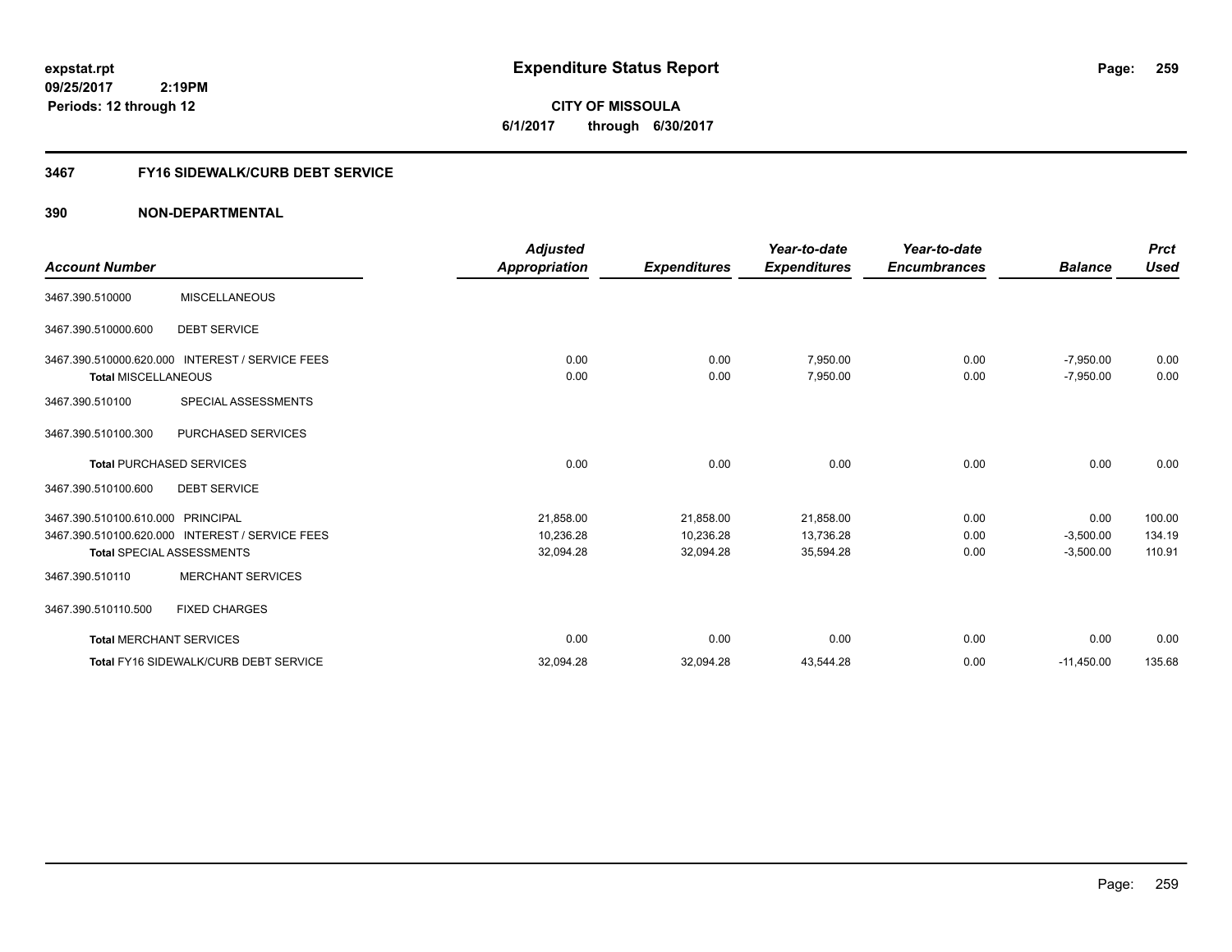**expstat.rpt**
**09/25/2017 2:19PM**
**Periods: 12 through 12**

# Expenditure Status Report

**CITY OF MISSOULA**
**6/1/2017 through 6/30/2017**

## 3467 FY16 SIDEWALK/CURB DEBT SERVICE

### 390 NON-DEPARTMENTAL

| Account Number | | Adjusted Appropriation | Expenditures | Year-to-date Expenditures | Year-to-date Encumbrances | Balance | Prct Used |
|---|---|---|---|---|---|---|---|
| 3467.390.510000 | MISCELLANEOUS | | | | | | |
| 3467.390.510000.600 | DEBT SERVICE | | | | | | |
| 3467.390.510000.620.000 | INTEREST / SERVICE FEES | 0.00 | 0.00 | 7,950.00 | 0.00 | -7,950.00 | 0.00 |
| **Total** MISCELLANEOUS | | 0.00 | 0.00 | 7,950.00 | 0.00 | -7,950.00 | 0.00 |
| 3467.390.510100 | SPECIAL ASSESSMENTS | | | | | | |
| 3467.390.510100.300 | PURCHASED SERVICES | | | | | | |
| **Total** PURCHASED SERVICES | | 0.00 | 0.00 | 0.00 | 0.00 | 0.00 | 0.00 |
| 3467.390.510100.600 | DEBT SERVICE | | | | | | |
| 3467.390.510100.610.000 | PRINCIPAL | 21,858.00 | 21,858.00 | 21,858.00 | 0.00 | 0.00 | 100.00 |
| 3467.390.510100.620.000 | INTEREST / SERVICE FEES | 10,236.28 | 10,236.28 | 13,736.28 | 0.00 | -3,500.00 | 134.19 |
| **Total** SPECIAL ASSESSMENTS | | 32,094.28 | 32,094.28 | 35,594.28 | 0.00 | -3,500.00 | 110.91 |
| 3467.390.510110 | MERCHANT SERVICES | | | | | | |
| 3467.390.510110.500 | FIXED CHARGES | | | | | | |
| **Total** MERCHANT SERVICES | | 0.00 | 0.00 | 0.00 | 0.00 | 0.00 | 0.00 |
| **Total** FY16 SIDEWALK/CURB DEBT SERVICE | | 32,094.28 | 32,094.28 | 43,544.28 | 0.00 | -11,450.00 | 135.68 |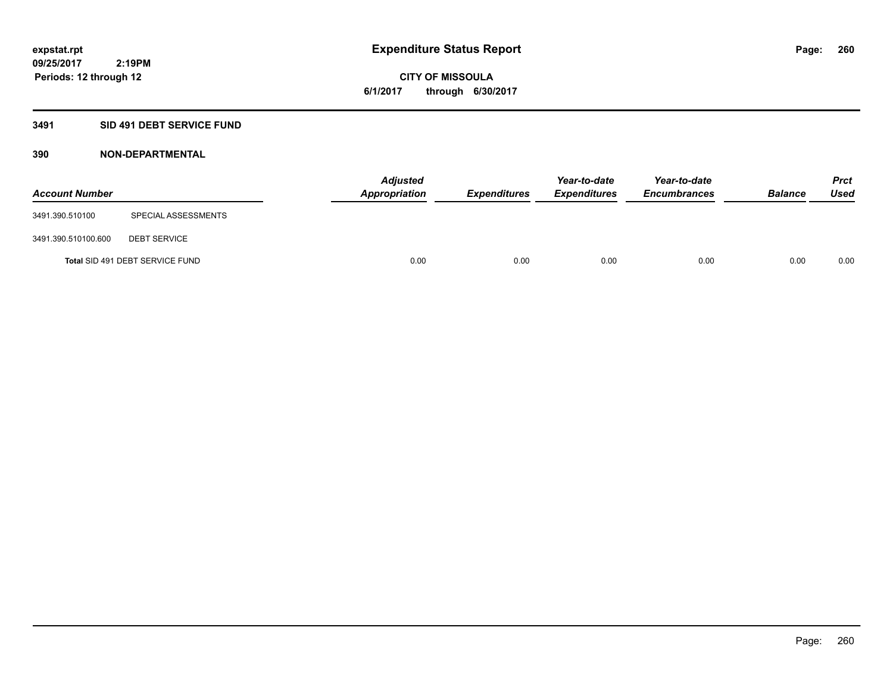# Expenditure Status Report

**CITY OF MISSOULA**

**6/1/2017 through 6/30/2017**

expstat.rpt
09/25/2017 2:19PM
Periods: 12 through 12

## 3491 SID 491 DEBT SERVICE FUND

### 390 NON-DEPARTMENTAL

| Account Number | | Adjusted Appropriation | Expenditures | Year-to-date Expenditures | Year-to-date Encumbrances | Balance | Prct Used |
|---|---|---|---|---|---|---|---|
| 3491.390.510100 | SPECIAL ASSESSMENTS | | | | | | |
| 3491.390.510100.600 | DEBT SERVICE | | | | | | |
| **Total** SID 491 DEBT SERVICE FUND | | 0.00 | 0.00 | 0.00 | 0.00 | 0.00 | 0.00 |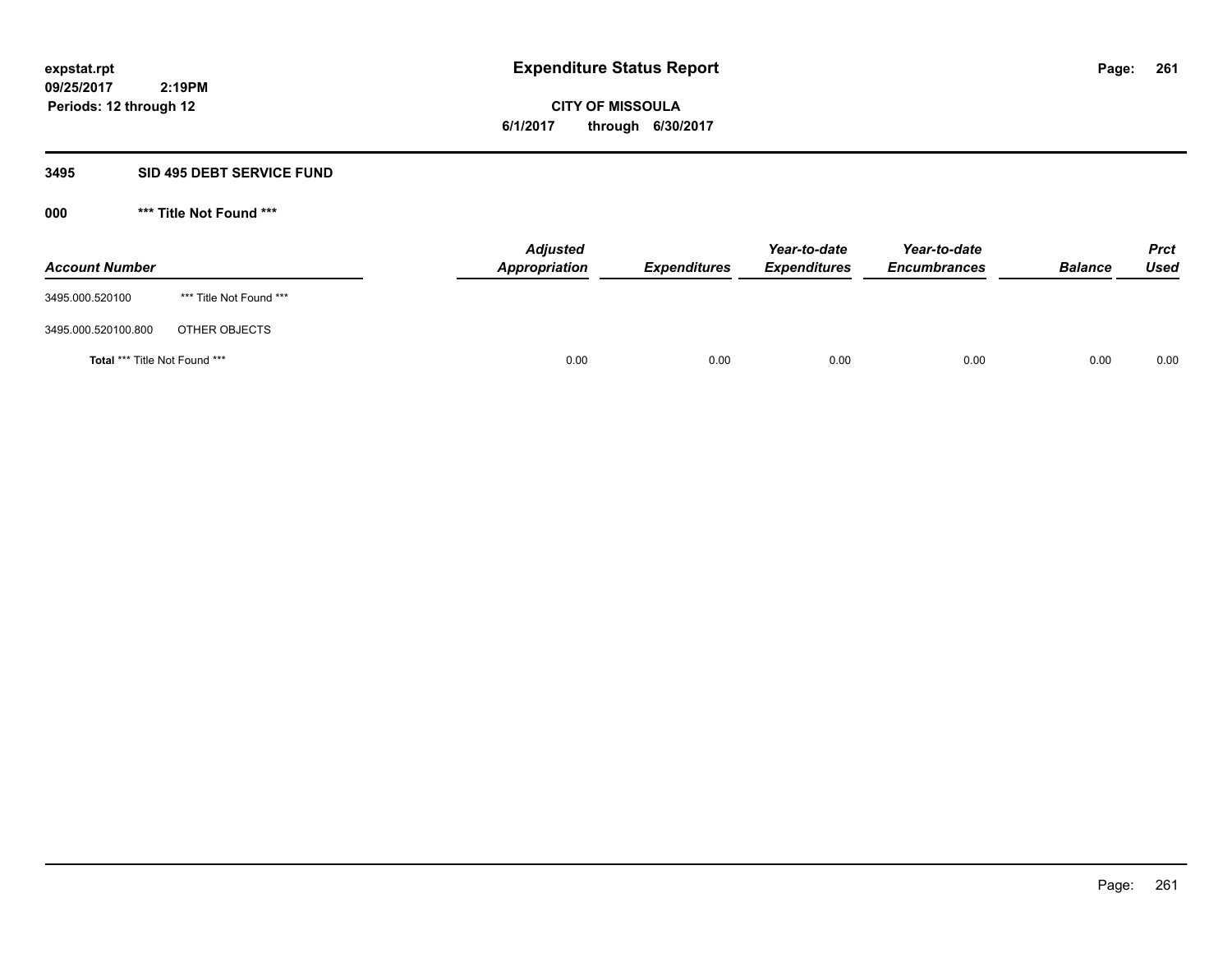**expstat.rpt**
**09/25/2017 2:19PM**
**Periods: 12 through 12**

# Expenditure Status Report

**CITY OF MISSOULA**
**6/1/2017 through 6/30/2017**

## 3495 SID 495 DEBT SERVICE FUND

### 000 *** Title Not Found ***

| Account Number | | Adjusted Appropriation | Expenditures | Year-to-date Expenditures | Year-to-date Encumbrances | Balance | Prct Used |
|---|---|---|---|---|---|---|---|
| 3495.000.520100 | *** Title Not Found *** | | | | | | |
| 3495.000.520100.800 | OTHER OBJECTS | | | | | | |
| **Total** *** Title Not Found *** | | 0.00 | 0.00 | 0.00 | 0.00 | 0.00 | 0.00 |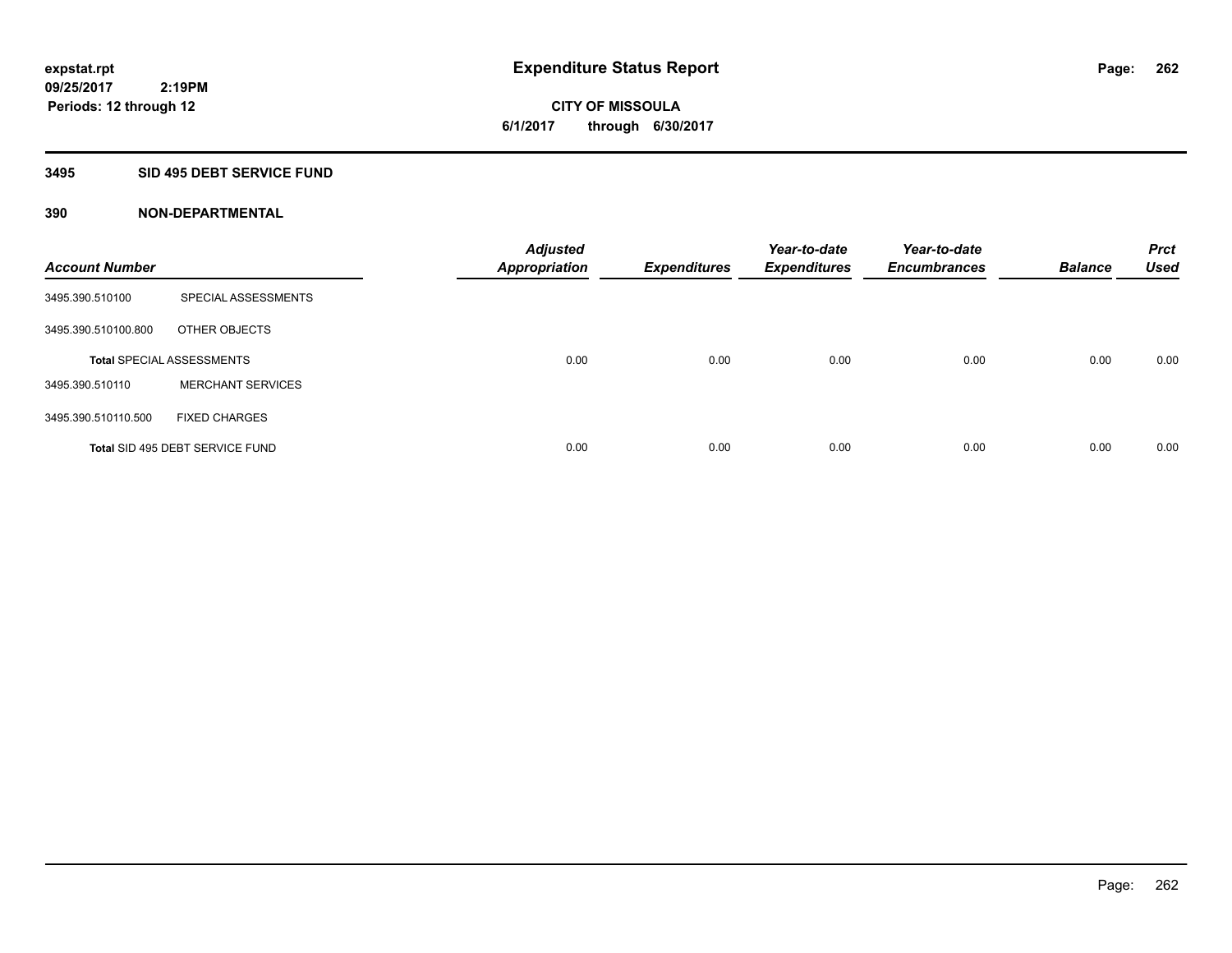expstat.rpt
09/25/2017 2:19PM
Periods: 12 through 12

# Expenditure Status Report

**CITY OF MISSOULA**
**6/1/2017 through 6/30/2017**

## 3495 SID 495 DEBT SERVICE FUND

### 390 NON-DEPARTMENTAL

| Account Number | | Adjusted Appropriation | Expenditures | Year-to-date Expenditures | Year-to-date Encumbrances | Balance | Prct Used |
|---|---|---|---|---|---|---|---|
| 3495.390.510100 | SPECIAL ASSESSMENTS | | | | | | |
| 3495.390.510100.800 | OTHER OBJECTS | | | | | | |
| **Total** SPECIAL ASSESSMENTS | | 0.00 | 0.00 | 0.00 | 0.00 | 0.00 | 0.00 |
| 3495.390.510110 | MERCHANT SERVICES | | | | | | |
| 3495.390.510110.500 | FIXED CHARGES | | | | | | |
| **Total** SID 495 DEBT SERVICE FUND | | 0.00 | 0.00 | 0.00 | 0.00 | 0.00 | 0.00 |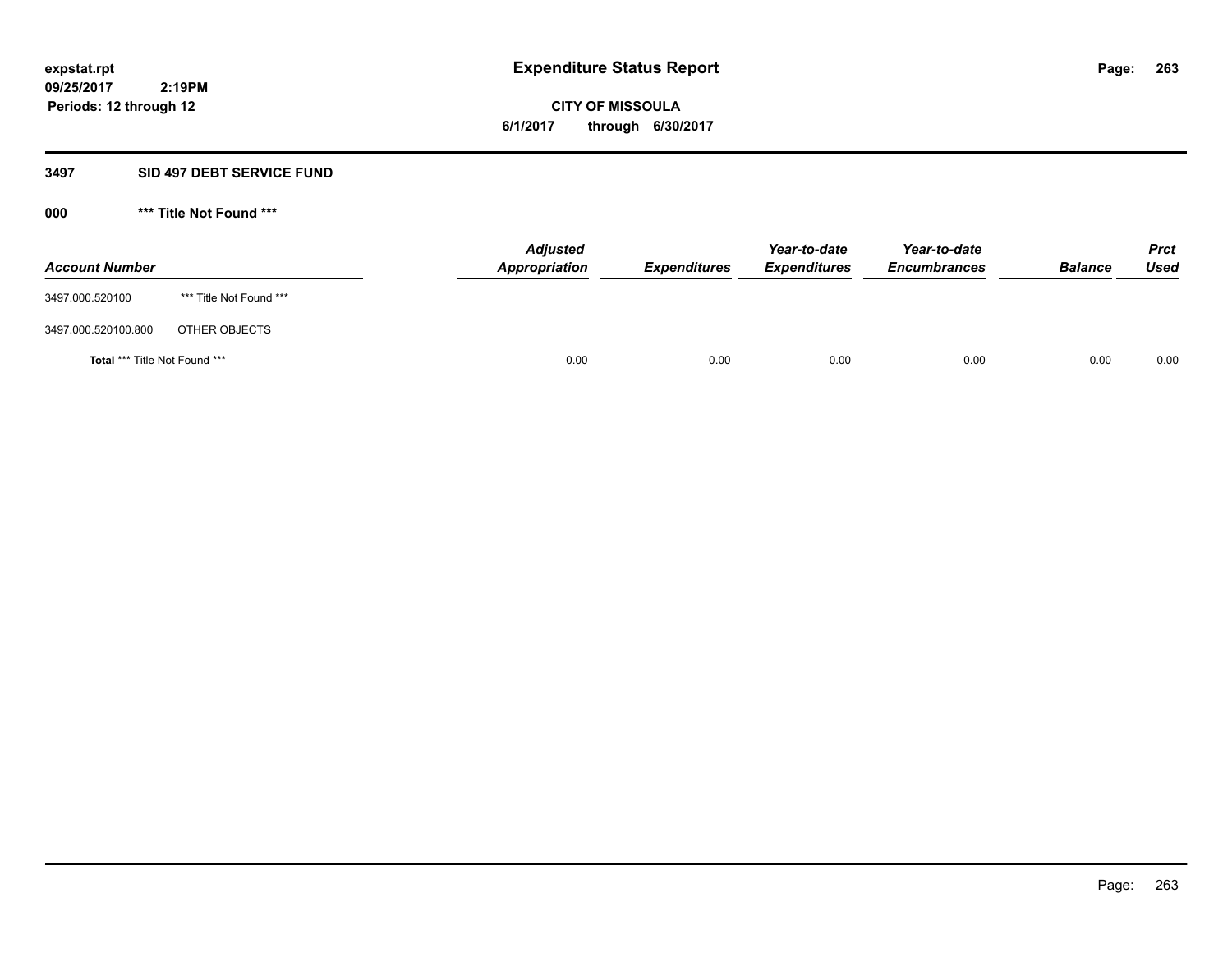expstat.rpt
09/25/2017 2:19PM
Periods: 12 through 12

# Expenditure Status Report

**CITY OF MISSOULA**
**6/1/2017 through 6/30/2017**

## 3497 SID 497 DEBT SERVICE FUND

### 000 *** Title Not Found ***

| Account Number | | Adjusted Appropriation | Expenditures | Year-to-date Expenditures | Year-to-date Encumbrances | Balance | Prct Used |
|---|---|---|---|---|---|---|---|
| 3497.000.520100 | *** Title Not Found *** | | | | | | |
| 3497.000.520100.800 | OTHER OBJECTS | | | | | | |
| **Total** *** Title Not Found *** | | 0.00 | 0.00 | 0.00 | 0.00 | 0.00 | 0.00 |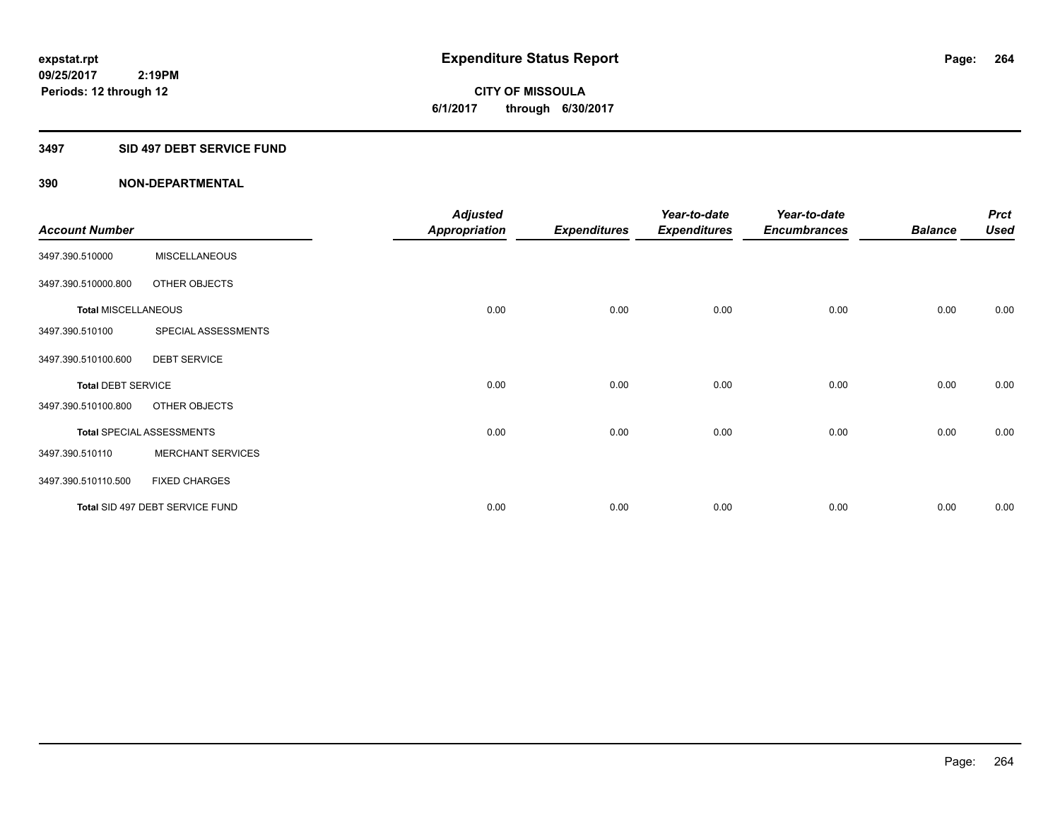expstat.rpt
09/25/2017 2:19PM
Periods: 12 through 12

# Expenditure Status Report

CITY OF MISSOULA
6/1/2017 through 6/30/2017

## 3497 SID 497 DEBT SERVICE FUND

### 390 NON-DEPARTMENTAL

| Account Number | | Adjusted Appropriation | Expenditures | Year-to-date Expenditures | Year-to-date Encumbrances | Balance | Prct Used |
|---|---|---|---|---|---|---|---|
| 3497.390.510000 | MISCELLANEOUS | | | | | | |
| 3497.390.510000.800 | OTHER OBJECTS | | | | | | |
| **Total** MISCELLANEOUS | | 0.00 | 0.00 | 0.00 | 0.00 | 0.00 | 0.00 |
| 3497.390.510100 | SPECIAL ASSESSMENTS | | | | | | |
| 3497.390.510100.600 | DEBT SERVICE | | | | | | |
| **Total** DEBT SERVICE | | 0.00 | 0.00 | 0.00 | 0.00 | 0.00 | 0.00 |
| 3497.390.510100.800 | OTHER OBJECTS | | | | | | |
| **Total** SPECIAL ASSESSMENTS | | 0.00 | 0.00 | 0.00 | 0.00 | 0.00 | 0.00 |
| 3497.390.510110 | MERCHANT SERVICES | | | | | | |
| 3497.390.510110.500 | FIXED CHARGES | | | | | | |
| **Total** SID 497 DEBT SERVICE FUND | | 0.00 | 0.00 | 0.00 | 0.00 | 0.00 | 0.00 |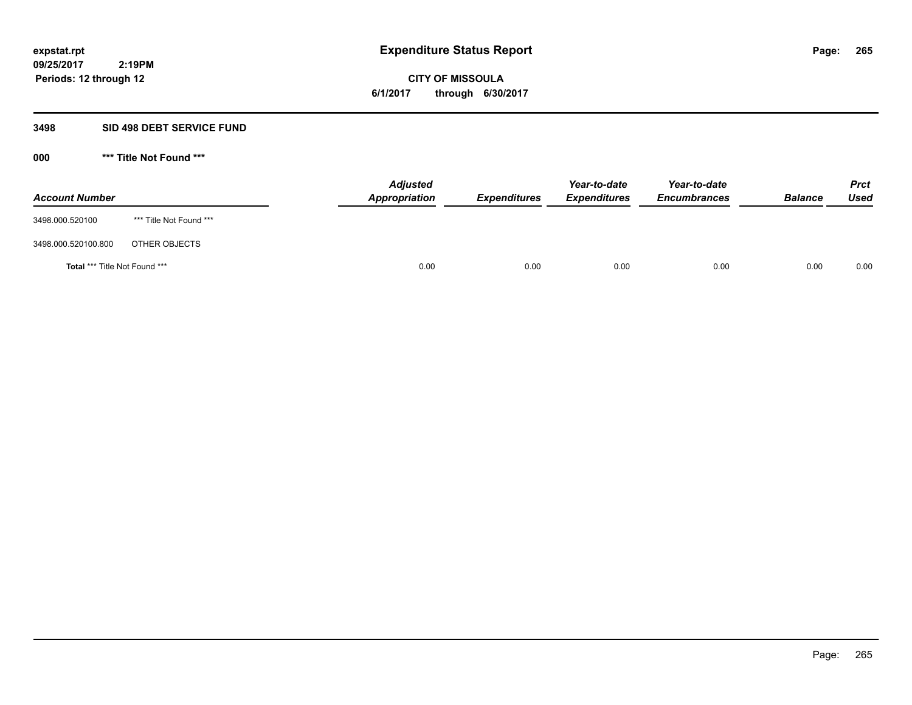# Expenditure Status Report

**CITY OF MISSOULA**

**6/1/2017 through 6/30/2017**

expstat.rpt
09/25/2017 2:19PM
Periods: 12 through 12

## 3498 SID 498 DEBT SERVICE FUND

### 000 *** Title Not Found ***

| Account Number | | Adjusted Appropriation | Expenditures | Year-to-date Expenditures | Year-to-date Encumbrances | Balance | Prct Used |
|---|---|---|---|---|---|---|---|
| 3498.000.520100 | *** Title Not Found *** | | | | | | |
| 3498.000.520100.800 | OTHER OBJECTS | | | | | | |
| **Total** *** Title Not Found *** | | 0.00 | 0.00 | 0.00 | 0.00 | 0.00 | 0.00 |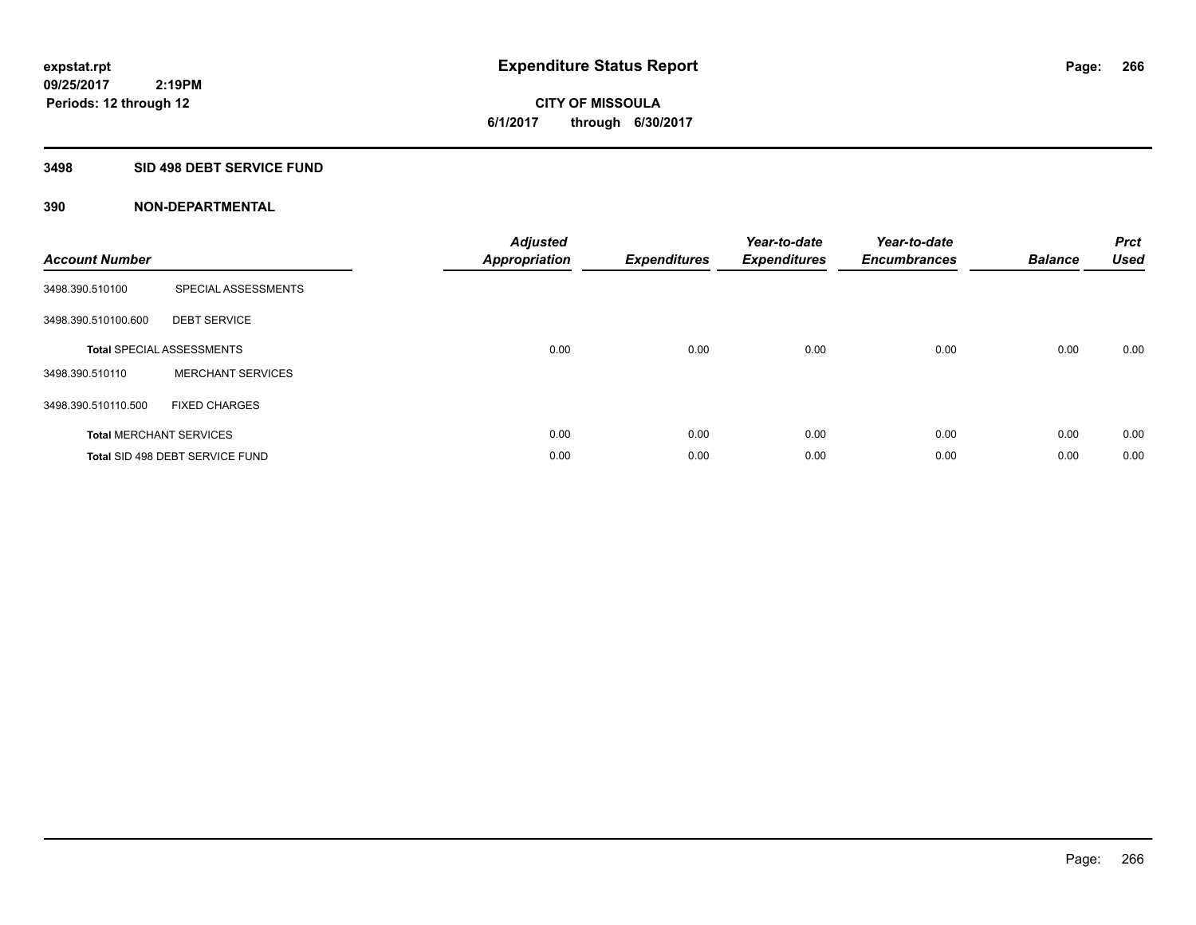# Expenditure Status Report

expstat.rpt
09/25/2017 2:19PM
Periods: 12 through 12

**CITY OF MISSOULA**
**6/1/2017 through 6/30/2017**

## 3498 SID 498 DEBT SERVICE FUND

### 390 NON-DEPARTMENTAL

| Account Number | | Adjusted Appropriation | Expenditures | Year-to-date Expenditures | Year-to-date Encumbrances | Balance | Prct Used |
|---|---|---|---|---|---|---|---|
| 3498.390.510100 | SPECIAL ASSESSMENTS | | | | | | |
| 3498.390.510100.600 | DEBT SERVICE | | | | | | |
| **Total** SPECIAL ASSESSMENTS | | 0.00 | 0.00 | 0.00 | 0.00 | 0.00 | 0.00 |
| 3498.390.510110 | MERCHANT SERVICES | | | | | | |
| 3498.390.510110.500 | FIXED CHARGES | | | | | | |
| **Total** MERCHANT SERVICES | | 0.00 | 0.00 | 0.00 | 0.00 | 0.00 | 0.00 |
| **Total** SID 498 DEBT SERVICE FUND | | 0.00 | 0.00 | 0.00 | 0.00 | 0.00 | 0.00 |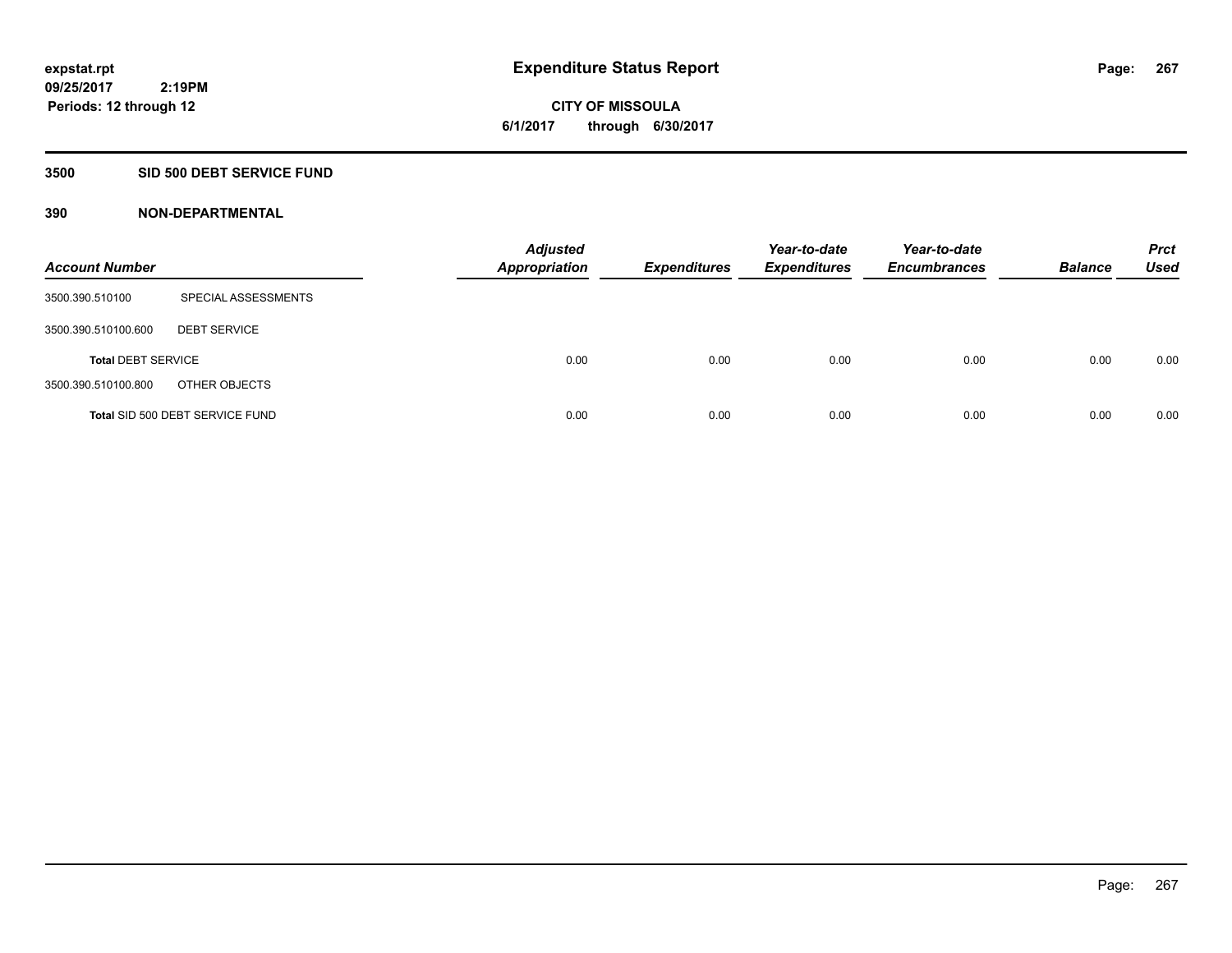expstat.rpt
09/25/2017 2:19PM
Periods: 12 through 12

# Expenditure Status Report

CITY OF MISSOULA
6/1/2017 through 6/30/2017

## 3500 SID 500 DEBT SERVICE FUND

## 390 NON-DEPARTMENTAL

| Account Number | | Adjusted Appropriation | Expenditures | Year-to-date Expenditures | Year-to-date Encumbrances | Balance | Prct Used |
|---|---|---|---|---|---|---|---|
| 3500.390.510100 | SPECIAL ASSESSMENTS | | | | | | |
| 3500.390.510100.600 | DEBT SERVICE | | | | | | |
| **Total** DEBT SERVICE | | 0.00 | 0.00 | 0.00 | 0.00 | 0.00 | 0.00 |
| 3500.390.510100.800 | OTHER OBJECTS | | | | | | |
| **Total** SID 500 DEBT SERVICE FUND | | 0.00 | 0.00 | 0.00 | 0.00 | 0.00 | 0.00 |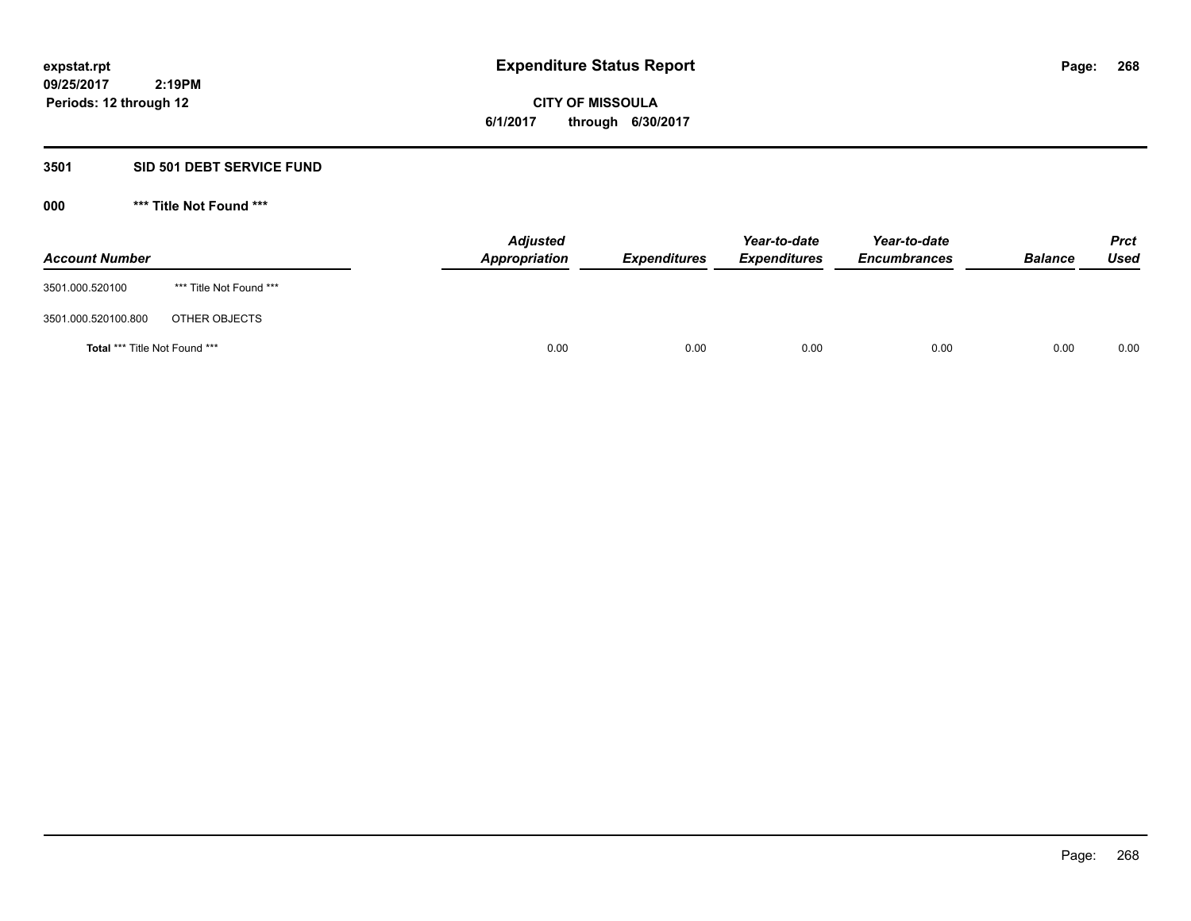**expstat.rpt**
**09/25/2017 2:19PM**
**Periods: 12 through 12**

# Expenditure Status Report

**CITY OF MISSOULA**
**6/1/2017 through 6/30/2017**

## 3501 SID 501 DEBT SERVICE FUND

### 000 *** Title Not Found ***

| Account Number | | Adjusted Appropriation | Expenditures | Year-to-date Expenditures | Year-to-date Encumbrances | Balance | Prct Used |
|---|---|---|---|---|---|---|---|
| 3501.000.520100 | *** Title Not Found *** | | | | | | |
| 3501.000.520100.800 | OTHER OBJECTS | | | | | | |
| **Total** *** Title Not Found *** | | 0.00 | 0.00 | 0.00 | 0.00 | 0.00 | 0.00 |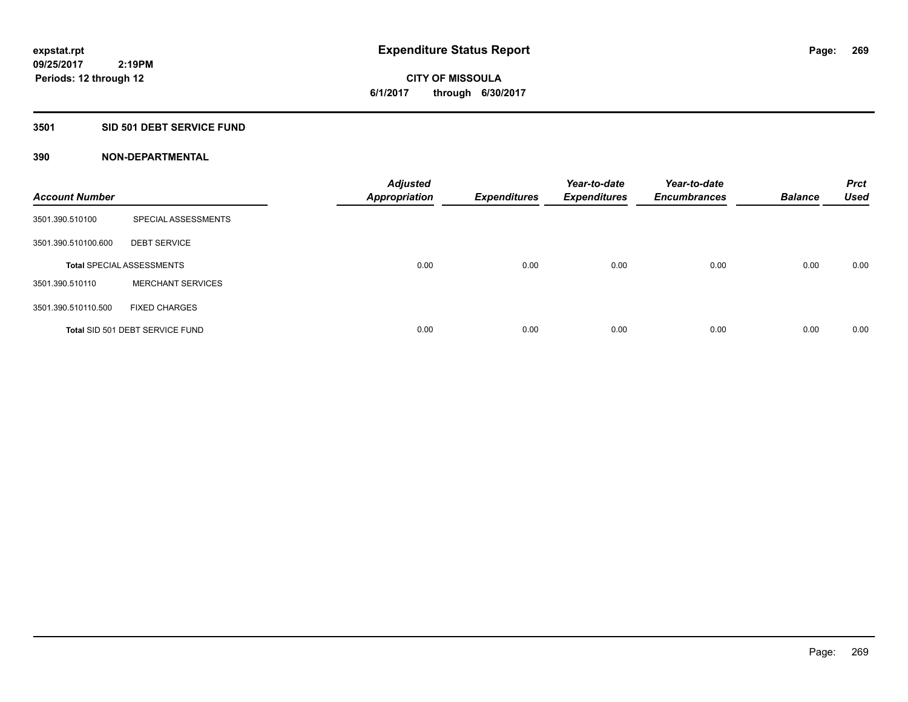**expstat.rpt**
**09/25/2017 2:19PM**
**Periods: 12 through 12**

# Expenditure Status Report

**CITY OF MISSOULA**
**6/1/2017 through 6/30/2017**

## 3501 SID 501 DEBT SERVICE FUND

### 390 NON-DEPARTMENTAL

| Account Number | | Adjusted Appropriation | Expenditures | Year-to-date Expenditures | Year-to-date Encumbrances | Balance | Prct Used |
|---|---|---|---|---|---|---|---|
| 3501.390.510100 | SPECIAL ASSESSMENTS | | | | | | |
| 3501.390.510100.600 | DEBT SERVICE | | | | | | |
| Total SPECIAL ASSESSMENTS | | 0.00 | 0.00 | 0.00 | 0.00 | 0.00 | 0.00 |
| 3501.390.510110 | MERCHANT SERVICES | | | | | | |
| 3501.390.510110.500 | FIXED CHARGES | | | | | | |
| Total SID 501 DEBT SERVICE FUND | | 0.00 | 0.00 | 0.00 | 0.00 | 0.00 | 0.00 |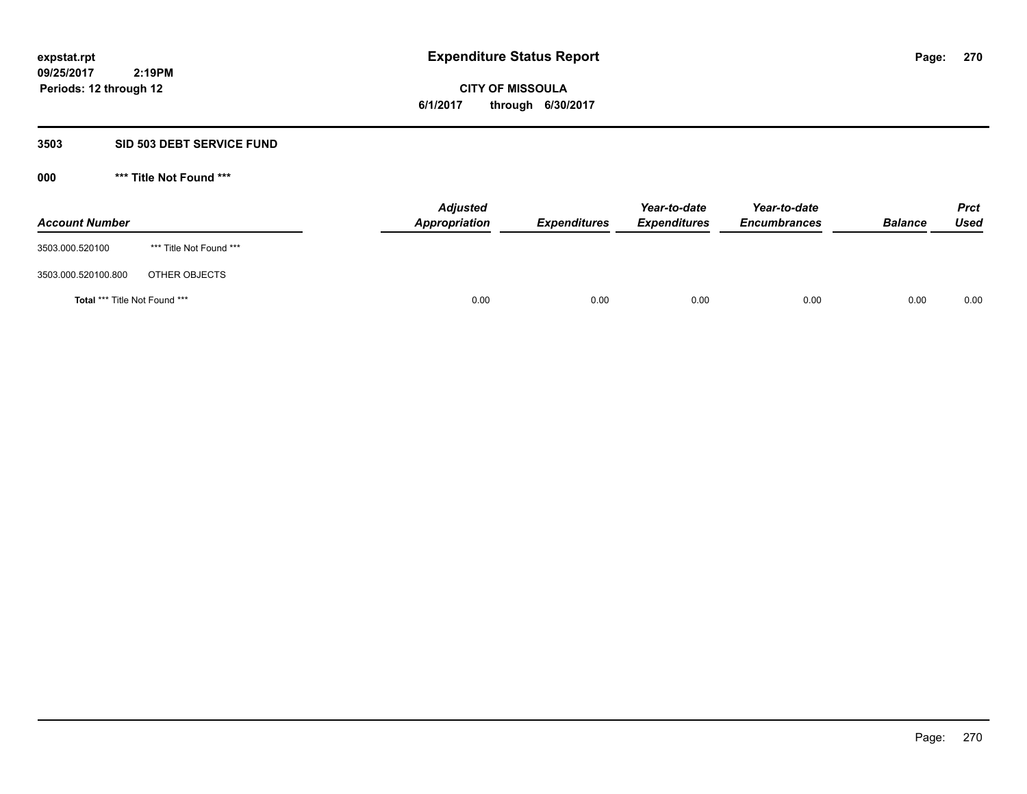# Expenditure Status Report

**CITY OF MISSOULA**

**6/1/2017 through 6/30/2017**

expstat.rpt
09/25/2017 2:19PM
Periods: 12 through 12

## 3503 SID 503 DEBT SERVICE FUND

### 000 *** Title Not Found ***

| Account Number | | Adjusted Appropriation | Expenditures | Year-to-date Expenditures | Year-to-date Encumbrances | Balance | Prct Used |
|---|---|---|---|---|---|---|---|
| 3503.000.520100 | *** Title Not Found *** | | | | | | |
| 3503.000.520100.800 | OTHER OBJECTS | | | | | | |
| **Total** *** Title Not Found *** | | 0.00 | 0.00 | 0.00 | 0.00 | 0.00 | 0.00 |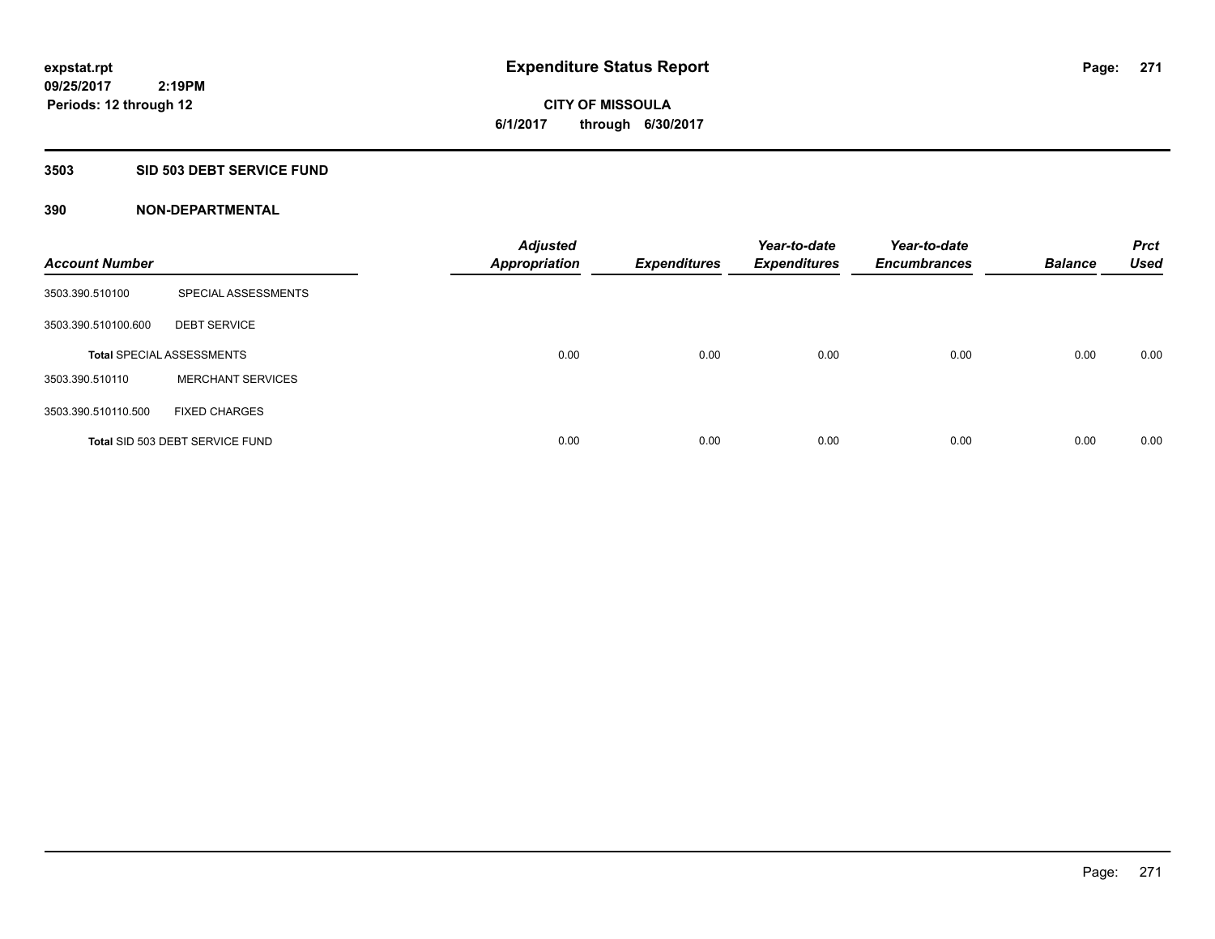# Expenditure Status Report

expstat.rpt
09/25/2017 2:19PM
Periods: 12 through 12

**CITY OF MISSOULA**
**6/1/2017 through 6/30/2017**

## 3503 SID 503 DEBT SERVICE FUND

### 390 NON-DEPARTMENTAL

| Account Number | | Adjusted Appropriation | Expenditures | Year-to-date Expenditures | Year-to-date Encumbrances | Balance | Prct Used |
|---|---|---|---|---|---|---|---|
| 3503.390.510100 | SPECIAL ASSESSMENTS | | | | | | |
| 3503.390.510100.600 | DEBT SERVICE | | | | | | |
| **Total** SPECIAL ASSESSMENTS | | 0.00 | 0.00 | 0.00 | 0.00 | 0.00 | 0.00 |
| 3503.390.510110 | MERCHANT SERVICES | | | | | | |
| 3503.390.510110.500 | FIXED CHARGES | | | | | | |
| **Total** SID 503 DEBT SERVICE FUND | | 0.00 | 0.00 | 0.00 | 0.00 | 0.00 | 0.00 |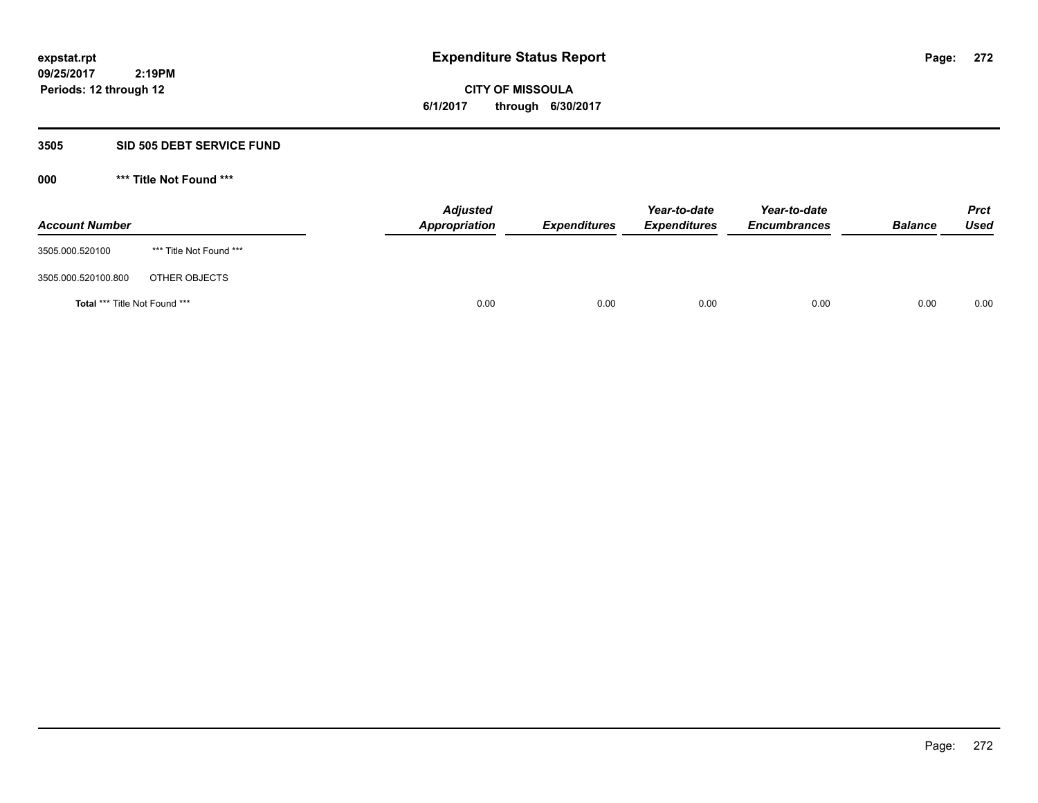expstat.rpt
09/25/2017 2:19PM
Periods: 12 through 12

# Expenditure Status Report

CITY OF MISSOULA
6/1/2017 through 6/30/2017

## 3505 SID 505 DEBT SERVICE FUND

### 000 *** Title Not Found ***

| Account Number | | Adjusted Appropriation | Expenditures | Year-to-date Expenditures | Year-to-date Encumbrances | Balance | Prct Used |
|---|---|---|---|---|---|---|---|
| 3505.000.520100 | *** Title Not Found *** | | | | | | |
| 3505.000.520100.800 | OTHER OBJECTS | | | | | | |
| **Total** *** Title Not Found *** | | 0.00 | 0.00 | 0.00 | 0.00 | 0.00 | 0.00 |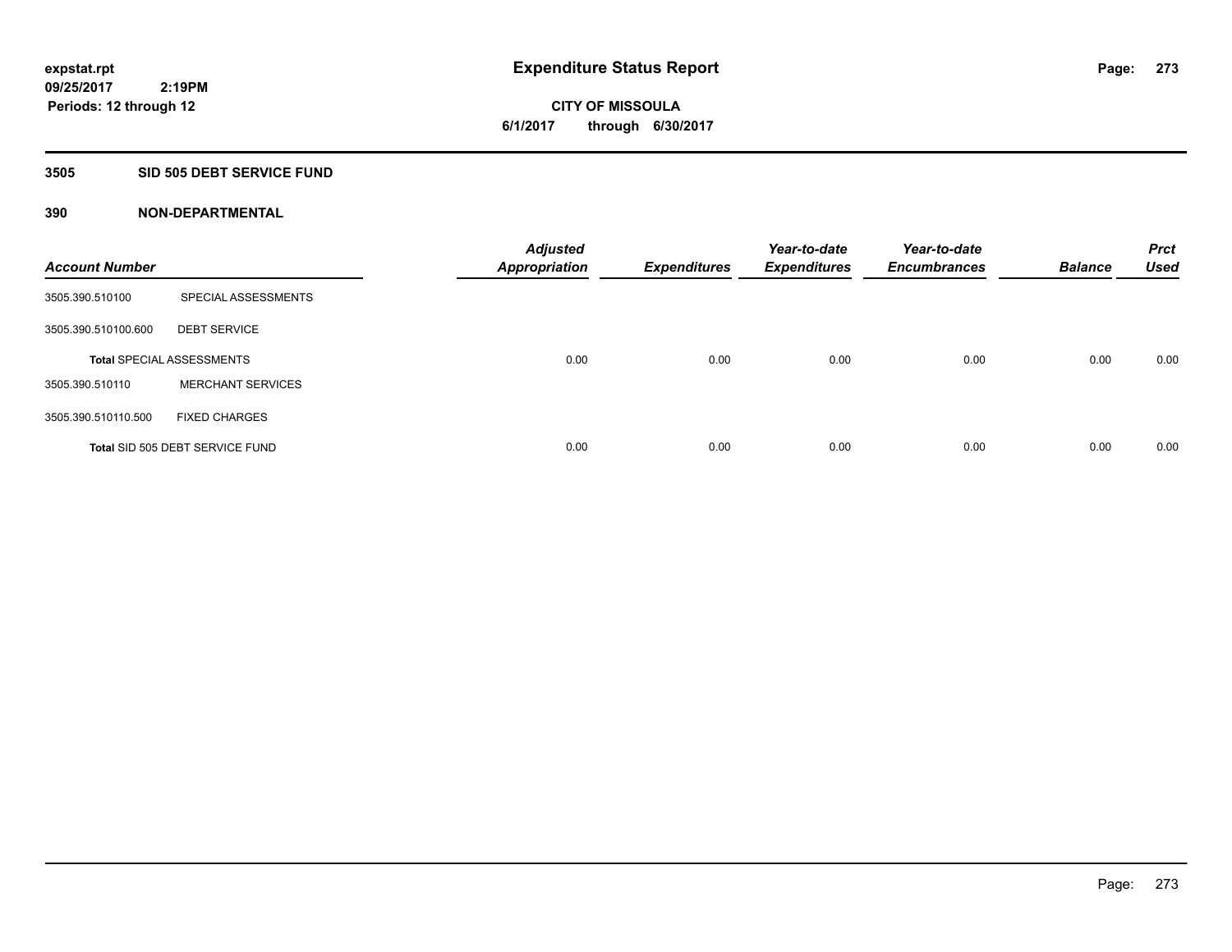**expstat.rpt**
**09/25/2017 2:19PM**
**Periods: 12 through 12**

# Expenditure Status Report

**CITY OF MISSOULA**
**6/1/2017 through 6/30/2017**

## 3505 SID 505 DEBT SERVICE FUND

### 390 NON-DEPARTMENTAL

| Account Number | | Adjusted Appropriation | Expenditures | Year-to-date Expenditures | Year-to-date Encumbrances | Balance | Prct Used |
|---|---|---|---|---|---|---|---|
| 3505.390.510100 | SPECIAL ASSESSMENTS | | | | | | |
| 3505.390.510100.600 | DEBT SERVICE | | | | | | |
| Total SPECIAL ASSESSMENTS | | 0.00 | 0.00 | 0.00 | 0.00 | 0.00 | 0.00 |
| 3505.390.510110 | MERCHANT SERVICES | | | | | | |
| 3505.390.510110.500 | FIXED CHARGES | | | | | | |
| Total SID 505 DEBT SERVICE FUND | | 0.00 | 0.00 | 0.00 | 0.00 | 0.00 | 0.00 |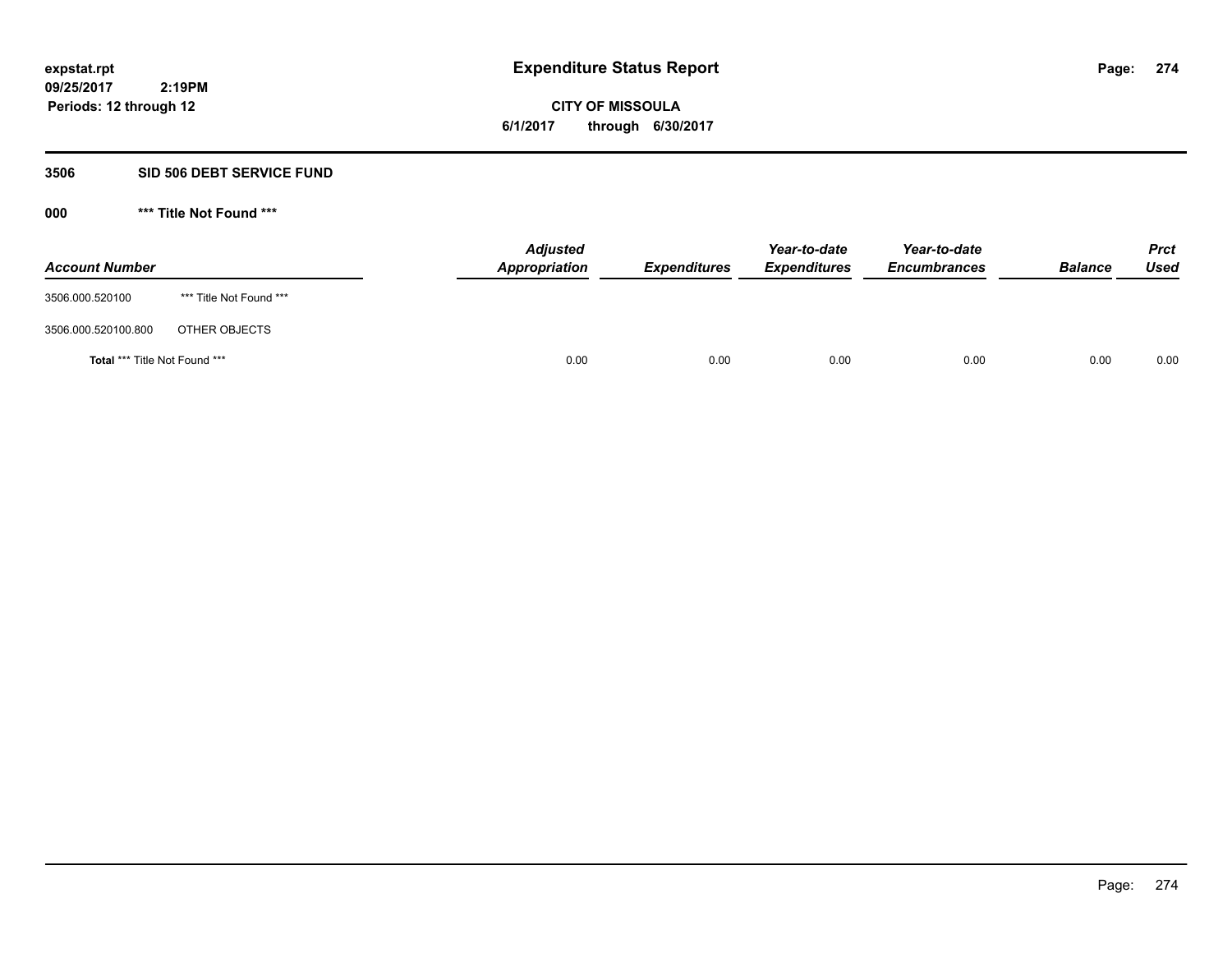expstat.rpt
09/25/2017 2:19PM
Periods: 12 through 12

# Expenditure Status Report

**CITY OF MISSOULA**
**6/1/2017 through 6/30/2017**

### 3506 SID 506 DEBT SERVICE FUND

### 000 *** Title Not Found ***

| Account Number | | Adjusted Appropriation | Expenditures | Year-to-date Expenditures | Year-to-date Encumbrances | Balance | Prct Used |
|---|---|---|---|---|---|---|---|
| 3506.000.520100 | *** Title Not Found *** | | | | | | |
| 3506.000.520100.800 | OTHER OBJECTS | | | | | | |
| **Total** *** Title Not Found *** | | 0.00 | 0.00 | 0.00 | 0.00 | 0.00 | 0.00 |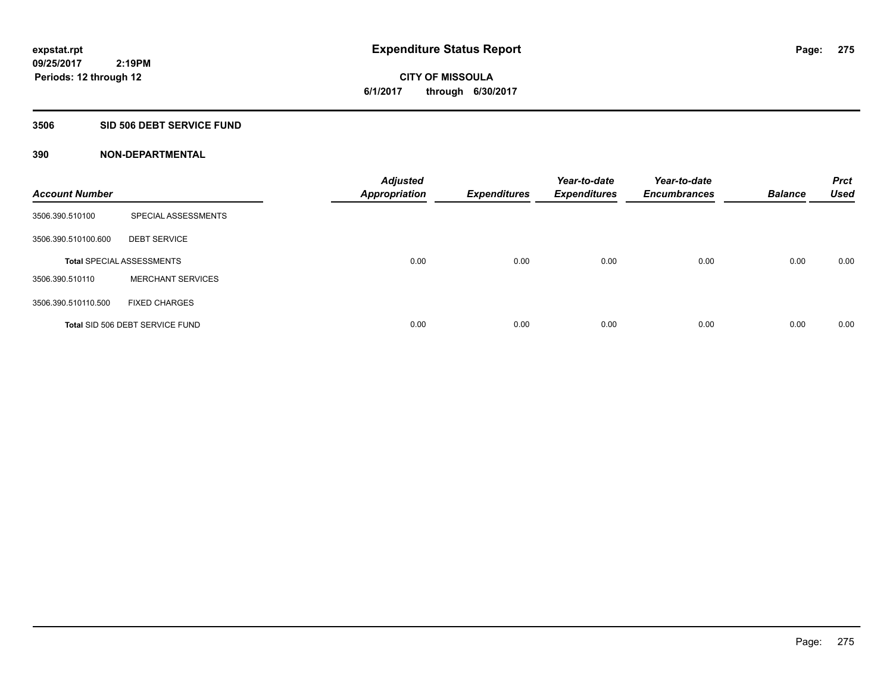# Expenditure Status Report

expstat.rpt
09/25/2017 2:19PM
Periods: 12 through 12

**CITY OF MISSOULA**
**6/1/2017 through 6/30/2017**

## 3506 SID 506 DEBT SERVICE FUND

### 390 NON-DEPARTMENTAL

| Account Number | | Adjusted Appropriation | Expenditures | Year-to-date Expenditures | Year-to-date Encumbrances | Balance | Prct Used |
|---|---|---|---|---|---|---|---|
| 3506.390.510100 | SPECIAL ASSESSMENTS | | | | | | |
| 3506.390.510100.600 | DEBT SERVICE | | | | | | |
| **Total** SPECIAL ASSESSMENTS | | 0.00 | 0.00 | 0.00 | 0.00 | 0.00 | 0.00 |
| 3506.390.510110 | MERCHANT SERVICES | | | | | | |
| 3506.390.510110.500 | FIXED CHARGES | | | | | | |
| **Total** SID 506 DEBT SERVICE FUND | | 0.00 | 0.00 | 0.00 | 0.00 | 0.00 | 0.00 |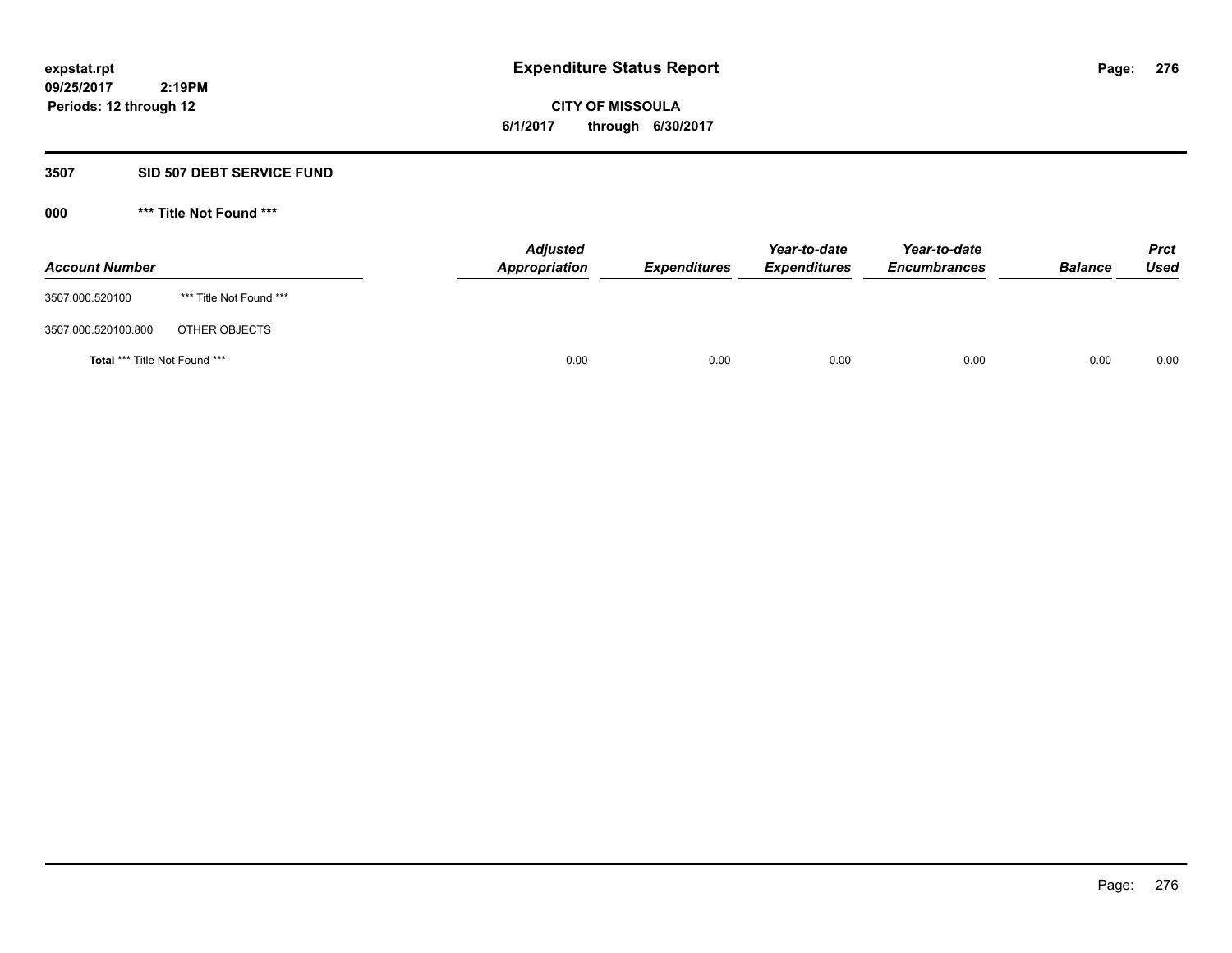**expstat.rpt**
**09/25/2017 2:19PM**
**Periods: 12 through 12**

# Expenditure Status Report

**CITY OF MISSOULA**
**6/1/2017 through 6/30/2017**

## 3507 SID 507 DEBT SERVICE FUND

### 000 *** Title Not Found ***

| Account Number | | Adjusted Appropriation | Expenditures | Year-to-date Expenditures | Year-to-date Encumbrances | Balance | Prct Used |
|---|---|---|---|---|---|---|---|
| 3507.000.520100 | *** Title Not Found *** | | | | | | |
| 3507.000.520100.800 | OTHER OBJECTS | | | | | | |
| **Total** *** Title Not Found *** | | 0.00 | 0.00 | 0.00 | 0.00 | 0.00 | 0.00 |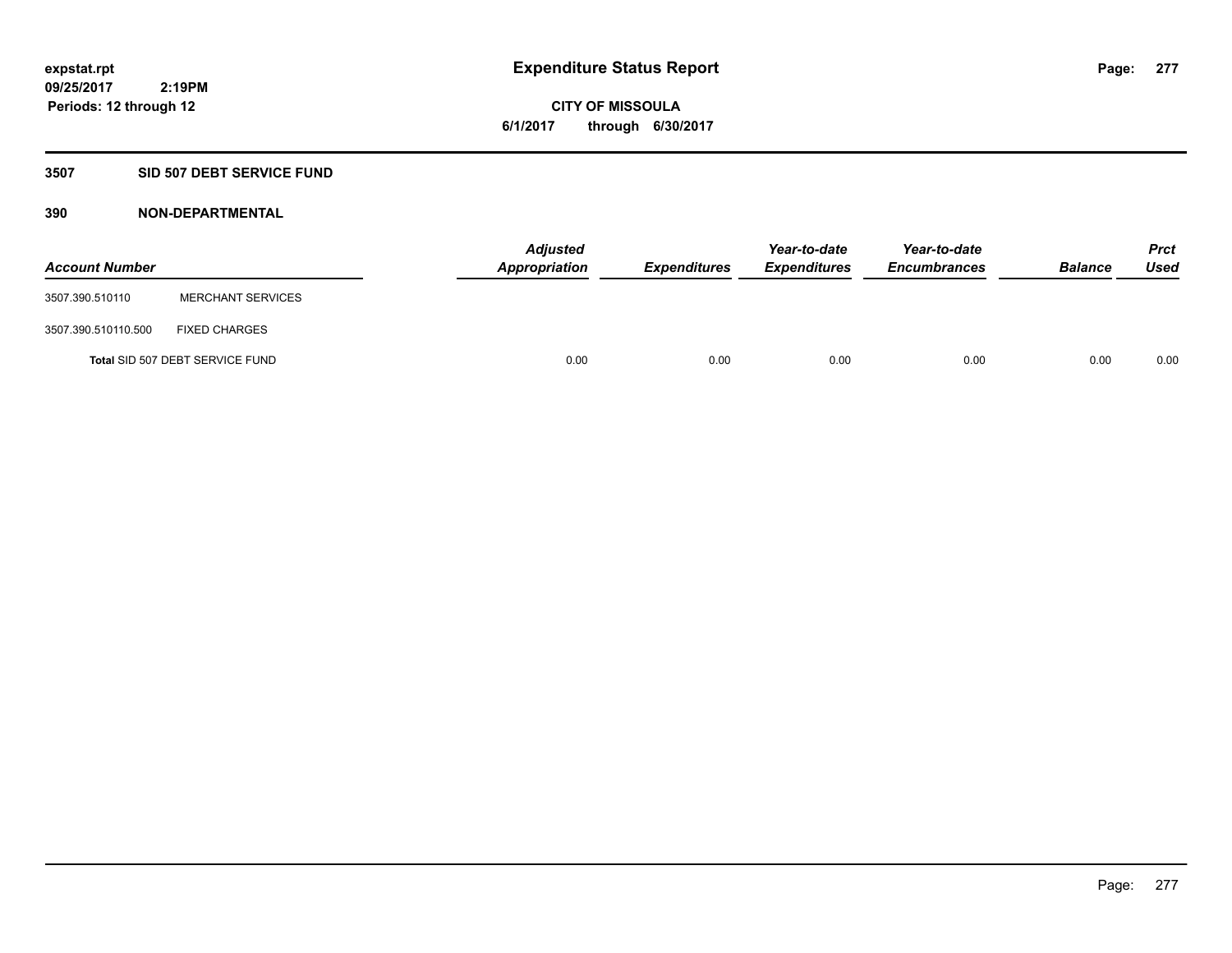expstat.rpt
09/25/2017 2:19PM
Periods: 12 through 12

# Expenditure Status Report

**CITY OF MISSOULA**
**6/1/2017 through 6/30/2017**

## 3507 SID 507 DEBT SERVICE FUND

### 390 NON-DEPARTMENTAL

| Account Number | | Adjusted Appropriation | Expenditures | Year-to-date Expenditures | Year-to-date Encumbrances | Balance | Prct Used |
|---|---|---|---|---|---|---|---|
| 3507.390.510110 | MERCHANT SERVICES | | | | | | |
| 3507.390.510110.500 | FIXED CHARGES | | | | | | |
| **Total** SID 507 DEBT SERVICE FUND | | 0.00 | 0.00 | 0.00 | 0.00 | 0.00 | 0.00 |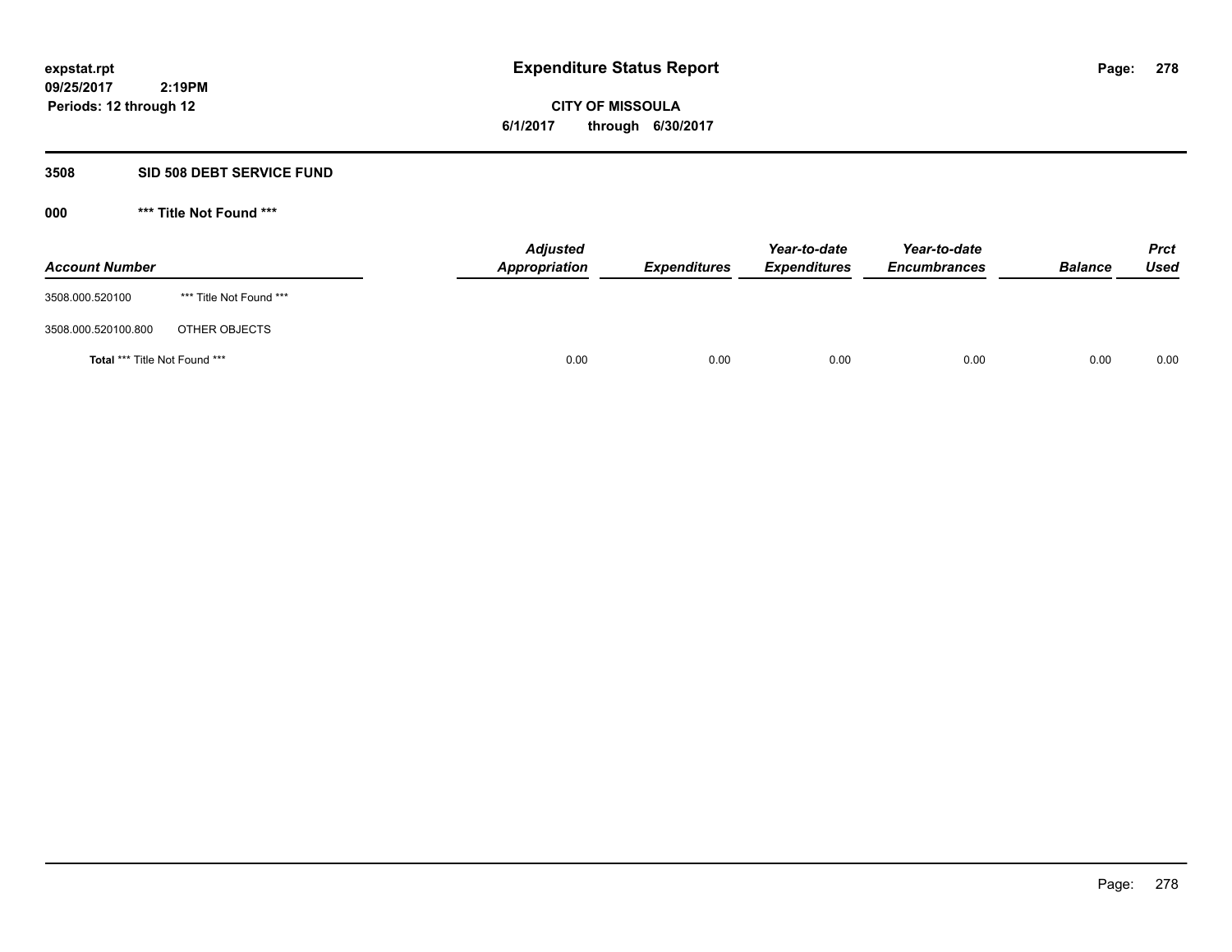expstat.rpt
09/25/2017 2:19PM
Periods: 12 through 12

# Expenditure Status Report

**CITY OF MISSOULA**
**6/1/2017 through 6/30/2017**

## 3508 SID 508 DEBT SERVICE FUND

### 000 *** Title Not Found ***

| Account Number | | Adjusted Appropriation | Expenditures | Year-to-date Expenditures | Year-to-date Encumbrances | Balance | Prct Used |
|---|---|---|---|---|---|---|---|
| 3508.000.520100 | *** Title Not Found *** | | | | | | |
| 3508.000.520100.800 | OTHER OBJECTS | | | | | | |
| **Total** *** Title Not Found *** | | 0.00 | 0.00 | 0.00 | 0.00 | 0.00 | 0.00 |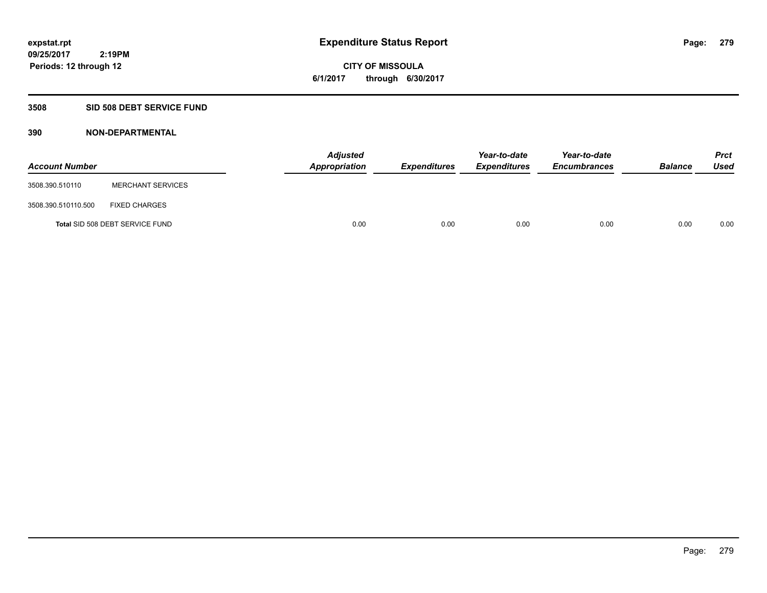# Expenditure Status Report

expstat.rpt
09/25/2017 2:19PM
Periods: 12 through 12

CITY OF MISSOULA
6/1/2017 through 6/30/2017

## 3508 SID 508 DEBT SERVICE FUND

### 390 NON-DEPARTMENTAL

| Account Number | | Adjusted Appropriation | Expenditures | Year-to-date Expenditures | Year-to-date Encumbrances | Balance | Prct Used |
|---|---|---|---|---|---|---|---|
| 3508.390.510110 | MERCHANT SERVICES | | | | | | |
| 3508.390.510110.500 | FIXED CHARGES | | | | | | |
| Total SID 508 DEBT SERVICE FUND | | 0.00 | 0.00 | 0.00 | 0.00 | 0.00 | 0.00 |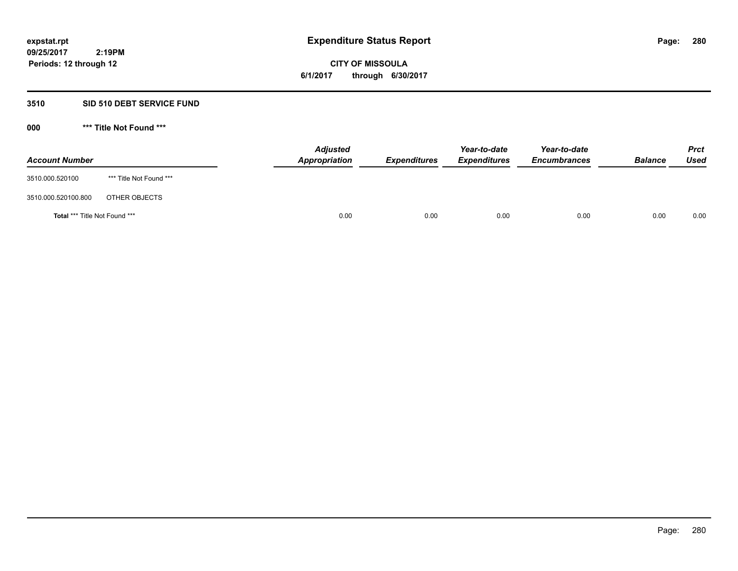# Expenditure Status Report

expstat.rpt
09/25/2017 2:19PM
Periods: 12 through 12

**CITY OF MISSOULA**
**6/1/2017 through 6/30/2017**

## 3510 SID 510 DEBT SERVICE FUND

### 000 *** Title Not Found ***

| Account Number | | Adjusted Appropriation | Expenditures | Year-to-date Expenditures | Year-to-date Encumbrances | Balance | Prct Used |
|---|---|---|---|---|---|---|---|
| 3510.000.520100 | *** Title Not Found *** | | | | | | |
| 3510.000.520100.800 | OTHER OBJECTS | | | | | | |
| **Total** *** Title Not Found *** | | 0.00 | 0.00 | 0.00 | 0.00 | 0.00 | 0.00 |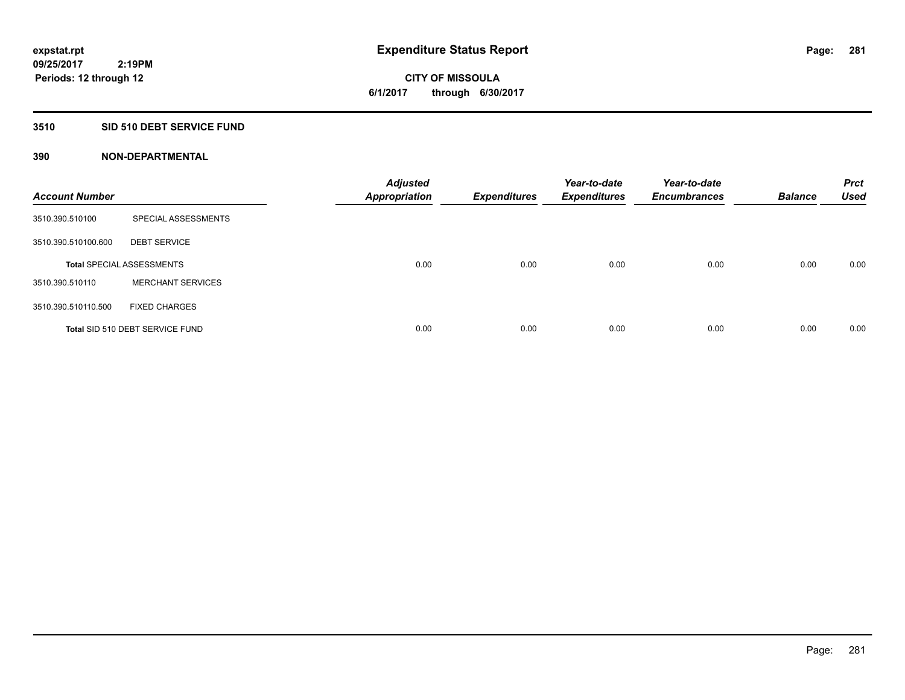**expstat.rpt**
**09/25/2017 2:19PM**
**Periods: 12 through 12**

# Expenditure Status Report

**CITY OF MISSOULA**
**6/1/2017 through 6/30/2017**

## 3510 SID 510 DEBT SERVICE FUND

### 390 NON-DEPARTMENTAL

| Account Number | | Adjusted Appropriation | Expenditures | Year-to-date Expenditures | Year-to-date Encumbrances | Balance | Prct Used |
|---|---|---|---|---|---|---|---|
| 3510.390.510100 | SPECIAL ASSESSMENTS | | | | | | |
| 3510.390.510100.600 | DEBT SERVICE | | | | | | |
| **Total** SPECIAL ASSESSMENTS | | 0.00 | 0.00 | 0.00 | 0.00 | 0.00 | 0.00 |
| 3510.390.510110 | MERCHANT SERVICES | | | | | | |
| 3510.390.510110.500 | FIXED CHARGES | | | | | | |
| **Total** SID 510 DEBT SERVICE FUND | | 0.00 | 0.00 | 0.00 | 0.00 | 0.00 | 0.00 |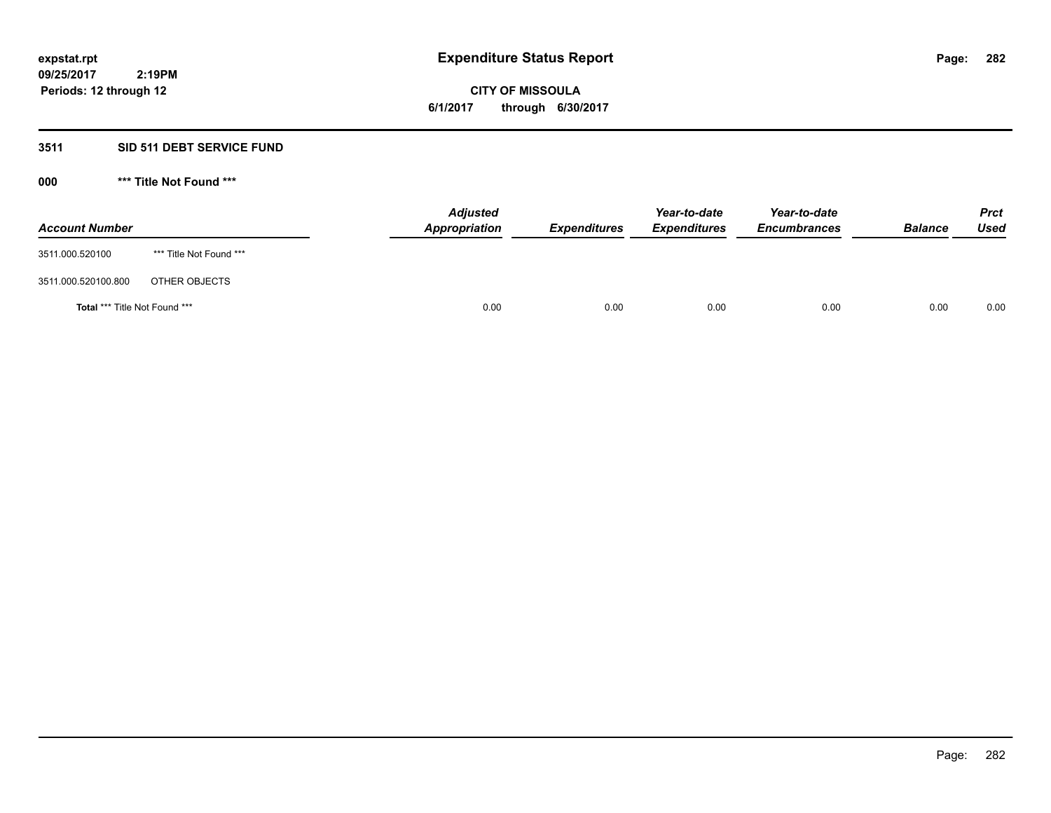expstat.rpt
09/25/2017 2:19PM
Periods: 12 through 12

# Expenditure Status Report

**CITY OF MISSOULA**
**6/1/2017 through 6/30/2017**

## 3511 SID 511 DEBT SERVICE FUND

### 000 *** Title Not Found ***

| Account Number | | Adjusted Appropriation | Expenditures | Year-to-date Expenditures | Year-to-date Encumbrances | Balance | Prct Used |
|---|---|---|---|---|---|---|---|
| 3511.000.520100 | *** Title Not Found *** | | | | | | |
| 3511.000.520100.800 | OTHER OBJECTS | | | | | | |
| **Total** *** Title Not Found *** | | 0.00 | 0.00 | 0.00 | 0.00 | 0.00 | 0.00 |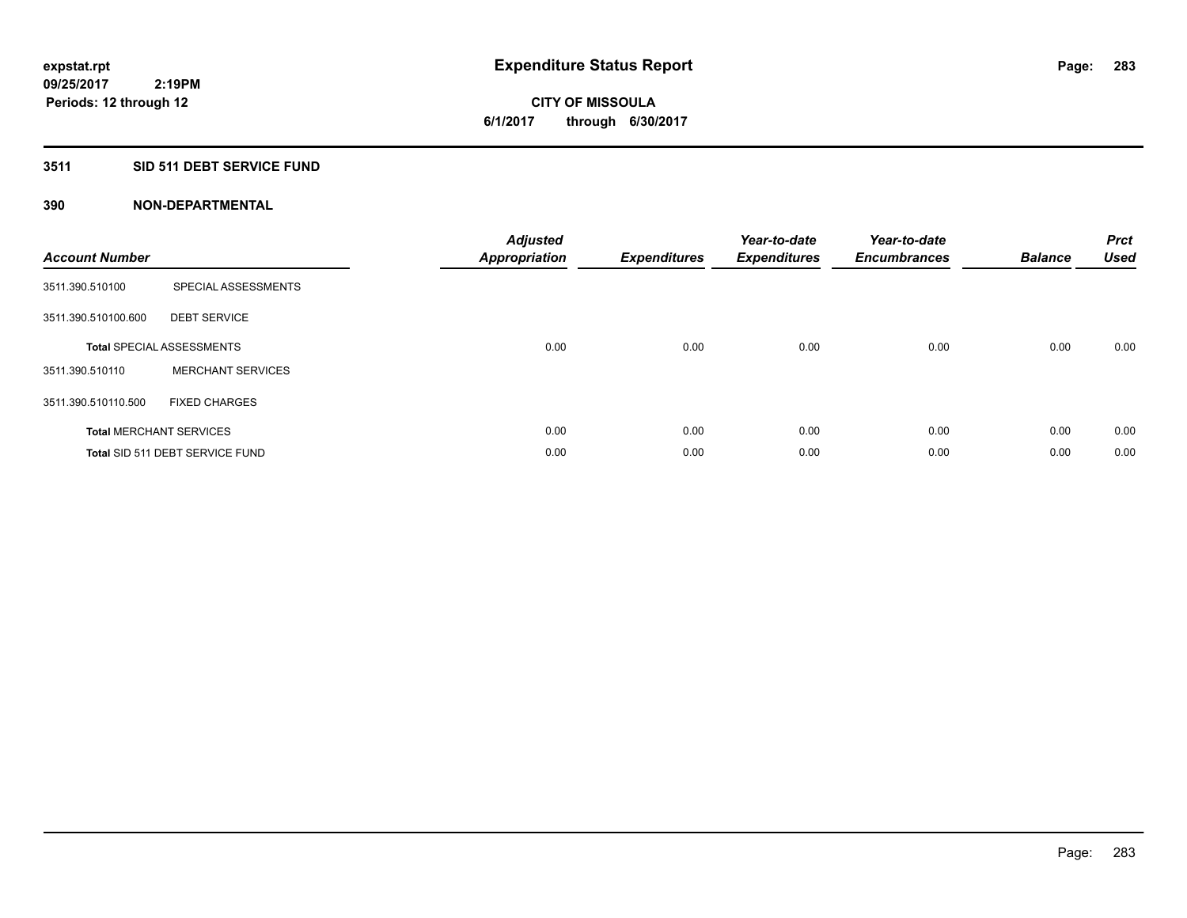**expstat.rpt**
**09/25/2017 2:19PM**
**Periods: 12 through 12**

# Expenditure Status Report

**CITY OF MISSOULA**
**6/1/2017 through 6/30/2017**

## 3511 SID 511 DEBT SERVICE FUND

### 390 NON-DEPARTMENTAL

| Account Number | | Adjusted Appropriation | Expenditures | Year-to-date Expenditures | Year-to-date Encumbrances | Balance | Prct Used |
|---|---|---|---|---|---|---|---|
| 3511.390.510100 | SPECIAL ASSESSMENTS | | | | | | |
| 3511.390.510100.600 | DEBT SERVICE | | | | | | |
| **Total** SPECIAL ASSESSMENTS | | 0.00 | 0.00 | 0.00 | 0.00 | 0.00 | 0.00 |
| 3511.390.510110 | MERCHANT SERVICES | | | | | | |
| 3511.390.510110.500 | FIXED CHARGES | | | | | | |
| **Total** MERCHANT SERVICES | | 0.00 | 0.00 | 0.00 | 0.00 | 0.00 | 0.00 |
| **Total** SID 511 DEBT SERVICE FUND | | 0.00 | 0.00 | 0.00 | 0.00 | 0.00 | 0.00 |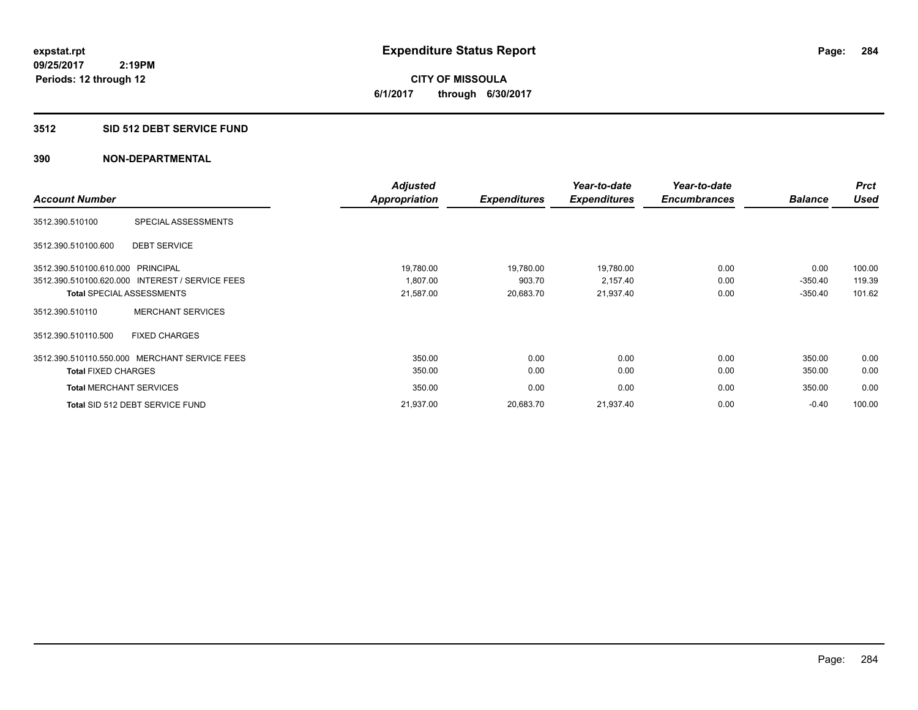**expstat.rpt**
**09/25/2017 2:19PM**
**Periods: 12 through 12**

# Expenditure Status Report

**CITY OF MISSOULA**
**6/1/2017 through 6/30/2017**

## 3512 SID 512 DEBT SERVICE FUND

## 390 NON-DEPARTMENTAL

| Account Number | | Adjusted Appropriation | Expenditures | Year-to-date Expenditures | Year-to-date Encumbrances | Balance | Prct Used |
|---|---|---|---|---|---|---|---|
| 3512.390.510100 | SPECIAL ASSESSMENTS | | | | | | |
| 3512.390.510100.600 | DEBT SERVICE | | | | | | |
| 3512.390.510100.610.000 | PRINCIPAL | 19,780.00 | 19,780.00 | 19,780.00 | 0.00 | 0.00 | 100.00 |
| 3512.390.510100.620.000 | INTEREST / SERVICE FEES | 1,807.00 | 903.70 | 2,157.40 | 0.00 | -350.40 | 119.39 |
| **Total** SPECIAL ASSESSMENTS | | 21,587.00 | 20,683.70 | 21,937.40 | 0.00 | -350.40 | 101.62 |
| 3512.390.510110 | MERCHANT SERVICES | | | | | | |
| 3512.390.510110.500 | FIXED CHARGES | | | | | | |
| 3512.390.510110.550.000 | MERCHANT SERVICE FEES | 350.00 | 0.00 | 0.00 | 0.00 | 350.00 | 0.00 |
| **Total** FIXED CHARGES | | 350.00 | 0.00 | 0.00 | 0.00 | 350.00 | 0.00 |
| **Total** MERCHANT SERVICES | | 350.00 | 0.00 | 0.00 | 0.00 | 350.00 | 0.00 |
| **Total** SID 512 DEBT SERVICE FUND | | 21,937.00 | 20,683.70 | 21,937.40 | 0.00 | -0.40 | 100.00 |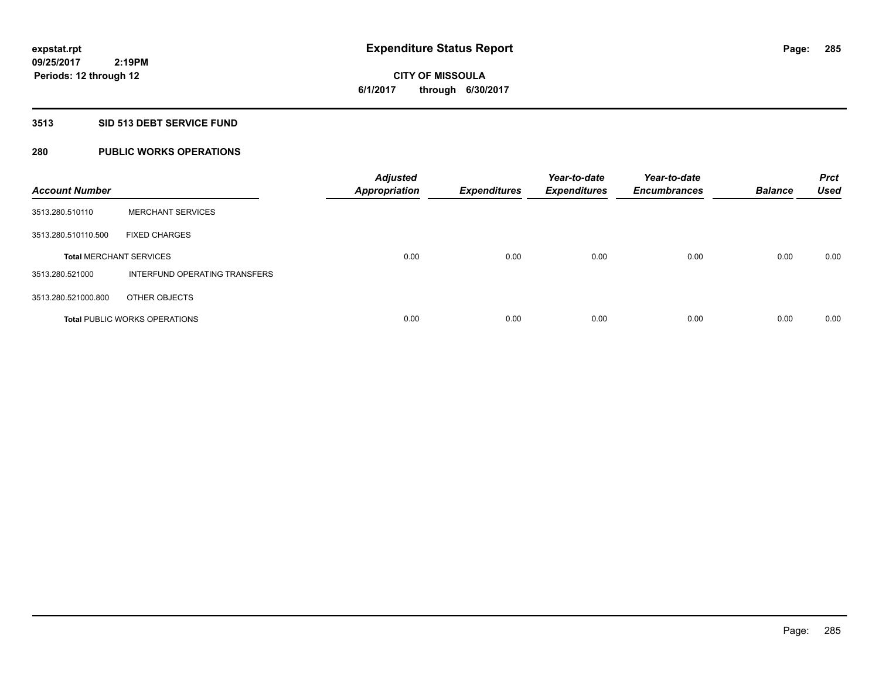expstat.rpt
09/25/2017 2:19PM
Periods: 12 through 12

# Expenditure Status Report

CITY OF MISSOULA
6/1/2017 through 6/30/2017

## 3513 SID 513 DEBT SERVICE FUND

## 280 PUBLIC WORKS OPERATIONS

| Account Number | | Adjusted Appropriation | Expenditures | Year-to-date Expenditures | Year-to-date Encumbrances | Balance | Prct Used |
|---|---|---|---|---|---|---|---|
| 3513.280.510110 | MERCHANT SERVICES | | | | | | |
| 3513.280.510110.500 | FIXED CHARGES | | | | | | |
| **Total** MERCHANT SERVICES | | 0.00 | 0.00 | 0.00 | 0.00 | 0.00 | 0.00 |
| 3513.280.521000 | INTERFUND OPERATING TRANSFERS | | | | | | |
| 3513.280.521000.800 | OTHER OBJECTS | | | | | | |
| **Total** PUBLIC WORKS OPERATIONS | | 0.00 | 0.00 | 0.00 | 0.00 | 0.00 | 0.00 |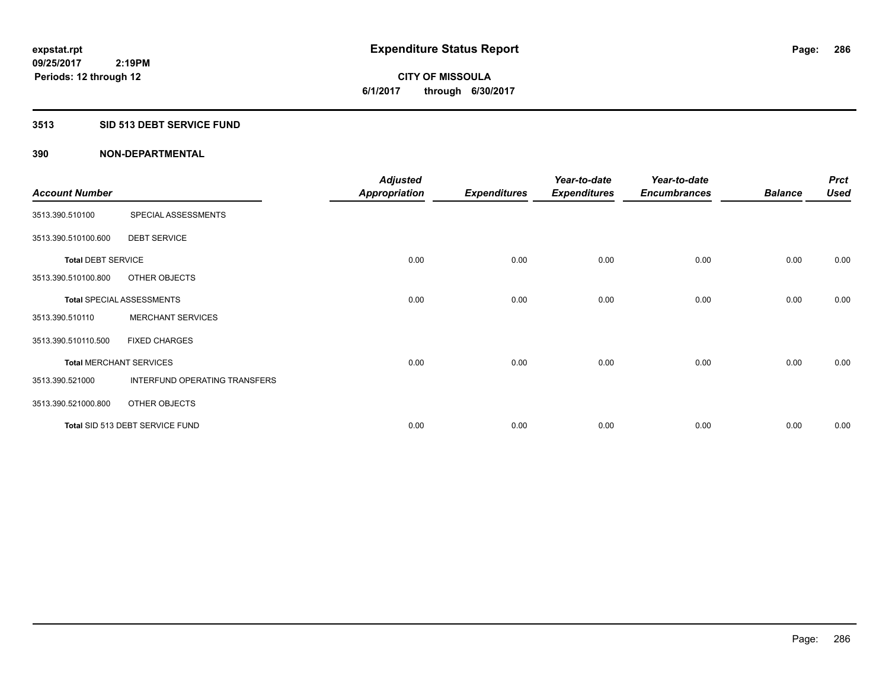**expstat.rpt**
**09/25/2017 2:19PM**
**Periods: 12 through 12**

# Expenditure Status Report

**CITY OF MISSOULA**
**6/1/2017 through 6/30/2017**

## 3513 SID 513 DEBT SERVICE FUND

## 390 NON-DEPARTMENTAL

| Account Number | | Adjusted Appropriation | Expenditures | Year-to-date Expenditures | Year-to-date Encumbrances | Balance | Prct Used |
|---|---|---|---|---|---|---|---|
| 3513.390.510100 | SPECIAL ASSESSMENTS | | | | | | |
| 3513.390.510100.600 | DEBT SERVICE | | | | | | |
| **Total** DEBT SERVICE | | 0.00 | 0.00 | 0.00 | 0.00 | 0.00 | 0.00 |
| 3513.390.510100.800 | OTHER OBJECTS | | | | | | |
| **Total** SPECIAL ASSESSMENTS | | 0.00 | 0.00 | 0.00 | 0.00 | 0.00 | 0.00 |
| 3513.390.510110 | MERCHANT SERVICES | | | | | | |
| 3513.390.510110.500 | FIXED CHARGES | | | | | | |
| **Total** MERCHANT SERVICES | | 0.00 | 0.00 | 0.00 | 0.00 | 0.00 | 0.00 |
| 3513.390.521000 | INTERFUND OPERATING TRANSFERS | | | | | | |
| 3513.390.521000.800 | OTHER OBJECTS | | | | | | |
| **Total** SID 513 DEBT SERVICE FUND | | 0.00 | 0.00 | 0.00 | 0.00 | 0.00 | 0.00 |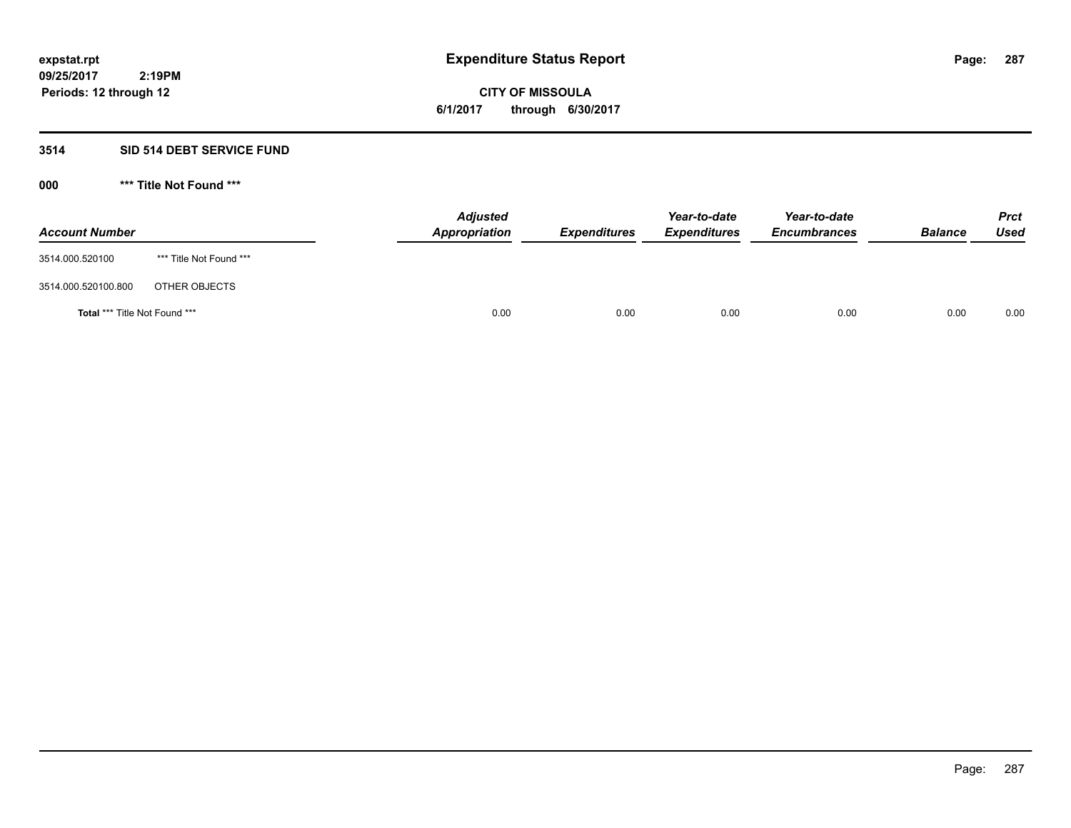expstat.rpt
09/25/2017 2:19PM
Periods: 12 through 12

# Expenditure Status Report

**CITY OF MISSOULA**
**6/1/2017 through 6/30/2017**

## 3514 SID 514 DEBT SERVICE FUND

### 000 *** Title Not Found ***

| Account Number | | Adjusted Appropriation | Expenditures | Year-to-date Expenditures | Year-to-date Encumbrances | Balance | Prct Used |
|---|---|---|---|---|---|---|---|
| 3514.000.520100 | *** Title Not Found *** | | | | | | |
| 3514.000.520100.800 | OTHER OBJECTS | | | | | | |
| **Total** *** Title Not Found *** | | 0.00 | 0.00 | 0.00 | 0.00 | 0.00 | 0.00 |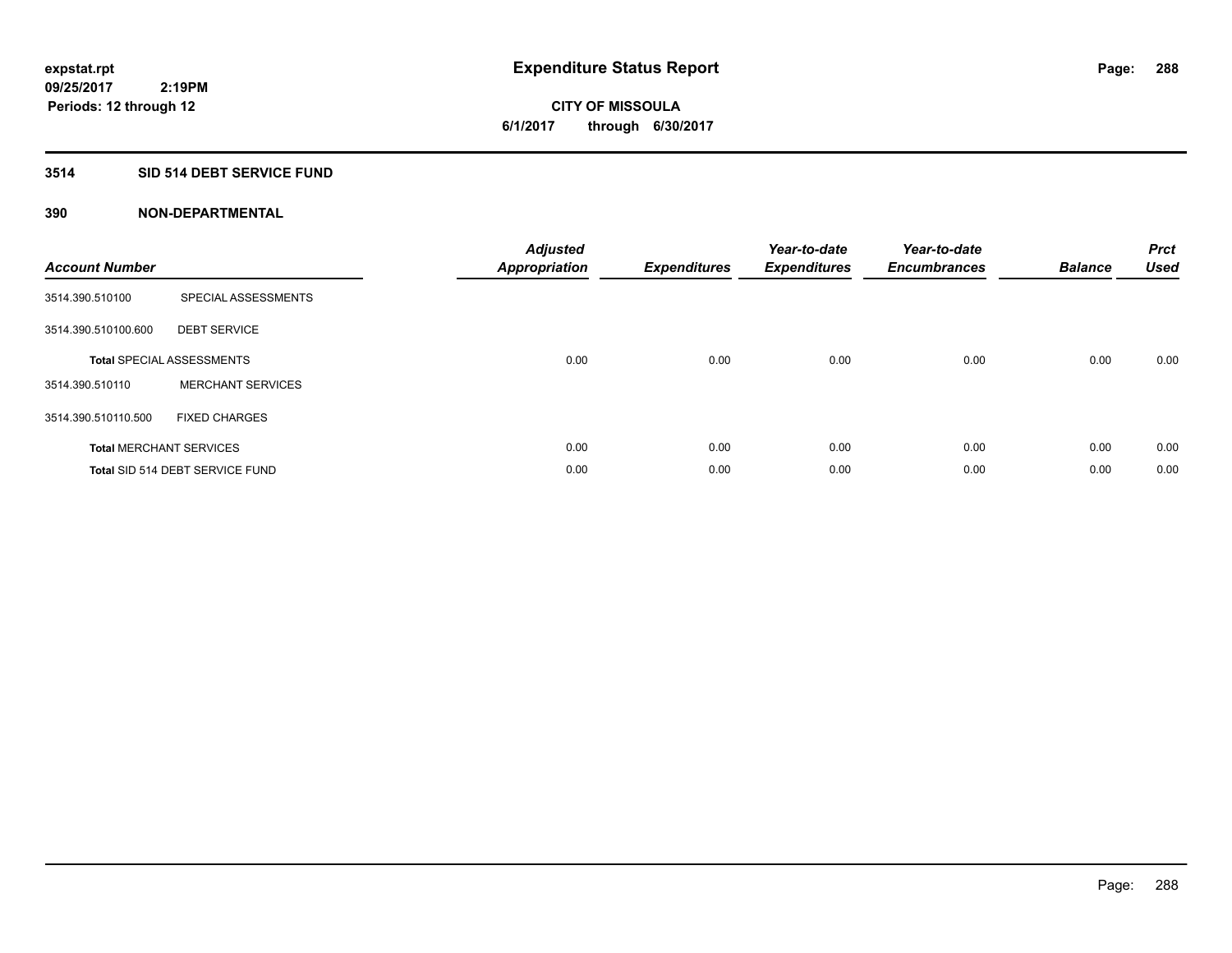**expstat.rpt**
**09/25/2017 2:19PM**
**Periods: 12 through 12**

# Expenditure Status Report

**CITY OF MISSOULA**
**6/1/2017 through 6/30/2017**

## 3514 SID 514 DEBT SERVICE FUND

### 390 NON-DEPARTMENTAL

| Account Number | | Adjusted Appropriation | Expenditures | Year-to-date Expenditures | Year-to-date Encumbrances | Balance | Prct Used |
|---|---|---|---|---|---|---|---|
| 3514.390.510100 | SPECIAL ASSESSMENTS | | | | | | |
| 3514.390.510100.600 | DEBT SERVICE | | | | | | |
| **Total** SPECIAL ASSESSMENTS | | 0.00 | 0.00 | 0.00 | 0.00 | 0.00 | 0.00 |
| 3514.390.510110 | MERCHANT SERVICES | | | | | | |
| 3514.390.510110.500 | FIXED CHARGES | | | | | | |
| **Total** MERCHANT SERVICES | | 0.00 | 0.00 | 0.00 | 0.00 | 0.00 | 0.00 |
| **Total** SID 514 DEBT SERVICE FUND | | 0.00 | 0.00 | 0.00 | 0.00 | 0.00 | 0.00 |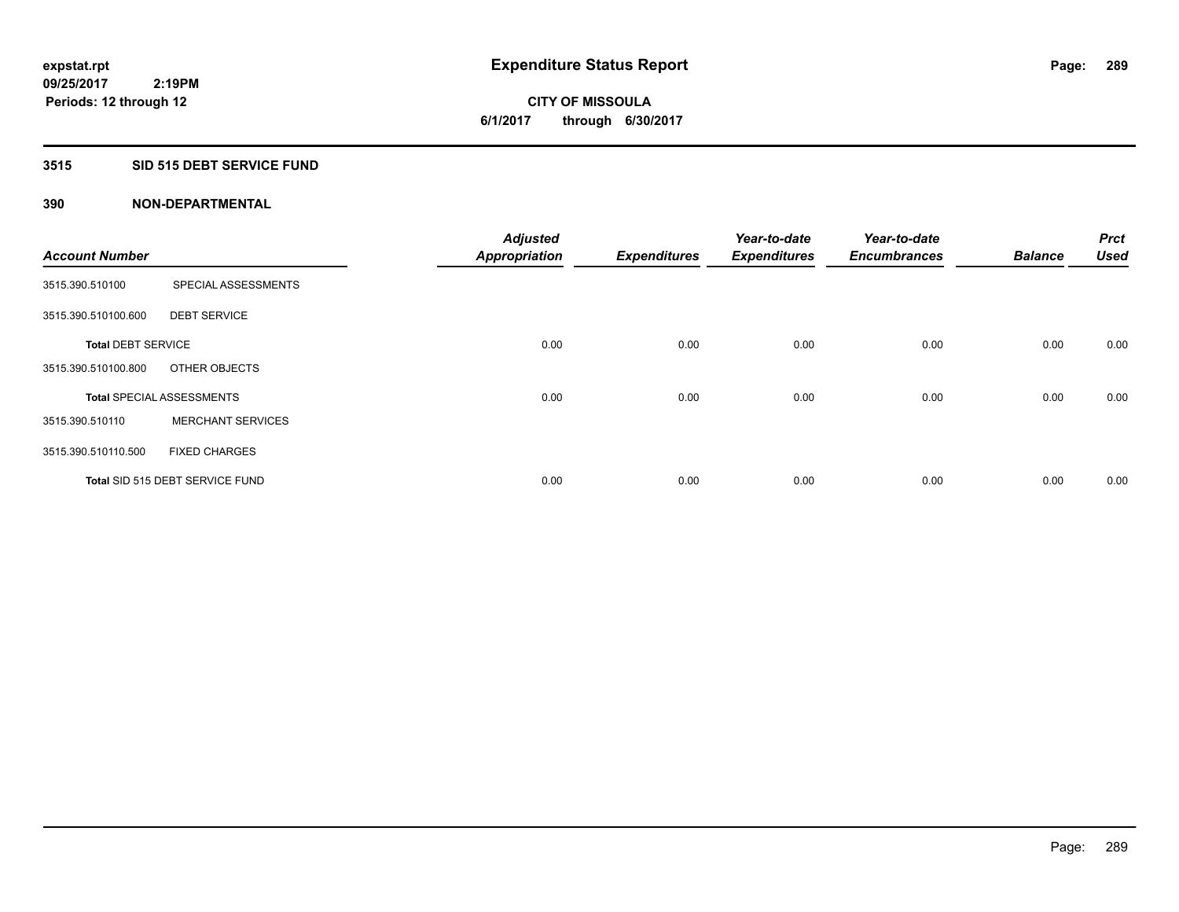# Expenditure Status Report

expstat.rpt
09/25/2017 2:19PM
Periods: 12 through 12

**CITY OF MISSOULA**
**6/1/2017 through 6/30/2017**

## 3515 SID 515 DEBT SERVICE FUND

### 390 NON-DEPARTMENTAL

| Account Number | | Adjusted Appropriation | Expenditures | Year-to-date Expenditures | Year-to-date Encumbrances | Balance | Prct Used |
|---|---|---|---|---|---|---|---|
| 3515.390.510100 | SPECIAL ASSESSMENTS | | | | | | |
| 3515.390.510100.600 | DEBT SERVICE | | | | | | |
| **Total** DEBT SERVICE | | 0.00 | 0.00 | 0.00 | 0.00 | 0.00 | 0.00 |
| 3515.390.510100.800 | OTHER OBJECTS | | | | | | |
| **Total** SPECIAL ASSESSMENTS | | 0.00 | 0.00 | 0.00 | 0.00 | 0.00 | 0.00 |
| 3515.390.510110 | MERCHANT SERVICES | | | | | | |
| 3515.390.510110.500 | FIXED CHARGES | | | | | | |
| **Total** SID 515 DEBT SERVICE FUND | | 0.00 | 0.00 | 0.00 | 0.00 | 0.00 | 0.00 |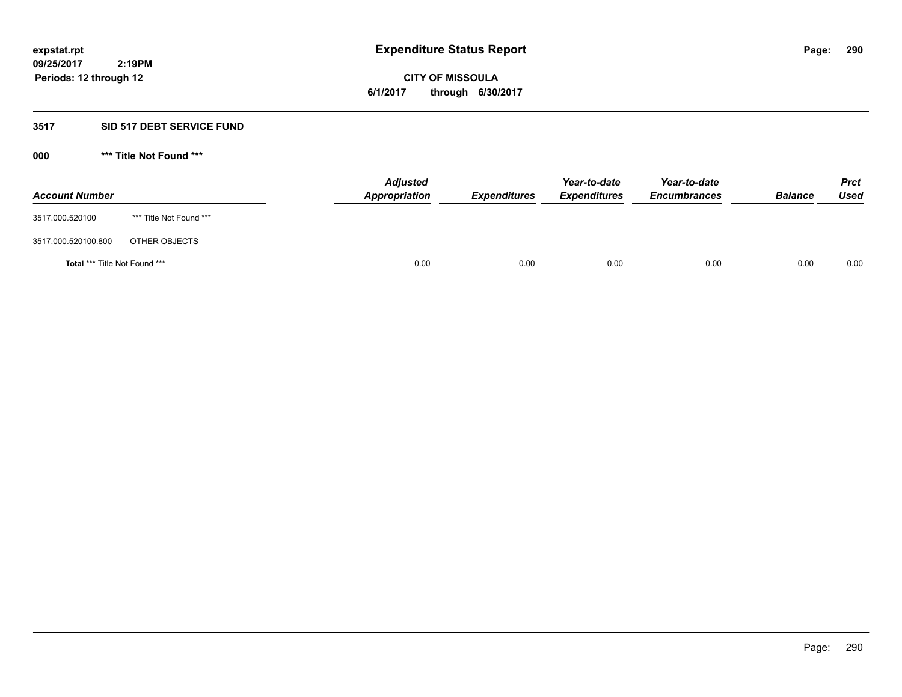# Expenditure Status Report

expstat.rpt
09/25/2017 2:19PM
Periods: 12 through 12

**CITY OF MISSOULA**
**6/1/2017 through 6/30/2017**

## 3517 SID 517 DEBT SERVICE FUND

### 000 *** Title Not Found ***

| Account Number | | Adjusted Appropriation | Expenditures | Year-to-date Expenditures | Year-to-date Encumbrances | Balance | Prct Used |
|---|---|---|---|---|---|---|---|
| 3517.000.520100 | *** Title Not Found *** | | | | | | |
| 3517.000.520100.800 | OTHER OBJECTS | | | | | | |
| **Total** *** Title Not Found *** | | 0.00 | 0.00 | 0.00 | 0.00 | 0.00 | 0.00 |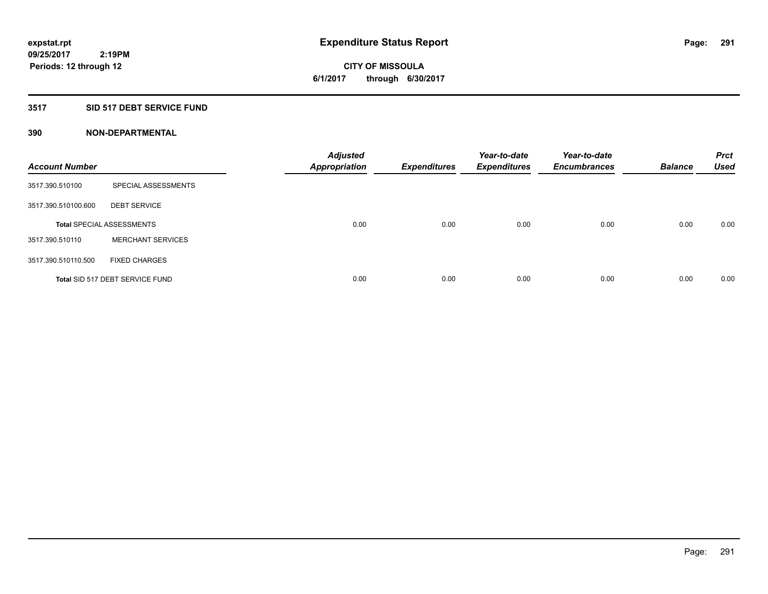**expstat.rpt**
**09/25/2017 2:19PM**
**Periods: 12 through 12**

# Expenditure Status Report

**CITY OF MISSOULA**
**6/1/2017 through 6/30/2017**

## 3517 SID 517 DEBT SERVICE FUND

### 390 NON-DEPARTMENTAL

| Account Number | | Adjusted Appropriation | Expenditures | Year-to-date Expenditures | Year-to-date Encumbrances | Balance | Prct Used |
|---|---|---|---|---|---|---|---|
| 3517.390.510100 | SPECIAL ASSESSMENTS | | | | | | |
| 3517.390.510100.600 | DEBT SERVICE | | | | | | |
| **Total** SPECIAL ASSESSMENTS | | 0.00 | 0.00 | 0.00 | 0.00 | 0.00 | 0.00 |
| 3517.390.510110 | MERCHANT SERVICES | | | | | | |
| 3517.390.510110.500 | FIXED CHARGES | | | | | | |
| **Total** SID 517 DEBT SERVICE FUND | | 0.00 | 0.00 | 0.00 | 0.00 | 0.00 | 0.00 |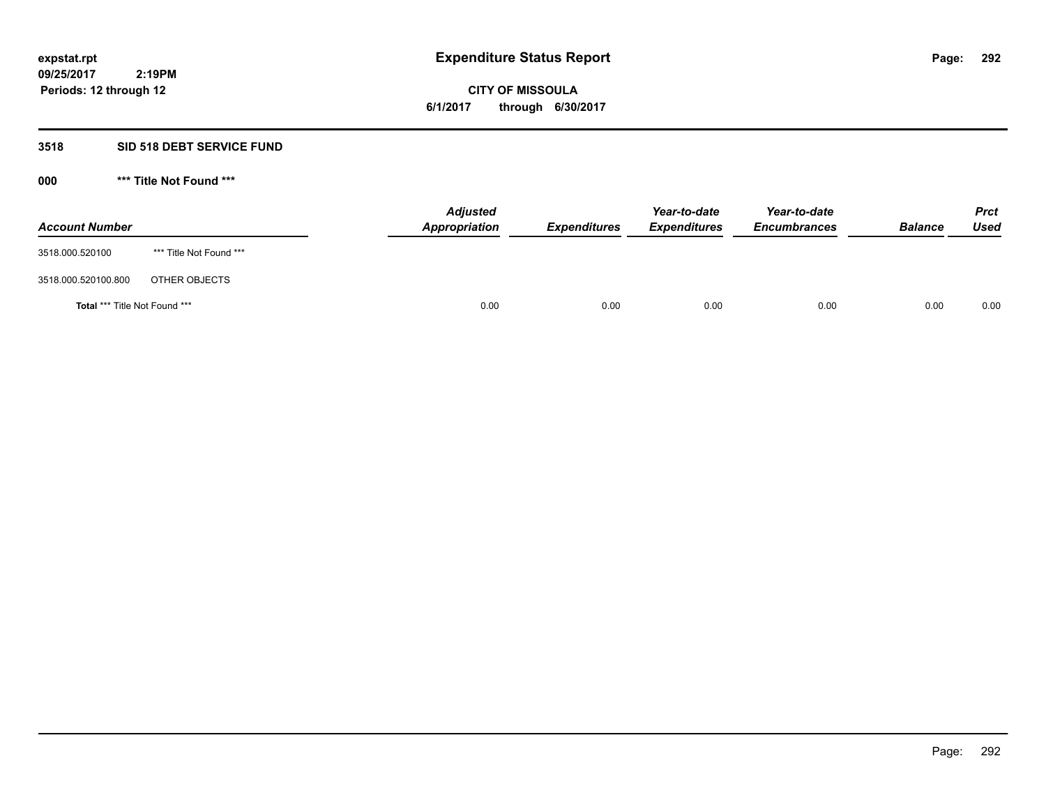**expstat.rpt**
**09/25/2017 2:19PM**
**Periods: 12 through 12**

# Expenditure Status Report

**CITY OF MISSOULA**
**6/1/2017 through 6/30/2017**

## 3518 SID 518 DEBT SERVICE FUND

### 000 *** Title Not Found ***

| Account Number | | Adjusted Appropriation | Expenditures | Year-to-date Expenditures | Year-to-date Encumbrances | Balance | Prct Used |
|---|---|---|---|---|---|---|---|
| 3518.000.520100 | *** Title Not Found *** | | | | | | |
| 3518.000.520100.800 | OTHER OBJECTS | | | | | | |
| **Total** *** Title Not Found *** | | 0.00 | 0.00 | 0.00 | 0.00 | 0.00 | 0.00 |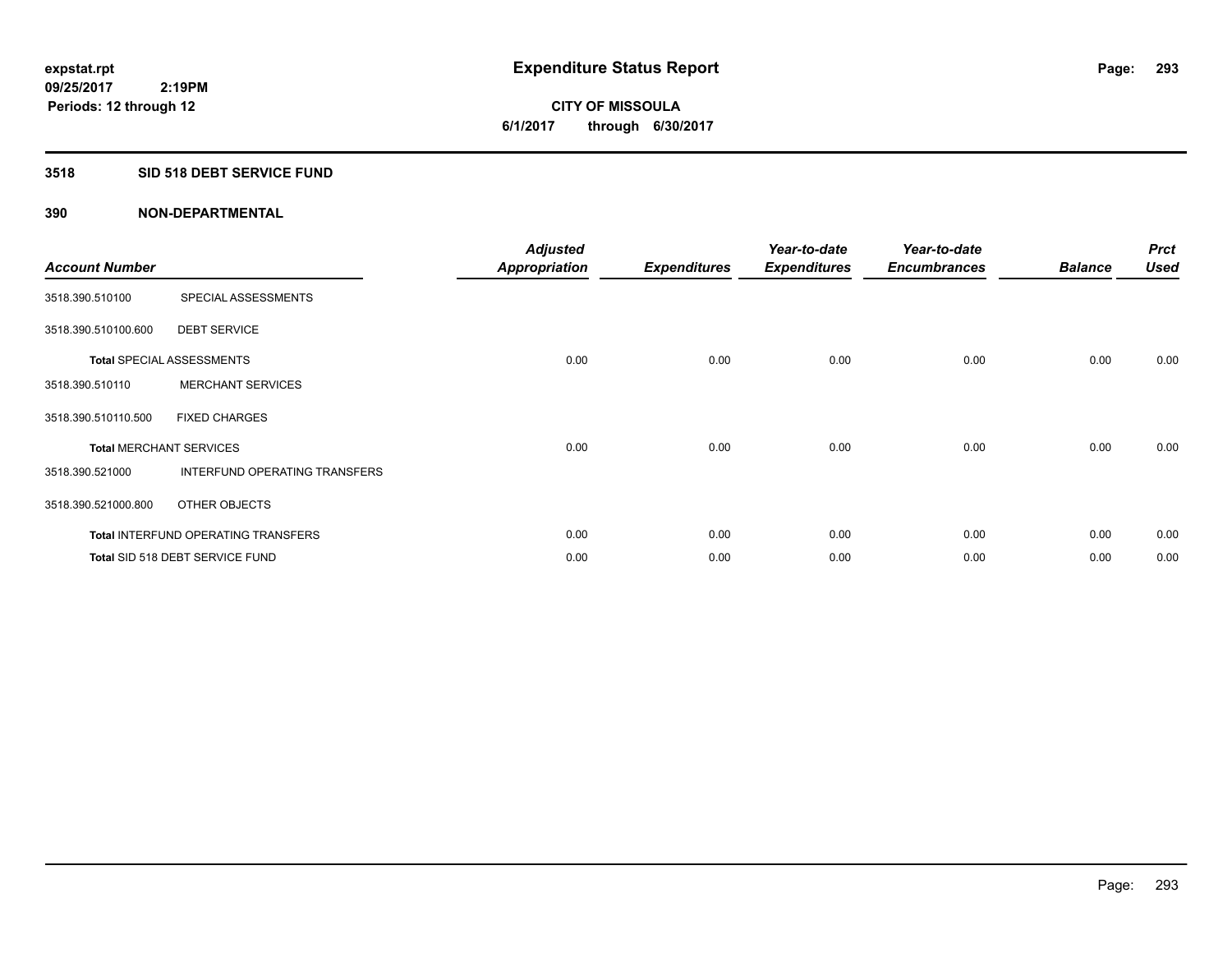expstat.rpt
09/25/2017 2:19PM
Periods: 12 through 12

# Expenditure Status Report

**CITY OF MISSOULA**
**6/1/2017 through 6/30/2017**

## 3518 SID 518 DEBT SERVICE FUND

### 390 NON-DEPARTMENTAL

| Account Number | | Adjusted Appropriation | Expenditures | Year-to-date Expenditures | Year-to-date Encumbrances | Balance | Prct Used |
|---|---|---|---|---|---|---|---|
| 3518.390.510100 | SPECIAL ASSESSMENTS | | | | | | |
| 3518.390.510100.600 | DEBT SERVICE | | | | | | |
| Total SPECIAL ASSESSMENTS | | 0.00 | 0.00 | 0.00 | 0.00 | 0.00 | 0.00 |
| 3518.390.510110 | MERCHANT SERVICES | | | | | | |
| 3518.390.510110.500 | FIXED CHARGES | | | | | | |
| Total MERCHANT SERVICES | | 0.00 | 0.00 | 0.00 | 0.00 | 0.00 | 0.00 |
| 3518.390.521000 | INTERFUND OPERATING TRANSFERS | | | | | | |
| 3518.390.521000.800 | OTHER OBJECTS | | | | | | |
| Total INTERFUND OPERATING TRANSFERS | | 0.00 | 0.00 | 0.00 | 0.00 | 0.00 | 0.00 |
| Total SID 518 DEBT SERVICE FUND | | 0.00 | 0.00 | 0.00 | 0.00 | 0.00 | 0.00 |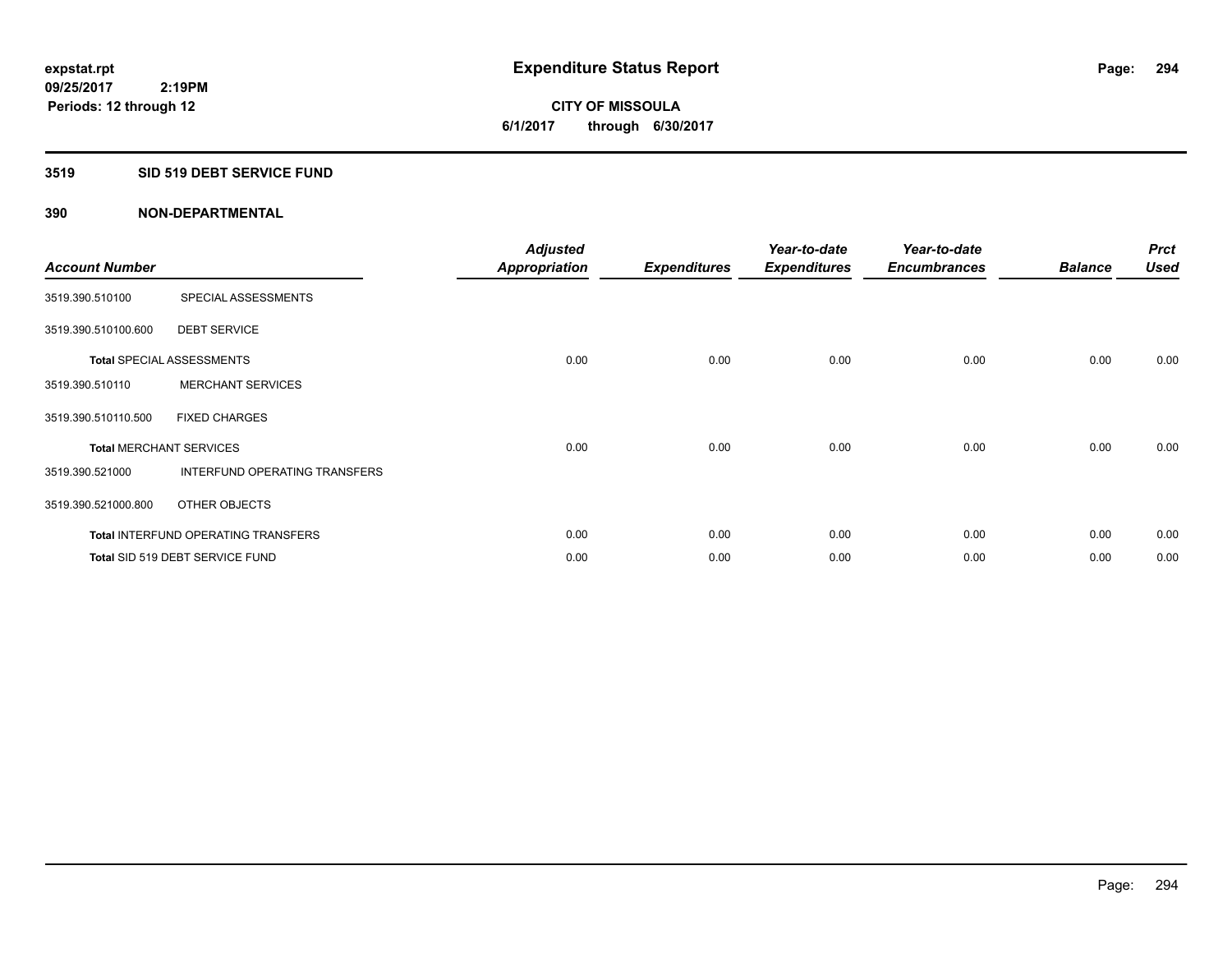expstat.rpt
09/25/2017 2:19PM
Periods: 12 through 12

# Expenditure Status Report

CITY OF MISSOULA
6/1/2017 through 6/30/2017

## 3519 SID 519 DEBT SERVICE FUND

### 390 NON-DEPARTMENTAL

| Account Number | | Adjusted Appropriation | Expenditures | Year-to-date Expenditures | Year-to-date Encumbrances | Balance | Prct Used |
|---|---|---|---|---|---|---|---|
| 3519.390.510100 | SPECIAL ASSESSMENTS | | | | | | |
| 3519.390.510100.600 | DEBT SERVICE | | | | | | |
| **Total** SPECIAL ASSESSMENTS | | 0.00 | 0.00 | 0.00 | 0.00 | 0.00 | 0.00 |
| 3519.390.510110 | MERCHANT SERVICES | | | | | | |
| 3519.390.510110.500 | FIXED CHARGES | | | | | | |
| **Total** MERCHANT SERVICES | | 0.00 | 0.00 | 0.00 | 0.00 | 0.00 | 0.00 |
| 3519.390.521000 | INTERFUND OPERATING TRANSFERS | | | | | | |
| 3519.390.521000.800 | OTHER OBJECTS | | | | | | |
| **Total** INTERFUND OPERATING TRANSFERS | | 0.00 | 0.00 | 0.00 | 0.00 | 0.00 | 0.00 |
| **Total** SID 519 DEBT SERVICE FUND | | 0.00 | 0.00 | 0.00 | 0.00 | 0.00 | 0.00 |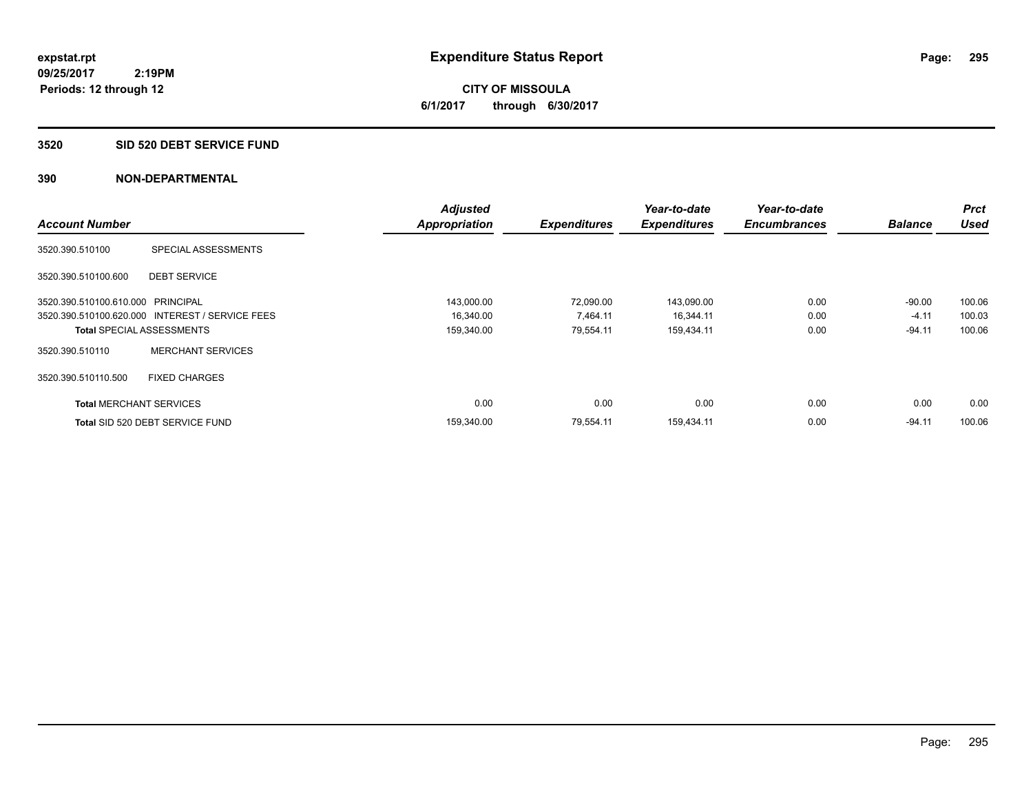expstat.rpt
09/25/2017 2:19PM
Periods: 12 through 12

# Expenditure Status Report

**CITY OF MISSOULA**
**6/1/2017 through 6/30/2017**

## 3520 SID 520 DEBT SERVICE FUND

### 390 NON-DEPARTMENTAL

| Account Number | | Adjusted Appropriation | Expenditures | Year-to-date Expenditures | Year-to-date Encumbrances | Balance | Prct Used |
|---|---|---|---|---|---|---|---|
| 3520.390.510100 | SPECIAL ASSESSMENTS | | | | | | |
| 3520.390.510100.600 | DEBT SERVICE | | | | | | |
| 3520.390.510100.610.000 | PRINCIPAL | 143,000.00 | 72,090.00 | 143,090.00 | 0.00 | -90.00 | 100.06 |
| 3520.390.510100.620.000 | INTEREST / SERVICE FEES | 16,340.00 | 7,464.11 | 16,344.11 | 0.00 | -4.11 | 100.03 |
| **Total** SPECIAL ASSESSMENTS | | 159,340.00 | 79,554.11 | 159,434.11 | 0.00 | -94.11 | 100.06 |
| 3520.390.510110 | MERCHANT SERVICES | | | | | | |
| 3520.390.510110.500 | FIXED CHARGES | | | | | | |
| **Total** MERCHANT SERVICES | | 0.00 | 0.00 | 0.00 | 0.00 | 0.00 | 0.00 |
| **Total** SID 520 DEBT SERVICE FUND | | 159,340.00 | 79,554.11 | 159,434.11 | 0.00 | -94.11 | 100.06 |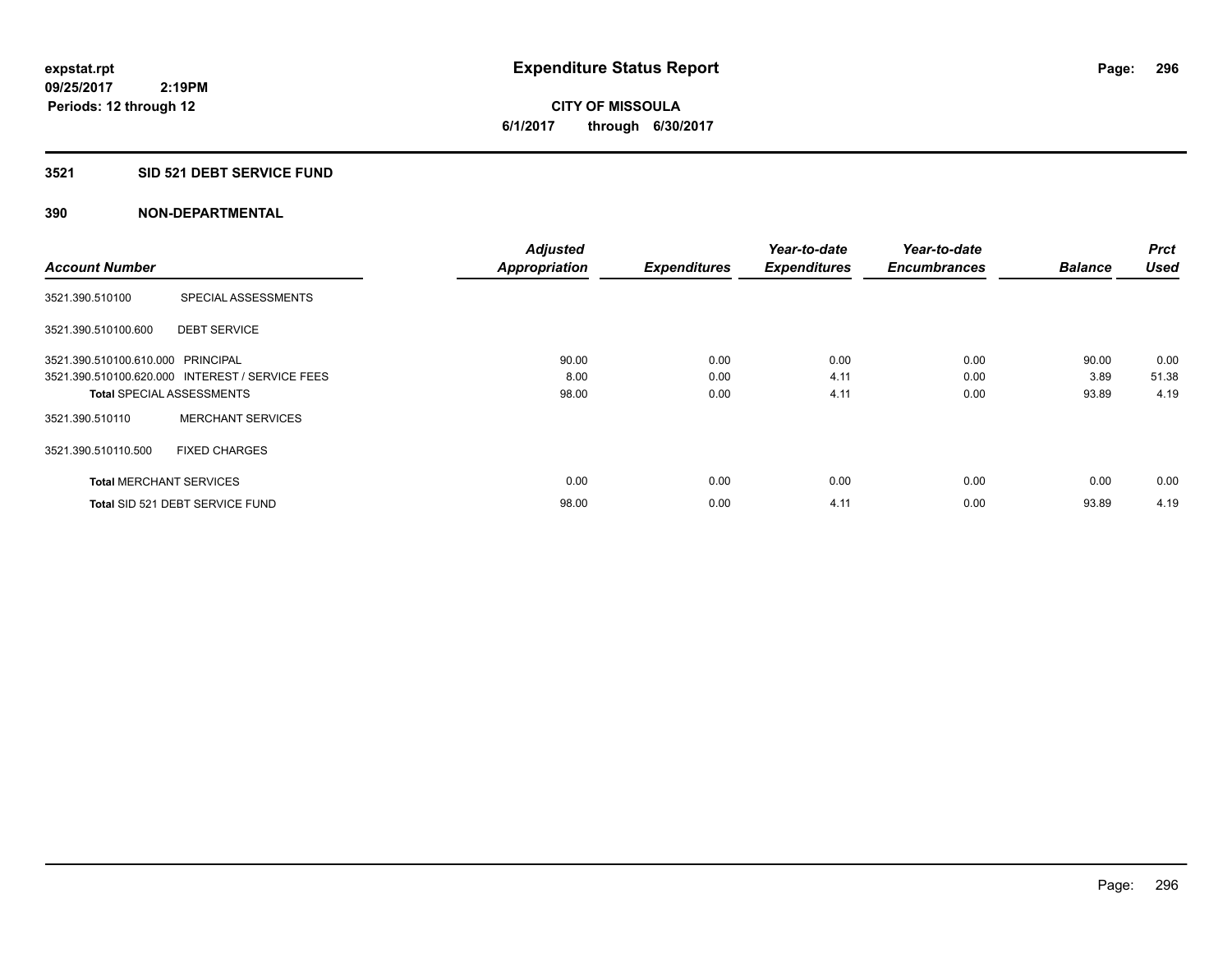expstat.rpt
09/25/2017 2:19PM
Periods: 12 through 12

# Expenditure Status Report

**CITY OF MISSOULA**
**6/1/2017 through 6/30/2017**

## 3521 SID 521 DEBT SERVICE FUND

## 390 NON-DEPARTMENTAL

| Account Number | | Adjusted Appropriation | Expenditures | Year-to-date Expenditures | Year-to-date Encumbrances | Balance | Prct Used |
|---|---|---|---|---|---|---|---|
| 3521.390.510100 | SPECIAL ASSESSMENTS | | | | | | |
| 3521.390.510100.600 | DEBT SERVICE | | | | | | |
| 3521.390.510100.610.000 | PRINCIPAL | 90.00 | 0.00 | 0.00 | 0.00 | 90.00 | 0.00 |
| 3521.390.510100.620.000 | INTEREST / SERVICE FEES | 8.00 | 0.00 | 4.11 | 0.00 | 3.89 | 51.38 |
| **Total** SPECIAL ASSESSMENTS | | 98.00 | 0.00 | 4.11 | 0.00 | 93.89 | 4.19 |
| 3521.390.510110 | MERCHANT SERVICES | | | | | | |
| 3521.390.510110.500 | FIXED CHARGES | | | | | | |
| **Total** MERCHANT SERVICES | | 0.00 | 0.00 | 0.00 | 0.00 | 0.00 | 0.00 |
| **Total** SID 521 DEBT SERVICE FUND | | 98.00 | 0.00 | 4.11 | 0.00 | 93.89 | 4.19 |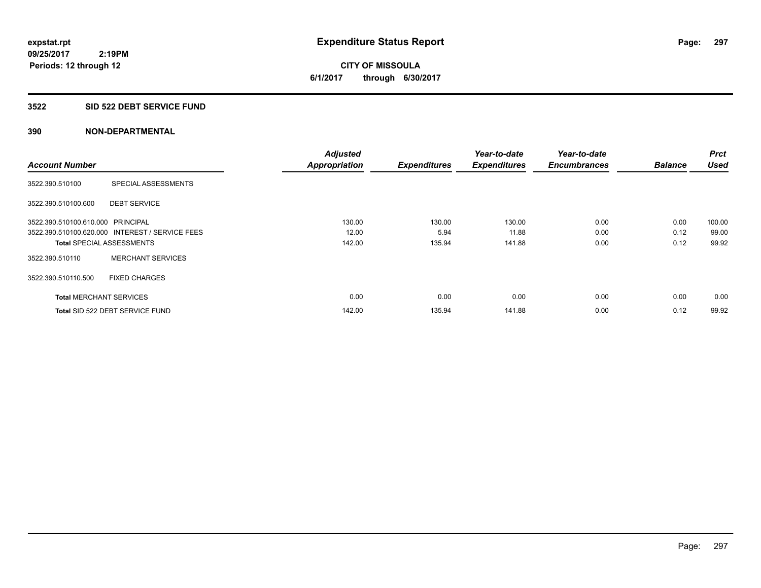**expstat.rpt**
**09/25/2017 2:19PM**
**Periods: 12 through 12**

# Expenditure Status Report

**CITY OF MISSOULA**
**6/1/2017 through 6/30/2017**

## 3522 SID 522 DEBT SERVICE FUND

### 390 NON-DEPARTMENTAL

| Account Number | | Adjusted Appropriation | Expenditures | Year-to-date Expenditures | Year-to-date Encumbrances | Balance | Prct Used |
|---|---|---|---|---|---|---|---|
| 3522.390.510100 | SPECIAL ASSESSMENTS | | | | | | |
| 3522.390.510100.600 | DEBT SERVICE | | | | | | |
| 3522.390.510100.610.000 | PRINCIPAL | 130.00 | 130.00 | 130.00 | 0.00 | 0.00 | 100.00 |
| 3522.390.510100.620.000 | INTEREST / SERVICE FEES | 12.00 | 5.94 | 11.88 | 0.00 | 0.12 | 99.00 |
| **Total** SPECIAL ASSESSMENTS | | 142.00 | 135.94 | 141.88 | 0.00 | 0.12 | 99.92 |
| 3522.390.510110 | MERCHANT SERVICES | | | | | | |
| 3522.390.510110.500 | FIXED CHARGES | | | | | | |
| **Total** MERCHANT SERVICES | | 0.00 | 0.00 | 0.00 | 0.00 | 0.00 | 0.00 |
| **Total** SID 522 DEBT SERVICE FUND | | 142.00 | 135.94 | 141.88 | 0.00 | 0.12 | 99.92 |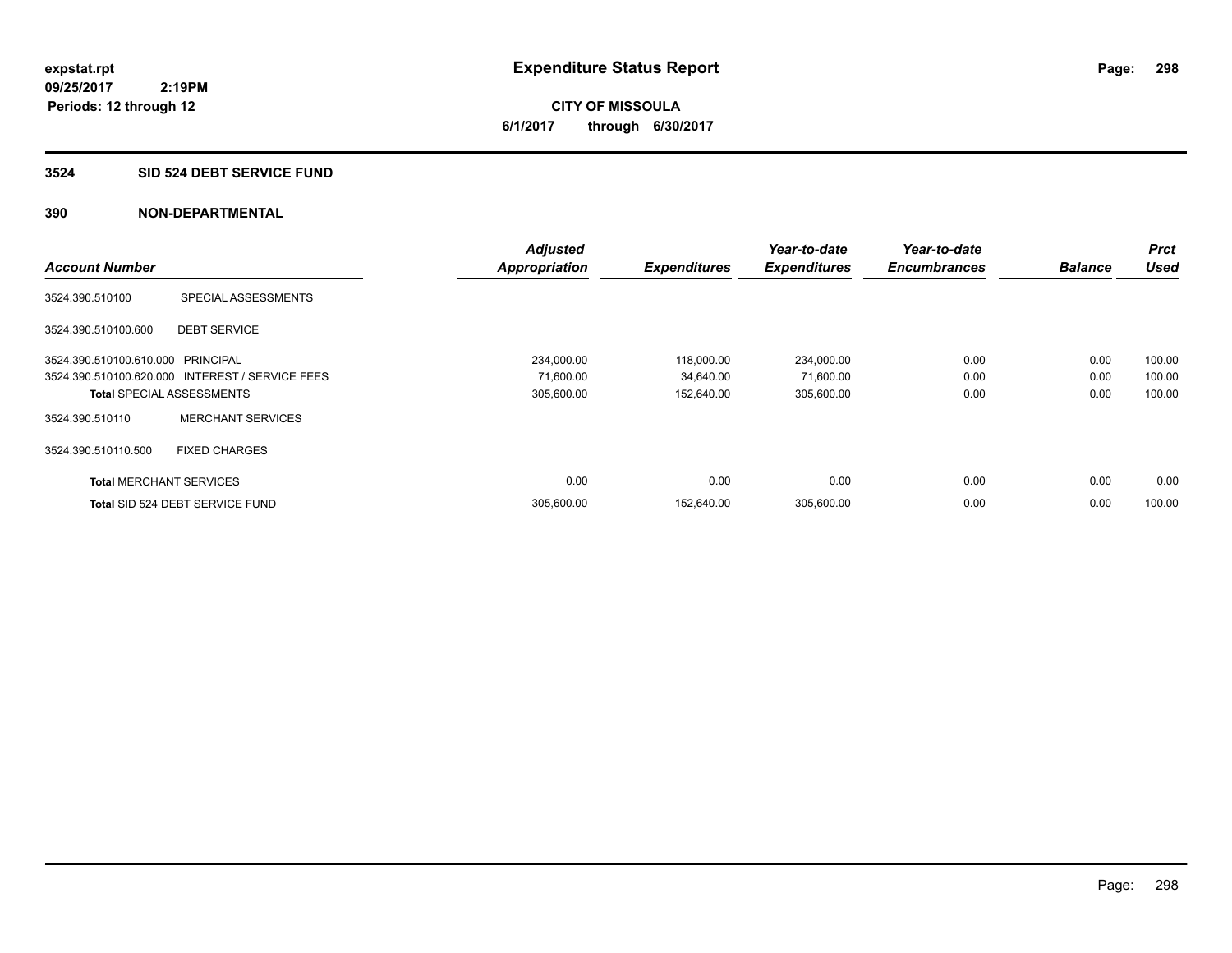expstat.rpt
09/25/2017 2:19PM
Periods: 12 through 12

# Expenditure Status Report

**CITY OF MISSOULA**
**6/1/2017 through 6/30/2017**

## 3524 SID 524 DEBT SERVICE FUND

## 390 NON-DEPARTMENTAL

| Account Number | | Adjusted Appropriation | Expenditures | Year-to-date Expenditures | Year-to-date Encumbrances | Balance | Prct Used |
|---|---|---|---|---|---|---|---|
| 3524.390.510100 | SPECIAL ASSESSMENTS | | | | | | |
| 3524.390.510100.600 | DEBT SERVICE | | | | | | |
| 3524.390.510100.610.000 | PRINCIPAL | 234,000.00 | 118,000.00 | 234,000.00 | 0.00 | 0.00 | 100.00 |
| 3524.390.510100.620.000 | INTEREST / SERVICE FEES | 71,600.00 | 34,640.00 | 71,600.00 | 0.00 | 0.00 | 100.00 |
| **Total** SPECIAL ASSESSMENTS | | 305,600.00 | 152,640.00 | 305,600.00 | 0.00 | 0.00 | 100.00 |
| 3524.390.510110 | MERCHANT SERVICES | | | | | | |
| 3524.390.510110.500 | FIXED CHARGES | | | | | | |
| **Total** MERCHANT SERVICES | | 0.00 | 0.00 | 0.00 | 0.00 | 0.00 | 0.00 |
| **Total** SID 524 DEBT SERVICE FUND | | 305,600.00 | 152,640.00 | 305,600.00 | 0.00 | 0.00 | 100.00 |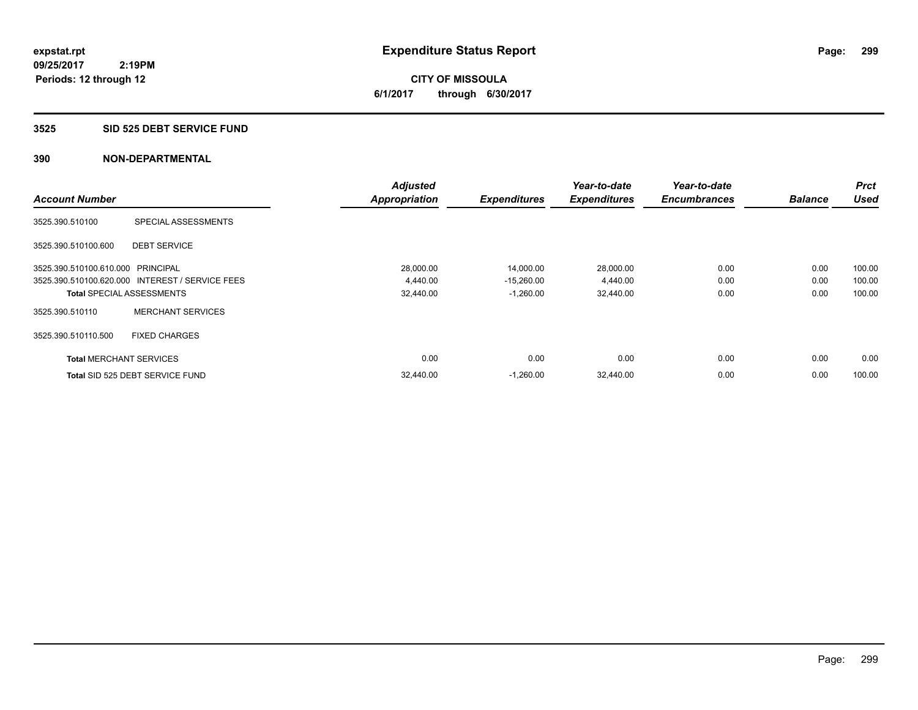**expstat.rpt**
**09/25/2017 2:19PM**
**Periods: 12 through 12**

# Expenditure Status Report

**CITY OF MISSOULA**
**6/1/2017 through 6/30/2017**

## 3525 SID 525 DEBT SERVICE FUND

### 390 NON-DEPARTMENTAL

| Account Number | | Adjusted Appropriation | Expenditures | Year-to-date Expenditures | Year-to-date Encumbrances | Balance | Prct Used |
|---|---|---|---|---|---|---|---|
| 3525.390.510100 | SPECIAL ASSESSMENTS | | | | | | |
| 3525.390.510100.600 | DEBT SERVICE | | | | | | |
| 3525.390.510100.610.000 | PRINCIPAL | 28,000.00 | 14,000.00 | 28,000.00 | 0.00 | 0.00 | 100.00 |
| 3525.390.510100.620.000 | INTEREST / SERVICE FEES | 4,440.00 | -15,260.00 | 4,440.00 | 0.00 | 0.00 | 100.00 |
| **Total** SPECIAL ASSESSMENTS | | 32,440.00 | -1,260.00 | 32,440.00 | 0.00 | 0.00 | 100.00 |
| 3525.390.510110 | MERCHANT SERVICES | | | | | | |
| 3525.390.510110.500 | FIXED CHARGES | | | | | | |
| **Total** MERCHANT SERVICES | | 0.00 | 0.00 | 0.00 | 0.00 | 0.00 | 0.00 |
| **Total** SID 525 DEBT SERVICE FUND | | 32,440.00 | -1,260.00 | 32,440.00 | 0.00 | 0.00 | 100.00 |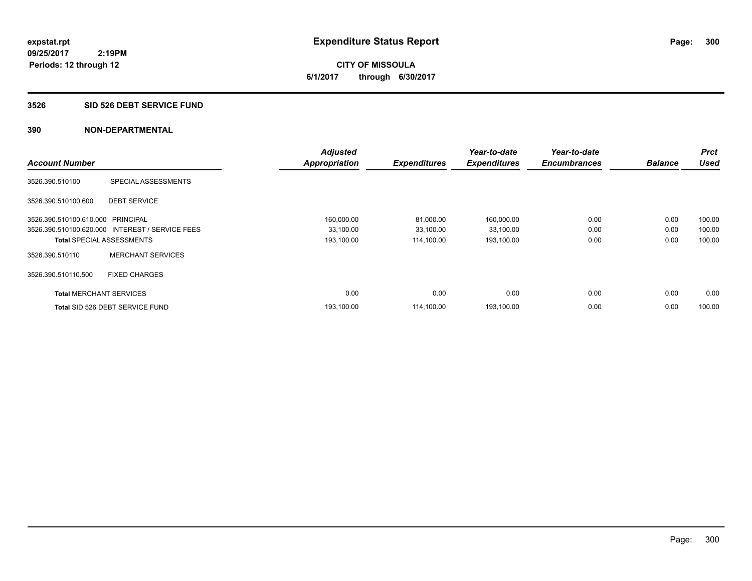expstat.rpt
09/25/2017 2:19PM
Periods: 12 through 12

# Expenditure Status Report

CITY OF MISSOULA
6/1/2017 through 6/30/2017

## 3526 SID 526 DEBT SERVICE FUND

## 390 NON-DEPARTMENTAL

| Account Number | | Adjusted Appropriation | Expenditures | Year-to-date Expenditures | Year-to-date Encumbrances | Balance | Prct Used |
|---|---|---|---|---|---|---|---|
| 3526.390.510100 | SPECIAL ASSESSMENTS | | | | | | |
| 3526.390.510100.600 | DEBT SERVICE | | | | | | |
| 3526.390.510100.610.000 | PRINCIPAL | 160,000.00 | 81,000.00 | 160,000.00 | 0.00 | 0.00 | 100.00 |
| 3526.390.510100.620.000 | INTEREST / SERVICE FEES | 33,100.00 | 33,100.00 | 33,100.00 | 0.00 | 0.00 | 100.00 |
| **Total** SPECIAL ASSESSMENTS | | 193,100.00 | 114,100.00 | 193,100.00 | 0.00 | 0.00 | 100.00 |
| 3526.390.510110 | MERCHANT SERVICES | | | | | | |
| 3526.390.510110.500 | FIXED CHARGES | | | | | | |
| **Total** MERCHANT SERVICES | | 0.00 | 0.00 | 0.00 | 0.00 | 0.00 | 0.00 |
| **Total** SID 526 DEBT SERVICE FUND | | 193,100.00 | 114,100.00 | 193,100.00 | 0.00 | 0.00 | 100.00 |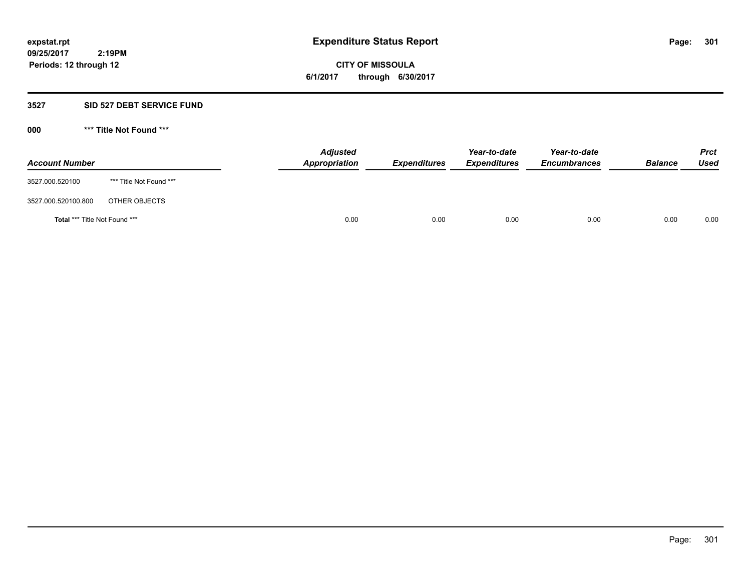**Expenditure Status Report**

expstat.rpt
09/25/2017 2:19PM
Periods: 12 through 12

**CITY OF MISSOULA**
6/1/2017 through 6/30/2017

## 3527 SID 527 DEBT SERVICE FUND

### 000 *** Title Not Found ***

| Account Number | | Adjusted Appropriation | Expenditures | Year-to-date Expenditures | Year-to-date Encumbrances | Balance | Prct Used |
|---|---|---|---|---|---|---|---|
| 3527.000.520100 | *** Title Not Found *** | | | | | | |
| 3527.000.520100.800 | OTHER OBJECTS | | | | | | |
| **Total** *** Title Not Found *** | | 0.00 | 0.00 | 0.00 | 0.00 | 0.00 | 0.00 |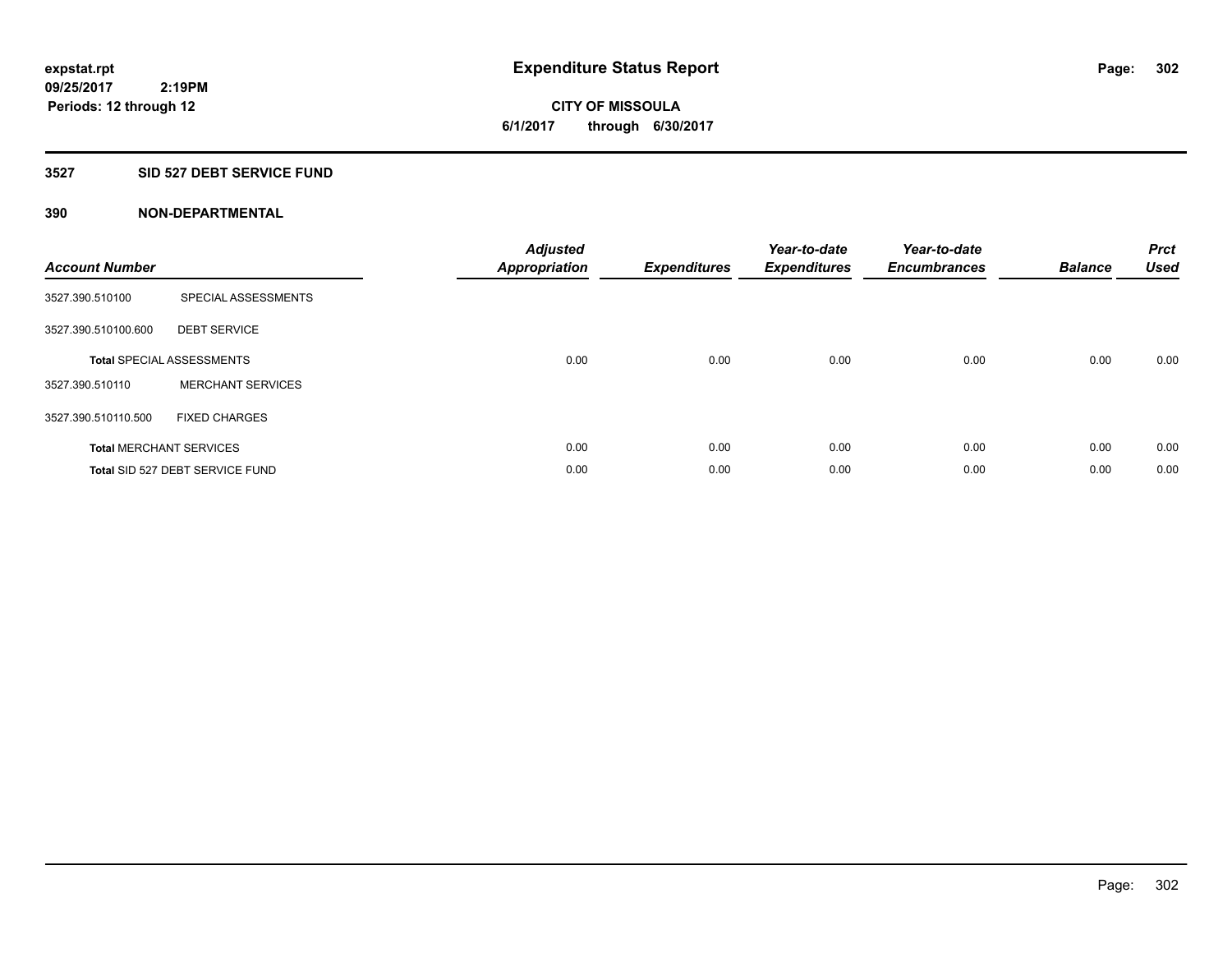# Expenditure Status Report

expstat.rpt
09/25/2017 2:19PM
Periods: 12 through 12

**CITY OF MISSOULA**
**6/1/2017 through 6/30/2017**

## 3527 SID 527 DEBT SERVICE FUND

### 390 NON-DEPARTMENTAL

| Account Number | | Adjusted Appropriation | Expenditures | Year-to-date Expenditures | Year-to-date Encumbrances | Balance | Prct Used |
|---|---|---|---|---|---|---|---|
| 3527.390.510100 | SPECIAL ASSESSMENTS | | | | | | |
| 3527.390.510100.600 | DEBT SERVICE | | | | | | |
| **Total** SPECIAL ASSESSMENTS | | 0.00 | 0.00 | 0.00 | 0.00 | 0.00 | 0.00 |
| 3527.390.510110 | MERCHANT SERVICES | | | | | | |
| 3527.390.510110.500 | FIXED CHARGES | | | | | | |
| **Total** MERCHANT SERVICES | | 0.00 | 0.00 | 0.00 | 0.00 | 0.00 | 0.00 |
| **Total** SID 527 DEBT SERVICE FUND | | 0.00 | 0.00 | 0.00 | 0.00 | 0.00 | 0.00 |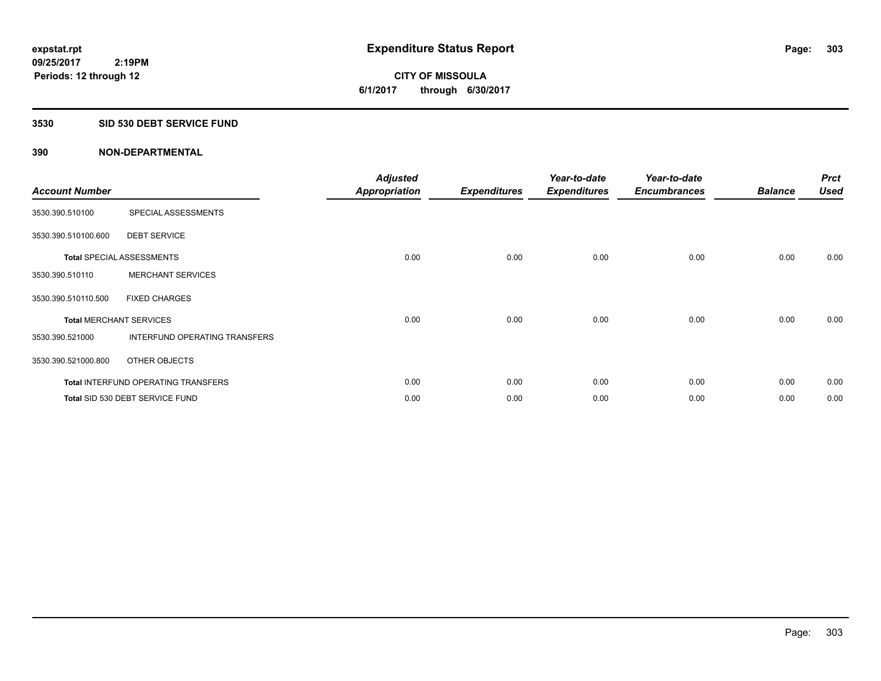expstat.rpt
09/25/2017 2:19PM
Periods: 12 through 12

# Expenditure Status Report

CITY OF MISSOULA
6/1/2017 through 6/30/2017

## 3530 SID 530 DEBT SERVICE FUND

## 390 NON-DEPARTMENTAL

| Account Number | | Adjusted Appropriation | Expenditures | Year-to-date Expenditures | Year-to-date Encumbrances | Balance | Prct Used |
|---|---|---|---|---|---|---|---|
| 3530.390.510100 | SPECIAL ASSESSMENTS | | | | | | |
| 3530.390.510100.600 | DEBT SERVICE | | | | | | |
| **Total** SPECIAL ASSESSMENTS | | 0.00 | 0.00 | 0.00 | 0.00 | 0.00 | 0.00 |
| 3530.390.510110 | MERCHANT SERVICES | | | | | | |
| 3530.390.510110.500 | FIXED CHARGES | | | | | | |
| **Total** MERCHANT SERVICES | | 0.00 | 0.00 | 0.00 | 0.00 | 0.00 | 0.00 |
| 3530.390.521000 | INTERFUND OPERATING TRANSFERS | | | | | | |
| 3530.390.521000.800 | OTHER OBJECTS | | | | | | |
| **Total** INTERFUND OPERATING TRANSFERS | | 0.00 | 0.00 | 0.00 | 0.00 | 0.00 | 0.00 |
| **Total** SID 530 DEBT SERVICE FUND | | 0.00 | 0.00 | 0.00 | 0.00 | 0.00 | 0.00 |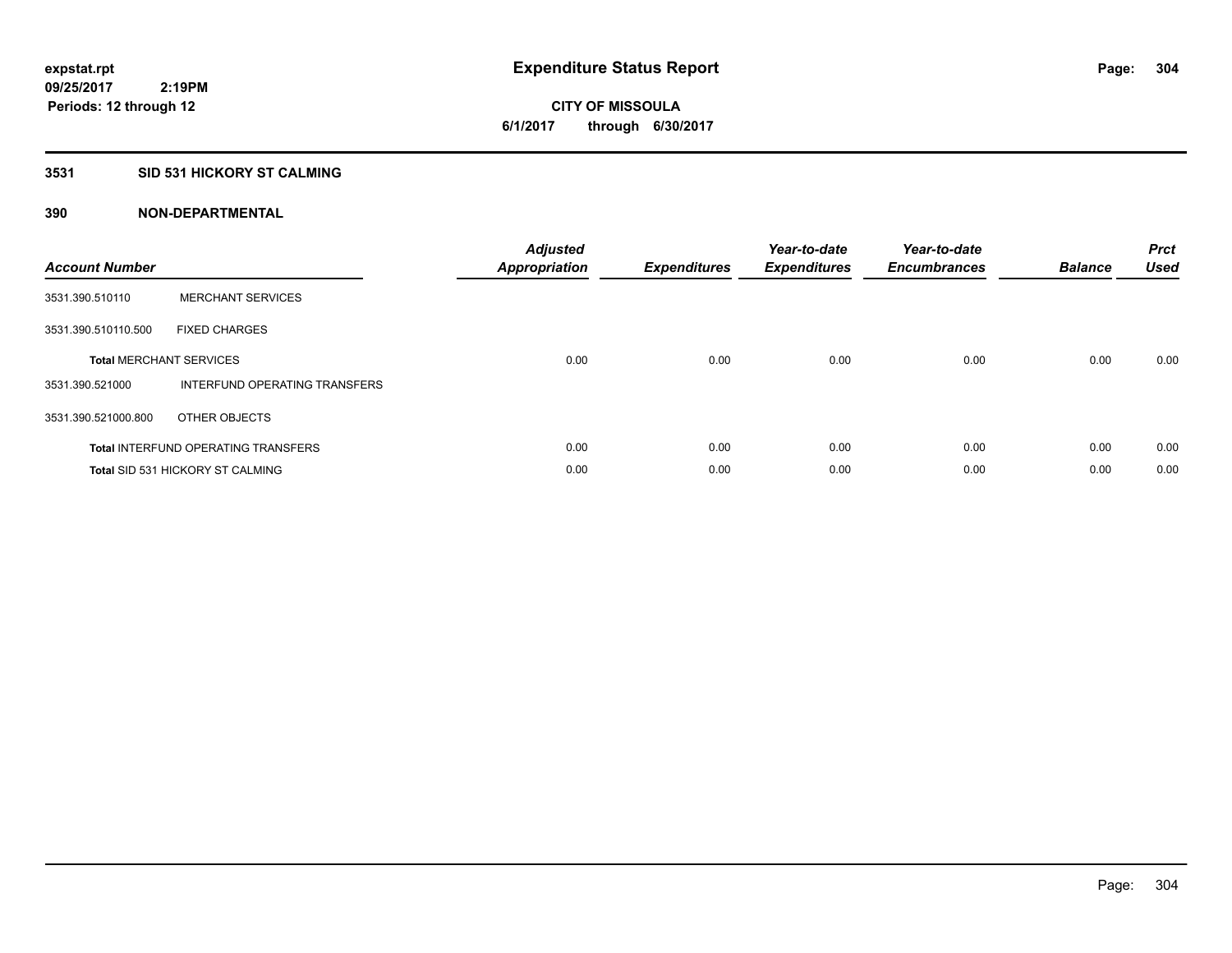# Expenditure Status Report

**CITY OF MISSOULA**
**6/1/2017 through 6/30/2017**

expstat.rpt
09/25/2017 2:19PM
Periods: 12 through 12

## 3531 SID 531 HICKORY ST CALMING

### 390 NON-DEPARTMENTAL

| Account Number | | Adjusted Appropriation | Expenditures | Year-to-date Expenditures | Year-to-date Encumbrances | Balance | Prct Used |
|---|---|---|---|---|---|---|---|
| 3531.390.510110 | MERCHANT SERVICES | | | | | | |
| 3531.390.510110.500 | FIXED CHARGES | | | | | | |
| **Total** MERCHANT SERVICES | | 0.00 | 0.00 | 0.00 | 0.00 | 0.00 | 0.00 |
| 3531.390.521000 | INTERFUND OPERATING TRANSFERS | | | | | | |
| 3531.390.521000.800 | OTHER OBJECTS | | | | | | |
| **Total** INTERFUND OPERATING TRANSFERS | | 0.00 | 0.00 | 0.00 | 0.00 | 0.00 | 0.00 |
| **Total** SID 531 HICKORY ST CALMING | | 0.00 | 0.00 | 0.00 | 0.00 | 0.00 | 0.00 |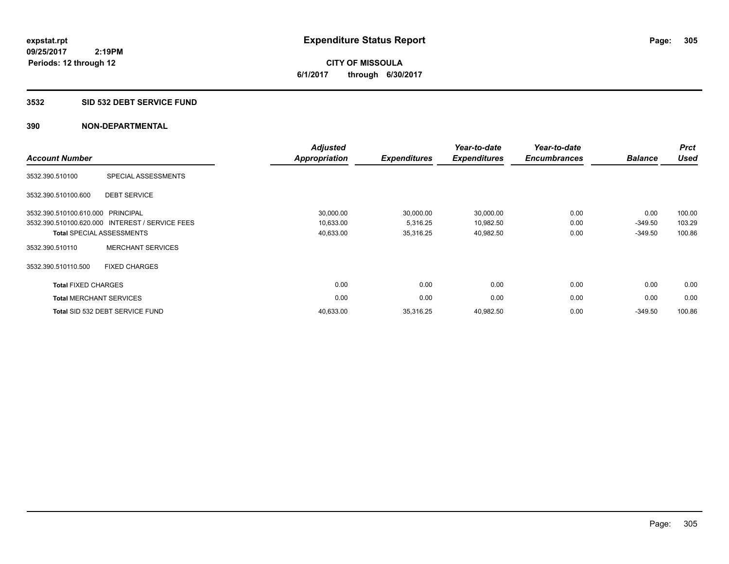**expstat.rpt**
**09/25/2017 2:19PM**
**Periods: 12 through 12**

# Expenditure Status Report

**CITY OF MISSOULA**
**6/1/2017 through 6/30/2017**

## 3532 SID 532 DEBT SERVICE FUND

## 390 NON-DEPARTMENTAL

| Account Number | | Adjusted Appropriation | Expenditures | Year-to-date Expenditures | Year-to-date Encumbrances | Balance | Prct Used |
|---|---|---|---|---|---|---|---|
| 3532.390.510100 | SPECIAL ASSESSMENTS | | | | | | |
| 3532.390.510100.600 | DEBT SERVICE | | | | | | |
| 3532.390.510100.610.000 | PRINCIPAL | 30,000.00 | 30,000.00 | 30,000.00 | 0.00 | 0.00 | 100.00 |
| 3532.390.510100.620.000 | INTEREST / SERVICE FEES | 10,633.00 | 5,316.25 | 10,982.50 | 0.00 | -349.50 | 103.29 |
| **Total** SPECIAL ASSESSMENTS | | 40,633.00 | 35,316.25 | 40,982.50 | 0.00 | -349.50 | 100.86 |
| 3532.390.510110 | MERCHANT SERVICES | | | | | | |
| 3532.390.510110.500 | FIXED CHARGES | | | | | | |
| **Total** FIXED CHARGES | | 0.00 | 0.00 | 0.00 | 0.00 | 0.00 | 0.00 |
| **Total** MERCHANT SERVICES | | 0.00 | 0.00 | 0.00 | 0.00 | 0.00 | 0.00 |
| **Total** SID 532 DEBT SERVICE FUND | | 40,633.00 | 35,316.25 | 40,982.50 | 0.00 | -349.50 | 100.86 |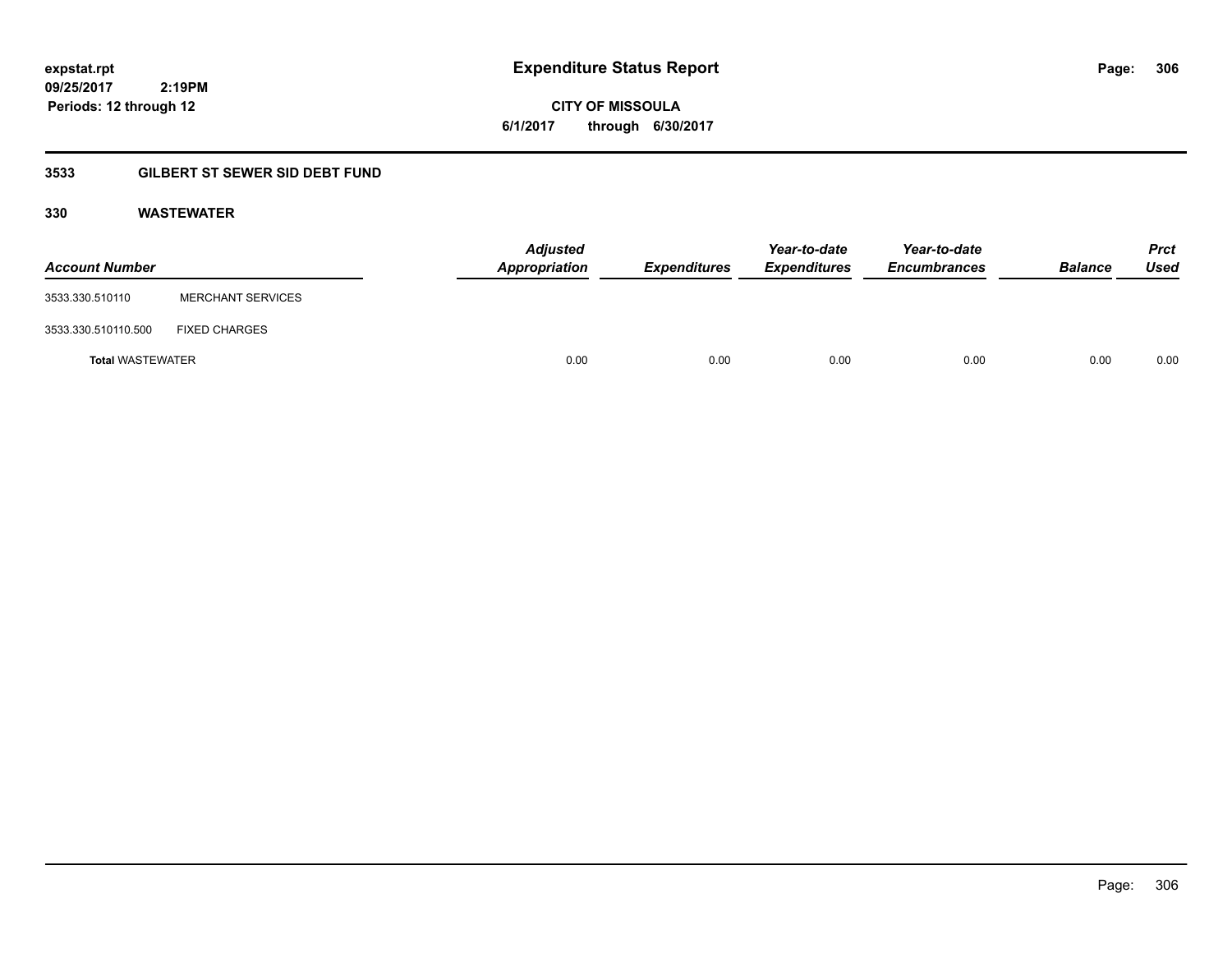expstat.rpt
09/25/2017 2:19PM
Periods: 12 through 12

# Expenditure Status Report

CITY OF MISSOULA
6/1/2017 through 6/30/2017

## 3533 GILBERT ST SEWER SID DEBT FUND

### 330 WASTEWATER

| Account Number | | Adjusted Appropriation | Expenditures | Year-to-date Expenditures | Year-to-date Encumbrances | Balance | Prct Used |
|---|---|---|---|---|---|---|---|
| 3533.330.510110 | MERCHANT SERVICES | | | | | | |
| 3533.330.510110.500 | FIXED CHARGES | | | | | | |
| **Total** WASTEWATER | | 0.00 | 0.00 | 0.00 | 0.00 | 0.00 | 0.00 |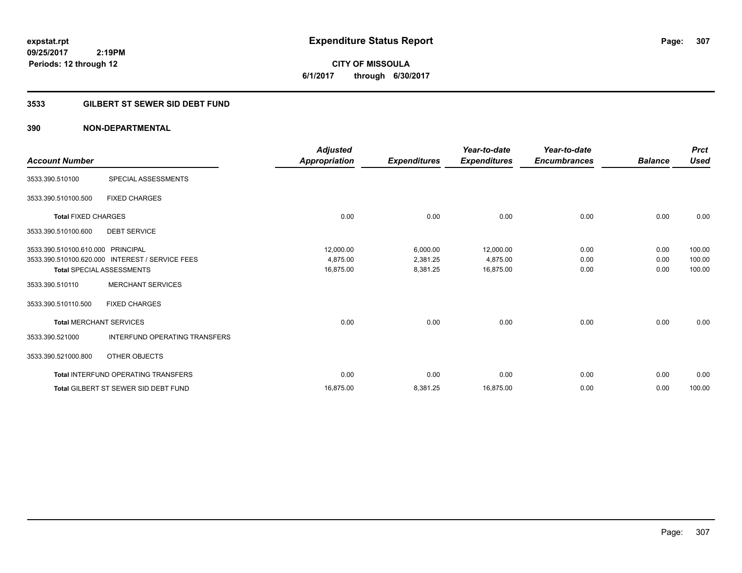**expstat.rpt**
**09/25/2017 2:19PM**
**Periods: 12 through 12**

# Expenditure Status Report

**CITY OF MISSOULA**
**6/1/2017 through 6/30/2017**

## 3533 GILBERT ST SEWER SID DEBT FUND

## 390 NON-DEPARTMENTAL

| Account Number | | Adjusted Appropriation | Expenditures | Year-to-date Expenditures | Year-to-date Encumbrances | Balance | Prct Used |
|---|---|---|---|---|---|---|---|
| 3533.390.510100 | SPECIAL ASSESSMENTS | | | | | | |
| 3533.390.510100.500 | FIXED CHARGES | | | | | | |
| **Total** FIXED CHARGES | | 0.00 | 0.00 | 0.00 | 0.00 | 0.00 | 0.00 |
| 3533.390.510100.600 | DEBT SERVICE | | | | | | |
| 3533.390.510100.610.000 | PRINCIPAL | 12,000.00 | 6,000.00 | 12,000.00 | 0.00 | 0.00 | 100.00 |
| 3533.390.510100.620.000 | INTEREST / SERVICE FEES | 4,875.00 | 2,381.25 | 4,875.00 | 0.00 | 0.00 | 100.00 |
| **Total** SPECIAL ASSESSMENTS | | 16,875.00 | 8,381.25 | 16,875.00 | 0.00 | 0.00 | 100.00 |
| 3533.390.510110 | MERCHANT SERVICES | | | | | | |
| 3533.390.510110.500 | FIXED CHARGES | | | | | | |
| **Total** MERCHANT SERVICES | | 0.00 | 0.00 | 0.00 | 0.00 | 0.00 | 0.00 |
| 3533.390.521000 | INTERFUND OPERATING TRANSFERS | | | | | | |
| 3533.390.521000.800 | OTHER OBJECTS | | | | | | |
| **Total** INTERFUND OPERATING TRANSFERS | | 0.00 | 0.00 | 0.00 | 0.00 | 0.00 | 0.00 |
| **Total** GILBERT ST SEWER SID DEBT FUND | | 16,875.00 | 8,381.25 | 16,875.00 | 0.00 | 0.00 | 100.00 |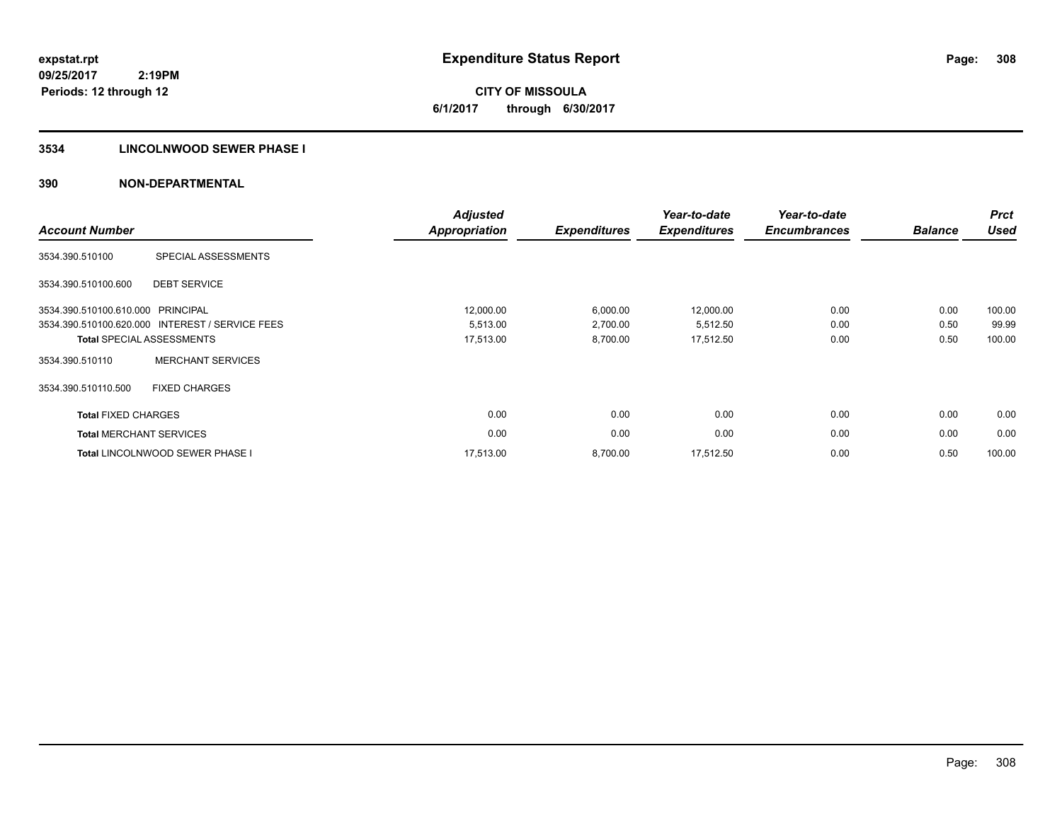**expstat.rpt**
**09/25/2017 2:19PM**
**Periods: 12 through 12**

# Expenditure Status Report

**CITY OF MISSOULA**
**6/1/2017 through 6/30/2017**

## 3534 LINCOLNWOOD SEWER PHASE I

## 390 NON-DEPARTMENTAL

| Account Number | | Adjusted Appropriation | Expenditures | Year-to-date Expenditures | Year-to-date Encumbrances | Balance | Prct Used |
|---|---|---|---|---|---|---|---|
| 3534.390.510100 | SPECIAL ASSESSMENTS | | | | | | |
| 3534.390.510100.600 | DEBT SERVICE | | | | | | |
| 3534.390.510100.610.000 | PRINCIPAL | 12,000.00 | 6,000.00 | 12,000.00 | 0.00 | 0.00 | 100.00 |
| 3534.390.510100.620.000 | INTEREST / SERVICE FEES | 5,513.00 | 2,700.00 | 5,512.50 | 0.00 | 0.50 | 99.99 |
| **Total** SPECIAL ASSESSMENTS | | 17,513.00 | 8,700.00 | 17,512.50 | 0.00 | 0.50 | 100.00 |
| 3534.390.510110 | MERCHANT SERVICES | | | | | | |
| 3534.390.510110.500 | FIXED CHARGES | | | | | | |
| **Total** FIXED CHARGES | | 0.00 | 0.00 | 0.00 | 0.00 | 0.00 | 0.00 |
| **Total** MERCHANT SERVICES | | 0.00 | 0.00 | 0.00 | 0.00 | 0.00 | 0.00 |
| **Total** LINCOLNWOOD SEWER PHASE I | | 17,513.00 | 8,700.00 | 17,512.50 | 0.00 | 0.50 | 100.00 |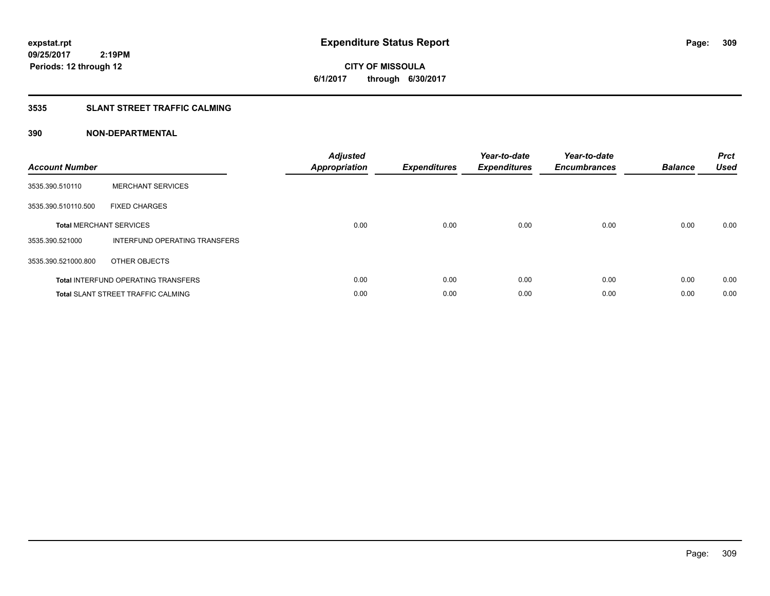**expstat.rpt**
**09/25/2017 2:19PM**
**Periods: 12 through 12**

# Expenditure Status Report

**CITY OF MISSOULA**
**6/1/2017 through 6/30/2017**

## 3535 SLANT STREET TRAFFIC CALMING

### 390 NON-DEPARTMENTAL

| Account Number | | Adjusted Appropriation | Expenditures | Year-to-date Expenditures | Year-to-date Encumbrances | Balance | Prct Used |
|---|---|---|---|---|---|---|---|
| 3535.390.510110 | MERCHANT SERVICES | | | | | | |
| 3535.390.510110.500 | FIXED CHARGES | | | | | | |
| **Total** MERCHANT SERVICES | | 0.00 | 0.00 | 0.00 | 0.00 | 0.00 | 0.00 |
| 3535.390.521000 | INTERFUND OPERATING TRANSFERS | | | | | | |
| 3535.390.521000.800 | OTHER OBJECTS | | | | | | |
| **Total** INTERFUND OPERATING TRANSFERS | | 0.00 | 0.00 | 0.00 | 0.00 | 0.00 | 0.00 |
| **Total** SLANT STREET TRAFFIC CALMING | | 0.00 | 0.00 | 0.00 | 0.00 | 0.00 | 0.00 |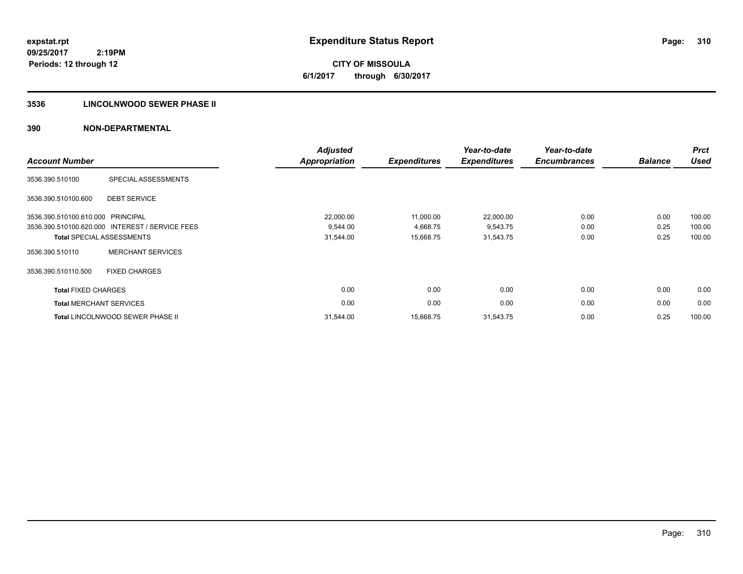**expstat.rpt**
**09/25/2017 2:19PM**
**Periods: 12 through 12**

# Expenditure Status Report

**CITY OF MISSOULA**
**6/1/2017 through 6/30/2017**

## 3536 LINCOLNWOOD SEWER PHASE II

## 390 NON-DEPARTMENTAL

| Account Number | | Adjusted Appropriation | Expenditures | Year-to-date Expenditures | Year-to-date Encumbrances | Balance | Prct Used |
|---|---|---|---|---|---|---|---|
| 3536.390.510100 | SPECIAL ASSESSMENTS | | | | | | |
| 3536.390.510100.600 | DEBT SERVICE | | | | | | |
| 3536.390.510100.610.000 | PRINCIPAL | 22,000.00 | 11,000.00 | 22,000.00 | 0.00 | 0.00 | 100.00 |
| 3536.390.510100.620.000 | INTEREST / SERVICE FEES | 9,544.00 | 4,668.75 | 9,543.75 | 0.00 | 0.25 | 100.00 |
| **Total** SPECIAL ASSESSMENTS | | 31,544.00 | 15,668.75 | 31,543.75 | 0.00 | 0.25 | 100.00 |
| 3536.390.510110 | MERCHANT SERVICES | | | | | | |
| 3536.390.510110.500 | FIXED CHARGES | | | | | | |
| **Total** FIXED CHARGES | | 0.00 | 0.00 | 0.00 | 0.00 | 0.00 | 0.00 |
| **Total** MERCHANT SERVICES | | 0.00 | 0.00 | 0.00 | 0.00 | 0.00 | 0.00 |
| **Total** LINCOLNWOOD SEWER PHASE II | | 31,544.00 | 15,668.75 | 31,543.75 | 0.00 | 0.25 | 100.00 |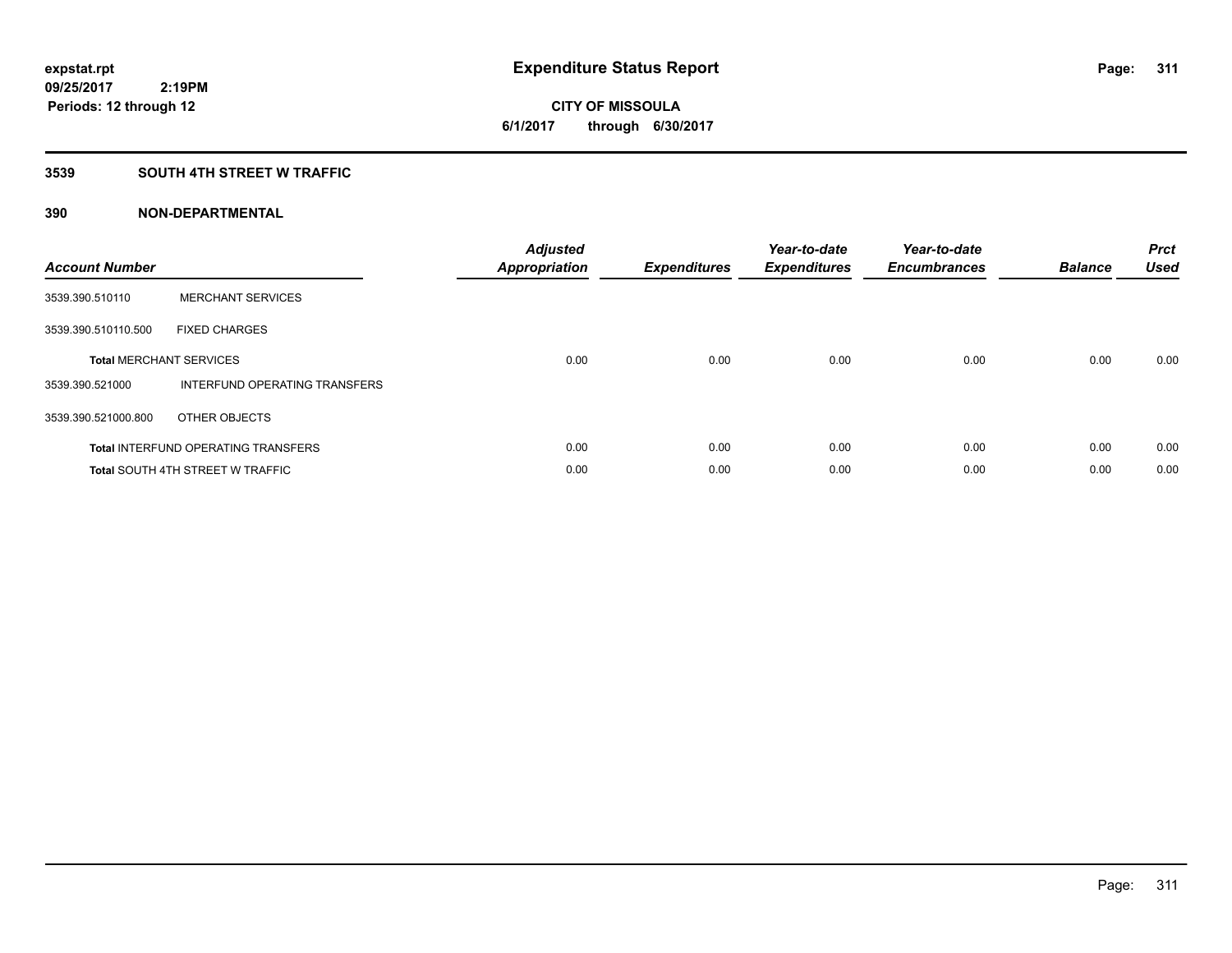expstat.rpt
09/25/2017 2:19PM
Periods: 12 through 12

# Expenditure Status Report

**CITY OF MISSOULA**
**6/1/2017 through 6/30/2017**

## 3539 SOUTH 4TH STREET W TRAFFIC

## 390 NON-DEPARTMENTAL

| Account Number | | Adjusted Appropriation | Expenditures | Year-to-date Expenditures | Year-to-date Encumbrances | Balance | Prct Used |
|---|---|---|---|---|---|---|---|
| 3539.390.510110 | MERCHANT SERVICES | | | | | | |
| 3539.390.510110.500 | FIXED CHARGES | | | | | | |
| **Total** MERCHANT SERVICES | | 0.00 | 0.00 | 0.00 | 0.00 | 0.00 | 0.00 |
| 3539.390.521000 | INTERFUND OPERATING TRANSFERS | | | | | | |
| 3539.390.521000.800 | OTHER OBJECTS | | | | | | |
| **Total** INTERFUND OPERATING TRANSFERS | | 0.00 | 0.00 | 0.00 | 0.00 | 0.00 | 0.00 |
| **Total** SOUTH 4TH STREET W TRAFFIC | | 0.00 | 0.00 | 0.00 | 0.00 | 0.00 | 0.00 |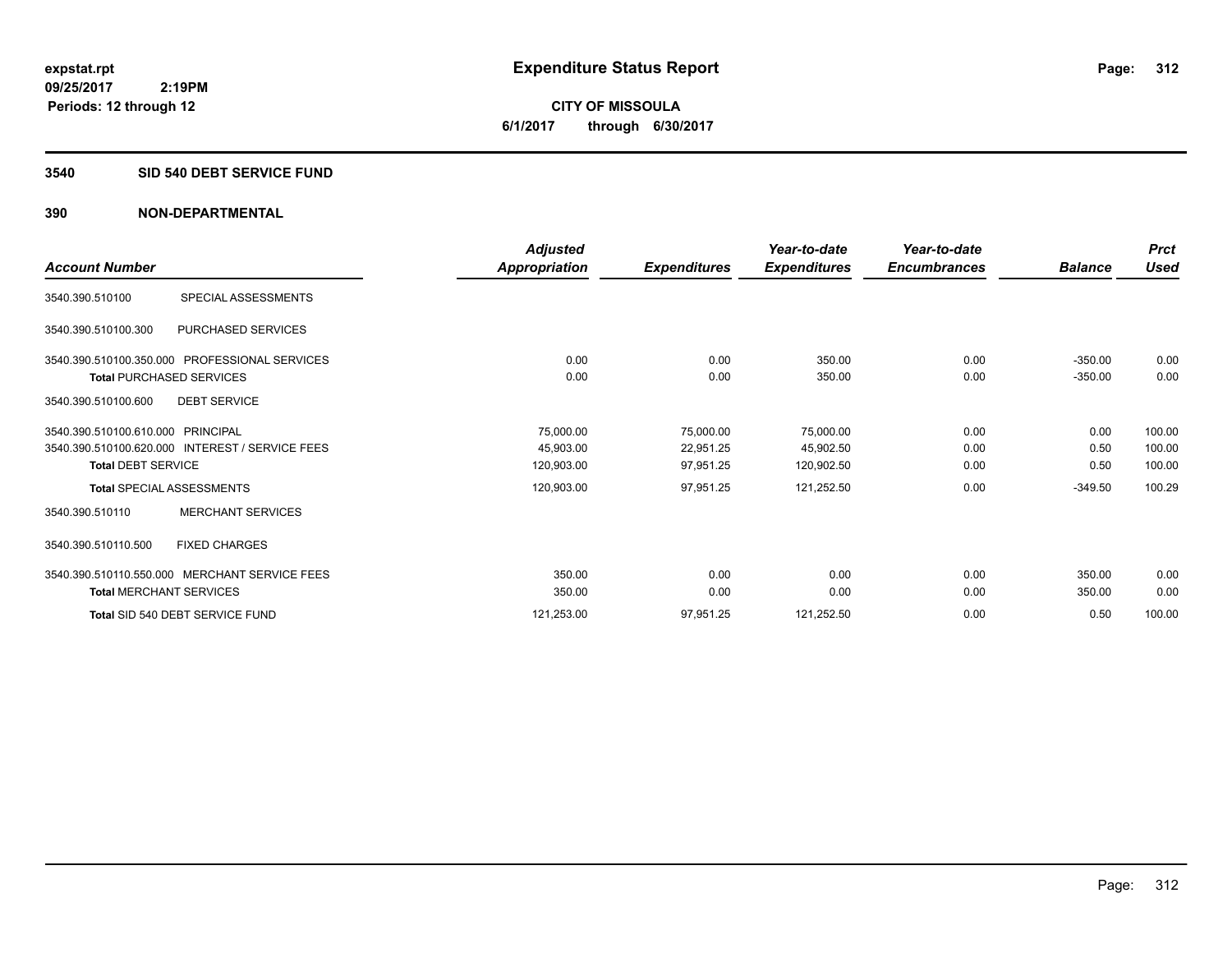**expstat.rpt**
**09/25/2017 2:19PM**
**Periods: 12 through 12**

# Expenditure Status Report

**CITY OF MISSOULA**
**6/1/2017 through 6/30/2017**

## 3540 SID 540 DEBT SERVICE FUND

### 390 NON-DEPARTMENTAL

| Account Number | | Adjusted Appropriation | Expenditures | Year-to-date Expenditures | Year-to-date Encumbrances | Balance | Prct Used |
|---|---|---|---|---|---|---|---|
| 3540.390.510100 | SPECIAL ASSESSMENTS | | | | | | |
| 3540.390.510100.300 | PURCHASED SERVICES | | | | | | |
| 3540.390.510100.350.000 | PROFESSIONAL SERVICES | 0.00 | 0.00 | 350.00 | 0.00 | -350.00 | 0.00 |
| **Total** PURCHASED SERVICES | | 0.00 | 0.00 | 350.00 | 0.00 | -350.00 | 0.00 |
| 3540.390.510100.600 | DEBT SERVICE | | | | | | |
| 3540.390.510100.610.000 | PRINCIPAL | 75,000.00 | 75,000.00 | 75,000.00 | 0.00 | 0.00 | 100.00 |
| 3540.390.510100.620.000 | INTEREST / SERVICE FEES | 45,903.00 | 22,951.25 | 45,902.50 | 0.00 | 0.50 | 100.00 |
| **Total** DEBT SERVICE | | 120,903.00 | 97,951.25 | 120,902.50 | 0.00 | 0.50 | 100.00 |
| **Total** SPECIAL ASSESSMENTS | | 120,903.00 | 97,951.25 | 121,252.50 | 0.00 | -349.50 | 100.29 |
| 3540.390.510110 | MERCHANT SERVICES | | | | | | |
| 3540.390.510110.500 | FIXED CHARGES | | | | | | |
| 3540.390.510110.550.000 | MERCHANT SERVICE FEES | 350.00 | 0.00 | 0.00 | 0.00 | 350.00 | 0.00 |
| **Total** MERCHANT SERVICES | | 350.00 | 0.00 | 0.00 | 0.00 | 350.00 | 0.00 |
| **Total** SID 540 DEBT SERVICE FUND | | 121,253.00 | 97,951.25 | 121,252.50 | 0.00 | 0.50 | 100.00 |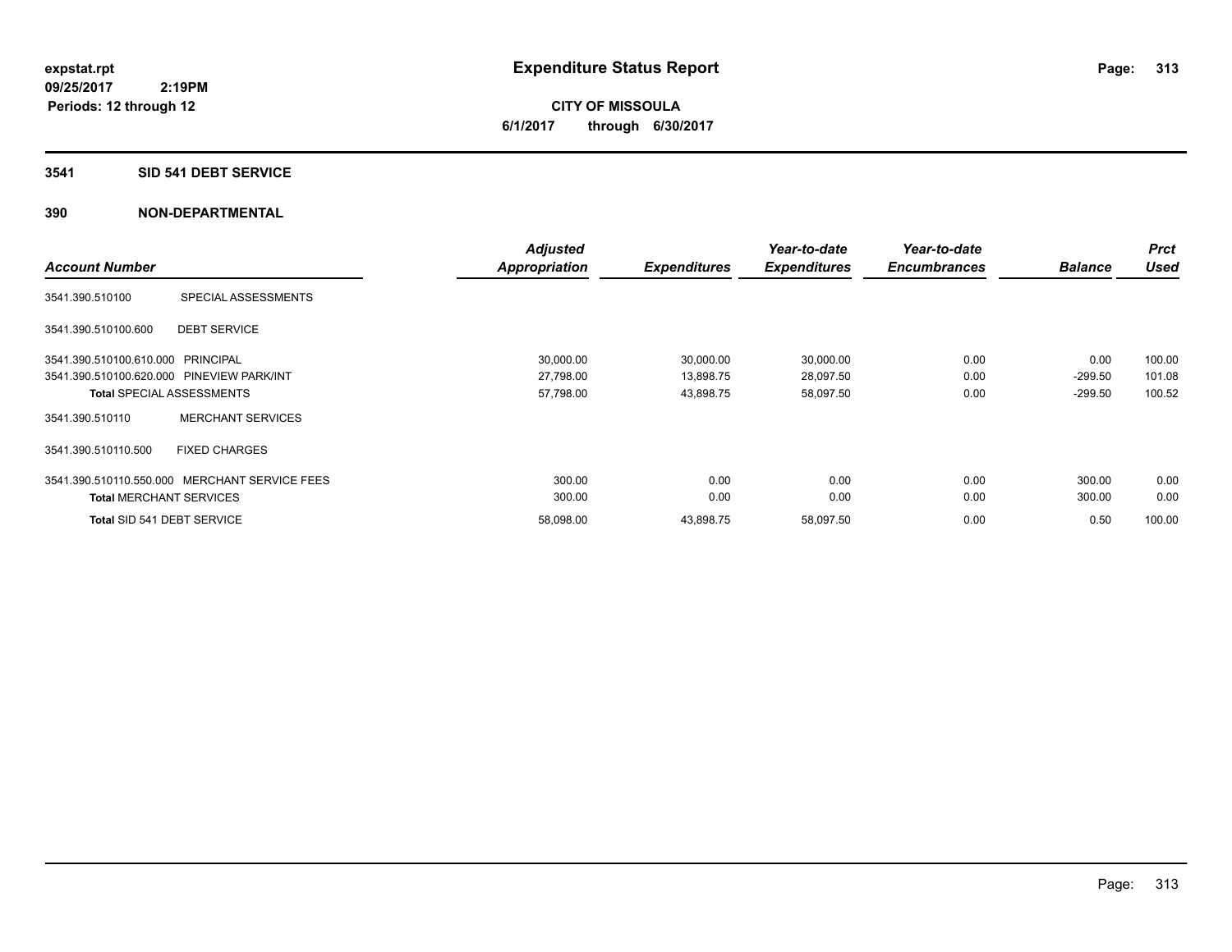# Expenditure Status Report

**CITY OF MISSOULA**

**6/1/2017 through 6/30/2017**

expstat.rpt
09/25/2017 2:19PM
Periods: 12 through 12

## 3541 SID 541 DEBT SERVICE

## 390 NON-DEPARTMENTAL

| Account Number | | Adjusted Appropriation | Expenditures | Year-to-date Expenditures | Year-to-date Encumbrances | Balance | Prct Used |
|---|---|---|---|---|---|---|---|
| 3541.390.510100 | SPECIAL ASSESSMENTS | | | | | | |
| 3541.390.510100.600 | DEBT SERVICE | | | | | | |
| 3541.390.510100.610.000 | PRINCIPAL | 30,000.00 | 30,000.00 | 30,000.00 | 0.00 | 0.00 | 100.00 |
| 3541.390.510100.620.000 | PINEVIEW PARK/INT | 27,798.00 | 13,898.75 | 28,097.50 | 0.00 | -299.50 | 101.08 |
| **Total** SPECIAL ASSESSMENTS | | 57,798.00 | 43,898.75 | 58,097.50 | 0.00 | -299.50 | 100.52 |
| 3541.390.510110 | MERCHANT SERVICES | | | | | | |
| 3541.390.510110.500 | FIXED CHARGES | | | | | | |
| 3541.390.510110.550.000 | MERCHANT SERVICE FEES | 300.00 | 0.00 | 0.00 | 0.00 | 300.00 | 0.00 |
| **Total** MERCHANT SERVICES | | 300.00 | 0.00 | 0.00 | 0.00 | 300.00 | 0.00 |
| **Total** SID 541 DEBT SERVICE | | 58,098.00 | 43,898.75 | 58,097.50 | 0.00 | 0.50 | 100.00 |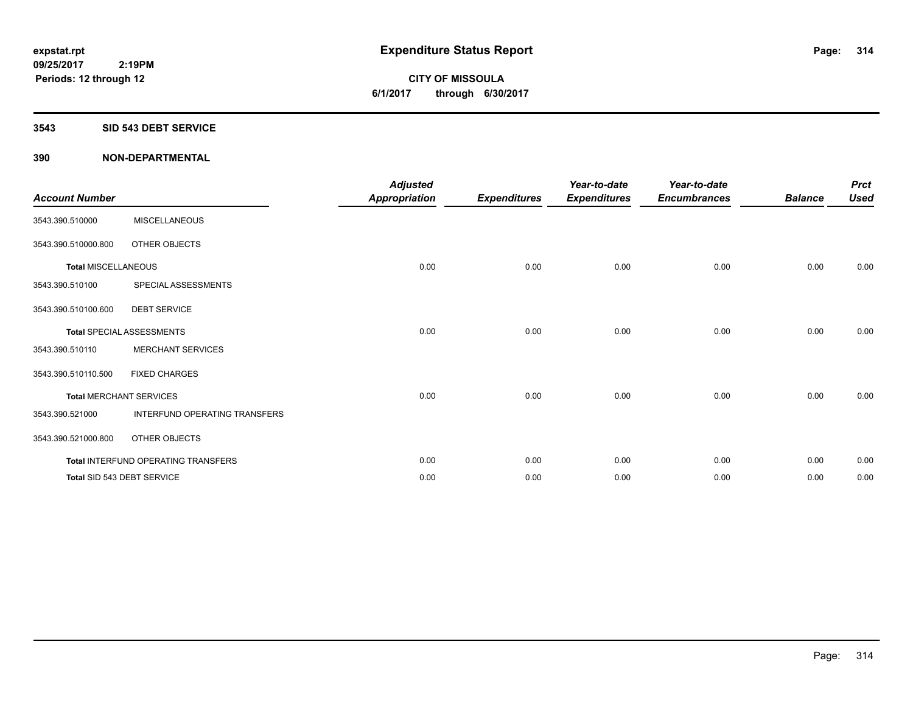expstat.rpt
09/25/2017 2:19PM
Periods: 12 through 12

# Expenditure Status Report

**CITY OF MISSOULA**
**6/1/2017 through 6/30/2017**

## 3543 SID 543 DEBT SERVICE

### 390 NON-DEPARTMENTAL

| Account Number | | Adjusted Appropriation | Expenditures | Year-to-date Expenditures | Year-to-date Encumbrances | Balance | Prct Used |
|---|---|---|---|---|---|---|---|
| 3543.390.510000 | MISCELLANEOUS | | | | | | |
| 3543.390.510000.800 | OTHER OBJECTS | | | | | | |
| **Total** MISCELLANEOUS | | 0.00 | 0.00 | 0.00 | 0.00 | 0.00 | 0.00 |
| 3543.390.510100 | SPECIAL ASSESSMENTS | | | | | | |
| 3543.390.510100.600 | DEBT SERVICE | | | | | | |
| **Total** SPECIAL ASSESSMENTS | | 0.00 | 0.00 | 0.00 | 0.00 | 0.00 | 0.00 |
| 3543.390.510110 | MERCHANT SERVICES | | | | | | |
| 3543.390.510110.500 | FIXED CHARGES | | | | | | |
| **Total** MERCHANT SERVICES | | 0.00 | 0.00 | 0.00 | 0.00 | 0.00 | 0.00 |
| 3543.390.521000 | INTERFUND OPERATING TRANSFERS | | | | | | |
| 3543.390.521000.800 | OTHER OBJECTS | | | | | | |
| **Total** INTERFUND OPERATING TRANSFERS | | 0.00 | 0.00 | 0.00 | 0.00 | 0.00 | 0.00 |
| **Total** SID 543 DEBT SERVICE | | 0.00 | 0.00 | 0.00 | 0.00 | 0.00 | 0.00 |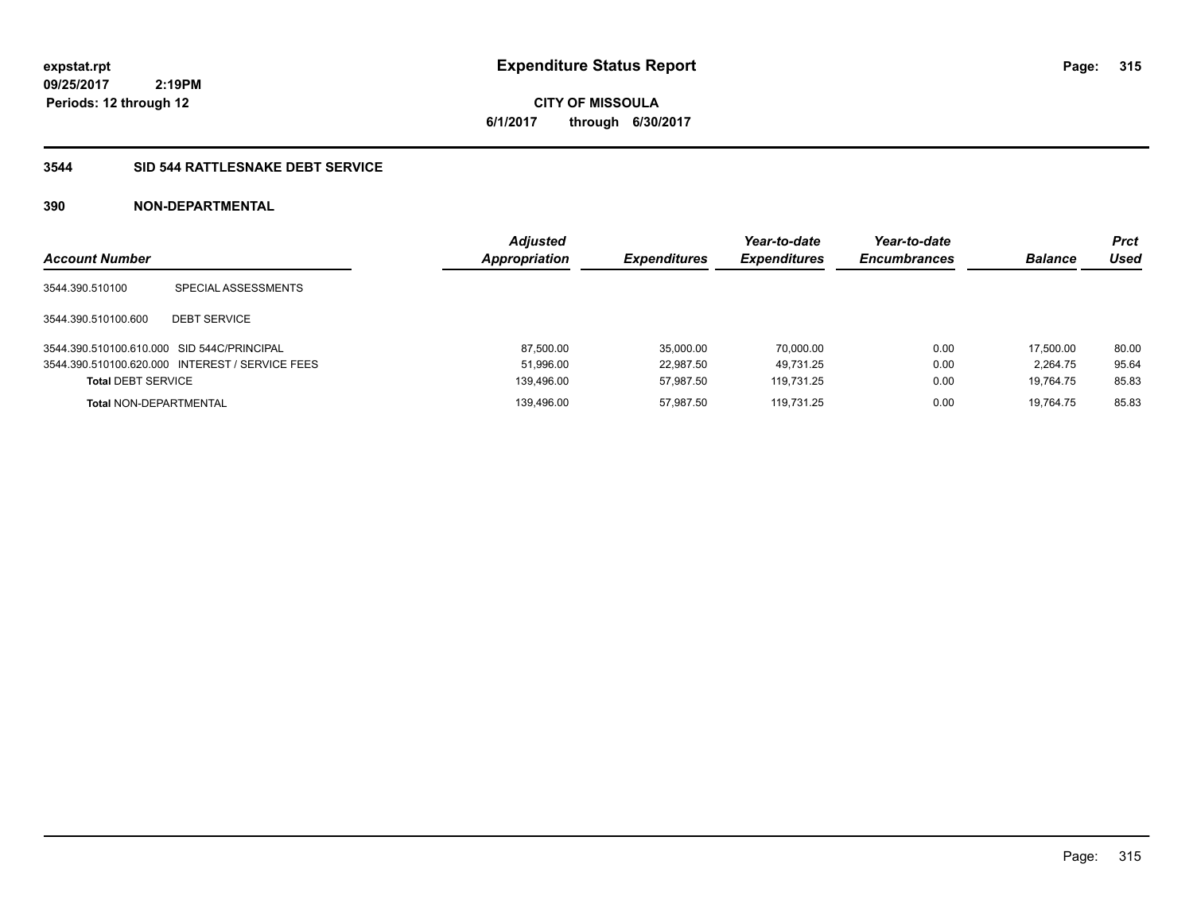**expstat.rpt**
**09/25/2017 2:19PM**
**Periods: 12 through 12**

# Expenditure Status Report

**CITY OF MISSOULA**
**6/1/2017 through 6/30/2017**

## 3544 SID 544 RATTLESNAKE DEBT SERVICE

### 390 NON-DEPARTMENTAL

| Account Number | | Adjusted Appropriation | Expenditures | Year-to-date Expenditures | Year-to-date Encumbrances | Balance | Prct Used |
|---|---|---|---|---|---|---|---|
| 3544.390.510100 | SPECIAL ASSESSMENTS | | | | | | |
| 3544.390.510100.600 | DEBT SERVICE | | | | | | |
| 3544.390.510100.610.000 | SID 544C/PRINCIPAL | 87,500.00 | 35,000.00 | 70,000.00 | 0.00 | 17,500.00 | 80.00 |
| 3544.390.510100.620.000 | INTEREST / SERVICE FEES | 51,996.00 | 22,987.50 | 49,731.25 | 0.00 | 2,264.75 | 95.64 |
| **Total** DEBT SERVICE | | 139,496.00 | 57,987.50 | 119,731.25 | 0.00 | 19,764.75 | 85.83 |
| **Total** NON-DEPARTMENTAL | | 139,496.00 | 57,987.50 | 119,731.25 | 0.00 | 19,764.75 | 85.83 |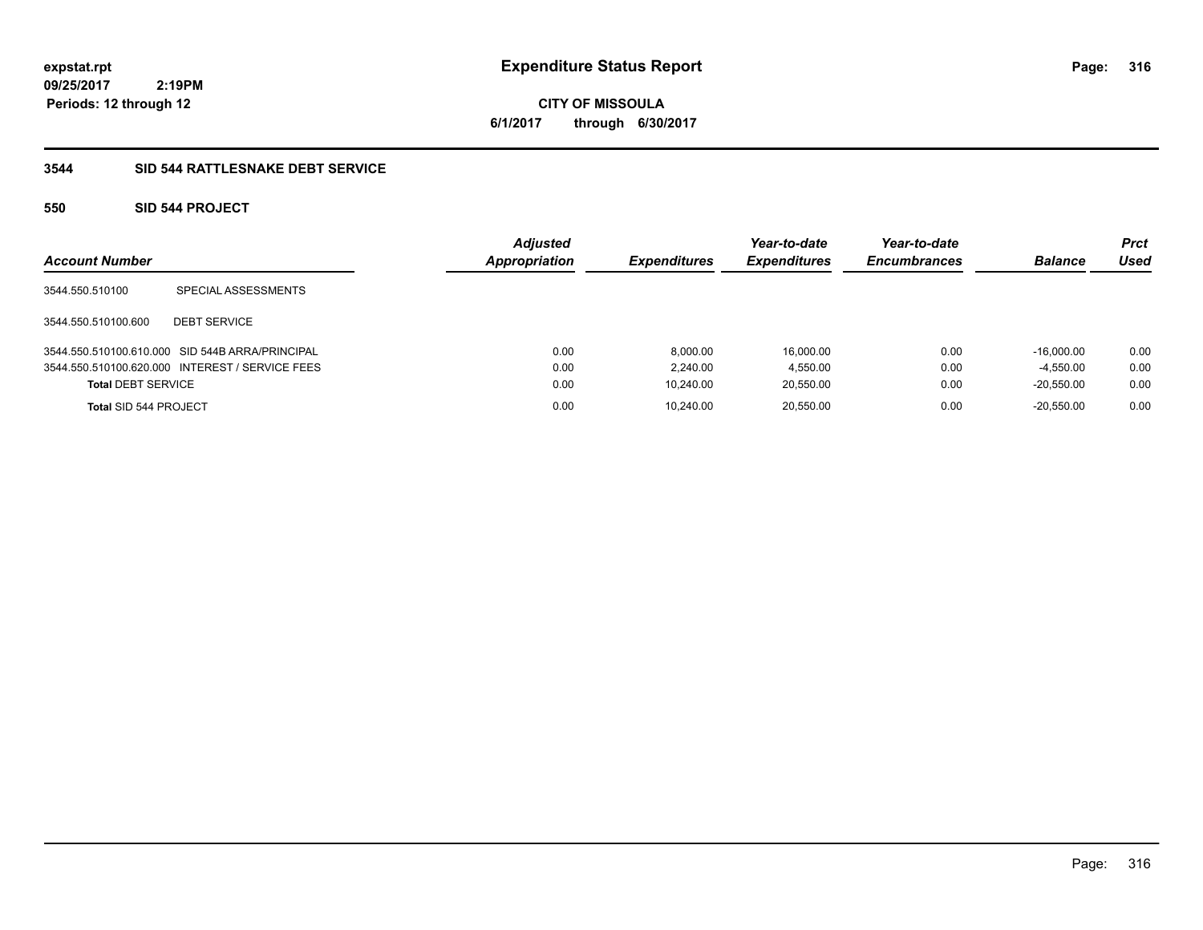**expstat.rpt**
**09/25/2017 2:19PM**
**Periods: 12 through 12**

# Expenditure Status Report

**CITY OF MISSOULA**
**6/1/2017 through 6/30/2017**

## 3544 SID 544 RATTLESNAKE DEBT SERVICE

### 550 SID 544 PROJECT

| Account Number | | Adjusted Appropriation | Expenditures | Year-to-date Expenditures | Year-to-date Encumbrances | Balance | Prct Used |
|---|---|---|---|---|---|---|---|
| 3544.550.510100 | SPECIAL ASSESSMENTS | | | | | | |
| 3544.550.510100.600 | DEBT SERVICE | | | | | | |
| 3544.550.510100.610.000 | SID 544B ARRA/PRINCIPAL | 0.00 | 8,000.00 | 16,000.00 | 0.00 | -16,000.00 | 0.00 |
| 3544.550.510100.620.000 | INTEREST / SERVICE FEES | 0.00 | 2,240.00 | 4,550.00 | 0.00 | -4,550.00 | 0.00 |
| **Total** DEBT SERVICE | | 0.00 | 10,240.00 | 20,550.00 | 0.00 | -20,550.00 | 0.00 |
| **Total** SID 544 PROJECT | | 0.00 | 10,240.00 | 20,550.00 | 0.00 | -20,550.00 | 0.00 |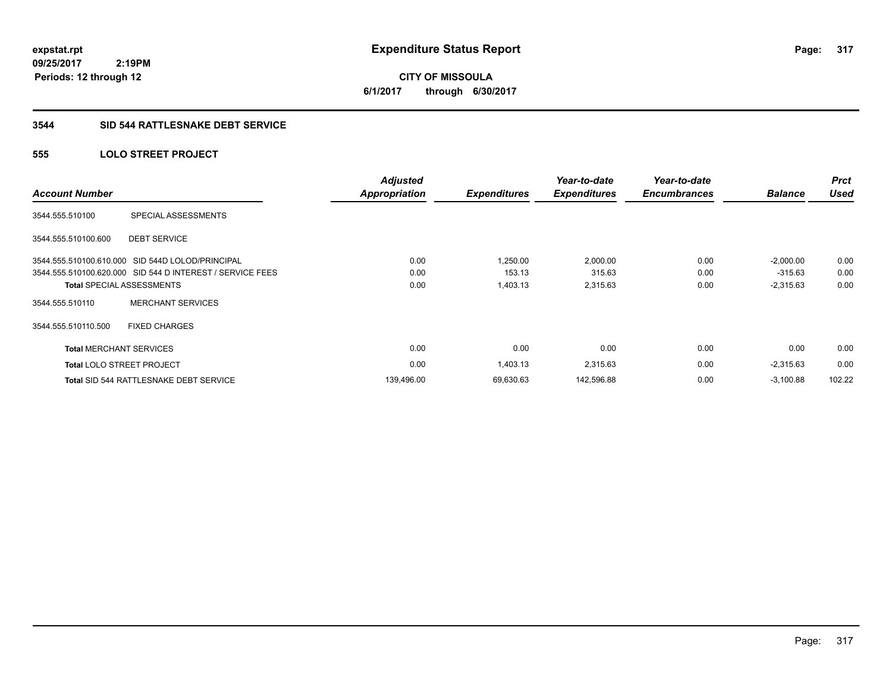**expstat.rpt**
**09/25/2017 2:19PM**
**Periods: 12 through 12**

# Expenditure Status Report

**CITY OF MISSOULA**
**6/1/2017 through 6/30/2017**

## 3544 SID 544 RATTLESNAKE DEBT SERVICE

### 555 LOLO STREET PROJECT

| Account Number | | Adjusted Appropriation | Expenditures | Year-to-date Expenditures | Year-to-date Encumbrances | Balance | Prct Used |
|---|---|---|---|---|---|---|---|
| 3544.555.510100 | SPECIAL ASSESSMENTS | | | | | | |
| 3544.555.510100.600 | DEBT SERVICE | | | | | | |
| 3544.555.510100.610.000 | SID 544D LOLOD/PRINCIPAL | 0.00 | 1,250.00 | 2,000.00 | 0.00 | -2,000.00 | 0.00 |
| 3544.555.510100.620.000 | SID 544 D INTEREST / SERVICE FEES | 0.00 | 153.13 | 315.63 | 0.00 | -315.63 | 0.00 |
| **Total** SPECIAL ASSESSMENTS | | 0.00 | 1,403.13 | 2,315.63 | 0.00 | -2,315.63 | 0.00 |
| 3544.555.510110 | MERCHANT SERVICES | | | | | | |
| 3544.555.510110.500 | FIXED CHARGES | | | | | | |
| **Total** MERCHANT SERVICES | | 0.00 | 0.00 | 0.00 | 0.00 | 0.00 | 0.00 |
| **Total** LOLO STREET PROJECT | | 0.00 | 1,403.13 | 2,315.63 | 0.00 | -2,315.63 | 0.00 |
| **Total** SID 544 RATTLESNAKE DEBT SERVICE | | 139,496.00 | 69,630.63 | 142,596.88 | 0.00 | -3,100.88 | 102.22 |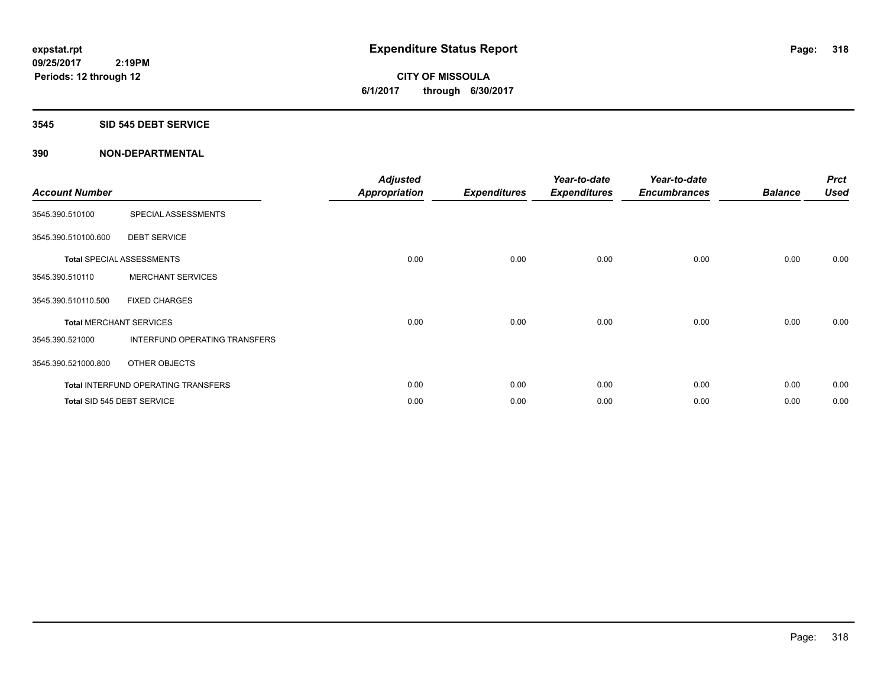**expstat.rpt**
**09/25/2017 2:19PM**
**Periods: 12 through 12**

# Expenditure Status Report

**CITY OF MISSOULA**
**6/1/2017 through 6/30/2017**

## 3545 SID 545 DEBT SERVICE

## 390 NON-DEPARTMENTAL

| Account Number | | Adjusted Appropriation | Expenditures | Year-to-date Expenditures | Year-to-date Encumbrances | Balance | Prct Used |
|---|---|---|---|---|---|---|---|
| 3545.390.510100 | SPECIAL ASSESSMENTS | | | | | | |
| 3545.390.510100.600 | DEBT SERVICE | | | | | | |
| Total SPECIAL ASSESSMENTS | | 0.00 | 0.00 | 0.00 | 0.00 | 0.00 | 0.00 |
| 3545.390.510110 | MERCHANT SERVICES | | | | | | |
| 3545.390.510110.500 | FIXED CHARGES | | | | | | |
| Total MERCHANT SERVICES | | 0.00 | 0.00 | 0.00 | 0.00 | 0.00 | 0.00 |
| 3545.390.521000 | INTERFUND OPERATING TRANSFERS | | | | | | |
| 3545.390.521000.800 | OTHER OBJECTS | | | | | | |
| Total INTERFUND OPERATING TRANSFERS | | 0.00 | 0.00 | 0.00 | 0.00 | 0.00 | 0.00 |
| Total SID 545 DEBT SERVICE | | 0.00 | 0.00 | 0.00 | 0.00 | 0.00 | 0.00 |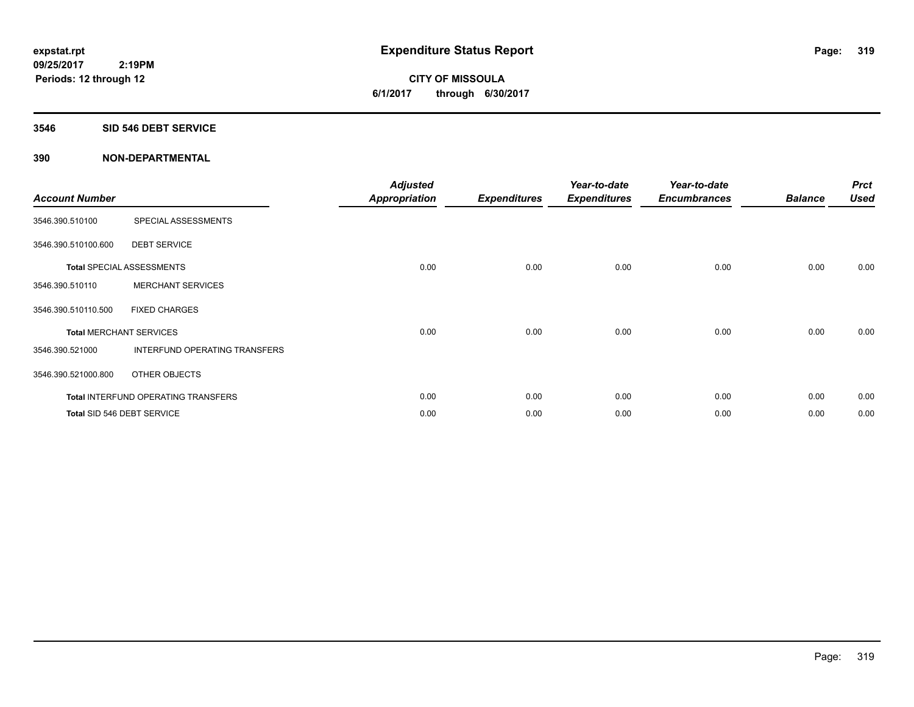**expstat.rpt**
**09/25/2017 2:19PM**
**Periods: 12 through 12**

# Expenditure Status Report

**CITY OF MISSOULA**
**6/1/2017 through 6/30/2017**

## 3546 SID 546 DEBT SERVICE

### 390 NON-DEPARTMENTAL

| Account Number | | Adjusted Appropriation | Expenditures | Year-to-date Expenditures | Year-to-date Encumbrances | Balance | Prct Used |
|---|---|---|---|---|---|---|---|
| 3546.390.510100 | SPECIAL ASSESSMENTS | | | | | | |
| 3546.390.510100.600 | DEBT SERVICE | | | | | | |
| Total SPECIAL ASSESSMENTS | | 0.00 | 0.00 | 0.00 | 0.00 | 0.00 | 0.00 |
| 3546.390.510110 | MERCHANT SERVICES | | | | | | |
| 3546.390.510110.500 | FIXED CHARGES | | | | | | |
| Total MERCHANT SERVICES | | 0.00 | 0.00 | 0.00 | 0.00 | 0.00 | 0.00 |
| 3546.390.521000 | INTERFUND OPERATING TRANSFERS | | | | | | |
| 3546.390.521000.800 | OTHER OBJECTS | | | | | | |
| Total INTERFUND OPERATING TRANSFERS | | 0.00 | 0.00 | 0.00 | 0.00 | 0.00 | 0.00 |
| Total SID 546 DEBT SERVICE | | 0.00 | 0.00 | 0.00 | 0.00 | 0.00 | 0.00 |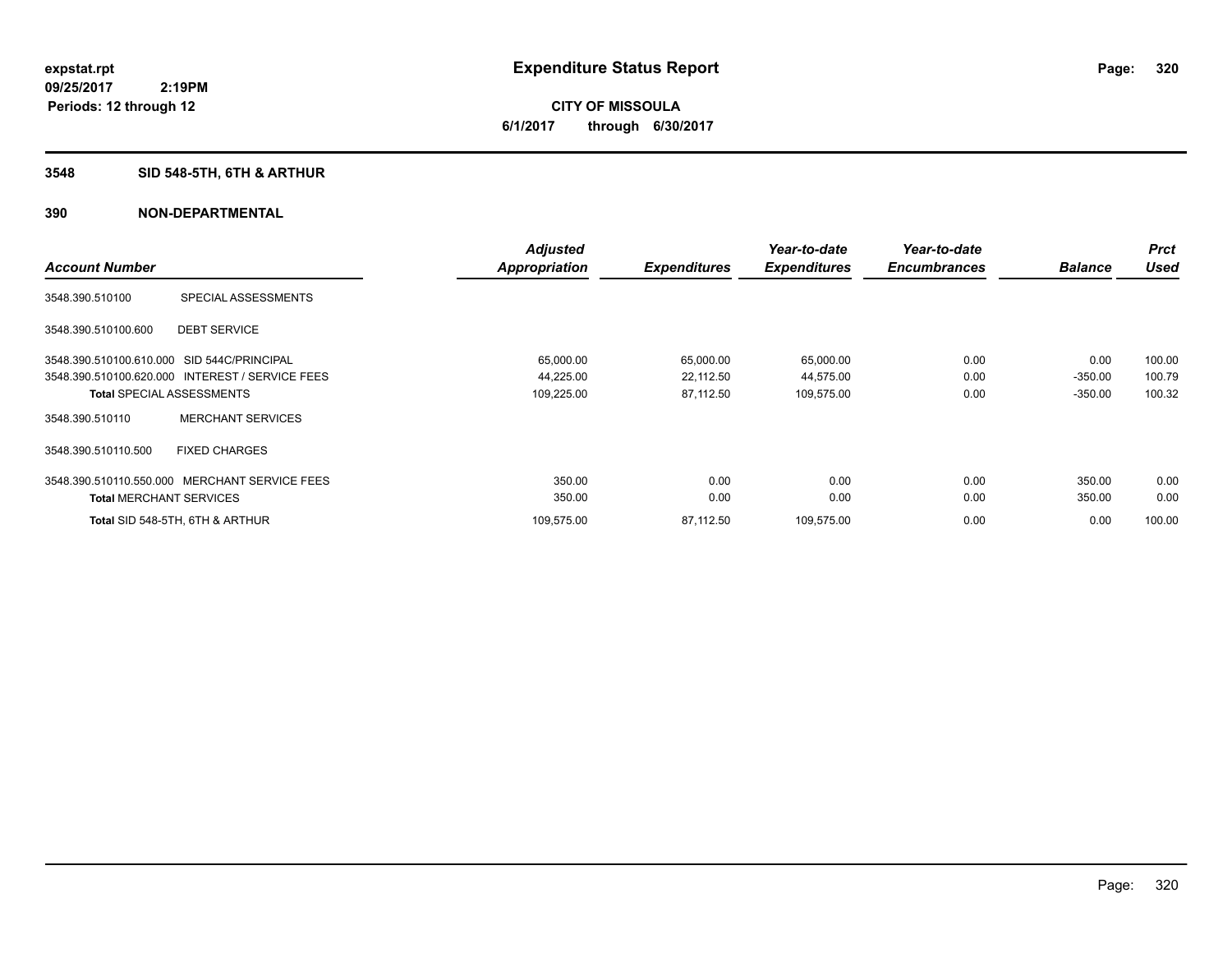**expstat.rpt**
**09/25/2017 2:19PM**
**Periods: 12 through 12**

# Expenditure Status Report

**CITY OF MISSOULA**
**6/1/2017 through 6/30/2017**

## 3548 SID 548-5TH, 6TH & ARTHUR

## 390 NON-DEPARTMENTAL

| Account Number | | Adjusted Appropriation | Expenditures | Year-to-date Expenditures | Year-to-date Encumbrances | Balance | Prct Used |
|---|---|---|---|---|---|---|---|
| 3548.390.510100 | SPECIAL ASSESSMENTS | | | | | | |
| 3548.390.510100.600 | DEBT SERVICE | | | | | | |
| 3548.390.510100.610.000 | SID 544C/PRINCIPAL | 65,000.00 | 65,000.00 | 65,000.00 | 0.00 | 0.00 | 100.00 |
| 3548.390.510100.620.000 | INTEREST / SERVICE FEES | 44,225.00 | 22,112.50 | 44,575.00 | 0.00 | -350.00 | 100.79 |
| **Total** SPECIAL ASSESSMENTS | | 109,225.00 | 87,112.50 | 109,575.00 | 0.00 | -350.00 | 100.32 |
| 3548.390.510110 | MERCHANT SERVICES | | | | | | |
| 3548.390.510110.500 | FIXED CHARGES | | | | | | |
| 3548.390.510110.550.000 | MERCHANT SERVICE FEES | 350.00 | 0.00 | 0.00 | 0.00 | 350.00 | 0.00 |
| **Total** MERCHANT SERVICES | | 350.00 | 0.00 | 0.00 | 0.00 | 350.00 | 0.00 |
| **Total** SID 548-5TH, 6TH & ARTHUR | | 109,575.00 | 87,112.50 | 109,575.00 | 0.00 | 0.00 | 100.00 |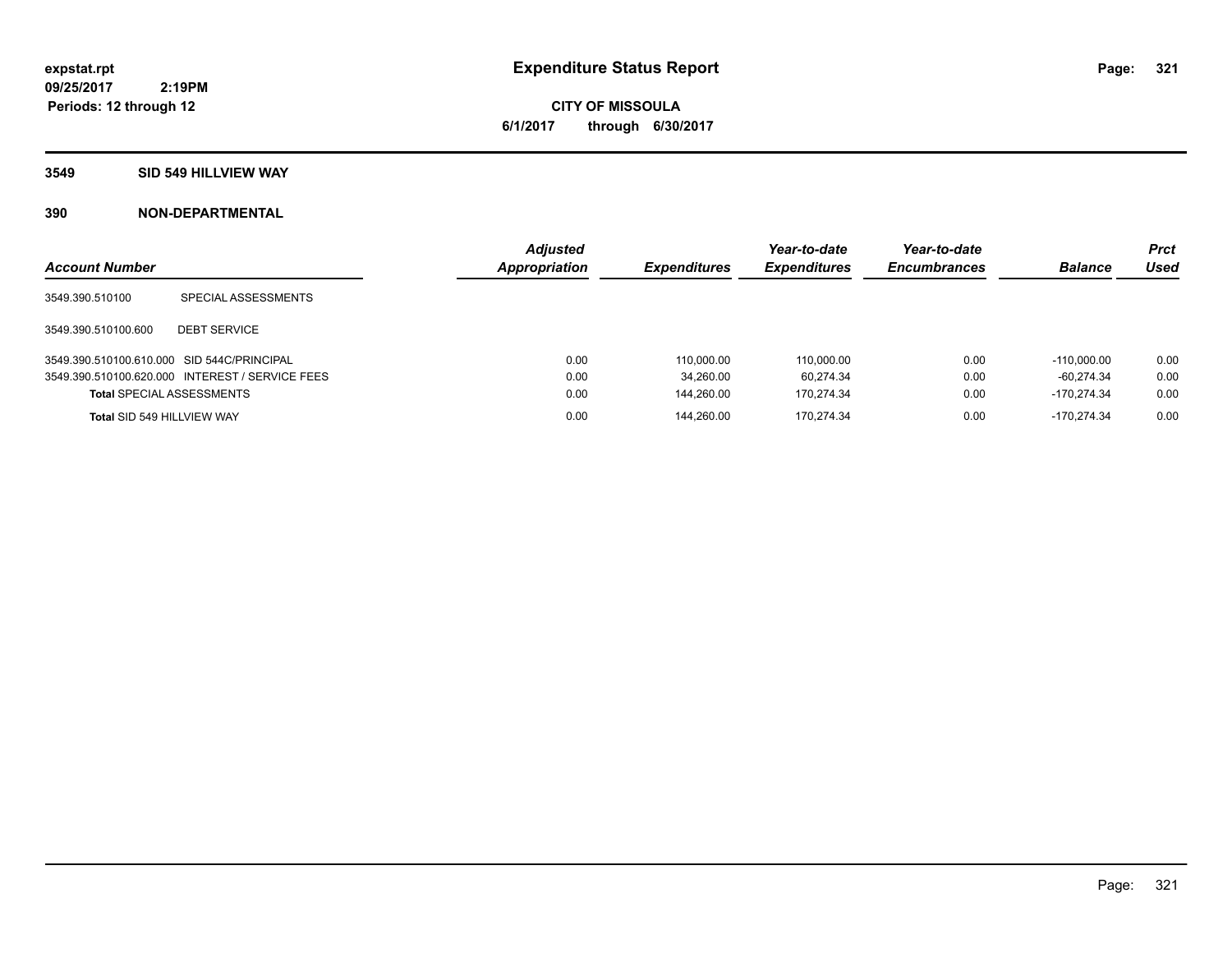**expstat.rpt**
**09/25/2017 2:19PM**
**Periods: 12 through 12**

# Expenditure Status Report

**CITY OF MISSOULA**
**6/1/2017 through 6/30/2017**

## 3549 SID 549 HILLVIEW WAY

## 390 NON-DEPARTMENTAL

| Account Number | | Adjusted Appropriation | Expenditures | Year-to-date Expenditures | Year-to-date Encumbrances | Balance | Prct Used |
|---|---|---|---|---|---|---|---|
| 3549.390.510100 | SPECIAL ASSESSMENTS | | | | | | |
| 3549.390.510100.600 | DEBT SERVICE | | | | | | |
| 3549.390.510100.610.000 | SID 544C/PRINCIPAL | 0.00 | 110,000.00 | 110,000.00 | 0.00 | -110,000.00 | 0.00 |
| 3549.390.510100.620.000 | INTEREST / SERVICE FEES | 0.00 | 34,260.00 | 60,274.34 | 0.00 | -60,274.34 | 0.00 |
| **Total** SPECIAL ASSESSMENTS | | 0.00 | 144,260.00 | 170,274.34 | 0.00 | -170,274.34 | 0.00 |
| **Total** SID 549 HILLVIEW WAY | | 0.00 | 144,260.00 | 170,274.34 | 0.00 | -170,274.34 | 0.00 |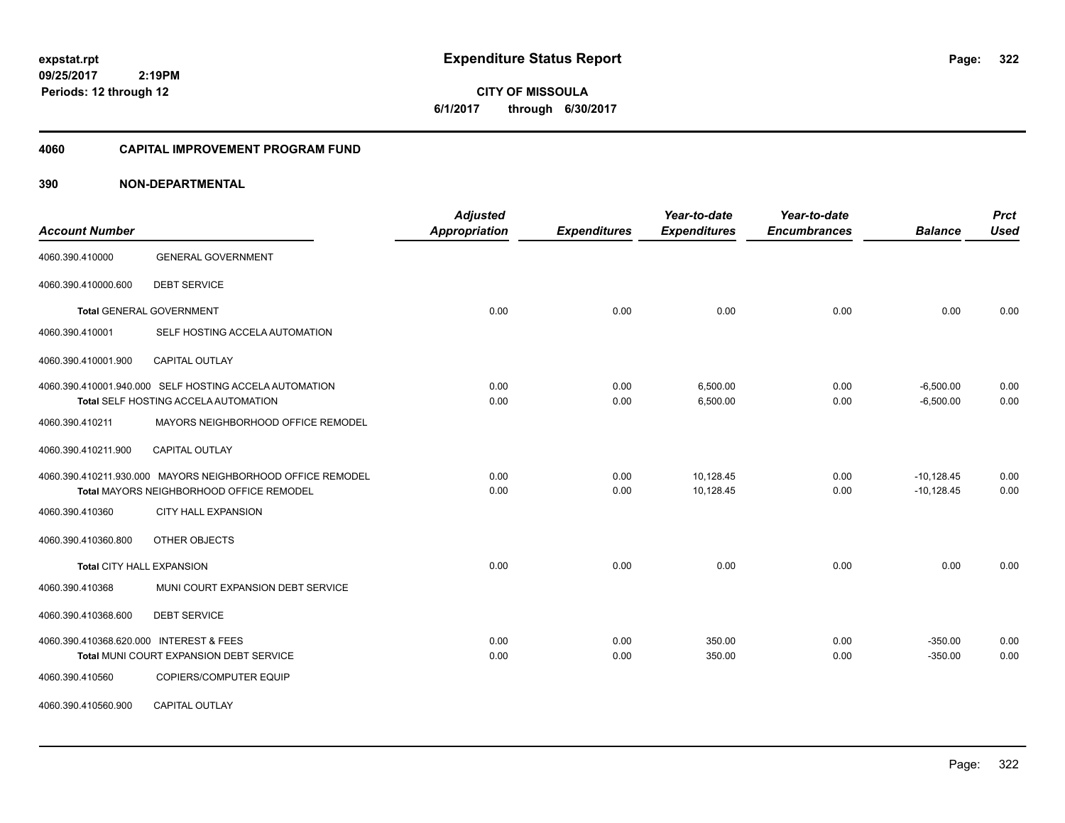**Expenditure Status Report**

**CITY OF MISSOULA**
**6/1/2017 through 6/30/2017**

expstat.rpt
09/25/2017 2:19PM
Periods: 12 through 12

## 4060 CAPITAL IMPROVEMENT PROGRAM FUND

## 390 NON-DEPARTMENTAL

| Account Number | | Adjusted Appropriation | Expenditures | Year-to-date Expenditures | Year-to-date Encumbrances | Balance | Prct Used |
|---|---|---|---|---|---|---|---|
| 4060.390.410000 | GENERAL GOVERNMENT | | | | | | |
| 4060.390.410000.600 | DEBT SERVICE | | | | | | |
| **Total** GENERAL GOVERNMENT | | 0.00 | 0.00 | 0.00 | 0.00 | 0.00 | 0.00 |
| 4060.390.410001 | SELF HOSTING ACCELA AUTOMATION | | | | | | |
| 4060.390.410001.900 | CAPITAL OUTLAY | | | | | | |
| 4060.390.410001.940.000 | SELF HOSTING ACCELA AUTOMATION | 0.00 | 0.00 | 6,500.00 | 0.00 | -6,500.00 | 0.00 |
| **Total** SELF HOSTING ACCELA AUTOMATION | | 0.00 | 0.00 | 6,500.00 | 0.00 | -6,500.00 | 0.00 |
| 4060.390.410211 | MAYORS NEIGHBORHOOD OFFICE REMODEL | | | | | | |
| 4060.390.410211.900 | CAPITAL OUTLAY | | | | | | |
| 4060.390.410211.930.000 | MAYORS NEIGHBORHOOD OFFICE REMODEL | 0.00 | 0.00 | 10,128.45 | 0.00 | -10,128.45 | 0.00 |
| **Total** MAYORS NEIGHBORHOOD OFFICE REMODEL | | 0.00 | 0.00 | 10,128.45 | 0.00 | -10,128.45 | 0.00 |
| 4060.390.410360 | CITY HALL EXPANSION | | | | | | |
| 4060.390.410360.800 | OTHER OBJECTS | | | | | | |
| **Total** CITY HALL EXPANSION | | 0.00 | 0.00 | 0.00 | 0.00 | 0.00 | 0.00 |
| 4060.390.410368 | MUNI COURT EXPANSION DEBT SERVICE | | | | | | |
| 4060.390.410368.600 | DEBT SERVICE | | | | | | |
| 4060.390.410368.620.000 | INTEREST & FEES | 0.00 | 0.00 | 350.00 | 0.00 | -350.00 | 0.00 |
| **Total** MUNI COURT EXPANSION DEBT SERVICE | | 0.00 | 0.00 | 350.00 | 0.00 | -350.00 | 0.00 |
| 4060.390.410560 | COPIERS/COMPUTER EQUIP | | | | | | |
| 4060.390.410560.900 | CAPITAL OUTLAY | | | | | | |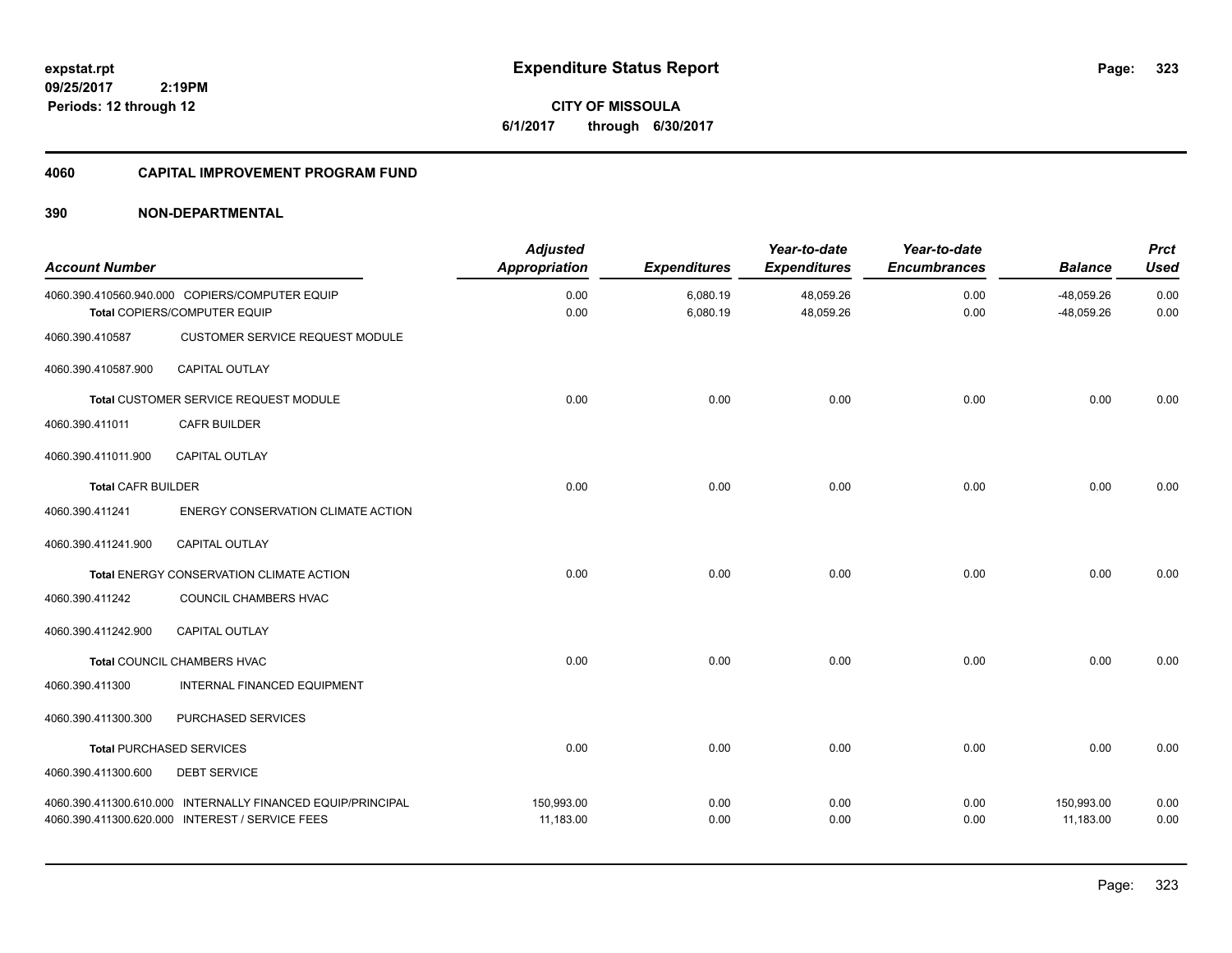**expstat.rpt**
**09/25/2017 2:19PM**
**Periods: 12 through 12**

# Expenditure Status Report

**CITY OF MISSOULA**
**6/1/2017 through 6/30/2017**

## 4060 CAPITAL IMPROVEMENT PROGRAM FUND

## 390 NON-DEPARTMENTAL

| Account Number | | Adjusted Appropriation | Expenditures | Year-to-date Expenditures | Year-to-date Encumbrances | Balance | Prct Used |
|---|---|---|---|---|---|---|---|
| 4060.390.410560.940.000 | COPIERS/COMPUTER EQUIP | 0.00 | 6,080.19 | 48,059.26 | 0.00 | -48,059.26 | 0.00 |
| | **Total** COPIERS/COMPUTER EQUIP | 0.00 | 6,080.19 | 48,059.26 | 0.00 | -48,059.26 | 0.00 |
| 4060.390.410587 | CUSTOMER SERVICE REQUEST MODULE | | | | | | |
| 4060.390.410587.900 | CAPITAL OUTLAY | | | | | | |
| | **Total** CUSTOMER SERVICE REQUEST MODULE | 0.00 | 0.00 | 0.00 | 0.00 | 0.00 | 0.00 |
| 4060.390.411011 | CAFR BUILDER | | | | | | |
| 4060.390.411011.900 | CAPITAL OUTLAY | | | | | | |
| | **Total** CAFR BUILDER | 0.00 | 0.00 | 0.00 | 0.00 | 0.00 | 0.00 |
| 4060.390.411241 | ENERGY CONSERVATION CLIMATE ACTION | | | | | | |
| 4060.390.411241.900 | CAPITAL OUTLAY | | | | | | |
| | **Total** ENERGY CONSERVATION CLIMATE ACTION | 0.00 | 0.00 | 0.00 | 0.00 | 0.00 | 0.00 |
| 4060.390.411242 | COUNCIL CHAMBERS HVAC | | | | | | |
| 4060.390.411242.900 | CAPITAL OUTLAY | | | | | | |
| | **Total** COUNCIL CHAMBERS HVAC | 0.00 | 0.00 | 0.00 | 0.00 | 0.00 | 0.00 |
| 4060.390.411300 | INTERNAL FINANCED EQUIPMENT | | | | | | |
| 4060.390.411300.300 | PURCHASED SERVICES | | | | | | |
| | **Total** PURCHASED SERVICES | 0.00 | 0.00 | 0.00 | 0.00 | 0.00 | 0.00 |
| 4060.390.411300.600 | DEBT SERVICE | | | | | | |
| 4060.390.411300.610.000 | INTERNALLY FINANCED EQUIP/PRINCIPAL | 150,993.00 | 0.00 | 0.00 | 0.00 | 150,993.00 | 0.00 |
| 4060.390.411300.620.000 | INTEREST / SERVICE FEES | 11,183.00 | 0.00 | 0.00 | 0.00 | 11,183.00 | 0.00 |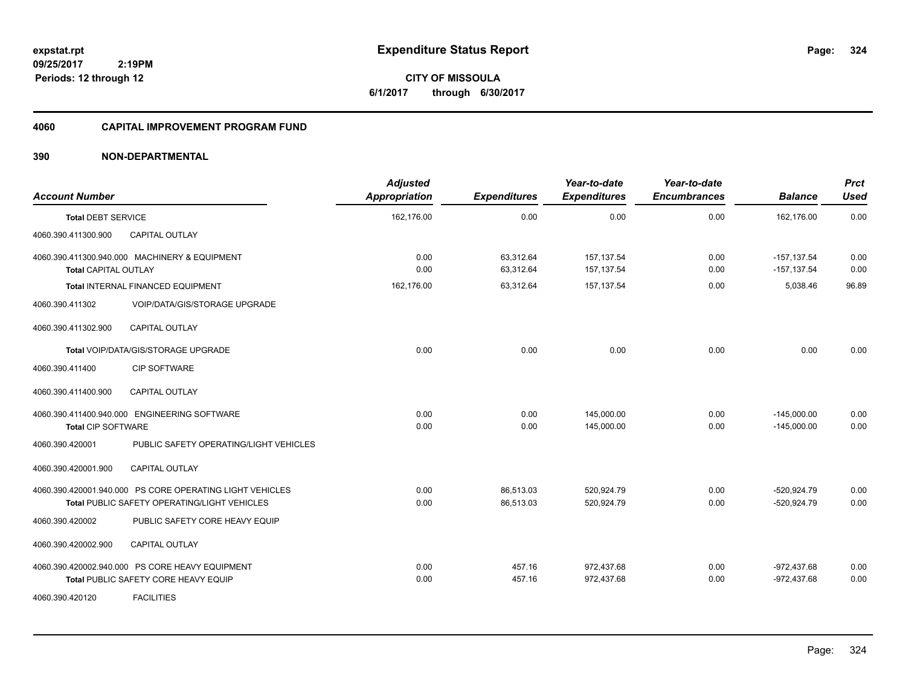# Expenditure Status Report

expstat.rpt
09/25/2017 2:19PM
Periods: 12 through 12

**CITY OF MISSOULA**
**6/1/2017 through 6/30/2017**

## 4060 CAPITAL IMPROVEMENT PROGRAM FUND

## 390 NON-DEPARTMENTAL

| Account Number | Adjusted Appropriation | Expenditures | Year-to-date Expenditures | Year-to-date Encumbrances | Balance | Prct Used |
|---|---|---|---|---|---|---|
| **Total** DEBT SERVICE | 162,176.00 | 0.00 | 0.00 | 0.00 | 162,176.00 | 0.00 |
| 4060.390.411300.900 CAPITAL OUTLAY | | | | | | |
| 4060.390.411300.940.000 MACHINERY & EQUIPMENT | 0.00 | 63,312.64 | 157,137.54 | 0.00 | -157,137.54 | 0.00 |
| **Total** CAPITAL OUTLAY | 0.00 | 63,312.64 | 157,137.54 | 0.00 | -157,137.54 | 0.00 |
| **Total** INTERNAL FINANCED EQUIPMENT | 162,176.00 | 63,312.64 | 157,137.54 | 0.00 | 5,038.46 | 96.89 |
| 4060.390.411302 VOIP/DATA/GIS/STORAGE UPGRADE | | | | | | |
| 4060.390.411302.900 CAPITAL OUTLAY | | | | | | |
| **Total** VOIP/DATA/GIS/STORAGE UPGRADE | 0.00 | 0.00 | 0.00 | 0.00 | 0.00 | 0.00 |
| 4060.390.411400 CIP SOFTWARE | | | | | | |
| 4060.390.411400.900 CAPITAL OUTLAY | | | | | | |
| 4060.390.411400.940.000 ENGINEERING SOFTWARE | 0.00 | 0.00 | 145,000.00 | 0.00 | -145,000.00 | 0.00 |
| **Total** CIP SOFTWARE | 0.00 | 0.00 | 145,000.00 | 0.00 | -145,000.00 | 0.00 |
| 4060.390.420001 PUBLIC SAFETY OPERATING/LIGHT VEHICLES | | | | | | |
| 4060.390.420001.900 CAPITAL OUTLAY | | | | | | |
| 4060.390.420001.940.000 PS CORE OPERATING LIGHT VEHICLES | 0.00 | 86,513.03 | 520,924.79 | 0.00 | -520,924.79 | 0.00 |
| **Total** PUBLIC SAFETY OPERATING/LIGHT VEHICLES | 0.00 | 86,513.03 | 520,924.79 | 0.00 | -520,924.79 | 0.00 |
| 4060.390.420002 PUBLIC SAFETY CORE HEAVY EQUIP | | | | | | |
| 4060.390.420002.900 CAPITAL OUTLAY | | | | | | |
| 4060.390.420002.940.000 PS CORE HEAVY EQUIPMENT | 0.00 | 457.16 | 972,437.68 | 0.00 | -972,437.68 | 0.00 |
| **Total** PUBLIC SAFETY CORE HEAVY EQUIP | 0.00 | 457.16 | 972,437.68 | 0.00 | -972,437.68 | 0.00 |
| 4060.390.420120 FACILITIES | | | | | | |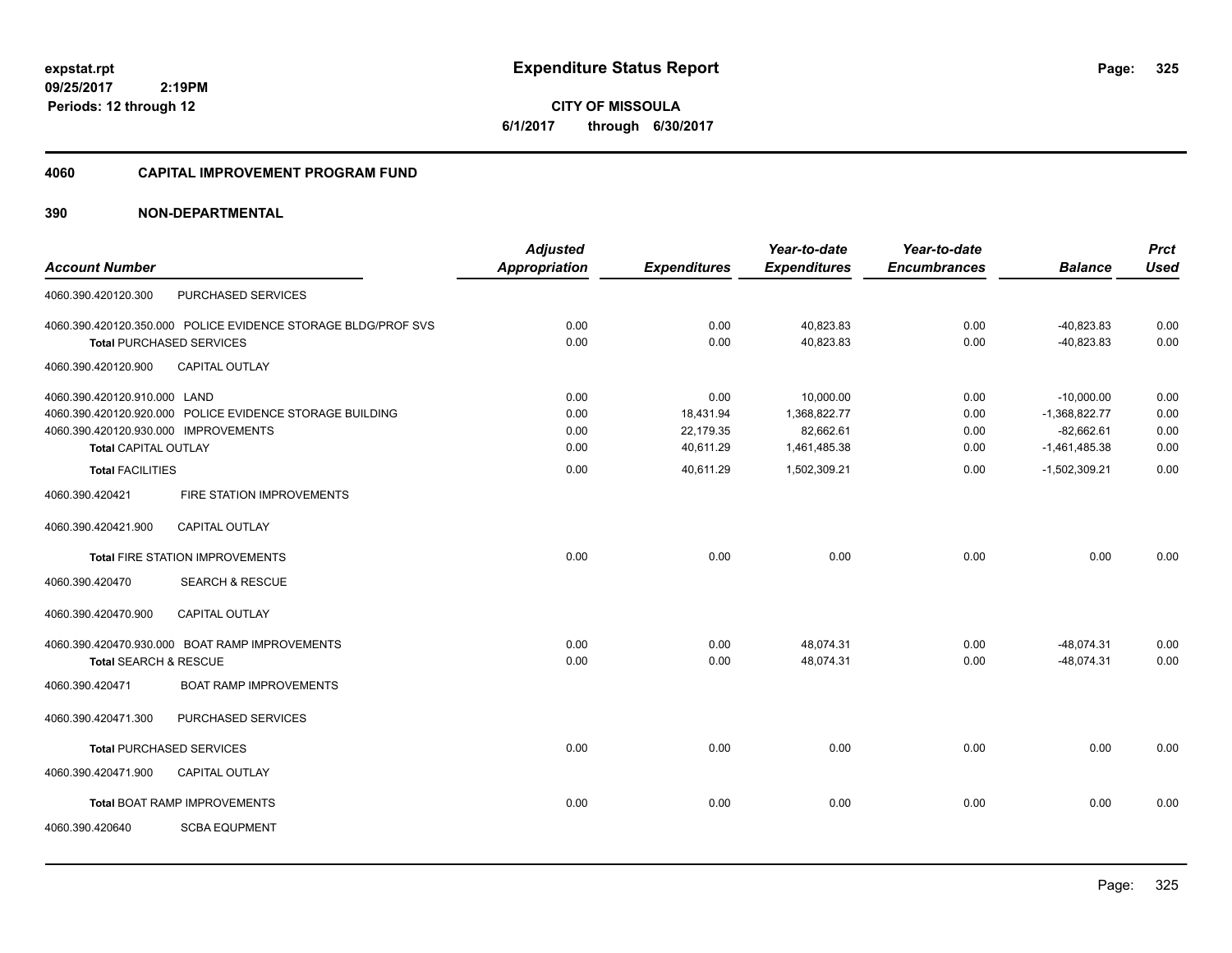**expstat.rpt**
**09/25/2017 2:19PM**
**Periods: 12 through 12**

# Expenditure Status Report

**CITY OF MISSOULA**
**6/1/2017 through 6/30/2017**

## 4060 CAPITAL IMPROVEMENT PROGRAM FUND

## 390 NON-DEPARTMENTAL

| Account Number | | Adjusted Appropriation | Expenditures | Year-to-date Expenditures | Year-to-date Encumbrances | Balance | Prct Used |
|---|---|---|---|---|---|---|---|
| 4060.390.420120.300 | PURCHASED SERVICES | | | | | | |
| 4060.390.420120.350.000 | POLICE EVIDENCE STORAGE BLDG/PROF SVS | 0.00 | 0.00 | 40,823.83 | 0.00 | -40,823.83 | 0.00 |
| **Total** PURCHASED SERVICES | | 0.00 | 0.00 | 40,823.83 | 0.00 | -40,823.83 | 0.00 |
| 4060.390.420120.900 | CAPITAL OUTLAY | | | | | | |
| 4060.390.420120.910.000 | LAND | 0.00 | 0.00 | 10,000.00 | 0.00 | -10,000.00 | 0.00 |
| 4060.390.420120.920.000 | POLICE EVIDENCE STORAGE BUILDING | 0.00 | 18,431.94 | 1,368,822.77 | 0.00 | -1,368,822.77 | 0.00 |
| 4060.390.420120.930.000 | IMPROVEMENTS | 0.00 | 22,179.35 | 82,662.61 | 0.00 | -82,662.61 | 0.00 |
| **Total** CAPITAL OUTLAY | | 0.00 | 40,611.29 | 1,461,485.38 | 0.00 | -1,461,485.38 | 0.00 |
| **Total** FACILITIES | | 0.00 | 40,611.29 | 1,502,309.21 | 0.00 | -1,502,309.21 | 0.00 |
| 4060.390.420421 | FIRE STATION IMPROVEMENTS | | | | | | |
| 4060.390.420421.900 | CAPITAL OUTLAY | | | | | | |
| **Total** FIRE STATION IMPROVEMENTS | | 0.00 | 0.00 | 0.00 | 0.00 | 0.00 | 0.00 |
| 4060.390.420470 | SEARCH & RESCUE | | | | | | |
| 4060.390.420470.900 | CAPITAL OUTLAY | | | | | | |
| 4060.390.420470.930.000 | BOAT RAMP IMPROVEMENTS | 0.00 | 0.00 | 48,074.31 | 0.00 | -48,074.31 | 0.00 |
| **Total** SEARCH & RESCUE | | 0.00 | 0.00 | 48,074.31 | 0.00 | -48,074.31 | 0.00 |
| 4060.390.420471 | BOAT RAMP IMPROVEMENTS | | | | | | |
| 4060.390.420471.300 | PURCHASED SERVICES | | | | | | |
| **Total** PURCHASED SERVICES | | 0.00 | 0.00 | 0.00 | 0.00 | 0.00 | 0.00 |
| 4060.390.420471.900 | CAPITAL OUTLAY | | | | | | |
| **Total** BOAT RAMP IMPROVEMENTS | | 0.00 | 0.00 | 0.00 | 0.00 | 0.00 | 0.00 |
| 4060.390.420640 | SCBA EQUPMENT | | | | | | |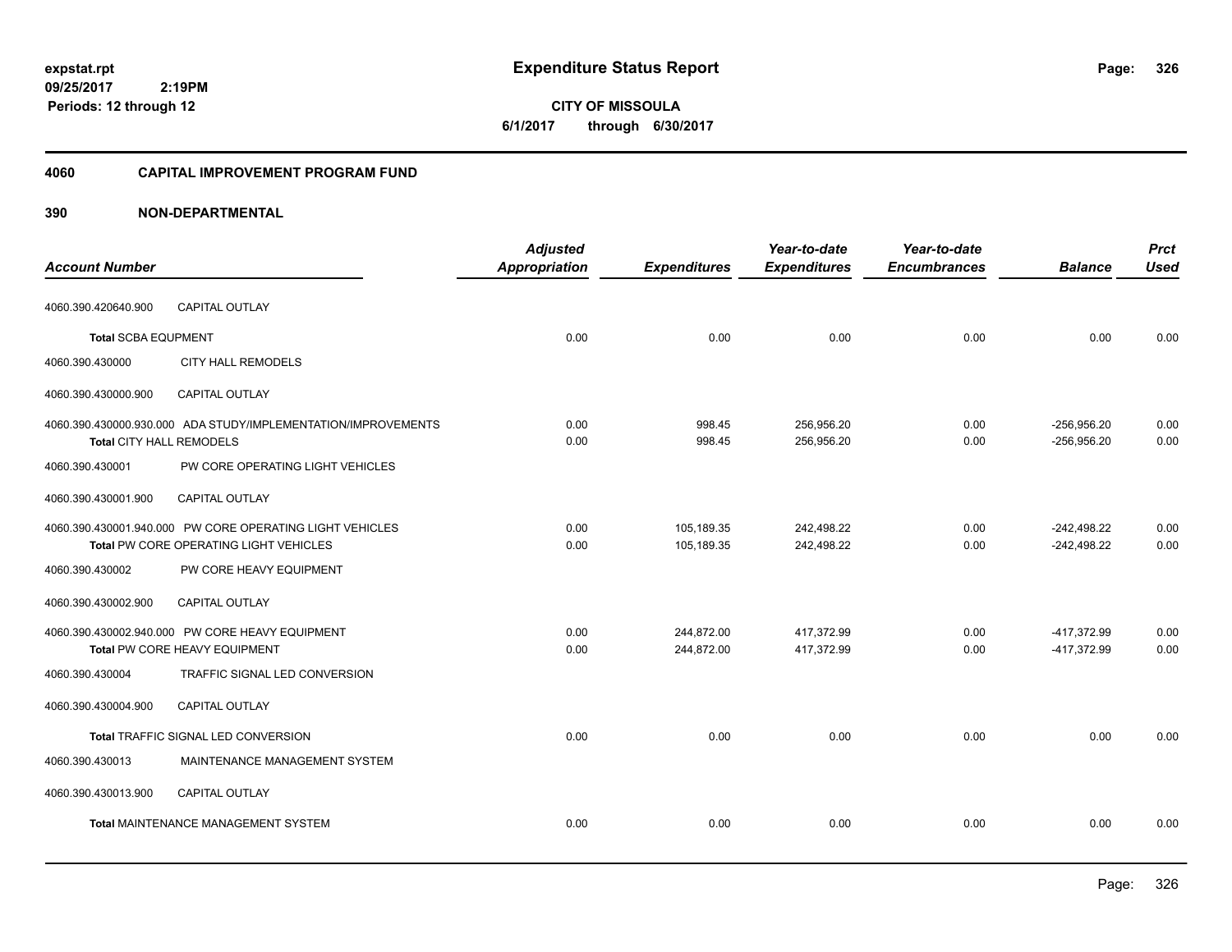**expstat.rpt**
**09/25/2017 2:19PM**
**Periods: 12 through 12**

# Expenditure Status Report

**CITY OF MISSOULA**
**6/1/2017 through 6/30/2017**

## 4060 CAPITAL IMPROVEMENT PROGRAM FUND

## 390 NON-DEPARTMENTAL

| Account Number | | Adjusted Appropriation | Expenditures | Year-to-date Expenditures | Year-to-date Encumbrances | Balance | Prct Used |
|---|---|---|---|---|---|---|---|
| 4060.390.420640.900 | CAPITAL OUTLAY | | | | | | |
| **Total** SCBA EQUPMENT | | 0.00 | 0.00 | 0.00 | 0.00 | 0.00 | 0.00 |
| 4060.390.430000 | CITY HALL REMODELS | | | | | | |
| 4060.390.430000.900 | CAPITAL OUTLAY | | | | | | |
| 4060.390.430000.930.000 | ADA STUDY/IMPLEMENTATION/IMPROVEMENTS | 0.00 | 998.45 | 256,956.20 | 0.00 | -256,956.20 | 0.00 |
| **Total** CITY HALL REMODELS | | 0.00 | 998.45 | 256,956.20 | 0.00 | -256,956.20 | 0.00 |
| 4060.390.430001 | PW CORE OPERATING LIGHT VEHICLES | | | | | | |
| 4060.390.430001.900 | CAPITAL OUTLAY | | | | | | |
| 4060.390.430001.940.000 | PW CORE OPERATING LIGHT VEHICLES | 0.00 | 105,189.35 | 242,498.22 | 0.00 | -242,498.22 | 0.00 |
| **Total** PW CORE OPERATING LIGHT VEHICLES | | 0.00 | 105,189.35 | 242,498.22 | 0.00 | -242,498.22 | 0.00 |
| 4060.390.430002 | PW CORE HEAVY EQUIPMENT | | | | | | |
| 4060.390.430002.900 | CAPITAL OUTLAY | | | | | | |
| 4060.390.430002.940.000 | PW CORE HEAVY EQUIPMENT | 0.00 | 244,872.00 | 417,372.99 | 0.00 | -417,372.99 | 0.00 |
| **Total** PW CORE HEAVY EQUIPMENT | | 0.00 | 244,872.00 | 417,372.99 | 0.00 | -417,372.99 | 0.00 |
| 4060.390.430004 | TRAFFIC SIGNAL LED CONVERSION | | | | | | |
| 4060.390.430004.900 | CAPITAL OUTLAY | | | | | | |
| **Total** TRAFFIC SIGNAL LED CONVERSION | | 0.00 | 0.00 | 0.00 | 0.00 | 0.00 | 0.00 |
| 4060.390.430013 | MAINTENANCE MANAGEMENT SYSTEM | | | | | | |
| 4060.390.430013.900 | CAPITAL OUTLAY | | | | | | |
| **Total** MAINTENANCE MANAGEMENT SYSTEM | | 0.00 | 0.00 | 0.00 | 0.00 | 0.00 | 0.00 |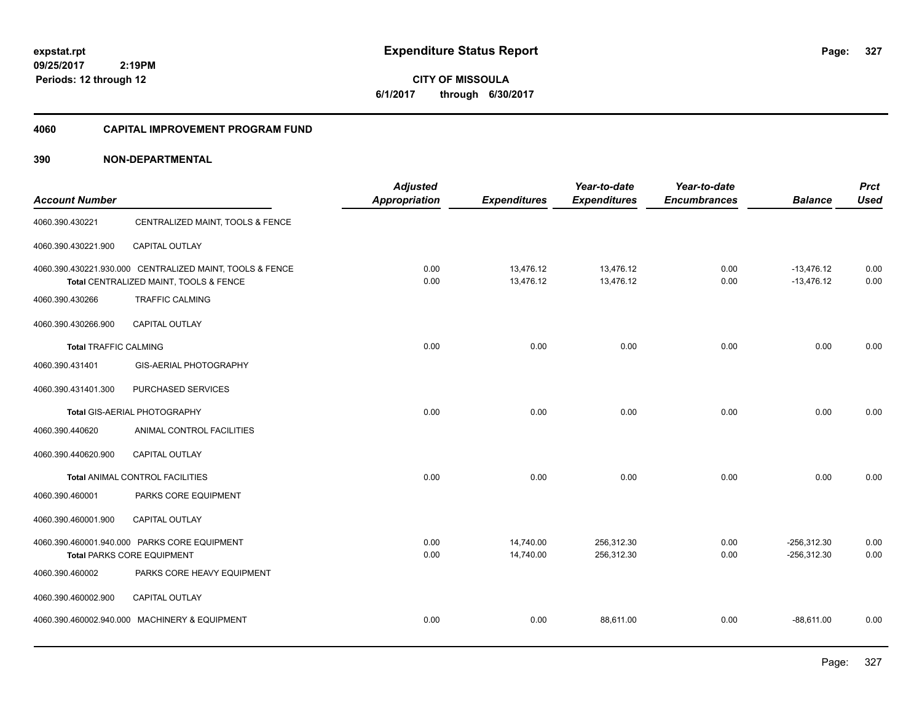expstat.rpt
09/25/2017 2:19PM
Periods: 12 through 12

# Expenditure Status Report

**CITY OF MISSOULA**
**6/1/2017 through 6/30/2017**

## 4060 CAPITAL IMPROVEMENT PROGRAM FUND

## 390 NON-DEPARTMENTAL

| Account Number | | Adjusted Appropriation | Expenditures | Year-to-date Expenditures | Year-to-date Encumbrances | Balance | Prct Used |
|---|---|---|---|---|---|---|---|
| 4060.390.430221 | CENTRALIZED MAINT, TOOLS & FENCE | | | | | | |
| 4060.390.430221.900 | CAPITAL OUTLAY | | | | | | |
| 4060.390.430221.930.000 | CENTRALIZED MAINT, TOOLS & FENCE | 0.00 | 13,476.12 | 13,476.12 | 0.00 | -13,476.12 | 0.00 |
| | Total CENTRALIZED MAINT, TOOLS & FENCE | 0.00 | 13,476.12 | 13,476.12 | 0.00 | -13,476.12 | 0.00 |
| 4060.390.430266 | TRAFFIC CALMING | | | | | | |
| 4060.390.430266.900 | CAPITAL OUTLAY | | | | | | |
| | Total TRAFFIC CALMING | 0.00 | 0.00 | 0.00 | 0.00 | 0.00 | 0.00 |
| 4060.390.431401 | GIS-AERIAL PHOTOGRAPHY | | | | | | |
| 4060.390.431401.300 | PURCHASED SERVICES | | | | | | |
| | Total GIS-AERIAL PHOTOGRAPHY | 0.00 | 0.00 | 0.00 | 0.00 | 0.00 | 0.00 |
| 4060.390.440620 | ANIMAL CONTROL FACILITIES | | | | | | |
| 4060.390.440620.900 | CAPITAL OUTLAY | | | | | | |
| | Total ANIMAL CONTROL FACILITIES | 0.00 | 0.00 | 0.00 | 0.00 | 0.00 | 0.00 |
| 4060.390.460001 | PARKS CORE EQUIPMENT | | | | | | |
| 4060.390.460001.900 | CAPITAL OUTLAY | | | | | | |
| 4060.390.460001.940.000 | PARKS CORE EQUIPMENT | 0.00 | 14,740.00 | 256,312.30 | 0.00 | -256,312.30 | 0.00 |
| | Total PARKS CORE EQUIPMENT | 0.00 | 14,740.00 | 256,312.30 | 0.00 | -256,312.30 | 0.00 |
| 4060.390.460002 | PARKS CORE HEAVY EQUIPMENT | | | | | | |
| 4060.390.460002.900 | CAPITAL OUTLAY | | | | | | |
| 4060.390.460002.940.000 | MACHINERY & EQUIPMENT | 0.00 | 0.00 | 88,611.00 | 0.00 | -88,611.00 | 0.00 |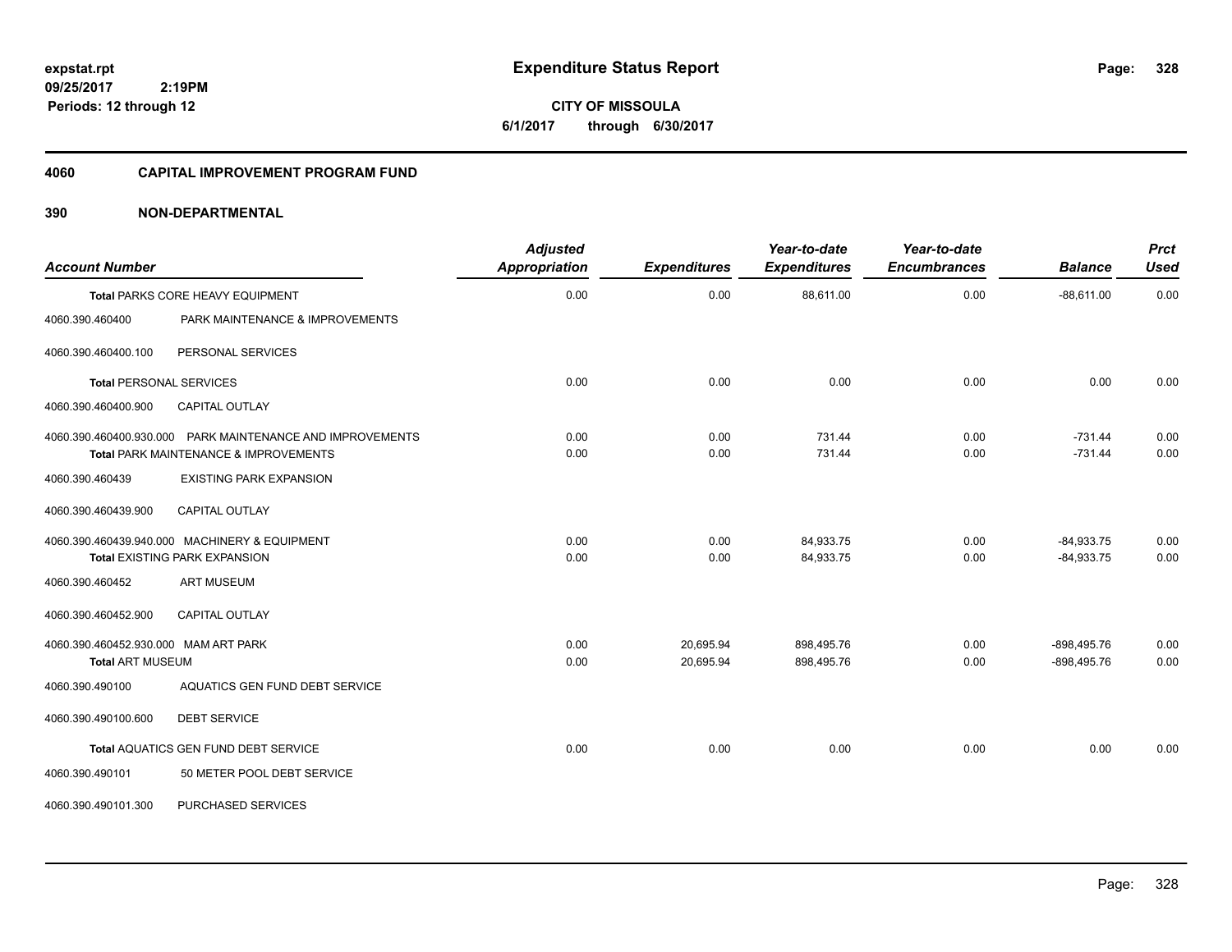# Expenditure Status Report

expstat.rpt
09/25/2017 2:19PM
Periods: 12 through 12

**CITY OF MISSOULA**
6/1/2017 through 6/30/2017

## 4060 CAPITAL IMPROVEMENT PROGRAM FUND

### 390 NON-DEPARTMENTAL

| Account Number | | Adjusted Appropriation | Expenditures | Year-to-date Expenditures | Year-to-date Encumbrances | Balance | Prct Used |
|---|---|---|---|---|---|---|---|
| Total PARKS CORE HEAVY EQUIPMENT | | 0.00 | 0.00 | 88,611.00 | 0.00 | -88,611.00 | 0.00 |
| 4060.390.460400 | PARK MAINTENANCE & IMPROVEMENTS | | | | | | |
| 4060.390.460400.100 | PERSONAL SERVICES | | | | | | |
| Total PERSONAL SERVICES | | 0.00 | 0.00 | 0.00 | 0.00 | 0.00 | 0.00 |
| 4060.390.460400.900 | CAPITAL OUTLAY | | | | | | |
| 4060.390.460400.930.000 | PARK MAINTENANCE AND IMPROVEMENTS | 0.00 | 0.00 | 731.44 | 0.00 | -731.44 | 0.00 |
| Total PARK MAINTENANCE & IMPROVEMENTS | | 0.00 | 0.00 | 731.44 | 0.00 | -731.44 | 0.00 |
| 4060.390.460439 | EXISTING PARK EXPANSION | | | | | | |
| 4060.390.460439.900 | CAPITAL OUTLAY | | | | | | |
| 4060.390.460439.940.000 | MACHINERY & EQUIPMENT | 0.00 | 0.00 | 84,933.75 | 0.00 | -84,933.75 | 0.00 |
| Total EXISTING PARK EXPANSION | | 0.00 | 0.00 | 84,933.75 | 0.00 | -84,933.75 | 0.00 |
| 4060.390.460452 | ART MUSEUM | | | | | | |
| 4060.390.460452.900 | CAPITAL OUTLAY | | | | | | |
| 4060.390.460452.930.000 | MAM ART PARK | 0.00 | 20,695.94 | 898,495.76 | 0.00 | -898,495.76 | 0.00 |
| Total ART MUSEUM | | 0.00 | 20,695.94 | 898,495.76 | 0.00 | -898,495.76 | 0.00 |
| 4060.390.490100 | AQUATICS GEN FUND DEBT SERVICE | | | | | | |
| 4060.390.490100.600 | DEBT SERVICE | | | | | | |
| Total AQUATICS GEN FUND DEBT SERVICE | | 0.00 | 0.00 | 0.00 | 0.00 | 0.00 | 0.00 |
| 4060.390.490101 | 50 METER POOL DEBT SERVICE | | | | | | |
| 4060.390.490101.300 | PURCHASED SERVICES | | | | | | |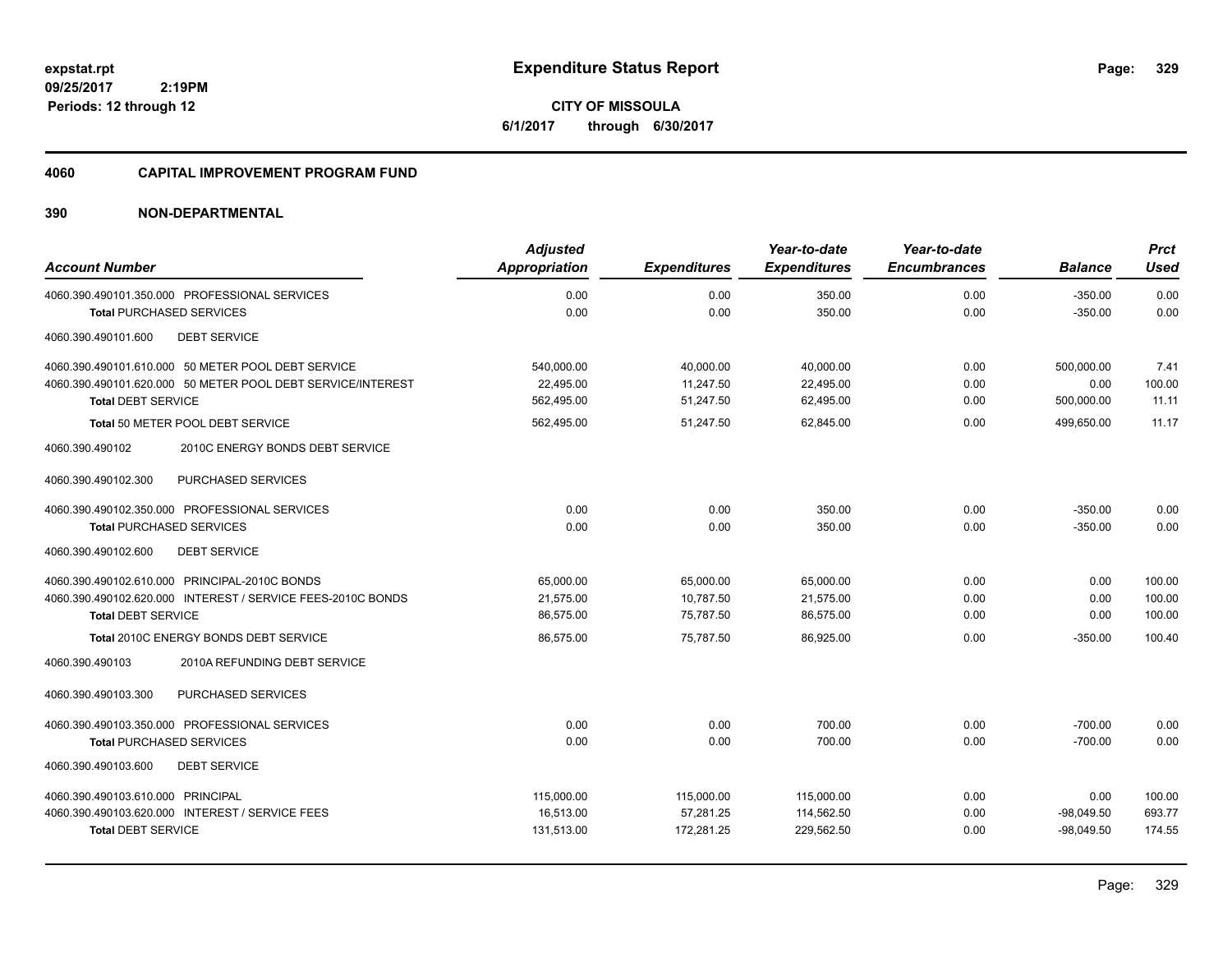# Expenditure Status Report

**CITY OF MISSOULA**
**6/1/2017 through 6/30/2017**

expstat.rpt
09/25/2017 2:19PM
Periods: 12 through 12

## 4060 CAPITAL IMPROVEMENT PROGRAM FUND

## 390 NON-DEPARTMENTAL

| Account Number | Adjusted Appropriation | Expenditures | Year-to-date Expenditures | Year-to-date Encumbrances | Balance | Prct Used |
|---|---|---|---|---|---|---|
| 4060.390.490101.350.000 PROFESSIONAL SERVICES | 0.00 | 0.00 | 350.00 | 0.00 | -350.00 | 0.00 |
| **Total** PURCHASED SERVICES | 0.00 | 0.00 | 350.00 | 0.00 | -350.00 | 0.00 |
| 4060.390.490101.600 DEBT SERVICE | | | | | | |
| 4060.390.490101.610.000 50 METER POOL DEBT SERVICE | 540,000.00 | 40,000.00 | 40,000.00 | 0.00 | 500,000.00 | 7.41 |
| 4060.390.490101.620.000 50 METER POOL DEBT SERVICE/INTEREST | 22,495.00 | 11,247.50 | 22,495.00 | 0.00 | 0.00 | 100.00 |
| **Total** DEBT SERVICE | 562,495.00 | 51,247.50 | 62,495.00 | 0.00 | 500,000.00 | 11.11 |
| **Total** 50 METER POOL DEBT SERVICE | 562,495.00 | 51,247.50 | 62,845.00 | 0.00 | 499,650.00 | 11.17 |
| 4060.390.490102 2010C ENERGY BONDS DEBT SERVICE | | | | | | |
| 4060.390.490102.300 PURCHASED SERVICES | | | | | | |
| 4060.390.490102.350.000 PROFESSIONAL SERVICES | 0.00 | 0.00 | 350.00 | 0.00 | -350.00 | 0.00 |
| **Total** PURCHASED SERVICES | 0.00 | 0.00 | 350.00 | 0.00 | -350.00 | 0.00 |
| 4060.390.490102.600 DEBT SERVICE | | | | | | |
| 4060.390.490102.610.000 PRINCIPAL-2010C BONDS | 65,000.00 | 65,000.00 | 65,000.00 | 0.00 | 0.00 | 100.00 |
| 4060.390.490102.620.000 INTEREST / SERVICE FEES-2010C BONDS | 21,575.00 | 10,787.50 | 21,575.00 | 0.00 | 0.00 | 100.00 |
| **Total** DEBT SERVICE | 86,575.00 | 75,787.50 | 86,575.00 | 0.00 | 0.00 | 100.00 |
| **Total** 2010C ENERGY BONDS DEBT SERVICE | 86,575.00 | 75,787.50 | 86,925.00 | 0.00 | -350.00 | 100.40 |
| 4060.390.490103 2010A REFUNDING DEBT SERVICE | | | | | | |
| 4060.390.490103.300 PURCHASED SERVICES | | | | | | |
| 4060.390.490103.350.000 PROFESSIONAL SERVICES | 0.00 | 0.00 | 700.00 | 0.00 | -700.00 | 0.00 |
| **Total** PURCHASED SERVICES | 0.00 | 0.00 | 700.00 | 0.00 | -700.00 | 0.00 |
| 4060.390.490103.600 DEBT SERVICE | | | | | | |
| 4060.390.490103.610.000 PRINCIPAL | 115,000.00 | 115,000.00 | 115,000.00 | 0.00 | 0.00 | 100.00 |
| 4060.390.490103.620.000 INTEREST / SERVICE FEES | 16,513.00 | 57,281.25 | 114,562.50 | 0.00 | -98,049.50 | 693.77 |
| **Total** DEBT SERVICE | 131,513.00 | 172,281.25 | 229,562.50 | 0.00 | -98,049.50 | 174.55 |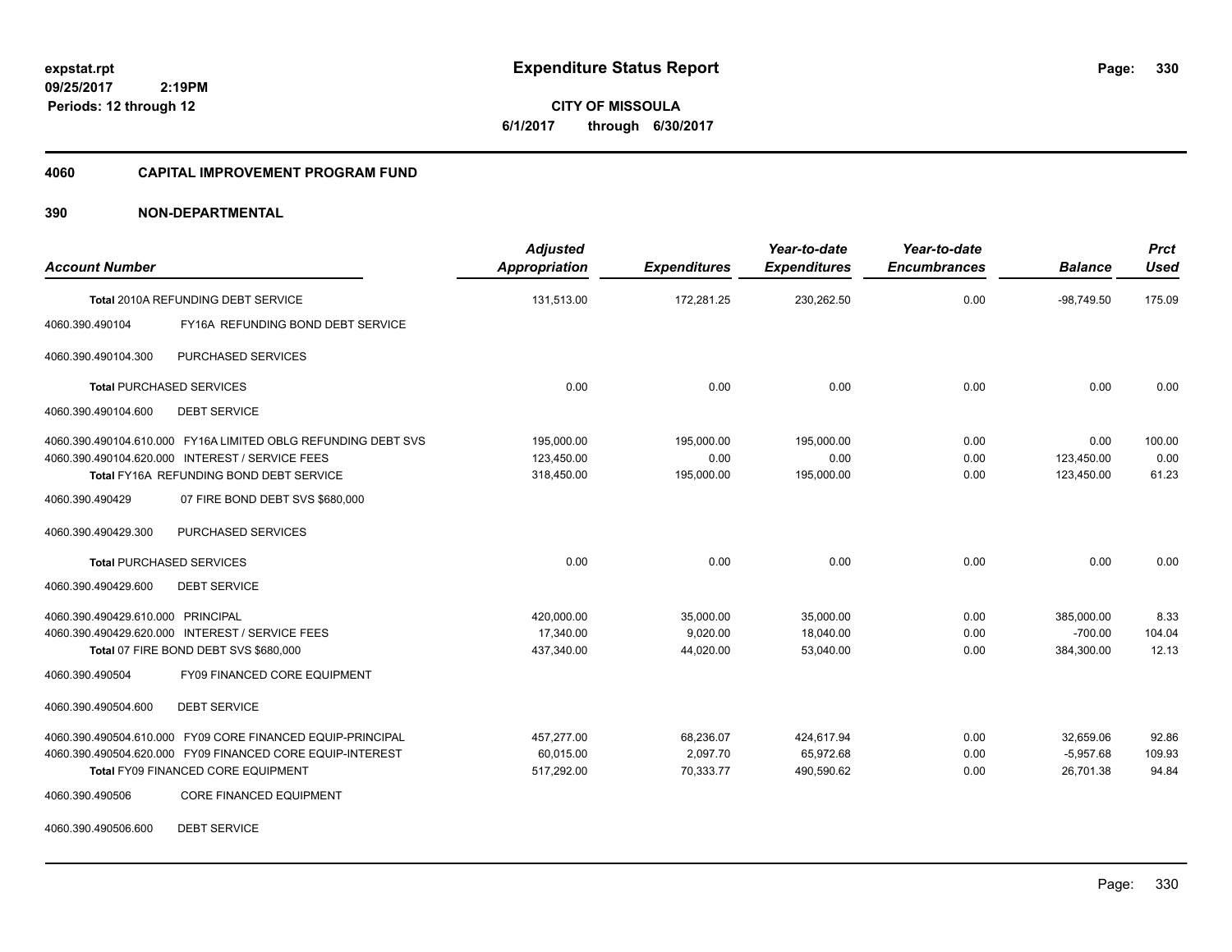# Expenditure Status Report

**CITY OF MISSOULA**

**6/1/2017 through 6/30/2017**

expstat.rpt
09/25/2017 2:19PM
Periods: 12 through 12

## 4060 CAPITAL IMPROVEMENT PROGRAM FUND

## 390 NON-DEPARTMENTAL

| Account Number | | Adjusted Appropriation | Expenditures | Year-to-date Expenditures | Year-to-date Encumbrances | Balance | Prct Used |
|---|---|---|---|---|---|---|---|
| **Total** 2010A REFUNDING DEBT SERVICE | | 131,513.00 | 172,281.25 | 230,262.50 | 0.00 | -98,749.50 | 175.09 |
| 4060.390.490104 | FY16A REFUNDING BOND DEBT SERVICE | | | | | | |
| 4060.390.490104.300 | PURCHASED SERVICES | | | | | | |
| **Total** PURCHASED SERVICES | | 0.00 | 0.00 | 0.00 | 0.00 | 0.00 | 0.00 |
| 4060.390.490104.600 | DEBT SERVICE | | | | | | |
| 4060.390.490104.610.000 | FY16A LIMITED OBLG REFUNDING DEBT SVS | 195,000.00 | 195,000.00 | 195,000.00 | 0.00 | 0.00 | 100.00 |
| 4060.390.490104.620.000 | INTEREST / SERVICE FEES | 123,450.00 | 0.00 | 0.00 | 0.00 | 123,450.00 | 0.00 |
| **Total** FY16A REFUNDING BOND DEBT SERVICE | | 318,450.00 | 195,000.00 | 195,000.00 | 0.00 | 123,450.00 | 61.23 |
| 4060.390.490429 | 07 FIRE BOND DEBT SVS $680,000 | | | | | | |
| 4060.390.490429.300 | PURCHASED SERVICES | | | | | | |
| **Total** PURCHASED SERVICES | | 0.00 | 0.00 | 0.00 | 0.00 | 0.00 | 0.00 |
| 4060.390.490429.600 | DEBT SERVICE | | | | | | |
| 4060.390.490429.610.000 | PRINCIPAL | 420,000.00 | 35,000.00 | 35,000.00 | 0.00 | 385,000.00 | 8.33 |
| 4060.390.490429.620.000 | INTEREST / SERVICE FEES | 17,340.00 | 9,020.00 | 18,040.00 | 0.00 | -700.00 | 104.04 |
| **Total** 07 FIRE BOND DEBT SVS $680,000 | | 437,340.00 | 44,020.00 | 53,040.00 | 0.00 | 384,300.00 | 12.13 |
| 4060.390.490504 | FY09 FINANCED CORE EQUIPMENT | | | | | | |
| 4060.390.490504.600 | DEBT SERVICE | | | | | | |
| 4060.390.490504.610.000 | FY09 CORE FINANCED EQUIP-PRINCIPAL | 457,277.00 | 68,236.07 | 424,617.94 | 0.00 | 32,659.06 | 92.86 |
| 4060.390.490504.620.000 | FY09 FINANCED CORE EQUIP-INTEREST | 60,015.00 | 2,097.70 | 65,972.68 | 0.00 | -5,957.68 | 109.93 |
| **Total** FY09 FINANCED CORE EQUIPMENT | | 517,292.00 | 70,333.77 | 490,590.62 | 0.00 | 26,701.38 | 94.84 |
| 4060.390.490506 | CORE FINANCED EQUIPMENT | | | | | | |
| 4060.390.490506.600 | DEBT SERVICE | | | | | | |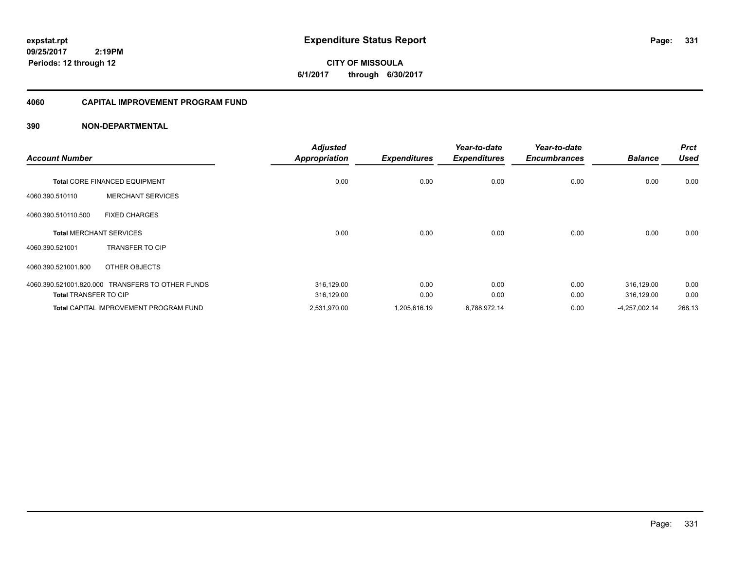**expstat.rpt**
**09/25/2017 2:19PM**
**Periods: 12 through 12**

# Expenditure Status Report

**CITY OF MISSOULA**
**6/1/2017 through 6/30/2017**

## 4060 CAPITAL IMPROVEMENT PROGRAM FUND

## 390 NON-DEPARTMENTAL

| Account Number | | Adjusted Appropriation | Expenditures | Year-to-date Expenditures | Year-to-date Encumbrances | Balance | Prct Used |
|---|---|---|---|---|---|---|---|
| **Total** CORE FINANCED EQUIPMENT | | 0.00 | 0.00 | 0.00 | 0.00 | 0.00 | 0.00 |
| 4060.390.510110 | MERCHANT SERVICES | | | | | | |
| 4060.390.510110.500 | FIXED CHARGES | | | | | | |
| **Total** MERCHANT SERVICES | | 0.00 | 0.00 | 0.00 | 0.00 | 0.00 | 0.00 |
| 4060.390.521001 | TRANSFER TO CIP | | | | | | |
| 4060.390.521001.800 | OTHER OBJECTS | | | | | | |
| 4060.390.521001.820.000 | TRANSFERS TO OTHER FUNDS | 316,129.00 | 0.00 | 0.00 | 0.00 | 316,129.00 | 0.00 |
| **Total** TRANSFER TO CIP | | 316,129.00 | 0.00 | 0.00 | 0.00 | 316,129.00 | 0.00 |
| **Total** CAPITAL IMPROVEMENT PROGRAM FUND | | 2,531,970.00 | 1,205,616.19 | 6,788,972.14 | 0.00 | -4,257,002.14 | 268.13 |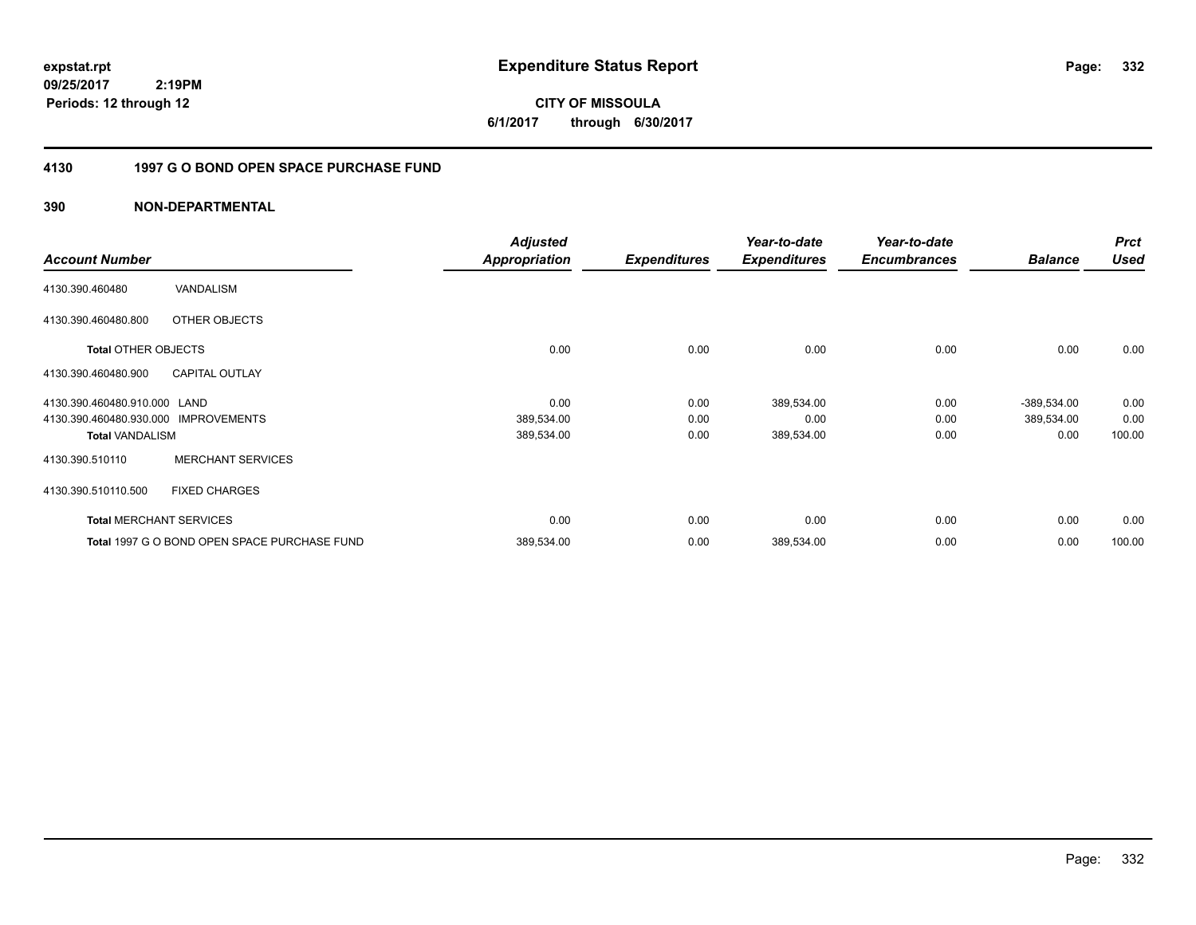# Expenditure Status Report

**CITY OF MISSOULA**

**6/1/2017 through 6/30/2017**

expstat.rpt
09/25/2017 2:19PM
Periods: 12 through 12

## 4130 1997 G O BOND OPEN SPACE PURCHASE FUND

### 390 NON-DEPARTMENTAL

| Account Number | | Adjusted Appropriation | Expenditures | Year-to-date Expenditures | Year-to-date Encumbrances | Balance | Prct Used |
|---|---|---|---|---|---|---|---|
| 4130.390.460480 | VANDALISM | | | | | | |
| 4130.390.460480.800 | OTHER OBJECTS | | | | | | |
| **Total** OTHER OBJECTS | | 0.00 | 0.00 | 0.00 | 0.00 | 0.00 | 0.00 |
| 4130.390.460480.900 | CAPITAL OUTLAY | | | | | | |
| 4130.390.460480.910.000 | LAND | 0.00 | 0.00 | 389,534.00 | 0.00 | -389,534.00 | 0.00 |
| 4130.390.460480.930.000 | IMPROVEMENTS | 389,534.00 | 0.00 | 0.00 | 0.00 | 389,534.00 | 0.00 |
| **Total VANDALISM** | | 389,534.00 | 0.00 | 389,534.00 | 0.00 | 0.00 | 100.00 |
| 4130.390.510110 | MERCHANT SERVICES | | | | | | |
| 4130.390.510110.500 | FIXED CHARGES | | | | | | |
| **Total** MERCHANT SERVICES | | 0.00 | 0.00 | 0.00 | 0.00 | 0.00 | 0.00 |
| **Total** 1997 G O BOND OPEN SPACE PURCHASE FUND | | 389,534.00 | 0.00 | 389,534.00 | 0.00 | 0.00 | 100.00 |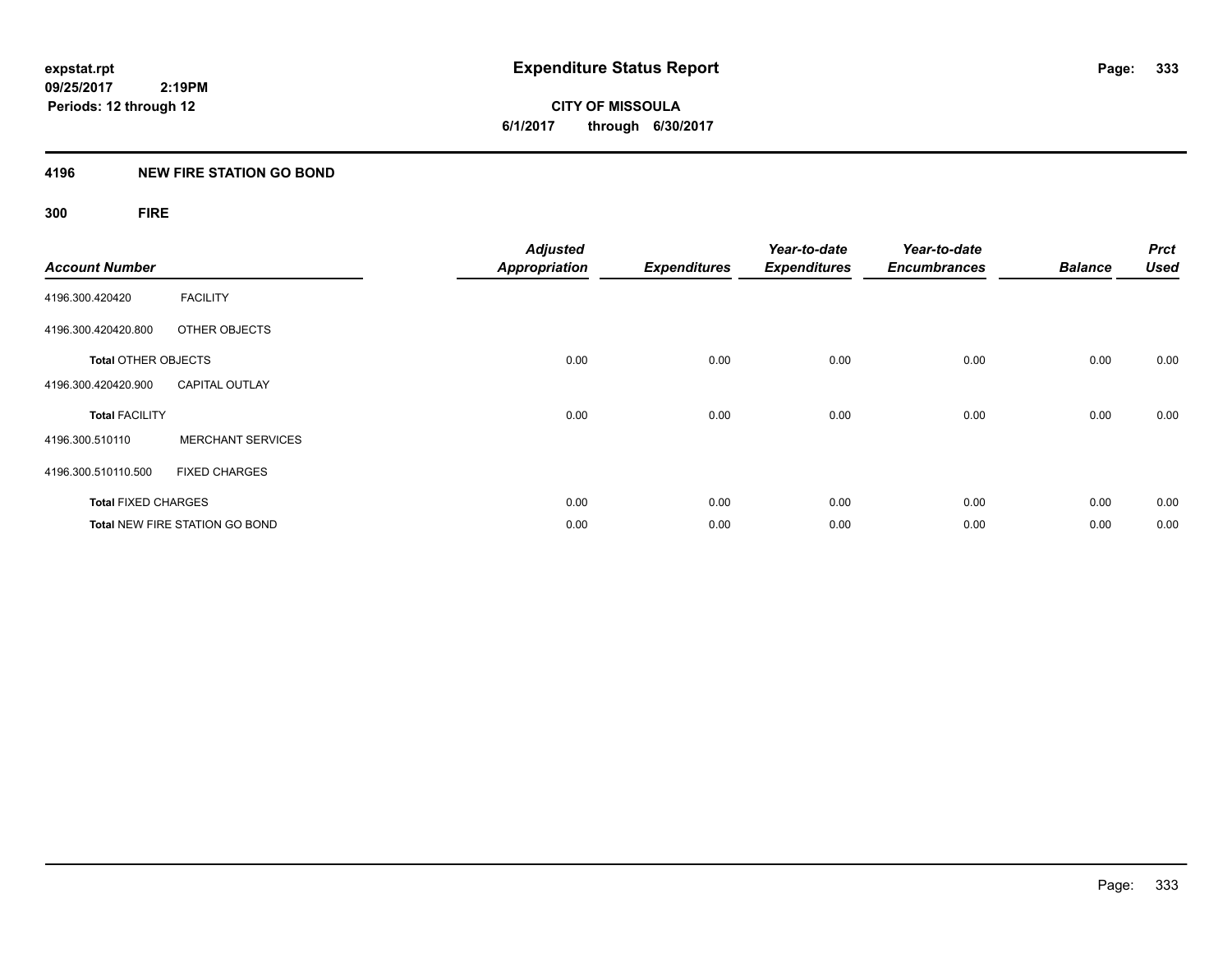# Expenditure Status Report

expstat.rpt
09/25/2017 2:19PM
Periods: 12 through 12

**CITY OF MISSOULA**
**6/1/2017 through 6/30/2017**

## 4196 NEW FIRE STATION GO BOND

### 300 FIRE

| Account Number | | Adjusted Appropriation | Expenditures | Year-to-date Expenditures | Year-to-date Encumbrances | Balance | Prct Used |
|---|---|---|---|---|---|---|---|
| 4196.300.420420 | FACILITY | | | | | | |
| 4196.300.420420.800 | OTHER OBJECTS | | | | | | |
| **Total** OTHER OBJECTS | | 0.00 | 0.00 | 0.00 | 0.00 | 0.00 | 0.00 |
| 4196.300.420420.900 | CAPITAL OUTLAY | | | | | | |
| **Total** FACILITY | | 0.00 | 0.00 | 0.00 | 0.00 | 0.00 | 0.00 |
| 4196.300.510110 | MERCHANT SERVICES | | | | | | |
| 4196.300.510110.500 | FIXED CHARGES | | | | | | |
| **Total** FIXED CHARGES | | 0.00 | 0.00 | 0.00 | 0.00 | 0.00 | 0.00 |
| **Total** NEW FIRE STATION GO BOND | | 0.00 | 0.00 | 0.00 | 0.00 | 0.00 | 0.00 |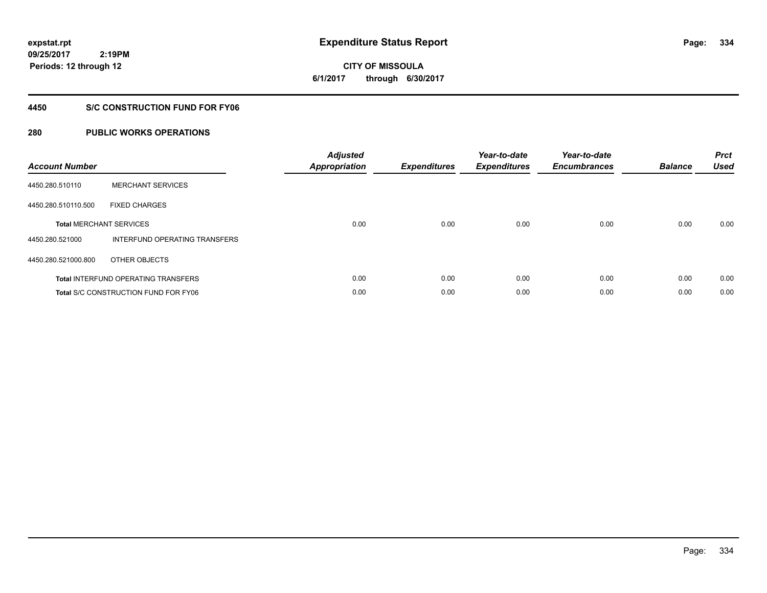expstat.rpt
09/25/2017 2:19PM
Periods: 12 through 12

# Expenditure Status Report

CITY OF MISSOULA
6/1/2017 through 6/30/2017

## 4450 S/C CONSTRUCTION FUND FOR FY06

## 280 PUBLIC WORKS OPERATIONS

| Account Number | | Adjusted Appropriation | Expenditures | Year-to-date Expenditures | Year-to-date Encumbrances | Balance | Prct Used |
|---|---|---|---|---|---|---|---|
| 4450.280.510110 | MERCHANT SERVICES | | | | | | |
| 4450.280.510110.500 | FIXED CHARGES | | | | | | |
| **Total** MERCHANT SERVICES | | 0.00 | 0.00 | 0.00 | 0.00 | 0.00 | 0.00 |
| 4450.280.521000 | INTERFUND OPERATING TRANSFERS | | | | | | |
| 4450.280.521000.800 | OTHER OBJECTS | | | | | | |
| **Total** INTERFUND OPERATING TRANSFERS | | 0.00 | 0.00 | 0.00 | 0.00 | 0.00 | 0.00 |
| **Total** S/C CONSTRUCTION FUND FOR FY06 | | 0.00 | 0.00 | 0.00 | 0.00 | 0.00 | 0.00 |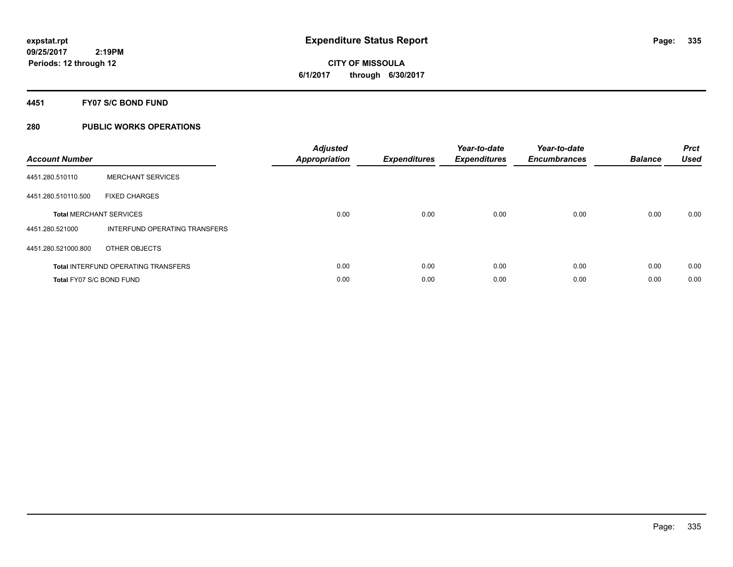# Expenditure Status Report

**expstat.rpt**
**09/25/2017 2:19PM**
**Periods: 12 through 12**

**CITY OF MISSOULA**
**6/1/2017 through 6/30/2017**

## 4451 FY07 S/C BOND FUND

### 280 PUBLIC WORKS OPERATIONS

| Account Number | | Adjusted Appropriation | Expenditures | Year-to-date Expenditures | Year-to-date Encumbrances | Balance | Prct Used |
|---|---|---|---|---|---|---|---|
| 4451.280.510110 | MERCHANT SERVICES | | | | | | |
| 4451.280.510110.500 | FIXED CHARGES | | | | | | |
| **Total** MERCHANT SERVICES | | 0.00 | 0.00 | 0.00 | 0.00 | 0.00 | 0.00 |
| 4451.280.521000 | INTERFUND OPERATING TRANSFERS | | | | | | |
| 4451.280.521000.800 | OTHER OBJECTS | | | | | | |
| **Total** INTERFUND OPERATING TRANSFERS | | 0.00 | 0.00 | 0.00 | 0.00 | 0.00 | 0.00 |
| **Total** FY07 S/C BOND FUND | | 0.00 | 0.00 | 0.00 | 0.00 | 0.00 | 0.00 |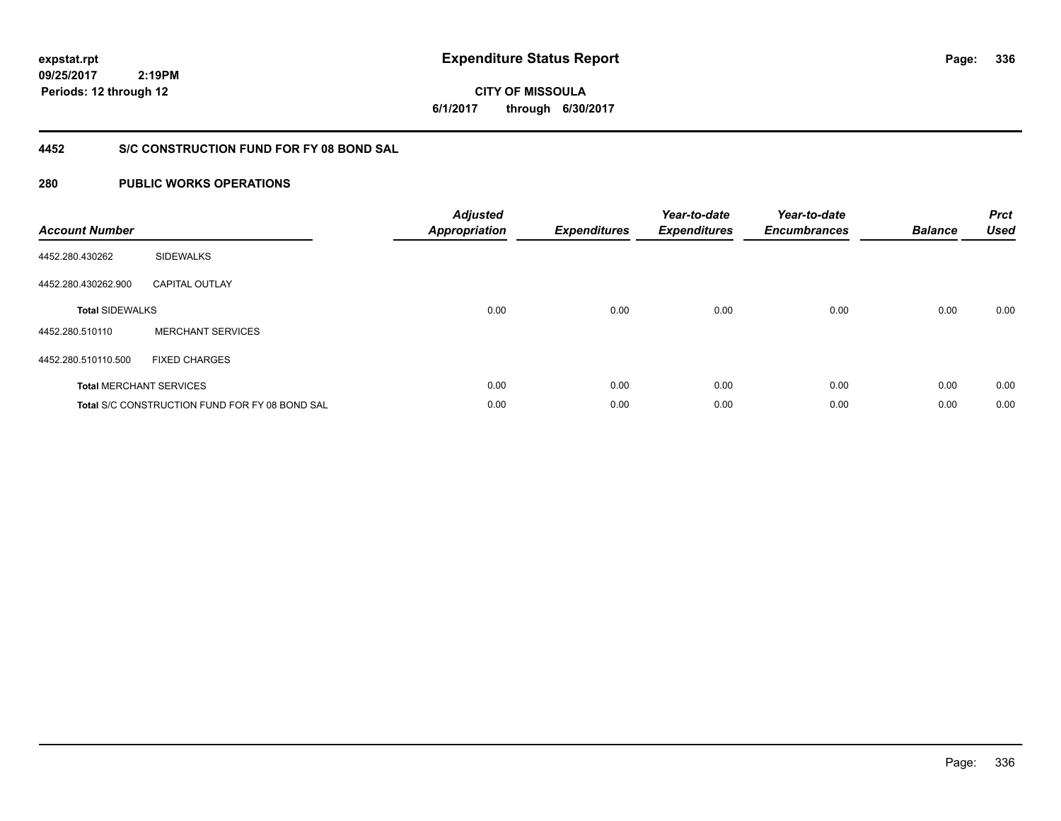expstat.rpt
09/25/2017 2:19PM
Periods: 12 through 12

# Expenditure Status Report

**CITY OF MISSOULA**
**6/1/2017 through 6/30/2017**

## 4452 S/C CONSTRUCTION FUND FOR FY 08 BOND SAL

### 280 PUBLIC WORKS OPERATIONS

| Account Number | | Adjusted Appropriation | Expenditures | Year-to-date Expenditures | Year-to-date Encumbrances | Balance | Prct Used |
|---|---|---|---|---|---|---|---|
| 4452.280.430262 | SIDEWALKS | | | | | | |
| 4452.280.430262.900 | CAPITAL OUTLAY | | | | | | |
| **Total** SIDEWALKS | | 0.00 | 0.00 | 0.00 | 0.00 | 0.00 | 0.00 |
| 4452.280.510110 | MERCHANT SERVICES | | | | | | |
| 4452.280.510110.500 | FIXED CHARGES | | | | | | |
| **Total** MERCHANT SERVICES | | 0.00 | 0.00 | 0.00 | 0.00 | 0.00 | 0.00 |
| **Total** S/C CONSTRUCTION FUND FOR FY 08 BOND SAL | | 0.00 | 0.00 | 0.00 | 0.00 | 0.00 | 0.00 |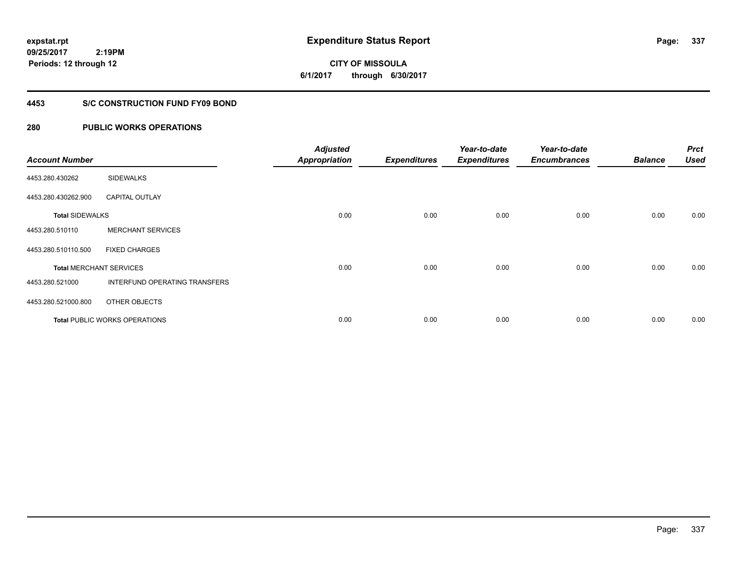**expstat.rpt**
**09/25/2017 2:19PM**
**Periods: 12 through 12**

# Expenditure Status Report

**CITY OF MISSOULA**
**6/1/2017 through 6/30/2017**

## 4453 S/C CONSTRUCTION FUND FY09 BOND

## 280 PUBLIC WORKS OPERATIONS

| Account Number | | Adjusted Appropriation | Expenditures | Year-to-date Expenditures | Year-to-date Encumbrances | Balance | Prct Used |
|---|---|---|---|---|---|---|---|
| 4453.280.430262 | SIDEWALKS | | | | | | |
| 4453.280.430262.900 | CAPITAL OUTLAY | | | | | | |
| **Total** SIDEWALKS | | 0.00 | 0.00 | 0.00 | 0.00 | 0.00 | 0.00 |
| 4453.280.510110 | MERCHANT SERVICES | | | | | | |
| 4453.280.510110.500 | FIXED CHARGES | | | | | | |
| **Total** MERCHANT SERVICES | | 0.00 | 0.00 | 0.00 | 0.00 | 0.00 | 0.00 |
| 4453.280.521000 | INTERFUND OPERATING TRANSFERS | | | | | | |
| 4453.280.521000.800 | OTHER OBJECTS | | | | | | |
| **Total** PUBLIC WORKS OPERATIONS | | 0.00 | 0.00 | 0.00 | 0.00 | 0.00 | 0.00 |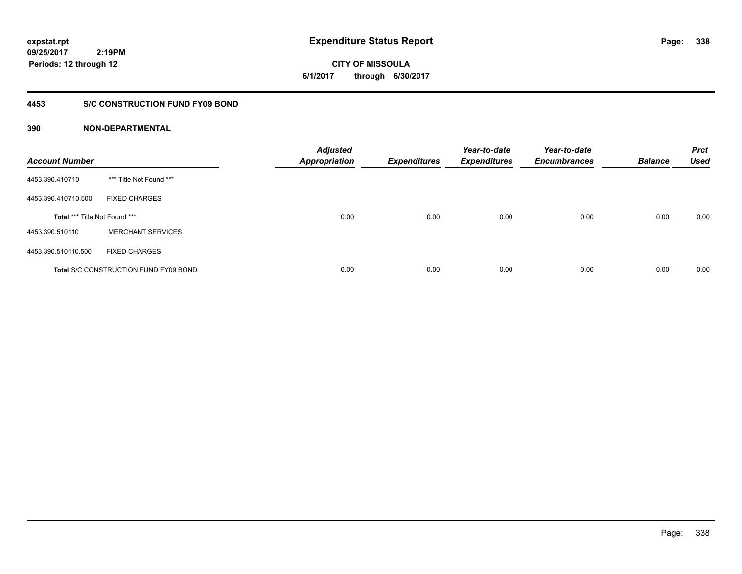# Expenditure Status Report

expstat.rpt
09/25/2017 2:19PM
Periods: 12 through 12

**CITY OF MISSOULA**
**6/1/2017 through 6/30/2017**

## 4453 S/C CONSTRUCTION FUND FY09 BOND

### 390 NON-DEPARTMENTAL

| Account Number | | Adjusted Appropriation | Expenditures | Year-to-date Expenditures | Year-to-date Encumbrances | Balance | Prct Used |
|---|---|---|---|---|---|---|---|
| 4453.390.410710 | *** Title Not Found *** | | | | | | |
| 4453.390.410710.500 | FIXED CHARGES | | | | | | |
| **Total** *** Title Not Found *** | | 0.00 | 0.00 | 0.00 | 0.00 | 0.00 | 0.00 |
| 4453.390.510110 | MERCHANT SERVICES | | | | | | |
| 4453.390.510110.500 | FIXED CHARGES | | | | | | |
| **Total** S/C CONSTRUCTION FUND FY09 BOND | | 0.00 | 0.00 | 0.00 | 0.00 | 0.00 | 0.00 |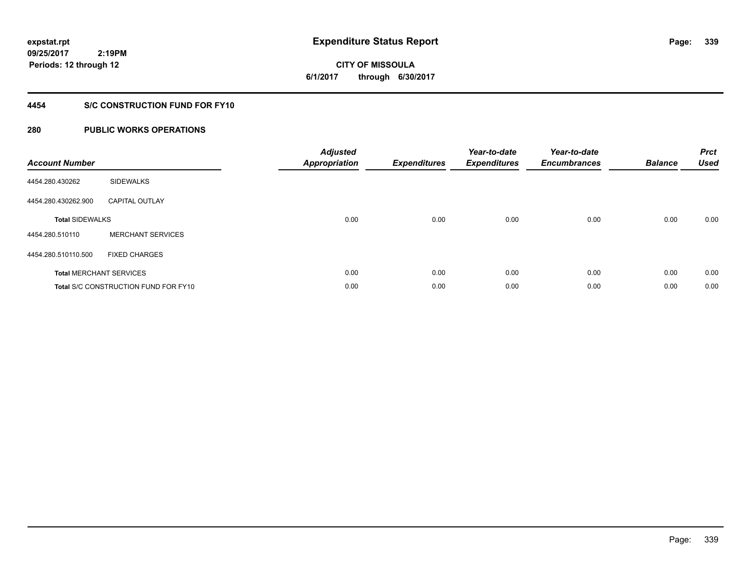**expstat.rpt**
**09/25/2017 2:19PM**
**Periods: 12 through 12**

# Expenditure Status Report

**CITY OF MISSOULA**
**6/1/2017 through 6/30/2017**

## 4454 S/C CONSTRUCTION FUND FOR FY10

## 280 PUBLIC WORKS OPERATIONS

| Account Number | | Adjusted Appropriation | Expenditures | Year-to-date Expenditures | Year-to-date Encumbrances | Balance | Prct Used |
|---|---|---|---|---|---|---|---|
| 4454.280.430262 | SIDEWALKS | | | | | | |
| 4454.280.430262.900 | CAPITAL OUTLAY | | | | | | |
| **Total** SIDEWALKS | | 0.00 | 0.00 | 0.00 | 0.00 | 0.00 | 0.00 |
| 4454.280.510110 | MERCHANT SERVICES | | | | | | |
| 4454.280.510110.500 | FIXED CHARGES | | | | | | |
| **Total** MERCHANT SERVICES | | 0.00 | 0.00 | 0.00 | 0.00 | 0.00 | 0.00 |
| **Total** S/C CONSTRUCTION FUND FOR FY10 | | 0.00 | 0.00 | 0.00 | 0.00 | 0.00 | 0.00 |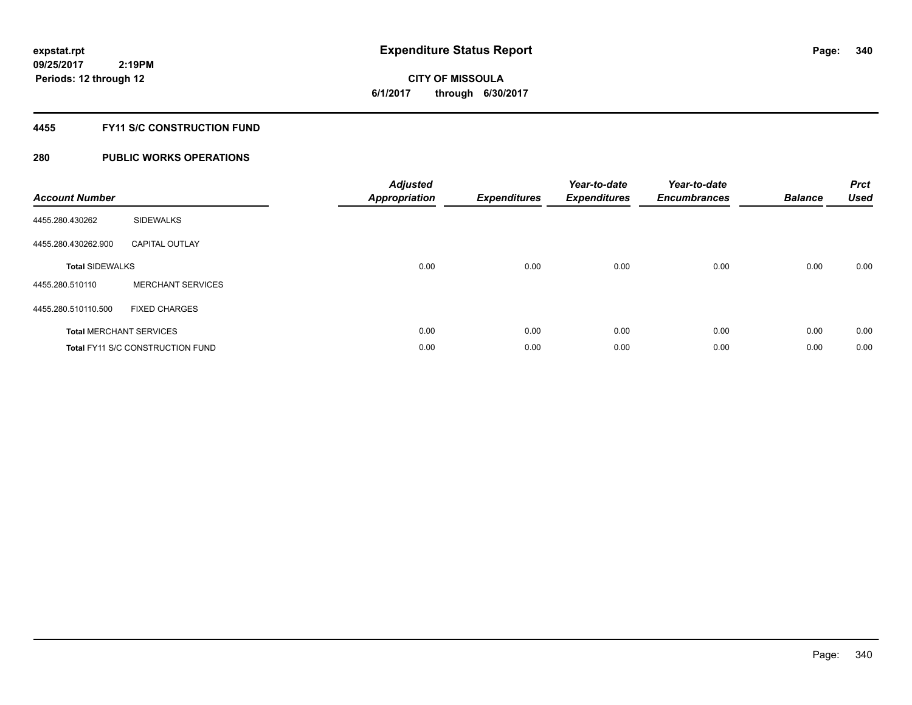# Expenditure Status Report

expstat.rpt
09/25/2017 2:19PM
Periods: 12 through 12

**CITY OF MISSOULA**
**6/1/2017 through 6/30/2017**

## 4455 FY11 S/C CONSTRUCTION FUND

## 280 PUBLIC WORKS OPERATIONS

| Account Number | | Adjusted Appropriation | Expenditures | Year-to-date Expenditures | Year-to-date Encumbrances | Balance | Prct Used |
|---|---|---|---|---|---|---|---|
| 4455.280.430262 | SIDEWALKS | | | | | | |
| 4455.280.430262.900 | CAPITAL OUTLAY | | | | | | |
| **Total** SIDEWALKS | | 0.00 | 0.00 | 0.00 | 0.00 | 0.00 | 0.00 |
| 4455.280.510110 | MERCHANT SERVICES | | | | | | |
| 4455.280.510110.500 | FIXED CHARGES | | | | | | |
| **Total** MERCHANT SERVICES | | 0.00 | 0.00 | 0.00 | 0.00 | 0.00 | 0.00 |
| **Total** FY11 S/C CONSTRUCTION FUND | | 0.00 | 0.00 | 0.00 | 0.00 | 0.00 | 0.00 |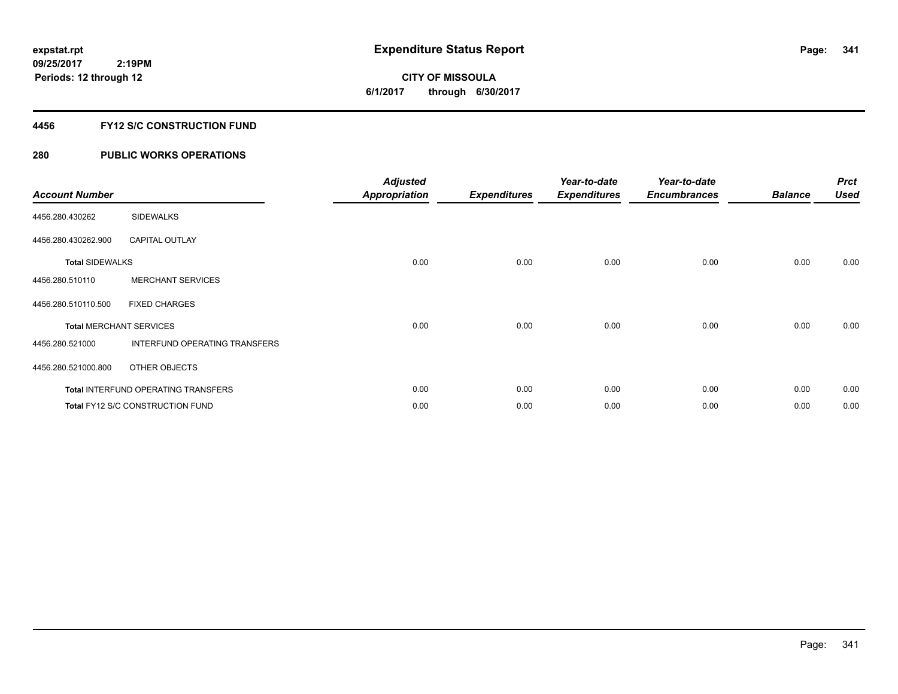expstat.rpt
09/25/2017 2:19PM
Periods: 12 through 12

# Expenditure Status Report

**CITY OF MISSOULA**
**6/1/2017 through 6/30/2017**

## 4456 FY12 S/C CONSTRUCTION FUND

## 280 PUBLIC WORKS OPERATIONS

| Account Number | | Adjusted Appropriation | Expenditures | Year-to-date Expenditures | Year-to-date Encumbrances | Balance | Prct Used |
|---|---|---|---|---|---|---|---|
| 4456.280.430262 | SIDEWALKS | | | | | | |
| 4456.280.430262.900 | CAPITAL OUTLAY | | | | | | |
| **Total** SIDEWALKS | | 0.00 | 0.00 | 0.00 | 0.00 | 0.00 | 0.00 |
| 4456.280.510110 | MERCHANT SERVICES | | | | | | |
| 4456.280.510110.500 | FIXED CHARGES | | | | | | |
| **Total** MERCHANT SERVICES | | 0.00 | 0.00 | 0.00 | 0.00 | 0.00 | 0.00 |
| 4456.280.521000 | INTERFUND OPERATING TRANSFERS | | | | | | |
| 4456.280.521000.800 | OTHER OBJECTS | | | | | | |
| **Total** INTERFUND OPERATING TRANSFERS | | 0.00 | 0.00 | 0.00 | 0.00 | 0.00 | 0.00 |
| **Total** FY12 S/C CONSTRUCTION FUND | | 0.00 | 0.00 | 0.00 | 0.00 | 0.00 | 0.00 |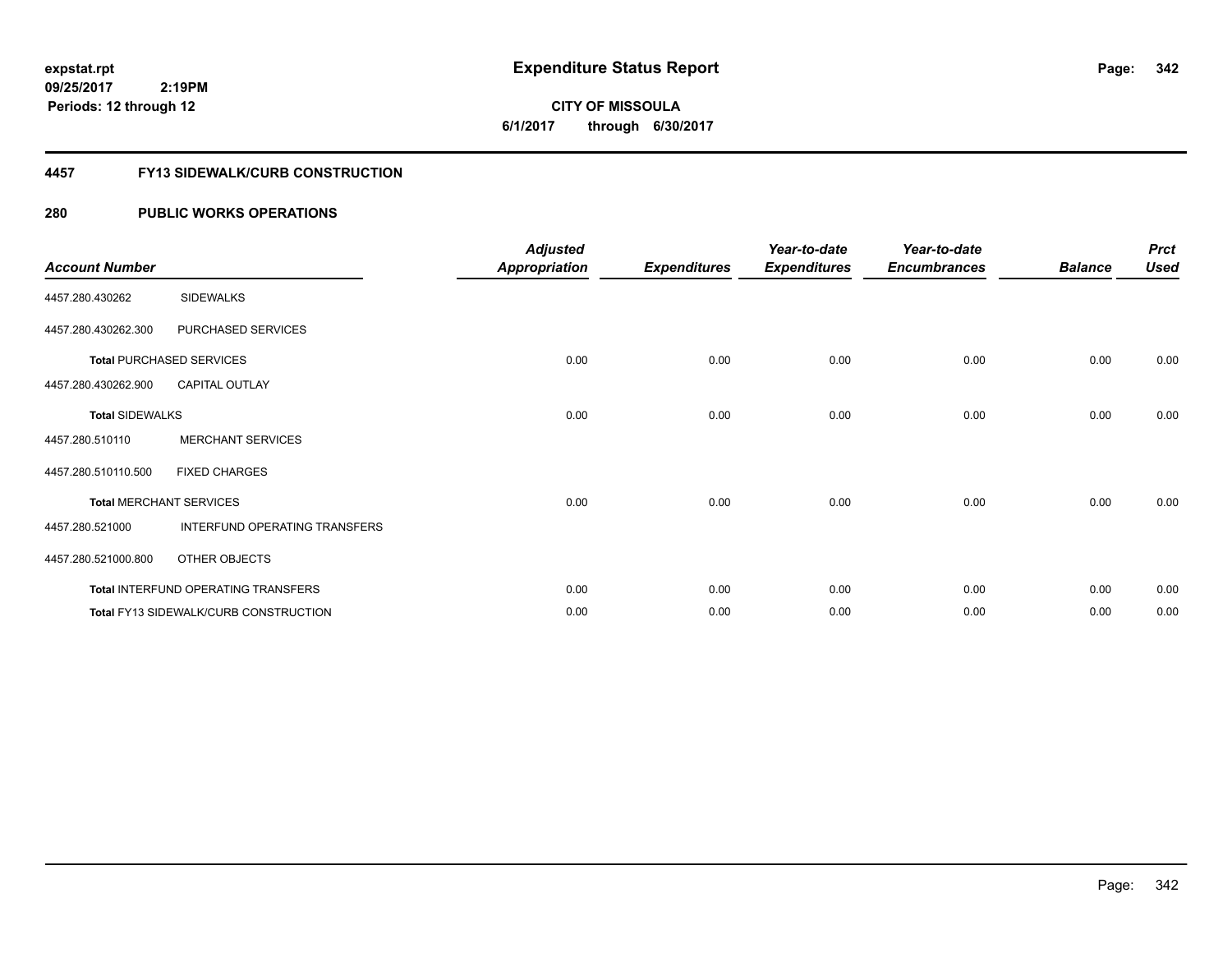expstat.rpt
09/25/2017 2:19PM
Periods: 12 through 12

# Expenditure Status Report

CITY OF MISSOULA
6/1/2017 through 6/30/2017

## 4457 FY13 SIDEWALK/CURB CONSTRUCTION

## 280 PUBLIC WORKS OPERATIONS

| Account Number | | Adjusted Appropriation | Expenditures | Year-to-date Expenditures | Year-to-date Encumbrances | Balance | Prct Used |
|---|---|---|---|---|---|---|---|
| 4457.280.430262 | SIDEWALKS | | | | | | |
| 4457.280.430262.300 | PURCHASED SERVICES | | | | | | |
| **Total** PURCHASED SERVICES | | 0.00 | 0.00 | 0.00 | 0.00 | 0.00 | 0.00 |
| 4457.280.430262.900 | CAPITAL OUTLAY | | | | | | |
| **Total** SIDEWALKS | | 0.00 | 0.00 | 0.00 | 0.00 | 0.00 | 0.00 |
| 4457.280.510110 | MERCHANT SERVICES | | | | | | |
| 4457.280.510110.500 | FIXED CHARGES | | | | | | |
| **Total** MERCHANT SERVICES | | 0.00 | 0.00 | 0.00 | 0.00 | 0.00 | 0.00 |
| 4457.280.521000 | INTERFUND OPERATING TRANSFERS | | | | | | |
| 4457.280.521000.800 | OTHER OBJECTS | | | | | | |
| **Total** INTERFUND OPERATING TRANSFERS | | 0.00 | 0.00 | 0.00 | 0.00 | 0.00 | 0.00 |
| **Total** FY13 SIDEWALK/CURB CONSTRUCTION | | 0.00 | 0.00 | 0.00 | 0.00 | 0.00 | 0.00 |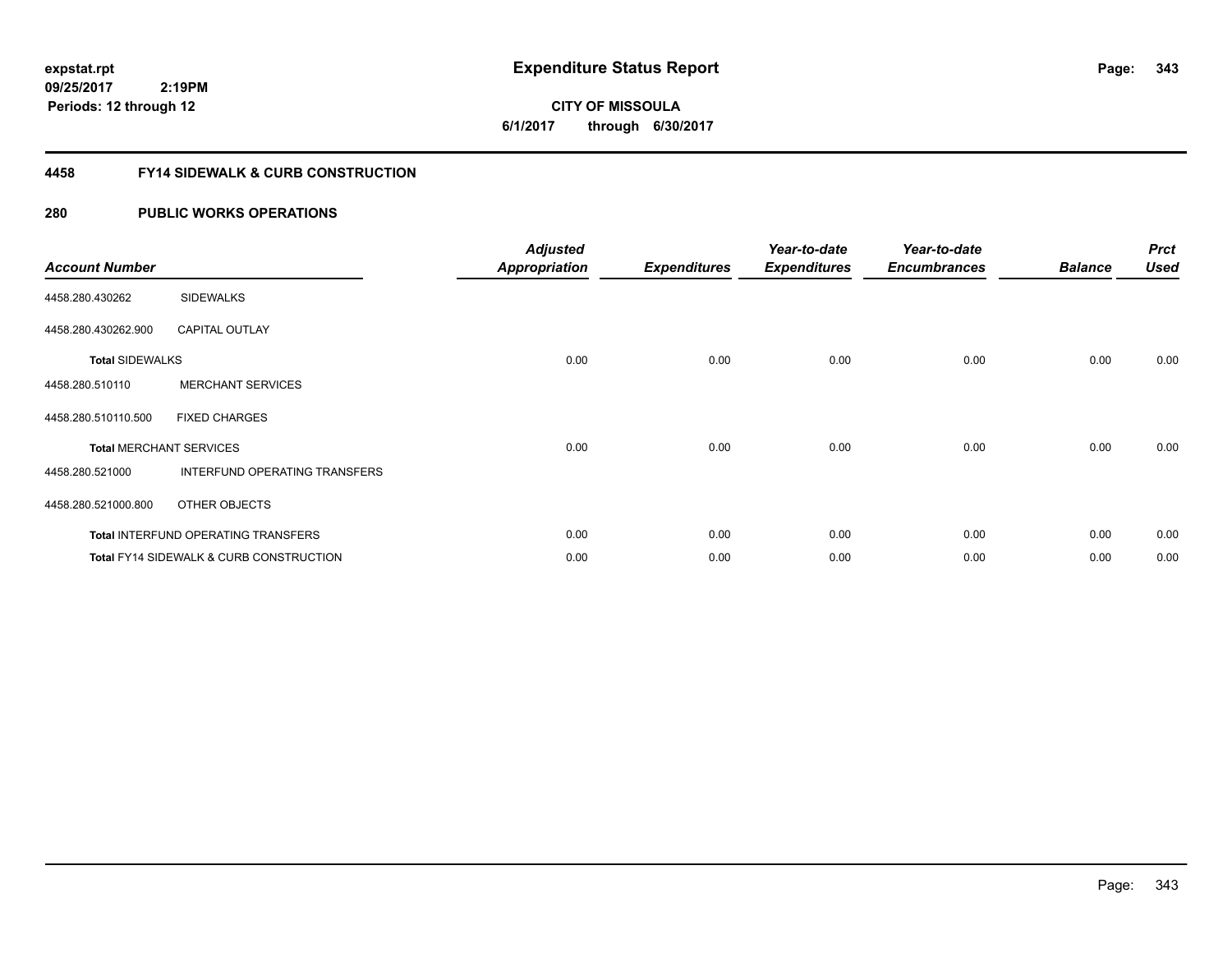**expstat.rpt**
**09/25/2017 2:19PM**
**Periods: 12 through 12**

# Expenditure Status Report

**CITY OF MISSOULA**
**6/1/2017 through 6/30/2017**

## 4458 FY14 SIDEWALK & CURB CONSTRUCTION

## 280 PUBLIC WORKS OPERATIONS

| Account Number | | Adjusted Appropriation | Expenditures | Year-to-date Expenditures | Year-to-date Encumbrances | Balance | Prct Used |
|---|---|---|---|---|---|---|---|
| 4458.280.430262 | SIDEWALKS | | | | | | |
| 4458.280.430262.900 | CAPITAL OUTLAY | | | | | | |
| **Total** SIDEWALKS | | 0.00 | 0.00 | 0.00 | 0.00 | 0.00 | 0.00 |
| 4458.280.510110 | MERCHANT SERVICES | | | | | | |
| 4458.280.510110.500 | FIXED CHARGES | | | | | | |
| **Total** MERCHANT SERVICES | | 0.00 | 0.00 | 0.00 | 0.00 | 0.00 | 0.00 |
| 4458.280.521000 | INTERFUND OPERATING TRANSFERS | | | | | | |
| 4458.280.521000.800 | OTHER OBJECTS | | | | | | |
| **Total** INTERFUND OPERATING TRANSFERS | | 0.00 | 0.00 | 0.00 | 0.00 | 0.00 | 0.00 |
| **Total** FY14 SIDEWALK & CURB CONSTRUCTION | | 0.00 | 0.00 | 0.00 | 0.00 | 0.00 | 0.00 |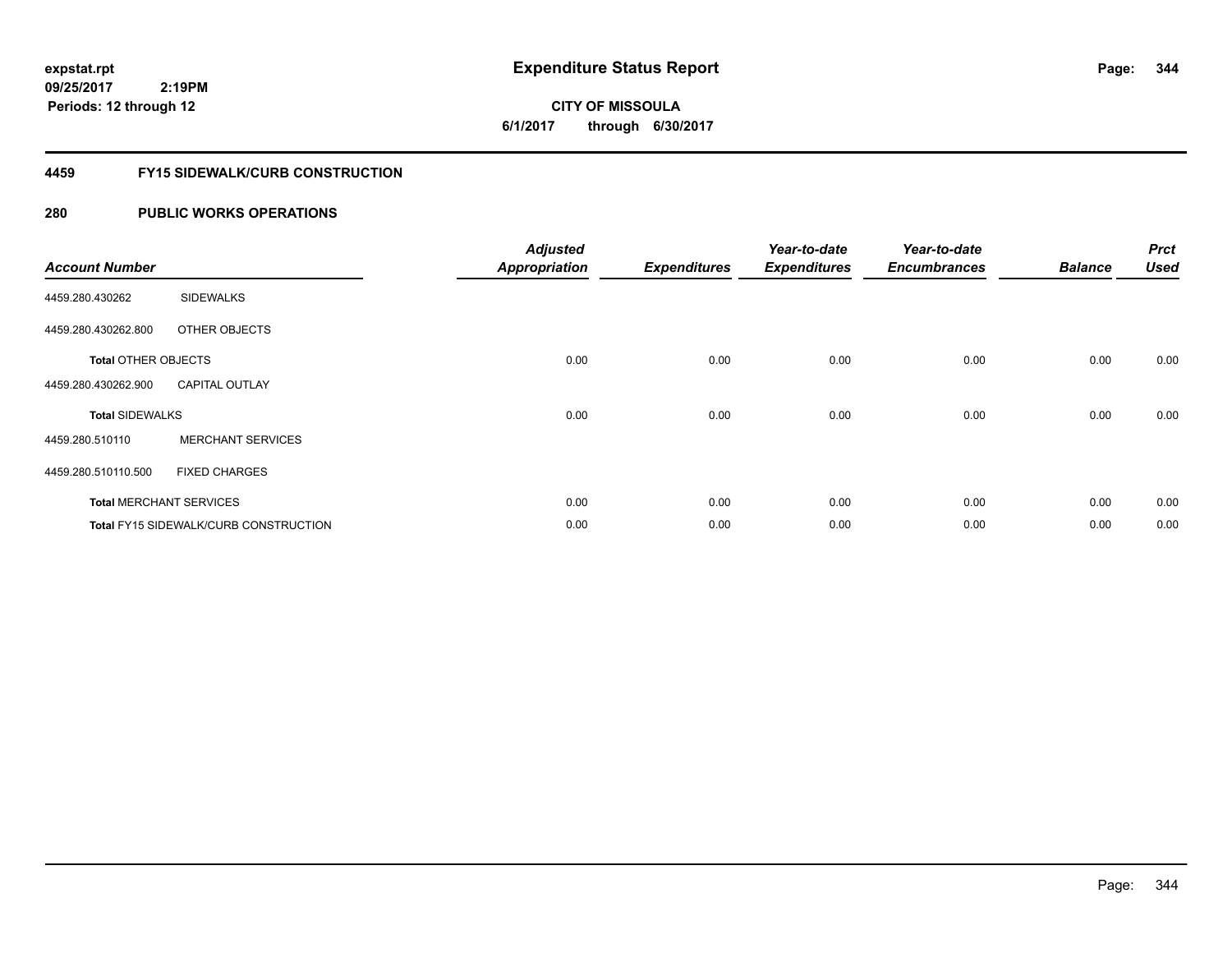**expstat.rpt**
**09/25/2017 2:19PM**
**Periods: 12 through 12**

# Expenditure Status Report

**CITY OF MISSOULA**
**6/1/2017 through 6/30/2017**

## 4459 FY15 SIDEWALK/CURB CONSTRUCTION

## 280 PUBLIC WORKS OPERATIONS

| Account Number | | Adjusted Appropriation | Expenditures | Year-to-date Expenditures | Year-to-date Encumbrances | Balance | Prct Used |
|---|---|---|---|---|---|---|---|
| 4459.280.430262 | SIDEWALKS | | | | | | |
| 4459.280.430262.800 | OTHER OBJECTS | | | | | | |
| **Total** OTHER OBJECTS | | 0.00 | 0.00 | 0.00 | 0.00 | 0.00 | 0.00 |
| 4459.280.430262.900 | CAPITAL OUTLAY | | | | | | |
| **Total** SIDEWALKS | | 0.00 | 0.00 | 0.00 | 0.00 | 0.00 | 0.00 |
| 4459.280.510110 | MERCHANT SERVICES | | | | | | |
| 4459.280.510110.500 | FIXED CHARGES | | | | | | |
| **Total** MERCHANT SERVICES | | 0.00 | 0.00 | 0.00 | 0.00 | 0.00 | 0.00 |
| **Total** FY15 SIDEWALK/CURB CONSTRUCTION | | 0.00 | 0.00 | 0.00 | 0.00 | 0.00 | 0.00 |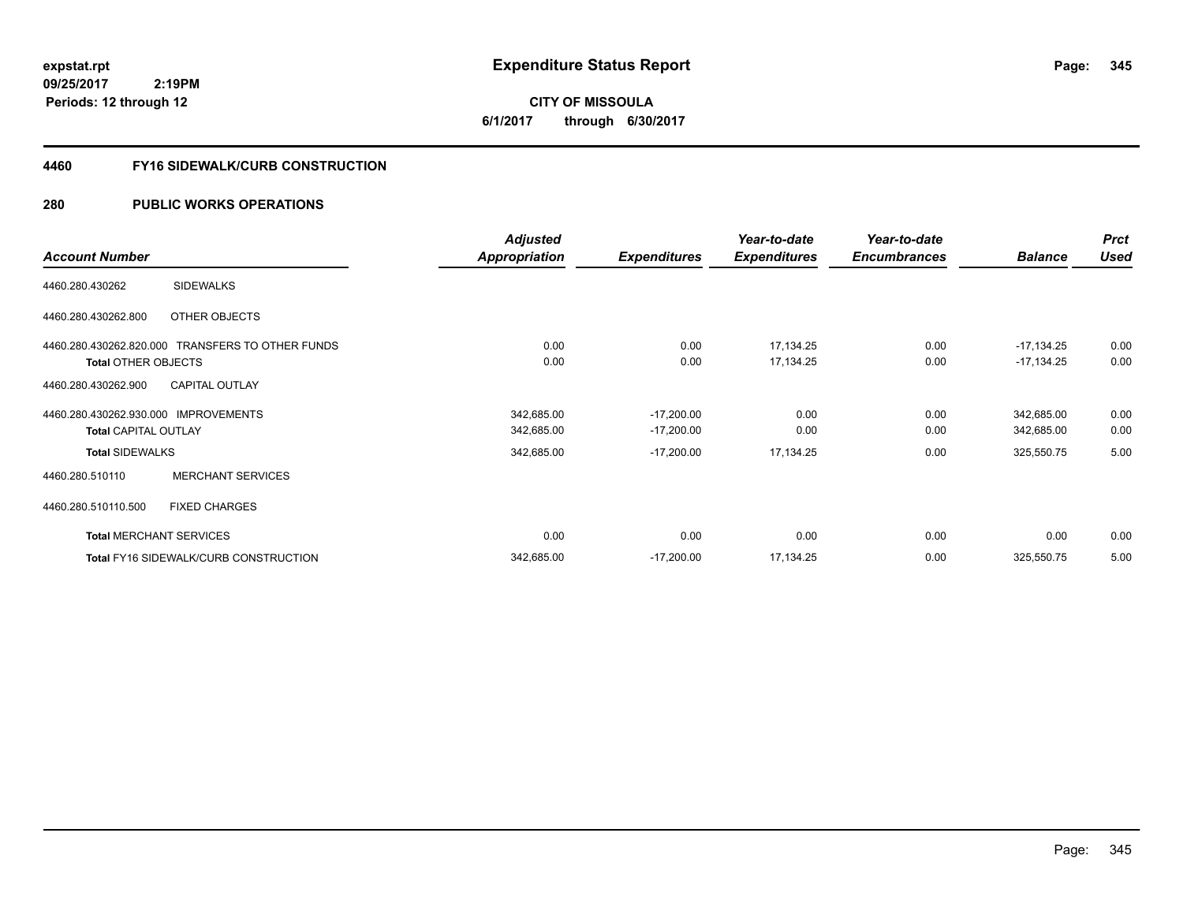**expstat.rpt**
**09/25/2017 2:19PM**
**Periods: 12 through 12**

# Expenditure Status Report

**CITY OF MISSOULA**
**6/1/2017 through 6/30/2017**

## 4460 FY16 SIDEWALK/CURB CONSTRUCTION

## 280 PUBLIC WORKS OPERATIONS

| Account Number | | Adjusted Appropriation | Expenditures | Year-to-date Expenditures | Year-to-date Encumbrances | Balance | Prct Used |
|---|---|---|---|---|---|---|---|
| 4460.280.430262 | SIDEWALKS | | | | | | |
| 4460.280.430262.800 | OTHER OBJECTS | | | | | | |
| 4460.280.430262.820.000 | TRANSFERS TO OTHER FUNDS | 0.00 | 0.00 | 17,134.25 | 0.00 | -17,134.25 | 0.00 |
| **Total** OTHER OBJECTS | | 0.00 | 0.00 | 17,134.25 | 0.00 | -17,134.25 | 0.00 |
| 4460.280.430262.900 | CAPITAL OUTLAY | | | | | | |
| 4460.280.430262.930.000 | IMPROVEMENTS | 342,685.00 | -17,200.00 | 0.00 | 0.00 | 342,685.00 | 0.00 |
| **Total** CAPITAL OUTLAY | | 342,685.00 | -17,200.00 | 0.00 | 0.00 | 342,685.00 | 0.00 |
| **Total** SIDEWALKS | | 342,685.00 | -17,200.00 | 17,134.25 | 0.00 | 325,550.75 | 5.00 |
| 4460.280.510110 | MERCHANT SERVICES | | | | | | |
| 4460.280.510110.500 | FIXED CHARGES | | | | | | |
| **Total** MERCHANT SERVICES | | 0.00 | 0.00 | 0.00 | 0.00 | 0.00 | 0.00 |
| **Total** FY16 SIDEWALK/CURB CONSTRUCTION | | 342,685.00 | -17,200.00 | 17,134.25 | 0.00 | 325,550.75 | 5.00 |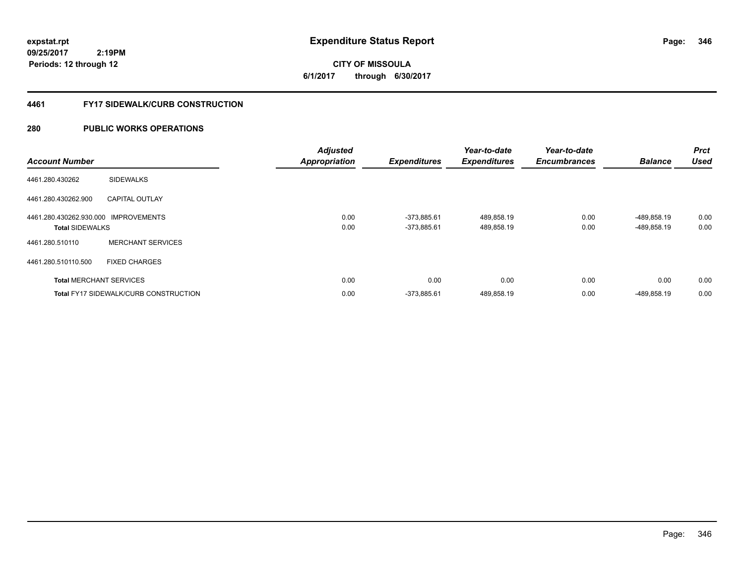expstat.rpt
09/25/2017 2:19PM
Periods: 12 through 12

# Expenditure Status Report

CITY OF MISSOULA
6/1/2017 through 6/30/2017

## 4461 FY17 SIDEWALK/CURB CONSTRUCTION

## 280 PUBLIC WORKS OPERATIONS

| Account Number | | Adjusted Appropriation | Expenditures | Year-to-date Expenditures | Year-to-date Encumbrances | Balance | Prct Used |
|---|---|---|---|---|---|---|---|
| 4461.280.430262 | SIDEWALKS | | | | | | |
| 4461.280.430262.900 | CAPITAL OUTLAY | | | | | | |
| 4461.280.430262.930.000 | IMPROVEMENTS | 0.00 | -373,885.61 | 489,858.19 | 0.00 | -489,858.19 | 0.00 |
| **Total** SIDEWALKS | | 0.00 | -373,885.61 | 489,858.19 | 0.00 | -489,858.19 | 0.00 |
| 4461.280.510110 | MERCHANT SERVICES | | | | | | |
| 4461.280.510110.500 | FIXED CHARGES | | | | | | |
| **Total** MERCHANT SERVICES | | 0.00 | 0.00 | 0.00 | 0.00 | 0.00 | 0.00 |
| **Total** FY17 SIDEWALK/CURB CONSTRUCTION | | 0.00 | -373,885.61 | 489,858.19 | 0.00 | -489,858.19 | 0.00 |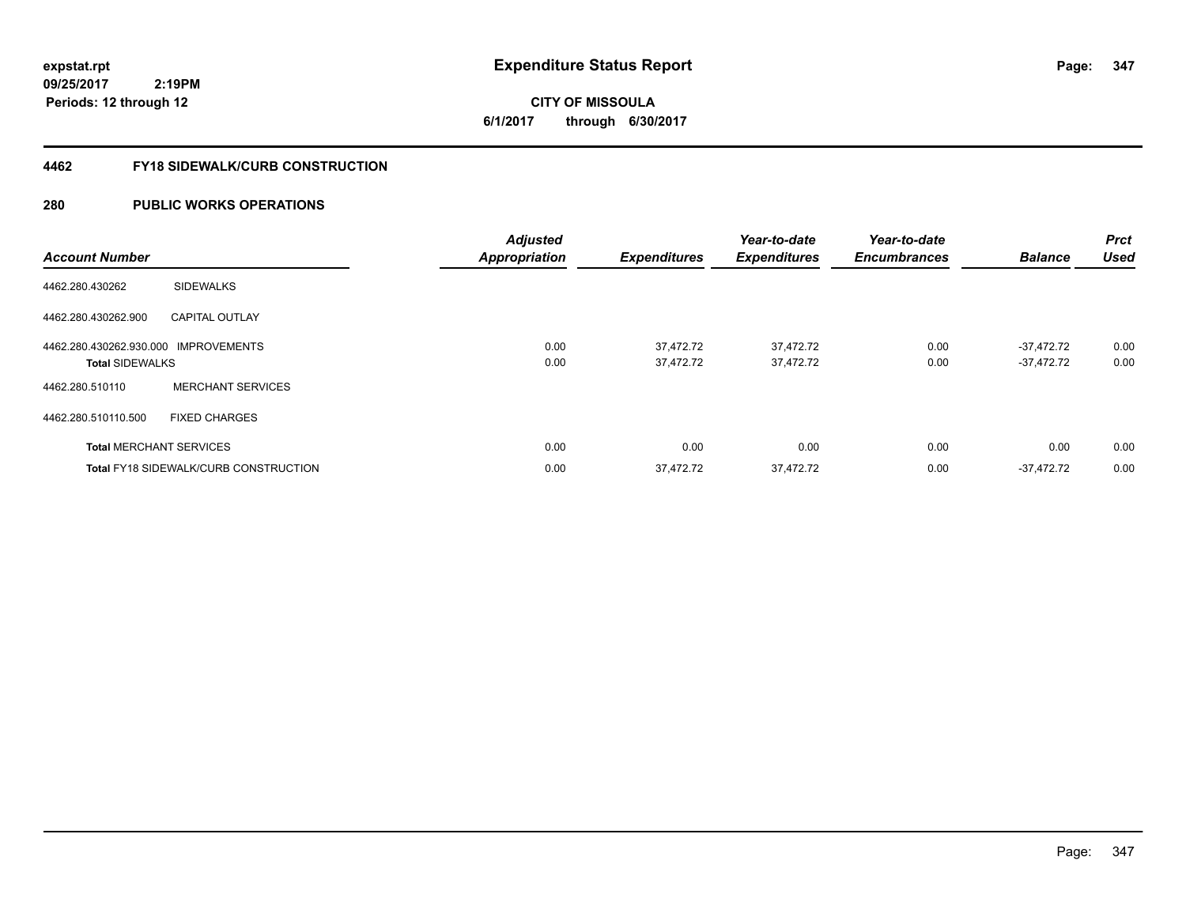# Expenditure Status Report

**CITY OF MISSOULA**
**6/1/2017 through 6/30/2017**

expstat.rpt
09/25/2017 2:19PM
Periods: 12 through 12

## 4462 FY18 SIDEWALK/CURB CONSTRUCTION

### 280 PUBLIC WORKS OPERATIONS

| Account Number | | Adjusted Appropriation | Expenditures | Year-to-date Expenditures | Year-to-date Encumbrances | Balance | Prct Used |
|---|---|---|---|---|---|---|---|
| 4462.280.430262 | SIDEWALKS | | | | | | |
| 4462.280.430262.900 | CAPITAL OUTLAY | | | | | | |
| 4462.280.430262.930.000 | IMPROVEMENTS | 0.00 | 37,472.72 | 37,472.72 | 0.00 | -37,472.72 | 0.00 |
| **Total** SIDEWALKS | | 0.00 | 37,472.72 | 37,472.72 | 0.00 | -37,472.72 | 0.00 |
| 4462.280.510110 | MERCHANT SERVICES | | | | | | |
| 4462.280.510110.500 | FIXED CHARGES | | | | | | |
| **Total** MERCHANT SERVICES | | 0.00 | 0.00 | 0.00 | 0.00 | 0.00 | 0.00 |
| **Total** FY18 SIDEWALK/CURB CONSTRUCTION | | 0.00 | 37,472.72 | 37,472.72 | 0.00 | -37,472.72 | 0.00 |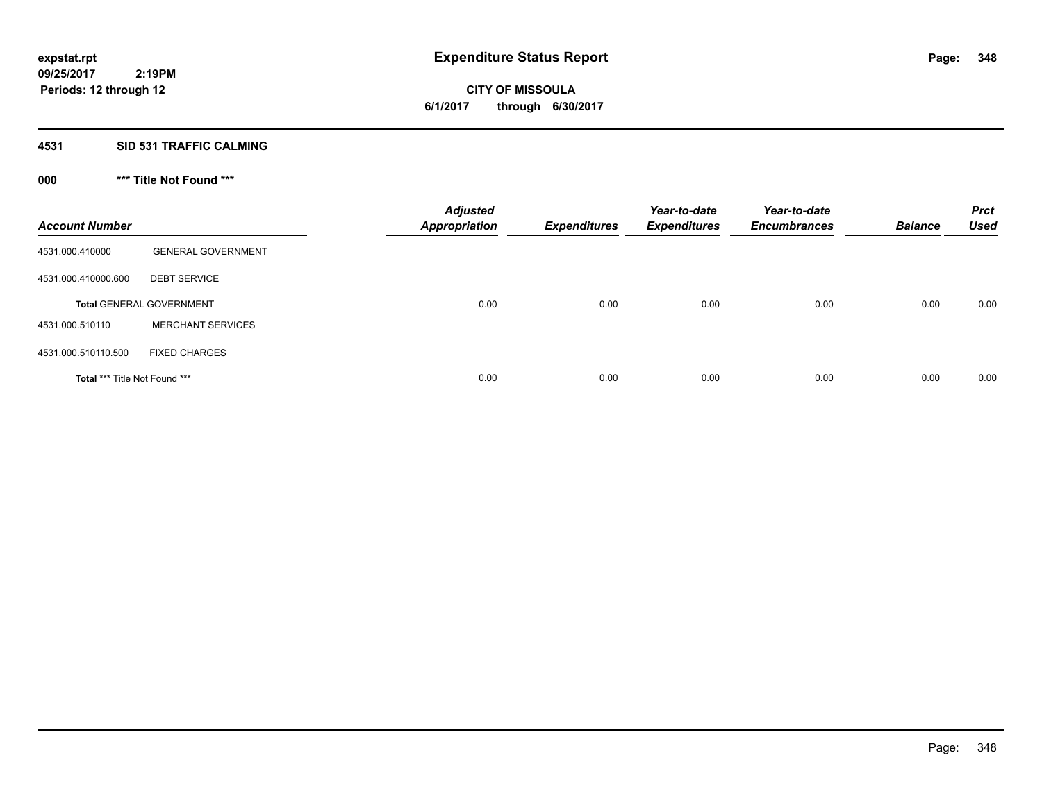# Expenditure Status Report

**CITY OF MISSOULA**
**6/1/2017 through 6/30/2017**

expstat.rpt
09/25/2017 2:19PM
Periods: 12 through 12

## 4531 SID 531 TRAFFIC CALMING

### 000 *** Title Not Found ***

| Account Number | | Adjusted Appropriation | Expenditures | Year-to-date Expenditures | Year-to-date Encumbrances | Balance | Prct Used |
|---|---|---|---|---|---|---|---|
| 4531.000.410000 | GENERAL GOVERNMENT | | | | | | |
| 4531.000.410000.600 | DEBT SERVICE | | | | | | |
| **Total** GENERAL GOVERNMENT | | 0.00 | 0.00 | 0.00 | 0.00 | 0.00 | 0.00 |
| 4531.000.510110 | MERCHANT SERVICES | | | | | | |
| 4531.000.510110.500 | FIXED CHARGES | | | | | | |
| **Total** *** Title Not Found *** | | 0.00 | 0.00 | 0.00 | 0.00 | 0.00 | 0.00 |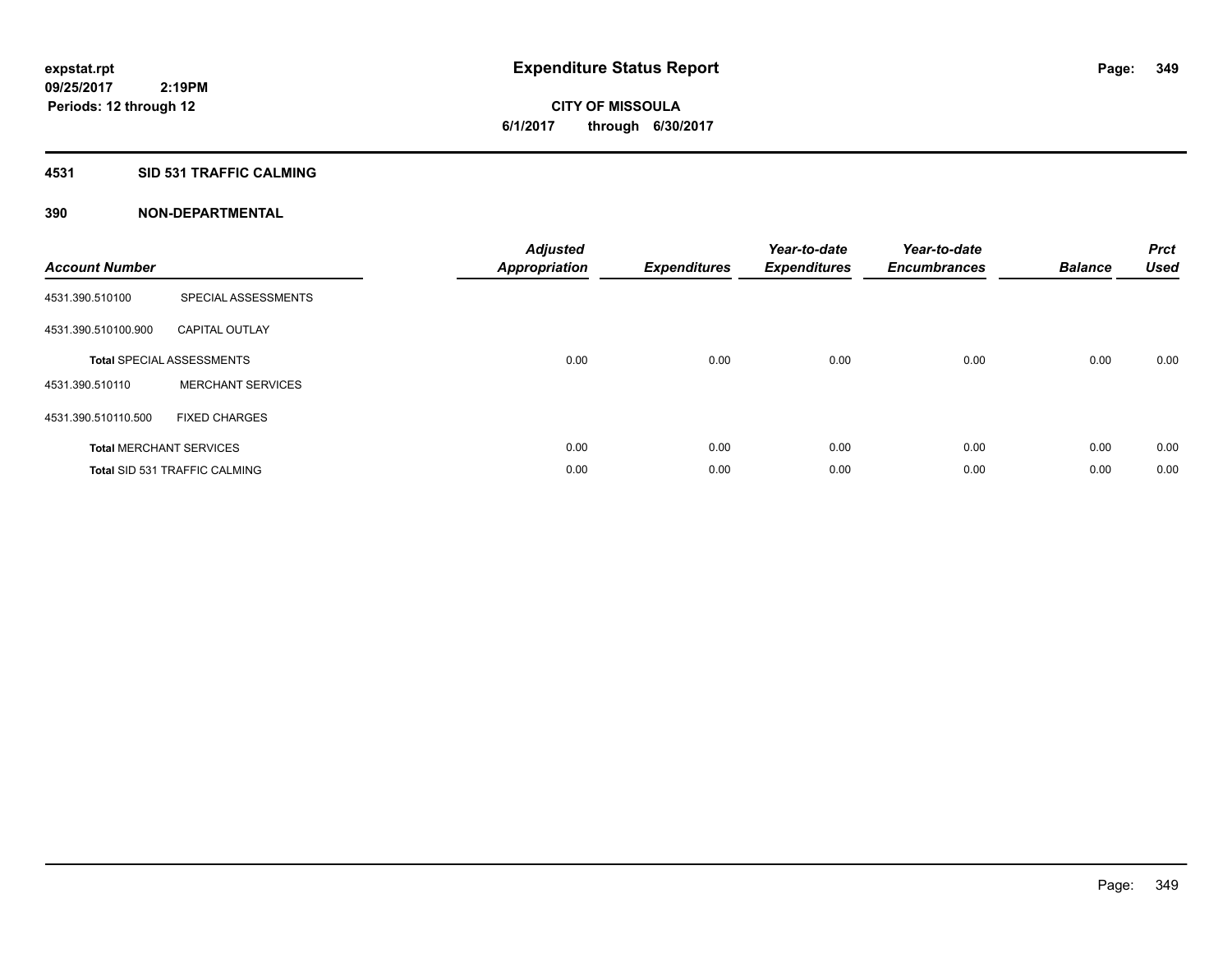**expstat.rpt**
**09/25/2017 2:19PM**
**Periods: 12 through 12**

# Expenditure Status Report

**CITY OF MISSOULA**
**6/1/2017 through 6/30/2017**

## 4531 SID 531 TRAFFIC CALMING

## 390 NON-DEPARTMENTAL

| Account Number | | Adjusted Appropriation | Expenditures | Year-to-date Expenditures | Year-to-date Encumbrances | Balance | Prct Used |
|---|---|---|---|---|---|---|---|
| 4531.390.510100 | SPECIAL ASSESSMENTS | | | | | | |
| 4531.390.510100.900 | CAPITAL OUTLAY | | | | | | |
| **Total** SPECIAL ASSESSMENTS | | 0.00 | 0.00 | 0.00 | 0.00 | 0.00 | 0.00 |
| 4531.390.510110 | MERCHANT SERVICES | | | | | | |
| 4531.390.510110.500 | FIXED CHARGES | | | | | | |
| **Total** MERCHANT SERVICES | | 0.00 | 0.00 | 0.00 | 0.00 | 0.00 | 0.00 |
| **Total** SID 531 TRAFFIC CALMING | | 0.00 | 0.00 | 0.00 | 0.00 | 0.00 | 0.00 |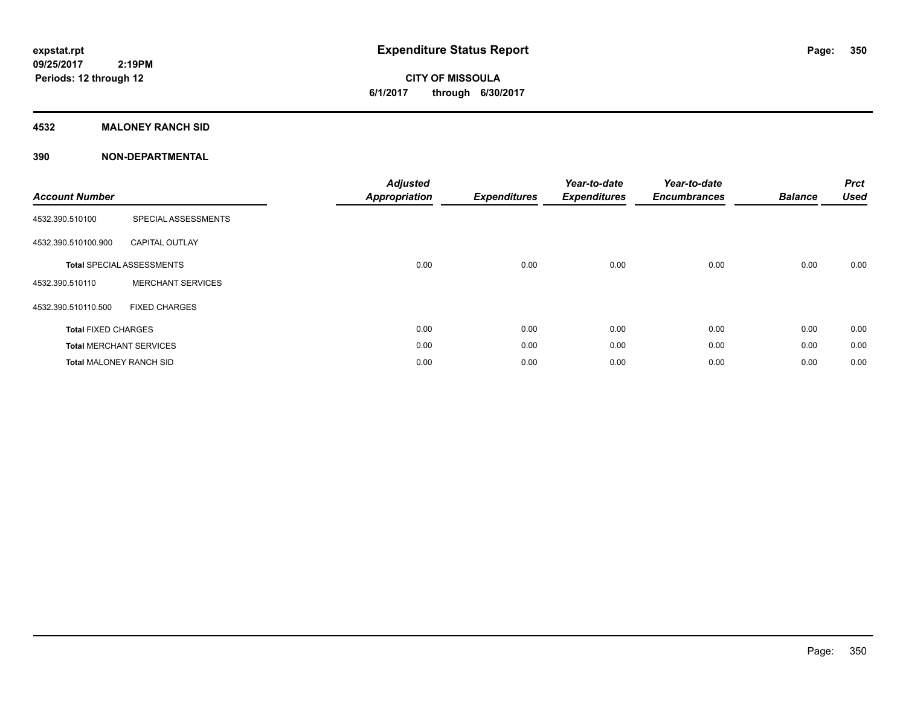**expstat.rpt**
**09/25/2017 2:19PM**
**Periods: 12 through 12**

# Expenditure Status Report

**CITY OF MISSOULA**
**6/1/2017 through 6/30/2017**

## 4532 MALONEY RANCH SID

## 390 NON-DEPARTMENTAL

| Account Number | | Adjusted Appropriation | Expenditures | Year-to-date Expenditures | Year-to-date Encumbrances | Balance | Prct Used |
|---|---|---|---|---|---|---|---|
| 4532.390.510100 | SPECIAL ASSESSMENTS | | | | | | |
| 4532.390.510100.900 | CAPITAL OUTLAY | | | | | | |
| **Total** SPECIAL ASSESSMENTS | | 0.00 | 0.00 | 0.00 | 0.00 | 0.00 | 0.00 |
| 4532.390.510110 | MERCHANT SERVICES | | | | | | |
| 4532.390.510110.500 | FIXED CHARGES | | | | | | |
| **Total** FIXED CHARGES | | 0.00 | 0.00 | 0.00 | 0.00 | 0.00 | 0.00 |
| **Total** MERCHANT SERVICES | | 0.00 | 0.00 | 0.00 | 0.00 | 0.00 | 0.00 |
| **Total** MALONEY RANCH SID | | 0.00 | 0.00 | 0.00 | 0.00 | 0.00 | 0.00 |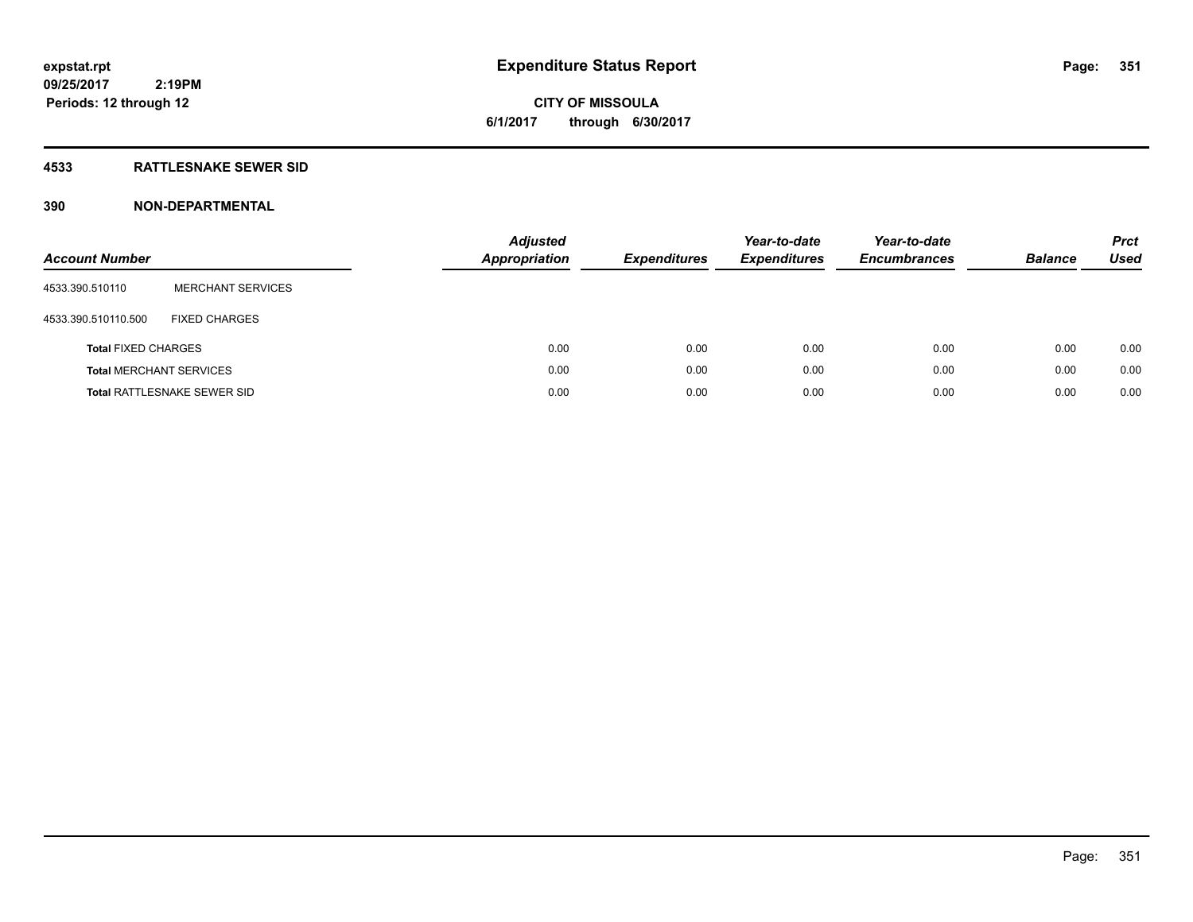expstat.rpt
09/25/2017 2:19PM
Periods: 12 through 12

# Expenditure Status Report

CITY OF MISSOULA
6/1/2017 through 6/30/2017

## 4533 RATTLESNAKE SEWER SID

## 390 NON-DEPARTMENTAL

| Account Number | | Adjusted Appropriation | Expenditures | Year-to-date Expenditures | Year-to-date Encumbrances | Balance | Prct Used |
|---|---|---|---|---|---|---|---|
| 4533.390.510110 | MERCHANT SERVICES | | | | | | |
| 4533.390.510110.500 | FIXED CHARGES | | | | | | |
| **Total** FIXED CHARGES | | 0.00 | 0.00 | 0.00 | 0.00 | 0.00 | 0.00 |
| **Total** MERCHANT SERVICES | | 0.00 | 0.00 | 0.00 | 0.00 | 0.00 | 0.00 |
| **Total** RATTLESNAKE SEWER SID | | 0.00 | 0.00 | 0.00 | 0.00 | 0.00 | 0.00 |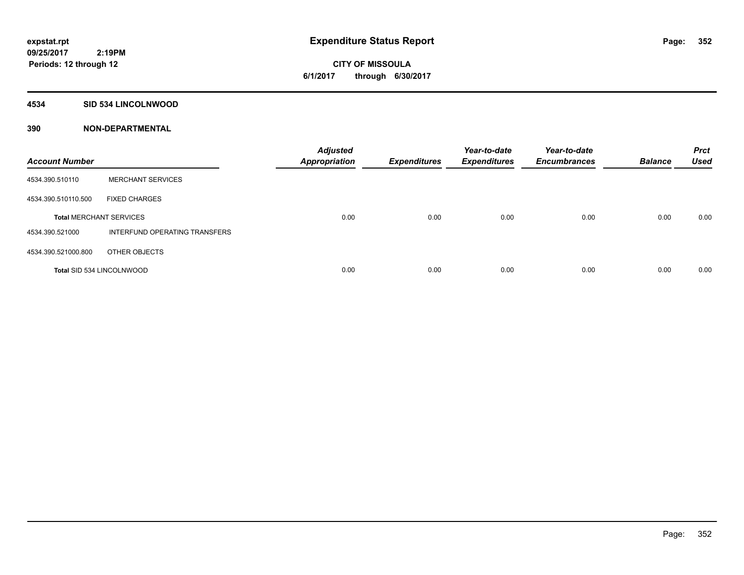**expstat.rpt**
**09/25/2017 2:19PM**
**Periods: 12 through 12**

# Expenditure Status Report

**CITY OF MISSOULA**
**6/1/2017 through 6/30/2017**

## 4534 SID 534 LINCOLNWOOD

## 390 NON-DEPARTMENTAL

| Account Number | | Adjusted Appropriation | Expenditures | Year-to-date Expenditures | Year-to-date Encumbrances | Balance | Prct Used |
|---|---|---|---|---|---|---|---|
| 4534.390.510110 | MERCHANT SERVICES | | | | | | |
| 4534.390.510110.500 | FIXED CHARGES | | | | | | |
| **Total** MERCHANT SERVICES | | 0.00 | 0.00 | 0.00 | 0.00 | 0.00 | 0.00 |
| 4534.390.521000 | INTERFUND OPERATING TRANSFERS | | | | | | |
| 4534.390.521000.800 | OTHER OBJECTS | | | | | | |
| **Total** SID 534 LINCOLNWOOD | | 0.00 | 0.00 | 0.00 | 0.00 | 0.00 | 0.00 |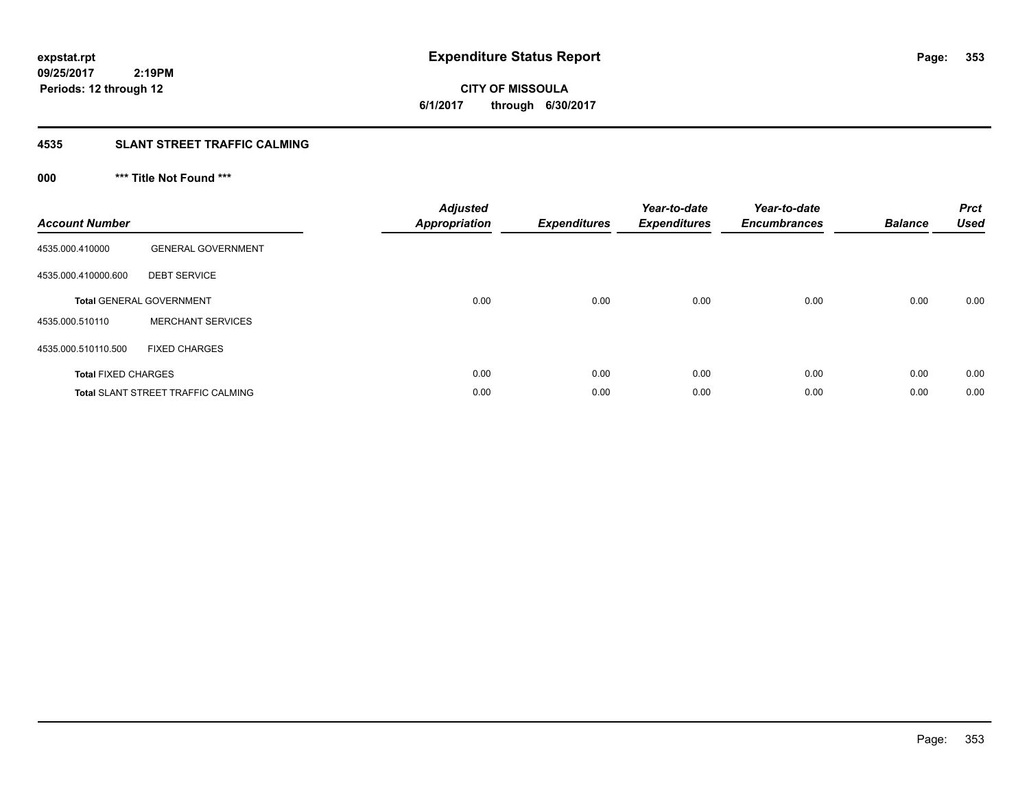**expstat.rpt**
**09/25/2017 2:19PM**
**Periods: 12 through 12**

# Expenditure Status Report

**CITY OF MISSOULA**
**6/1/2017 through 6/30/2017**

## 4535 SLANT STREET TRAFFIC CALMING

### 000 *** Title Not Found ***

| Account Number | | Adjusted Appropriation | Expenditures | Year-to-date Expenditures | Year-to-date Encumbrances | Balance | Prct Used |
|---|---|---|---|---|---|---|---|
| 4535.000.410000 | GENERAL GOVERNMENT | | | | | | |
| 4535.000.410000.600 | DEBT SERVICE | | | | | | |
| **Total** GENERAL GOVERNMENT | | 0.00 | 0.00 | 0.00 | 0.00 | 0.00 | 0.00 |
| 4535.000.510110 | MERCHANT SERVICES | | | | | | |
| 4535.000.510110.500 | FIXED CHARGES | | | | | | |
| **Total** FIXED CHARGES | | 0.00 | 0.00 | 0.00 | 0.00 | 0.00 | 0.00 |
| **Total** SLANT STREET TRAFFIC CALMING | | 0.00 | 0.00 | 0.00 | 0.00 | 0.00 | 0.00 |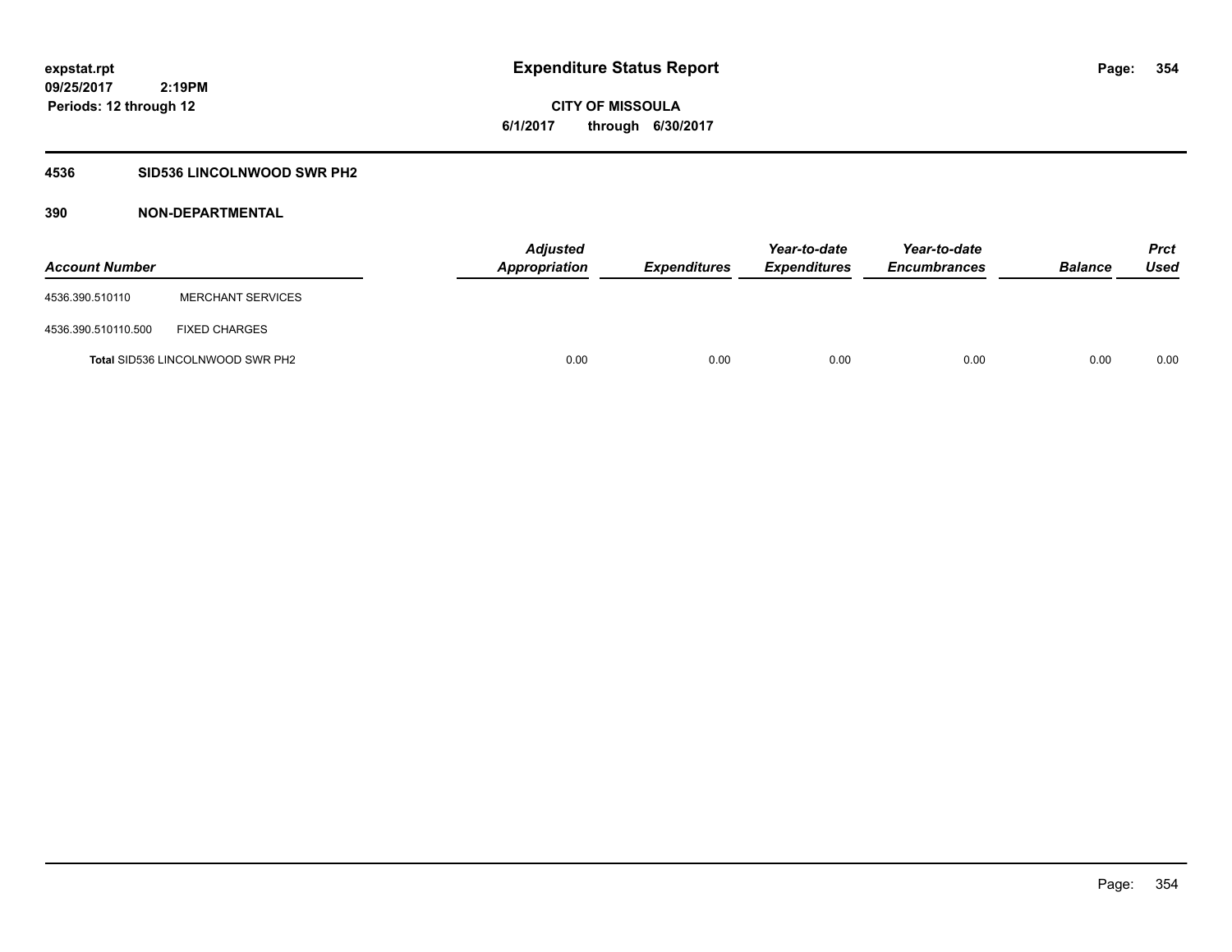**expstat.rpt**
**09/25/2017 2:19PM**
**Periods: 12 through 12**

# Expenditure Status Report

**CITY OF MISSOULA**
**6/1/2017 through 6/30/2017**

## 4536 SID536 LINCOLNWOOD SWR PH2

## 390 NON-DEPARTMENTAL

| Account Number | | Adjusted Appropriation | Expenditures | Year-to-date Expenditures | Year-to-date Encumbrances | Balance | Prct Used |
|---|---|---|---|---|---|---|---|
| 4536.390.510110 | MERCHANT SERVICES | | | | | | |
| 4536.390.510110.500 | FIXED CHARGES | | | | | | |
| **Total** SID536 LINCOLNWOOD SWR PH2 | | 0.00 | 0.00 | 0.00 | 0.00 | 0.00 | 0.00 |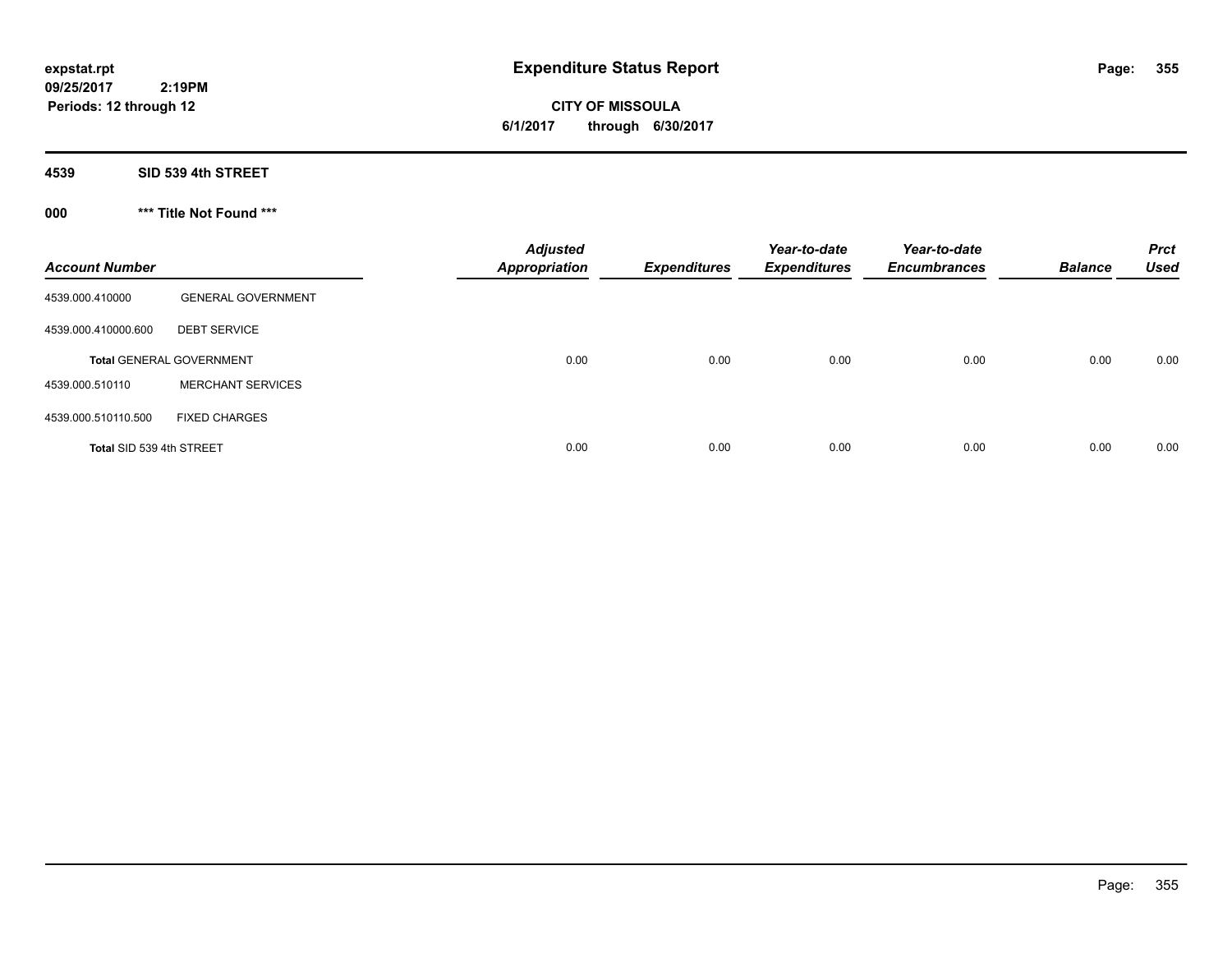**expstat.rpt**
**09/25/2017 2:19PM**
**Periods: 12 through 12**

# Expenditure Status Report

**CITY OF MISSOULA**
**6/1/2017 through 6/30/2017**

## 4539 SID 539 4th STREET

### 000 *** Title Not Found ***

| Account Number | | Adjusted Appropriation | Expenditures | Year-to-date Expenditures | Year-to-date Encumbrances | Balance | Prct Used |
|---|---|---|---|---|---|---|---|
| 4539.000.410000 | GENERAL GOVERNMENT | | | | | | |
| 4539.000.410000.600 | DEBT SERVICE | | | | | | |
| **Total** GENERAL GOVERNMENT | | 0.00 | 0.00 | 0.00 | 0.00 | 0.00 | 0.00 |
| 4539.000.510110 | MERCHANT SERVICES | | | | | | |
| 4539.000.510110.500 | FIXED CHARGES | | | | | | |
| **Total** SID 539 4th STREET | | 0.00 | 0.00 | 0.00 | 0.00 | 0.00 | 0.00 |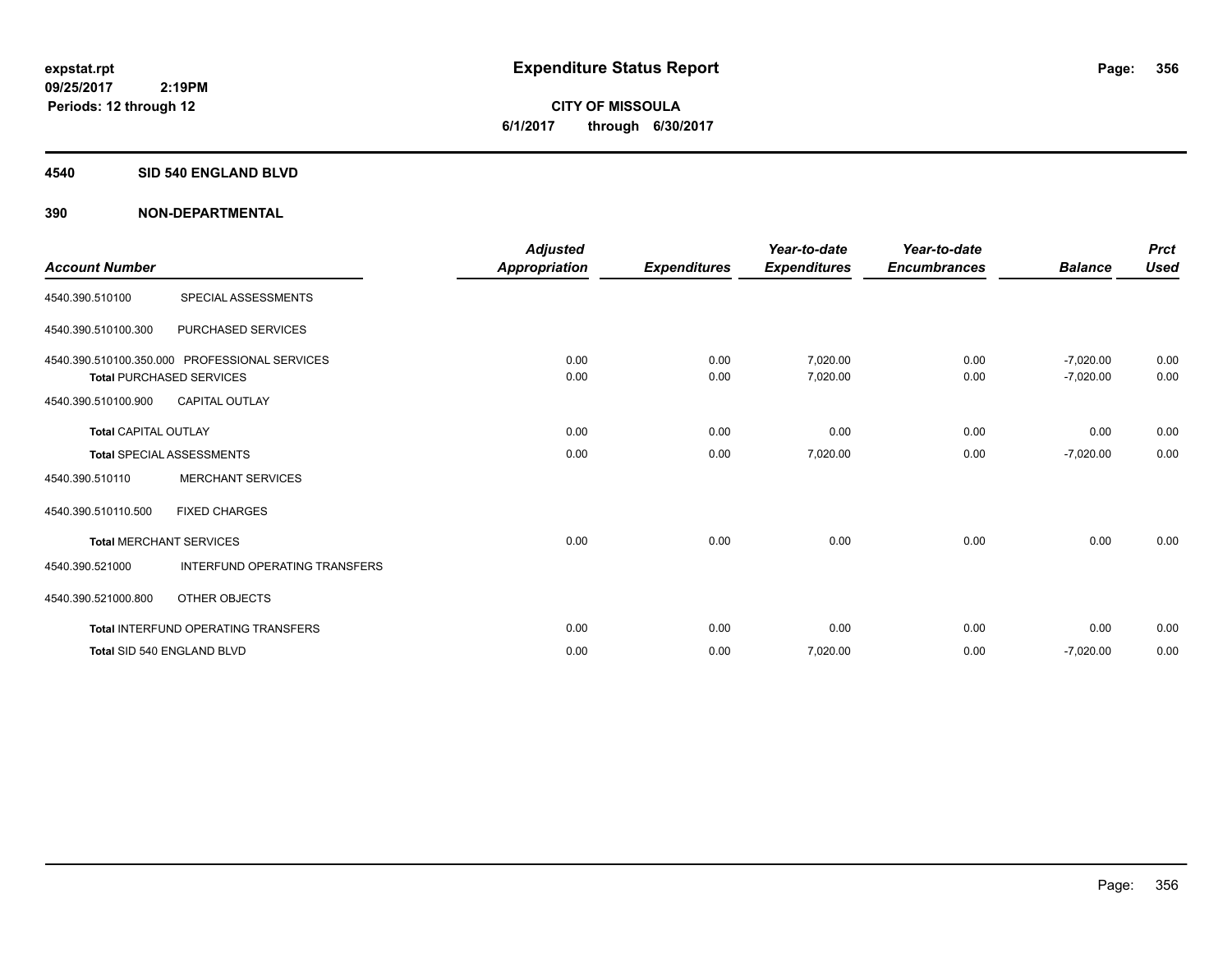# Expenditure Status Report

**expstat.rpt**
**09/25/2017 2:19PM**
**Periods: 12 through 12**

**CITY OF MISSOULA**
**6/1/2017 through 6/30/2017**

## 4540 SID 540 ENGLAND BLVD

## 390 NON-DEPARTMENTAL

| Account Number | | Adjusted Appropriation | Expenditures | Year-to-date Expenditures | Year-to-date Encumbrances | Balance | Prct Used |
|---|---|---|---|---|---|---|---|
| 4540.390.510100 | SPECIAL ASSESSMENTS | | | | | | |
| 4540.390.510100.300 | PURCHASED SERVICES | | | | | | |
| 4540.390.510100.350.000 | PROFESSIONAL SERVICES | 0.00 | 0.00 | 7,020.00 | 0.00 | -7,020.00 | 0.00 |
| **Total** PURCHASED SERVICES | | 0.00 | 0.00 | 7,020.00 | 0.00 | -7,020.00 | 0.00 |
| 4540.390.510100.900 | CAPITAL OUTLAY | | | | | | |
| **Total** CAPITAL OUTLAY | | 0.00 | 0.00 | 0.00 | 0.00 | 0.00 | 0.00 |
| **Total** SPECIAL ASSESSMENTS | | 0.00 | 0.00 | 7,020.00 | 0.00 | -7,020.00 | 0.00 |
| 4540.390.510110 | MERCHANT SERVICES | | | | | | |
| 4540.390.510110.500 | FIXED CHARGES | | | | | | |
| **Total** MERCHANT SERVICES | | 0.00 | 0.00 | 0.00 | 0.00 | 0.00 | 0.00 |
| 4540.390.521000 | INTERFUND OPERATING TRANSFERS | | | | | | |
| 4540.390.521000.800 | OTHER OBJECTS | | | | | | |
| **Total** INTERFUND OPERATING TRANSFERS | | 0.00 | 0.00 | 0.00 | 0.00 | 0.00 | 0.00 |
| **Total** SID 540 ENGLAND BLVD | | 0.00 | 0.00 | 7,020.00 | 0.00 | -7,020.00 | 0.00 |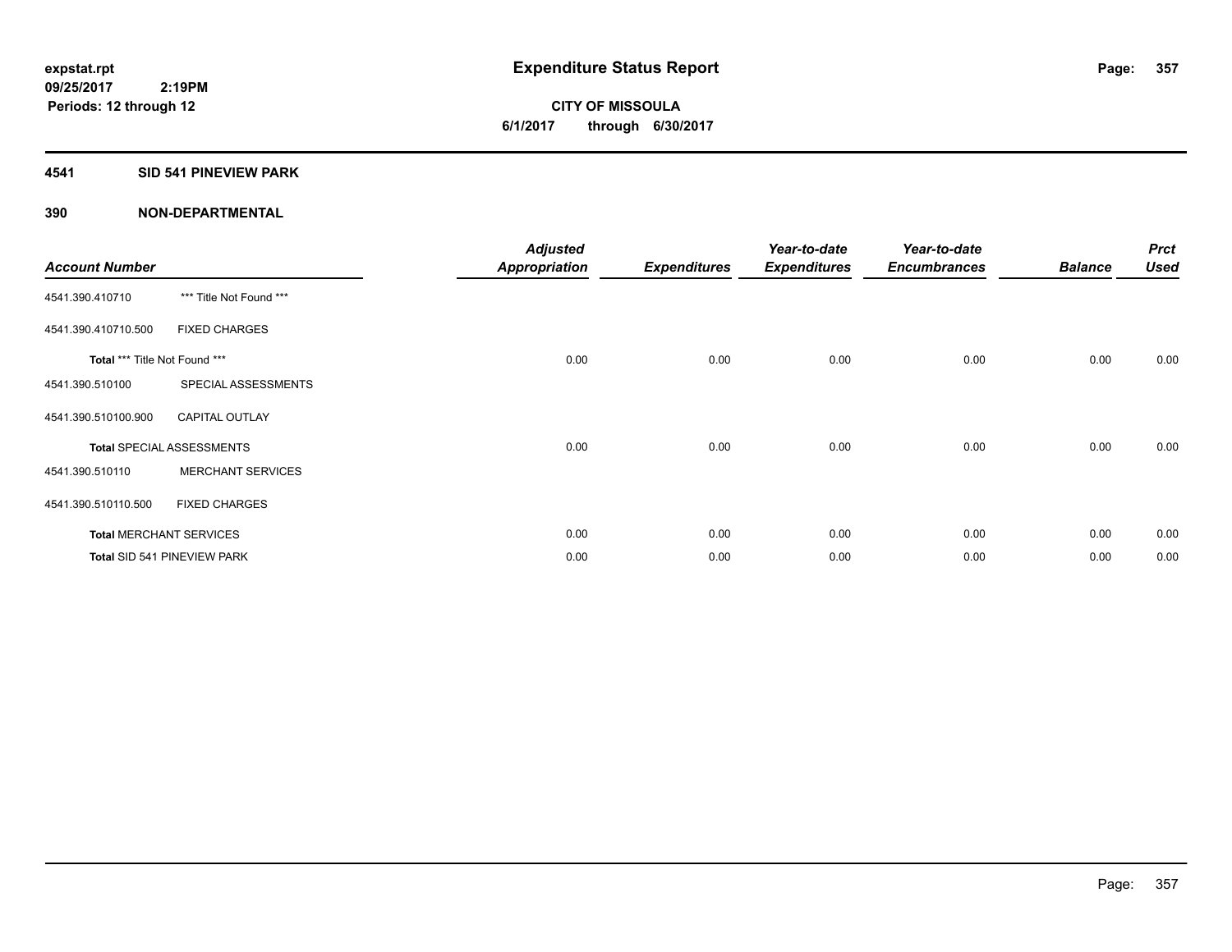# Expenditure Status Report

**CITY OF MISSOULA**
**6/1/2017 through 6/30/2017**

expstat.rpt
09/25/2017 2:19PM
Periods: 12 through 12

## 4541 SID 541 PINEVIEW PARK

## 390 NON-DEPARTMENTAL

| Account Number | | Adjusted Appropriation | Expenditures | Year-to-date Expenditures | Year-to-date Encumbrances | Balance | Prct Used |
|---|---|---|---|---|---|---|---|
| 4541.390.410710 | *** Title Not Found *** | | | | | | |
| 4541.390.410710.500 | FIXED CHARGES | | | | | | |
| **Total** *** Title Not Found *** | | 0.00 | 0.00 | 0.00 | 0.00 | 0.00 | 0.00 |
| 4541.390.510100 | SPECIAL ASSESSMENTS | | | | | | |
| 4541.390.510100.900 | CAPITAL OUTLAY | | | | | | |
| **Total** SPECIAL ASSESSMENTS | | 0.00 | 0.00 | 0.00 | 0.00 | 0.00 | 0.00 |
| 4541.390.510110 | MERCHANT SERVICES | | | | | | |
| 4541.390.510110.500 | FIXED CHARGES | | | | | | |
| **Total** MERCHANT SERVICES | | 0.00 | 0.00 | 0.00 | 0.00 | 0.00 | 0.00 |
| **Total** SID 541 PINEVIEW PARK | | 0.00 | 0.00 | 0.00 | 0.00 | 0.00 | 0.00 |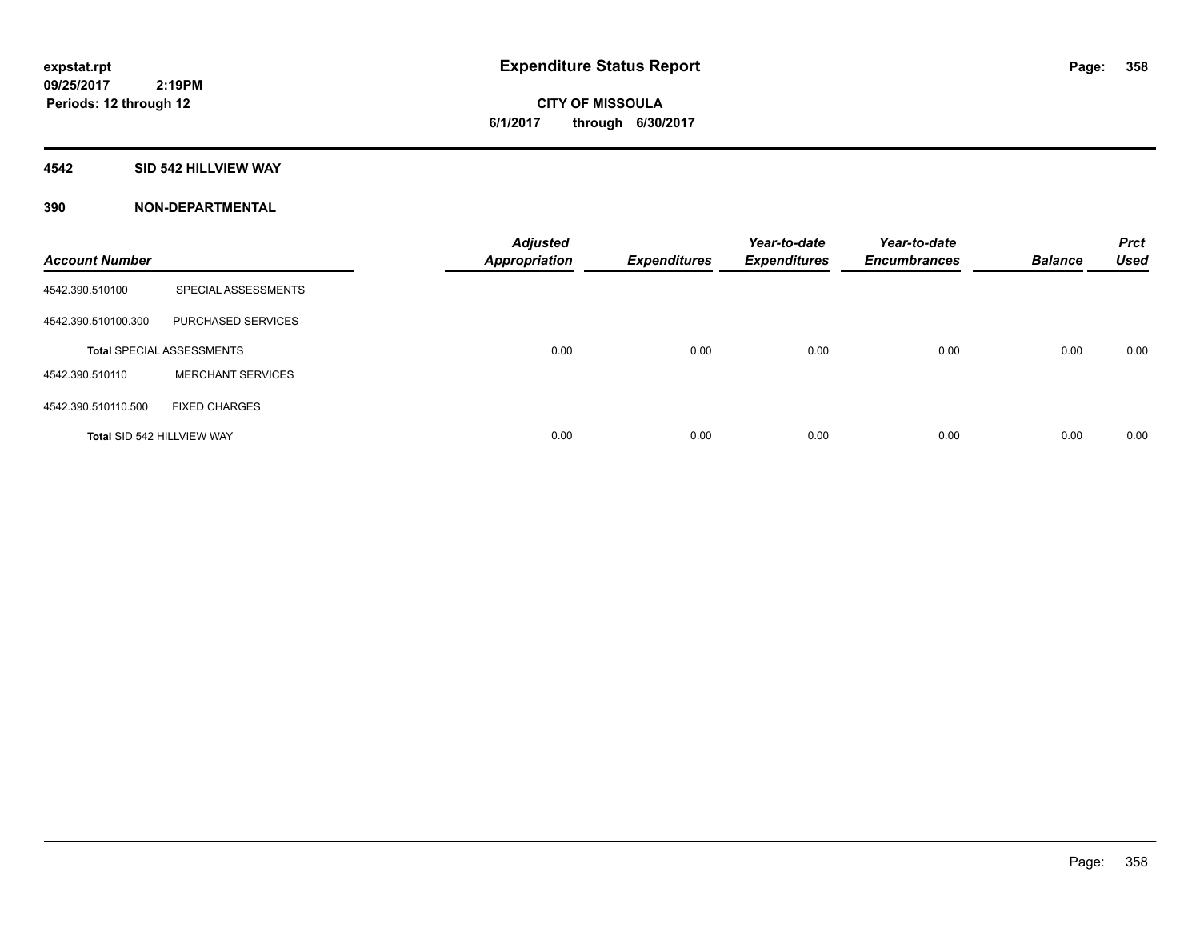**expstat.rpt**
**09/25/2017 2:19PM**
**Periods: 12 through 12**

# Expenditure Status Report

**CITY OF MISSOULA**
**6/1/2017 through 6/30/2017**

## 4542 SID 542 HILLVIEW WAY

## 390 NON-DEPARTMENTAL

| Account Number | | Adjusted Appropriation | Expenditures | Year-to-date Expenditures | Year-to-date Encumbrances | Balance | Prct Used |
|---|---|---|---|---|---|---|---|
| 4542.390.510100 | SPECIAL ASSESSMENTS | | | | | | |
| 4542.390.510100.300 | PURCHASED SERVICES | | | | | | |
| **Total** SPECIAL ASSESSMENTS | | 0.00 | 0.00 | 0.00 | 0.00 | 0.00 | 0.00 |
| 4542.390.510110 | MERCHANT SERVICES | | | | | | |
| 4542.390.510110.500 | FIXED CHARGES | | | | | | |
| **Total** SID 542 HILLVIEW WAY | | 0.00 | 0.00 | 0.00 | 0.00 | 0.00 | 0.00 |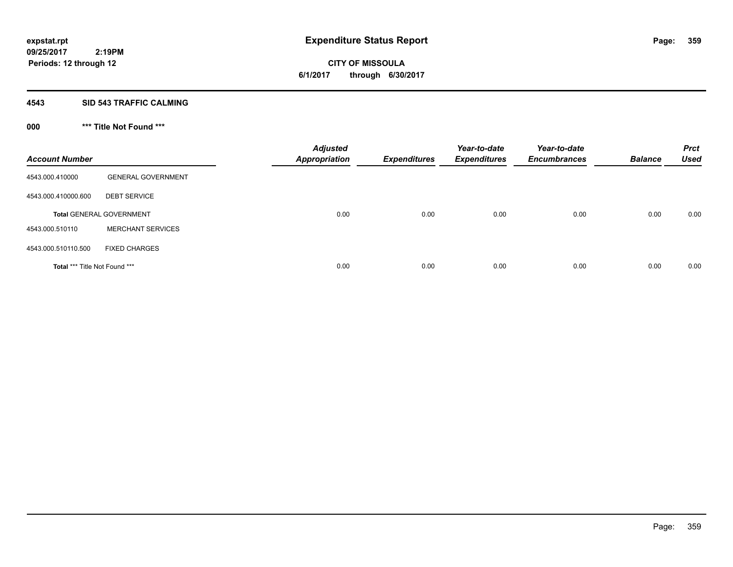# Expenditure Status Report

expstat.rpt
09/25/2017 2:19PM
Periods: 12 through 12

CITY OF MISSOULA
6/1/2017 through 6/30/2017

## 4543 SID 543 TRAFFIC CALMING

### 000 *** Title Not Found ***

| Account Number | | Adjusted Appropriation | Expenditures | Year-to-date Expenditures | Year-to-date Encumbrances | Balance | Prct Used |
|---|---|---|---|---|---|---|---|
| 4543.000.410000 | GENERAL GOVERNMENT | | | | | | |
| 4543.000.410000.600 | DEBT SERVICE | | | | | | |
| **Total** GENERAL GOVERNMENT | | 0.00 | 0.00 | 0.00 | 0.00 | 0.00 | 0.00 |
| 4543.000.510110 | MERCHANT SERVICES | | | | | | |
| 4543.000.510110.500 | FIXED CHARGES | | | | | | |
| **Total** *** Title Not Found *** | | 0.00 | 0.00 | 0.00 | 0.00 | 0.00 | 0.00 |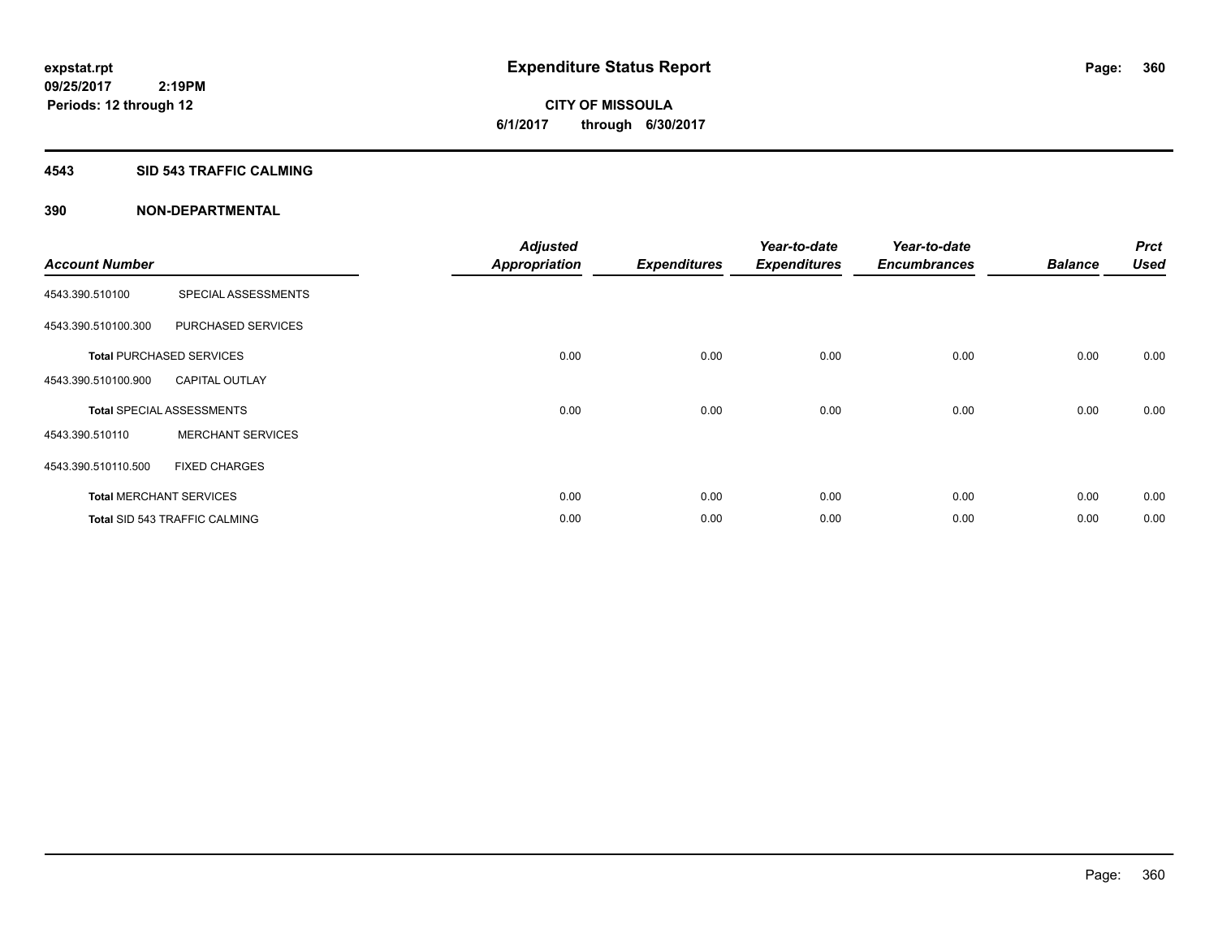**expstat.rpt**
**09/25/2017 2:19PM**
**Periods: 12 through 12**

# Expenditure Status Report

**CITY OF MISSOULA**
**6/1/2017 through 6/30/2017**

## 4543 SID 543 TRAFFIC CALMING

## 390 NON-DEPARTMENTAL

| Account Number | | Adjusted Appropriation | Expenditures | Year-to-date Expenditures | Year-to-date Encumbrances | Balance | Prct Used |
|---|---|---|---|---|---|---|---|
| 4543.390.510100 | SPECIAL ASSESSMENTS | | | | | | |
| 4543.390.510100.300 | PURCHASED SERVICES | | | | | | |
| **Total** PURCHASED SERVICES | | 0.00 | 0.00 | 0.00 | 0.00 | 0.00 | 0.00 |
| 4543.390.510100.900 | CAPITAL OUTLAY | | | | | | |
| **Total** SPECIAL ASSESSMENTS | | 0.00 | 0.00 | 0.00 | 0.00 | 0.00 | 0.00 |
| 4543.390.510110 | MERCHANT SERVICES | | | | | | |
| 4543.390.510110.500 | FIXED CHARGES | | | | | | |
| **Total** MERCHANT SERVICES | | 0.00 | 0.00 | 0.00 | 0.00 | 0.00 | 0.00 |
| **Total** SID 543 TRAFFIC CALMING | | 0.00 | 0.00 | 0.00 | 0.00 | 0.00 | 0.00 |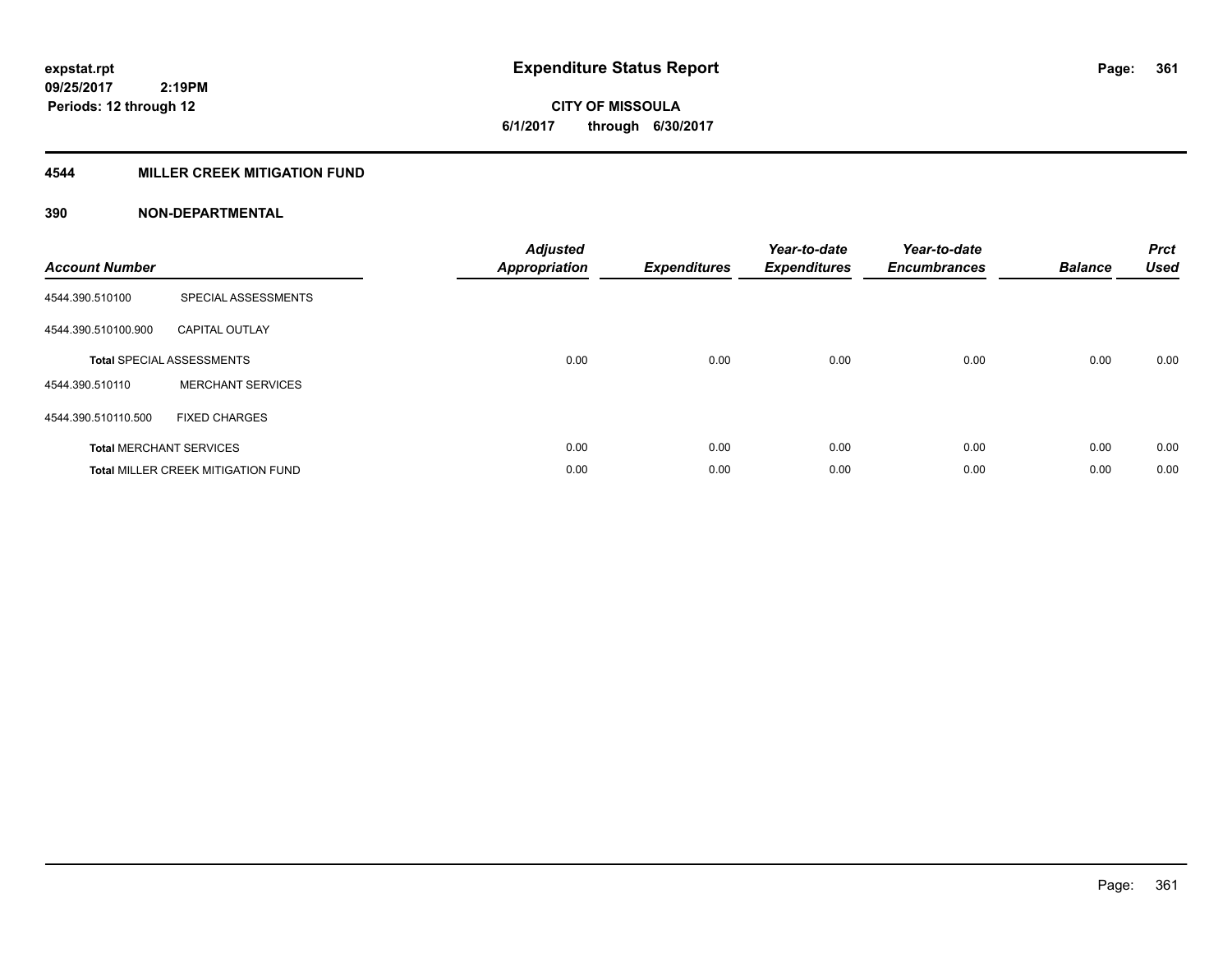**expstat.rpt**
**09/25/2017 2:19PM**
**Periods: 12 through 12**

# Expenditure Status Report

**CITY OF MISSOULA**
**6/1/2017 through 6/30/2017**

## 4544 MILLER CREEK MITIGATION FUND

### 390 NON-DEPARTMENTAL

| Account Number | | Adjusted Appropriation | Expenditures | Year-to-date Expenditures | Year-to-date Encumbrances | Balance | Prct Used |
|---|---|---|---|---|---|---|---|
| 4544.390.510100 | SPECIAL ASSESSMENTS | | | | | | |
| 4544.390.510100.900 | CAPITAL OUTLAY | | | | | | |
| **Total** SPECIAL ASSESSMENTS | | 0.00 | 0.00 | 0.00 | 0.00 | 0.00 | 0.00 |
| 4544.390.510110 | MERCHANT SERVICES | | | | | | |
| 4544.390.510110.500 | FIXED CHARGES | | | | | | |
| **Total** MERCHANT SERVICES | | 0.00 | 0.00 | 0.00 | 0.00 | 0.00 | 0.00 |
| **Total** MILLER CREEK MITIGATION FUND | | 0.00 | 0.00 | 0.00 | 0.00 | 0.00 | 0.00 |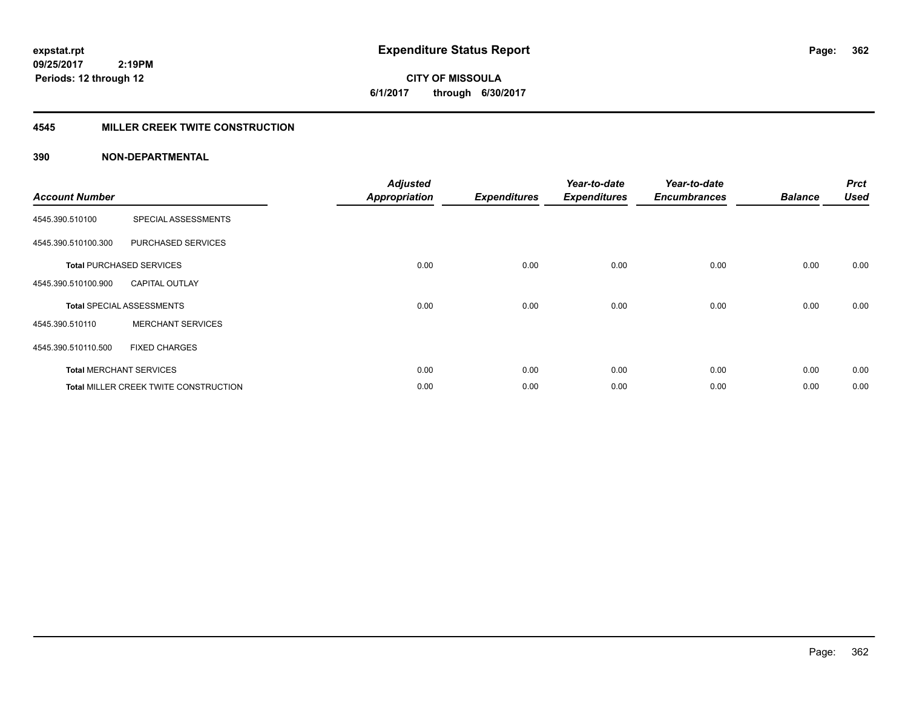**expstat.rpt**
**09/25/2017 2:19PM**
**Periods: 12 through 12**

# Expenditure Status Report

**CITY OF MISSOULA**
**6/1/2017 through 6/30/2017**

## 4545 MILLER CREEK TWITE CONSTRUCTION

### 390 NON-DEPARTMENTAL

| Account Number | | Adjusted Appropriation | Expenditures | Year-to-date Expenditures | Year-to-date Encumbrances | Balance | Prct Used |
|---|---|---|---|---|---|---|---|
| 4545.390.510100 | SPECIAL ASSESSMENTS | | | | | | |
| 4545.390.510100.300 | PURCHASED SERVICES | | | | | | |
| **Total** PURCHASED SERVICES | | 0.00 | 0.00 | 0.00 | 0.00 | 0.00 | 0.00 |
| 4545.390.510100.900 | CAPITAL OUTLAY | | | | | | |
| **Total** SPECIAL ASSESSMENTS | | 0.00 | 0.00 | 0.00 | 0.00 | 0.00 | 0.00 |
| 4545.390.510110 | MERCHANT SERVICES | | | | | | |
| 4545.390.510110.500 | FIXED CHARGES | | | | | | |
| **Total** MERCHANT SERVICES | | 0.00 | 0.00 | 0.00 | 0.00 | 0.00 | 0.00 |
| **Total** MILLER CREEK TWITE CONSTRUCTION | | 0.00 | 0.00 | 0.00 | 0.00 | 0.00 | 0.00 |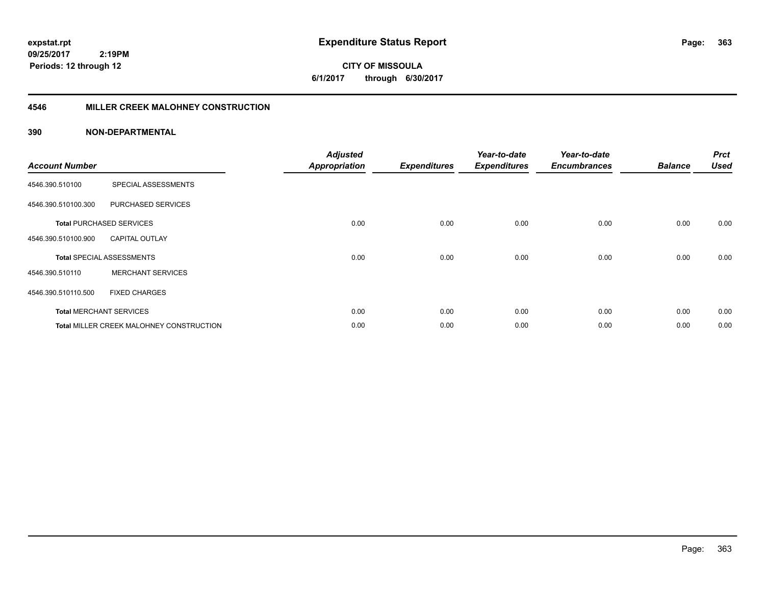**expstat.rpt**
**09/25/2017 2:19PM**
**Periods: 12 through 12**

# Expenditure Status Report

**CITY OF MISSOULA**
**6/1/2017 through 6/30/2017**

## 4546 MILLER CREEK MALOHNEY CONSTRUCTION

### 390 NON-DEPARTMENTAL

| Account Number | | Adjusted Appropriation | Expenditures | Year-to-date Expenditures | Year-to-date Encumbrances | Balance | Prct Used |
|---|---|---|---|---|---|---|---|
| 4546.390.510100 | SPECIAL ASSESSMENTS | | | | | | |
| 4546.390.510100.300 | PURCHASED SERVICES | | | | | | |
| **Total** PURCHASED SERVICES | | 0.00 | 0.00 | 0.00 | 0.00 | 0.00 | 0.00 |
| 4546.390.510100.900 | CAPITAL OUTLAY | | | | | | |
| **Total** SPECIAL ASSESSMENTS | | 0.00 | 0.00 | 0.00 | 0.00 | 0.00 | 0.00 |
| 4546.390.510110 | MERCHANT SERVICES | | | | | | |
| 4546.390.510110.500 | FIXED CHARGES | | | | | | |
| **Total** MERCHANT SERVICES | | 0.00 | 0.00 | 0.00 | 0.00 | 0.00 | 0.00 |
| **Total** MILLER CREEK MALOHNEY CONSTRUCTION | | 0.00 | 0.00 | 0.00 | 0.00 | 0.00 | 0.00 |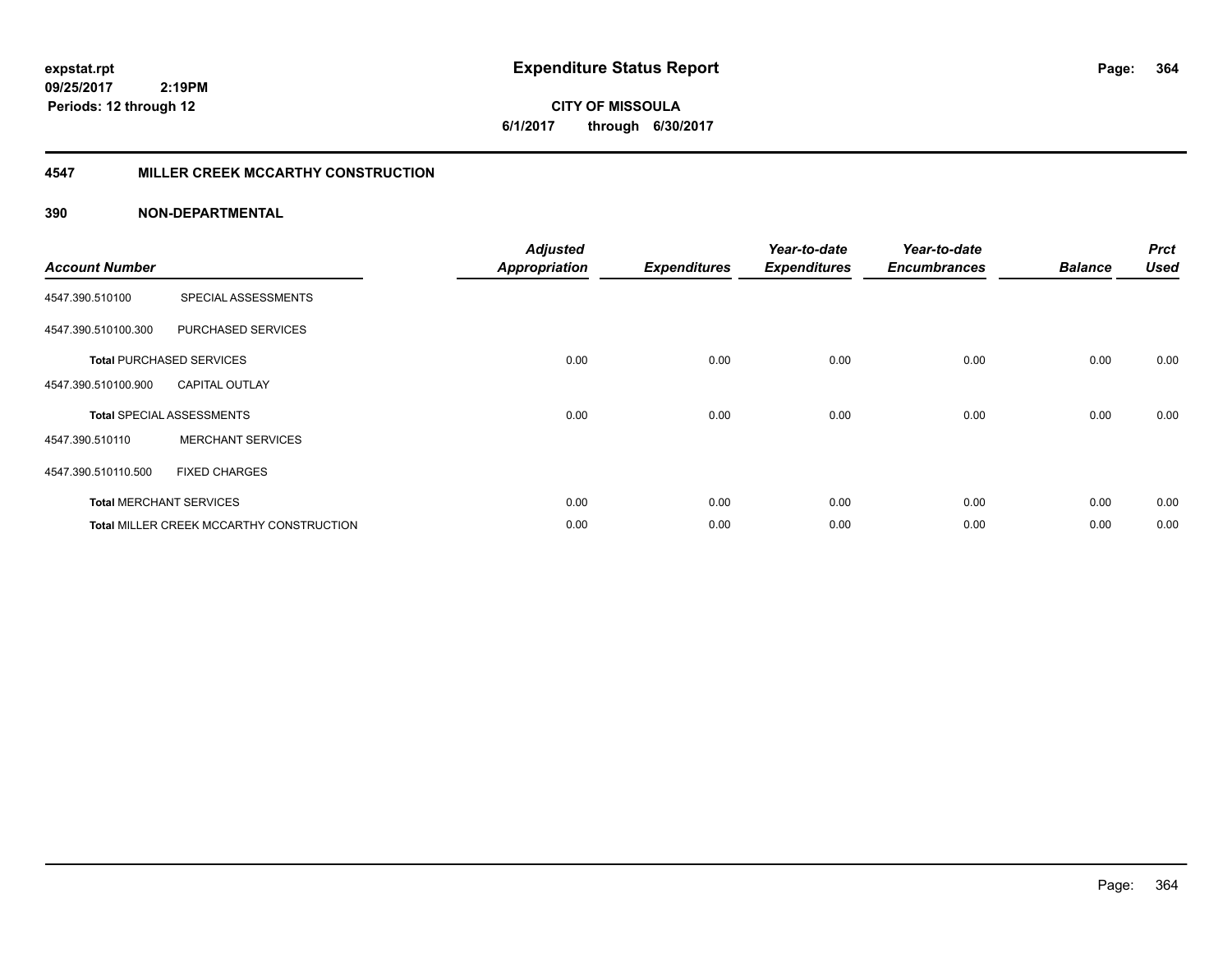**expstat.rpt**
**09/25/2017 2:19PM**
**Periods: 12 through 12**

# Expenditure Status Report

**CITY OF MISSOULA**
**6/1/2017 through 6/30/2017**

## 4547 MILLER CREEK MCCARTHY CONSTRUCTION

### 390 NON-DEPARTMENTAL

| Account Number | | Adjusted Appropriation | Expenditures | Year-to-date Expenditures | Year-to-date Encumbrances | Balance | Prct Used |
|---|---|---|---|---|---|---|---|
| 4547.390.510100 | SPECIAL ASSESSMENTS | | | | | | |
| 4547.390.510100.300 | PURCHASED SERVICES | | | | | | |
| **Total** PURCHASED SERVICES | | 0.00 | 0.00 | 0.00 | 0.00 | 0.00 | 0.00 |
| 4547.390.510100.900 | CAPITAL OUTLAY | | | | | | |
| **Total** SPECIAL ASSESSMENTS | | 0.00 | 0.00 | 0.00 | 0.00 | 0.00 | 0.00 |
| 4547.390.510110 | MERCHANT SERVICES | | | | | | |
| 4547.390.510110.500 | FIXED CHARGES | | | | | | |
| **Total** MERCHANT SERVICES | | 0.00 | 0.00 | 0.00 | 0.00 | 0.00 | 0.00 |
| **Total** MILLER CREEK MCCARTHY CONSTRUCTION | | 0.00 | 0.00 | 0.00 | 0.00 | 0.00 | 0.00 |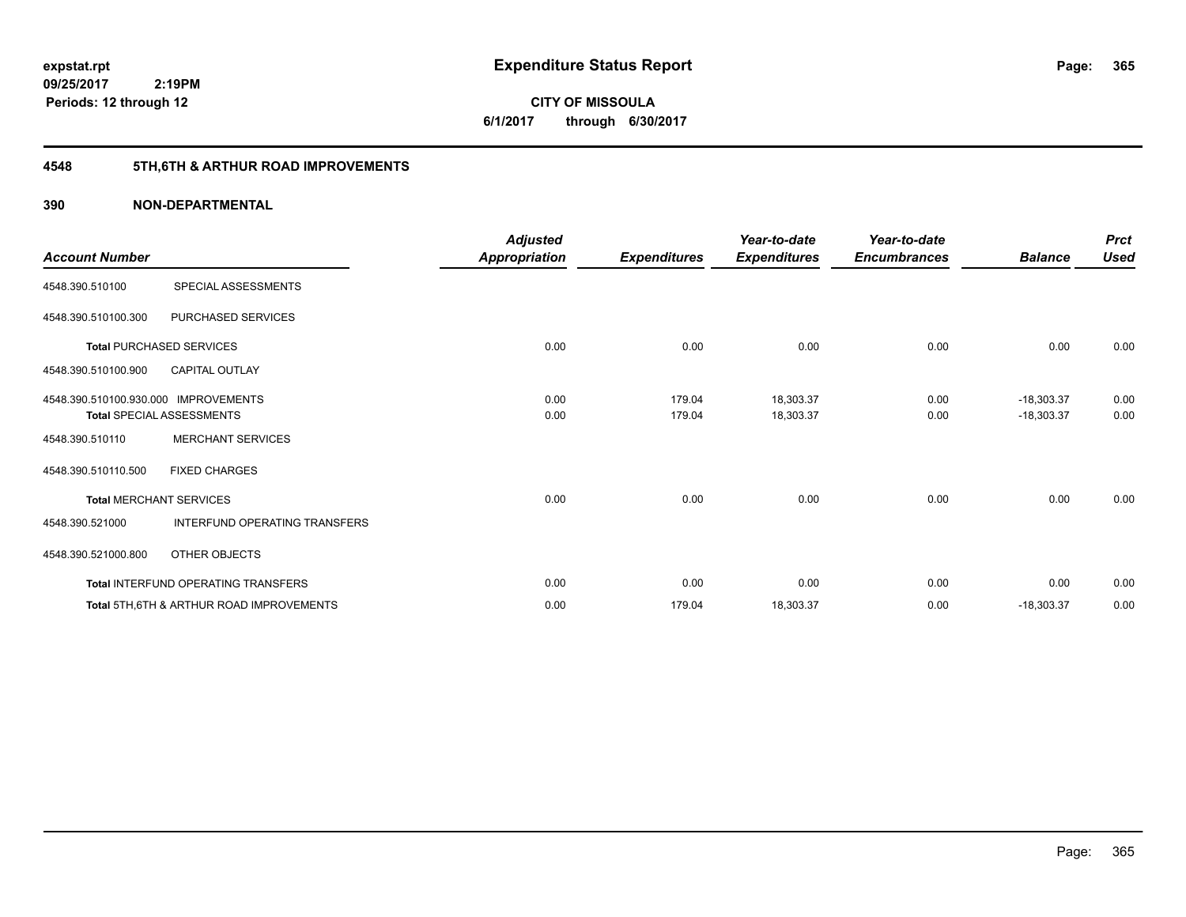expstat.rpt
09/25/2017 2:19PM
Periods: 12 through 12

# Expenditure Status Report

CITY OF MISSOULA
6/1/2017 through 6/30/2017

## 4548 5TH,6TH & ARTHUR ROAD IMPROVEMENTS

## 390 NON-DEPARTMENTAL

| Account Number | | Adjusted Appropriation | Expenditures | Year-to-date Expenditures | Year-to-date Encumbrances | Balance | Prct Used |
|---|---|---|---|---|---|---|---|
| 4548.390.510100 | SPECIAL ASSESSMENTS | | | | | | |
| 4548.390.510100.300 | PURCHASED SERVICES | | | | | | |
| Total PURCHASED SERVICES | | 0.00 | 0.00 | 0.00 | 0.00 | 0.00 | 0.00 |
| 4548.390.510100.900 | CAPITAL OUTLAY | | | | | | |
| 4548.390.510100.930.000 | IMPROVEMENTS | 0.00 | 179.04 | 18,303.37 | 0.00 | -18,303.37 | 0.00 |
| Total SPECIAL ASSESSMENTS | | 0.00 | 179.04 | 18,303.37 | 0.00 | -18,303.37 | 0.00 |
| 4548.390.510110 | MERCHANT SERVICES | | | | | | |
| 4548.390.510110.500 | FIXED CHARGES | | | | | | |
| Total MERCHANT SERVICES | | 0.00 | 0.00 | 0.00 | 0.00 | 0.00 | 0.00 |
| 4548.390.521000 | INTERFUND OPERATING TRANSFERS | | | | | | |
| 4548.390.521000.800 | OTHER OBJECTS | | | | | | |
| Total INTERFUND OPERATING TRANSFERS | | 0.00 | 0.00 | 0.00 | 0.00 | 0.00 | 0.00 |
| Total 5TH,6TH & ARTHUR ROAD IMPROVEMENTS | | 0.00 | 179.04 | 18,303.37 | 0.00 | -18,303.37 | 0.00 |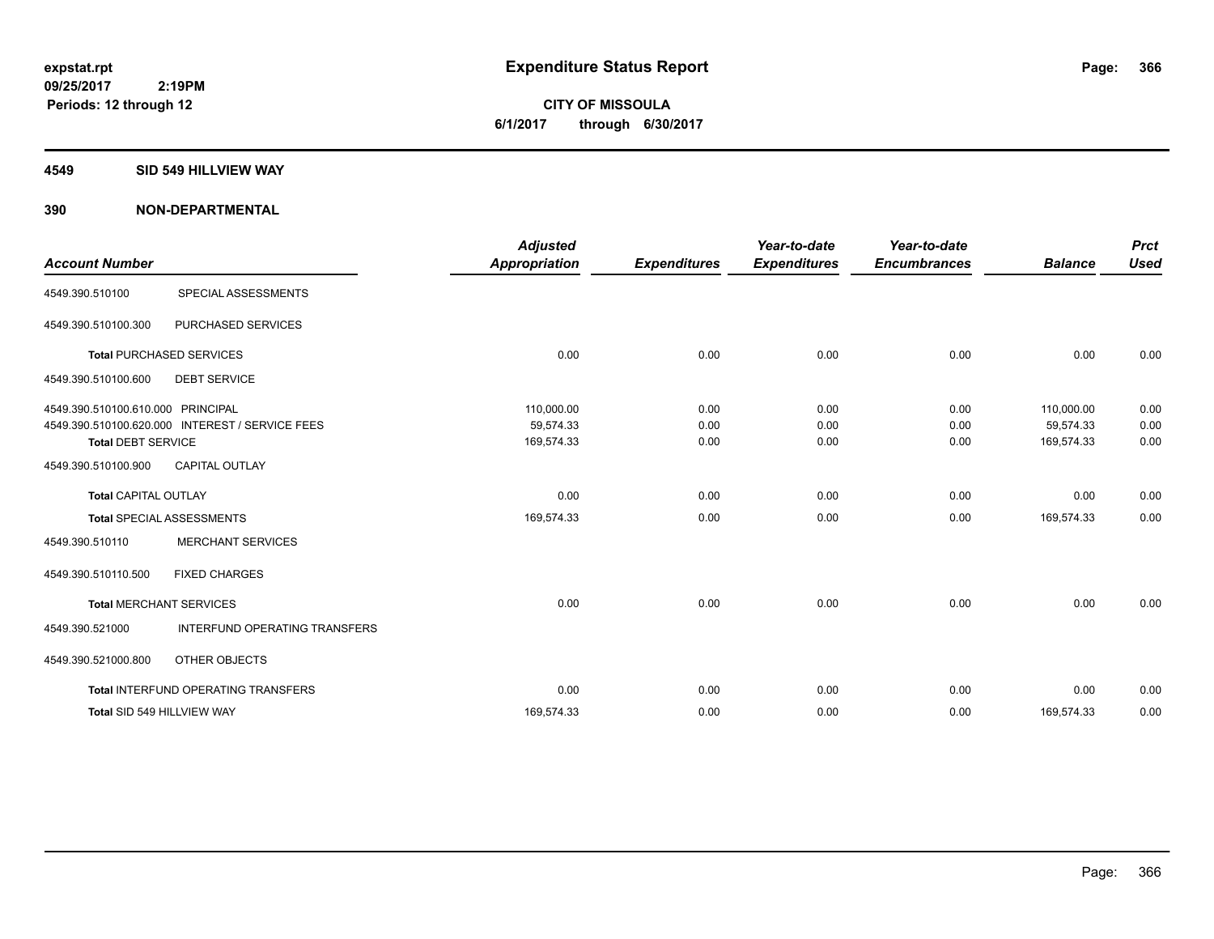expstat.rpt
09/25/2017 2:19PM
Periods: 12 through 12

# Expenditure Status Report

**CITY OF MISSOULA**
**6/1/2017 through 6/30/2017**

## 4549 SID 549 HILLVIEW WAY

## 390 NON-DEPARTMENTAL

| Account Number | | Adjusted Appropriation | Expenditures | Year-to-date Expenditures | Year-to-date Encumbrances | Balance | Prct Used |
|---|---|---|---|---|---|---|---|
| 4549.390.510100 | SPECIAL ASSESSMENTS | | | | | | |
| 4549.390.510100.300 | PURCHASED SERVICES | | | | | | |
| Total PURCHASED SERVICES | | 0.00 | 0.00 | 0.00 | 0.00 | 0.00 | 0.00 |
| 4549.390.510100.600 | DEBT SERVICE | | | | | | |
| 4549.390.510100.610.000 | PRINCIPAL | 110,000.00 | 0.00 | 0.00 | 0.00 | 110,000.00 | 0.00 |
| 4549.390.510100.620.000 | INTEREST / SERVICE FEES | 59,574.33 | 0.00 | 0.00 | 0.00 | 59,574.33 | 0.00 |
| Total DEBT SERVICE | | 169,574.33 | 0.00 | 0.00 | 0.00 | 169,574.33 | 0.00 |
| 4549.390.510100.900 | CAPITAL OUTLAY | | | | | | |
| Total CAPITAL OUTLAY | | 0.00 | 0.00 | 0.00 | 0.00 | 0.00 | 0.00 |
| Total SPECIAL ASSESSMENTS | | 169,574.33 | 0.00 | 0.00 | 0.00 | 169,574.33 | 0.00 |
| 4549.390.510110 | MERCHANT SERVICES | | | | | | |
| 4549.390.510110.500 | FIXED CHARGES | | | | | | |
| Total MERCHANT SERVICES | | 0.00 | 0.00 | 0.00 | 0.00 | 0.00 | 0.00 |
| 4549.390.521000 | INTERFUND OPERATING TRANSFERS | | | | | | |
| 4549.390.521000.800 | OTHER OBJECTS | | | | | | |
| Total INTERFUND OPERATING TRANSFERS | | 0.00 | 0.00 | 0.00 | 0.00 | 0.00 | 0.00 |
| Total SID 549 HILLVIEW WAY | | 169,574.33 | 0.00 | 0.00 | 0.00 | 169,574.33 | 0.00 |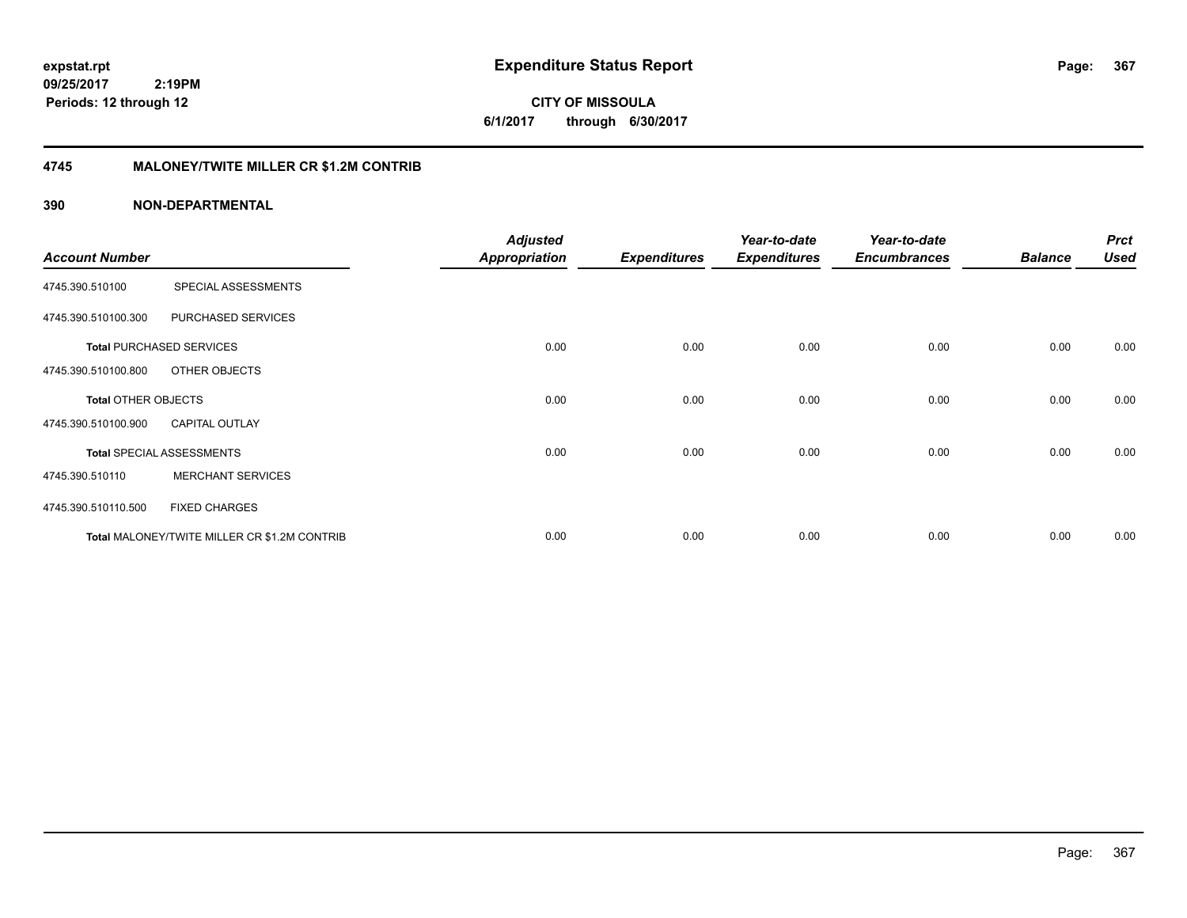expstat.rpt
09/25/2017 2:19PM
Periods: 12 through 12

# Expenditure Status Report

**CITY OF MISSOULA**
**6/1/2017 through 6/30/2017**

## 4745 MALONEY/TWITE MILLER CR $1.2M CONTRIB

### 390 NON-DEPARTMENTAL

| Account Number | | Adjusted Appropriation | Expenditures | Year-to-date Expenditures | Year-to-date Encumbrances | Balance | Prct Used |
|---|---|---|---|---|---|---|---|
| 4745.390.510100 | SPECIAL ASSESSMENTS | | | | | | |
| 4745.390.510100.300 | PURCHASED SERVICES | | | | | | |
| **Total** PURCHASED SERVICES | | 0.00 | 0.00 | 0.00 | 0.00 | 0.00 | 0.00 |
| 4745.390.510100.800 | OTHER OBJECTS | | | | | | |
| **Total** OTHER OBJECTS | | 0.00 | 0.00 | 0.00 | 0.00 | 0.00 | 0.00 |
| 4745.390.510100.900 | CAPITAL OUTLAY | | | | | | |
| **Total** SPECIAL ASSESSMENTS | | 0.00 | 0.00 | 0.00 | 0.00 | 0.00 | 0.00 |
| 4745.390.510110 | MERCHANT SERVICES | | | | | | |
| 4745.390.510110.500 | FIXED CHARGES | | | | | | |
| **Total** MALONEY/TWITE MILLER CR $1.2M CONTRIB | | 0.00 | 0.00 | 0.00 | 0.00 | 0.00 | 0.00 |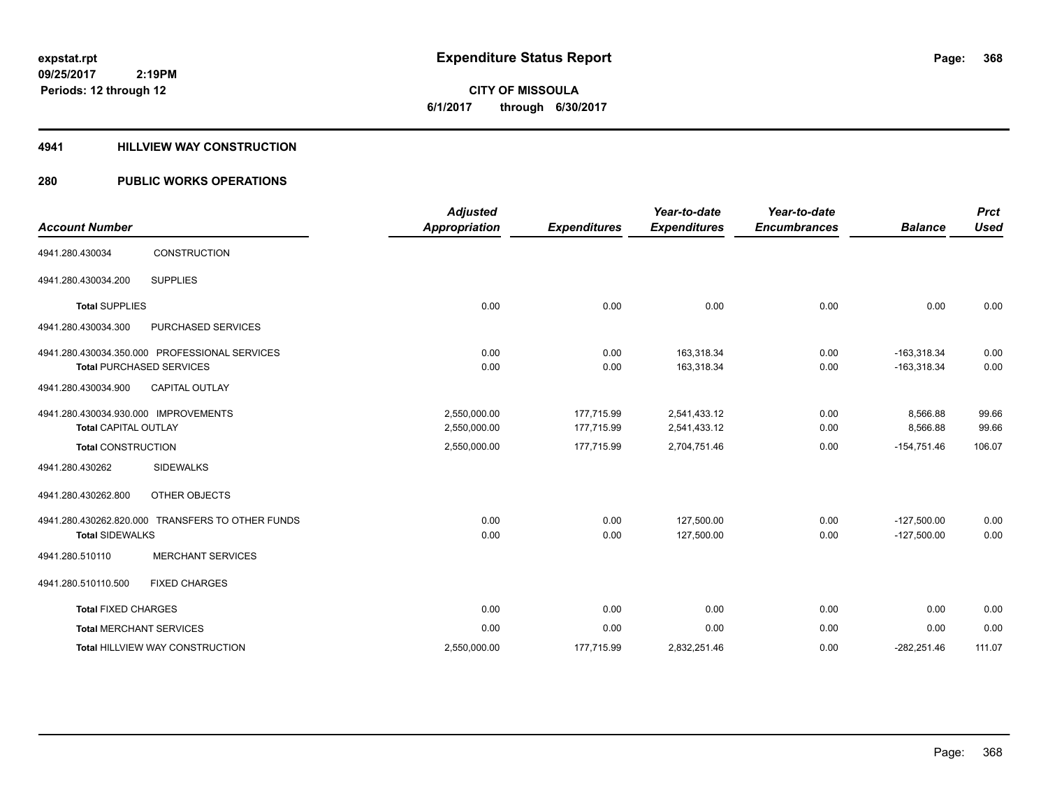# Expenditure Status Report

**CITY OF MISSOULA**
**6/1/2017 through 6/30/2017**

expstat.rpt
09/25/2017 2:19PM
Periods: 12 through 12

## 4941 HILLVIEW WAY CONSTRUCTION

## 280 PUBLIC WORKS OPERATIONS

| Account Number | | Adjusted Appropriation | Expenditures | Year-to-date Expenditures | Year-to-date Encumbrances | Balance | Prct Used |
|---|---|---|---|---|---|---|---|
| 4941.280.430034 | CONSTRUCTION | | | | | | |
| 4941.280.430034.200 | SUPPLIES | | | | | | |
| Total SUPPLIES | | 0.00 | 0.00 | 0.00 | 0.00 | 0.00 | 0.00 |
| 4941.280.430034.300 | PURCHASED SERVICES | | | | | | |
| 4941.280.430034.350.000 PROFESSIONAL SERVICES | | 0.00 | 0.00 | 163,318.34 | 0.00 | -163,318.34 | 0.00 |
| Total PURCHASED SERVICES | | 0.00 | 0.00 | 163,318.34 | 0.00 | -163,318.34 | 0.00 |
| 4941.280.430034.900 | CAPITAL OUTLAY | | | | | | |
| 4941.280.430034.930.000 IMPROVEMENTS | | 2,550,000.00 | 177,715.99 | 2,541,433.12 | 0.00 | 8,566.88 | 99.66 |
| Total CAPITAL OUTLAY | | 2,550,000.00 | 177,715.99 | 2,541,433.12 | 0.00 | 8,566.88 | 99.66 |
| Total CONSTRUCTION | | 2,550,000.00 | 177,715.99 | 2,704,751.46 | 0.00 | -154,751.46 | 106.07 |
| 4941.280.430262 | SIDEWALKS | | | | | | |
| 4941.280.430262.800 | OTHER OBJECTS | | | | | | |
| 4941.280.430262.820.000 TRANSFERS TO OTHER FUNDS | | 0.00 | 0.00 | 127,500.00 | 0.00 | -127,500.00 | 0.00 |
| Total SIDEWALKS | | 0.00 | 0.00 | 127,500.00 | 0.00 | -127,500.00 | 0.00 |
| 4941.280.510110 | MERCHANT SERVICES | | | | | | |
| 4941.280.510110.500 | FIXED CHARGES | | | | | | |
| Total FIXED CHARGES | | 0.00 | 0.00 | 0.00 | 0.00 | 0.00 | 0.00 |
| Total MERCHANT SERVICES | | 0.00 | 0.00 | 0.00 | 0.00 | 0.00 | 0.00 |
| Total HILLVIEW WAY CONSTRUCTION | | 2,550,000.00 | 177,715.99 | 2,832,251.46 | 0.00 | -282,251.46 | 111.07 |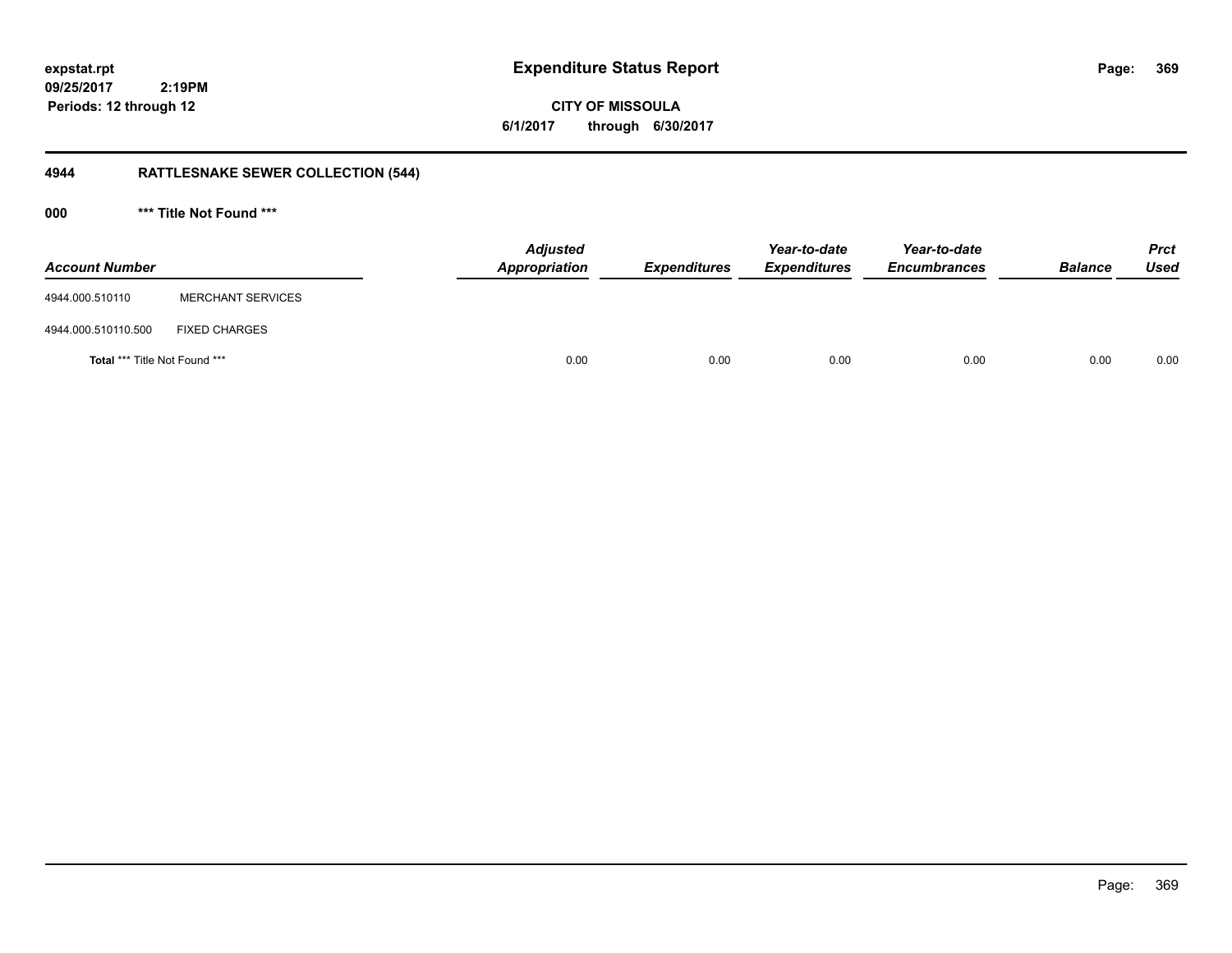**expstat.rpt**
**09/25/2017 2:19PM**
**Periods: 12 through 12**

# Expenditure Status Report

**CITY OF MISSOULA**
**6/1/2017 through 6/30/2017**

## 4944 RATTLESNAKE SEWER COLLECTION (544)

### 000 *** Title Not Found ***

| Account Number | | Adjusted Appropriation | Expenditures | Year-to-date Expenditures | Year-to-date Encumbrances | Balance | Prct Used |
|---|---|---|---|---|---|---|---|
| 4944.000.510110 | MERCHANT SERVICES | | | | | | |
| 4944.000.510110.500 | FIXED CHARGES | | | | | | |
| **Total** *** Title Not Found *** | | 0.00 | 0.00 | 0.00 | 0.00 | 0.00 | 0.00 |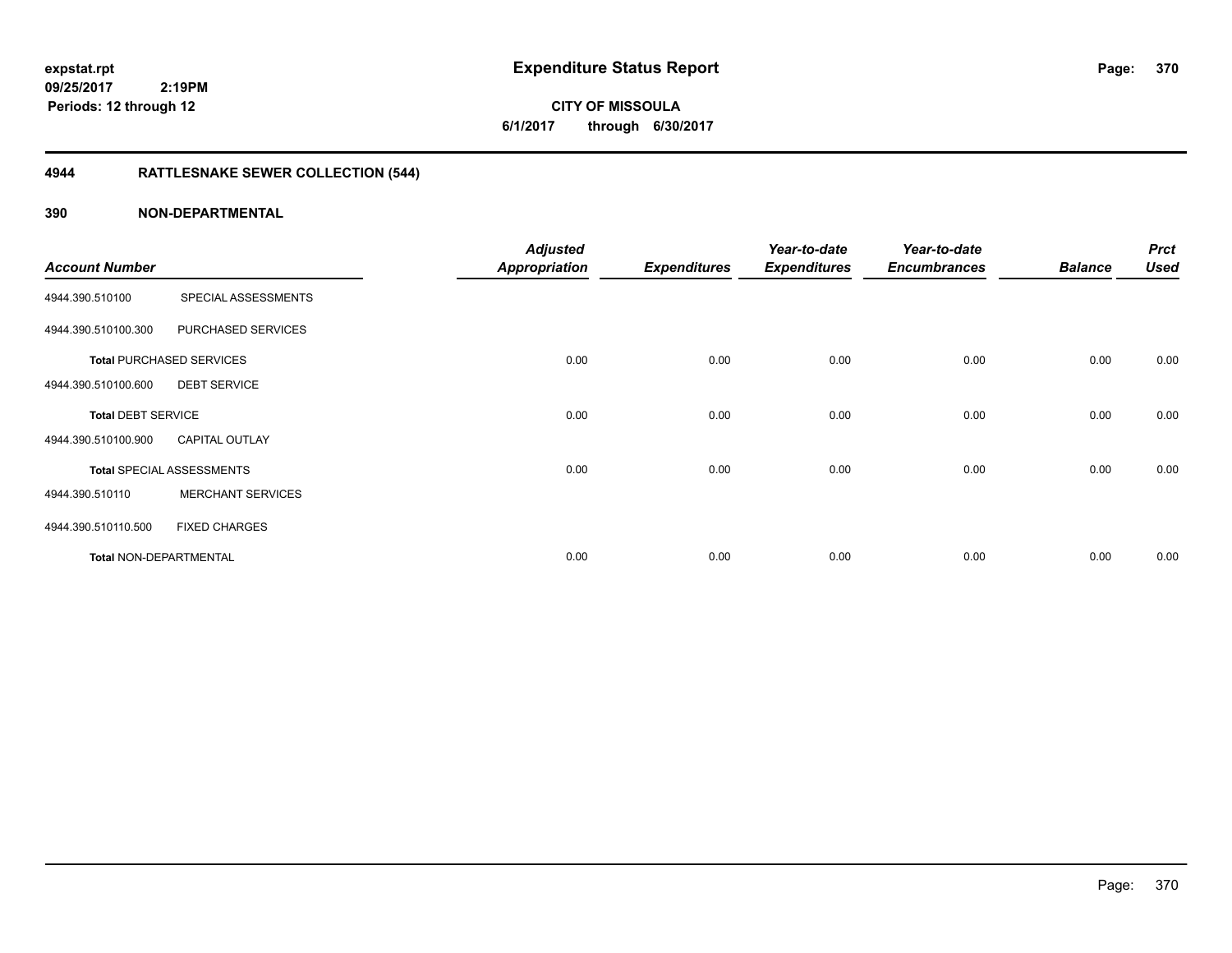**expstat.rpt**
**09/25/2017 2:19PM**
**Periods: 12 through 12**

# Expenditure Status Report

**CITY OF MISSOULA**
**6/1/2017 through 6/30/2017**

## 4944 RATTLESNAKE SEWER COLLECTION (544)

## 390 NON-DEPARTMENTAL

| Account Number | | Adjusted Appropriation | Expenditures | Year-to-date Expenditures | Year-to-date Encumbrances | Balance | Prct Used |
|---|---|---|---|---|---|---|---|
| 4944.390.510100 | SPECIAL ASSESSMENTS | | | | | | |
| 4944.390.510100.300 | PURCHASED SERVICES | | | | | | |
| **Total** PURCHASED SERVICES | | 0.00 | 0.00 | 0.00 | 0.00 | 0.00 | 0.00 |
| 4944.390.510100.600 | DEBT SERVICE | | | | | | |
| **Total** DEBT SERVICE | | 0.00 | 0.00 | 0.00 | 0.00 | 0.00 | 0.00 |
| 4944.390.510100.900 | CAPITAL OUTLAY | | | | | | |
| **Total** SPECIAL ASSESSMENTS | | 0.00 | 0.00 | 0.00 | 0.00 | 0.00 | 0.00 |
| 4944.390.510110 | MERCHANT SERVICES | | | | | | |
| 4944.390.510110.500 | FIXED CHARGES | | | | | | |
| **Total** NON-DEPARTMENTAL | | 0.00 | 0.00 | 0.00 | 0.00 | 0.00 | 0.00 |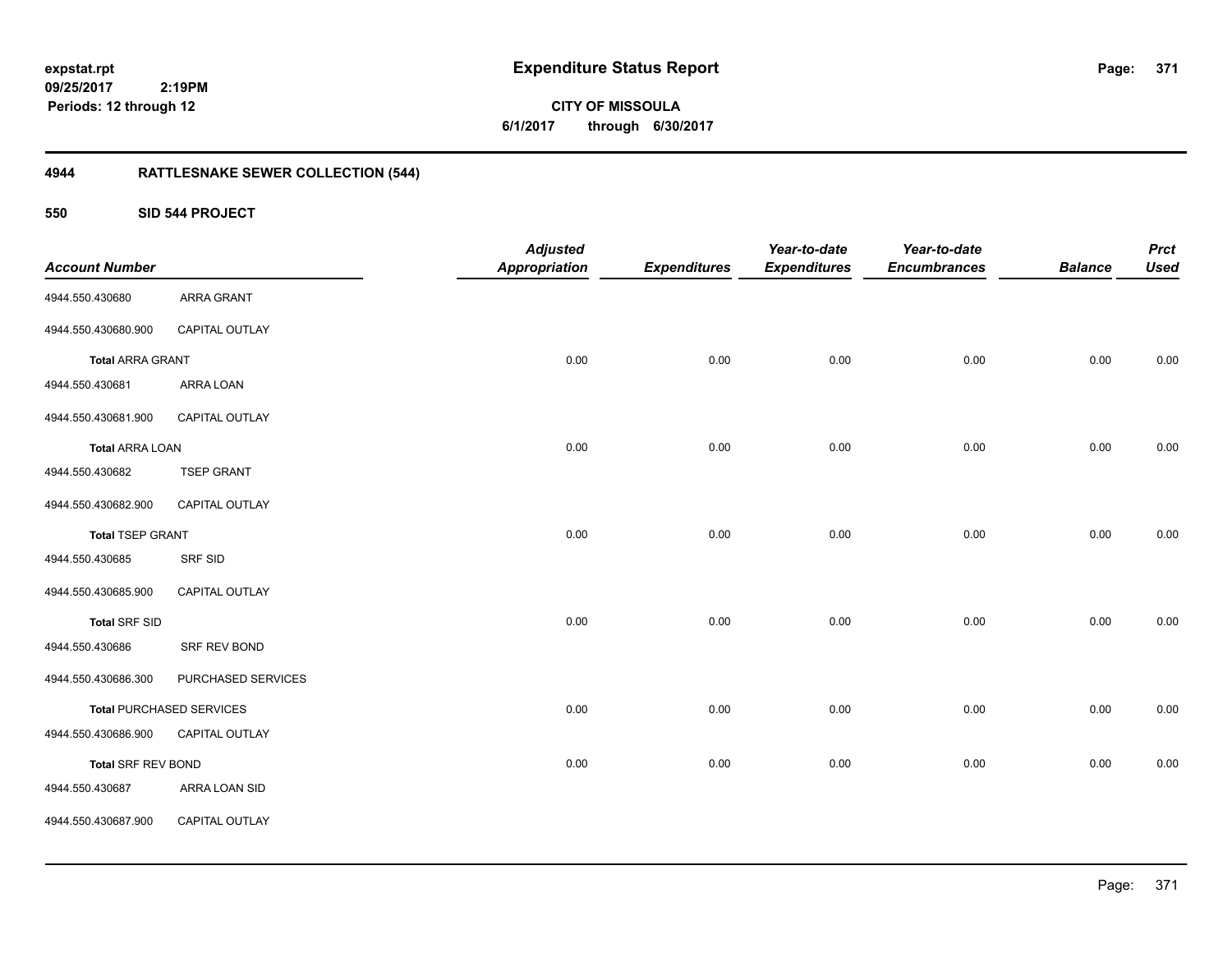**expstat.rpt**
**09/25/2017 2:19PM**
**Periods: 12 through 12**

# Expenditure Status Report

**CITY OF MISSOULA**
**6/1/2017 through 6/30/2017**

## 4944 RATTLESNAKE SEWER COLLECTION (544)

### 550 SID 544 PROJECT

| Account Number | | Adjusted Appropriation | Expenditures | Year-to-date Expenditures | Year-to-date Encumbrances | Balance | Prct Used |
|---|---|---|---|---|---|---|---|
| 4944.550.430680 | ARRA GRANT | | | | | | |
| 4944.550.430680.900 | CAPITAL OUTLAY | | | | | | |
| **Total** ARRA GRANT | | 0.00 | 0.00 | 0.00 | 0.00 | 0.00 | 0.00 |
| 4944.550.430681 | ARRA LOAN | | | | | | |
| 4944.550.430681.900 | CAPITAL OUTLAY | | | | | | |
| **Total** ARRA LOAN | | 0.00 | 0.00 | 0.00 | 0.00 | 0.00 | 0.00 |
| 4944.550.430682 | TSEP GRANT | | | | | | |
| 4944.550.430682.900 | CAPITAL OUTLAY | | | | | | |
| **Total** TSEP GRANT | | 0.00 | 0.00 | 0.00 | 0.00 | 0.00 | 0.00 |
| 4944.550.430685 | SRF SID | | | | | | |
| 4944.550.430685.900 | CAPITAL OUTLAY | | | | | | |
| **Total** SRF SID | | 0.00 | 0.00 | 0.00 | 0.00 | 0.00 | 0.00 |
| 4944.550.430686 | SRF REV BOND | | | | | | |
| 4944.550.430686.300 | PURCHASED SERVICES | | | | | | |
| **Total** PURCHASED SERVICES | | 0.00 | 0.00 | 0.00 | 0.00 | 0.00 | 0.00 |
| 4944.550.430686.900 | CAPITAL OUTLAY | | | | | | |
| **Total** SRF REV BOND | | 0.00 | 0.00 | 0.00 | 0.00 | 0.00 | 0.00 |
| 4944.550.430687 | ARRA LOAN SID | | | | | | |
| 4944.550.430687.900 | CAPITAL OUTLAY | | | | | | |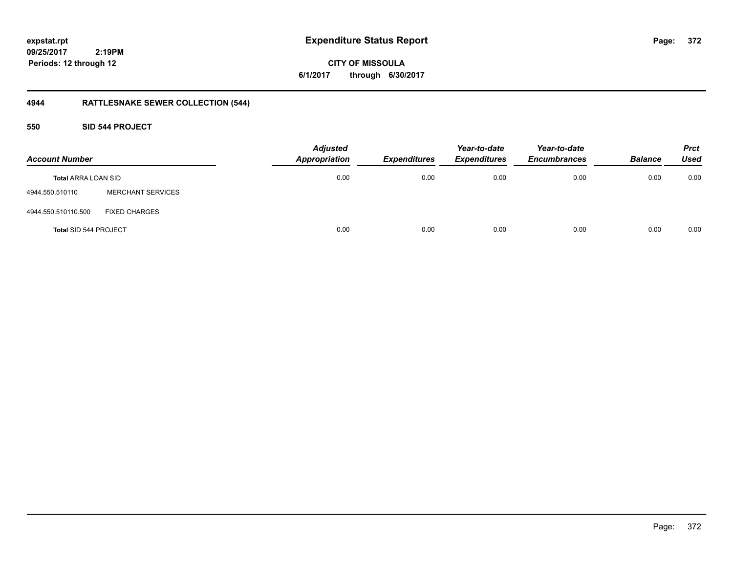# Expenditure Status Report

**expstat.rpt**
**09/25/2017 2:19PM**
**Periods: 12 through 12**

**CITY OF MISSOULA**
**6/1/2017 through 6/30/2017**

## 4944 RATTLESNAKE SEWER COLLECTION (544)

### 550 SID 544 PROJECT

| Account Number | | Adjusted Appropriation | Expenditures | Year-to-date Expenditures | Year-to-date Encumbrances | Balance | Prct Used |
|---|---|---|---|---|---|---|---|
| **Total** ARRA LOAN SID | | 0.00 | 0.00 | 0.00 | 0.00 | 0.00 | 0.00 |
| 4944.550.510110 | MERCHANT SERVICES | | | | | | |
| 4944.550.510110.500 | FIXED CHARGES | | | | | | |
| **Total** SID 544 PROJECT | | 0.00 | 0.00 | 0.00 | 0.00 | 0.00 | 0.00 |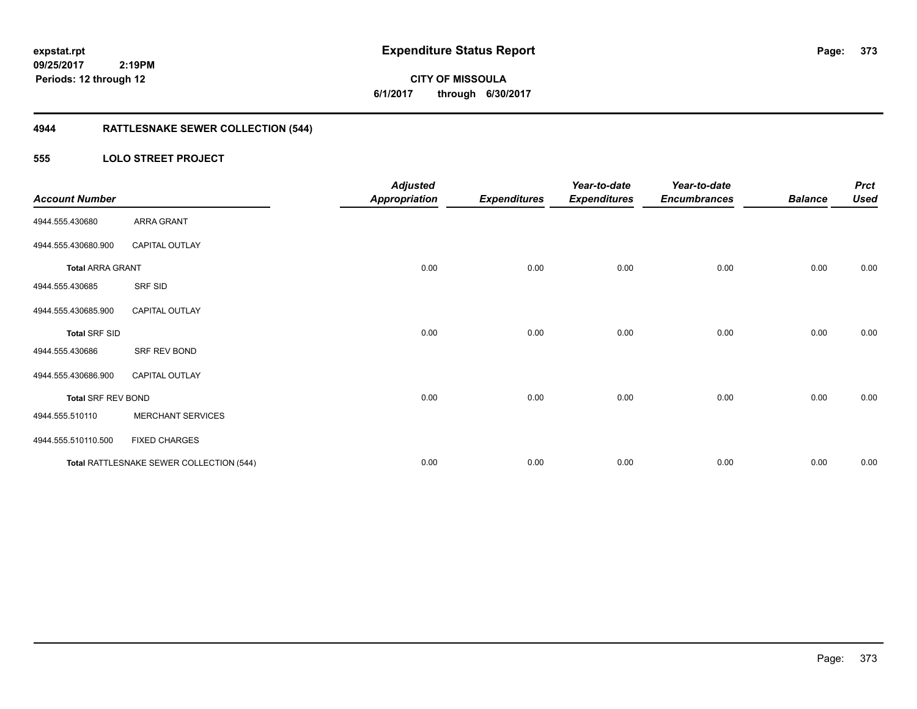**expstat.rpt**
**09/25/2017 2:19PM**
**Periods: 12 through 12**

# Expenditure Status Report

**CITY OF MISSOULA**
**6/1/2017 through 6/30/2017**

## 4944 RATTLESNAKE SEWER COLLECTION (544)

### 555 LOLO STREET PROJECT

| Account Number | | Adjusted Appropriation | Expenditures | Year-to-date Expenditures | Year-to-date Encumbrances | Balance | Prct Used |
|---|---|---|---|---|---|---|---|
| 4944.555.430680 | ARRA GRANT | | | | | | |
| 4944.555.430680.900 | CAPITAL OUTLAY | | | | | | |
| **Total** ARRA GRANT | | 0.00 | 0.00 | 0.00 | 0.00 | 0.00 | 0.00 |
| 4944.555.430685 | SRF SID | | | | | | |
| 4944.555.430685.900 | CAPITAL OUTLAY | | | | | | |
| **Total** SRF SID | | 0.00 | 0.00 | 0.00 | 0.00 | 0.00 | 0.00 |
| 4944.555.430686 | SRF REV BOND | | | | | | |
| 4944.555.430686.900 | CAPITAL OUTLAY | | | | | | |
| **Total** SRF REV BOND | | 0.00 | 0.00 | 0.00 | 0.00 | 0.00 | 0.00 |
| 4944.555.510110 | MERCHANT SERVICES | | | | | | |
| 4944.555.510110.500 | FIXED CHARGES | | | | | | |
| **Total** RATTLESNAKE SEWER COLLECTION (544) | | 0.00 | 0.00 | 0.00 | 0.00 | 0.00 | 0.00 |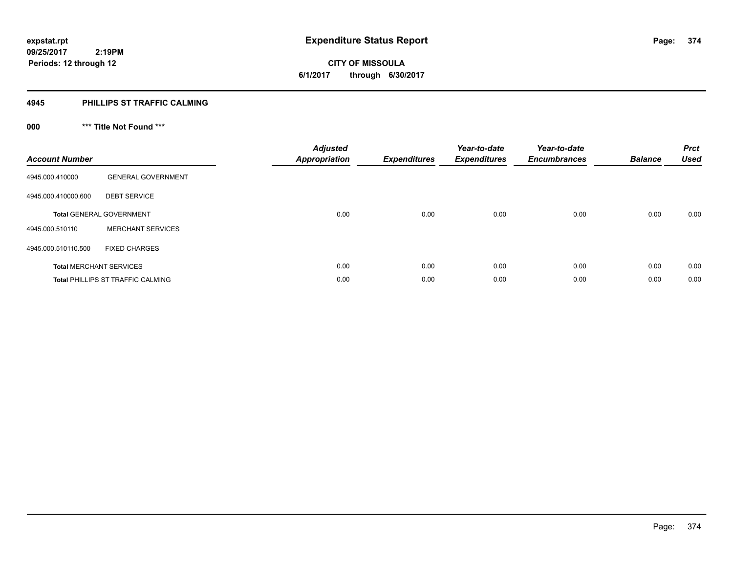expstat.rpt
09/25/2017 2:19PM
Periods: 12 through 12

# Expenditure Status Report

**CITY OF MISSOULA**
**6/1/2017 through 6/30/2017**

## 4945 PHILLIPS ST TRAFFIC CALMING

### 000 *** Title Not Found ***

| Account Number | | Adjusted Appropriation | Expenditures | Year-to-date Expenditures | Year-to-date Encumbrances | Balance | Prct Used |
|---|---|---|---|---|---|---|---|
| 4945.000.410000 | GENERAL GOVERNMENT | | | | | | |
| 4945.000.410000.600 | DEBT SERVICE | | | | | | |
| **Total** GENERAL GOVERNMENT | | 0.00 | 0.00 | 0.00 | 0.00 | 0.00 | 0.00 |
| 4945.000.510110 | MERCHANT SERVICES | | | | | | |
| 4945.000.510110.500 | FIXED CHARGES | | | | | | |
| **Total** MERCHANT SERVICES | | 0.00 | 0.00 | 0.00 | 0.00 | 0.00 | 0.00 |
| **Total** PHILLIPS ST TRAFFIC CALMING | | 0.00 | 0.00 | 0.00 | 0.00 | 0.00 | 0.00 |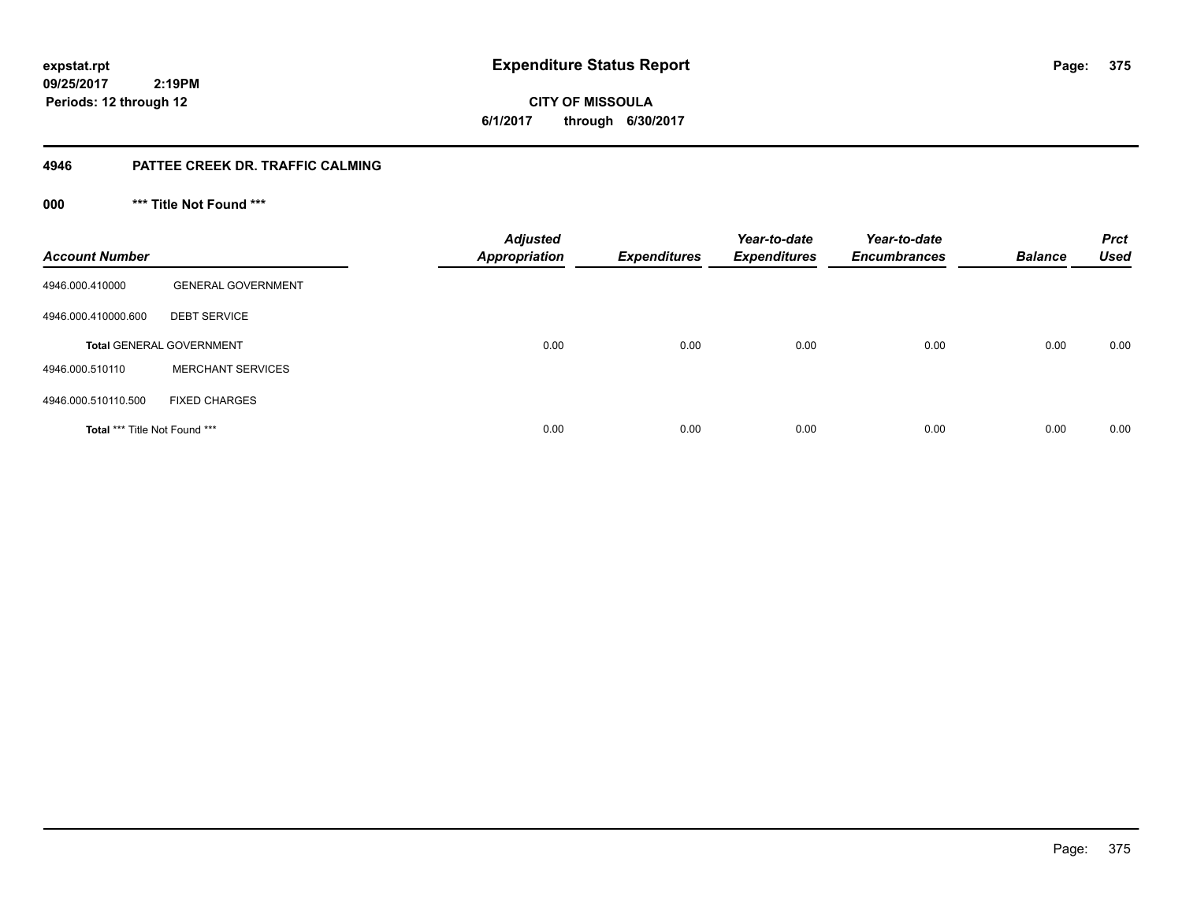expstat.rpt
09/25/2017 2:19PM
Periods: 12 through 12

# Expenditure Status Report

CITY OF MISSOULA
6/1/2017 through 6/30/2017

## 4946 PATTEE CREEK DR. TRAFFIC CALMING

### 000 *** Title Not Found ***

| Account Number | | Adjusted Appropriation | Expenditures | Year-to-date Expenditures | Year-to-date Encumbrances | Balance | Prct Used |
|---|---|---|---|---|---|---|---|
| 4946.000.410000 | GENERAL GOVERNMENT | | | | | | |
| 4946.000.410000.600 | DEBT SERVICE | | | | | | |
| Total GENERAL GOVERNMENT | | 0.00 | 0.00 | 0.00 | 0.00 | 0.00 | 0.00 |
| 4946.000.510110 | MERCHANT SERVICES | | | | | | |
| 4946.000.510110.500 | FIXED CHARGES | | | | | | |
| Total *** Title Not Found *** | | 0.00 | 0.00 | 0.00 | 0.00 | 0.00 | 0.00 |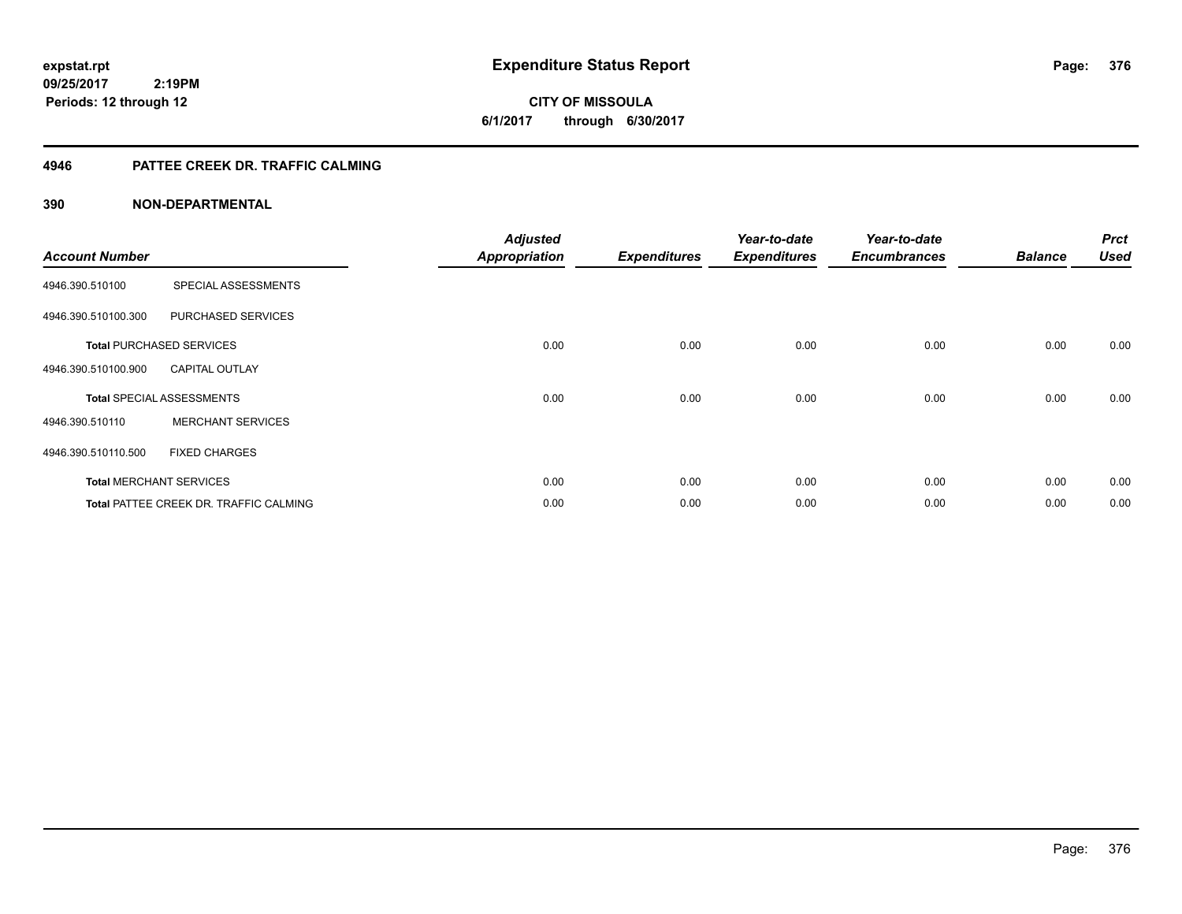**expstat.rpt**
**09/25/2017 2:19PM**
**Periods: 12 through 12**

# Expenditure Status Report

**CITY OF MISSOULA**
**6/1/2017 through 6/30/2017**

## 4946 PATTEE CREEK DR. TRAFFIC CALMING

### 390 NON-DEPARTMENTAL

| Account Number | | Adjusted Appropriation | Expenditures | Year-to-date Expenditures | Year-to-date Encumbrances | Balance | Prct Used |
|---|---|---|---|---|---|---|---|
| 4946.390.510100 | SPECIAL ASSESSMENTS | | | | | | |
| 4946.390.510100.300 | PURCHASED SERVICES | | | | | | |
| **Total** PURCHASED SERVICES | | 0.00 | 0.00 | 0.00 | 0.00 | 0.00 | 0.00 |
| 4946.390.510100.900 | CAPITAL OUTLAY | | | | | | |
| **Total** SPECIAL ASSESSMENTS | | 0.00 | 0.00 | 0.00 | 0.00 | 0.00 | 0.00 |
| 4946.390.510110 | MERCHANT SERVICES | | | | | | |
| 4946.390.510110.500 | FIXED CHARGES | | | | | | |
| **Total** MERCHANT SERVICES | | 0.00 | 0.00 | 0.00 | 0.00 | 0.00 | 0.00 |
| **Total** PATTEE CREEK DR. TRAFFIC CALMING | | 0.00 | 0.00 | 0.00 | 0.00 | 0.00 | 0.00 |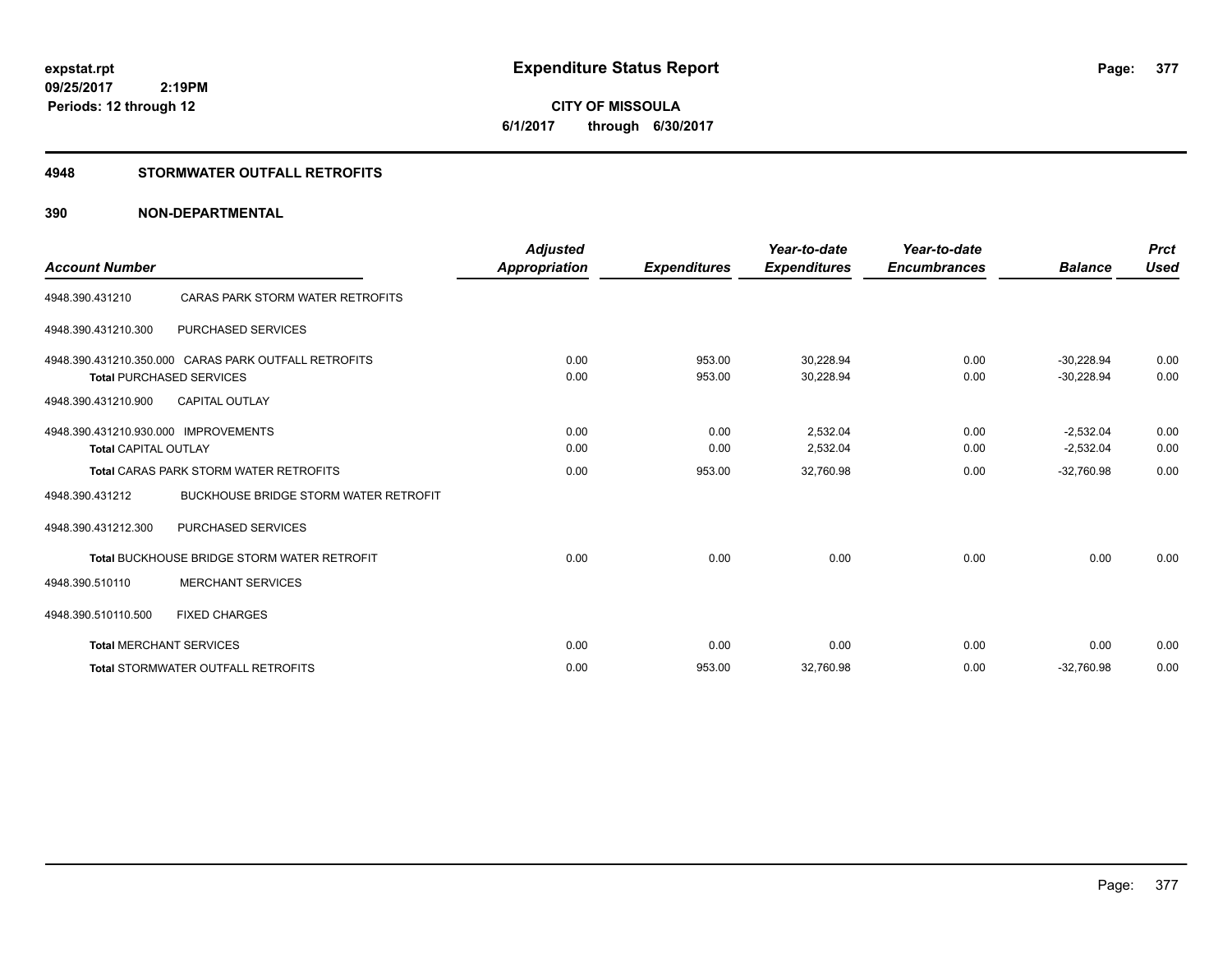# Expenditure Status Report

**CITY OF MISSOULA**

**6/1/2017 through 6/30/2017**

expstat.rpt
09/25/2017 2:19PM
Periods: 12 through 12

## 4948 STORMWATER OUTFALL RETROFITS

### 390 NON-DEPARTMENTAL

| Account Number | | Adjusted Appropriation | Expenditures | Year-to-date Expenditures | Year-to-date Encumbrances | Balance | Prct Used |
|---|---|---|---|---|---|---|---|
| 4948.390.431210 | CARAS PARK STORM WATER RETROFITS | | | | | | |
| 4948.390.431210.300 | PURCHASED SERVICES | | | | | | |
| 4948.390.431210.350.000 | CARAS PARK OUTFALL RETROFITS | 0.00 | 953.00 | 30,228.94 | 0.00 | -30,228.94 | 0.00 |
| **Total** PURCHASED SERVICES | | 0.00 | 953.00 | 30,228.94 | 0.00 | -30,228.94 | 0.00 |
| 4948.390.431210.900 | CAPITAL OUTLAY | | | | | | |
| 4948.390.431210.930.000 | IMPROVEMENTS | 0.00 | 0.00 | 2,532.04 | 0.00 | -2,532.04 | 0.00 |
| **Total** CAPITAL OUTLAY | | 0.00 | 0.00 | 2,532.04 | 0.00 | -2,532.04 | 0.00 |
| **Total** CARAS PARK STORM WATER RETROFITS | | 0.00 | 953.00 | 32,760.98 | 0.00 | -32,760.98 | 0.00 |
| 4948.390.431212 | BUCKHOUSE BRIDGE STORM WATER RETROFIT | | | | | | |
| 4948.390.431212.300 | PURCHASED SERVICES | | | | | | |
| **Total** BUCKHOUSE BRIDGE STORM WATER RETROFIT | | 0.00 | 0.00 | 0.00 | 0.00 | 0.00 | 0.00 |
| 4948.390.510110 | MERCHANT SERVICES | | | | | | |
| 4948.390.510110.500 | FIXED CHARGES | | | | | | |
| **Total** MERCHANT SERVICES | | 0.00 | 0.00 | 0.00 | 0.00 | 0.00 | 0.00 |
| **Total** STORMWATER OUTFALL RETROFITS | | 0.00 | 953.00 | 32,760.98 | 0.00 | -32,760.98 | 0.00 |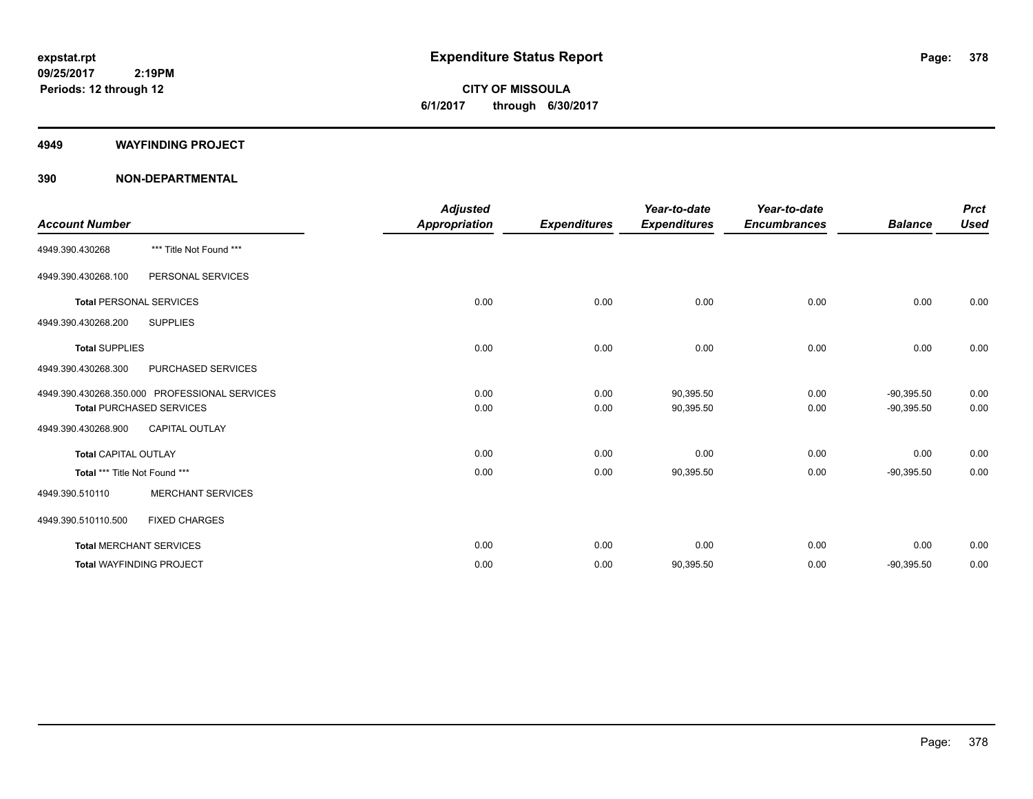**expstat.rpt**
**09/25/2017 2:19PM**
**Periods: 12 through 12**

# Expenditure Status Report

**CITY OF MISSOULA**
**6/1/2017 through 6/30/2017**

## 4949 WAYFINDING PROJECT

## 390 NON-DEPARTMENTAL

| Account Number | | Adjusted Appropriation | Expenditures | Year-to-date Expenditures | Year-to-date Encumbrances | Balance | Prct Used |
|---|---|---|---|---|---|---|---|
| 4949.390.430268 | *** Title Not Found *** | | | | | | |
| 4949.390.430268.100 | PERSONAL SERVICES | | | | | | |
| **Total** PERSONAL SERVICES | | 0.00 | 0.00 | 0.00 | 0.00 | 0.00 | 0.00 |
| 4949.390.430268.200 | SUPPLIES | | | | | | |
| **Total** SUPPLIES | | 0.00 | 0.00 | 0.00 | 0.00 | 0.00 | 0.00 |
| 4949.390.430268.300 | PURCHASED SERVICES | | | | | | |
| 4949.390.430268.350.000 | PROFESSIONAL SERVICES | 0.00 | 0.00 | 90,395.50 | 0.00 | -90,395.50 | 0.00 |
| **Total** PURCHASED SERVICES | | 0.00 | 0.00 | 90,395.50 | 0.00 | -90,395.50 | 0.00 |
| 4949.390.430268.900 | CAPITAL OUTLAY | | | | | | |
| **Total** CAPITAL OUTLAY | | 0.00 | 0.00 | 0.00 | 0.00 | 0.00 | 0.00 |
| **Total** *** Title Not Found *** | | 0.00 | 0.00 | 90,395.50 | 0.00 | -90,395.50 | 0.00 |
| 4949.390.510110 | MERCHANT SERVICES | | | | | | |
| 4949.390.510110.500 | FIXED CHARGES | | | | | | |
| **Total** MERCHANT SERVICES | | 0.00 | 0.00 | 0.00 | 0.00 | 0.00 | 0.00 |
| **Total** WAYFINDING PROJECT | | 0.00 | 0.00 | 90,395.50 | 0.00 | -90,395.50 | 0.00 |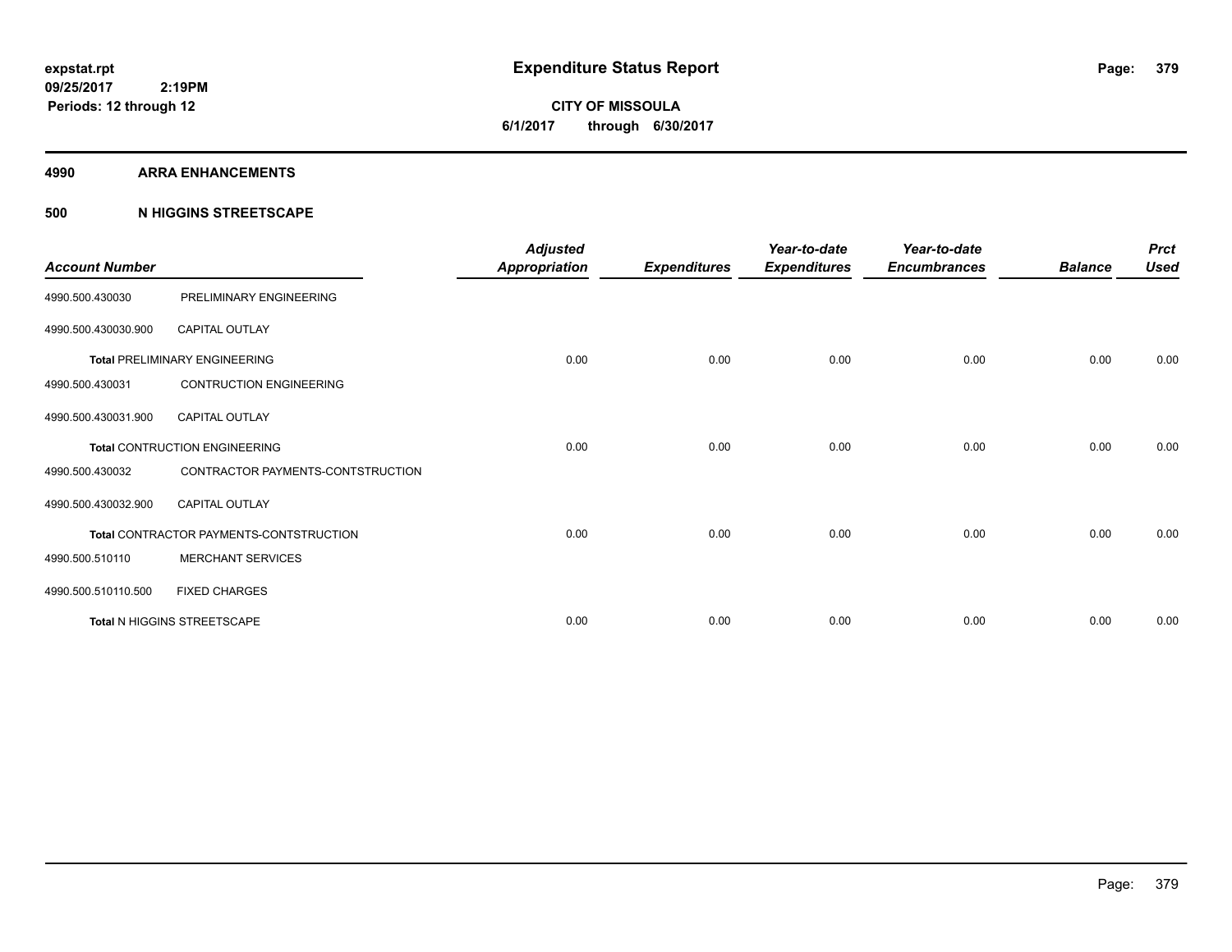**expstat.rpt**
**09/25/2017 2:19PM**
**Periods: 12 through 12**

# Expenditure Status Report

**CITY OF MISSOULA**
**6/1/2017 through 6/30/2017**

## 4990 ARRA ENHANCEMENTS

### 500 N HIGGINS STREETSCAPE

| Account Number | | Adjusted Appropriation | Expenditures | Year-to-date Expenditures | Year-to-date Encumbrances | Balance | Prct Used |
|---|---|---|---|---|---|---|---|
| 4990.500.430030 | PRELIMINARY ENGINEERING | | | | | | |
| 4990.500.430030.900 | CAPITAL OUTLAY | | | | | | |
| **Total** PRELIMINARY ENGINEERING | | 0.00 | 0.00 | 0.00 | 0.00 | 0.00 | 0.00 |
| 4990.500.430031 | CONTRUCTION ENGINEERING | | | | | | |
| 4990.500.430031.900 | CAPITAL OUTLAY | | | | | | |
| **Total** CONTRUCTION ENGINEERING | | 0.00 | 0.00 | 0.00 | 0.00 | 0.00 | 0.00 |
| 4990.500.430032 | CONTRACTOR PAYMENTS-CONTSTRUCTION | | | | | | |
| 4990.500.430032.900 | CAPITAL OUTLAY | | | | | | |
| **Total** CONTRACTOR PAYMENTS-CONTSTRUCTION | | 0.00 | 0.00 | 0.00 | 0.00 | 0.00 | 0.00 |
| 4990.500.510110 | MERCHANT SERVICES | | | | | | |
| 4990.500.510110.500 | FIXED CHARGES | | | | | | |
| **Total** N HIGGINS STREETSCAPE | | 0.00 | 0.00 | 0.00 | 0.00 | 0.00 | 0.00 |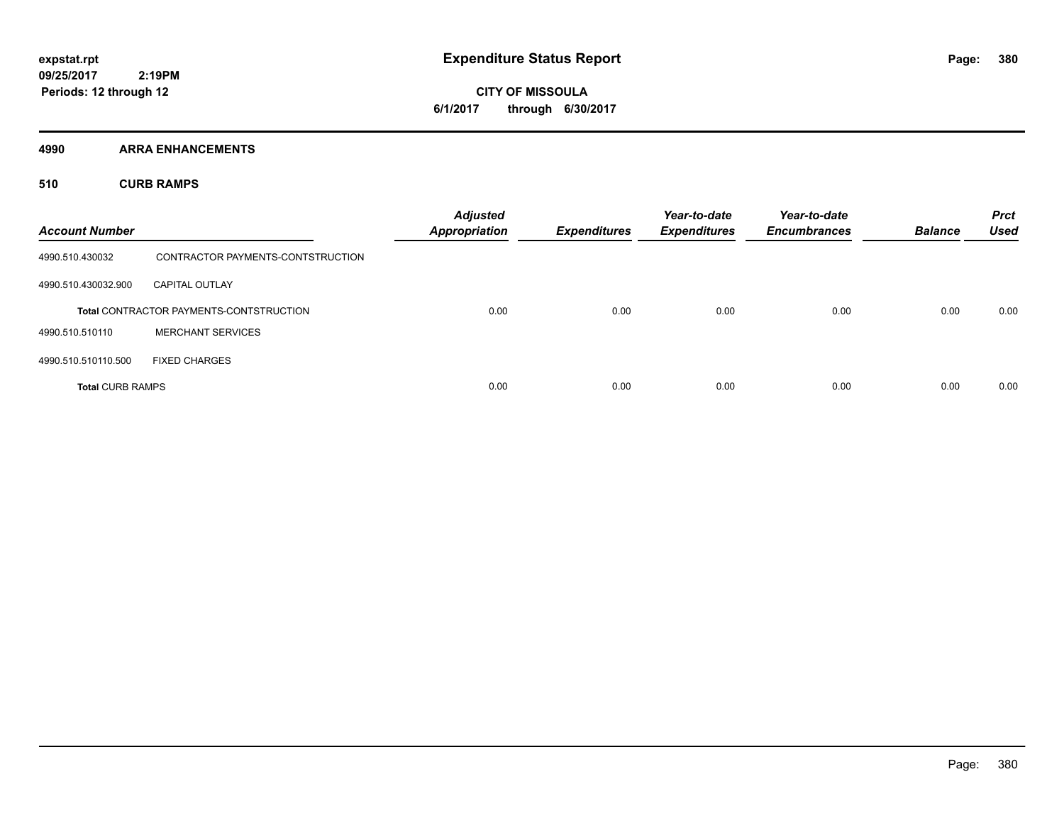# Expenditure Status Report

**CITY OF MISSOULA**
**6/1/2017 through 6/30/2017**

expstat.rpt
09/25/2017 2:19PM
Periods: 12 through 12

## 4990 ARRA ENHANCEMENTS

### 510 CURB RAMPS

| Account Number | | Adjusted Appropriation | Expenditures | Year-to-date Expenditures | Year-to-date Encumbrances | Balance | Prct Used |
|---|---|---|---|---|---|---|---|
| 4990.510.430032 | CONTRACTOR PAYMENTS-CONTSTRUCTION | | | | | | |
| 4990.510.430032.900 | CAPITAL OUTLAY | | | | | | |
| **Total** CONTRACTOR PAYMENTS-CONTSTRUCTION | | 0.00 | 0.00 | 0.00 | 0.00 | 0.00 | 0.00 |
| 4990.510.510110 | MERCHANT SERVICES | | | | | | |
| 4990.510.510110.500 | FIXED CHARGES | | | | | | |
| **Total** CURB RAMPS | | 0.00 | 0.00 | 0.00 | 0.00 | 0.00 | 0.00 |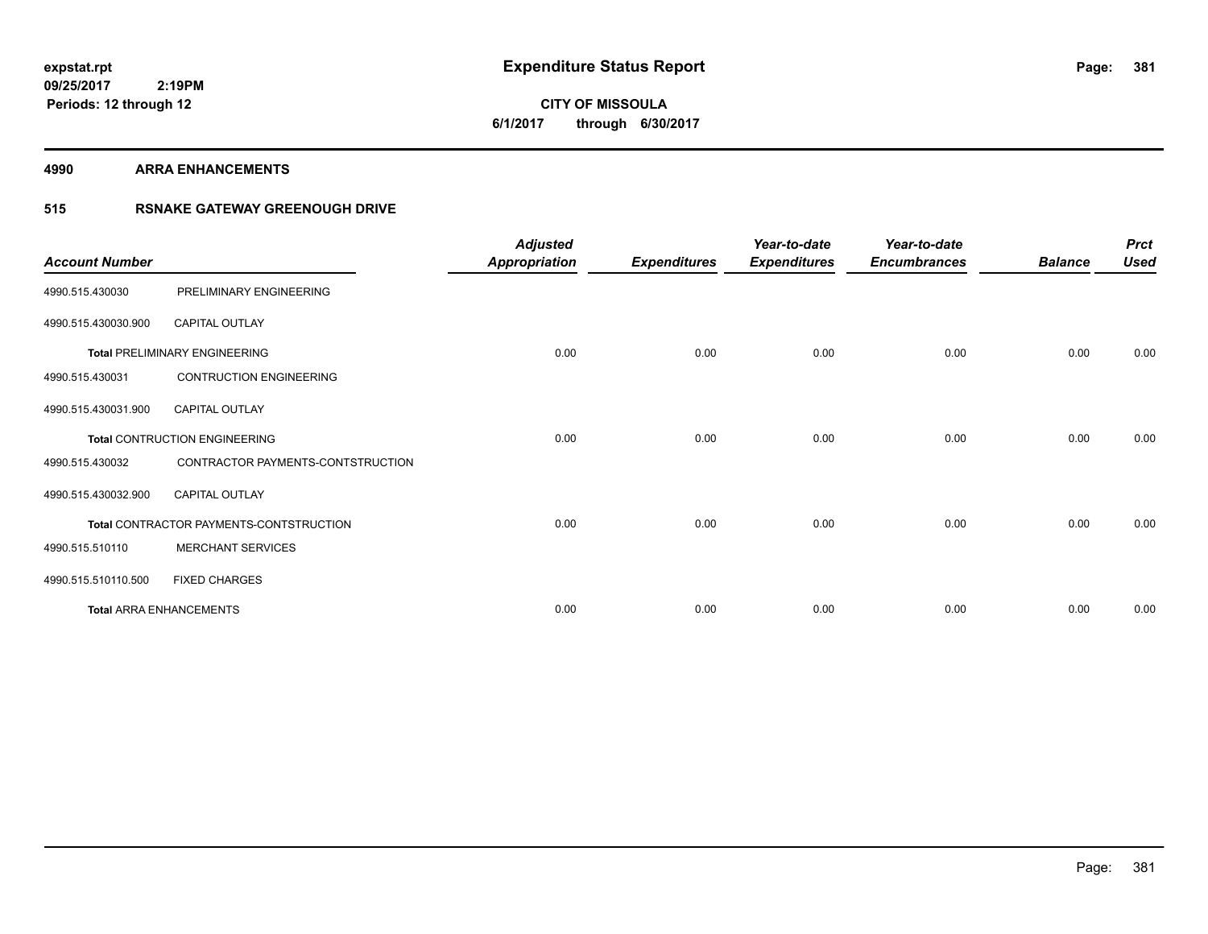expstat.rpt
09/25/2017 2:19PM
Periods: 12 through 12

# Expenditure Status Report

CITY OF MISSOULA
6/1/2017 through 6/30/2017

**4990 ARRA ENHANCEMENTS**

**515 RSNAKE GATEWAY GREENOUGH DRIVE**

| Account Number | | Adjusted Appropriation | Expenditures | Year-to-date Expenditures | Year-to-date Encumbrances | Balance | Prct Used |
|---|---|---|---|---|---|---|---|
| 4990.515.430030 | PRELIMINARY ENGINEERING | | | | | | |
| 4990.515.430030.900 | CAPITAL OUTLAY | | | | | | |
| **Total** PRELIMINARY ENGINEERING | | 0.00 | 0.00 | 0.00 | 0.00 | 0.00 | 0.00 |
| 4990.515.430031 | CONTRUCTION ENGINEERING | | | | | | |
| 4990.515.430031.900 | CAPITAL OUTLAY | | | | | | |
| **Total** CONTRUCTION ENGINEERING | | 0.00 | 0.00 | 0.00 | 0.00 | 0.00 | 0.00 |
| 4990.515.430032 | CONTRACTOR PAYMENTS-CONTSTRUCTION | | | | | | |
| 4990.515.430032.900 | CAPITAL OUTLAY | | | | | | |
| **Total** CONTRACTOR PAYMENTS-CONTSTRUCTION | | 0.00 | 0.00 | 0.00 | 0.00 | 0.00 | 0.00 |
| 4990.515.510110 | MERCHANT SERVICES | | | | | | |
| 4990.515.510110.500 | FIXED CHARGES | | | | | | |
| **Total** ARRA ENHANCEMENTS | | 0.00 | 0.00 | 0.00 | 0.00 | 0.00 | 0.00 |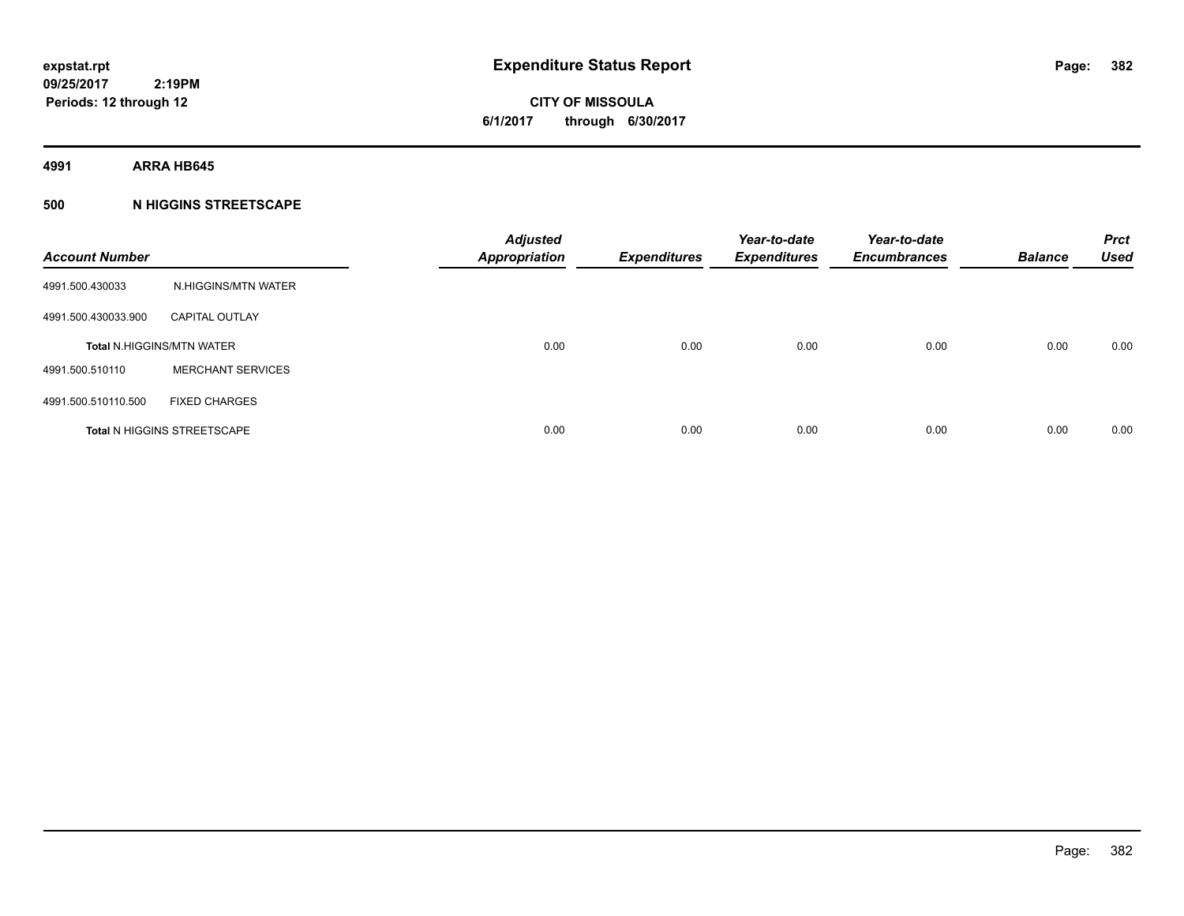**expstat.rpt**
**09/25/2017 2:19PM**
**Periods: 12 through 12**

# Expenditure Status Report

**CITY OF MISSOULA**
**6/1/2017 through 6/30/2017**

## 4991 ARRA HB645

### 500 N HIGGINS STREETSCAPE

| Account Number | | Adjusted Appropriation | Expenditures | Year-to-date Expenditures | Year-to-date Encumbrances | Balance | Prct Used |
|---|---|---|---|---|---|---|---|
| 4991.500.430033 | N.HIGGINS/MTN WATER | | | | | | |
| 4991.500.430033.900 | CAPITAL OUTLAY | | | | | | |
| **Total N.HIGGINS/MTN WATER** | | 0.00 | 0.00 | 0.00 | 0.00 | 0.00 | 0.00 |
| 4991.500.510110 | MERCHANT SERVICES | | | | | | |
| 4991.500.510110.500 | FIXED CHARGES | | | | | | |
| **Total N HIGGINS STREETSCAPE** | | 0.00 | 0.00 | 0.00 | 0.00 | 0.00 | 0.00 |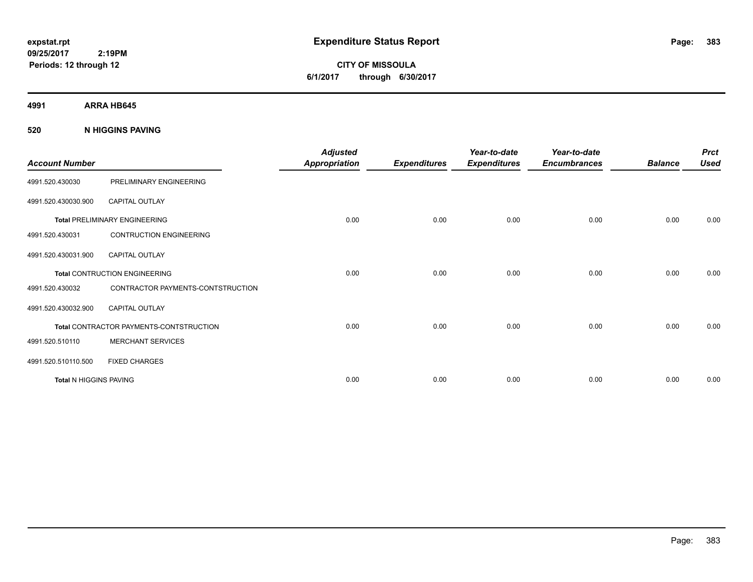**expstat.rpt**
**09/25/2017 2:19PM**
**Periods: 12 through 12**

# Expenditure Status Report

**CITY OF MISSOULA**
**6/1/2017 through 6/30/2017**

## 4991 ARRA HB645

### 520 N HIGGINS PAVING

| Account Number | | Adjusted Appropriation | Expenditures | Year-to-date Expenditures | Year-to-date Encumbrances | Balance | Prct Used |
|---|---|---|---|---|---|---|---|
| 4991.520.430030 | PRELIMINARY ENGINEERING | | | | | | |
| 4991.520.430030.900 | CAPITAL OUTLAY | | | | | | |
| **Total** PRELIMINARY ENGINEERING | | 0.00 | 0.00 | 0.00 | 0.00 | 0.00 | 0.00 |
| 4991.520.430031 | CONTRUCTION ENGINEERING | | | | | | |
| 4991.520.430031.900 | CAPITAL OUTLAY | | | | | | |
| **Total** CONTRUCTION ENGINEERING | | 0.00 | 0.00 | 0.00 | 0.00 | 0.00 | 0.00 |
| 4991.520.430032 | CONTRACTOR PAYMENTS-CONTSTRUCTION | | | | | | |
| 4991.520.430032.900 | CAPITAL OUTLAY | | | | | | |
| **Total** CONTRACTOR PAYMENTS-CONTSTRUCTION | | 0.00 | 0.00 | 0.00 | 0.00 | 0.00 | 0.00 |
| 4991.520.510110 | MERCHANT SERVICES | | | | | | |
| 4991.520.510110.500 | FIXED CHARGES | | | | | | |
| **Total** N HIGGINS PAVING | | 0.00 | 0.00 | 0.00 | 0.00 | 0.00 | 0.00 |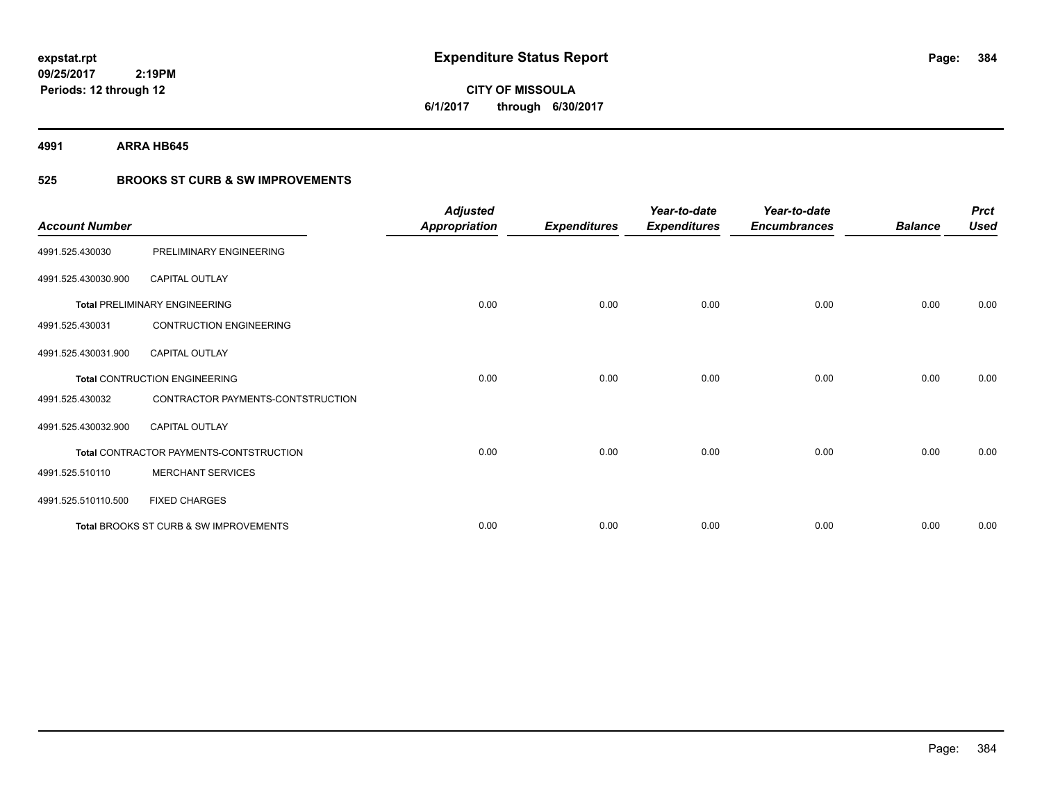**expstat.rpt**
**09/25/2017 2:19PM**
**Periods: 12 through 12**

# Expenditure Status Report

**CITY OF MISSOULA**
**6/1/2017 through 6/30/2017**

## 4991 ARRA HB645

## 525 BROOKS ST CURB & SW IMPROVEMENTS

| Account Number | | Adjusted Appropriation | Expenditures | Year-to-date Expenditures | Year-to-date Encumbrances | Balance | Prct Used |
|---|---|---|---|---|---|---|---|
| 4991.525.430030 | PRELIMINARY ENGINEERING | | | | | | |
| 4991.525.430030.900 | CAPITAL OUTLAY | | | | | | |
| **Total** PRELIMINARY ENGINEERING | | 0.00 | 0.00 | 0.00 | 0.00 | 0.00 | 0.00 |
| 4991.525.430031 | CONTRUCTION ENGINEERING | | | | | | |
| 4991.525.430031.900 | CAPITAL OUTLAY | | | | | | |
| **Total** CONTRUCTION ENGINEERING | | 0.00 | 0.00 | 0.00 | 0.00 | 0.00 | 0.00 |
| 4991.525.430032 | CONTRACTOR PAYMENTS-CONTSTRUCTION | | | | | | |
| 4991.525.430032.900 | CAPITAL OUTLAY | | | | | | |
| **Total** CONTRACTOR PAYMENTS-CONTSTRUCTION | | 0.00 | 0.00 | 0.00 | 0.00 | 0.00 | 0.00 |
| 4991.525.510110 | MERCHANT SERVICES | | | | | | |
| 4991.525.510110.500 | FIXED CHARGES | | | | | | |
| **Total** BROOKS ST CURB & SW IMPROVEMENTS | | 0.00 | 0.00 | 0.00 | 0.00 | 0.00 | 0.00 |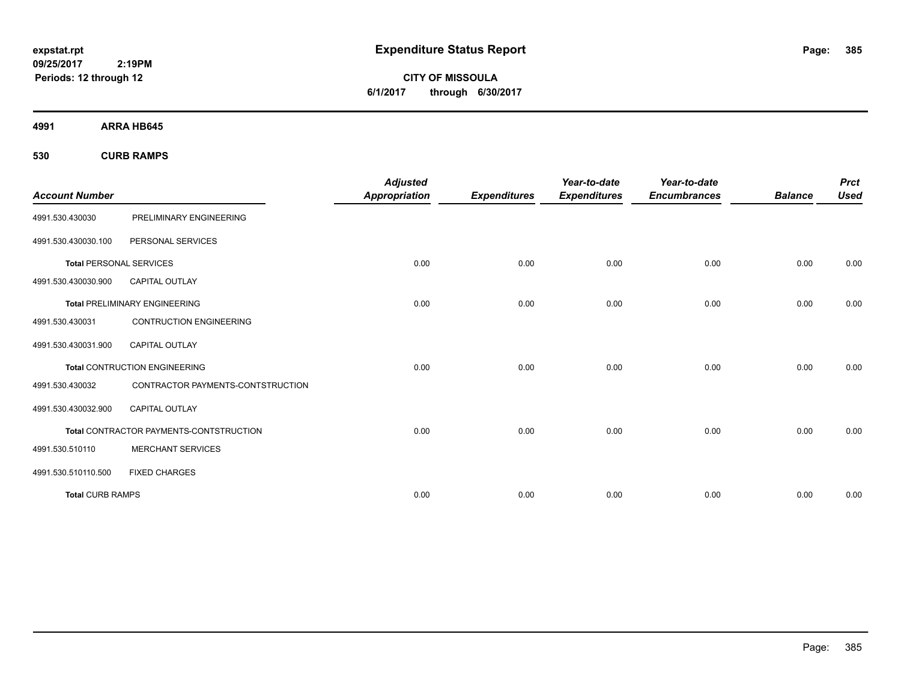**expstat.rpt**
**09/25/2017 2:19PM**
**Periods: 12 through 12**

# Expenditure Status Report

**CITY OF MISSOULA**
**6/1/2017 through 6/30/2017**

## 4991 ARRA HB645

### 530 CURB RAMPS

| Account Number | | Adjusted Appropriation | Expenditures | Year-to-date Expenditures | Year-to-date Encumbrances | Balance | Prct Used |
|---|---|---|---|---|---|---|---|
| 4991.530.430030 | PRELIMINARY ENGINEERING | | | | | | |
| 4991.530.430030.100 | PERSONAL SERVICES | | | | | | |
| **Total** PERSONAL SERVICES | | 0.00 | 0.00 | 0.00 | 0.00 | 0.00 | 0.00 |
| 4991.530.430030.900 | CAPITAL OUTLAY | | | | | | |
| **Total** PRELIMINARY ENGINEERING | | 0.00 | 0.00 | 0.00 | 0.00 | 0.00 | 0.00 |
| 4991.530.430031 | CONTRUCTION ENGINEERING | | | | | | |
| 4991.530.430031.900 | CAPITAL OUTLAY | | | | | | |
| **Total** CONTRUCTION ENGINEERING | | 0.00 | 0.00 | 0.00 | 0.00 | 0.00 | 0.00 |
| 4991.530.430032 | CONTRACTOR PAYMENTS-CONTSTRUCTION | | | | | | |
| 4991.530.430032.900 | CAPITAL OUTLAY | | | | | | |
| **Total** CONTRACTOR PAYMENTS-CONTSTRUCTION | | 0.00 | 0.00 | 0.00 | 0.00 | 0.00 | 0.00 |
| 4991.530.510110 | MERCHANT SERVICES | | | | | | |
| 4991.530.510110.500 | FIXED CHARGES | | | | | | |
| **Total** CURB RAMPS | | 0.00 | 0.00 | 0.00 | 0.00 | 0.00 | 0.00 |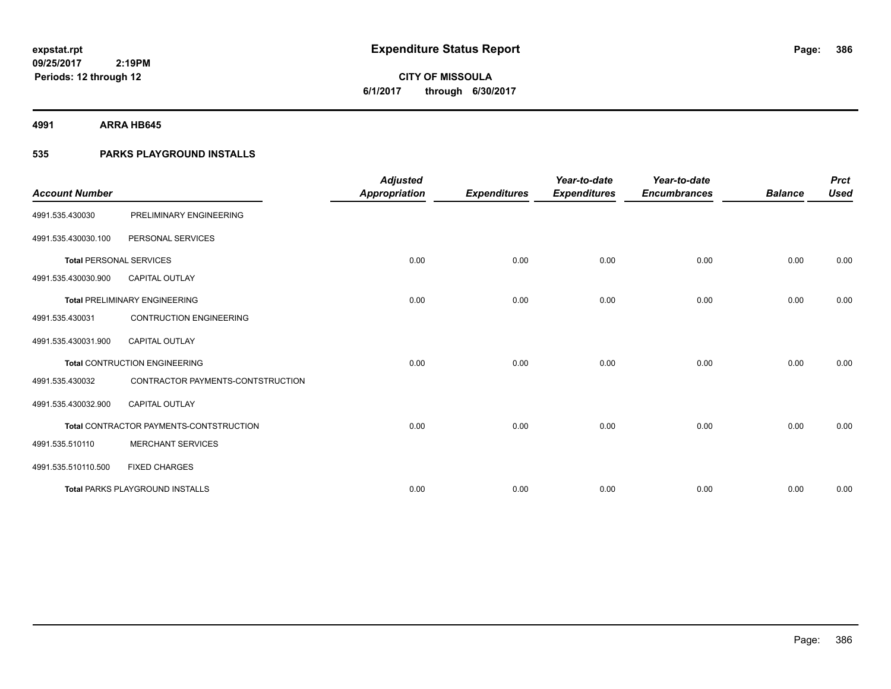**expstat.rpt**
**09/25/2017 2:19PM**
**Periods: 12 through 12**

# Expenditure Status Report

**CITY OF MISSOULA**
**6/1/2017 through 6/30/2017**

**4991 ARRA HB645**

## 535 PARKS PLAYGROUND INSTALLS

| Account Number | | Adjusted Appropriation | Expenditures | Year-to-date Expenditures | Year-to-date Encumbrances | Balance | Prct Used |
|---|---|---|---|---|---|---|---|
| 4991.535.430030 | PRELIMINARY ENGINEERING | | | | | | |
| 4991.535.430030.100 | PERSONAL SERVICES | | | | | | |
| **Total** PERSONAL SERVICES | | 0.00 | 0.00 | 0.00 | 0.00 | 0.00 | 0.00 |
| 4991.535.430030.900 | CAPITAL OUTLAY | | | | | | |
| **Total** PRELIMINARY ENGINEERING | | 0.00 | 0.00 | 0.00 | 0.00 | 0.00 | 0.00 |
| 4991.535.430031 | CONTRUCTION ENGINEERING | | | | | | |
| 4991.535.430031.900 | CAPITAL OUTLAY | | | | | | |
| **Total** CONTRUCTION ENGINEERING | | 0.00 | 0.00 | 0.00 | 0.00 | 0.00 | 0.00 |
| 4991.535.430032 | CONTRACTOR PAYMENTS-CONTSTRUCTION | | | | | | |
| 4991.535.430032.900 | CAPITAL OUTLAY | | | | | | |
| **Total** CONTRACTOR PAYMENTS-CONTSTRUCTION | | 0.00 | 0.00 | 0.00 | 0.00 | 0.00 | 0.00 |
| 4991.535.510110 | MERCHANT SERVICES | | | | | | |
| 4991.535.510110.500 | FIXED CHARGES | | | | | | |
| **Total** PARKS PLAYGROUND INSTALLS | | 0.00 | 0.00 | 0.00 | 0.00 | 0.00 | 0.00 |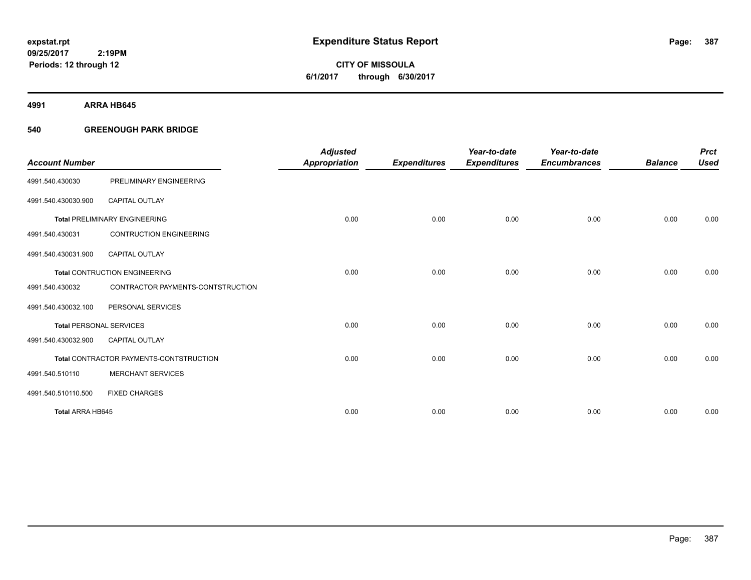**expstat.rpt**
**09/25/2017 2:19PM**
**Periods: 12 through 12**

# Expenditure Status Report

**CITY OF MISSOULA**
**6/1/2017 through 6/30/2017**

## 4991 ARRA HB645

### 540 GREENOUGH PARK BRIDGE

| Account Number | | Adjusted Appropriation | Expenditures | Year-to-date Expenditures | Year-to-date Encumbrances | Balance | Prct Used |
|---|---|---|---|---|---|---|---|
| 4991.540.430030 | PRELIMINARY ENGINEERING | | | | | | |
| 4991.540.430030.900 | CAPITAL OUTLAY | | | | | | |
| **Total** PRELIMINARY ENGINEERING | | 0.00 | 0.00 | 0.00 | 0.00 | 0.00 | 0.00 |
| 4991.540.430031 | CONTRUCTION ENGINEERING | | | | | | |
| 4991.540.430031.900 | CAPITAL OUTLAY | | | | | | |
| **Total** CONTRUCTION ENGINEERING | | 0.00 | 0.00 | 0.00 | 0.00 | 0.00 | 0.00 |
| 4991.540.430032 | CONTRACTOR PAYMENTS-CONTSTRUCTION | | | | | | |
| 4991.540.430032.100 | PERSONAL SERVICES | | | | | | |
| **Total** PERSONAL SERVICES | | 0.00 | 0.00 | 0.00 | 0.00 | 0.00 | 0.00 |
| 4991.540.430032.900 | CAPITAL OUTLAY | | | | | | |
| **Total** CONTRACTOR PAYMENTS-CONTSTRUCTION | | 0.00 | 0.00 | 0.00 | 0.00 | 0.00 | 0.00 |
| 4991.540.510110 | MERCHANT SERVICES | | | | | | |
| 4991.540.510110.500 | FIXED CHARGES | | | | | | |
| **Total ARRA HB645** | | 0.00 | 0.00 | 0.00 | 0.00 | 0.00 | 0.00 |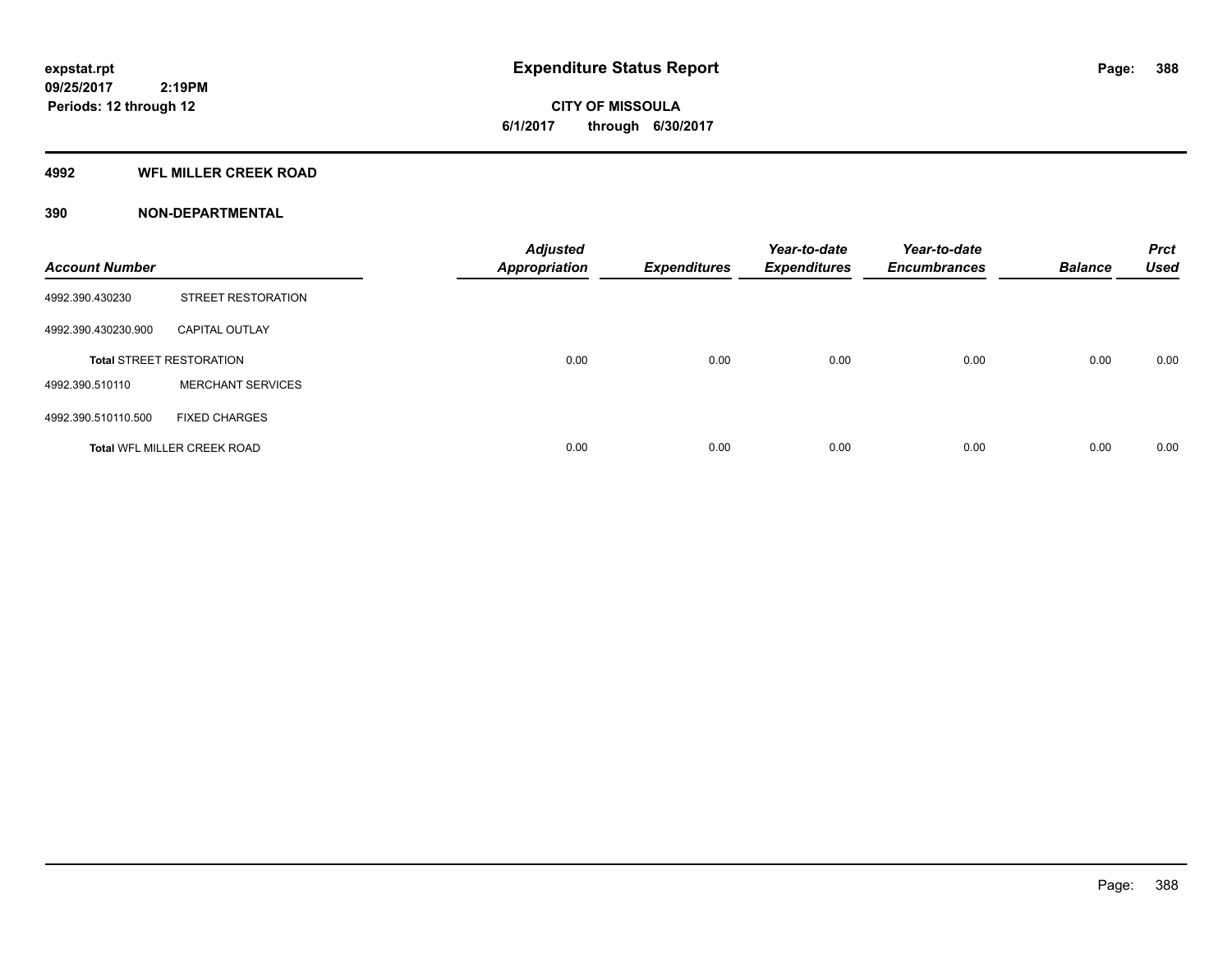# Expenditure Status Report

**CITY OF MISSOULA**

**6/1/2017 through 6/30/2017**

expstat.rpt
09/25/2017 2:19PM
Periods: 12 through 12

## 4992 WFL MILLER CREEK ROAD

### 390 NON-DEPARTMENTAL

| Account Number | | Adjusted Appropriation | Expenditures | Year-to-date Expenditures | Year-to-date Encumbrances | Balance | Prct Used |
|---|---|---|---|---|---|---|---|
| 4992.390.430230 | STREET RESTORATION | | | | | | |
| 4992.390.430230.900 | CAPITAL OUTLAY | | | | | | |
| **Total** STREET RESTORATION | | 0.00 | 0.00 | 0.00 | 0.00 | 0.00 | 0.00 |
| 4992.390.510110 | MERCHANT SERVICES | | | | | | |
| 4992.390.510110.500 | FIXED CHARGES | | | | | | |
| **Total** WFL MILLER CREEK ROAD | | 0.00 | 0.00 | 0.00 | 0.00 | 0.00 | 0.00 |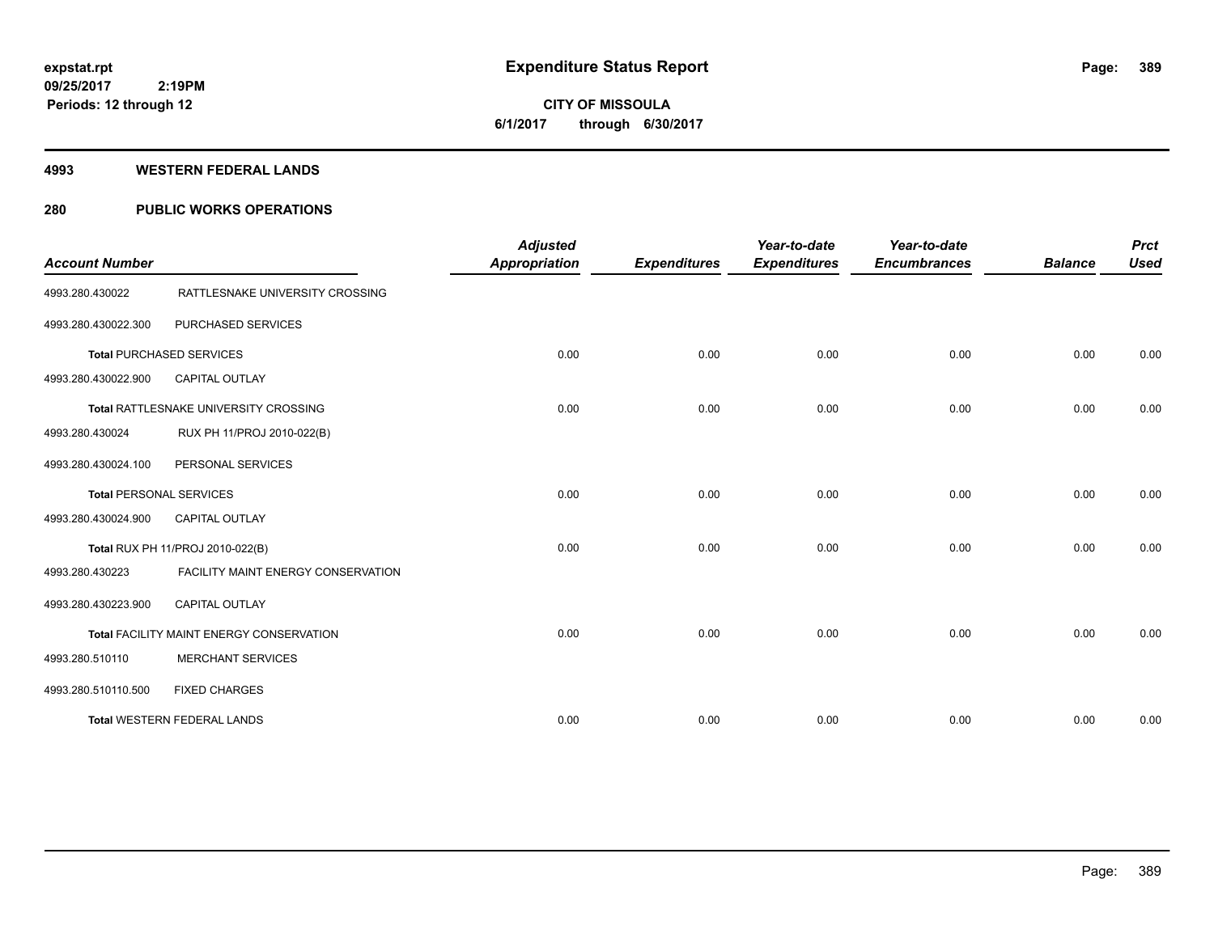**expstat.rpt**
**09/25/2017 2:19PM**
**Periods: 12 through 12**

# Expenditure Status Report

**CITY OF MISSOULA**
**6/1/2017 through 6/30/2017**

## 4993 WESTERN FEDERAL LANDS

## 280 PUBLIC WORKS OPERATIONS

| Account Number | | Adjusted Appropriation | Expenditures | Year-to-date Expenditures | Year-to-date Encumbrances | Balance | Prct Used |
|---|---|---|---|---|---|---|---|
| 4993.280.430022 | RATTLESNAKE UNIVERSITY CROSSING | | | | | | |
| 4993.280.430022.300 | PURCHASED SERVICES | | | | | | |
| **Total** PURCHASED SERVICES | | 0.00 | 0.00 | 0.00 | 0.00 | 0.00 | 0.00 |
| 4993.280.430022.900 | CAPITAL OUTLAY | | | | | | |
| **Total** RATTLESNAKE UNIVERSITY CROSSING | | 0.00 | 0.00 | 0.00 | 0.00 | 0.00 | 0.00 |
| 4993.280.430024 | RUX PH 11/PROJ 2010-022(B) | | | | | | |
| 4993.280.430024.100 | PERSONAL SERVICES | | | | | | |
| **Total** PERSONAL SERVICES | | 0.00 | 0.00 | 0.00 | 0.00 | 0.00 | 0.00 |
| 4993.280.430024.900 | CAPITAL OUTLAY | | | | | | |
| **Total** RUX PH 11/PROJ 2010-022(B) | | 0.00 | 0.00 | 0.00 | 0.00 | 0.00 | 0.00 |
| 4993.280.430223 | FACILITY MAINT ENERGY CONSERVATION | | | | | | |
| 4993.280.430223.900 | CAPITAL OUTLAY | | | | | | |
| **Total** FACILITY MAINT ENERGY CONSERVATION | | 0.00 | 0.00 | 0.00 | 0.00 | 0.00 | 0.00 |
| 4993.280.510110 | MERCHANT SERVICES | | | | | | |
| 4993.280.510110.500 | FIXED CHARGES | | | | | | |
| **Total** WESTERN FEDERAL LANDS | | 0.00 | 0.00 | 0.00 | 0.00 | 0.00 | 0.00 |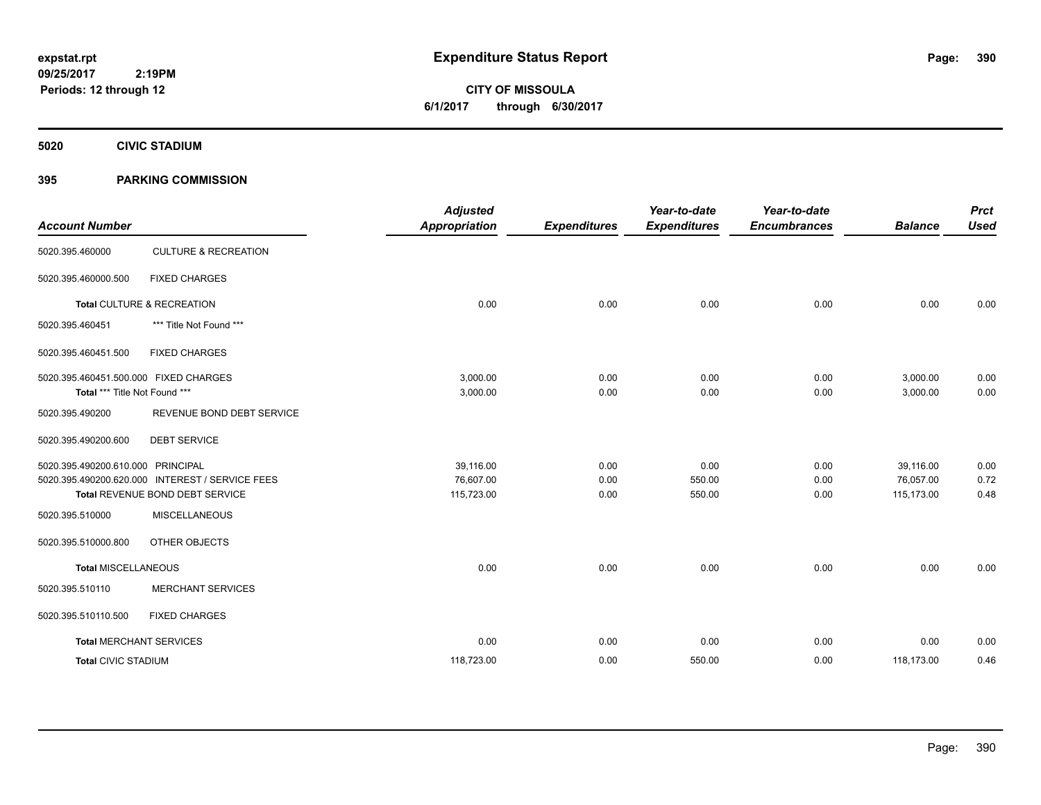**expstat.rpt**
**09/25/2017 2:19PM**
**Periods: 12 through 12**

# Expenditure Status Report

**CITY OF MISSOULA**
**6/1/2017 through 6/30/2017**

## 5020 CIVIC STADIUM

## 395 PARKING COMMISSION

| Account Number | | Adjusted Appropriation | Expenditures | Year-to-date Expenditures | Year-to-date Encumbrances | Balance | Prct Used |
|---|---|---|---|---|---|---|---|
| 5020.395.460000 | CULTURE & RECREATION | | | | | | |
| 5020.395.460000.500 | FIXED CHARGES | | | | | | |
| **Total** CULTURE & RECREATION | | 0.00 | 0.00 | 0.00 | 0.00 | 0.00 | 0.00 |
| 5020.395.460451 | *** Title Not Found *** | | | | | | |
| 5020.395.460451.500 | FIXED CHARGES | | | | | | |
| 5020.395.460451.500.000 | FIXED CHARGES | 3,000.00 | 0.00 | 0.00 | 0.00 | 3,000.00 | 0.00 |
| **Total** *** Title Not Found *** | | 3,000.00 | 0.00 | 0.00 | 0.00 | 3,000.00 | 0.00 |
| 5020.395.490200 | REVENUE BOND DEBT SERVICE | | | | | | |
| 5020.395.490200.600 | DEBT SERVICE | | | | | | |
| 5020.395.490200.610.000 | PRINCIPAL | 39,116.00 | 0.00 | 0.00 | 0.00 | 39,116.00 | 0.00 |
| 5020.395.490200.620.000 | INTEREST / SERVICE FEES | 76,607.00 | 0.00 | 550.00 | 0.00 | 76,057.00 | 0.72 |
| **Total** REVENUE BOND DEBT SERVICE | | 115,723.00 | 0.00 | 550.00 | 0.00 | 115,173.00 | 0.48 |
| 5020.395.510000 | MISCELLANEOUS | | | | | | |
| 5020.395.510000.800 | OTHER OBJECTS | | | | | | |
| **Total** MISCELLANEOUS | | 0.00 | 0.00 | 0.00 | 0.00 | 0.00 | 0.00 |
| 5020.395.510110 | MERCHANT SERVICES | | | | | | |
| 5020.395.510110.500 | FIXED CHARGES | | | | | | |
| **Total** MERCHANT SERVICES | | 0.00 | 0.00 | 0.00 | 0.00 | 0.00 | 0.00 |
| **Total** CIVIC STADIUM | | 118,723.00 | 0.00 | 550.00 | 0.00 | 118,173.00 | 0.46 |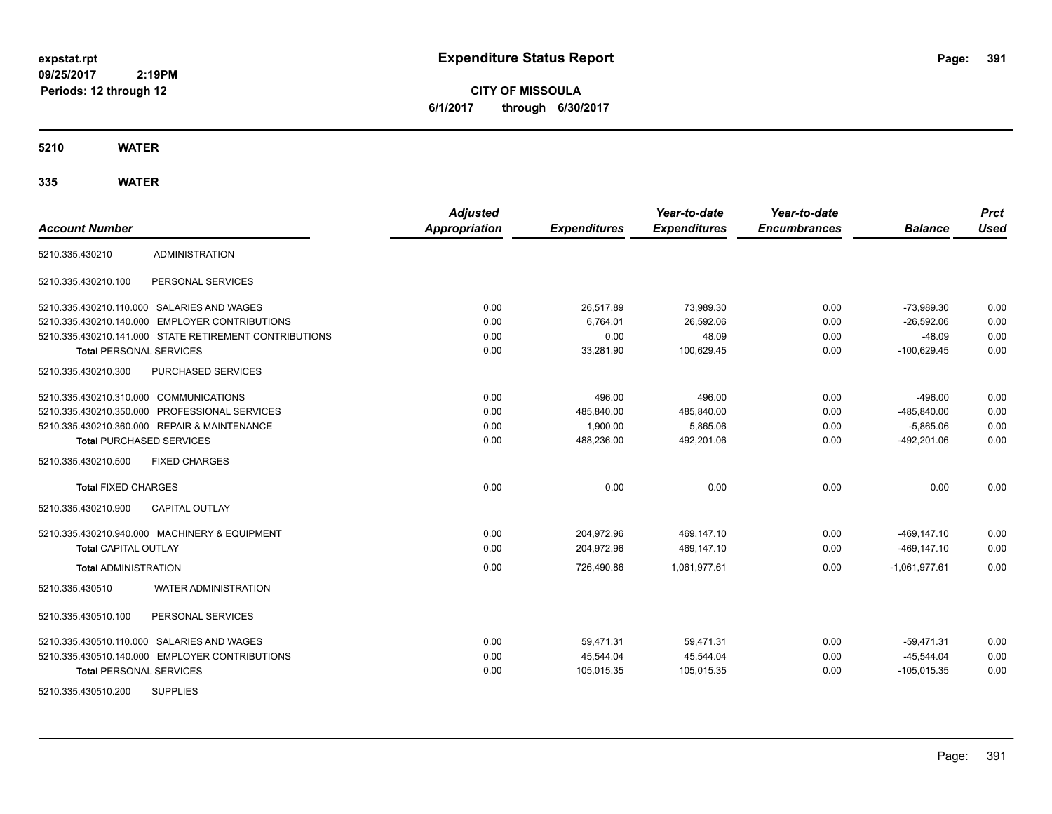expstat.rt
09/25/2017 2:19PM
Periods: 12 through 12

# Expenditure Status Report

**CITY OF MISSOULA**
**6/1/2017 through 6/30/2017**

## 5210 WATER

### 335 WATER

| Account Number | | Adjusted Appropriation | Expenditures | Year-to-date Expenditures | Year-to-date Encumbrances | Balance | Prct Used |
|---|---|---|---|---|---|---|---|
| 5210.335.430210 | ADMINISTRATION | | | | | | |
| 5210.335.430210.100 | PERSONAL SERVICES | | | | | | |
| 5210.335.430210.110.000 | SALARIES AND WAGES | 0.00 | 26,517.89 | 73,989.30 | 0.00 | -73,989.30 | 0.00 |
| 5210.335.430210.140.000 | EMPLOYER CONTRIBUTIONS | 0.00 | 6,764.01 | 26,592.06 | 0.00 | -26,592.06 | 0.00 |
| 5210.335.430210.141.000 | STATE RETIREMENT CONTRIBUTIONS | 0.00 | 0.00 | 48.09 | 0.00 | -48.09 | 0.00 |
| **Total** PERSONAL SERVICES | | 0.00 | 33,281.90 | 100,629.45 | 0.00 | -100,629.45 | 0.00 |
| 5210.335.430210.300 | PURCHASED SERVICES | | | | | | |
| 5210.335.430210.310.000 | COMMUNICATIONS | 0.00 | 496.00 | 496.00 | 0.00 | -496.00 | 0.00 |
| 5210.335.430210.350.000 | PROFESSIONAL SERVICES | 0.00 | 485,840.00 | 485,840.00 | 0.00 | -485,840.00 | 0.00 |
| 5210.335.430210.360.000 | REPAIR & MAINTENANCE | 0.00 | 1,900.00 | 5,865.06 | 0.00 | -5,865.06 | 0.00 |
| **Total** PURCHASED SERVICES | | 0.00 | 488,236.00 | 492,201.06 | 0.00 | -492,201.06 | 0.00 |
| 5210.335.430210.500 | FIXED CHARGES | | | | | | |
| **Total** FIXED CHARGES | | 0.00 | 0.00 | 0.00 | 0.00 | 0.00 | 0.00 |
| 5210.335.430210.900 | CAPITAL OUTLAY | | | | | | |
| 5210.335.430210.940.000 | MACHINERY & EQUIPMENT | 0.00 | 204,972.96 | 469,147.10 | 0.00 | -469,147.10 | 0.00 |
| **Total** CAPITAL OUTLAY | | 0.00 | 204,972.96 | 469,147.10 | 0.00 | -469,147.10 | 0.00 |
| **Total** ADMINISTRATION | | 0.00 | 726,490.86 | 1,061,977.61 | 0.00 | -1,061,977.61 | 0.00 |
| 5210.335.430510 | WATER ADMINISTRATION | | | | | | |
| 5210.335.430510.100 | PERSONAL SERVICES | | | | | | |
| 5210.335.430510.110.000 | SALARIES AND WAGES | 0.00 | 59,471.31 | 59,471.31 | 0.00 | -59,471.31 | 0.00 |
| 5210.335.430510.140.000 | EMPLOYER CONTRIBUTIONS | 0.00 | 45,544.04 | 45,544.04 | 0.00 | -45,544.04 | 0.00 |
| **Total** PERSONAL SERVICES | | 0.00 | 105,015.35 | 105,015.35 | 0.00 | -105,015.35 | 0.00 |
| 5210.335.430510.200 | SUPPLIES | | | | | | |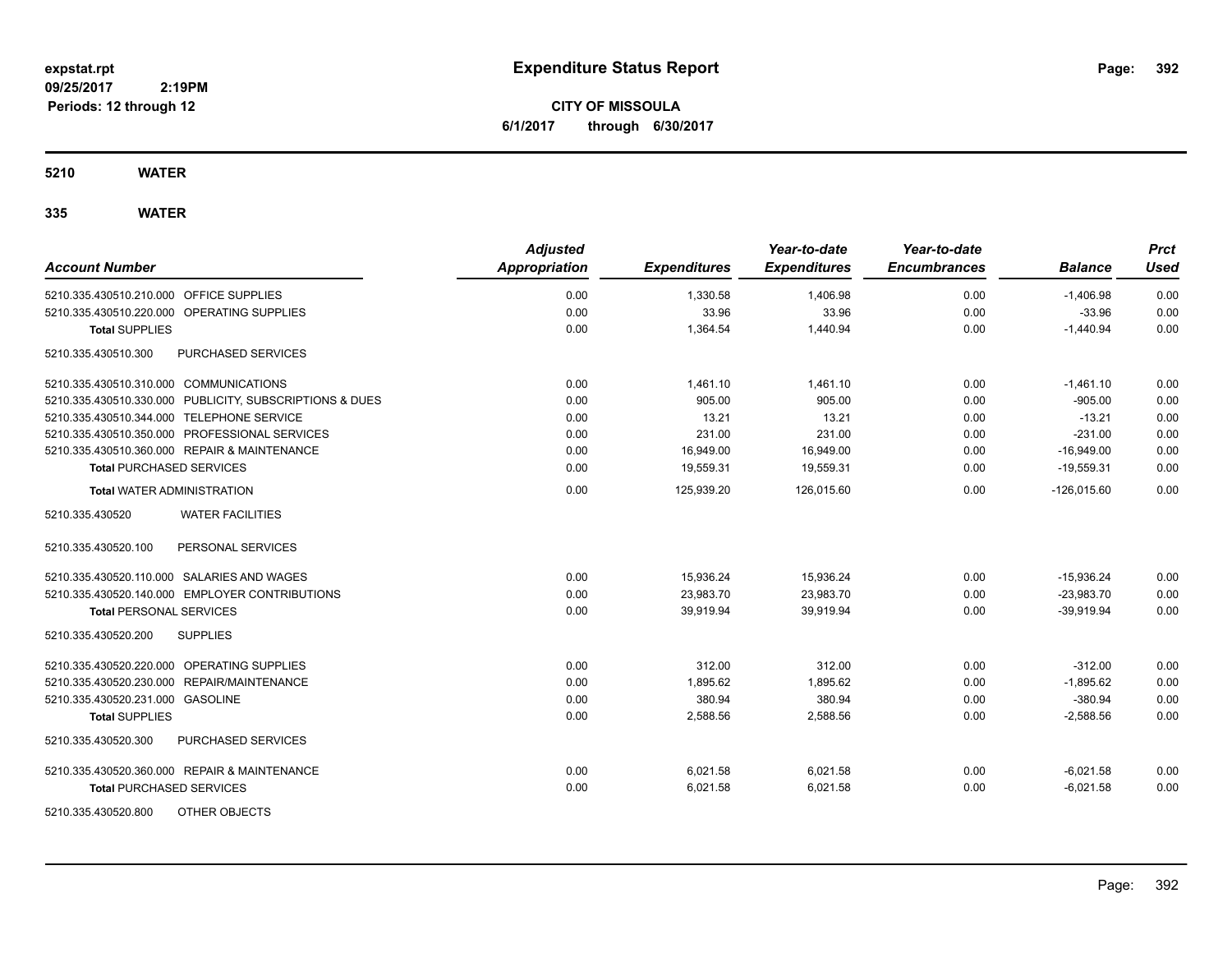**expstat.rpt**
**09/25/2017 2:19PM**
**Periods: 12 through 12**

# Expenditure Status Report

**CITY OF MISSOULA**
**6/1/2017 through 6/30/2017**

## 5210 WATER

## 335 WATER

| Account Number | Adjusted Appropriation | Expenditures | Year-to-date Expenditures | Year-to-date Encumbrances | Balance | Prct Used |
|---|---|---|---|---|---|---|
| 5210.335.430510.210.000 OFFICE SUPPLIES | 0.00 | 1,330.58 | 1,406.98 | 0.00 | -1,406.98 | 0.00 |
| 5210.335.430510.220.000 OPERATING SUPPLIES | 0.00 | 33.96 | 33.96 | 0.00 | -33.96 | 0.00 |
| **Total** SUPPLIES | 0.00 | 1,364.54 | 1,440.94 | 0.00 | -1,440.94 | 0.00 |
| 5210.335.430510.300 PURCHASED SERVICES | | | | | | |
| 5210.335.430510.310.000 COMMUNICATIONS | 0.00 | 1,461.10 | 1,461.10 | 0.00 | -1,461.10 | 0.00 |
| 5210.335.430510.330.000 PUBLICITY, SUBSCRIPTIONS & DUES | 0.00 | 905.00 | 905.00 | 0.00 | -905.00 | 0.00 |
| 5210.335.430510.344.000 TELEPHONE SERVICE | 0.00 | 13.21 | 13.21 | 0.00 | -13.21 | 0.00 |
| 5210.335.430510.350.000 PROFESSIONAL SERVICES | 0.00 | 231.00 | 231.00 | 0.00 | -231.00 | 0.00 |
| 5210.335.430510.360.000 REPAIR & MAINTENANCE | 0.00 | 16,949.00 | 16,949.00 | 0.00 | -16,949.00 | 0.00 |
| **Total** PURCHASED SERVICES | 0.00 | 19,559.31 | 19,559.31 | 0.00 | -19,559.31 | 0.00 |
| **Total** WATER ADMINISTRATION | 0.00 | 125,939.20 | 126,015.60 | 0.00 | -126,015.60 | 0.00 |
| 5210.335.430520 WATER FACILITIES | | | | | | |
| 5210.335.430520.100 PERSONAL SERVICES | | | | | | |
| 5210.335.430520.110.000 SALARIES AND WAGES | 0.00 | 15,936.24 | 15,936.24 | 0.00 | -15,936.24 | 0.00 |
| 5210.335.430520.140.000 EMPLOYER CONTRIBUTIONS | 0.00 | 23,983.70 | 23,983.70 | 0.00 | -23,983.70 | 0.00 |
| **Total** PERSONAL SERVICES | 0.00 | 39,919.94 | 39,919.94 | 0.00 | -39,919.94 | 0.00 |
| 5210.335.430520.200 SUPPLIES | | | | | | |
| 5210.335.430520.220.000 OPERATING SUPPLIES | 0.00 | 312.00 | 312.00 | 0.00 | -312.00 | 0.00 |
| 5210.335.430520.230.000 REPAIR/MAINTENANCE | 0.00 | 1,895.62 | 1,895.62 | 0.00 | -1,895.62 | 0.00 |
| 5210.335.430520.231.000 GASOLINE | 0.00 | 380.94 | 380.94 | 0.00 | -380.94 | 0.00 |
| **Total** SUPPLIES | 0.00 | 2,588.56 | 2,588.56 | 0.00 | -2,588.56 | 0.00 |
| 5210.335.430520.300 PURCHASED SERVICES | | | | | | |
| 5210.335.430520.360.000 REPAIR & MAINTENANCE | 0.00 | 6,021.58 | 6,021.58 | 0.00 | -6,021.58 | 0.00 |
| **Total** PURCHASED SERVICES | 0.00 | 6,021.58 | 6,021.58 | 0.00 | -6,021.58 | 0.00 |
| 5210.335.430520.800 OTHER OBJECTS | | | | | | |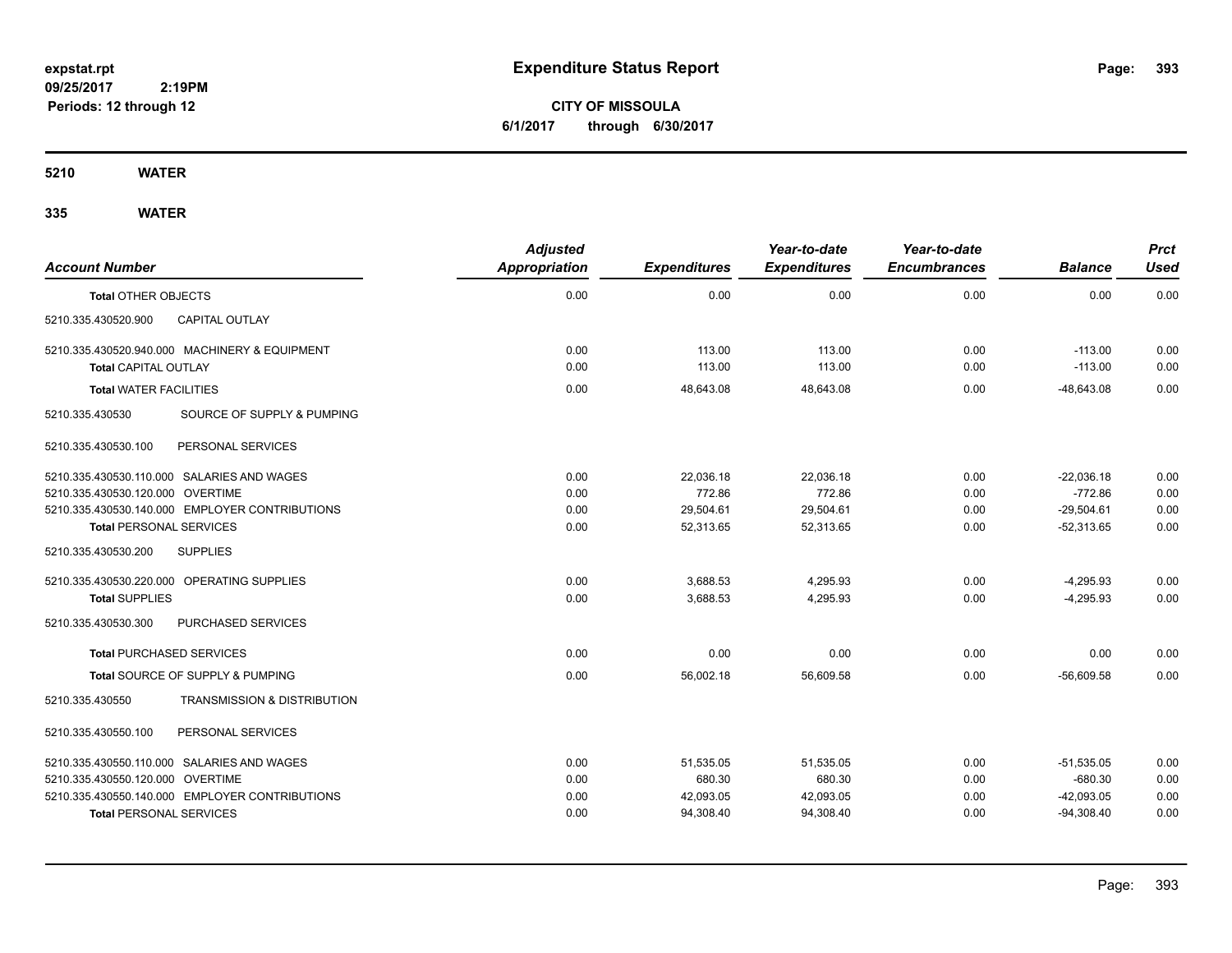# Expenditure Status Report

expstat.rpt
09/25/2017 2:19PM
Periods: 12 through 12

**CITY OF MISSOULA**
**6/1/2017 through 6/30/2017**

## 5210 WATER

## 335 WATER

| Account Number | | Adjusted Appropriation | Expenditures | Year-to-date Expenditures | Year-to-date Encumbrances | Balance | Prct Used |
|---|---|---|---|---|---|---|---|
| **Total** OTHER OBJECTS | | 0.00 | 0.00 | 0.00 | 0.00 | 0.00 | 0.00 |
| 5210.335.430520.900 | CAPITAL OUTLAY | | | | | | |
| 5210.335.430520.940.000 MACHINERY & EQUIPMENT | | 0.00 | 113.00 | 113.00 | 0.00 | -113.00 | 0.00 |
| **Total** CAPITAL OUTLAY | | 0.00 | 113.00 | 113.00 | 0.00 | -113.00 | 0.00 |
| **Total** WATER FACILITIES | | 0.00 | 48,643.08 | 48,643.08 | 0.00 | -48,643.08 | 0.00 |
| 5210.335.430530 | SOURCE OF SUPPLY & PUMPING | | | | | | |
| 5210.335.430530.100 | PERSONAL SERVICES | | | | | | |
| 5210.335.430530.110.000 SALARIES AND WAGES | | 0.00 | 22,036.18 | 22,036.18 | 0.00 | -22,036.18 | 0.00 |
| 5210.335.430530.120.000 OVERTIME | | 0.00 | 772.86 | 772.86 | 0.00 | -772.86 | 0.00 |
| 5210.335.430530.140.000 EMPLOYER CONTRIBUTIONS | | 0.00 | 29,504.61 | 29,504.61 | 0.00 | -29,504.61 | 0.00 |
| **Total** PERSONAL SERVICES | | 0.00 | 52,313.65 | 52,313.65 | 0.00 | -52,313.65 | 0.00 |
| 5210.335.430530.200 | SUPPLIES | | | | | | |
| 5210.335.430530.220.000 OPERATING SUPPLIES | | 0.00 | 3,688.53 | 4,295.93 | 0.00 | -4,295.93 | 0.00 |
| **Total** SUPPLIES | | 0.00 | 3,688.53 | 4,295.93 | 0.00 | -4,295.93 | 0.00 |
| 5210.335.430530.300 | PURCHASED SERVICES | | | | | | |
| **Total** PURCHASED SERVICES | | 0.00 | 0.00 | 0.00 | 0.00 | 0.00 | 0.00 |
| **Total** SOURCE OF SUPPLY & PUMPING | | 0.00 | 56,002.18 | 56,609.58 | 0.00 | -56,609.58 | 0.00 |
| 5210.335.430550 | TRANSMISSION & DISTRIBUTION | | | | | | |
| 5210.335.430550.100 | PERSONAL SERVICES | | | | | | |
| 5210.335.430550.110.000 SALARIES AND WAGES | | 0.00 | 51,535.05 | 51,535.05 | 0.00 | -51,535.05 | 0.00 |
| 5210.335.430550.120.000 OVERTIME | | 0.00 | 680.30 | 680.30 | 0.00 | -680.30 | 0.00 |
| 5210.335.430550.140.000 EMPLOYER CONTRIBUTIONS | | 0.00 | 42,093.05 | 42,093.05 | 0.00 | -42,093.05 | 0.00 |
| **Total** PERSONAL SERVICES | | 0.00 | 94,308.40 | 94,308.40 | 0.00 | -94,308.40 | 0.00 |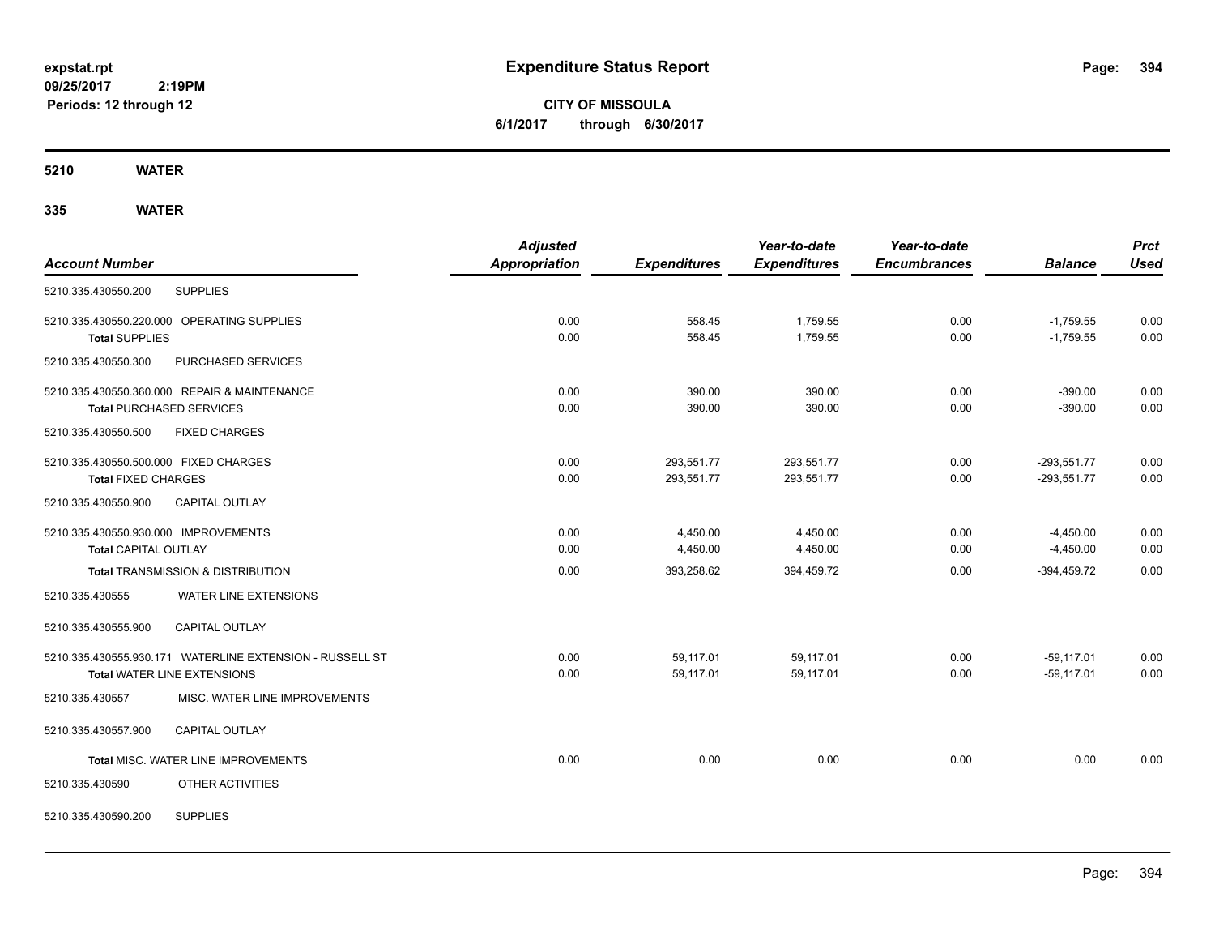**expstat.rpt**
**09/25/2017 2:19PM**
**Periods: 12 through 12**

# Expenditure Status Report

**CITY OF MISSOULA**
**6/1/2017 through 6/30/2017**

## 5210 WATER

### 335 WATER

| Account Number | | Adjusted Appropriation | Expenditures | Year-to-date Expenditures | Year-to-date Encumbrances | Balance | Prct Used |
|---|---|---|---|---|---|---|---|
| 5210.335.430550.200 | SUPPLIES | | | | | | |
| 5210.335.430550.220.000 | OPERATING SUPPLIES | 0.00 | 558.45 | 1,759.55 | 0.00 | -1,759.55 | 0.00 |
| **Total** SUPPLIES | | 0.00 | 558.45 | 1,759.55 | 0.00 | -1,759.55 | 0.00 |
| 5210.335.430550.300 | PURCHASED SERVICES | | | | | | |
| 5210.335.430550.360.000 | REPAIR & MAINTENANCE | 0.00 | 390.00 | 390.00 | 0.00 | -390.00 | 0.00 |
| **Total** PURCHASED SERVICES | | 0.00 | 390.00 | 390.00 | 0.00 | -390.00 | 0.00 |
| 5210.335.430550.500 | FIXED CHARGES | | | | | | |
| 5210.335.430550.500.000 | FIXED CHARGES | 0.00 | 293,551.77 | 293,551.77 | 0.00 | -293,551.77 | 0.00 |
| **Total** FIXED CHARGES | | 0.00 | 293,551.77 | 293,551.77 | 0.00 | -293,551.77 | 0.00 |
| 5210.335.430550.900 | CAPITAL OUTLAY | | | | | | |
| 5210.335.430550.930.000 | IMPROVEMENTS | 0.00 | 4,450.00 | 4,450.00 | 0.00 | -4,450.00 | 0.00 |
| **Total** CAPITAL OUTLAY | | 0.00 | 4,450.00 | 4,450.00 | 0.00 | -4,450.00 | 0.00 |
| **Total** TRANSMISSION & DISTRIBUTION | | 0.00 | 393,258.62 | 394,459.72 | 0.00 | -394,459.72 | 0.00 |
| 5210.335.430555 | WATER LINE EXTENSIONS | | | | | | |
| 5210.335.430555.900 | CAPITAL OUTLAY | | | | | | |
| 5210.335.430555.930.171 | WATERLINE EXTENSION - RUSSELL ST | 0.00 | 59,117.01 | 59,117.01 | 0.00 | -59,117.01 | 0.00 |
| **Total** WATER LINE EXTENSIONS | | 0.00 | 59,117.01 | 59,117.01 | 0.00 | -59,117.01 | 0.00 |
| 5210.335.430557 | MISC. WATER LINE IMPROVEMENTS | | | | | | |
| 5210.335.430557.900 | CAPITAL OUTLAY | | | | | | |
| **Total** MISC. WATER LINE IMPROVEMENTS | | 0.00 | 0.00 | 0.00 | 0.00 | 0.00 | 0.00 |
| 5210.335.430590 | OTHER ACTIVITIES | | | | | | |
| 5210.335.430590.200 | SUPPLIES | | | | | | |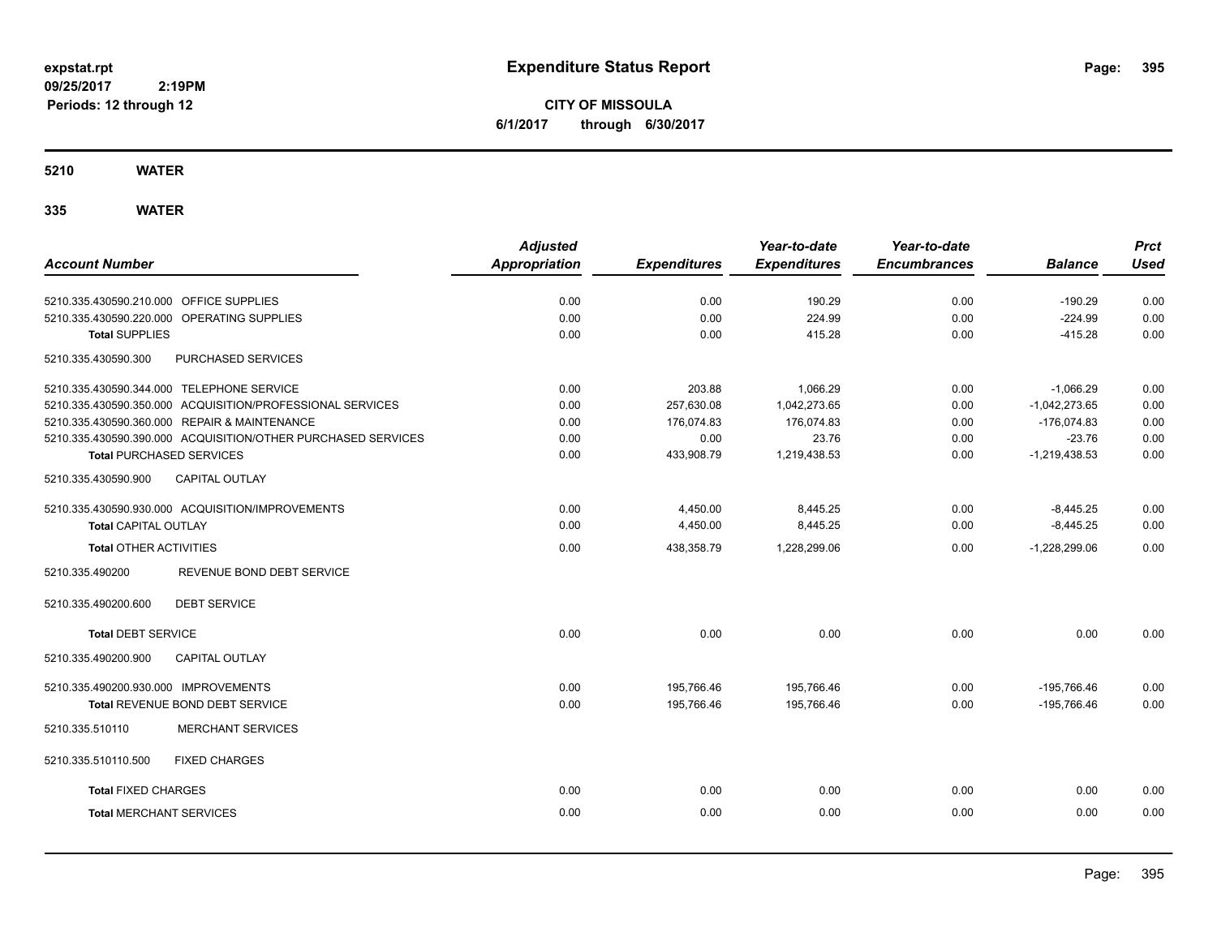expstat.rpt
09/25/2017 2:19PM
Periods: 12 through 12

# Expenditure Status Report

**CITY OF MISSOULA**
**6/1/2017 through 6/30/2017**

## 5210 WATER

## 335 WATER

| Account Number | Adjusted Appropriation | Expenditures | Year-to-date Expenditures | Year-to-date Encumbrances | Balance | Prct Used |
|---|---|---|---|---|---|---|
| 5210.335.430590.210.000 OFFICE SUPPLIES | 0.00 | 0.00 | 190.29 | 0.00 | -190.29 | 0.00 |
| 5210.335.430590.220.000 OPERATING SUPPLIES | 0.00 | 0.00 | 224.99 | 0.00 | -224.99 | 0.00 |
| **Total SUPPLIES** | 0.00 | 0.00 | 415.28 | 0.00 | -415.28 | 0.00 |
| 5210.335.430590.300 PURCHASED SERVICES | | | | | | |
| 5210.335.430590.344.000 TELEPHONE SERVICE | 0.00 | 203.88 | 1,066.29 | 0.00 | -1,066.29 | 0.00 |
| 5210.335.430590.350.000 ACQUISITION/PROFESSIONAL SERVICES | 0.00 | 257,630.08 | 1,042,273.65 | 0.00 | -1,042,273.65 | 0.00 |
| 5210.335.430590.360.000 REPAIR & MAINTENANCE | 0.00 | 176,074.83 | 176,074.83 | 0.00 | -176,074.83 | 0.00 |
| 5210.335.430590.390.000 ACQUISITION/OTHER PURCHASED SERVICES | 0.00 | 0.00 | 23.76 | 0.00 | -23.76 | 0.00 |
| **Total PURCHASED SERVICES** | 0.00 | 433,908.79 | 1,219,438.53 | 0.00 | -1,219,438.53 | 0.00 |
| 5210.335.430590.900 CAPITAL OUTLAY | | | | | | |
| 5210.335.430590.930.000 ACQUISITION/IMPROVEMENTS | 0.00 | 4,450.00 | 8,445.25 | 0.00 | -8,445.25 | 0.00 |
| **Total CAPITAL OUTLAY** | 0.00 | 4,450.00 | 8,445.25 | 0.00 | -8,445.25 | 0.00 |
| **Total OTHER ACTIVITIES** | 0.00 | 438,358.79 | 1,228,299.06 | 0.00 | -1,228,299.06 | 0.00 |
| 5210.335.490200 REVENUE BOND DEBT SERVICE | | | | | | |
| 5210.335.490200.600 DEBT SERVICE | | | | | | |
| **Total DEBT SERVICE** | 0.00 | 0.00 | 0.00 | 0.00 | 0.00 | 0.00 |
| 5210.335.490200.900 CAPITAL OUTLAY | | | | | | |
| 5210.335.490200.930.000 IMPROVEMENTS | 0.00 | 195,766.46 | 195,766.46 | 0.00 | -195,766.46 | 0.00 |
| **Total REVENUE BOND DEBT SERVICE** | 0.00 | 195,766.46 | 195,766.46 | 0.00 | -195,766.46 | 0.00 |
| 5210.335.510110 MERCHANT SERVICES | | | | | | |
| 5210.335.510110.500 FIXED CHARGES | | | | | | |
| **Total FIXED CHARGES** | 0.00 | 0.00 | 0.00 | 0.00 | 0.00 | 0.00 |
| **Total MERCHANT SERVICES** | 0.00 | 0.00 | 0.00 | 0.00 | 0.00 | 0.00 |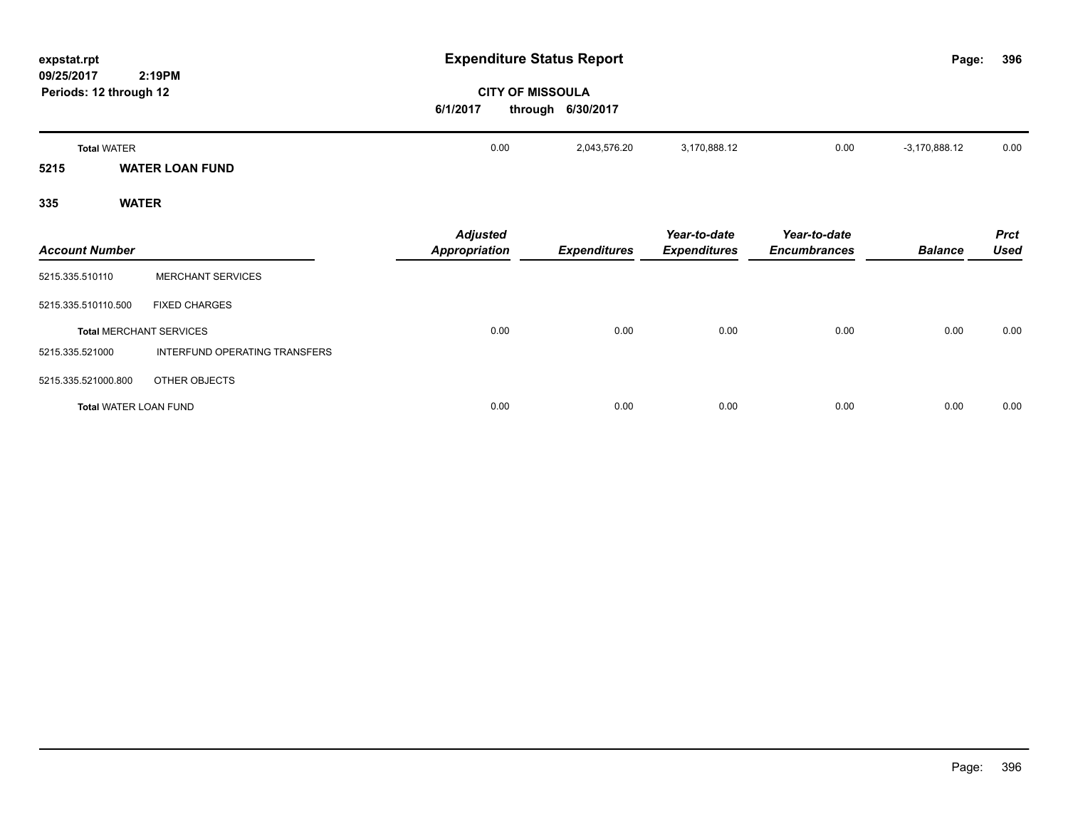| | | Adjusted Appropriation | Expenditures | Year-to-date Expenditures | Year-to-date Encumbrances | Balance | Prct Used |
|---|---|---|---|---|---|---|---|
| **Total WATER** | | 0.00 | 2,043,576.20 | 3,170,888.12 | 0.00 | -3,170,888.12 | 0.00 |

## 5215 WATER LOAN FUND

## 335 WATER

| *Account Number* | | *Adjusted Appropriation* | *Expenditures* | *Year-to-date Expenditures* | *Year-to-date Encumbrances* | *Balance* | *Prct Used* |
|---|---|---|---|---|---|---|---|
| 5215.335.510110 | MERCHANT SERVICES | | | | | | |
| 5215.335.510110.500 | FIXED CHARGES | | | | | | |
| **Total MERCHANT SERVICES** | | 0.00 | 0.00 | 0.00 | 0.00 | 0.00 | 0.00 |
| 5215.335.521000 | INTERFUND OPERATING TRANSFERS | | | | | | |
| 5215.335.521000.800 | OTHER OBJECTS | | | | | | |
| **Total WATER LOAN FUND** | | 0.00 | 0.00 | 0.00 | 0.00 | 0.00 | 0.00 |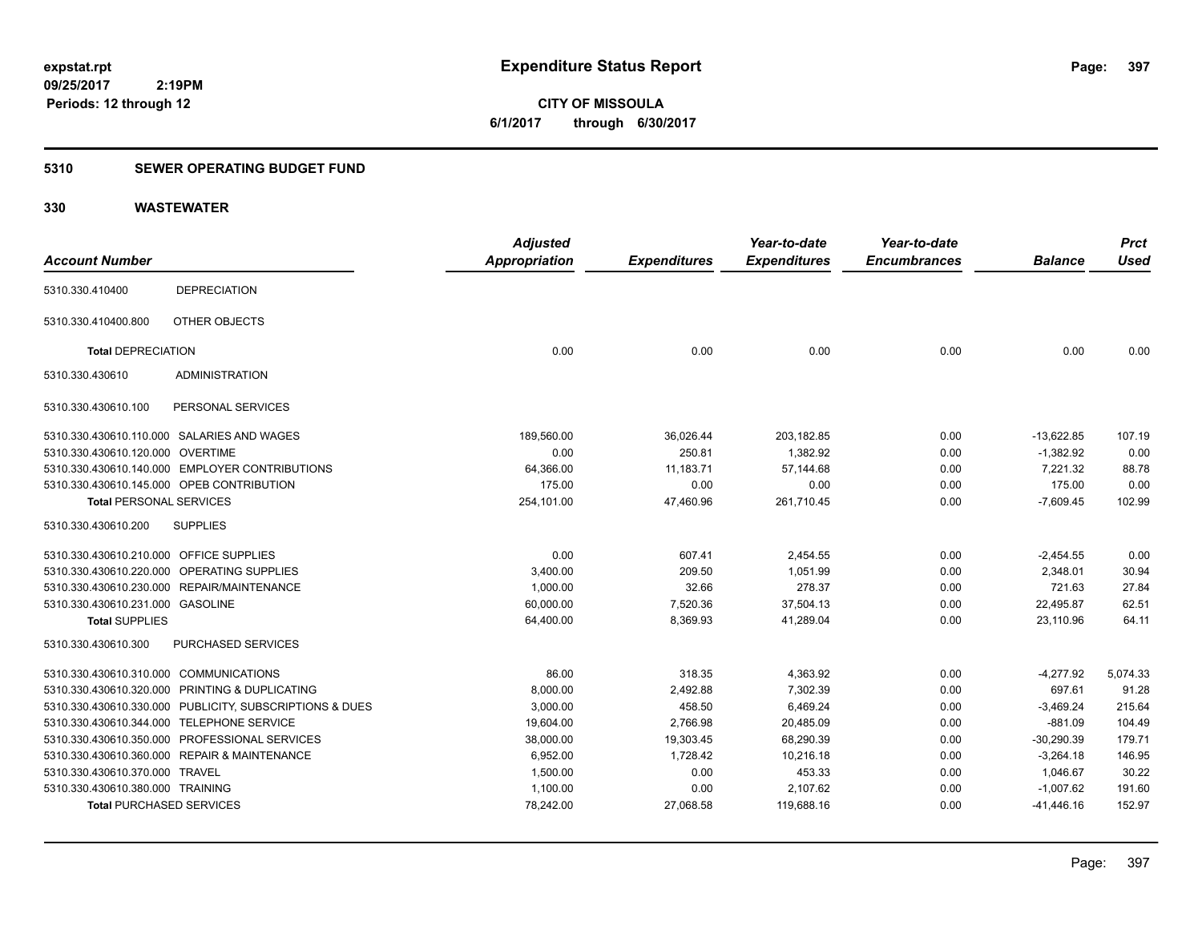**expstat.rpt**
**09/25/2017 2:19PM**
**Periods: 12 through 12**

# Expenditure Status Report

**CITY OF MISSOULA**
**6/1/2017 through 6/30/2017**

## 5310 SEWER OPERATING BUDGET FUND

## 330 WASTEWATER

| Account Number | | Adjusted Appropriation | Expenditures | Year-to-date Expenditures | Year-to-date Encumbrances | Balance | Prct Used |
|---|---|---|---|---|---|---|---|
| 5310.330.410400 | DEPRECIATION | | | | | | |
| 5310.330.410400.800 | OTHER OBJECTS | | | | | | |
| **Total** DEPRECIATION | | 0.00 | 0.00 | 0.00 | 0.00 | 0.00 | 0.00 |
| 5310.330.430610 | ADMINISTRATION | | | | | | |
| 5310.330.430610.100 | PERSONAL SERVICES | | | | | | |
| 5310.330.430610.110.000 | SALARIES AND WAGES | 189,560.00 | 36,026.44 | 203,182.85 | 0.00 | -13,622.85 | 107.19 |
| 5310.330.430610.120.000 | OVERTIME | 0.00 | 250.81 | 1,382.92 | 0.00 | -1,382.92 | 0.00 |
| 5310.330.430610.140.000 | EMPLOYER CONTRIBUTIONS | 64,366.00 | 11,183.71 | 57,144.68 | 0.00 | 7,221.32 | 88.78 |
| 5310.330.430610.145.000 | OPEB CONTRIBUTION | 175.00 | 0.00 | 0.00 | 0.00 | 175.00 | 0.00 |
| **Total** PERSONAL SERVICES | | 254,101.00 | 47,460.96 | 261,710.45 | 0.00 | -7,609.45 | 102.99 |
| 5310.330.430610.200 | SUPPLIES | | | | | | |
| 5310.330.430610.210.000 | OFFICE SUPPLIES | 0.00 | 607.41 | 2,454.55 | 0.00 | -2,454.55 | 0.00 |
| 5310.330.430610.220.000 | OPERATING SUPPLIES | 3,400.00 | 209.50 | 1,051.99 | 0.00 | 2,348.01 | 30.94 |
| 5310.330.430610.230.000 | REPAIR/MAINTENANCE | 1,000.00 | 32.66 | 278.37 | 0.00 | 721.63 | 27.84 |
| 5310.330.430610.231.000 | GASOLINE | 60,000.00 | 7,520.36 | 37,504.13 | 0.00 | 22,495.87 | 62.51 |
| **Total** SUPPLIES | | 64,400.00 | 8,369.93 | 41,289.04 | 0.00 | 23,110.96 | 64.11 |
| 5310.330.430610.300 | PURCHASED SERVICES | | | | | | |
| 5310.330.430610.310.000 | COMMUNICATIONS | 86.00 | 318.35 | 4,363.92 | 0.00 | -4,277.92 | 5,074.33 |
| 5310.330.430610.320.000 | PRINTING & DUPLICATING | 8,000.00 | 2,492.88 | 7,302.39 | 0.00 | 697.61 | 91.28 |
| 5310.330.430610.330.000 | PUBLICITY, SUBSCRIPTIONS & DUES | 3,000.00 | 458.50 | 6,469.24 | 0.00 | -3,469.24 | 215.64 |
| 5310.330.430610.344.000 | TELEPHONE SERVICE | 19,604.00 | 2,766.98 | 20,485.09 | 0.00 | -881.09 | 104.49 |
| 5310.330.430610.350.000 | PROFESSIONAL SERVICES | 38,000.00 | 19,303.45 | 68,290.39 | 0.00 | -30,290.39 | 179.71 |
| 5310.330.430610.360.000 | REPAIR & MAINTENANCE | 6,952.00 | 1,728.42 | 10,216.18 | 0.00 | -3,264.18 | 146.95 |
| 5310.330.430610.370.000 | TRAVEL | 1,500.00 | 0.00 | 453.33 | 0.00 | 1,046.67 | 30.22 |
| 5310.330.430610.380.000 | TRAINING | 1,100.00 | 0.00 | 2,107.62 | 0.00 | -1,007.62 | 191.60 |
| **Total** PURCHASED SERVICES | | 78,242.00 | 27,068.58 | 119,688.16 | 0.00 | -41,446.16 | 152.97 |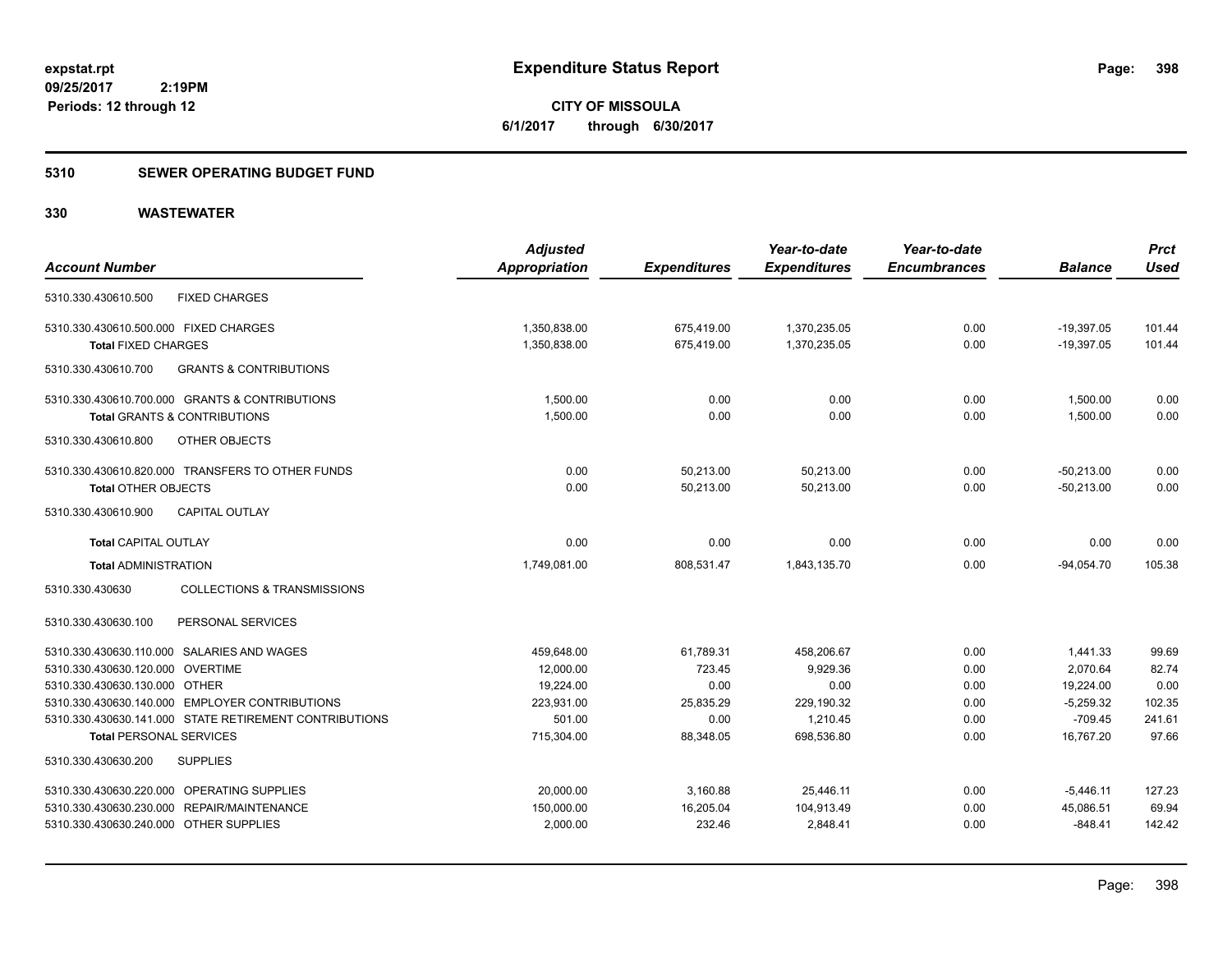**expstat.rpt**
**09/25/2017 2:19PM**
**Periods: 12 through 12**

# Expenditure Status Report

**CITY OF MISSOULA**
**6/1/2017 through 6/30/2017**

## 5310 SEWER OPERATING BUDGET FUND

## 330 WASTEWATER

| Account Number | Adjusted Appropriation | Expenditures | Year-to-date Expenditures | Year-to-date Encumbrances | Balance | Prct Used |
|---|---|---|---|---|---|---|
| 5310.330.430610.500 FIXED CHARGES | | | | | | |
| 5310.330.430610.500.000 FIXED CHARGES | 1,350,838.00 | 675,419.00 | 1,370,235.05 | 0.00 | -19,397.05 | 101.44 |
| **Total** FIXED CHARGES | 1,350,838.00 | 675,419.00 | 1,370,235.05 | 0.00 | -19,397.05 | 101.44 |
| 5310.330.430610.700 GRANTS & CONTRIBUTIONS | | | | | | |
| 5310.330.430610.700.000 GRANTS & CONTRIBUTIONS | 1,500.00 | 0.00 | 0.00 | 0.00 | 1,500.00 | 0.00 |
| **Total** GRANTS & CONTRIBUTIONS | 1,500.00 | 0.00 | 0.00 | 0.00 | 1,500.00 | 0.00 |
| 5310.330.430610.800 OTHER OBJECTS | | | | | | |
| 5310.330.430610.820.000 TRANSFERS TO OTHER FUNDS | 0.00 | 50,213.00 | 50,213.00 | 0.00 | -50,213.00 | 0.00 |
| **Total** OTHER OBJECTS | 0.00 | 50,213.00 | 50,213.00 | 0.00 | -50,213.00 | 0.00 |
| 5310.330.430610.900 CAPITAL OUTLAY | | | | | | |
| **Total** CAPITAL OUTLAY | 0.00 | 0.00 | 0.00 | 0.00 | 0.00 | 0.00 |
| **Total** ADMINISTRATION | 1,749,081.00 | 808,531.47 | 1,843,135.70 | 0.00 | -94,054.70 | 105.38 |
| 5310.330.430630 COLLECTIONS & TRANSMISSIONS | | | | | | |
| 5310.330.430630.100 PERSONAL SERVICES | | | | | | |
| 5310.330.430630.110.000 SALARIES AND WAGES | 459,648.00 | 61,789.31 | 458,206.67 | 0.00 | 1,441.33 | 99.69 |
| 5310.330.430630.120.000 OVERTIME | 12,000.00 | 723.45 | 9,929.36 | 0.00 | 2,070.64 | 82.74 |
| 5310.330.430630.130.000 OTHER | 19,224.00 | 0.00 | 0.00 | 0.00 | 19,224.00 | 0.00 |
| 5310.330.430630.140.000 EMPLOYER CONTRIBUTIONS | 223,931.00 | 25,835.29 | 229,190.32 | 0.00 | -5,259.32 | 102.35 |
| 5310.330.430630.141.000 STATE RETIREMENT CONTRIBUTIONS | 501.00 | 0.00 | 1,210.45 | 0.00 | -709.45 | 241.61 |
| **Total** PERSONAL SERVICES | 715,304.00 | 88,348.05 | 698,536.80 | 0.00 | 16,767.20 | 97.66 |
| 5310.330.430630.200 SUPPLIES | | | | | | |
| 5310.330.430630.220.000 OPERATING SUPPLIES | 20,000.00 | 3,160.88 | 25,446.11 | 0.00 | -5,446.11 | 127.23 |
| 5310.330.430630.230.000 REPAIR/MAINTENANCE | 150,000.00 | 16,205.04 | 104,913.49 | 0.00 | 45,086.51 | 69.94 |
| 5310.330.430630.240.000 OTHER SUPPLIES | 2,000.00 | 232.46 | 2,848.41 | 0.00 | -848.41 | 142.42 |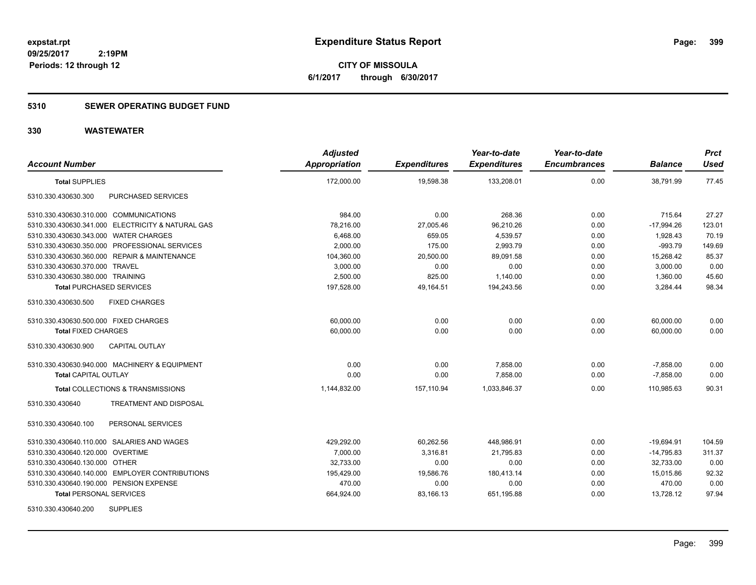**CITY OF MISSOULA**
**6/1/2017 through 6/30/2017**

## Expenditure Status Report

expstat.rpt
09/25/2017 2:19PM
Periods: 12 through 12

### 5310 SEWER OPERATING BUDGET FUND

### 330 WASTEWATER

| Account Number | Adjusted Appropriation | Expenditures | Year-to-date Expenditures | Year-to-date Encumbrances | Balance | Prct Used |
|---|---|---|---|---|---|---|
| **Total SUPPLIES** | 172,000.00 | 19,598.38 | 133,208.01 | 0.00 | 38,791.99 | 77.45 |
| 5310.330.430630.300 PURCHASED SERVICES | | | | | | |
| 5310.330.430630.310.000 COMMUNICATIONS | 984.00 | 0.00 | 268.36 | 0.00 | 715.64 | 27.27 |
| 5310.330.430630.341.000 ELECTRICITY & NATURAL GAS | 78,216.00 | 27,005.46 | 96,210.26 | 0.00 | -17,994.26 | 123.01 |
| 5310.330.430630.343.000 WATER CHARGES | 6,468.00 | 659.05 | 4,539.57 | 0.00 | 1,928.43 | 70.19 |
| 5310.330.430630.350.000 PROFESSIONAL SERVICES | 2,000.00 | 175.00 | 2,993.79 | 0.00 | -993.79 | 149.69 |
| 5310.330.430630.360.000 REPAIR & MAINTENANCE | 104,360.00 | 20,500.00 | 89,091.58 | 0.00 | 15,268.42 | 85.37 |
| 5310.330.430630.370.000 TRAVEL | 3,000.00 | 0.00 | 0.00 | 0.00 | 3,000.00 | 0.00 |
| 5310.330.430630.380.000 TRAINING | 2,500.00 | 825.00 | 1,140.00 | 0.00 | 1,360.00 | 45.60 |
| **Total PURCHASED SERVICES** | 197,528.00 | 49,164.51 | 194,243.56 | 0.00 | 3,284.44 | 98.34 |
| 5310.330.430630.500 FIXED CHARGES | | | | | | |
| 5310.330.430630.500.000 FIXED CHARGES | 60,000.00 | 0.00 | 0.00 | 0.00 | 60,000.00 | 0.00 |
| **Total FIXED CHARGES** | 60,000.00 | 0.00 | 0.00 | 0.00 | 60,000.00 | 0.00 |
| 5310.330.430630.900 CAPITAL OUTLAY | | | | | | |
| 5310.330.430630.940.000 MACHINERY & EQUIPMENT | 0.00 | 0.00 | 7,858.00 | 0.00 | -7,858.00 | 0.00 |
| **Total CAPITAL OUTLAY** | 0.00 | 0.00 | 7,858.00 | 0.00 | -7,858.00 | 0.00 |
| **Total COLLECTIONS & TRANSMISSIONS** | 1,144,832.00 | 157,110.94 | 1,033,846.37 | 0.00 | 110,985.63 | 90.31 |
| 5310.330.430640 TREATMENT AND DISPOSAL | | | | | | |
| 5310.330.430640.100 PERSONAL SERVICES | | | | | | |
| 5310.330.430640.110.000 SALARIES AND WAGES | 429,292.00 | 60,262.56 | 448,986.91 | 0.00 | -19,694.91 | 104.59 |
| 5310.330.430640.120.000 OVERTIME | 7,000.00 | 3,316.81 | 21,795.83 | 0.00 | -14,795.83 | 311.37 |
| 5310.330.430640.130.000 OTHER | 32,733.00 | 0.00 | 0.00 | 0.00 | 32,733.00 | 0.00 |
| 5310.330.430640.140.000 EMPLOYER CONTRIBUTIONS | 195,429.00 | 19,586.76 | 180,413.14 | 0.00 | 15,015.86 | 92.32 |
| 5310.330.430640.190.000 PENSION EXPENSE | 470.00 | 0.00 | 0.00 | 0.00 | 470.00 | 0.00 |
| **Total PERSONAL SERVICES** | 664,924.00 | 83,166.13 | 651,195.88 | 0.00 | 13,728.12 | 97.94 |
| 5310.330.430640.200 SUPPLIES | | | | | | |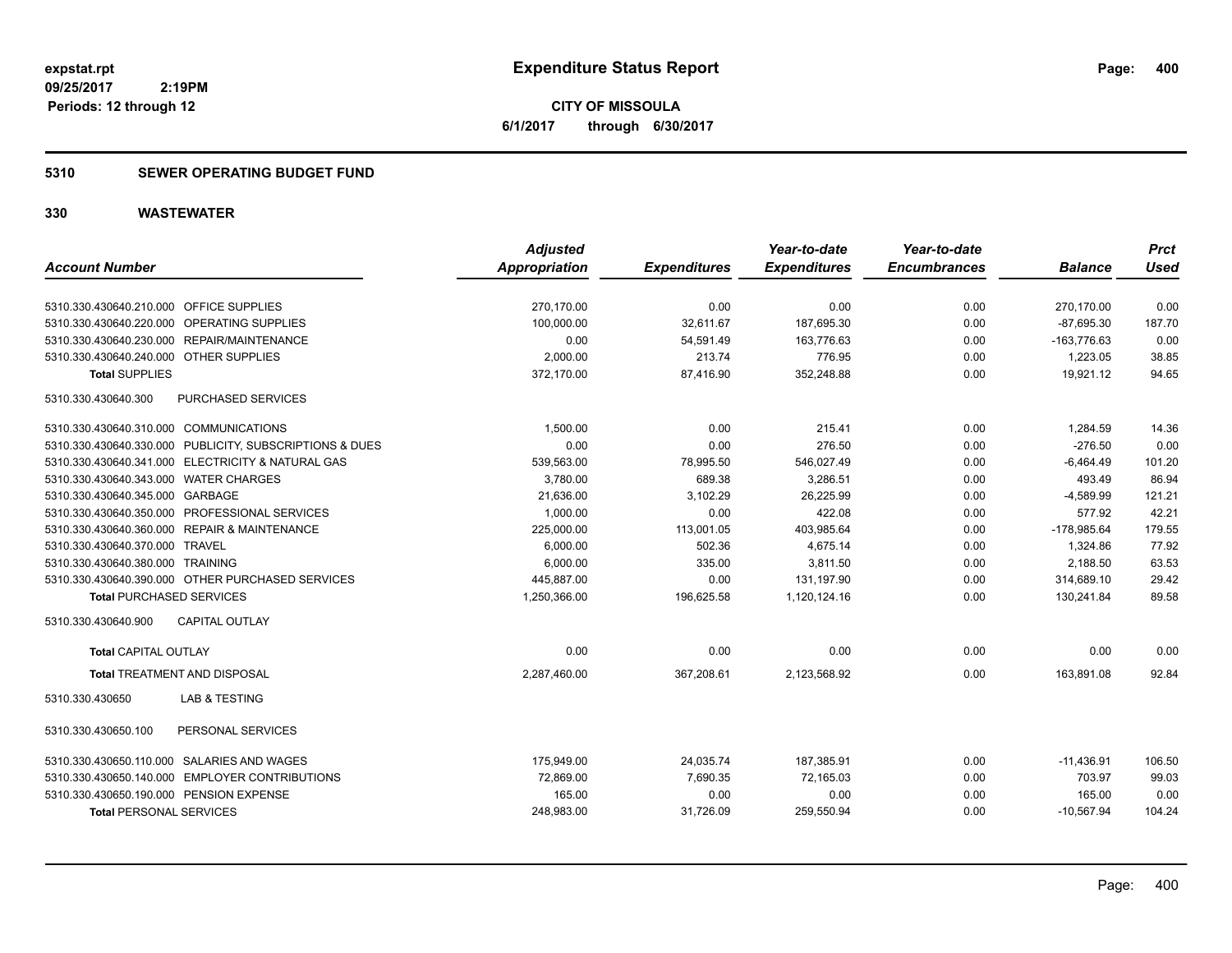**expstat.rpt**
**09/25/2017 2:19PM**
**Periods: 12 through 12**

# Expenditure Status Report

**CITY OF MISSOULA**
**6/1/2017 through 6/30/2017**

## 5310 SEWER OPERATING BUDGET FUND

## 330 WASTEWATER

| Account Number | | Adjusted Appropriation | Expenditures | Year-to-date Expenditures | Year-to-date Encumbrances | Balance | Prct Used |
|---|---|---|---|---|---|---|---|
| 5310.330.430640.210.000 | OFFICE SUPPLIES | 270,170.00 | 0.00 | 0.00 | 0.00 | 270,170.00 | 0.00 |
| 5310.330.430640.220.000 | OPERATING SUPPLIES | 100,000.00 | 32,611.67 | 187,695.30 | 0.00 | -87,695.30 | 187.70 |
| 5310.330.430640.230.000 | REPAIR/MAINTENANCE | 0.00 | 54,591.49 | 163,776.63 | 0.00 | -163,776.63 | 0.00 |
| 5310.330.430640.240.000 | OTHER SUPPLIES | 2,000.00 | 213.74 | 776.95 | 0.00 | 1,223.05 | 38.85 |
| **Total** SUPPLIES | | 372,170.00 | 87,416.90 | 352,248.88 | 0.00 | 19,921.12 | 94.65 |
| 5310.330.430640.300 | PURCHASED SERVICES | | | | | | |
| 5310.330.430640.310.000 | COMMUNICATIONS | 1,500.00 | 0.00 | 215.41 | 0.00 | 1,284.59 | 14.36 |
| 5310.330.430640.330.000 | PUBLICITY, SUBSCRIPTIONS & DUES | 0.00 | 0.00 | 276.50 | 0.00 | -276.50 | 0.00 |
| 5310.330.430640.341.000 | ELECTRICITY & NATURAL GAS | 539,563.00 | 78,995.50 | 546,027.49 | 0.00 | -6,464.49 | 101.20 |
| 5310.330.430640.343.000 | WATER CHARGES | 3,780.00 | 689.38 | 3,286.51 | 0.00 | 493.49 | 86.94 |
| 5310.330.430640.345.000 | GARBAGE | 21,636.00 | 3,102.29 | 26,225.99 | 0.00 | -4,589.99 | 121.21 |
| 5310.330.430640.350.000 | PROFESSIONAL SERVICES | 1,000.00 | 0.00 | 422.08 | 0.00 | 577.92 | 42.21 |
| 5310.330.430640.360.000 | REPAIR & MAINTENANCE | 225,000.00 | 113,001.05 | 403,985.64 | 0.00 | -178,985.64 | 179.55 |
| 5310.330.430640.370.000 | TRAVEL | 6,000.00 | 502.36 | 4,675.14 | 0.00 | 1,324.86 | 77.92 |
| 5310.330.430640.380.000 | TRAINING | 6,000.00 | 335.00 | 3,811.50 | 0.00 | 2,188.50 | 63.53 |
| 5310.330.430640.390.000 | OTHER PURCHASED SERVICES | 445,887.00 | 0.00 | 131,197.90 | 0.00 | 314,689.10 | 29.42 |
| **Total** PURCHASED SERVICES | | 1,250,366.00 | 196,625.58 | 1,120,124.16 | 0.00 | 130,241.84 | 89.58 |
| 5310.330.430640.900 | CAPITAL OUTLAY | | | | | | |
| **Total** CAPITAL OUTLAY | | 0.00 | 0.00 | 0.00 | 0.00 | 0.00 | 0.00 |
| **Total** TREATMENT AND DISPOSAL | | 2,287,460.00 | 367,208.61 | 2,123,568.92 | 0.00 | 163,891.08 | 92.84 |
| 5310.330.430650 | LAB & TESTING | | | | | | |
| 5310.330.430650.100 | PERSONAL SERVICES | | | | | | |
| 5310.330.430650.110.000 | SALARIES AND WAGES | 175,949.00 | 24,035.74 | 187,385.91 | 0.00 | -11,436.91 | 106.50 |
| 5310.330.430650.140.000 | EMPLOYER CONTRIBUTIONS | 72,869.00 | 7,690.35 | 72,165.03 | 0.00 | 703.97 | 99.03 |
| 5310.330.430650.190.000 | PENSION EXPENSE | 165.00 | 0.00 | 0.00 | 0.00 | 165.00 | 0.00 |
| **Total** PERSONAL SERVICES | | 248,983.00 | 31,726.09 | 259,550.94 | 0.00 | -10,567.94 | 104.24 |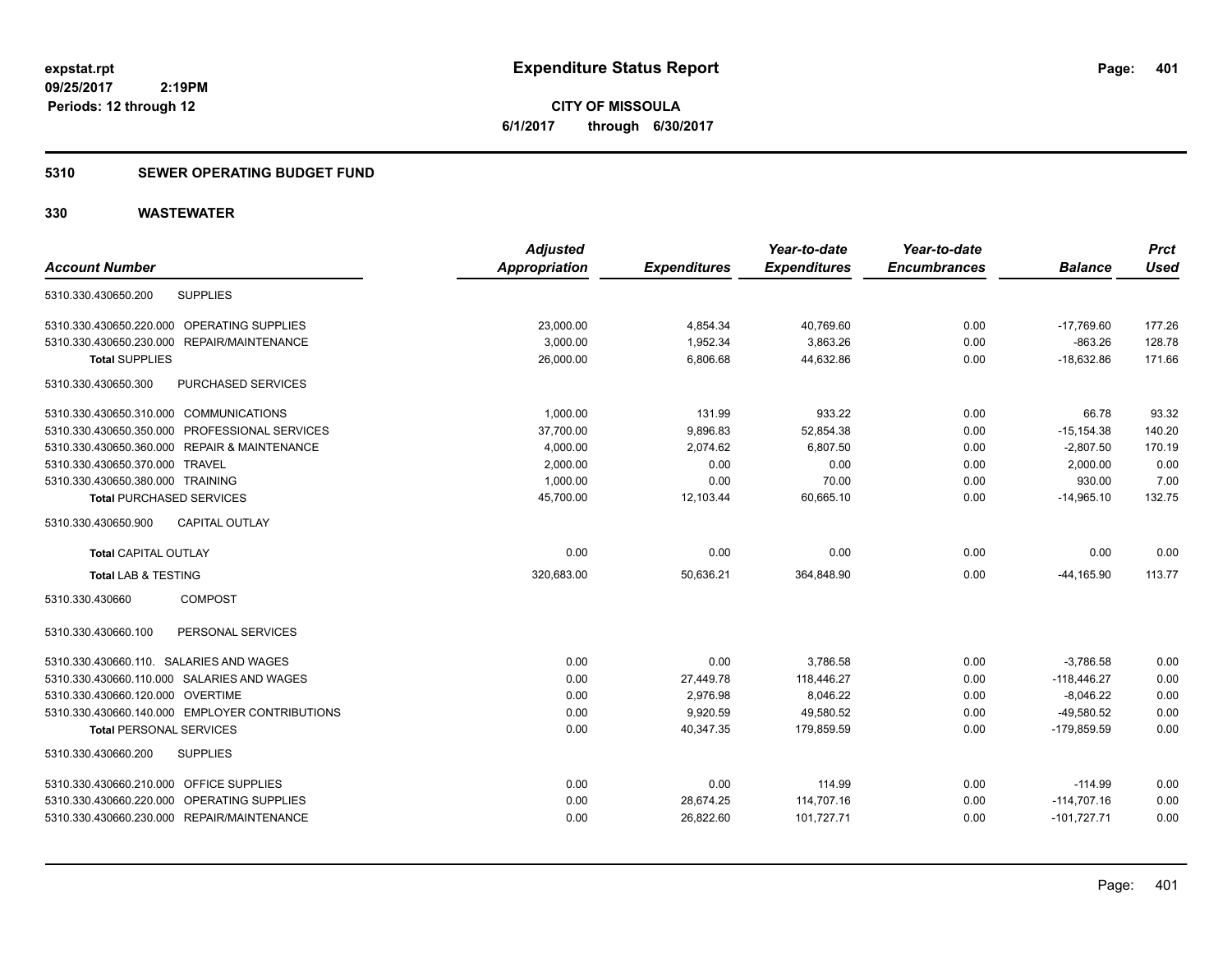# Expenditure Status Report

expstat.rpt
09/25/2017 2:19PM
Periods: 12 through 12

**CITY OF MISSOULA**
**6/1/2017 through 6/30/2017**

## 5310 SEWER OPERATING BUDGET FUND

## 330 WASTEWATER

| Account Number | Adjusted Appropriation | Expenditures | Year-to-date Expenditures | Year-to-date Encumbrances | Balance | Prct Used |
|---|---|---|---|---|---|---|
| 5310.330.430650.200 SUPPLIES | | | | | | |
| 5310.330.430650.220.000 OPERATING SUPPLIES | 23,000.00 | 4,854.34 | 40,769.60 | 0.00 | -17,769.60 | 177.26 |
| 5310.330.430650.230.000 REPAIR/MAINTENANCE | 3,000.00 | 1,952.34 | 3,863.26 | 0.00 | -863.26 | 128.78 |
| **Total** SUPPLIES | 26,000.00 | 6,806.68 | 44,632.86 | 0.00 | -18,632.86 | 171.66 |
| 5310.330.430650.300 PURCHASED SERVICES | | | | | | |
| 5310.330.430650.310.000 COMMUNICATIONS | 1,000.00 | 131.99 | 933.22 | 0.00 | 66.78 | 93.32 |
| 5310.330.430650.350.000 PROFESSIONAL SERVICES | 37,700.00 | 9,896.83 | 52,854.38 | 0.00 | -15,154.38 | 140.20 |
| 5310.330.430650.360.000 REPAIR & MAINTENANCE | 4,000.00 | 2,074.62 | 6,807.50 | 0.00 | -2,807.50 | 170.19 |
| 5310.330.430650.370.000 TRAVEL | 2,000.00 | 0.00 | 0.00 | 0.00 | 2,000.00 | 0.00 |
| 5310.330.430650.380.000 TRAINING | 1,000.00 | 0.00 | 70.00 | 0.00 | 930.00 | 7.00 |
| **Total** PURCHASED SERVICES | 45,700.00 | 12,103.44 | 60,665.10 | 0.00 | -14,965.10 | 132.75 |
| 5310.330.430650.900 CAPITAL OUTLAY | | | | | | |
| **Total** CAPITAL OUTLAY | 0.00 | 0.00 | 0.00 | 0.00 | 0.00 | 0.00 |
| **Total** LAB & TESTING | 320,683.00 | 50,636.21 | 364,848.90 | 0.00 | -44,165.90 | 113.77 |
| 5310.330.430660 COMPOST | | | | | | |
| 5310.330.430660.100 PERSONAL SERVICES | | | | | | |
| 5310.330.430660.110. SALARIES AND WAGES | 0.00 | 0.00 | 3,786.58 | 0.00 | -3,786.58 | 0.00 |
| 5310.330.430660.110.000 SALARIES AND WAGES | 0.00 | 27,449.78 | 118,446.27 | 0.00 | -118,446.27 | 0.00 |
| 5310.330.430660.120.000 OVERTIME | 0.00 | 2,976.98 | 8,046.22 | 0.00 | -8,046.22 | 0.00 |
| 5310.330.430660.140.000 EMPLOYER CONTRIBUTIONS | 0.00 | 9,920.59 | 49,580.52 | 0.00 | -49,580.52 | 0.00 |
| **Total** PERSONAL SERVICES | 0.00 | 40,347.35 | 179,859.59 | 0.00 | -179,859.59 | 0.00 |
| 5310.330.430660.200 SUPPLIES | | | | | | |
| 5310.330.430660.210.000 OFFICE SUPPLIES | 0.00 | 0.00 | 114.99 | 0.00 | -114.99 | 0.00 |
| 5310.330.430660.220.000 OPERATING SUPPLIES | 0.00 | 28,674.25 | 114,707.16 | 0.00 | -114,707.16 | 0.00 |
| 5310.330.430660.230.000 REPAIR/MAINTENANCE | 0.00 | 26,822.60 | 101,727.71 | 0.00 | -101,727.71 | 0.00 |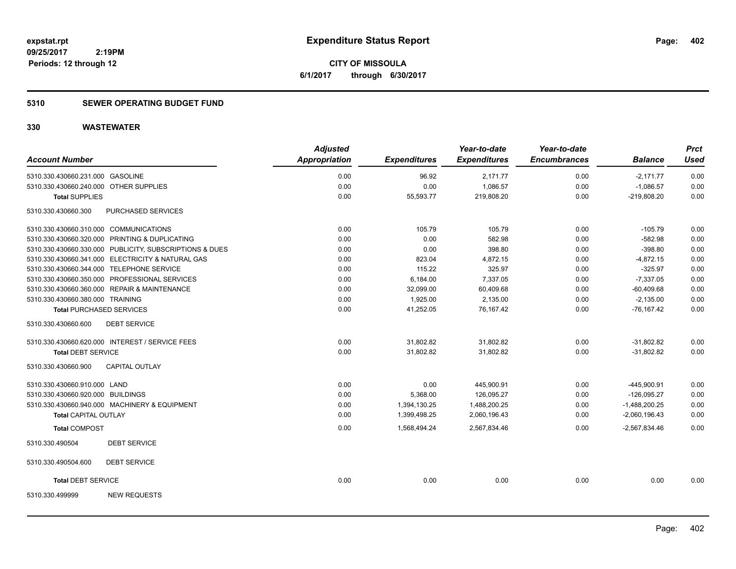# Expenditure Status Report

**CITY OF MISSOULA**
**6/1/2017 through 6/30/2017**

expstat.rpt
09/25/2017 2:19PM
Periods: 12 through 12

## 5310 SEWER OPERATING BUDGET FUND

## 330 WASTEWATER

| Account Number | Adjusted Appropriation | Expenditures | Year-to-date Expenditures | Year-to-date Encumbrances | Balance | Prct Used |
|---|---|---|---|---|---|---|
| 5310.330.430660.231.000 GASOLINE | 0.00 | 96.92 | 2,171.77 | 0.00 | -2,171.77 | 0.00 |
| 5310.330.430660.240.000 OTHER SUPPLIES | 0.00 | 0.00 | 1,086.57 | 0.00 | -1,086.57 | 0.00 |
| **Total SUPPLIES** | 0.00 | 55,593.77 | 219,808.20 | 0.00 | -219,808.20 | 0.00 |
| 5310.330.430660.300 PURCHASED SERVICES | | | | | | |
| 5310.330.430660.310.000 COMMUNICATIONS | 0.00 | 105.79 | 105.79 | 0.00 | -105.79 | 0.00 |
| 5310.330.430660.320.000 PRINTING & DUPLICATING | 0.00 | 0.00 | 582.98 | 0.00 | -582.98 | 0.00 |
| 5310.330.430660.330.000 PUBLICITY, SUBSCRIPTIONS & DUES | 0.00 | 0.00 | 398.80 | 0.00 | -398.80 | 0.00 |
| 5310.330.430660.341.000 ELECTRICITY & NATURAL GAS | 0.00 | 823.04 | 4,872.15 | 0.00 | -4,872.15 | 0.00 |
| 5310.330.430660.344.000 TELEPHONE SERVICE | 0.00 | 115.22 | 325.97 | 0.00 | -325.97 | 0.00 |
| 5310.330.430660.350.000 PROFESSIONAL SERVICES | 0.00 | 6,184.00 | 7,337.05 | 0.00 | -7,337.05 | 0.00 |
| 5310.330.430660.360.000 REPAIR & MAINTENANCE | 0.00 | 32,099.00 | 60,409.68 | 0.00 | -60,409.68 | 0.00 |
| 5310.330.430660.380.000 TRAINING | 0.00 | 1,925.00 | 2,135.00 | 0.00 | -2,135.00 | 0.00 |
| **Total PURCHASED SERVICES** | 0.00 | 41,252.05 | 76,167.42 | 0.00 | -76,167.42 | 0.00 |
| 5310.330.430660.600 DEBT SERVICE | | | | | | |
| 5310.330.430660.620.000 INTEREST / SERVICE FEES | 0.00 | 31,802.82 | 31,802.82 | 0.00 | -31,802.82 | 0.00 |
| **Total DEBT SERVICE** | 0.00 | 31,802.82 | 31,802.82 | 0.00 | -31,802.82 | 0.00 |
| 5310.330.430660.900 CAPITAL OUTLAY | | | | | | |
| 5310.330.430660.910.000 LAND | 0.00 | 0.00 | 445,900.91 | 0.00 | -445,900.91 | 0.00 |
| 5310.330.430660.920.000 BUILDINGS | 0.00 | 5,368.00 | 126,095.27 | 0.00 | -126,095.27 | 0.00 |
| 5310.330.430660.940.000 MACHINERY & EQUIPMENT | 0.00 | 1,394,130.25 | 1,488,200.25 | 0.00 | -1,488,200.25 | 0.00 |
| **Total CAPITAL OUTLAY** | 0.00 | 1,399,498.25 | 2,060,196.43 | 0.00 | -2,060,196.43 | 0.00 |
| **Total COMPOST** | 0.00 | 1,568,494.24 | 2,567,834.46 | 0.00 | -2,567,834.46 | 0.00 |
| 5310.330.490504 DEBT SERVICE | | | | | | |
| 5310.330.490504.600 DEBT SERVICE | | | | | | |
| **Total DEBT SERVICE** | 0.00 | 0.00 | 0.00 | 0.00 | 0.00 | 0.00 |
| 5310.330.499999 NEW REQUESTS | | | | | | |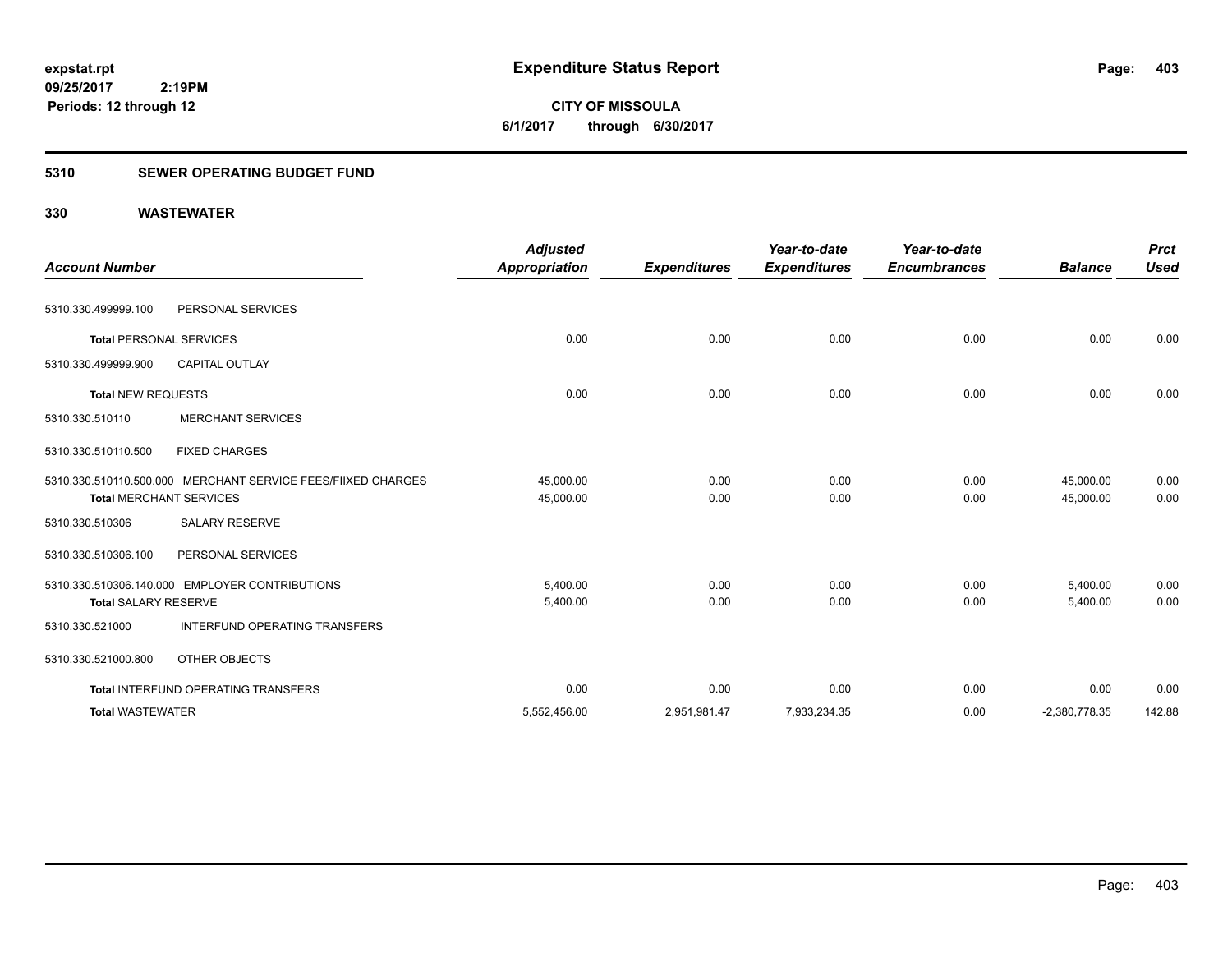**expstat.rpt**
**09/25/2017 2:19PM**
**Periods: 12 through 12**

# Expenditure Status Report

**CITY OF MISSOULA**
**6/1/2017 through 6/30/2017**

## 5310 SEWER OPERATING BUDGET FUND

## 330 WASTEWATER

| Account Number | | Adjusted Appropriation | Expenditures | Year-to-date Expenditures | Year-to-date Encumbrances | Balance | Prct Used |
|---|---|---|---|---|---|---|---|
| 5310.330.499999.100 | PERSONAL SERVICES | | | | | | |
| **Total** PERSONAL SERVICES | | 0.00 | 0.00 | 0.00 | 0.00 | 0.00 | 0.00 |
| 5310.330.499999.900 | CAPITAL OUTLAY | | | | | | |
| **Total** NEW REQUESTS | | 0.00 | 0.00 | 0.00 | 0.00 | 0.00 | 0.00 |
| 5310.330.510110 | MERCHANT SERVICES | | | | | | |
| 5310.330.510110.500 | FIXED CHARGES | | | | | | |
| 5310.330.510110.500.000 | MERCHANT SERVICE FEES/FIIXED CHARGES | 45,000.00 | 0.00 | 0.00 | 0.00 | 45,000.00 | 0.00 |
| **Total** MERCHANT SERVICES | | 45,000.00 | 0.00 | 0.00 | 0.00 | 45,000.00 | 0.00 |
| 5310.330.510306 | SALARY RESERVE | | | | | | |
| 5310.330.510306.100 | PERSONAL SERVICES | | | | | | |
| 5310.330.510306.140.000 | EMPLOYER CONTRIBUTIONS | 5,400.00 | 0.00 | 0.00 | 0.00 | 5,400.00 | 0.00 |
| **Total** SALARY RESERVE | | 5,400.00 | 0.00 | 0.00 | 0.00 | 5,400.00 | 0.00 |
| 5310.330.521000 | INTERFUND OPERATING TRANSFERS | | | | | | |
| 5310.330.521000.800 | OTHER OBJECTS | | | | | | |
| **Total** INTERFUND OPERATING TRANSFERS | | 0.00 | 0.00 | 0.00 | 0.00 | 0.00 | 0.00 |
| **Total WASTEWATER** | | 5,552,456.00 | 2,951,981.47 | 7,933,234.35 | 0.00 | -2,380,778.35 | 142.88 |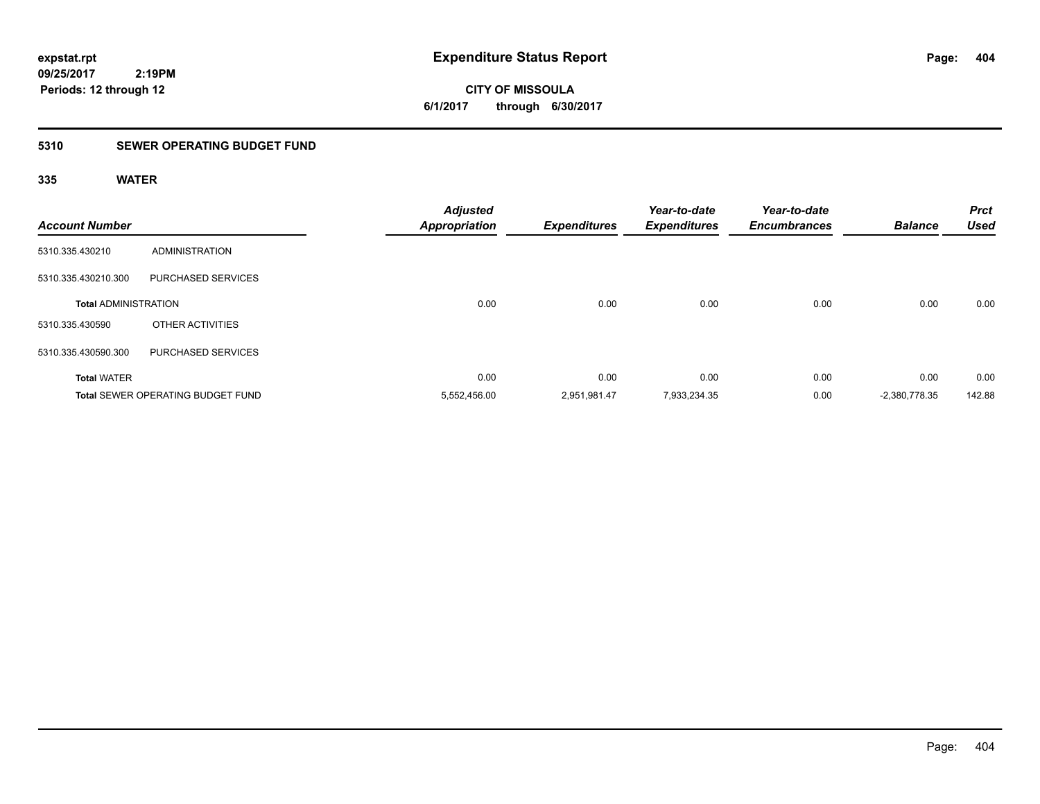**expstat.rpt**
**09/25/2017 2:19PM**
**Periods: 12 through 12**

# Expenditure Status Report

**CITY OF MISSOULA**
**6/1/2017 through 6/30/2017**

## 5310 SEWER OPERATING BUDGET FUND

### 335 WATER

| Account Number | | Adjusted Appropriation | Expenditures | Year-to-date Expenditures | Year-to-date Encumbrances | Balance | Prct Used |
|---|---|---|---|---|---|---|---|
| 5310.335.430210 | ADMINISTRATION | | | | | | |
| 5310.335.430210.300 | PURCHASED SERVICES | | | | | | |
| **Total** ADMINISTRATION | | 0.00 | 0.00 | 0.00 | 0.00 | 0.00 | 0.00 |
| 5310.335.430590 | OTHER ACTIVITIES | | | | | | |
| 5310.335.430590.300 | PURCHASED SERVICES | | | | | | |
| **Total** WATER | | 0.00 | 0.00 | 0.00 | 0.00 | 0.00 | 0.00 |
| **Total** SEWER OPERATING BUDGET FUND | | 5,552,456.00 | 2,951,981.47 | 7,933,234.35 | 0.00 | -2,380,778.35 | 142.88 |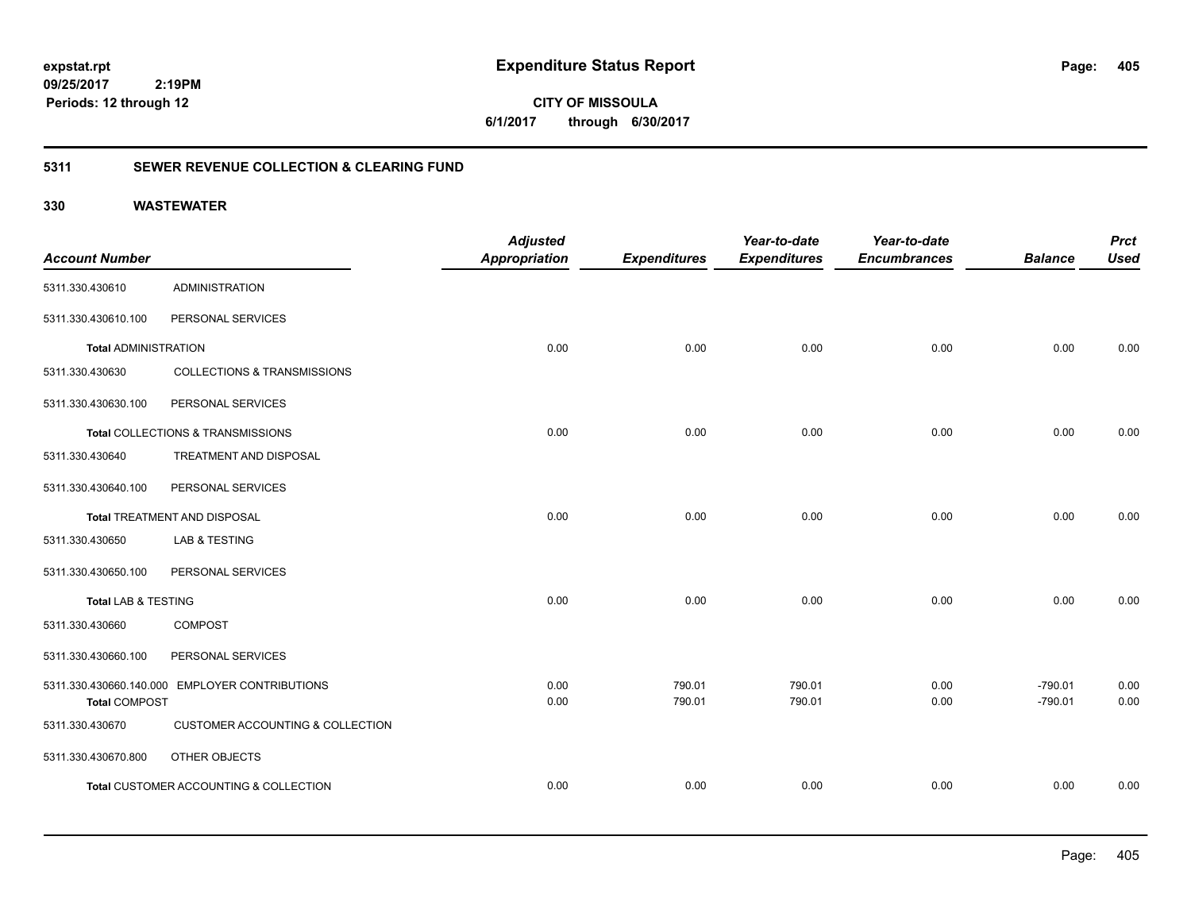**expstat.rpt**
**09/25/2017 2:19PM**
**Periods: 12 through 12**

# Expenditure Status Report

**CITY OF MISSOULA**
**6/1/2017 through 6/30/2017**

## 5311 SEWER REVENUE COLLECTION & CLEARING FUND

### 330 WASTEWATER

| Account Number | | Adjusted Appropriation | Expenditures | Year-to-date Expenditures | Year-to-date Encumbrances | Balance | Prct Used |
|---|---|---|---|---|---|---|---|
| 5311.330.430610 | ADMINISTRATION | | | | | | |
| 5311.330.430610.100 | PERSONAL SERVICES | | | | | | |
| **Total** ADMINISTRATION | | 0.00 | 0.00 | 0.00 | 0.00 | 0.00 | 0.00 |
| 5311.330.430630 | COLLECTIONS & TRANSMISSIONS | | | | | | |
| 5311.330.430630.100 | PERSONAL SERVICES | | | | | | |
| **Total** COLLECTIONS & TRANSMISSIONS | | 0.00 | 0.00 | 0.00 | 0.00 | 0.00 | 0.00 |
| 5311.330.430640 | TREATMENT AND DISPOSAL | | | | | | |
| 5311.330.430640.100 | PERSONAL SERVICES | | | | | | |
| **Total** TREATMENT AND DISPOSAL | | 0.00 | 0.00 | 0.00 | 0.00 | 0.00 | 0.00 |
| 5311.330.430650 | LAB & TESTING | | | | | | |
| 5311.330.430650.100 | PERSONAL SERVICES | | | | | | |
| **Total** LAB & TESTING | | 0.00 | 0.00 | 0.00 | 0.00 | 0.00 | 0.00 |
| 5311.330.430660 | COMPOST | | | | | | |
| 5311.330.430660.100 | PERSONAL SERVICES | | | | | | |
| 5311.330.430660.140.000 | EMPLOYER CONTRIBUTIONS | 0.00 | 790.01 | 790.01 | 0.00 | -790.01 | 0.00 |
| **Total** COMPOST | | 0.00 | 790.01 | 790.01 | 0.00 | -790.01 | 0.00 |
| 5311.330.430670 | CUSTOMER ACCOUNTING & COLLECTION | | | | | | |
| 5311.330.430670.800 | OTHER OBJECTS | | | | | | |
| **Total** CUSTOMER ACCOUNTING & COLLECTION | | 0.00 | 0.00 | 0.00 | 0.00 | 0.00 | 0.00 |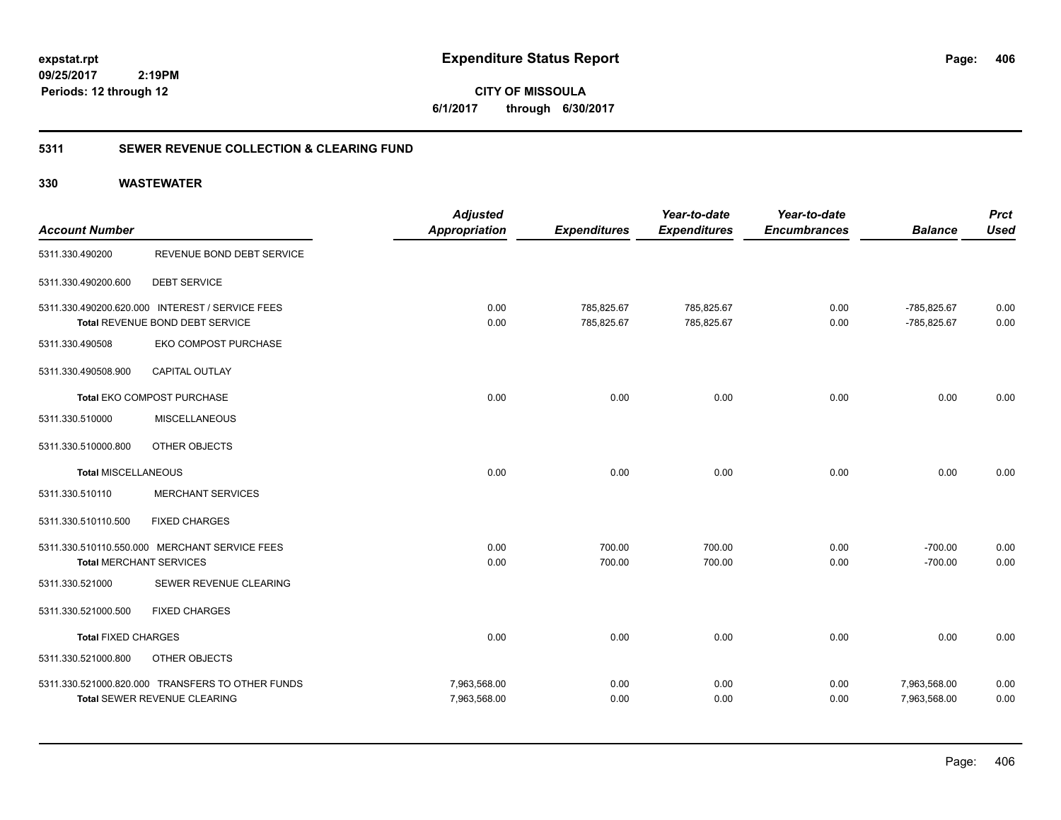**expstat.rpt**
**09/25/2017 2:19PM**
**Periods: 12 through 12**

# Expenditure Status Report

**CITY OF MISSOULA**
**6/1/2017 through 6/30/2017**

## 5311 SEWER REVENUE COLLECTION & CLEARING FUND

### 330 WASTEWATER

| Account Number | | Adjusted Appropriation | Expenditures | Year-to-date Expenditures | Year-to-date Encumbrances | Balance | Prct Used |
|---|---|---|---|---|---|---|---|
| 5311.330.490200 | REVENUE BOND DEBT SERVICE | | | | | | |
| 5311.330.490200.600 | DEBT SERVICE | | | | | | |
| 5311.330.490200.620.000 | INTEREST / SERVICE FEES | 0.00 | 785,825.67 | 785,825.67 | 0.00 | -785,825.67 | 0.00 |
| **Total** REVENUE BOND DEBT SERVICE | | 0.00 | 785,825.67 | 785,825.67 | 0.00 | -785,825.67 | 0.00 |
| 5311.330.490508 | EKO COMPOST PURCHASE | | | | | | |
| 5311.330.490508.900 | CAPITAL OUTLAY | | | | | | |
| **Total** EKO COMPOST PURCHASE | | 0.00 | 0.00 | 0.00 | 0.00 | 0.00 | 0.00 |
| 5311.330.510000 | MISCELLANEOUS | | | | | | |
| 5311.330.510000.800 | OTHER OBJECTS | | | | | | |
| **Total** MISCELLANEOUS | | 0.00 | 0.00 | 0.00 | 0.00 | 0.00 | 0.00 |
| 5311.330.510110 | MERCHANT SERVICES | | | | | | |
| 5311.330.510110.500 | FIXED CHARGES | | | | | | |
| 5311.330.510110.550.000 | MERCHANT SERVICE FEES | 0.00 | 700.00 | 700.00 | 0.00 | -700.00 | 0.00 |
| **Total** MERCHANT SERVICES | | 0.00 | 700.00 | 700.00 | 0.00 | -700.00 | 0.00 |
| 5311.330.521000 | SEWER REVENUE CLEARING | | | | | | |
| 5311.330.521000.500 | FIXED CHARGES | | | | | | |
| **Total** FIXED CHARGES | | 0.00 | 0.00 | 0.00 | 0.00 | 0.00 | 0.00 |
| 5311.330.521000.800 | OTHER OBJECTS | | | | | | |
| 5311.330.521000.820.000 | TRANSFERS TO OTHER FUNDS | 7,963,568.00 | 0.00 | 0.00 | 0.00 | 7,963,568.00 | 0.00 |
| **Total** SEWER REVENUE CLEARING | | 7,963,568.00 | 0.00 | 0.00 | 0.00 | 7,963,568.00 | 0.00 |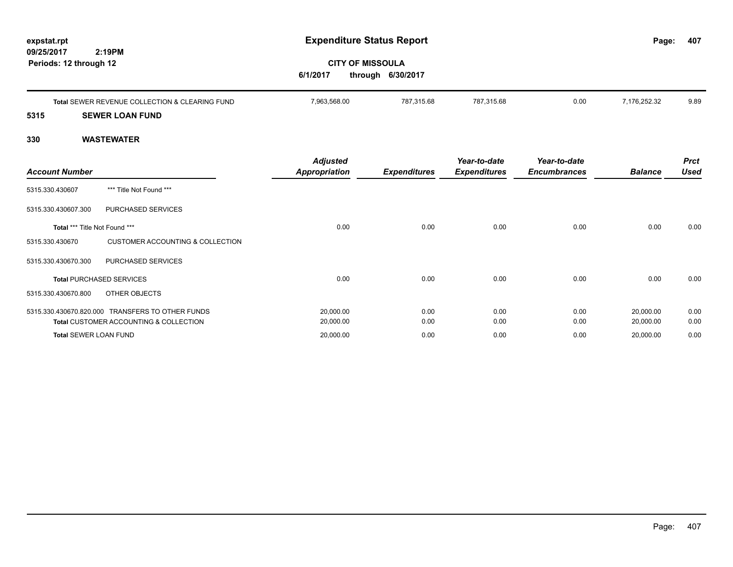**Expenditure Status Report**

**CITY OF MISSOULA**

**6/1/2017 through 6/30/2017**

expstat.rpt
09/25/2017 2:19PM
Periods: 12 through 12

| | Adjusted Appropriation | Expenditures | Year-to-date Expenditures | Year-to-date Encumbrances | Balance | Prct Used |
|---|---|---|---|---|---|---|
| **Total** SEWER REVENUE COLLECTION & CLEARING FUND | 7,963,568.00 | 787,315.68 | 787,315.68 | 0.00 | 7,176,252.32 | 9.89 |

## 5315 SEWER LOAN FUND

## 330 WASTEWATER

| Account Number | | Adjusted Appropriation | Expenditures | Year-to-date Expenditures | Year-to-date Encumbrances | Balance | Prct Used |
|---|---|---|---|---|---|---|---|
| 5315.330.430607 | *** Title Not Found *** | | | | | | |
| 5315.330.430607.300 | PURCHASED SERVICES | | | | | | |
| **Total** *** Title Not Found *** | | 0.00 | 0.00 | 0.00 | 0.00 | 0.00 | 0.00 |
| 5315.330.430670 | CUSTOMER ACCOUNTING & COLLECTION | | | | | | |
| 5315.330.430670.300 | PURCHASED SERVICES | | | | | | |
| **Total** PURCHASED SERVICES | | 0.00 | 0.00 | 0.00 | 0.00 | 0.00 | 0.00 |
| 5315.330.430670.800 | OTHER OBJECTS | | | | | | |
| 5315.330.430670.820.000 | TRANSFERS TO OTHER FUNDS | 20,000.00 | 0.00 | 0.00 | 0.00 | 20,000.00 | 0.00 |
| **Total** CUSTOMER ACCOUNTING & COLLECTION | | 20,000.00 | 0.00 | 0.00 | 0.00 | 20,000.00 | 0.00 |
| **Total** SEWER LOAN FUND | | 20,000.00 | 0.00 | 0.00 | 0.00 | 20,000.00 | 0.00 |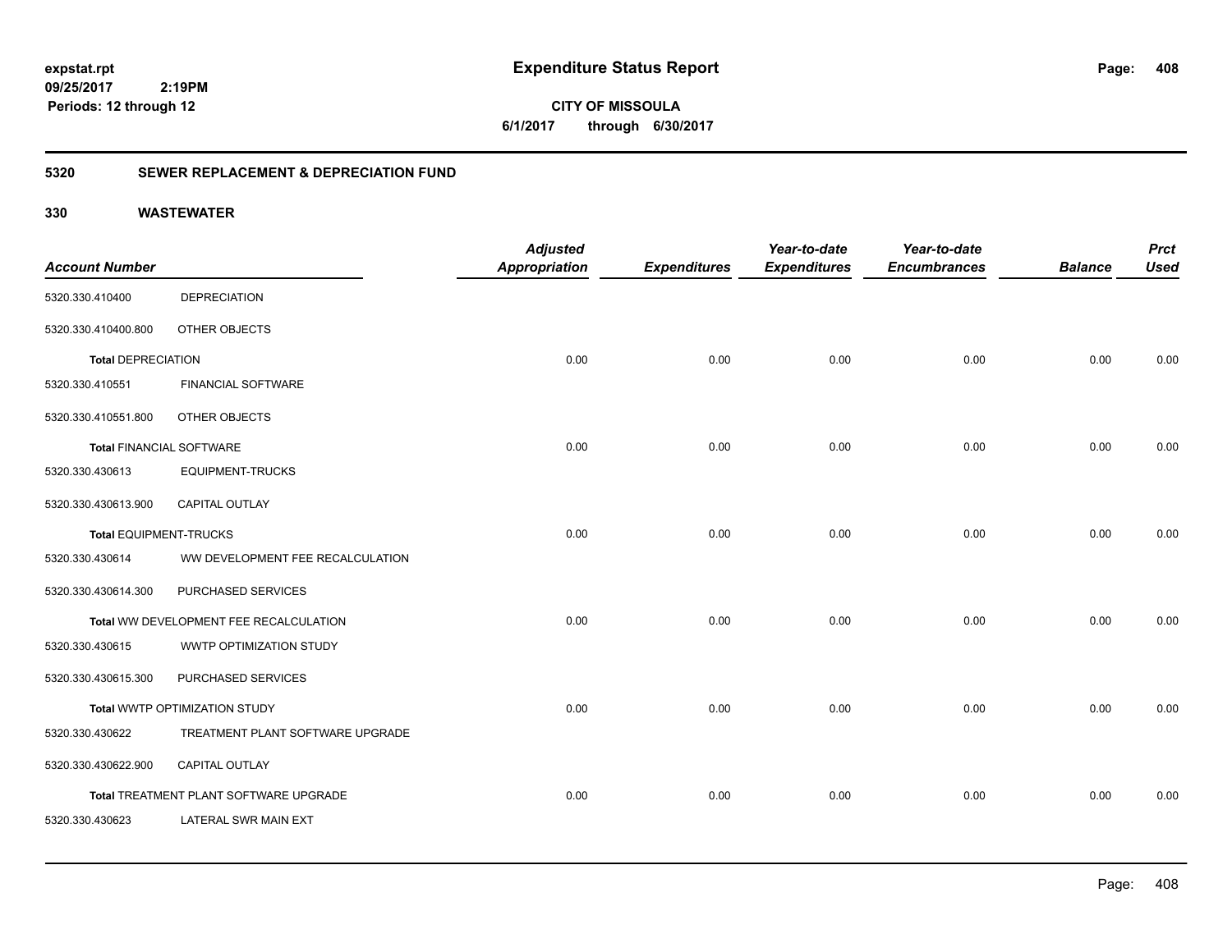**expstat.rpt**
**09/25/2017 2:19PM**
**Periods: 12 through 12**

# Expenditure Status Report

**CITY OF MISSOULA**
**6/1/2017 through 6/30/2017**

## 5320 SEWER REPLACEMENT & DEPRECIATION FUND

### 330 WASTEWATER

| Account Number | | Adjusted Appropriation | Expenditures | Year-to-date Expenditures | Year-to-date Encumbrances | Balance | Prct Used |
|---|---|---|---|---|---|---|---|
| 5320.330.410400 | DEPRECIATION | | | | | | |
| 5320.330.410400.800 | OTHER OBJECTS | | | | | | |
| **Total** DEPRECIATION | | 0.00 | 0.00 | 0.00 | 0.00 | 0.00 | 0.00 |
| 5320.330.410551 | FINANCIAL SOFTWARE | | | | | | |
| 5320.330.410551.800 | OTHER OBJECTS | | | | | | |
| **Total** FINANCIAL SOFTWARE | | 0.00 | 0.00 | 0.00 | 0.00 | 0.00 | 0.00 |
| 5320.330.430613 | EQUIPMENT-TRUCKS | | | | | | |
| 5320.330.430613.900 | CAPITAL OUTLAY | | | | | | |
| **Total** EQUIPMENT-TRUCKS | | 0.00 | 0.00 | 0.00 | 0.00 | 0.00 | 0.00 |
| 5320.330.430614 | WW DEVELOPMENT FEE RECALCULATION | | | | | | |
| 5320.330.430614.300 | PURCHASED SERVICES | | | | | | |
| **Total** WW DEVELOPMENT FEE RECALCULATION | | 0.00 | 0.00 | 0.00 | 0.00 | 0.00 | 0.00 |
| 5320.330.430615 | WWTP OPTIMIZATION STUDY | | | | | | |
| 5320.330.430615.300 | PURCHASED SERVICES | | | | | | |
| **Total** WWTP OPTIMIZATION STUDY | | 0.00 | 0.00 | 0.00 | 0.00 | 0.00 | 0.00 |
| 5320.330.430622 | TREATMENT PLANT SOFTWARE UPGRADE | | | | | | |
| 5320.330.430622.900 | CAPITAL OUTLAY | | | | | | |
| **Total** TREATMENT PLANT SOFTWARE UPGRADE | | 0.00 | 0.00 | 0.00 | 0.00 | 0.00 | 0.00 |
| 5320.330.430623 | LATERAL SWR MAIN EXT | | | | | | |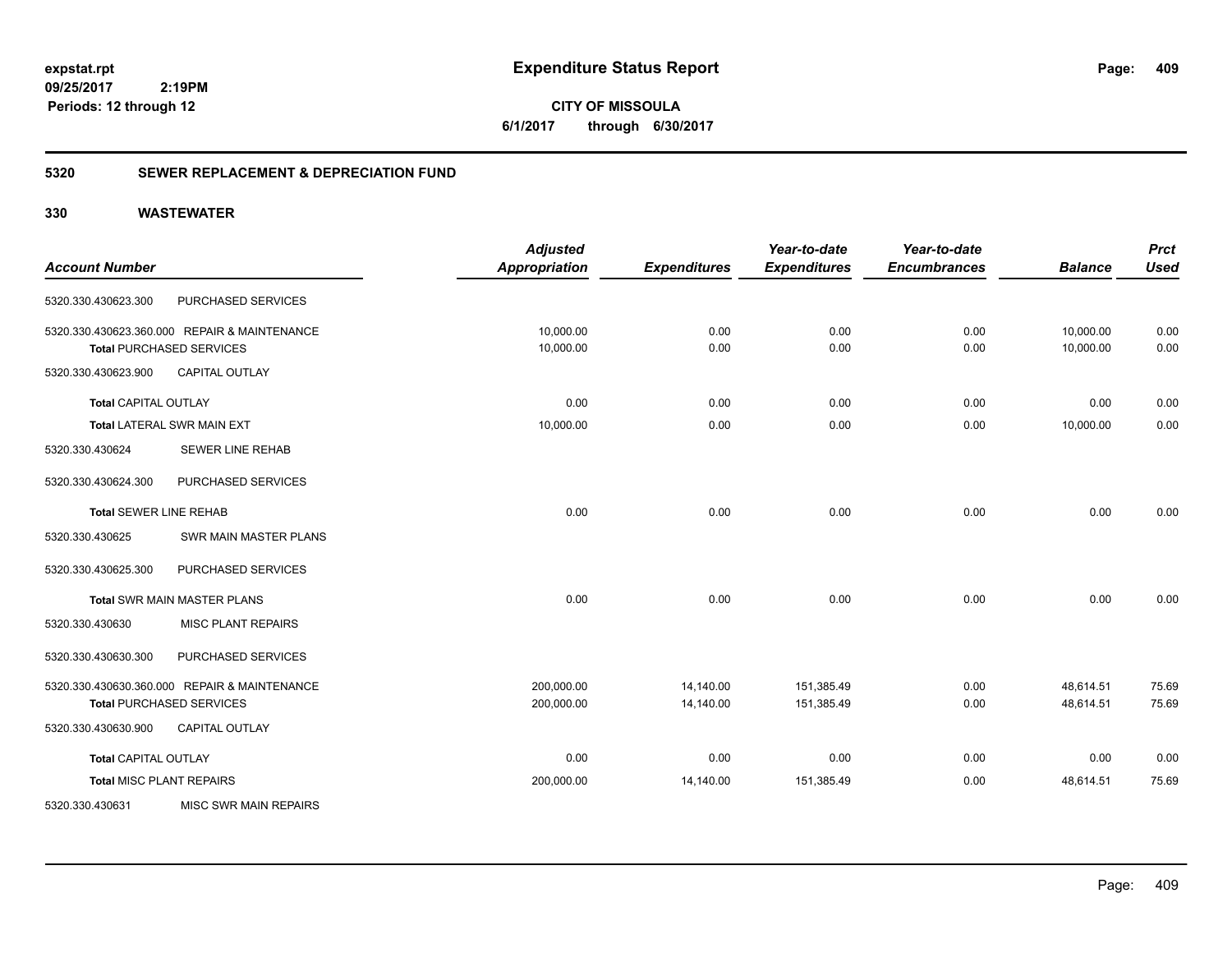# Expenditure Status Report

expstat.rpt
09/25/2017 2:19PM
Periods: 12 through 12

**CITY OF MISSOULA**
**6/1/2017 through 6/30/2017**

## 5320 SEWER REPLACEMENT & DEPRECIATION FUND

### 330 WASTEWATER

| Account Number | | Adjusted Appropriation | Expenditures | Year-to-date Expenditures | Year-to-date Encumbrances | Balance | Prct Used |
|---|---|---|---|---|---|---|---|
| 5320.330.430623.300 | PURCHASED SERVICES | | | | | | |
| 5320.330.430623.360.000 | REPAIR & MAINTENANCE | 10,000.00 | 0.00 | 0.00 | 0.00 | 10,000.00 | 0.00 |
| Total PURCHASED SERVICES | | 10,000.00 | 0.00 | 0.00 | 0.00 | 10,000.00 | 0.00 |
| 5320.330.430623.900 | CAPITAL OUTLAY | | | | | | |
| Total CAPITAL OUTLAY | | 0.00 | 0.00 | 0.00 | 0.00 | 0.00 | 0.00 |
| Total LATERAL SWR MAIN EXT | | 10,000.00 | 0.00 | 0.00 | 0.00 | 10,000.00 | 0.00 |
| 5320.330.430624 | SEWER LINE REHAB | | | | | | |
| 5320.330.430624.300 | PURCHASED SERVICES | | | | | | |
| Total SEWER LINE REHAB | | 0.00 | 0.00 | 0.00 | 0.00 | 0.00 | 0.00 |
| 5320.330.430625 | SWR MAIN MASTER PLANS | | | | | | |
| 5320.330.430625.300 | PURCHASED SERVICES | | | | | | |
| Total SWR MAIN MASTER PLANS | | 0.00 | 0.00 | 0.00 | 0.00 | 0.00 | 0.00 |
| 5320.330.430630 | MISC PLANT REPAIRS | | | | | | |
| 5320.330.430630.300 | PURCHASED SERVICES | | | | | | |
| 5320.330.430630.360.000 | REPAIR & MAINTENANCE | 200,000.00 | 14,140.00 | 151,385.49 | 0.00 | 48,614.51 | 75.69 |
| Total PURCHASED SERVICES | | 200,000.00 | 14,140.00 | 151,385.49 | 0.00 | 48,614.51 | 75.69 |
| 5320.330.430630.900 | CAPITAL OUTLAY | | | | | | |
| Total CAPITAL OUTLAY | | 0.00 | 0.00 | 0.00 | 0.00 | 0.00 | 0.00 |
| Total MISC PLANT REPAIRS | | 200,000.00 | 14,140.00 | 151,385.49 | 0.00 | 48,614.51 | 75.69 |
| 5320.330.430631 | MISC SWR MAIN REPAIRS | | | | | | |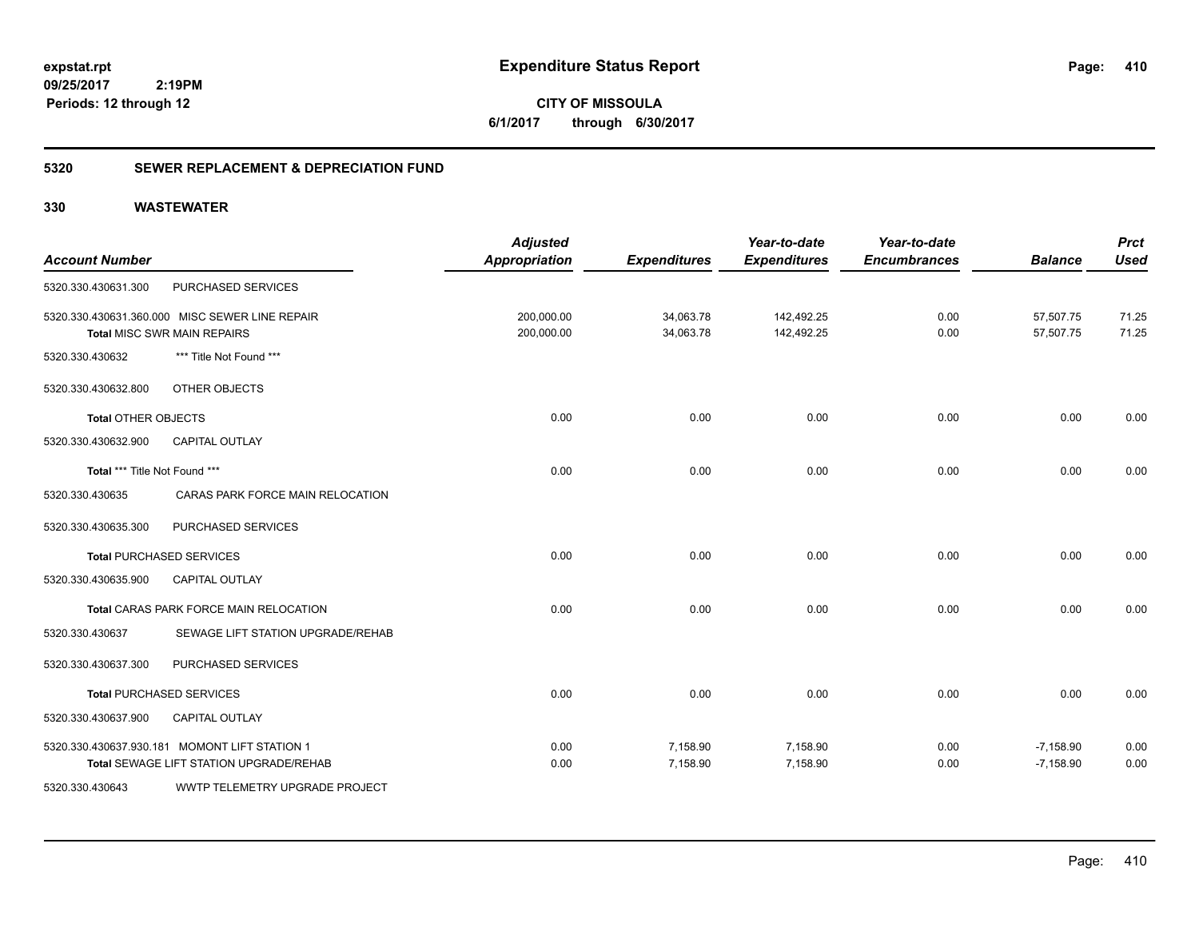**expstat.rpt**
**09/25/2017 2:19PM**
**Periods: 12 through 12**

# Expenditure Status Report

**CITY OF MISSOULA**
**6/1/2017 through 6/30/2017**

## 5320 SEWER REPLACEMENT & DEPRECIATION FUND

### 330 WASTEWATER

| Account Number | | Adjusted Appropriation | Expenditures | Year-to-date Expenditures | Year-to-date Encumbrances | Balance | Prct Used |
|---|---|---|---|---|---|---|---|
| 5320.330.430631.300 | PURCHASED SERVICES | | | | | | |
| 5320.330.430631.360.000 | MISC SEWER LINE REPAIR | 200,000.00 | 34,063.78 | 142,492.25 | 0.00 | 57,507.75 | 71.25 |
| **Total** MISC SWR MAIN REPAIRS | | 200,000.00 | 34,063.78 | 142,492.25 | 0.00 | 57,507.75 | 71.25 |
| 5320.330.430632 | *** Title Not Found *** | | | | | | |
| 5320.330.430632.800 | OTHER OBJECTS | | | | | | |
| **Total** OTHER OBJECTS | | 0.00 | 0.00 | 0.00 | 0.00 | 0.00 | 0.00 |
| 5320.330.430632.900 | CAPITAL OUTLAY | | | | | | |
| **Total** *** Title Not Found *** | | 0.00 | 0.00 | 0.00 | 0.00 | 0.00 | 0.00 |
| 5320.330.430635 | CARAS PARK FORCE MAIN RELOCATION | | | | | | |
| 5320.330.430635.300 | PURCHASED SERVICES | | | | | | |
| **Total** PURCHASED SERVICES | | 0.00 | 0.00 | 0.00 | 0.00 | 0.00 | 0.00 |
| 5320.330.430635.900 | CAPITAL OUTLAY | | | | | | |
| **Total** CARAS PARK FORCE MAIN RELOCATION | | 0.00 | 0.00 | 0.00 | 0.00 | 0.00 | 0.00 |
| 5320.330.430637 | SEWAGE LIFT STATION UPGRADE/REHAB | | | | | | |
| 5320.330.430637.300 | PURCHASED SERVICES | | | | | | |
| **Total** PURCHASED SERVICES | | 0.00 | 0.00 | 0.00 | 0.00 | 0.00 | 0.00 |
| 5320.330.430637.900 | CAPITAL OUTLAY | | | | | | |
| 5320.330.430637.930.181 | MOMONT LIFT STATION 1 | 0.00 | 7,158.90 | 7,158.90 | 0.00 | -7,158.90 | 0.00 |
| **Total** SEWAGE LIFT STATION UPGRADE/REHAB | | 0.00 | 7,158.90 | 7,158.90 | 0.00 | -7,158.90 | 0.00 |
| 5320.330.430643 | WWTP TELEMETRY UPGRADE PROJECT | | | | | | |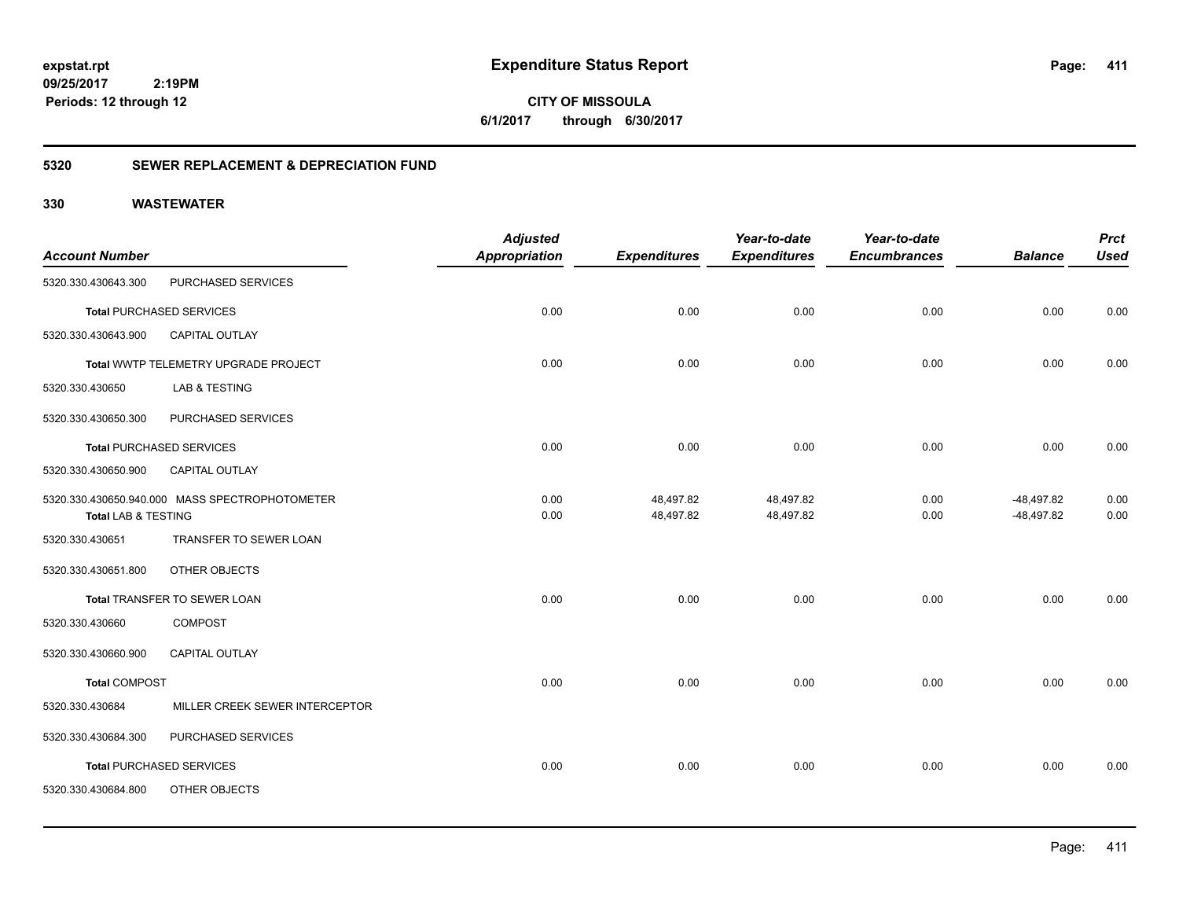**expstat.rpt**
**09/25/2017 2:19PM**
**Periods: 12 through 12**

# Expenditure Status Report

**CITY OF MISSOULA**
**6/1/2017 through 6/30/2017**

## 5320 SEWER REPLACEMENT & DEPRECIATION FUND

### 330 WASTEWATER

| Account Number | | Adjusted Appropriation | Expenditures | Year-to-date Expenditures | Year-to-date Encumbrances | Balance | Prct Used |
|---|---|---|---|---|---|---|---|
| 5320.330.430643.300 | PURCHASED SERVICES | | | | | | |
| **Total** PURCHASED SERVICES | | 0.00 | 0.00 | 0.00 | 0.00 | 0.00 | 0.00 |
| 5320.330.430643.900 | CAPITAL OUTLAY | | | | | | |
| **Total** WWTP TELEMETRY UPGRADE PROJECT | | 0.00 | 0.00 | 0.00 | 0.00 | 0.00 | 0.00 |
| 5320.330.430650 | LAB & TESTING | | | | | | |
| 5320.330.430650.300 | PURCHASED SERVICES | | | | | | |
| **Total** PURCHASED SERVICES | | 0.00 | 0.00 | 0.00 | 0.00 | 0.00 | 0.00 |
| 5320.330.430650.900 | CAPITAL OUTLAY | | | | | | |
| 5320.330.430650.940.000 | MASS SPECTROPHOTOMETER | 0.00 | 48,497.82 | 48,497.82 | 0.00 | -48,497.82 | 0.00 |
| **Total LAB & TESTING** | | 0.00 | 48,497.82 | 48,497.82 | 0.00 | -48,497.82 | 0.00 |
| 5320.330.430651 | TRANSFER TO SEWER LOAN | | | | | | |
| 5320.330.430651.800 | OTHER OBJECTS | | | | | | |
| **Total** TRANSFER TO SEWER LOAN | | 0.00 | 0.00 | 0.00 | 0.00 | 0.00 | 0.00 |
| 5320.330.430660 | COMPOST | | | | | | |
| 5320.330.430660.900 | CAPITAL OUTLAY | | | | | | |
| **Total** COMPOST | | 0.00 | 0.00 | 0.00 | 0.00 | 0.00 | 0.00 |
| 5320.330.430684 | MILLER CREEK SEWER INTERCEPTOR | | | | | | |
| 5320.330.430684.300 | PURCHASED SERVICES | | | | | | |
| **Total** PURCHASED SERVICES | | 0.00 | 0.00 | 0.00 | 0.00 | 0.00 | 0.00 |
| 5320.330.430684.800 | OTHER OBJECTS | | | | | | |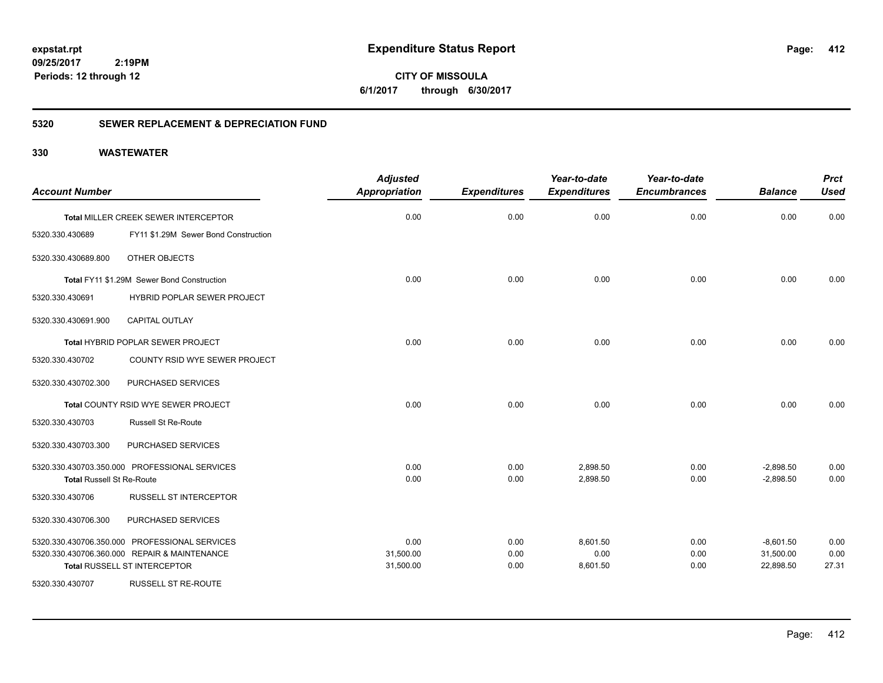**expstat.rpt**
**09/25/2017 2:19PM**
**Periods: 12 through 12**

# Expenditure Status Report

**CITY OF MISSOULA**
**6/1/2017 through 6/30/2017**

## 5320 SEWER REPLACEMENT & DEPRECIATION FUND

### 330 WASTEWATER

| Account Number | | Adjusted Appropriation | Expenditures | Year-to-date Expenditures | Year-to-date Encumbrances | Balance | Prct Used |
|---|---|---|---|---|---|---|---|
| **Total** MILLER CREEK SEWER INTERCEPTOR | | 0.00 | 0.00 | 0.00 | 0.00 | 0.00 | 0.00 |
| 5320.330.430689 | FY11 $1.29M Sewer Bond Construction | | | | | | |
| 5320.330.430689.800 | OTHER OBJECTS | | | | | | |
| **Total** FY11 $1.29M Sewer Bond Construction | | 0.00 | 0.00 | 0.00 | 0.00 | 0.00 | 0.00 |
| 5320.330.430691 | HYBRID POPLAR SEWER PROJECT | | | | | | |
| 5320.330.430691.900 | CAPITAL OUTLAY | | | | | | |
| **Total** HYBRID POPLAR SEWER PROJECT | | 0.00 | 0.00 | 0.00 | 0.00 | 0.00 | 0.00 |
| 5320.330.430702 | COUNTY RSID WYE SEWER PROJECT | | | | | | |
| 5320.330.430702.300 | PURCHASED SERVICES | | | | | | |
| **Total** COUNTY RSID WYE SEWER PROJECT | | 0.00 | 0.00 | 0.00 | 0.00 | 0.00 | 0.00 |
| 5320.330.430703 | Russell St Re-Route | | | | | | |
| 5320.330.430703.300 | PURCHASED SERVICES | | | | | | |
| 5320.330.430703.350.000 | PROFESSIONAL SERVICES | 0.00 | 0.00 | 2,898.50 | 0.00 | -2,898.50 | 0.00 |
| **Total** Russell St Re-Route | | 0.00 | 0.00 | 2,898.50 | 0.00 | -2,898.50 | 0.00 |
| 5320.330.430706 | RUSSELL ST INTERCEPTOR | | | | | | |
| 5320.330.430706.300 | PURCHASED SERVICES | | | | | | |
| 5320.330.430706.350.000 | PROFESSIONAL SERVICES | 0.00 | 0.00 | 8,601.50 | 0.00 | -8,601.50 | 0.00 |
| 5320.330.430706.360.000 | REPAIR & MAINTENANCE | 31,500.00 | 0.00 | 0.00 | 0.00 | 31,500.00 | 0.00 |
| **Total** RUSSELL ST INTERCEPTOR | | 31,500.00 | 0.00 | 8,601.50 | 0.00 | 22,898.50 | 27.31 |
| 5320.330.430707 | RUSSELL ST RE-ROUTE | | | | | | |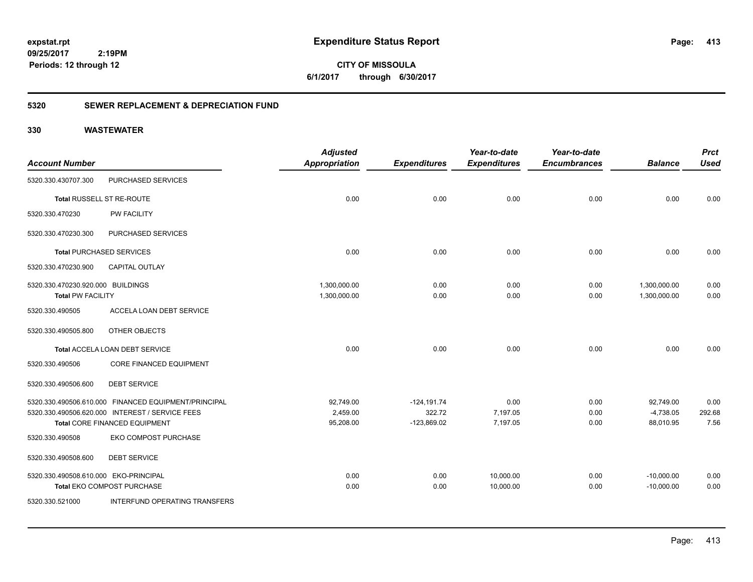**expstat.rpt**
**09/25/2017 2:19PM**
**Periods: 12 through 12**

# Expenditure Status Report

**CITY OF MISSOULA**
**6/1/2017 through 6/30/2017**

## 5320 SEWER REPLACEMENT & DEPRECIATION FUND

## 330 WASTEWATER

| Account Number | | Adjusted Appropriation | Expenditures | Year-to-date Expenditures | Year-to-date Encumbrances | Balance | Prct Used |
|---|---|---|---|---|---|---|---|
| 5320.330.430707.300 | PURCHASED SERVICES | | | | | | |
| Total RUSSELL ST RE-ROUTE | | 0.00 | 0.00 | 0.00 | 0.00 | 0.00 | 0.00 |
| 5320.330.470230 | PW FACILITY | | | | | | |
| 5320.330.470230.300 | PURCHASED SERVICES | | | | | | |
| Total PURCHASED SERVICES | | 0.00 | 0.00 | 0.00 | 0.00 | 0.00 | 0.00 |
| 5320.330.470230.900 | CAPITAL OUTLAY | | | | | | |
| 5320.330.470230.920.000 | BUILDINGS | 1,300,000.00 | 0.00 | 0.00 | 0.00 | 1,300,000.00 | 0.00 |
| Total PW FACILITY | | 1,300,000.00 | 0.00 | 0.00 | 0.00 | 1,300,000.00 | 0.00 |
| 5320.330.490505 | ACCELA LOAN DEBT SERVICE | | | | | | |
| 5320.330.490505.800 | OTHER OBJECTS | | | | | | |
| Total ACCELA LOAN DEBT SERVICE | | 0.00 | 0.00 | 0.00 | 0.00 | 0.00 | 0.00 |
| 5320.330.490506 | CORE FINANCED EQUIPMENT | | | | | | |
| 5320.330.490506.600 | DEBT SERVICE | | | | | | |
| 5320.330.490506.610.000 | FINANCED EQUIPMENT/PRINCIPAL | 92,749.00 | -124,191.74 | 0.00 | 0.00 | 92,749.00 | 0.00 |
| 5320.330.490506.620.000 | INTEREST / SERVICE FEES | 2,459.00 | 322.72 | 7,197.05 | 0.00 | -4,738.05 | 292.68 |
| Total CORE FINANCED EQUIPMENT | | 95,208.00 | -123,869.02 | 7,197.05 | 0.00 | 88,010.95 | 7.56 |
| 5320.330.490508 | EKO COMPOST PURCHASE | | | | | | |
| 5320.330.490508.600 | DEBT SERVICE | | | | | | |
| 5320.330.490508.610.000 | EKO-PRINCIPAL | 0.00 | 0.00 | 10,000.00 | 0.00 | -10,000.00 | 0.00 |
| Total EKO COMPOST PURCHASE | | 0.00 | 0.00 | 10,000.00 | 0.00 | -10,000.00 | 0.00 |
| 5320.330.521000 | INTERFUND OPERATING TRANSFERS | | | | | | |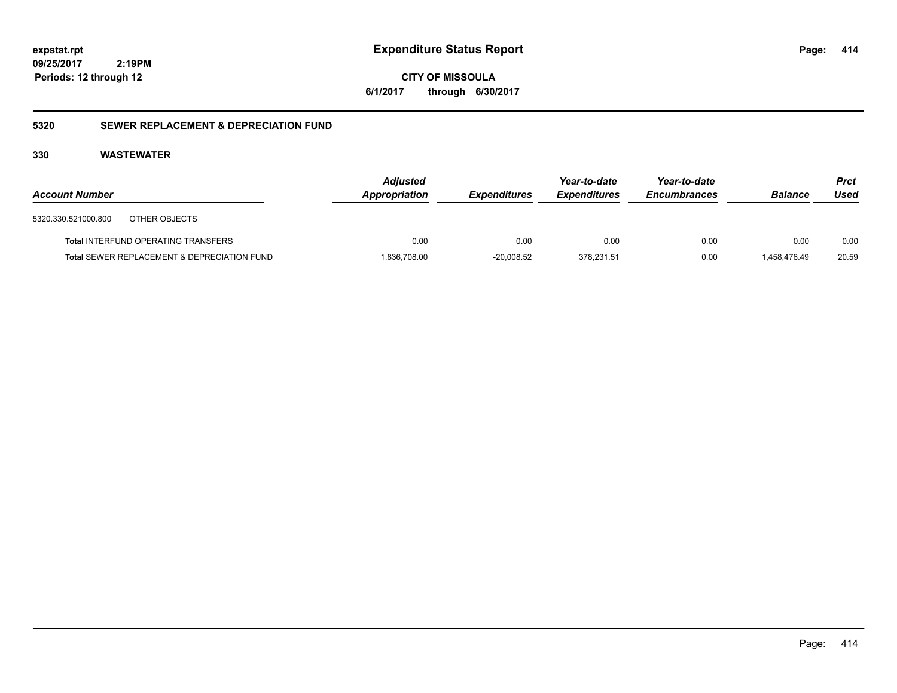**expstat.rpt**
**09/25/2017 2:19PM**
**Periods: 12 through 12**

# Expenditure Status Report

**CITY OF MISSOULA**
**6/1/2017 through 6/30/2017**

## 5320 SEWER REPLACEMENT & DEPRECIATION FUND

### 330 WASTEWATER

| Account Number | Adjusted Appropriation | Expenditures | Year-to-date Expenditures | Year-to-date Encumbrances | Balance | Prct Used |
|---|---|---|---|---|---|---|
| 5320.330.521000.800 OTHER OBJECTS | | | | | | |
| **Total** INTERFUND OPERATING TRANSFERS | 0.00 | 0.00 | 0.00 | 0.00 | 0.00 | 0.00 |
| **Total** SEWER REPLACEMENT & DEPRECIATION FUND | 1,836,708.00 | -20,008.52 | 378,231.51 | 0.00 | 1,458,476.49 | 20.59 |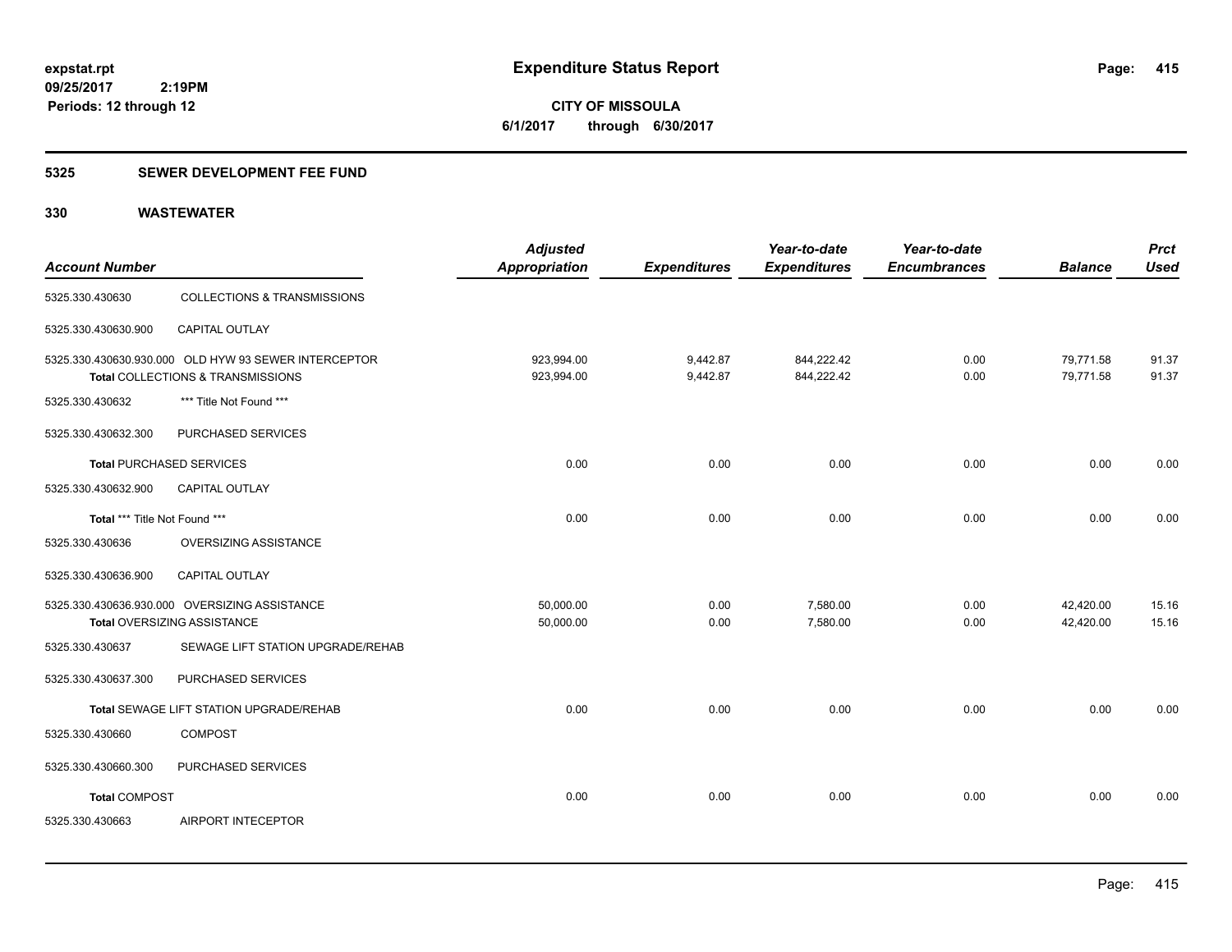**Expenditure Status Report**

**CITY OF MISSOULA**
**6/1/2017 through 6/30/2017**

expstat.rpt
09/25/2017 2:19PM
Periods: 12 through 12

## 5325 SEWER DEVELOPMENT FEE FUND

## 330 WASTEWATER

| Account Number | | Adjusted Appropriation | Expenditures | Year-to-date Expenditures | Year-to-date Encumbrances | Balance | Prct Used |
|---|---|---|---|---|---|---|---|
| 5325.330.430630 | COLLECTIONS & TRANSMISSIONS | | | | | | |
| 5325.330.430630.900 | CAPITAL OUTLAY | | | | | | |
| 5325.330.430630.930.000 OLD HYW 93 SEWER INTERCEPTOR | | 923,994.00 | 9,442.87 | 844,222.42 | 0.00 | 79,771.58 | 91.37 |
| **Total** COLLECTIONS & TRANSMISSIONS | | 923,994.00 | 9,442.87 | 844,222.42 | 0.00 | 79,771.58 | 91.37 |
| 5325.330.430632 | *** Title Not Found *** | | | | | | |
| 5325.330.430632.300 | PURCHASED SERVICES | | | | | | |
| **Total** PURCHASED SERVICES | | 0.00 | 0.00 | 0.00 | 0.00 | 0.00 | 0.00 |
| 5325.330.430632.900 | CAPITAL OUTLAY | | | | | | |
| **Total** *** Title Not Found *** | | 0.00 | 0.00 | 0.00 | 0.00 | 0.00 | 0.00 |
| 5325.330.430636 | OVERSIZING ASSISTANCE | | | | | | |
| 5325.330.430636.900 | CAPITAL OUTLAY | | | | | | |
| 5325.330.430636.930.000 OVERSIZING ASSISTANCE | | 50,000.00 | 0.00 | 7,580.00 | 0.00 | 42,420.00 | 15.16 |
| **Total** OVERSIZING ASSISTANCE | | 50,000.00 | 0.00 | 7,580.00 | 0.00 | 42,420.00 | 15.16 |
| 5325.330.430637 | SEWAGE LIFT STATION UPGRADE/REHAB | | | | | | |
| 5325.330.430637.300 | PURCHASED SERVICES | | | | | | |
| **Total** SEWAGE LIFT STATION UPGRADE/REHAB | | 0.00 | 0.00 | 0.00 | 0.00 | 0.00 | 0.00 |
| 5325.330.430660 | COMPOST | | | | | | |
| 5325.330.430660.300 | PURCHASED SERVICES | | | | | | |
| **Total** COMPOST | | 0.00 | 0.00 | 0.00 | 0.00 | 0.00 | 0.00 |
| 5325.330.430663 | AIRPORT INTECEPTOR | | | | | | |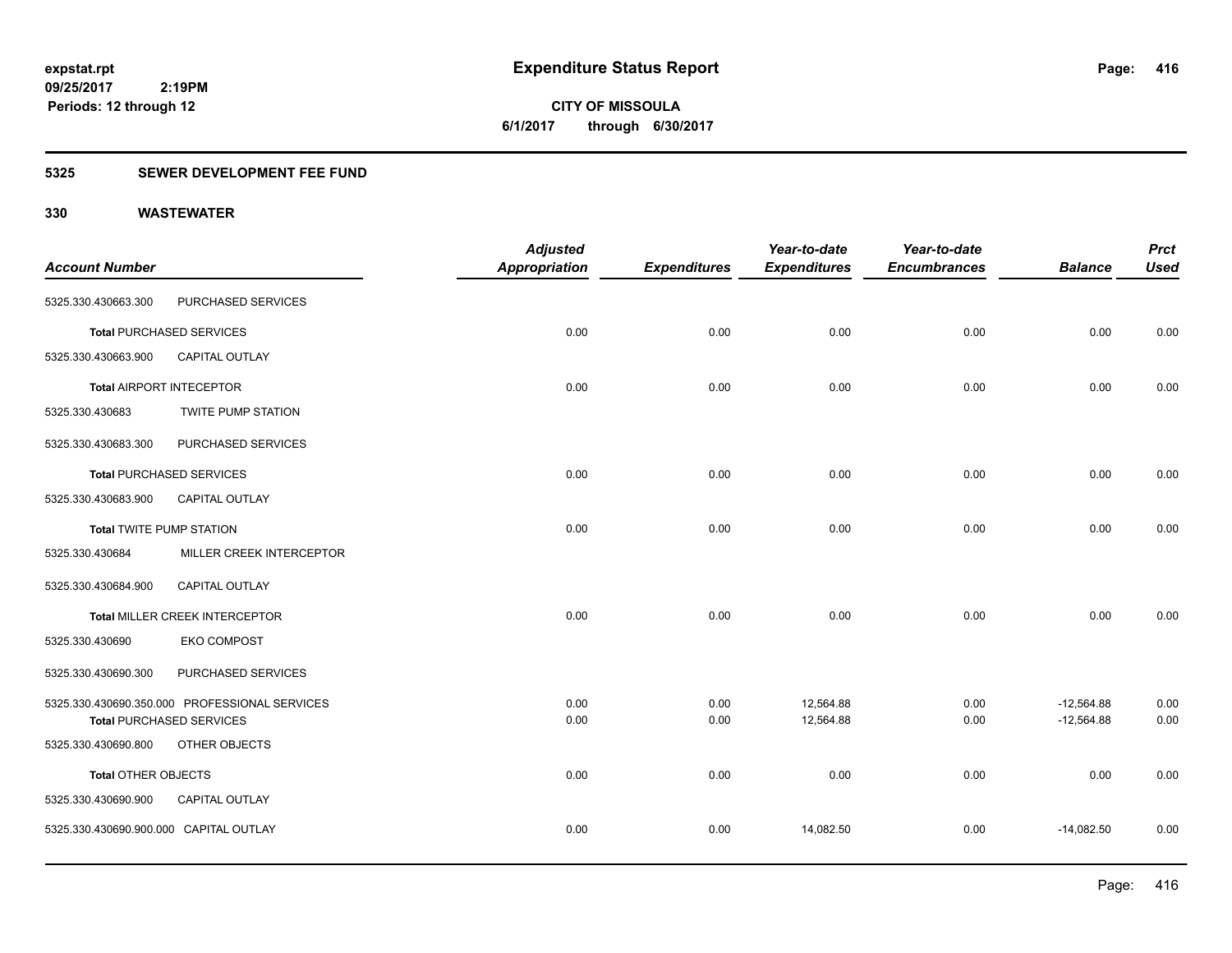**expstat.rpt**
**09/25/2017 2:19PM**
**Periods: 12 through 12**

# Expenditure Status Report

**CITY OF MISSOULA**
**6/1/2017 through 6/30/2017**

## 5325 SEWER DEVELOPMENT FEE FUND

## 330 WASTEWATER

| Account Number | | Adjusted Appropriation | Expenditures | Year-to-date Expenditures | Year-to-date Encumbrances | Balance | Prct Used |
|---|---|---|---|---|---|---|---|
| 5325.330.430663.300 | PURCHASED SERVICES | | | | | | |
| **Total** PURCHASED SERVICES | | 0.00 | 0.00 | 0.00 | 0.00 | 0.00 | 0.00 |
| 5325.330.430663.900 | CAPITAL OUTLAY | | | | | | |
| **Total** AIRPORT INTECEPTOR | | 0.00 | 0.00 | 0.00 | 0.00 | 0.00 | 0.00 |
| 5325.330.430683 | TWITE PUMP STATION | | | | | | |
| 5325.330.430683.300 | PURCHASED SERVICES | | | | | | |
| **Total** PURCHASED SERVICES | | 0.00 | 0.00 | 0.00 | 0.00 | 0.00 | 0.00 |
| 5325.330.430683.900 | CAPITAL OUTLAY | | | | | | |
| **Total** TWITE PUMP STATION | | 0.00 | 0.00 | 0.00 | 0.00 | 0.00 | 0.00 |
| 5325.330.430684 | MILLER CREEK INTERCEPTOR | | | | | | |
| 5325.330.430684.900 | CAPITAL OUTLAY | | | | | | |
| **Total** MILLER CREEK INTERCEPTOR | | 0.00 | 0.00 | 0.00 | 0.00 | 0.00 | 0.00 |
| 5325.330.430690 | EKO COMPOST | | | | | | |
| 5325.330.430690.300 | PURCHASED SERVICES | | | | | | |
| 5325.330.430690.350.000 | PROFESSIONAL SERVICES | 0.00 | 0.00 | 12,564.88 | 0.00 | -12,564.88 | 0.00 |
| **Total** PURCHASED SERVICES | | 0.00 | 0.00 | 12,564.88 | 0.00 | -12,564.88 | 0.00 |
| 5325.330.430690.800 | OTHER OBJECTS | | | | | | |
| **Total** OTHER OBJECTS | | 0.00 | 0.00 | 0.00 | 0.00 | 0.00 | 0.00 |
| 5325.330.430690.900 | CAPITAL OUTLAY | | | | | | |
| 5325.330.430690.900.000 | CAPITAL OUTLAY | 0.00 | 0.00 | 14,082.50 | 0.00 | -14,082.50 | 0.00 |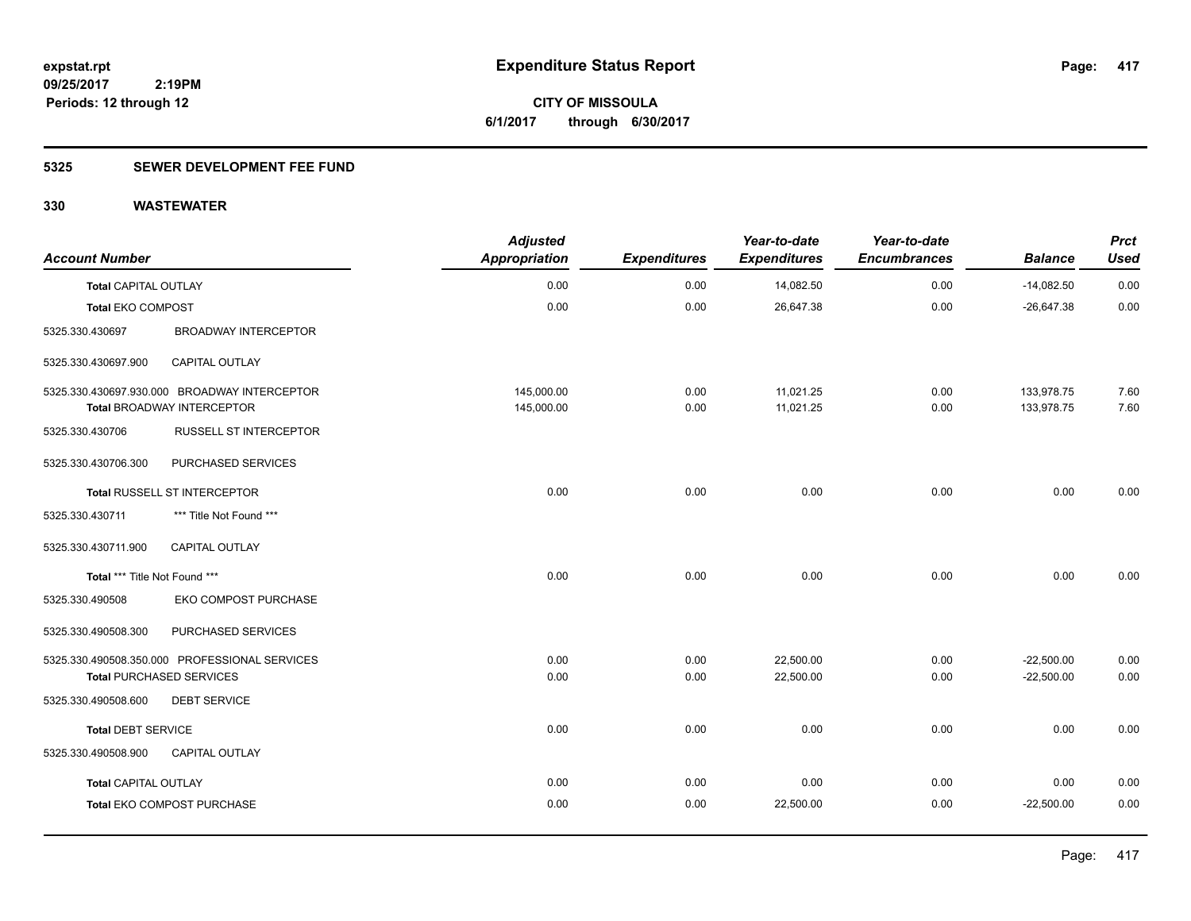# Expenditure Status Report

expstat.rpt
09/25/2017 2:19PM
Periods: 12 through 12

**CITY OF MISSOULA**
**6/1/2017 through 6/30/2017**

## 5325 SEWER DEVELOPMENT FEE FUND

## 330 WASTEWATER

| Account Number | | Adjusted Appropriation | Expenditures | Year-to-date Expenditures | Year-to-date Encumbrances | Balance | Prct Used |
|---|---|---|---|---|---|---|---|
| **Total** CAPITAL OUTLAY | | 0.00 | 0.00 | 14,082.50 | 0.00 | -14,082.50 | 0.00 |
| **Total** EKO COMPOST | | 0.00 | 0.00 | 26,647.38 | 0.00 | -26,647.38 | 0.00 |
| 5325.330.430697 | BROADWAY INTERCEPTOR | | | | | | |
| 5325.330.430697.900 | CAPITAL OUTLAY | | | | | | |
| 5325.330.430697.930.000 | BROADWAY INTERCEPTOR | 145,000.00 | 0.00 | 11,021.25 | 0.00 | 133,978.75 | 7.60 |
| **Total** BROADWAY INTERCEPTOR | | 145,000.00 | 0.00 | 11,021.25 | 0.00 | 133,978.75 | 7.60 |
| 5325.330.430706 | RUSSELL ST INTERCEPTOR | | | | | | |
| 5325.330.430706.300 | PURCHASED SERVICES | | | | | | |
| **Total** RUSSELL ST INTERCEPTOR | | 0.00 | 0.00 | 0.00 | 0.00 | 0.00 | 0.00 |
| 5325.330.430711 | *** Title Not Found *** | | | | | | |
| 5325.330.430711.900 | CAPITAL OUTLAY | | | | | | |
| **Total** *** Title Not Found *** | | 0.00 | 0.00 | 0.00 | 0.00 | 0.00 | 0.00 |
| 5325.330.490508 | EKO COMPOST PURCHASE | | | | | | |
| 5325.330.490508.300 | PURCHASED SERVICES | | | | | | |
| 5325.330.490508.350.000 | PROFESSIONAL SERVICES | 0.00 | 0.00 | 22,500.00 | 0.00 | -22,500.00 | 0.00 |
| **Total** PURCHASED SERVICES | | 0.00 | 0.00 | 22,500.00 | 0.00 | -22,500.00 | 0.00 |
| 5325.330.490508.600 | DEBT SERVICE | | | | | | |
| **Total** DEBT SERVICE | | 0.00 | 0.00 | 0.00 | 0.00 | 0.00 | 0.00 |
| 5325.330.490508.900 | CAPITAL OUTLAY | | | | | | |
| **Total** CAPITAL OUTLAY | | 0.00 | 0.00 | 0.00 | 0.00 | 0.00 | 0.00 |
| **Total** EKO COMPOST PURCHASE | | 0.00 | 0.00 | 22,500.00 | 0.00 | -22,500.00 | 0.00 |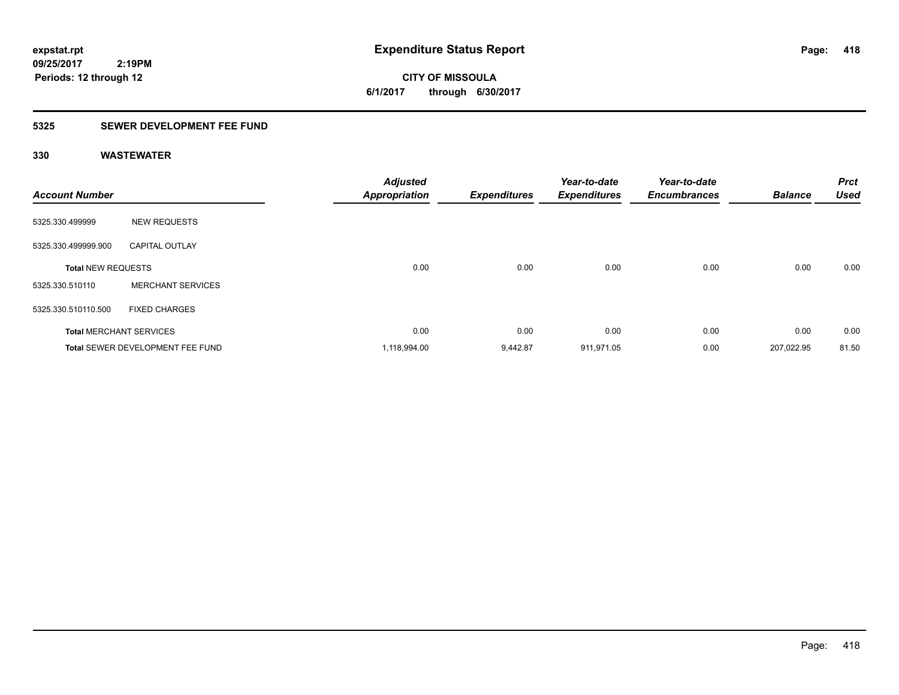# Expenditure Status Report

**CITY OF MISSOULA**

**6/1/2017 through 6/30/2017**

expstat.rpt
09/25/2017 2:19PM
Periods: 12 through 12

## 5325 SEWER DEVELOPMENT FEE FUND

### 330 WASTEWATER

| Account Number | | Adjusted Appropriation | Expenditures | Year-to-date Expenditures | Year-to-date Encumbrances | Balance | Prct Used |
|---|---|---|---|---|---|---|---|
| 5325.330.499999 | NEW REQUESTS | | | | | | |
| 5325.330.499999.900 | CAPITAL OUTLAY | | | | | | |
| **Total** NEW REQUESTS | | 0.00 | 0.00 | 0.00 | 0.00 | 0.00 | 0.00 |
| 5325.330.510110 | MERCHANT SERVICES | | | | | | |
| 5325.330.510110.500 | FIXED CHARGES | | | | | | |
| **Total** MERCHANT SERVICES | | 0.00 | 0.00 | 0.00 | 0.00 | 0.00 | 0.00 |
| **Total** SEWER DEVELOPMENT FEE FUND | | 1,118,994.00 | 9,442.87 | 911,971.05 | 0.00 | 207,022.95 | 81.50 |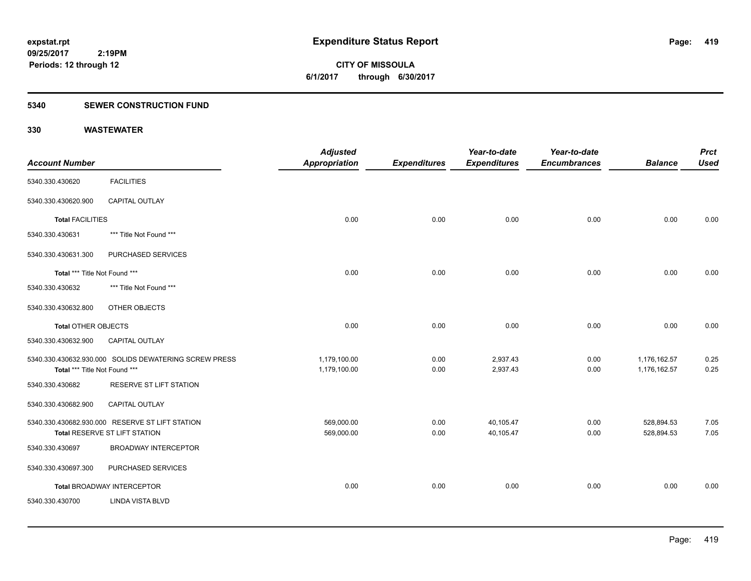# Expenditure Status Report

**CITY OF MISSOULA**
**6/1/2017 through 6/30/2017**

expstat.rpt
09/25/2017 2:19PM
Periods: 12 through 12

## 5340 SEWER CONSTRUCTION FUND

## 330 WASTEWATER

| Account Number | | Adjusted Appropriation | Expenditures | Year-to-date Expenditures | Year-to-date Encumbrances | Balance | Prct Used |
|---|---|---|---|---|---|---|---|
| 5340.330.430620 | FACILITIES | | | | | | |
| 5340.330.430620.900 | CAPITAL OUTLAY | | | | | | |
| **Total** FACILITIES | | 0.00 | 0.00 | 0.00 | 0.00 | 0.00 | 0.00 |
| 5340.330.430631 | *** Title Not Found *** | | | | | | |
| 5340.330.430631.300 | PURCHASED SERVICES | | | | | | |
| **Total** *** Title Not Found *** | | 0.00 | 0.00 | 0.00 | 0.00 | 0.00 | 0.00 |
| 5340.330.430632 | *** Title Not Found *** | | | | | | |
| 5340.330.430632.800 | OTHER OBJECTS | | | | | | |
| **Total** OTHER OBJECTS | | 0.00 | 0.00 | 0.00 | 0.00 | 0.00 | 0.00 |
| 5340.330.430632.900 | CAPITAL OUTLAY | | | | | | |
| 5340.330.430632.930.000 | SOLIDS DEWATERING SCREW PRESS | 1,179,100.00 | 0.00 | 2,937.43 | 0.00 | 1,176,162.57 | 0.25 |
| **Total** *** Title Not Found *** | | 1,179,100.00 | 0.00 | 2,937.43 | 0.00 | 1,176,162.57 | 0.25 |
| 5340.330.430682 | RESERVE ST LIFT STATION | | | | | | |
| 5340.330.430682.900 | CAPITAL OUTLAY | | | | | | |
| 5340.330.430682.930.000 | RESERVE ST LIFT STATION | 569,000.00 | 0.00 | 40,105.47 | 0.00 | 528,894.53 | 7.05 |
| **Total** RESERVE ST LIFT STATION | | 569,000.00 | 0.00 | 40,105.47 | 0.00 | 528,894.53 | 7.05 |
| 5340.330.430697 | BROADWAY INTERCEPTOR | | | | | | |
| 5340.330.430697.300 | PURCHASED SERVICES | | | | | | |
| **Total** BROADWAY INTERCEPTOR | | 0.00 | 0.00 | 0.00 | 0.00 | 0.00 | 0.00 |
| 5340.330.430700 | LINDA VISTA BLVD | | | | | | |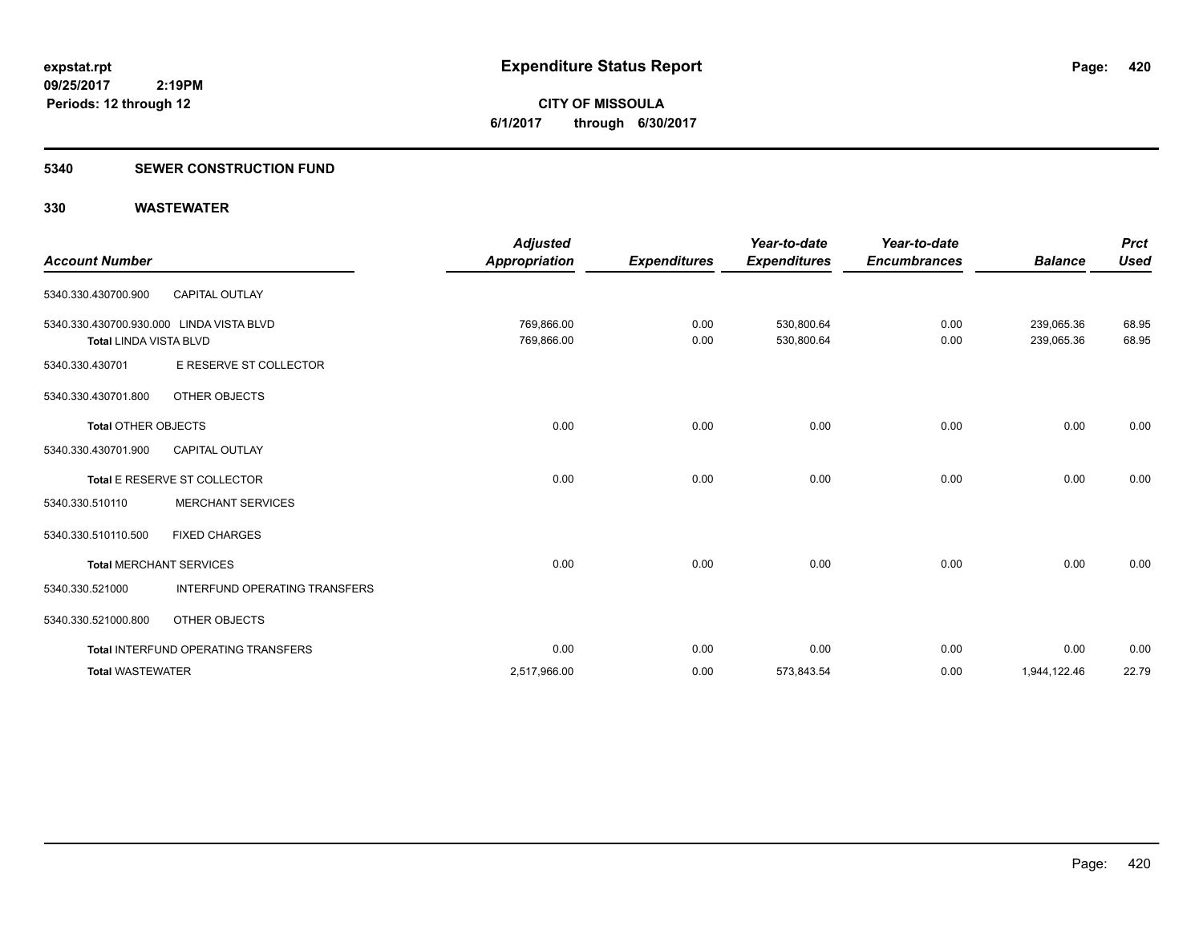**expstat.rpt**
**09/25/2017 2:19PM**
**Periods: 12 through 12**

# Expenditure Status Report

**CITY OF MISSOULA**
**6/1/2017 through 6/30/2017**

## 5340 SEWER CONSTRUCTION FUND

### 330 WASTEWATER

| Account Number | | Adjusted Appropriation | Expenditures | Year-to-date Expenditures | Year-to-date Encumbrances | Balance | Prct Used |
|---|---|---|---|---|---|---|---|
| 5340.330.430700.900 | CAPITAL OUTLAY | | | | | | |
| 5340.330.430700.930.000 | LINDA VISTA BLVD | 769,866.00 | 0.00 | 530,800.64 | 0.00 | 239,065.36 | 68.95 |
| **Total** LINDA VISTA BLVD | | 769,866.00 | 0.00 | 530,800.64 | 0.00 | 239,065.36 | 68.95 |
| 5340.330.430701 | E RESERVE ST COLLECTOR | | | | | | |
| 5340.330.430701.800 | OTHER OBJECTS | | | | | | |
| **Total** OTHER OBJECTS | | 0.00 | 0.00 | 0.00 | 0.00 | 0.00 | 0.00 |
| 5340.330.430701.900 | CAPITAL OUTLAY | | | | | | |
| **Total** E RESERVE ST COLLECTOR | | 0.00 | 0.00 | 0.00 | 0.00 | 0.00 | 0.00 |
| 5340.330.510110 | MERCHANT SERVICES | | | | | | |
| 5340.330.510110.500 | FIXED CHARGES | | | | | | |
| **Total** MERCHANT SERVICES | | 0.00 | 0.00 | 0.00 | 0.00 | 0.00 | 0.00 |
| 5340.330.521000 | INTERFUND OPERATING TRANSFERS | | | | | | |
| 5340.330.521000.800 | OTHER OBJECTS | | | | | | |
| **Total** INTERFUND OPERATING TRANSFERS | | 0.00 | 0.00 | 0.00 | 0.00 | 0.00 | 0.00 |
| **Total WASTEWATER** | | 2,517,966.00 | 0.00 | 573,843.54 | 0.00 | 1,944,122.46 | 22.79 |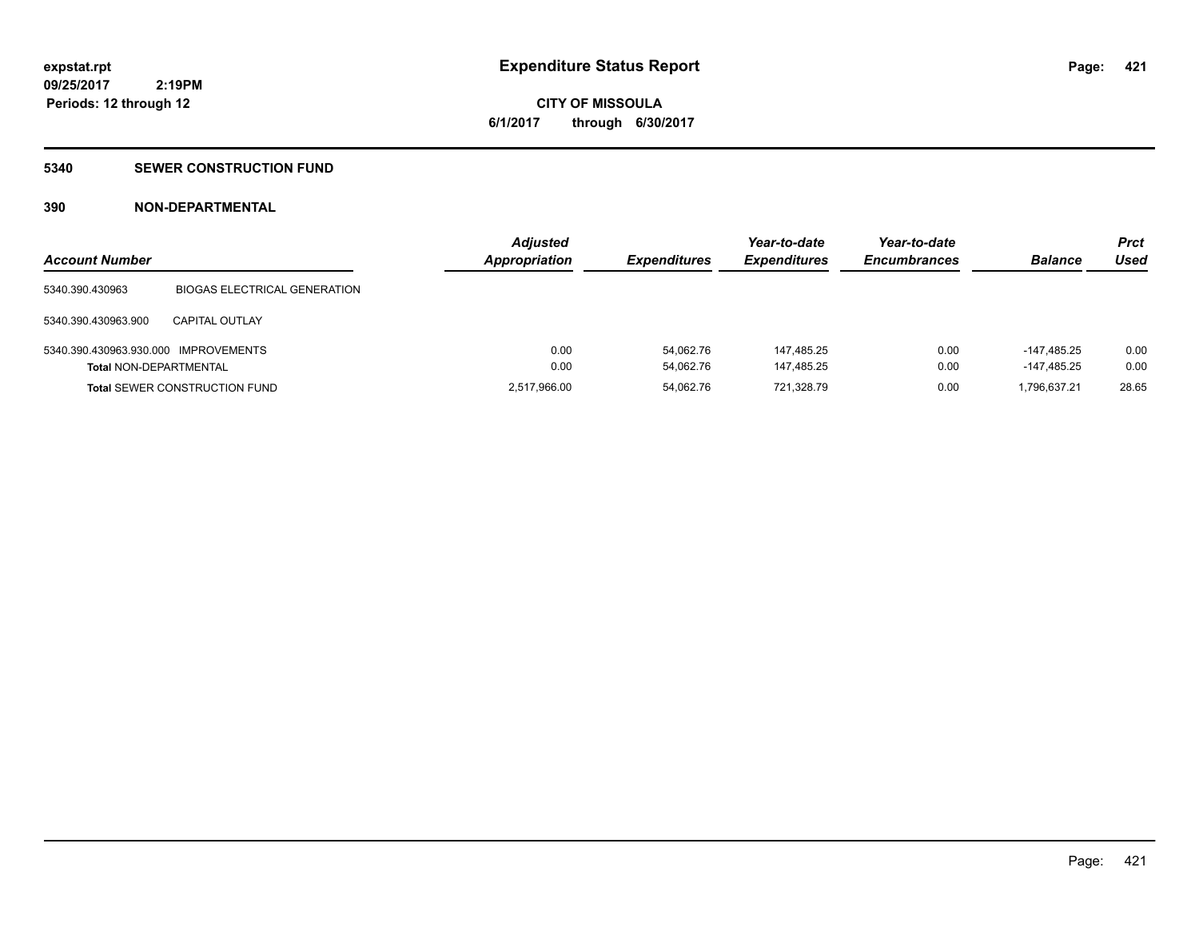**expstat.rpt**
**09/25/2017 2:19PM**
**Periods: 12 through 12**

# Expenditure Status Report

**CITY OF MISSOULA**
**6/1/2017 through 6/30/2017**

## 5340 SEWER CONSTRUCTION FUND

### 390 NON-DEPARTMENTAL

| Account Number | | Adjusted Appropriation | Expenditures | Year-to-date Expenditures | Year-to-date Encumbrances | Balance | Prct Used |
|---|---|---|---|---|---|---|---|
| 5340.390.430963 | BIOGAS ELECTRICAL GENERATION | | | | | | |
| 5340.390.430963.900 | CAPITAL OUTLAY | | | | | | |
| 5340.390.430963.930.000 | IMPROVEMENTS | 0.00 | 54,062.76 | 147,485.25 | 0.00 | -147,485.25 | 0.00 |
| **Total** NON-DEPARTMENTAL | | 0.00 | 54,062.76 | 147,485.25 | 0.00 | -147,485.25 | 0.00 |
| **Total** SEWER CONSTRUCTION FUND | | 2,517,966.00 | 54,062.76 | 721,328.79 | 0.00 | 1,796,637.21 | 28.65 |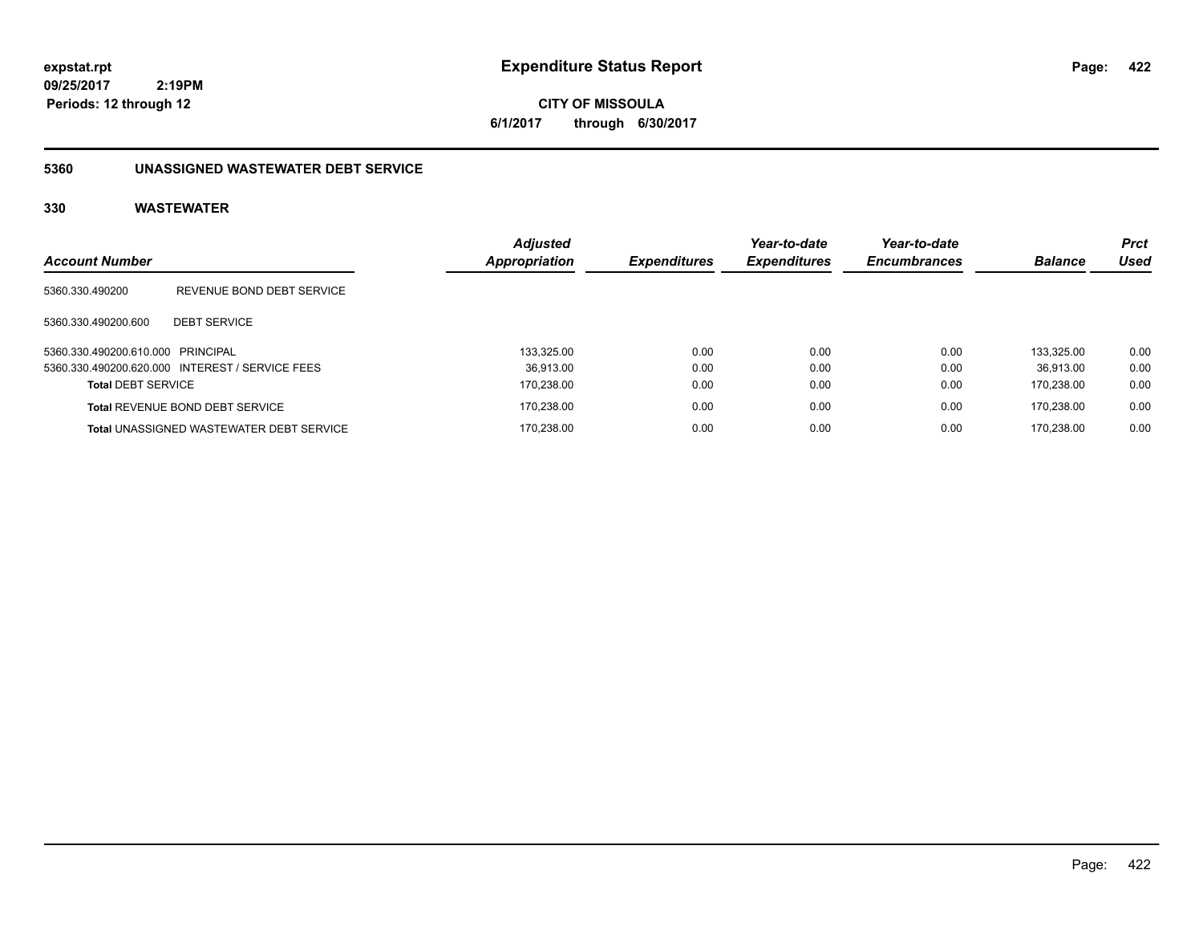**expstat.rpt**
**09/25/2017 2:19PM**
**Periods: 12 through 12**

# Expenditure Status Report

**CITY OF MISSOULA**
**6/1/2017 through 6/30/2017**

## 5360 UNASSIGNED WASTEWATER DEBT SERVICE

### 330 WASTEWATER

| Account Number | | Adjusted Appropriation | Expenditures | Year-to-date Expenditures | Year-to-date Encumbrances | Balance | Prct Used |
|---|---|---|---|---|---|---|---|
| 5360.330.490200 | REVENUE BOND DEBT SERVICE | | | | | | |
| 5360.330.490200.600 | DEBT SERVICE | | | | | | |
| 5360.330.490200.610.000 | PRINCIPAL | 133,325.00 | 0.00 | 0.00 | 0.00 | 133,325.00 | 0.00 |
| 5360.330.490200.620.000 | INTEREST / SERVICE FEES | 36,913.00 | 0.00 | 0.00 | 0.00 | 36,913.00 | 0.00 |
| **Total** DEBT SERVICE | | 170,238.00 | 0.00 | 0.00 | 0.00 | 170,238.00 | 0.00 |
| **Total** REVENUE BOND DEBT SERVICE | | 170,238.00 | 0.00 | 0.00 | 0.00 | 170,238.00 | 0.00 |
| **Total** UNASSIGNED WASTEWATER DEBT SERVICE | | 170,238.00 | 0.00 | 0.00 | 0.00 | 170,238.00 | 0.00 |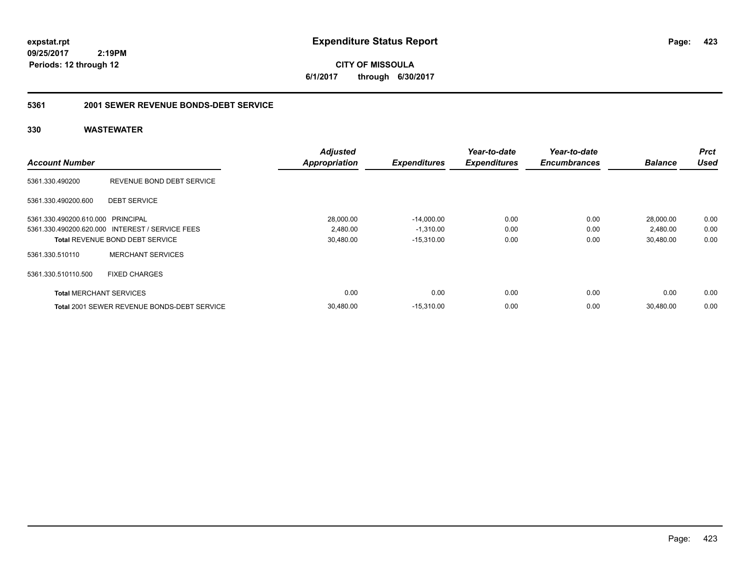**expstat.rpt**
**09/25/2017 2:19PM**
**Periods: 12 through 12**

# Expenditure Status Report

**CITY OF MISSOULA**
**6/1/2017 through 6/30/2017**

## 5361 2001 SEWER REVENUE BONDS-DEBT SERVICE

### 330 WASTEWATER

| Account Number | | Adjusted Appropriation | Expenditures | Year-to-date Expenditures | Year-to-date Encumbrances | Balance | Prct Used |
|---|---|---|---|---|---|---|---|
| 5361.330.490200 | REVENUE BOND DEBT SERVICE | | | | | | |
| 5361.330.490200.600 | DEBT SERVICE | | | | | | |
| 5361.330.490200.610.000 | PRINCIPAL | 28,000.00 | -14,000.00 | 0.00 | 0.00 | 28,000.00 | 0.00 |
| 5361.330.490200.620.000 | INTEREST / SERVICE FEES | 2,480.00 | -1,310.00 | 0.00 | 0.00 | 2,480.00 | 0.00 |
| **Total** REVENUE BOND DEBT SERVICE | | 30,480.00 | -15,310.00 | 0.00 | 0.00 | 30,480.00 | 0.00 |
| 5361.330.510110 | MERCHANT SERVICES | | | | | | |
| 5361.330.510110.500 | FIXED CHARGES | | | | | | |
| **Total** MERCHANT SERVICES | | 0.00 | 0.00 | 0.00 | 0.00 | 0.00 | 0.00 |
| **Total** 2001 SEWER REVENUE BONDS-DEBT SERVICE | | 30,480.00 | -15,310.00 | 0.00 | 0.00 | 30,480.00 | 0.00 |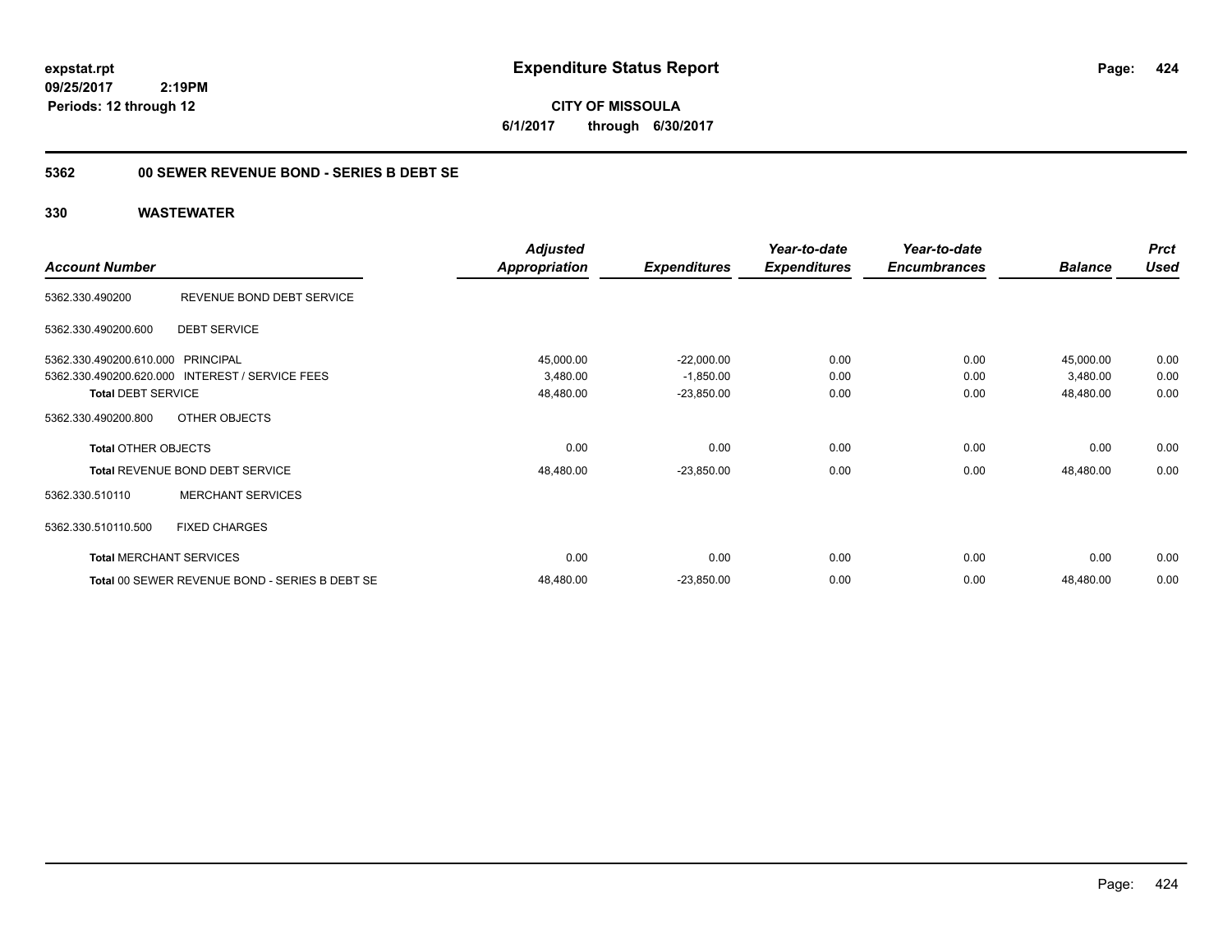**expstat.rpt**
**09/25/2017 2:19PM**
**Periods: 12 through 12**

# Expenditure Status Report

**CITY OF MISSOULA**
**6/1/2017 through 6/30/2017**

## 5362 00 SEWER REVENUE BOND - SERIES B DEBT SE

### 330 WASTEWATER

| Account Number | | Adjusted Appropriation | Expenditures | Year-to-date Expenditures | Year-to-date Encumbrances | Balance | Prct Used |
|---|---|---|---|---|---|---|---|
| 5362.330.490200 | REVENUE BOND DEBT SERVICE | | | | | | |
| 5362.330.490200.600 | DEBT SERVICE | | | | | | |
| 5362.330.490200.610.000 | PRINCIPAL | 45,000.00 | -22,000.00 | 0.00 | 0.00 | 45,000.00 | 0.00 |
| 5362.330.490200.620.000 | INTEREST / SERVICE FEES | 3,480.00 | -1,850.00 | 0.00 | 0.00 | 3,480.00 | 0.00 |
| **Total** DEBT SERVICE | | 48,480.00 | -23,850.00 | 0.00 | 0.00 | 48,480.00 | 0.00 |
| 5362.330.490200.800 | OTHER OBJECTS | | | | | | |
| **Total** OTHER OBJECTS | | 0.00 | 0.00 | 0.00 | 0.00 | 0.00 | 0.00 |
| **Total** REVENUE BOND DEBT SERVICE | | 48,480.00 | -23,850.00 | 0.00 | 0.00 | 48,480.00 | 0.00 |
| 5362.330.510110 | MERCHANT SERVICES | | | | | | |
| 5362.330.510110.500 | FIXED CHARGES | | | | | | |
| **Total** MERCHANT SERVICES | | 0.00 | 0.00 | 0.00 | 0.00 | 0.00 | 0.00 |
| **Total** 00 SEWER REVENUE BOND - SERIES B DEBT SE | | 48,480.00 | -23,850.00 | 0.00 | 0.00 | 48,480.00 | 0.00 |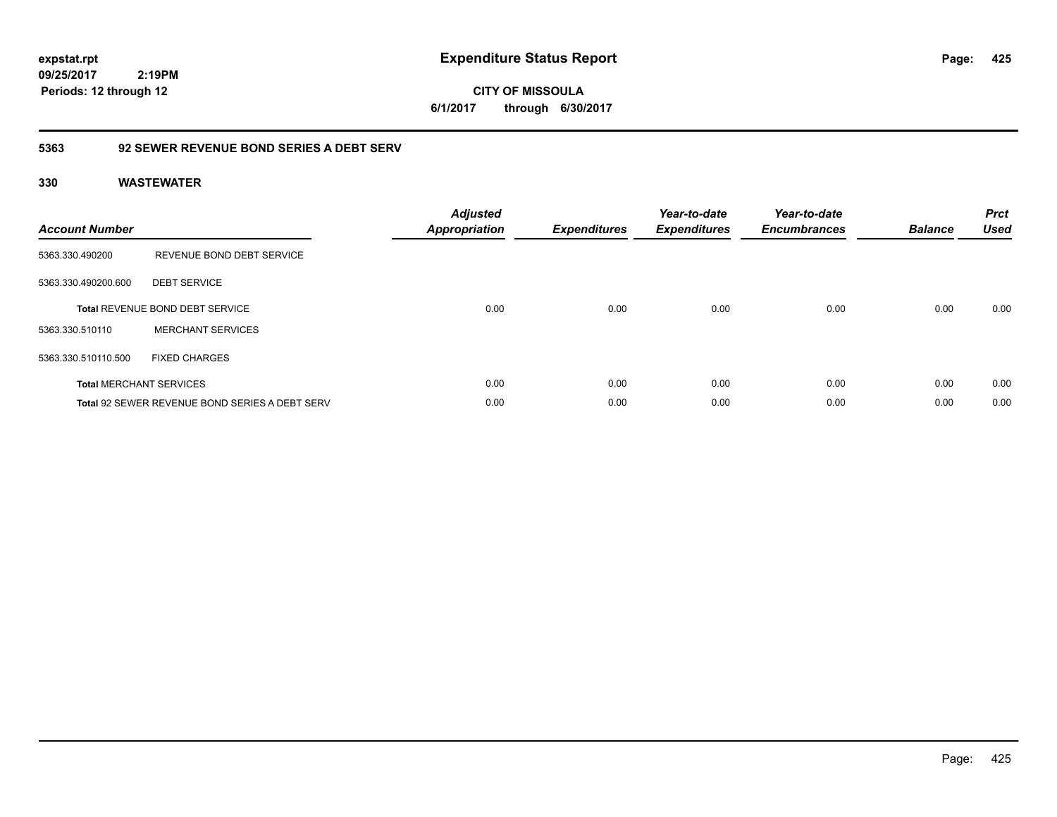expstat.rpt
09/25/2017 2:19PM
Periods: 12 through 12

# Expenditure Status Report

**CITY OF MISSOULA**
**6/1/2017 through 6/30/2017**

## 5363 92 SEWER REVENUE BOND SERIES A DEBT SERV

### 330 WASTEWATER

| Account Number | | Adjusted Appropriation | Expenditures | Year-to-date Expenditures | Year-to-date Encumbrances | Balance | Prct Used |
|---|---|---|---|---|---|---|---|
| 5363.330.490200 | REVENUE BOND DEBT SERVICE | | | | | | |
| 5363.330.490200.600 | DEBT SERVICE | | | | | | |
| **Total** REVENUE BOND DEBT SERVICE | | 0.00 | 0.00 | 0.00 | 0.00 | 0.00 | 0.00 |
| 5363.330.510110 | MERCHANT SERVICES | | | | | | |
| 5363.330.510110.500 | FIXED CHARGES | | | | | | |
| **Total** MERCHANT SERVICES | | 0.00 | 0.00 | 0.00 | 0.00 | 0.00 | 0.00 |
| **Total** 92 SEWER REVENUE BOND SERIES A DEBT SERV | | 0.00 | 0.00 | 0.00 | 0.00 | 0.00 | 0.00 |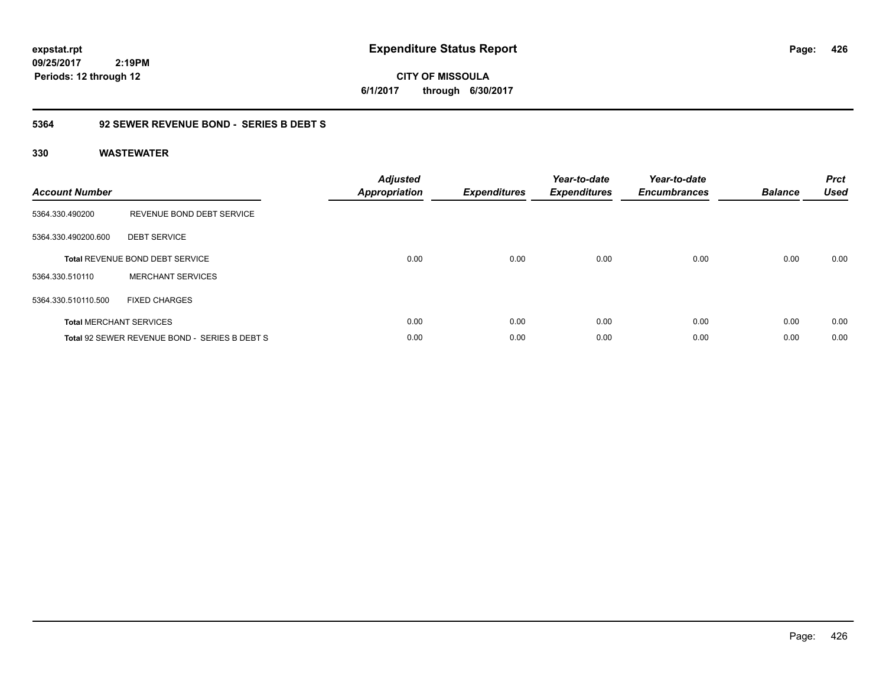**expstat.rpt**
**09/25/2017 2:19PM**
**Periods: 12 through 12**

# Expenditure Status Report

**CITY OF MISSOULA**
**6/1/2017 through 6/30/2017**

## 5364 92 SEWER REVENUE BOND - SERIES B DEBT S

### 330 WASTEWATER

| Account Number | | Adjusted Appropriation | Expenditures | Year-to-date Expenditures | Year-to-date Encumbrances | Balance | Prct Used |
|---|---|---|---|---|---|---|---|
| 5364.330.490200 | REVENUE BOND DEBT SERVICE | | | | | | |
| 5364.330.490200.600 | DEBT SERVICE | | | | | | |
| **Total** REVENUE BOND DEBT SERVICE | | 0.00 | 0.00 | 0.00 | 0.00 | 0.00 | 0.00 |
| 5364.330.510110 | MERCHANT SERVICES | | | | | | |
| 5364.330.510110.500 | FIXED CHARGES | | | | | | |
| **Total** MERCHANT SERVICES | | 0.00 | 0.00 | 0.00 | 0.00 | 0.00 | 0.00 |
| **Total** 92 SEWER REVENUE BOND - SERIES B DEBT S | | 0.00 | 0.00 | 0.00 | 0.00 | 0.00 | 0.00 |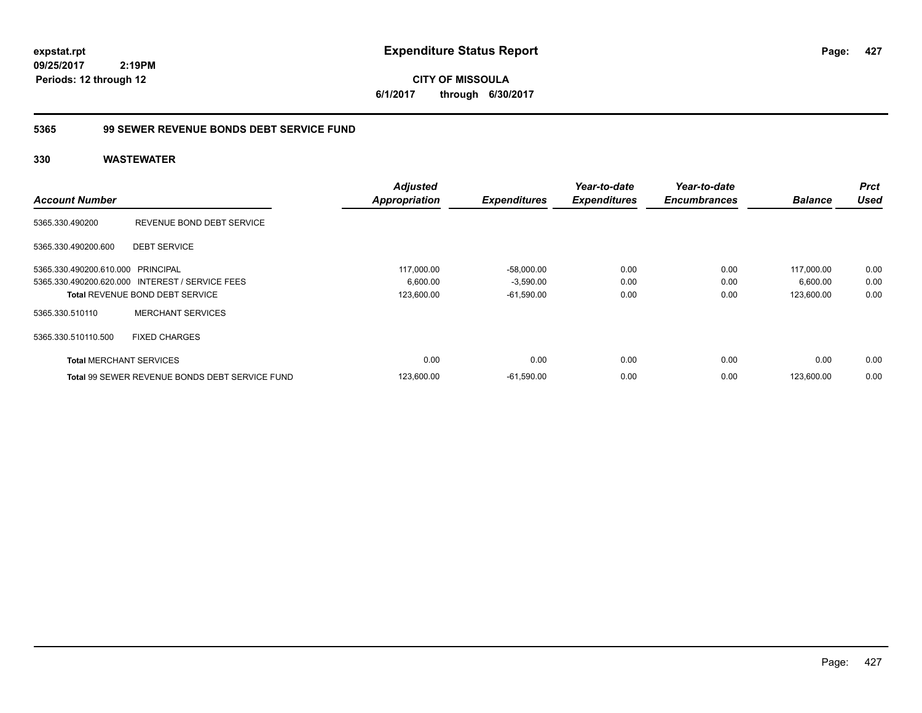expstat.rpt
09/25/2017 2:19PM
Periods: 12 through 12

# Expenditure Status Report

**CITY OF MISSOULA**
**6/1/2017 through 6/30/2017**

## 5365 99 SEWER REVENUE BONDS DEBT SERVICE FUND

### 330 WASTEWATER

| Account Number | | Adjusted Appropriation | Expenditures | Year-to-date Expenditures | Year-to-date Encumbrances | Balance | Prct Used |
|---|---|---|---|---|---|---|---|
| 5365.330.490200 | REVENUE BOND DEBT SERVICE | | | | | | |
| 5365.330.490200.600 | DEBT SERVICE | | | | | | |
| 5365.330.490200.610.000 | PRINCIPAL | 117,000.00 | -58,000.00 | 0.00 | 0.00 | 117,000.00 | 0.00 |
| 5365.330.490200.620.000 | INTEREST / SERVICE FEES | 6,600.00 | -3,590.00 | 0.00 | 0.00 | 6,600.00 | 0.00 |
| **Total** REVENUE BOND DEBT SERVICE | | 123,600.00 | -61,590.00 | 0.00 | 0.00 | 123,600.00 | 0.00 |
| 5365.330.510110 | MERCHANT SERVICES | | | | | | |
| 5365.330.510110.500 | FIXED CHARGES | | | | | | |
| **Total** MERCHANT SERVICES | | 0.00 | 0.00 | 0.00 | 0.00 | 0.00 | 0.00 |
| **Total** 99 SEWER REVENUE BONDS DEBT SERVICE FUND | | 123,600.00 | -61,590.00 | 0.00 | 0.00 | 123,600.00 | 0.00 |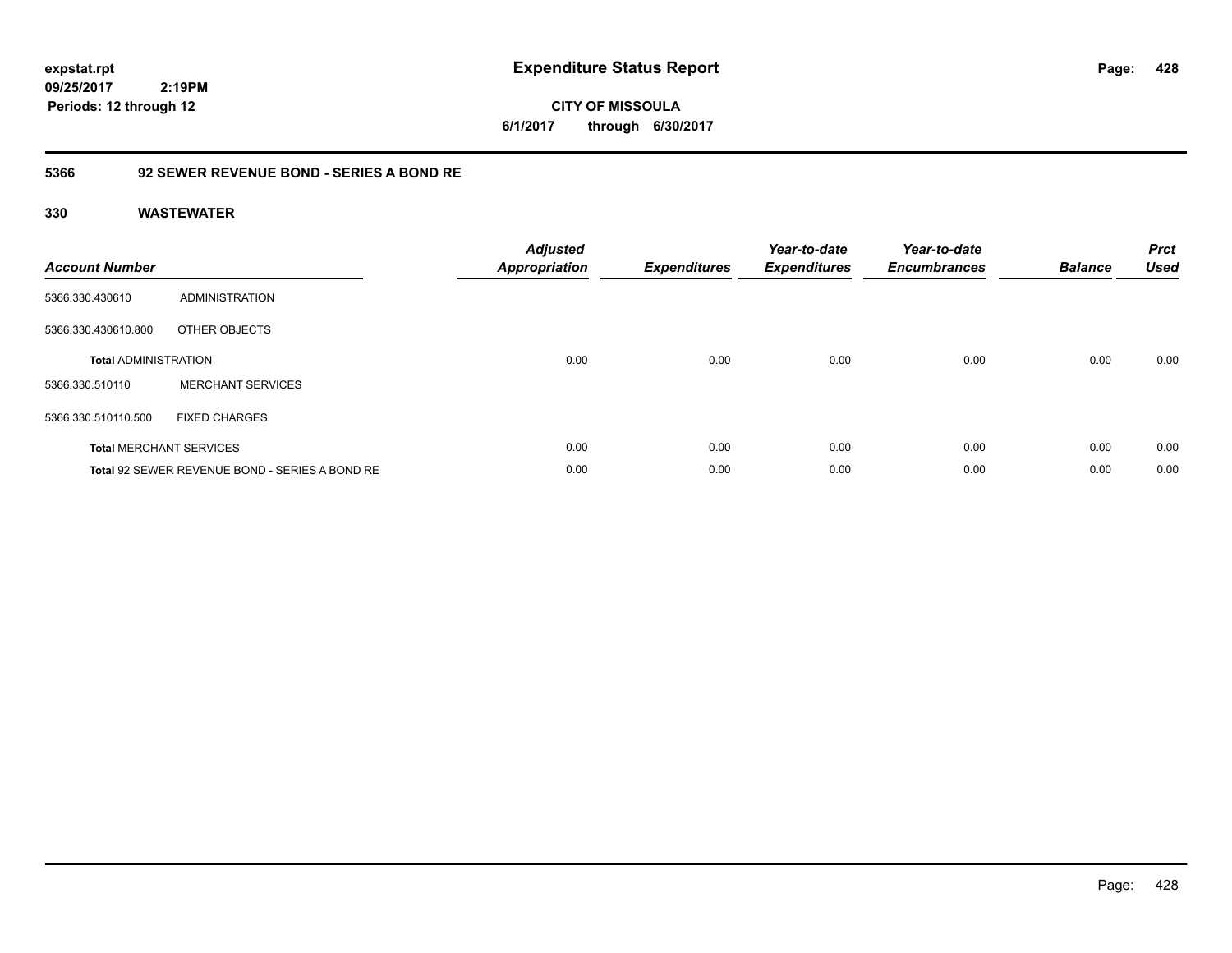**expstat.rpt**
**09/25/2017 2:19PM**
**Periods: 12 through 12**

# Expenditure Status Report

**CITY OF MISSOULA**
**6/1/2017 through 6/30/2017**

## 5366 92 SEWER REVENUE BOND - SERIES A BOND RE

### 330 WASTEWATER

| Account Number | | Adjusted Appropriation | Expenditures | Year-to-date Expenditures | Year-to-date Encumbrances | Balance | Prct Used |
|---|---|---|---|---|---|---|---|
| 5366.330.430610 | ADMINISTRATION | | | | | | |
| 5366.330.430610.800 | OTHER OBJECTS | | | | | | |
| **Total** ADMINISTRATION | | 0.00 | 0.00 | 0.00 | 0.00 | 0.00 | 0.00 |
| 5366.330.510110 | MERCHANT SERVICES | | | | | | |
| 5366.330.510110.500 | FIXED CHARGES | | | | | | |
| **Total** MERCHANT SERVICES | | 0.00 | 0.00 | 0.00 | 0.00 | 0.00 | 0.00 |
| **Total** 92 SEWER REVENUE BOND - SERIES A BOND RE | | 0.00 | 0.00 | 0.00 | 0.00 | 0.00 | 0.00 |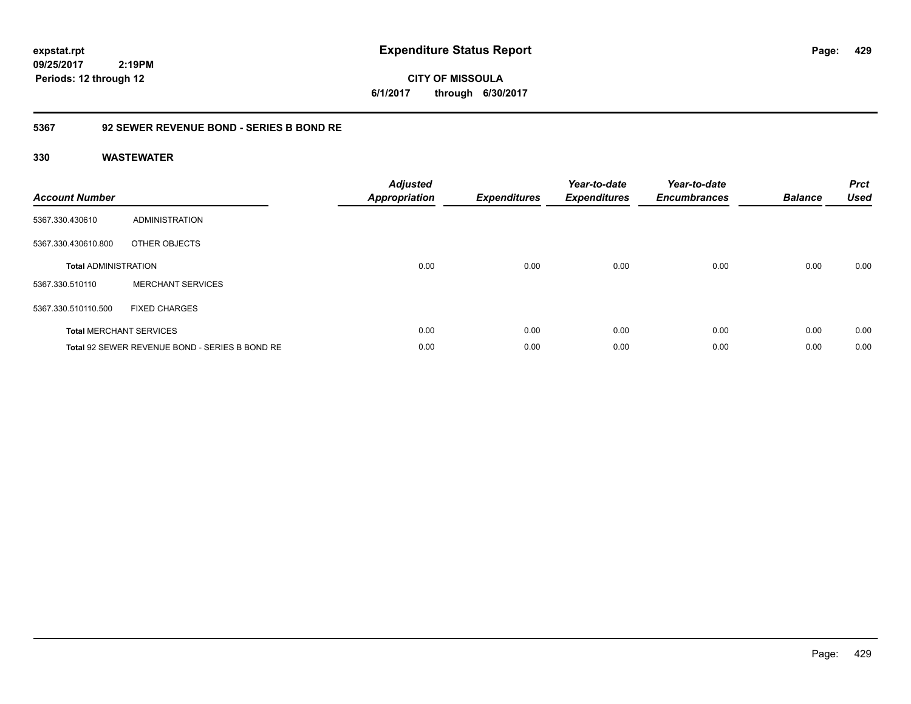**expstat.rpt**
**09/25/2017 2:19PM**
**Periods: 12 through 12**

# Expenditure Status Report

**CITY OF MISSOULA**
**6/1/2017 through 6/30/2017**

## 5367 92 SEWER REVENUE BOND - SERIES B BOND RE

### 330 WASTEWATER

| Account Number | | Adjusted Appropriation | Expenditures | Year-to-date Expenditures | Year-to-date Encumbrances | Balance | Prct Used |
|---|---|---|---|---|---|---|---|
| 5367.330.430610 | ADMINISTRATION | | | | | | |
| 5367.330.430610.800 | OTHER OBJECTS | | | | | | |
| **Total** ADMINISTRATION | | 0.00 | 0.00 | 0.00 | 0.00 | 0.00 | 0.00 |
| 5367.330.510110 | MERCHANT SERVICES | | | | | | |
| 5367.330.510110.500 | FIXED CHARGES | | | | | | |
| **Total** MERCHANT SERVICES | | 0.00 | 0.00 | 0.00 | 0.00 | 0.00 | 0.00 |
| **Total** 92 SEWER REVENUE BOND - SERIES B BOND RE | | 0.00 | 0.00 | 0.00 | 0.00 | 0.00 | 0.00 |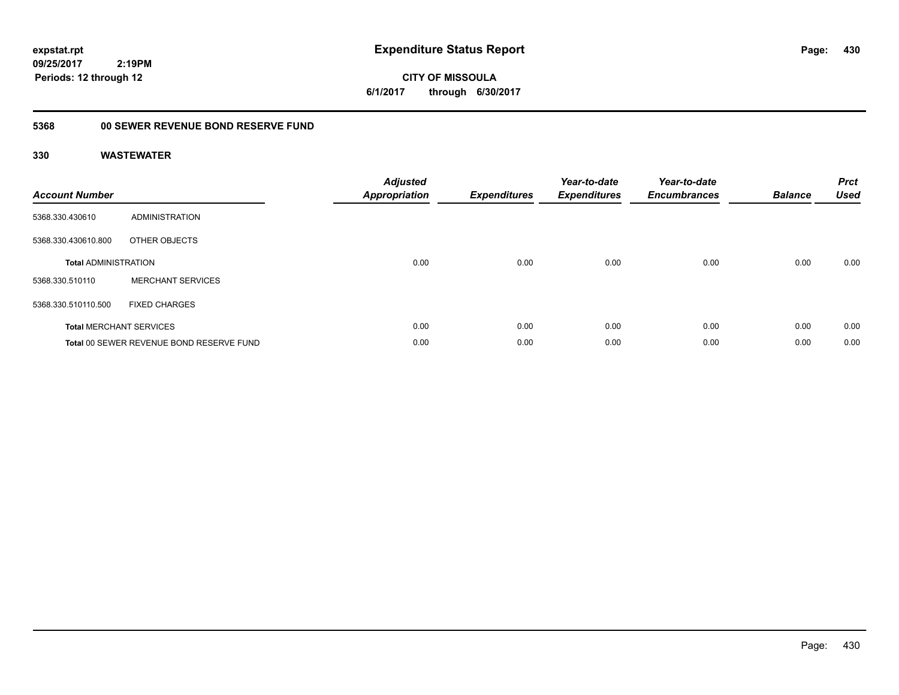**expstat.rpt**
**09/25/2017 2:19PM**
**Periods: 12 through 12**

# Expenditure Status Report

**CITY OF MISSOULA**
**6/1/2017 through 6/30/2017**

## 5368 00 SEWER REVENUE BOND RESERVE FUND

### 330 WASTEWATER

| Account Number | | Adjusted Appropriation | Expenditures | Year-to-date Expenditures | Year-to-date Encumbrances | Balance | Prct Used |
|---|---|---|---|---|---|---|---|
| 5368.330.430610 | ADMINISTRATION | | | | | | |
| 5368.330.430610.800 | OTHER OBJECTS | | | | | | |
| **Total** ADMINISTRATION | | 0.00 | 0.00 | 0.00 | 0.00 | 0.00 | 0.00 |
| 5368.330.510110 | MERCHANT SERVICES | | | | | | |
| 5368.330.510110.500 | FIXED CHARGES | | | | | | |
| **Total** MERCHANT SERVICES | | 0.00 | 0.00 | 0.00 | 0.00 | 0.00 | 0.00 |
| **Total** 00 SEWER REVENUE BOND RESERVE FUND | | 0.00 | 0.00 | 0.00 | 0.00 | 0.00 | 0.00 |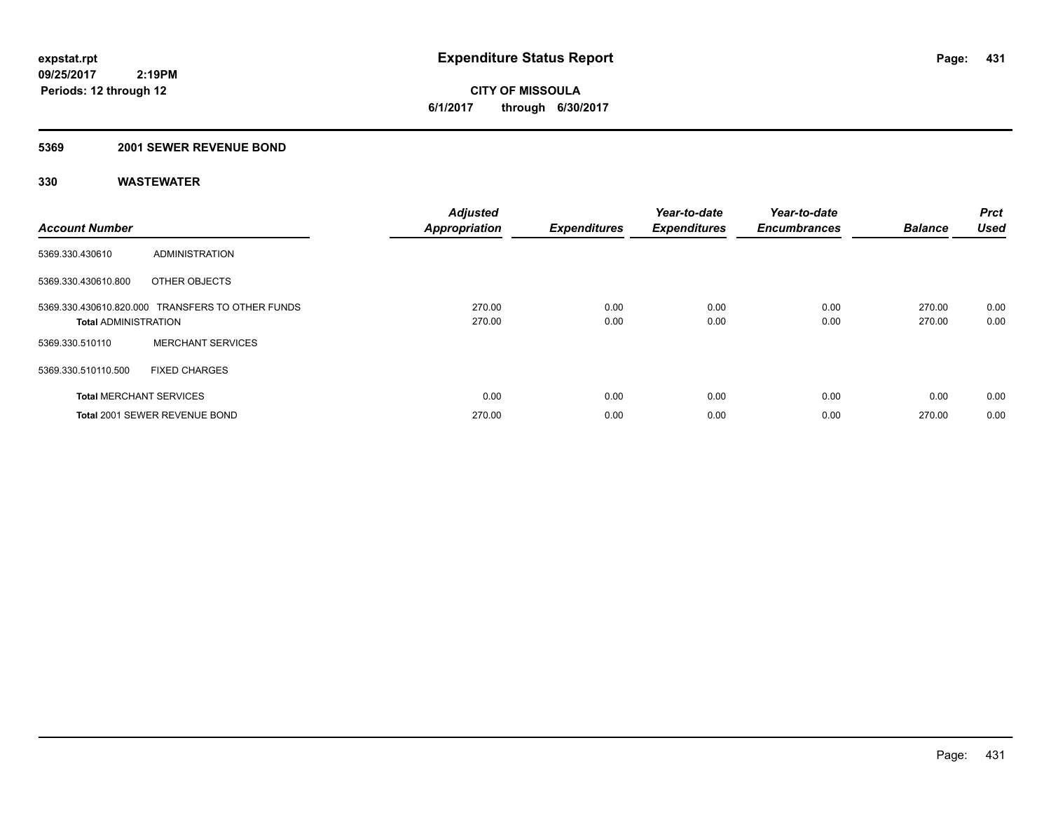expstat.rpt
09/25/2017 2:19PM
Periods: 12 through 12

# Expenditure Status Report

**CITY OF MISSOULA**
**6/1/2017 through 6/30/2017**

## 5369 2001 SEWER REVENUE BOND

## 330 WASTEWATER

| Account Number | | Adjusted Appropriation | Expenditures | Year-to-date Expenditures | Year-to-date Encumbrances | Balance | Prct Used |
|---|---|---|---|---|---|---|---|
| 5369.330.430610 | ADMINISTRATION | | | | | | |
| 5369.330.430610.800 | OTHER OBJECTS | | | | | | |
| 5369.330.430610.820.000 | TRANSFERS TO OTHER FUNDS | 270.00 | 0.00 | 0.00 | 0.00 | 270.00 | 0.00 |
| **Total** ADMINISTRATION | | 270.00 | 0.00 | 0.00 | 0.00 | 270.00 | 0.00 |
| 5369.330.510110 | MERCHANT SERVICES | | | | | | |
| 5369.330.510110.500 | FIXED CHARGES | | | | | | |
| **Total** MERCHANT SERVICES | | 0.00 | 0.00 | 0.00 | 0.00 | 0.00 | 0.00 |
| **Total** 2001 SEWER REVENUE BOND | | 270.00 | 0.00 | 0.00 | 0.00 | 270.00 | 0.00 |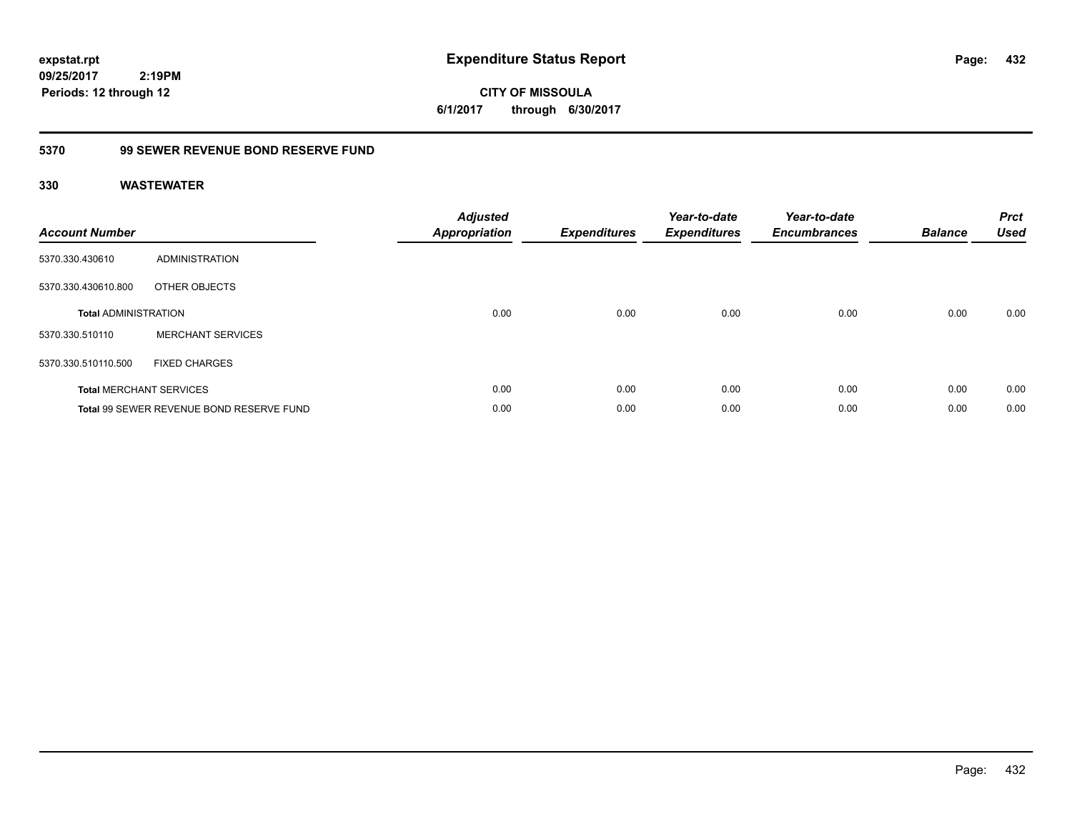# Expenditure Status Report

expstat.rpt
09/25/2017 2:19PM
Periods: 12 through 12

**CITY OF MISSOULA**
**6/1/2017 through 6/30/2017**

## 5370 99 SEWER REVENUE BOND RESERVE FUND

### 330 WASTEWATER

| Account Number | | Adjusted Appropriation | Expenditures | Year-to-date Expenditures | Year-to-date Encumbrances | Balance | Prct Used |
|---|---|---|---|---|---|---|---|
| 5370.330.430610 | ADMINISTRATION | | | | | | |
| 5370.330.430610.800 | OTHER OBJECTS | | | | | | |
| **Total** ADMINISTRATION | | 0.00 | 0.00 | 0.00 | 0.00 | 0.00 | 0.00 |
| 5370.330.510110 | MERCHANT SERVICES | | | | | | |
| 5370.330.510110.500 | FIXED CHARGES | | | | | | |
| **Total** MERCHANT SERVICES | | 0.00 | 0.00 | 0.00 | 0.00 | 0.00 | 0.00 |
| **Total** 99 SEWER REVENUE BOND RESERVE FUND | | 0.00 | 0.00 | 0.00 | 0.00 | 0.00 | 0.00 |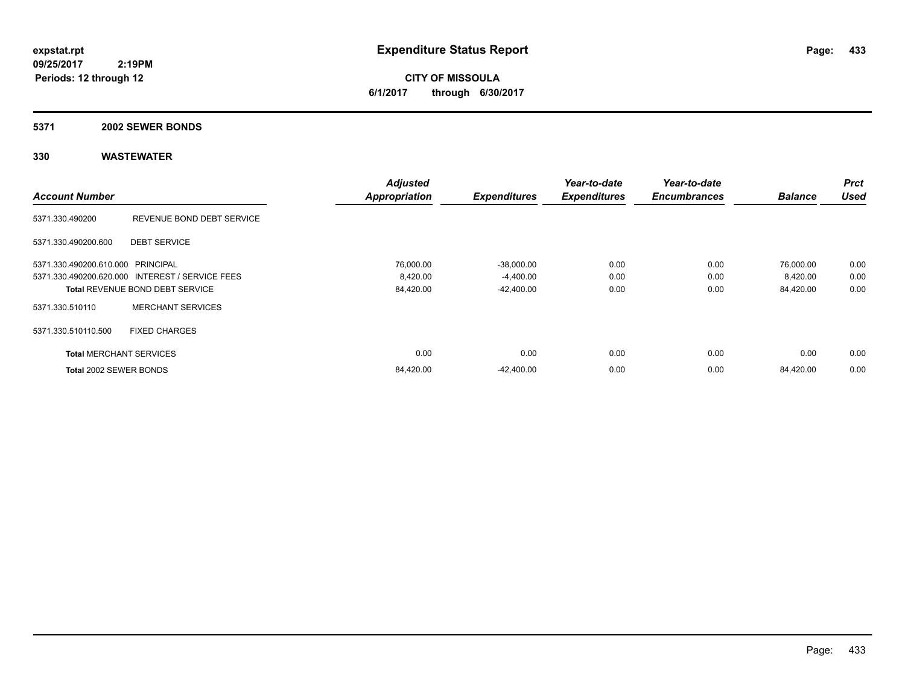**expstat.rpt**
**09/25/2017 2:19PM**
**Periods: 12 through 12**

# Expenditure Status Report

**CITY OF MISSOULA**
**6/1/2017 through 6/30/2017**

## 5371 2002 SEWER BONDS

### 330 WASTEWATER

| Account Number | | Adjusted Appropriation | Expenditures | Year-to-date Expenditures | Year-to-date Encumbrances | Balance | Prct Used |
|---|---|---|---|---|---|---|---|
| 5371.330.490200 | REVENUE BOND DEBT SERVICE | | | | | | |
| 5371.330.490200.600 | DEBT SERVICE | | | | | | |
| 5371.330.490200.610.000 | PRINCIPAL | 76,000.00 | -38,000.00 | 0.00 | 0.00 | 76,000.00 | 0.00 |
| 5371.330.490200.620.000 | INTEREST / SERVICE FEES | 8,420.00 | -4,400.00 | 0.00 | 0.00 | 8,420.00 | 0.00 |
| **Total** REVENUE BOND DEBT SERVICE | | 84,420.00 | -42,400.00 | 0.00 | 0.00 | 84,420.00 | 0.00 |
| 5371.330.510110 | MERCHANT SERVICES | | | | | | |
| 5371.330.510110.500 | FIXED CHARGES | | | | | | |
| **Total** MERCHANT SERVICES | | 0.00 | 0.00 | 0.00 | 0.00 | 0.00 | 0.00 |
| **Total** 2002 SEWER BONDS | | 84,420.00 | -42,400.00 | 0.00 | 0.00 | 84,420.00 | 0.00 |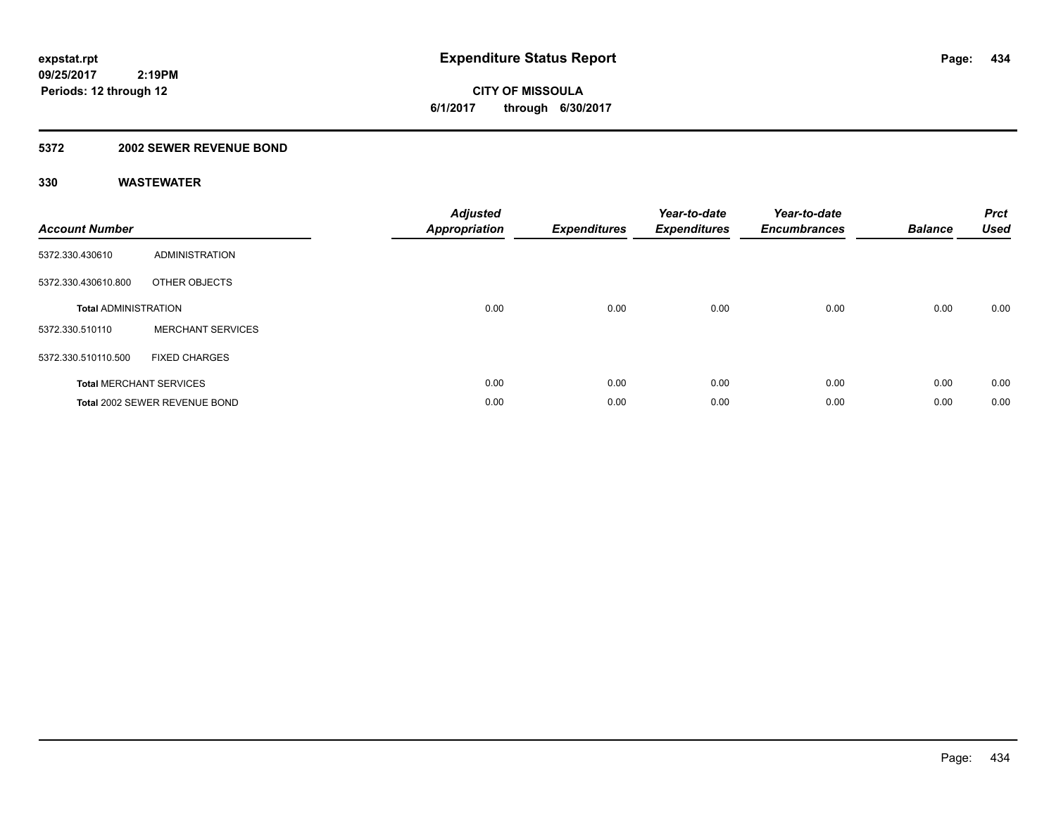**expstat.rpt**
**09/25/2017 2:19PM**
**Periods: 12 through 12**

# Expenditure Status Report

**CITY OF MISSOULA**
**6/1/2017 through 6/30/2017**

## 5372 2002 SEWER REVENUE BOND

### 330 WASTEWATER

| Account Number | | Adjusted Appropriation | Expenditures | Year-to-date Expenditures | Year-to-date Encumbrances | Balance | Prct Used |
|---|---|---|---|---|---|---|---|
| 5372.330.430610 | ADMINISTRATION | | | | | | |
| 5372.330.430610.800 | OTHER OBJECTS | | | | | | |
| **Total** ADMINISTRATION | | 0.00 | 0.00 | 0.00 | 0.00 | 0.00 | 0.00 |
| 5372.330.510110 | MERCHANT SERVICES | | | | | | |
| 5372.330.510110.500 | FIXED CHARGES | | | | | | |
| **Total** MERCHANT SERVICES | | 0.00 | 0.00 | 0.00 | 0.00 | 0.00 | 0.00 |
| **Total** 2002 SEWER REVENUE BOND | | 0.00 | 0.00 | 0.00 | 0.00 | 0.00 | 0.00 |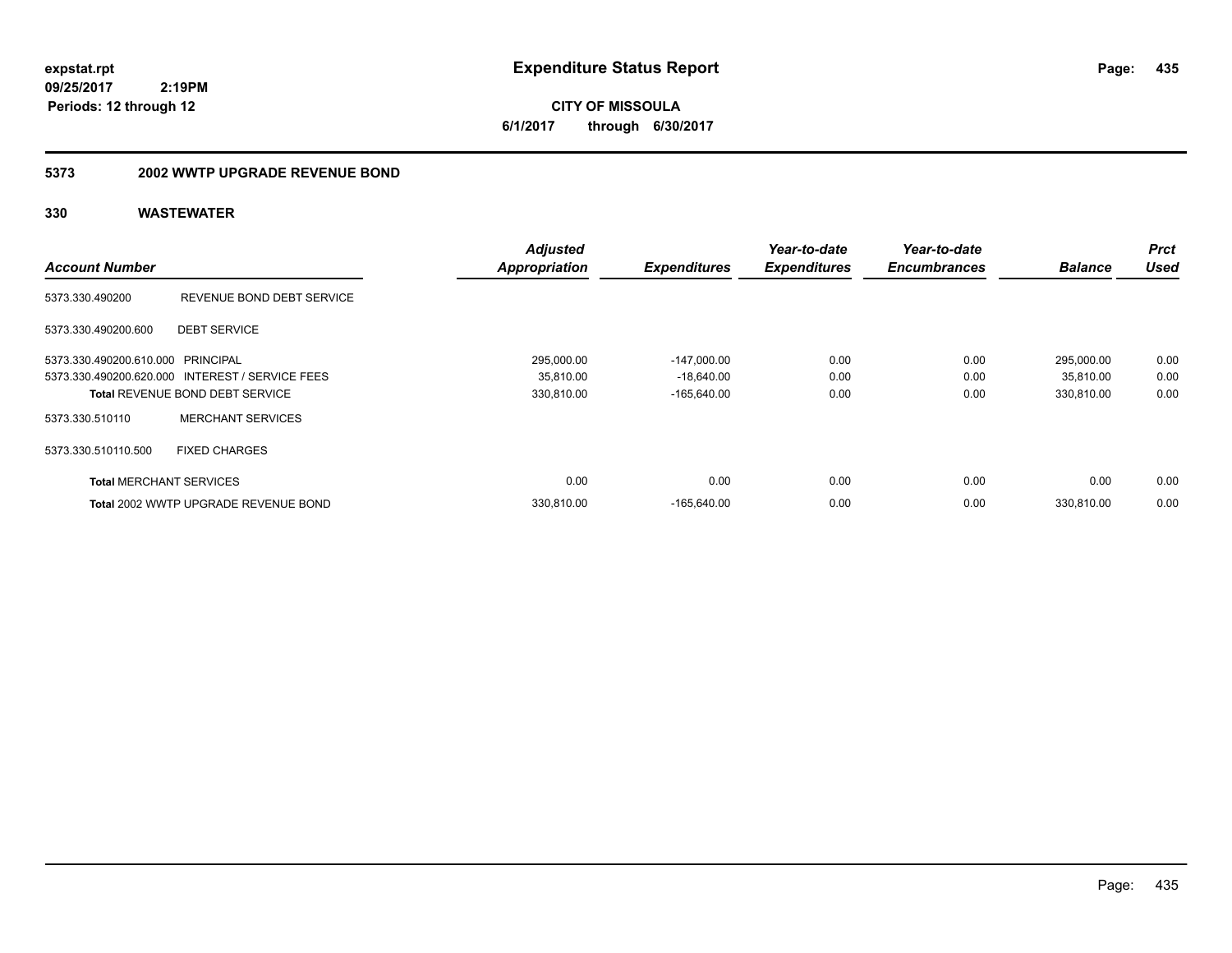**expstat.rpt**
**09/25/2017 2:19PM**
**Periods: 12 through 12**

# Expenditure Status Report

**CITY OF MISSOULA**
**6/1/2017 through 6/30/2017**

## 5373 2002 WWTP UPGRADE REVENUE BOND

### 330 WASTEWATER

| Account Number | | Adjusted Appropriation | Expenditures | Year-to-date Expenditures | Year-to-date Encumbrances | Balance | Prct Used |
|---|---|---|---|---|---|---|---|
| 5373.330.490200 | REVENUE BOND DEBT SERVICE | | | | | | |
| 5373.330.490200.600 | DEBT SERVICE | | | | | | |
| 5373.330.490200.610.000 | PRINCIPAL | 295,000.00 | -147,000.00 | 0.00 | 0.00 | 295,000.00 | 0.00 |
| 5373.330.490200.620.000 | INTEREST / SERVICE FEES | 35,810.00 | -18,640.00 | 0.00 | 0.00 | 35,810.00 | 0.00 |
| **Total** REVENUE BOND DEBT SERVICE | | 330,810.00 | -165,640.00 | 0.00 | 0.00 | 330,810.00 | 0.00 |
| 5373.330.510110 | MERCHANT SERVICES | | | | | | |
| 5373.330.510110.500 | FIXED CHARGES | | | | | | |
| **Total** MERCHANT SERVICES | | 0.00 | 0.00 | 0.00 | 0.00 | 0.00 | 0.00 |
| **Total** 2002 WWTP UPGRADE REVENUE BOND | | 330,810.00 | -165,640.00 | 0.00 | 0.00 | 330,810.00 | 0.00 |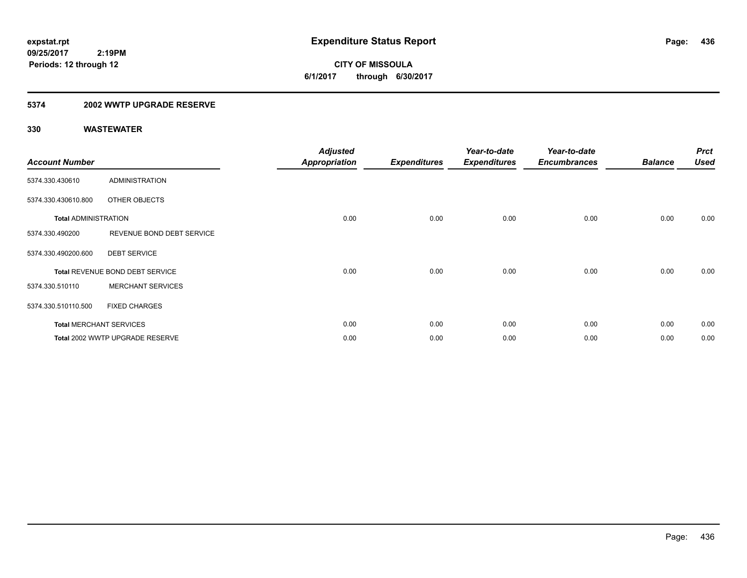**expstat.rpt**
**09/25/2017 2:19PM**
**Periods: 12 through 12**

# Expenditure Status Report

**CITY OF MISSOULA**
**6/1/2017 through 6/30/2017**

## 5374 2002 WWTP UPGRADE RESERVE

### 330 WASTEWATER

| Account Number | | Adjusted Appropriation | Expenditures | Year-to-date Expenditures | Year-to-date Encumbrances | Balance | Prct Used |
|---|---|---|---|---|---|---|---|
| 5374.330.430610 | ADMINISTRATION | | | | | | |
| 5374.330.430610.800 | OTHER OBJECTS | | | | | | |
| **Total** ADMINISTRATION | | 0.00 | 0.00 | 0.00 | 0.00 | 0.00 | 0.00 |
| 5374.330.490200 | REVENUE BOND DEBT SERVICE | | | | | | |
| 5374.330.490200.600 | DEBT SERVICE | | | | | | |
| **Total** REVENUE BOND DEBT SERVICE | | 0.00 | 0.00 | 0.00 | 0.00 | 0.00 | 0.00 |
| 5374.330.510110 | MERCHANT SERVICES | | | | | | |
| 5374.330.510110.500 | FIXED CHARGES | | | | | | |
| **Total** MERCHANT SERVICES | | 0.00 | 0.00 | 0.00 | 0.00 | 0.00 | 0.00 |
| **Total** 2002 WWTP UPGRADE RESERVE | | 0.00 | 0.00 | 0.00 | 0.00 | 0.00 | 0.00 |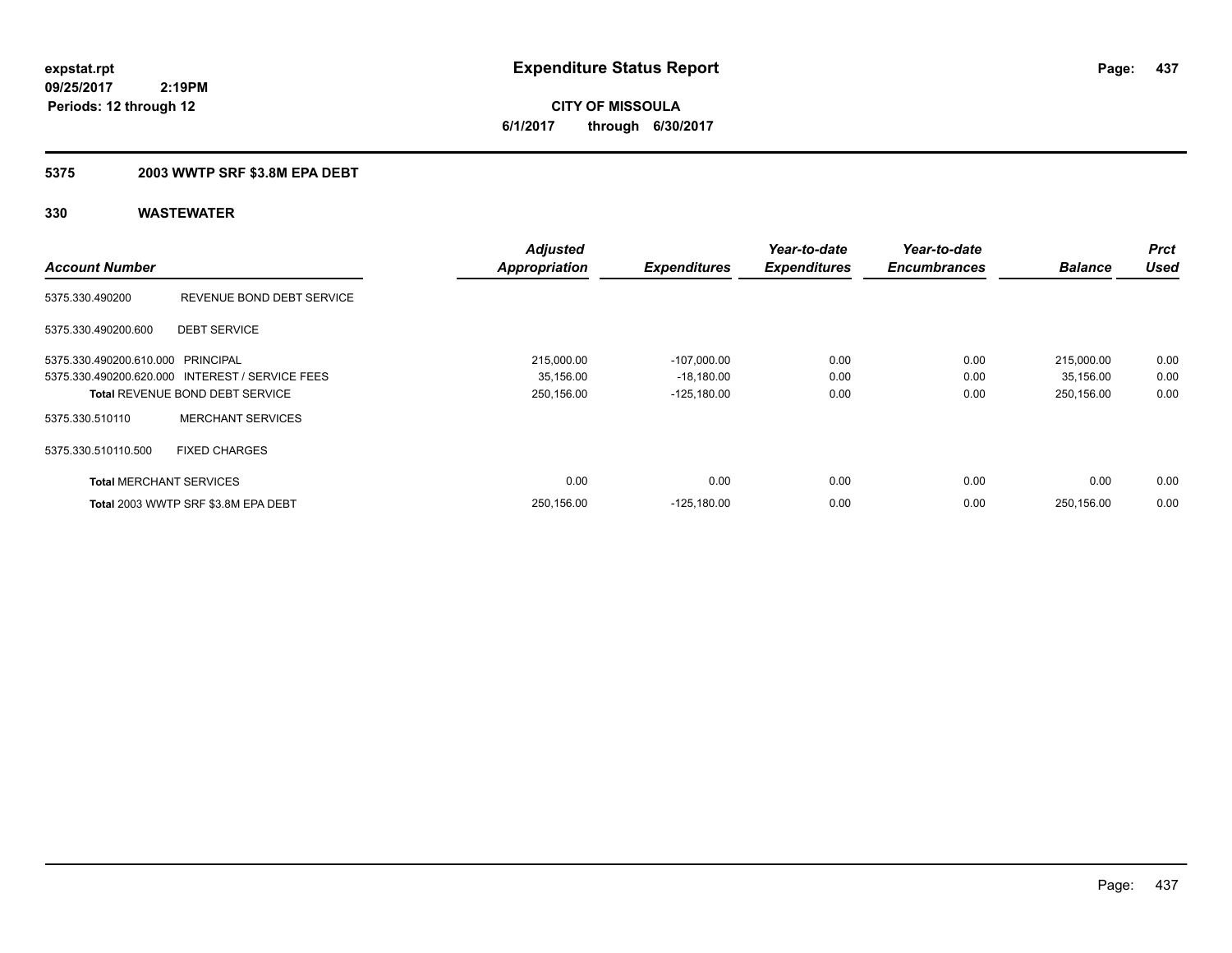# Expenditure Status Report

**CITY OF MISSOULA**
**6/1/2017 through 6/30/2017**

expstat.rpt
09/25/2017 2:19PM
Periods: 12 through 12

## 5375 2003 WWTP SRF $3.8M EPA DEBT

### 330 WASTEWATER

| Account Number | | Adjusted Appropriation | Expenditures | Year-to-date Expenditures | Year-to-date Encumbrances | Balance | Prct Used |
|---|---|---|---|---|---|---|---|
| 5375.330.490200 | REVENUE BOND DEBT SERVICE | | | | | | |
| 5375.330.490200.600 | DEBT SERVICE | | | | | | |
| 5375.330.490200.610.000 | PRINCIPAL | 215,000.00 | -107,000.00 | 0.00 | 0.00 | 215,000.00 | 0.00 |
| 5375.330.490200.620.000 | INTEREST / SERVICE FEES | 35,156.00 | -18,180.00 | 0.00 | 0.00 | 35,156.00 | 0.00 |
| **Total** REVENUE BOND DEBT SERVICE | | 250,156.00 | -125,180.00 | 0.00 | 0.00 | 250,156.00 | 0.00 |
| 5375.330.510110 | MERCHANT SERVICES | | | | | | |
| 5375.330.510110.500 | FIXED CHARGES | | | | | | |
| **Total** MERCHANT SERVICES | | 0.00 | 0.00 | 0.00 | 0.00 | 0.00 | 0.00 |
| **Total** 2003 WWTP SRF $3.8M EPA DEBT | | 250,156.00 | -125,180.00 | 0.00 | 0.00 | 250,156.00 | 0.00 |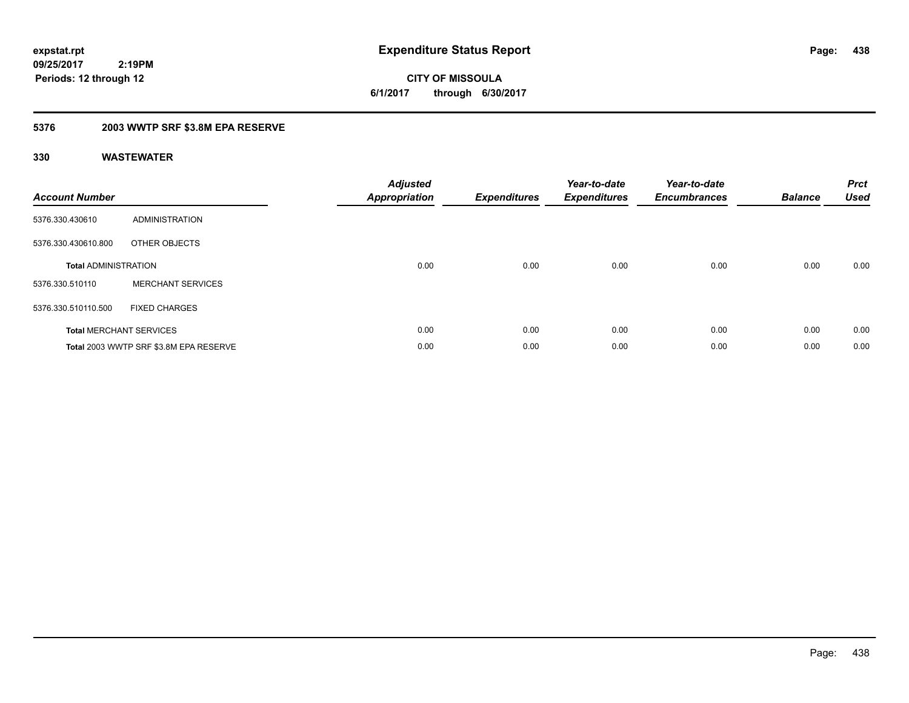**expstat.rpt**
**09/25/2017 2:19PM**
**Periods: 12 through 12**

# Expenditure Status Report

**CITY OF MISSOULA**
**6/1/2017 through 6/30/2017**

## 5376 2003 WWTP SRF $3.8M EPA RESERVE

### 330 WASTEWATER

| Account Number | | Adjusted Appropriation | Expenditures | Year-to-date Expenditures | Year-to-date Encumbrances | Balance | Prct Used |
|---|---|---|---|---|---|---|---|
| 5376.330.430610 | ADMINISTRATION | | | | | | |
| 5376.330.430610.800 | OTHER OBJECTS | | | | | | |
| **Total** ADMINISTRATION | | 0.00 | 0.00 | 0.00 | 0.00 | 0.00 | 0.00 |
| 5376.330.510110 | MERCHANT SERVICES | | | | | | |
| 5376.330.510110.500 | FIXED CHARGES | | | | | | |
| **Total** MERCHANT SERVICES | | 0.00 | 0.00 | 0.00 | 0.00 | 0.00 | 0.00 |
| **Total** 2003 WWTP SRF $3.8M EPA RESERVE | | 0.00 | 0.00 | 0.00 | 0.00 | 0.00 | 0.00 |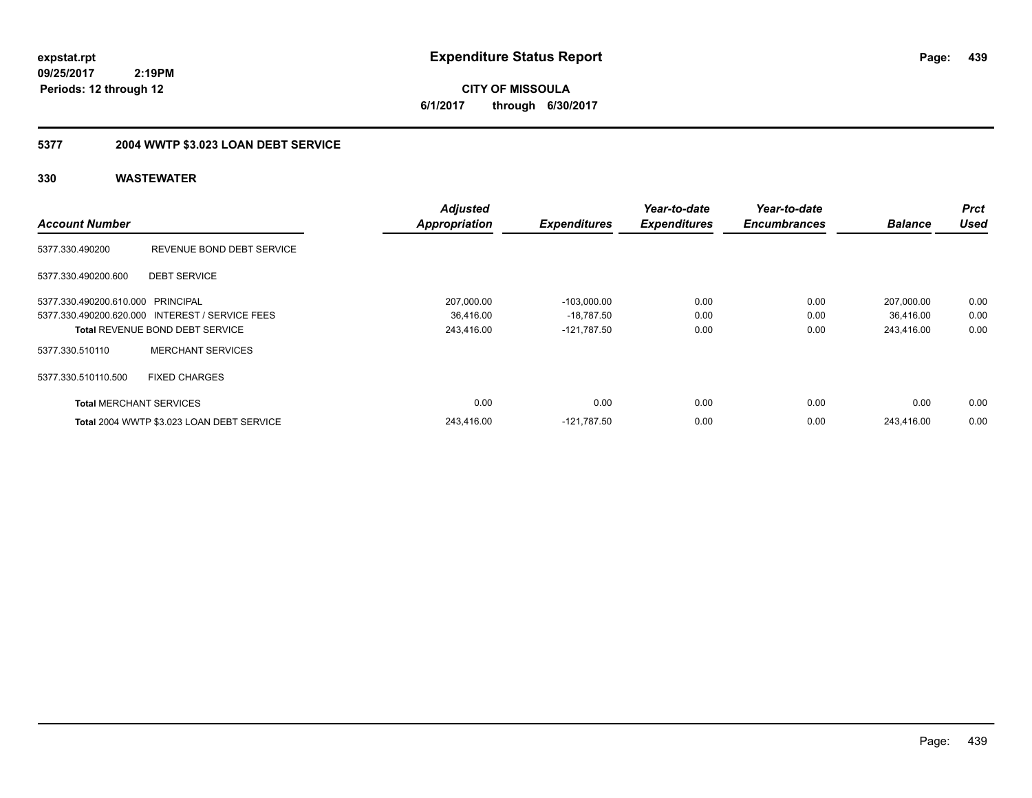expstat.rpt
09/25/2017 2:19PM
Periods: 12 through 12

# Expenditure Status Report

**CITY OF MISSOULA**
**6/1/2017 through 6/30/2017**

## 5377 2004 WWTP $3.023 LOAN DEBT SERVICE

### 330 WASTEWATER

| Account Number | | Adjusted Appropriation | Expenditures | Year-to-date Expenditures | Year-to-date Encumbrances | Balance | Prct Used |
|---|---|---|---|---|---|---|---|
| 5377.330.490200 | REVENUE BOND DEBT SERVICE | | | | | | |
| 5377.330.490200.600 | DEBT SERVICE | | | | | | |
| 5377.330.490200.610.000 | PRINCIPAL | 207,000.00 | -103,000.00 | 0.00 | 0.00 | 207,000.00 | 0.00 |
| 5377.330.490200.620.000 | INTEREST / SERVICE FEES | 36,416.00 | -18,787.50 | 0.00 | 0.00 | 36,416.00 | 0.00 |
| **Total** REVENUE BOND DEBT SERVICE | | 243,416.00 | -121,787.50 | 0.00 | 0.00 | 243,416.00 | 0.00 |
| 5377.330.510110 | MERCHANT SERVICES | | | | | | |
| 5377.330.510110.500 | FIXED CHARGES | | | | | | |
| **Total** MERCHANT SERVICES | | 0.00 | 0.00 | 0.00 | 0.00 | 0.00 | 0.00 |
| **Total** 2004 WWTP $3.023 LOAN DEBT SERVICE | | 243,416.00 | -121,787.50 | 0.00 | 0.00 | 243,416.00 | 0.00 |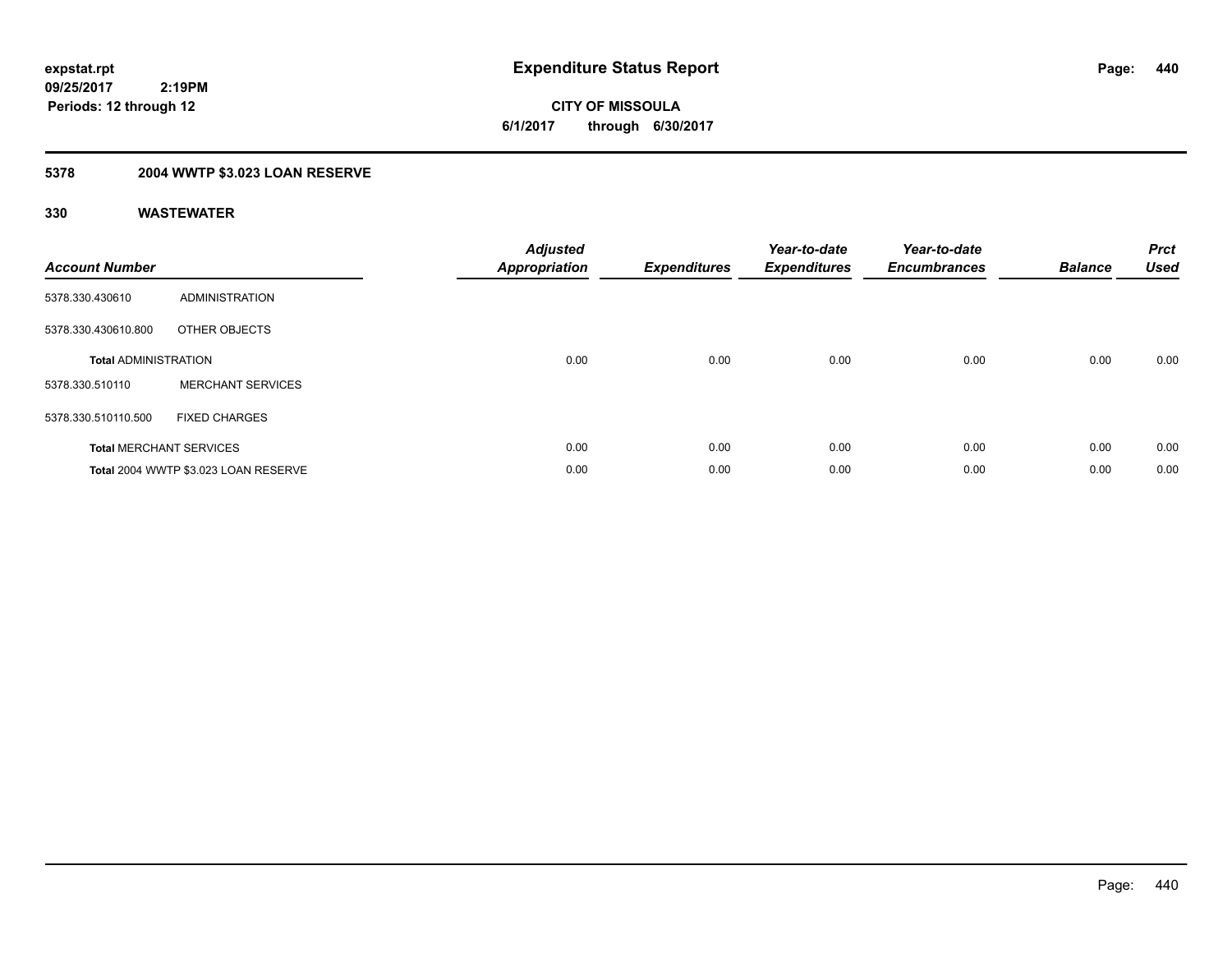expstat.rpt
09/25/2017 2:19PM
Periods: 12 through 12

# Expenditure Status Report

CITY OF MISSOULA
6/1/2017 through 6/30/2017

## 5378 2004 WWTP $3.023 LOAN RESERVE

### 330 WASTEWATER

| Account Number | | Adjusted Appropriation | Expenditures | Year-to-date Expenditures | Year-to-date Encumbrances | Balance | Prct Used |
|---|---|---|---|---|---|---|---|
| 5378.330.430610 | ADMINISTRATION | | | | | | |
| 5378.330.430610.800 | OTHER OBJECTS | | | | | | |
| **Total** ADMINISTRATION | | 0.00 | 0.00 | 0.00 | 0.00 | 0.00 | 0.00 |
| 5378.330.510110 | MERCHANT SERVICES | | | | | | |
| 5378.330.510110.500 | FIXED CHARGES | | | | | | |
| **Total** MERCHANT SERVICES | | 0.00 | 0.00 | 0.00 | 0.00 | 0.00 | 0.00 |
| **Total** 2004 WWTP $3.023 LOAN RESERVE | | 0.00 | 0.00 | 0.00 | 0.00 | 0.00 | 0.00 |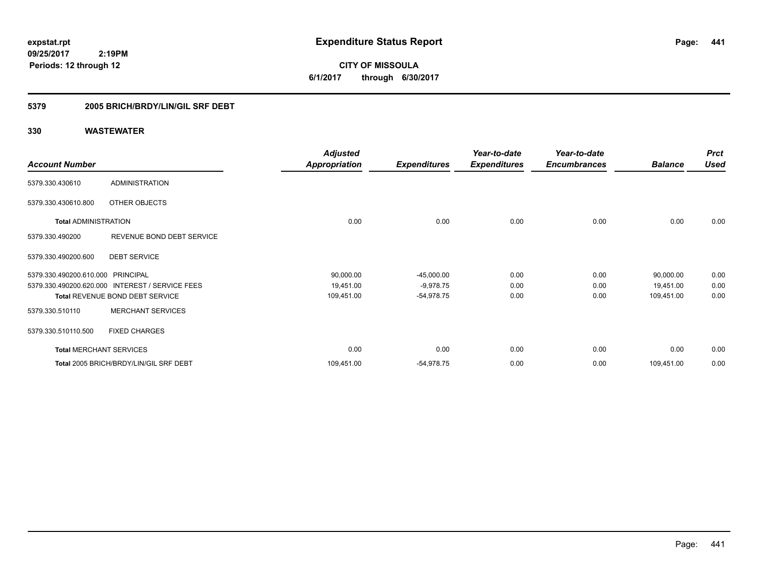# Expenditure Status Report

expstat.rpt
09/25/2017 2:19PM
Periods: 12 through 12

**CITY OF MISSOULA**
**6/1/2017 through 6/30/2017**

## 5379 2005 BRICH/BRDY/LIN/GIL SRF DEBT

## 330 WASTEWATER

| Account Number | | Adjusted Appropriation | Expenditures | Year-to-date Expenditures | Year-to-date Encumbrances | Balance | Prct Used |
|---|---|---|---|---|---|---|---|
| 5379.330.430610 | ADMINISTRATION | | | | | | |
| 5379.330.430610.800 | OTHER OBJECTS | | | | | | |
| **Total** ADMINISTRATION | | 0.00 | 0.00 | 0.00 | 0.00 | 0.00 | 0.00 |
| 5379.330.490200 | REVENUE BOND DEBT SERVICE | | | | | | |
| 5379.330.490200.600 | DEBT SERVICE | | | | | | |
| 5379.330.490200.610.000 | PRINCIPAL | 90,000.00 | -45,000.00 | 0.00 | 0.00 | 90,000.00 | 0.00 |
| 5379.330.490200.620.000 | INTEREST / SERVICE FEES | 19,451.00 | -9,978.75 | 0.00 | 0.00 | 19,451.00 | 0.00 |
| **Total** REVENUE BOND DEBT SERVICE | | 109,451.00 | -54,978.75 | 0.00 | 0.00 | 109,451.00 | 0.00 |
| 5379.330.510110 | MERCHANT SERVICES | | | | | | |
| 5379.330.510110.500 | FIXED CHARGES | | | | | | |
| **Total** MERCHANT SERVICES | | 0.00 | 0.00 | 0.00 | 0.00 | 0.00 | 0.00 |
| **Total** 2005 BRICH/BRDY/LIN/GIL SRF DEBT | | 109,451.00 | -54,978.75 | 0.00 | 0.00 | 109,451.00 | 0.00 |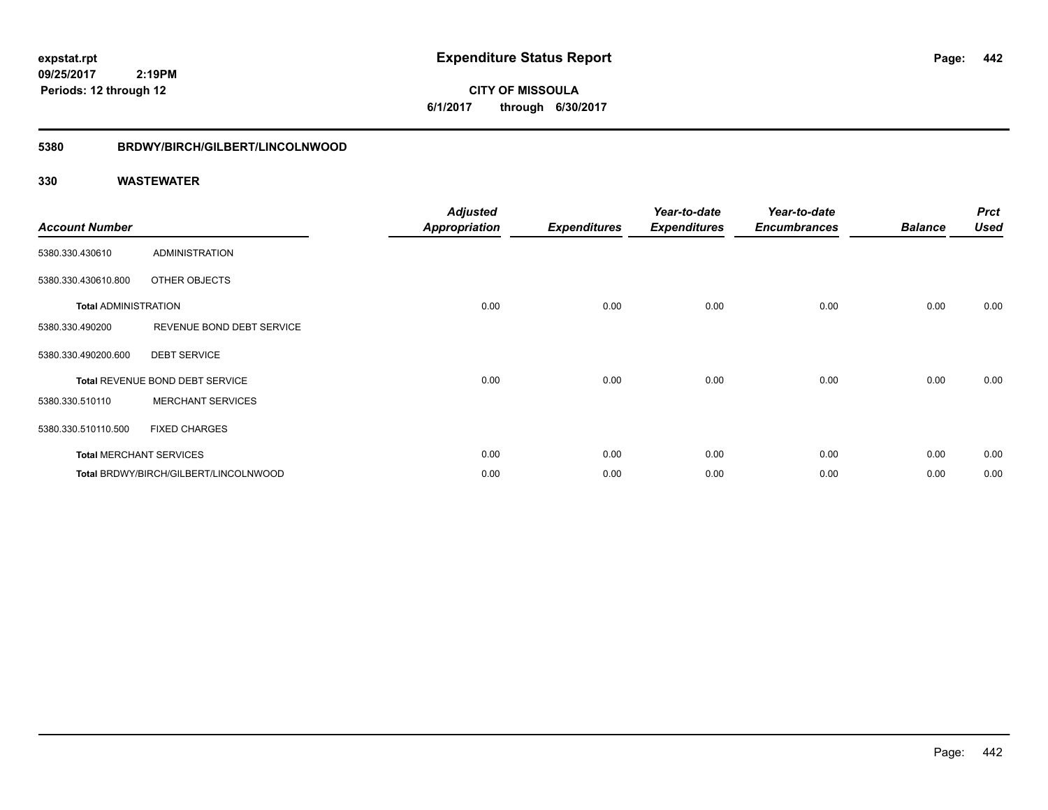# Expenditure Status Report

**CITY OF MISSOULA**

**6/1/2017 through 6/30/2017**

expstat.rpt
09/25/2017 2:19PM
Periods: 12 through 12

## 5380 BRDWY/BIRCH/GILBERT/LINCOLNWOOD

### 330 WASTEWATER

| Account Number | | Adjusted Appropriation | Expenditures | Year-to-date Expenditures | Year-to-date Encumbrances | Balance | Prct Used |
|---|---|---|---|---|---|---|---|
| 5380.330.430610 | ADMINISTRATION | | | | | | |
| 5380.330.430610.800 | OTHER OBJECTS | | | | | | |
| **Total ADMINISTRATION** | | 0.00 | 0.00 | 0.00 | 0.00 | 0.00 | 0.00 |
| 5380.330.490200 | REVENUE BOND DEBT SERVICE | | | | | | |
| 5380.330.490200.600 | DEBT SERVICE | | | | | | |
| **Total** REVENUE BOND DEBT SERVICE | | 0.00 | 0.00 | 0.00 | 0.00 | 0.00 | 0.00 |
| 5380.330.510110 | MERCHANT SERVICES | | | | | | |
| 5380.330.510110.500 | FIXED CHARGES | | | | | | |
| **Total** MERCHANT SERVICES | | 0.00 | 0.00 | 0.00 | 0.00 | 0.00 | 0.00 |
| **Total** BRDWY/BIRCH/GILBERT/LINCOLNWOOD | | 0.00 | 0.00 | 0.00 | 0.00 | 0.00 | 0.00 |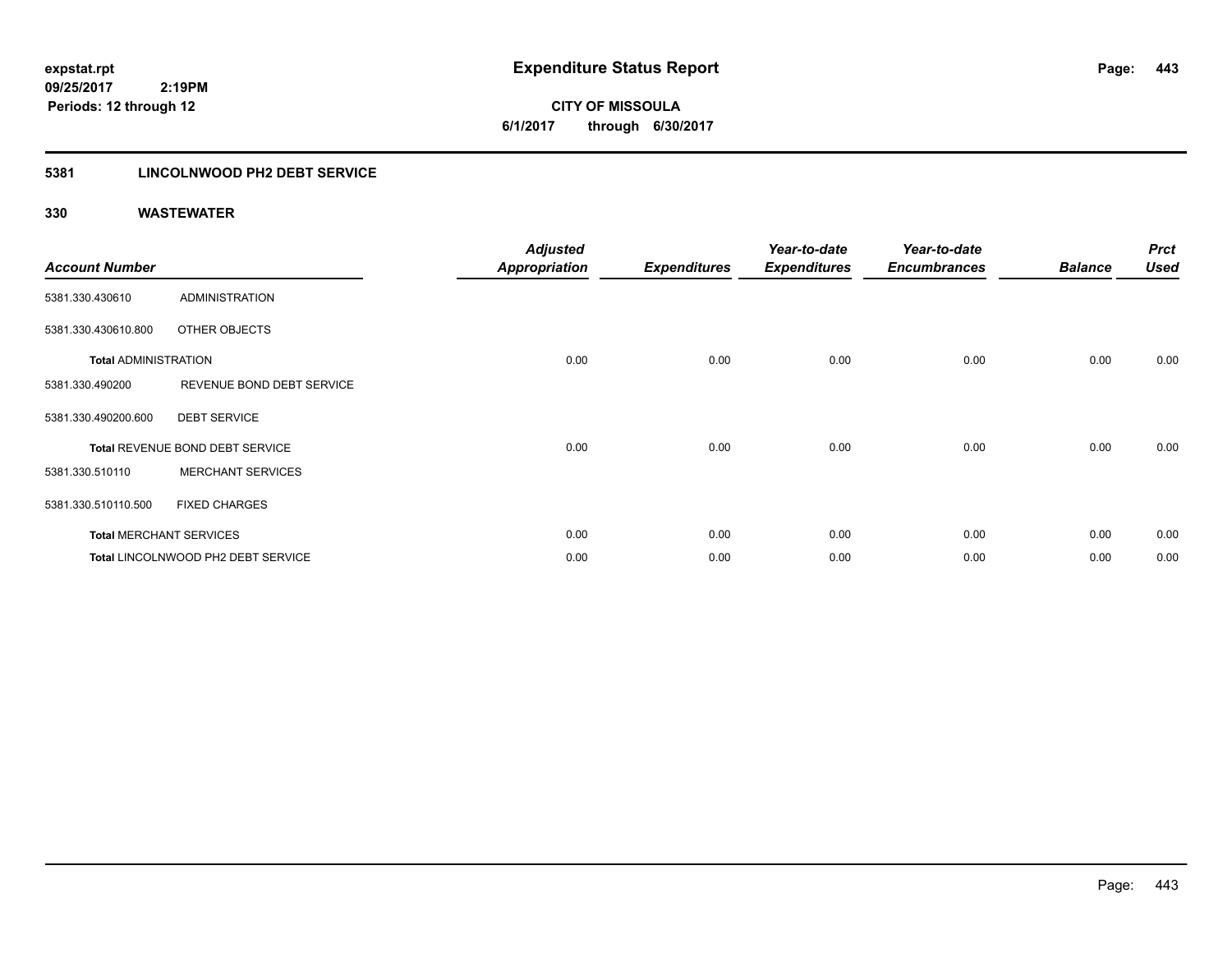**expstat.rpt**
**09/25/2017 2:19PM**
**Periods: 12 through 12**

# Expenditure Status Report

**CITY OF MISSOULA**
**6/1/2017 through 6/30/2017**

## 5381 LINCOLNWOOD PH2 DEBT SERVICE

### 330 WASTEWATER

| Account Number | | Adjusted Appropriation | Expenditures | Year-to-date Expenditures | Year-to-date Encumbrances | Balance | Prct Used |
|---|---|---|---|---|---|---|---|
| 5381.330.430610 | ADMINISTRATION | | | | | | |
| 5381.330.430610.800 | OTHER OBJECTS | | | | | | |
| **Total** ADMINISTRATION | | 0.00 | 0.00 | 0.00 | 0.00 | 0.00 | 0.00 |
| 5381.330.490200 | REVENUE BOND DEBT SERVICE | | | | | | |
| 5381.330.490200.600 | DEBT SERVICE | | | | | | |
| **Total** REVENUE BOND DEBT SERVICE | | 0.00 | 0.00 | 0.00 | 0.00 | 0.00 | 0.00 |
| 5381.330.510110 | MERCHANT SERVICES | | | | | | |
| 5381.330.510110.500 | FIXED CHARGES | | | | | | |
| **Total** MERCHANT SERVICES | | 0.00 | 0.00 | 0.00 | 0.00 | 0.00 | 0.00 |
| **Total** LINCOLNWOOD PH2 DEBT SERVICE | | 0.00 | 0.00 | 0.00 | 0.00 | 0.00 | 0.00 |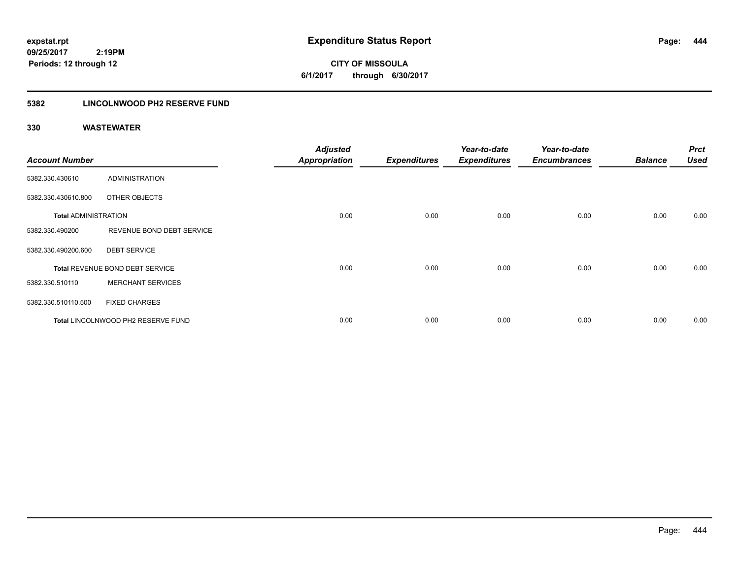expstat.rpt
09/25/2017 2:19PM
Periods: 12 through 12

# Expenditure Status Report

**CITY OF MISSOULA**
**6/1/2017 through 6/30/2017**

## 5382 LINCOLNWOOD PH2 RESERVE FUND

### 330 WASTEWATER

| Account Number | | Adjusted Appropriation | Expenditures | Year-to-date Expenditures | Year-to-date Encumbrances | Balance | Prct Used |
|---|---|---|---|---|---|---|---|
| 5382.330.430610 | ADMINISTRATION | | | | | | |
| 5382.330.430610.800 | OTHER OBJECTS | | | | | | |
| **Total ADMINISTRATION** | | 0.00 | 0.00 | 0.00 | 0.00 | 0.00 | 0.00 |
| 5382.330.490200 | REVENUE BOND DEBT SERVICE | | | | | | |
| 5382.330.490200.600 | DEBT SERVICE | | | | | | |
| **Total** REVENUE BOND DEBT SERVICE | | 0.00 | 0.00 | 0.00 | 0.00 | 0.00 | 0.00 |
| 5382.330.510110 | MERCHANT SERVICES | | | | | | |
| 5382.330.510110.500 | FIXED CHARGES | | | | | | |
| **Total** LINCOLNWOOD PH2 RESERVE FUND | | 0.00 | 0.00 | 0.00 | 0.00 | 0.00 | 0.00 |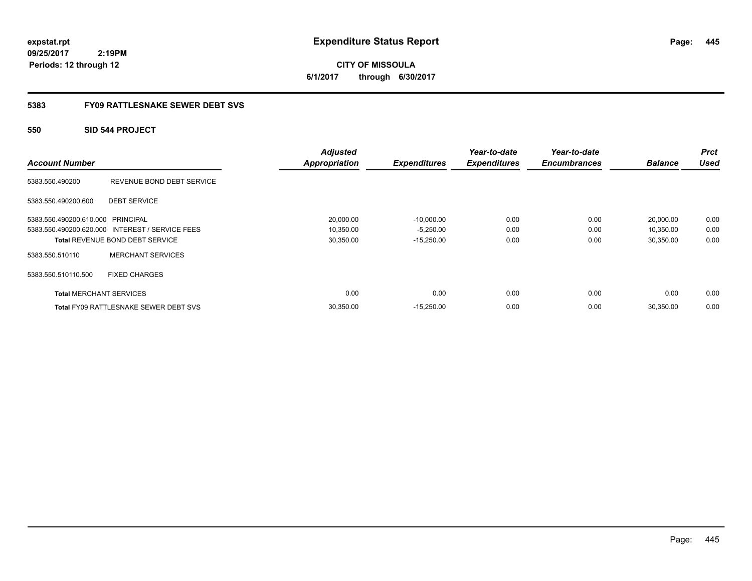expstat.rpt
09/25/2017 2:19PM
Periods: 12 through 12

# Expenditure Status Report

**CITY OF MISSOULA**
**6/1/2017 through 6/30/2017**

## 5383 FY09 RATTLESNAKE SEWER DEBT SVS

### 550 SID 544 PROJECT

| Account Number | | Adjusted Appropriation | Expenditures | Year-to-date Expenditures | Year-to-date Encumbrances | Balance | Prct Used |
|---|---|---|---|---|---|---|---|
| 5383.550.490200 | REVENUE BOND DEBT SERVICE | | | | | | |
| 5383.550.490200.600 | DEBT SERVICE | | | | | | |
| 5383.550.490200.610.000 | PRINCIPAL | 20,000.00 | -10,000.00 | 0.00 | 0.00 | 20,000.00 | 0.00 |
| 5383.550.490200.620.000 | INTEREST / SERVICE FEES | 10,350.00 | -5,250.00 | 0.00 | 0.00 | 10,350.00 | 0.00 |
| **Total** REVENUE BOND DEBT SERVICE | | 30,350.00 | -15,250.00 | 0.00 | 0.00 | 30,350.00 | 0.00 |
| 5383.550.510110 | MERCHANT SERVICES | | | | | | |
| 5383.550.510110.500 | FIXED CHARGES | | | | | | |
| **Total** MERCHANT SERVICES | | 0.00 | 0.00 | 0.00 | 0.00 | 0.00 | 0.00 |
| **Total** FY09 RATTLESNAKE SEWER DEBT SVS | | 30,350.00 | -15,250.00 | 0.00 | 0.00 | 30,350.00 | 0.00 |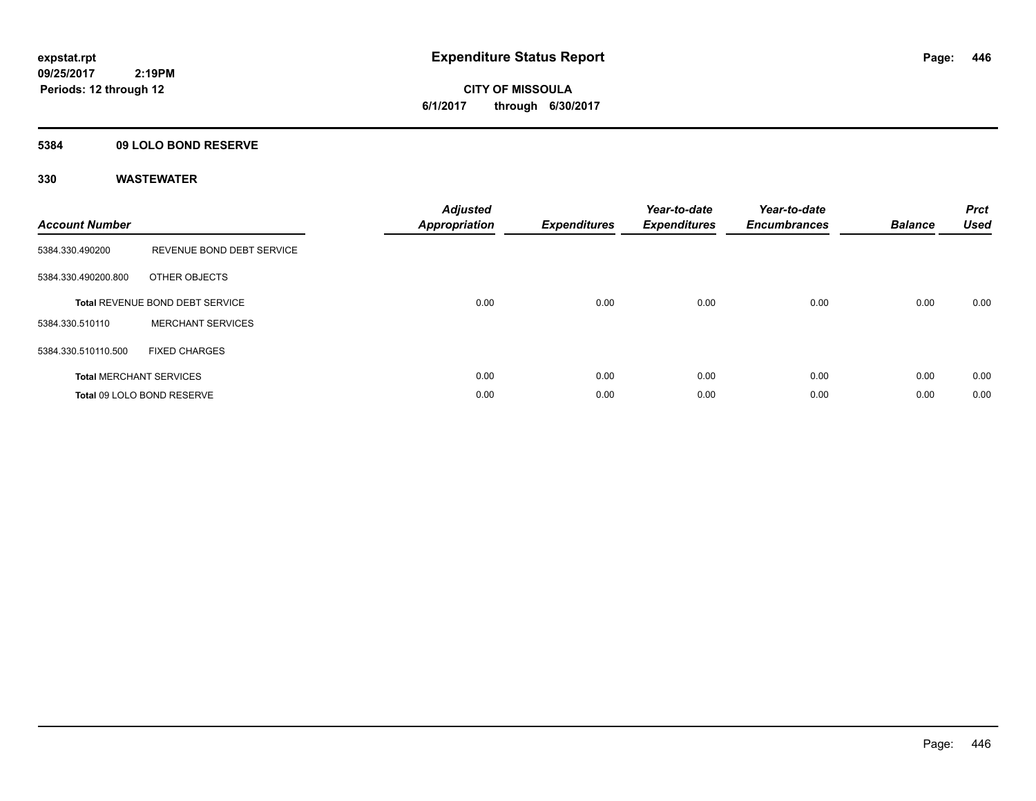# Expenditure Status Report

**CITY OF MISSOULA**

**6/1/2017 through 6/30/2017**

expstat.rpt
09/25/2017 2:19PM
Periods: 12 through 12

**5384 09 LOLO BOND RESERVE**

**330 WASTEWATER**

| Account Number | | Adjusted Appropriation | Expenditures | Year-to-date Expenditures | Year-to-date Encumbrances | Balance | Prct Used |
|---|---|---|---|---|---|---|---|
| 5384.330.490200 | REVENUE BOND DEBT SERVICE | | | | | | |
| 5384.330.490200.800 | OTHER OBJECTS | | | | | | |
| **Total** REVENUE BOND DEBT SERVICE | | 0.00 | 0.00 | 0.00 | 0.00 | 0.00 | 0.00 |
| 5384.330.510110 | MERCHANT SERVICES | | | | | | |
| 5384.330.510110.500 | FIXED CHARGES | | | | | | |
| **Total** MERCHANT SERVICES | | 0.00 | 0.00 | 0.00 | 0.00 | 0.00 | 0.00 |
| **Total** 09 LOLO BOND RESERVE | | 0.00 | 0.00 | 0.00 | 0.00 | 0.00 | 0.00 |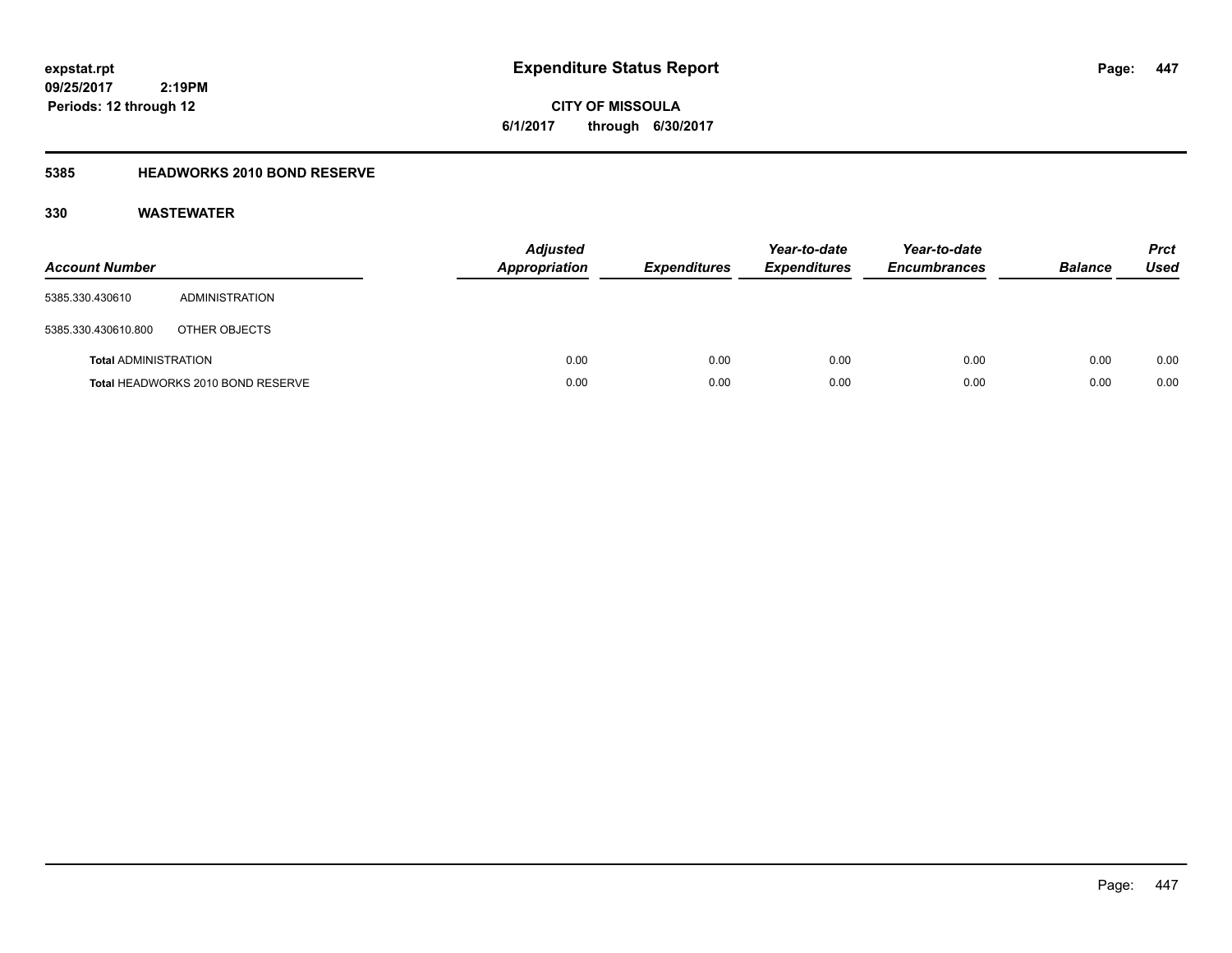**expstat.rpt**
**09/25/2017 2:19PM**
**Periods: 12 through 12**

# Expenditure Status Report

**CITY OF MISSOULA**
**6/1/2017 through 6/30/2017**

## 5385 HEADWORKS 2010 BOND RESERVE

### 330 WASTEWATER

| Account Number | | Adjusted Appropriation | Expenditures | Year-to-date Expenditures | Year-to-date Encumbrances | Balance | Prct Used |
|---|---|---|---|---|---|---|---|
| 5385.330.430610 | ADMINISTRATION | | | | | | |
| 5385.330.430610.800 | OTHER OBJECTS | | | | | | |
| **Total** ADMINISTRATION | | 0.00 | 0.00 | 0.00 | 0.00 | 0.00 | 0.00 |
| **Total** HEADWORKS 2010 BOND RESERVE | | 0.00 | 0.00 | 0.00 | 0.00 | 0.00 | 0.00 |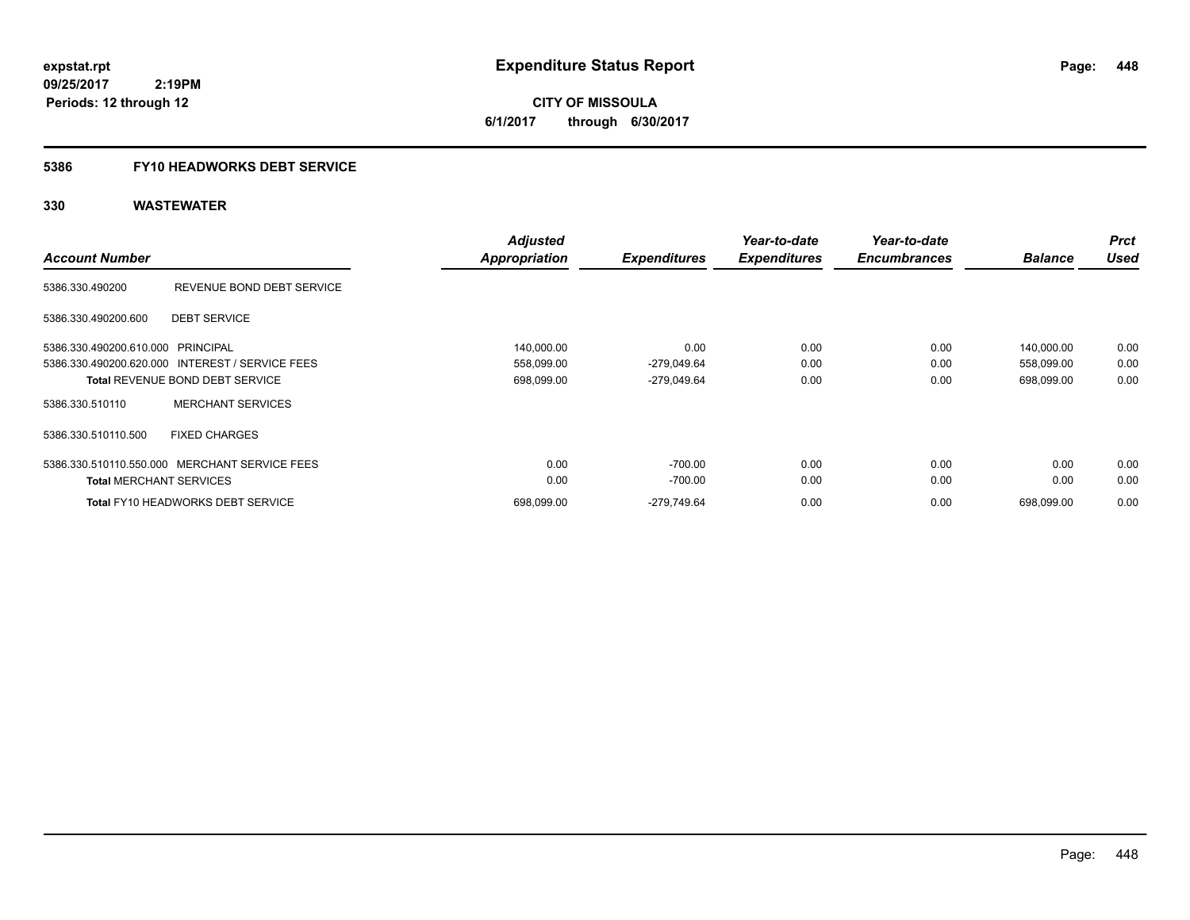**expstat.rpt**
**09/25/2017 2:19PM**
**Periods: 12 through 12**

# Expenditure Status Report

**CITY OF MISSOULA**
**6/1/2017 through 6/30/2017**

## 5386 FY10 HEADWORKS DEBT SERVICE

### 330 WASTEWATER

| Account Number | | Adjusted Appropriation | Expenditures | Year-to-date Expenditures | Year-to-date Encumbrances | Balance | Prct Used |
|---|---|---|---|---|---|---|---|
| 5386.330.490200 | REVENUE BOND DEBT SERVICE | | | | | | |
| 5386.330.490200.600 | DEBT SERVICE | | | | | | |
| 5386.330.490200.610.000 | PRINCIPAL | 140,000.00 | 0.00 | 0.00 | 0.00 | 140,000.00 | 0.00 |
| 5386.330.490200.620.000 | INTEREST / SERVICE FEES | 558,099.00 | -279,049.64 | 0.00 | 0.00 | 558,099.00 | 0.00 |
| **Total** REVENUE BOND DEBT SERVICE | | 698,099.00 | -279,049.64 | 0.00 | 0.00 | 698,099.00 | 0.00 |
| 5386.330.510110 | MERCHANT SERVICES | | | | | | |
| 5386.330.510110.500 | FIXED CHARGES | | | | | | |
| 5386.330.510110.550.000 | MERCHANT SERVICE FEES | 0.00 | -700.00 | 0.00 | 0.00 | 0.00 | 0.00 |
| **Total** MERCHANT SERVICES | | 0.00 | -700.00 | 0.00 | 0.00 | 0.00 | 0.00 |
| **Total** FY10 HEADWORKS DEBT SERVICE | | 698,099.00 | -279,749.64 | 0.00 | 0.00 | 698,099.00 | 0.00 |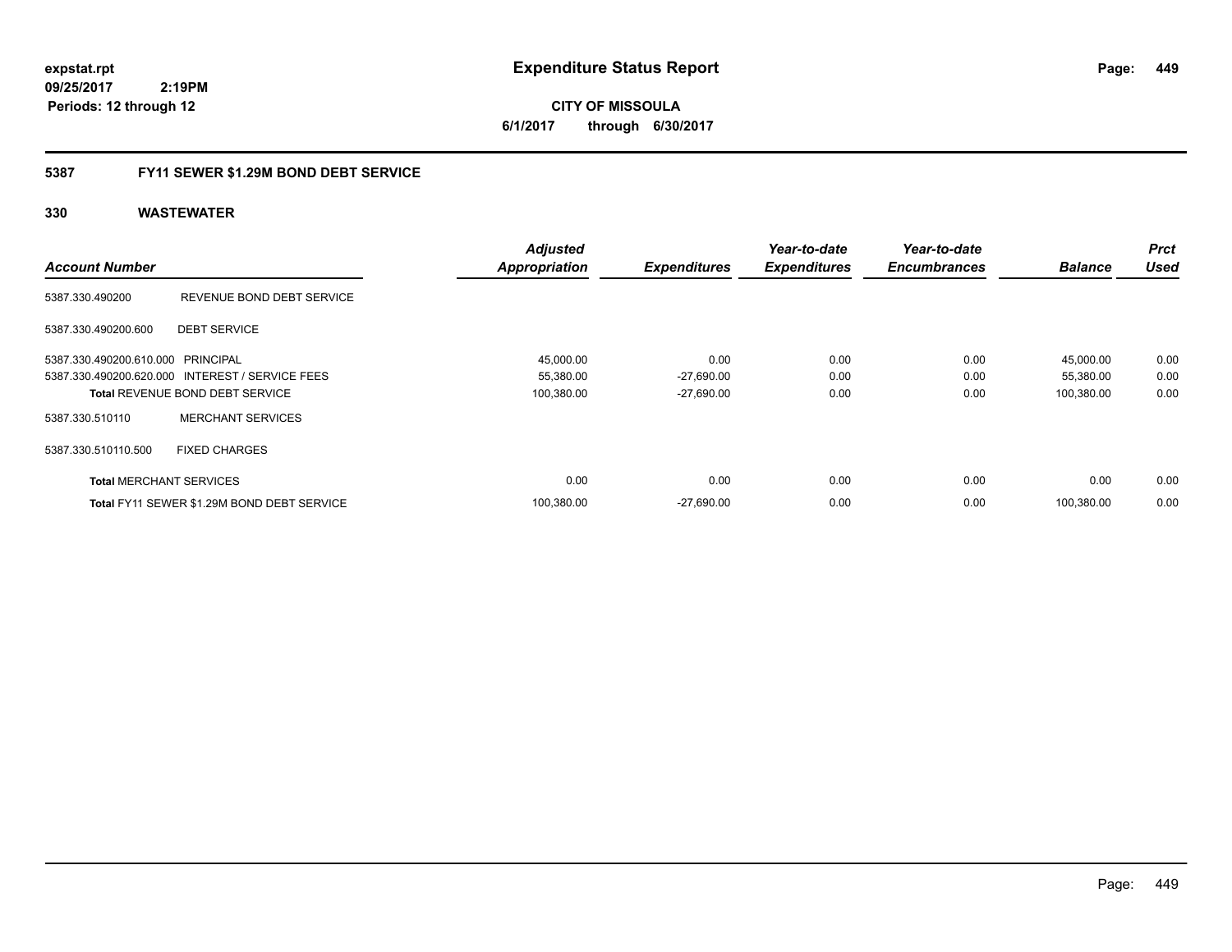**expstat.rpt**
**09/25/2017 2:19PM**
**Periods: 12 through 12**

# Expenditure Status Report

**CITY OF MISSOULA**
**6/1/2017 through 6/30/2017**

## 5387 FY11 SEWER $1.29M BOND DEBT SERVICE

### 330 WASTEWATER

| Account Number | | Adjusted Appropriation | Expenditures | Year-to-date Expenditures | Year-to-date Encumbrances | Balance | Prct Used |
|---|---|---|---|---|---|---|---|
| 5387.330.490200 | REVENUE BOND DEBT SERVICE | | | | | | |
| 5387.330.490200.600 | DEBT SERVICE | | | | | | |
| 5387.330.490200.610.000 | PRINCIPAL | 45,000.00 | 0.00 | 0.00 | 0.00 | 45,000.00 | 0.00 |
| 5387.330.490200.620.000 | INTEREST / SERVICE FEES | 55,380.00 | -27,690.00 | 0.00 | 0.00 | 55,380.00 | 0.00 |
| **Total** REVENUE BOND DEBT SERVICE | | 100,380.00 | -27,690.00 | 0.00 | 0.00 | 100,380.00 | 0.00 |
| 5387.330.510110 | MERCHANT SERVICES | | | | | | |
| 5387.330.510110.500 | FIXED CHARGES | | | | | | |
| **Total** MERCHANT SERVICES | | 0.00 | 0.00 | 0.00 | 0.00 | 0.00 | 0.00 |
| **Total** FY11 SEWER $1.29M BOND DEBT SERVICE | | 100,380.00 | -27,690.00 | 0.00 | 0.00 | 100,380.00 | 0.00 |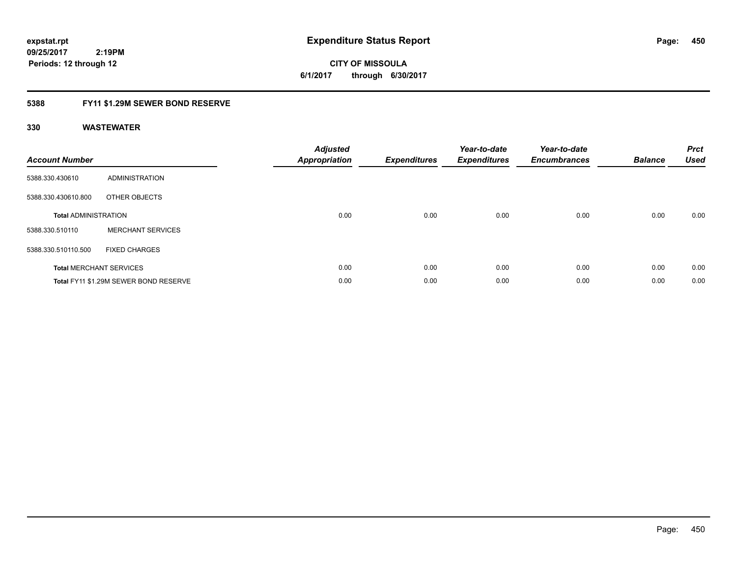**expstat.rpt**
**09/25/2017 2:19PM**
**Periods: 12 through 12**

# Expenditure Status Report

**CITY OF MISSOULA**
**6/1/2017 through 6/30/2017**

## 5388 FY11 $1.29M SEWER BOND RESERVE

### 330 WASTEWATER

| Account Number | | Adjusted Appropriation | Expenditures | Year-to-date Expenditures | Year-to-date Encumbrances | Balance | Prct Used |
|---|---|---|---|---|---|---|---|
| 5388.330.430610 | ADMINISTRATION | | | | | | |
| 5388.330.430610.800 | OTHER OBJECTS | | | | | | |
| **Total** ADMINISTRATION | | 0.00 | 0.00 | 0.00 | 0.00 | 0.00 | 0.00 |
| 5388.330.510110 | MERCHANT SERVICES | | | | | | |
| 5388.330.510110.500 | FIXED CHARGES | | | | | | |
| **Total** MERCHANT SERVICES | | 0.00 | 0.00 | 0.00 | 0.00 | 0.00 | 0.00 |
| **Total** FY11 $1.29M SEWER BOND RESERVE | | 0.00 | 0.00 | 0.00 | 0.00 | 0.00 | 0.00 |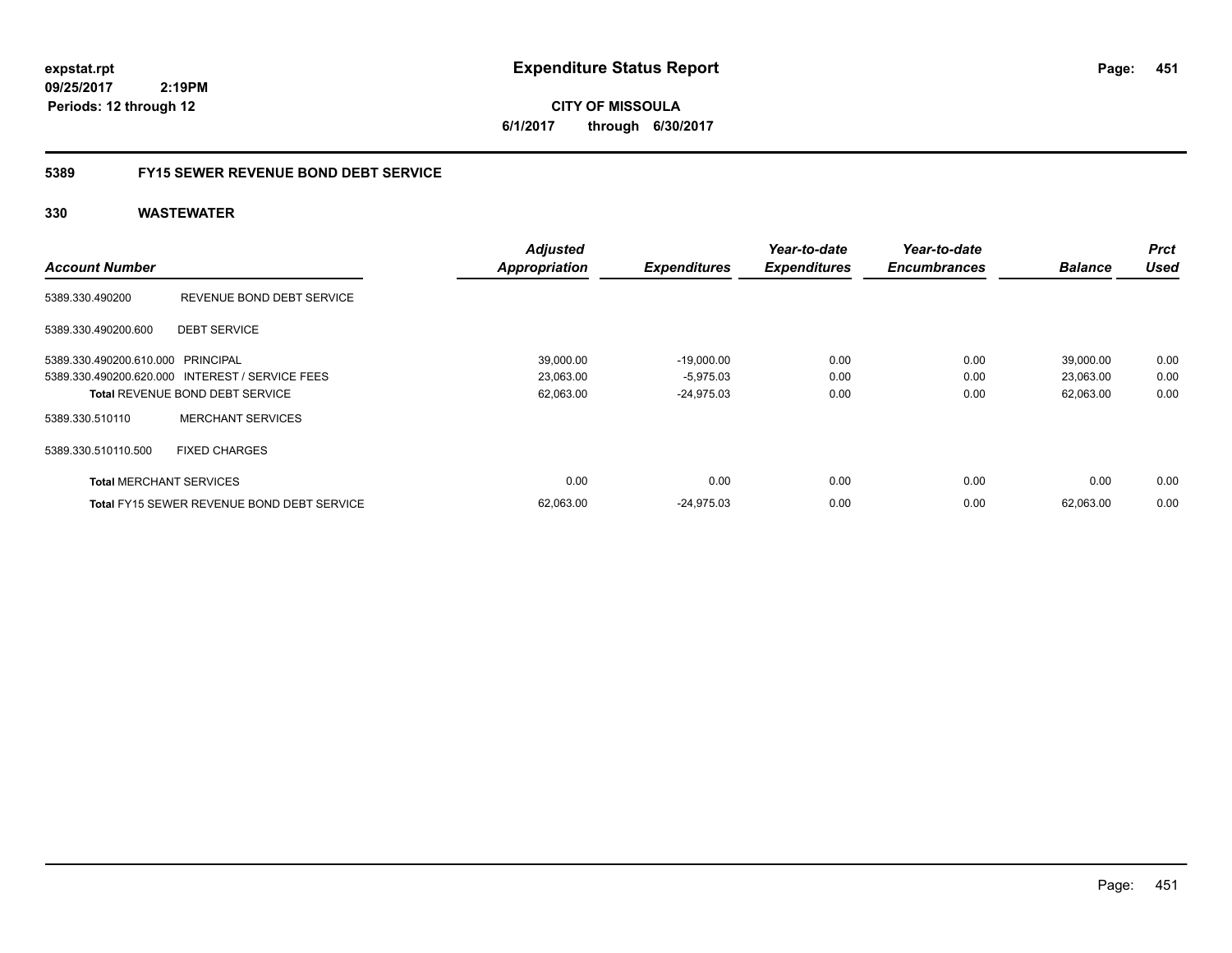expstat.rpt
09/25/2017 2:19PM
Periods: 12 through 12

# Expenditure Status Report

**CITY OF MISSOULA**
**6/1/2017 through 6/30/2017**

## 5389 FY15 SEWER REVENUE BOND DEBT SERVICE

### 330 WASTEWATER

| Account Number | | Adjusted Appropriation | Expenditures | Year-to-date Expenditures | Year-to-date Encumbrances | Balance | Prct Used |
|---|---|---|---|---|---|---|---|
| 5389.330.490200 | REVENUE BOND DEBT SERVICE | | | | | | |
| 5389.330.490200.600 | DEBT SERVICE | | | | | | |
| 5389.330.490200.610.000 | PRINCIPAL | 39,000.00 | -19,000.00 | 0.00 | 0.00 | 39,000.00 | 0.00 |
| 5389.330.490200.620.000 | INTEREST / SERVICE FEES | 23,063.00 | -5,975.03 | 0.00 | 0.00 | 23,063.00 | 0.00 |
| **Total** REVENUE BOND DEBT SERVICE | | 62,063.00 | -24,975.03 | 0.00 | 0.00 | 62,063.00 | 0.00 |
| 5389.330.510110 | MERCHANT SERVICES | | | | | | |
| 5389.330.510110.500 | FIXED CHARGES | | | | | | |
| **Total** MERCHANT SERVICES | | 0.00 | 0.00 | 0.00 | 0.00 | 0.00 | 0.00 |
| **Total** FY15 SEWER REVENUE BOND DEBT SERVICE | | 62,063.00 | -24,975.03 | 0.00 | 0.00 | 62,063.00 | 0.00 |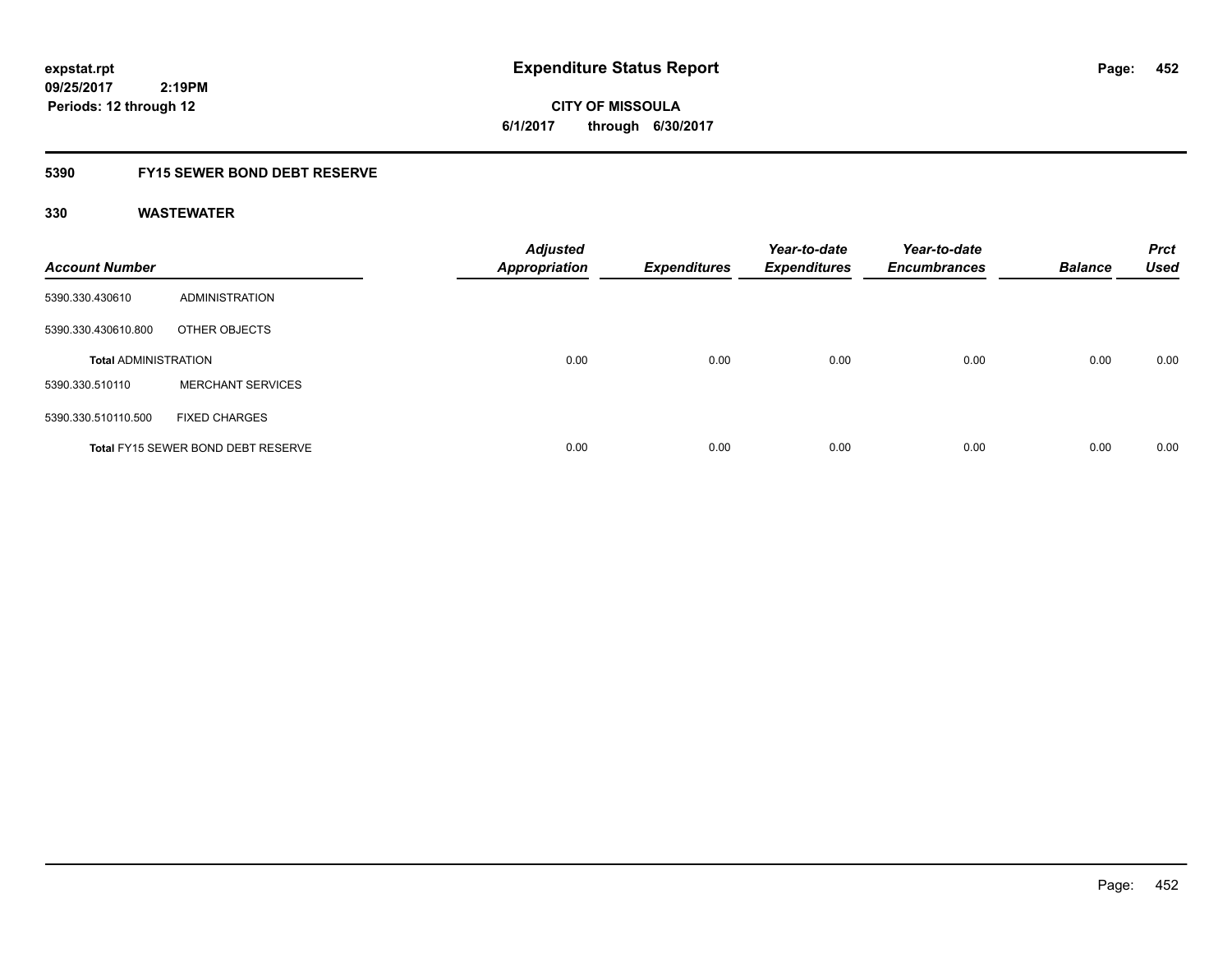# Expenditure Status Report

expstat.rpt
09/25/2017 2:19PM
Periods: 12 through 12

**CITY OF MISSOULA**
**6/1/2017 through 6/30/2017**

## 5390 FY15 SEWER BOND DEBT RESERVE

### 330 WASTEWATER

| Account Number | | Adjusted Appropriation | Expenditures | Year-to-date Expenditures | Year-to-date Encumbrances | Balance | Prct Used |
|---|---|---|---|---|---|---|---|
| 5390.330.430610 | ADMINISTRATION | | | | | | |
| 5390.330.430610.800 | OTHER OBJECTS | | | | | | |
| **Total** ADMINISTRATION | | 0.00 | 0.00 | 0.00 | 0.00 | 0.00 | 0.00 |
| 5390.330.510110 | MERCHANT SERVICES | | | | | | |
| 5390.330.510110.500 | FIXED CHARGES | | | | | | |
| **Total** FY15 SEWER BOND DEBT RESERVE | | 0.00 | 0.00 | 0.00 | 0.00 | 0.00 | 0.00 |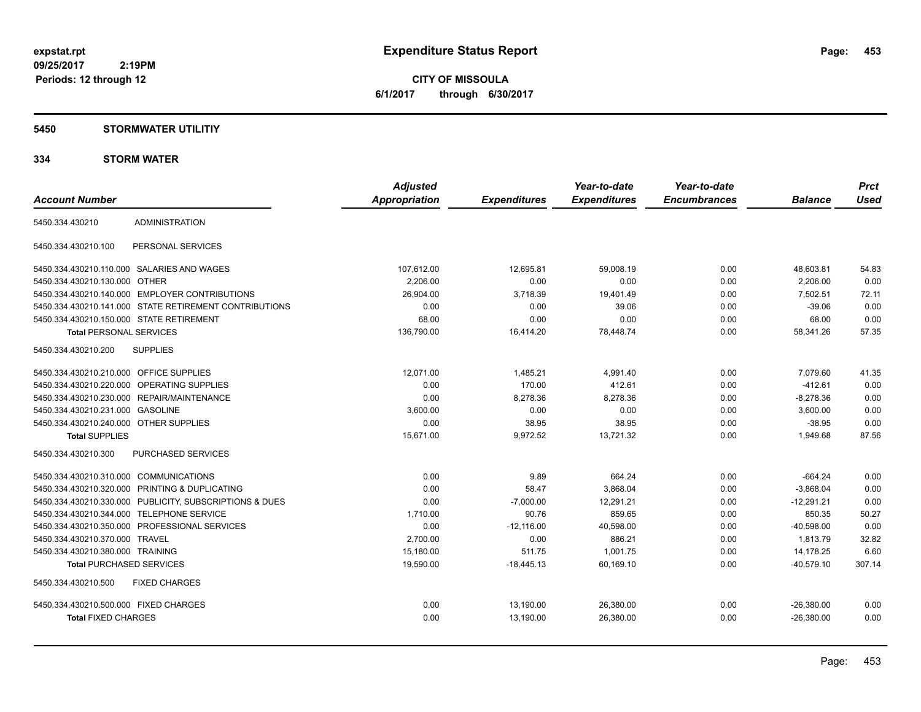expstat.rpt
09/25/2017 2:19PM
Periods: 12 through 12

# Expenditure Status Report

**CITY OF MISSOULA**
**6/1/2017 through 6/30/2017**

## 5450 STORMWATER UTILITIY

## 334 STORM WATER

| Account Number | | Adjusted Appropriation | Expenditures | Year-to-date Expenditures | Year-to-date Encumbrances | Balance | Prct Used |
|---|---|---|---|---|---|---|---|
| 5450.334.430210 | ADMINISTRATION | | | | | | |
| 5450.334.430210.100 | PERSONAL SERVICES | | | | | | |
| 5450.334.430210.110.000 | SALARIES AND WAGES | 107,612.00 | 12,695.81 | 59,008.19 | 0.00 | 48,603.81 | 54.83 |
| 5450.334.430210.130.000 | OTHER | 2,206.00 | 0.00 | 0.00 | 0.00 | 2,206.00 | 0.00 |
| 5450.334.430210.140.000 | EMPLOYER CONTRIBUTIONS | 26,904.00 | 3,718.39 | 19,401.49 | 0.00 | 7,502.51 | 72.11 |
| 5450.334.430210.141.000 | STATE RETIREMENT CONTRIBUTIONS | 0.00 | 0.00 | 39.06 | 0.00 | -39.06 | 0.00 |
| 5450.334.430210.150.000 | STATE RETIREMENT | 68.00 | 0.00 | 0.00 | 0.00 | 68.00 | 0.00 |
| **Total** PERSONAL SERVICES | | 136,790.00 | 16,414.20 | 78,448.74 | 0.00 | 58,341.26 | 57.35 |
| 5450.334.430210.200 | SUPPLIES | | | | | | |
| 5450.334.430210.210.000 | OFFICE SUPPLIES | 12,071.00 | 1,485.21 | 4,991.40 | 0.00 | 7,079.60 | 41.35 |
| 5450.334.430210.220.000 | OPERATING SUPPLIES | 0.00 | 170.00 | 412.61 | 0.00 | -412.61 | 0.00 |
| 5450.334.430210.230.000 | REPAIR/MAINTENANCE | 0.00 | 8,278.36 | 8,278.36 | 0.00 | -8,278.36 | 0.00 |
| 5450.334.430210.231.000 | GASOLINE | 3,600.00 | 0.00 | 0.00 | 0.00 | 3,600.00 | 0.00 |
| 5450.334.430210.240.000 | OTHER SUPPLIES | 0.00 | 38.95 | 38.95 | 0.00 | -38.95 | 0.00 |
| **Total** SUPPLIES | | 15,671.00 | 9,972.52 | 13,721.32 | 0.00 | 1,949.68 | 87.56 |
| 5450.334.430210.300 | PURCHASED SERVICES | | | | | | |
| 5450.334.430210.310.000 | COMMUNICATIONS | 0.00 | 9.89 | 664.24 | 0.00 | -664.24 | 0.00 |
| 5450.334.430210.320.000 | PRINTING & DUPLICATING | 0.00 | 58.47 | 3,868.04 | 0.00 | -3,868.04 | 0.00 |
| 5450.334.430210.330.000 | PUBLICITY, SUBSCRIPTIONS & DUES | 0.00 | -7,000.00 | 12,291.21 | 0.00 | -12,291.21 | 0.00 |
| 5450.334.430210.344.000 | TELEPHONE SERVICE | 1,710.00 | 90.76 | 859.65 | 0.00 | 850.35 | 50.27 |
| 5450.334.430210.350.000 | PROFESSIONAL SERVICES | 0.00 | -12,116.00 | 40,598.00 | 0.00 | -40,598.00 | 0.00 |
| 5450.334.430210.370.000 | TRAVEL | 2,700.00 | 0.00 | 886.21 | 0.00 | 1,813.79 | 32.82 |
| 5450.334.430210.380.000 | TRAINING | 15,180.00 | 511.75 | 1,001.75 | 0.00 | 14,178.25 | 6.60 |
| **Total** PURCHASED SERVICES | | 19,590.00 | -18,445.13 | 60,169.10 | 0.00 | -40,579.10 | 307.14 |
| 5450.334.430210.500 | FIXED CHARGES | | | | | | |
| 5450.334.430210.500.000 | FIXED CHARGES | 0.00 | 13,190.00 | 26,380.00 | 0.00 | -26,380.00 | 0.00 |
| **Total** FIXED CHARGES | | 0.00 | 13,190.00 | 26,380.00 | 0.00 | -26,380.00 | 0.00 |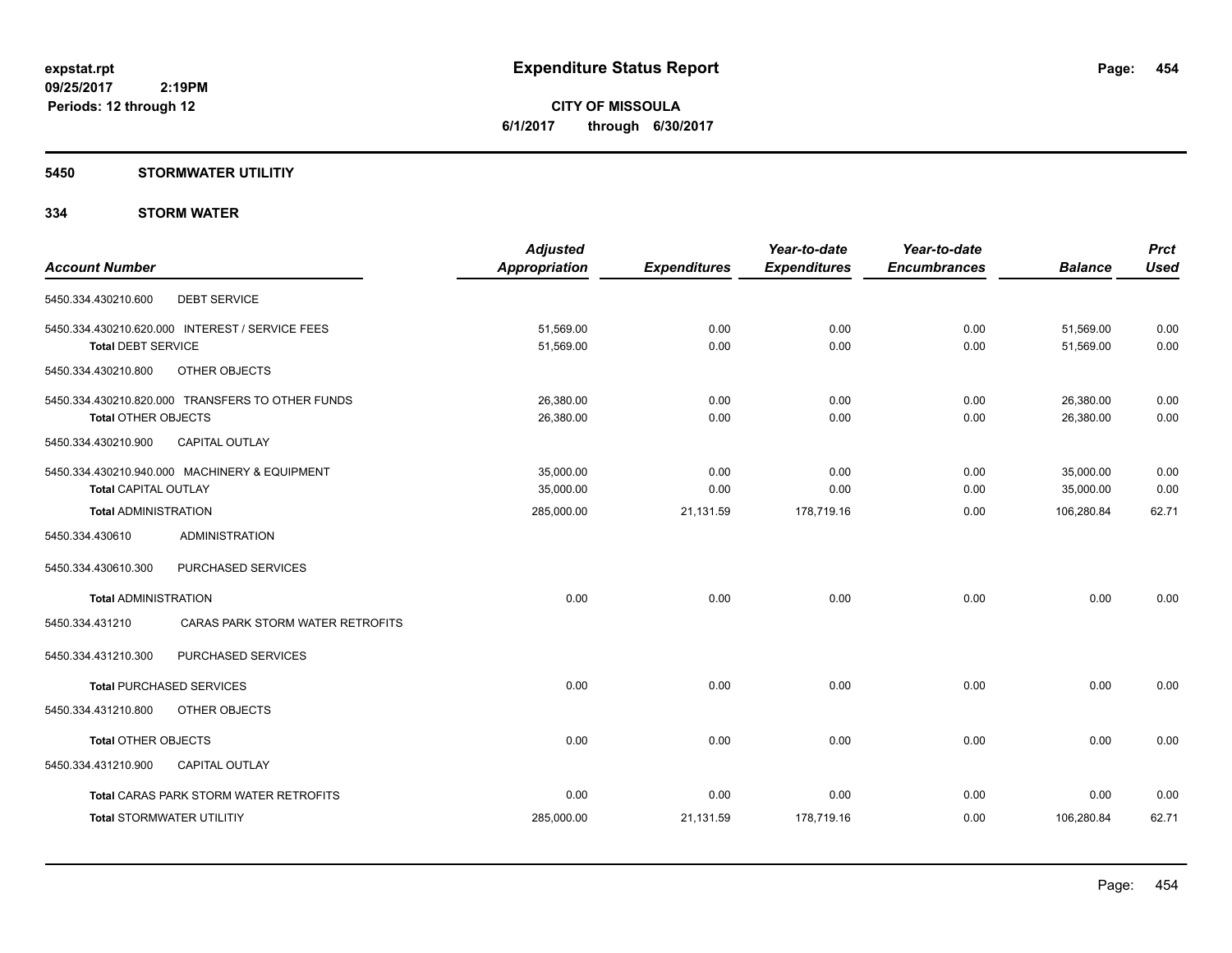# Expenditure Status Report

expstat.rpt
09/25/2017 2:19PM
Periods: 12 through 12

**CITY OF MISSOULA**
**6/1/2017 through 6/30/2017**

## 5450 STORMWATER UTILITIY

### 334 STORM WATER

| Account Number | | Adjusted Appropriation | Expenditures | Year-to-date Expenditures | Year-to-date Encumbrances | Balance | Prct Used |
|---|---|---|---|---|---|---|---|
| 5450.334.430210.600 | DEBT SERVICE | | | | | | |
| 5450.334.430210.620.000 INTEREST / SERVICE FEES | | 51,569.00 | 0.00 | 0.00 | 0.00 | 51,569.00 | 0.00 |
| **Total** DEBT SERVICE | | 51,569.00 | 0.00 | 0.00 | 0.00 | 51,569.00 | 0.00 |
| 5450.334.430210.800 | OTHER OBJECTS | | | | | | |
| 5450.334.430210.820.000 TRANSFERS TO OTHER FUNDS | | 26,380.00 | 0.00 | 0.00 | 0.00 | 26,380.00 | 0.00 |
| **Total** OTHER OBJECTS | | 26,380.00 | 0.00 | 0.00 | 0.00 | 26,380.00 | 0.00 |
| 5450.334.430210.900 | CAPITAL OUTLAY | | | | | | |
| 5450.334.430210.940.000 MACHINERY & EQUIPMENT | | 35,000.00 | 0.00 | 0.00 | 0.00 | 35,000.00 | 0.00 |
| **Total** CAPITAL OUTLAY | | 35,000.00 | 0.00 | 0.00 | 0.00 | 35,000.00 | 0.00 |
| **Total** ADMINISTRATION | | 285,000.00 | 21,131.59 | 178,719.16 | 0.00 | 106,280.84 | 62.71 |
| 5450.334.430610 | ADMINISTRATION | | | | | | |
| 5450.334.430610.300 | PURCHASED SERVICES | | | | | | |
| **Total** ADMINISTRATION | | 0.00 | 0.00 | 0.00 | 0.00 | 0.00 | 0.00 |
| 5450.334.431210 | CARAS PARK STORM WATER RETROFITS | | | | | | |
| 5450.334.431210.300 | PURCHASED SERVICES | | | | | | |
| **Total** PURCHASED SERVICES | | 0.00 | 0.00 | 0.00 | 0.00 | 0.00 | 0.00 |
| 5450.334.431210.800 | OTHER OBJECTS | | | | | | |
| **Total** OTHER OBJECTS | | 0.00 | 0.00 | 0.00 | 0.00 | 0.00 | 0.00 |
| 5450.334.431210.900 | CAPITAL OUTLAY | | | | | | |
| **Total** CARAS PARK STORM WATER RETROFITS | | 0.00 | 0.00 | 0.00 | 0.00 | 0.00 | 0.00 |
| **Total** STORMWATER UTILITIY | | 285,000.00 | 21,131.59 | 178,719.16 | 0.00 | 106,280.84 | 62.71 |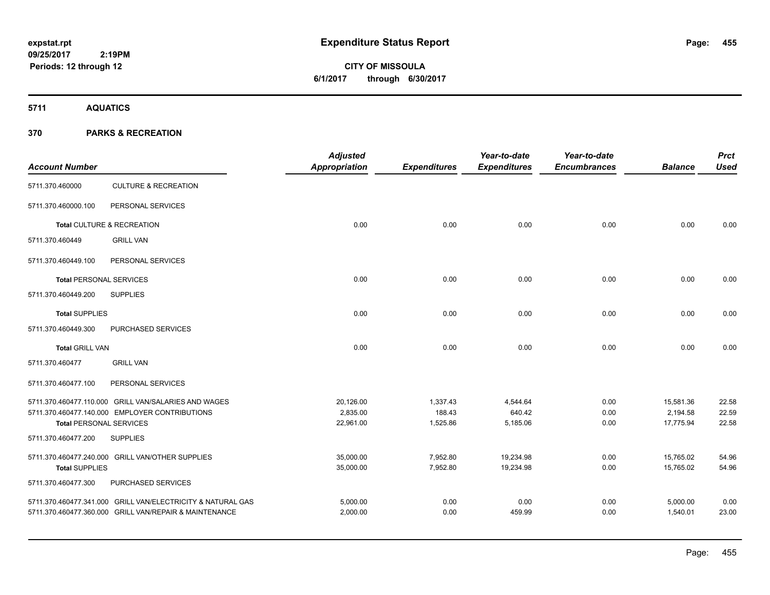expstat.rpt
09/25/2017 2:19PM
Periods: 12 through 12

# Expenditure Status Report

**CITY OF MISSOULA**
**6/1/2017 through 6/30/2017**

## 5711 AQUATICS

## 370 PARKS & RECREATION

| Account Number | | Adjusted Appropriation | Expenditures | Year-to-date Expenditures | Year-to-date Encumbrances | Balance | Prct Used |
|---|---|---|---|---|---|---|---|
| 5711.370.460000 | CULTURE & RECREATION | | | | | | |
| 5711.370.460000.100 | PERSONAL SERVICES | | | | | | |
| **Total** CULTURE & RECREATION | | 0.00 | 0.00 | 0.00 | 0.00 | 0.00 | 0.00 |
| 5711.370.460449 | GRILL VAN | | | | | | |
| 5711.370.460449.100 | PERSONAL SERVICES | | | | | | |
| **Total** PERSONAL SERVICES | | 0.00 | 0.00 | 0.00 | 0.00 | 0.00 | 0.00 |
| 5711.370.460449.200 | SUPPLIES | | | | | | |
| **Total** SUPPLIES | | 0.00 | 0.00 | 0.00 | 0.00 | 0.00 | 0.00 |
| 5711.370.460449.300 | PURCHASED SERVICES | | | | | | |
| **Total** GRILL VAN | | 0.00 | 0.00 | 0.00 | 0.00 | 0.00 | 0.00 |
| 5711.370.460477 | GRILL VAN | | | | | | |
| 5711.370.460477.100 | PERSONAL SERVICES | | | | | | |
| 5711.370.460477.110.000 | GRILL VAN/SALARIES AND WAGES | 20,126.00 | 1,337.43 | 4,544.64 | 0.00 | 15,581.36 | 22.58 |
| 5711.370.460477.140.000 | EMPLOYER CONTRIBUTIONS | 2,835.00 | 188.43 | 640.42 | 0.00 | 2,194.58 | 22.59 |
| **Total** PERSONAL SERVICES | | 22,961.00 | 1,525.86 | 5,185.06 | 0.00 | 17,775.94 | 22.58 |
| 5711.370.460477.200 | SUPPLIES | | | | | | |
| 5711.370.460477.240.000 | GRILL VAN/OTHER SUPPLIES | 35,000.00 | 7,952.80 | 19,234.98 | 0.00 | 15,765.02 | 54.96 |
| **Total** SUPPLIES | | 35,000.00 | 7,952.80 | 19,234.98 | 0.00 | 15,765.02 | 54.96 |
| 5711.370.460477.300 | PURCHASED SERVICES | | | | | | |
| 5711.370.460477.341.000 | GRILL VAN/ELECTRICITY & NATURAL GAS | 5,000.00 | 0.00 | 0.00 | 0.00 | 5,000.00 | 0.00 |
| 5711.370.460477.360.000 | GRILL VAN/REPAIR & MAINTENANCE | 2,000.00 | 0.00 | 459.99 | 0.00 | 1,540.01 | 23.00 |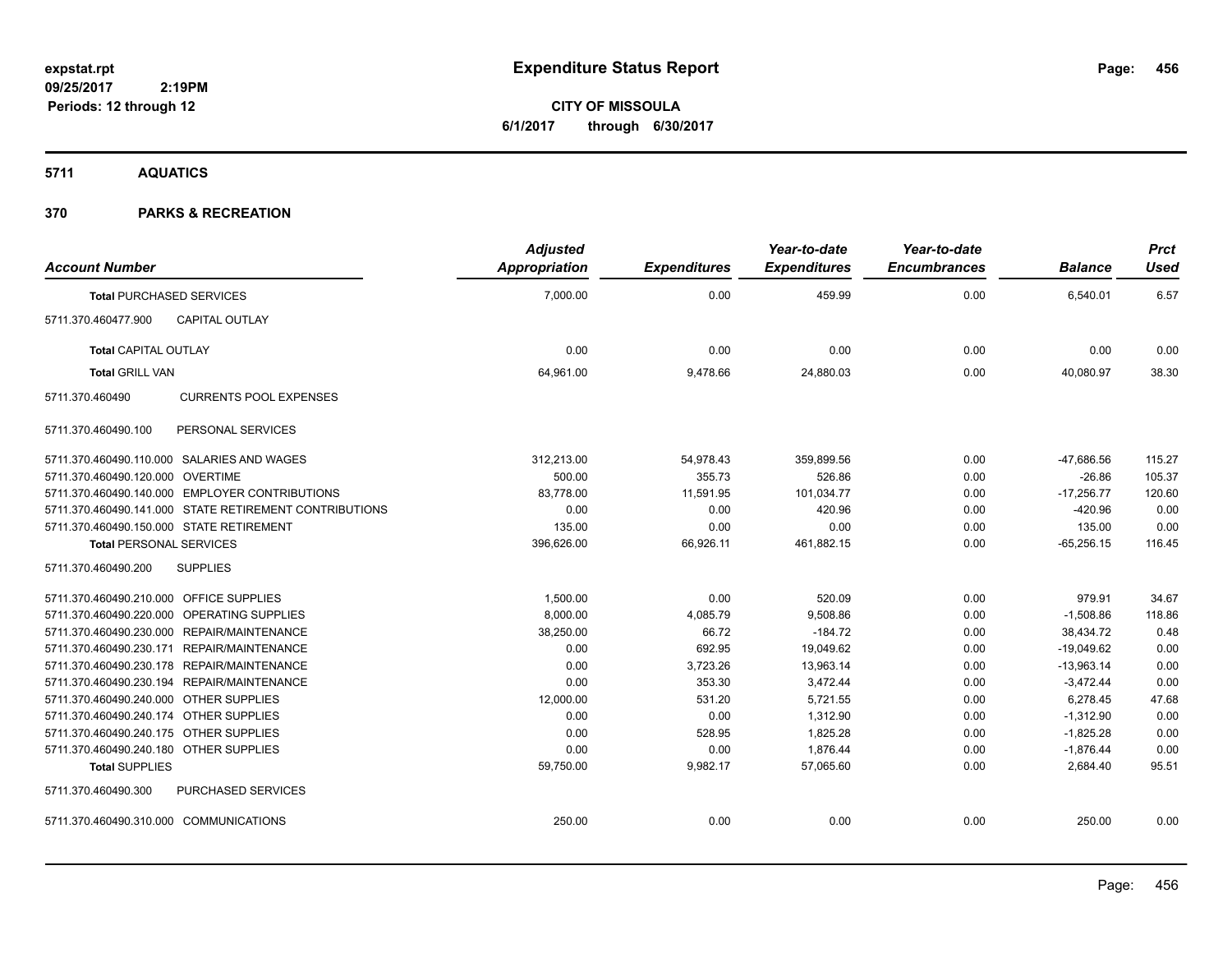# Expenditure Status Report

**CITY OF MISSOULA**
**6/1/2017 through 6/30/2017**

expstat.rpt
09/25/2017 2:19PM
Periods: 12 through 12

## 5711 AQUATICS

## 370 PARKS & RECREATION

| Account Number | | Adjusted Appropriation | Expenditures | Year-to-date Expenditures | Year-to-date Encumbrances | Balance | Prct Used |
|---|---|---|---|---|---|---|---|
| **Total** PURCHASED SERVICES | | 7,000.00 | 0.00 | 459.99 | 0.00 | 6,540.01 | 6.57 |
| 5711.370.460477.900 | CAPITAL OUTLAY | | | | | | |
| **Total** CAPITAL OUTLAY | | 0.00 | 0.00 | 0.00 | 0.00 | 0.00 | 0.00 |
| **Total** GRILL VAN | | 64,961.00 | 9,478.66 | 24,880.03 | 0.00 | 40,080.97 | 38.30 |
| 5711.370.460490 | CURRENTS POOL EXPENSES | | | | | | |
| 5711.370.460490.100 | PERSONAL SERVICES | | | | | | |
| 5711.370.460490.110.000 | SALARIES AND WAGES | 312,213.00 | 54,978.43 | 359,899.56 | 0.00 | -47,686.56 | 115.27 |
| 5711.370.460490.120.000 | OVERTIME | 500.00 | 355.73 | 526.86 | 0.00 | -26.86 | 105.37 |
| 5711.370.460490.140.000 | EMPLOYER CONTRIBUTIONS | 83,778.00 | 11,591.95 | 101,034.77 | 0.00 | -17,256.77 | 120.60 |
| 5711.370.460490.141.000 | STATE RETIREMENT CONTRIBUTIONS | 0.00 | 0.00 | 420.96 | 0.00 | -420.96 | 0.00 |
| 5711.370.460490.150.000 | STATE RETIREMENT | 135.00 | 0.00 | 0.00 | 0.00 | 135.00 | 0.00 |
| **Total** PERSONAL SERVICES | | 396,626.00 | 66,926.11 | 461,882.15 | 0.00 | -65,256.15 | 116.45 |
| 5711.370.460490.200 | SUPPLIES | | | | | | |
| 5711.370.460490.210.000 | OFFICE SUPPLIES | 1,500.00 | 0.00 | 520.09 | 0.00 | 979.91 | 34.67 |
| 5711.370.460490.220.000 | OPERATING SUPPLIES | 8,000.00 | 4,085.79 | 9,508.86 | 0.00 | -1,508.86 | 118.86 |
| 5711.370.460490.230.000 | REPAIR/MAINTENANCE | 38,250.00 | 66.72 | -184.72 | 0.00 | 38,434.72 | 0.48 |
| 5711.370.460490.230.171 | REPAIR/MAINTENANCE | 0.00 | 692.95 | 19,049.62 | 0.00 | -19,049.62 | 0.00 |
| 5711.370.460490.230.178 | REPAIR/MAINTENANCE | 0.00 | 3,723.26 | 13,963.14 | 0.00 | -13,963.14 | 0.00 |
| 5711.370.460490.230.194 | REPAIR/MAINTENANCE | 0.00 | 353.30 | 3,472.44 | 0.00 | -3,472.44 | 0.00 |
| 5711.370.460490.240.000 | OTHER SUPPLIES | 12,000.00 | 531.20 | 5,721.55 | 0.00 | 6,278.45 | 47.68 |
| 5711.370.460490.240.174 | OTHER SUPPLIES | 0.00 | 0.00 | 1,312.90 | 0.00 | -1,312.90 | 0.00 |
| 5711.370.460490.240.175 | OTHER SUPPLIES | 0.00 | 528.95 | 1,825.28 | 0.00 | -1,825.28 | 0.00 |
| 5711.370.460490.240.180 | OTHER SUPPLIES | 0.00 | 0.00 | 1,876.44 | 0.00 | -1,876.44 | 0.00 |
| **Total** SUPPLIES | | 59,750.00 | 9,982.17 | 57,065.60 | 0.00 | 2,684.40 | 95.51 |
| 5711.370.460490.300 | PURCHASED SERVICES | | | | | | |
| 5711.370.460490.310.000 | COMMUNICATIONS | 250.00 | 0.00 | 0.00 | 0.00 | 250.00 | 0.00 |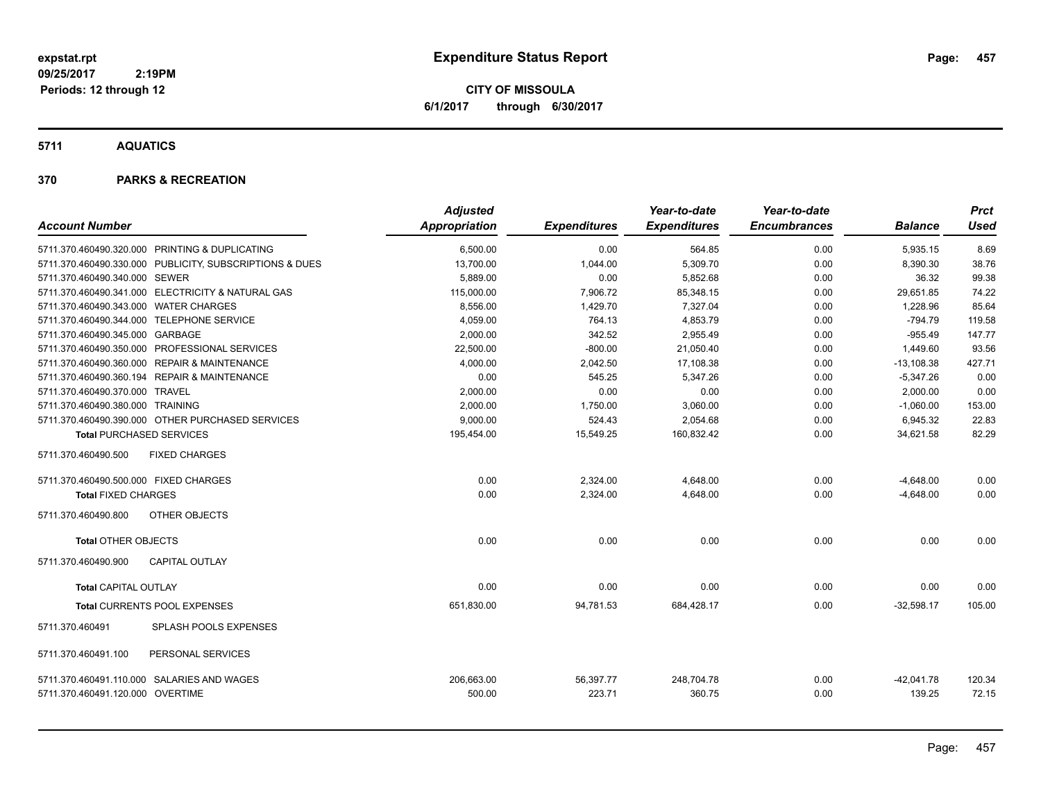**expstat.rpt**
**09/25/2017 2:19PM**
**Periods: 12 through 12**

# Expenditure Status Report

**CITY OF MISSOULA**
**6/1/2017 through 6/30/2017**

## 5711 AQUATICS

## 370 PARKS & RECREATION

| Account Number | Adjusted Appropriation | Expenditures | Year-to-date Expenditures | Year-to-date Encumbrances | Balance | Prct Used |
|---|---|---|---|---|---|---|
| 5711.370.460490.320.000 PRINTING & DUPLICATING | 6,500.00 | 0.00 | 564.85 | 0.00 | 5,935.15 | 8.69 |
| 5711.370.460490.330.000 PUBLICITY, SUBSCRIPTIONS & DUES | 13,700.00 | 1,044.00 | 5,309.70 | 0.00 | 8,390.30 | 38.76 |
| 5711.370.460490.340.000 SEWER | 5,889.00 | 0.00 | 5,852.68 | 0.00 | 36.32 | 99.38 |
| 5711.370.460490.341.000 ELECTRICITY & NATURAL GAS | 115,000.00 | 7,906.72 | 85,348.15 | 0.00 | 29,651.85 | 74.22 |
| 5711.370.460490.343.000 WATER CHARGES | 8,556.00 | 1,429.70 | 7,327.04 | 0.00 | 1,228.96 | 85.64 |
| 5711.370.460490.344.000 TELEPHONE SERVICE | 4,059.00 | 764.13 | 4,853.79 | 0.00 | -794.79 | 119.58 |
| 5711.370.460490.345.000 GARBAGE | 2,000.00 | 342.52 | 2,955.49 | 0.00 | -955.49 | 147.77 |
| 5711.370.460490.350.000 PROFESSIONAL SERVICES | 22,500.00 | -800.00 | 21,050.40 | 0.00 | 1,449.60 | 93.56 |
| 5711.370.460490.360.000 REPAIR & MAINTENANCE | 4,000.00 | 2,042.50 | 17,108.38 | 0.00 | -13,108.38 | 427.71 |
| 5711.370.460490.360.194 REPAIR & MAINTENANCE | 0.00 | 545.25 | 5,347.26 | 0.00 | -5,347.26 | 0.00 |
| 5711.370.460490.370.000 TRAVEL | 2,000.00 | 0.00 | 0.00 | 0.00 | 2,000.00 | 0.00 |
| 5711.370.460490.380.000 TRAINING | 2,000.00 | 1,750.00 | 3,060.00 | 0.00 | -1,060.00 | 153.00 |
| 5711.370.460490.390.000 OTHER PURCHASED SERVICES | 9,000.00 | 524.43 | 2,054.68 | 0.00 | 6,945.32 | 22.83 |
| **Total** PURCHASED SERVICES | 195,454.00 | 15,549.25 | 160,832.42 | 0.00 | 34,621.58 | 82.29 |
| 5711.370.460490.500 FIXED CHARGES | | | | | | |
| 5711.370.460490.500.000 FIXED CHARGES | 0.00 | 2,324.00 | 4,648.00 | 0.00 | -4,648.00 | 0.00 |
| **Total** FIXED CHARGES | 0.00 | 2,324.00 | 4,648.00 | 0.00 | -4,648.00 | 0.00 |
| 5711.370.460490.800 OTHER OBJECTS | | | | | | |
| **Total** OTHER OBJECTS | 0.00 | 0.00 | 0.00 | 0.00 | 0.00 | 0.00 |
| 5711.370.460490.900 CAPITAL OUTLAY | | | | | | |
| **Total** CAPITAL OUTLAY | 0.00 | 0.00 | 0.00 | 0.00 | 0.00 | 0.00 |
| **Total** CURRENTS POOL EXPENSES | 651,830.00 | 94,781.53 | 684,428.17 | 0.00 | -32,598.17 | 105.00 |
| 5711.370.460491 SPLASH POOLS EXPENSES | | | | | | |
| 5711.370.460491.100 PERSONAL SERVICES | | | | | | |
| 5711.370.460491.110.000 SALARIES AND WAGES | 206,663.00 | 56,397.77 | 248,704.78 | 0.00 | -42,041.78 | 120.34 |
| 5711.370.460491.120.000 OVERTIME | 500.00 | 223.71 | 360.75 | 0.00 | 139.25 | 72.15 |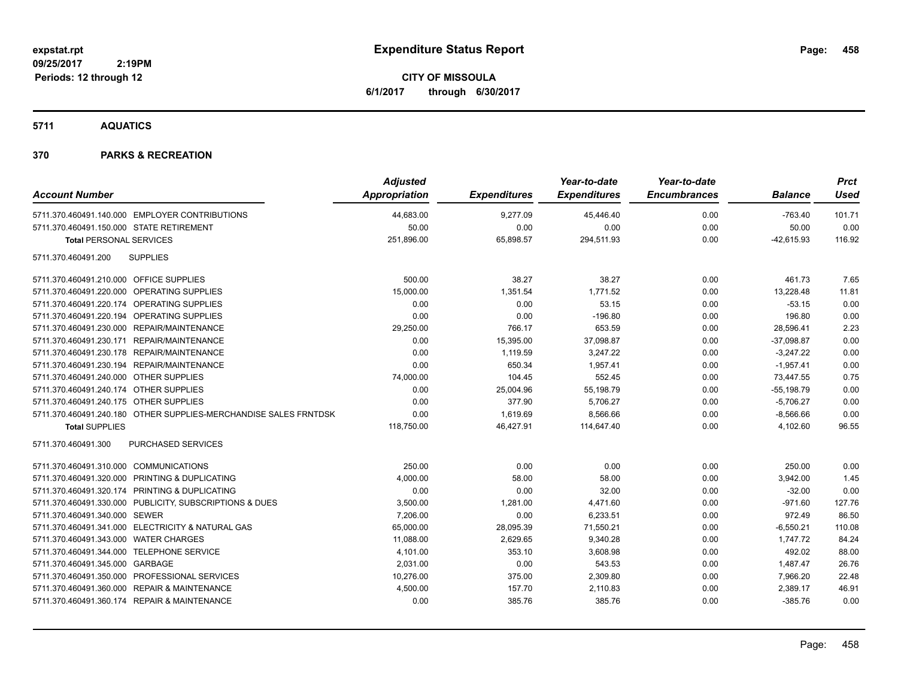expstat.rpt
09/25/2017 2:19PM
Periods: 12 through 12

# Expenditure Status Report

**CITY OF MISSOULA**
**6/1/2017 through 6/30/2017**

## 5711 AQUATICS

## 370 PARKS & RECREATION

| Account Number | | Adjusted Appropriation | Expenditures | Year-to-date Expenditures | Year-to-date Encumbrances | Balance | Prct Used |
|---|---|---|---|---|---|---|---|
| 5711.370.460491.140.000 | EMPLOYER CONTRIBUTIONS | 44,683.00 | 9,277.09 | 45,446.40 | 0.00 | -763.40 | 101.71 |
| 5711.370.460491.150.000 | STATE RETIREMENT | 50.00 | 0.00 | 0.00 | 0.00 | 50.00 | 0.00 |
| **Total** PERSONAL SERVICES | | 251,896.00 | 65,898.57 | 294,511.93 | 0.00 | -42,615.93 | 116.92 |
| 5711.370.460491.200 | SUPPLIES | | | | | | |
| 5711.370.460491.210.000 | OFFICE SUPPLIES | 500.00 | 38.27 | 38.27 | 0.00 | 461.73 | 7.65 |
| 5711.370.460491.220.000 | OPERATING SUPPLIES | 15,000.00 | 1,351.54 | 1,771.52 | 0.00 | 13,228.48 | 11.81 |
| 5711.370.460491.220.174 | OPERATING SUPPLIES | 0.00 | 0.00 | 53.15 | 0.00 | -53.15 | 0.00 |
| 5711.370.460491.220.194 | OPERATING SUPPLIES | 0.00 | 0.00 | -196.80 | 0.00 | 196.80 | 0.00 |
| 5711.370.460491.230.000 | REPAIR/MAINTENANCE | 29,250.00 | 766.17 | 653.59 | 0.00 | 28,596.41 | 2.23 |
| 5711.370.460491.230.171 | REPAIR/MAINTENANCE | 0.00 | 15,395.00 | 37,098.87 | 0.00 | -37,098.87 | 0.00 |
| 5711.370.460491.230.178 | REPAIR/MAINTENANCE | 0.00 | 1,119.59 | 3,247.22 | 0.00 | -3,247.22 | 0.00 |
| 5711.370.460491.230.194 | REPAIR/MAINTENANCE | 0.00 | 650.34 | 1,957.41 | 0.00 | -1,957.41 | 0.00 |
| 5711.370.460491.240.000 | OTHER SUPPLIES | 74,000.00 | 104.45 | 552.45 | 0.00 | 73,447.55 | 0.75 |
| 5711.370.460491.240.174 | OTHER SUPPLIES | 0.00 | 25,004.96 | 55,198.79 | 0.00 | -55,198.79 | 0.00 |
| 5711.370.460491.240.175 | OTHER SUPPLIES | 0.00 | 377.90 | 5,706.27 | 0.00 | -5,706.27 | 0.00 |
| 5711.370.460491.240.180 | OTHER SUPPLIES-MERCHANDISE SALES FRNTDSK | 0.00 | 1,619.69 | 8,566.66 | 0.00 | -8,566.66 | 0.00 |
| **Total** SUPPLIES | | 118,750.00 | 46,427.91 | 114,647.40 | 0.00 | 4,102.60 | 96.55 |
| 5711.370.460491.300 | PURCHASED SERVICES | | | | | | |
| 5711.370.460491.310.000 | COMMUNICATIONS | 250.00 | 0.00 | 0.00 | 0.00 | 250.00 | 0.00 |
| 5711.370.460491.320.000 | PRINTING & DUPLICATING | 4,000.00 | 58.00 | 58.00 | 0.00 | 3,942.00 | 1.45 |
| 5711.370.460491.320.174 | PRINTING & DUPLICATING | 0.00 | 0.00 | 32.00 | 0.00 | -32.00 | 0.00 |
| 5711.370.460491.330.000 | PUBLICITY, SUBSCRIPTIONS & DUES | 3,500.00 | 1,281.00 | 4,471.60 | 0.00 | -971.60 | 127.76 |
| 5711.370.460491.340.000 | SEWER | 7,206.00 | 0.00 | 6,233.51 | 0.00 | 972.49 | 86.50 |
| 5711.370.460491.341.000 | ELECTRICITY & NATURAL GAS | 65,000.00 | 28,095.39 | 71,550.21 | 0.00 | -6,550.21 | 110.08 |
| 5711.370.460491.343.000 | WATER CHARGES | 11,088.00 | 2,629.65 | 9,340.28 | 0.00 | 1,747.72 | 84.24 |
| 5711.370.460491.344.000 | TELEPHONE SERVICE | 4,101.00 | 353.10 | 3,608.98 | 0.00 | 492.02 | 88.00 |
| 5711.370.460491.345.000 | GARBAGE | 2,031.00 | 0.00 | 543.53 | 0.00 | 1,487.47 | 26.76 |
| 5711.370.460491.350.000 | PROFESSIONAL SERVICES | 10,276.00 | 375.00 | 2,309.80 | 0.00 | 7,966.20 | 22.48 |
| 5711.370.460491.360.000 | REPAIR & MAINTENANCE | 4,500.00 | 157.70 | 2,110.83 | 0.00 | 2,389.17 | 46.91 |
| 5711.370.460491.360.174 | REPAIR & MAINTENANCE | 0.00 | 385.76 | 385.76 | 0.00 | -385.76 | 0.00 |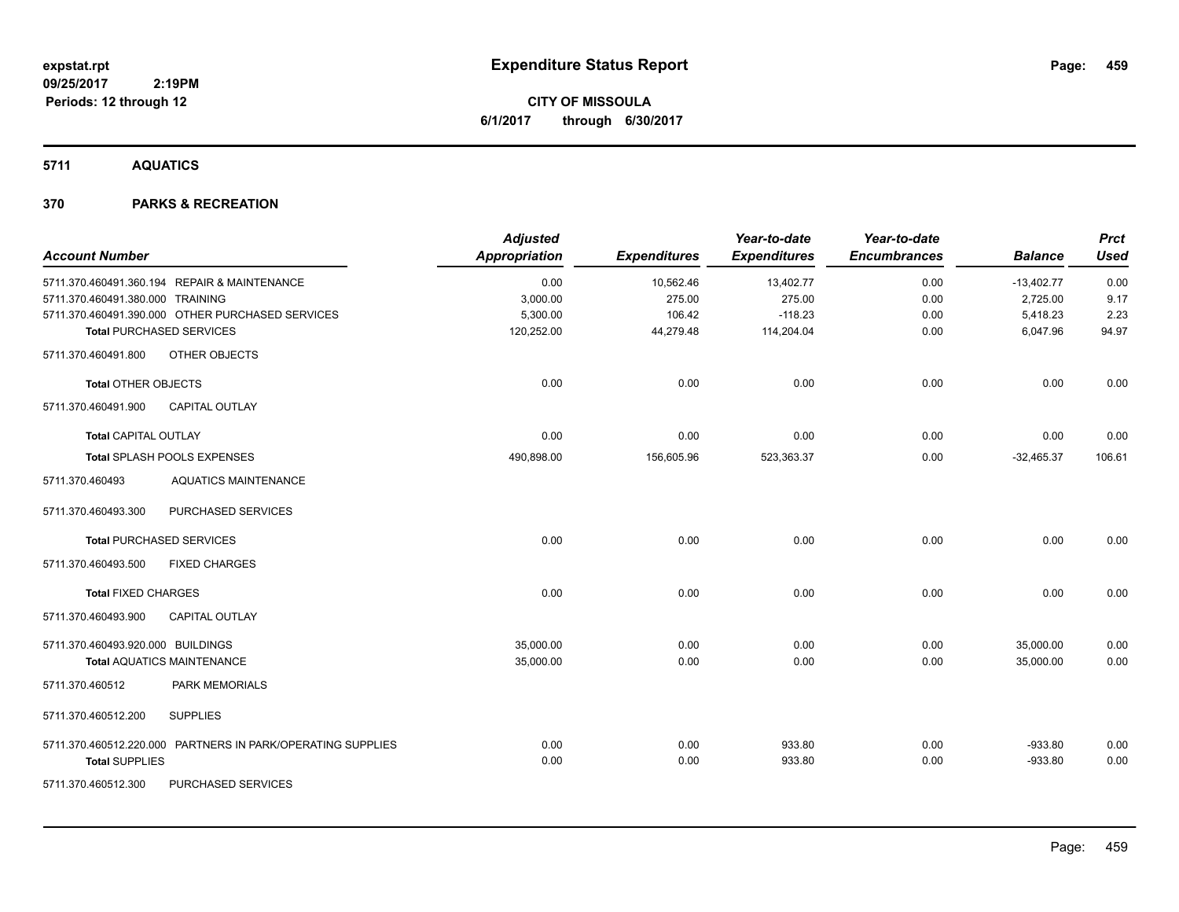**expstat.rpt**
**09/25/2017 2:19PM**
**Periods: 12 through 12**

# Expenditure Status Report

**CITY OF MISSOULA**
**6/1/2017 through 6/30/2017**

## 5711 AQUATICS

## 370 PARKS & RECREATION

| Account Number | Adjusted Appropriation | Expenditures | Year-to-date Expenditures | Year-to-date Encumbrances | Balance | Prct Used |
|---|---|---|---|---|---|---|
| 5711.370.460491.360.194 REPAIR & MAINTENANCE | 0.00 | 10,562.46 | 13,402.77 | 0.00 | -13,402.77 | 0.00 |
| 5711.370.460491.380.000 TRAINING | 3,000.00 | 275.00 | 275.00 | 0.00 | 2,725.00 | 9.17 |
| 5711.370.460491.390.000 OTHER PURCHASED SERVICES | 5,300.00 | 106.42 | -118.23 | 0.00 | 5,418.23 | 2.23 |
| **Total** PURCHASED SERVICES | 120,252.00 | 44,279.48 | 114,204.04 | 0.00 | 6,047.96 | 94.97 |
| 5711.370.460491.800 OTHER OBJECTS | | | | | | |
| **Total** OTHER OBJECTS | 0.00 | 0.00 | 0.00 | 0.00 | 0.00 | 0.00 |
| 5711.370.460491.900 CAPITAL OUTLAY | | | | | | |
| **Total** CAPITAL OUTLAY | 0.00 | 0.00 | 0.00 | 0.00 | 0.00 | 0.00 |
| **Total** SPLASH POOLS EXPENSES | 490,898.00 | 156,605.96 | 523,363.37 | 0.00 | -32,465.37 | 106.61 |
| 5711.370.460493 AQUATICS MAINTENANCE | | | | | | |
| 5711.370.460493.300 PURCHASED SERVICES | | | | | | |
| **Total** PURCHASED SERVICES | 0.00 | 0.00 | 0.00 | 0.00 | 0.00 | 0.00 |
| 5711.370.460493.500 FIXED CHARGES | | | | | | |
| **Total** FIXED CHARGES | 0.00 | 0.00 | 0.00 | 0.00 | 0.00 | 0.00 |
| 5711.370.460493.900 CAPITAL OUTLAY | | | | | | |
| 5711.370.460493.920.000 BUILDINGS | 35,000.00 | 0.00 | 0.00 | 0.00 | 35,000.00 | 0.00 |
| **Total** AQUATICS MAINTENANCE | 35,000.00 | 0.00 | 0.00 | 0.00 | 35,000.00 | 0.00 |
| 5711.370.460512 PARK MEMORIALS | | | | | | |
| 5711.370.460512.200 SUPPLIES | | | | | | |
| 5711.370.460512.220.000 PARTNERS IN PARK/OPERATING SUPPLIES | 0.00 | 0.00 | 933.80 | 0.00 | -933.80 | 0.00 |
| **Total** SUPPLIES | 0.00 | 0.00 | 933.80 | 0.00 | -933.80 | 0.00 |
| 5711.370.460512.300 PURCHASED SERVICES | | | | | | |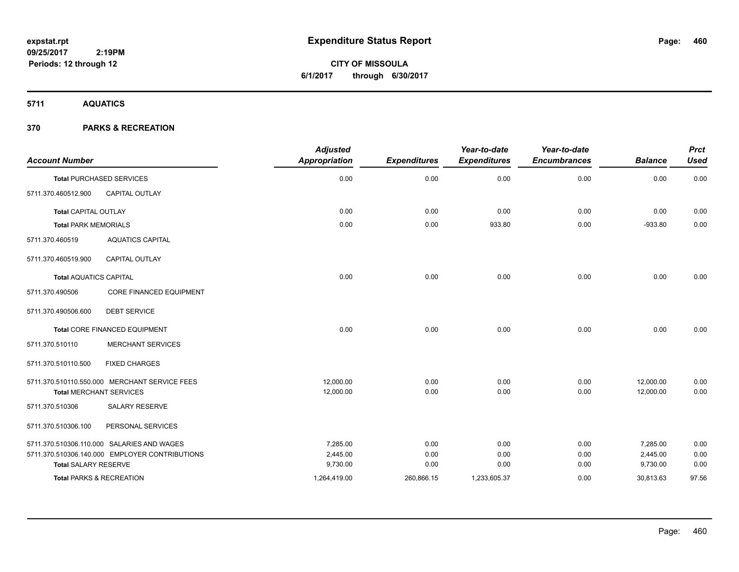**expstat.rpt**
**09/25/2017 2:19PM**
**Periods: 12 through 12**

# Expenditure Status Report

**CITY OF MISSOULA**
**6/1/2017 through 6/30/2017**

**5711 AQUATICS**

**370 PARKS & RECREATION**

| Account Number | | Adjusted Appropriation | Expenditures | Year-to-date Expenditures | Year-to-date Encumbrances | Balance | Prct Used |
|---|---|---|---|---|---|---|---|
| **Total** PURCHASED SERVICES | | 0.00 | 0.00 | 0.00 | 0.00 | 0.00 | 0.00 |
| 5711.370.460512.900 | CAPITAL OUTLAY | | | | | | |
| **Total** CAPITAL OUTLAY | | 0.00 | 0.00 | 0.00 | 0.00 | 0.00 | 0.00 |
| **Total** PARK MEMORIALS | | 0.00 | 0.00 | 933.80 | 0.00 | -933.80 | 0.00 |
| 5711.370.460519 | AQUATICS CAPITAL | | | | | | |
| 5711.370.460519.900 | CAPITAL OUTLAY | | | | | | |
| **Total** AQUATICS CAPITAL | | 0.00 | 0.00 | 0.00 | 0.00 | 0.00 | 0.00 |
| 5711.370.490506 | CORE FINANCED EQUIPMENT | | | | | | |
| 5711.370.490506.600 | DEBT SERVICE | | | | | | |
| **Total** CORE FINANCED EQUIPMENT | | 0.00 | 0.00 | 0.00 | 0.00 | 0.00 | 0.00 |
| 5711.370.510110 | MERCHANT SERVICES | | | | | | |
| 5711.370.510110.500 | FIXED CHARGES | | | | | | |
| 5711.370.510110.550.000 | MERCHANT SERVICE FEES | 12,000.00 | 0.00 | 0.00 | 0.00 | 12,000.00 | 0.00 |
| **Total** MERCHANT SERVICES | | 12,000.00 | 0.00 | 0.00 | 0.00 | 12,000.00 | 0.00 |
| 5711.370.510306 | SALARY RESERVE | | | | | | |
| 5711.370.510306.100 | PERSONAL SERVICES | | | | | | |
| 5711.370.510306.110.000 | SALARIES AND WAGES | 7,285.00 | 0.00 | 0.00 | 0.00 | 7,285.00 | 0.00 |
| 5711.370.510306.140.000 | EMPLOYER CONTRIBUTIONS | 2,445.00 | 0.00 | 0.00 | 0.00 | 2,445.00 | 0.00 |
| **Total** SALARY RESERVE | | 9,730.00 | 0.00 | 0.00 | 0.00 | 9,730.00 | 0.00 |
| **Total PARKS & RECREATION** | | 1,264,419.00 | 260,866.15 | 1,233,605.37 | 0.00 | 30,813.63 | 97.56 |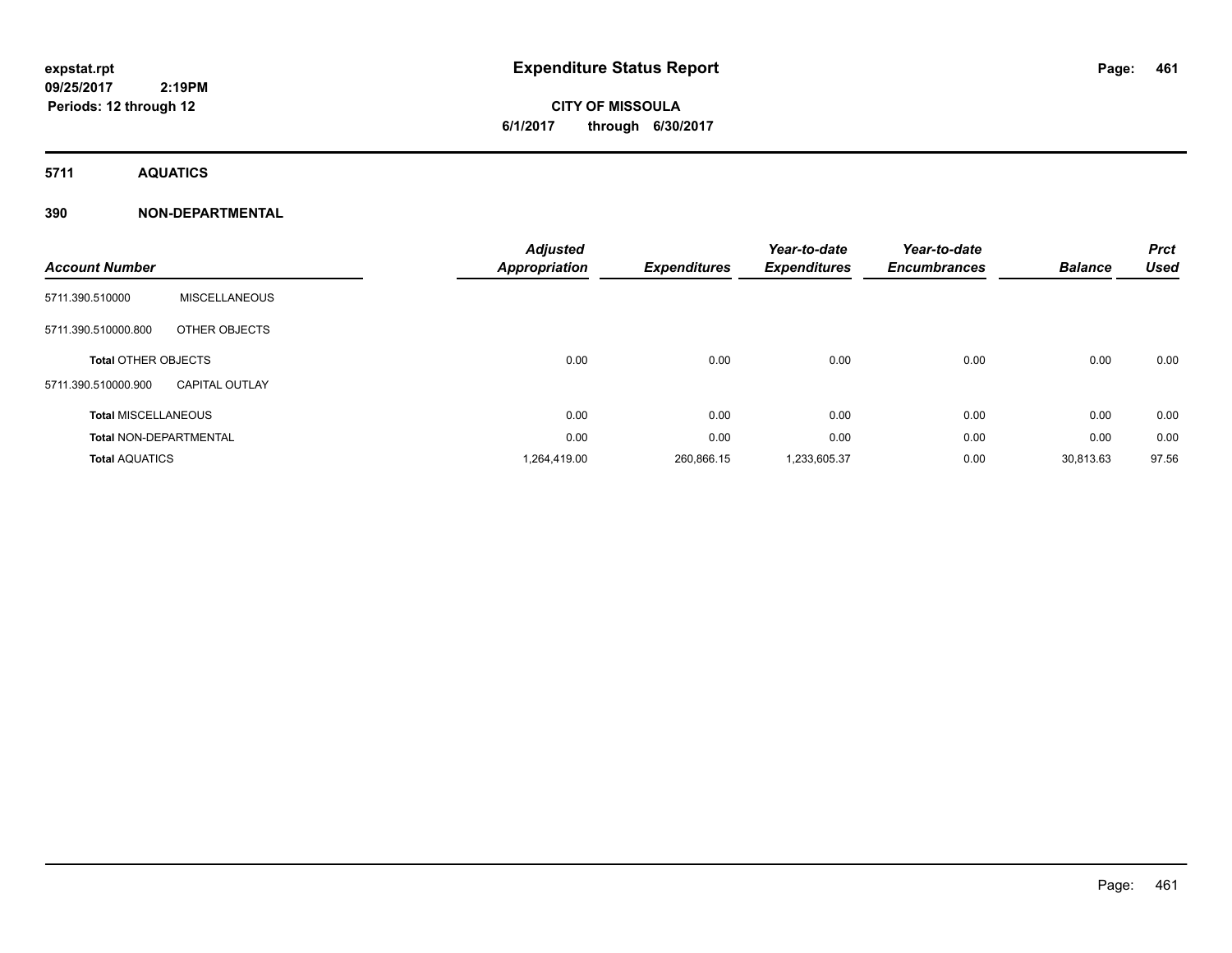**expstat.rpt**
**09/25/2017 2:19PM**
**Periods: 12 through 12**

# Expenditure Status Report

**CITY OF MISSOULA**
**6/1/2017 through 6/30/2017**

## 5711 AQUATICS

## 390 NON-DEPARTMENTAL

| Account Number | | Adjusted Appropriation | Expenditures | Year-to-date Expenditures | Year-to-date Encumbrances | Balance | Prct Used |
|---|---|---|---|---|---|---|---|
| 5711.390.510000 | MISCELLANEOUS | | | | | | |
| 5711.390.510000.800 | OTHER OBJECTS | | | | | | |
| **Total** OTHER OBJECTS | | 0.00 | 0.00 | 0.00 | 0.00 | 0.00 | 0.00 |
| 5711.390.510000.900 | CAPITAL OUTLAY | | | | | | |
| **Total** MISCELLANEOUS | | 0.00 | 0.00 | 0.00 | 0.00 | 0.00 | 0.00 |
| **Total** NON-DEPARTMENTAL | | 0.00 | 0.00 | 0.00 | 0.00 | 0.00 | 0.00 |
| **Total** AQUATICS | | 1,264,419.00 | 260,866.15 | 1,233,605.37 | 0.00 | 30,813.63 | 97.56 |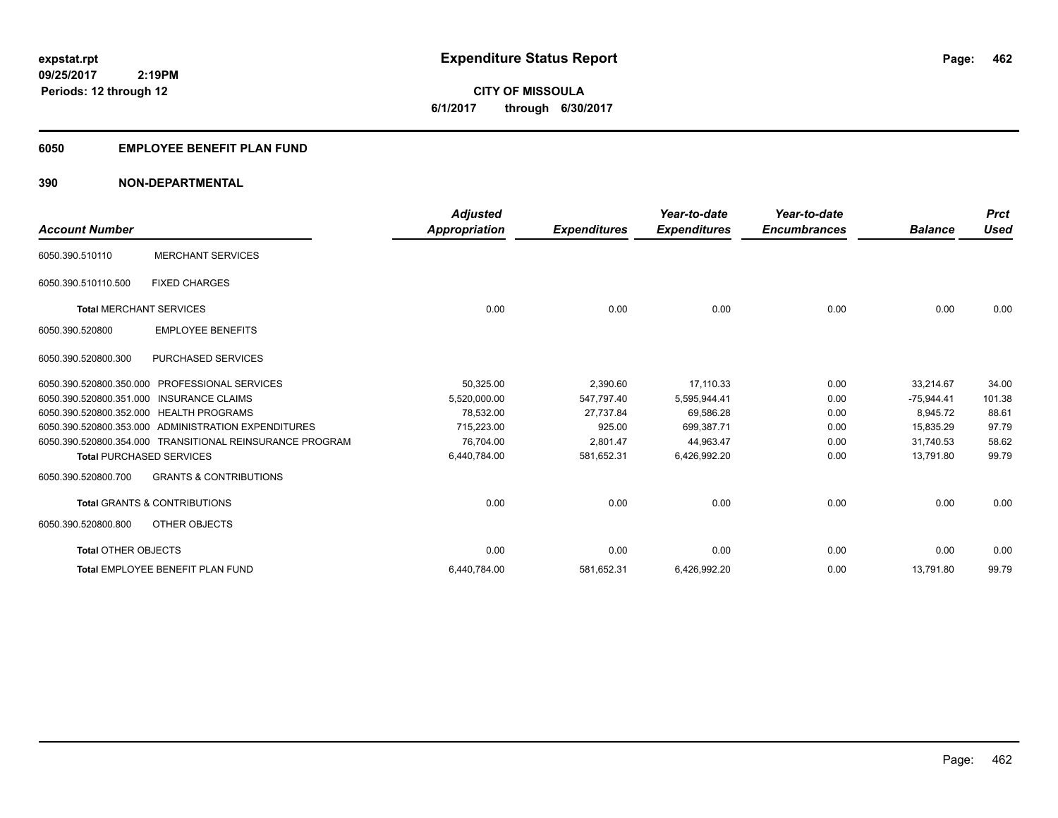expstat.rpt
09/25/2017 2:19PM
Periods: 12 through 12

# Expenditure Status Report

**CITY OF MISSOULA**
**6/1/2017 through 6/30/2017**

## 6050 EMPLOYEE BENEFIT PLAN FUND

## 390 NON-DEPARTMENTAL

| Account Number | | Adjusted Appropriation | Expenditures | Year-to-date Expenditures | Year-to-date Encumbrances | Balance | Prct Used |
|---|---|---|---|---|---|---|---|
| 6050.390.510110 | MERCHANT SERVICES | | | | | | |
| 6050.390.510110.500 | FIXED CHARGES | | | | | | |
| **Total** MERCHANT SERVICES | | 0.00 | 0.00 | 0.00 | 0.00 | 0.00 | 0.00 |
| 6050.390.520800 | EMPLOYEE BENEFITS | | | | | | |
| 6050.390.520800.300 | PURCHASED SERVICES | | | | | | |
| 6050.390.520800.350.000 | PROFESSIONAL SERVICES | 50,325.00 | 2,390.60 | 17,110.33 | 0.00 | 33,214.67 | 34.00 |
| 6050.390.520800.351.000 | INSURANCE CLAIMS | 5,520,000.00 | 547,797.40 | 5,595,944.41 | 0.00 | -75,944.41 | 101.38 |
| 6050.390.520800.352.000 | HEALTH PROGRAMS | 78,532.00 | 27,737.84 | 69,586.28 | 0.00 | 8,945.72 | 88.61 |
| 6050.390.520800.353.000 | ADMINISTRATION EXPENDITURES | 715,223.00 | 925.00 | 699,387.71 | 0.00 | 15,835.29 | 97.79 |
| 6050.390.520800.354.000 | TRANSITIONAL REINSURANCE PROGRAM | 76,704.00 | 2,801.47 | 44,963.47 | 0.00 | 31,740.53 | 58.62 |
| **Total** PURCHASED SERVICES | | 6,440,784.00 | 581,652.31 | 6,426,992.20 | 0.00 | 13,791.80 | 99.79 |
| 6050.390.520800.700 | GRANTS & CONTRIBUTIONS | | | | | | |
| **Total** GRANTS & CONTRIBUTIONS | | 0.00 | 0.00 | 0.00 | 0.00 | 0.00 | 0.00 |
| 6050.390.520800.800 | OTHER OBJECTS | | | | | | |
| **Total** OTHER OBJECTS | | 0.00 | 0.00 | 0.00 | 0.00 | 0.00 | 0.00 |
| **Total** EMPLOYEE BENEFIT PLAN FUND | | 6,440,784.00 | 581,652.31 | 6,426,992.20 | 0.00 | 13,791.80 | 99.79 |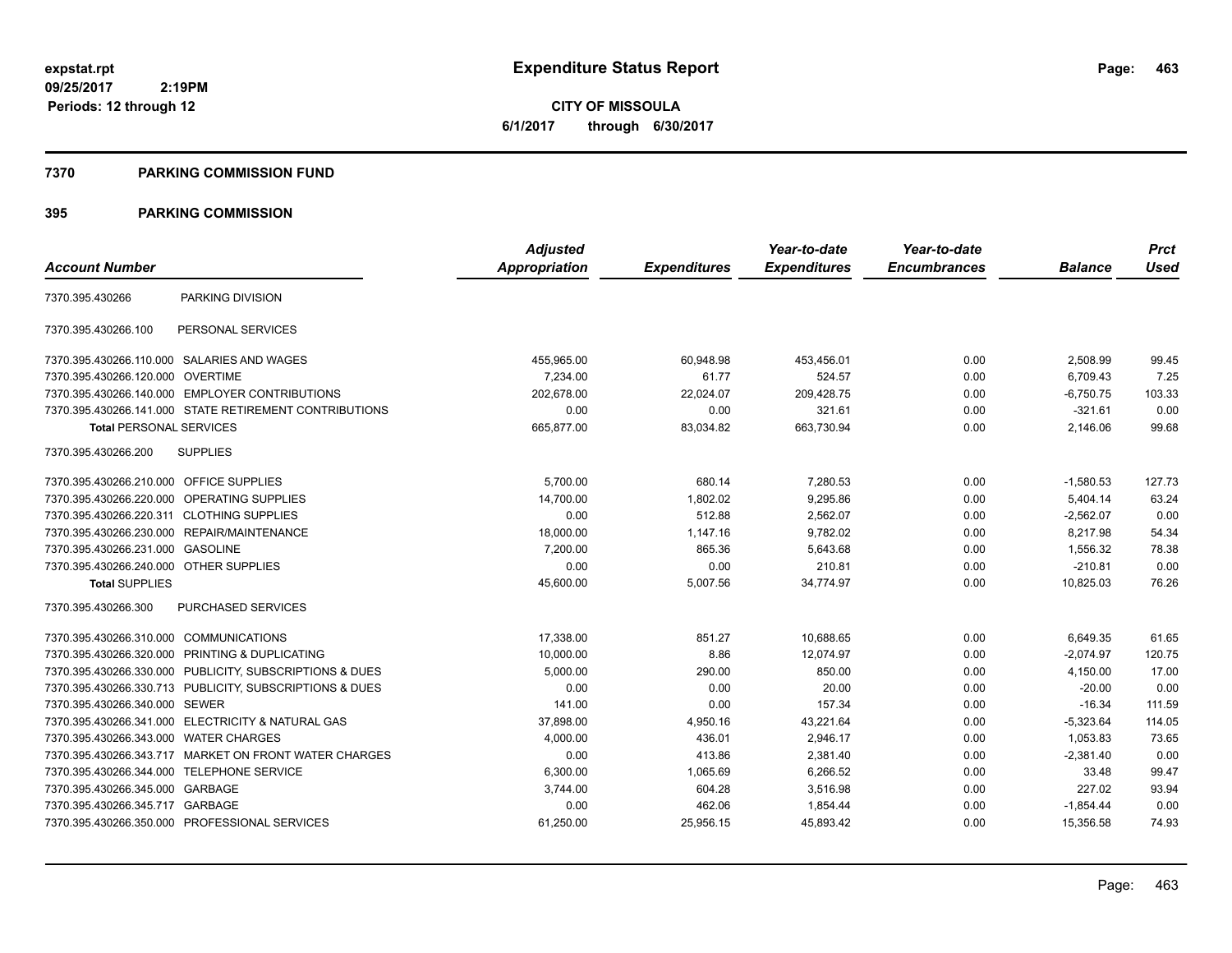# Expenditure Status Report

**CITY OF MISSOULA**
**6/1/2017 through 6/30/2017**

expstat.rpt
09/25/2017 2:19PM
Periods: 12 through 12

## 7370 PARKING COMMISSION FUND

## 395 PARKING COMMISSION

| Account Number | | Adjusted Appropriation | Expenditures | Year-to-date Expenditures | Year-to-date Encumbrances | Balance | Prct Used |
|---|---|---|---|---|---|---|---|
| 7370.395.430266 | PARKING DIVISION | | | | | | |
| 7370.395.430266.100 | PERSONAL SERVICES | | | | | | |
| 7370.395.430266.110.000 | SALARIES AND WAGES | 455,965.00 | 60,948.98 | 453,456.01 | 0.00 | 2,508.99 | 99.45 |
| 7370.395.430266.120.000 | OVERTIME | 7,234.00 | 61.77 | 524.57 | 0.00 | 6,709.43 | 7.25 |
| 7370.395.430266.140.000 | EMPLOYER CONTRIBUTIONS | 202,678.00 | 22,024.07 | 209,428.75 | 0.00 | -6,750.75 | 103.33 |
| 7370.395.430266.141.000 | STATE RETIREMENT CONTRIBUTIONS | 0.00 | 0.00 | 321.61 | 0.00 | -321.61 | 0.00 |
| **Total** PERSONAL SERVICES | | 665,877.00 | 83,034.82 | 663,730.94 | 0.00 | 2,146.06 | 99.68 |
| 7370.395.430266.200 | SUPPLIES | | | | | | |
| 7370.395.430266.210.000 | OFFICE SUPPLIES | 5,700.00 | 680.14 | 7,280.53 | 0.00 | -1,580.53 | 127.73 |
| 7370.395.430266.220.000 | OPERATING SUPPLIES | 14,700.00 | 1,802.02 | 9,295.86 | 0.00 | 5,404.14 | 63.24 |
| 7370.395.430266.220.311 | CLOTHING SUPPLIES | 0.00 | 512.88 | 2,562.07 | 0.00 | -2,562.07 | 0.00 |
| 7370.395.430266.230.000 | REPAIR/MAINTENANCE | 18,000.00 | 1,147.16 | 9,782.02 | 0.00 | 8,217.98 | 54.34 |
| 7370.395.430266.231.000 | GASOLINE | 7,200.00 | 865.36 | 5,643.68 | 0.00 | 1,556.32 | 78.38 |
| 7370.395.430266.240.000 | OTHER SUPPLIES | 0.00 | 0.00 | 210.81 | 0.00 | -210.81 | 0.00 |
| **Total** SUPPLIES | | 45,600.00 | 5,007.56 | 34,774.97 | 0.00 | 10,825.03 | 76.26 |
| 7370.395.430266.300 | PURCHASED SERVICES | | | | | | |
| 7370.395.430266.310.000 | COMMUNICATIONS | 17,338.00 | 851.27 | 10,688.65 | 0.00 | 6,649.35 | 61.65 |
| 7370.395.430266.320.000 | PRINTING & DUPLICATING | 10,000.00 | 8.86 | 12,074.97 | 0.00 | -2,074.97 | 120.75 |
| 7370.395.430266.330.000 | PUBLICITY, SUBSCRIPTIONS & DUES | 5,000.00 | 290.00 | 850.00 | 0.00 | 4,150.00 | 17.00 |
| 7370.395.430266.330.713 | PUBLICITY, SUBSCRIPTIONS & DUES | 0.00 | 0.00 | 20.00 | 0.00 | -20.00 | 0.00 |
| 7370.395.430266.340.000 | SEWER | 141.00 | 0.00 | 157.34 | 0.00 | -16.34 | 111.59 |
| 7370.395.430266.341.000 | ELECTRICITY & NATURAL GAS | 37,898.00 | 4,950.16 | 43,221.64 | 0.00 | -5,323.64 | 114.05 |
| 7370.395.430266.343.000 | WATER CHARGES | 4,000.00 | 436.01 | 2,946.17 | 0.00 | 1,053.83 | 73.65 |
| 7370.395.430266.343.717 | MARKET ON FRONT WATER CHARGES | 0.00 | 413.86 | 2,381.40 | 0.00 | -2,381.40 | 0.00 |
| 7370.395.430266.344.000 | TELEPHONE SERVICE | 6,300.00 | 1,065.69 | 6,266.52 | 0.00 | 33.48 | 99.47 |
| 7370.395.430266.345.000 | GARBAGE | 3,744.00 | 604.28 | 3,516.98 | 0.00 | 227.02 | 93.94 |
| 7370.395.430266.345.717 | GARBAGE | 0.00 | 462.06 | 1,854.44 | 0.00 | -1,854.44 | 0.00 |
| 7370.395.430266.350.000 | PROFESSIONAL SERVICES | 61,250.00 | 25,956.15 | 45,893.42 | 0.00 | 15,356.58 | 74.93 |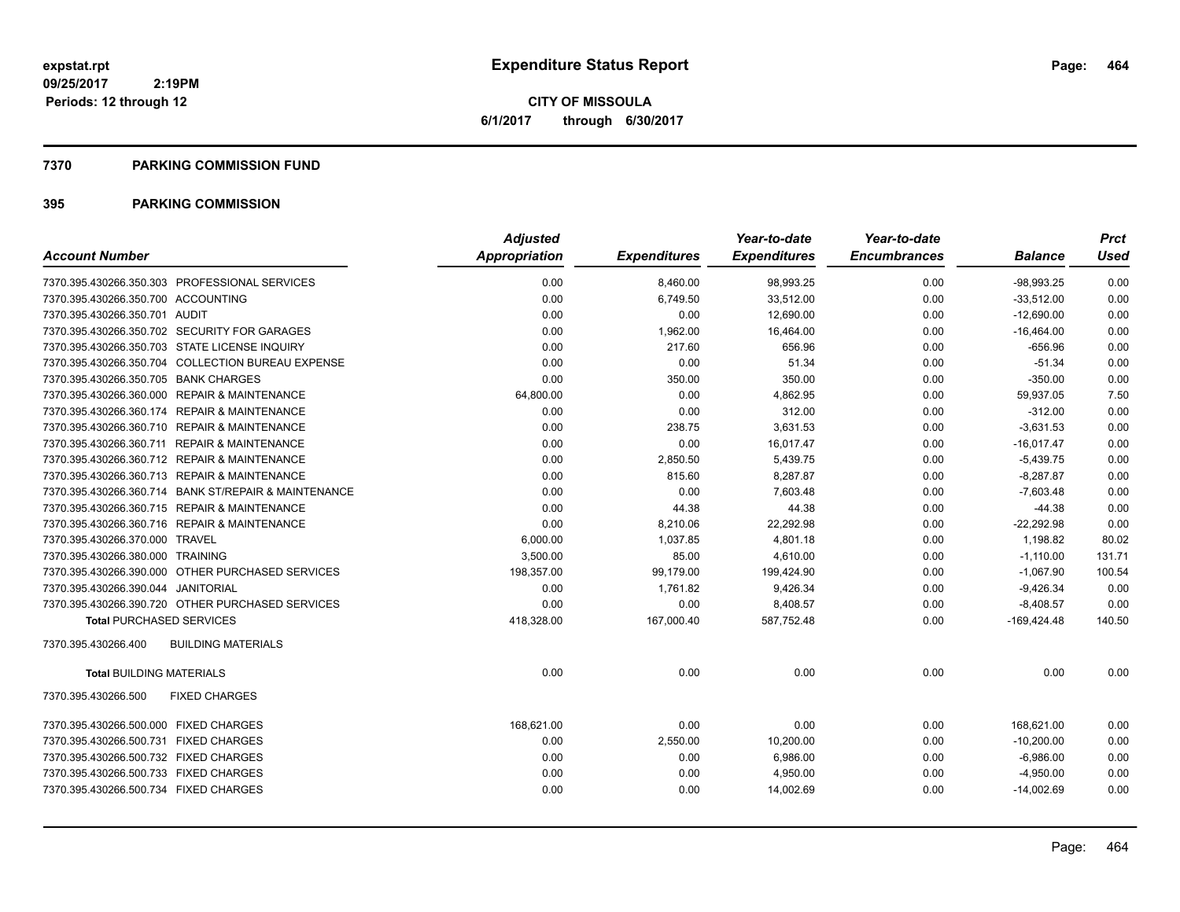# Expenditure Status Report

**CITY OF MISSOULA**
**6/1/2017 through 6/30/2017**

expstat.rpt
09/25/2017 2:19PM
Periods: 12 through 12

## 7370 PARKING COMMISSION FUND

## 395 PARKING COMMISSION

| Account Number | Adjusted Appropriation | Expenditures | Year-to-date Expenditures | Year-to-date Encumbrances | Balance | Prct Used |
|---|---|---|---|---|---|---|
| 7370.395.430266.350.303 PROFESSIONAL SERVICES | 0.00 | 8,460.00 | 98,993.25 | 0.00 | -98,993.25 | 0.00 |
| 7370.395.430266.350.700 ACCOUNTING | 0.00 | 6,749.50 | 33,512.00 | 0.00 | -33,512.00 | 0.00 |
| 7370.395.430266.350.701 AUDIT | 0.00 | 0.00 | 12,690.00 | 0.00 | -12,690.00 | 0.00 |
| 7370.395.430266.350.702 SECURITY FOR GARAGES | 0.00 | 1,962.00 | 16,464.00 | 0.00 | -16,464.00 | 0.00 |
| 7370.395.430266.350.703 STATE LICENSE INQUIRY | 0.00 | 217.60 | 656.96 | 0.00 | -656.96 | 0.00 |
| 7370.395.430266.350.704 COLLECTION BUREAU EXPENSE | 0.00 | 0.00 | 51.34 | 0.00 | -51.34 | 0.00 |
| 7370.395.430266.350.705 BANK CHARGES | 0.00 | 350.00 | 350.00 | 0.00 | -350.00 | 0.00 |
| 7370.395.430266.360.000 REPAIR & MAINTENANCE | 64,800.00 | 0.00 | 4,862.95 | 0.00 | 59,937.05 | 7.50 |
| 7370.395.430266.360.174 REPAIR & MAINTENANCE | 0.00 | 0.00 | 312.00 | 0.00 | -312.00 | 0.00 |
| 7370.395.430266.360.710 REPAIR & MAINTENANCE | 0.00 | 238.75 | 3,631.53 | 0.00 | -3,631.53 | 0.00 |
| 7370.395.430266.360.711 REPAIR & MAINTENANCE | 0.00 | 0.00 | 16,017.47 | 0.00 | -16,017.47 | 0.00 |
| 7370.395.430266.360.712 REPAIR & MAINTENANCE | 0.00 | 2,850.50 | 5,439.75 | 0.00 | -5,439.75 | 0.00 |
| 7370.395.430266.360.713 REPAIR & MAINTENANCE | 0.00 | 815.60 | 8,287.87 | 0.00 | -8,287.87 | 0.00 |
| 7370.395.430266.360.714 BANK ST/REPAIR & MAINTENANCE | 0.00 | 0.00 | 7,603.48 | 0.00 | -7,603.48 | 0.00 |
| 7370.395.430266.360.715 REPAIR & MAINTENANCE | 0.00 | 44.38 | 44.38 | 0.00 | -44.38 | 0.00 |
| 7370.395.430266.360.716 REPAIR & MAINTENANCE | 0.00 | 8,210.06 | 22,292.98 | 0.00 | -22,292.98 | 0.00 |
| 7370.395.430266.370.000 TRAVEL | 6,000.00 | 1,037.85 | 4,801.18 | 0.00 | 1,198.82 | 80.02 |
| 7370.395.430266.380.000 TRAINING | 3,500.00 | 85.00 | 4,610.00 | 0.00 | -1,110.00 | 131.71 |
| 7370.395.430266.390.000 OTHER PURCHASED SERVICES | 198,357.00 | 99,179.00 | 199,424.90 | 0.00 | -1,067.90 | 100.54 |
| 7370.395.430266.390.044 JANITORIAL | 0.00 | 1,761.82 | 9,426.34 | 0.00 | -9,426.34 | 0.00 |
| 7370.395.430266.390.720 OTHER PURCHASED SERVICES | 0.00 | 0.00 | 8,408.57 | 0.00 | -8,408.57 | 0.00 |
| **Total** PURCHASED SERVICES | 418,328.00 | 167,000.40 | 587,752.48 | 0.00 | -169,424.48 | 140.50 |
| 7370.395.430266.400 BUILDING MATERIALS | | | | | | |
| **Total** BUILDING MATERIALS | 0.00 | 0.00 | 0.00 | 0.00 | 0.00 | 0.00 |
| 7370.395.430266.500 FIXED CHARGES | | | | | | |
| 7370.395.430266.500.000 FIXED CHARGES | 168,621.00 | 0.00 | 0.00 | 0.00 | 168,621.00 | 0.00 |
| 7370.395.430266.500.731 FIXED CHARGES | 0.00 | 2,550.00 | 10,200.00 | 0.00 | -10,200.00 | 0.00 |
| 7370.395.430266.500.732 FIXED CHARGES | 0.00 | 0.00 | 6,986.00 | 0.00 | -6,986.00 | 0.00 |
| 7370.395.430266.500.733 FIXED CHARGES | 0.00 | 0.00 | 4,950.00 | 0.00 | -4,950.00 | 0.00 |
| 7370.395.430266.500.734 FIXED CHARGES | 0.00 | 0.00 | 14,002.69 | 0.00 | -14,002.69 | 0.00 |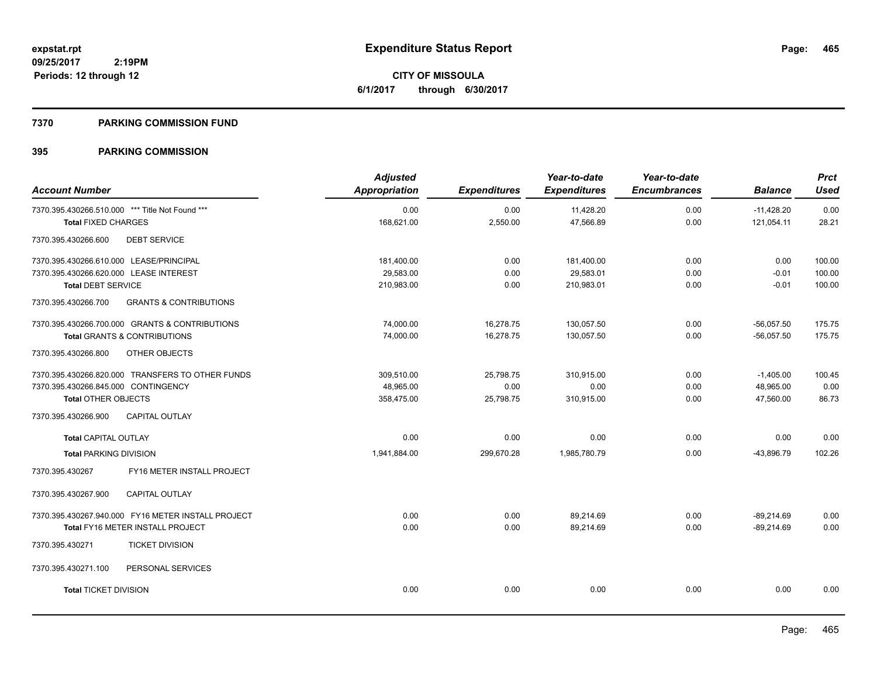# Expenditure Status Report

expstat.rpt
09/25/2017 2:19PM
Periods: 12 through 12

**CITY OF MISSOULA**
**6/1/2017 through 6/30/2017**

## 7370 PARKING COMMISSION FUND

## 395 PARKING COMMISSION

| Account Number | | Adjusted Appropriation | Expenditures | Year-to-date Expenditures | Year-to-date Encumbrances | Balance | Prct Used |
|---|---|---|---|---|---|---|---|
| 7370.395.430266.510.000 | *** Title Not Found *** | 0.00 | 0.00 | 11,428.20 | 0.00 | -11,428.20 | 0.00 |
| **Total** FIXED CHARGES | | 168,621.00 | 2,550.00 | 47,566.89 | 0.00 | 121,054.11 | 28.21 |
| 7370.395.430266.600 | DEBT SERVICE | | | | | | |
| 7370.395.430266.610.000 | LEASE/PRINCIPAL | 181,400.00 | 0.00 | 181,400.00 | 0.00 | 0.00 | 100.00 |
| 7370.395.430266.620.000 | LEASE INTEREST | 29,583.00 | 0.00 | 29,583.01 | 0.00 | -0.01 | 100.00 |
| **Total** DEBT SERVICE | | 210,983.00 | 0.00 | 210,983.01 | 0.00 | -0.01 | 100.00 |
| 7370.395.430266.700 | GRANTS & CONTRIBUTIONS | | | | | | |
| 7370.395.430266.700.000 | GRANTS & CONTRIBUTIONS | 74,000.00 | 16,278.75 | 130,057.50 | 0.00 | -56,057.50 | 175.75 |
| **Total** GRANTS & CONTRIBUTIONS | | 74,000.00 | 16,278.75 | 130,057.50 | 0.00 | -56,057.50 | 175.75 |
| 7370.395.430266.800 | OTHER OBJECTS | | | | | | |
| 7370.395.430266.820.000 | TRANSFERS TO OTHER FUNDS | 309,510.00 | 25,798.75 | 310,915.00 | 0.00 | -1,405.00 | 100.45 |
| 7370.395.430266.845.000 | CONTINGENCY | 48,965.00 | 0.00 | 0.00 | 0.00 | 48,965.00 | 0.00 |
| **Total** OTHER OBJECTS | | 358,475.00 | 25,798.75 | 310,915.00 | 0.00 | 47,560.00 | 86.73 |
| 7370.395.430266.900 | CAPITAL OUTLAY | | | | | | |
| **Total** CAPITAL OUTLAY | | 0.00 | 0.00 | 0.00 | 0.00 | 0.00 | 0.00 |
| **Total** PARKING DIVISION | | 1,941,884.00 | 299,670.28 | 1,985,780.79 | 0.00 | -43,896.79 | 102.26 |
| 7370.395.430267 | FY16 METER INSTALL PROJECT | | | | | | |
| 7370.395.430267.900 | CAPITAL OUTLAY | | | | | | |
| 7370.395.430267.940.000 | FY16 METER INSTALL PROJECT | 0.00 | 0.00 | 89,214.69 | 0.00 | -89,214.69 | 0.00 |
| **Total** FY16 METER INSTALL PROJECT | | 0.00 | 0.00 | 89,214.69 | 0.00 | -89,214.69 | 0.00 |
| 7370.395.430271 | TICKET DIVISION | | | | | | |
| 7370.395.430271.100 | PERSONAL SERVICES | | | | | | |
| **Total** TICKET DIVISION | | 0.00 | 0.00 | 0.00 | 0.00 | 0.00 | 0.00 |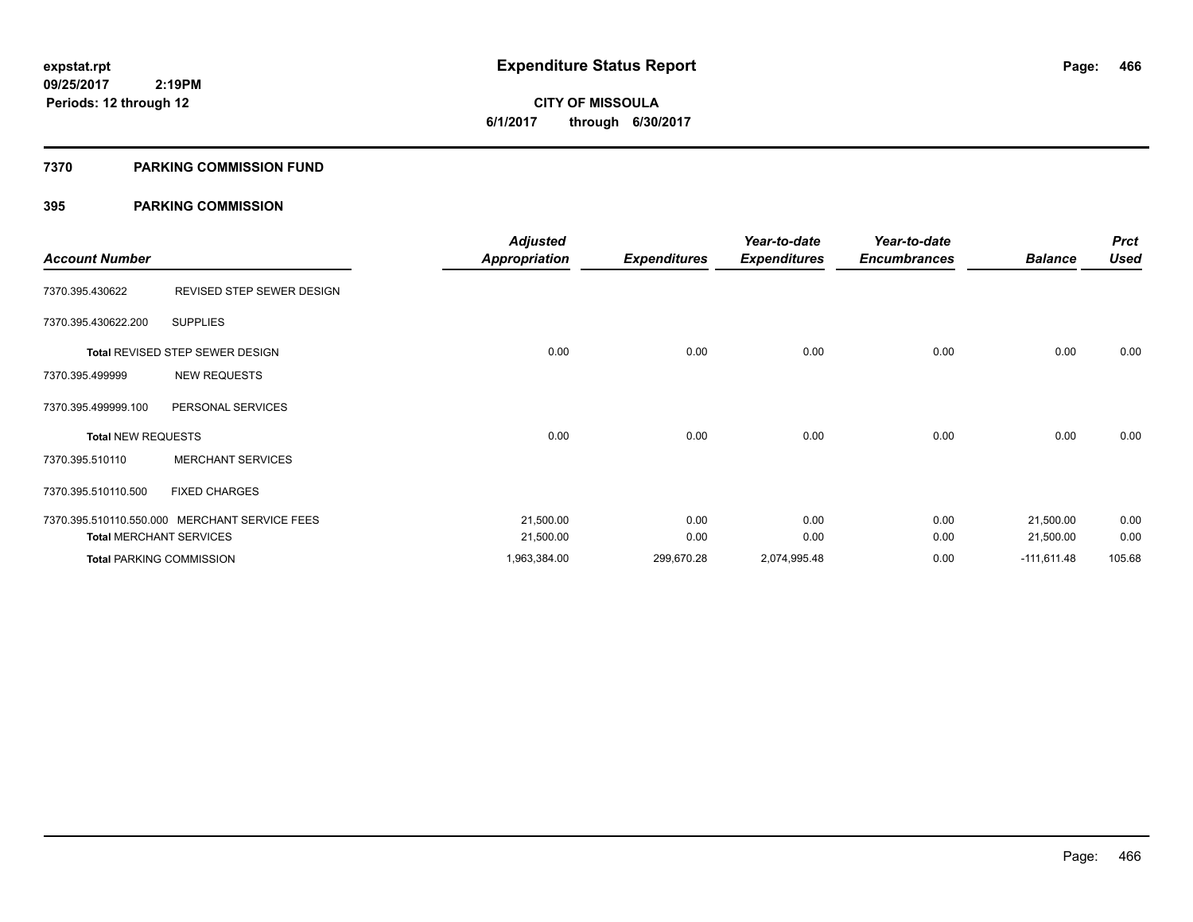# Expenditure Status Report

expstat.rpt
09/25/2017 2:19PM
Periods: 12 through 12

**CITY OF MISSOULA**
**6/1/2017 through 6/30/2017**

## 7370 PARKING COMMISSION FUND

### 395 PARKING COMMISSION

| Account Number | | Adjusted Appropriation | Expenditures | Year-to-date Expenditures | Year-to-date Encumbrances | Balance | Prct Used |
|---|---|---|---|---|---|---|---|
| 7370.395.430622 | REVISED STEP SEWER DESIGN | | | | | | |
| 7370.395.430622.200 | SUPPLIES | | | | | | |
| **Total** REVISED STEP SEWER DESIGN | | 0.00 | 0.00 | 0.00 | 0.00 | 0.00 | 0.00 |
| 7370.395.499999 | NEW REQUESTS | | | | | | |
| 7370.395.499999.100 | PERSONAL SERVICES | | | | | | |
| **Total** NEW REQUESTS | | 0.00 | 0.00 | 0.00 | 0.00 | 0.00 | 0.00 |
| 7370.395.510110 | MERCHANT SERVICES | | | | | | |
| 7370.395.510110.500 | FIXED CHARGES | | | | | | |
| 7370.395.510110.550.000 | MERCHANT SERVICE FEES | 21,500.00 | 0.00 | 0.00 | 0.00 | 21,500.00 | 0.00 |
| **Total** MERCHANT SERVICES | | 21,500.00 | 0.00 | 0.00 | 0.00 | 21,500.00 | 0.00 |
| **Total** PARKING COMMISSION | | 1,963,384.00 | 299,670.28 | 2,074,995.48 | 0.00 | -111,611.48 | 105.68 |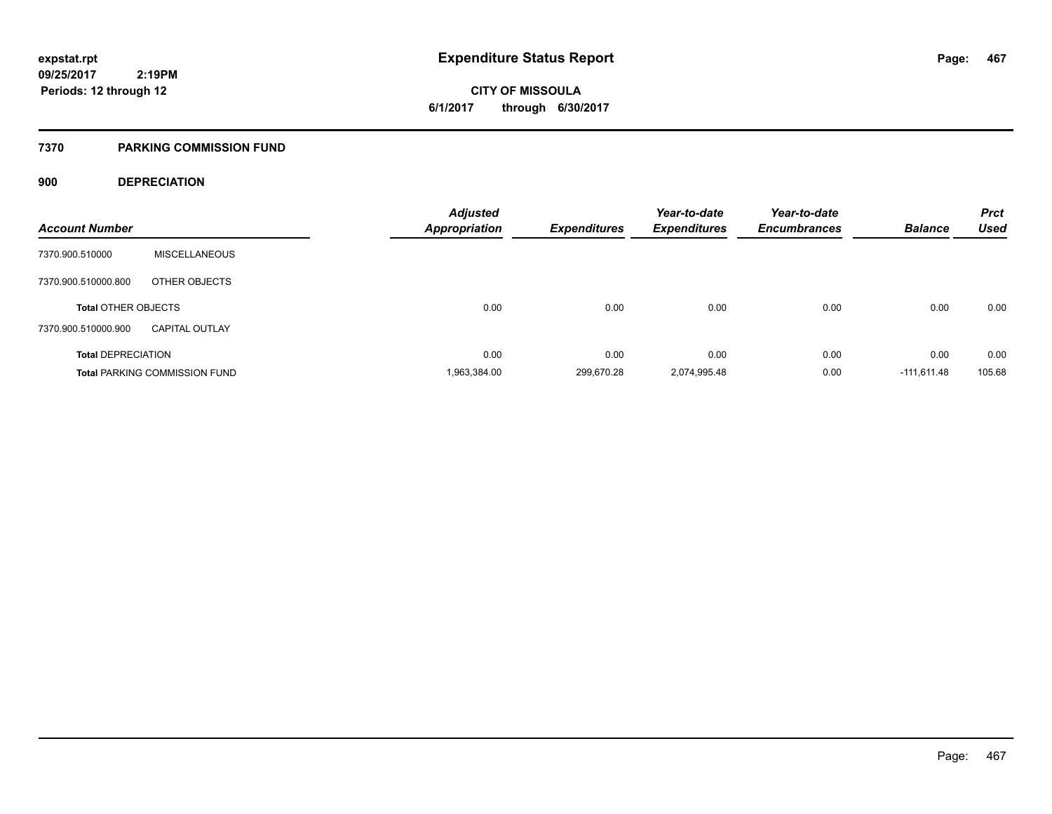# Expenditure Status Report

**CITY OF MISSOULA**

**6/1/2017 through 6/30/2017**

expstat.rpt
09/25/2017 2:19PM
Periods: 12 through 12

## 7370 PARKING COMMISSION FUND

### 900 DEPRECIATION

| Account Number | | Adjusted Appropriation | Expenditures | Year-to-date Expenditures | Year-to-date Encumbrances | Balance | Prct Used |
|---|---|---|---|---|---|---|---|
| 7370.900.510000 | MISCELLANEOUS | | | | | | |
| 7370.900.510000.800 | OTHER OBJECTS | | | | | | |
| **Total** OTHER OBJECTS | | 0.00 | 0.00 | 0.00 | 0.00 | 0.00 | 0.00 |
| 7370.900.510000.900 | CAPITAL OUTLAY | | | | | | |
| **Total** DEPRECIATION | | 0.00 | 0.00 | 0.00 | 0.00 | 0.00 | 0.00 |
| **Total** PARKING COMMISSION FUND | | 1,963,384.00 | 299,670.28 | 2,074,995.48 | 0.00 | -111,611.48 | 105.68 |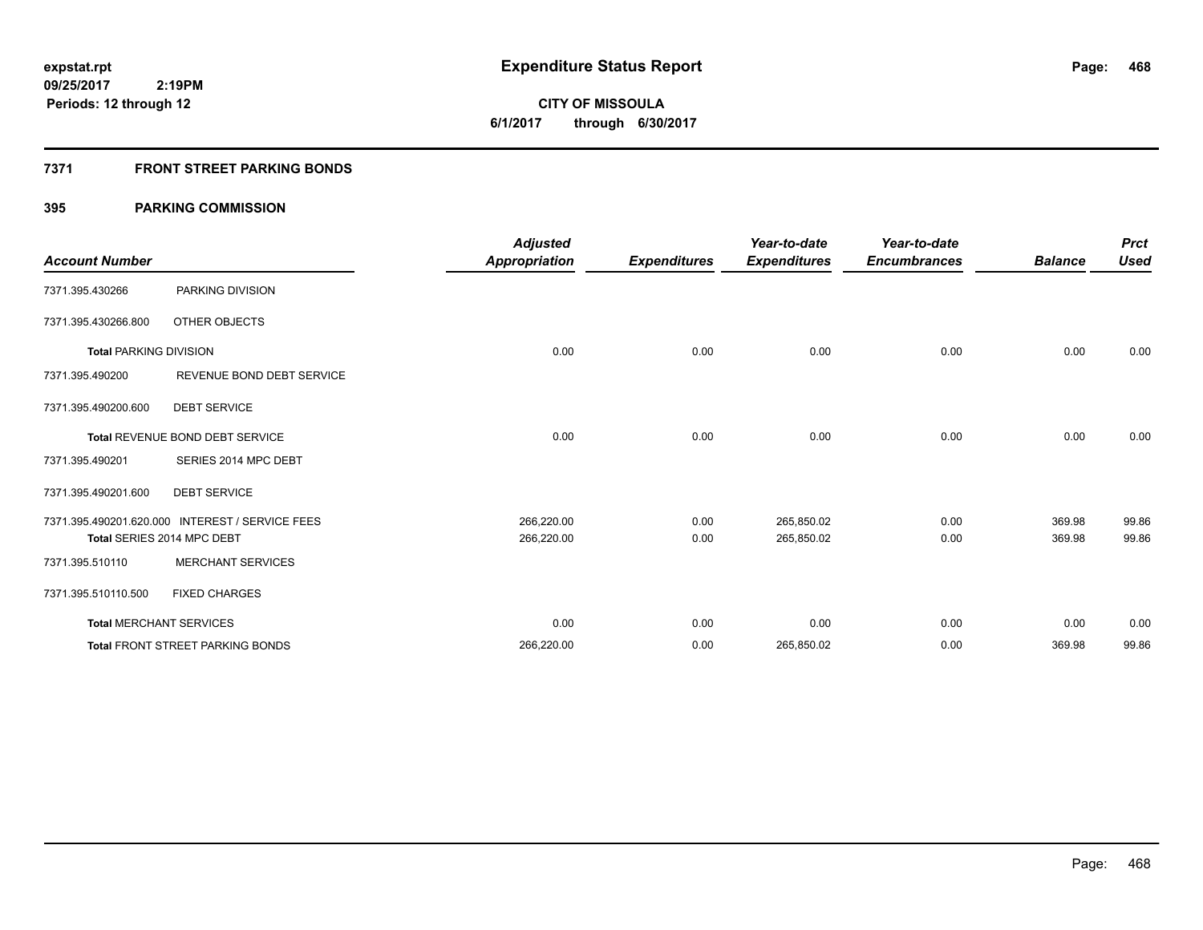**expstat.rpt**
**09/25/2017 2:19PM**
**Periods: 12 through 12**

# Expenditure Status Report

**CITY OF MISSOULA**
**6/1/2017 through 6/30/2017**

## 7371 FRONT STREET PARKING BONDS

### 395 PARKING COMMISSION

| Account Number | | Adjusted Appropriation | Expenditures | Year-to-date Expenditures | Year-to-date Encumbrances | Balance | Prct Used |
|---|---|---|---|---|---|---|---|
| 7371.395.430266 | PARKING DIVISION | | | | | | |
| 7371.395.430266.800 | OTHER OBJECTS | | | | | | |
| **Total** PARKING DIVISION | | 0.00 | 0.00 | 0.00 | 0.00 | 0.00 | 0.00 |
| 7371.395.490200 | REVENUE BOND DEBT SERVICE | | | | | | |
| 7371.395.490200.600 | DEBT SERVICE | | | | | | |
| **Total** REVENUE BOND DEBT SERVICE | | 0.00 | 0.00 | 0.00 | 0.00 | 0.00 | 0.00 |
| 7371.395.490201 | SERIES 2014 MPC DEBT | | | | | | |
| 7371.395.490201.600 | DEBT SERVICE | | | | | | |
| 7371.395.490201.620.000 | INTEREST / SERVICE FEES | 266,220.00 | 0.00 | 265,850.02 | 0.00 | 369.98 | 99.86 |
| **Total** SERIES 2014 MPC DEBT | | 266,220.00 | 0.00 | 265,850.02 | 0.00 | 369.98 | 99.86 |
| 7371.395.510110 | MERCHANT SERVICES | | | | | | |
| 7371.395.510110.500 | FIXED CHARGES | | | | | | |
| **Total** MERCHANT SERVICES | | 0.00 | 0.00 | 0.00 | 0.00 | 0.00 | 0.00 |
| **Total** FRONT STREET PARKING BONDS | | 266,220.00 | 0.00 | 265,850.02 | 0.00 | 369.98 | 99.86 |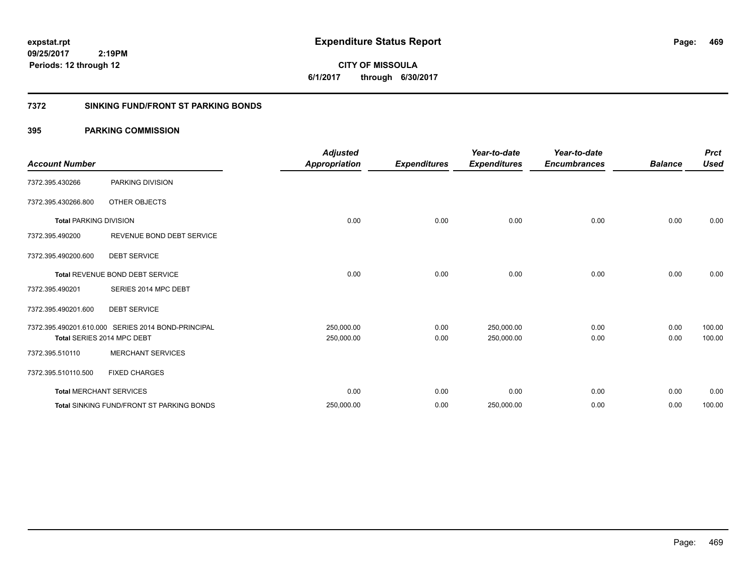# Expenditure Status Report

expstat.rpt
09/25/2017 2:19PM
Periods: 12 through 12

**CITY OF MISSOULA**
**6/1/2017 through 6/30/2017**

## 7372 SINKING FUND/FRONT ST PARKING BONDS

### 395 PARKING COMMISSION

| Account Number | | Adjusted Appropriation | Expenditures | Year-to-date Expenditures | Year-to-date Encumbrances | Balance | Prct Used |
|---|---|---|---|---|---|---|---|
| 7372.395.430266 | PARKING DIVISION | | | | | | |
| 7372.395.430266.800 | OTHER OBJECTS | | | | | | |
| **Total** PARKING DIVISION | | 0.00 | 0.00 | 0.00 | 0.00 | 0.00 | 0.00 |
| 7372.395.490200 | REVENUE BOND DEBT SERVICE | | | | | | |
| 7372.395.490200.600 | DEBT SERVICE | | | | | | |
| **Total** REVENUE BOND DEBT SERVICE | | 0.00 | 0.00 | 0.00 | 0.00 | 0.00 | 0.00 |
| 7372.395.490201 | SERIES 2014 MPC DEBT | | | | | | |
| 7372.395.490201.600 | DEBT SERVICE | | | | | | |
| 7372.395.490201.610.000 | SERIES 2014 BOND-PRINCIPAL | 250,000.00 | 0.00 | 250,000.00 | 0.00 | 0.00 | 100.00 |
| **Total** SERIES 2014 MPC DEBT | | 250,000.00 | 0.00 | 250,000.00 | 0.00 | 0.00 | 100.00 |
| 7372.395.510110 | MERCHANT SERVICES | | | | | | |
| 7372.395.510110.500 | FIXED CHARGES | | | | | | |
| **Total** MERCHANT SERVICES | | 0.00 | 0.00 | 0.00 | 0.00 | 0.00 | 0.00 |
| **Total** SINKING FUND/FRONT ST PARKING BONDS | | 250,000.00 | 0.00 | 250,000.00 | 0.00 | 0.00 | 100.00 |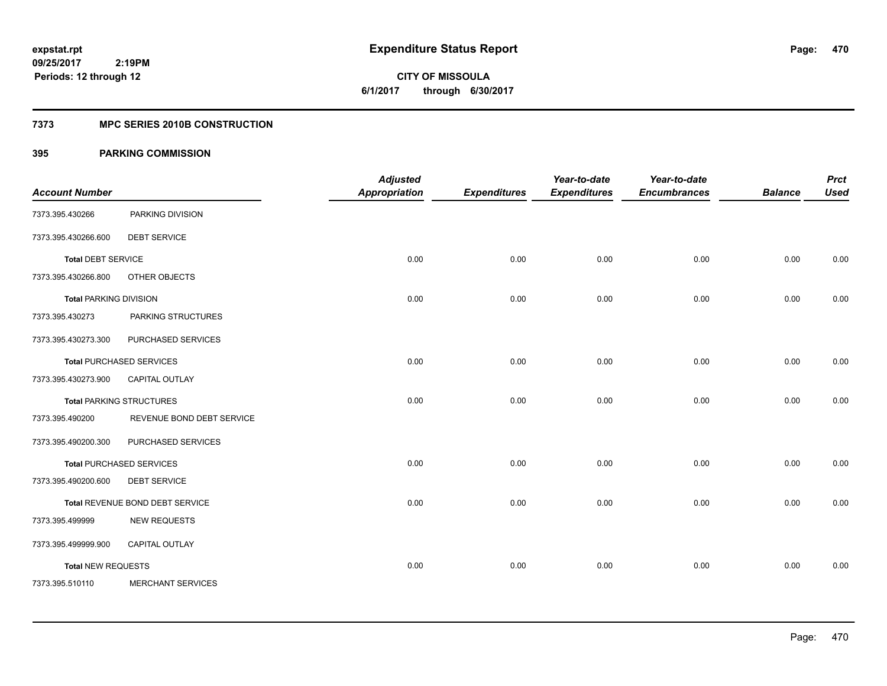# Expenditure Status Report

**CITY OF MISSOULA**
**6/1/2017 through 6/30/2017**

expstat.rpt
09/25/2017 2:19PM
Periods: 12 through 12

## 7373 MPC SERIES 2010B CONSTRUCTION

## 395 PARKING COMMISSION

| Account Number | | Adjusted Appropriation | Expenditures | Year-to-date Expenditures | Year-to-date Encumbrances | Balance | Prct Used |
|---|---|---|---|---|---|---|---|
| 7373.395.430266 | PARKING DIVISION | | | | | | |
| 7373.395.430266.600 | DEBT SERVICE | | | | | | |
| **Total** DEBT SERVICE | | 0.00 | 0.00 | 0.00 | 0.00 | 0.00 | 0.00 |
| 7373.395.430266.800 | OTHER OBJECTS | | | | | | |
| **Total** PARKING DIVISION | | 0.00 | 0.00 | 0.00 | 0.00 | 0.00 | 0.00 |
| 7373.395.430273 | PARKING STRUCTURES | | | | | | |
| 7373.395.430273.300 | PURCHASED SERVICES | | | | | | |
| **Total** PURCHASED SERVICES | | 0.00 | 0.00 | 0.00 | 0.00 | 0.00 | 0.00 |
| 7373.395.430273.900 | CAPITAL OUTLAY | | | | | | |
| **Total** PARKING STRUCTURES | | 0.00 | 0.00 | 0.00 | 0.00 | 0.00 | 0.00 |
| 7373.395.490200 | REVENUE BOND DEBT SERVICE | | | | | | |
| 7373.395.490200.300 | PURCHASED SERVICES | | | | | | |
| **Total** PURCHASED SERVICES | | 0.00 | 0.00 | 0.00 | 0.00 | 0.00 | 0.00 |
| 7373.395.490200.600 | DEBT SERVICE | | | | | | |
| **Total** REVENUE BOND DEBT SERVICE | | 0.00 | 0.00 | 0.00 | 0.00 | 0.00 | 0.00 |
| 7373.395.499999 | NEW REQUESTS | | | | | | |
| 7373.395.499999.900 | CAPITAL OUTLAY | | | | | | |
| **Total** NEW REQUESTS | | 0.00 | 0.00 | 0.00 | 0.00 | 0.00 | 0.00 |
| 7373.395.510110 | MERCHANT SERVICES | | | | | | |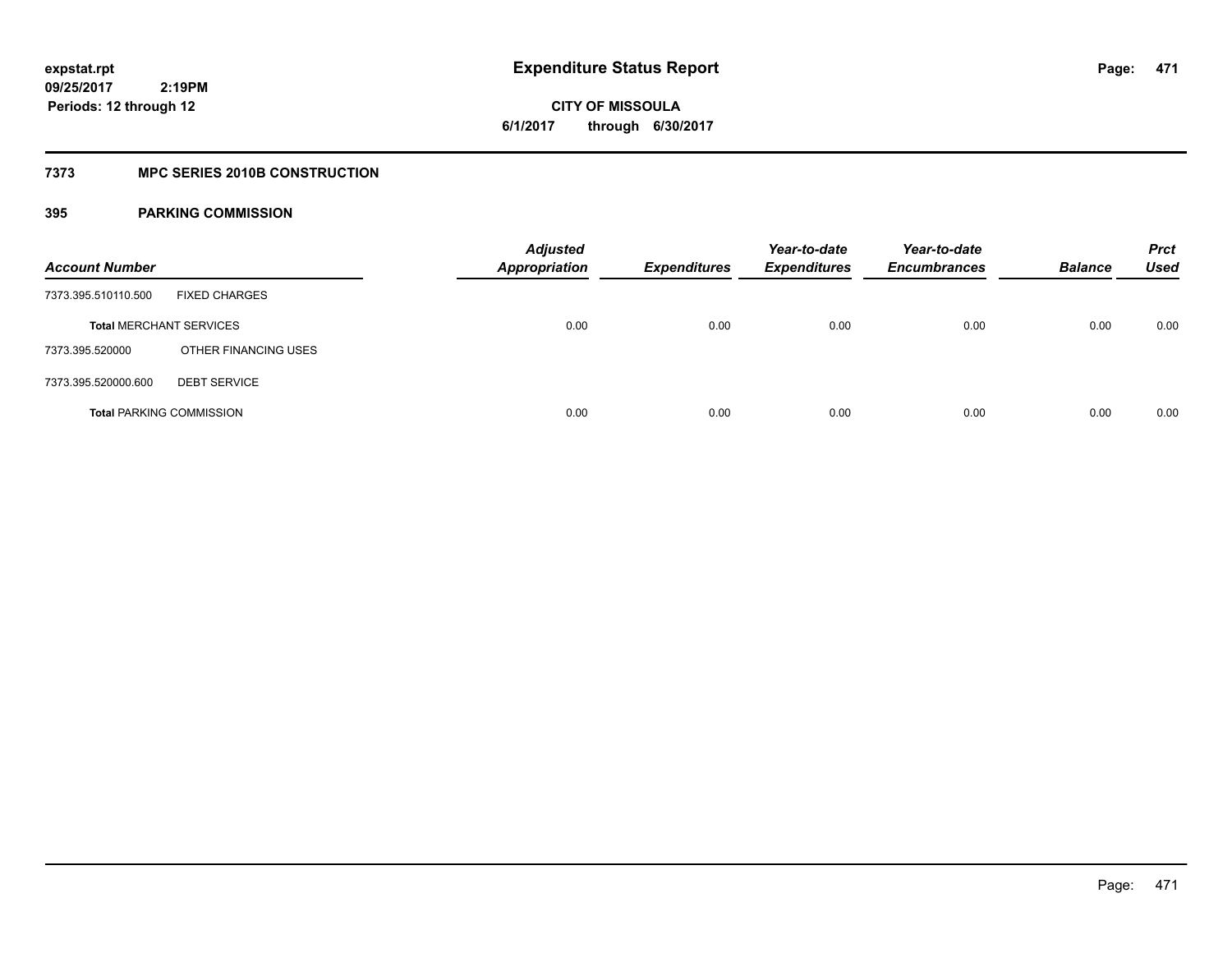expstat.rpt
09/25/2017 2:19PM
Periods: 12 through 12

# Expenditure Status Report

CITY OF MISSOULA
6/1/2017 through 6/30/2017

## 7373 MPC SERIES 2010B CONSTRUCTION

### 395 PARKING COMMISSION

| Account Number | | Adjusted Appropriation | Expenditures | Year-to-date Expenditures | Year-to-date Encumbrances | Balance | Prct Used |
|---|---|---|---|---|---|---|---|
| 7373.395.510110.500 | FIXED CHARGES | | | | | | |
| **Total** MERCHANT SERVICES | | 0.00 | 0.00 | 0.00 | 0.00 | 0.00 | 0.00 |
| 7373.395.520000 | OTHER FINANCING USES | | | | | | |
| 7373.395.520000.600 | DEBT SERVICE | | | | | | |
| **Total** PARKING COMMISSION | | 0.00 | 0.00 | 0.00 | 0.00 | 0.00 | 0.00 |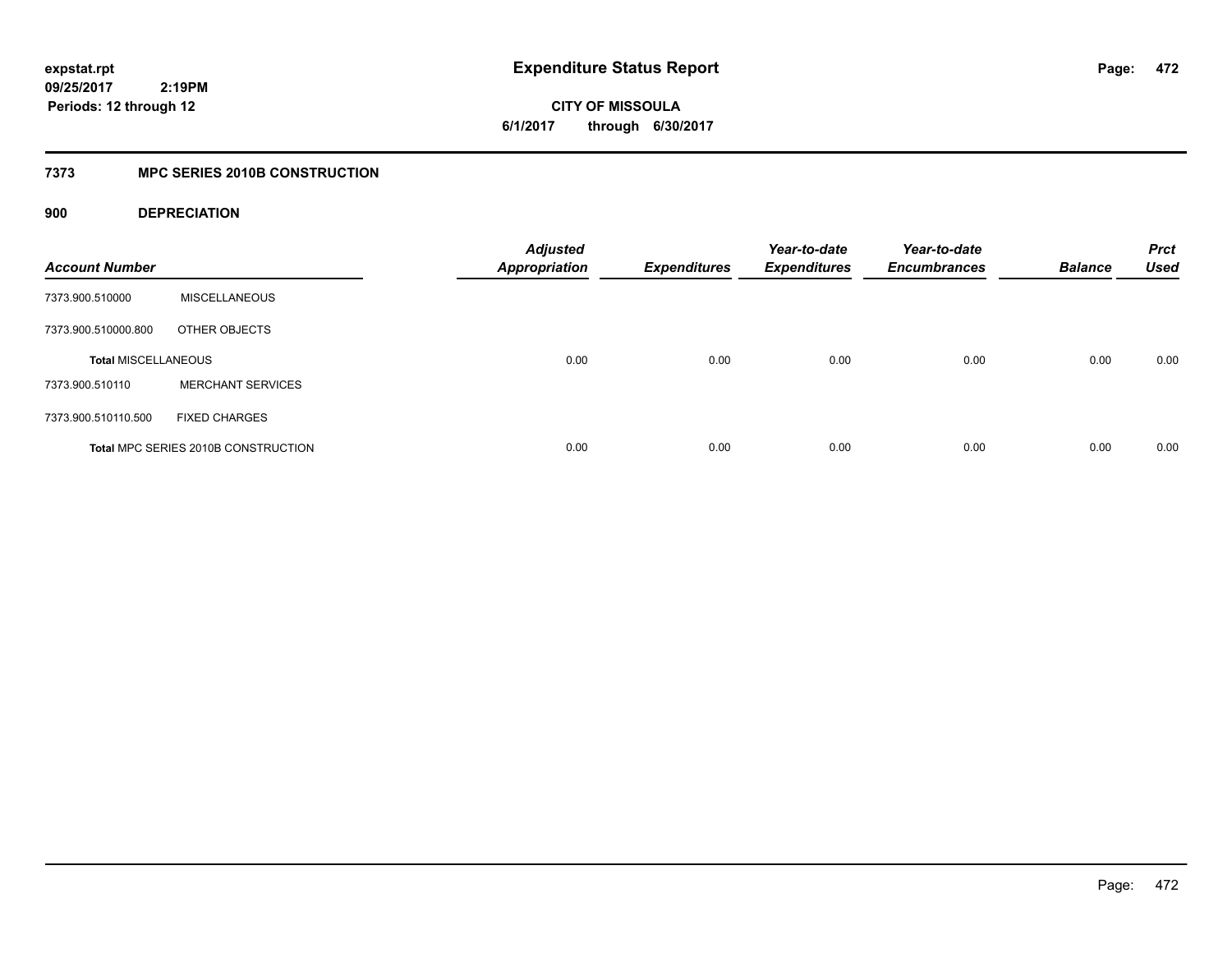**expstat.rpt**
**09/25/2017 2:19PM**
**Periods: 12 through 12**

# Expenditure Status Report

**CITY OF MISSOULA**
**6/1/2017 through 6/30/2017**

## 7373 MPC SERIES 2010B CONSTRUCTION

### 900 DEPRECIATION

| Account Number | | Adjusted Appropriation | Expenditures | Year-to-date Expenditures | Year-to-date Encumbrances | Balance | Prct Used |
|---|---|---|---|---|---|---|---|
| 7373.900.510000 | MISCELLANEOUS | | | | | | |
| 7373.900.510000.800 | OTHER OBJECTS | | | | | | |
| **Total MISCELLANEOUS** | | 0.00 | 0.00 | 0.00 | 0.00 | 0.00 | 0.00 |
| 7373.900.510110 | MERCHANT SERVICES | | | | | | |
| 7373.900.510110.500 | FIXED CHARGES | | | | | | |
| **Total** MPC SERIES 2010B CONSTRUCTION | | 0.00 | 0.00 | 0.00 | 0.00 | 0.00 | 0.00 |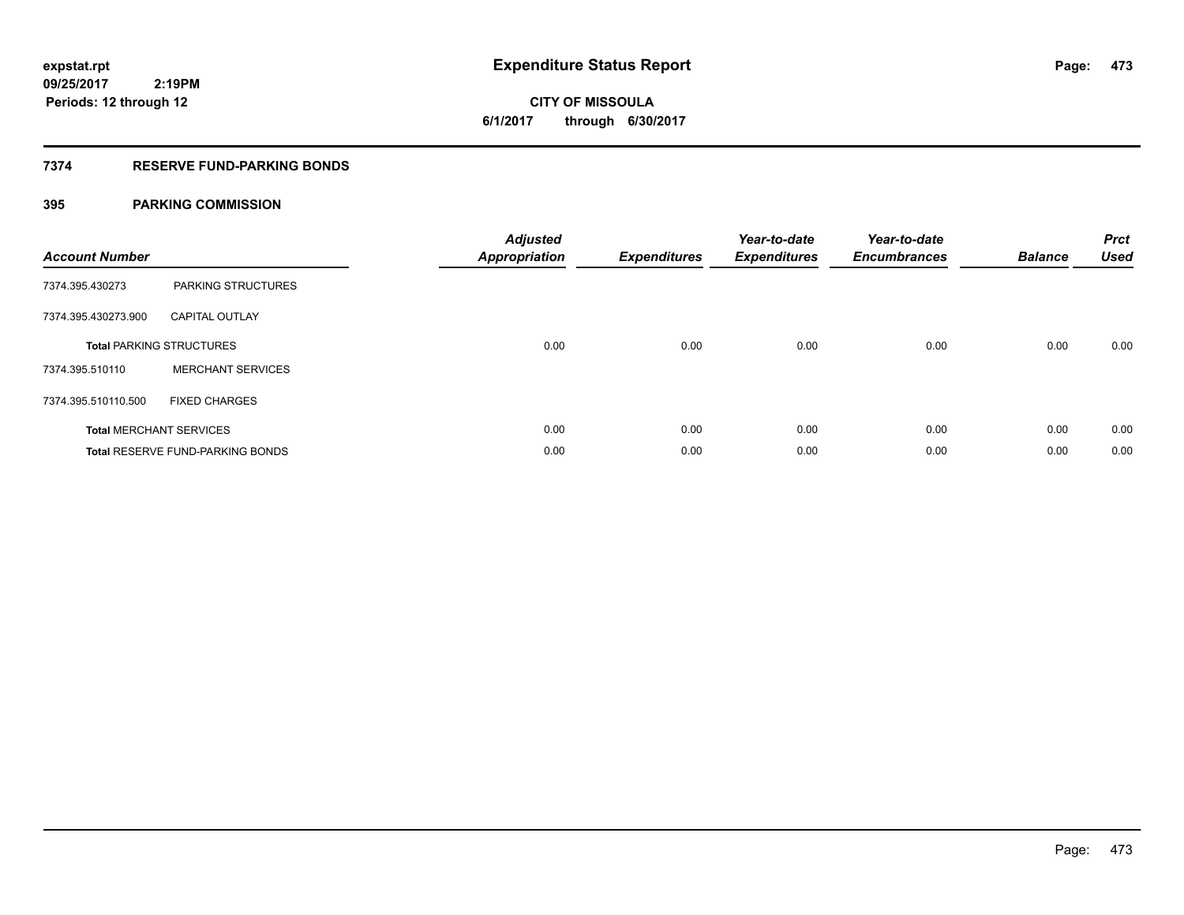expstat.rpt
09/25/2017 2:19PM
Periods: 12 through 12

# Expenditure Status Report

CITY OF MISSOULA
6/1/2017 through 6/30/2017

## 7374 RESERVE FUND-PARKING BONDS

### 395 PARKING COMMISSION

| Account Number | | *Adjusted Appropriation* | *Expenditures* | *Year-to-date Expenditures* | *Year-to-date Encumbrances* | *Balance* | *Prct Used* |
|---|---|---|---|---|---|---|---|
| 7374.395.430273 | PARKING STRUCTURES | | | | | | |
| 7374.395.430273.900 | CAPITAL OUTLAY | | | | | | |
| **Total** PARKING STRUCTURES | | 0.00 | 0.00 | 0.00 | 0.00 | 0.00 | 0.00 |
| 7374.395.510110 | MERCHANT SERVICES | | | | | | |
| 7374.395.510110.500 | FIXED CHARGES | | | | | | |
| **Total** MERCHANT SERVICES | | 0.00 | 0.00 | 0.00 | 0.00 | 0.00 | 0.00 |
| **Total** RESERVE FUND-PARKING BONDS | | 0.00 | 0.00 | 0.00 | 0.00 | 0.00 | 0.00 |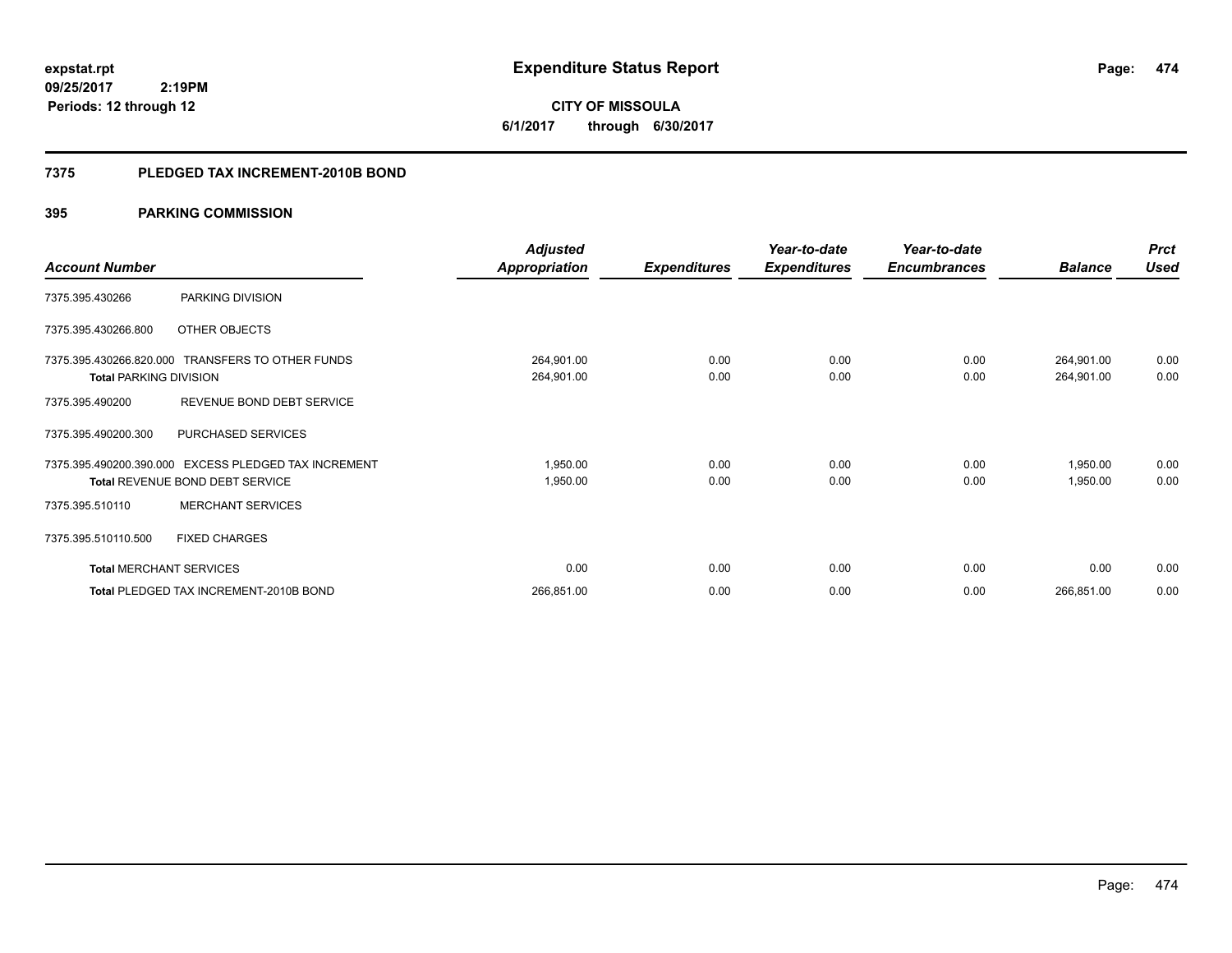**expstat.rpt**
**09/25/2017 2:19PM**
**Periods: 12 through 12**

# Expenditure Status Report

**CITY OF MISSOULA**
**6/1/2017 through 6/30/2017**

## 7375 PLEDGED TAX INCREMENT-2010B BOND

### 395 PARKING COMMISSION

| Account Number | | Adjusted Appropriation | Expenditures | Year-to-date Expenditures | Year-to-date Encumbrances | Balance | Prct Used |
|---|---|---|---|---|---|---|---|
| 7375.395.430266 | PARKING DIVISION | | | | | | |
| 7375.395.430266.800 | OTHER OBJECTS | | | | | | |
| 7375.395.430266.820.000 | TRANSFERS TO OTHER FUNDS | 264,901.00 | 0.00 | 0.00 | 0.00 | 264,901.00 | 0.00 |
| **Total** PARKING DIVISION | | 264,901.00 | 0.00 | 0.00 | 0.00 | 264,901.00 | 0.00 |
| 7375.395.490200 | REVENUE BOND DEBT SERVICE | | | | | | |
| 7375.395.490200.300 | PURCHASED SERVICES | | | | | | |
| 7375.395.490200.390.000 | EXCESS PLEDGED TAX INCREMENT | 1,950.00 | 0.00 | 0.00 | 0.00 | 1,950.00 | 0.00 |
| **Total** REVENUE BOND DEBT SERVICE | | 1,950.00 | 0.00 | 0.00 | 0.00 | 1,950.00 | 0.00 |
| 7375.395.510110 | MERCHANT SERVICES | | | | | | |
| 7375.395.510110.500 | FIXED CHARGES | | | | | | |
| **Total** MERCHANT SERVICES | | 0.00 | 0.00 | 0.00 | 0.00 | 0.00 | 0.00 |
| **Total** PLEDGED TAX INCREMENT-2010B BOND | | 266,851.00 | 0.00 | 0.00 | 0.00 | 266,851.00 | 0.00 |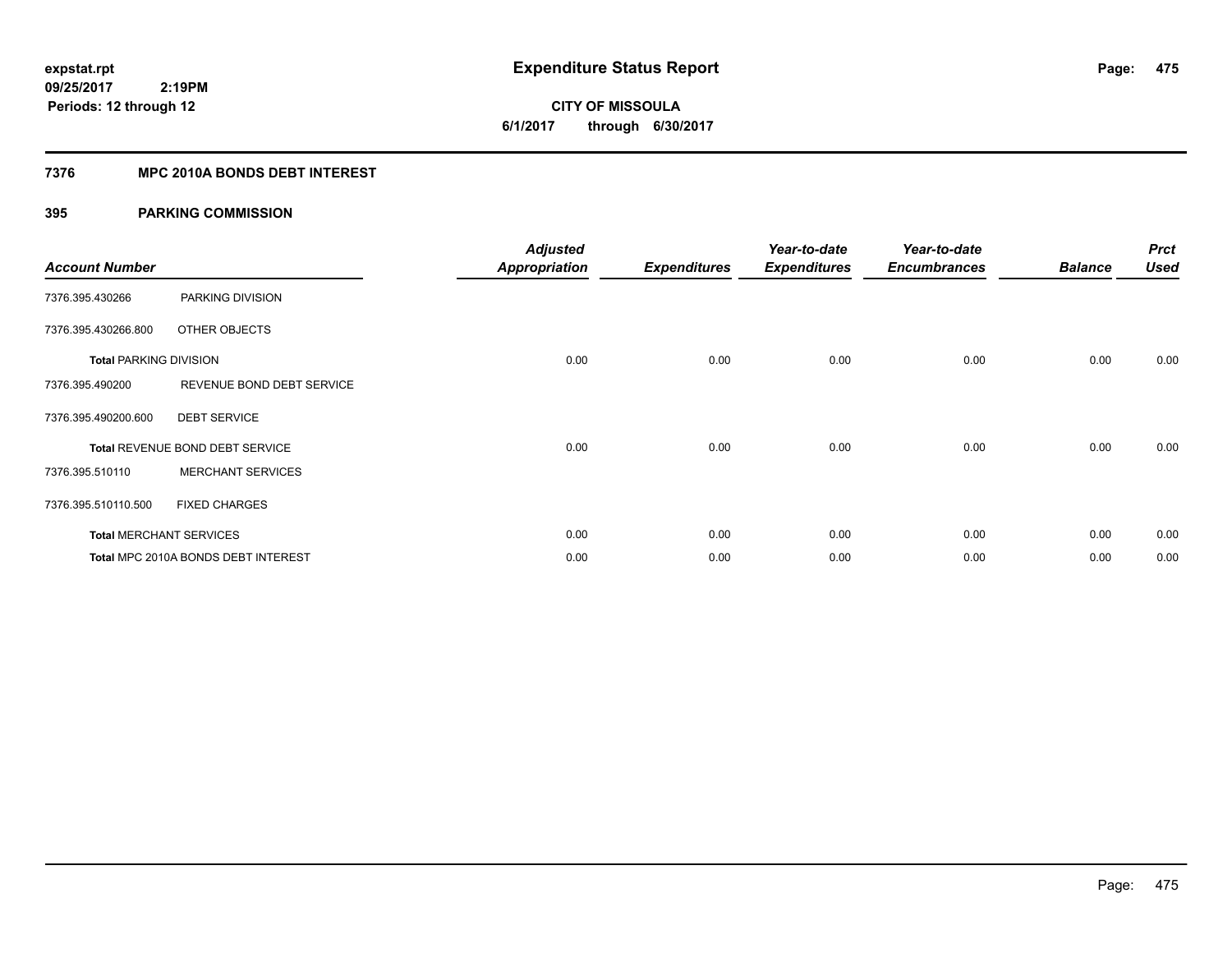expstat.rpt
09/25/2017 2:19PM
Periods: 12 through 12

# Expenditure Status Report

**CITY OF MISSOULA**
**6/1/2017 through 6/30/2017**

## 7376 MPC 2010A BONDS DEBT INTEREST

### 395 PARKING COMMISSION

| Account Number | | Adjusted Appropriation | Expenditures | Year-to-date Expenditures | Year-to-date Encumbrances | Balance | Prct Used |
|---|---|---|---|---|---|---|---|
| 7376.395.430266 | PARKING DIVISION | | | | | | |
| 7376.395.430266.800 | OTHER OBJECTS | | | | | | |
| **Total** PARKING DIVISION | | 0.00 | 0.00 | 0.00 | 0.00 | 0.00 | 0.00 |
| 7376.395.490200 | REVENUE BOND DEBT SERVICE | | | | | | |
| 7376.395.490200.600 | DEBT SERVICE | | | | | | |
| **Total** REVENUE BOND DEBT SERVICE | | 0.00 | 0.00 | 0.00 | 0.00 | 0.00 | 0.00 |
| 7376.395.510110 | MERCHANT SERVICES | | | | | | |
| 7376.395.510110.500 | FIXED CHARGES | | | | | | |
| **Total** MERCHANT SERVICES | | 0.00 | 0.00 | 0.00 | 0.00 | 0.00 | 0.00 |
| **Total** MPC 2010A BONDS DEBT INTEREST | | 0.00 | 0.00 | 0.00 | 0.00 | 0.00 | 0.00 |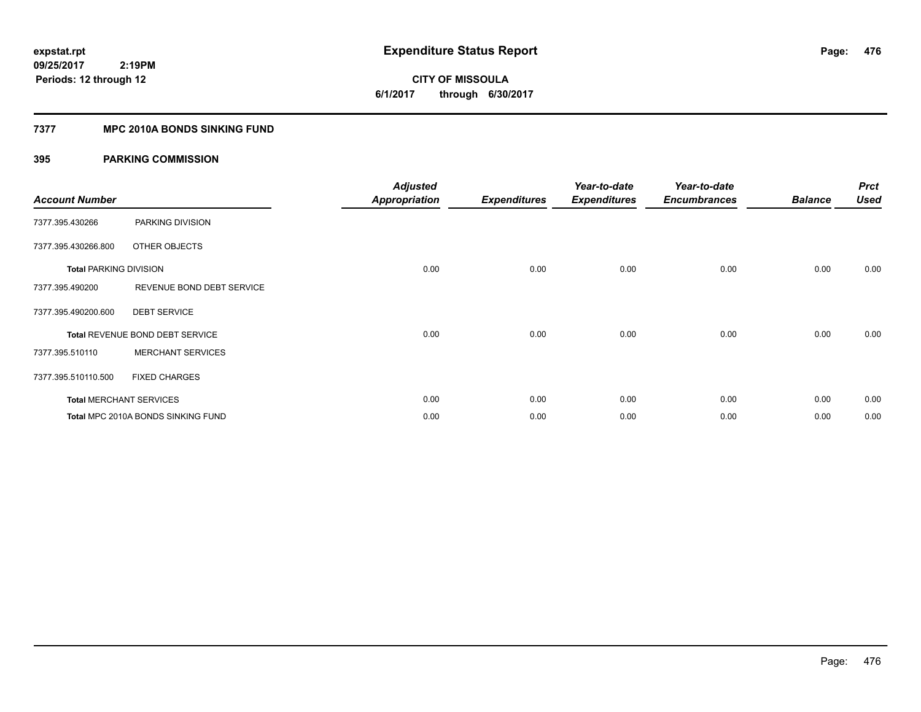expstat.rpt
09/25/2017 2:19PM
Periods: 12 through 12

# Expenditure Status Report

CITY OF MISSOULA
6/1/2017 through 6/30/2017

## 7377 MPC 2010A BONDS SINKING FUND

## 395 PARKING COMMISSION

| Account Number | | Adjusted Appropriation | Expenditures | Year-to-date Expenditures | Year-to-date Encumbrances | Balance | Prct Used |
|---|---|---|---|---|---|---|---|
| 7377.395.430266 | PARKING DIVISION | | | | | | |
| 7377.395.430266.800 | OTHER OBJECTS | | | | | | |
| **Total** PARKING DIVISION | | 0.00 | 0.00 | 0.00 | 0.00 | 0.00 | 0.00 |
| 7377.395.490200 | REVENUE BOND DEBT SERVICE | | | | | | |
| 7377.395.490200.600 | DEBT SERVICE | | | | | | |
| **Total** REVENUE BOND DEBT SERVICE | | 0.00 | 0.00 | 0.00 | 0.00 | 0.00 | 0.00 |
| 7377.395.510110 | MERCHANT SERVICES | | | | | | |
| 7377.395.510110.500 | FIXED CHARGES | | | | | | |
| **Total** MERCHANT SERVICES | | 0.00 | 0.00 | 0.00 | 0.00 | 0.00 | 0.00 |
| **Total** MPC 2010A BONDS SINKING FUND | | 0.00 | 0.00 | 0.00 | 0.00 | 0.00 | 0.00 |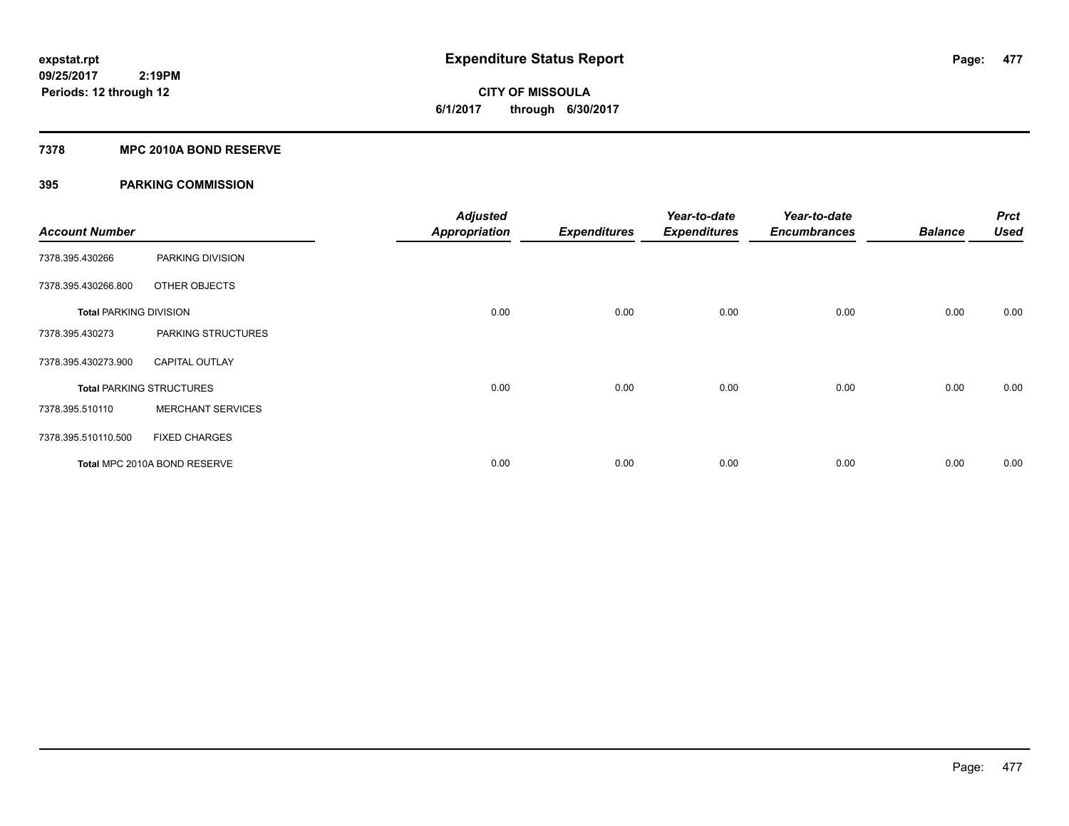expstat.rpt
09/25/2017 2:19PM
Periods: 12 through 12

# Expenditure Status Report

CITY OF MISSOULA
6/1/2017 through 6/30/2017

## 7378 MPC 2010A BOND RESERVE

## 395 PARKING COMMISSION

| Account Number | | Adjusted Appropriation | Expenditures | Year-to-date Expenditures | Year-to-date Encumbrances | Balance | Prct Used |
|---|---|---|---|---|---|---|---|
| 7378.395.430266 | PARKING DIVISION | | | | | | |
| 7378.395.430266.800 | OTHER OBJECTS | | | | | | |
| **Total PARKING DIVISION** | | 0.00 | 0.00 | 0.00 | 0.00 | 0.00 | 0.00 |
| 7378.395.430273 | PARKING STRUCTURES | | | | | | |
| 7378.395.430273.900 | CAPITAL OUTLAY | | | | | | |
| **Total PARKING STRUCTURES** | | 0.00 | 0.00 | 0.00 | 0.00 | 0.00 | 0.00 |
| 7378.395.510110 | MERCHANT SERVICES | | | | | | |
| 7378.395.510110.500 | FIXED CHARGES | | | | | | |
| **Total** MPC 2010A BOND RESERVE | | 0.00 | 0.00 | 0.00 | 0.00 | 0.00 | 0.00 |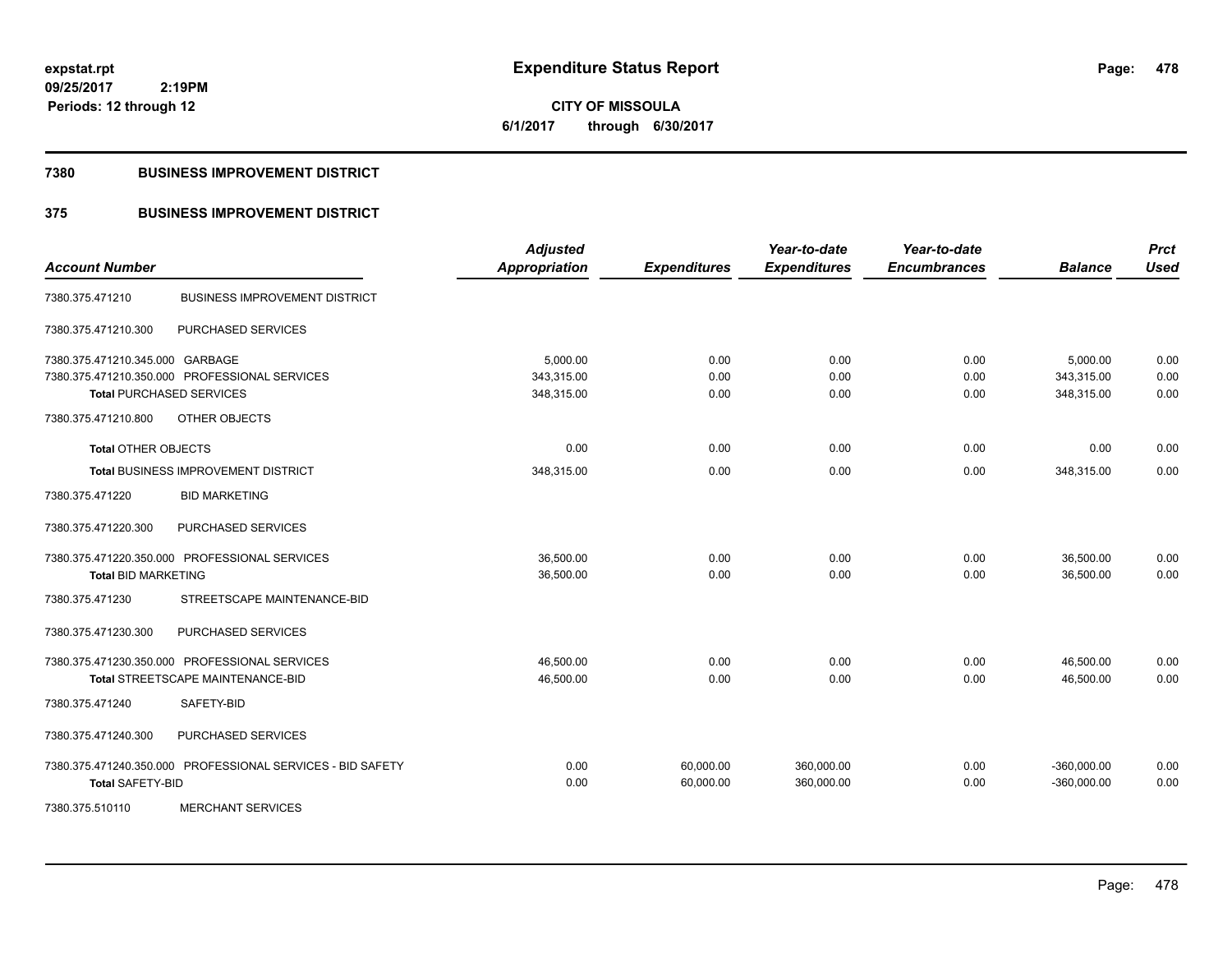# Expenditure Status Report

expstat.rpt
09/25/2017 2:19PM
Periods: 12 through 12

**CITY OF MISSOULA**
**6/1/2017 through 6/30/2017**

## 7380 BUSINESS IMPROVEMENT DISTRICT

## 375 BUSINESS IMPROVEMENT DISTRICT

| Account Number | | Adjusted Appropriation | Expenditures | Year-to-date Expenditures | Year-to-date Encumbrances | Balance | Prct Used |
|---|---|---|---|---|---|---|---|
| 7380.375.471210 | BUSINESS IMPROVEMENT DISTRICT | | | | | | |
| 7380.375.471210.300 | PURCHASED SERVICES | | | | | | |
| 7380.375.471210.345.000 | GARBAGE | 5,000.00 | 0.00 | 0.00 | 0.00 | 5,000.00 | 0.00 |
| 7380.375.471210.350.000 | PROFESSIONAL SERVICES | 343,315.00 | 0.00 | 0.00 | 0.00 | 343,315.00 | 0.00 |
| **Total** PURCHASED SERVICES | | 348,315.00 | 0.00 | 0.00 | 0.00 | 348,315.00 | 0.00 |
| 7380.375.471210.800 | OTHER OBJECTS | | | | | | |
| **Total** OTHER OBJECTS | | 0.00 | 0.00 | 0.00 | 0.00 | 0.00 | 0.00 |
| **Total** BUSINESS IMPROVEMENT DISTRICT | | 348,315.00 | 0.00 | 0.00 | 0.00 | 348,315.00 | 0.00 |
| 7380.375.471220 | BID MARKETING | | | | | | |
| 7380.375.471220.300 | PURCHASED SERVICES | | | | | | |
| 7380.375.471220.350.000 | PROFESSIONAL SERVICES | 36,500.00 | 0.00 | 0.00 | 0.00 | 36,500.00 | 0.00 |
| **Total** BID MARKETING | | 36,500.00 | 0.00 | 0.00 | 0.00 | 36,500.00 | 0.00 |
| 7380.375.471230 | STREETSCAPE MAINTENANCE-BID | | | | | | |
| 7380.375.471230.300 | PURCHASED SERVICES | | | | | | |
| 7380.375.471230.350.000 | PROFESSIONAL SERVICES | 46,500.00 | 0.00 | 0.00 | 0.00 | 46,500.00 | 0.00 |
| **Total** STREETSCAPE MAINTENANCE-BID | | 46,500.00 | 0.00 | 0.00 | 0.00 | 46,500.00 | 0.00 |
| 7380.375.471240 | SAFETY-BID | | | | | | |
| 7380.375.471240.300 | PURCHASED SERVICES | | | | | | |
| 7380.375.471240.350.000 | PROFESSIONAL SERVICES - BID SAFETY | 0.00 | 60,000.00 | 360,000.00 | 0.00 | -360,000.00 | 0.00 |
| **Total** SAFETY-BID | | 0.00 | 60,000.00 | 360,000.00 | 0.00 | -360,000.00 | 0.00 |
| 7380.375.510110 | MERCHANT SERVICES | | | | | | |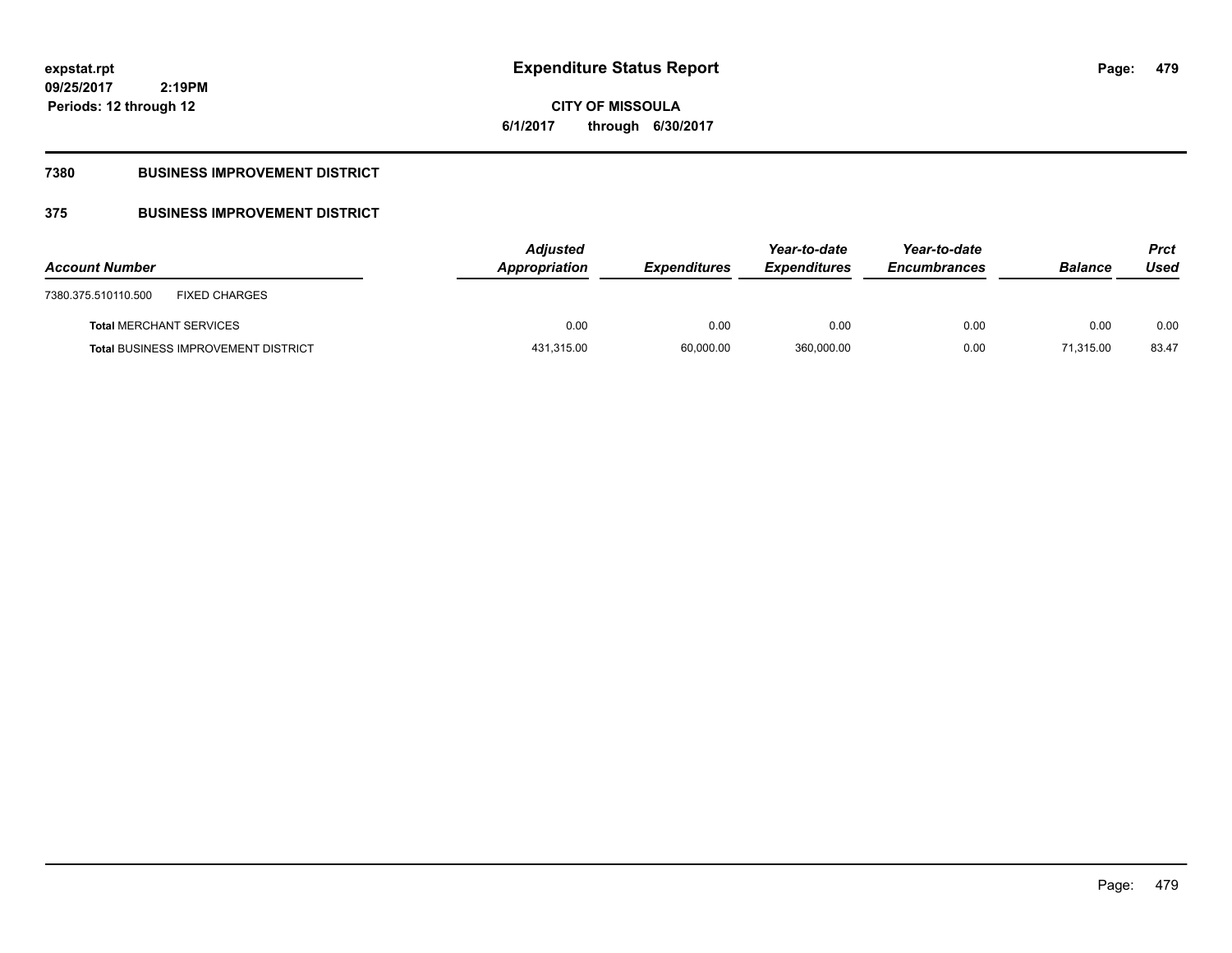# Expenditure Status Report

expstat.rpt
09/25/2017 2:19PM
Periods: 12 through 12

**CITY OF MISSOULA**
**6/1/2017 through 6/30/2017**

## 7380 BUSINESS IMPROVEMENT DISTRICT

## 375 BUSINESS IMPROVEMENT DISTRICT

| Account Number | | Adjusted Appropriation | Expenditures | Year-to-date Expenditures | Year-to-date Encumbrances | Balance | Prct Used |
|---|---|---|---|---|---|---|---|
| 7380.375.510110.500 | FIXED CHARGES | | | | | | |
| **Total** MERCHANT SERVICES | | 0.00 | 0.00 | 0.00 | 0.00 | 0.00 | 0.00 |
| **Total** BUSINESS IMPROVEMENT DISTRICT | | 431,315.00 | 60,000.00 | 360,000.00 | 0.00 | 71,315.00 | 83.47 |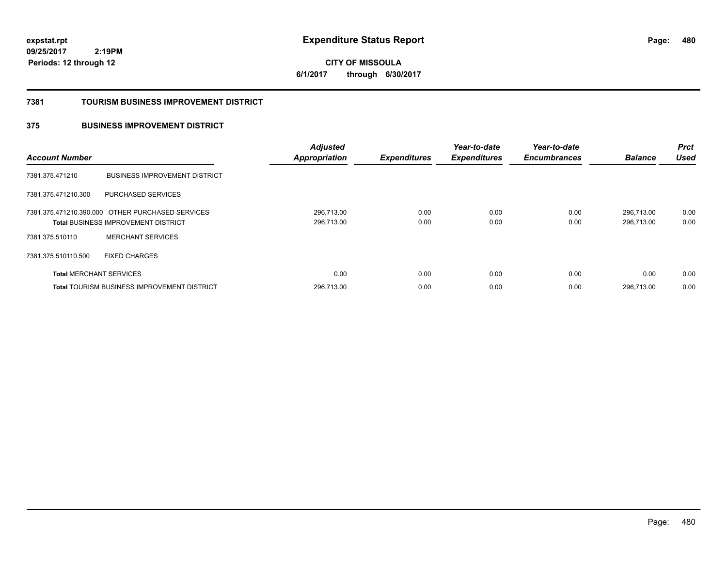**expstat.rpt**
**09/25/2017 2:19PM**
**Periods: 12 through 12**

# Expenditure Status Report

**CITY OF MISSOULA**
**6/1/2017 through 6/30/2017**

## 7381 TOURISM BUSINESS IMPROVEMENT DISTRICT

### 375 BUSINESS IMPROVEMENT DISTRICT

| Account Number | | Adjusted Appropriation | Expenditures | Year-to-date Expenditures | Year-to-date Encumbrances | Balance | Prct Used |
|---|---|---|---|---|---|---|---|
| 7381.375.471210 | BUSINESS IMPROVEMENT DISTRICT | | | | | | |
| 7381.375.471210.300 | PURCHASED SERVICES | | | | | | |
| 7381.375.471210.390.000 | OTHER PURCHASED SERVICES | 296,713.00 | 0.00 | 0.00 | 0.00 | 296,713.00 | 0.00 |
| **Total** BUSINESS IMPROVEMENT DISTRICT | | 296,713.00 | 0.00 | 0.00 | 0.00 | 296,713.00 | 0.00 |
| 7381.375.510110 | MERCHANT SERVICES | | | | | | |
| 7381.375.510110.500 | FIXED CHARGES | | | | | | |
| **Total** MERCHANT SERVICES | | 0.00 | 0.00 | 0.00 | 0.00 | 0.00 | 0.00 |
| **Total** TOURISM BUSINESS IMPROVEMENT DISTRICT | | 296,713.00 | 0.00 | 0.00 | 0.00 | 296,713.00 | 0.00 |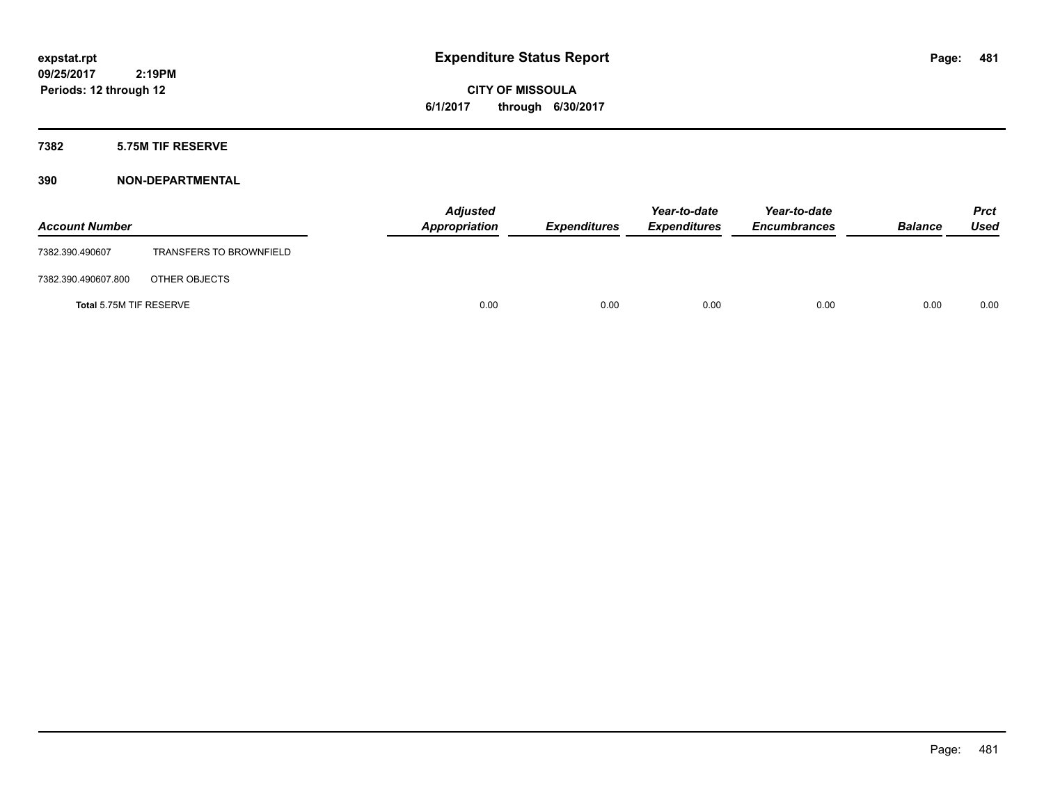**expstat.rpt**
**09/25/2017 2:19PM**
**Periods: 12 through 12**

# Expenditure Status Report

**CITY OF MISSOULA**
**6/1/2017 through 6/30/2017**

## 7382 5.75M TIF RESERVE

### 390 NON-DEPARTMENTAL

| Account Number | | Adjusted Appropriation | Expenditures | Year-to-date Expenditures | Year-to-date Encumbrances | Balance | Prct Used |
|---|---|---|---|---|---|---|---|
| 7382.390.490607 | TRANSFERS TO BROWNFIELD | | | | | | |
| 7382.390.490607.800 | OTHER OBJECTS | | | | | | |
| **Total** 5.75M TIF RESERVE | | 0.00 | 0.00 | 0.00 | 0.00 | 0.00 | 0.00 |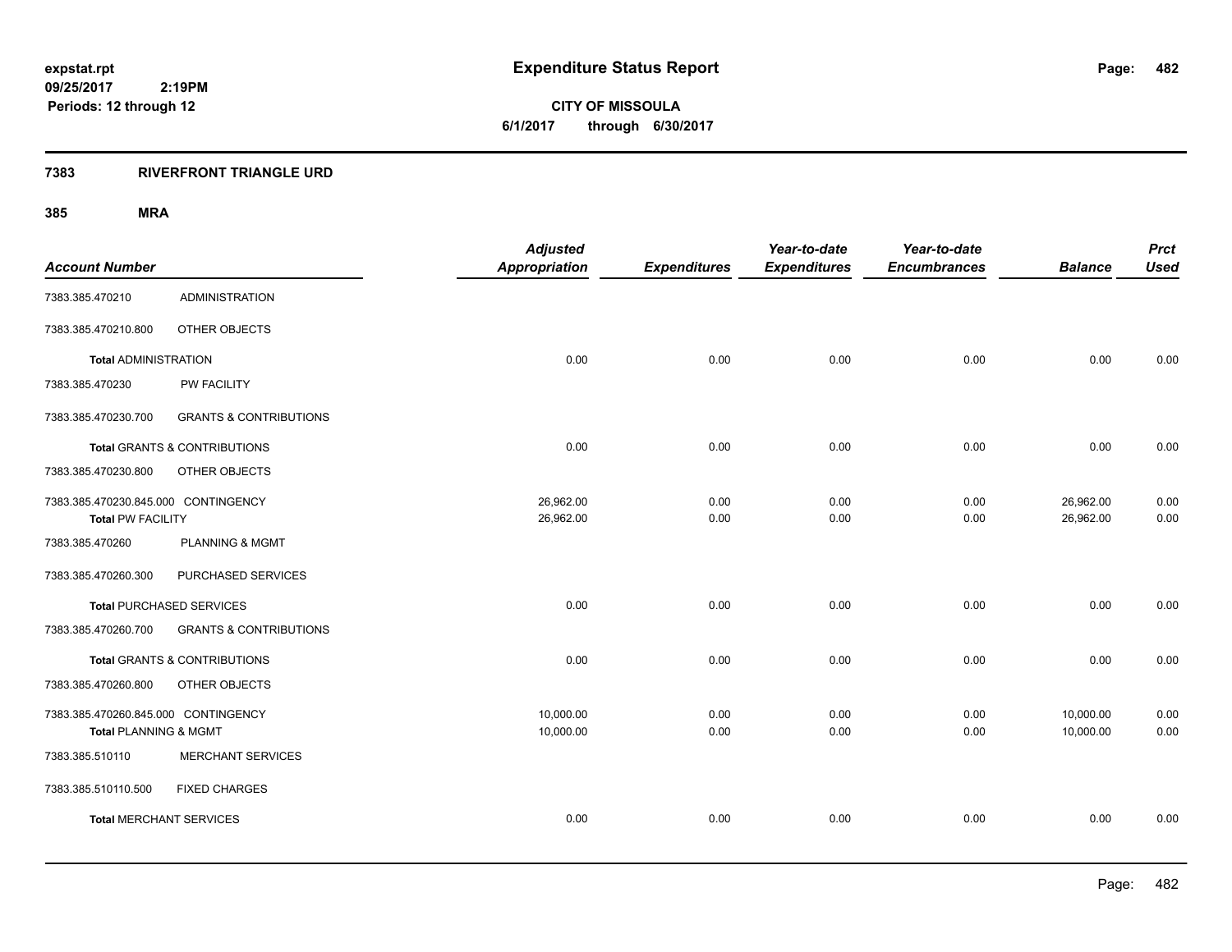# Expenditure Status Report

expstat.rpt
09/25/2017 2:19PM
Periods: 12 through 12

**CITY OF MISSOULA**
**6/1/2017 through 6/30/2017**

## 7383 RIVERFRONT TRIANGLE URD

### 385 MRA

| Account Number | | Adjusted Appropriation | Expenditures | Year-to-date Expenditures | Year-to-date Encumbrances | Balance | Prct Used |
|---|---|---|---|---|---|---|---|
| 7383.385.470210 | ADMINISTRATION | | | | | | |
| 7383.385.470210.800 | OTHER OBJECTS | | | | | | |
| **Total** ADMINISTRATION | | 0.00 | 0.00 | 0.00 | 0.00 | 0.00 | 0.00 |
| 7383.385.470230 | PW FACILITY | | | | | | |
| 7383.385.470230.700 | GRANTS & CONTRIBUTIONS | | | | | | |
| **Total** GRANTS & CONTRIBUTIONS | | 0.00 | 0.00 | 0.00 | 0.00 | 0.00 | 0.00 |
| 7383.385.470230.800 | OTHER OBJECTS | | | | | | |
| 7383.385.470230.845.000 | CONTINGENCY | 26,962.00 | 0.00 | 0.00 | 0.00 | 26,962.00 | 0.00 |
| **Total** PW FACILITY | | 26,962.00 | 0.00 | 0.00 | 0.00 | 26,962.00 | 0.00 |
| 7383.385.470260 | PLANNING & MGMT | | | | | | |
| 7383.385.470260.300 | PURCHASED SERVICES | | | | | | |
| **Total** PURCHASED SERVICES | | 0.00 | 0.00 | 0.00 | 0.00 | 0.00 | 0.00 |
| 7383.385.470260.700 | GRANTS & CONTRIBUTIONS | | | | | | |
| **Total** GRANTS & CONTRIBUTIONS | | 0.00 | 0.00 | 0.00 | 0.00 | 0.00 | 0.00 |
| 7383.385.470260.800 | OTHER OBJECTS | | | | | | |
| 7383.385.470260.845.000 | CONTINGENCY | 10,000.00 | 0.00 | 0.00 | 0.00 | 10,000.00 | 0.00 |
| **Total** PLANNING & MGMT | | 10,000.00 | 0.00 | 0.00 | 0.00 | 10,000.00 | 0.00 |
| 7383.385.510110 | MERCHANT SERVICES | | | | | | |
| 7383.385.510110.500 | FIXED CHARGES | | | | | | |
| **Total** MERCHANT SERVICES | | 0.00 | 0.00 | 0.00 | 0.00 | 0.00 | 0.00 |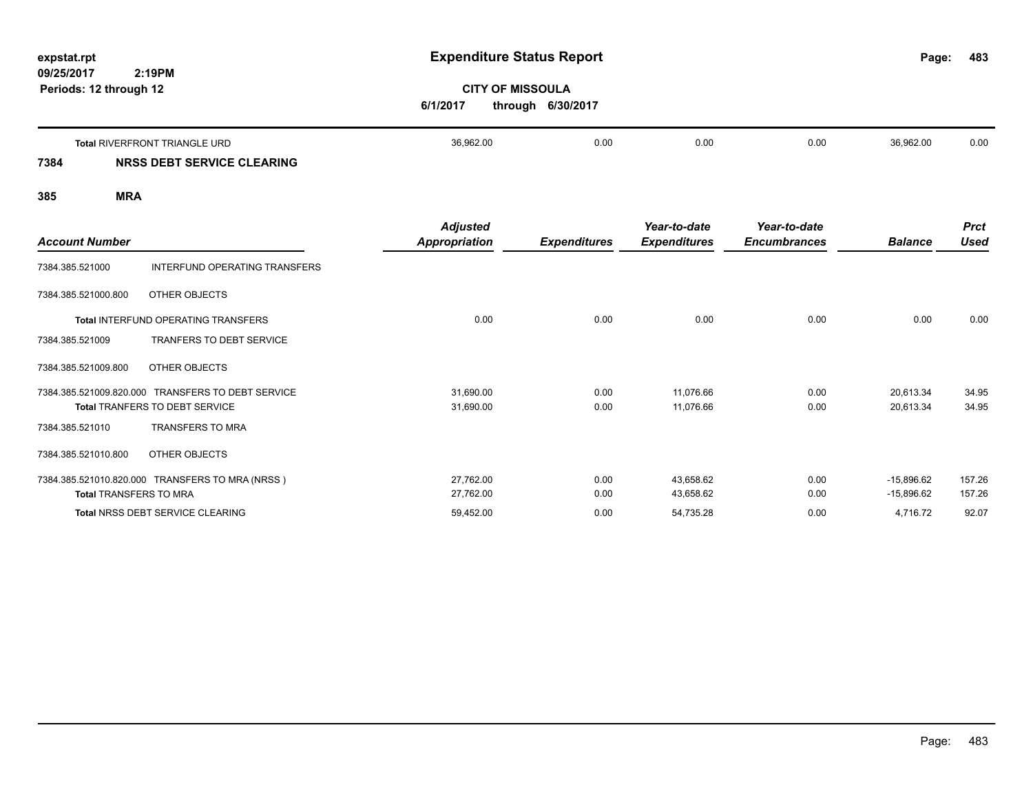| | Adjusted Appropriation | Expenditures | Year-to-date Expenditures | Year-to-date Encumbrances | Balance | Prct Used |
|---|---|---|---|---|---|---|
| **Total** RIVERFRONT TRIANGLE URD | 36,962.00 | 0.00 | 0.00 | 0.00 | 36,962.00 | 0.00 |

## 7384 NRSS DEBT SERVICE CLEARING

## 385 MRA

| Account Number | | Adjusted Appropriation | Expenditures | Year-to-date Expenditures | Year-to-date Encumbrances | Balance | Prct Used |
|---|---|---|---|---|---|---|---|
| 7384.385.521000 | INTERFUND OPERATING TRANSFERS | | | | | | |
| 7384.385.521000.800 | OTHER OBJECTS | | | | | | |
| **Total** INTERFUND OPERATING TRANSFERS | | 0.00 | 0.00 | 0.00 | 0.00 | 0.00 | 0.00 |
| 7384.385.521009 | TRANFERS TO DEBT SERVICE | | | | | | |
| 7384.385.521009.800 | OTHER OBJECTS | | | | | | |
| 7384.385.521009.820.000 | TRANSFERS TO DEBT SERVICE | 31,690.00 | 0.00 | 11,076.66 | 0.00 | 20,613.34 | 34.95 |
| **Total** TRANFERS TO DEBT SERVICE | | 31,690.00 | 0.00 | 11,076.66 | 0.00 | 20,613.34 | 34.95 |
| 7384.385.521010 | TRANSFERS TO MRA | | | | | | |
| 7384.385.521010.800 | OTHER OBJECTS | | | | | | |
| 7384.385.521010.820.000 | TRANSFERS TO MRA (NRSS ) | 27,762.00 | 0.00 | 43,658.62 | 0.00 | -15,896.62 | 157.26 |
| **Total** TRANSFERS TO MRA | | 27,762.00 | 0.00 | 43,658.62 | 0.00 | -15,896.62 | 157.26 |
| **Total** NRSS DEBT SERVICE CLEARING | | 59,452.00 | 0.00 | 54,735.28 | 0.00 | 4,716.72 | 92.07 |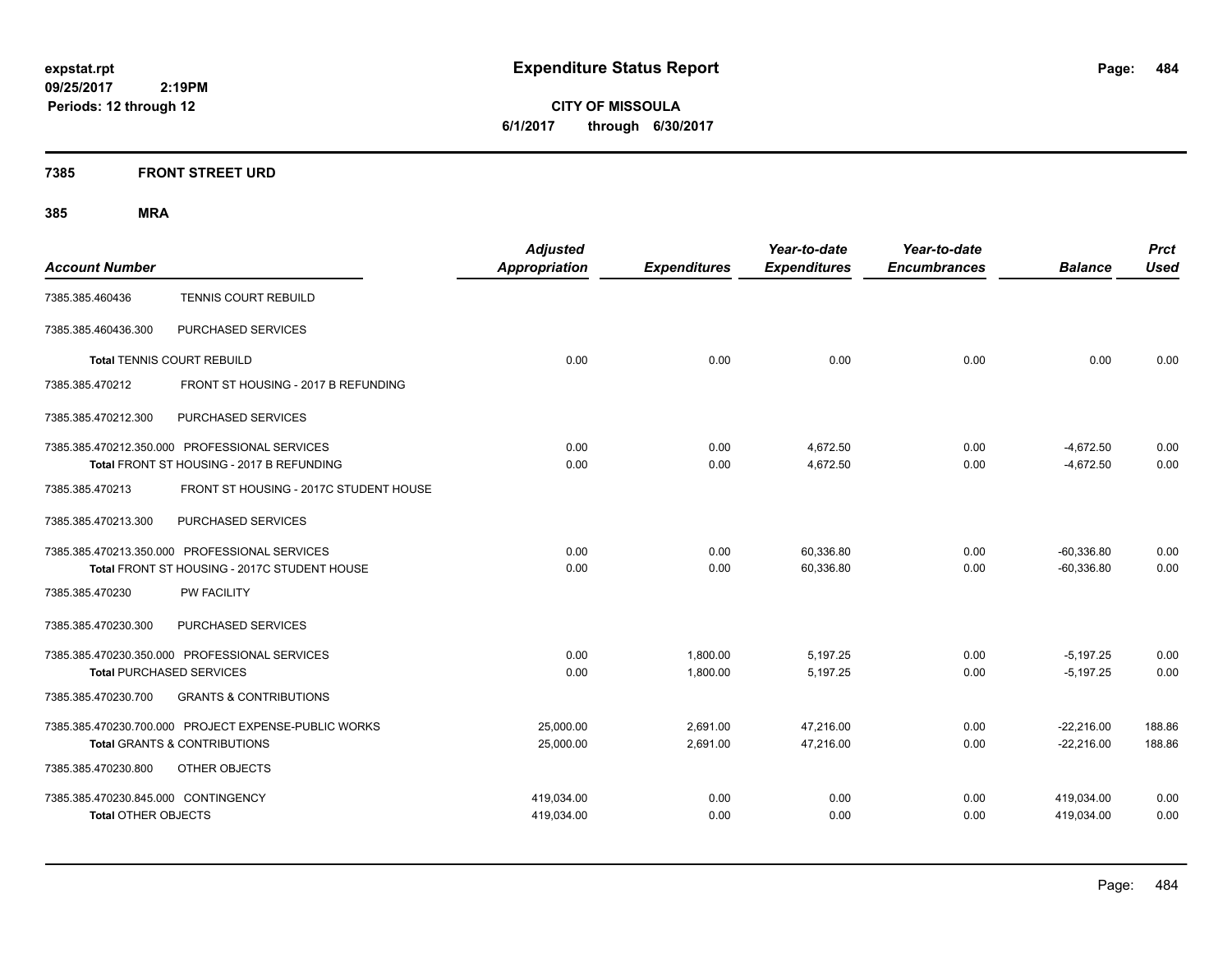# Expenditure Status Report

expstat.rpt
09/25/2017 2:19PM
Periods: 12 through 12

**CITY OF MISSOULA**
6/1/2017 through 6/30/2017

## 7385 FRONT STREET URD

### 385 MRA

| Account Number | | Adjusted Appropriation | Expenditures | Year-to-date Expenditures | Year-to-date Encumbrances | Balance | Prct Used |
|---|---|---|---|---|---|---|---|
| 7385.385.460436 | TENNIS COURT REBUILD | | | | | | |
| 7385.385.460436.300 | PURCHASED SERVICES | | | | | | |
| **Total** TENNIS COURT REBUILD | | 0.00 | 0.00 | 0.00 | 0.00 | 0.00 | 0.00 |
| 7385.385.470212 | FRONT ST HOUSING - 2017 B REFUNDING | | | | | | |
| 7385.385.470212.300 | PURCHASED SERVICES | | | | | | |
| 7385.385.470212.350.000 | PROFESSIONAL SERVICES | 0.00 | 0.00 | 4,672.50 | 0.00 | -4,672.50 | 0.00 |
| **Total** FRONT ST HOUSING - 2017 B REFUNDING | | 0.00 | 0.00 | 4,672.50 | 0.00 | -4,672.50 | 0.00 |
| 7385.385.470213 | FRONT ST HOUSING - 2017C STUDENT HOUSE | | | | | | |
| 7385.385.470213.300 | PURCHASED SERVICES | | | | | | |
| 7385.385.470213.350.000 | PROFESSIONAL SERVICES | 0.00 | 0.00 | 60,336.80 | 0.00 | -60,336.80 | 0.00 |
| **Total** FRONT ST HOUSING - 2017C STUDENT HOUSE | | 0.00 | 0.00 | 60,336.80 | 0.00 | -60,336.80 | 0.00 |
| 7385.385.470230 | PW FACILITY | | | | | | |
| 7385.385.470230.300 | PURCHASED SERVICES | | | | | | |
| 7385.385.470230.350.000 | PROFESSIONAL SERVICES | 0.00 | 1,800.00 | 5,197.25 | 0.00 | -5,197.25 | 0.00 |
| **Total** PURCHASED SERVICES | | 0.00 | 1,800.00 | 5,197.25 | 0.00 | -5,197.25 | 0.00 |
| 7385.385.470230.700 | GRANTS & CONTRIBUTIONS | | | | | | |
| 7385.385.470230.700.000 | PROJECT EXPENSE-PUBLIC WORKS | 25,000.00 | 2,691.00 | 47,216.00 | 0.00 | -22,216.00 | 188.86 |
| **Total** GRANTS & CONTRIBUTIONS | | 25,000.00 | 2,691.00 | 47,216.00 | 0.00 | -22,216.00 | 188.86 |
| 7385.385.470230.800 | OTHER OBJECTS | | | | | | |
| 7385.385.470230.845.000 | CONTINGENCY | 419,034.00 | 0.00 | 0.00 | 0.00 | 419,034.00 | 0.00 |
| **Total** OTHER OBJECTS | | 419,034.00 | 0.00 | 0.00 | 0.00 | 419,034.00 | 0.00 |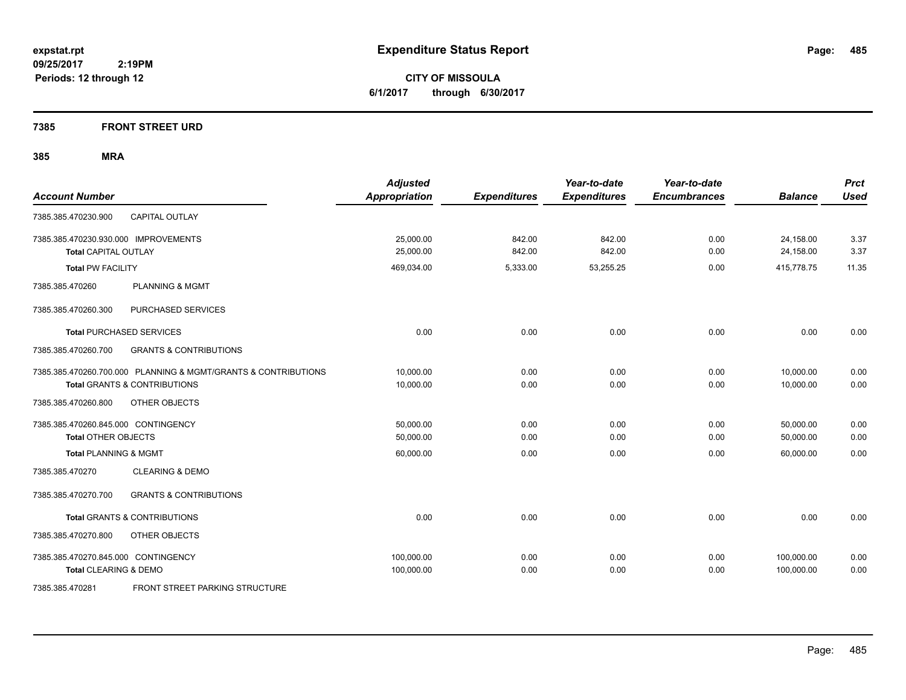**expstat.rpt**
**09/25/2017 2:19PM**
**Periods: 12 through 12**

# Expenditure Status Report

**CITY OF MISSOULA**
**6/1/2017 through 6/30/2017**

## 7385 FRONT STREET URD

## 385 MRA

| Account Number | | Adjusted Appropriation | Expenditures | Year-to-date Expenditures | Year-to-date Encumbrances | Balance | Prct Used |
|---|---|---|---|---|---|---|---|
| 7385.385.470230.900 | CAPITAL OUTLAY | | | | | | |
| 7385.385.470230.930.000 IMPROVEMENTS | | 25,000.00 | 842.00 | 842.00 | 0.00 | 24,158.00 | 3.37 |
| **Total** CAPITAL OUTLAY | | 25,000.00 | 842.00 | 842.00 | 0.00 | 24,158.00 | 3.37 |
| **Total** PW FACILITY | | 469,034.00 | 5,333.00 | 53,255.25 | 0.00 | 415,778.75 | 11.35 |
| 7385.385.470260 | PLANNING & MGMT | | | | | | |
| 7385.385.470260.300 | PURCHASED SERVICES | | | | | | |
| **Total** PURCHASED SERVICES | | 0.00 | 0.00 | 0.00 | 0.00 | 0.00 | 0.00 |
| 7385.385.470260.700 | GRANTS & CONTRIBUTIONS | | | | | | |
| 7385.385.470260.700.000 PLANNING & MGMT/GRANTS & CONTRIBUTIONS | | 10,000.00 | 0.00 | 0.00 | 0.00 | 10,000.00 | 0.00 |
| **Total** GRANTS & CONTRIBUTIONS | | 10,000.00 | 0.00 | 0.00 | 0.00 | 10,000.00 | 0.00 |
| 7385.385.470260.800 | OTHER OBJECTS | | | | | | |
| 7385.385.470260.845.000 CONTINGENCY | | 50,000.00 | 0.00 | 0.00 | 0.00 | 50,000.00 | 0.00 |
| **Total** OTHER OBJECTS | | 50,000.00 | 0.00 | 0.00 | 0.00 | 50,000.00 | 0.00 |
| **Total** PLANNING & MGMT | | 60,000.00 | 0.00 | 0.00 | 0.00 | 60,000.00 | 0.00 |
| 7385.385.470270 | CLEARING & DEMO | | | | | | |
| 7385.385.470270.700 | GRANTS & CONTRIBUTIONS | | | | | | |
| **Total** GRANTS & CONTRIBUTIONS | | 0.00 | 0.00 | 0.00 | 0.00 | 0.00 | 0.00 |
| 7385.385.470270.800 | OTHER OBJECTS | | | | | | |
| 7385.385.470270.845.000 CONTINGENCY | | 100,000.00 | 0.00 | 0.00 | 0.00 | 100,000.00 | 0.00 |
| **Total** CLEARING & DEMO | | 100,000.00 | 0.00 | 0.00 | 0.00 | 100,000.00 | 0.00 |
| 7385.385.470281 | FRONT STREET PARKING STRUCTURE | | | | | | |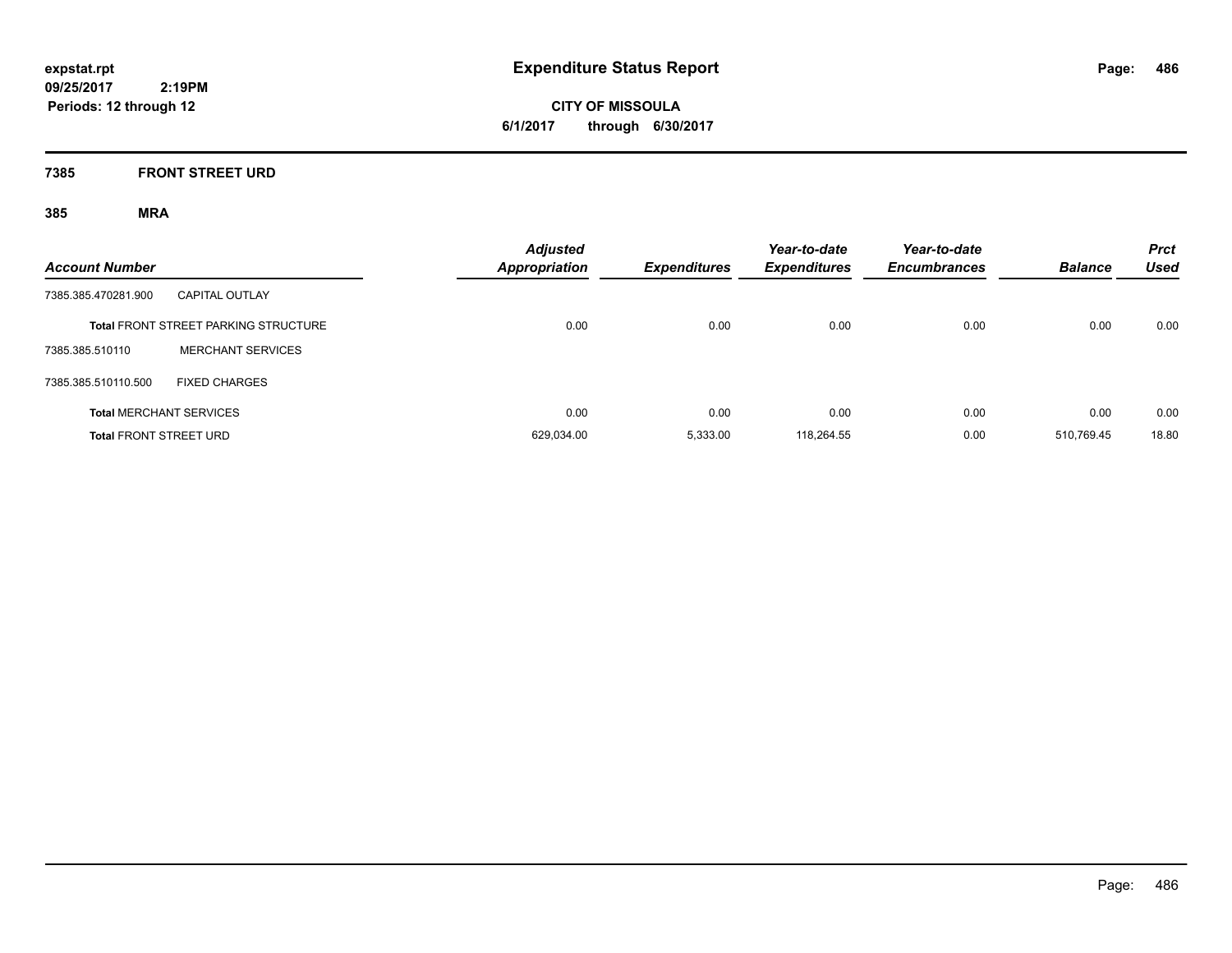# Expenditure Status Report

expstat.rpt
09/25/2017 2:19PM
Periods: 12 through 12

**CITY OF MISSOULA**
**6/1/2017 through 6/30/2017**

## 7385 FRONT STREET URD

### 385 MRA

| Account Number | | Adjusted Appropriation | Expenditures | Year-to-date Expenditures | Year-to-date Encumbrances | Balance | Prct Used |
|---|---|---|---|---|---|---|---|
| 7385.385.470281.900 | CAPITAL OUTLAY | | | | | | |
| **Total** FRONT STREET PARKING STRUCTURE | | 0.00 | 0.00 | 0.00 | 0.00 | 0.00 | 0.00 |
| 7385.385.510110 | MERCHANT SERVICES | | | | | | |
| 7385.385.510110.500 | FIXED CHARGES | | | | | | |
| **Total** MERCHANT SERVICES | | 0.00 | 0.00 | 0.00 | 0.00 | 0.00 | 0.00 |
| **Total** FRONT STREET URD | | 629,034.00 | 5,333.00 | 118,264.55 | 0.00 | 510,769.45 | 18.80 |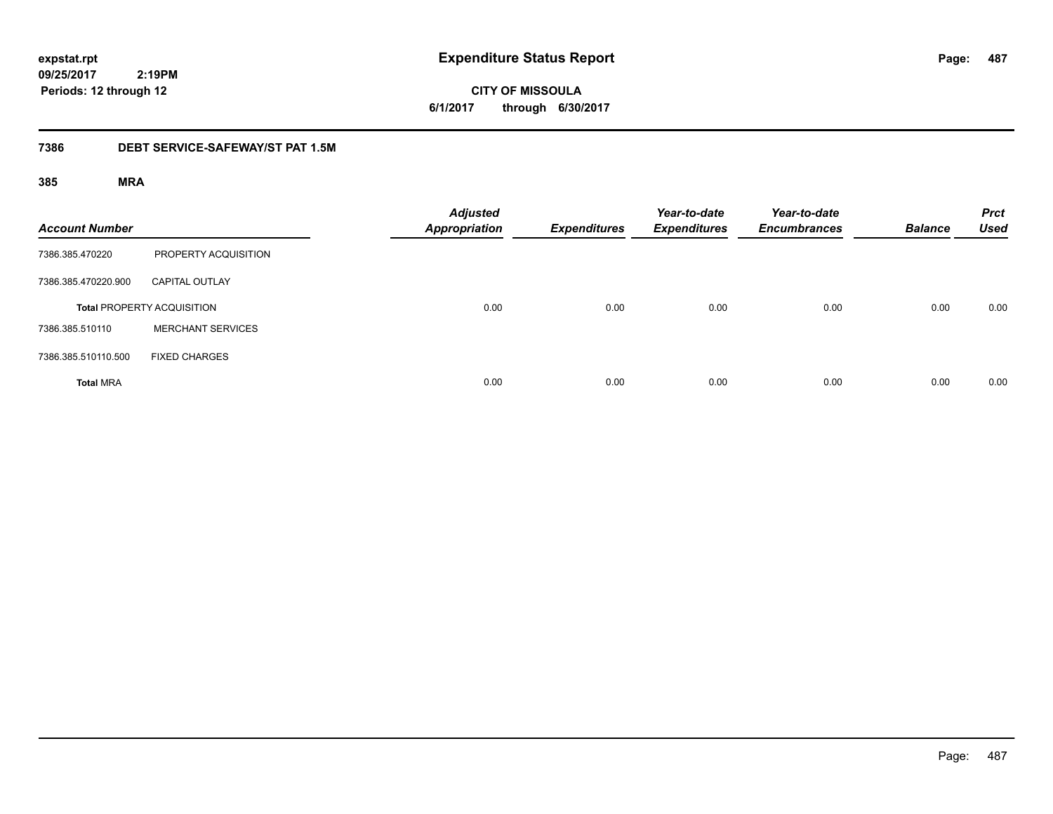**expstat.rpt**
**09/25/2017 2:19PM**
**Periods: 12 through 12**

# Expenditure Status Report

**CITY OF MISSOULA**
**6/1/2017 through 6/30/2017**

## 7386 DEBT SERVICE-SAFEWAY/ST PAT 1.5M

### 385 MRA

| Account Number | | Adjusted Appropriation | Expenditures | Year-to-date Expenditures | Year-to-date Encumbrances | Balance | Prct Used |
|---|---|---|---|---|---|---|---|
| 7386.385.470220 | PROPERTY ACQUISITION | | | | | | |
| 7386.385.470220.900 | CAPITAL OUTLAY | | | | | | |
| **Total** PROPERTY ACQUISITION | | 0.00 | 0.00 | 0.00 | 0.00 | 0.00 | 0.00 |
| 7386.385.510110 | MERCHANT SERVICES | | | | | | |
| 7386.385.510110.500 | FIXED CHARGES | | | | | | |
| **Total** MRA | | 0.00 | 0.00 | 0.00 | 0.00 | 0.00 | 0.00 |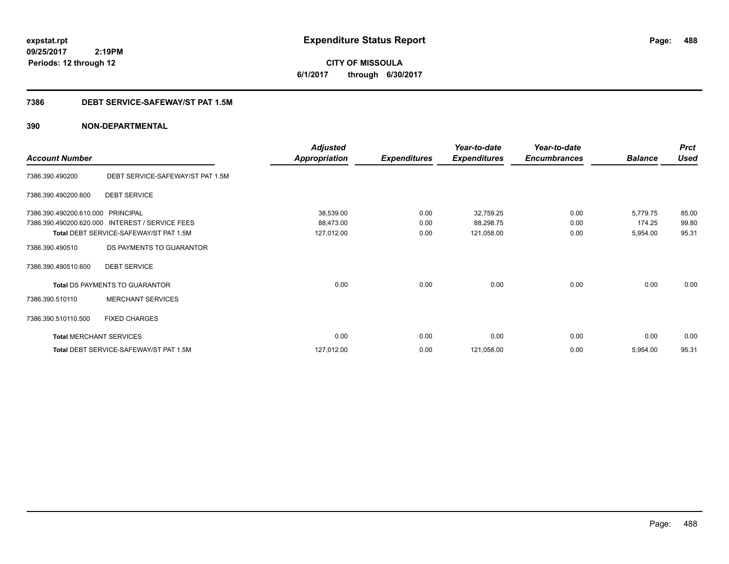**expstat.rpt**
**09/25/2017 2:19PM**
**Periods: 12 through 12**

# Expenditure Status Report

**CITY OF MISSOULA**
**6/1/2017 through 6/30/2017**

## 7386 DEBT SERVICE-SAFEWAY/ST PAT 1.5M

## 390 NON-DEPARTMENTAL

| Account Number | | Adjusted Appropriation | Expenditures | Year-to-date Expenditures | Year-to-date Encumbrances | Balance | Prct Used |
|---|---|---|---|---|---|---|---|
| 7386.390.490200 | DEBT SERVICE-SAFEWAY/ST PAT 1.5M | | | | | | |
| 7386.390.490200.600 | DEBT SERVICE | | | | | | |
| 7386.390.490200.610.000 | PRINCIPAL | 38,539.00 | 0.00 | 32,759.25 | 0.00 | 5,779.75 | 85.00 |
| 7386.390.490200.620.000 | INTEREST / SERVICE FEES | 88,473.00 | 0.00 | 88,298.75 | 0.00 | 174.25 | 99.80 |
| Total DEBT SERVICE-SAFEWAY/ST PAT 1.5M | | 127,012.00 | 0.00 | 121,058.00 | 0.00 | 5,954.00 | 95.31 |
| 7386.390.490510 | DS PAYMENTS TO GUARANTOR | | | | | | |
| 7386.390.490510.600 | DEBT SERVICE | | | | | | |
| Total DS PAYMENTS TO GUARANTOR | | 0.00 | 0.00 | 0.00 | 0.00 | 0.00 | 0.00 |
| 7386.390.510110 | MERCHANT SERVICES | | | | | | |
| 7386.390.510110.500 | FIXED CHARGES | | | | | | |
| Total MERCHANT SERVICES | | 0.00 | 0.00 | 0.00 | 0.00 | 0.00 | 0.00 |
| Total DEBT SERVICE-SAFEWAY/ST PAT 1.5M | | 127,012.00 | 0.00 | 121,058.00 | 0.00 | 5,954.00 | 95.31 |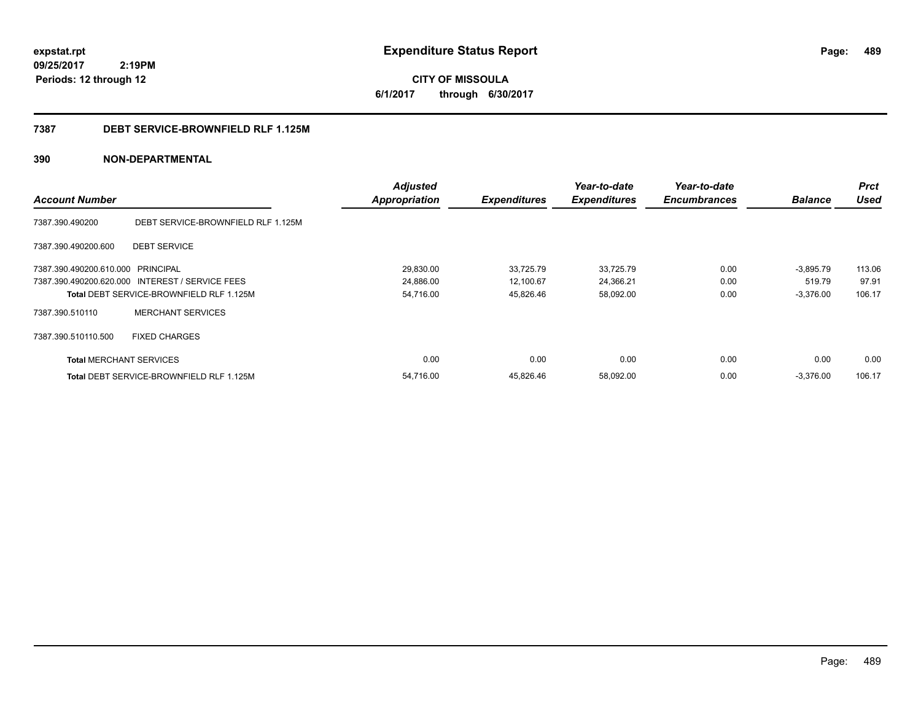**expstat.rpt**
**09/25/2017 2:19PM**
**Periods: 12 through 12**

# Expenditure Status Report

**CITY OF MISSOULA**
**6/1/2017 through 6/30/2017**

## 7387 DEBT SERVICE-BROWNFIELD RLF 1.125M

## 390 NON-DEPARTMENTAL

| Account Number | | Adjusted Appropriation | Expenditures | Year-to-date Expenditures | Year-to-date Encumbrances | Balance | Prct Used |
|---|---|---|---|---|---|---|---|
| 7387.390.490200 | DEBT SERVICE-BROWNFIELD RLF 1.125M | | | | | | |
| 7387.390.490200.600 | DEBT SERVICE | | | | | | |
| 7387.390.490200.610.000 | PRINCIPAL | 29,830.00 | 33,725.79 | 33,725.79 | 0.00 | -3,895.79 | 113.06 |
| 7387.390.490200.620.000 | INTEREST / SERVICE FEES | 24,886.00 | 12,100.67 | 24,366.21 | 0.00 | 519.79 | 97.91 |
| **Total** DEBT SERVICE-BROWNFIELD RLF 1.125M | | 54,716.00 | 45,826.46 | 58,092.00 | 0.00 | -3,376.00 | 106.17 |
| 7387.390.510110 | MERCHANT SERVICES | | | | | | |
| 7387.390.510110.500 | FIXED CHARGES | | | | | | |
| **Total** MERCHANT SERVICES | | 0.00 | 0.00 | 0.00 | 0.00 | 0.00 | 0.00 |
| **Total** DEBT SERVICE-BROWNFIELD RLF 1.125M | | 54,716.00 | 45,826.46 | 58,092.00 | 0.00 | -3,376.00 | 106.17 |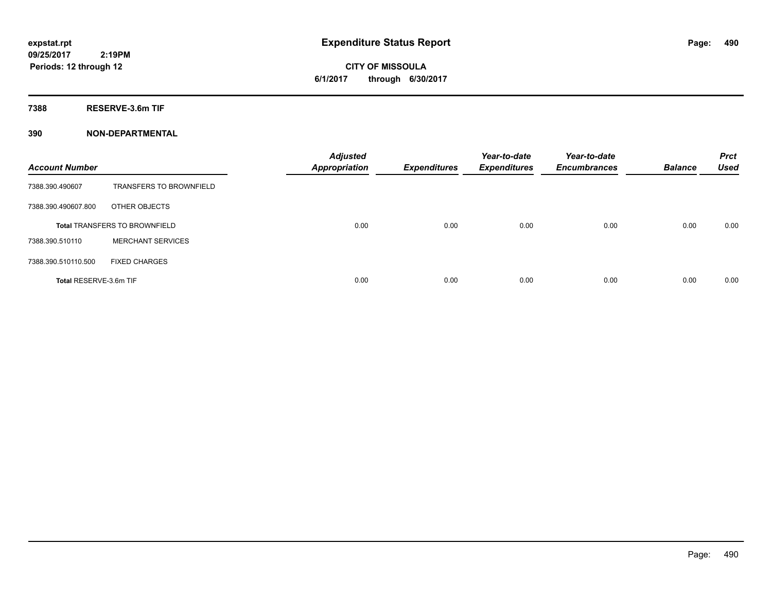# Expenditure Status Report

**expstat.rpt**
**09/25/2017 2:19PM**
**Periods: 12 through 12**

**CITY OF MISSOULA**
**6/1/2017 through 6/30/2017**

**7388 RESERVE-3.6m TIF**

**390 NON-DEPARTMENTAL**

| Account Number | | Adjusted Appropriation | Expenditures | Year-to-date Expenditures | Year-to-date Encumbrances | Balance | Prct Used |
|---|---|---|---|---|---|---|---|
| 7388.390.490607 | TRANSFERS TO BROWNFIELD | | | | | | |
| 7388.390.490607.800 | OTHER OBJECTS | | | | | | |
| **Total** TRANSFERS TO BROWNFIELD | | 0.00 | 0.00 | 0.00 | 0.00 | 0.00 | 0.00 |
| 7388.390.510110 | MERCHANT SERVICES | | | | | | |
| 7388.390.510110.500 | FIXED CHARGES | | | | | | |
| **Total** RESERVE-3.6m TIF | | 0.00 | 0.00 | 0.00 | 0.00 | 0.00 | 0.00 |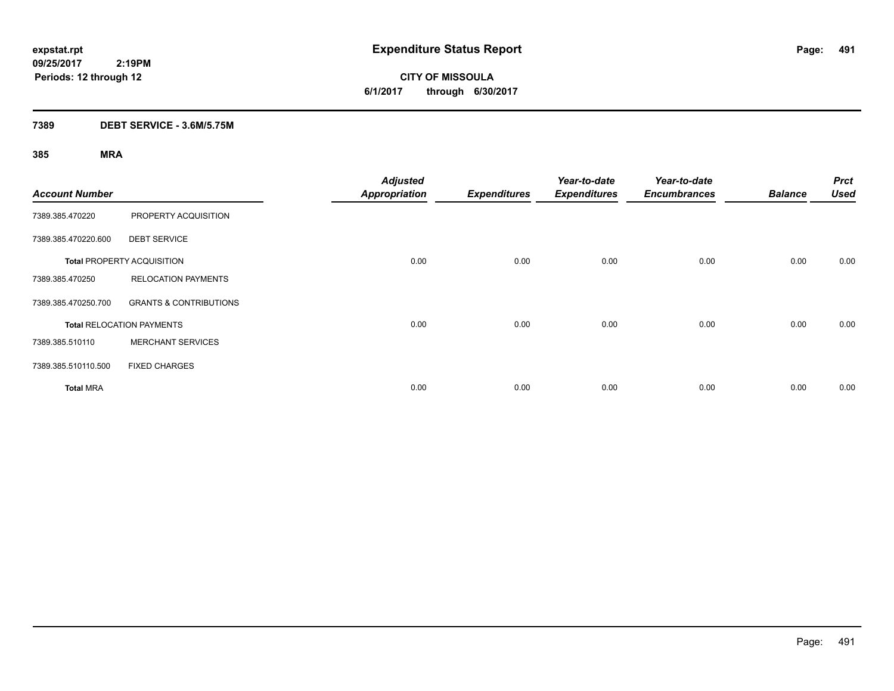**expstat.rpt**
**09/25/2017 2:19PM**
**Periods: 12 through 12**

# Expenditure Status Report

**CITY OF MISSOULA**
**6/1/2017 through 6/30/2017**

## 7389 DEBT SERVICE - 3.6M/5.75M

### 385 MRA

| Account Number | | Adjusted Appropriation | Expenditures | Year-to-date Expenditures | Year-to-date Encumbrances | Balance | Prct Used |
|---|---|---|---|---|---|---|---|
| 7389.385.470220 | PROPERTY ACQUISITION | | | | | | |
| 7389.385.470220.600 | DEBT SERVICE | | | | | | |
| **Total** PROPERTY ACQUISITION | | 0.00 | 0.00 | 0.00 | 0.00 | 0.00 | 0.00 |
| 7389.385.470250 | RELOCATION PAYMENTS | | | | | | |
| 7389.385.470250.700 | GRANTS & CONTRIBUTIONS | | | | | | |
| **Total** RELOCATION PAYMENTS | | 0.00 | 0.00 | 0.00 | 0.00 | 0.00 | 0.00 |
| 7389.385.510110 | MERCHANT SERVICES | | | | | | |
| 7389.385.510110.500 | FIXED CHARGES | | | | | | |
| **Total** MRA | | 0.00 | 0.00 | 0.00 | 0.00 | 0.00 | 0.00 |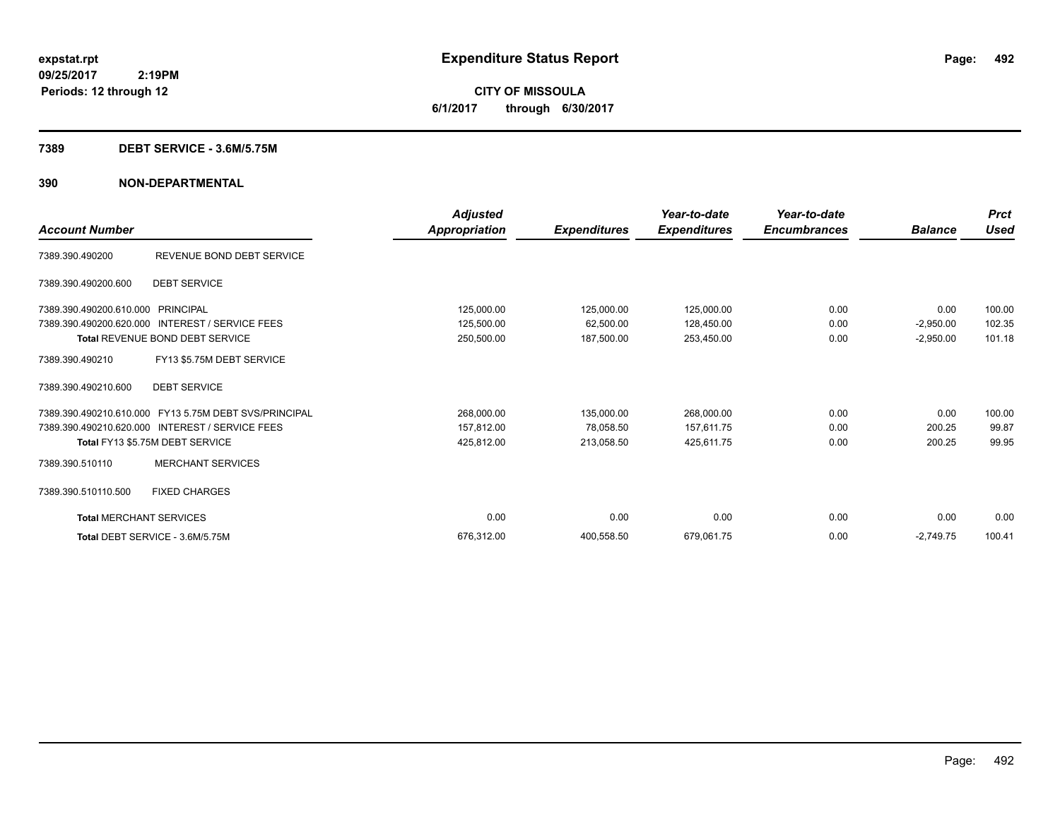**expstat.rpt**
**09/25/2017 2:19PM**
**Periods: 12 through 12**

# Expenditure Status Report

**CITY OF MISSOULA**
**6/1/2017 through 6/30/2017**

## 7389 DEBT SERVICE - 3.6M/5.75M

## 390 NON-DEPARTMENTAL

| Account Number | | Adjusted Appropriation | Expenditures | Year-to-date Expenditures | Year-to-date Encumbrances | Balance | Prct Used |
|---|---|---|---|---|---|---|---|
| 7389.390.490200 | REVENUE BOND DEBT SERVICE | | | | | | |
| 7389.390.490200.600 | DEBT SERVICE | | | | | | |
| 7389.390.490200.610.000 | PRINCIPAL | 125,000.00 | 125,000.00 | 125,000.00 | 0.00 | 0.00 | 100.00 |
| 7389.390.490200.620.000 | INTEREST / SERVICE FEES | 125,500.00 | 62,500.00 | 128,450.00 | 0.00 | -2,950.00 | 102.35 |
| **Total** REVENUE BOND DEBT SERVICE | | 250,500.00 | 187,500.00 | 253,450.00 | 0.00 | -2,950.00 | 101.18 |
| 7389.390.490210 | FY13 $5.75M DEBT SERVICE | | | | | | |
| 7389.390.490210.600 | DEBT SERVICE | | | | | | |
| 7389.390.490210.610.000 | FY13 5.75M DEBT SVS/PRINCIPAL | 268,000.00 | 135,000.00 | 268,000.00 | 0.00 | 0.00 | 100.00 |
| 7389.390.490210.620.000 | INTEREST / SERVICE FEES | 157,812.00 | 78,058.50 | 157,611.75 | 0.00 | 200.25 | 99.87 |
| **Total** FY13 $5.75M DEBT SERVICE | | 425,812.00 | 213,058.50 | 425,611.75 | 0.00 | 200.25 | 99.95 |
| 7389.390.510110 | MERCHANT SERVICES | | | | | | |
| 7389.390.510110.500 | FIXED CHARGES | | | | | | |
| **Total** MERCHANT SERVICES | | 0.00 | 0.00 | 0.00 | 0.00 | 0.00 | 0.00 |
| **Total** DEBT SERVICE - 3.6M/5.75M | | 676,312.00 | 400,558.50 | 679,061.75 | 0.00 | -2,749.75 | 100.41 |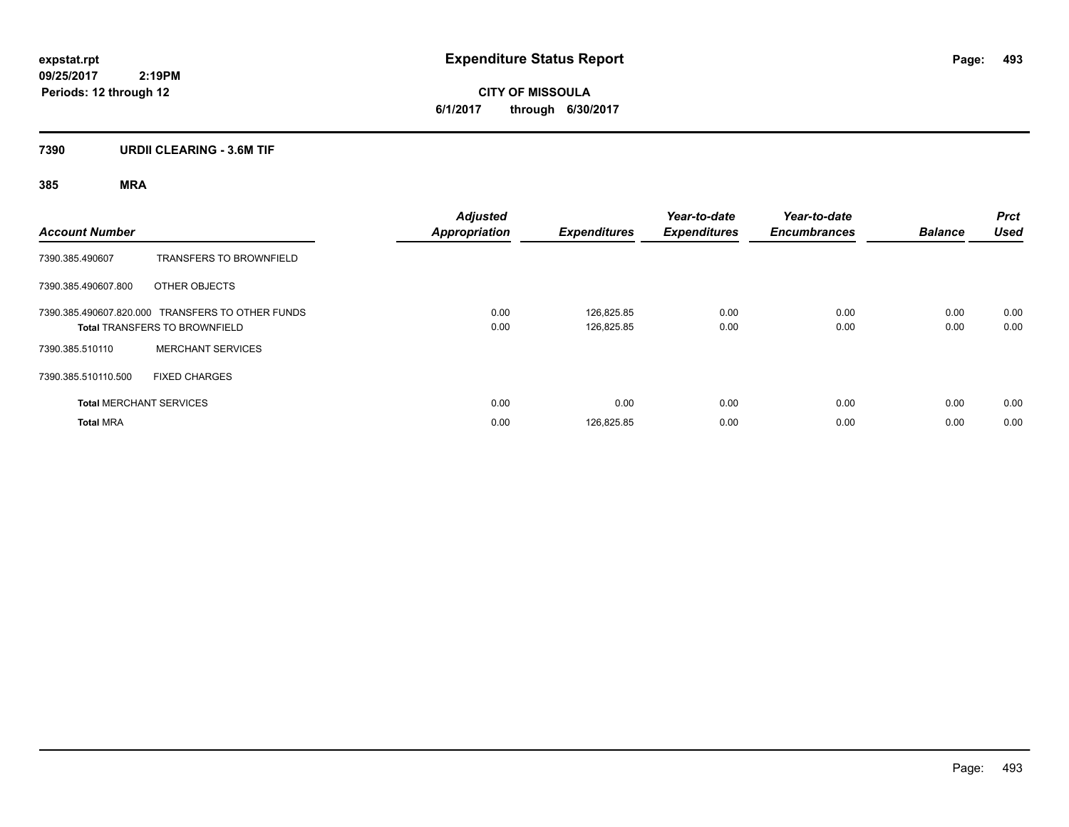# Expenditure Status Report

**expstat.rpt**
**09/25/2017 2:19PM**
**Periods: 12 through 12**

**CITY OF MISSOULA**
**6/1/2017 through 6/30/2017**

## 7390 URDII CLEARING - 3.6M TIF

### 385 MRA

| Account Number | | Adjusted Appropriation | Expenditures | Year-to-date Expenditures | Year-to-date Encumbrances | Balance | Prct Used |
|---|---|---|---|---|---|---|---|
| 7390.385.490607 | TRANSFERS TO BROWNFIELD | | | | | | |
| 7390.385.490607.800 | OTHER OBJECTS | | | | | | |
| 7390.385.490607.820.000 | TRANSFERS TO OTHER FUNDS | 0.00 | 126,825.85 | 0.00 | 0.00 | 0.00 | 0.00 |
| **Total** TRANSFERS TO BROWNFIELD | | 0.00 | 126,825.85 | 0.00 | 0.00 | 0.00 | 0.00 |
| 7390.385.510110 | MERCHANT SERVICES | | | | | | |
| 7390.385.510110.500 | FIXED CHARGES | | | | | | |
| **Total** MERCHANT SERVICES | | 0.00 | 0.00 | 0.00 | 0.00 | 0.00 | 0.00 |
| **Total** MRA | | 0.00 | 126,825.85 | 0.00 | 0.00 | 0.00 | 0.00 |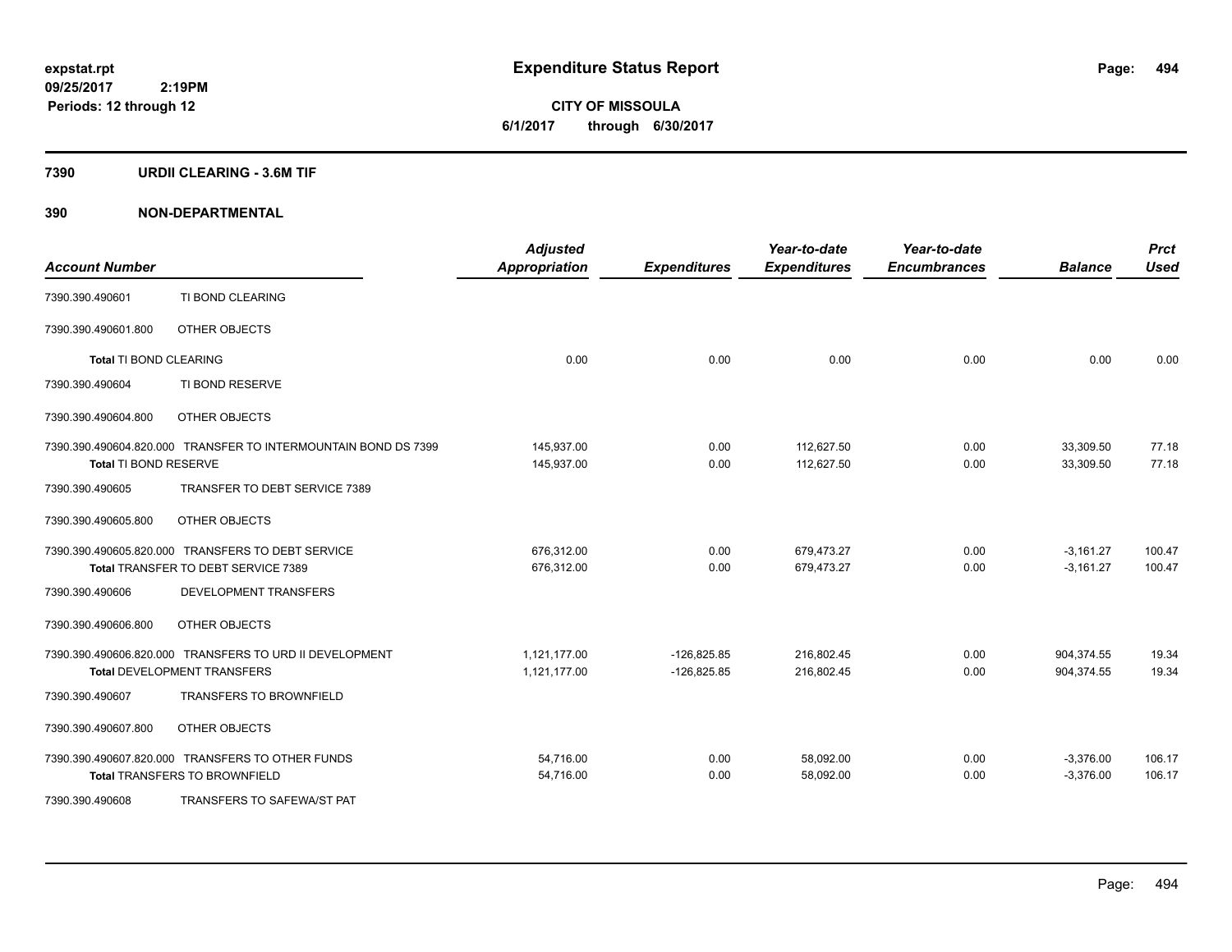# Expenditure Status Report

expstat.rpt
09/25/2017 2:19PM
Periods: 12 through 12

**CITY OF MISSOULA**
**6/1/2017 through 6/30/2017**

## 7390 URDII CLEARING - 3.6M TIF

### 390 NON-DEPARTMENTAL

| Account Number | | Adjusted Appropriation | Expenditures | Year-to-date Expenditures | Year-to-date Encumbrances | Balance | Prct Used |
|---|---|---|---|---|---|---|---|
| 7390.390.490601 | TI BOND CLEARING | | | | | | |
| 7390.390.490601.800 | OTHER OBJECTS | | | | | | |
| **Total** TI BOND CLEARING | | 0.00 | 0.00 | 0.00 | 0.00 | 0.00 | 0.00 |
| 7390.390.490604 | TI BOND RESERVE | | | | | | |
| 7390.390.490604.800 | OTHER OBJECTS | | | | | | |
| 7390.390.490604.820.000 | TRANSFER TO INTERMOUNTAIN BOND DS 7399 | 145,937.00 | 0.00 | 112,627.50 | 0.00 | 33,309.50 | 77.18 |
| **Total** TI BOND RESERVE | | 145,937.00 | 0.00 | 112,627.50 | 0.00 | 33,309.50 | 77.18 |
| 7390.390.490605 | TRANSFER TO DEBT SERVICE 7389 | | | | | | |
| 7390.390.490605.800 | OTHER OBJECTS | | | | | | |
| 7390.390.490605.820.000 | TRANSFERS TO DEBT SERVICE | 676,312.00 | 0.00 | 679,473.27 | 0.00 | -3,161.27 | 100.47 |
| **Total** TRANSFER TO DEBT SERVICE 7389 | | 676,312.00 | 0.00 | 679,473.27 | 0.00 | -3,161.27 | 100.47 |
| 7390.390.490606 | DEVELOPMENT TRANSFERS | | | | | | |
| 7390.390.490606.800 | OTHER OBJECTS | | | | | | |
| 7390.390.490606.820.000 | TRANSFERS TO URD II DEVELOPMENT | 1,121,177.00 | -126,825.85 | 216,802.45 | 0.00 | 904,374.55 | 19.34 |
| **Total** DEVELOPMENT TRANSFERS | | 1,121,177.00 | -126,825.85 | 216,802.45 | 0.00 | 904,374.55 | 19.34 |
| 7390.390.490607 | TRANSFERS TO BROWNFIELD | | | | | | |
| 7390.390.490607.800 | OTHER OBJECTS | | | | | | |
| 7390.390.490607.820.000 | TRANSFERS TO OTHER FUNDS | 54,716.00 | 0.00 | 58,092.00 | 0.00 | -3,376.00 | 106.17 |
| **Total** TRANSFERS TO BROWNFIELD | | 54,716.00 | 0.00 | 58,092.00 | 0.00 | -3,376.00 | 106.17 |
| 7390.390.490608 | TRANSFERS TO SAFEWA/ST PAT | | | | | | |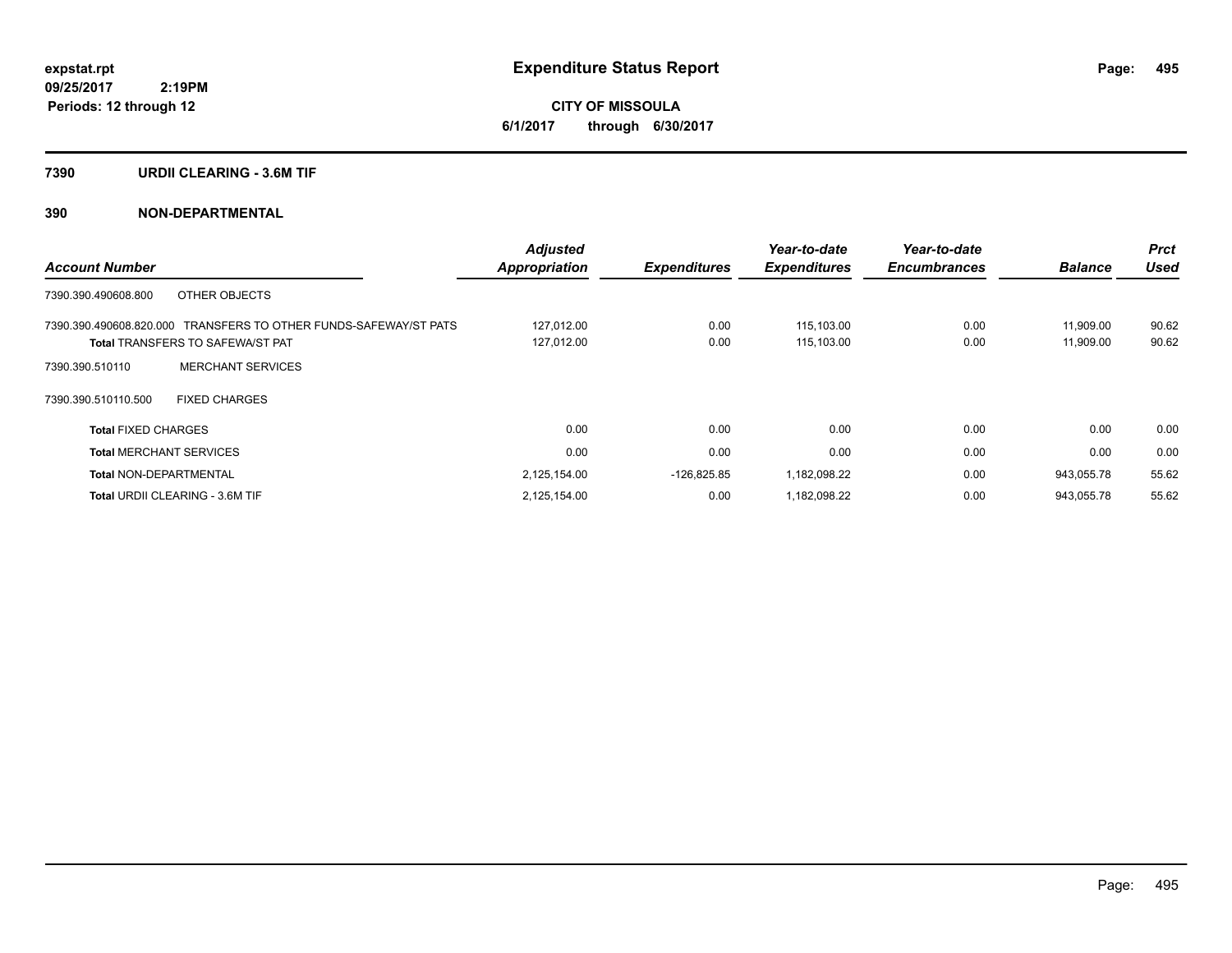**expstat.rpt**
**09/25/2017 2:19PM**
**Periods: 12 through 12**

# Expenditure Status Report

**CITY OF MISSOULA**
**6/1/2017 through 6/30/2017**

## 7390 URDII CLEARING - 3.6M TIF

## 390 NON-DEPARTMENTAL

| Account Number | | Adjusted Appropriation | Expenditures | Year-to-date Expenditures | Year-to-date Encumbrances | Balance | Prct Used |
|---|---|---|---|---|---|---|---|
| 7390.390.490608.800 | OTHER OBJECTS | | | | | | |
| 7390.390.490608.820.000 | TRANSFERS TO OTHER FUNDS-SAFEWAY/ST PATS | 127,012.00 | 0.00 | 115,103.00 | 0.00 | 11,909.00 | 90.62 |
| **Total** TRANSFERS TO SAFEWA/ST PAT | | 127,012.00 | 0.00 | 115,103.00 | 0.00 | 11,909.00 | 90.62 |
| 7390.390.510110 | MERCHANT SERVICES | | | | | | |
| 7390.390.510110.500 | FIXED CHARGES | | | | | | |
| **Total** FIXED CHARGES | | 0.00 | 0.00 | 0.00 | 0.00 | 0.00 | 0.00 |
| **Total** MERCHANT SERVICES | | 0.00 | 0.00 | 0.00 | 0.00 | 0.00 | 0.00 |
| **Total** NON-DEPARTMENTAL | | 2,125,154.00 | -126,825.85 | 1,182,098.22 | 0.00 | 943,055.78 | 55.62 |
| **Total** URDII CLEARING - 3.6M TIF | | 2,125,154.00 | 0.00 | 1,182,098.22 | 0.00 | 943,055.78 | 55.62 |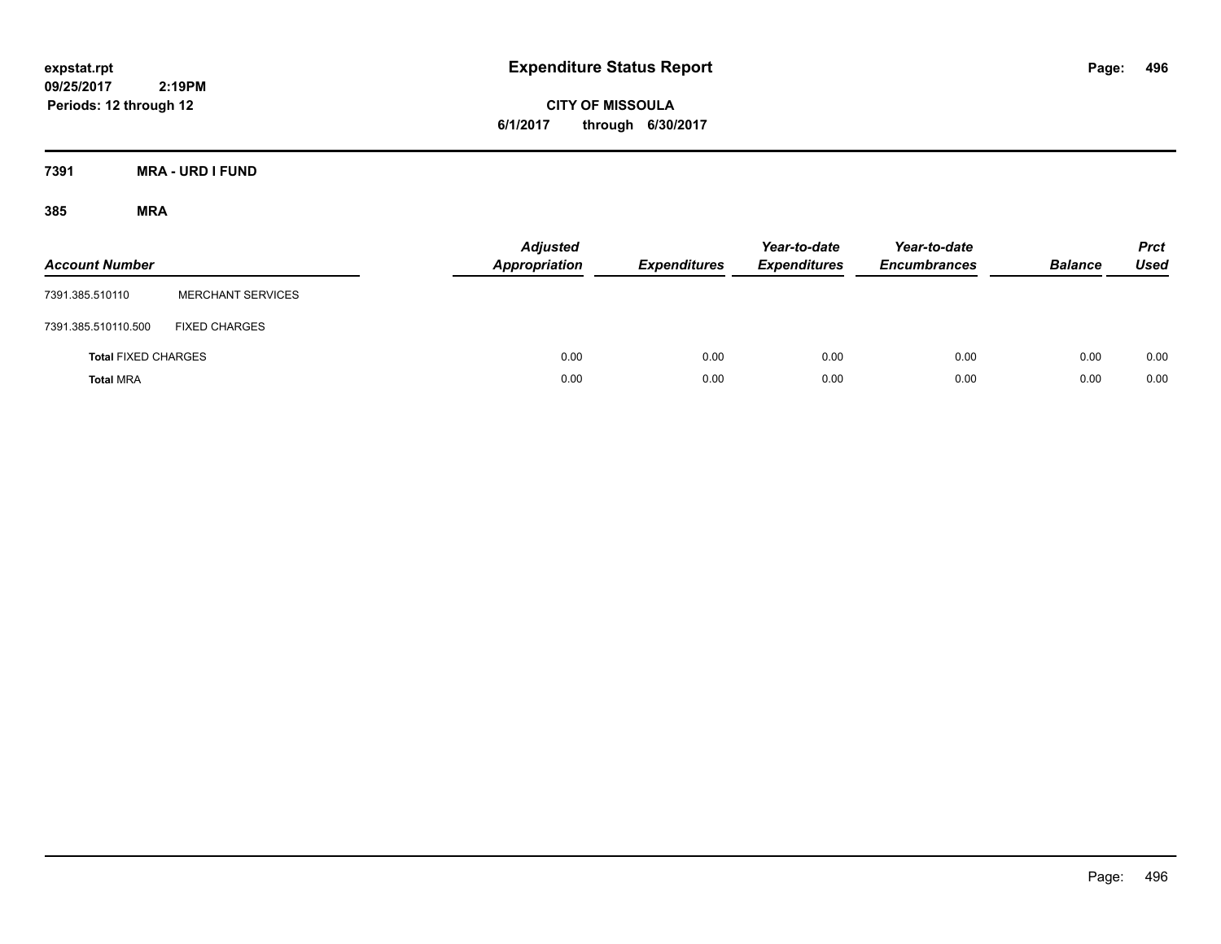**expstat.rpt**
**09/25/2017 2:19PM**
**Periods: 12 through 12**

# Expenditure Status Report

**CITY OF MISSOULA**
**6/1/2017 through 6/30/2017**

## 7391 MRA - URD I FUND

### 385 MRA

| Account Number | | Adjusted Appropriation | Expenditures | Year-to-date Expenditures | Year-to-date Encumbrances | Balance | Prct Used |
|---|---|---|---|---|---|---|---|
| 7391.385.510110 | MERCHANT SERVICES | | | | | | |
| 7391.385.510110.500 | FIXED CHARGES | | | | | | |
| **Total** FIXED CHARGES | | 0.00 | 0.00 | 0.00 | 0.00 | 0.00 | 0.00 |
| **Total** MRA | | 0.00 | 0.00 | 0.00 | 0.00 | 0.00 | 0.00 |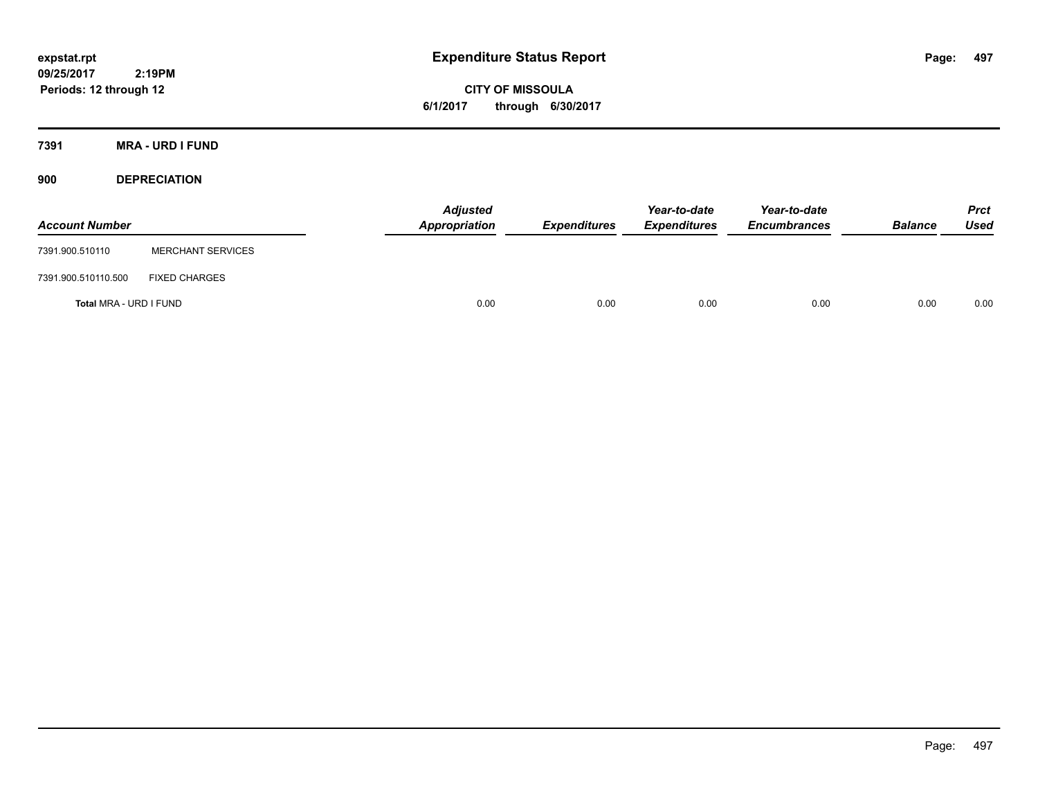# Expenditure Status Report

expstat.rpt
09/25/2017 2:19PM
Periods: 12 through 12

**CITY OF MISSOULA**
**6/1/2017 through 6/30/2017**

## 7391 MRA - URD I FUND

### 900 DEPRECIATION

| Account Number | | Adjusted Appropriation | Expenditures | Year-to-date Expenditures | Year-to-date Encumbrances | Balance | Prct Used |
|---|---|---|---|---|---|---|---|
| 7391.900.510110 | MERCHANT SERVICES | | | | | | |
| 7391.900.510110.500 | FIXED CHARGES | | | | | | |
| **Total** MRA - URD I FUND | | 0.00 | 0.00 | 0.00 | 0.00 | 0.00 | 0.00 |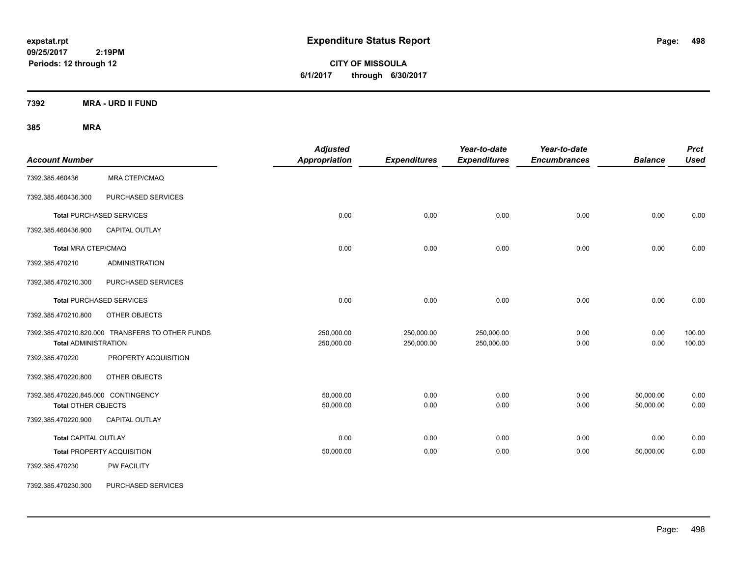**expstat.rpt**
**09/25/2017 2:19PM**
**Periods: 12 through 12**

# Expenditure Status Report

**CITY OF MISSOULA**
**6/1/2017 through 6/30/2017**

**7392 MRA - URD II FUND**

**385 MRA**

| Account Number | | Adjusted Appropriation | Expenditures | Year-to-date Expenditures | Year-to-date Encumbrances | Balance | Prct Used |
|---|---|---|---|---|---|---|---|
| 7392.385.460436 | MRA CTEP/CMAQ | | | | | | |
| 7392.385.460436.300 | PURCHASED SERVICES | | | | | | |
| **Total** PURCHASED SERVICES | | 0.00 | 0.00 | 0.00 | 0.00 | 0.00 | 0.00 |
| 7392.385.460436.900 | CAPITAL OUTLAY | | | | | | |
| **Total** MRA CTEP/CMAQ | | 0.00 | 0.00 | 0.00 | 0.00 | 0.00 | 0.00 |
| 7392.385.470210 | ADMINISTRATION | | | | | | |
| 7392.385.470210.300 | PURCHASED SERVICES | | | | | | |
| **Total** PURCHASED SERVICES | | 0.00 | 0.00 | 0.00 | 0.00 | 0.00 | 0.00 |
| 7392.385.470210.800 | OTHER OBJECTS | | | | | | |
| 7392.385.470210.820.000 | TRANSFERS TO OTHER FUNDS | 250,000.00 | 250,000.00 | 250,000.00 | 0.00 | 0.00 | 100.00 |
| **Total** ADMINISTRATION | | 250,000.00 | 250,000.00 | 250,000.00 | 0.00 | 0.00 | 100.00 |
| 7392.385.470220 | PROPERTY ACQUISITION | | | | | | |
| 7392.385.470220.800 | OTHER OBJECTS | | | | | | |
| 7392.385.470220.845.000 | CONTINGENCY | 50,000.00 | 0.00 | 0.00 | 0.00 | 50,000.00 | 0.00 |
| **Total** OTHER OBJECTS | | 50,000.00 | 0.00 | 0.00 | 0.00 | 50,000.00 | 0.00 |
| 7392.385.470220.900 | CAPITAL OUTLAY | | | | | | |
| **Total** CAPITAL OUTLAY | | 0.00 | 0.00 | 0.00 | 0.00 | 0.00 | 0.00 |
| **Total** PROPERTY ACQUISITION | | 50,000.00 | 0.00 | 0.00 | 0.00 | 50,000.00 | 0.00 |
| 7392.385.470230 | PW FACILITY | | | | | | |
| 7392.385.470230.300 | PURCHASED SERVICES | | | | | | |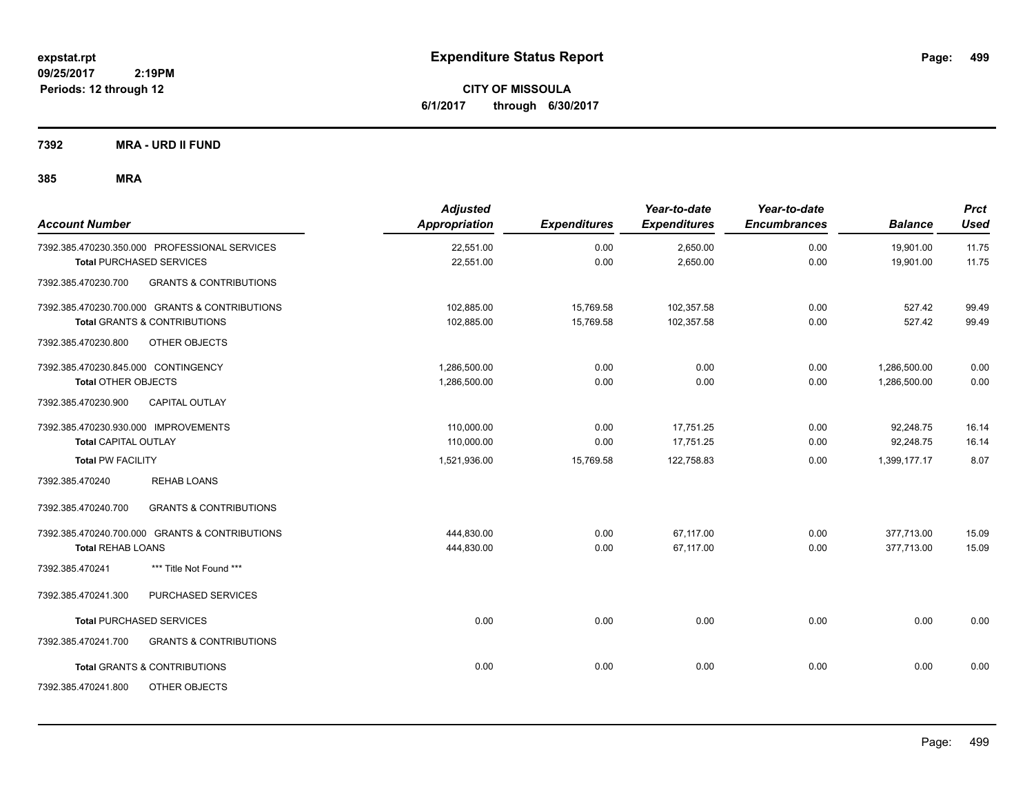**expstat.rpt**
**09/25/2017 2:19PM**
**Periods: 12 through 12**

# Expenditure Status Report

**CITY OF MISSOULA**
**6/1/2017 through 6/30/2017**

## 7392 MRA - URD II FUND

### 385 MRA

| Account Number | Adjusted Appropriation | Expenditures | Year-to-date Expenditures | Year-to-date Encumbrances | Balance | Prct Used |
|---|---|---|---|---|---|---|
| 7392.385.470230.350.000 PROFESSIONAL SERVICES | 22,551.00 | 0.00 | 2,650.00 | 0.00 | 19,901.00 | 11.75 |
| **Total** PURCHASED SERVICES | 22,551.00 | 0.00 | 2,650.00 | 0.00 | 19,901.00 | 11.75 |
| 7392.385.470230.700 GRANTS & CONTRIBUTIONS | | | | | | |
| 7392.385.470230.700.000 GRANTS & CONTRIBUTIONS | 102,885.00 | 15,769.58 | 102,357.58 | 0.00 | 527.42 | 99.49 |
| **Total** GRANTS & CONTRIBUTIONS | 102,885.00 | 15,769.58 | 102,357.58 | 0.00 | 527.42 | 99.49 |
| 7392.385.470230.800 OTHER OBJECTS | | | | | | |
| 7392.385.470230.845.000 CONTINGENCY | 1,286,500.00 | 0.00 | 0.00 | 0.00 | 1,286,500.00 | 0.00 |
| **Total** OTHER OBJECTS | 1,286,500.00 | 0.00 | 0.00 | 0.00 | 1,286,500.00 | 0.00 |
| 7392.385.470230.900 CAPITAL OUTLAY | | | | | | |
| 7392.385.470230.930.000 IMPROVEMENTS | 110,000.00 | 0.00 | 17,751.25 | 0.00 | 92,248.75 | 16.14 |
| **Total** CAPITAL OUTLAY | 110,000.00 | 0.00 | 17,751.25 | 0.00 | 92,248.75 | 16.14 |
| **Total PW FACILITY** | 1,521,936.00 | 15,769.58 | 122,758.83 | 0.00 | 1,399,177.17 | 8.07 |
| 7392.385.470240 REHAB LOANS | | | | | | |
| 7392.385.470240.700 GRANTS & CONTRIBUTIONS | | | | | | |
| 7392.385.470240.700.000 GRANTS & CONTRIBUTIONS | 444,830.00 | 0.00 | 67,117.00 | 0.00 | 377,713.00 | 15.09 |
| **Total** REHAB LOANS | 444,830.00 | 0.00 | 67,117.00 | 0.00 | 377,713.00 | 15.09 |
| 7392.385.470241 *** Title Not Found *** | | | | | | |
| 7392.385.470241.300 PURCHASED SERVICES | | | | | | |
| **Total** PURCHASED SERVICES | 0.00 | 0.00 | 0.00 | 0.00 | 0.00 | 0.00 |
| 7392.385.470241.700 GRANTS & CONTRIBUTIONS | | | | | | |
| **Total** GRANTS & CONTRIBUTIONS | 0.00 | 0.00 | 0.00 | 0.00 | 0.00 | 0.00 |
| 7392.385.470241.800 OTHER OBJECTS | | | | | | |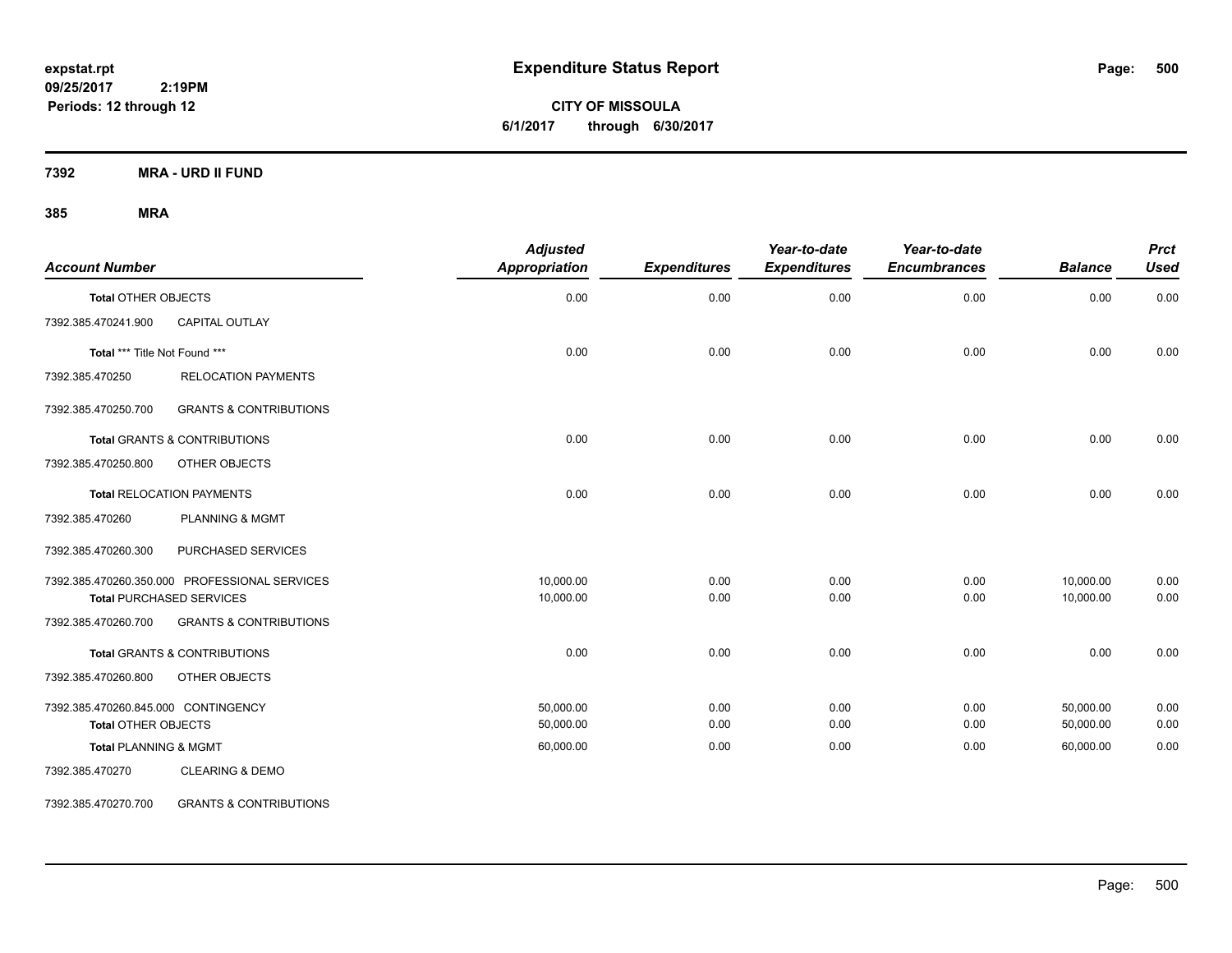**Expenditure Status Report**

**CITY OF MISSOULA**
**6/1/2017 through 6/30/2017**

expstat.rpt
09/25/2017 2:19PM
Periods: 12 through 12

## 7392 MRA - URD II FUND

## 385 MRA

| Account Number | | Adjusted Appropriation | Expenditures | Year-to-date Expenditures | Year-to-date Encumbrances | Balance | Prct Used |
|---|---|---|---|---|---|---|---|
| **Total** OTHER OBJECTS | | 0.00 | 0.00 | 0.00 | 0.00 | 0.00 | 0.00 |
| 7392.385.470241.900 | CAPITAL OUTLAY | | | | | | |
| **Total** *** Title Not Found *** | | 0.00 | 0.00 | 0.00 | 0.00 | 0.00 | 0.00 |
| 7392.385.470250 | RELOCATION PAYMENTS | | | | | | |
| 7392.385.470250.700 | GRANTS & CONTRIBUTIONS | | | | | | |
| **Total** GRANTS & CONTRIBUTIONS | | 0.00 | 0.00 | 0.00 | 0.00 | 0.00 | 0.00 |
| 7392.385.470250.800 | OTHER OBJECTS | | | | | | |
| **Total** RELOCATION PAYMENTS | | 0.00 | 0.00 | 0.00 | 0.00 | 0.00 | 0.00 |
| 7392.385.470260 | PLANNING & MGMT | | | | | | |
| 7392.385.470260.300 | PURCHASED SERVICES | | | | | | |
| 7392.385.470260.350.000 | PROFESSIONAL SERVICES | 10,000.00 | 0.00 | 0.00 | 0.00 | 10,000.00 | 0.00 |
| **Total** PURCHASED SERVICES | | 10,000.00 | 0.00 | 0.00 | 0.00 | 10,000.00 | 0.00 |
| 7392.385.470260.700 | GRANTS & CONTRIBUTIONS | | | | | | |
| **Total** GRANTS & CONTRIBUTIONS | | 0.00 | 0.00 | 0.00 | 0.00 | 0.00 | 0.00 |
| 7392.385.470260.800 | OTHER OBJECTS | | | | | | |
| 7392.385.470260.845.000 | CONTINGENCY | 50,000.00 | 0.00 | 0.00 | 0.00 | 50,000.00 | 0.00 |
| **Total** OTHER OBJECTS | | 50,000.00 | 0.00 | 0.00 | 0.00 | 50,000.00 | 0.00 |
| **Total** PLANNING & MGMT | | 60,000.00 | 0.00 | 0.00 | 0.00 | 60,000.00 | 0.00 |
| 7392.385.470270 | CLEARING & DEMO | | | | | | |
| 7392.385.470270.700 | GRANTS & CONTRIBUTIONS | | | | | | |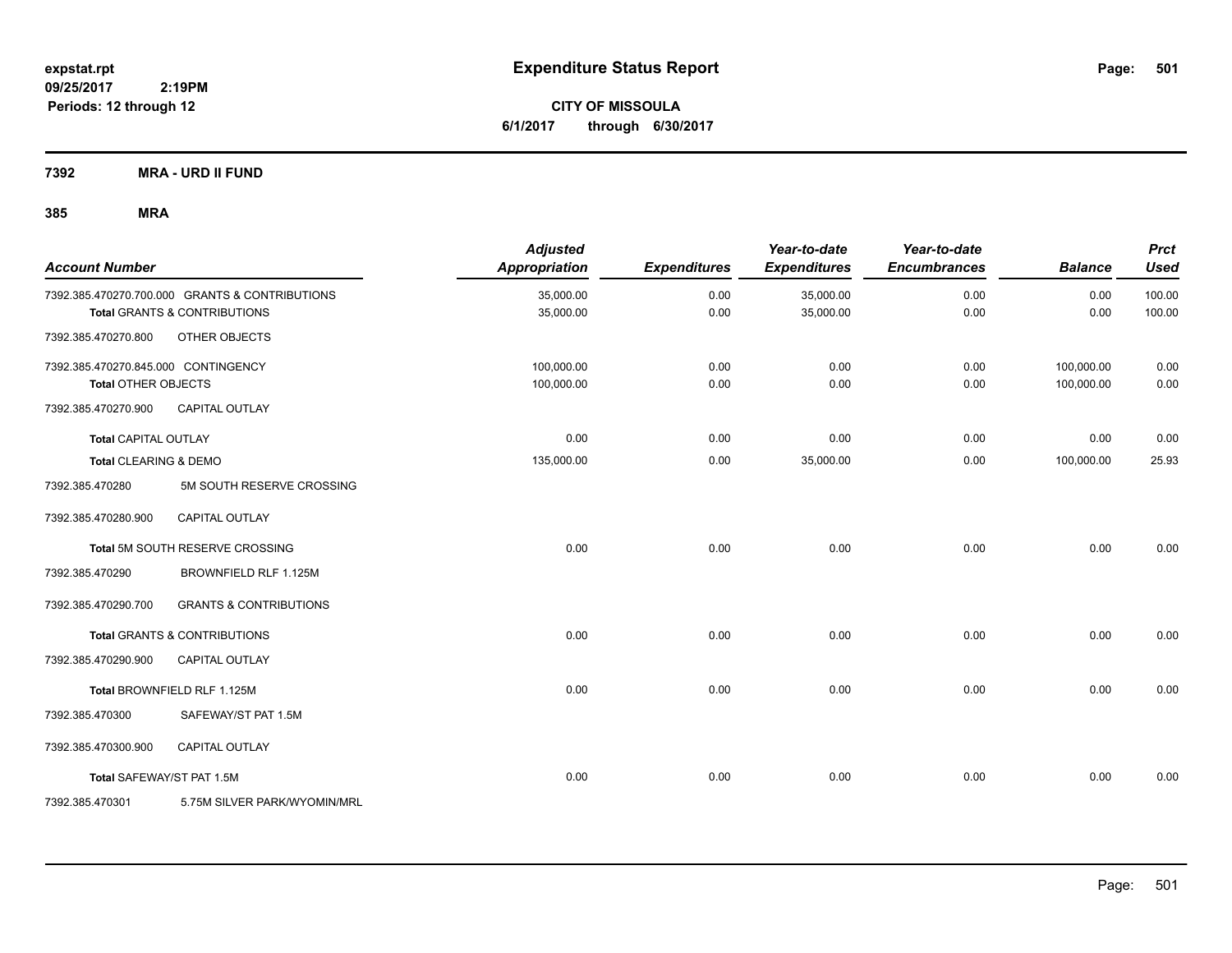# Expenditure Status Report

expstat.rpt
09/25/2017 2:19PM
Periods: 12 through 12

**CITY OF MISSOULA**
**6/1/2017 through 6/30/2017**

## 7392 MRA - URD II FUND

### 385 MRA

| Account Number | | Adjusted Appropriation | Expenditures | Year-to-date Expenditures | Year-to-date Encumbrances | Balance | Prct Used |
|---|---|---|---|---|---|---|---|
| 7392.385.470270.700.000 | GRANTS & CONTRIBUTIONS | 35,000.00 | 0.00 | 35,000.00 | 0.00 | 0.00 | 100.00 |
| **Total** GRANTS & CONTRIBUTIONS | | 35,000.00 | 0.00 | 35,000.00 | 0.00 | 0.00 | 100.00 |
| 7392.385.470270.800 | OTHER OBJECTS | | | | | | |
| 7392.385.470270.845.000 | CONTINGENCY | 100,000.00 | 0.00 | 0.00 | 0.00 | 100,000.00 | 0.00 |
| **Total** OTHER OBJECTS | | 100,000.00 | 0.00 | 0.00 | 0.00 | 100,000.00 | 0.00 |
| 7392.385.470270.900 | CAPITAL OUTLAY | | | | | | |
| **Total** CAPITAL OUTLAY | | 0.00 | 0.00 | 0.00 | 0.00 | 0.00 | 0.00 |
| **Total** CLEARING & DEMO | | 135,000.00 | 0.00 | 35,000.00 | 0.00 | 100,000.00 | 25.93 |
| 7392.385.470280 | 5M SOUTH RESERVE CROSSING | | | | | | |
| 7392.385.470280.900 | CAPITAL OUTLAY | | | | | | |
| **Total** 5M SOUTH RESERVE CROSSING | | 0.00 | 0.00 | 0.00 | 0.00 | 0.00 | 0.00 |
| 7392.385.470290 | BROWNFIELD RLF 1.125M | | | | | | |
| 7392.385.470290.700 | GRANTS & CONTRIBUTIONS | | | | | | |
| **Total** GRANTS & CONTRIBUTIONS | | 0.00 | 0.00 | 0.00 | 0.00 | 0.00 | 0.00 |
| 7392.385.470290.900 | CAPITAL OUTLAY | | | | | | |
| **Total** BROWNFIELD RLF 1.125M | | 0.00 | 0.00 | 0.00 | 0.00 | 0.00 | 0.00 |
| 7392.385.470300 | SAFEWAY/ST PAT 1.5M | | | | | | |
| 7392.385.470300.900 | CAPITAL OUTLAY | | | | | | |
| **Total** SAFEWAY/ST PAT 1.5M | | 0.00 | 0.00 | 0.00 | 0.00 | 0.00 | 0.00 |
| 7392.385.470301 | 5.75M SILVER PARK/WYOMIN/MRL | | | | | | |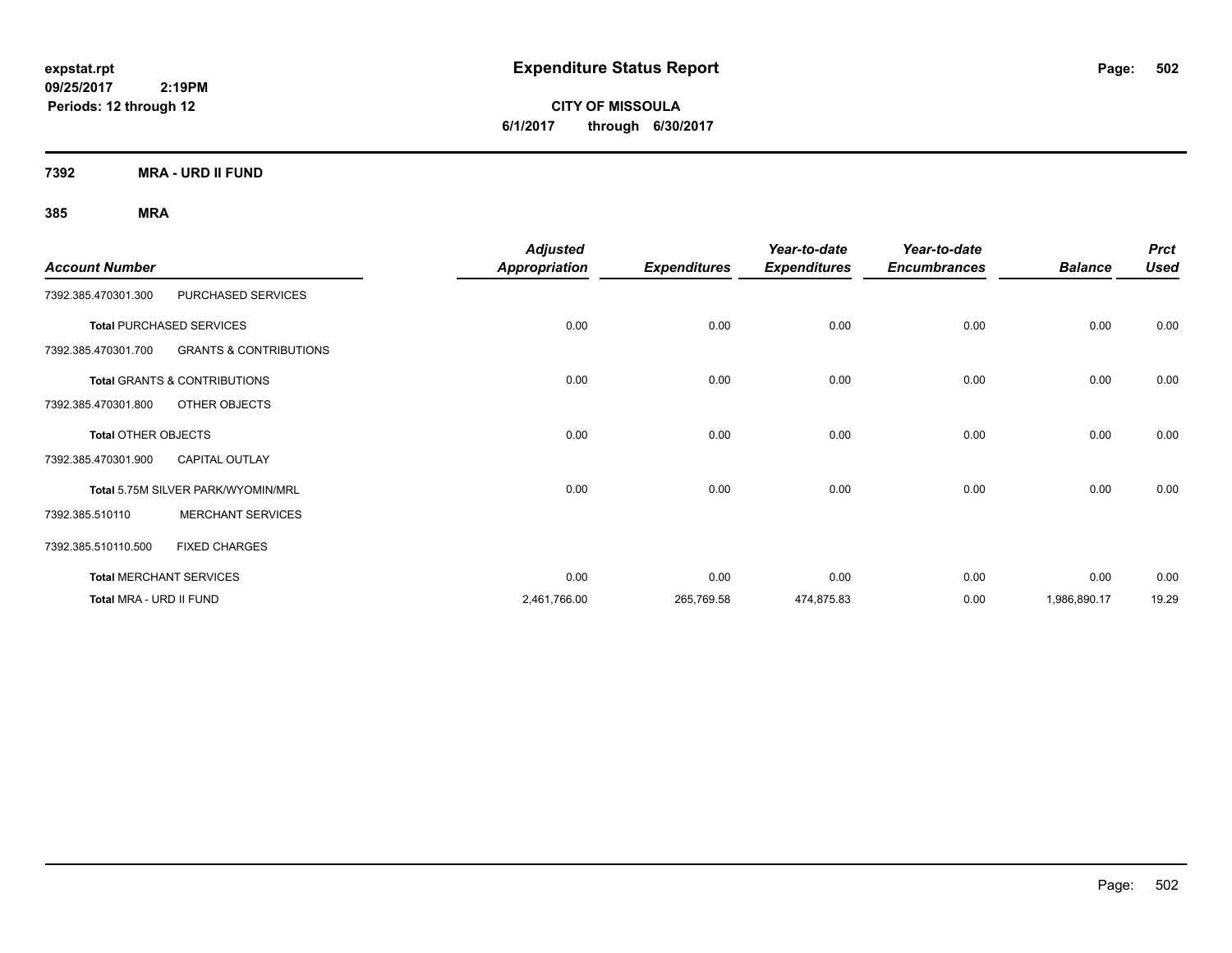# Expenditure Status Report

**expstat.rpt**
**09/25/2017 2:19PM**
**Periods: 12 through 12**

**CITY OF MISSOULA**
**6/1/2017 through 6/30/2017**

**7392 MRA - URD II FUND**

**385 MRA**

| Account Number | | Adjusted Appropriation | Expenditures | Year-to-date Expenditures | Year-to-date Encumbrances | Balance | Prct Used |
|---|---|---|---|---|---|---|---|
| 7392.385.470301.300 | PURCHASED SERVICES | | | | | | |
| **Total** PURCHASED SERVICES | | 0.00 | 0.00 | 0.00 | 0.00 | 0.00 | 0.00 |
| 7392.385.470301.700 | GRANTS & CONTRIBUTIONS | | | | | | |
| **Total** GRANTS & CONTRIBUTIONS | | 0.00 | 0.00 | 0.00 | 0.00 | 0.00 | 0.00 |
| 7392.385.470301.800 | OTHER OBJECTS | | | | | | |
| **Total** OTHER OBJECTS | | 0.00 | 0.00 | 0.00 | 0.00 | 0.00 | 0.00 |
| 7392.385.470301.900 | CAPITAL OUTLAY | | | | | | |
| **Total** 5.75M SILVER PARK/WYOMIN/MRL | | 0.00 | 0.00 | 0.00 | 0.00 | 0.00 | 0.00 |
| 7392.385.510110 | MERCHANT SERVICES | | | | | | |
| 7392.385.510110.500 | FIXED CHARGES | | | | | | |
| **Total** MERCHANT SERVICES | | 0.00 | 0.00 | 0.00 | 0.00 | 0.00 | 0.00 |
| **Total** MRA - URD II FUND | | 2,461,766.00 | 265,769.58 | 474,875.83 | 0.00 | 1,986,890.17 | 19.29 |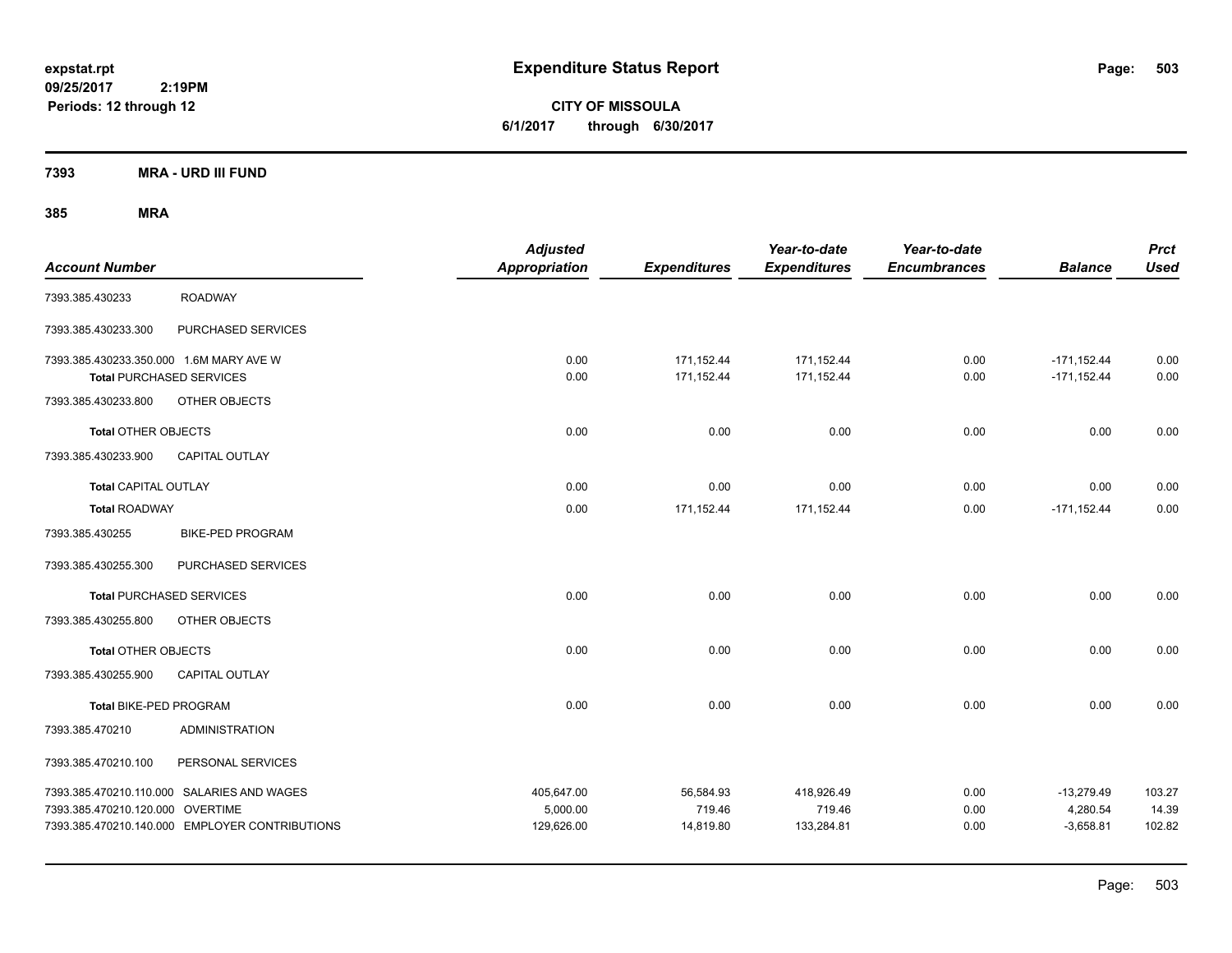**expstat.rpt**
**09/25/2017 2:19PM**
**Periods: 12 through 12**

# Expenditure Status Report

**CITY OF MISSOULA**
**6/1/2017 through 6/30/2017**

## 7393 MRA - URD III FUND

## 385 MRA

| Account Number | | Adjusted Appropriation | Expenditures | Year-to-date Expenditures | Year-to-date Encumbrances | Balance | Prct Used |
|---|---|---|---|---|---|---|---|
| 7393.385.430233 | ROADWAY | | | | | | |
| 7393.385.430233.300 | PURCHASED SERVICES | | | | | | |
| 7393.385.430233.350.000 | 1.6M MARY AVE W | 0.00 | 171,152.44 | 171,152.44 | 0.00 | -171,152.44 | 0.00 |
| **Total** PURCHASED SERVICES | | 0.00 | 171,152.44 | 171,152.44 | 0.00 | -171,152.44 | 0.00 |
| 7393.385.430233.800 | OTHER OBJECTS | | | | | | |
| **Total** OTHER OBJECTS | | 0.00 | 0.00 | 0.00 | 0.00 | 0.00 | 0.00 |
| 7393.385.430233.900 | CAPITAL OUTLAY | | | | | | |
| **Total** CAPITAL OUTLAY | | 0.00 | 0.00 | 0.00 | 0.00 | 0.00 | 0.00 |
| **Total** ROADWAY | | 0.00 | 171,152.44 | 171,152.44 | 0.00 | -171,152.44 | 0.00 |
| 7393.385.430255 | BIKE-PED PROGRAM | | | | | | |
| 7393.385.430255.300 | PURCHASED SERVICES | | | | | | |
| **Total** PURCHASED SERVICES | | 0.00 | 0.00 | 0.00 | 0.00 | 0.00 | 0.00 |
| 7393.385.430255.800 | OTHER OBJECTS | | | | | | |
| **Total** OTHER OBJECTS | | 0.00 | 0.00 | 0.00 | 0.00 | 0.00 | 0.00 |
| 7393.385.430255.900 | CAPITAL OUTLAY | | | | | | |
| **Total** BIKE-PED PROGRAM | | 0.00 | 0.00 | 0.00 | 0.00 | 0.00 | 0.00 |
| 7393.385.470210 | ADMINISTRATION | | | | | | |
| 7393.385.470210.100 | PERSONAL SERVICES | | | | | | |
| 7393.385.470210.110.000 | SALARIES AND WAGES | 405,647.00 | 56,584.93 | 418,926.49 | 0.00 | -13,279.49 | 103.27 |
| 7393.385.470210.120.000 | OVERTIME | 5,000.00 | 719.46 | 719.46 | 0.00 | 4,280.54 | 14.39 |
| 7393.385.470210.140.000 | EMPLOYER CONTRIBUTIONS | 129,626.00 | 14,819.80 | 133,284.81 | 0.00 | -3,658.81 | 102.82 |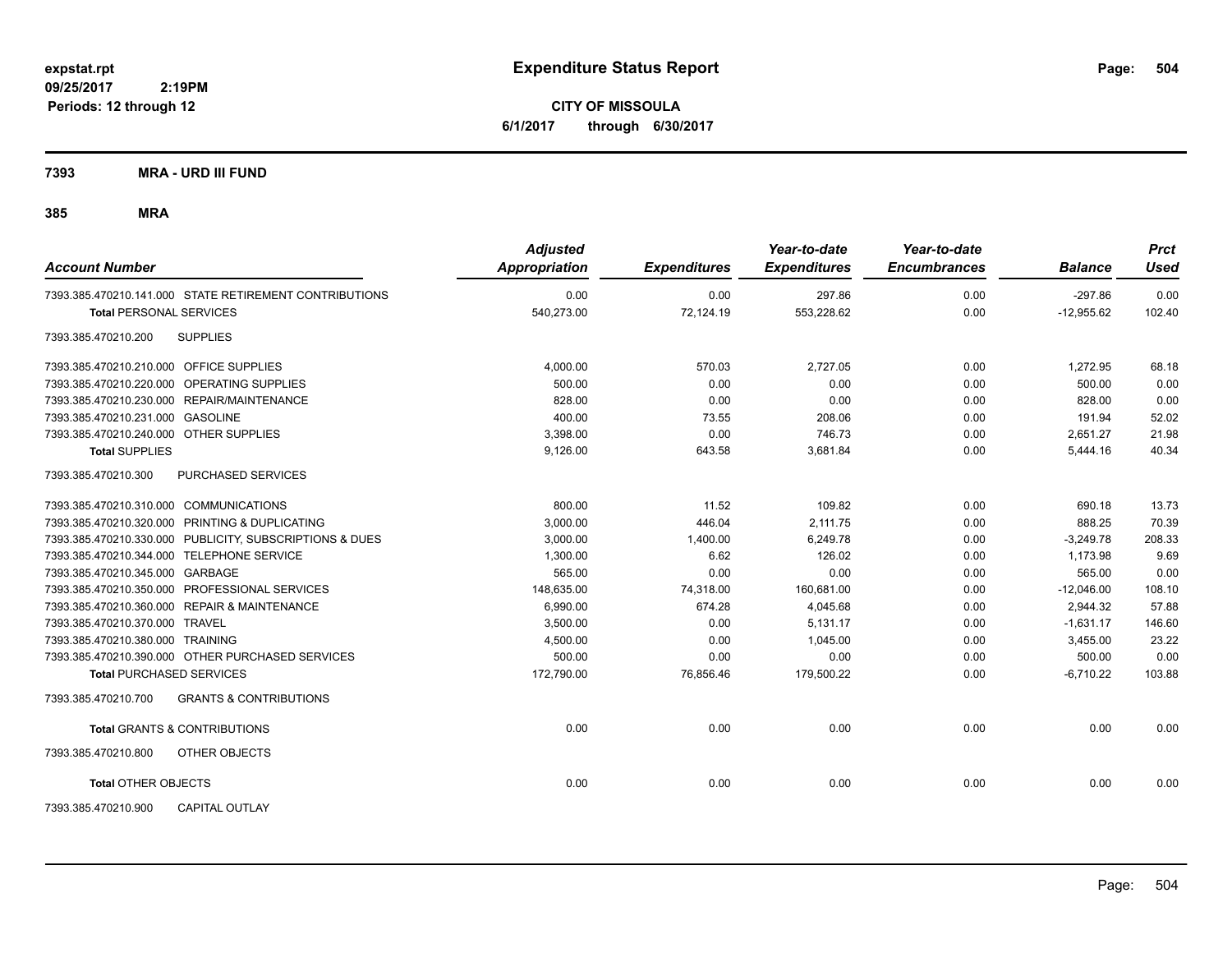expstat.rpt
09/25/2017 2:19PM
Periods: 12 through 12

# Expenditure Status Report

**CITY OF MISSOULA**
**6/1/2017 through 6/30/2017**

## 7393 MRA - URD III FUND

### 385 MRA

| Account Number | Adjusted Appropriation | Expenditures | Year-to-date Expenditures | Year-to-date Encumbrances | Balance | Prct Used |
|---|---|---|---|---|---|---|
| 7393.385.470210.141.000 STATE RETIREMENT CONTRIBUTIONS | 0.00 | 0.00 | 297.86 | 0.00 | -297.86 | 0.00 |
| **Total** PERSONAL SERVICES | 540,273.00 | 72,124.19 | 553,228.62 | 0.00 | -12,955.62 | 102.40 |
| 7393.385.470210.200 SUPPLIES | | | | | | |
| 7393.385.470210.210.000 OFFICE SUPPLIES | 4,000.00 | 570.03 | 2,727.05 | 0.00 | 1,272.95 | 68.18 |
| 7393.385.470210.220.000 OPERATING SUPPLIES | 500.00 | 0.00 | 0.00 | 0.00 | 500.00 | 0.00 |
| 7393.385.470210.230.000 REPAIR/MAINTENANCE | 828.00 | 0.00 | 0.00 | 0.00 | 828.00 | 0.00 |
| 7393.385.470210.231.000 GASOLINE | 400.00 | 73.55 | 208.06 | 0.00 | 191.94 | 52.02 |
| 7393.385.470210.240.000 OTHER SUPPLIES | 3,398.00 | 0.00 | 746.73 | 0.00 | 2,651.27 | 21.98 |
| **Total** SUPPLIES | 9,126.00 | 643.58 | 3,681.84 | 0.00 | 5,444.16 | 40.34 |
| 7393.385.470210.300 PURCHASED SERVICES | | | | | | |
| 7393.385.470210.310.000 COMMUNICATIONS | 800.00 | 11.52 | 109.82 | 0.00 | 690.18 | 13.73 |
| 7393.385.470210.320.000 PRINTING & DUPLICATING | 3,000.00 | 446.04 | 2,111.75 | 0.00 | 888.25 | 70.39 |
| 7393.385.470210.330.000 PUBLICITY, SUBSCRIPTIONS & DUES | 3,000.00 | 1,400.00 | 6,249.78 | 0.00 | -3,249.78 | 208.33 |
| 7393.385.470210.344.000 TELEPHONE SERVICE | 1,300.00 | 6.62 | 126.02 | 0.00 | 1,173.98 | 9.69 |
| 7393.385.470210.345.000 GARBAGE | 565.00 | 0.00 | 0.00 | 0.00 | 565.00 | 0.00 |
| 7393.385.470210.350.000 PROFESSIONAL SERVICES | 148,635.00 | 74,318.00 | 160,681.00 | 0.00 | -12,046.00 | 108.10 |
| 7393.385.470210.360.000 REPAIR & MAINTENANCE | 6,990.00 | 674.28 | 4,045.68 | 0.00 | 2,944.32 | 57.88 |
| 7393.385.470210.370.000 TRAVEL | 3,500.00 | 0.00 | 5,131.17 | 0.00 | -1,631.17 | 146.60 |
| 7393.385.470210.380.000 TRAINING | 4,500.00 | 0.00 | 1,045.00 | 0.00 | 3,455.00 | 23.22 |
| 7393.385.470210.390.000 OTHER PURCHASED SERVICES | 500.00 | 0.00 | 0.00 | 0.00 | 500.00 | 0.00 |
| **Total** PURCHASED SERVICES | 172,790.00 | 76,856.46 | 179,500.22 | 0.00 | -6,710.22 | 103.88 |
| 7393.385.470210.700 GRANTS & CONTRIBUTIONS | | | | | | |
| **Total** GRANTS & CONTRIBUTIONS | 0.00 | 0.00 | 0.00 | 0.00 | 0.00 | 0.00 |
| 7393.385.470210.800 OTHER OBJECTS | | | | | | |
| **Total** OTHER OBJECTS | 0.00 | 0.00 | 0.00 | 0.00 | 0.00 | 0.00 |
| 7393.385.470210.900 CAPITAL OUTLAY | | | | | | |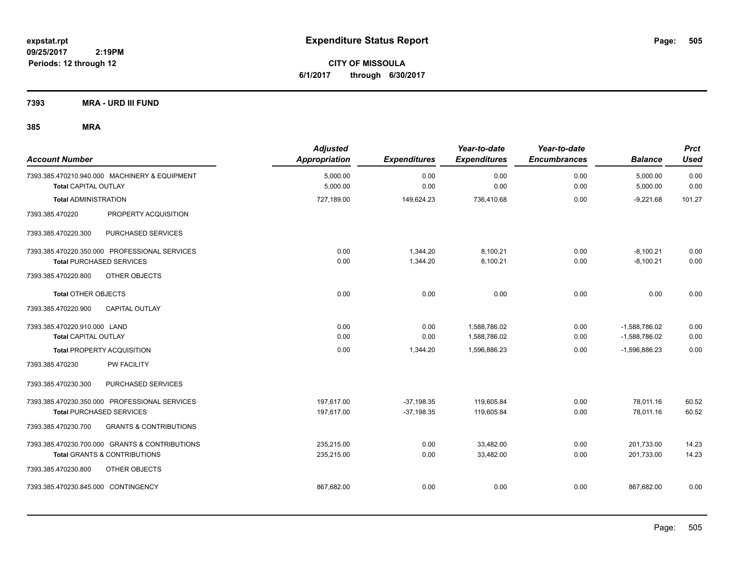**expstat.rpt**
**09/25/2017 2:19PM**
**Periods: 12 through 12**

# Expenditure Status Report

**CITY OF MISSOULA**
**6/1/2017 through 6/30/2017**

**7393 MRA - URD III FUND**

**385 MRA**

| Account Number | Adjusted Appropriation | Expenditures | Year-to-date Expenditures | Year-to-date Encumbrances | Balance | Prct Used |
|---|---|---|---|---|---|---|
| 7393.385.470210.940.000 MACHINERY & EQUIPMENT | 5,000.00 | 0.00 | 0.00 | 0.00 | 5,000.00 | 0.00 |
| **Total** CAPITAL OUTLAY | 5,000.00 | 0.00 | 0.00 | 0.00 | 5,000.00 | 0.00 |
| **Total** ADMINISTRATION | 727,189.00 | 149,624.23 | 736,410.68 | 0.00 | -9,221.68 | 101.27 |
| 7393.385.470220 PROPERTY ACQUISITION | | | | | | |
| 7393.385.470220.300 PURCHASED SERVICES | | | | | | |
| 7393.385.470220.350.000 PROFESSIONAL SERVICES | 0.00 | 1,344.20 | 8,100.21 | 0.00 | -8,100.21 | 0.00 |
| **Total** PURCHASED SERVICES | 0.00 | 1,344.20 | 8,100.21 | 0.00 | -8,100.21 | 0.00 |
| 7393.385.470220.800 OTHER OBJECTS | | | | | | |
| **Total** OTHER OBJECTS | 0.00 | 0.00 | 0.00 | 0.00 | 0.00 | 0.00 |
| 7393.385.470220.900 CAPITAL OUTLAY | | | | | | |
| 7393.385.470220.910.000 LAND | 0.00 | 0.00 | 1,588,786.02 | 0.00 | -1,588,786.02 | 0.00 |
| **Total** CAPITAL OUTLAY | 0.00 | 0.00 | 1,588,786.02 | 0.00 | -1,588,786.02 | 0.00 |
| **Total** PROPERTY ACQUISITION | 0.00 | 1,344.20 | 1,596,886.23 | 0.00 | -1,596,886.23 | 0.00 |
| 7393.385.470230 PW FACILITY | | | | | | |
| 7393.385.470230.300 PURCHASED SERVICES | | | | | | |
| 7393.385.470230.350.000 PROFESSIONAL SERVICES | 197,617.00 | -37,198.35 | 119,605.84 | 0.00 | 78,011.16 | 60.52 |
| **Total** PURCHASED SERVICES | 197,617.00 | -37,198.35 | 119,605.84 | 0.00 | 78,011.16 | 60.52 |
| 7393.385.470230.700 GRANTS & CONTRIBUTIONS | | | | | | |
| 7393.385.470230.700.000 GRANTS & CONTRIBUTIONS | 235,215.00 | 0.00 | 33,482.00 | 0.00 | 201,733.00 | 14.23 |
| **Total** GRANTS & CONTRIBUTIONS | 235,215.00 | 0.00 | 33,482.00 | 0.00 | 201,733.00 | 14.23 |
| 7393.385.470230.800 OTHER OBJECTS | | | | | | |
| 7393.385.470230.845.000 CONTINGENCY | 867,682.00 | 0.00 | 0.00 | 0.00 | 867,682.00 | 0.00 |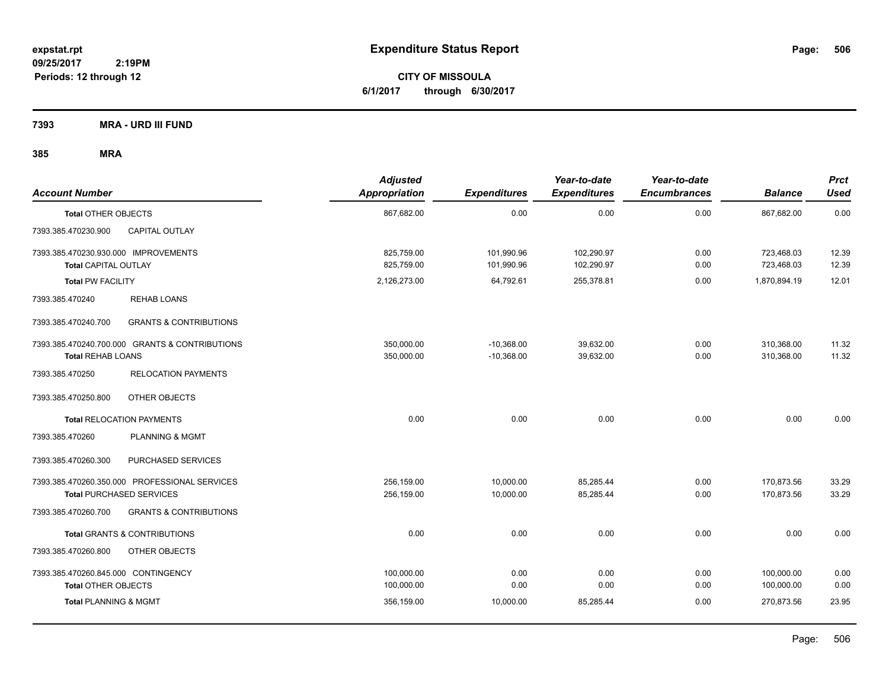**expstat.rpt**
**09/25/2017 2:19PM**
**Periods: 12 through 12**

# Expenditure Status Report

**CITY OF MISSOULA**
**6/1/2017 through 6/30/2017**

## 7393 MRA - URD III FUND

## 385 MRA

| Account Number | | Adjusted Appropriation | Expenditures | Year-to-date Expenditures | Year-to-date Encumbrances | Balance | Prct Used |
|---|---|---|---|---|---|---|---|
| **Total** OTHER OBJECTS | | 867,682.00 | 0.00 | 0.00 | 0.00 | 867,682.00 | 0.00 |
| 7393.385.470230.900 | CAPITAL OUTLAY | | | | | | |
| 7393.385.470230.930.000 IMPROVEMENTS | | 825,759.00 | 101,990.96 | 102,290.97 | 0.00 | 723,468.03 | 12.39 |
| **Total** CAPITAL OUTLAY | | 825,759.00 | 101,990.96 | 102,290.97 | 0.00 | 723,468.03 | 12.39 |
| **Total** PW FACILITY | | 2,126,273.00 | 64,792.61 | 255,378.81 | 0.00 | 1,870,894.19 | 12.01 |
| 7393.385.470240 | REHAB LOANS | | | | | | |
| 7393.385.470240.700 | GRANTS & CONTRIBUTIONS | | | | | | |
| 7393.385.470240.700.000 GRANTS & CONTRIBUTIONS | | 350,000.00 | -10,368.00 | 39,632.00 | 0.00 | 310,368.00 | 11.32 |
| **Total** REHAB LOANS | | 350,000.00 | -10,368.00 | 39,632.00 | 0.00 | 310,368.00 | 11.32 |
| 7393.385.470250 | RELOCATION PAYMENTS | | | | | | |
| 7393.385.470250.800 | OTHER OBJECTS | | | | | | |
| **Total** RELOCATION PAYMENTS | | 0.00 | 0.00 | 0.00 | 0.00 | 0.00 | 0.00 |
| 7393.385.470260 | PLANNING & MGMT | | | | | | |
| 7393.385.470260.300 | PURCHASED SERVICES | | | | | | |
| 7393.385.470260.350.000 PROFESSIONAL SERVICES | | 256,159.00 | 10,000.00 | 85,285.44 | 0.00 | 170,873.56 | 33.29 |
| **Total** PURCHASED SERVICES | | 256,159.00 | 10,000.00 | 85,285.44 | 0.00 | 170,873.56 | 33.29 |
| 7393.385.470260.700 | GRANTS & CONTRIBUTIONS | | | | | | |
| **Total** GRANTS & CONTRIBUTIONS | | 0.00 | 0.00 | 0.00 | 0.00 | 0.00 | 0.00 |
| 7393.385.470260.800 | OTHER OBJECTS | | | | | | |
| 7393.385.470260.845.000 CONTINGENCY | | 100,000.00 | 0.00 | 0.00 | 0.00 | 100,000.00 | 0.00 |
| **Total** OTHER OBJECTS | | 100,000.00 | 0.00 | 0.00 | 0.00 | 100,000.00 | 0.00 |
| **Total** PLANNING & MGMT | | 356,159.00 | 10,000.00 | 85,285.44 | 0.00 | 270,873.56 | 23.95 |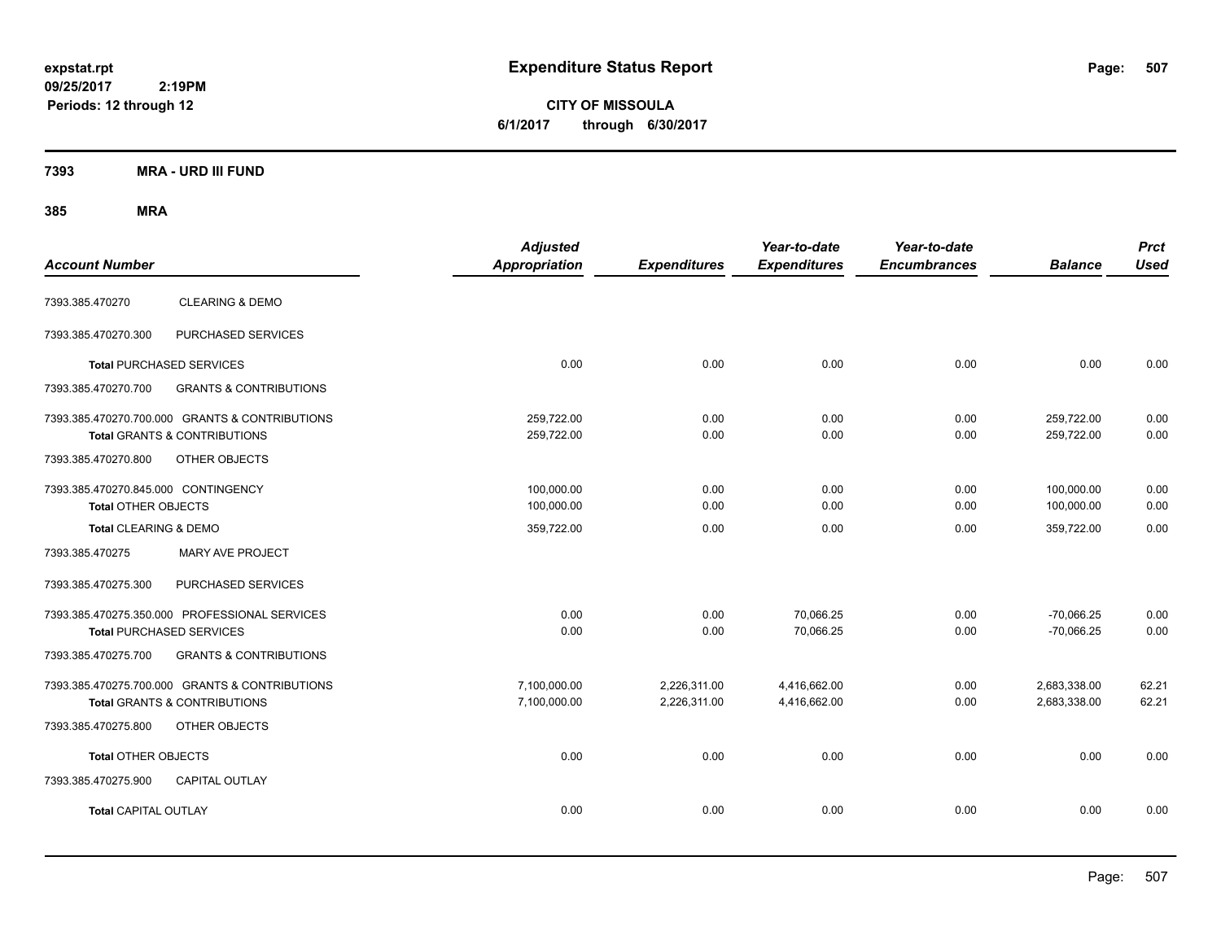**expstat.rpt**
**09/25/2017 2:19PM**
**Periods: 12 through 12**

# Expenditure Status Report

**CITY OF MISSOULA**
**6/1/2017 through 6/30/2017**

## 7393 MRA - URD III FUND

### 385 MRA

| Account Number | | Adjusted Appropriation | Expenditures | Year-to-date Expenditures | Year-to-date Encumbrances | Balance | Prct Used |
|---|---|---|---|---|---|---|---|
| 7393.385.470270 | CLEARING & DEMO | | | | | | |
| 7393.385.470270.300 | PURCHASED SERVICES | | | | | | |
| **Total** PURCHASED SERVICES | | 0.00 | 0.00 | 0.00 | 0.00 | 0.00 | 0.00 |
| 7393.385.470270.700 | GRANTS & CONTRIBUTIONS | | | | | | |
| 7393.385.470270.700.000 GRANTS & CONTRIBUTIONS | | 259,722.00 | 0.00 | 0.00 | 0.00 | 259,722.00 | 0.00 |
| **Total** GRANTS & CONTRIBUTIONS | | 259,722.00 | 0.00 | 0.00 | 0.00 | 259,722.00 | 0.00 |
| 7393.385.470270.800 | OTHER OBJECTS | | | | | | |
| 7393.385.470270.845.000 CONTINGENCY | | 100,000.00 | 0.00 | 0.00 | 0.00 | 100,000.00 | 0.00 |
| **Total** OTHER OBJECTS | | 100,000.00 | 0.00 | 0.00 | 0.00 | 100,000.00 | 0.00 |
| **Total** CLEARING & DEMO | | 359,722.00 | 0.00 | 0.00 | 0.00 | 359,722.00 | 0.00 |
| 7393.385.470275 | MARY AVE PROJECT | | | | | | |
| 7393.385.470275.300 | PURCHASED SERVICES | | | | | | |
| 7393.385.470275.350.000 PROFESSIONAL SERVICES | | 0.00 | 0.00 | 70,066.25 | 0.00 | -70,066.25 | 0.00 |
| **Total** PURCHASED SERVICES | | 0.00 | 0.00 | 70,066.25 | 0.00 | -70,066.25 | 0.00 |
| 7393.385.470275.700 | GRANTS & CONTRIBUTIONS | | | | | | |
| 7393.385.470275.700.000 GRANTS & CONTRIBUTIONS | | 7,100,000.00 | 2,226,311.00 | 4,416,662.00 | 0.00 | 2,683,338.00 | 62.21 |
| **Total** GRANTS & CONTRIBUTIONS | | 7,100,000.00 | 2,226,311.00 | 4,416,662.00 | 0.00 | 2,683,338.00 | 62.21 |
| 7393.385.470275.800 | OTHER OBJECTS | | | | | | |
| **Total** OTHER OBJECTS | | 0.00 | 0.00 | 0.00 | 0.00 | 0.00 | 0.00 |
| 7393.385.470275.900 | CAPITAL OUTLAY | | | | | | |
| **Total** CAPITAL OUTLAY | | 0.00 | 0.00 | 0.00 | 0.00 | 0.00 | 0.00 |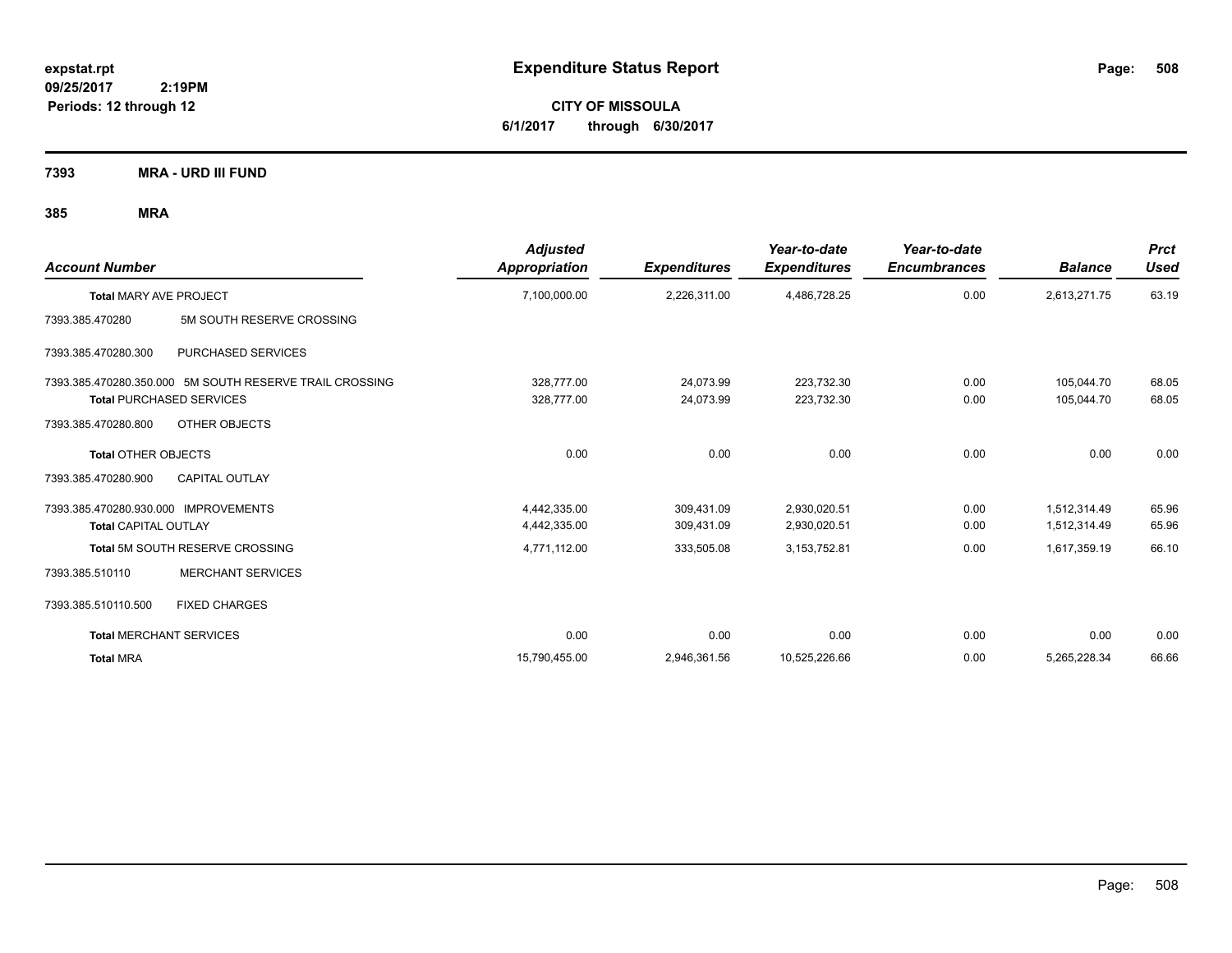**expstat.rpt**
**09/25/2017 2:19PM**
**Periods: 12 through 12**

# Expenditure Status Report

**CITY OF MISSOULA**
**6/1/2017 through 6/30/2017**

## 7393 MRA - URD III FUND

### 385 MRA

| Account Number | | Adjusted Appropriation | Expenditures | Year-to-date Expenditures | Year-to-date Encumbrances | Balance | Prct Used |
|---|---|---|---|---|---|---|---|
| **Total** MARY AVE PROJECT | | 7,100,000.00 | 2,226,311.00 | 4,486,728.25 | 0.00 | 2,613,271.75 | 63.19 |
| 7393.385.470280 | 5M SOUTH RESERVE CROSSING | | | | | | |
| 7393.385.470280.300 | PURCHASED SERVICES | | | | | | |
| 7393.385.470280.350.000 | 5M SOUTH RESERVE TRAIL CROSSING | 328,777.00 | 24,073.99 | 223,732.30 | 0.00 | 105,044.70 | 68.05 |
| **Total** PURCHASED SERVICES | | 328,777.00 | 24,073.99 | 223,732.30 | 0.00 | 105,044.70 | 68.05 |
| 7393.385.470280.800 | OTHER OBJECTS | | | | | | |
| **Total** OTHER OBJECTS | | 0.00 | 0.00 | 0.00 | 0.00 | 0.00 | 0.00 |
| 7393.385.470280.900 | CAPITAL OUTLAY | | | | | | |
| 7393.385.470280.930.000 | IMPROVEMENTS | 4,442,335.00 | 309,431.09 | 2,930,020.51 | 0.00 | 1,512,314.49 | 65.96 |
| **Total** CAPITAL OUTLAY | | 4,442,335.00 | 309,431.09 | 2,930,020.51 | 0.00 | 1,512,314.49 | 65.96 |
| **Total** 5M SOUTH RESERVE CROSSING | | 4,771,112.00 | 333,505.08 | 3,153,752.81 | 0.00 | 1,617,359.19 | 66.10 |
| 7393.385.510110 | MERCHANT SERVICES | | | | | | |
| 7393.385.510110.500 | FIXED CHARGES | | | | | | |
| **Total** MERCHANT SERVICES | | 0.00 | 0.00 | 0.00 | 0.00 | 0.00 | 0.00 |
| **Total** MRA | | 15,790,455.00 | 2,946,361.56 | 10,525,226.66 | 0.00 | 5,265,228.34 | 66.66 |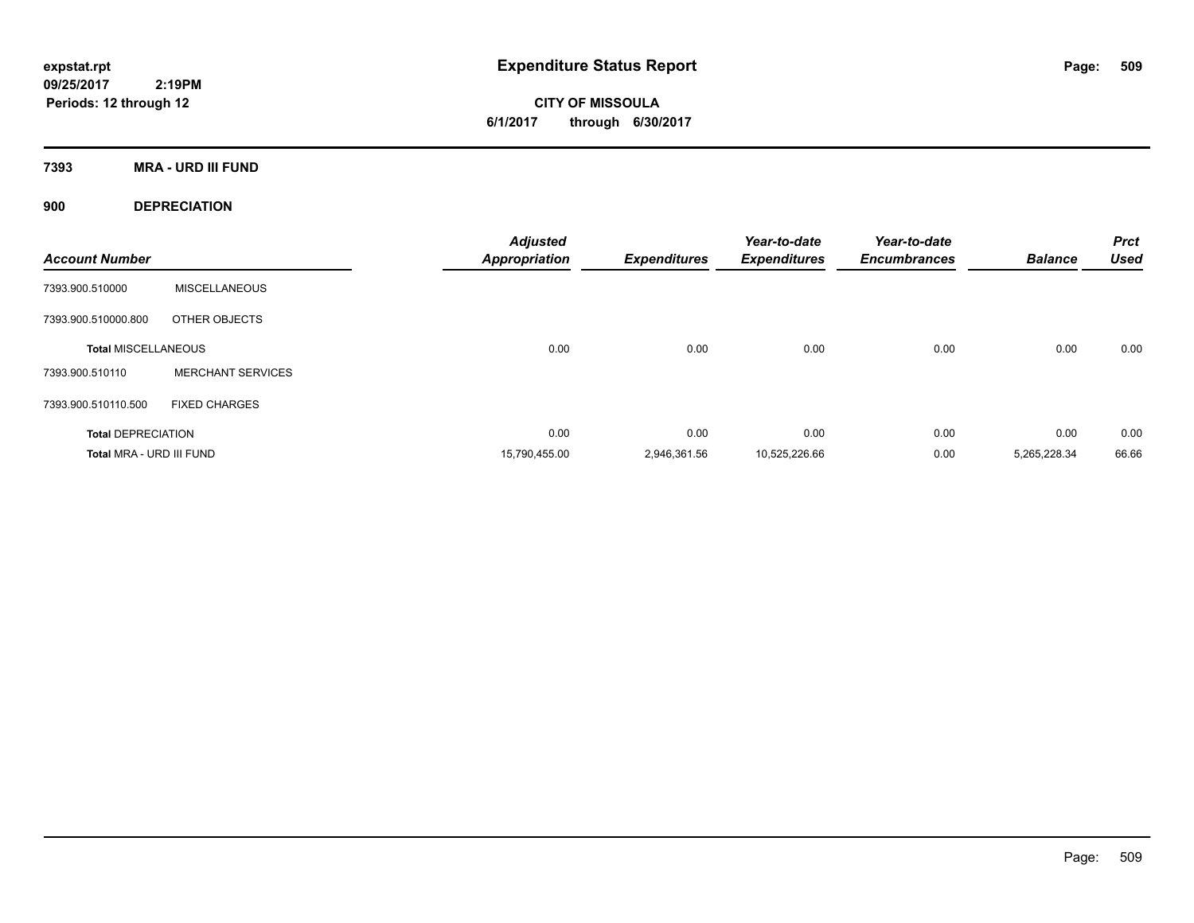expstat.rpt
09/25/2017 2:19PM
Periods: 12 through 12

# Expenditure Status Report

**CITY OF MISSOULA**
**6/1/2017 through 6/30/2017**

## 7393 MRA - URD III FUND

## 900 DEPRECIATION

| Account Number | | Adjusted Appropriation | Expenditures | Year-to-date Expenditures | Year-to-date Encumbrances | Balance | Prct Used |
|---|---|---|---|---|---|---|---|
| 7393.900.510000 | MISCELLANEOUS | | | | | | |
| 7393.900.510000.800 | OTHER OBJECTS | | | | | | |
| **Total MISCELLANEOUS** | | 0.00 | 0.00 | 0.00 | 0.00 | 0.00 | 0.00 |
| 7393.900.510110 | MERCHANT SERVICES | | | | | | |
| 7393.900.510110.500 | FIXED CHARGES | | | | | | |
| **Total DEPRECIATION** | | 0.00 | 0.00 | 0.00 | 0.00 | 0.00 | 0.00 |
| **Total MRA - URD III FUND** | | 15,790,455.00 | 2,946,361.56 | 10,525,226.66 | 0.00 | 5,265,228.34 | 66.66 |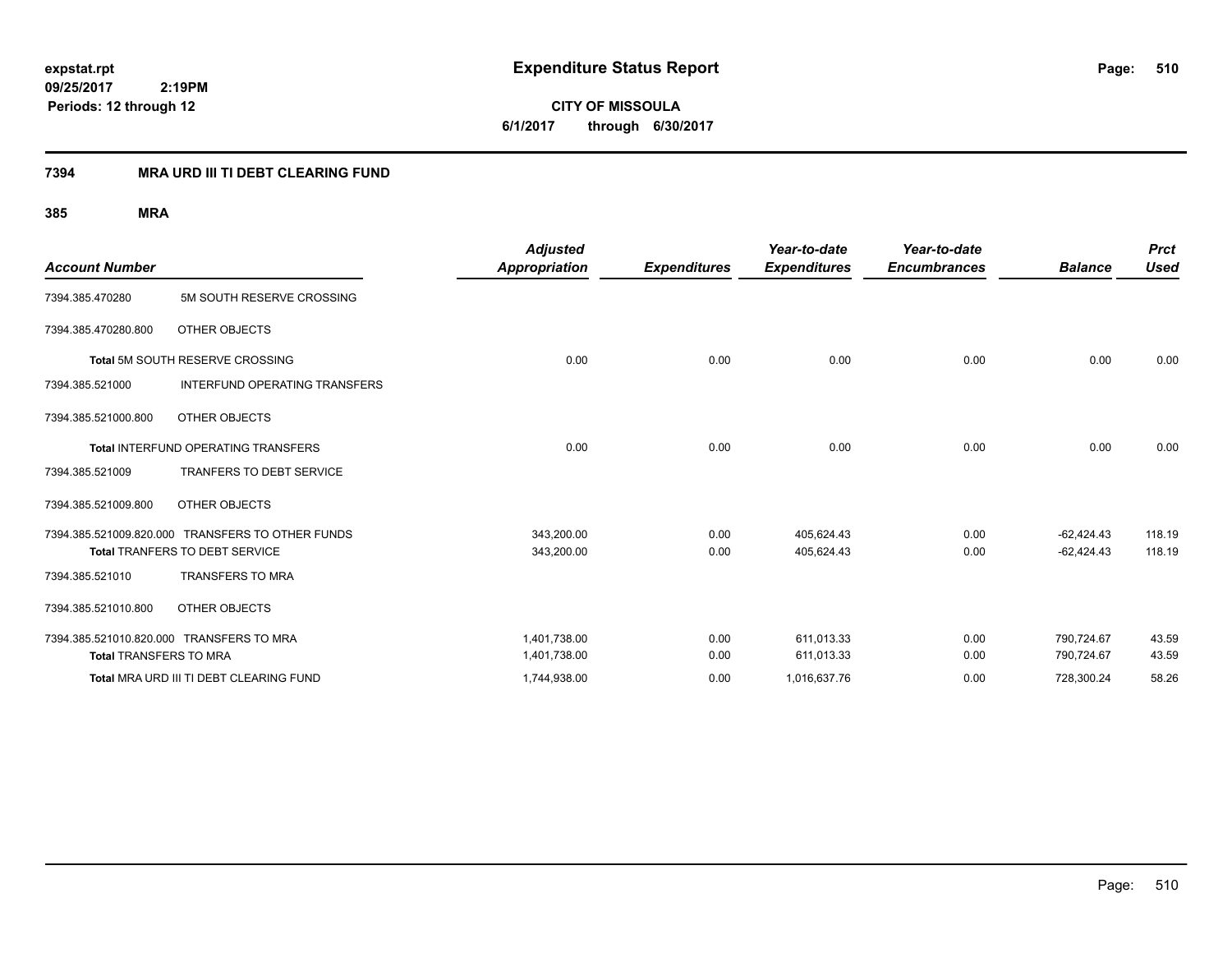**expstat.rpt**
**09/25/2017 2:19PM**
**Periods: 12 through 12**

# Expenditure Status Report

**CITY OF MISSOULA**
**6/1/2017 through 6/30/2017**

## 7394 MRA URD III TI DEBT CLEARING FUND

### 385 MRA

| Account Number | | Adjusted Appropriation | Expenditures | Year-to-date Expenditures | Year-to-date Encumbrances | Balance | Prct Used |
|---|---|---|---|---|---|---|---|
| 7394.385.470280 | 5M SOUTH RESERVE CROSSING | | | | | | |
| 7394.385.470280.800 | OTHER OBJECTS | | | | | | |
| | Total 5M SOUTH RESERVE CROSSING | 0.00 | 0.00 | 0.00 | 0.00 | 0.00 | 0.00 |
| 7394.385.521000 | INTERFUND OPERATING TRANSFERS | | | | | | |
| 7394.385.521000.800 | OTHER OBJECTS | | | | | | |
| | Total INTERFUND OPERATING TRANSFERS | 0.00 | 0.00 | 0.00 | 0.00 | 0.00 | 0.00 |
| 7394.385.521009 | TRANFERS TO DEBT SERVICE | | | | | | |
| 7394.385.521009.800 | OTHER OBJECTS | | | | | | |
| 7394.385.521009.820.000 | TRANSFERS TO OTHER FUNDS | 343,200.00 | 0.00 | 405,624.43 | 0.00 | -62,424.43 | 118.19 |
| | Total TRANFERS TO DEBT SERVICE | 343,200.00 | 0.00 | 405,624.43 | 0.00 | -62,424.43 | 118.19 |
| 7394.385.521010 | TRANSFERS TO MRA | | | | | | |
| 7394.385.521010.800 | OTHER OBJECTS | | | | | | |
| 7394.385.521010.820.000 | TRANSFERS TO MRA | 1,401,738.00 | 0.00 | 611,013.33 | 0.00 | 790,724.67 | 43.59 |
| | Total TRANSFERS TO MRA | 1,401,738.00 | 0.00 | 611,013.33 | 0.00 | 790,724.67 | 43.59 |
| | Total MRA URD III TI DEBT CLEARING FUND | 1,744,938.00 | 0.00 | 1,016,637.76 | 0.00 | 728,300.24 | 58.26 |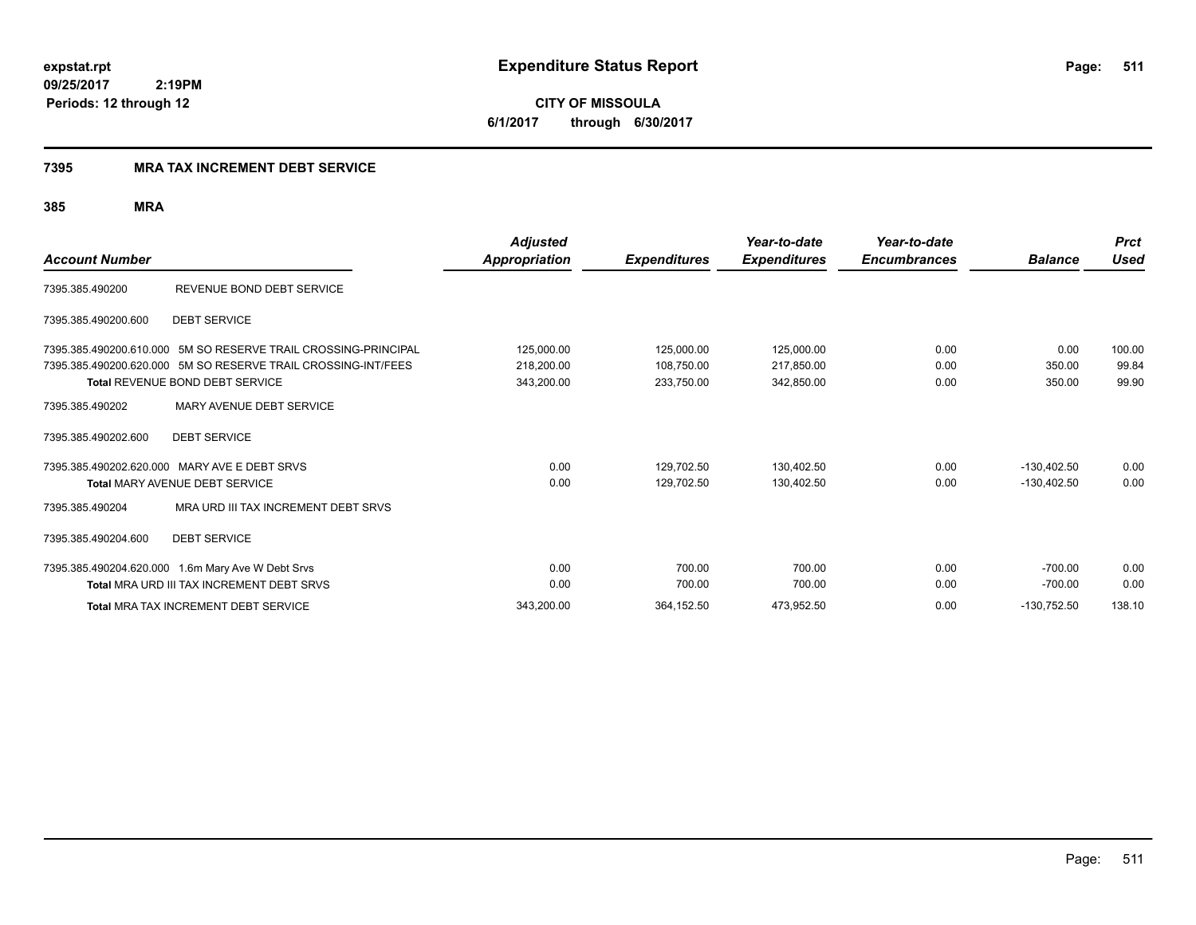expstat.rpt
09/25/2017 2:19PM
Periods: 12 through 12

# Expenditure Status Report

**CITY OF MISSOULA**
**6/1/2017 through 6/30/2017**

## 7395 MRA TAX INCREMENT DEBT SERVICE

### 385 MRA

| Account Number | | Adjusted Appropriation | Expenditures | Year-to-date Expenditures | Year-to-date Encumbrances | Balance | Prct Used |
|---|---|---|---|---|---|---|---|
| 7395.385.490200 | REVENUE BOND DEBT SERVICE | | | | | | |
| 7395.385.490200.600 | DEBT SERVICE | | | | | | |
| 7395.385.490200.610.000 | 5M SO RESERVE TRAIL CROSSING-PRINCIPAL | 125,000.00 | 125,000.00 | 125,000.00 | 0.00 | 0.00 | 100.00 |
| 7395.385.490200.620.000 | 5M SO RESERVE TRAIL CROSSING-INT/FEES | 218,200.00 | 108,750.00 | 217,850.00 | 0.00 | 350.00 | 99.84 |
| **Total** REVENUE BOND DEBT SERVICE | | 343,200.00 | 233,750.00 | 342,850.00 | 0.00 | 350.00 | 99.90 |
| 7395.385.490202 | MARY AVENUE DEBT SERVICE | | | | | | |
| 7395.385.490202.600 | DEBT SERVICE | | | | | | |
| 7395.385.490202.620.000 | MARY AVE E DEBT SRVS | 0.00 | 129,702.50 | 130,402.50 | 0.00 | -130,402.50 | 0.00 |
| **Total** MARY AVENUE DEBT SERVICE | | 0.00 | 129,702.50 | 130,402.50 | 0.00 | -130,402.50 | 0.00 |
| 7395.385.490204 | MRA URD III TAX INCREMENT DEBT SRVS | | | | | | |
| 7395.385.490204.600 | DEBT SERVICE | | | | | | |
| 7395.385.490204.620.000 | 1.6m Mary Ave W Debt Srvs | 0.00 | 700.00 | 700.00 | 0.00 | -700.00 | 0.00 |
| **Total** MRA URD III TAX INCREMENT DEBT SRVS | | 0.00 | 700.00 | 700.00 | 0.00 | -700.00 | 0.00 |
| **Total** MRA TAX INCREMENT DEBT SERVICE | | 343,200.00 | 364,152.50 | 473,952.50 | 0.00 | -130,752.50 | 138.10 |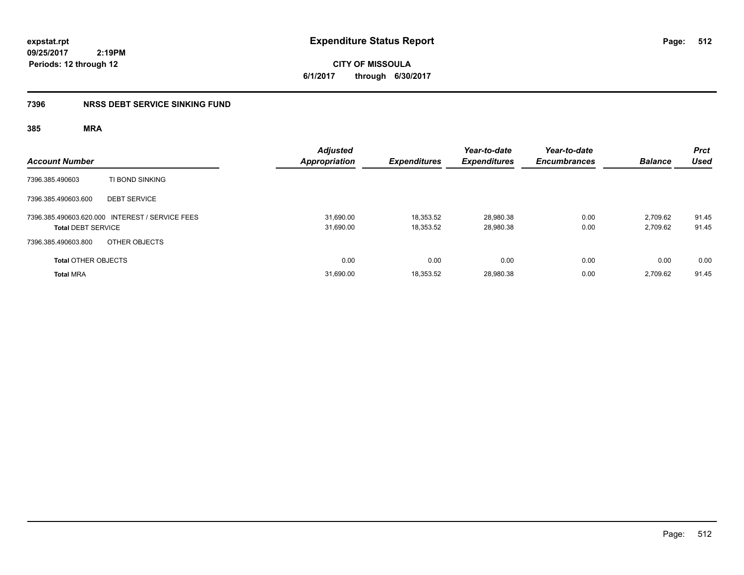expstat.rpt
09/25/2017 2:19PM
Periods: 12 through 12

# Expenditure Status Report

CITY OF MISSOULA
6/1/2017 through 6/30/2017

## 7396 NRSS DEBT SERVICE SINKING FUND

### 385 MRA

| Account Number | | Adjusted Appropriation | Expenditures | Year-to-date Expenditures | Year-to-date Encumbrances | Balance | Prct Used |
|---|---|---|---|---|---|---|---|
| 7396.385.490603 | TI BOND SINKING | | | | | | |
| 7396.385.490603.600 | DEBT SERVICE | | | | | | |
| 7396.385.490603.620.000 | INTEREST / SERVICE FEES | 31,690.00 | 18,353.52 | 28,980.38 | 0.00 | 2,709.62 | 91.45 |
| **Total** DEBT SERVICE | | 31,690.00 | 18,353.52 | 28,980.38 | 0.00 | 2,709.62 | 91.45 |
| 7396.385.490603.800 | OTHER OBJECTS | | | | | | |
| **Total** OTHER OBJECTS | | 0.00 | 0.00 | 0.00 | 0.00 | 0.00 | 0.00 |
| **Total** MRA | | 31,690.00 | 18,353.52 | 28,980.38 | 0.00 | 2,709.62 | 91.45 |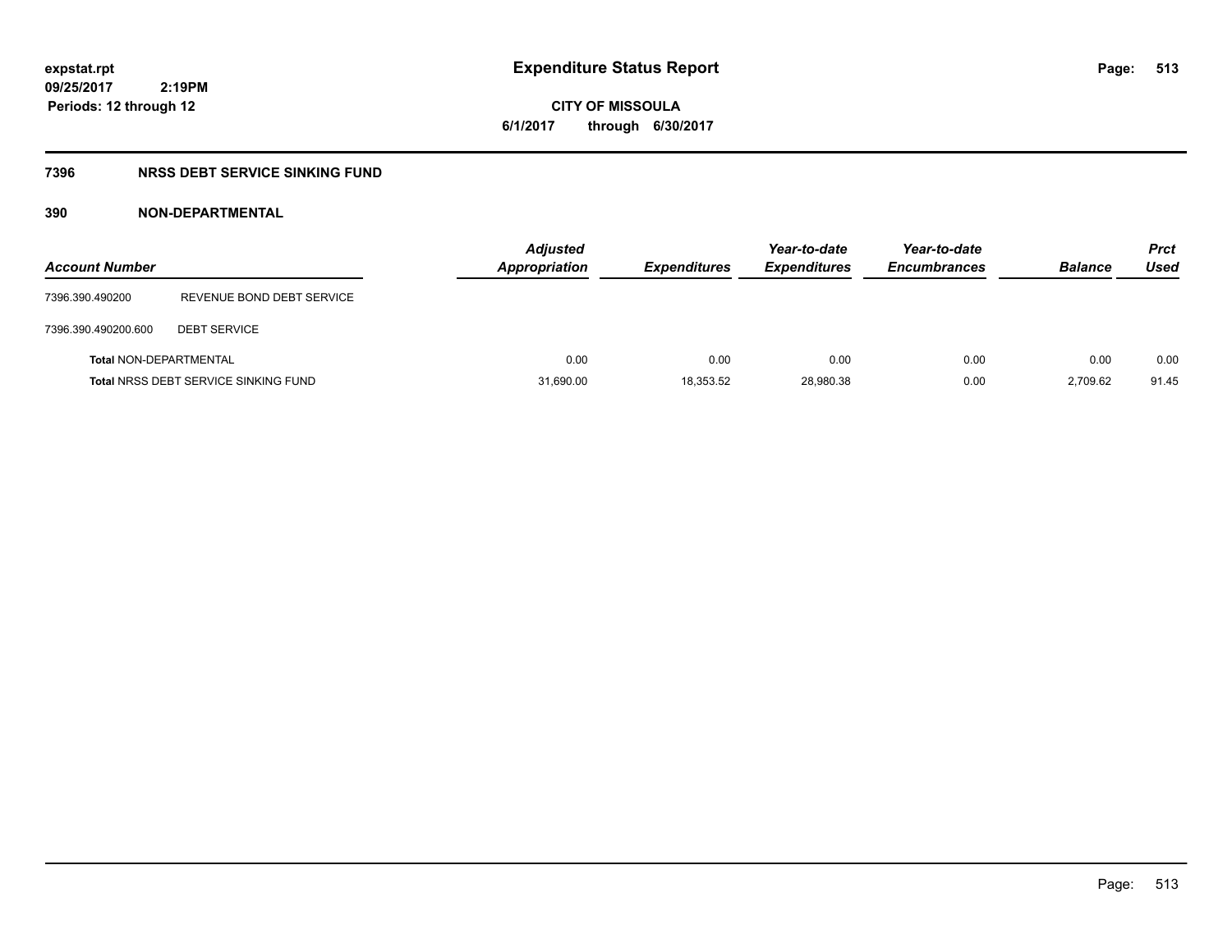**expstat.rpt**
**09/25/2017 2:19PM**
**Periods: 12 through 12**

# Expenditure Status Report

**CITY OF MISSOULA**
**6/1/2017 through 6/30/2017**

## 7396 NRSS DEBT SERVICE SINKING FUND

### 390 NON-DEPARTMENTAL

| Account Number | | Adjusted Appropriation | Expenditures | Year-to-date Expenditures | Year-to-date Encumbrances | Balance | Prct Used |
|---|---|---|---|---|---|---|---|
| 7396.390.490200 | REVENUE BOND DEBT SERVICE | | | | | | |
| 7396.390.490200.600 | DEBT SERVICE | | | | | | |
| **Total** NON-DEPARTMENTAL | | 0.00 | 0.00 | 0.00 | 0.00 | 0.00 | 0.00 |
| **Total** NRSS DEBT SERVICE SINKING FUND | | 31,690.00 | 18,353.52 | 28,980.38 | 0.00 | 2,709.62 | 91.45 |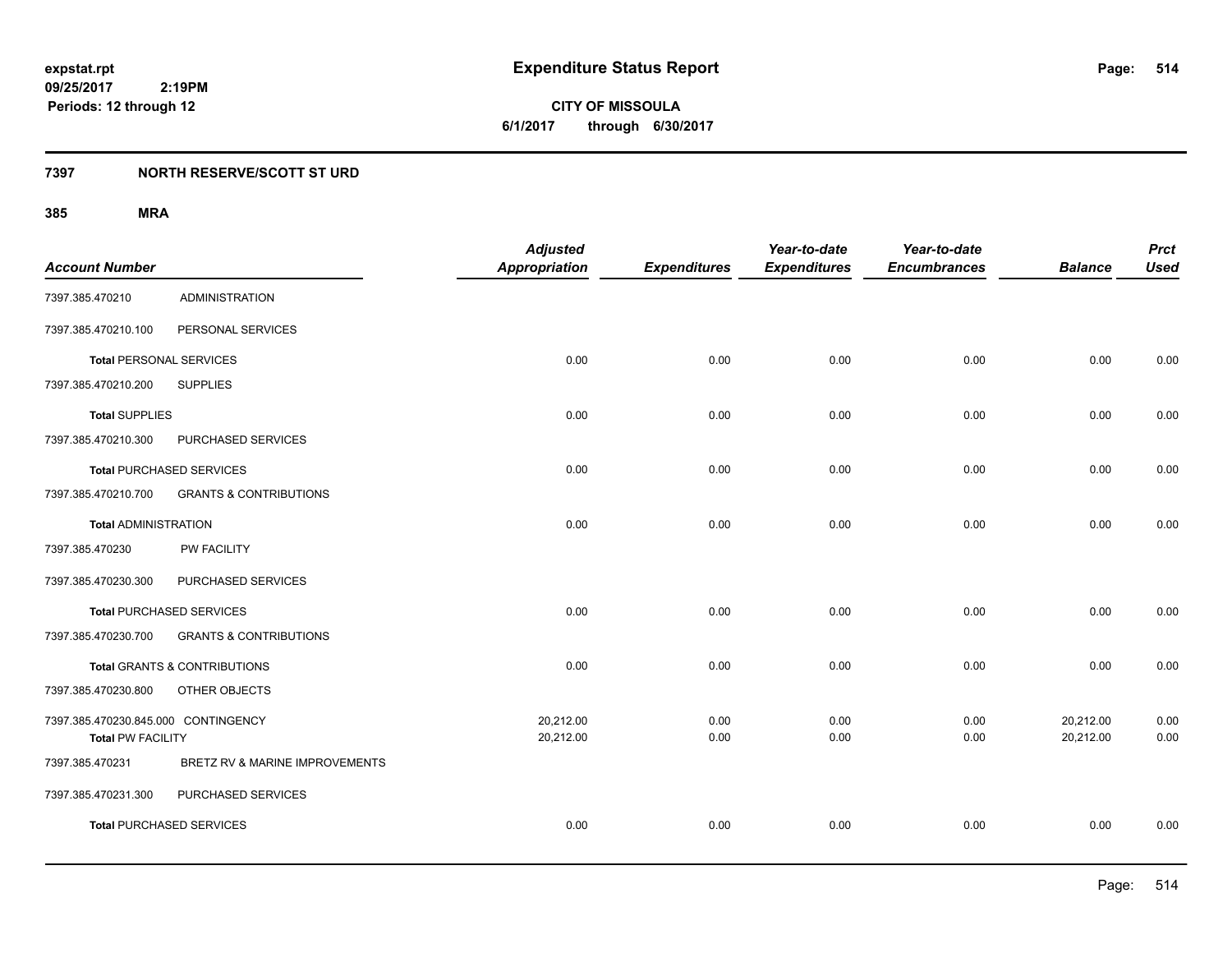# Expenditure Status Report

expstat.rpt
09/25/2017 2:19PM
Periods: 12 through 12

**CITY OF MISSOULA**
**6/1/2017 through 6/30/2017**

## 7397 NORTH RESERVE/SCOTT ST URD

### 385 MRA

| Account Number | | Adjusted Appropriation | Expenditures | Year-to-date Expenditures | Year-to-date Encumbrances | Balance | Prct Used |
|---|---|---|---|---|---|---|---|
| 7397.385.470210 | ADMINISTRATION | | | | | | |
| 7397.385.470210.100 | PERSONAL SERVICES | | | | | | |
| **Total** PERSONAL SERVICES | | 0.00 | 0.00 | 0.00 | 0.00 | 0.00 | 0.00 |
| 7397.385.470210.200 | SUPPLIES | | | | | | |
| **Total** SUPPLIES | | 0.00 | 0.00 | 0.00 | 0.00 | 0.00 | 0.00 |
| 7397.385.470210.300 | PURCHASED SERVICES | | | | | | |
| **Total** PURCHASED SERVICES | | 0.00 | 0.00 | 0.00 | 0.00 | 0.00 | 0.00 |
| 7397.385.470210.700 | GRANTS & CONTRIBUTIONS | | | | | | |
| **Total** ADMINISTRATION | | 0.00 | 0.00 | 0.00 | 0.00 | 0.00 | 0.00 |
| 7397.385.470230 | PW FACILITY | | | | | | |
| 7397.385.470230.300 | PURCHASED SERVICES | | | | | | |
| **Total** PURCHASED SERVICES | | 0.00 | 0.00 | 0.00 | 0.00 | 0.00 | 0.00 |
| 7397.385.470230.700 | GRANTS & CONTRIBUTIONS | | | | | | |
| **Total** GRANTS & CONTRIBUTIONS | | 0.00 | 0.00 | 0.00 | 0.00 | 0.00 | 0.00 |
| 7397.385.470230.800 | OTHER OBJECTS | | | | | | |
| 7397.385.470230.845.000 CONTINGENCY | | 20,212.00 | 0.00 | 0.00 | 0.00 | 20,212.00 | 0.00 |
| **Total** PW FACILITY | | 20,212.00 | 0.00 | 0.00 | 0.00 | 20,212.00 | 0.00 |
| 7397.385.470231 | BRETZ RV & MARINE IMPROVEMENTS | | | | | | |
| 7397.385.470231.300 | PURCHASED SERVICES | | | | | | |
| **Total** PURCHASED SERVICES | | 0.00 | 0.00 | 0.00 | 0.00 | 0.00 | 0.00 |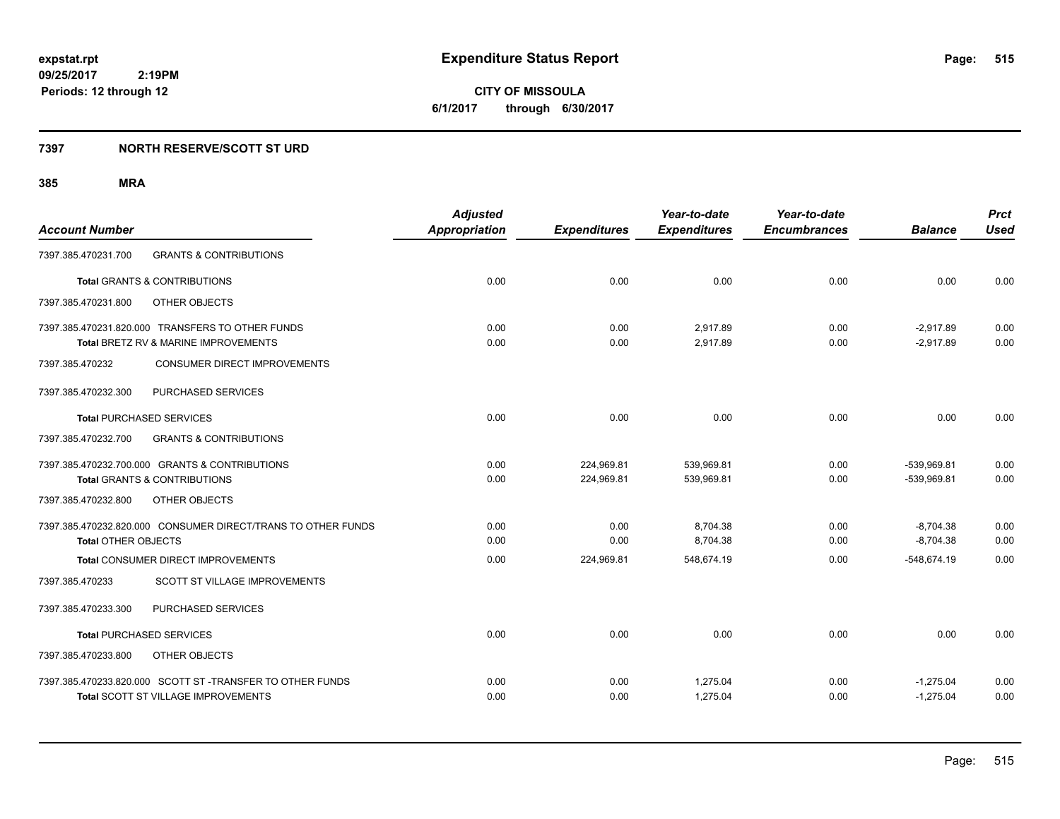**expstat.rpt**
**09/25/2017 2:19PM**
**Periods: 12 through 12**

# Expenditure Status Report

**CITY OF MISSOULA**
**6/1/2017 through 6/30/2017**

## 7397 NORTH RESERVE/SCOTT ST URD

### 385 MRA

| Account Number | Adjusted Appropriation | Expenditures | Year-to-date Expenditures | Year-to-date Encumbrances | Balance | Prct Used |
|---|---|---|---|---|---|---|
| 7397.385.470231.700 GRANTS & CONTRIBUTIONS | | | | | | |
| **Total** GRANTS & CONTRIBUTIONS | 0.00 | 0.00 | 0.00 | 0.00 | 0.00 | 0.00 |
| 7397.385.470231.800 OTHER OBJECTS | | | | | | |
| 7397.385.470231.820.000 TRANSFERS TO OTHER FUNDS | 0.00 | 0.00 | 2,917.89 | 0.00 | -2,917.89 | 0.00 |
| **Total** BRETZ RV & MARINE IMPROVEMENTS | 0.00 | 0.00 | 2,917.89 | 0.00 | -2,917.89 | 0.00 |
| 7397.385.470232 CONSUMER DIRECT IMPROVEMENTS | | | | | | |
| 7397.385.470232.300 PURCHASED SERVICES | | | | | | |
| **Total** PURCHASED SERVICES | 0.00 | 0.00 | 0.00 | 0.00 | 0.00 | 0.00 |
| 7397.385.470232.700 GRANTS & CONTRIBUTIONS | | | | | | |
| 7397.385.470232.700.000 GRANTS & CONTRIBUTIONS | 0.00 | 224,969.81 | 539,969.81 | 0.00 | -539,969.81 | 0.00 |
| **Total** GRANTS & CONTRIBUTIONS | 0.00 | 224,969.81 | 539,969.81 | 0.00 | -539,969.81 | 0.00 |
| 7397.385.470232.800 OTHER OBJECTS | | | | | | |
| 7397.385.470232.820.000 CONSUMER DIRECT/TRANS TO OTHER FUNDS | 0.00 | 0.00 | 8,704.38 | 0.00 | -8,704.38 | 0.00 |
| **Total** OTHER OBJECTS | 0.00 | 0.00 | 8,704.38 | 0.00 | -8,704.38 | 0.00 |
| **Total** CONSUMER DIRECT IMPROVEMENTS | 0.00 | 224,969.81 | 548,674.19 | 0.00 | -548,674.19 | 0.00 |
| 7397.385.470233 SCOTT ST VILLAGE IMPROVEMENTS | | | | | | |
| 7397.385.470233.300 PURCHASED SERVICES | | | | | | |
| **Total** PURCHASED SERVICES | 0.00 | 0.00 | 0.00 | 0.00 | 0.00 | 0.00 |
| 7397.385.470233.800 OTHER OBJECTS | | | | | | |
| 7397.385.470233.820.000 SCOTT ST -TRANSFER TO OTHER FUNDS | 0.00 | 0.00 | 1,275.04 | 0.00 | -1,275.04 | 0.00 |
| **Total** SCOTT ST VILLAGE IMPROVEMENTS | 0.00 | 0.00 | 1,275.04 | 0.00 | -1,275.04 | 0.00 |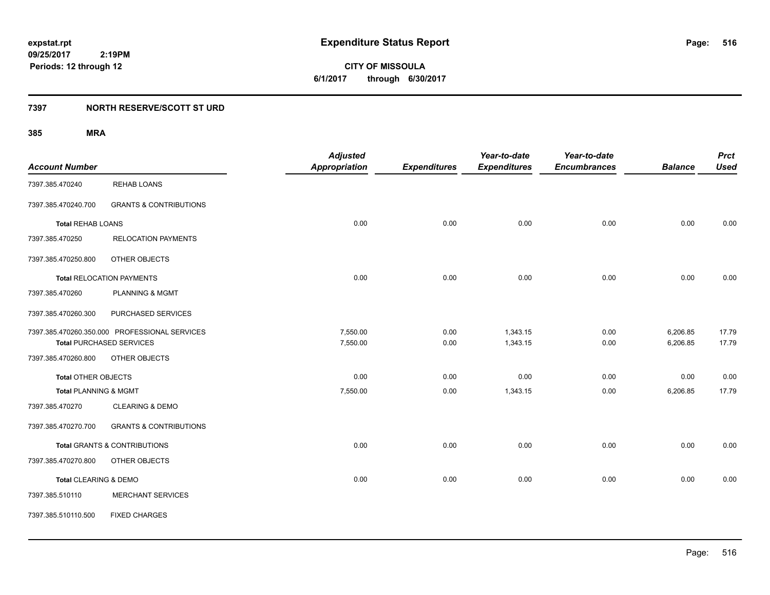# Expenditure Status Report

**CITY OF MISSOULA**

**6/1/2017 through 6/30/2017**

expstat.rpt
09/25/2017 2:19PM
Periods: 12 through 12

## 7397 NORTH RESERVE/SCOTT ST URD

### 385 MRA

| Account Number | | Adjusted Appropriation | Expenditures | Year-to-date Expenditures | Year-to-date Encumbrances | Balance | Prct Used |
|---|---|---|---|---|---|---|---|
| 7397.385.470240 | REHAB LOANS | | | | | | |
| 7397.385.470240.700 | GRANTS & CONTRIBUTIONS | | | | | | |
| **Total** REHAB LOANS | | 0.00 | 0.00 | 0.00 | 0.00 | 0.00 | 0.00 |
| 7397.385.470250 | RELOCATION PAYMENTS | | | | | | |
| 7397.385.470250.800 | OTHER OBJECTS | | | | | | |
| **Total** RELOCATION PAYMENTS | | 0.00 | 0.00 | 0.00 | 0.00 | 0.00 | 0.00 |
| 7397.385.470260 | PLANNING & MGMT | | | | | | |
| 7397.385.470260.300 | PURCHASED SERVICES | | | | | | |
| 7397.385.470260.350.000 | PROFESSIONAL SERVICES | 7,550.00 | 0.00 | 1,343.15 | 0.00 | 6,206.85 | 17.79 |
| **Total** PURCHASED SERVICES | | 7,550.00 | 0.00 | 1,343.15 | 0.00 | 6,206.85 | 17.79 |
| 7397.385.470260.800 | OTHER OBJECTS | | | | | | |
| **Total** OTHER OBJECTS | | 0.00 | 0.00 | 0.00 | 0.00 | 0.00 | 0.00 |
| **Total** PLANNING & MGMT | | 7,550.00 | 0.00 | 1,343.15 | 0.00 | 6,206.85 | 17.79 |
| 7397.385.470270 | CLEARING & DEMO | | | | | | |
| 7397.385.470270.700 | GRANTS & CONTRIBUTIONS | | | | | | |
| **Total** GRANTS & CONTRIBUTIONS | | 0.00 | 0.00 | 0.00 | 0.00 | 0.00 | 0.00 |
| 7397.385.470270.800 | OTHER OBJECTS | | | | | | |
| **Total** CLEARING & DEMO | | 0.00 | 0.00 | 0.00 | 0.00 | 0.00 | 0.00 |
| 7397.385.510110 | MERCHANT SERVICES | | | | | | |
| 7397.385.510110.500 | FIXED CHARGES | | | | | | |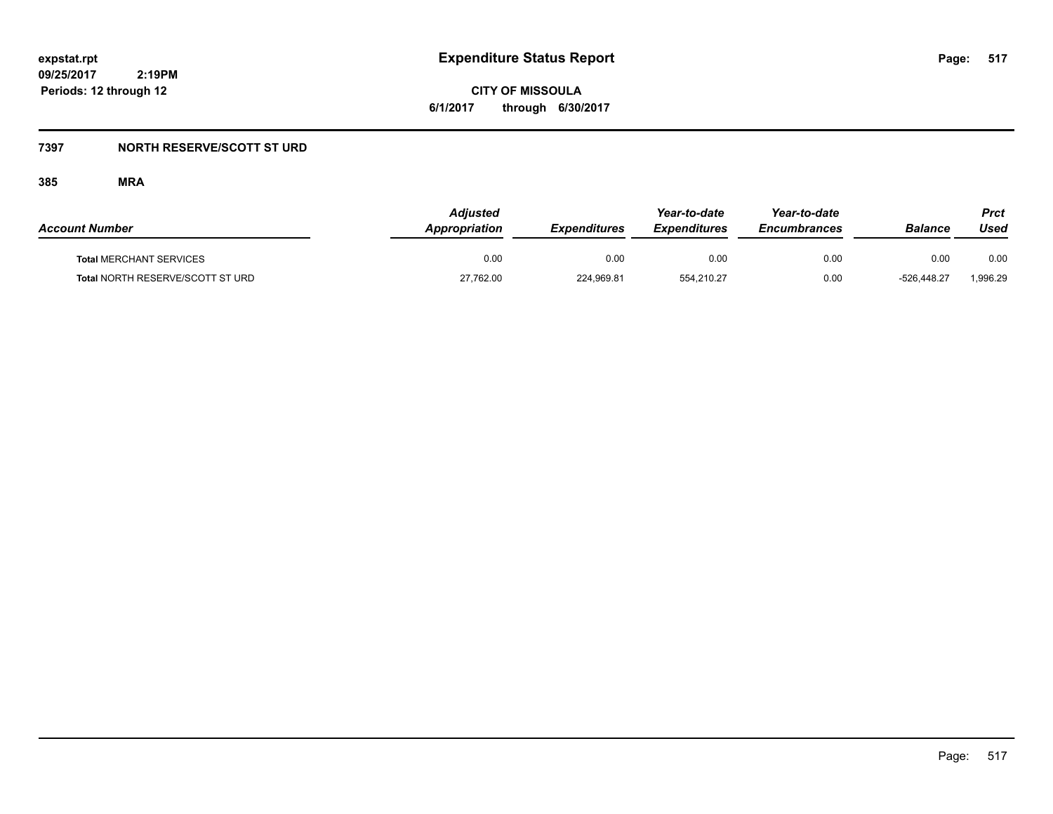# Expenditure Status Report

**CITY OF MISSOULA**

**6/1/2017 through 6/30/2017**

expstat.rpt
09/25/2017 2:19PM
Periods: 12 through 12

## 7397 NORTH RESERVE/SCOTT ST URD

### 385 MRA

| Account Number | Adjusted Appropriation | Expenditures | Year-to-date Expenditures | Year-to-date Encumbrances | Balance | Prct Used |
|---|---|---|---|---|---|---|
| **Total** MERCHANT SERVICES | 0.00 | 0.00 | 0.00 | 0.00 | 0.00 | 0.00 |
| **Total** NORTH RESERVE/SCOTT ST URD | 27,762.00 | 224,969.81 | 554,210.27 | 0.00 | -526,448.27 | 1,996.29 |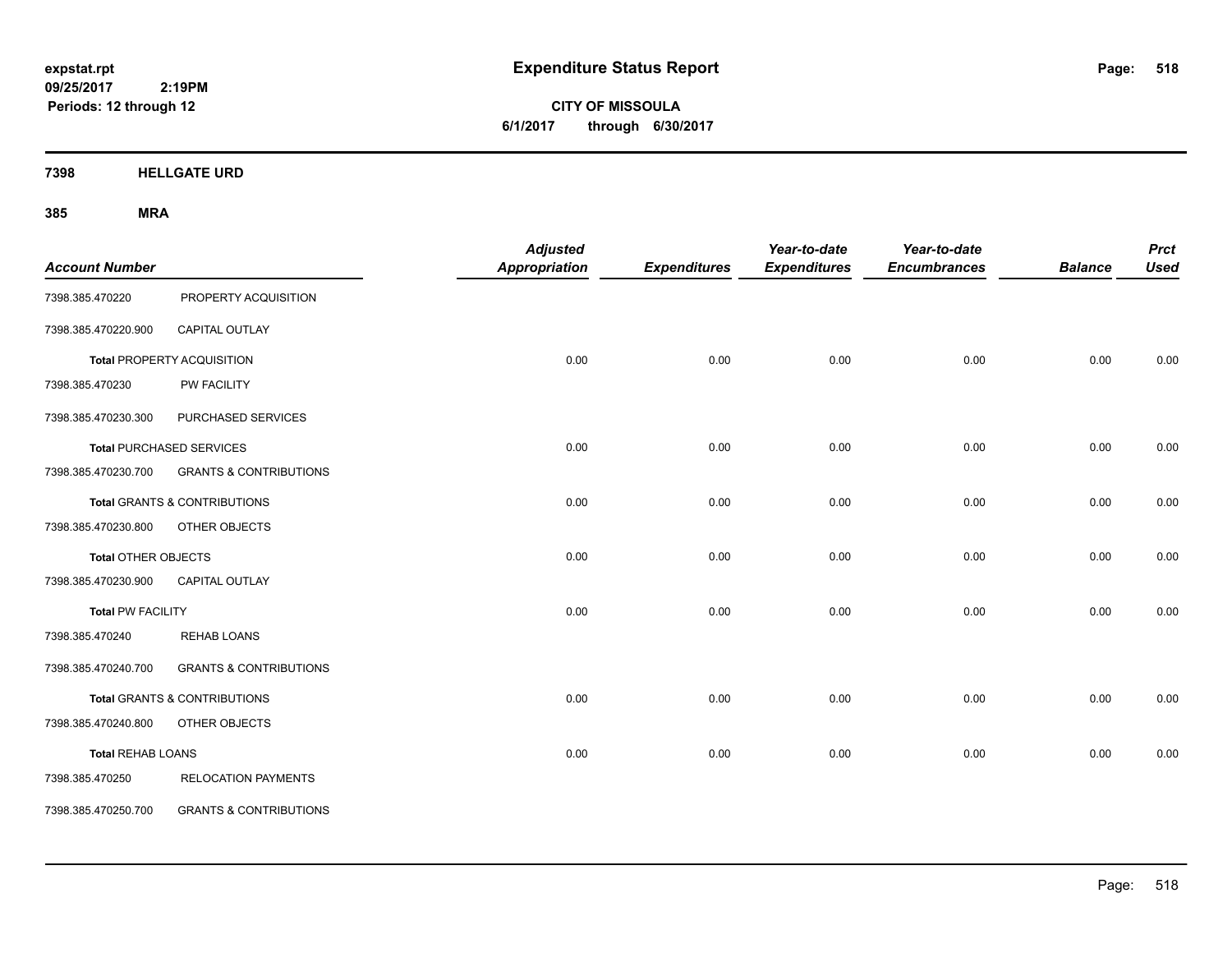# Expenditure Status Report

expstat.rpt
09/25/2017 2:19PM
Periods: 12 through 12

**CITY OF MISSOULA**
**6/1/2017 through 6/30/2017**

**7398 HELLGATE URD**

**385 MRA**

| Account Number | | Adjusted Appropriation | Expenditures | Year-to-date Expenditures | Year-to-date Encumbrances | Balance | Prct Used |
|---|---|---|---|---|---|---|---|
| 7398.385.470220 | PROPERTY ACQUISITION | | | | | | |
| 7398.385.470220.900 | CAPITAL OUTLAY | | | | | | |
| **Total** PROPERTY ACQUISITION | | 0.00 | 0.00 | 0.00 | 0.00 | 0.00 | 0.00 |
| 7398.385.470230 | PW FACILITY | | | | | | |
| 7398.385.470230.300 | PURCHASED SERVICES | | | | | | |
| **Total** PURCHASED SERVICES | | 0.00 | 0.00 | 0.00 | 0.00 | 0.00 | 0.00 |
| 7398.385.470230.700 | GRANTS & CONTRIBUTIONS | | | | | | |
| **Total** GRANTS & CONTRIBUTIONS | | 0.00 | 0.00 | 0.00 | 0.00 | 0.00 | 0.00 |
| 7398.385.470230.800 | OTHER OBJECTS | | | | | | |
| **Total** OTHER OBJECTS | | 0.00 | 0.00 | 0.00 | 0.00 | 0.00 | 0.00 |
| 7398.385.470230.900 | CAPITAL OUTLAY | | | | | | |
| **Total** PW FACILITY | | 0.00 | 0.00 | 0.00 | 0.00 | 0.00 | 0.00 |
| 7398.385.470240 | REHAB LOANS | | | | | | |
| 7398.385.470240.700 | GRANTS & CONTRIBUTIONS | | | | | | |
| **Total** GRANTS & CONTRIBUTIONS | | 0.00 | 0.00 | 0.00 | 0.00 | 0.00 | 0.00 |
| 7398.385.470240.800 | OTHER OBJECTS | | | | | | |
| **Total** REHAB LOANS | | 0.00 | 0.00 | 0.00 | 0.00 | 0.00 | 0.00 |
| 7398.385.470250 | RELOCATION PAYMENTS | | | | | | |
| 7398.385.470250.700 | GRANTS & CONTRIBUTIONS | | | | | | |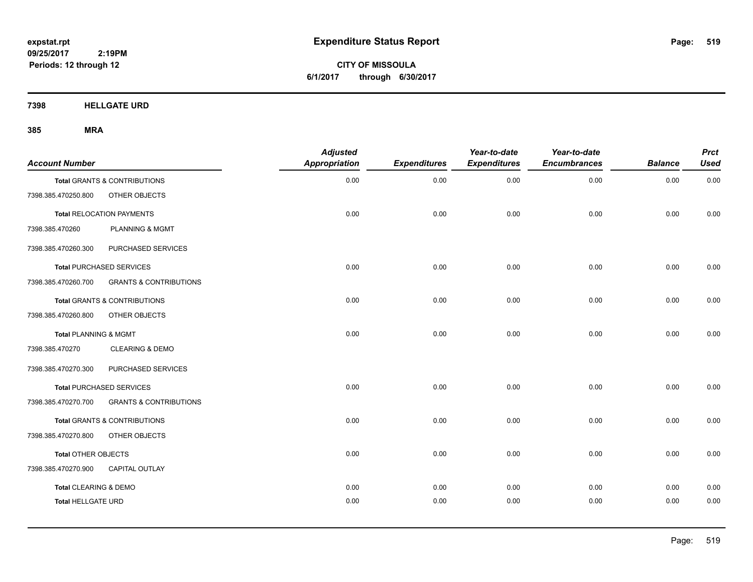**expstat.rpt**
**09/25/2017 2:19PM**
**Periods: 12 through 12**

# Expenditure Status Report

**CITY OF MISSOULA**
**6/1/2017 through 6/30/2017**

## 7398 HELLGATE URD

### 385 MRA

| Account Number | | Adjusted Appropriation | Expenditures | Year-to-date Expenditures | Year-to-date Encumbrances | Balance | Prct Used |
|---|---|---|---|---|---|---|---|
| **Total** GRANTS & CONTRIBUTIONS | | 0.00 | 0.00 | 0.00 | 0.00 | 0.00 | 0.00 |
| 7398.385.470250.800 | OTHER OBJECTS | | | | | | |
| **Total** RELOCATION PAYMENTS | | 0.00 | 0.00 | 0.00 | 0.00 | 0.00 | 0.00 |
| 7398.385.470260 | PLANNING & MGMT | | | | | | |
| 7398.385.470260.300 | PURCHASED SERVICES | | | | | | |
| **Total** PURCHASED SERVICES | | 0.00 | 0.00 | 0.00 | 0.00 | 0.00 | 0.00 |
| 7398.385.470260.700 | GRANTS & CONTRIBUTIONS | | | | | | |
| **Total** GRANTS & CONTRIBUTIONS | | 0.00 | 0.00 | 0.00 | 0.00 | 0.00 | 0.00 |
| 7398.385.470260.800 | OTHER OBJECTS | | | | | | |
| **Total** PLANNING & MGMT | | 0.00 | 0.00 | 0.00 | 0.00 | 0.00 | 0.00 |
| 7398.385.470270 | CLEARING & DEMO | | | | | | |
| 7398.385.470270.300 | PURCHASED SERVICES | | | | | | |
| **Total** PURCHASED SERVICES | | 0.00 | 0.00 | 0.00 | 0.00 | 0.00 | 0.00 |
| 7398.385.470270.700 | GRANTS & CONTRIBUTIONS | | | | | | |
| **Total** GRANTS & CONTRIBUTIONS | | 0.00 | 0.00 | 0.00 | 0.00 | 0.00 | 0.00 |
| 7398.385.470270.800 | OTHER OBJECTS | | | | | | |
| **Total** OTHER OBJECTS | | 0.00 | 0.00 | 0.00 | 0.00 | 0.00 | 0.00 |
| 7398.385.470270.900 | CAPITAL OUTLAY | | | | | | |
| **Total** CLEARING & DEMO | | 0.00 | 0.00 | 0.00 | 0.00 | 0.00 | 0.00 |
| **Total** HELLGATE URD | | 0.00 | 0.00 | 0.00 | 0.00 | 0.00 | 0.00 |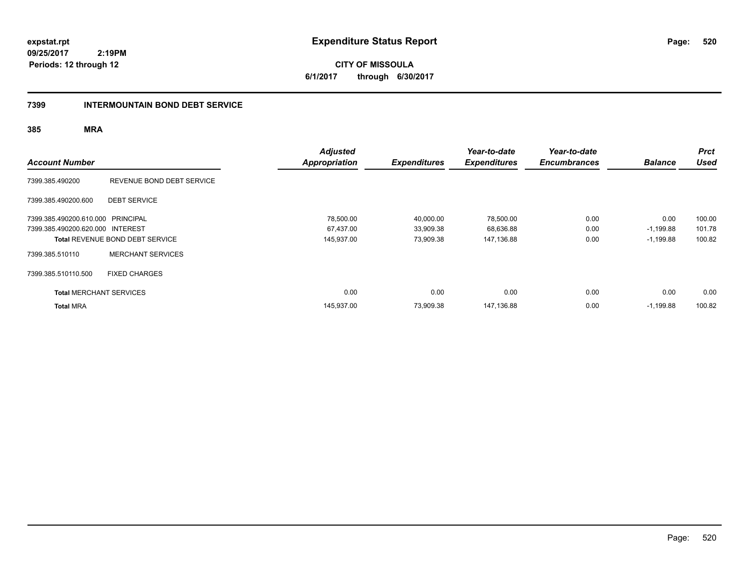expstat.rpt
09/25/2017 2:19PM
Periods: 12 through 12

# Expenditure Status Report

**CITY OF MISSOULA**
**6/1/2017 through 6/30/2017**

## 7399 INTERMOUNTAIN BOND DEBT SERVICE

### 385 MRA

| Account Number | | Adjusted Appropriation | Expenditures | Year-to-date Expenditures | Year-to-date Encumbrances | Balance | Prct Used |
|---|---|---|---|---|---|---|---|
| 7399.385.490200 | REVENUE BOND DEBT SERVICE | | | | | | |
| 7399.385.490200.600 | DEBT SERVICE | | | | | | |
| 7399.385.490200.610.000 | PRINCIPAL | 78,500.00 | 40,000.00 | 78,500.00 | 0.00 | 0.00 | 100.00 |
| 7399.385.490200.620.000 | INTEREST | 67,437.00 | 33,909.38 | 68,636.88 | 0.00 | -1,199.88 | 101.78 |
| Total REVENUE BOND DEBT SERVICE | | 145,937.00 | 73,909.38 | 147,136.88 | 0.00 | -1,199.88 | 100.82 |
| 7399.385.510110 | MERCHANT SERVICES | | | | | | |
| 7399.385.510110.500 | FIXED CHARGES | | | | | | |
| Total MERCHANT SERVICES | | 0.00 | 0.00 | 0.00 | 0.00 | 0.00 | 0.00 |
| Total MRA | | 145,937.00 | 73,909.38 | 147,136.88 | 0.00 | -1,199.88 | 100.82 |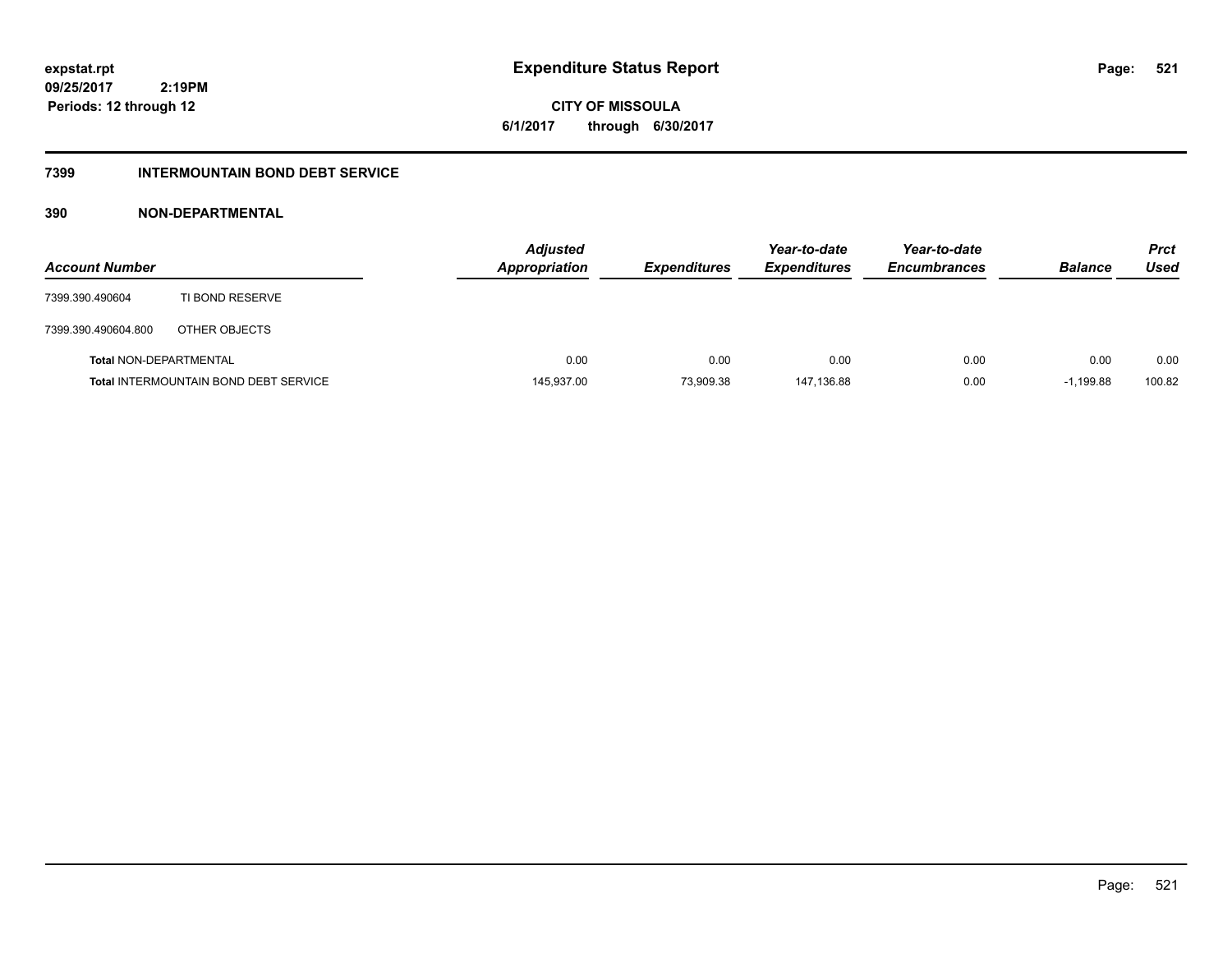# Expenditure Status Report

**CITY OF MISSOULA**

**6/1/2017 through 6/30/2017**

expstat.rpt
09/25/2017 2:19PM
Periods: 12 through 12

## 7399 INTERMOUNTAIN BOND DEBT SERVICE

### 390 NON-DEPARTMENTAL

| Account Number | | Adjusted Appropriation | Expenditures | Year-to-date Expenditures | Year-to-date Encumbrances | Balance | Prct Used |
|---|---|---|---|---|---|---|---|
| 7399.390.490604 | TI BOND RESERVE | | | | | | |
| 7399.390.490604.800 | OTHER OBJECTS | | | | | | |
| **Total** NON-DEPARTMENTAL | | 0.00 | 0.00 | 0.00 | 0.00 | 0.00 | 0.00 |
| **Total** INTERMOUNTAIN BOND DEBT SERVICE | | 145,937.00 | 73,909.38 | 147,136.88 | 0.00 | -1,199.88 | 100.82 |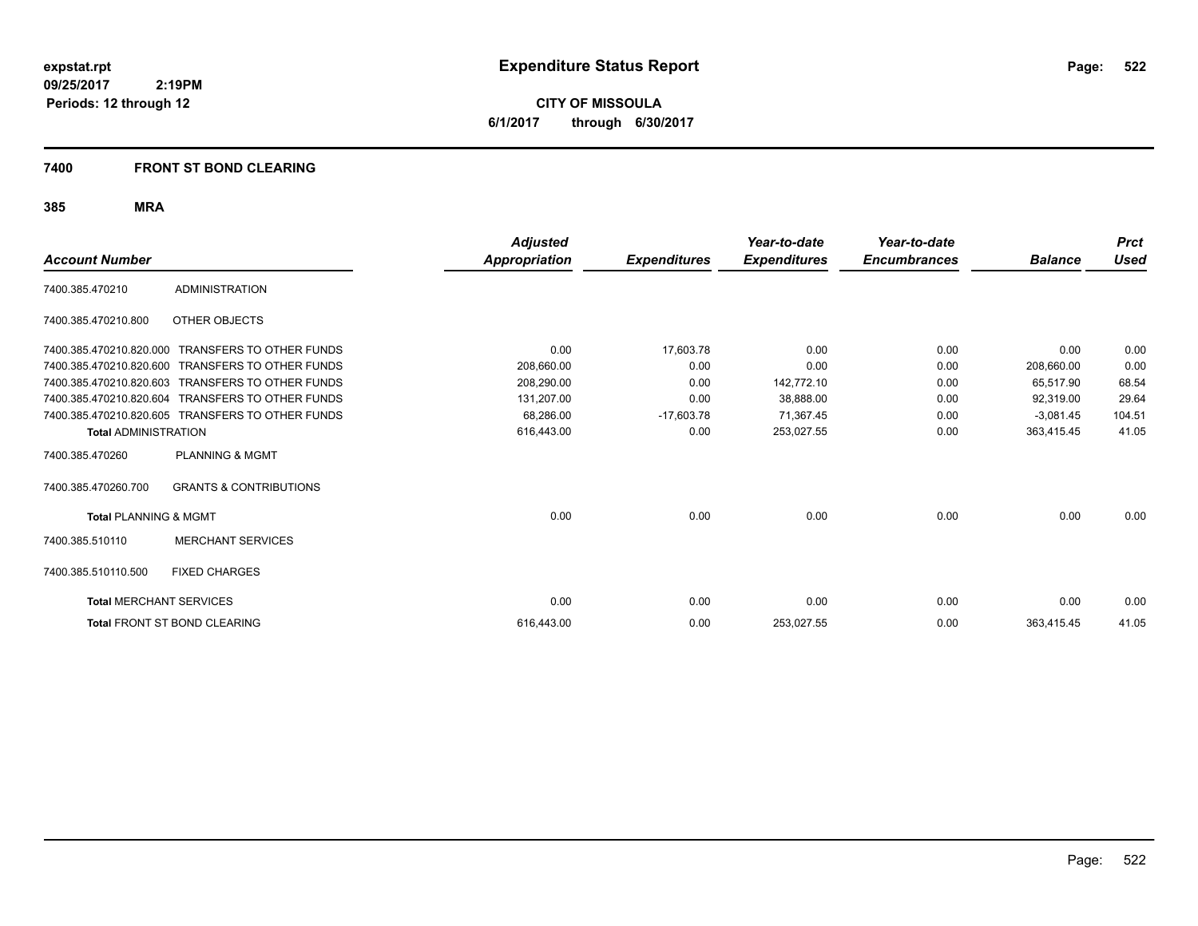expstat.rpt
09/25/2017 2:19PM
Periods: 12 through 12

# Expenditure Status Report

**CITY OF MISSOULA**
**6/1/2017 through 6/30/2017**

## 7400 FRONT ST BOND CLEARING

### 385 MRA

| Account Number | | Adjusted Appropriation | Expenditures | Year-to-date Expenditures | Year-to-date Encumbrances | Balance | Prct Used |
|---|---|---|---|---|---|---|---|
| 7400.385.470210 | ADMINISTRATION | | | | | | |
| 7400.385.470210.800 | OTHER OBJECTS | | | | | | |
| 7400.385.470210.820.000 | TRANSFERS TO OTHER FUNDS | 0.00 | 17,603.78 | 0.00 | 0.00 | 0.00 | 0.00 |
| 7400.385.470210.820.600 | TRANSFERS TO OTHER FUNDS | 208,660.00 | 0.00 | 0.00 | 0.00 | 208,660.00 | 0.00 |
| 7400.385.470210.820.603 | TRANSFERS TO OTHER FUNDS | 208,290.00 | 0.00 | 142,772.10 | 0.00 | 65,517.90 | 68.54 |
| 7400.385.470210.820.604 | TRANSFERS TO OTHER FUNDS | 131,207.00 | 0.00 | 38,888.00 | 0.00 | 92,319.00 | 29.64 |
| 7400.385.470210.820.605 | TRANSFERS TO OTHER FUNDS | 68,286.00 | -17,603.78 | 71,367.45 | 0.00 | -3,081.45 | 104.51 |
| **Total** ADMINISTRATION | | 616,443.00 | 0.00 | 253,027.55 | 0.00 | 363,415.45 | 41.05 |
| 7400.385.470260 | PLANNING & MGMT | | | | | | |
| 7400.385.470260.700 | GRANTS & CONTRIBUTIONS | | | | | | |
| **Total** PLANNING & MGMT | | 0.00 | 0.00 | 0.00 | 0.00 | 0.00 | 0.00 |
| 7400.385.510110 | MERCHANT SERVICES | | | | | | |
| 7400.385.510110.500 | FIXED CHARGES | | | | | | |
| **Total** MERCHANT SERVICES | | 0.00 | 0.00 | 0.00 | 0.00 | 0.00 | 0.00 |
| **Total** FRONT ST BOND CLEARING | | 616,443.00 | 0.00 | 253,027.55 | 0.00 | 363,415.45 | 41.05 |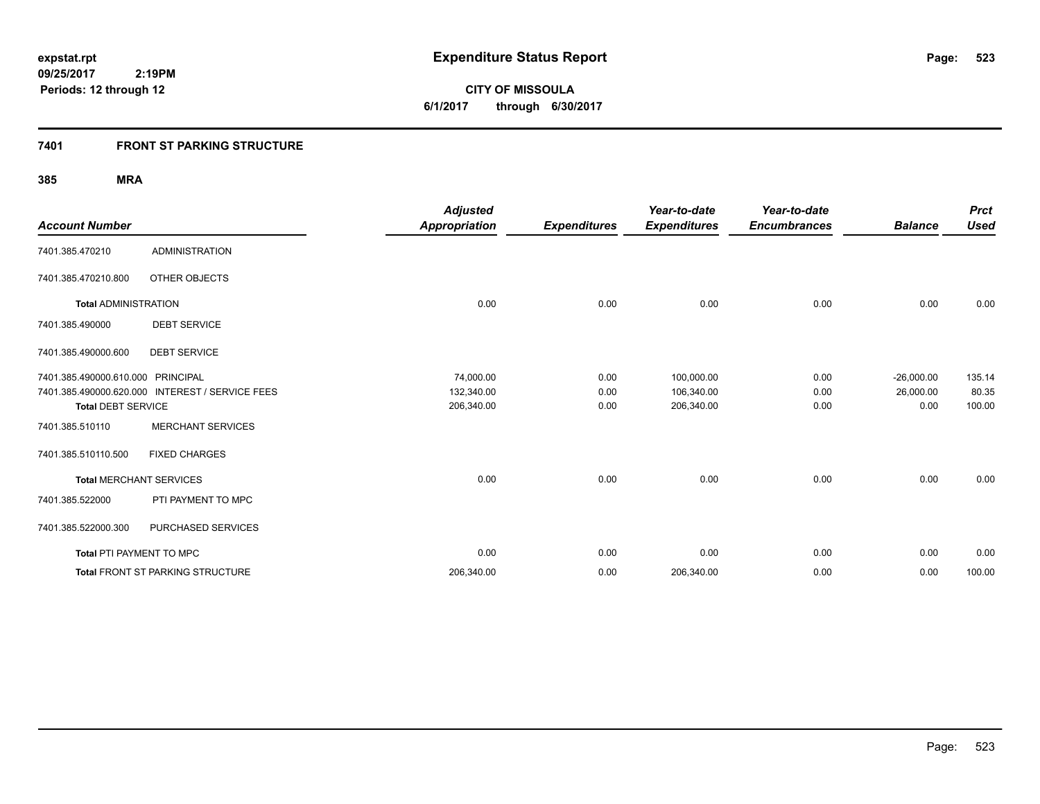expstat.rpt
09/25/2017 2:19PM
Periods: 12 through 12

# Expenditure Status Report

**CITY OF MISSOULA**
**6/1/2017 through 6/30/2017**

## 7401 FRONT ST PARKING STRUCTURE

### 385 MRA

| Account Number | | Adjusted Appropriation | Expenditures | Year-to-date Expenditures | Year-to-date Encumbrances | Balance | Prct Used |
|---|---|---|---|---|---|---|---|
| 7401.385.470210 | ADMINISTRATION | | | | | | |
| 7401.385.470210.800 | OTHER OBJECTS | | | | | | |
| **Total** ADMINISTRATION | | 0.00 | 0.00 | 0.00 | 0.00 | 0.00 | 0.00 |
| 7401.385.490000 | DEBT SERVICE | | | | | | |
| 7401.385.490000.600 | DEBT SERVICE | | | | | | |
| 7401.385.490000.610.000 | PRINCIPAL | 74,000.00 | 0.00 | 100,000.00 | 0.00 | -26,000.00 | 135.14 |
| 7401.385.490000.620.000 | INTEREST / SERVICE FEES | 132,340.00 | 0.00 | 106,340.00 | 0.00 | 26,000.00 | 80.35 |
| **Total** DEBT SERVICE | | 206,340.00 | 0.00 | 206,340.00 | 0.00 | 0.00 | 100.00 |
| 7401.385.510110 | MERCHANT SERVICES | | | | | | |
| 7401.385.510110.500 | FIXED CHARGES | | | | | | |
| **Total** MERCHANT SERVICES | | 0.00 | 0.00 | 0.00 | 0.00 | 0.00 | 0.00 |
| 7401.385.522000 | PTI PAYMENT TO MPC | | | | | | |
| 7401.385.522000.300 | PURCHASED SERVICES | | | | | | |
| **Total** PTI PAYMENT TO MPC | | 0.00 | 0.00 | 0.00 | 0.00 | 0.00 | 0.00 |
| **Total** FRONT ST PARKING STRUCTURE | | 206,340.00 | 0.00 | 206,340.00 | 0.00 | 0.00 | 100.00 |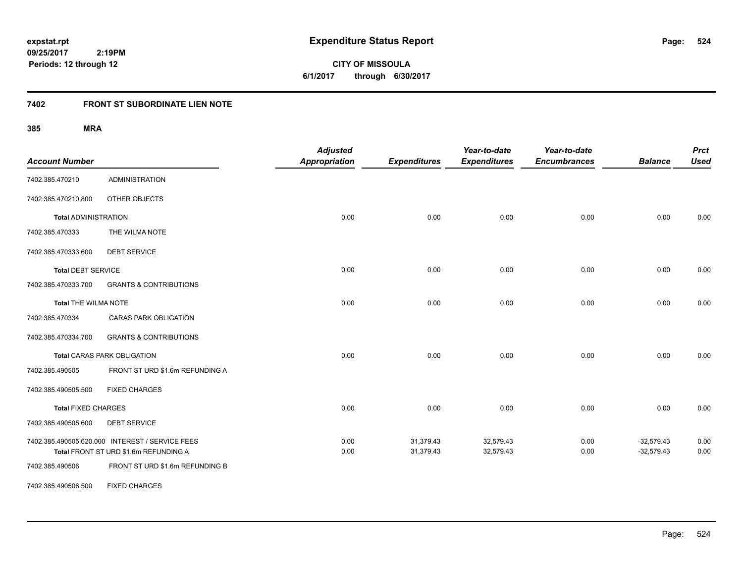expstat.rpt
09/25/2017 2:19PM
Periods: 12 through 12

# Expenditure Status Report

**CITY OF MISSOULA**
**6/1/2017 through 6/30/2017**

## 7402 FRONT ST SUBORDINATE LIEN NOTE

### 385 MRA

| Account Number | | Adjusted Appropriation | Expenditures | Year-to-date Expenditures | Year-to-date Encumbrances | Balance | Prct Used |
|---|---|---|---|---|---|---|---|
| 7402.385.470210 | ADMINISTRATION | | | | | | |
| 7402.385.470210.800 | OTHER OBJECTS | | | | | | |
| **Total** ADMINISTRATION | | 0.00 | 0.00 | 0.00 | 0.00 | 0.00 | 0.00 |
| 7402.385.470333 | THE WILMA NOTE | | | | | | |
| 7402.385.470333.600 | DEBT SERVICE | | | | | | |
| **Total** DEBT SERVICE | | 0.00 | 0.00 | 0.00 | 0.00 | 0.00 | 0.00 |
| 7402.385.470333.700 | GRANTS & CONTRIBUTIONS | | | | | | |
| **Total** THE WILMA NOTE | | 0.00 | 0.00 | 0.00 | 0.00 | 0.00 | 0.00 |
| 7402.385.470334 | CARAS PARK OBLIGATION | | | | | | |
| 7402.385.470334.700 | GRANTS & CONTRIBUTIONS | | | | | | |
| **Total** CARAS PARK OBLIGATION | | 0.00 | 0.00 | 0.00 | 0.00 | 0.00 | 0.00 |
| 7402.385.490505 | FRONT ST URD $1.6m REFUNDING A | | | | | | |
| 7402.385.490505.500 | FIXED CHARGES | | | | | | |
| **Total** FIXED CHARGES | | 0.00 | 0.00 | 0.00 | 0.00 | 0.00 | 0.00 |
| 7402.385.490505.600 | DEBT SERVICE | | | | | | |
| 7402.385.490505.620.000 | INTEREST / SERVICE FEES | 0.00 | 31,379.43 | 32,579.43 | 0.00 | -32,579.43 | 0.00 |
| **Total** FRONT ST URD $1.6m REFUNDING A | | 0.00 | 31,379.43 | 32,579.43 | 0.00 | -32,579.43 | 0.00 |
| 7402.385.490506 | FRONT ST URD $1.6m REFUNDING B | | | | | | |
| 7402.385.490506.500 | FIXED CHARGES | | | | | | |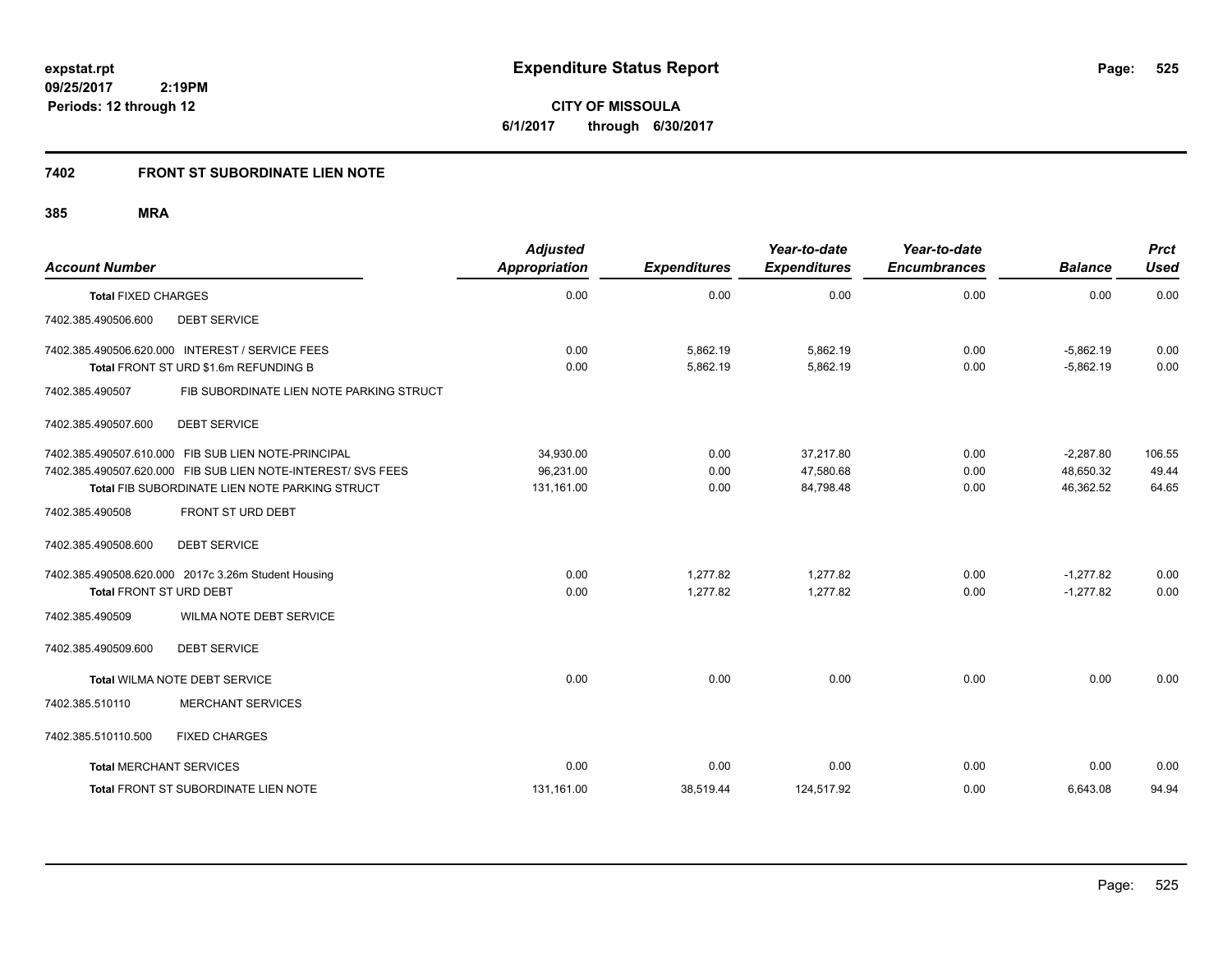# Expenditure Status Report

**CITY OF MISSOULA**

**6/1/2017 through 6/30/2017**

expstat.rpt
09/25/2017 2:19PM
Periods: 12 through 12

## 7402 FRONT ST SUBORDINATE LIEN NOTE

### 385 MRA

| Account Number | | Adjusted Appropriation | Expenditures | Year-to-date Expenditures | Year-to-date Encumbrances | Balance | Prct Used |
|---|---|---|---|---|---|---|---|
| **Total** FIXED CHARGES | | 0.00 | 0.00 | 0.00 | 0.00 | 0.00 | 0.00 |
| 7402.385.490506.600 | DEBT SERVICE | | | | | | |
| 7402.385.490506.620.000 | INTEREST / SERVICE FEES | 0.00 | 5,862.19 | 5,862.19 | 0.00 | -5,862.19 | 0.00 |
| **Total** FRONT ST URD $1.6m REFUNDING B | | 0.00 | 5,862.19 | 5,862.19 | 0.00 | -5,862.19 | 0.00 |
| 7402.385.490507 | FIB SUBORDINATE LIEN NOTE PARKING STRUCT | | | | | | |
| 7402.385.490507.600 | DEBT SERVICE | | | | | | |
| 7402.385.490507.610.000 | FIB SUB LIEN NOTE-PRINCIPAL | 34,930.00 | 0.00 | 37,217.80 | 0.00 | -2,287.80 | 106.55 |
| 7402.385.490507.620.000 | FIB SUB LIEN NOTE-INTEREST/ SVS FEES | 96,231.00 | 0.00 | 47,580.68 | 0.00 | 48,650.32 | 49.44 |
| **Total** FIB SUBORDINATE LIEN NOTE PARKING STRUCT | | 131,161.00 | 0.00 | 84,798.48 | 0.00 | 46,362.52 | 64.65 |
| 7402.385.490508 | FRONT ST URD DEBT | | | | | | |
| 7402.385.490508.600 | DEBT SERVICE | | | | | | |
| 7402.385.490508.620.000 | 2017c 3.26m Student Housing | 0.00 | 1,277.82 | 1,277.82 | 0.00 | -1,277.82 | 0.00 |
| **Total** FRONT ST URD DEBT | | 0.00 | 1,277.82 | 1,277.82 | 0.00 | -1,277.82 | 0.00 |
| 7402.385.490509 | WILMA NOTE DEBT SERVICE | | | | | | |
| 7402.385.490509.600 | DEBT SERVICE | | | | | | |
| **Total** WILMA NOTE DEBT SERVICE | | 0.00 | 0.00 | 0.00 | 0.00 | 0.00 | 0.00 |
| 7402.385.510110 | MERCHANT SERVICES | | | | | | |
| 7402.385.510110.500 | FIXED CHARGES | | | | | | |
| **Total** MERCHANT SERVICES | | 0.00 | 0.00 | 0.00 | 0.00 | 0.00 | 0.00 |
| **Total** FRONT ST SUBORDINATE LIEN NOTE | | 131,161.00 | 38,519.44 | 124,517.92 | 0.00 | 6,643.08 | 94.94 |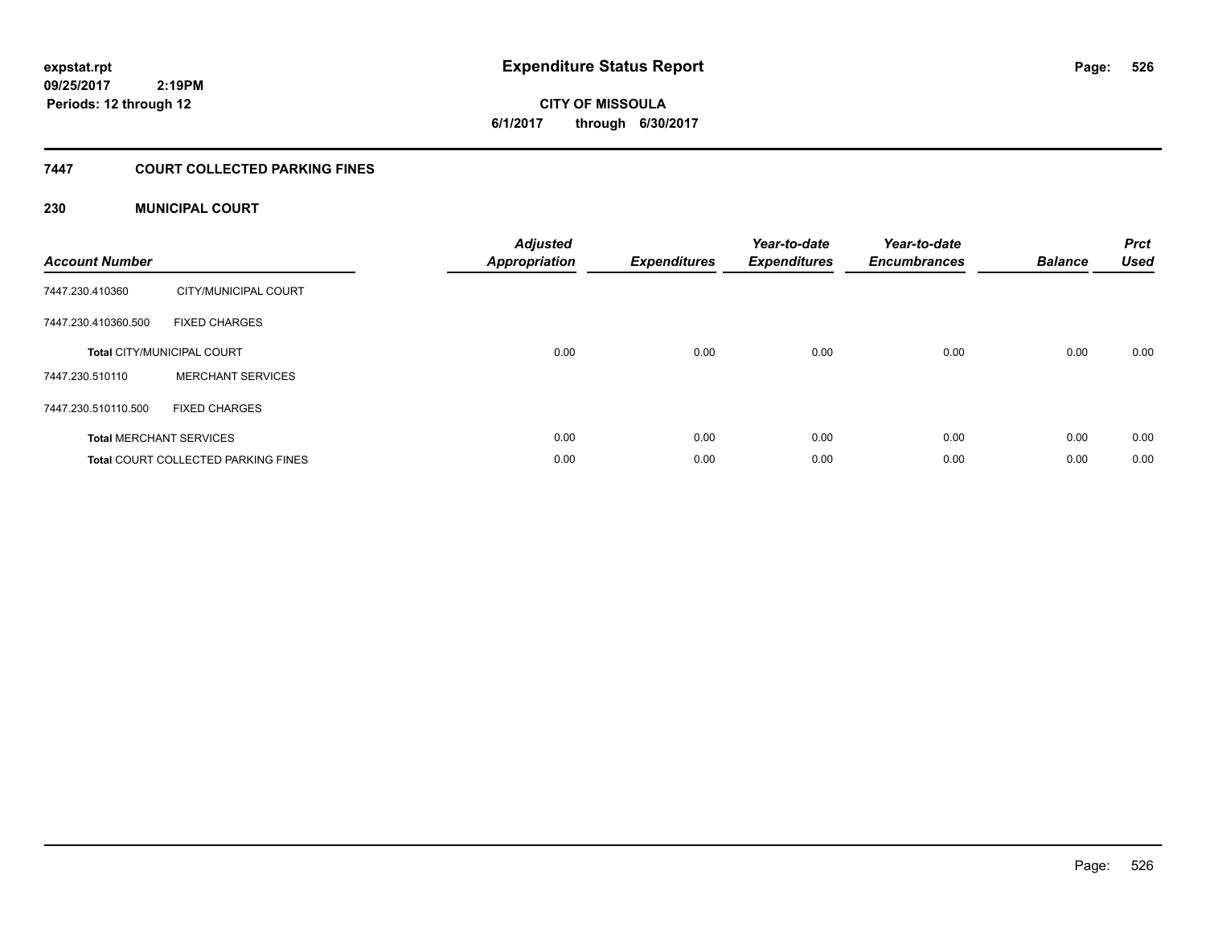**expstat.rpt**
**09/25/2017 2:19PM**
**Periods: 12 through 12**

# Expenditure Status Report

**CITY OF MISSOULA**
**6/1/2017 through 6/30/2017**

## 7447 COURT COLLECTED PARKING FINES

### 230 MUNICIPAL COURT

| Account Number | | Adjusted Appropriation | Expenditures | Year-to-date Expenditures | Year-to-date Encumbrances | Balance | Prct Used |
|---|---|---|---|---|---|---|---|
| 7447.230.410360 | CITY/MUNICIPAL COURT | | | | | | |
| 7447.230.410360.500 | FIXED CHARGES | | | | | | |
| **Total** CITY/MUNICIPAL COURT | | 0.00 | 0.00 | 0.00 | 0.00 | 0.00 | 0.00 |
| 7447.230.510110 | MERCHANT SERVICES | | | | | | |
| 7447.230.510110.500 | FIXED CHARGES | | | | | | |
| **Total** MERCHANT SERVICES | | 0.00 | 0.00 | 0.00 | 0.00 | 0.00 | 0.00 |
| **Total** COURT COLLECTED PARKING FINES | | 0.00 | 0.00 | 0.00 | 0.00 | 0.00 | 0.00 |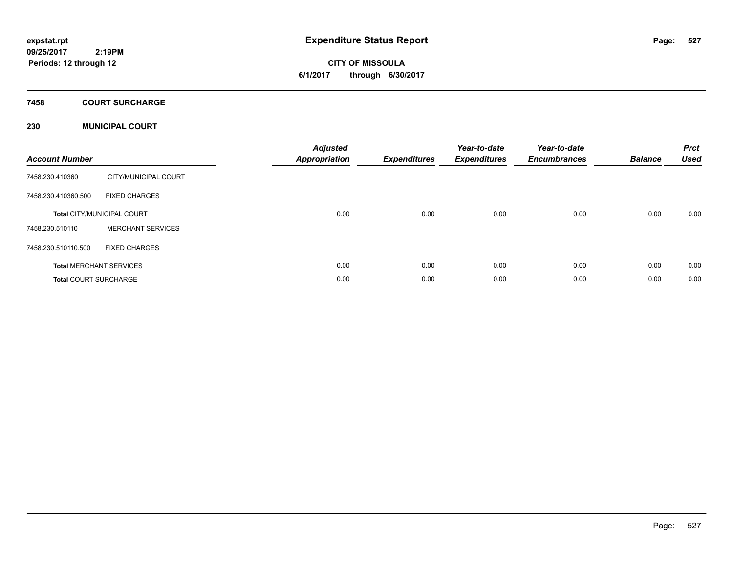# Expenditure Status Report

expstat.rpt
09/25/2017 2:19PM
Periods: 12 through 12

**CITY OF MISSOULA**
**6/1/2017 through 6/30/2017**

## 7458 COURT SURCHARGE

### 230 MUNICIPAL COURT

| Account Number | | Adjusted Appropriation | Expenditures | Year-to-date Expenditures | Year-to-date Encumbrances | Balance | Prct Used |
|---|---|---|---|---|---|---|---|
| 7458.230.410360 | CITY/MUNICIPAL COURT | | | | | | |
| 7458.230.410360.500 | FIXED CHARGES | | | | | | |
| **Total** CITY/MUNICIPAL COURT | | 0.00 | 0.00 | 0.00 | 0.00 | 0.00 | 0.00 |
| 7458.230.510110 | MERCHANT SERVICES | | | | | | |
| 7458.230.510110.500 | FIXED CHARGES | | | | | | |
| **Total** MERCHANT SERVICES | | 0.00 | 0.00 | 0.00 | 0.00 | 0.00 | 0.00 |
| **Total** COURT SURCHARGE | | 0.00 | 0.00 | 0.00 | 0.00 | 0.00 | 0.00 |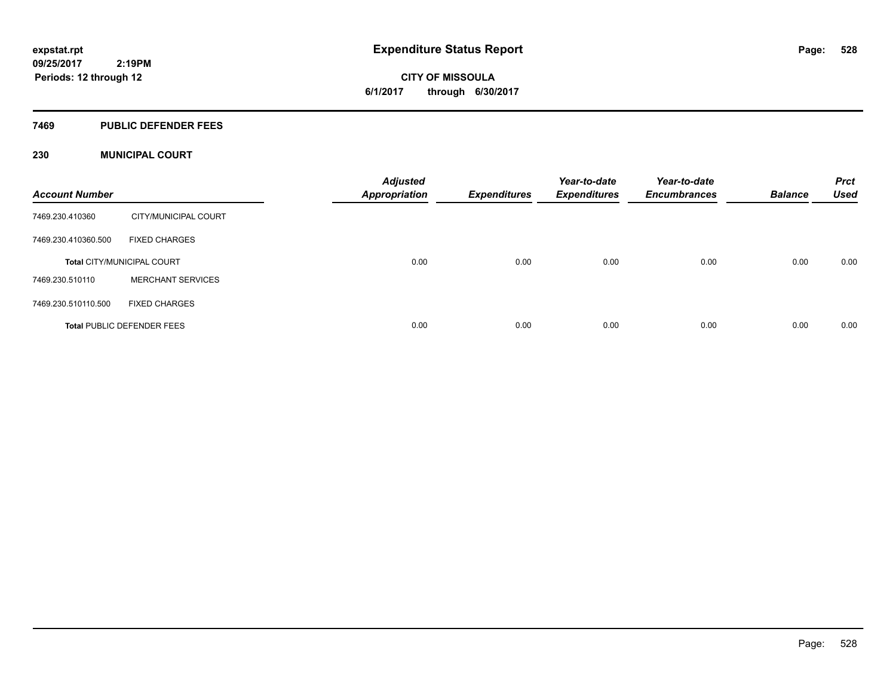**expstat.rpt**
**09/25/2017 2:19PM**
**Periods: 12 through 12**

# Expenditure Status Report

**CITY OF MISSOULA**
**6/1/2017 through 6/30/2017**

## 7469 PUBLIC DEFENDER FEES

### 230 MUNICIPAL COURT

| Account Number | | Adjusted Appropriation | Expenditures | Year-to-date Expenditures | Year-to-date Encumbrances | Balance | Prct Used |
|---|---|---|---|---|---|---|---|
| 7469.230.410360 | CITY/MUNICIPAL COURT | | | | | | |
| 7469.230.410360.500 | FIXED CHARGES | | | | | | |
| **Total** CITY/MUNICIPAL COURT | | 0.00 | 0.00 | 0.00 | 0.00 | 0.00 | 0.00 |
| 7469.230.510110 | MERCHANT SERVICES | | | | | | |
| 7469.230.510110.500 | FIXED CHARGES | | | | | | |
| **Total** PUBLIC DEFENDER FEES | | 0.00 | 0.00 | 0.00 | 0.00 | 0.00 | 0.00 |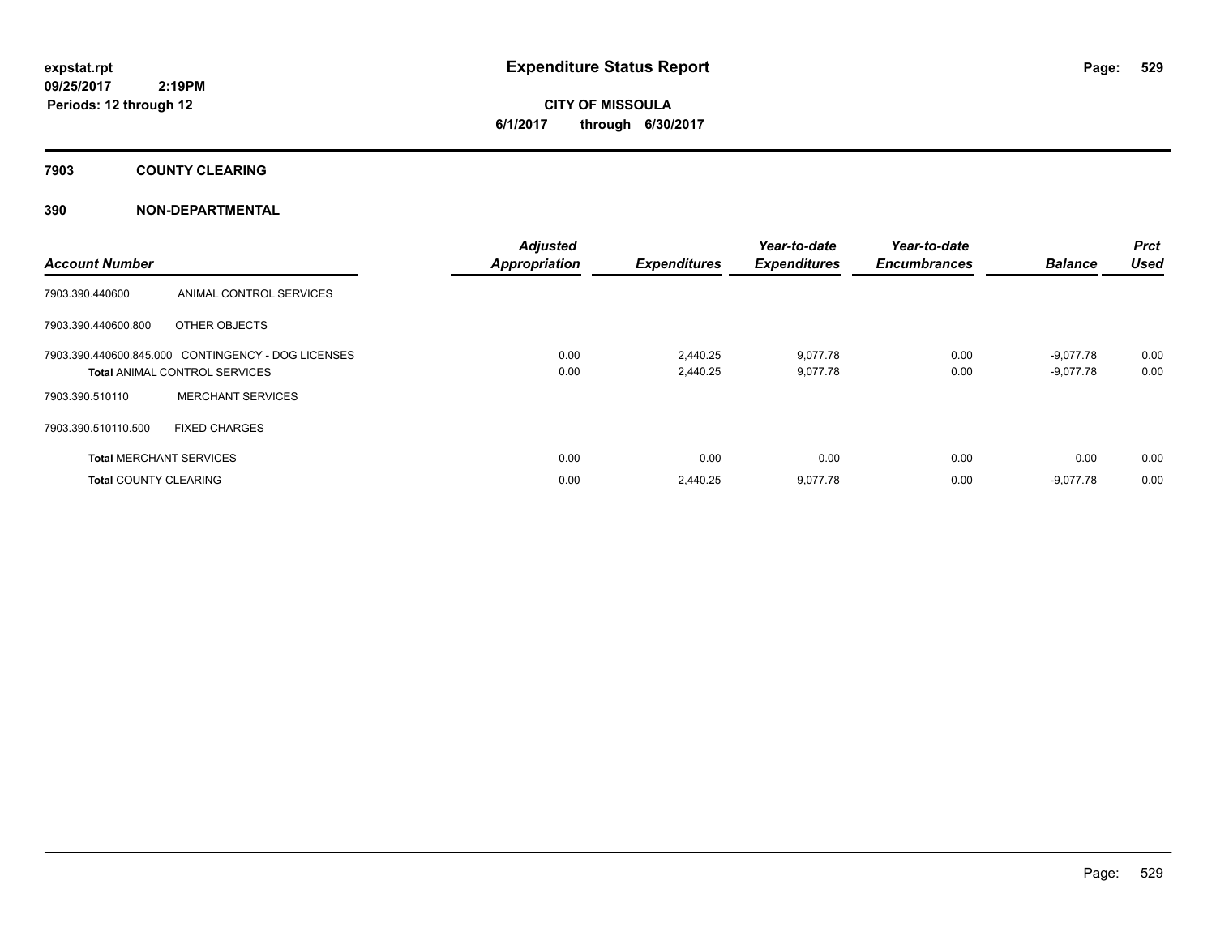expstat.rpt
09/25/2017 2:19PM
Periods: 12 through 12

# Expenditure Status Report

**CITY OF MISSOULA**
**6/1/2017 through 6/30/2017**

## 7903 COUNTY CLEARING

### 390 NON-DEPARTMENTAL

| Account Number | | Adjusted Appropriation | Expenditures | Year-to-date Expenditures | Year-to-date Encumbrances | Balance | Prct Used |
|---|---|---|---|---|---|---|---|
| 7903.390.440600 | ANIMAL CONTROL SERVICES | | | | | | |
| 7903.390.440600.800 | OTHER OBJECTS | | | | | | |
| 7903.390.440600.845.000 | CONTINGENCY - DOG LICENSES | 0.00 | 2,440.25 | 9,077.78 | 0.00 | -9,077.78 | 0.00 |
| **Total** ANIMAL CONTROL SERVICES | | 0.00 | 2,440.25 | 9,077.78 | 0.00 | -9,077.78 | 0.00 |
| 7903.390.510110 | MERCHANT SERVICES | | | | | | |
| 7903.390.510110.500 | FIXED CHARGES | | | | | | |
| **Total** MERCHANT SERVICES | | 0.00 | 0.00 | 0.00 | 0.00 | 0.00 | 0.00 |
| **Total** COUNTY CLEARING | | 0.00 | 2,440.25 | 9,077.78 | 0.00 | -9,077.78 | 0.00 |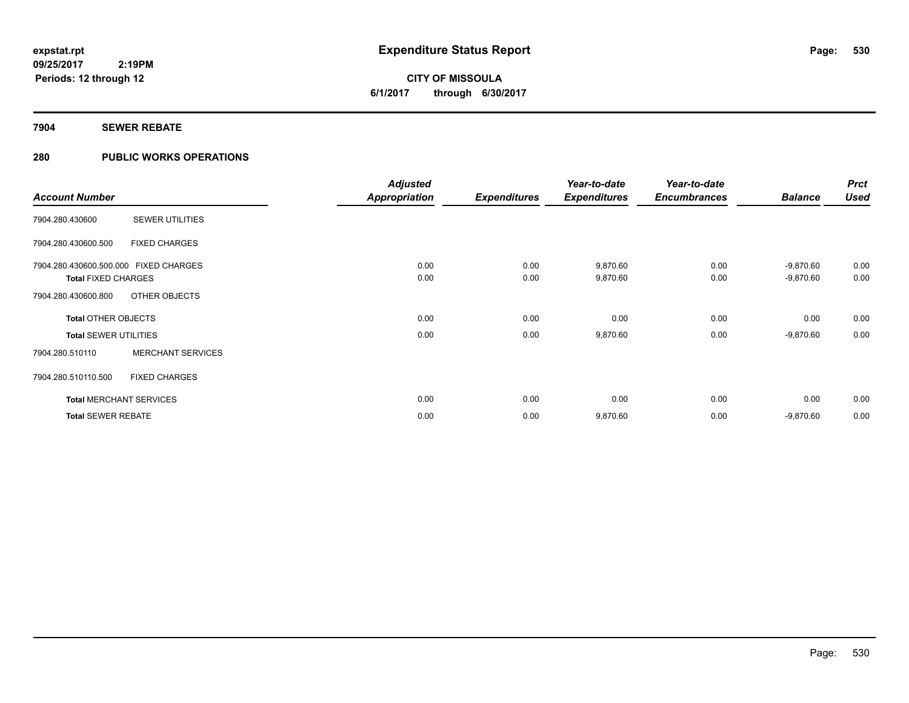# Expenditure Status Report

expstat.rpt
09/25/2017 2:19PM
Periods: 12 through 12

**CITY OF MISSOULA**
**6/1/2017 through 6/30/2017**

## 7904 SEWER REBATE

## 280 PUBLIC WORKS OPERATIONS

| Account Number | | Adjusted Appropriation | Expenditures | Year-to-date Expenditures | Year-to-date Encumbrances | Balance | Prct Used |
|---|---|---|---|---|---|---|---|
| 7904.280.430600 | SEWER UTILITIES | | | | | | |
| 7904.280.430600.500 | FIXED CHARGES | | | | | | |
| 7904.280.430600.500.000 | FIXED CHARGES | 0.00 | 0.00 | 9,870.60 | 0.00 | -9,870.60 | 0.00 |
| **Total** FIXED CHARGES | | 0.00 | 0.00 | 9,870.60 | 0.00 | -9,870.60 | 0.00 |
| 7904.280.430600.800 | OTHER OBJECTS | | | | | | |
| **Total** OTHER OBJECTS | | 0.00 | 0.00 | 0.00 | 0.00 | 0.00 | 0.00 |
| **Total** SEWER UTILITIES | | 0.00 | 0.00 | 9,870.60 | 0.00 | -9,870.60 | 0.00 |
| 7904.280.510110 | MERCHANT SERVICES | | | | | | |
| 7904.280.510110.500 | FIXED CHARGES | | | | | | |
| **Total** MERCHANT SERVICES | | 0.00 | 0.00 | 0.00 | 0.00 | 0.00 | 0.00 |
| **Total** SEWER REBATE | | 0.00 | 0.00 | 9,870.60 | 0.00 | -9,870.60 | 0.00 |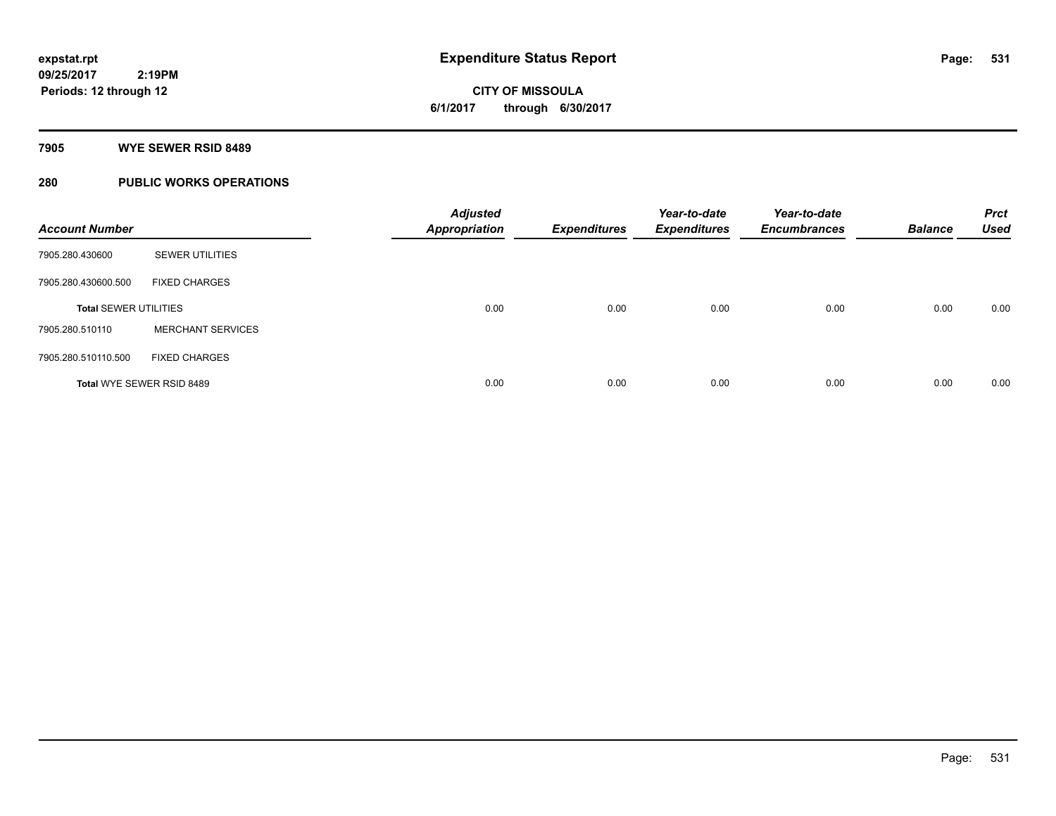**expstat.rpt**
**09/25/2017 2:19PM**
**Periods: 12 through 12**

# Expenditure Status Report

**CITY OF MISSOULA**
**6/1/2017 through 6/30/2017**

## 7905 WYE SEWER RSID 8489

## 280 PUBLIC WORKS OPERATIONS

| Account Number | | Adjusted Appropriation | Expenditures | Year-to-date Expenditures | Year-to-date Encumbrances | Balance | Prct Used |
|---|---|---|---|---|---|---|---|
| 7905.280.430600 | SEWER UTILITIES | | | | | | |
| 7905.280.430600.500 | FIXED CHARGES | | | | | | |
| **Total** SEWER UTILITIES | | 0.00 | 0.00 | 0.00 | 0.00 | 0.00 | 0.00 |
| 7905.280.510110 | MERCHANT SERVICES | | | | | | |
| 7905.280.510110.500 | FIXED CHARGES | | | | | | |
| **Total** WYE SEWER RSID 8489 | | 0.00 | 0.00 | 0.00 | 0.00 | 0.00 | 0.00 |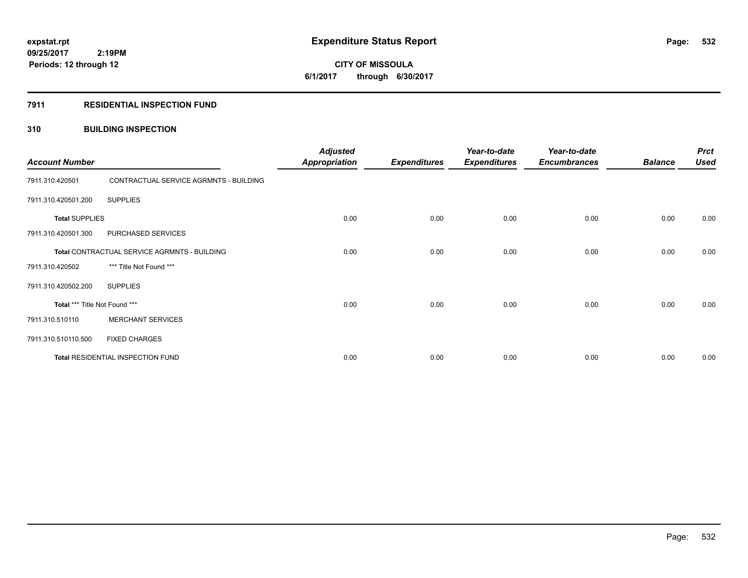**expstat.rpt**
**09/25/2017 2:19PM**
**Periods: 12 through 12**

# Expenditure Status Report

**CITY OF MISSOULA**
**6/1/2017 through 6/30/2017**

## 7911 RESIDENTIAL INSPECTION FUND

## 310 BUILDING INSPECTION

| Account Number | | Adjusted Appropriation | Expenditures | Year-to-date Expenditures | Year-to-date Encumbrances | Balance | Prct Used |
|---|---|---|---|---|---|---|---|
| 7911.310.420501 | CONTRACTUAL SERVICE AGRMNTS - BUILDING | | | | | | |
| 7911.310.420501.200 | SUPPLIES | | | | | | |
| **Total** SUPPLIES | | 0.00 | 0.00 | 0.00 | 0.00 | 0.00 | 0.00 |
| 7911.310.420501.300 | PURCHASED SERVICES | | | | | | |
| **Total** CONTRACTUAL SERVICE AGRMNTS - BUILDING | | 0.00 | 0.00 | 0.00 | 0.00 | 0.00 | 0.00 |
| 7911.310.420502 | *** Title Not Found *** | | | | | | |
| 7911.310.420502.200 | SUPPLIES | | | | | | |
| **Total** *** Title Not Found *** | | 0.00 | 0.00 | 0.00 | 0.00 | 0.00 | 0.00 |
| 7911.310.510110 | MERCHANT SERVICES | | | | | | |
| 7911.310.510110.500 | FIXED CHARGES | | | | | | |
| **Total** RESIDENTIAL INSPECTION FUND | | 0.00 | 0.00 | 0.00 | 0.00 | 0.00 | 0.00 |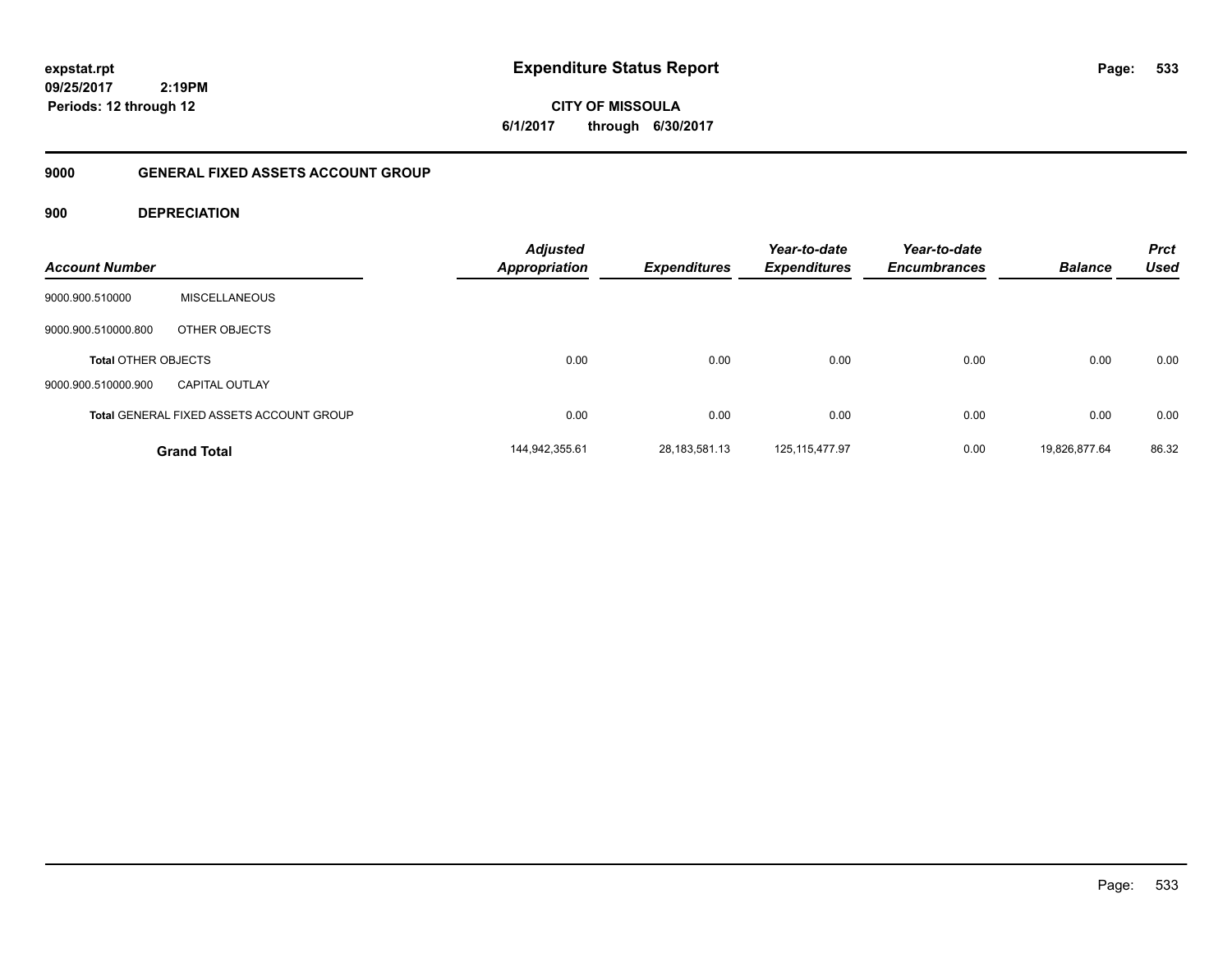**expstat.rpt**
**09/25/2017 2:19PM**
**Periods: 12 through 12**

# Expenditure Status Report

**CITY OF MISSOULA**
**6/1/2017 through 6/30/2017**

## 9000 GENERAL FIXED ASSETS ACCOUNT GROUP

### 900 DEPRECIATION

| Account Number | | Adjusted Appropriation | Expenditures | Year-to-date Expenditures | Year-to-date Encumbrances | Balance | Prct Used |
|---|---|---|---|---|---|---|---|
| 9000.900.510000 | MISCELLANEOUS | | | | | | |
| 9000.900.510000.800 | OTHER OBJECTS | | | | | | |
| Total OTHER OBJECTS | | 0.00 | 0.00 | 0.00 | 0.00 | 0.00 | 0.00 |
| 9000.900.510000.900 | CAPITAL OUTLAY | | | | | | |
| Total GENERAL FIXED ASSETS ACCOUNT GROUP | | 0.00 | 0.00 | 0.00 | 0.00 | 0.00 | 0.00 |
| **Grand Total** | | 144,942,355.61 | 28,183,581.13 | 125,115,477.97 | 0.00 | 19,826,877.64 | 86.32 |